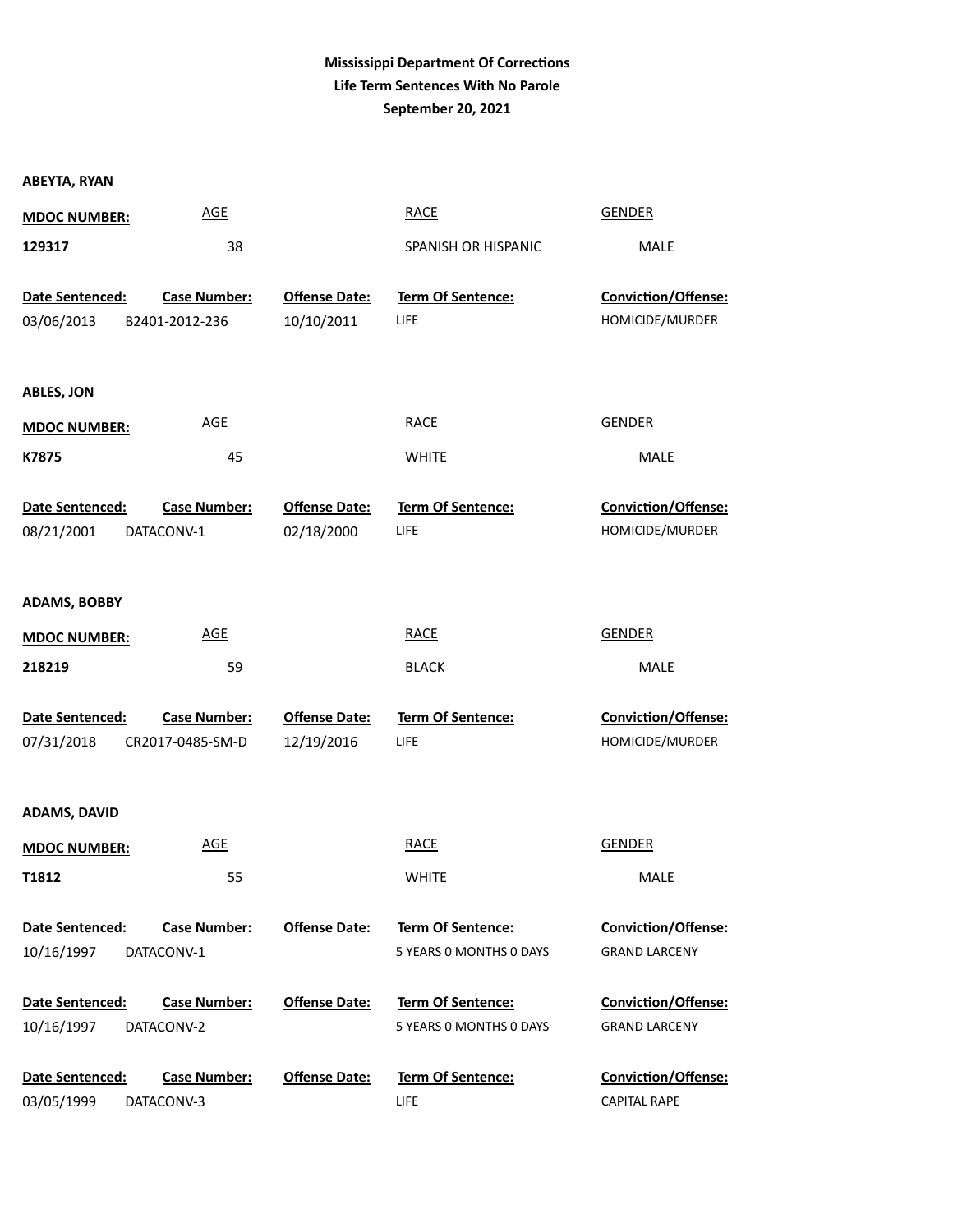**Mississippi Department Of Corrections**
**Life Term Sentences With No Parole**
**September 20, 2021**

**ABEYTA, RYAN**

| MDOC NUMBER: | AGE | RACE | GENDER |
|---|---|---|---|
| 129317 | 38 | SPANISH OR HISPANIC | MALE |

| Date Sentenced: | Case Number: | Offense Date: | Term Of Sentence: | Conviction/Offense: |
|---|---|---|---|---|
| 03/06/2013 | B2401-2012-236 | 10/10/2011 | LIFE | HOMICIDE/MURDER |

**ABLES, JON**

| MDOC NUMBER: | AGE | RACE | GENDER |
|---|---|---|---|
| K7875 | 45 | WHITE | MALE |

| Date Sentenced: | Case Number: | Offense Date: | Term Of Sentence: | Conviction/Offense: |
|---|---|---|---|---|
| 08/21/2001 | DATACONV-1 | 02/18/2000 | LIFE | HOMICIDE/MURDER |

**ADAMS, BOBBY**

| MDOC NUMBER: | AGE | RACE | GENDER |
|---|---|---|---|
| 218219 | 59 | BLACK | MALE |

| Date Sentenced: | Case Number: | Offense Date: | Term Of Sentence: | Conviction/Offense: |
|---|---|---|---|---|
| 07/31/2018 | CR2017-0485-SM-D | 12/19/2016 | LIFE | HOMICIDE/MURDER |

**ADAMS, DAVID**

| MDOC NUMBER: | AGE | RACE | GENDER |
|---|---|---|---|
| T1812 | 55 | WHITE | MALE |

| Date Sentenced: | Case Number: | Offense Date: | Term Of Sentence: | Conviction/Offense: |
|---|---|---|---|---|
| 10/16/1997 | DATACONV-1 | | 5 YEARS 0 MONTHS 0 DAYS | GRAND LARCENY |
| 10/16/1997 | DATACONV-2 | | 5 YEARS 0 MONTHS 0 DAYS | GRAND LARCENY |
| 03/05/1999 | DATACONV-3 | | LIFE | CAPITAL RAPE |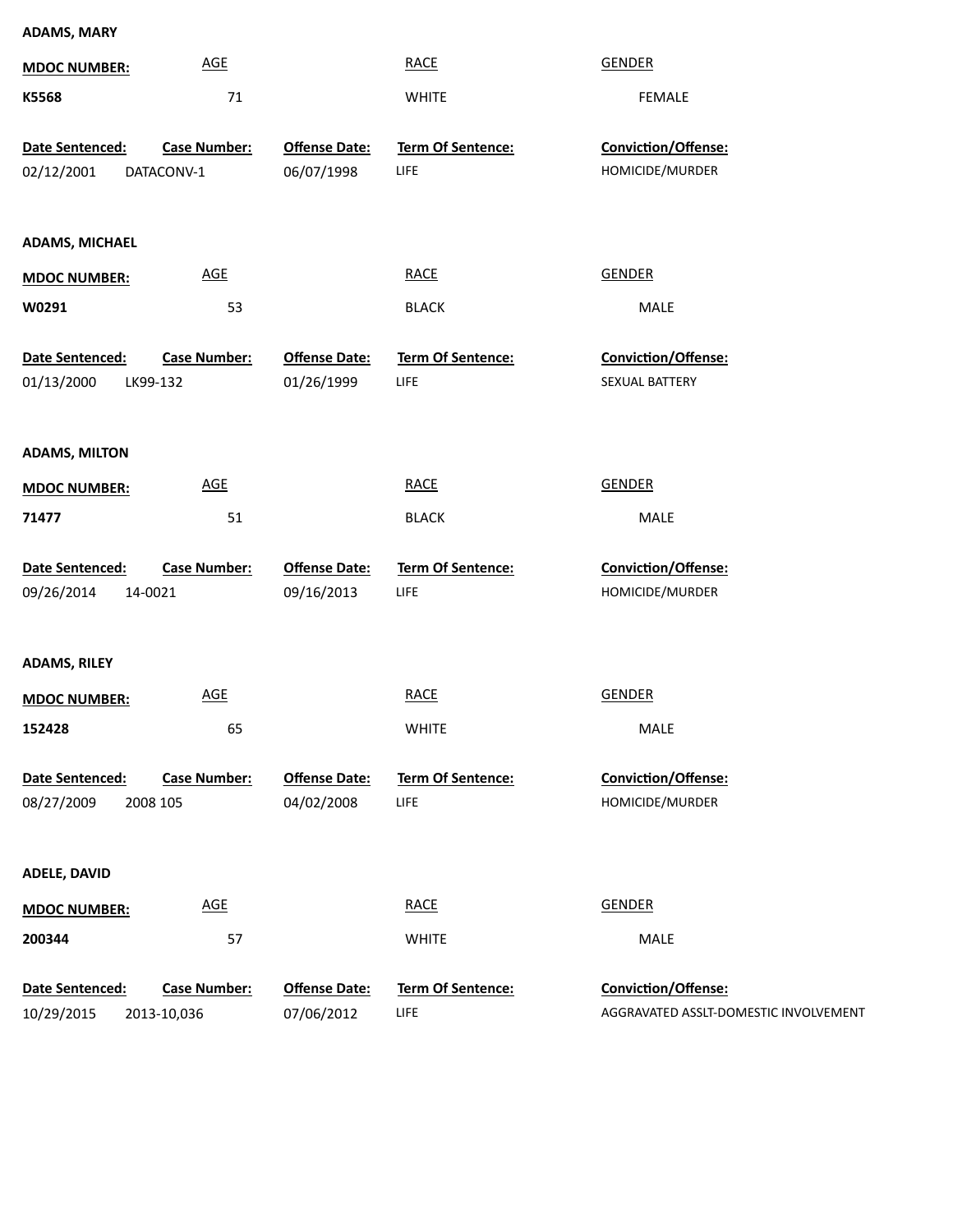**ADAMS, MARY**

| MDOC NUMBER: | AGE | RACE | GENDER |
|---|---|---|---|
| K5568 | 71 | WHITE | FEMALE |

| Date Sentenced: | Case Number: | Offense Date: | Term Of Sentence: | Conviction/Offense: |
|---|---|---|---|---|
| 02/12/2001 | DATACONV-1 | 06/07/1998 | LIFE | HOMICIDE/MURDER |

**ADAMS, MICHAEL**

| MDOC NUMBER: | AGE | RACE | GENDER |
|---|---|---|---|
| W0291 | 53 | BLACK | MALE |

| Date Sentenced: | Case Number: | Offense Date: | Term Of Sentence: | Conviction/Offense: |
|---|---|---|---|---|
| 01/13/2000 | LK99-132 | 01/26/1999 | LIFE | SEXUAL BATTERY |

**ADAMS, MILTON**

| MDOC NUMBER: | AGE | RACE | GENDER |
|---|---|---|---|
| 71477 | 51 | BLACK | MALE |

| Date Sentenced: | Case Number: | Offense Date: | Term Of Sentence: | Conviction/Offense: |
|---|---|---|---|---|
| 09/26/2014 | 14-0021 | 09/16/2013 | LIFE | HOMICIDE/MURDER |

**ADAMS, RILEY**

| MDOC NUMBER: | AGE | RACE | GENDER |
|---|---|---|---|
| 152428 | 65 | WHITE | MALE |

| Date Sentenced: | Case Number: | Offense Date: | Term Of Sentence: | Conviction/Offense: |
|---|---|---|---|---|
| 08/27/2009 | 2008 105 | 04/02/2008 | LIFE | HOMICIDE/MURDER |

**ADELE, DAVID**

| MDOC NUMBER: | AGE | RACE | GENDER |
|---|---|---|---|
| 200344 | 57 | WHITE | MALE |

| Date Sentenced: | Case Number: | Offense Date: | Term Of Sentence: | Conviction/Offense: |
|---|---|---|---|---|
| 10/29/2015 | 2013-10,036 | 07/06/2012 | LIFE | AGGRAVATED ASSLT-DOMESTIC INVOLVEMENT |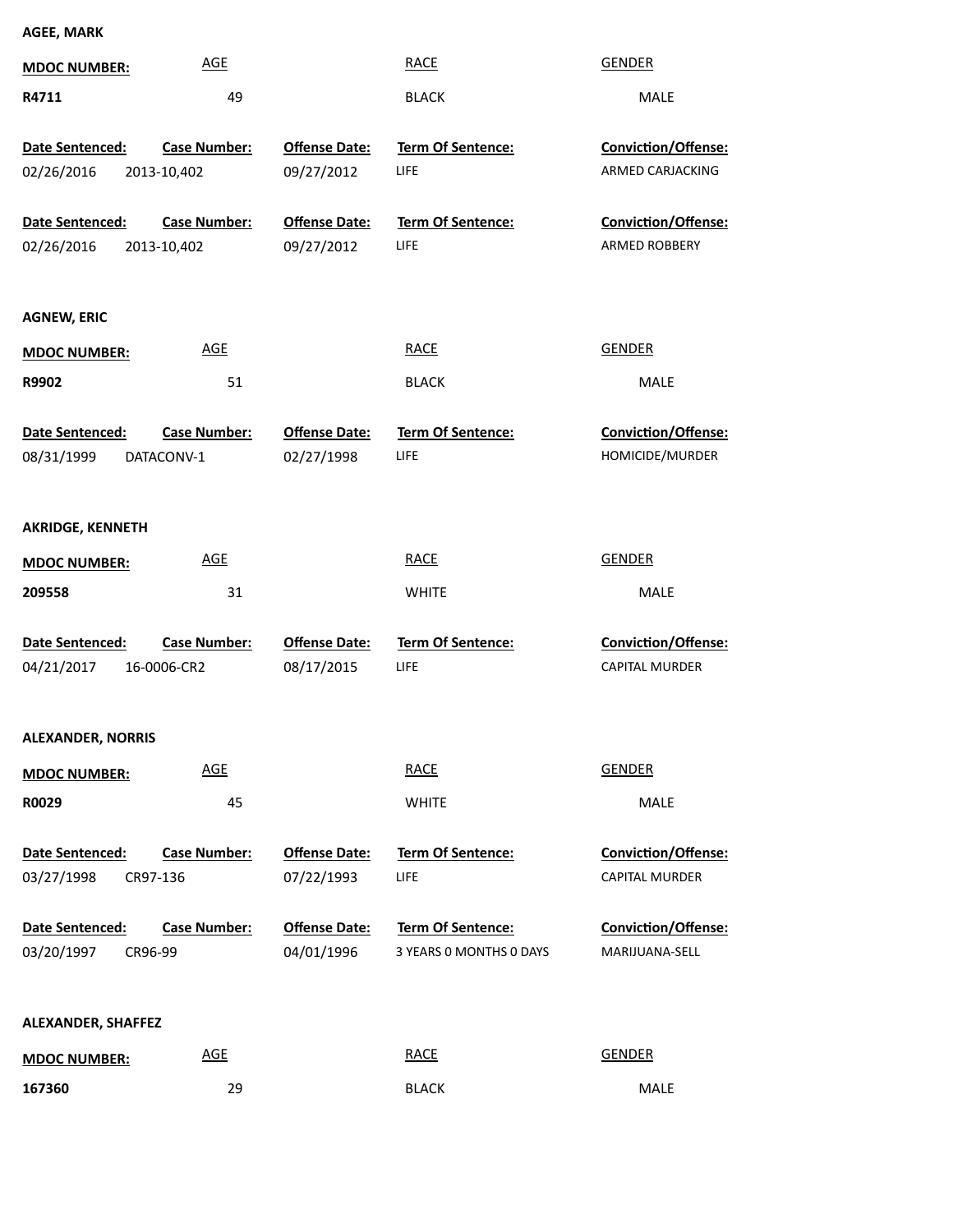**AGEE, MARK**

| MDOC NUMBER: | AGE | RACE | GENDER |
|---|---|---|---|
| R4711 | 49 | BLACK | MALE |

| Date Sentenced: | Case Number: | Offense Date: | Term Of Sentence: | Conviction/Offense: |
|---|---|---|---|---|
| 02/26/2016 | 2013-10,402 | 09/27/2012 | LIFE | ARMED CARJACKING |
| 02/26/2016 | 2013-10,402 | 09/27/2012 | LIFE | ARMED ROBBERY |

**AGNEW, ERIC**

| MDOC NUMBER: | AGE | RACE | GENDER |
|---|---|---|---|
| R9902 | 51 | BLACK | MALE |

| Date Sentenced: | Case Number: | Offense Date: | Term Of Sentence: | Conviction/Offense: |
|---|---|---|---|---|
| 08/31/1999 | DATACONV-1 | 02/27/1998 | LIFE | HOMICIDE/MURDER |

**AKRIDGE, KENNETH**

| MDOC NUMBER: | AGE | RACE | GENDER |
|---|---|---|---|
| 209558 | 31 | WHITE | MALE |

| Date Sentenced: | Case Number: | Offense Date: | Term Of Sentence: | Conviction/Offense: |
|---|---|---|---|---|
| 04/21/2017 | 16-0006-CR2 | 08/17/2015 | LIFE | CAPITAL MURDER |

**ALEXANDER, NORRIS**

| MDOC NUMBER: | AGE | RACE | GENDER |
|---|---|---|---|
| R0029 | 45 | WHITE | MALE |

| Date Sentenced: | Case Number: | Offense Date: | Term Of Sentence: | Conviction/Offense: |
|---|---|---|---|---|
| 03/27/1998 | CR97-136 | 07/22/1993 | LIFE | CAPITAL MURDER |
| 03/20/1997 | CR96-99 | 04/01/1996 | 3 YEARS 0 MONTHS 0 DAYS | MARIJUANA-SELL |

**ALEXANDER, SHAFFEZ**

| MDOC NUMBER: | AGE | RACE | GENDER |
|---|---|---|---|
| 167360 | 29 | BLACK | MALE |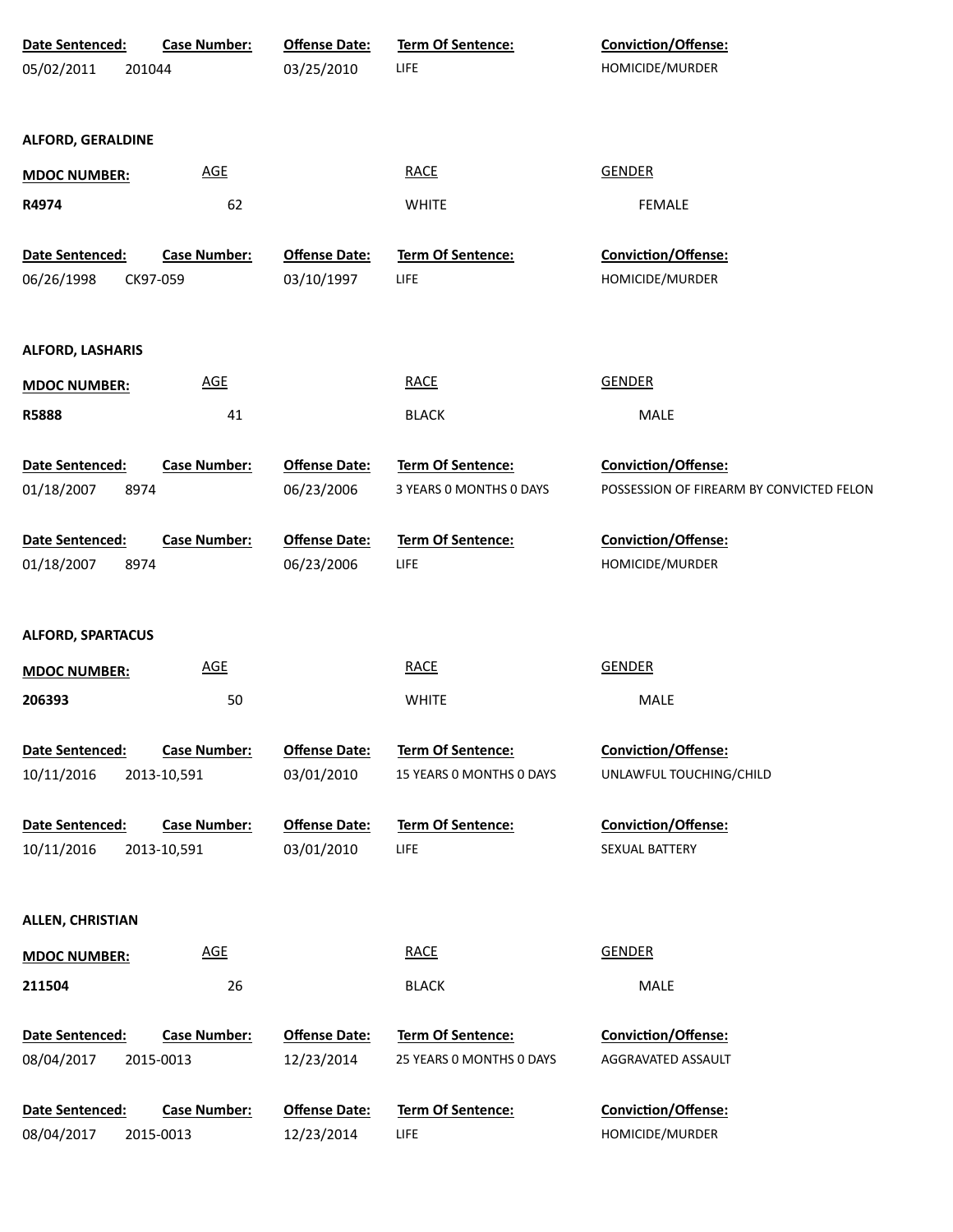| Date Sentenced: | Case Number: | Offense Date: | Term Of Sentence: | Conviction/Offense: |
|---|---|---|---|---|
| 05/02/2011 | 201044 | 03/25/2010 | LIFE | HOMICIDE/MURDER |

**ALFORD, GERALDINE**

| MDOC NUMBER: | AGE | RACE | GENDER |
|---|---|---|---|
| **R4974** | 62 | WHITE | FEMALE |

| Date Sentenced: | Case Number: | Offense Date: | Term Of Sentence: | Conviction/Offense: |
|---|---|---|---|---|
| 06/26/1998 | CK97-059 | 03/10/1997 | LIFE | HOMICIDE/MURDER |

**ALFORD, LASHARIS**

| MDOC NUMBER: | AGE | RACE | GENDER |
|---|---|---|---|
| **R5888** | 41 | BLACK | MALE |

| Date Sentenced: | Case Number: | Offense Date: | Term Of Sentence: | Conviction/Offense: |
|---|---|---|---|---|
| 01/18/2007 | 8974 | 06/23/2006 | 3 YEARS 0 MONTHS 0 DAYS | POSSESSION OF FIREARM BY CONVICTED FELON |
| 01/18/2007 | 8974 | 06/23/2006 | LIFE | HOMICIDE/MURDER |

**ALFORD, SPARTACUS**

| MDOC NUMBER: | AGE | RACE | GENDER |
|---|---|---|---|
| **206393** | 50 | WHITE | MALE |

| Date Sentenced: | Case Number: | Offense Date: | Term Of Sentence: | Conviction/Offense: |
|---|---|---|---|---|
| 10/11/2016 | 2013-10,591 | 03/01/2010 | 15 YEARS 0 MONTHS 0 DAYS | UNLAWFUL TOUCHING/CHILD |
| 10/11/2016 | 2013-10,591 | 03/01/2010 | LIFE | SEXUAL BATTERY |

**ALLEN, CHRISTIAN**

| MDOC NUMBER: | AGE | RACE | GENDER |
|---|---|---|---|
| **211504** | 26 | BLACK | MALE |

| Date Sentenced: | Case Number: | Offense Date: | Term Of Sentence: | Conviction/Offense: |
|---|---|---|---|---|
| 08/04/2017 | 2015-0013 | 12/23/2014 | 25 YEARS 0 MONTHS 0 DAYS | AGGRAVATED ASSAULT |
| 08/04/2017 | 2015-0013 | 12/23/2014 | LIFE | HOMICIDE/MURDER |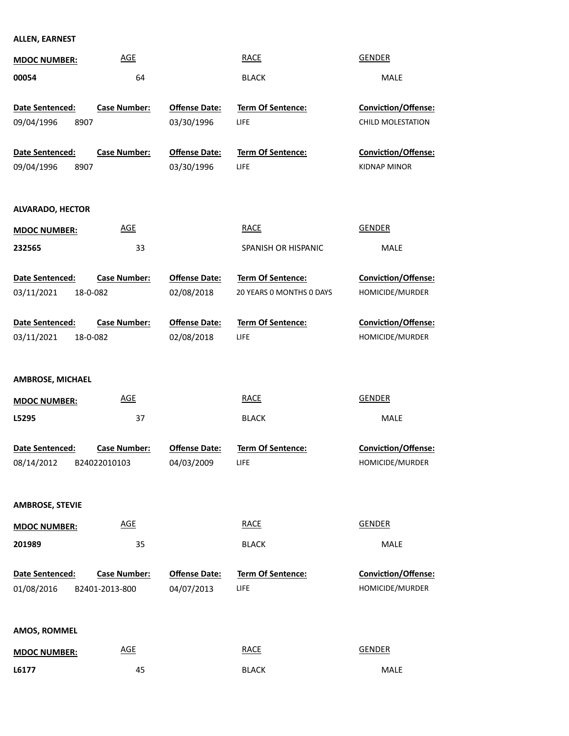**ALLEN, EARNEST**

| MDOC NUMBER: | AGE | RACE | GENDER |
|---|---|---|---|
| 00054 | 64 | BLACK | MALE |

| Date Sentenced: | Case Number: | Offense Date: | Term Of Sentence: | Conviction/Offense: |
|---|---|---|---|---|
| 09/04/1996 | 8907 | 03/30/1996 | LIFE | CHILD MOLESTATION |
| 09/04/1996 | 8907 | 03/30/1996 | LIFE | KIDNAP MINOR |

**ALVARADO, HECTOR**

| MDOC NUMBER: | AGE | RACE | GENDER |
|---|---|---|---|
| 232565 | 33 | SPANISH OR HISPANIC | MALE |

| Date Sentenced: | Case Number: | Offense Date: | Term Of Sentence: | Conviction/Offense: |
|---|---|---|---|---|
| 03/11/2021 | 18-0-082 | 02/08/2018 | 20 YEARS 0 MONTHS 0 DAYS | HOMICIDE/MURDER |
| 03/11/2021 | 18-0-082 | 02/08/2018 | LIFE | HOMICIDE/MURDER |

**AMBROSE, MICHAEL**

| MDOC NUMBER: | AGE | RACE | GENDER |
|---|---|---|---|
| L5295 | 37 | BLACK | MALE |

| Date Sentenced: | Case Number: | Offense Date: | Term Of Sentence: | Conviction/Offense: |
|---|---|---|---|---|
| 08/14/2012 | B24022010103 | 04/03/2009 | LIFE | HOMICIDE/MURDER |

**AMBROSE, STEVIE**

| MDOC NUMBER: | AGE | RACE | GENDER |
|---|---|---|---|
| 201989 | 35 | BLACK | MALE |

| Date Sentenced: | Case Number: | Offense Date: | Term Of Sentence: | Conviction/Offense: |
|---|---|---|---|---|
| 01/08/2016 | B2401-2013-800 | 04/07/2013 | LIFE | HOMICIDE/MURDER |

**AMOS, ROMMEL**

| MDOC NUMBER: | AGE | RACE | GENDER |
|---|---|---|---|
| L6177 | 45 | BLACK | MALE |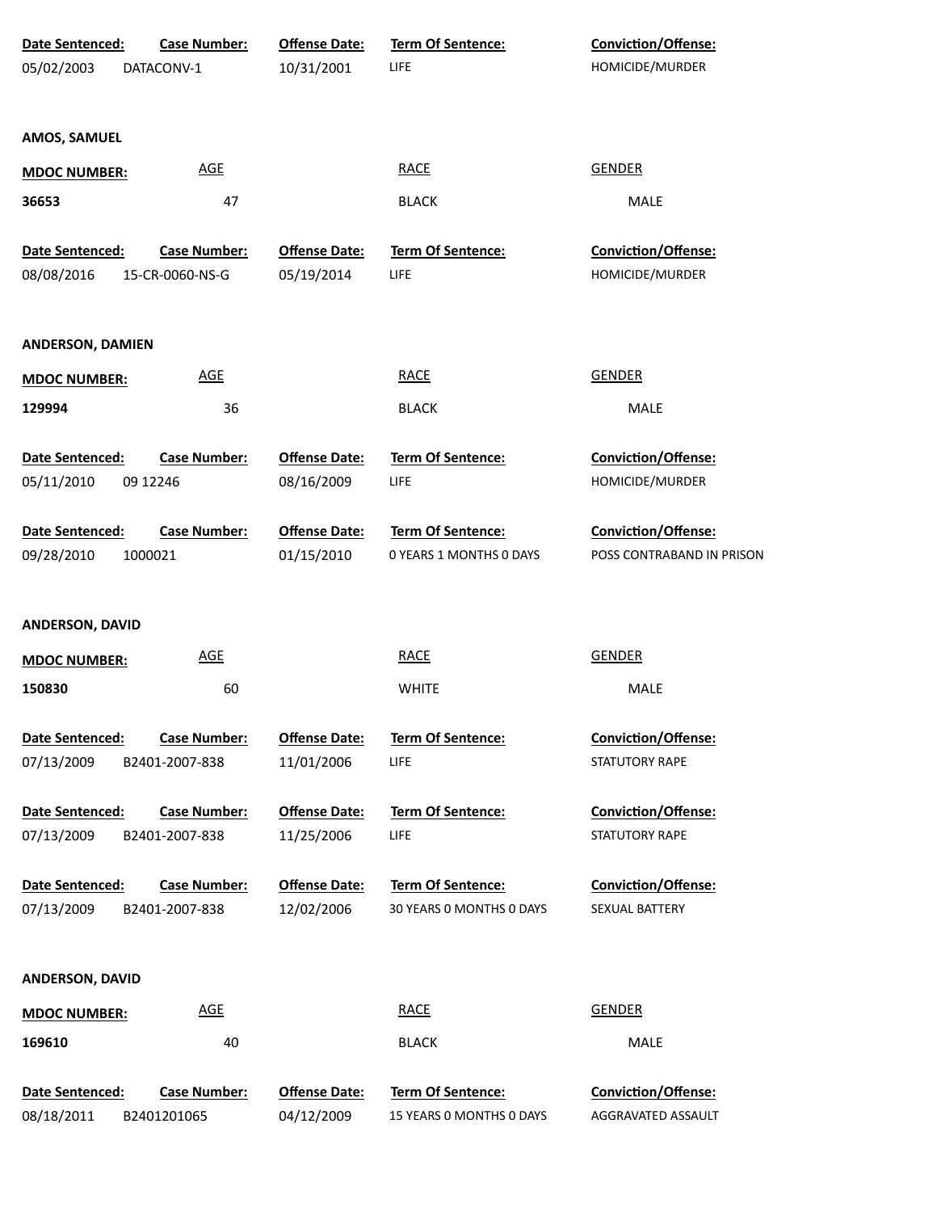| Date Sentenced: | Case Number: | Offense Date: | Term Of Sentence: | Conviction/Offense: |
|---|---|---|---|---|
| 05/02/2003 | DATACONV-1 | 10/31/2001 | LIFE | HOMICIDE/MURDER |

**AMOS, SAMUEL**

| MDOC NUMBER: | AGE | RACE | GENDER |
|---|---|---|---|
| 36653 | 47 | BLACK | MALE |

| Date Sentenced: | Case Number: | Offense Date: | Term Of Sentence: | Conviction/Offense: |
|---|---|---|---|---|
| 08/08/2016 | 15-CR-0060-NS-G | 05/19/2014 | LIFE | HOMICIDE/MURDER |

**ANDERSON, DAMIEN**

| MDOC NUMBER: | AGE | RACE | GENDER |
|---|---|---|---|
| 129994 | 36 | BLACK | MALE |

| Date Sentenced: | Case Number: | Offense Date: | Term Of Sentence: | Conviction/Offense: |
|---|---|---|---|---|
| 05/11/2010 | 09 12246 | 08/16/2009 | LIFE | HOMICIDE/MURDER |
| 09/28/2010 | 1000021 | 01/15/2010 | 0 YEARS 1 MONTHS 0 DAYS | POSS CONTRABAND IN PRISON |

**ANDERSON, DAVID**

| MDOC NUMBER: | AGE | RACE | GENDER |
|---|---|---|---|
| 150830 | 60 | WHITE | MALE |

| Date Sentenced: | Case Number: | Offense Date: | Term Of Sentence: | Conviction/Offense: |
|---|---|---|---|---|
| 07/13/2009 | B2401-2007-838 | 11/01/2006 | LIFE | STATUTORY RAPE |
| 07/13/2009 | B2401-2007-838 | 11/25/2006 | LIFE | STATUTORY RAPE |
| 07/13/2009 | B2401-2007-838 | 12/02/2006 | 30 YEARS 0 MONTHS 0 DAYS | SEXUAL BATTERY |

**ANDERSON, DAVID**

| MDOC NUMBER: | AGE | RACE | GENDER |
|---|---|---|---|
| 169610 | 40 | BLACK | MALE |

| Date Sentenced: | Case Number: | Offense Date: | Term Of Sentence: | Conviction/Offense: |
|---|---|---|---|---|
| 08/18/2011 | B2401201065 | 04/12/2009 | 15 YEARS 0 MONTHS 0 DAYS | AGGRAVATED ASSAULT |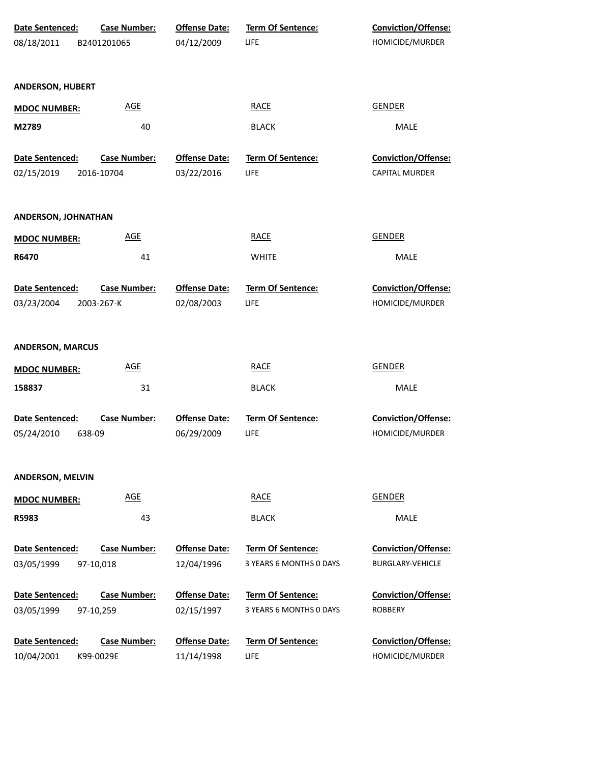| Date Sentenced: | Case Number: | Offense Date: | Term Of Sentence: | Conviction/Offense: |
|---|---|---|---|---|
| 08/18/2011 | B2401201065 | 04/12/2009 | LIFE | HOMICIDE/MURDER |

**ANDERSON, HUBERT**

| MDOC NUMBER: | AGE | RACE | GENDER |
|---|---|---|---|
| M2789 | 40 | BLACK | MALE |

| Date Sentenced: | Case Number: | Offense Date: | Term Of Sentence: | Conviction/Offense: |
|---|---|---|---|---|
| 02/15/2019 | 2016-10704 | 03/22/2016 | LIFE | CAPITAL MURDER |

**ANDERSON, JOHNATHAN**

| MDOC NUMBER: | AGE | RACE | GENDER |
|---|---|---|---|
| R6470 | 41 | WHITE | MALE |

| Date Sentenced: | Case Number: | Offense Date: | Term Of Sentence: | Conviction/Offense: |
|---|---|---|---|---|
| 03/23/2004 | 2003-267-K | 02/08/2003 | LIFE | HOMICIDE/MURDER |

**ANDERSON, MARCUS**

| MDOC NUMBER: | AGE | RACE | GENDER |
|---|---|---|---|
| 158837 | 31 | BLACK | MALE |

| Date Sentenced: | Case Number: | Offense Date: | Term Of Sentence: | Conviction/Offense: |
|---|---|---|---|---|
| 05/24/2010 | 638-09 | 06/29/2009 | LIFE | HOMICIDE/MURDER |

**ANDERSON, MELVIN**

| MDOC NUMBER: | AGE | RACE | GENDER |
|---|---|---|---|
| R5983 | 43 | BLACK | MALE |

| Date Sentenced: | Case Number: | Offense Date: | Term Of Sentence: | Conviction/Offense: |
|---|---|---|---|---|
| 03/05/1999 | 97-10,018 | 12/04/1996 | 3 YEARS 6 MONTHS 0 DAYS | BURGLARY-VEHICLE |
| 03/05/1999 | 97-10,259 | 02/15/1997 | 3 YEARS 6 MONTHS 0 DAYS | ROBBERY |
| 10/04/2001 | K99-0029E | 11/14/1998 | LIFE | HOMICIDE/MURDER |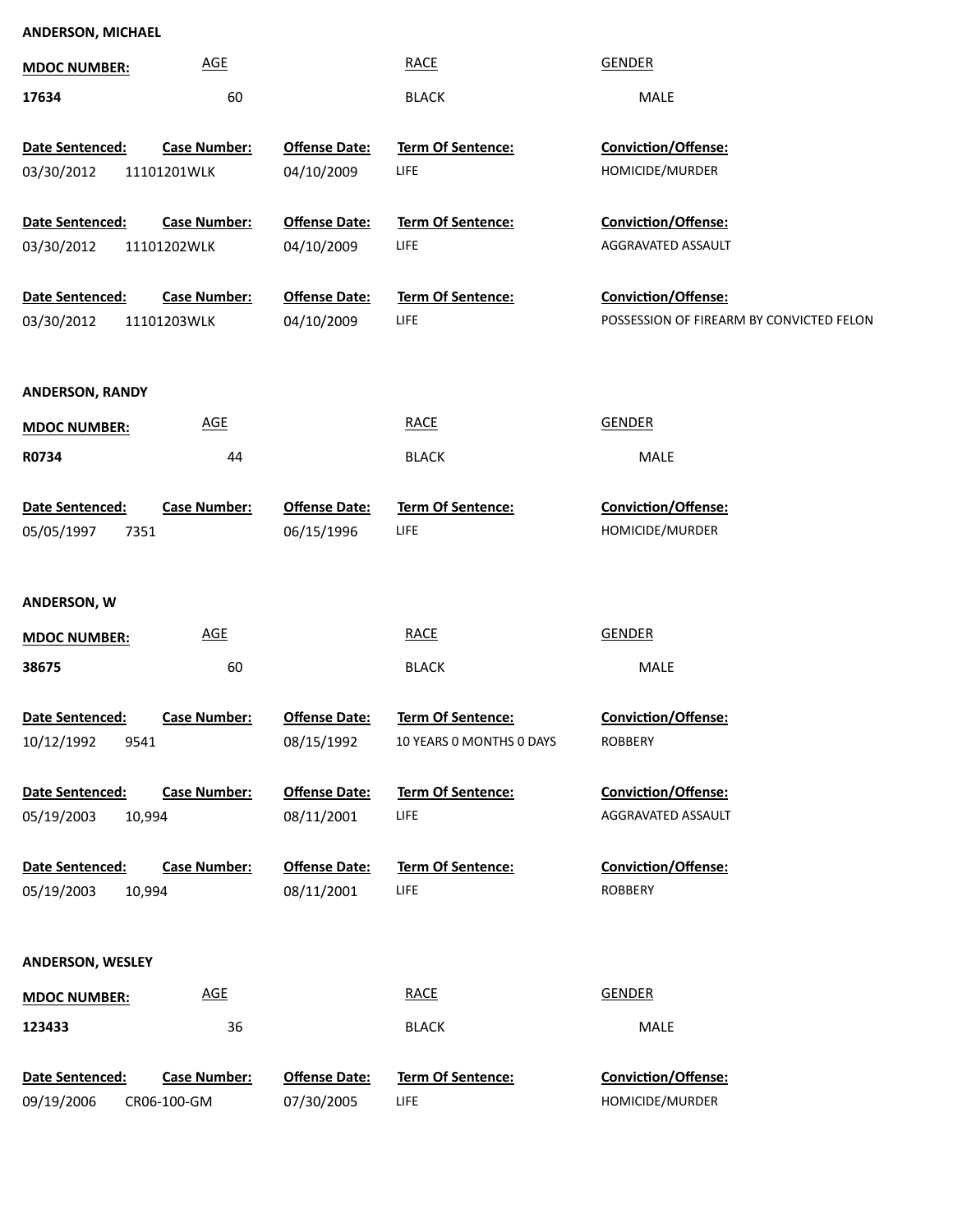**ANDERSON, MICHAEL**

| MDOC NUMBER: | AGE | RACE | GENDER |
|---|---|---|---|
| 17634 | 60 | BLACK | MALE |

| Date Sentenced: | Case Number: | Offense Date: | Term Of Sentence: | Conviction/Offense: |
|---|---|---|---|---|
| 03/30/2012 | 11101201WLK | 04/10/2009 | LIFE | HOMICIDE/MURDER |
| 03/30/2012 | 11101202WLK | 04/10/2009 | LIFE | AGGRAVATED ASSAULT |
| 03/30/2012 | 11101203WLK | 04/10/2009 | LIFE | POSSESSION OF FIREARM BY CONVICTED FELON |

**ANDERSON, RANDY**

| MDOC NUMBER: | AGE | RACE | GENDER |
|---|---|---|---|
| R0734 | 44 | BLACK | MALE |

| Date Sentenced: | Case Number: | Offense Date: | Term Of Sentence: | Conviction/Offense: |
|---|---|---|---|---|
| 05/05/1997 | 7351 | 06/15/1996 | LIFE | HOMICIDE/MURDER |

**ANDERSON, W**

| MDOC NUMBER: | AGE | RACE | GENDER |
|---|---|---|---|
| 38675 | 60 | BLACK | MALE |

| Date Sentenced: | Case Number: | Offense Date: | Term Of Sentence: | Conviction/Offense: |
|---|---|---|---|---|
| 10/12/1992 | 9541 | 08/15/1992 | 10 YEARS 0 MONTHS 0 DAYS | ROBBERY |
| 05/19/2003 | 10,994 | 08/11/2001 | LIFE | AGGRAVATED ASSAULT |
| 05/19/2003 | 10,994 | 08/11/2001 | LIFE | ROBBERY |

**ANDERSON, WESLEY**

| MDOC NUMBER: | AGE | RACE | GENDER |
|---|---|---|---|
| 123433 | 36 | BLACK | MALE |

| Date Sentenced: | Case Number: | Offense Date: | Term Of Sentence: | Conviction/Offense: |
|---|---|---|---|---|
| 09/19/2006 | CR06-100-GM | 07/30/2005 | LIFE | HOMICIDE/MURDER |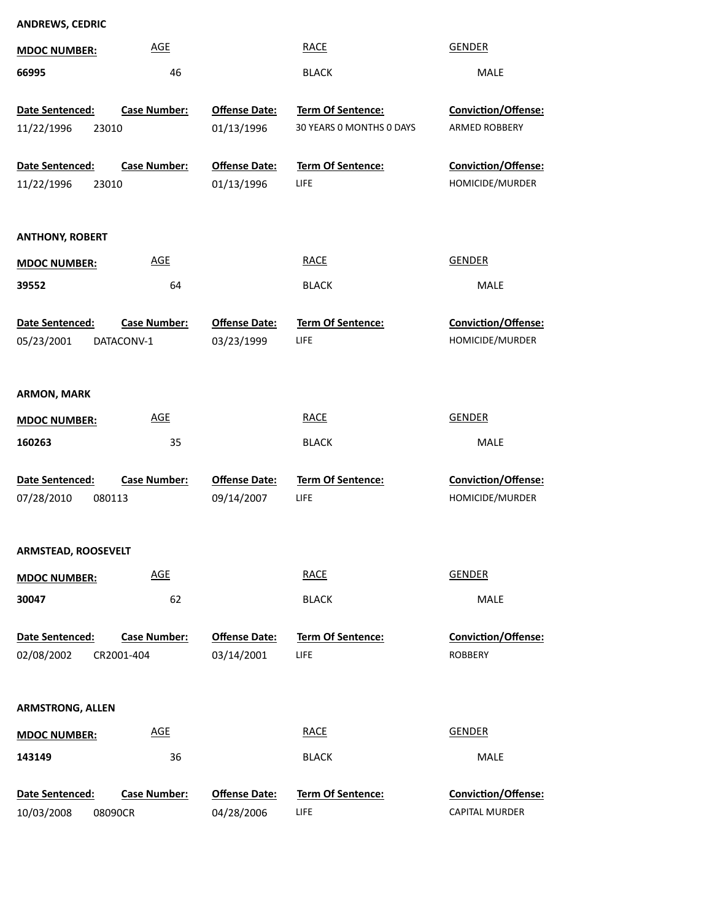**ANDREWS, CEDRIC**

| MDOC NUMBER: | AGE | RACE | GENDER |
|---|---|---|---|
| **66995** | 46 | BLACK | MALE |

| Date Sentenced: | Case Number: | Offense Date: | Term Of Sentence: | Conviction/Offense: |
|---|---|---|---|---|
| 11/22/1996 | 23010 | 01/13/1996 | 30 YEARS 0 MONTHS 0 DAYS | ARMED ROBBERY |
| 11/22/1996 | 23010 | 01/13/1996 | LIFE | HOMICIDE/MURDER |

**ANTHONY, ROBERT**

| MDOC NUMBER: | AGE | RACE | GENDER |
|---|---|---|---|
| **39552** | 64 | BLACK | MALE |

| Date Sentenced: | Case Number: | Offense Date: | Term Of Sentence: | Conviction/Offense: |
|---|---|---|---|---|
| 05/23/2001 | DATACONV-1 | 03/23/1999 | LIFE | HOMICIDE/MURDER |

**ARMON, MARK**

| MDOC NUMBER: | AGE | RACE | GENDER |
|---|---|---|---|
| **160263** | 35 | BLACK | MALE |

| Date Sentenced: | Case Number: | Offense Date: | Term Of Sentence: | Conviction/Offense: |
|---|---|---|---|---|
| 07/28/2010 | 080113 | 09/14/2007 | LIFE | HOMICIDE/MURDER |

**ARMSTEAD, ROOSEVELT**

| MDOC NUMBER: | AGE | RACE | GENDER |
|---|---|---|---|
| **30047** | 62 | BLACK | MALE |

| Date Sentenced: | Case Number: | Offense Date: | Term Of Sentence: | Conviction/Offense: |
|---|---|---|---|---|
| 02/08/2002 | CR2001-404 | 03/14/2001 | LIFE | ROBBERY |

**ARMSTRONG, ALLEN**

| MDOC NUMBER: | AGE | RACE | GENDER |
|---|---|---|---|
| **143149** | 36 | BLACK | MALE |

| Date Sentenced: | Case Number: | Offense Date: | Term Of Sentence: | Conviction/Offense: |
|---|---|---|---|---|
| 10/03/2008 | 08090CR | 04/28/2006 | LIFE | CAPITAL MURDER |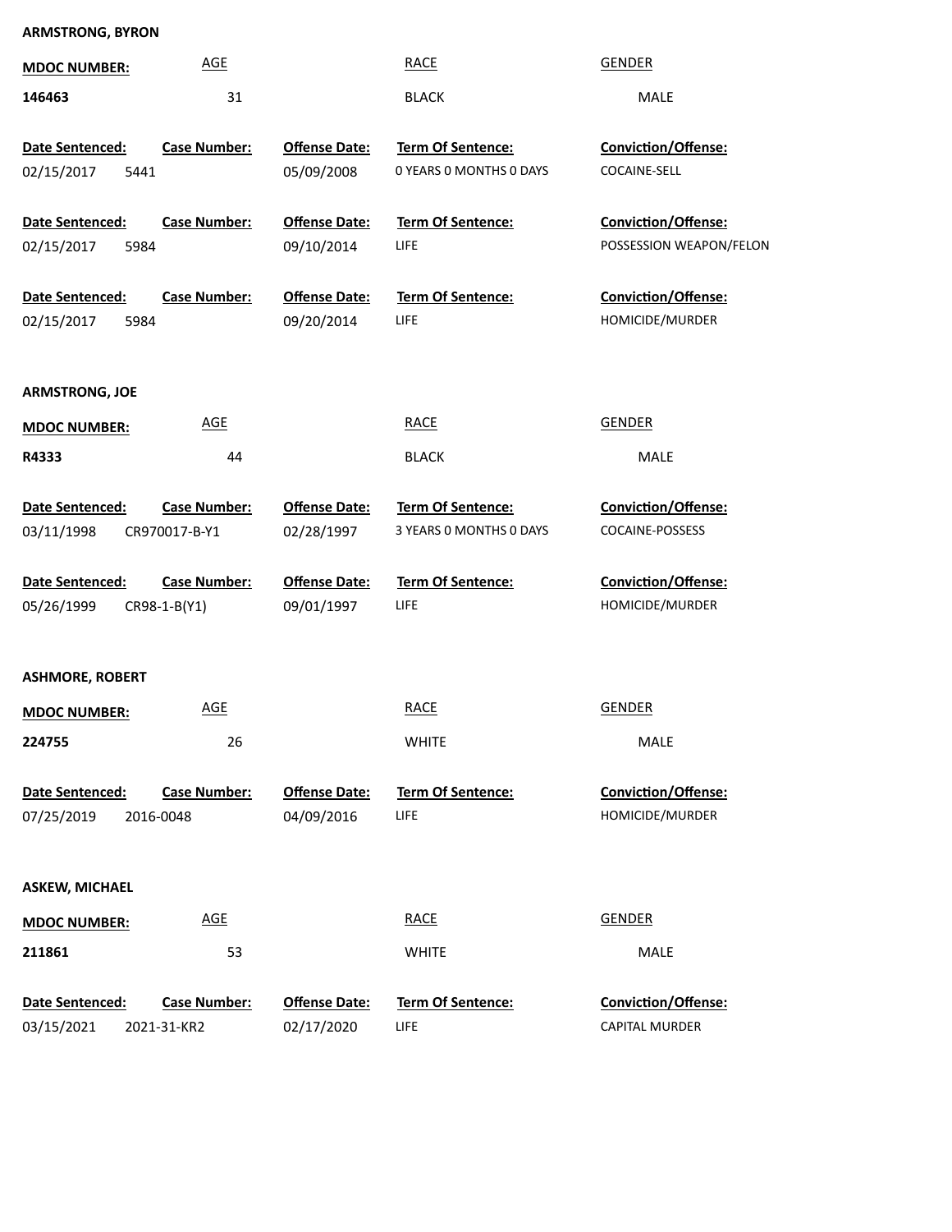**ARMSTRONG, BYRON**

| MDOC NUMBER: | AGE | RACE | GENDER |
|---|---|---|---|
| 146463 | 31 | BLACK | MALE |

| Date Sentenced: | Case Number: | Offense Date: | Term Of Sentence: | Conviction/Offense: |
|---|---|---|---|---|
| 02/15/2017 | 5441 | 05/09/2008 | 0 YEARS 0 MONTHS 0 DAYS | COCAINE-SELL |
| 02/15/2017 | 5984 | 09/10/2014 | LIFE | POSSESSION WEAPON/FELON |
| 02/15/2017 | 5984 | 09/20/2014 | LIFE | HOMICIDE/MURDER |

**ARMSTRONG, JOE**

| MDOC NUMBER: | AGE | RACE | GENDER |
|---|---|---|---|
| R4333 | 44 | BLACK | MALE |

| Date Sentenced: | Case Number: | Offense Date: | Term Of Sentence: | Conviction/Offense: |
|---|---|---|---|---|
| 03/11/1998 | CR970017-B-Y1 | 02/28/1997 | 3 YEARS 0 MONTHS 0 DAYS | COCAINE-POSSESS |
| 05/26/1999 | CR98-1-B(Y1) | 09/01/1997 | LIFE | HOMICIDE/MURDER |

**ASHMORE, ROBERT**

| MDOC NUMBER: | AGE | RACE | GENDER |
|---|---|---|---|
| 224755 | 26 | WHITE | MALE |

| Date Sentenced: | Case Number: | Offense Date: | Term Of Sentence: | Conviction/Offense: |
|---|---|---|---|---|
| 07/25/2019 | 2016-0048 | 04/09/2016 | LIFE | HOMICIDE/MURDER |

**ASKEW, MICHAEL**

| MDOC NUMBER: | AGE | RACE | GENDER |
|---|---|---|---|
| 211861 | 53 | WHITE | MALE |

| Date Sentenced: | Case Number: | Offense Date: | Term Of Sentence: | Conviction/Offense: |
|---|---|---|---|---|
| 03/15/2021 | 2021-31-KR2 | 02/17/2020 | LIFE | CAPITAL MURDER |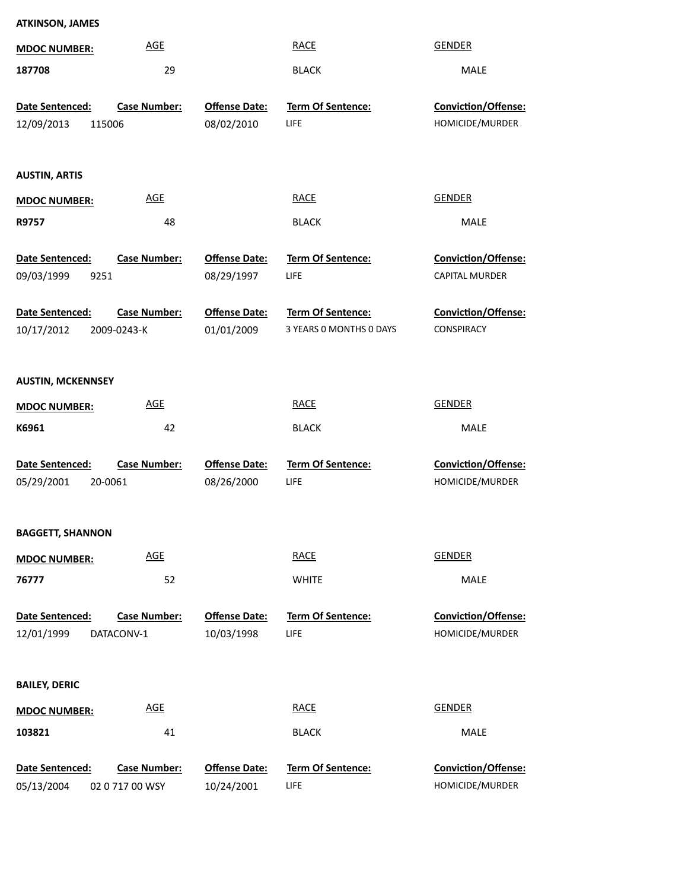**ATKINSON, JAMES**

| MDOC NUMBER: | AGE | RACE | GENDER |
| --- | --- | --- | --- |
| 187708 | 29 | BLACK | MALE |

| Date Sentenced: | Case Number: | Offense Date: | Term Of Sentence: | Conviction/Offense: |
| --- | --- | --- | --- | --- |
| 12/09/2013 | 115006 | 08/02/2010 | LIFE | HOMICIDE/MURDER |

**AUSTIN, ARTIS**

| MDOC NUMBER: | AGE | RACE | GENDER |
| --- | --- | --- | --- |
| R9757 | 48 | BLACK | MALE |

| Date Sentenced: | Case Number: | Offense Date: | Term Of Sentence: | Conviction/Offense: |
| --- | --- | --- | --- | --- |
| 09/03/1999 | 9251 | 08/29/1997 | LIFE | CAPITAL MURDER |
| 10/17/2012 | 2009-0243-K | 01/01/2009 | 3 YEARS 0 MONTHS 0 DAYS | CONSPIRACY |

**AUSTIN, MCKENNSEY**

| MDOC NUMBER: | AGE | RACE | GENDER |
| --- | --- | --- | --- |
| K6961 | 42 | BLACK | MALE |

| Date Sentenced: | Case Number: | Offense Date: | Term Of Sentence: | Conviction/Offense: |
| --- | --- | --- | --- | --- |
| 05/29/2001 | 20-0061 | 08/26/2000 | LIFE | HOMICIDE/MURDER |

**BAGGETT, SHANNON**

| MDOC NUMBER: | AGE | RACE | GENDER |
| --- | --- | --- | --- |
| 76777 | 52 | WHITE | MALE |

| Date Sentenced: | Case Number: | Offense Date: | Term Of Sentence: | Conviction/Offense: |
| --- | --- | --- | --- | --- |
| 12/01/1999 | DATACONV-1 | 10/03/1998 | LIFE | HOMICIDE/MURDER |

**BAILEY, DERIC**

| MDOC NUMBER: | AGE | RACE | GENDER |
| --- | --- | --- | --- |
| 103821 | 41 | BLACK | MALE |

| Date Sentenced: | Case Number: | Offense Date: | Term Of Sentence: | Conviction/Offense: |
| --- | --- | --- | --- | --- |
| 05/13/2004 | 02 0 717 00 WSY | 10/24/2001 | LIFE | HOMICIDE/MURDER |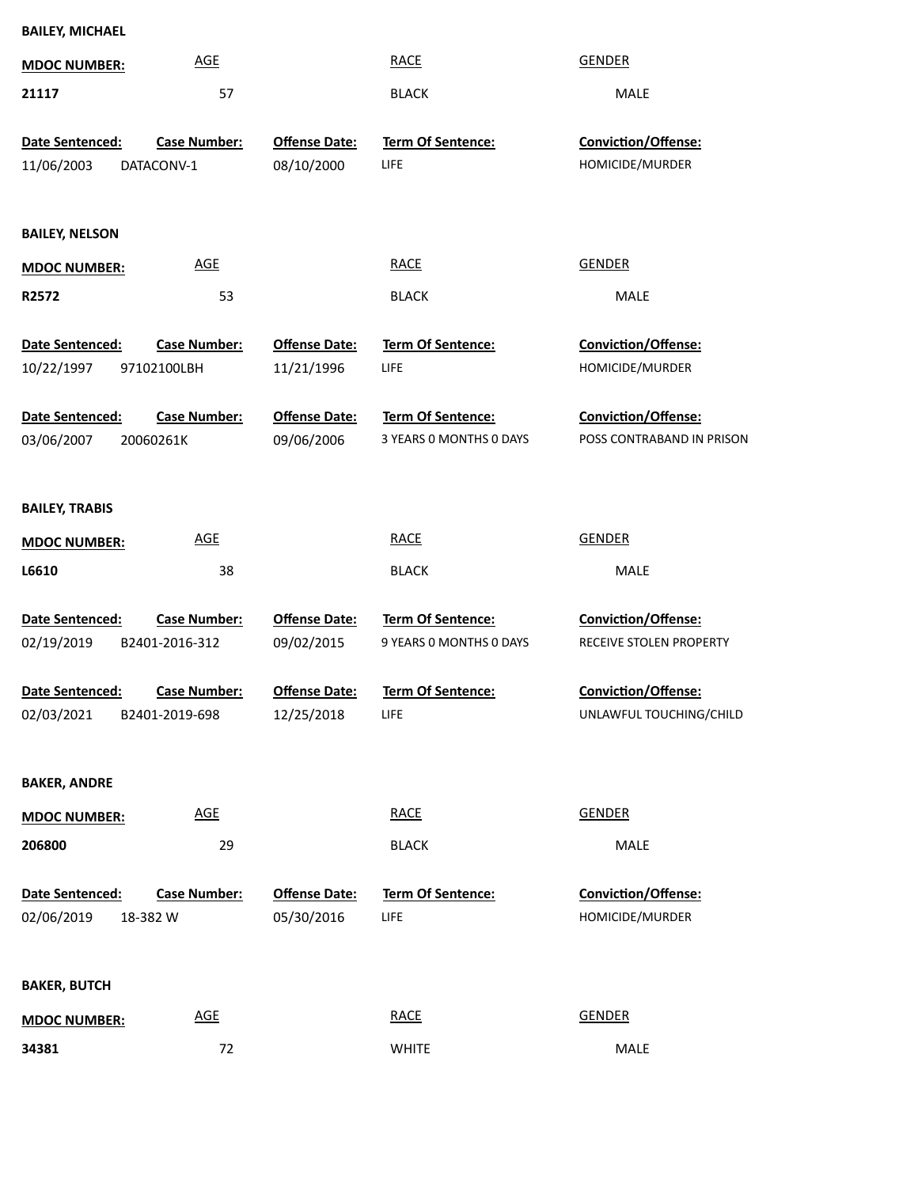**BAILEY, MICHAEL**

| MDOC NUMBER: | AGE | RACE | GENDER |
|---|---|---|---|
| 21117 | 57 | BLACK | MALE |

| Date Sentenced: | Case Number: | Offense Date: | Term Of Sentence: | Conviction/Offense: |
|---|---|---|---|---|
| 11/06/2003 | DATACONV-1 | 08/10/2000 | LIFE | HOMICIDE/MURDER |

**BAILEY, NELSON**

| MDOC NUMBER: | AGE | RACE | GENDER |
|---|---|---|---|
| R2572 | 53 | BLACK | MALE |

| Date Sentenced: | Case Number: | Offense Date: | Term Of Sentence: | Conviction/Offense: |
|---|---|---|---|---|
| 10/22/1997 | 97102100LBH | 11/21/1996 | LIFE | HOMICIDE/MURDER |
| 03/06/2007 | 20060261K | 09/06/2006 | 3 YEARS 0 MONTHS 0 DAYS | POSS CONTRABAND IN PRISON |

**BAILEY, TRABIS**

| MDOC NUMBER: | AGE | RACE | GENDER |
|---|---|---|---|
| L6610 | 38 | BLACK | MALE |

| Date Sentenced: | Case Number: | Offense Date: | Term Of Sentence: | Conviction/Offense: |
|---|---|---|---|---|
| 02/19/2019 | B2401-2016-312 | 09/02/2015 | 9 YEARS 0 MONTHS 0 DAYS | RECEIVE STOLEN PROPERTY |
| 02/03/2021 | B2401-2019-698 | 12/25/2018 | LIFE | UNLAWFUL TOUCHING/CHILD |

**BAKER, ANDRE**

| MDOC NUMBER: | AGE | RACE | GENDER |
|---|---|---|---|
| 206800 | 29 | BLACK | MALE |

| Date Sentenced: | Case Number: | Offense Date: | Term Of Sentence: | Conviction/Offense: |
|---|---|---|---|---|
| 02/06/2019 | 18-382 W | 05/30/2016 | LIFE | HOMICIDE/MURDER |

**BAKER, BUTCH**

| MDOC NUMBER: | AGE | RACE | GENDER |
|---|---|---|---|
| 34381 | 72 | WHITE | MALE |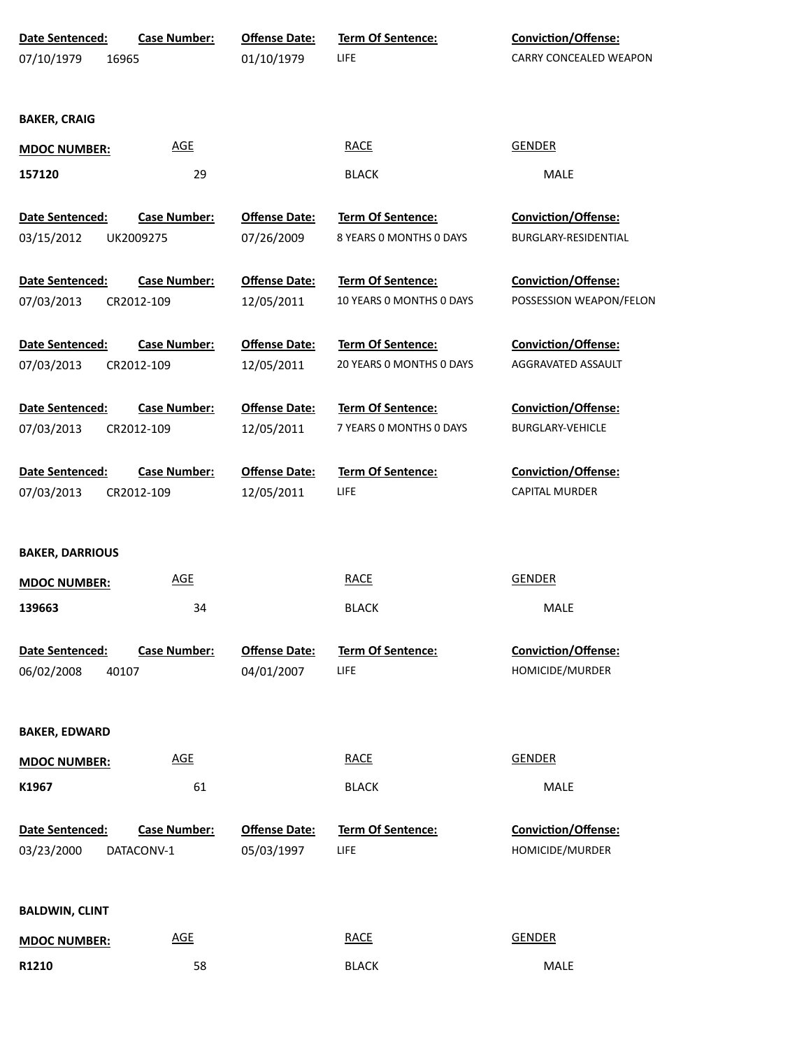| Date Sentenced: | Case Number: | Offense Date: | Term Of Sentence: | Conviction/Offense: |
|---|---|---|---|---|
| 07/10/1979 | 16965 | 01/10/1979 | LIFE | CARRY CONCEALED WEAPON |

**BAKER, CRAIG**

| MDOC NUMBER: | AGE | RACE | GENDER |
|---|---|---|---|
| 157120 | 29 | BLACK | MALE |

| Date Sentenced: | Case Number: | Offense Date: | Term Of Sentence: | Conviction/Offense: |
|---|---|---|---|---|
| 03/15/2012 | UK2009275 | 07/26/2009 | 8 YEARS 0 MONTHS 0 DAYS | BURGLARY-RESIDENTIAL |
| 07/03/2013 | CR2012-109 | 12/05/2011 | 10 YEARS 0 MONTHS 0 DAYS | POSSESSION WEAPON/FELON |
| 07/03/2013 | CR2012-109 | 12/05/2011 | 20 YEARS 0 MONTHS 0 DAYS | AGGRAVATED ASSAULT |
| 07/03/2013 | CR2012-109 | 12/05/2011 | 7 YEARS 0 MONTHS 0 DAYS | BURGLARY-VEHICLE |
| 07/03/2013 | CR2012-109 | 12/05/2011 | LIFE | CAPITAL MURDER |

**BAKER, DARRIOUS**

| MDOC NUMBER: | AGE | RACE | GENDER |
|---|---|---|---|
| 139663 | 34 | BLACK | MALE |

| Date Sentenced: | Case Number: | Offense Date: | Term Of Sentence: | Conviction/Offense: |
|---|---|---|---|---|
| 06/02/2008 | 40107 | 04/01/2007 | LIFE | HOMICIDE/MURDER |

**BAKER, EDWARD**

| MDOC NUMBER: | AGE | RACE | GENDER |
|---|---|---|---|
| K1967 | 61 | BLACK | MALE |

| Date Sentenced: | Case Number: | Offense Date: | Term Of Sentence: | Conviction/Offense: |
|---|---|---|---|---|
| 03/23/2000 | DATACONV-1 | 05/03/1997 | LIFE | HOMICIDE/MURDER |

**BALDWIN, CLINT**

| MDOC NUMBER: | AGE | RACE | GENDER |
|---|---|---|---|
| R1210 | 58 | BLACK | MALE |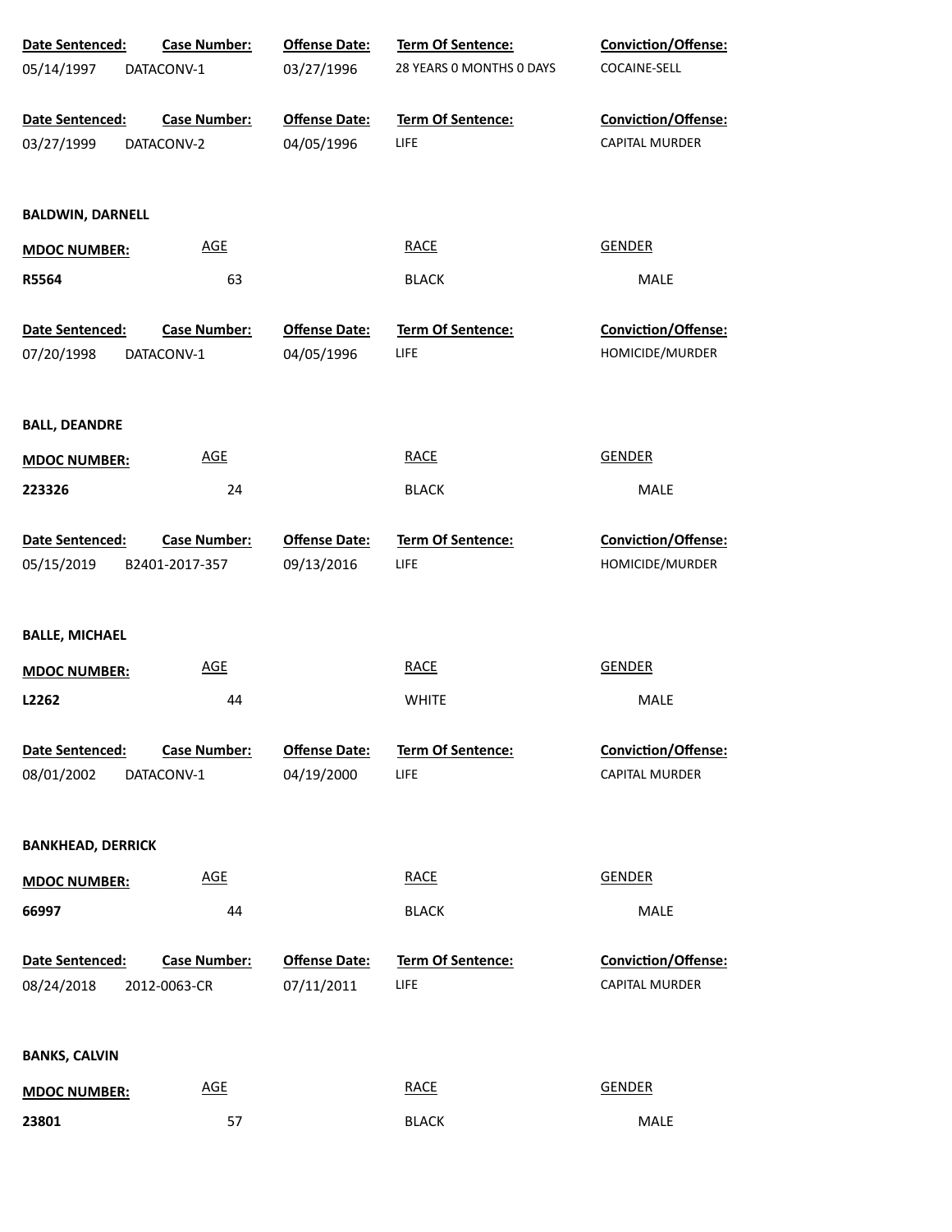| Date Sentenced: | Case Number: | Offense Date: | Term Of Sentence: | Conviction/Offense: |
|---|---|---|---|---|
| 05/14/1997 | DATACONV-1 | 03/27/1996 | 28 YEARS 0 MONTHS 0 DAYS | COCAINE-SELL |

| Date Sentenced: | Case Number: | Offense Date: | Term Of Sentence: | Conviction/Offense: |
|---|---|---|---|---|
| 03/27/1999 | DATACONV-2 | 04/05/1996 | LIFE | CAPITAL MURDER |

**BALDWIN, DARNELL**

| MDOC NUMBER: | AGE | RACE | GENDER |
|---|---|---|---|
| R5564 | 63 | BLACK | MALE |

| Date Sentenced: | Case Number: | Offense Date: | Term Of Sentence: | Conviction/Offense: |
|---|---|---|---|---|
| 07/20/1998 | DATACONV-1 | 04/05/1996 | LIFE | HOMICIDE/MURDER |

**BALL, DEANDRE**

| MDOC NUMBER: | AGE | RACE | GENDER |
|---|---|---|---|
| 223326 | 24 | BLACK | MALE |

| Date Sentenced: | Case Number: | Offense Date: | Term Of Sentence: | Conviction/Offense: |
|---|---|---|---|---|
| 05/15/2019 | B2401-2017-357 | 09/13/2016 | LIFE | HOMICIDE/MURDER |

**BALLE, MICHAEL**

| MDOC NUMBER: | AGE | RACE | GENDER |
|---|---|---|---|
| L2262 | 44 | WHITE | MALE |

| Date Sentenced: | Case Number: | Offense Date: | Term Of Sentence: | Conviction/Offense: |
|---|---|---|---|---|
| 08/01/2002 | DATACONV-1 | 04/19/2000 | LIFE | CAPITAL MURDER |

**BANKHEAD, DERRICK**

| MDOC NUMBER: | AGE | RACE | GENDER |
|---|---|---|---|
| 66997 | 44 | BLACK | MALE |

| Date Sentenced: | Case Number: | Offense Date: | Term Of Sentence: | Conviction/Offense: |
|---|---|---|---|---|
| 08/24/2018 | 2012-0063-CR | 07/11/2011 | LIFE | CAPITAL MURDER |

**BANKS, CALVIN**

| MDOC NUMBER: | AGE | RACE | GENDER |
|---|---|---|---|
| 23801 | 57 | BLACK | MALE |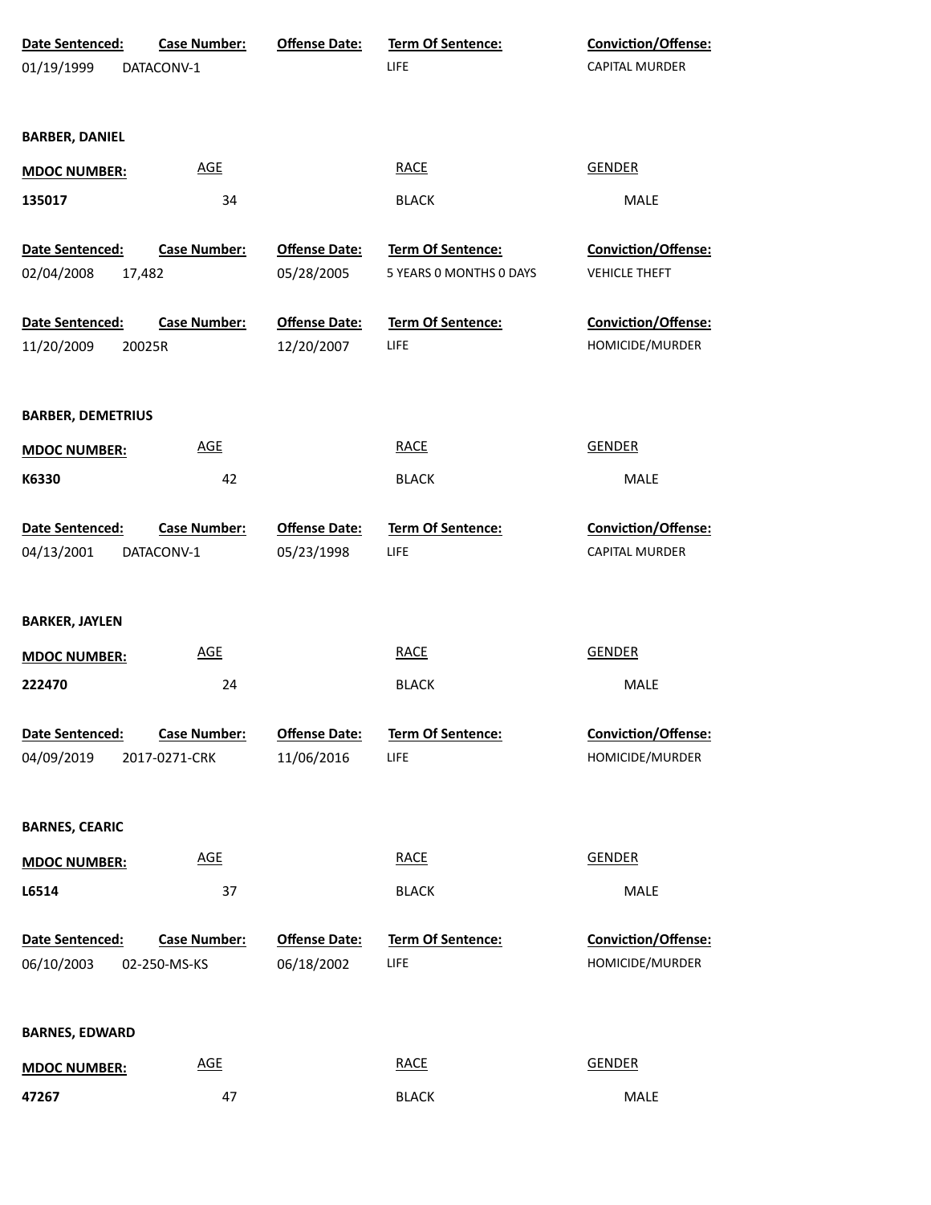| Date Sentenced: | Case Number: | Offense Date: | Term Of Sentence: | Conviction/Offense: |
|---|---|---|---|---|
| 01/19/1999 | DATACONV-1 | | LIFE | CAPITAL MURDER |

**BARBER, DANIEL**

| MDOC NUMBER: | AGE | RACE | GENDER |
|---|---|---|---|
| 135017 | 34 | BLACK | MALE |

| Date Sentenced: | Case Number: | Offense Date: | Term Of Sentence: | Conviction/Offense: |
|---|---|---|---|---|
| 02/04/2008 | 17,482 | 05/28/2005 | 5 YEARS 0 MONTHS 0 DAYS | VEHICLE THEFT |
| 11/20/2009 | 20025R | 12/20/2007 | LIFE | HOMICIDE/MURDER |

**BARBER, DEMETRIUS**

| MDOC NUMBER: | AGE | RACE | GENDER |
|---|---|---|---|
| K6330 | 42 | BLACK | MALE |

| Date Sentenced: | Case Number: | Offense Date: | Term Of Sentence: | Conviction/Offense: |
|---|---|---|---|---|
| 04/13/2001 | DATACONV-1 | 05/23/1998 | LIFE | CAPITAL MURDER |

**BARKER, JAYLEN**

| MDOC NUMBER: | AGE | RACE | GENDER |
|---|---|---|---|
| 222470 | 24 | BLACK | MALE |

| Date Sentenced: | Case Number: | Offense Date: | Term Of Sentence: | Conviction/Offense: |
|---|---|---|---|---|
| 04/09/2019 | 2017-0271-CRK | 11/06/2016 | LIFE | HOMICIDE/MURDER |

**BARNES, CEARIC**

| MDOC NUMBER: | AGE | RACE | GENDER |
|---|---|---|---|
| L6514 | 37 | BLACK | MALE |

| Date Sentenced: | Case Number: | Offense Date: | Term Of Sentence: | Conviction/Offense: |
|---|---|---|---|---|
| 06/10/2003 | 02-250-MS-KS | 06/18/2002 | LIFE | HOMICIDE/MURDER |

**BARNES, EDWARD**

| MDOC NUMBER: | AGE | RACE | GENDER |
|---|---|---|---|
| 47267 | 47 | BLACK | MALE |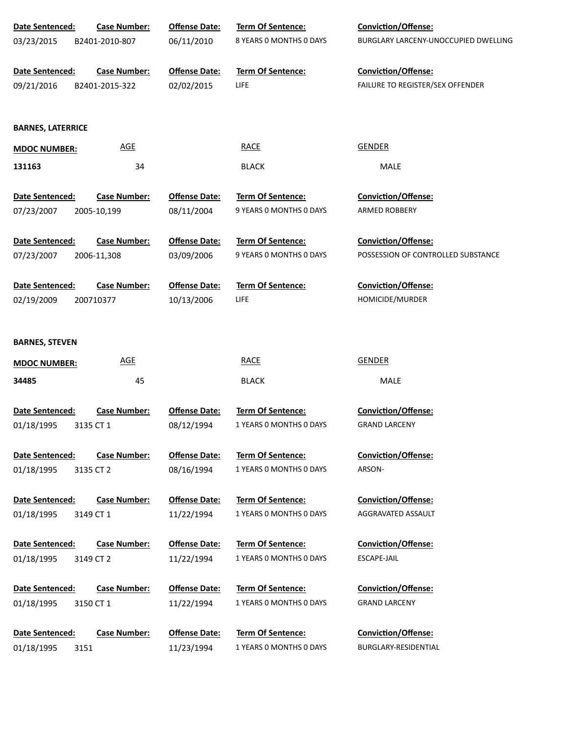| Date Sentenced: | Case Number: | Offense Date: | Term Of Sentence: | Conviction/Offense: |
|---|---|---|---|---|
| 03/23/2015 | B2401-2010-807 | 06/11/2010 | 8 YEARS 0 MONTHS 0 DAYS | BURGLARY LARCENY-UNOCCUPIED DWELLING |
| 09/21/2016 | B2401-2015-322 | 02/02/2015 | LIFE | FAILURE TO REGISTER/SEX OFFENDER |

**BARNES, LATERRICE**

| MDOC NUMBER: | AGE | RACE | GENDER |
|---|---|---|---|
| 131163 | 34 | BLACK | MALE |

| Date Sentenced: | Case Number: | Offense Date: | Term Of Sentence: | Conviction/Offense: |
|---|---|---|---|---|
| 07/23/2007 | 2005-10,199 | 08/11/2004 | 9 YEARS 0 MONTHS 0 DAYS | ARMED ROBBERY |
| 07/23/2007 | 2006-11,308 | 03/09/2006 | 9 YEARS 0 MONTHS 0 DAYS | POSSESSION OF CONTROLLED SUBSTANCE |
| 02/19/2009 | 200710377 | 10/13/2006 | LIFE | HOMICIDE/MURDER |

**BARNES, STEVEN**

| MDOC NUMBER: | AGE | RACE | GENDER |
|---|---|---|---|
| 34485 | 45 | BLACK | MALE |

| Date Sentenced: | Case Number: | Offense Date: | Term Of Sentence: | Conviction/Offense: |
|---|---|---|---|---|
| 01/18/1995 | 3135 CT 1 | 08/12/1994 | 1 YEARS 0 MONTHS 0 DAYS | GRAND LARCENY |
| 01/18/1995 | 3135 CT 2 | 08/16/1994 | 1 YEARS 0 MONTHS 0 DAYS | ARSON- |
| 01/18/1995 | 3149 CT 1 | 11/22/1994 | 1 YEARS 0 MONTHS 0 DAYS | AGGRAVATED ASSAULT |
| 01/18/1995 | 3149 CT 2 | 11/22/1994 | 1 YEARS 0 MONTHS 0 DAYS | ESCAPE-JAIL |
| 01/18/1995 | 3150 CT 1 | 11/22/1994 | 1 YEARS 0 MONTHS 0 DAYS | GRAND LARCENY |
| 01/18/1995 | 3151 | 11/23/1994 | 1 YEARS 0 MONTHS 0 DAYS | BURGLARY-RESIDENTIAL |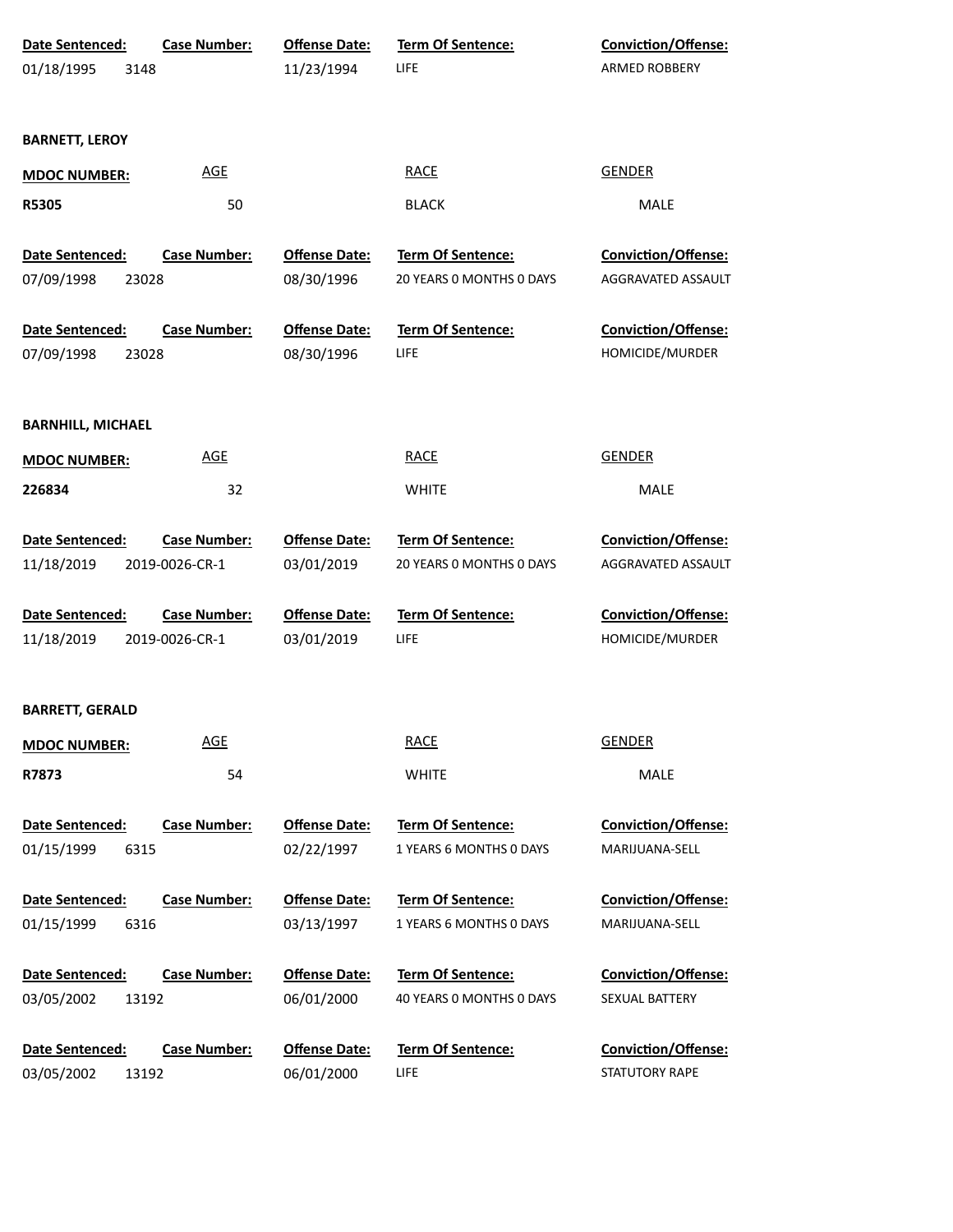| Date Sentenced: | Case Number: | Offense Date: | Term Of Sentence: | Conviction/Offense: |
|---|---|---|---|---|
| 01/18/1995 | 3148 | 11/23/1994 | LIFE | ARMED ROBBERY |

**BARNETT, LEROY**

| MDOC NUMBER: | AGE | RACE | GENDER |
|---|---|---|---|
| R5305 | 50 | BLACK | MALE |

| Date Sentenced: | Case Number: | Offense Date: | Term Of Sentence: | Conviction/Offense: |
|---|---|---|---|---|
| 07/09/1998 | 23028 | 08/30/1996 | 20 YEARS 0 MONTHS 0 DAYS | AGGRAVATED ASSAULT |
| 07/09/1998 | 23028 | 08/30/1996 | LIFE | HOMICIDE/MURDER |

**BARNHILL, MICHAEL**

| MDOC NUMBER: | AGE | RACE | GENDER |
|---|---|---|---|
| 226834 | 32 | WHITE | MALE |

| Date Sentenced: | Case Number: | Offense Date: | Term Of Sentence: | Conviction/Offense: |
|---|---|---|---|---|
| 11/18/2019 | 2019-0026-CR-1 | 03/01/2019 | 20 YEARS 0 MONTHS 0 DAYS | AGGRAVATED ASSAULT |
| 11/18/2019 | 2019-0026-CR-1 | 03/01/2019 | LIFE | HOMICIDE/MURDER |

**BARRETT, GERALD**

| MDOC NUMBER: | AGE | RACE | GENDER |
|---|---|---|---|
| R7873 | 54 | WHITE | MALE |

| Date Sentenced: | Case Number: | Offense Date: | Term Of Sentence: | Conviction/Offense: |
|---|---|---|---|---|
| 01/15/1999 | 6315 | 02/22/1997 | 1 YEARS 6 MONTHS 0 DAYS | MARIJUANA-SELL |
| 01/15/1999 | 6316 | 03/13/1997 | 1 YEARS 6 MONTHS 0 DAYS | MARIJUANA-SELL |
| 03/05/2002 | 13192 | 06/01/2000 | 40 YEARS 0 MONTHS 0 DAYS | SEXUAL BATTERY |
| 03/05/2002 | 13192 | 06/01/2000 | LIFE | STATUTORY RAPE |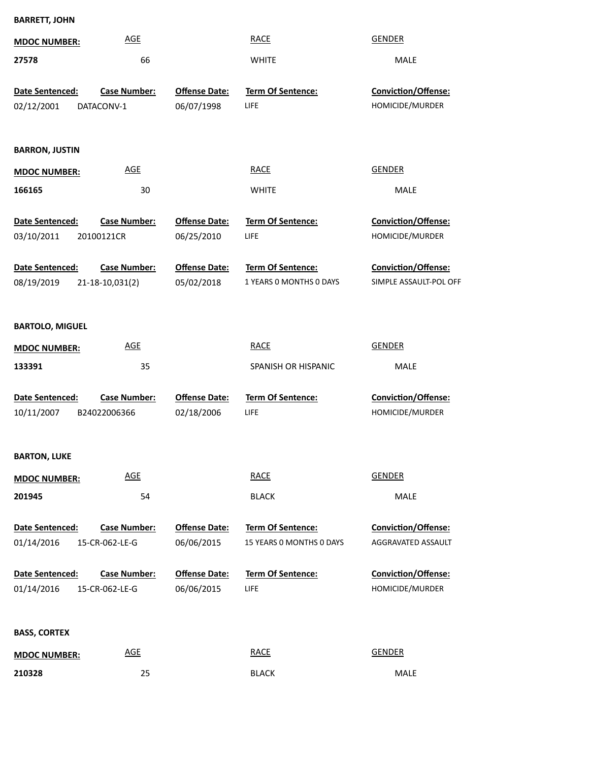**BARRETT, JOHN**

| MDOC NUMBER: | AGE | RACE | GENDER |
|---|---|---|---|
| 27578 | 66 | WHITE | MALE |

| Date Sentenced: | Case Number: | Offense Date: | Term Of Sentence: | Conviction/Offense: |
|---|---|---|---|---|
| 02/12/2001 | DATACONV-1 | 06/07/1998 | LIFE | HOMICIDE/MURDER |

**BARRON, JUSTIN**

| MDOC NUMBER: | AGE | RACE | GENDER |
|---|---|---|---|
| 166165 | 30 | WHITE | MALE |

| Date Sentenced: | Case Number: | Offense Date: | Term Of Sentence: | Conviction/Offense: |
|---|---|---|---|---|
| 03/10/2011 | 20100121CR | 06/25/2010 | LIFE | HOMICIDE/MURDER |
| 08/19/2019 | 21-18-10,031(2) | 05/02/2018 | 1 YEARS 0 MONTHS 0 DAYS | SIMPLE ASSAULT-POL OFF |

**BARTOLO, MIGUEL**

| MDOC NUMBER: | AGE | RACE | GENDER |
|---|---|---|---|
| 133391 | 35 | SPANISH OR HISPANIC | MALE |

| Date Sentenced: | Case Number: | Offense Date: | Term Of Sentence: | Conviction/Offense: |
|---|---|---|---|---|
| 10/11/2007 | B24022006366 | 02/18/2006 | LIFE | HOMICIDE/MURDER |

**BARTON, LUKE**

| MDOC NUMBER: | AGE | RACE | GENDER |
|---|---|---|---|
| 201945 | 54 | BLACK | MALE |

| Date Sentenced: | Case Number: | Offense Date: | Term Of Sentence: | Conviction/Offense: |
|---|---|---|---|---|
| 01/14/2016 | 15-CR-062-LE-G | 06/06/2015 | 15 YEARS 0 MONTHS 0 DAYS | AGGRAVATED ASSAULT |
| 01/14/2016 | 15-CR-062-LE-G | 06/06/2015 | LIFE | HOMICIDE/MURDER |

**BASS, CORTEX**

| MDOC NUMBER: | AGE | RACE | GENDER |
|---|---|---|---|
| 210328 | 25 | BLACK | MALE |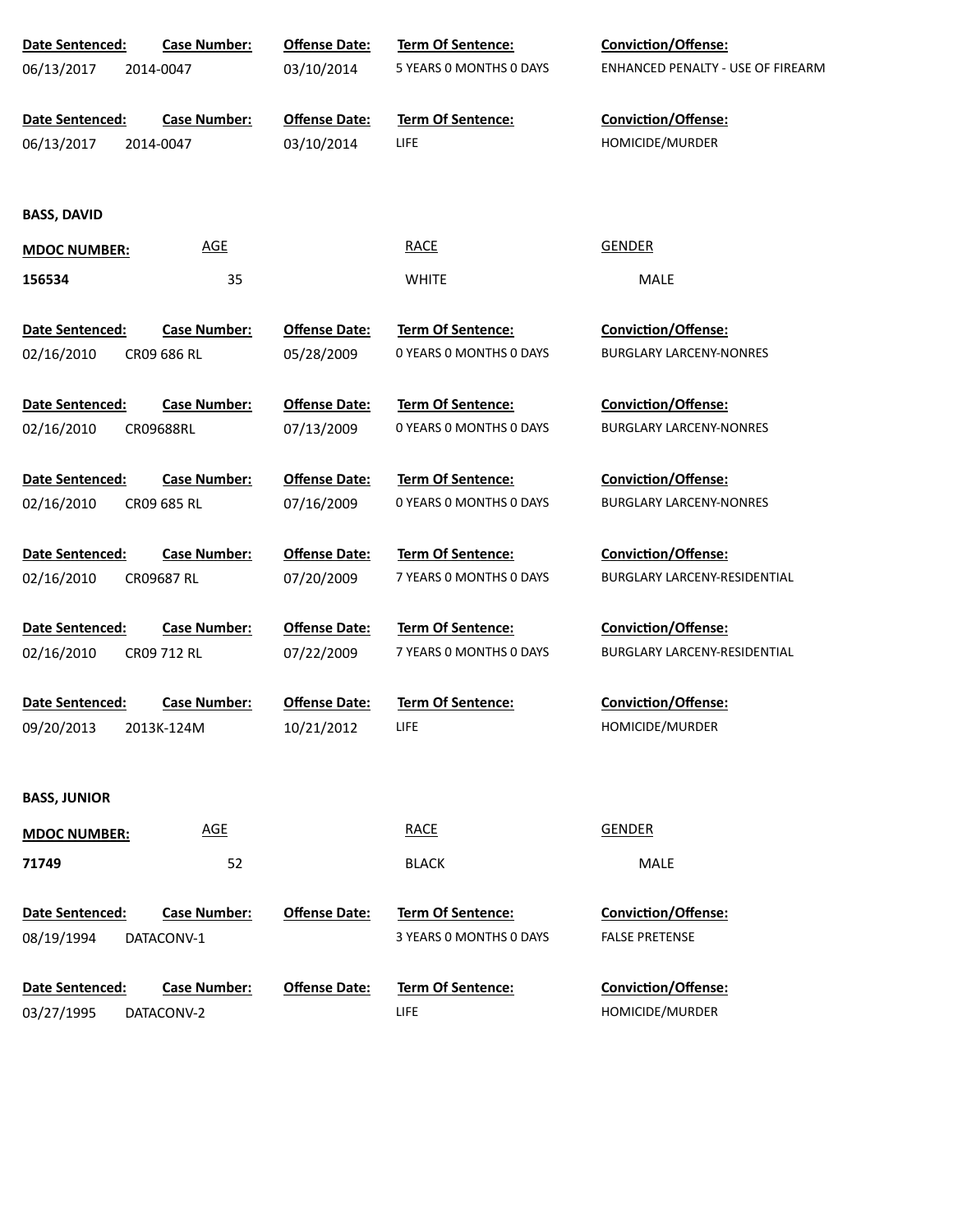| Date Sentenced: | Case Number: | Offense Date: | Term Of Sentence: | Conviction/Offense: |
|---|---|---|---|---|
| 06/13/2017 | 2014-0047 | 03/10/2014 | 5 YEARS 0 MONTHS 0 DAYS | ENHANCED PENALTY - USE OF FIREARM |

| Date Sentenced: | Case Number: | Offense Date: | Term Of Sentence: | Conviction/Offense: |
|---|---|---|---|---|
| 06/13/2017 | 2014-0047 | 03/10/2014 | LIFE | HOMICIDE/MURDER |

**BASS, DAVID**

| MDOC NUMBER: | AGE | RACE | GENDER |
|---|---|---|---|
| **156534** | 35 | WHITE | MALE |

| Date Sentenced: | Case Number: | Offense Date: | Term Of Sentence: | Conviction/Offense: |
|---|---|---|---|---|
| 02/16/2010 | CR09 686 RL | 05/28/2009 | 0 YEARS 0 MONTHS 0 DAYS | BURGLARY LARCENY-NONRES |
| 02/16/2010 | CR09688RL | 07/13/2009 | 0 YEARS 0 MONTHS 0 DAYS | BURGLARY LARCENY-NONRES |
| 02/16/2010 | CR09 685 RL | 07/16/2009 | 0 YEARS 0 MONTHS 0 DAYS | BURGLARY LARCENY-NONRES |
| 02/16/2010 | CR09687 RL | 07/20/2009 | 7 YEARS 0 MONTHS 0 DAYS | BURGLARY LARCENY-RESIDENTIAL |
| 02/16/2010 | CR09 712 RL | 07/22/2009 | 7 YEARS 0 MONTHS 0 DAYS | BURGLARY LARCENY-RESIDENTIAL |
| 09/20/2013 | 2013K-124M | 10/21/2012 | LIFE | HOMICIDE/MURDER |

**BASS, JUNIOR**

| MDOC NUMBER: | AGE | RACE | GENDER |
|---|---|---|---|
| **71749** | 52 | BLACK | MALE |

| Date Sentenced: | Case Number: | Offense Date: | Term Of Sentence: | Conviction/Offense: |
|---|---|---|---|---|
| 08/19/1994 | DATACONV-1 | | 3 YEARS 0 MONTHS 0 DAYS | FALSE PRETENSE |
| 03/27/1995 | DATACONV-2 | | LIFE | HOMICIDE/MURDER |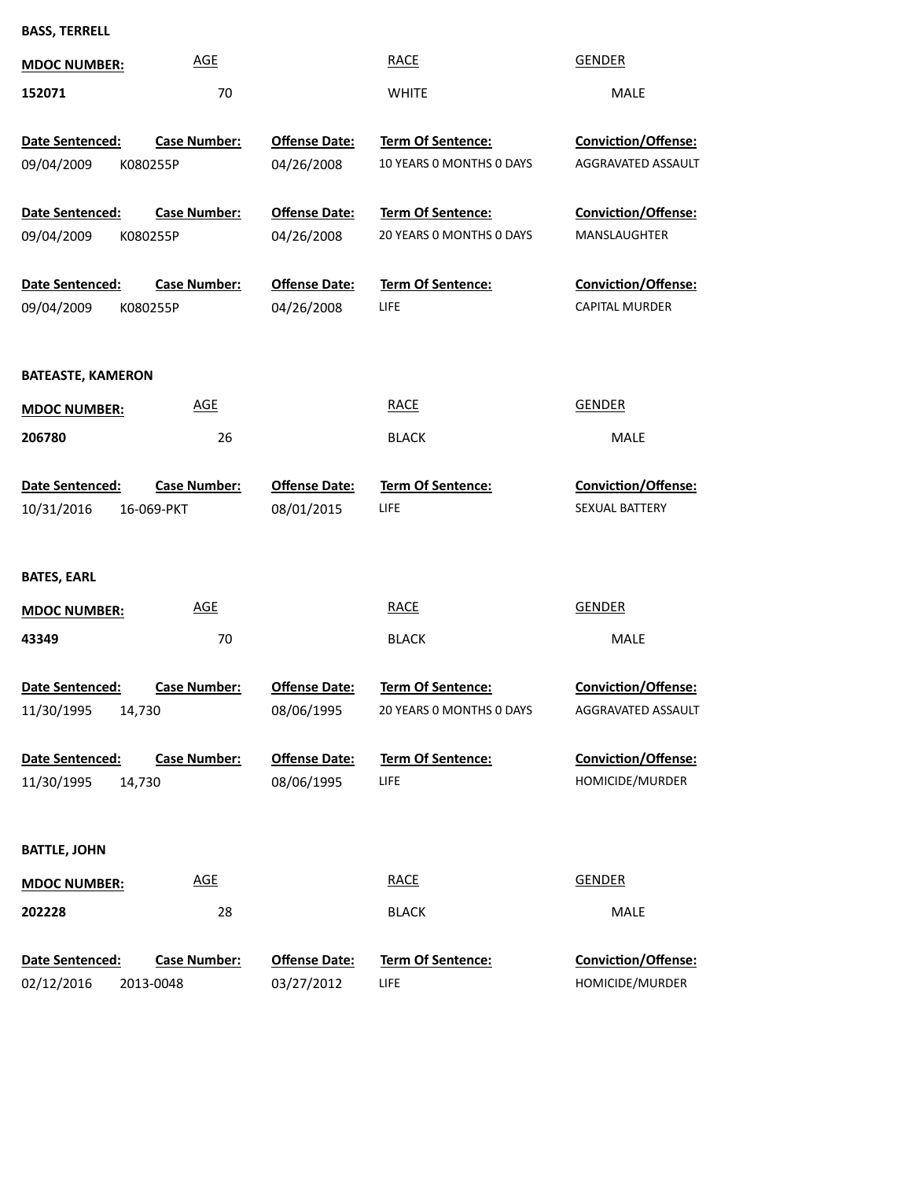**BASS, TERRELL**

| MDOC NUMBER: | AGE | RACE | GENDER |
|---|---|---|---|
| 152071 | 70 | WHITE | MALE |

| Date Sentenced: | Case Number: | Offense Date: | Term Of Sentence: | Conviction/Offense: |
|---|---|---|---|---|
| 09/04/2009 | K080255P | 04/26/2008 | 10 YEARS 0 MONTHS 0 DAYS | AGGRAVATED ASSAULT |
| 09/04/2009 | K080255P | 04/26/2008 | 20 YEARS 0 MONTHS 0 DAYS | MANSLAUGHTER |
| 09/04/2009 | K080255P | 04/26/2008 | LIFE | CAPITAL MURDER |

**BATEASTE, KAMERON**

| MDOC NUMBER: | AGE | RACE | GENDER |
|---|---|---|---|
| 206780 | 26 | BLACK | MALE |

| Date Sentenced: | Case Number: | Offense Date: | Term Of Sentence: | Conviction/Offense: |
|---|---|---|---|---|
| 10/31/2016 | 16-069-PKT | 08/01/2015 | LIFE | SEXUAL BATTERY |

**BATES, EARL**

| MDOC NUMBER: | AGE | RACE | GENDER |
|---|---|---|---|
| 43349 | 70 | BLACK | MALE |

| Date Sentenced: | Case Number: | Offense Date: | Term Of Sentence: | Conviction/Offense: |
|---|---|---|---|---|
| 11/30/1995 | 14,730 | 08/06/1995 | 20 YEARS 0 MONTHS 0 DAYS | AGGRAVATED ASSAULT |
| 11/30/1995 | 14,730 | 08/06/1995 | LIFE | HOMICIDE/MURDER |

**BATTLE, JOHN**

| MDOC NUMBER: | AGE | RACE | GENDER |
|---|---|---|---|
| 202228 | 28 | BLACK | MALE |

| Date Sentenced: | Case Number: | Offense Date: | Term Of Sentence: | Conviction/Offense: |
|---|---|---|---|---|
| 02/12/2016 | 2013-0048 | 03/27/2012 | LIFE | HOMICIDE/MURDER |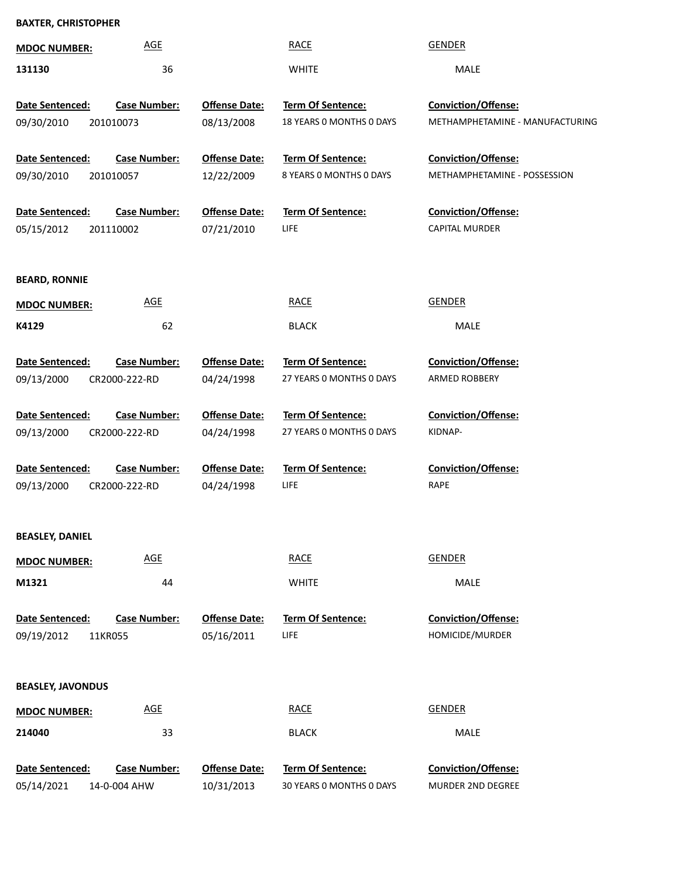**BAXTER, CHRISTOPHER**

| MDOC NUMBER: | AGE | RACE | GENDER |
|---|---|---|---|
| 131130 | 36 | WHITE | MALE |

| Date Sentenced: | Case Number: | Offense Date: | Term Of Sentence: | Conviction/Offense: |
|---|---|---|---|---|
| 09/30/2010 | 201010073 | 08/13/2008 | 18 YEARS 0 MONTHS 0 DAYS | METHAMPHETAMINE - MANUFACTURING |
| 09/30/2010 | 201010057 | 12/22/2009 | 8 YEARS 0 MONTHS 0 DAYS | METHAMPHETAMINE - POSSESSION |
| 05/15/2012 | 201110002 | 07/21/2010 | LIFE | CAPITAL MURDER |

**BEARD, RONNIE**

| MDOC NUMBER: | AGE | RACE | GENDER |
|---|---|---|---|
| K4129 | 62 | BLACK | MALE |

| Date Sentenced: | Case Number: | Offense Date: | Term Of Sentence: | Conviction/Offense: |
|---|---|---|---|---|
| 09/13/2000 | CR2000-222-RD | 04/24/1998 | 27 YEARS 0 MONTHS 0 DAYS | ARMED ROBBERY |
| 09/13/2000 | CR2000-222-RD | 04/24/1998 | 27 YEARS 0 MONTHS 0 DAYS | KIDNAP- |
| 09/13/2000 | CR2000-222-RD | 04/24/1998 | LIFE | RAPE |

**BEASLEY, DANIEL**

| MDOC NUMBER: | AGE | RACE | GENDER |
|---|---|---|---|
| M1321 | 44 | WHITE | MALE |

| Date Sentenced: | Case Number: | Offense Date: | Term Of Sentence: | Conviction/Offense: |
|---|---|---|---|---|
| 09/19/2012 | 11KR055 | 05/16/2011 | LIFE | HOMICIDE/MURDER |

**BEASLEY, JAVONDUS**

| MDOC NUMBER: | AGE | RACE | GENDER |
|---|---|---|---|
| 214040 | 33 | BLACK | MALE |

| Date Sentenced: | Case Number: | Offense Date: | Term Of Sentence: | Conviction/Offense: |
|---|---|---|---|---|
| 05/14/2021 | 14-0-004 AHW | 10/31/2013 | 30 YEARS 0 MONTHS 0 DAYS | MURDER 2ND DEGREE |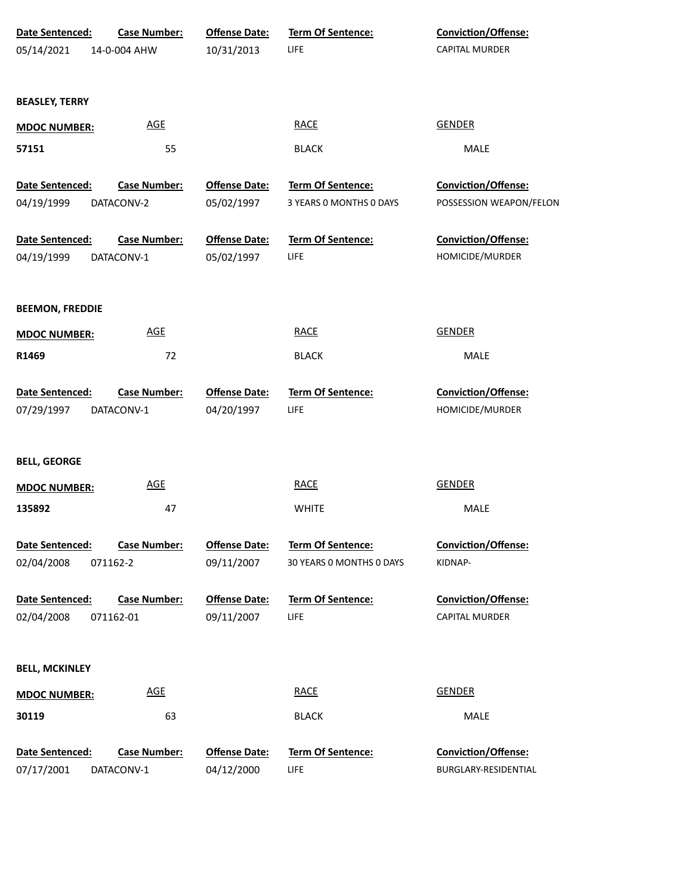| Date Sentenced: | Case Number: | Offense Date: | Term Of Sentence: | Conviction/Offense: |
| --- | --- | --- | --- | --- |
| 05/14/2021 | 14-0-004 AHW | 10/31/2013 | LIFE | CAPITAL MURDER |

**BEASLEY, TERRY**

| MDOC NUMBER: | AGE | RACE | GENDER |
| --- | --- | --- | --- |
| 57151 | 55 | BLACK | MALE |

| Date Sentenced: | Case Number: | Offense Date: | Term Of Sentence: | Conviction/Offense: |
| --- | --- | --- | --- | --- |
| 04/19/1999 | DATACONV-2 | 05/02/1997 | 3 YEARS 0 MONTHS 0 DAYS | POSSESSION WEAPON/FELON |
| 04/19/1999 | DATACONV-1 | 05/02/1997 | LIFE | HOMICIDE/MURDER |

**BEEMON, FREDDIE**

| MDOC NUMBER: | AGE | RACE | GENDER |
| --- | --- | --- | --- |
| R1469 | 72 | BLACK | MALE |

| Date Sentenced: | Case Number: | Offense Date: | Term Of Sentence: | Conviction/Offense: |
| --- | --- | --- | --- | --- |
| 07/29/1997 | DATACONV-1 | 04/20/1997 | LIFE | HOMICIDE/MURDER |

**BELL, GEORGE**

| MDOC NUMBER: | AGE | RACE | GENDER |
| --- | --- | --- | --- |
| 135892 | 47 | WHITE | MALE |

| Date Sentenced: | Case Number: | Offense Date: | Term Of Sentence: | Conviction/Offense: |
| --- | --- | --- | --- | --- |
| 02/04/2008 | 071162-2 | 09/11/2007 | 30 YEARS 0 MONTHS 0 DAYS | KIDNAP- |
| 02/04/2008 | 071162-01 | 09/11/2007 | LIFE | CAPITAL MURDER |

**BELL, MCKINLEY**

| MDOC NUMBER: | AGE | RACE | GENDER |
| --- | --- | --- | --- |
| 30119 | 63 | BLACK | MALE |

| Date Sentenced: | Case Number: | Offense Date: | Term Of Sentence: | Conviction/Offense: |
| --- | --- | --- | --- | --- |
| 07/17/2001 | DATACONV-1 | 04/12/2000 | LIFE | BURGLARY-RESIDENTIAL |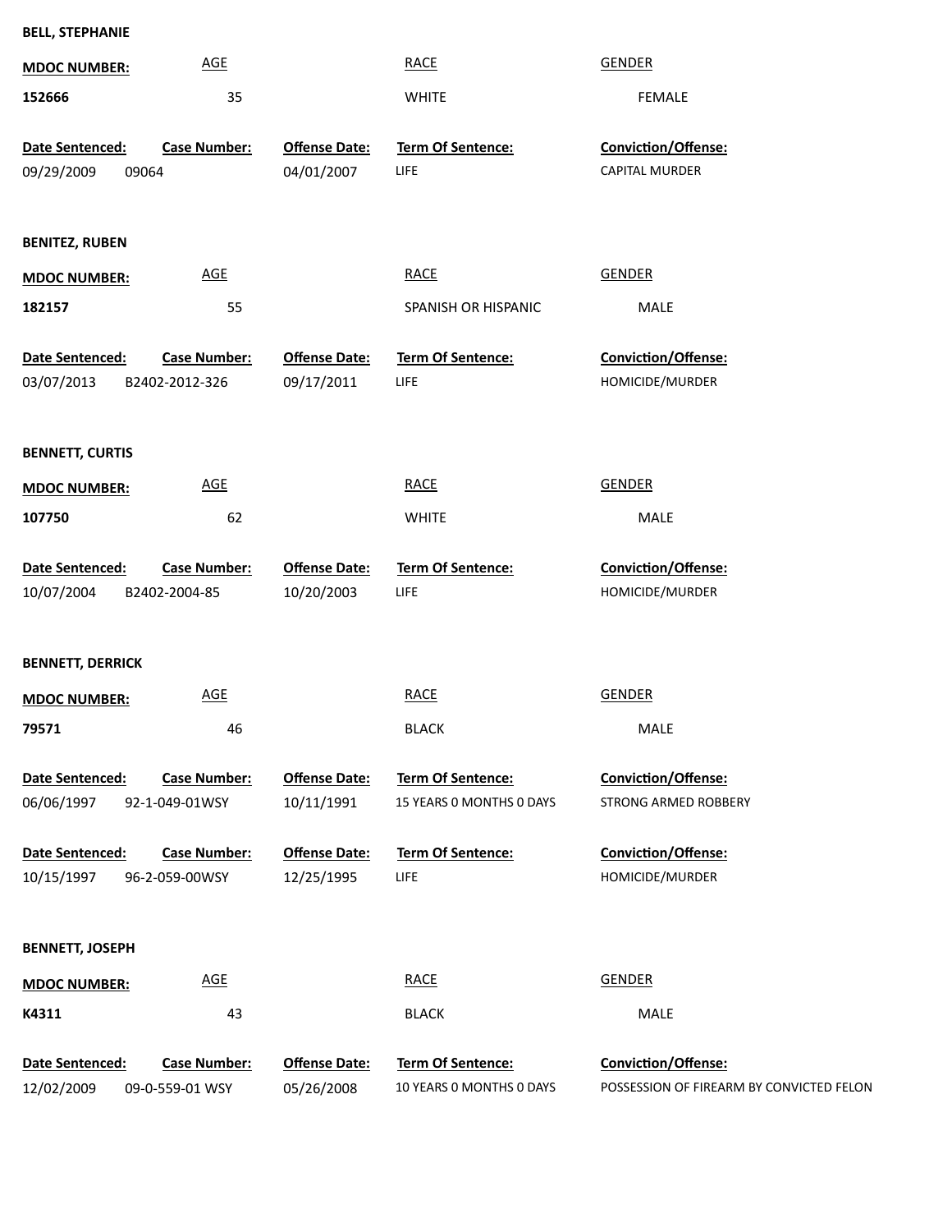**BELL, STEPHANIE**

| MDOC NUMBER: | AGE | RACE | GENDER |
|---|---|---|---|
| 152666 | 35 | WHITE | FEMALE |

| Date Sentenced: | Case Number: | Offense Date: | Term Of Sentence: | Conviction/Offense: |
|---|---|---|---|---|
| 09/29/2009 | 09064 | 04/01/2007 | LIFE | CAPITAL MURDER |

**BENITEZ, RUBEN**

| MDOC NUMBER: | AGE | RACE | GENDER |
|---|---|---|---|
| 182157 | 55 | SPANISH OR HISPANIC | MALE |

| Date Sentenced: | Case Number: | Offense Date: | Term Of Sentence: | Conviction/Offense: |
|---|---|---|---|---|
| 03/07/2013 | B2402-2012-326 | 09/17/2011 | LIFE | HOMICIDE/MURDER |

**BENNETT, CURTIS**

| MDOC NUMBER: | AGE | RACE | GENDER |
|---|---|---|---|
| 107750 | 62 | WHITE | MALE |

| Date Sentenced: | Case Number: | Offense Date: | Term Of Sentence: | Conviction/Offense: |
|---|---|---|---|---|
| 10/07/2004 | B2402-2004-85 | 10/20/2003 | LIFE | HOMICIDE/MURDER |

**BENNETT, DERRICK**

| MDOC NUMBER: | AGE | RACE | GENDER |
|---|---|---|---|
| 79571 | 46 | BLACK | MALE |

| Date Sentenced: | Case Number: | Offense Date: | Term Of Sentence: | Conviction/Offense: |
|---|---|---|---|---|
| 06/06/1997 | 92-1-049-01WSY | 10/11/1991 | 15 YEARS 0 MONTHS 0 DAYS | STRONG ARMED ROBBERY |
| 10/15/1997 | 96-2-059-00WSY | 12/25/1995 | LIFE | HOMICIDE/MURDER |

**BENNETT, JOSEPH**

| MDOC NUMBER: | AGE | RACE | GENDER |
|---|---|---|---|
| K4311 | 43 | BLACK | MALE |

| Date Sentenced: | Case Number: | Offense Date: | Term Of Sentence: | Conviction/Offense: |
|---|---|---|---|---|
| 12/02/2009 | 09-0-559-01 WSY | 05/26/2008 | 10 YEARS 0 MONTHS 0 DAYS | POSSESSION OF FIREARM BY CONVICTED FELON |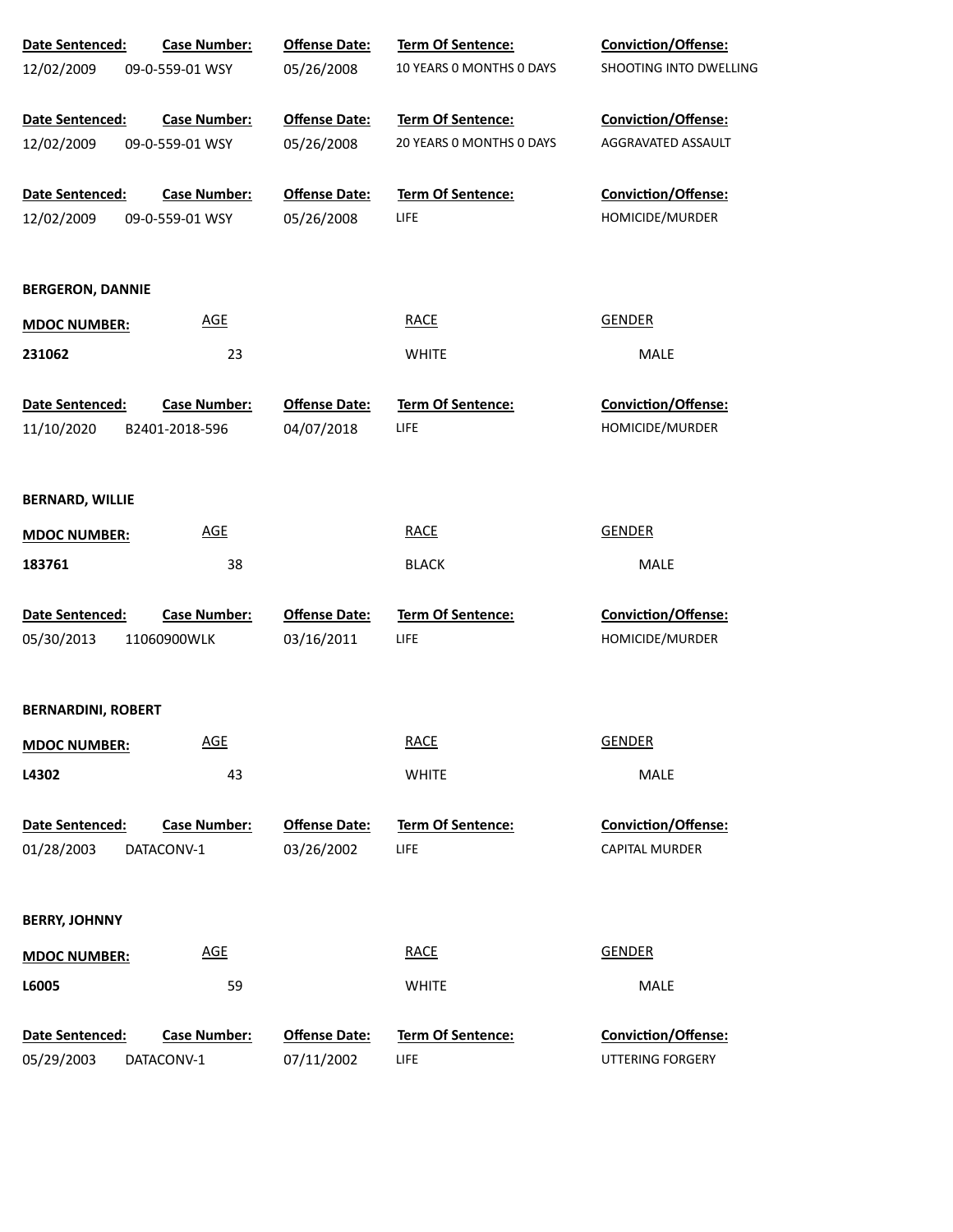| Date Sentenced: | Case Number: | Offense Date: | Term Of Sentence: | Conviction/Offense: |
|---|---|---|---|---|
| 12/02/2009 | 09-0-559-01 WSY | 05/26/2008 | 10 YEARS 0 MONTHS 0 DAYS | SHOOTING INTO DWELLING |

| Date Sentenced: | Case Number: | Offense Date: | Term Of Sentence: | Conviction/Offense: |
|---|---|---|---|---|
| 12/02/2009 | 09-0-559-01 WSY | 05/26/2008 | 20 YEARS 0 MONTHS 0 DAYS | AGGRAVATED ASSAULT |

| Date Sentenced: | Case Number: | Offense Date: | Term Of Sentence: | Conviction/Offense: |
|---|---|---|---|---|
| 12/02/2009 | 09-0-559-01 WSY | 05/26/2008 | LIFE | HOMICIDE/MURDER |

**BERGERON, DANNIE**

| MDOC NUMBER: | AGE | RACE | GENDER |
|---|---|---|---|
| **231062** | 23 | WHITE | MALE |

| Date Sentenced: | Case Number: | Offense Date: | Term Of Sentence: | Conviction/Offense: |
|---|---|---|---|---|
| 11/10/2020 | B2401-2018-596 | 04/07/2018 | LIFE | HOMICIDE/MURDER |

**BERNARD, WILLIE**

| MDOC NUMBER: | AGE | RACE | GENDER |
|---|---|---|---|
| **183761** | 38 | BLACK | MALE |

| Date Sentenced: | Case Number: | Offense Date: | Term Of Sentence: | Conviction/Offense: |
|---|---|---|---|---|
| 05/30/2013 | 11060900WLK | 03/16/2011 | LIFE | HOMICIDE/MURDER |

**BERNARDINI, ROBERT**

| MDOC NUMBER: | AGE | RACE | GENDER |
|---|---|---|---|
| **L4302** | 43 | WHITE | MALE |

| Date Sentenced: | Case Number: | Offense Date: | Term Of Sentence: | Conviction/Offense: |
|---|---|---|---|---|
| 01/28/2003 | DATACONV-1 | 03/26/2002 | LIFE | CAPITAL MURDER |

**BERRY, JOHNNY**

| MDOC NUMBER: | AGE | RACE | GENDER |
|---|---|---|---|
| **L6005** | 59 | WHITE | MALE |

| Date Sentenced: | Case Number: | Offense Date: | Term Of Sentence: | Conviction/Offense: |
|---|---|---|---|---|
| 05/29/2003 | DATACONV-1 | 07/11/2002 | LIFE | UTTERING FORGERY |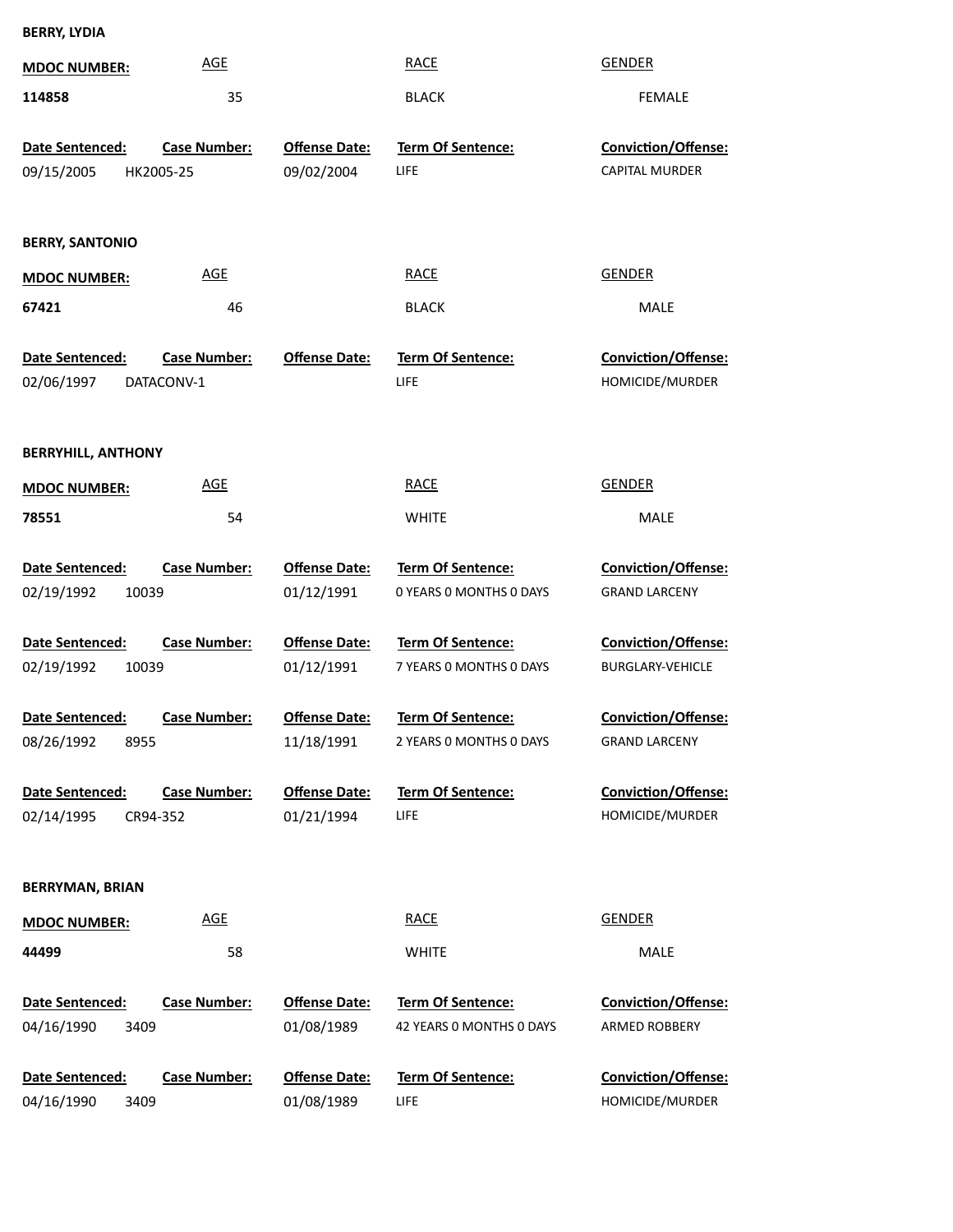**BERRY, LYDIA**

| MDOC NUMBER: | AGE | RACE | GENDER |
|---|---|---|---|
| 114858 | 35 | BLACK | FEMALE |

| Date Sentenced: | Case Number: | Offense Date: | Term Of Sentence: | Conviction/Offense: |
|---|---|---|---|---|
| 09/15/2005 | HK2005-25 | 09/02/2004 | LIFE | CAPITAL MURDER |

**BERRY, SANTONIO**

| MDOC NUMBER: | AGE | RACE | GENDER |
|---|---|---|---|
| 67421 | 46 | BLACK | MALE |

| Date Sentenced: | Case Number: | Offense Date: | Term Of Sentence: | Conviction/Offense: |
|---|---|---|---|---|
| 02/06/1997 | DATACONV-1 | | LIFE | HOMICIDE/MURDER |

**BERRYHILL, ANTHONY**

| MDOC NUMBER: | AGE | RACE | GENDER |
|---|---|---|---|
| 78551 | 54 | WHITE | MALE |

| Date Sentenced: | Case Number: | Offense Date: | Term Of Sentence: | Conviction/Offense: |
|---|---|---|---|---|
| 02/19/1992 | 10039 | 01/12/1991 | 0 YEARS 0 MONTHS 0 DAYS | GRAND LARCENY |
| 02/19/1992 | 10039 | 01/12/1991 | 7 YEARS 0 MONTHS 0 DAYS | BURGLARY-VEHICLE |
| 08/26/1992 | 8955 | 11/18/1991 | 2 YEARS 0 MONTHS 0 DAYS | GRAND LARCENY |
| 02/14/1995 | CR94-352 | 01/21/1994 | LIFE | HOMICIDE/MURDER |

**BERRYMAN, BRIAN**

| MDOC NUMBER: | AGE | RACE | GENDER |
|---|---|---|---|
| 44499 | 58 | WHITE | MALE |

| Date Sentenced: | Case Number: | Offense Date: | Term Of Sentence: | Conviction/Offense: |
|---|---|---|---|---|
| 04/16/1990 | 3409 | 01/08/1989 | 42 YEARS 0 MONTHS 0 DAYS | ARMED ROBBERY |
| 04/16/1990 | 3409 | 01/08/1989 | LIFE | HOMICIDE/MURDER |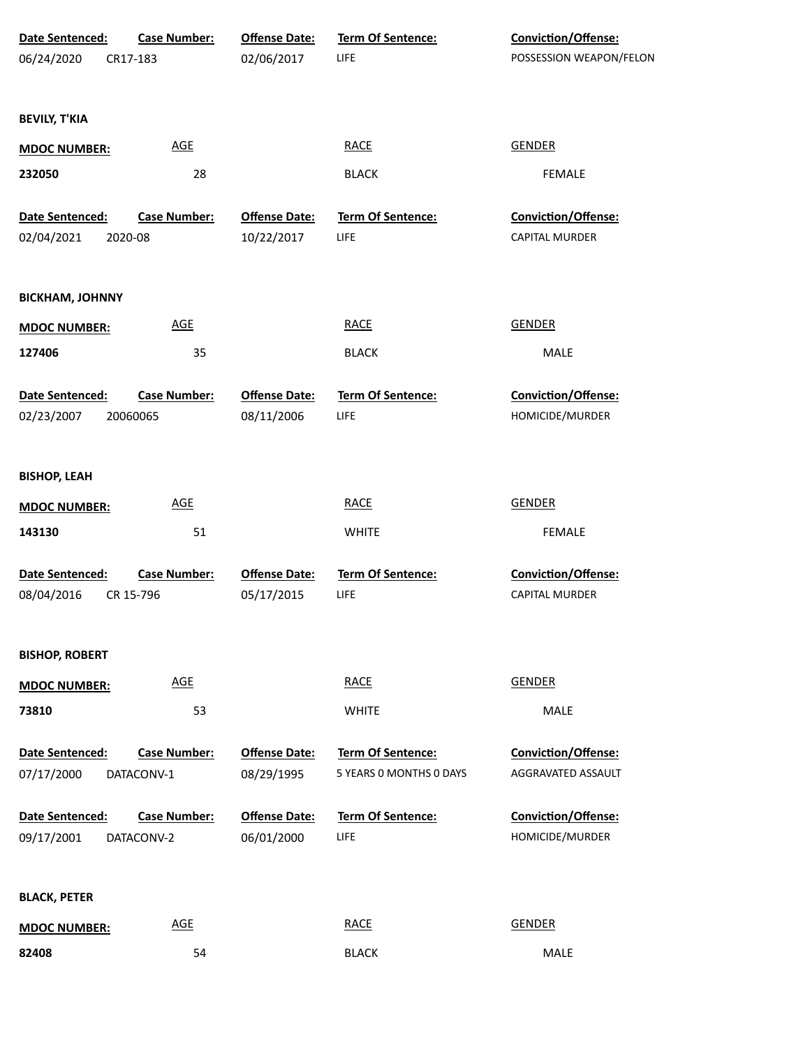| Date Sentenced: | Case Number: | Offense Date: | Term Of Sentence: | Conviction/Offense: |
|---|---|---|---|---|
| 06/24/2020 | CR17-183 | 02/06/2017 | LIFE | POSSESSION WEAPON/FELON |

**BEVILY, T'KIA**

| MDOC NUMBER: | AGE | RACE | GENDER |
|---|---|---|---|
| 232050 | 28 | BLACK | FEMALE |

| Date Sentenced: | Case Number: | Offense Date: | Term Of Sentence: | Conviction/Offense: |
|---|---|---|---|---|
| 02/04/2021 | 2020-08 | 10/22/2017 | LIFE | CAPITAL MURDER |

**BICKHAM, JOHNNY**

| MDOC NUMBER: | AGE | RACE | GENDER |
|---|---|---|---|
| 127406 | 35 | BLACK | MALE |

| Date Sentenced: | Case Number: | Offense Date: | Term Of Sentence: | Conviction/Offense: |
|---|---|---|---|---|
| 02/23/2007 | 20060065 | 08/11/2006 | LIFE | HOMICIDE/MURDER |

**BISHOP, LEAH**

| MDOC NUMBER: | AGE | RACE | GENDER |
|---|---|---|---|
| 143130 | 51 | WHITE | FEMALE |

| Date Sentenced: | Case Number: | Offense Date: | Term Of Sentence: | Conviction/Offense: |
|---|---|---|---|---|
| 08/04/2016 | CR 15-796 | 05/17/2015 | LIFE | CAPITAL MURDER |

**BISHOP, ROBERT**

| MDOC NUMBER: | AGE | RACE | GENDER |
|---|---|---|---|
| 73810 | 53 | WHITE | MALE |

| Date Sentenced: | Case Number: | Offense Date: | Term Of Sentence: | Conviction/Offense: |
|---|---|---|---|---|
| 07/17/2000 | DATACONV-1 | 08/29/1995 | 5 YEARS 0 MONTHS 0 DAYS | AGGRAVATED ASSAULT |
| 09/17/2001 | DATACONV-2 | 06/01/2000 | LIFE | HOMICIDE/MURDER |

**BLACK, PETER**

| MDOC NUMBER: | AGE | RACE | GENDER |
|---|---|---|---|
| 82408 | 54 | BLACK | MALE |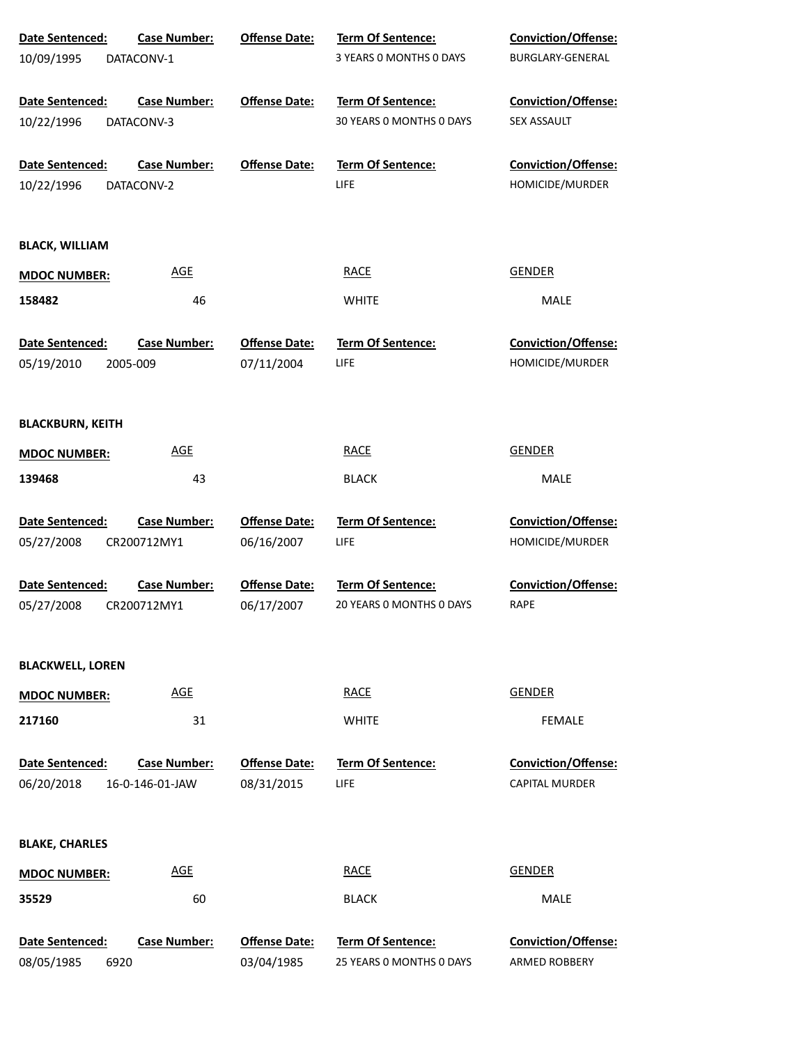| Date Sentenced: | Case Number: | Offense Date: | Term Of Sentence: | Conviction/Offense: |
|---|---|---|---|---|
| 10/09/1995 | DATACONV-1 | | 3 YEARS 0 MONTHS 0 DAYS | BURGLARY-GENERAL |

| Date Sentenced: | Case Number: | Offense Date: | Term Of Sentence: | Conviction/Offense: |
|---|---|---|---|---|
| 10/22/1996 | DATACONV-3 | | 30 YEARS 0 MONTHS 0 DAYS | SEX ASSAULT |

| Date Sentenced: | Case Number: | Offense Date: | Term Of Sentence: | Conviction/Offense: |
|---|---|---|---|---|
| 10/22/1996 | DATACONV-2 | | LIFE | HOMICIDE/MURDER |

**BLACK, WILLIAM**

| MDOC NUMBER: | AGE | RACE | GENDER |
|---|---|---|---|
| 158482 | 46 | WHITE | MALE |

| Date Sentenced: | Case Number: | Offense Date: | Term Of Sentence: | Conviction/Offense: |
|---|---|---|---|---|
| 05/19/2010 | 2005-009 | 07/11/2004 | LIFE | HOMICIDE/MURDER |

**BLACKBURN, KEITH**

| MDOC NUMBER: | AGE | RACE | GENDER |
|---|---|---|---|
| 139468 | 43 | BLACK | MALE |

| Date Sentenced: | Case Number: | Offense Date: | Term Of Sentence: | Conviction/Offense: |
|---|---|---|---|---|
| 05/27/2008 | CR200712MY1 | 06/16/2007 | LIFE | HOMICIDE/MURDER |

| Date Sentenced: | Case Number: | Offense Date: | Term Of Sentence: | Conviction/Offense: |
|---|---|---|---|---|
| 05/27/2008 | CR200712MY1 | 06/17/2007 | 20 YEARS 0 MONTHS 0 DAYS | RAPE |

**BLACKWELL, LOREN**

| MDOC NUMBER: | AGE | RACE | GENDER |
|---|---|---|---|
| 217160 | 31 | WHITE | FEMALE |

| Date Sentenced: | Case Number: | Offense Date: | Term Of Sentence: | Conviction/Offense: |
|---|---|---|---|---|
| 06/20/2018 | 16-0-146-01-JAW | 08/31/2015 | LIFE | CAPITAL MURDER |

**BLAKE, CHARLES**

| MDOC NUMBER: | AGE | RACE | GENDER |
|---|---|---|---|
| 35529 | 60 | BLACK | MALE |

| Date Sentenced: | Case Number: | Offense Date: | Term Of Sentence: | Conviction/Offense: |
|---|---|---|---|---|
| 08/05/1985 | 6920 | 03/04/1985 | 25 YEARS 0 MONTHS 0 DAYS | ARMED ROBBERY |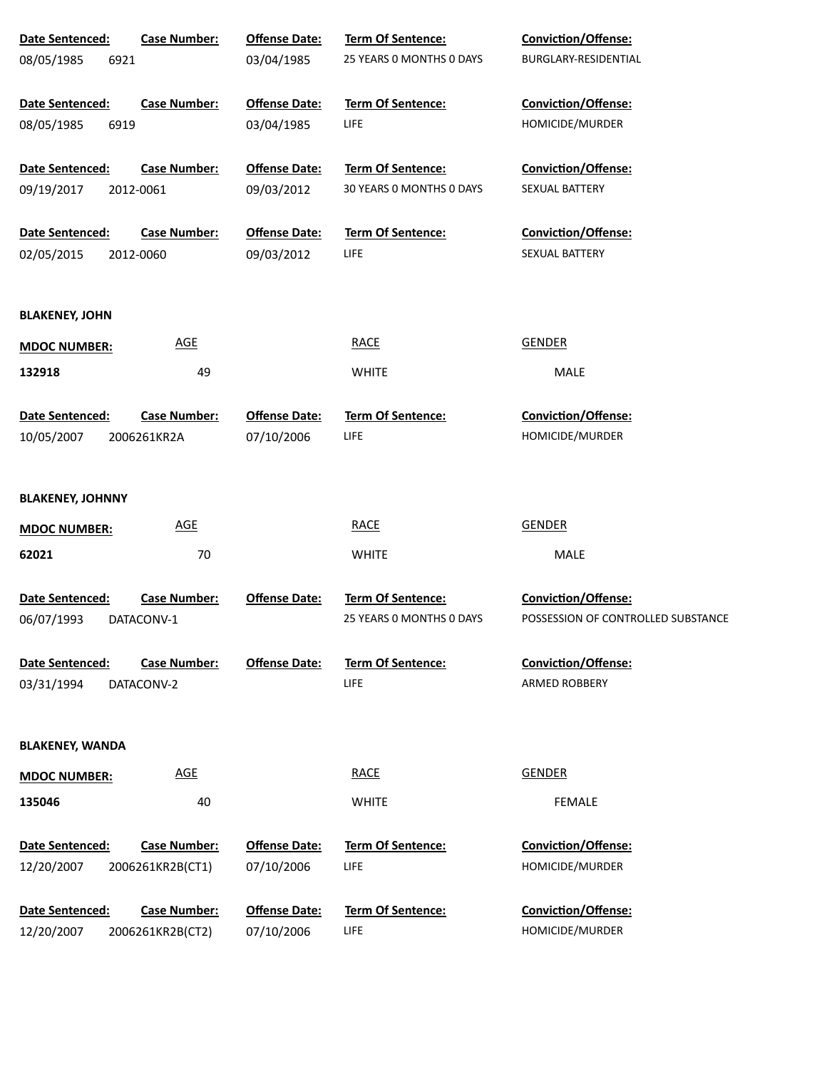| Date Sentenced: | Case Number: | Offense Date: | Term Of Sentence: | Conviction/Offense: |
|---|---|---|---|---|
| 08/05/1985 | 6921 | 03/04/1985 | 25 YEARS 0 MONTHS 0 DAYS | BURGLARY-RESIDENTIAL |

| Date Sentenced: | Case Number: | Offense Date: | Term Of Sentence: | Conviction/Offense: |
|---|---|---|---|---|
| 08/05/1985 | 6919 | 03/04/1985 | LIFE | HOMICIDE/MURDER |

| Date Sentenced: | Case Number: | Offense Date: | Term Of Sentence: | Conviction/Offense: |
|---|---|---|---|---|
| 09/19/2017 | 2012-0061 | 09/03/2012 | 30 YEARS 0 MONTHS 0 DAYS | SEXUAL BATTERY |

| Date Sentenced: | Case Number: | Offense Date: | Term Of Sentence: | Conviction/Offense: |
|---|---|---|---|---|
| 02/05/2015 | 2012-0060 | 09/03/2012 | LIFE | SEXUAL BATTERY |

**BLAKENEY, JOHN**

| MDOC NUMBER: | AGE | RACE | GENDER |
|---|---|---|---|
| **132918** | 49 | WHITE | MALE |

| Date Sentenced: | Case Number: | Offense Date: | Term Of Sentence: | Conviction/Offense: |
|---|---|---|---|---|
| 10/05/2007 | 2006261KR2A | 07/10/2006 | LIFE | HOMICIDE/MURDER |

**BLAKENEY, JOHNNY**

| MDOC NUMBER: | AGE | RACE | GENDER |
|---|---|---|---|
| **62021** | 70 | WHITE | MALE |

| Date Sentenced: | Case Number: | Offense Date: | Term Of Sentence: | Conviction/Offense: |
|---|---|---|---|---|
| 06/07/1993 | DATACONV-1 | | 25 YEARS 0 MONTHS 0 DAYS | POSSESSION OF CONTROLLED SUBSTANCE |

| Date Sentenced: | Case Number: | Offense Date: | Term Of Sentence: | Conviction/Offense: |
|---|---|---|---|---|
| 03/31/1994 | DATACONV-2 | | LIFE | ARMED ROBBERY |

**BLAKENEY, WANDA**

| MDOC NUMBER: | AGE | RACE | GENDER |
|---|---|---|---|
| **135046** | 40 | WHITE | FEMALE |

| Date Sentenced: | Case Number: | Offense Date: | Term Of Sentence: | Conviction/Offense: |
|---|---|---|---|---|
| 12/20/2007 | 2006261KR2B(CT1) | 07/10/2006 | LIFE | HOMICIDE/MURDER |

| Date Sentenced: | Case Number: | Offense Date: | Term Of Sentence: | Conviction/Offense: |
|---|---|---|---|---|
| 12/20/2007 | 2006261KR2B(CT2) | 07/10/2006 | LIFE | HOMICIDE/MURDER |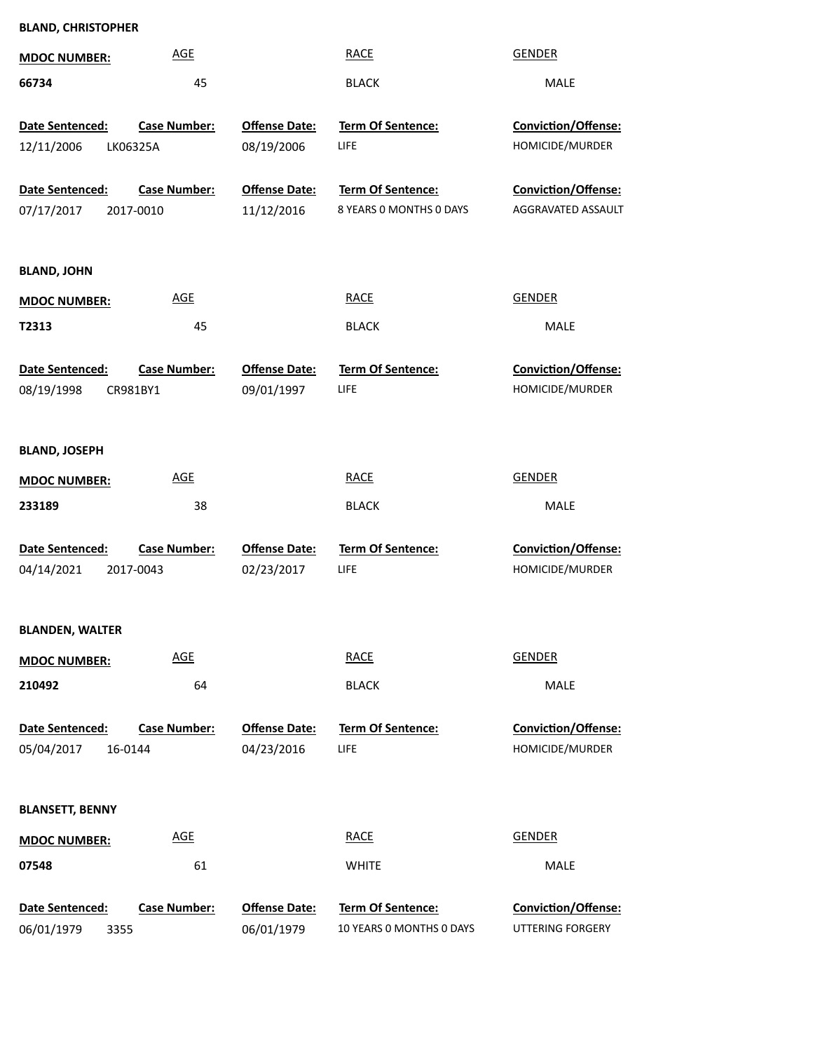**BLAND, CHRISTOPHER**

| MDOC NUMBER: | AGE | RACE | GENDER |
|---|---|---|---|
| 66734 | 45 | BLACK | MALE |

| Date Sentenced: | Case Number: | Offense Date: | Term Of Sentence: | Conviction/Offense: |
|---|---|---|---|---|
| 12/11/2006 | LK06325A | 08/19/2006 | LIFE | HOMICIDE/MURDER |
| 07/17/2017 | 2017-0010 | 11/12/2016 | 8 YEARS 0 MONTHS 0 DAYS | AGGRAVATED ASSAULT |

**BLAND, JOHN**

| MDOC NUMBER: | AGE | RACE | GENDER |
|---|---|---|---|
| T2313 | 45 | BLACK | MALE |

| Date Sentenced: | Case Number: | Offense Date: | Term Of Sentence: | Conviction/Offense: |
|---|---|---|---|---|
| 08/19/1998 | CR981BY1 | 09/01/1997 | LIFE | HOMICIDE/MURDER |

**BLAND, JOSEPH**

| MDOC NUMBER: | AGE | RACE | GENDER |
|---|---|---|---|
| 233189 | 38 | BLACK | MALE |

| Date Sentenced: | Case Number: | Offense Date: | Term Of Sentence: | Conviction/Offense: |
|---|---|---|---|---|
| 04/14/2021 | 2017-0043 | 02/23/2017 | LIFE | HOMICIDE/MURDER |

**BLANDEN, WALTER**

| MDOC NUMBER: | AGE | RACE | GENDER |
|---|---|---|---|
| 210492 | 64 | BLACK | MALE |

| Date Sentenced: | Case Number: | Offense Date: | Term Of Sentence: | Conviction/Offense: |
|---|---|---|---|---|
| 05/04/2017 | 16-0144 | 04/23/2016 | LIFE | HOMICIDE/MURDER |

**BLANSETT, BENNY**

| MDOC NUMBER: | AGE | RACE | GENDER |
|---|---|---|---|
| 07548 | 61 | WHITE | MALE |

| Date Sentenced: | Case Number: | Offense Date: | Term Of Sentence: | Conviction/Offense: |
|---|---|---|---|---|
| 06/01/1979 | 3355 | 06/01/1979 | 10 YEARS 0 MONTHS 0 DAYS | UTTERING FORGERY |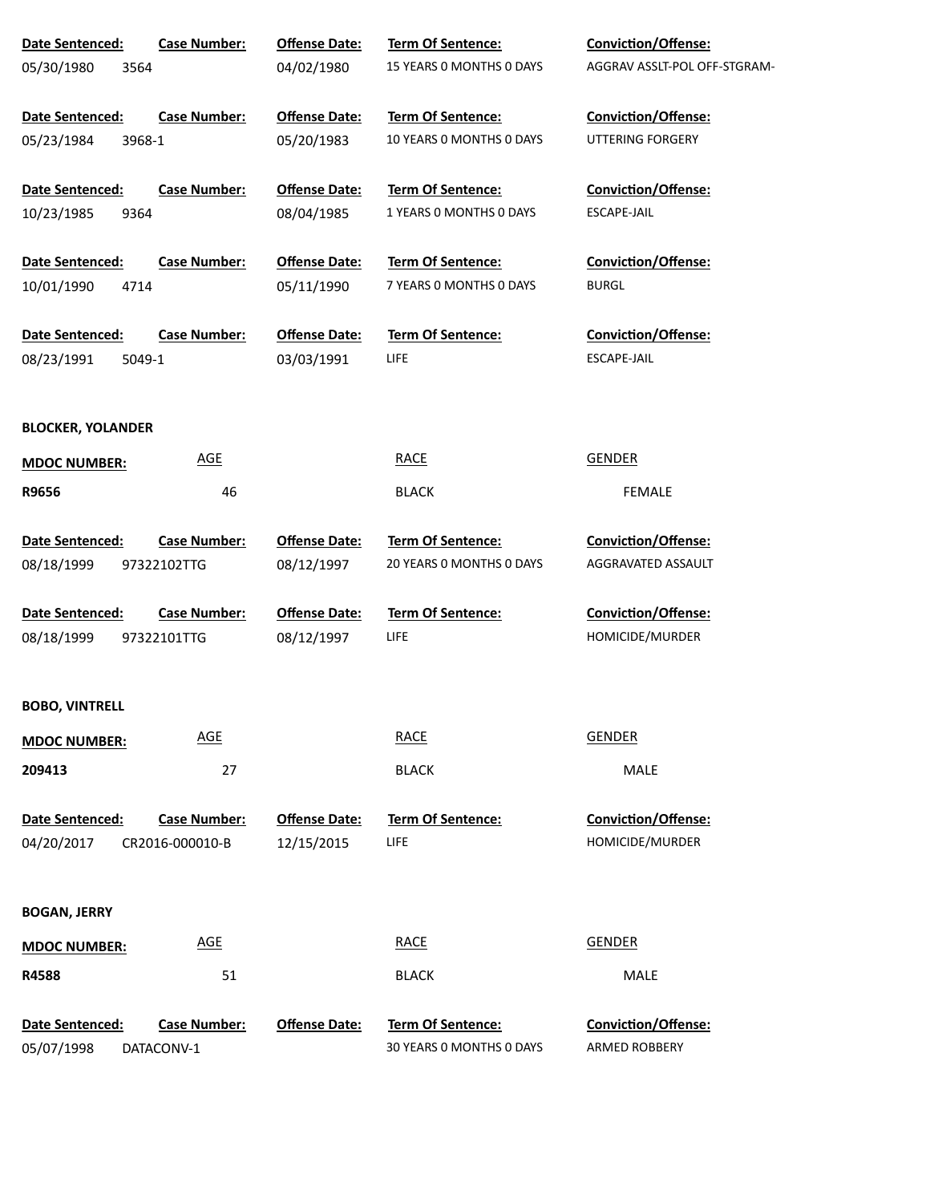| Date Sentenced: | Case Number: | Offense Date: | Term Of Sentence: | Conviction/Offense: |
|---|---|---|---|---|
| 05/30/1980 | 3564 | 04/02/1980 | 15 YEARS 0 MONTHS 0 DAYS | AGGRAV ASSLT-POL OFF-STGRAM- |

| Date Sentenced: | Case Number: | Offense Date: | Term Of Sentence: | Conviction/Offense: |
|---|---|---|---|---|
| 05/23/1984 | 3968-1 | 05/20/1983 | 10 YEARS 0 MONTHS 0 DAYS | UTTERING FORGERY |

| Date Sentenced: | Case Number: | Offense Date: | Term Of Sentence: | Conviction/Offense: |
|---|---|---|---|---|
| 10/23/1985 | 9364 | 08/04/1985 | 1 YEARS 0 MONTHS 0 DAYS | ESCAPE-JAIL |

| Date Sentenced: | Case Number: | Offense Date: | Term Of Sentence: | Conviction/Offense: |
|---|---|---|---|---|
| 10/01/1990 | 4714 | 05/11/1990 | 7 YEARS 0 MONTHS 0 DAYS | BURGL |

| Date Sentenced: | Case Number: | Offense Date: | Term Of Sentence: | Conviction/Offense: |
|---|---|---|---|---|
| 08/23/1991 | 5049-1 | 03/03/1991 | LIFE | ESCAPE-JAIL |

**BLOCKER, YOLANDER**

| MDOC NUMBER: | AGE | RACE | GENDER |
|---|---|---|---|
| **R9656** | 46 | BLACK | FEMALE |

| Date Sentenced: | Case Number: | Offense Date: | Term Of Sentence: | Conviction/Offense: |
|---|---|---|---|---|
| 08/18/1999 | 97322102TTG | 08/12/1997 | 20 YEARS 0 MONTHS 0 DAYS | AGGRAVATED ASSAULT |

| Date Sentenced: | Case Number: | Offense Date: | Term Of Sentence: | Conviction/Offense: |
|---|---|---|---|---|
| 08/18/1999 | 97322101TTG | 08/12/1997 | LIFE | HOMICIDE/MURDER |

**BOBO, VINTRELL**

| MDOC NUMBER: | AGE | RACE | GENDER |
|---|---|---|---|
| **209413** | 27 | BLACK | MALE |

| Date Sentenced: | Case Number: | Offense Date: | Term Of Sentence: | Conviction/Offense: |
|---|---|---|---|---|
| 04/20/2017 | CR2016-000010-B | 12/15/2015 | LIFE | HOMICIDE/MURDER |

**BOGAN, JERRY**

| MDOC NUMBER: | AGE | RACE | GENDER |
|---|---|---|---|
| **R4588** | 51 | BLACK | MALE |

| Date Sentenced: | Case Number: | Offense Date: | Term Of Sentence: | Conviction/Offense: |
|---|---|---|---|---|
| 05/07/1998 | DATACONV-1 | | 30 YEARS 0 MONTHS 0 DAYS | ARMED ROBBERY |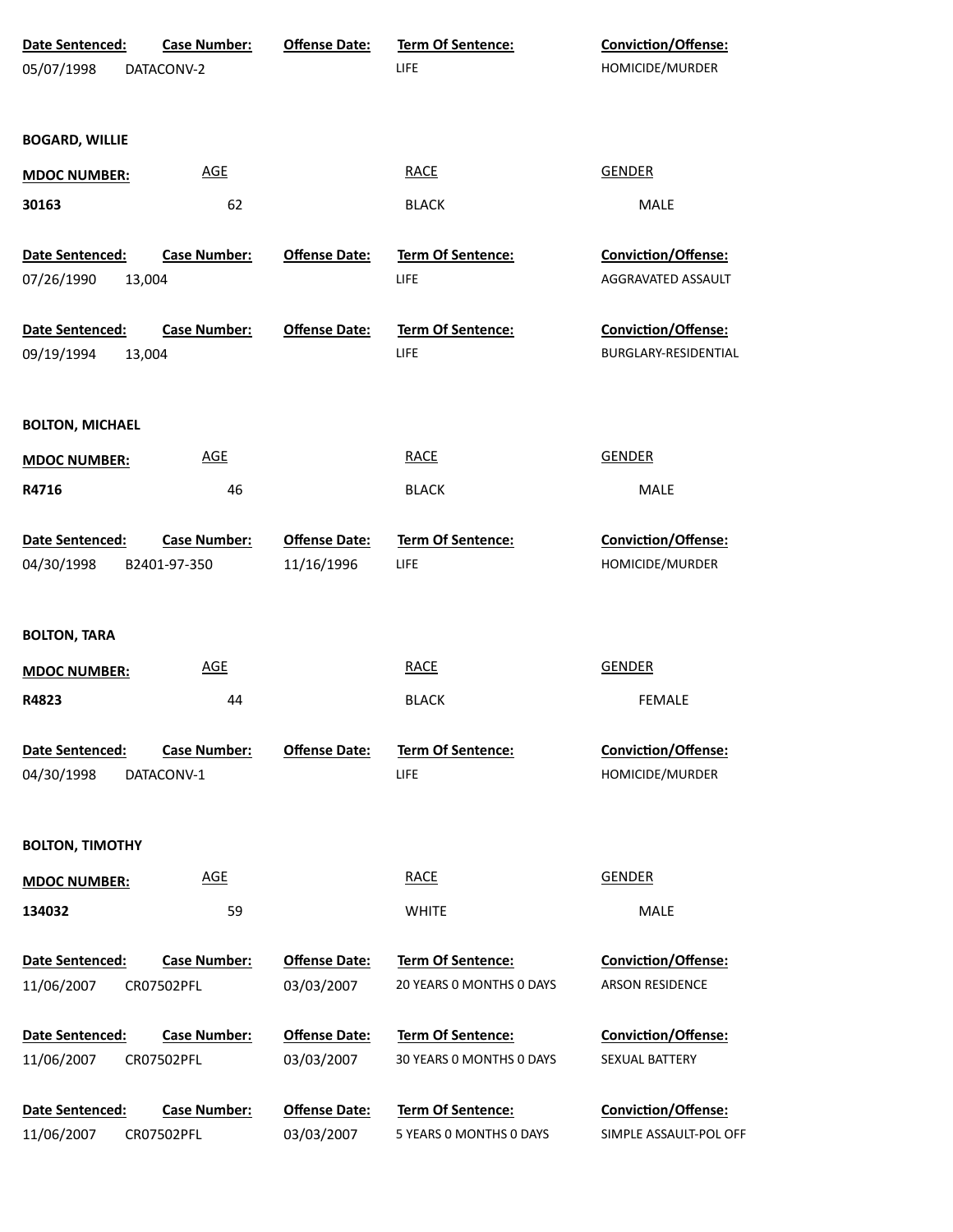| Date Sentenced: | Case Number: | Offense Date: | Term Of Sentence: | Conviction/Offense: |
|---|---|---|---|---|
| 05/07/1998 | DATACONV-2 | | LIFE | HOMICIDE/MURDER |

**BOGARD, WILLIE**

| MDOC NUMBER: | AGE | RACE | GENDER |
|---|---|---|---|
| 30163 | 62 | BLACK | MALE |

| Date Sentenced: | Case Number: | Offense Date: | Term Of Sentence: | Conviction/Offense: |
|---|---|---|---|---|
| 07/26/1990 | 13,004 | | LIFE | AGGRAVATED ASSAULT |
| 09/19/1994 | 13,004 | | LIFE | BURGLARY-RESIDENTIAL |

**BOLTON, MICHAEL**

| MDOC NUMBER: | AGE | RACE | GENDER |
|---|---|---|---|
| R4716 | 46 | BLACK | MALE |

| Date Sentenced: | Case Number: | Offense Date: | Term Of Sentence: | Conviction/Offense: |
|---|---|---|---|---|
| 04/30/1998 | B2401-97-350 | 11/16/1996 | LIFE | HOMICIDE/MURDER |

**BOLTON, TARA**

| MDOC NUMBER: | AGE | RACE | GENDER |
|---|---|---|---|
| R4823 | 44 | BLACK | FEMALE |

| Date Sentenced: | Case Number: | Offense Date: | Term Of Sentence: | Conviction/Offense: |
|---|---|---|---|---|
| 04/30/1998 | DATACONV-1 | | LIFE | HOMICIDE/MURDER |

**BOLTON, TIMOTHY**

| MDOC NUMBER: | AGE | RACE | GENDER |
|---|---|---|---|
| 134032 | 59 | WHITE | MALE |

| Date Sentenced: | Case Number: | Offense Date: | Term Of Sentence: | Conviction/Offense: |
|---|---|---|---|---|
| 11/06/2007 | CR07502PFL | 03/03/2007 | 20 YEARS 0 MONTHS 0 DAYS | ARSON RESIDENCE |
| 11/06/2007 | CR07502PFL | 03/03/2007 | 30 YEARS 0 MONTHS 0 DAYS | SEXUAL BATTERY |
| 11/06/2007 | CR07502PFL | 03/03/2007 | 5 YEARS 0 MONTHS 0 DAYS | SIMPLE ASSAULT-POL OFF |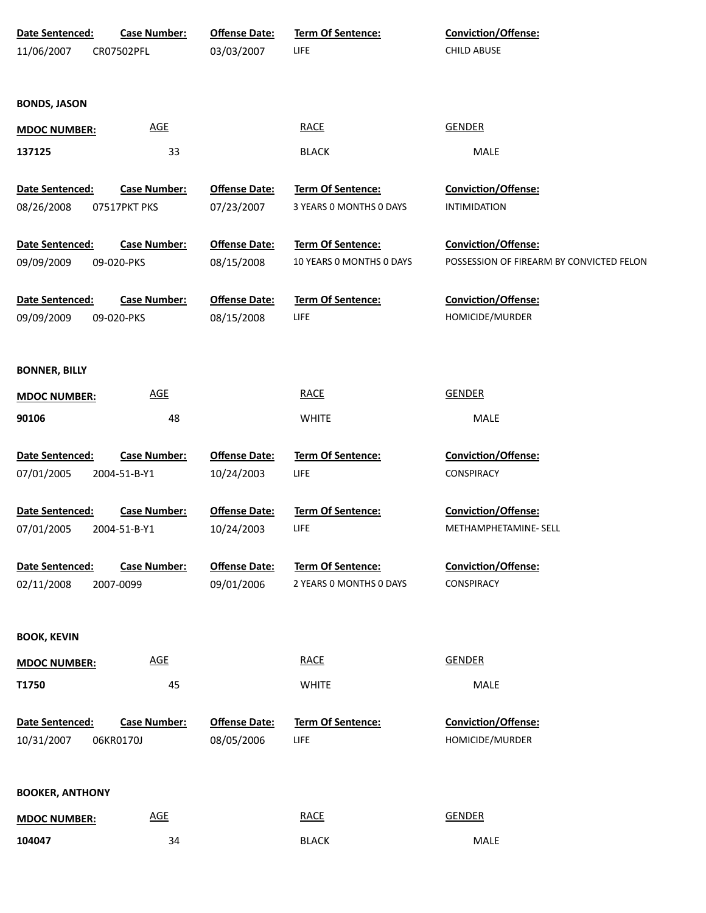| Date Sentenced: | Case Number: | Offense Date: | Term Of Sentence: | Conviction/Offense: |
|---|---|---|---|---|
| 11/06/2007 | CR07502PFL | 03/03/2007 | LIFE | CHILD ABUSE |

**BONDS, JASON**

| MDOC NUMBER: | AGE | RACE | GENDER |
|---|---|---|---|
| **137125** | 33 | BLACK | MALE |

| Date Sentenced: | Case Number: | Offense Date: | Term Of Sentence: | Conviction/Offense: |
|---|---|---|---|---|
| 08/26/2008 | 07517PKT PKS | 07/23/2007 | 3 YEARS 0 MONTHS 0 DAYS | INTIMIDATION |
| 09/09/2009 | 09-020-PKS | 08/15/2008 | 10 YEARS 0 MONTHS 0 DAYS | POSSESSION OF FIREARM BY CONVICTED FELON |
| 09/09/2009 | 09-020-PKS | 08/15/2008 | LIFE | HOMICIDE/MURDER |

**BONNER, BILLY**

| MDOC NUMBER: | AGE | RACE | GENDER |
|---|---|---|---|
| **90106** | 48 | WHITE | MALE |

| Date Sentenced: | Case Number: | Offense Date: | Term Of Sentence: | Conviction/Offense: |
|---|---|---|---|---|
| 07/01/2005 | 2004-51-B-Y1 | 10/24/2003 | LIFE | CONSPIRACY |
| 07/01/2005 | 2004-51-B-Y1 | 10/24/2003 | LIFE | METHAMPHETAMINE- SELL |
| 02/11/2008 | 2007-0099 | 09/01/2006 | 2 YEARS 0 MONTHS 0 DAYS | CONSPIRACY |

**BOOK, KEVIN**

| MDOC NUMBER: | AGE | RACE | GENDER |
|---|---|---|---|
| **T1750** | 45 | WHITE | MALE |

| Date Sentenced: | Case Number: | Offense Date: | Term Of Sentence: | Conviction/Offense: |
|---|---|---|---|---|
| 10/31/2007 | 06KR0170J | 08/05/2006 | LIFE | HOMICIDE/MURDER |

**BOOKER, ANTHONY**

| MDOC NUMBER: | AGE | RACE | GENDER |
|---|---|---|---|
| **104047** | 34 | BLACK | MALE |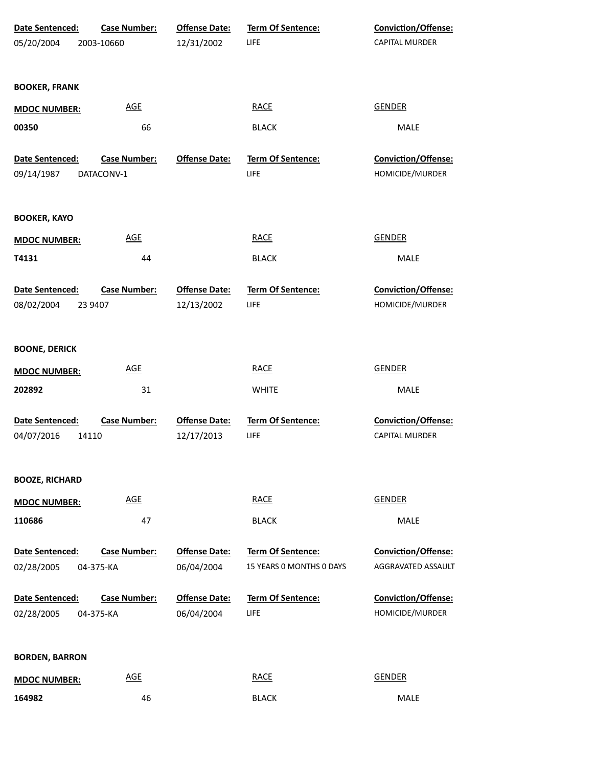| Date Sentenced: | Case Number: | Offense Date: | Term Of Sentence: | Conviction/Offense: |
|---|---|---|---|---|
| 05/20/2004 | 2003-10660 | 12/31/2002 | LIFE | CAPITAL MURDER |

**BOOKER, FRANK**

| MDOC NUMBER: | AGE | RACE | GENDER |
|---|---|---|---|
| 00350 | 66 | BLACK | MALE |

| Date Sentenced: | Case Number: | Offense Date: | Term Of Sentence: | Conviction/Offense: |
|---|---|---|---|---|
| 09/14/1987 | DATACONV-1 | | LIFE | HOMICIDE/MURDER |

**BOOKER, KAYO**

| MDOC NUMBER: | AGE | RACE | GENDER |
|---|---|---|---|
| T4131 | 44 | BLACK | MALE |

| Date Sentenced: | Case Number: | Offense Date: | Term Of Sentence: | Conviction/Offense: |
|---|---|---|---|---|
| 08/02/2004 | 23 9407 | 12/13/2002 | LIFE | HOMICIDE/MURDER |

**BOONE, DERICK**

| MDOC NUMBER: | AGE | RACE | GENDER |
|---|---|---|---|
| 202892 | 31 | WHITE | MALE |

| Date Sentenced: | Case Number: | Offense Date: | Term Of Sentence: | Conviction/Offense: |
|---|---|---|---|---|
| 04/07/2016 | 14110 | 12/17/2013 | LIFE | CAPITAL MURDER |

**BOOZE, RICHARD**

| MDOC NUMBER: | AGE | RACE | GENDER |
|---|---|---|---|
| 110686 | 47 | BLACK | MALE |

| Date Sentenced: | Case Number: | Offense Date: | Term Of Sentence: | Conviction/Offense: |
|---|---|---|---|---|
| 02/28/2005 | 04-375-KA | 06/04/2004 | 15 YEARS 0 MONTHS 0 DAYS | AGGRAVATED ASSAULT |
| 02/28/2005 | 04-375-KA | 06/04/2004 | LIFE | HOMICIDE/MURDER |

**BORDEN, BARRON**

| MDOC NUMBER: | AGE | RACE | GENDER |
|---|---|---|---|
| 164982 | 46 | BLACK | MALE |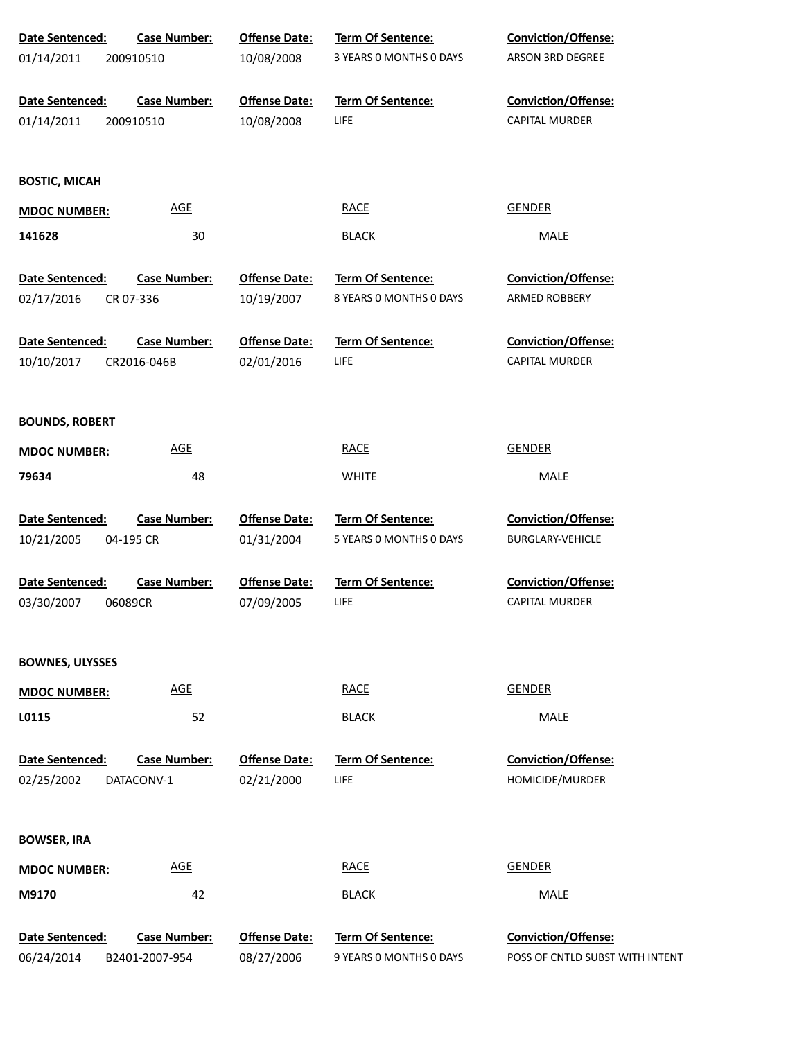| Date Sentenced: | Case Number: | Offense Date: | Term Of Sentence: | Conviction/Offense: |
|---|---|---|---|---|
| 01/14/2011 | 200910510 | 10/08/2008 | 3 YEARS 0 MONTHS 0 DAYS | ARSON 3RD DEGREE |

| Date Sentenced: | Case Number: | Offense Date: | Term Of Sentence: | Conviction/Offense: |
|---|---|---|---|---|
| 01/14/2011 | 200910510 | 10/08/2008 | LIFE | CAPITAL MURDER |

**BOSTIC, MICAH**

| MDOC NUMBER: | AGE | RACE | GENDER |
|---|---|---|---|
| 141628 | 30 | BLACK | MALE |

| Date Sentenced: | Case Number: | Offense Date: | Term Of Sentence: | Conviction/Offense: |
|---|---|---|---|---|
| 02/17/2016 | CR 07-336 | 10/19/2007 | 8 YEARS 0 MONTHS 0 DAYS | ARMED ROBBERY |

| Date Sentenced: | Case Number: | Offense Date: | Term Of Sentence: | Conviction/Offense: |
|---|---|---|---|---|
| 10/10/2017 | CR2016-046B | 02/01/2016 | LIFE | CAPITAL MURDER |

**BOUNDS, ROBERT**

| MDOC NUMBER: | AGE | RACE | GENDER |
|---|---|---|---|
| 79634 | 48 | WHITE | MALE |

| Date Sentenced: | Case Number: | Offense Date: | Term Of Sentence: | Conviction/Offense: |
|---|---|---|---|---|
| 10/21/2005 | 04-195 CR | 01/31/2004 | 5 YEARS 0 MONTHS 0 DAYS | BURGLARY-VEHICLE |

| Date Sentenced: | Case Number: | Offense Date: | Term Of Sentence: | Conviction/Offense: |
|---|---|---|---|---|
| 03/30/2007 | 06089CR | 07/09/2005 | LIFE | CAPITAL MURDER |

**BOWNES, ULYSSES**

| MDOC NUMBER: | AGE | RACE | GENDER |
|---|---|---|---|
| L0115 | 52 | BLACK | MALE |

| Date Sentenced: | Case Number: | Offense Date: | Term Of Sentence: | Conviction/Offense: |
|---|---|---|---|---|
| 02/25/2002 | DATACONV-1 | 02/21/2000 | LIFE | HOMICIDE/MURDER |

**BOWSER, IRA**

| MDOC NUMBER: | AGE | RACE | GENDER |
|---|---|---|---|
| M9170 | 42 | BLACK | MALE |

| Date Sentenced: | Case Number: | Offense Date: | Term Of Sentence: | Conviction/Offense: |
|---|---|---|---|---|
| 06/24/2014 | B2401-2007-954 | 08/27/2006 | 9 YEARS 0 MONTHS 0 DAYS | POSS OF CNTLD SUBST WITH INTENT |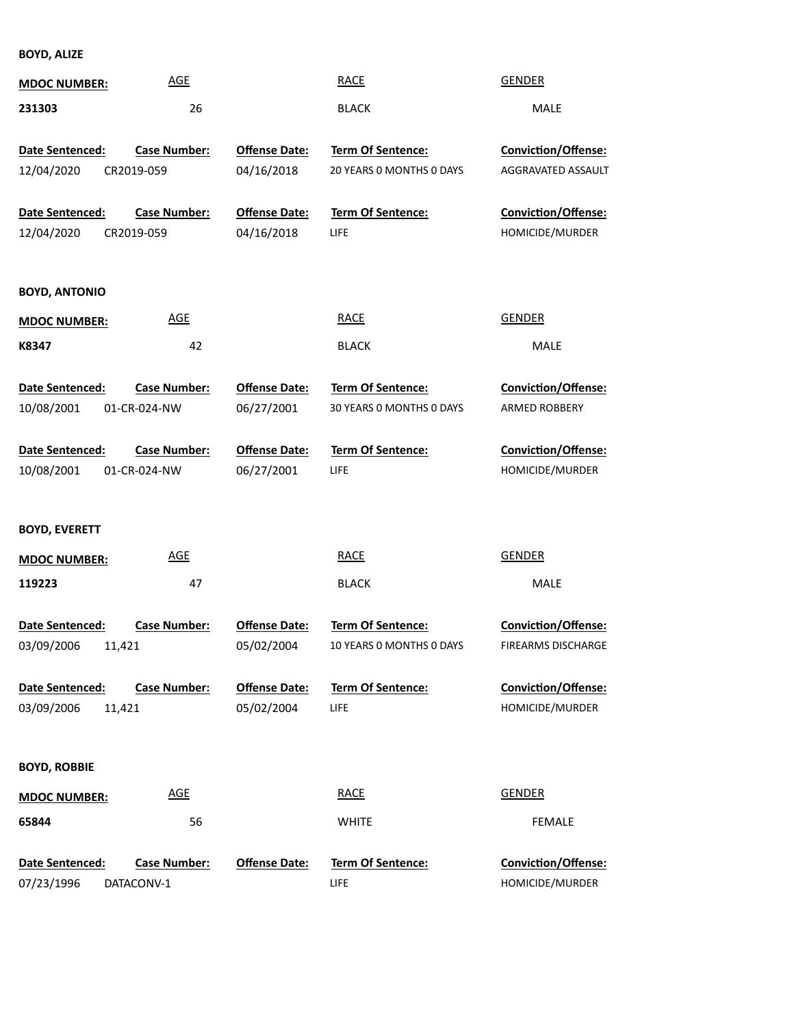**BOYD, ALIZE**

| MDOC NUMBER: | AGE | RACE | GENDER |
|---|---|---|---|
| 231303 | 26 | BLACK | MALE |

| Date Sentenced: | Case Number: | Offense Date: | Term Of Sentence: | Conviction/Offense: |
|---|---|---|---|---|
| 12/04/2020 | CR2019-059 | 04/16/2018 | 20 YEARS 0 MONTHS 0 DAYS | AGGRAVATED ASSAULT |
| 12/04/2020 | CR2019-059 | 04/16/2018 | LIFE | HOMICIDE/MURDER |

**BOYD, ANTONIO**

| MDOC NUMBER: | AGE | RACE | GENDER |
|---|---|---|---|
| K8347 | 42 | BLACK | MALE |

| Date Sentenced: | Case Number: | Offense Date: | Term Of Sentence: | Conviction/Offense: |
|---|---|---|---|---|
| 10/08/2001 | 01-CR-024-NW | 06/27/2001 | 30 YEARS 0 MONTHS 0 DAYS | ARMED ROBBERY |
| 10/08/2001 | 01-CR-024-NW | 06/27/2001 | LIFE | HOMICIDE/MURDER |

**BOYD, EVERETT**

| MDOC NUMBER: | AGE | RACE | GENDER |
|---|---|---|---|
| 119223 | 47 | BLACK | MALE |

| Date Sentenced: | Case Number: | Offense Date: | Term Of Sentence: | Conviction/Offense: |
|---|---|---|---|---|
| 03/09/2006 | 11,421 | 05/02/2004 | 10 YEARS 0 MONTHS 0 DAYS | FIREARMS DISCHARGE |
| 03/09/2006 | 11,421 | 05/02/2004 | LIFE | HOMICIDE/MURDER |

**BOYD, ROBBIE**

| MDOC NUMBER: | AGE | RACE | GENDER |
|---|---|---|---|
| 65844 | 56 | WHITE | FEMALE |

| Date Sentenced: | Case Number: | Offense Date: | Term Of Sentence: | Conviction/Offense: |
|---|---|---|---|---|
| 07/23/1996 | DATACONV-1 | | LIFE | HOMICIDE/MURDER |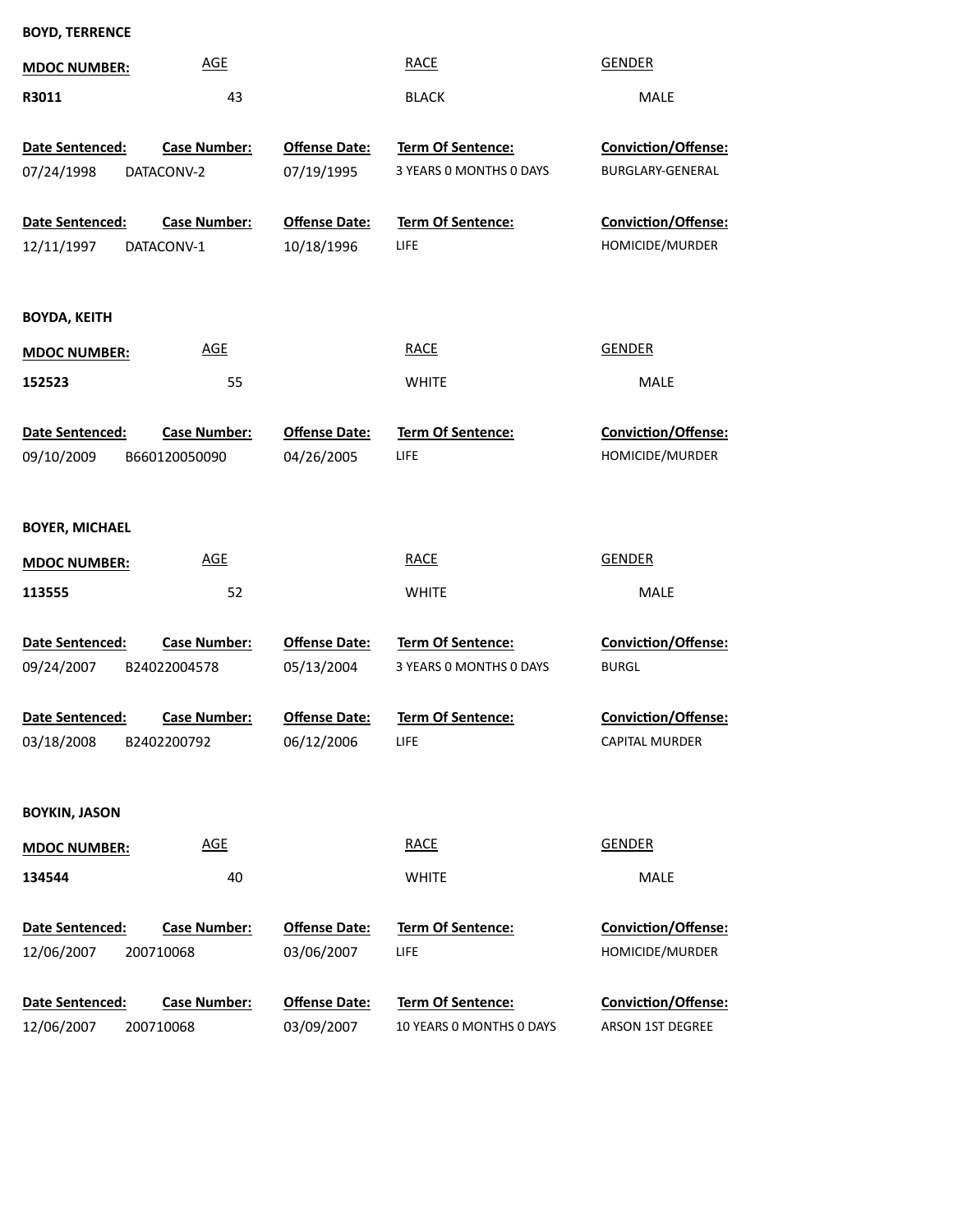**BOYD, TERRENCE**

| MDOC NUMBER: | AGE | RACE | GENDER |
|---|---|---|---|
| R3011 | 43 | BLACK | MALE |

| Date Sentenced: | Case Number: | Offense Date: | Term Of Sentence: | Conviction/Offense: |
|---|---|---|---|---|
| 07/24/1998 | DATACONV-2 | 07/19/1995 | 3 YEARS 0 MONTHS 0 DAYS | BURGLARY-GENERAL |
| 12/11/1997 | DATACONV-1 | 10/18/1996 | LIFE | HOMICIDE/MURDER |

**BOYDA, KEITH**

| MDOC NUMBER: | AGE | RACE | GENDER |
|---|---|---|---|
| 152523 | 55 | WHITE | MALE |

| Date Sentenced: | Case Number: | Offense Date: | Term Of Sentence: | Conviction/Offense: |
|---|---|---|---|---|
| 09/10/2009 | B660120050090 | 04/26/2005 | LIFE | HOMICIDE/MURDER |

**BOYER, MICHAEL**

| MDOC NUMBER: | AGE | RACE | GENDER |
|---|---|---|---|
| 113555 | 52 | WHITE | MALE |

| Date Sentenced: | Case Number: | Offense Date: | Term Of Sentence: | Conviction/Offense: |
|---|---|---|---|---|
| 09/24/2007 | B24022004578 | 05/13/2004 | 3 YEARS 0 MONTHS 0 DAYS | BURGL |
| 03/18/2008 | B2402200792 | 06/12/2006 | LIFE | CAPITAL MURDER |

**BOYKIN, JASON**

| MDOC NUMBER: | AGE | RACE | GENDER |
|---|---|---|---|
| 134544 | 40 | WHITE | MALE |

| Date Sentenced: | Case Number: | Offense Date: | Term Of Sentence: | Conviction/Offense: |
|---|---|---|---|---|
| 12/06/2007 | 200710068 | 03/06/2007 | LIFE | HOMICIDE/MURDER |
| 12/06/2007 | 200710068 | 03/09/2007 | 10 YEARS 0 MONTHS 0 DAYS | ARSON 1ST DEGREE |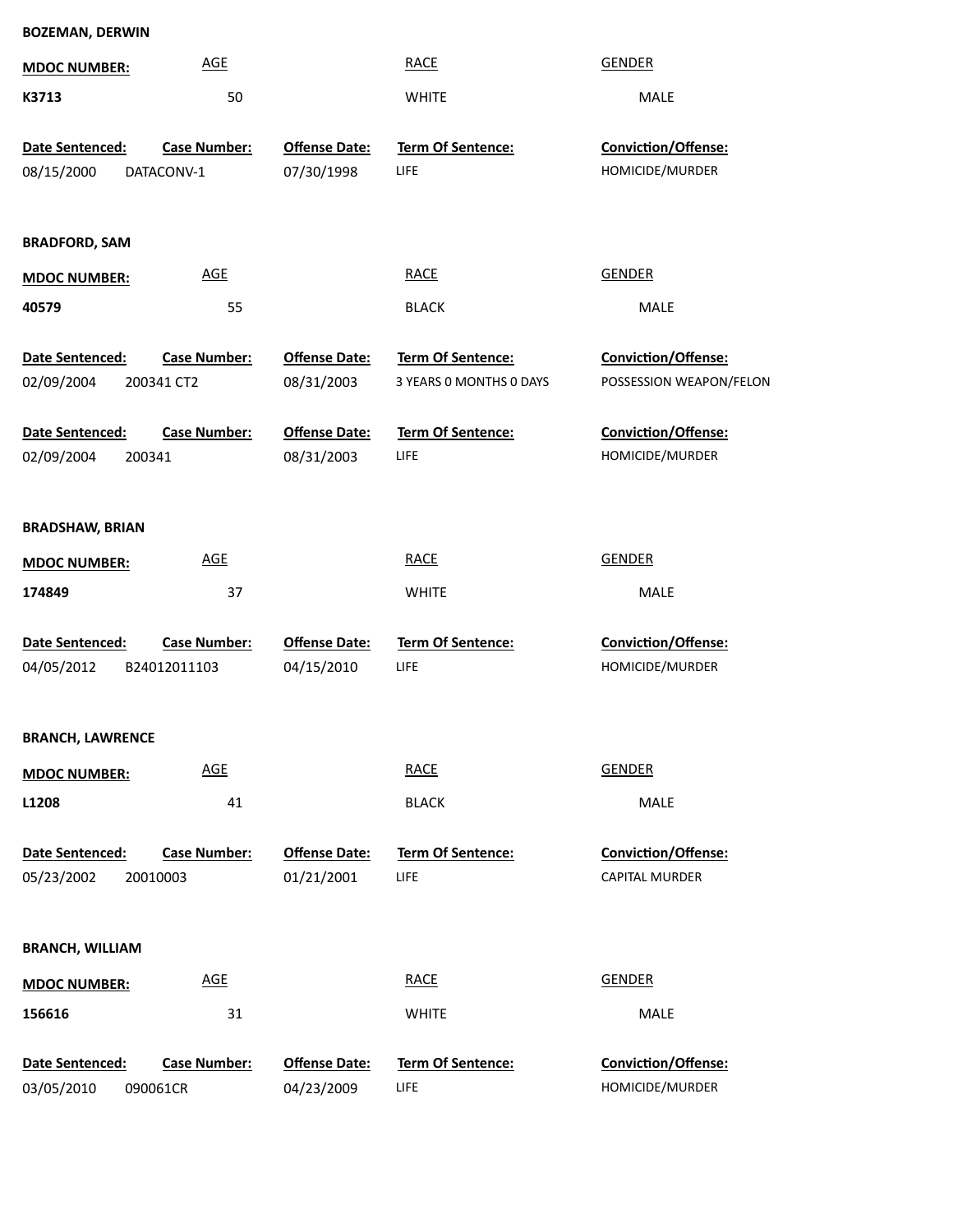**BOZEMAN, DERWIN**

| MDOC NUMBER: | AGE | RACE | GENDER |
|---|---|---|---|
| K3713 | 50 | WHITE | MALE |

| Date Sentenced: | Case Number: | Offense Date: | Term Of Sentence: | Conviction/Offense: |
|---|---|---|---|---|
| 08/15/2000 | DATACONV-1 | 07/30/1998 | LIFE | HOMICIDE/MURDER |

**BRADFORD, SAM**

| MDOC NUMBER: | AGE | RACE | GENDER |
|---|---|---|---|
| 40579 | 55 | BLACK | MALE |

| Date Sentenced: | Case Number: | Offense Date: | Term Of Sentence: | Conviction/Offense: |
|---|---|---|---|---|
| 02/09/2004 | 200341 CT2 | 08/31/2003 | 3 YEARS 0 MONTHS 0 DAYS | POSSESSION WEAPON/FELON |
| 02/09/2004 | 200341 | 08/31/2003 | LIFE | HOMICIDE/MURDER |

**BRADSHAW, BRIAN**

| MDOC NUMBER: | AGE | RACE | GENDER |
|---|---|---|---|
| 174849 | 37 | WHITE | MALE |

| Date Sentenced: | Case Number: | Offense Date: | Term Of Sentence: | Conviction/Offense: |
|---|---|---|---|---|
| 04/05/2012 | B24012011103 | 04/15/2010 | LIFE | HOMICIDE/MURDER |

**BRANCH, LAWRENCE**

| MDOC NUMBER: | AGE | RACE | GENDER |
|---|---|---|---|
| L1208 | 41 | BLACK | MALE |

| Date Sentenced: | Case Number: | Offense Date: | Term Of Sentence: | Conviction/Offense: |
|---|---|---|---|---|
| 05/23/2002 | 20010003 | 01/21/2001 | LIFE | CAPITAL MURDER |

**BRANCH, WILLIAM**

| MDOC NUMBER: | AGE | RACE | GENDER |
|---|---|---|---|
| 156616 | 31 | WHITE | MALE |

| Date Sentenced: | Case Number: | Offense Date: | Term Of Sentence: | Conviction/Offense: |
|---|---|---|---|---|
| 03/05/2010 | 090061CR | 04/23/2009 | LIFE | HOMICIDE/MURDER |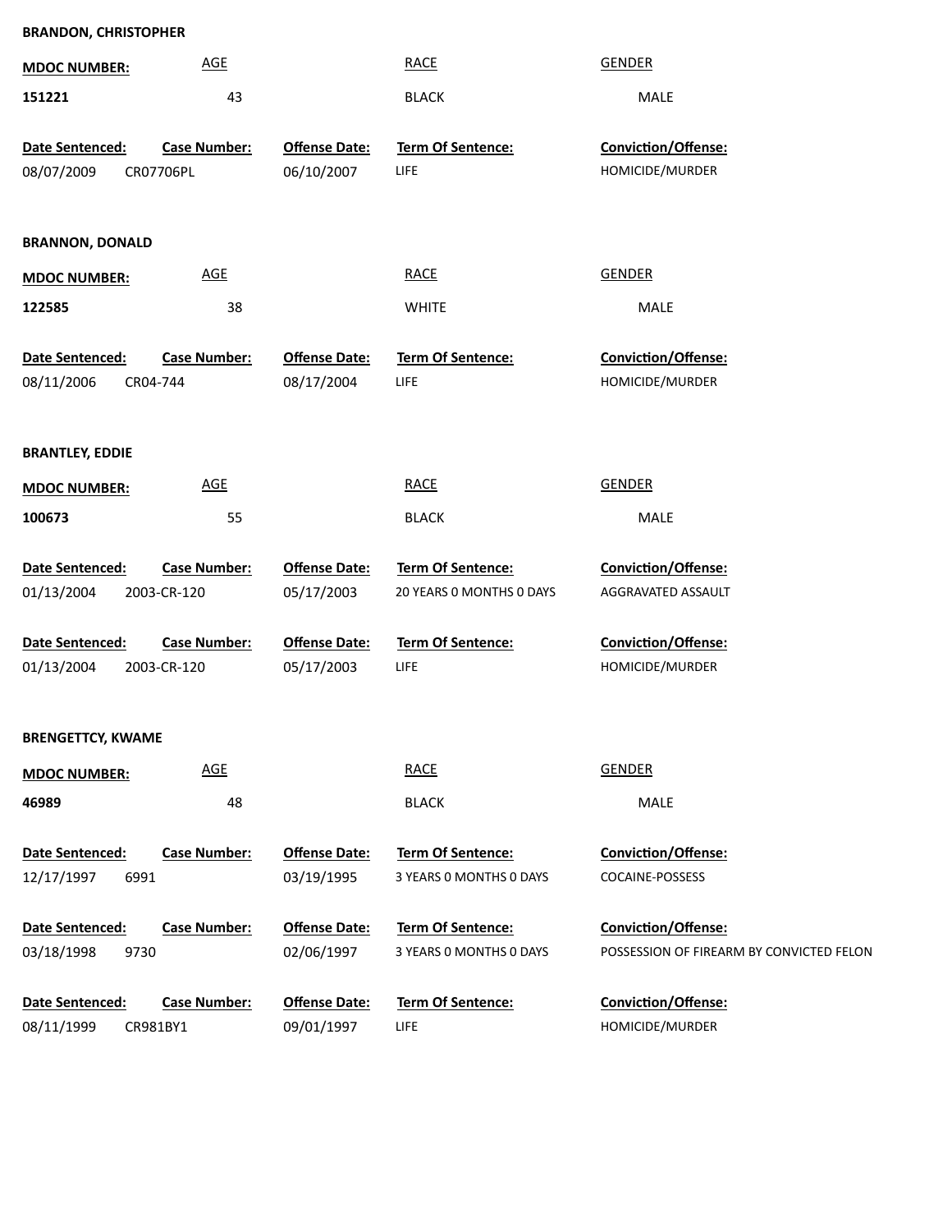**BRANDON, CHRISTOPHER**

| MDOC NUMBER: | AGE | RACE | GENDER |
|---|---|---|---|
| 151221 | 43 | BLACK | MALE |

| Date Sentenced: | Case Number: | Offense Date: | Term Of Sentence: | Conviction/Offense: |
|---|---|---|---|---|
| 08/07/2009 | CR07706PL | 06/10/2007 | LIFE | HOMICIDE/MURDER |

**BRANNON, DONALD**

| MDOC NUMBER: | AGE | RACE | GENDER |
|---|---|---|---|
| 122585 | 38 | WHITE | MALE |

| Date Sentenced: | Case Number: | Offense Date: | Term Of Sentence: | Conviction/Offense: |
|---|---|---|---|---|
| 08/11/2006 | CR04-744 | 08/17/2004 | LIFE | HOMICIDE/MURDER |

**BRANTLEY, EDDIE**

| MDOC NUMBER: | AGE | RACE | GENDER |
|---|---|---|---|
| 100673 | 55 | BLACK | MALE |

| Date Sentenced: | Case Number: | Offense Date: | Term Of Sentence: | Conviction/Offense: |
|---|---|---|---|---|
| 01/13/2004 | 2003-CR-120 | 05/17/2003 | 20 YEARS 0 MONTHS 0 DAYS | AGGRAVATED ASSAULT |
| 01/13/2004 | 2003-CR-120 | 05/17/2003 | LIFE | HOMICIDE/MURDER |

**BRENGETTCY, KWAME**

| MDOC NUMBER: | AGE | RACE | GENDER |
|---|---|---|---|
| 46989 | 48 | BLACK | MALE |

| Date Sentenced: | Case Number: | Offense Date: | Term Of Sentence: | Conviction/Offense: |
|---|---|---|---|---|
| 12/17/1997 | 6991 | 03/19/1995 | 3 YEARS 0 MONTHS 0 DAYS | COCAINE-POSSESS |
| 03/18/1998 | 9730 | 02/06/1997 | 3 YEARS 0 MONTHS 0 DAYS | POSSESSION OF FIREARM BY CONVICTED FELON |
| 08/11/1999 | CR981BY1 | 09/01/1997 | LIFE | HOMICIDE/MURDER |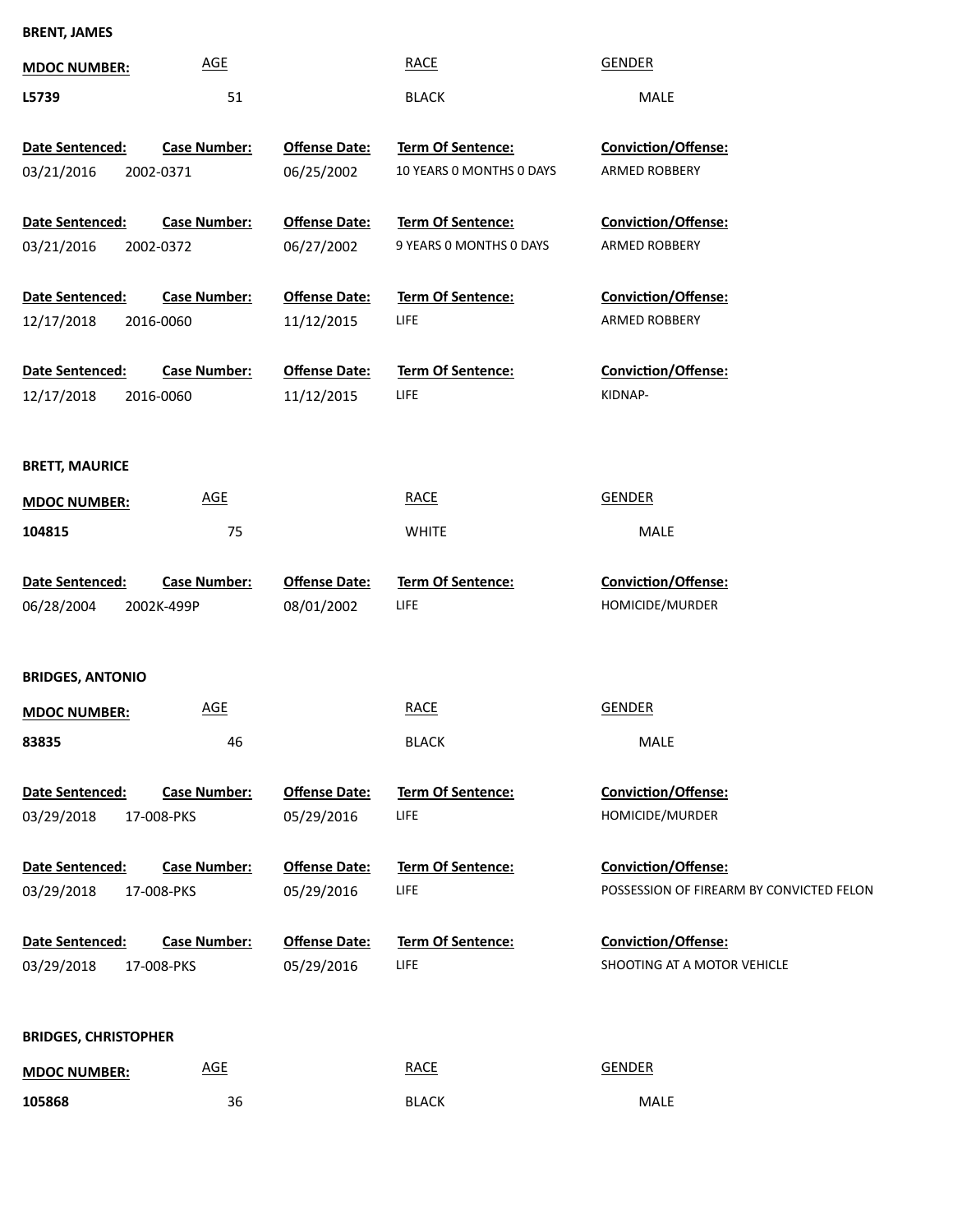**BRENT, JAMES**

| MDOC NUMBER: | AGE | RACE | GENDER |
| --- | --- | --- | --- |
| L5739 | 51 | BLACK | MALE |

| Date Sentenced: | Case Number: | Offense Date: | Term Of Sentence: | Conviction/Offense: |
| --- | --- | --- | --- | --- |
| 03/21/2016 | 2002-0371 | 06/25/2002 | 10 YEARS 0 MONTHS 0 DAYS | ARMED ROBBERY |
| 03/21/2016 | 2002-0372 | 06/27/2002 | 9 YEARS 0 MONTHS 0 DAYS | ARMED ROBBERY |
| 12/17/2018 | 2016-0060 | 11/12/2015 | LIFE | ARMED ROBBERY |
| 12/17/2018 | 2016-0060 | 11/12/2015 | LIFE | KIDNAP- |

**BRETT, MAURICE**

| MDOC NUMBER: | AGE | RACE | GENDER |
| --- | --- | --- | --- |
| 104815 | 75 | WHITE | MALE |

| Date Sentenced: | Case Number: | Offense Date: | Term Of Sentence: | Conviction/Offense: |
| --- | --- | --- | --- | --- |
| 06/28/2004 | 2002K-499P | 08/01/2002 | LIFE | HOMICIDE/MURDER |

**BRIDGES, ANTONIO**

| MDOC NUMBER: | AGE | RACE | GENDER |
| --- | --- | --- | --- |
| 83835 | 46 | BLACK | MALE |

| Date Sentenced: | Case Number: | Offense Date: | Term Of Sentence: | Conviction/Offense: |
| --- | --- | --- | --- | --- |
| 03/29/2018 | 17-008-PKS | 05/29/2016 | LIFE | HOMICIDE/MURDER |
| 03/29/2018 | 17-008-PKS | 05/29/2016 | LIFE | POSSESSION OF FIREARM BY CONVICTED FELON |
| 03/29/2018 | 17-008-PKS | 05/29/2016 | LIFE | SHOOTING AT A MOTOR VEHICLE |

**BRIDGES, CHRISTOPHER**

| MDOC NUMBER: | AGE | RACE | GENDER |
| --- | --- | --- | --- |
| 105868 | 36 | BLACK | MALE |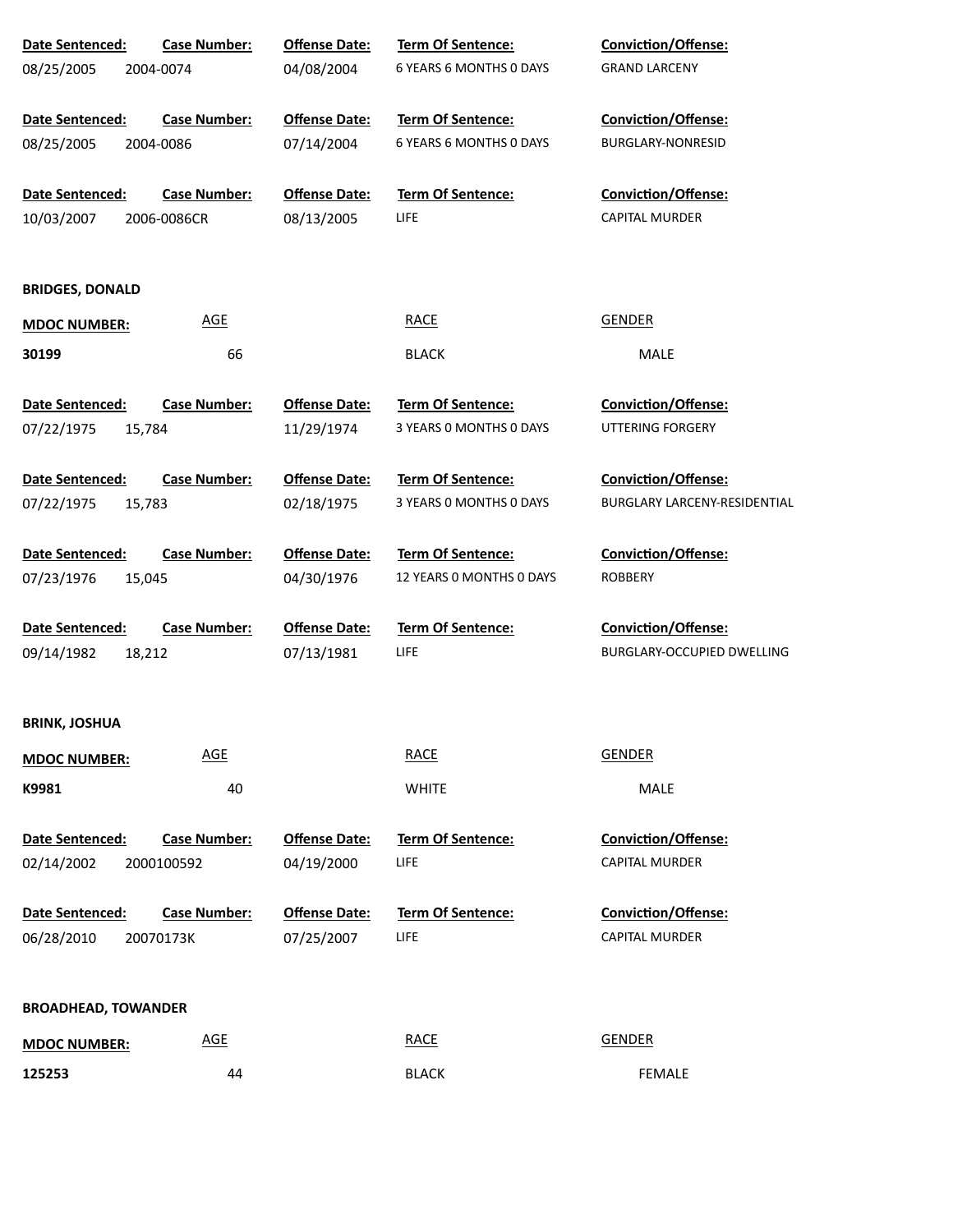| Date Sentenced: | Case Number: | Offense Date: | Term Of Sentence: | Conviction/Offense: |
|---|---|---|---|---|
| 08/25/2005 | 2004-0074 | 04/08/2004 | 6 YEARS 6 MONTHS 0 DAYS | GRAND LARCENY |

| Date Sentenced: | Case Number: | Offense Date: | Term Of Sentence: | Conviction/Offense: |
|---|---|---|---|---|
| 08/25/2005 | 2004-0086 | 07/14/2004 | 6 YEARS 6 MONTHS 0 DAYS | BURGLARY-NONRESID |

| Date Sentenced: | Case Number: | Offense Date: | Term Of Sentence: | Conviction/Offense: |
|---|---|---|---|---|
| 10/03/2007 | 2006-0086CR | 08/13/2005 | LIFE | CAPITAL MURDER |

**BRIDGES, DONALD**

| MDOC NUMBER: | AGE | RACE | GENDER |
|---|---|---|---|
| **30199** | 66 | BLACK | MALE |

| Date Sentenced: | Case Number: | Offense Date: | Term Of Sentence: | Conviction/Offense: |
|---|---|---|---|---|
| 07/22/1975 | 15,784 | 11/29/1974 | 3 YEARS 0 MONTHS 0 DAYS | UTTERING FORGERY |

| Date Sentenced: | Case Number: | Offense Date: | Term Of Sentence: | Conviction/Offense: |
|---|---|---|---|---|
| 07/22/1975 | 15,783 | 02/18/1975 | 3 YEARS 0 MONTHS 0 DAYS | BURGLARY LARCENY-RESIDENTIAL |

| Date Sentenced: | Case Number: | Offense Date: | Term Of Sentence: | Conviction/Offense: |
|---|---|---|---|---|
| 07/23/1976 | 15,045 | 04/30/1976 | 12 YEARS 0 MONTHS 0 DAYS | ROBBERY |

| Date Sentenced: | Case Number: | Offense Date: | Term Of Sentence: | Conviction/Offense: |
|---|---|---|---|---|
| 09/14/1982 | 18,212 | 07/13/1981 | LIFE | BURGLARY-OCCUPIED DWELLING |

**BRINK, JOSHUA**

| MDOC NUMBER: | AGE | RACE | GENDER |
|---|---|---|---|
| **K9981** | 40 | WHITE | MALE |

| Date Sentenced: | Case Number: | Offense Date: | Term Of Sentence: | Conviction/Offense: |
|---|---|---|---|---|
| 02/14/2002 | 2000100592 | 04/19/2000 | LIFE | CAPITAL MURDER |

| Date Sentenced: | Case Number: | Offense Date: | Term Of Sentence: | Conviction/Offense: |
|---|---|---|---|---|
| 06/28/2010 | 20070173K | 07/25/2007 | LIFE | CAPITAL MURDER |

**BROADHEAD, TOWANDER**

| MDOC NUMBER: | AGE | RACE | GENDER |
|---|---|---|---|
| **125253** | 44 | BLACK | FEMALE |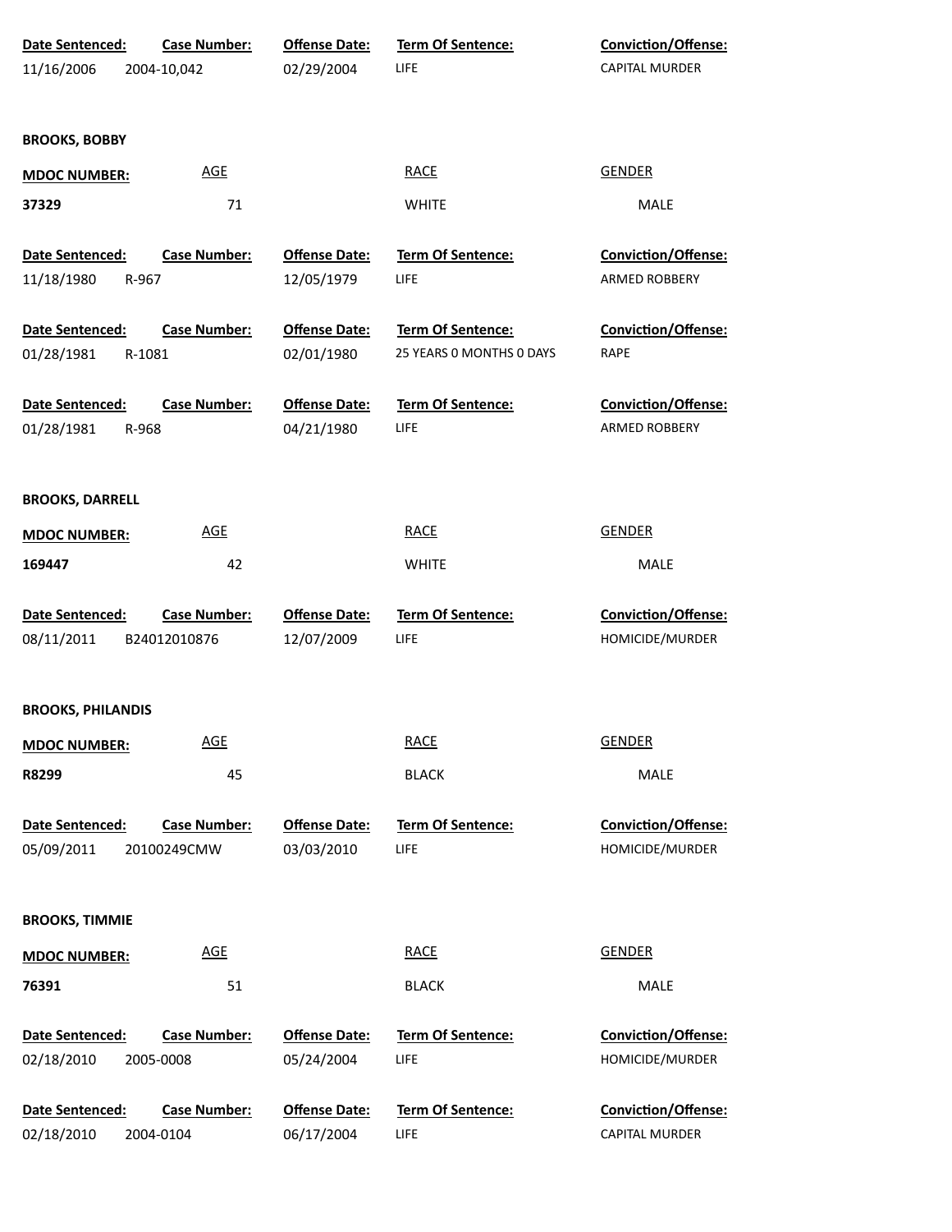| Date Sentenced: | Case Number: | Offense Date: | Term Of Sentence: | Conviction/Offense: |
|---|---|---|---|---|
| 11/16/2006 | 2004-10,042 | 02/29/2004 | LIFE | CAPITAL MURDER |

**BROOKS, BOBBY**

| MDOC NUMBER: | AGE | RACE | GENDER |
|---|---|---|---|
| 37329 | 71 | WHITE | MALE |

| Date Sentenced: | Case Number: | Offense Date: | Term Of Sentence: | Conviction/Offense: |
|---|---|---|---|---|
| 11/18/1980 | R-967 | 12/05/1979 | LIFE | ARMED ROBBERY |
| 01/28/1981 | R-1081 | 02/01/1980 | 25 YEARS 0 MONTHS 0 DAYS | RAPE |
| 01/28/1981 | R-968 | 04/21/1980 | LIFE | ARMED ROBBERY |

**BROOKS, DARRELL**

| MDOC NUMBER: | AGE | RACE | GENDER |
|---|---|---|---|
| 169447 | 42 | WHITE | MALE |

| Date Sentenced: | Case Number: | Offense Date: | Term Of Sentence: | Conviction/Offense: |
|---|---|---|---|---|
| 08/11/2011 | B24012010876 | 12/07/2009 | LIFE | HOMICIDE/MURDER |

**BROOKS, PHILANDIS**

| MDOC NUMBER: | AGE | RACE | GENDER |
|---|---|---|---|
| R8299 | 45 | BLACK | MALE |

| Date Sentenced: | Case Number: | Offense Date: | Term Of Sentence: | Conviction/Offense: |
|---|---|---|---|---|
| 05/09/2011 | 20100249CMW | 03/03/2010 | LIFE | HOMICIDE/MURDER |

**BROOKS, TIMMIE**

| MDOC NUMBER: | AGE | RACE | GENDER |
|---|---|---|---|
| 76391 | 51 | BLACK | MALE |

| Date Sentenced: | Case Number: | Offense Date: | Term Of Sentence: | Conviction/Offense: |
|---|---|---|---|---|
| 02/18/2010 | 2005-0008 | 05/24/2004 | LIFE | HOMICIDE/MURDER |
| 02/18/2010 | 2004-0104 | 06/17/2004 | LIFE | CAPITAL MURDER |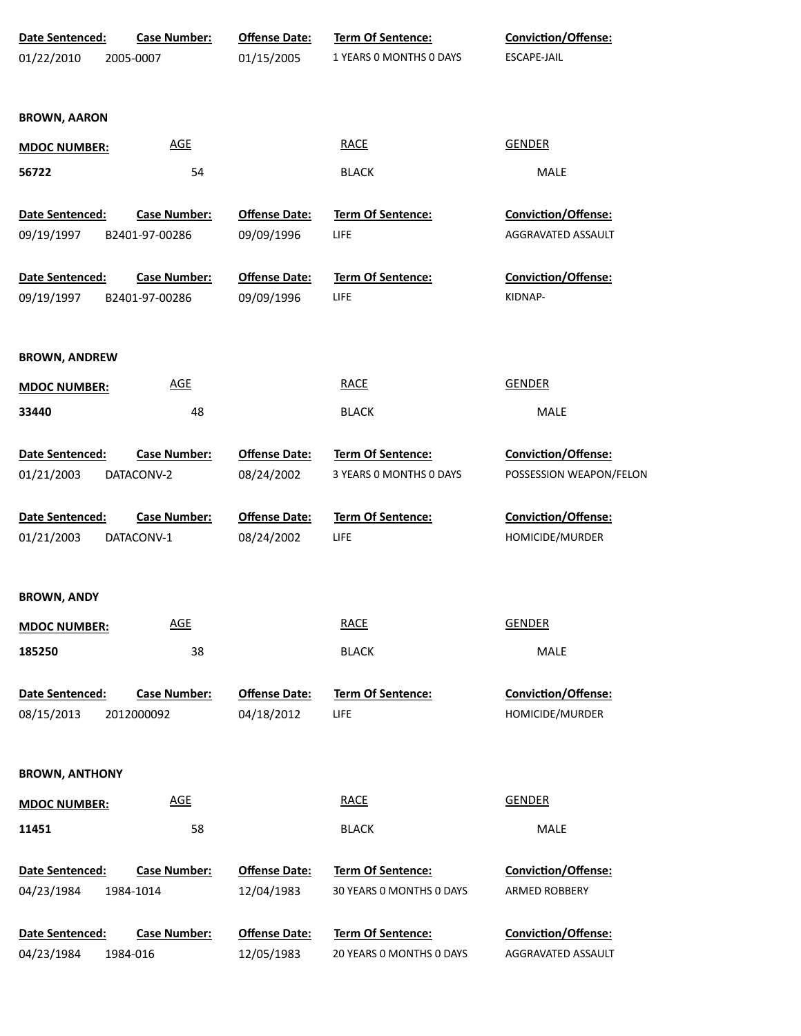| Date Sentenced: | Case Number: | Offense Date: | Term Of Sentence: | Conviction/Offense: |
|---|---|---|---|---|
| 01/22/2010 | 2005-0007 | 01/15/2005 | 1 YEARS 0 MONTHS 0 DAYS | ESCAPE-JAIL |

**BROWN, AARON**

| MDOC NUMBER: | AGE | RACE | GENDER |
|---|---|---|---|
| 56722 | 54 | BLACK | MALE |

| Date Sentenced: | Case Number: | Offense Date: | Term Of Sentence: | Conviction/Offense: |
|---|---|---|---|---|
| 09/19/1997 | B2401-97-00286 | 09/09/1996 | LIFE | AGGRAVATED ASSAULT |
| 09/19/1997 | B2401-97-00286 | 09/09/1996 | LIFE | KIDNAP- |

**BROWN, ANDREW**

| MDOC NUMBER: | AGE | RACE | GENDER |
|---|---|---|---|
| 33440 | 48 | BLACK | MALE |

| Date Sentenced: | Case Number: | Offense Date: | Term Of Sentence: | Conviction/Offense: |
|---|---|---|---|---|
| 01/21/2003 | DATACONV-2 | 08/24/2002 | 3 YEARS 0 MONTHS 0 DAYS | POSSESSION WEAPON/FELON |
| 01/21/2003 | DATACONV-1 | 08/24/2002 | LIFE | HOMICIDE/MURDER |

**BROWN, ANDY**

| MDOC NUMBER: | AGE | RACE | GENDER |
|---|---|---|---|
| 185250 | 38 | BLACK | MALE |

| Date Sentenced: | Case Number: | Offense Date: | Term Of Sentence: | Conviction/Offense: |
|---|---|---|---|---|
| 08/15/2013 | 2012000092 | 04/18/2012 | LIFE | HOMICIDE/MURDER |

**BROWN, ANTHONY**

| MDOC NUMBER: | AGE | RACE | GENDER |
|---|---|---|---|
| 11451 | 58 | BLACK | MALE |

| Date Sentenced: | Case Number: | Offense Date: | Term Of Sentence: | Conviction/Offense: |
|---|---|---|---|---|
| 04/23/1984 | 1984-1014 | 12/04/1983 | 30 YEARS 0 MONTHS 0 DAYS | ARMED ROBBERY |
| 04/23/1984 | 1984-016 | 12/05/1983 | 20 YEARS 0 MONTHS 0 DAYS | AGGRAVATED ASSAULT |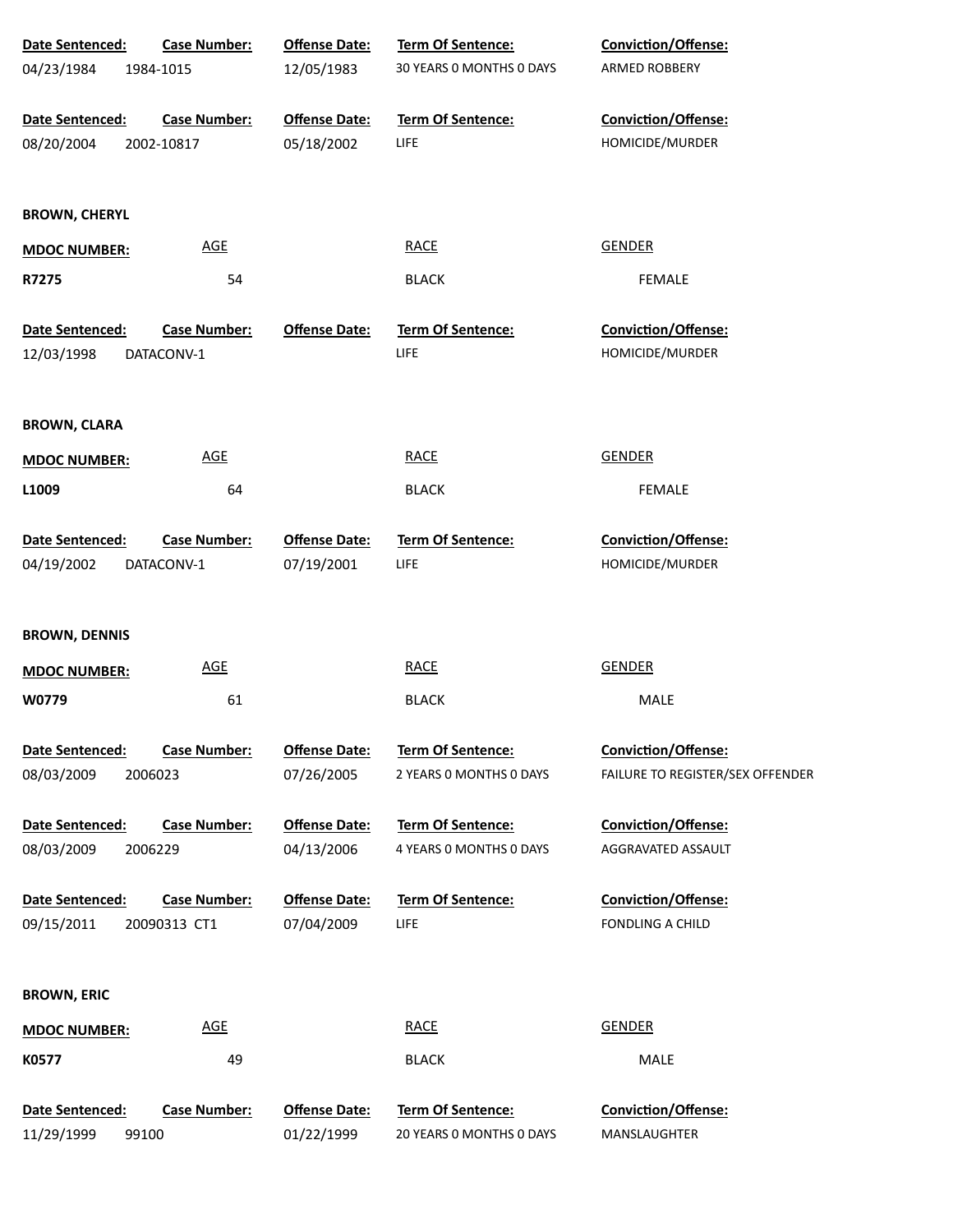| Date Sentenced: | Case Number: | Offense Date: | Term Of Sentence: | Conviction/Offense: |
|---|---|---|---|---|
| 04/23/1984 | 1984-1015 | 12/05/1983 | 30 YEARS 0 MONTHS 0 DAYS | ARMED ROBBERY |

| Date Sentenced: | Case Number: | Offense Date: | Term Of Sentence: | Conviction/Offense: |
|---|---|---|---|---|
| 08/20/2004 | 2002-10817 | 05/18/2002 | LIFE | HOMICIDE/MURDER |

**BROWN, CHERYL**

| MDOC NUMBER: | AGE | RACE | GENDER |
|---|---|---|---|
| R7275 | 54 | BLACK | FEMALE |

| Date Sentenced: | Case Number: | Offense Date: | Term Of Sentence: | Conviction/Offense: |
|---|---|---|---|---|
| 12/03/1998 | DATACONV-1 | | LIFE | HOMICIDE/MURDER |

**BROWN, CLARA**

| MDOC NUMBER: | AGE | RACE | GENDER |
|---|---|---|---|
| L1009 | 64 | BLACK | FEMALE |

| Date Sentenced: | Case Number: | Offense Date: | Term Of Sentence: | Conviction/Offense: |
|---|---|---|---|---|
| 04/19/2002 | DATACONV-1 | 07/19/2001 | LIFE | HOMICIDE/MURDER |

**BROWN, DENNIS**

| MDOC NUMBER: | AGE | RACE | GENDER |
|---|---|---|---|
| W0779 | 61 | BLACK | MALE |

| Date Sentenced: | Case Number: | Offense Date: | Term Of Sentence: | Conviction/Offense: |
|---|---|---|---|---|
| 08/03/2009 | 2006023 | 07/26/2005 | 2 YEARS 0 MONTHS 0 DAYS | FAILURE TO REGISTER/SEX OFFENDER |

| Date Sentenced: | Case Number: | Offense Date: | Term Of Sentence: | Conviction/Offense: |
|---|---|---|---|---|
| 08/03/2009 | 2006229 | 04/13/2006 | 4 YEARS 0 MONTHS 0 DAYS | AGGRAVATED ASSAULT |

| Date Sentenced: | Case Number: | Offense Date: | Term Of Sentence: | Conviction/Offense: |
|---|---|---|---|---|
| 09/15/2011 | 20090313 CT1 | 07/04/2009 | LIFE | FONDLING A CHILD |

**BROWN, ERIC**

| MDOC NUMBER: | AGE | RACE | GENDER |
|---|---|---|---|
| K0577 | 49 | BLACK | MALE |

| Date Sentenced: | Case Number: | Offense Date: | Term Of Sentence: | Conviction/Offense: |
|---|---|---|---|---|
| 11/29/1999 | 99100 | 01/22/1999 | 20 YEARS 0 MONTHS 0 DAYS | MANSLAUGHTER |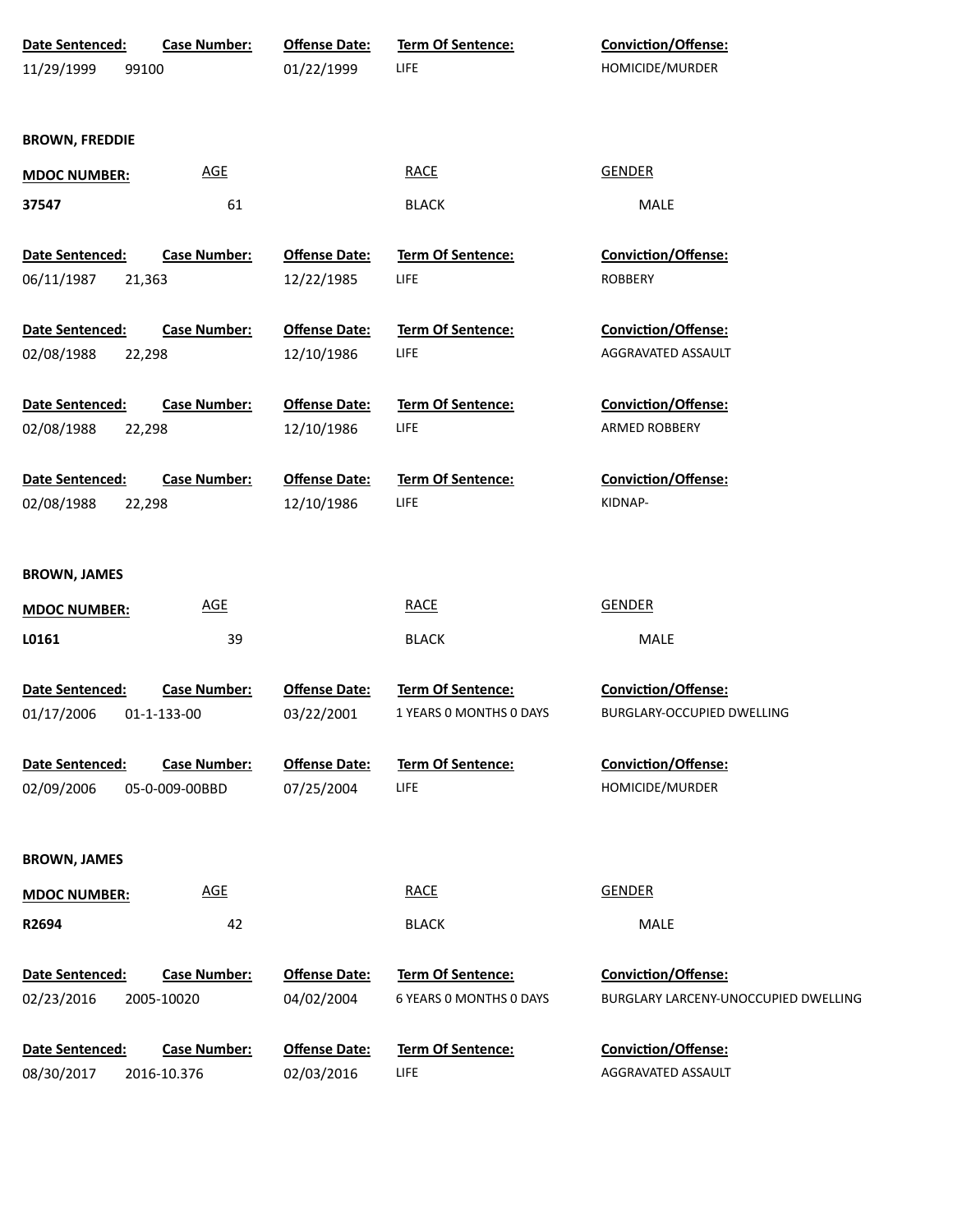| Date Sentenced: | Case Number: | Offense Date: | Term Of Sentence: | Conviction/Offense: |
|---|---|---|---|---|
| 11/29/1999 | 99100 | 01/22/1999 | LIFE | HOMICIDE/MURDER |

**BROWN, FREDDIE**

| MDOC NUMBER: | AGE | RACE | GENDER |
|---|---|---|---|
| 37547 | 61 | BLACK | MALE |

| Date Sentenced: | Case Number: | Offense Date: | Term Of Sentence: | Conviction/Offense: |
|---|---|---|---|---|
| 06/11/1987 | 21,363 | 12/22/1985 | LIFE | ROBBERY |
| 02/08/1988 | 22,298 | 12/10/1986 | LIFE | AGGRAVATED ASSAULT |
| 02/08/1988 | 22,298 | 12/10/1986 | LIFE | ARMED ROBBERY |
| 02/08/1988 | 22,298 | 12/10/1986 | LIFE | KIDNAP- |

**BROWN, JAMES**

| MDOC NUMBER: | AGE | RACE | GENDER |
|---|---|---|---|
| L0161 | 39 | BLACK | MALE |

| Date Sentenced: | Case Number: | Offense Date: | Term Of Sentence: | Conviction/Offense: |
|---|---|---|---|---|
| 01/17/2006 | 01-1-133-00 | 03/22/2001 | 1 YEARS 0 MONTHS 0 DAYS | BURGLARY-OCCUPIED DWELLING |
| 02/09/2006 | 05-0-009-00BBD | 07/25/2004 | LIFE | HOMICIDE/MURDER |

**BROWN, JAMES**

| MDOC NUMBER: | AGE | RACE | GENDER |
|---|---|---|---|
| R2694 | 42 | BLACK | MALE |

| Date Sentenced: | Case Number: | Offense Date: | Term Of Sentence: | Conviction/Offense: |
|---|---|---|---|---|
| 02/23/2016 | 2005-10020 | 04/02/2004 | 6 YEARS 0 MONTHS 0 DAYS | BURGLARY LARCENY-UNOCCUPIED DWELLING |
| 08/30/2017 | 2016-10.376 | 02/03/2016 | LIFE | AGGRAVATED ASSAULT |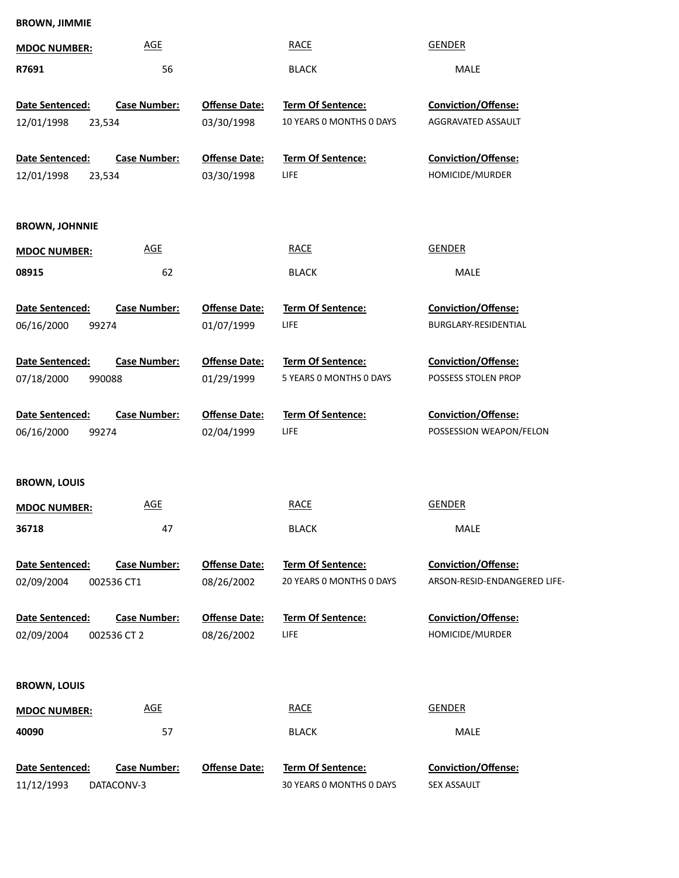**BROWN, JIMMIE**

| MDOC NUMBER: | AGE | RACE | GENDER |
|---|---|---|---|
| R7691 | 56 | BLACK | MALE |

| Date Sentenced: | Case Number: | Offense Date: | Term Of Sentence: | Conviction/Offense: |
|---|---|---|---|---|
| 12/01/1998 | 23,534 | 03/30/1998 | 10 YEARS 0 MONTHS 0 DAYS | AGGRAVATED ASSAULT |
| 12/01/1998 | 23,534 | 03/30/1998 | LIFE | HOMICIDE/MURDER |

**BROWN, JOHNNIE**

| MDOC NUMBER: | AGE | RACE | GENDER |
|---|---|---|---|
| 08915 | 62 | BLACK | MALE |

| Date Sentenced: | Case Number: | Offense Date: | Term Of Sentence: | Conviction/Offense: |
|---|---|---|---|---|
| 06/16/2000 | 99274 | 01/07/1999 | LIFE | BURGLARY-RESIDENTIAL |
| 07/18/2000 | 990088 | 01/29/1999 | 5 YEARS 0 MONTHS 0 DAYS | POSSESS STOLEN PROP |
| 06/16/2000 | 99274 | 02/04/1999 | LIFE | POSSESSION WEAPON/FELON |

**BROWN, LOUIS**

| MDOC NUMBER: | AGE | RACE | GENDER |
|---|---|---|---|
| 36718 | 47 | BLACK | MALE |

| Date Sentenced: | Case Number: | Offense Date: | Term Of Sentence: | Conviction/Offense: |
|---|---|---|---|---|
| 02/09/2004 | 002536 CT1 | 08/26/2002 | 20 YEARS 0 MONTHS 0 DAYS | ARSON-RESID-ENDANGERED LIFE- |
| 02/09/2004 | 002536 CT 2 | 08/26/2002 | LIFE | HOMICIDE/MURDER |

**BROWN, LOUIS**

| MDOC NUMBER: | AGE | RACE | GENDER |
|---|---|---|---|
| 40090 | 57 | BLACK | MALE |

| Date Sentenced: | Case Number: | Offense Date: | Term Of Sentence: | Conviction/Offense: |
|---|---|---|---|---|
| 11/12/1993 | DATACONV-3 | | 30 YEARS 0 MONTHS 0 DAYS | SEX ASSAULT |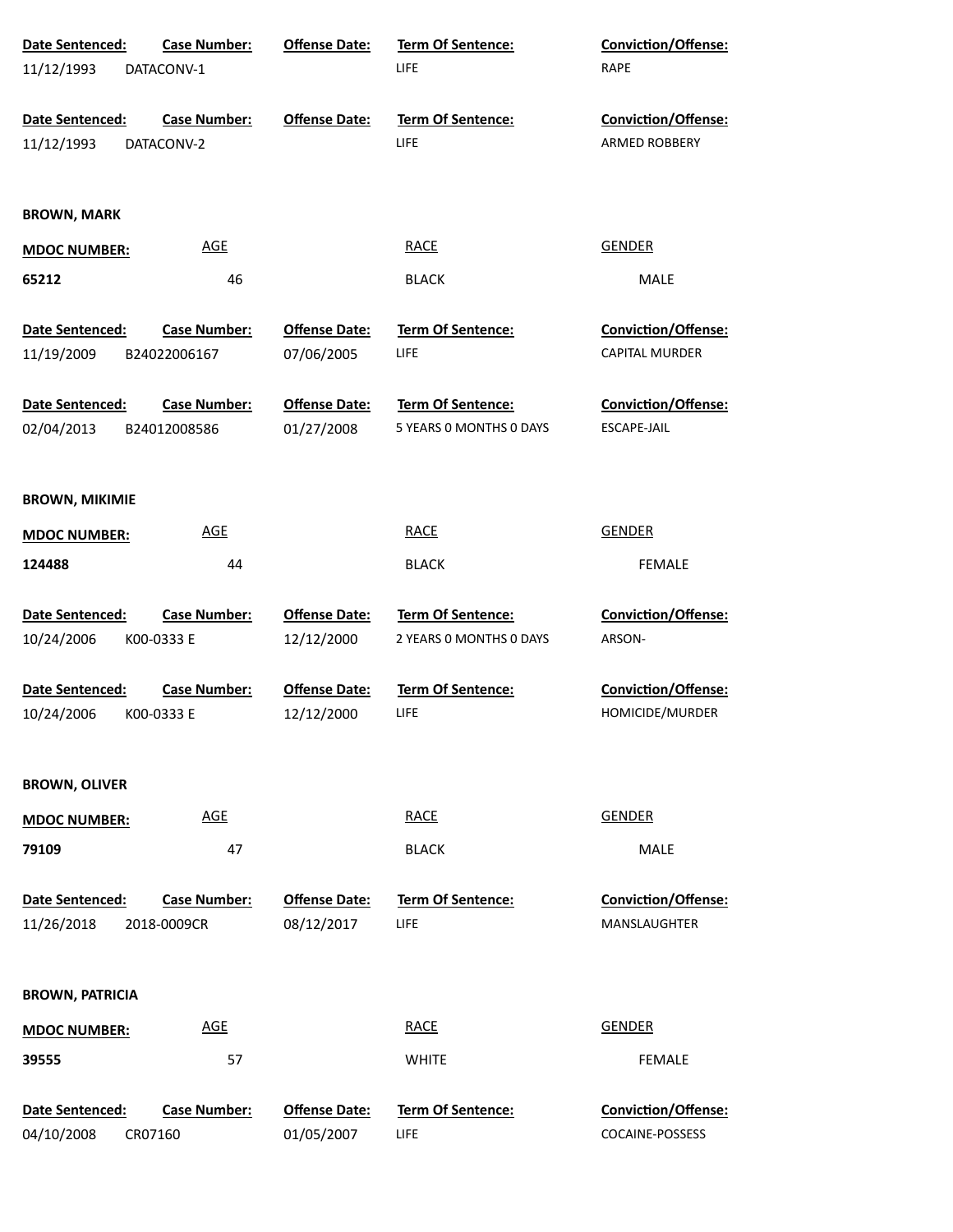| Date Sentenced: | Case Number: | Offense Date: | Term Of Sentence: | Conviction/Offense: |
|---|---|---|---|---|
| 11/12/1993 | DATACONV-1 | | LIFE | RAPE |

| Date Sentenced: | Case Number: | Offense Date: | Term Of Sentence: | Conviction/Offense: |
|---|---|---|---|---|
| 11/12/1993 | DATACONV-2 | | LIFE | ARMED ROBBERY |

**BROWN, MARK**

| MDOC NUMBER: | AGE | RACE | GENDER |
|---|---|---|---|
| **65212** | 46 | BLACK | MALE |

| Date Sentenced: | Case Number: | Offense Date: | Term Of Sentence: | Conviction/Offense: |
|---|---|---|---|---|
| 11/19/2009 | B24022006167 | 07/06/2005 | LIFE | CAPITAL MURDER |

| Date Sentenced: | Case Number: | Offense Date: | Term Of Sentence: | Conviction/Offense: |
|---|---|---|---|---|
| 02/04/2013 | B24012008586 | 01/27/2008 | 5 YEARS 0 MONTHS 0 DAYS | ESCAPE-JAIL |

**BROWN, MIKIMIE**

| MDOC NUMBER: | AGE | RACE | GENDER |
|---|---|---|---|
| **124488** | 44 | BLACK | FEMALE |

| Date Sentenced: | Case Number: | Offense Date: | Term Of Sentence: | Conviction/Offense: |
|---|---|---|---|---|
| 10/24/2006 | K00-0333 E | 12/12/2000 | 2 YEARS 0 MONTHS 0 DAYS | ARSON- |

| Date Sentenced: | Case Number: | Offense Date: | Term Of Sentence: | Conviction/Offense: |
|---|---|---|---|---|
| 10/24/2006 | K00-0333 E | 12/12/2000 | LIFE | HOMICIDE/MURDER |

**BROWN, OLIVER**

| MDOC NUMBER: | AGE | RACE | GENDER |
|---|---|---|---|
| **79109** | 47 | BLACK | MALE |

| Date Sentenced: | Case Number: | Offense Date: | Term Of Sentence: | Conviction/Offense: |
|---|---|---|---|---|
| 11/26/2018 | 2018-0009CR | 08/12/2017 | LIFE | MANSLAUGHTER |

**BROWN, PATRICIA**

| MDOC NUMBER: | AGE | RACE | GENDER |
|---|---|---|---|
| **39555** | 57 | WHITE | FEMALE |

| Date Sentenced: | Case Number: | Offense Date: | Term Of Sentence: | Conviction/Offense: |
|---|---|---|---|---|
| 04/10/2008 | CR07160 | 01/05/2007 | LIFE | COCAINE-POSSESS |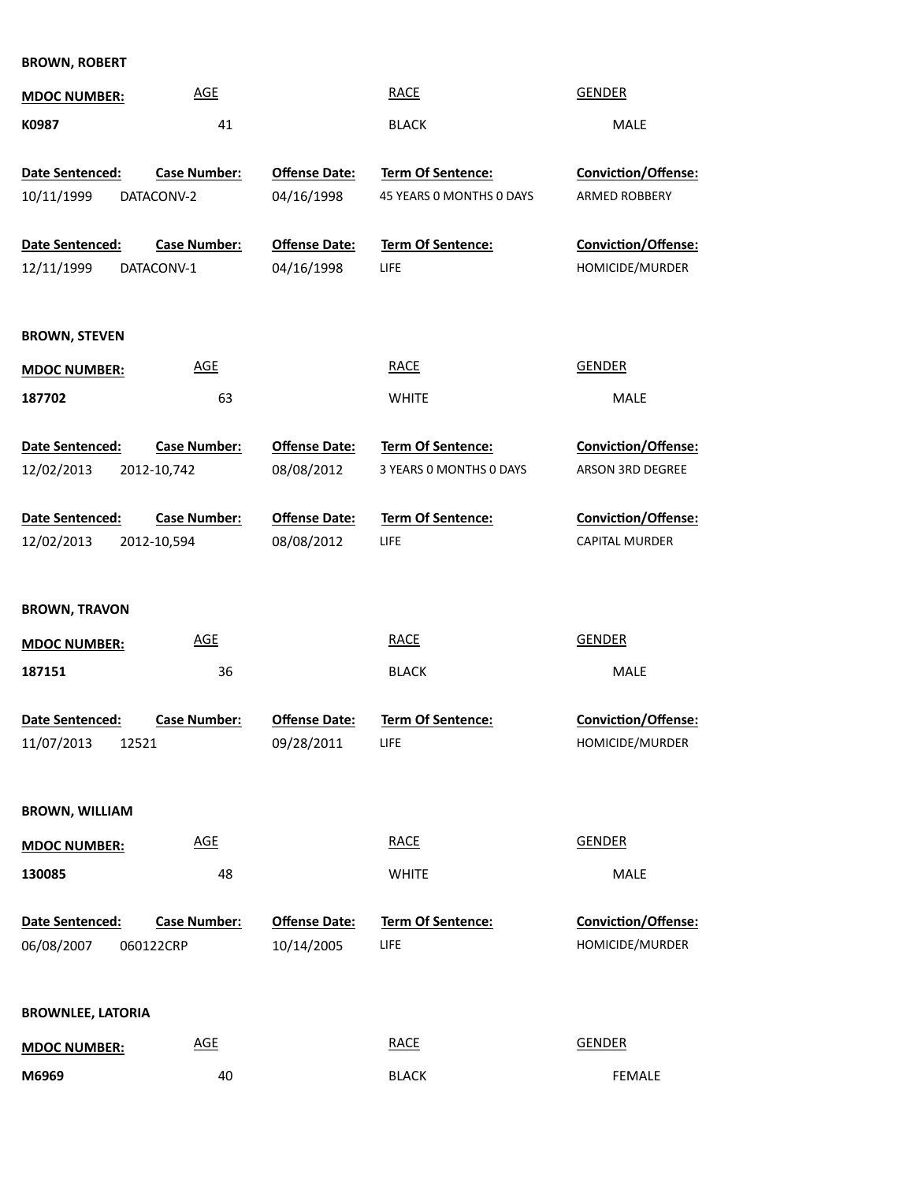**BROWN, ROBERT**

| MDOC NUMBER: | AGE | RACE | GENDER |
|---|---|---|---|
| K0987 | 41 | BLACK | MALE |

| Date Sentenced: | Case Number: | Offense Date: | Term Of Sentence: | Conviction/Offense: |
|---|---|---|---|---|
| 10/11/1999 | DATACONV-2 | 04/16/1998 | 45 YEARS 0 MONTHS 0 DAYS | ARMED ROBBERY |
| 12/11/1999 | DATACONV-1 | 04/16/1998 | LIFE | HOMICIDE/MURDER |

**BROWN, STEVEN**

| MDOC NUMBER: | AGE | RACE | GENDER |
|---|---|---|---|
| 187702 | 63 | WHITE | MALE |

| Date Sentenced: | Case Number: | Offense Date: | Term Of Sentence: | Conviction/Offense: |
|---|---|---|---|---|
| 12/02/2013 | 2012-10,742 | 08/08/2012 | 3 YEARS 0 MONTHS 0 DAYS | ARSON 3RD DEGREE |
| 12/02/2013 | 2012-10,594 | 08/08/2012 | LIFE | CAPITAL MURDER |

**BROWN, TRAVON**

| MDOC NUMBER: | AGE | RACE | GENDER |
|---|---|---|---|
| 187151 | 36 | BLACK | MALE |

| Date Sentenced: | Case Number: | Offense Date: | Term Of Sentence: | Conviction/Offense: |
|---|---|---|---|---|
| 11/07/2013 | 12521 | 09/28/2011 | LIFE | HOMICIDE/MURDER |

**BROWN, WILLIAM**

| MDOC NUMBER: | AGE | RACE | GENDER |
|---|---|---|---|
| 130085 | 48 | WHITE | MALE |

| Date Sentenced: | Case Number: | Offense Date: | Term Of Sentence: | Conviction/Offense: |
|---|---|---|---|---|
| 06/08/2007 | 060122CRP | 10/14/2005 | LIFE | HOMICIDE/MURDER |

**BROWNLEE, LATORIA**

| MDOC NUMBER: | AGE | RACE | GENDER |
|---|---|---|---|
| M6969 | 40 | BLACK | FEMALE |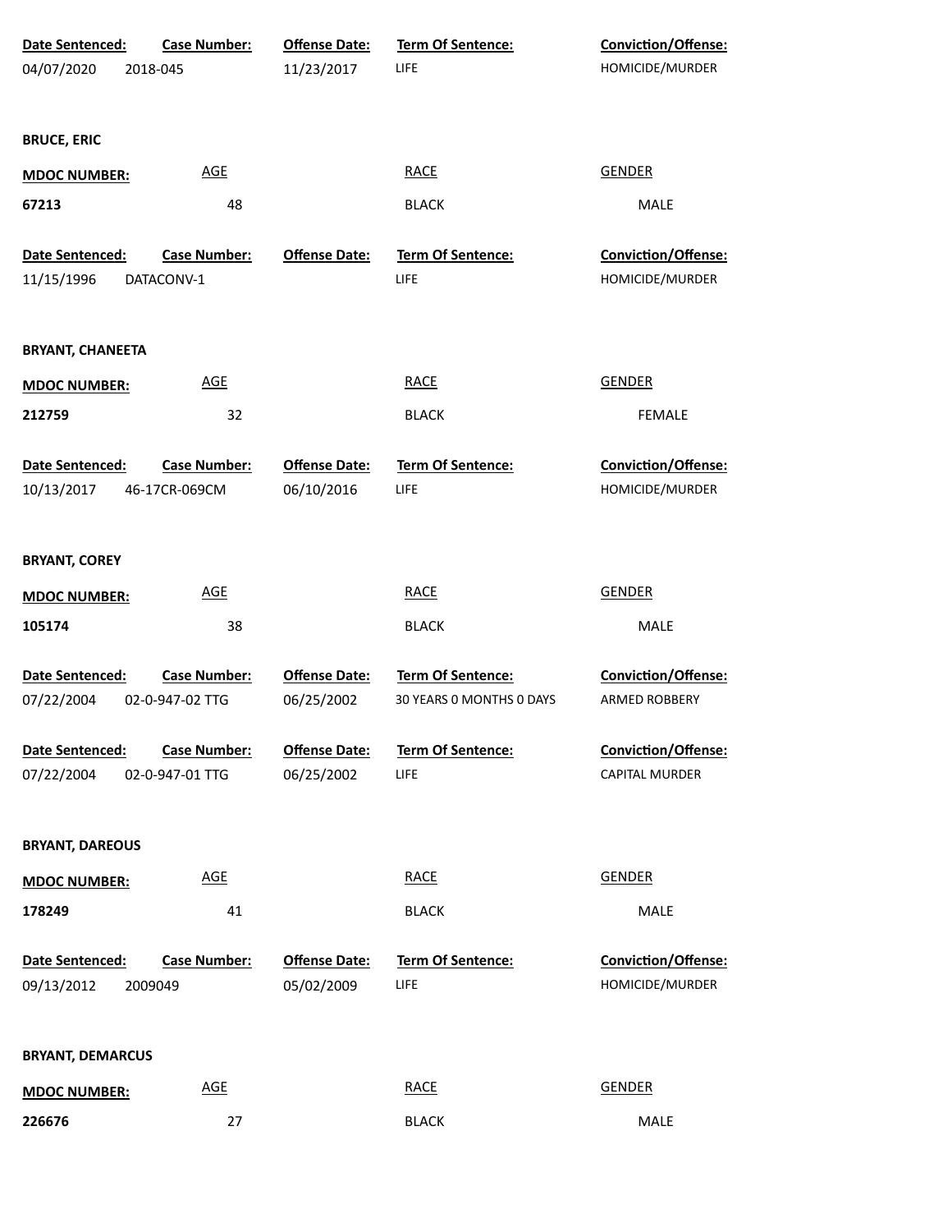| Date Sentenced: | Case Number: | Offense Date: | Term Of Sentence: | Conviction/Offense: |
|---|---|---|---|---|
| 04/07/2020 | 2018-045 | 11/23/2017 | LIFE | HOMICIDE/MURDER |

**BRUCE, ERIC**

| MDOC NUMBER: | AGE | RACE | GENDER |
|---|---|---|---|
| 67213 | 48 | BLACK | MALE |

| Date Sentenced: | Case Number: | Offense Date: | Term Of Sentence: | Conviction/Offense: |
|---|---|---|---|---|
| 11/15/1996 | DATACONV-1 | | LIFE | HOMICIDE/MURDER |

**BRYANT, CHANEETA**

| MDOC NUMBER: | AGE | RACE | GENDER |
|---|---|---|---|
| 212759 | 32 | BLACK | FEMALE |

| Date Sentenced: | Case Number: | Offense Date: | Term Of Sentence: | Conviction/Offense: |
|---|---|---|---|---|
| 10/13/2017 | 46-17CR-069CM | 06/10/2016 | LIFE | HOMICIDE/MURDER |

**BRYANT, COREY**

| MDOC NUMBER: | AGE | RACE | GENDER |
|---|---|---|---|
| 105174 | 38 | BLACK | MALE |

| Date Sentenced: | Case Number: | Offense Date: | Term Of Sentence: | Conviction/Offense: |
|---|---|---|---|---|
| 07/22/2004 | 02-0-947-02 TTG | 06/25/2002 | 30 YEARS 0 MONTHS 0 DAYS | ARMED ROBBERY |
| 07/22/2004 | 02-0-947-01 TTG | 06/25/2002 | LIFE | CAPITAL MURDER |

**BRYANT, DAREOUS**

| MDOC NUMBER: | AGE | RACE | GENDER |
|---|---|---|---|
| 178249 | 41 | BLACK | MALE |

| Date Sentenced: | Case Number: | Offense Date: | Term Of Sentence: | Conviction/Offense: |
|---|---|---|---|---|
| 09/13/2012 | 2009049 | 05/02/2009 | LIFE | HOMICIDE/MURDER |

**BRYANT, DEMARCUS**

| MDOC NUMBER: | AGE | RACE | GENDER |
|---|---|---|---|
| 226676 | 27 | BLACK | MALE |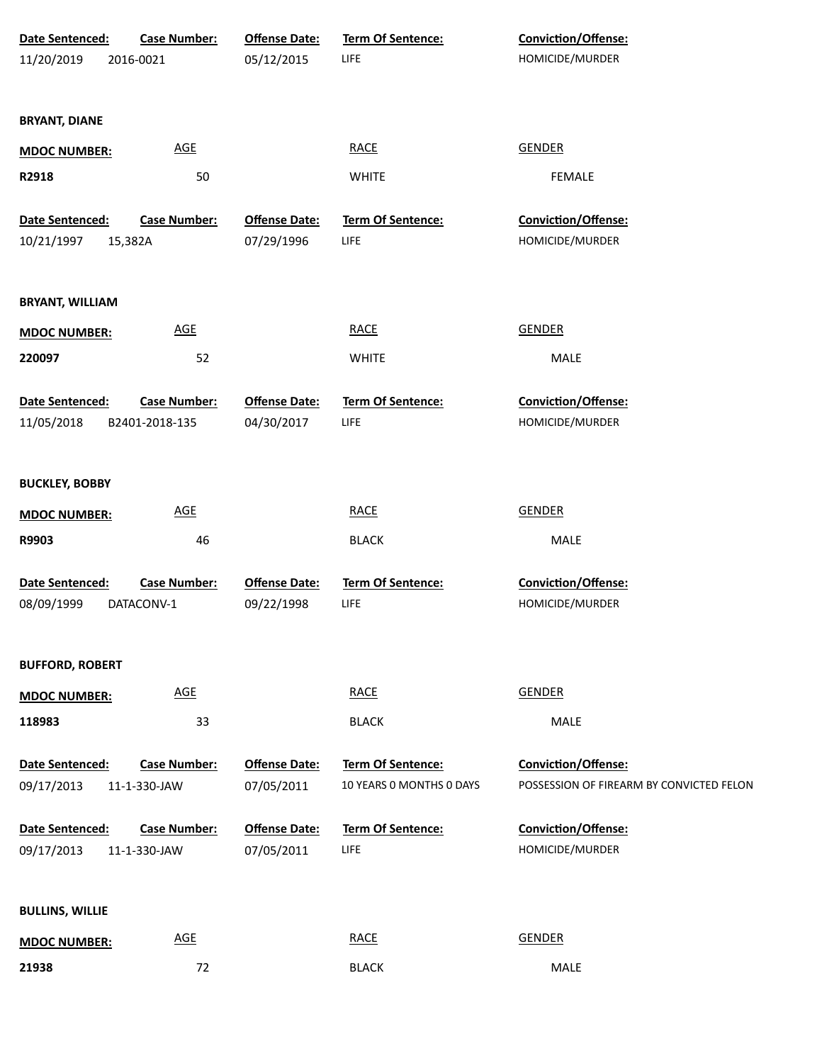| Date Sentenced: | Case Number: | Offense Date: | Term Of Sentence: | Conviction/Offense: |
|---|---|---|---|---|
| 11/20/2019 | 2016-0021 | 05/12/2015 | LIFE | HOMICIDE/MURDER |

**BRYANT, DIANE**

| MDOC NUMBER: | AGE | RACE | GENDER |
|---|---|---|---|
| R2918 | 50 | WHITE | FEMALE |

| Date Sentenced: | Case Number: | Offense Date: | Term Of Sentence: | Conviction/Offense: |
|---|---|---|---|---|
| 10/21/1997 | 15,382A | 07/29/1996 | LIFE | HOMICIDE/MURDER |

**BRYANT, WILLIAM**

| MDOC NUMBER: | AGE | RACE | GENDER |
|---|---|---|---|
| 220097 | 52 | WHITE | MALE |

| Date Sentenced: | Case Number: | Offense Date: | Term Of Sentence: | Conviction/Offense: |
|---|---|---|---|---|
| 11/05/2018 | B2401-2018-135 | 04/30/2017 | LIFE | HOMICIDE/MURDER |

**BUCKLEY, BOBBY**

| MDOC NUMBER: | AGE | RACE | GENDER |
|---|---|---|---|
| R9903 | 46 | BLACK | MALE |

| Date Sentenced: | Case Number: | Offense Date: | Term Of Sentence: | Conviction/Offense: |
|---|---|---|---|---|
| 08/09/1999 | DATACONV-1 | 09/22/1998 | LIFE | HOMICIDE/MURDER |

**BUFFORD, ROBERT**

| MDOC NUMBER: | AGE | RACE | GENDER |
|---|---|---|---|
| 118983 | 33 | BLACK | MALE |

| Date Sentenced: | Case Number: | Offense Date: | Term Of Sentence: | Conviction/Offense: |
|---|---|---|---|---|
| 09/17/2013 | 11-1-330-JAW | 07/05/2011 | 10 YEARS 0 MONTHS 0 DAYS | POSSESSION OF FIREARM BY CONVICTED FELON |
| 09/17/2013 | 11-1-330-JAW | 07/05/2011 | LIFE | HOMICIDE/MURDER |

**BULLINS, WILLIE**

| MDOC NUMBER: | AGE | RACE | GENDER |
|---|---|---|---|
| 21938 | 72 | BLACK | MALE |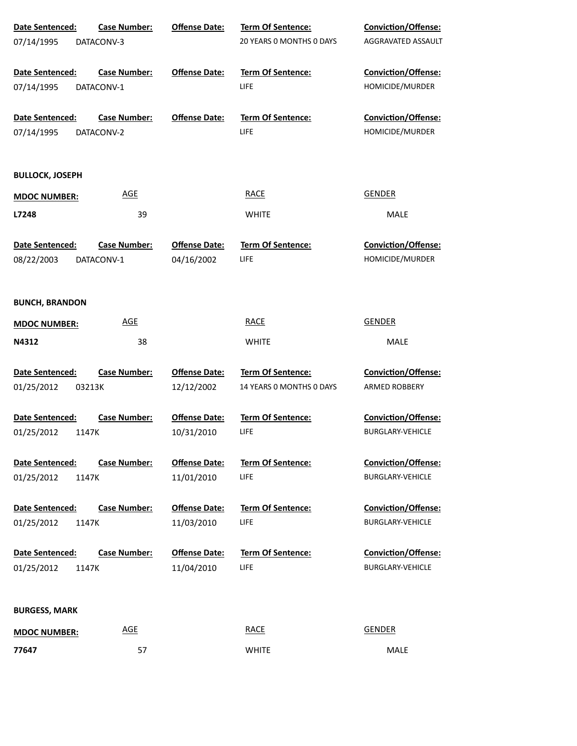| Date Sentenced: | Case Number: | Offense Date: | Term Of Sentence: | Conviction/Offense: |
|---|---|---|---|---|
| 07/14/1995 | DATACONV-3 | | 20 YEARS 0 MONTHS 0 DAYS | AGGRAVATED ASSAULT |

| Date Sentenced: | Case Number: | Offense Date: | Term Of Sentence: | Conviction/Offense: |
|---|---|---|---|---|
| 07/14/1995 | DATACONV-1 | | LIFE | HOMICIDE/MURDER |

| Date Sentenced: | Case Number: | Offense Date: | Term Of Sentence: | Conviction/Offense: |
|---|---|---|---|---|
| 07/14/1995 | DATACONV-2 | | LIFE | HOMICIDE/MURDER |

**BULLOCK, JOSEPH**

| MDOC NUMBER: | AGE | RACE | GENDER |
|---|---|---|---|
| **L7248** | 39 | WHITE | MALE |

| Date Sentenced: | Case Number: | Offense Date: | Term Of Sentence: | Conviction/Offense: |
|---|---|---|---|---|
| 08/22/2003 | DATACONV-1 | 04/16/2002 | LIFE | HOMICIDE/MURDER |

**BUNCH, BRANDON**

| MDOC NUMBER: | AGE | RACE | GENDER |
|---|---|---|---|
| **N4312** | 38 | WHITE | MALE |

| Date Sentenced: | Case Number: | Offense Date: | Term Of Sentence: | Conviction/Offense: |
|---|---|---|---|---|
| 01/25/2012 | 03213K | 12/12/2002 | 14 YEARS 0 MONTHS 0 DAYS | ARMED ROBBERY |

| Date Sentenced: | Case Number: | Offense Date: | Term Of Sentence: | Conviction/Offense: |
|---|---|---|---|---|
| 01/25/2012 | 1147K | 10/31/2010 | LIFE | BURGLARY-VEHICLE |

| Date Sentenced: | Case Number: | Offense Date: | Term Of Sentence: | Conviction/Offense: |
|---|---|---|---|---|
| 01/25/2012 | 1147K | 11/01/2010 | LIFE | BURGLARY-VEHICLE |

| Date Sentenced: | Case Number: | Offense Date: | Term Of Sentence: | Conviction/Offense: |
|---|---|---|---|---|
| 01/25/2012 | 1147K | 11/03/2010 | LIFE | BURGLARY-VEHICLE |

| Date Sentenced: | Case Number: | Offense Date: | Term Of Sentence: | Conviction/Offense: |
|---|---|---|---|---|
| 01/25/2012 | 1147K | 11/04/2010 | LIFE | BURGLARY-VEHICLE |

**BURGESS, MARK**

| MDOC NUMBER: | AGE | RACE | GENDER |
|---|---|---|---|
| **77647** | 57 | WHITE | MALE |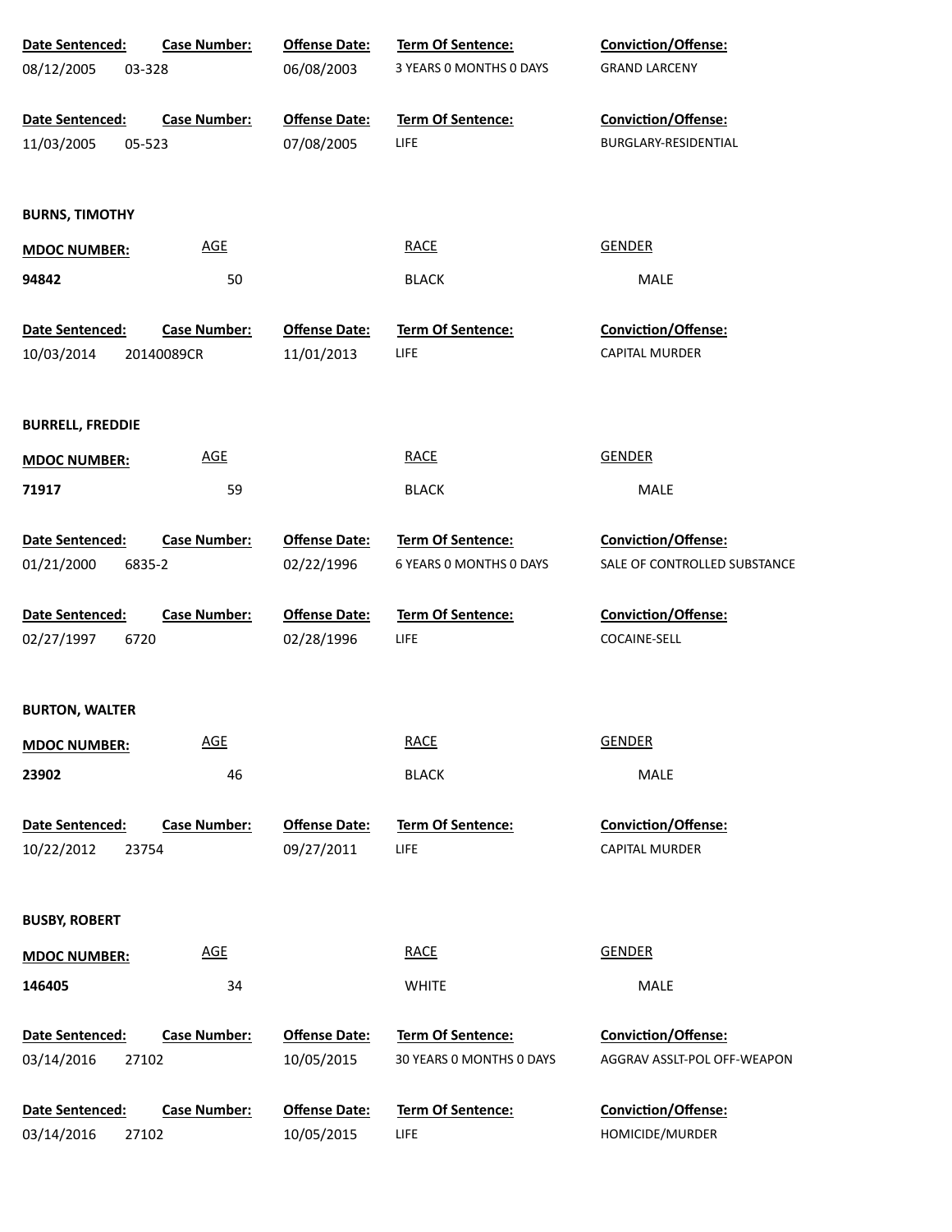| Date Sentenced: | Case Number: | Offense Date: | Term Of Sentence: | Conviction/Offense: |
|---|---|---|---|---|
| 08/12/2005 | 03-328 | 06/08/2003 | 3 YEARS 0 MONTHS 0 DAYS | GRAND LARCENY |

| Date Sentenced: | Case Number: | Offense Date: | Term Of Sentence: | Conviction/Offense: |
|---|---|---|---|---|
| 11/03/2005 | 05-523 | 07/08/2005 | LIFE | BURGLARY-RESIDENTIAL |

**BURNS, TIMOTHY**

| MDOC NUMBER: | AGE | RACE | GENDER |
|---|---|---|---|
| **94842** | 50 | BLACK | MALE |

| Date Sentenced: | Case Number: | Offense Date: | Term Of Sentence: | Conviction/Offense: |
|---|---|---|---|---|
| 10/03/2014 | 20140089CR | 11/01/2013 | LIFE | CAPITAL MURDER |

**BURRELL, FREDDIE**

| MDOC NUMBER: | AGE | RACE | GENDER |
|---|---|---|---|
| **71917** | 59 | BLACK | MALE |

| Date Sentenced: | Case Number: | Offense Date: | Term Of Sentence: | Conviction/Offense: |
|---|---|---|---|---|
| 01/21/2000 | 6835-2 | 02/22/1996 | 6 YEARS 0 MONTHS 0 DAYS | SALE OF CONTROLLED SUBSTANCE |

| Date Sentenced: | Case Number: | Offense Date: | Term Of Sentence: | Conviction/Offense: |
|---|---|---|---|---|
| 02/27/1997 | 6720 | 02/28/1996 | LIFE | COCAINE-SELL |

**BURTON, WALTER**

| MDOC NUMBER: | AGE | RACE | GENDER |
|---|---|---|---|
| **23902** | 46 | BLACK | MALE |

| Date Sentenced: | Case Number: | Offense Date: | Term Of Sentence: | Conviction/Offense: |
|---|---|---|---|---|
| 10/22/2012 | 23754 | 09/27/2011 | LIFE | CAPITAL MURDER |

**BUSBY, ROBERT**

| MDOC NUMBER: | AGE | RACE | GENDER |
|---|---|---|---|
| **146405** | 34 | WHITE | MALE |

| Date Sentenced: | Case Number: | Offense Date: | Term Of Sentence: | Conviction/Offense: |
|---|---|---|---|---|
| 03/14/2016 | 27102 | 10/05/2015 | 30 YEARS 0 MONTHS 0 DAYS | AGGRAV ASSLT-POL OFF-WEAPON |

| Date Sentenced: | Case Number: | Offense Date: | Term Of Sentence: | Conviction/Offense: |
|---|---|---|---|---|
| 03/14/2016 | 27102 | 10/05/2015 | LIFE | HOMICIDE/MURDER |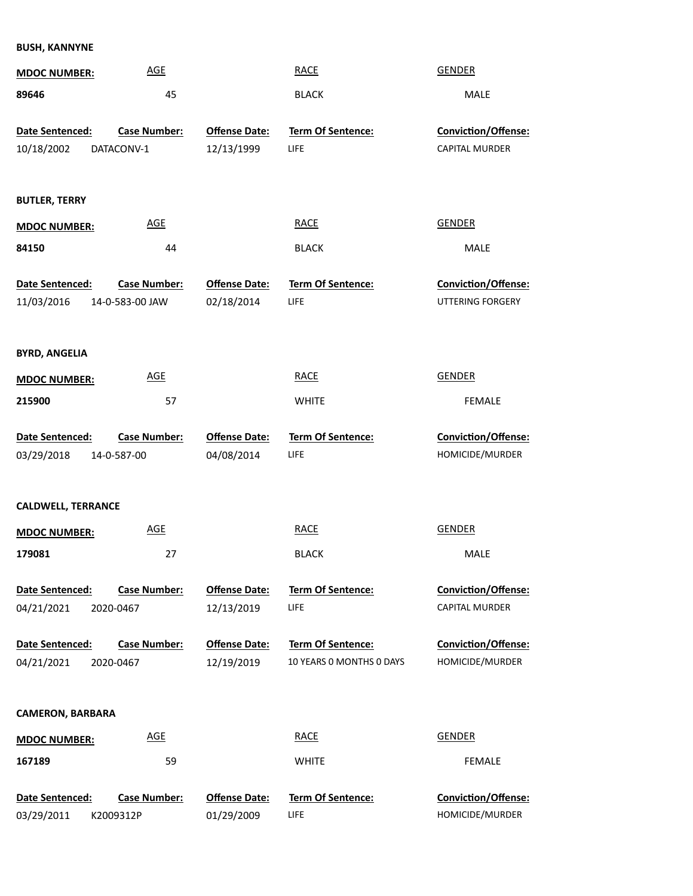**BUSH, KANNYNE**

| MDOC NUMBER: | AGE | RACE | GENDER |
|---|---|---|---|
| 89646 | 45 | BLACK | MALE |

| Date Sentenced: | Case Number: | Offense Date: | Term Of Sentence: | Conviction/Offense: |
|---|---|---|---|---|
| 10/18/2002 | DATACONV-1 | 12/13/1999 | LIFE | CAPITAL MURDER |

**BUTLER, TERRY**

| MDOC NUMBER: | AGE | RACE | GENDER |
|---|---|---|---|
| 84150 | 44 | BLACK | MALE |

| Date Sentenced: | Case Number: | Offense Date: | Term Of Sentence: | Conviction/Offense: |
|---|---|---|---|---|
| 11/03/2016 | 14-0-583-00 JAW | 02/18/2014 | LIFE | UTTERING FORGERY |

**BYRD, ANGELIA**

| MDOC NUMBER: | AGE | RACE | GENDER |
|---|---|---|---|
| 215900 | 57 | WHITE | FEMALE |

| Date Sentenced: | Case Number: | Offense Date: | Term Of Sentence: | Conviction/Offense: |
|---|---|---|---|---|
| 03/29/2018 | 14-0-587-00 | 04/08/2014 | LIFE | HOMICIDE/MURDER |

**CALDWELL, TERRANCE**

| MDOC NUMBER: | AGE | RACE | GENDER |
|---|---|---|---|
| 179081 | 27 | BLACK | MALE |

| Date Sentenced: | Case Number: | Offense Date: | Term Of Sentence: | Conviction/Offense: |
|---|---|---|---|---|
| 04/21/2021 | 2020-0467 | 12/13/2019 | LIFE | CAPITAL MURDER |
| 04/21/2021 | 2020-0467 | 12/19/2019 | 10 YEARS 0 MONTHS 0 DAYS | HOMICIDE/MURDER |

**CAMERON, BARBARA**

| MDOC NUMBER: | AGE | RACE | GENDER |
|---|---|---|---|
| 167189 | 59 | WHITE | FEMALE |

| Date Sentenced: | Case Number: | Offense Date: | Term Of Sentence: | Conviction/Offense: |
|---|---|---|---|---|
| 03/29/2011 | K2009312P | 01/29/2009 | LIFE | HOMICIDE/MURDER |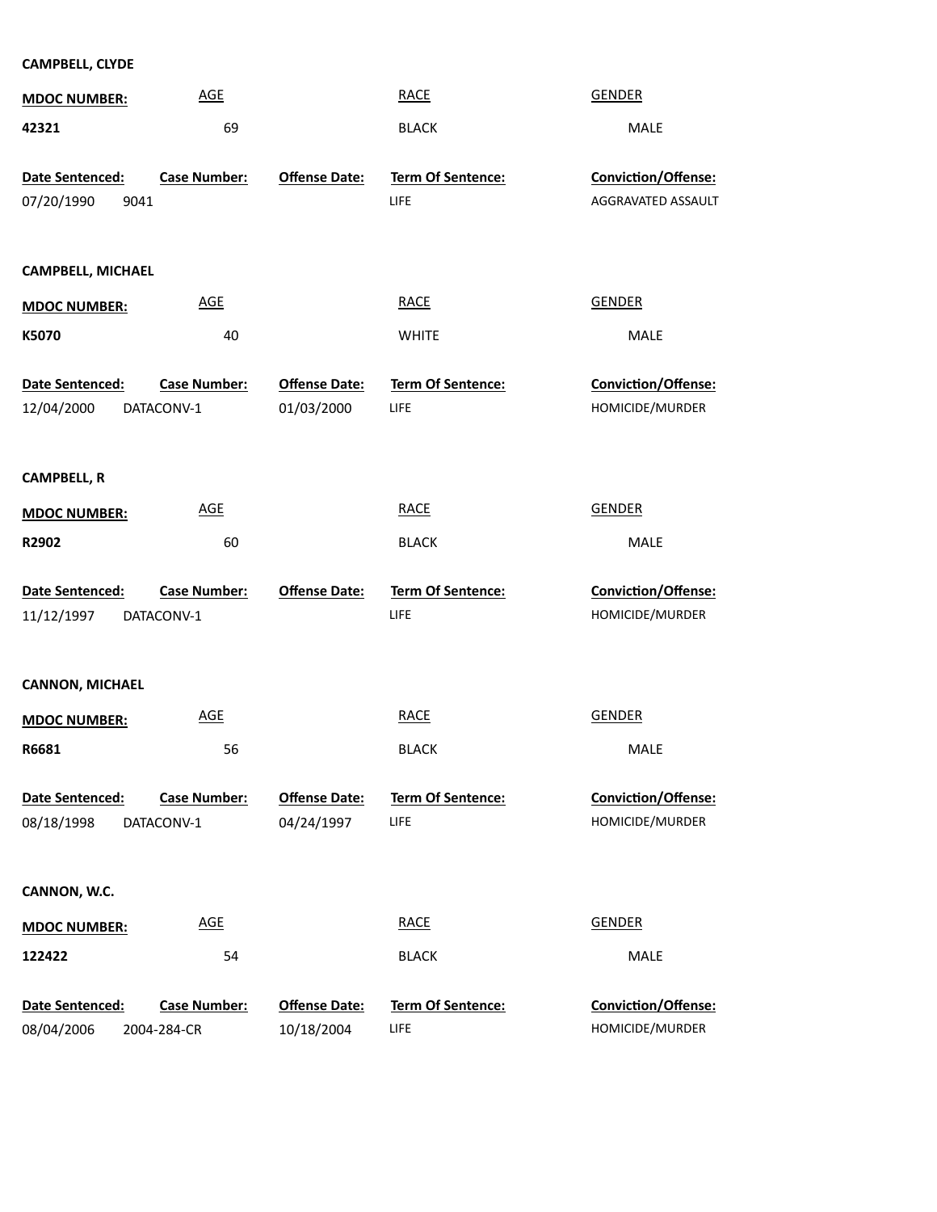**CAMPBELL, CLYDE**

| MDOC NUMBER: | AGE | RACE | GENDER |
|---|---|---|---|
| 42321 | 69 | BLACK | MALE |

| Date Sentenced: | Case Number: | Offense Date: | Term Of Sentence: | Conviction/Offense: |
|---|---|---|---|---|
| 07/20/1990 | 9041 | | LIFE | AGGRAVATED ASSAULT |

**CAMPBELL, MICHAEL**

| MDOC NUMBER: | AGE | RACE | GENDER |
|---|---|---|---|
| K5070 | 40 | WHITE | MALE |

| Date Sentenced: | Case Number: | Offense Date: | Term Of Sentence: | Conviction/Offense: |
|---|---|---|---|---|
| 12/04/2000 | DATACONV-1 | 01/03/2000 | LIFE | HOMICIDE/MURDER |

**CAMPBELL, R**

| MDOC NUMBER: | AGE | RACE | GENDER |
|---|---|---|---|
| R2902 | 60 | BLACK | MALE |

| Date Sentenced: | Case Number: | Offense Date: | Term Of Sentence: | Conviction/Offense: |
|---|---|---|---|---|
| 11/12/1997 | DATACONV-1 | | LIFE | HOMICIDE/MURDER |

**CANNON, MICHAEL**

| MDOC NUMBER: | AGE | RACE | GENDER |
|---|---|---|---|
| R6681 | 56 | BLACK | MALE |

| Date Sentenced: | Case Number: | Offense Date: | Term Of Sentence: | Conviction/Offense: |
|---|---|---|---|---|
| 08/18/1998 | DATACONV-1 | 04/24/1997 | LIFE | HOMICIDE/MURDER |

**CANNON, W.C.**

| MDOC NUMBER: | AGE | RACE | GENDER |
|---|---|---|---|
| 122422 | 54 | BLACK | MALE |

| Date Sentenced: | Case Number: | Offense Date: | Term Of Sentence: | Conviction/Offense: |
|---|---|---|---|---|
| 08/04/2006 | 2004-284-CR | 10/18/2004 | LIFE | HOMICIDE/MURDER |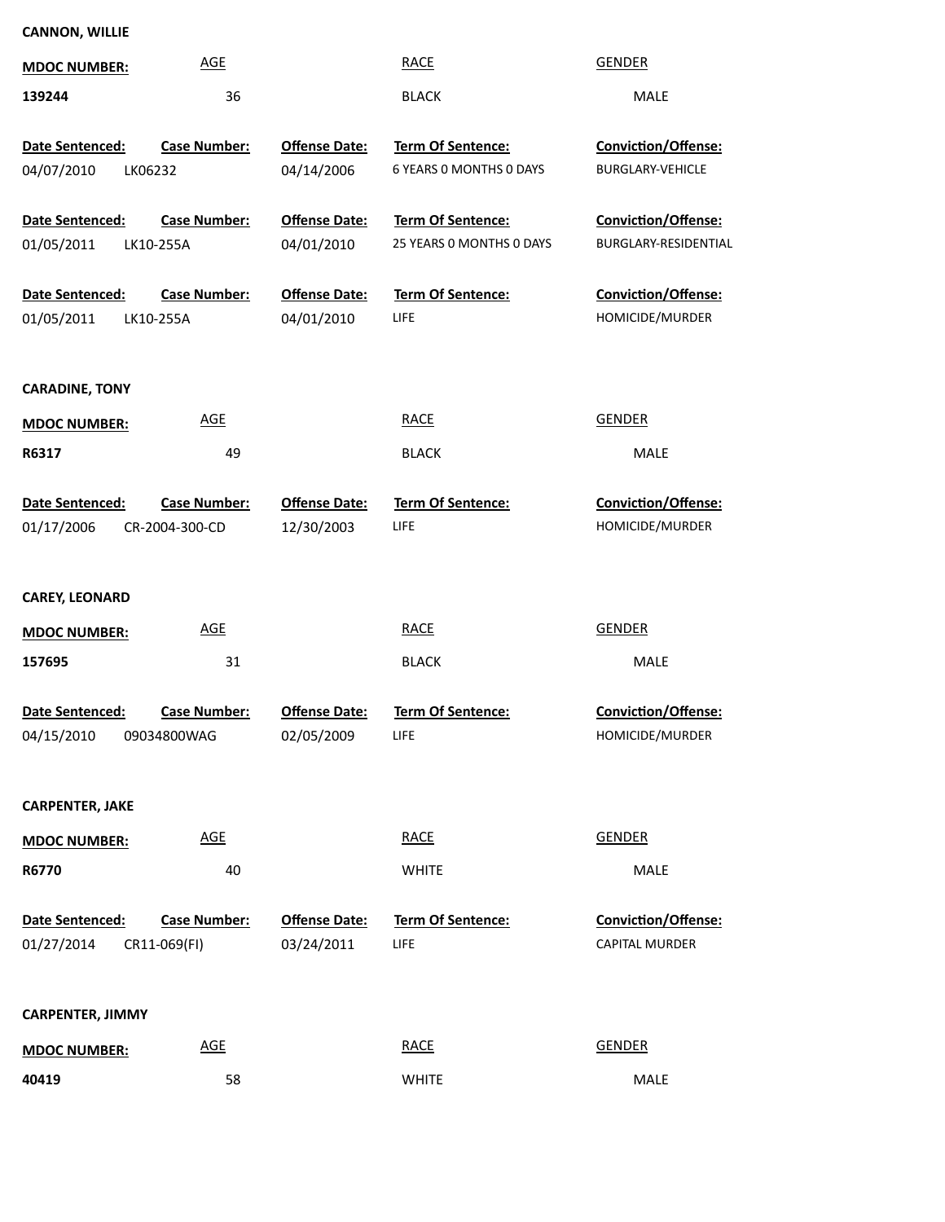**CANNON, WILLIE**

| MDOC NUMBER: | AGE | RACE | GENDER |
|---|---|---|---|
| 139244 | 36 | BLACK | MALE |

| Date Sentenced: | Case Number: | Offense Date: | Term Of Sentence: | Conviction/Offense: |
|---|---|---|---|---|
| 04/07/2010 | LK06232 | 04/14/2006 | 6 YEARS 0 MONTHS 0 DAYS | BURGLARY-VEHICLE |
| 01/05/2011 | LK10-255A | 04/01/2010 | 25 YEARS 0 MONTHS 0 DAYS | BURGLARY-RESIDENTIAL |
| 01/05/2011 | LK10-255A | 04/01/2010 | LIFE | HOMICIDE/MURDER |

**CARADINE, TONY**

| MDOC NUMBER: | AGE | RACE | GENDER |
|---|---|---|---|
| R6317 | 49 | BLACK | MALE |

| Date Sentenced: | Case Number: | Offense Date: | Term Of Sentence: | Conviction/Offense: |
|---|---|---|---|---|
| 01/17/2006 | CR-2004-300-CD | 12/30/2003 | LIFE | HOMICIDE/MURDER |

**CAREY, LEONARD**

| MDOC NUMBER: | AGE | RACE | GENDER |
|---|---|---|---|
| 157695 | 31 | BLACK | MALE |

| Date Sentenced: | Case Number: | Offense Date: | Term Of Sentence: | Conviction/Offense: |
|---|---|---|---|---|
| 04/15/2010 | 09034800WAG | 02/05/2009 | LIFE | HOMICIDE/MURDER |

**CARPENTER, JAKE**

| MDOC NUMBER: | AGE | RACE | GENDER |
|---|---|---|---|
| R6770 | 40 | WHITE | MALE |

| Date Sentenced: | Case Number: | Offense Date: | Term Of Sentence: | Conviction/Offense: |
|---|---|---|---|---|
| 01/27/2014 | CR11-069(FI) | 03/24/2011 | LIFE | CAPITAL MURDER |

**CARPENTER, JIMMY**

| MDOC NUMBER: | AGE | RACE | GENDER |
|---|---|---|---|
| 40419 | 58 | WHITE | MALE |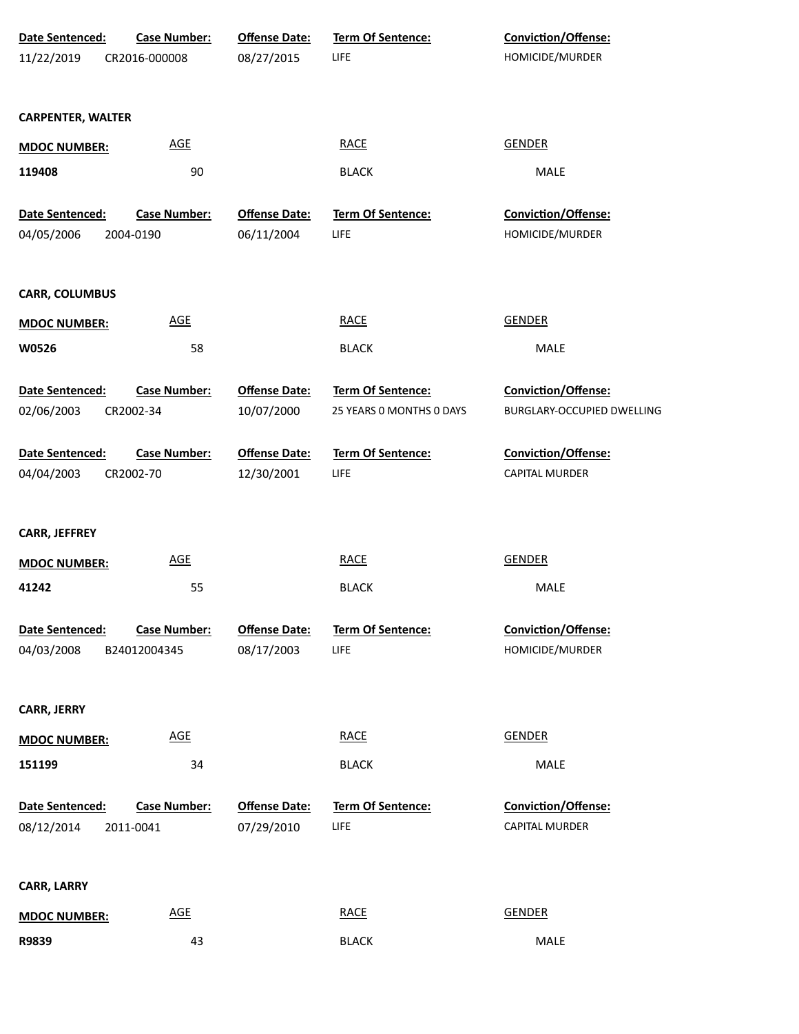| Date Sentenced: | Case Number: | Offense Date: | Term Of Sentence: | Conviction/Offense: |
|---|---|---|---|---|
| 11/22/2019 | CR2016-000008 | 08/27/2015 | LIFE | HOMICIDE/MURDER |

**CARPENTER, WALTER**

| MDOC NUMBER: | AGE | RACE | GENDER |
|---|---|---|---|
| 119408 | 90 | BLACK | MALE |

| Date Sentenced: | Case Number: | Offense Date: | Term Of Sentence: | Conviction/Offense: |
|---|---|---|---|---|
| 04/05/2006 | 2004-0190 | 06/11/2004 | LIFE | HOMICIDE/MURDER |

**CARR, COLUMBUS**

| MDOC NUMBER: | AGE | RACE | GENDER |
|---|---|---|---|
| W0526 | 58 | BLACK | MALE |

| Date Sentenced: | Case Number: | Offense Date: | Term Of Sentence: | Conviction/Offense: |
|---|---|---|---|---|
| 02/06/2003 | CR2002-34 | 10/07/2000 | 25 YEARS 0 MONTHS 0 DAYS | BURGLARY-OCCUPIED DWELLING |
| 04/04/2003 | CR2002-70 | 12/30/2001 | LIFE | CAPITAL MURDER |

**CARR, JEFFREY**

| MDOC NUMBER: | AGE | RACE | GENDER |
|---|---|---|---|
| 41242 | 55 | BLACK | MALE |

| Date Sentenced: | Case Number: | Offense Date: | Term Of Sentence: | Conviction/Offense: |
|---|---|---|---|---|
| 04/03/2008 | B24012004345 | 08/17/2003 | LIFE | HOMICIDE/MURDER |

**CARR, JERRY**

| MDOC NUMBER: | AGE | RACE | GENDER |
|---|---|---|---|
| 151199 | 34 | BLACK | MALE |

| Date Sentenced: | Case Number: | Offense Date: | Term Of Sentence: | Conviction/Offense: |
|---|---|---|---|---|
| 08/12/2014 | 2011-0041 | 07/29/2010 | LIFE | CAPITAL MURDER |

**CARR, LARRY**

| MDOC NUMBER: | AGE | RACE | GENDER |
|---|---|---|---|
| R9839 | 43 | BLACK | MALE |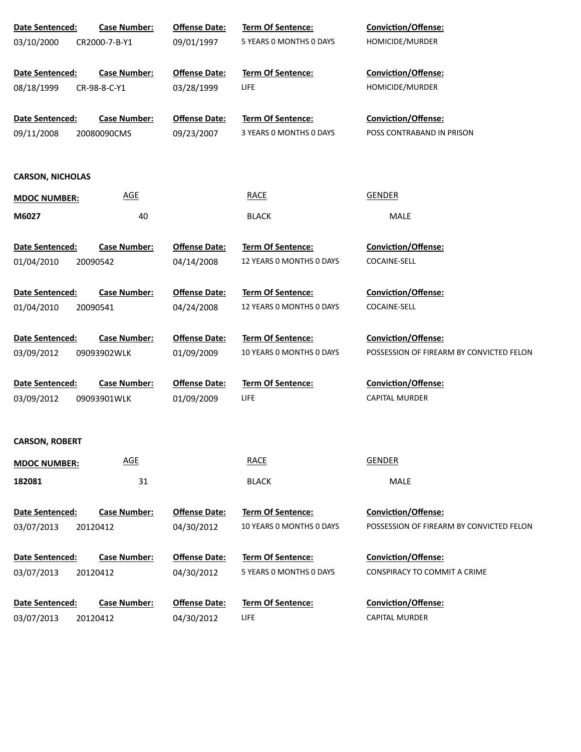| Date Sentenced: | Case Number: | Offense Date: | Term Of Sentence: | Conviction/Offense: |
|---|---|---|---|---|
| 03/10/2000 | CR2000-7-B-Y1 | 09/01/1997 | 5 YEARS 0 MONTHS 0 DAYS | HOMICIDE/MURDER |

| Date Sentenced: | Case Number: | Offense Date: | Term Of Sentence: | Conviction/Offense: |
|---|---|---|---|---|
| 08/18/1999 | CR-98-8-C-Y1 | 03/28/1999 | LIFE | HOMICIDE/MURDER |

| Date Sentenced: | Case Number: | Offense Date: | Term Of Sentence: | Conviction/Offense: |
|---|---|---|---|---|
| 09/11/2008 | 20080090CMS | 09/23/2007 | 3 YEARS 0 MONTHS 0 DAYS | POSS CONTRABAND IN PRISON |

**CARSON, NICHOLAS**

| MDOC NUMBER: | AGE | RACE | GENDER |
|---|---|---|---|
| M6027 | 40 | BLACK | MALE |

| Date Sentenced: | Case Number: | Offense Date: | Term Of Sentence: | Conviction/Offense: |
|---|---|---|---|---|
| 01/04/2010 | 20090542 | 04/14/2008 | 12 YEARS 0 MONTHS 0 DAYS | COCAINE-SELL |

| Date Sentenced: | Case Number: | Offense Date: | Term Of Sentence: | Conviction/Offense: |
|---|---|---|---|---|
| 01/04/2010 | 20090541 | 04/24/2008 | 12 YEARS 0 MONTHS 0 DAYS | COCAINE-SELL |

| Date Sentenced: | Case Number: | Offense Date: | Term Of Sentence: | Conviction/Offense: |
|---|---|---|---|---|
| 03/09/2012 | 09093902WLK | 01/09/2009 | 10 YEARS 0 MONTHS 0 DAYS | POSSESSION OF FIREARM BY CONVICTED FELON |

| Date Sentenced: | Case Number: | Offense Date: | Term Of Sentence: | Conviction/Offense: |
|---|---|---|---|---|
| 03/09/2012 | 09093901WLK | 01/09/2009 | LIFE | CAPITAL MURDER |

**CARSON, ROBERT**

| MDOC NUMBER: | AGE | RACE | GENDER |
|---|---|---|---|
| 182081 | 31 | BLACK | MALE |

| Date Sentenced: | Case Number: | Offense Date: | Term Of Sentence: | Conviction/Offense: |
|---|---|---|---|---|
| 03/07/2013 | 20120412 | 04/30/2012 | 10 YEARS 0 MONTHS 0 DAYS | POSSESSION OF FIREARM BY CONVICTED FELON |

| Date Sentenced: | Case Number: | Offense Date: | Term Of Sentence: | Conviction/Offense: |
|---|---|---|---|---|
| 03/07/2013 | 20120412 | 04/30/2012 | 5 YEARS 0 MONTHS 0 DAYS | CONSPIRACY TO COMMIT A CRIME |

| Date Sentenced: | Case Number: | Offense Date: | Term Of Sentence: | Conviction/Offense: |
|---|---|---|---|---|
| 03/07/2013 | 20120412 | 04/30/2012 | LIFE | CAPITAL MURDER |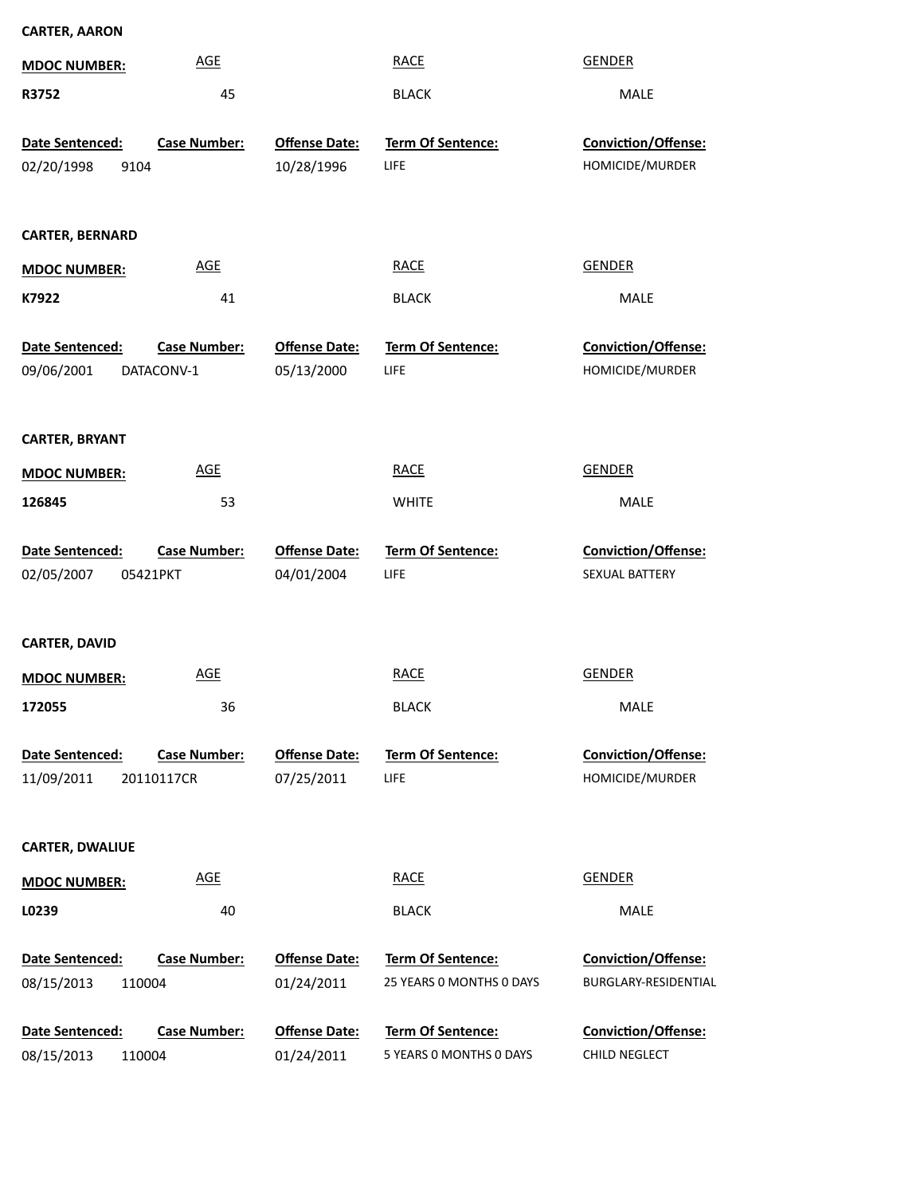**CARTER, AARON**

| MDOC NUMBER: | AGE | RACE | GENDER |
|---|---|---|---|
| R3752 | 45 | BLACK | MALE |

| Date Sentenced: | Case Number: | Offense Date: | Term Of Sentence: | Conviction/Offense: |
|---|---|---|---|---|
| 02/20/1998 | 9104 | 10/28/1996 | LIFE | HOMICIDE/MURDER |

**CARTER, BERNARD**

| MDOC NUMBER: | AGE | RACE | GENDER |
|---|---|---|---|
| K7922 | 41 | BLACK | MALE |

| Date Sentenced: | Case Number: | Offense Date: | Term Of Sentence: | Conviction/Offense: |
|---|---|---|---|---|
| 09/06/2001 | DATACONV-1 | 05/13/2000 | LIFE | HOMICIDE/MURDER |

**CARTER, BRYANT**

| MDOC NUMBER: | AGE | RACE | GENDER |
|---|---|---|---|
| 126845 | 53 | WHITE | MALE |

| Date Sentenced: | Case Number: | Offense Date: | Term Of Sentence: | Conviction/Offense: |
|---|---|---|---|---|
| 02/05/2007 | 05421PKT | 04/01/2004 | LIFE | SEXUAL BATTERY |

**CARTER, DAVID**

| MDOC NUMBER: | AGE | RACE | GENDER |
|---|---|---|---|
| 172055 | 36 | BLACK | MALE |

| Date Sentenced: | Case Number: | Offense Date: | Term Of Sentence: | Conviction/Offense: |
|---|---|---|---|---|
| 11/09/2011 | 20110117CR | 07/25/2011 | LIFE | HOMICIDE/MURDER |

**CARTER, DWALIUE**

| MDOC NUMBER: | AGE | RACE | GENDER |
|---|---|---|---|
| L0239 | 40 | BLACK | MALE |

| Date Sentenced: | Case Number: | Offense Date: | Term Of Sentence: | Conviction/Offense: |
|---|---|---|---|---|
| 08/15/2013 | 110004 | 01/24/2011 | 25 YEARS 0 MONTHS 0 DAYS | BURGLARY-RESIDENTIAL |
| 08/15/2013 | 110004 | 01/24/2011 | 5 YEARS 0 MONTHS 0 DAYS | CHILD NEGLECT |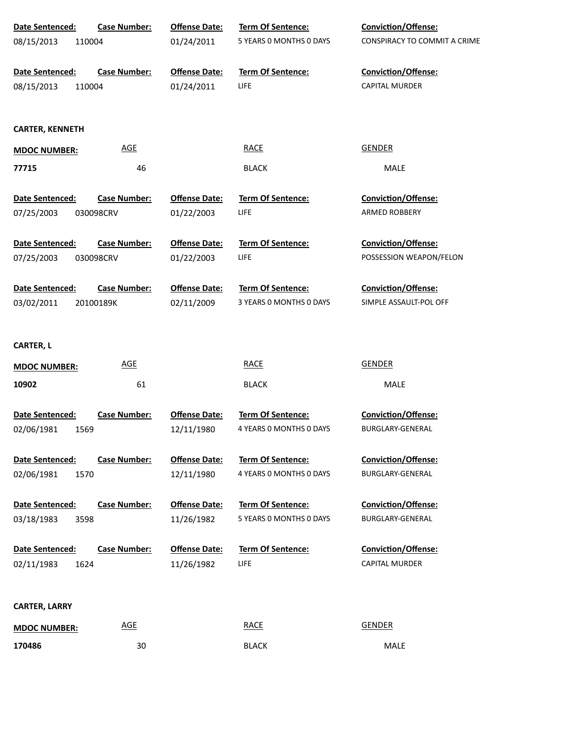| Date Sentenced: | Case Number: | Offense Date: | Term Of Sentence: | Conviction/Offense: |
|---|---|---|---|---|
| 08/15/2013 | 110004 | 01/24/2011 | 5 YEARS 0 MONTHS 0 DAYS | CONSPIRACY TO COMMIT A CRIME |

| Date Sentenced: | Case Number: | Offense Date: | Term Of Sentence: | Conviction/Offense: |
|---|---|---|---|---|
| 08/15/2013 | 110004 | 01/24/2011 | LIFE | CAPITAL MURDER |

**CARTER, KENNETH**

| MDOC NUMBER: | AGE | RACE | GENDER |
|---|---|---|---|
| **77715** | 46 | BLACK | MALE |

| Date Sentenced: | Case Number: | Offense Date: | Term Of Sentence: | Conviction/Offense: |
|---|---|---|---|---|
| 07/25/2003 | 030098CRV | 01/22/2003 | LIFE | ARMED ROBBERY |

| Date Sentenced: | Case Number: | Offense Date: | Term Of Sentence: | Conviction/Offense: |
|---|---|---|---|---|
| 07/25/2003 | 030098CRV | 01/22/2003 | LIFE | POSSESSION WEAPON/FELON |

| Date Sentenced: | Case Number: | Offense Date: | Term Of Sentence: | Conviction/Offense: |
|---|---|---|---|---|
| 03/02/2011 | 20100189K | 02/11/2009 | 3 YEARS 0 MONTHS 0 DAYS | SIMPLE ASSAULT-POL OFF |

**CARTER, L**

| MDOC NUMBER: | AGE | RACE | GENDER |
|---|---|---|---|
| **10902** | 61 | BLACK | MALE |

| Date Sentenced: | Case Number: | Offense Date: | Term Of Sentence: | Conviction/Offense: |
|---|---|---|---|---|
| 02/06/1981 | 1569 | 12/11/1980 | 4 YEARS 0 MONTHS 0 DAYS | BURGLARY-GENERAL |

| Date Sentenced: | Case Number: | Offense Date: | Term Of Sentence: | Conviction/Offense: |
|---|---|---|---|---|
| 02/06/1981 | 1570 | 12/11/1980 | 4 YEARS 0 MONTHS 0 DAYS | BURGLARY-GENERAL |

| Date Sentenced: | Case Number: | Offense Date: | Term Of Sentence: | Conviction/Offense: |
|---|---|---|---|---|
| 03/18/1983 | 3598 | 11/26/1982 | 5 YEARS 0 MONTHS 0 DAYS | BURGLARY-GENERAL |

| Date Sentenced: | Case Number: | Offense Date: | Term Of Sentence: | Conviction/Offense: |
|---|---|---|---|---|
| 02/11/1983 | 1624 | 11/26/1982 | LIFE | CAPITAL MURDER |

**CARTER, LARRY**

| MDOC NUMBER: | AGE | RACE | GENDER |
|---|---|---|---|
| **170486** | 30 | BLACK | MALE |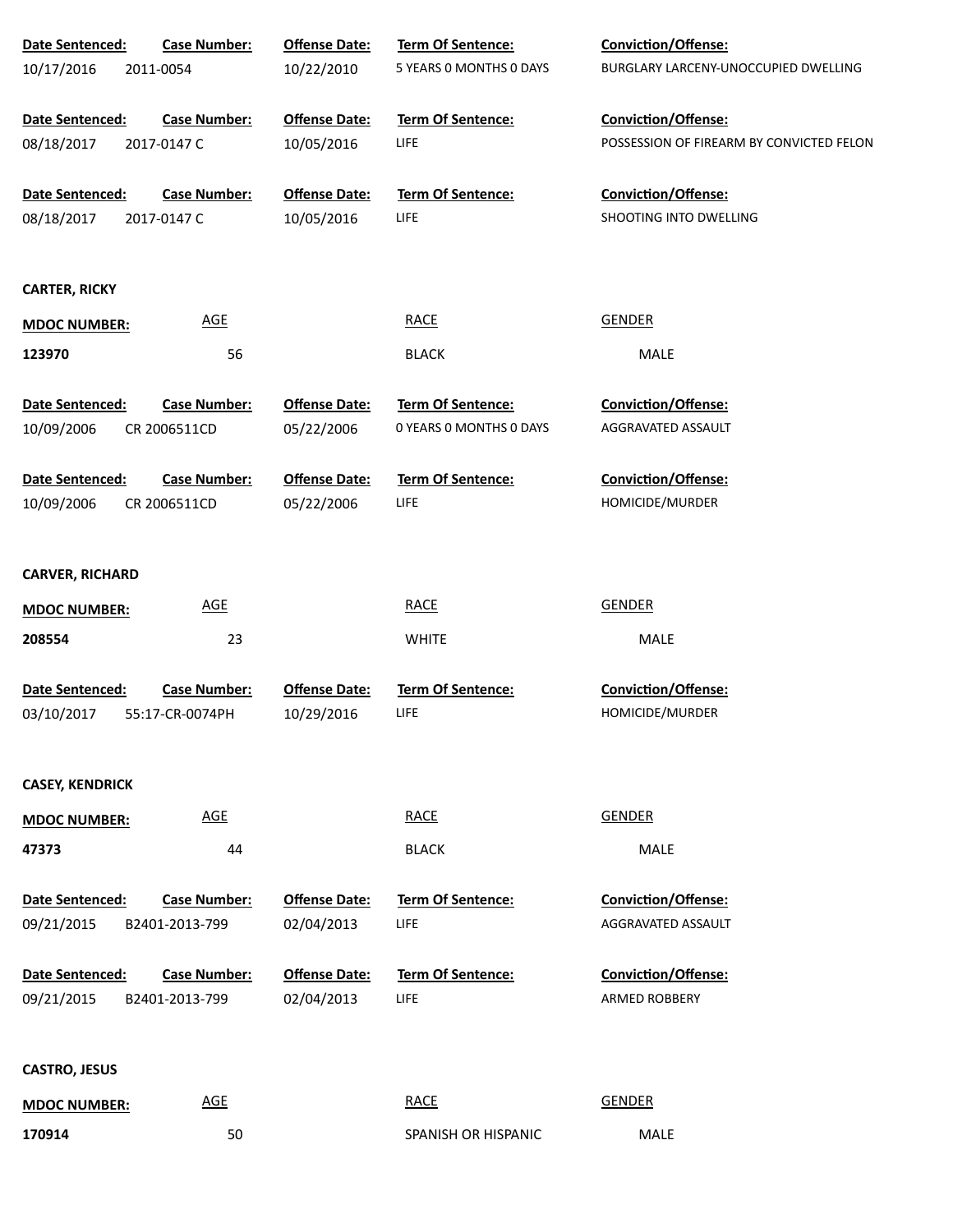| Date Sentenced: | Case Number: | Offense Date: | Term Of Sentence: | Conviction/Offense: |
|---|---|---|---|---|
| 10/17/2016 | 2011-0054 | 10/22/2010 | 5 YEARS 0 MONTHS 0 DAYS | BURGLARY LARCENY-UNOCCUPIED DWELLING |

| Date Sentenced: | Case Number: | Offense Date: | Term Of Sentence: | Conviction/Offense: |
|---|---|---|---|---|
| 08/18/2017 | 2017-0147 C | 10/05/2016 | LIFE | POSSESSION OF FIREARM BY CONVICTED FELON |

| Date Sentenced: | Case Number: | Offense Date: | Term Of Sentence: | Conviction/Offense: |
|---|---|---|---|---|
| 08/18/2017 | 2017-0147 C | 10/05/2016 | LIFE | SHOOTING INTO DWELLING |

**CARTER, RICKY**

| MDOC NUMBER: | AGE | RACE | GENDER |
|---|---|---|---|
| 123970 | 56 | BLACK | MALE |

| Date Sentenced: | Case Number: | Offense Date: | Term Of Sentence: | Conviction/Offense: |
|---|---|---|---|---|
| 10/09/2006 | CR 2006511CD | 05/22/2006 | 0 YEARS 0 MONTHS 0 DAYS | AGGRAVATED ASSAULT |

| Date Sentenced: | Case Number: | Offense Date: | Term Of Sentence: | Conviction/Offense: |
|---|---|---|---|---|
| 10/09/2006 | CR 2006511CD | 05/22/2006 | LIFE | HOMICIDE/MURDER |

**CARVER, RICHARD**

| MDOC NUMBER: | AGE | RACE | GENDER |
|---|---|---|---|
| 208554 | 23 | WHITE | MALE |

| Date Sentenced: | Case Number: | Offense Date: | Term Of Sentence: | Conviction/Offense: |
|---|---|---|---|---|
| 03/10/2017 | 55:17-CR-0074PH | 10/29/2016 | LIFE | HOMICIDE/MURDER |

**CASEY, KENDRICK**

| MDOC NUMBER: | AGE | RACE | GENDER |
|---|---|---|---|
| 47373 | 44 | BLACK | MALE |

| Date Sentenced: | Case Number: | Offense Date: | Term Of Sentence: | Conviction/Offense: |
|---|---|---|---|---|
| 09/21/2015 | B2401-2013-799 | 02/04/2013 | LIFE | AGGRAVATED ASSAULT |

| Date Sentenced: | Case Number: | Offense Date: | Term Of Sentence: | Conviction/Offense: |
|---|---|---|---|---|
| 09/21/2015 | B2401-2013-799 | 02/04/2013 | LIFE | ARMED ROBBERY |

**CASTRO, JESUS**

| MDOC NUMBER: | AGE | RACE | GENDER |
|---|---|---|---|
| 170914 | 50 | SPANISH OR HISPANIC | MALE |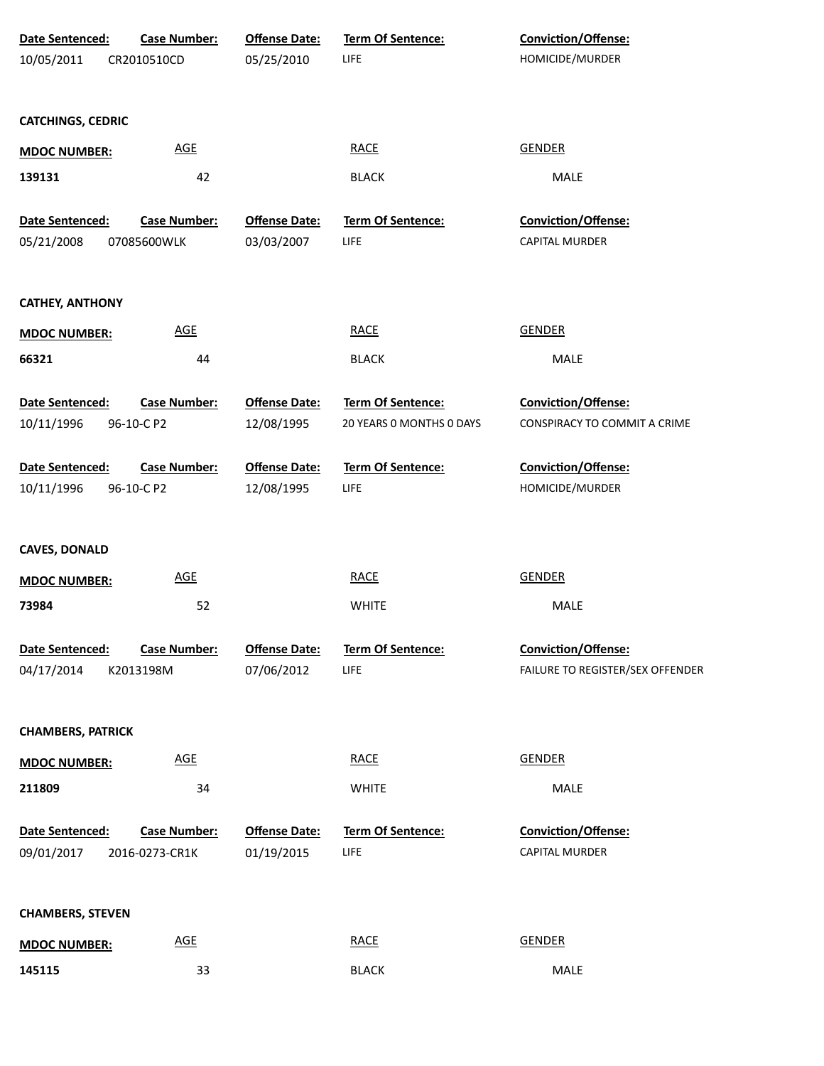| Date Sentenced: | Case Number: | Offense Date: | Term Of Sentence: | Conviction/Offense: |
|---|---|---|---|---|
| 10/05/2011 | CR2010510CD | 05/25/2010 | LIFE | HOMICIDE/MURDER |

**CATCHINGS, CEDRIC**

| MDOC NUMBER: | AGE | RACE | GENDER |
|---|---|---|---|
| 139131 | 42 | BLACK | MALE |

| Date Sentenced: | Case Number: | Offense Date: | Term Of Sentence: | Conviction/Offense: |
|---|---|---|---|---|
| 05/21/2008 | 07085600WLK | 03/03/2007 | LIFE | CAPITAL MURDER |

**CATHEY, ANTHONY**

| MDOC NUMBER: | AGE | RACE | GENDER |
|---|---|---|---|
| 66321 | 44 | BLACK | MALE |

| Date Sentenced: | Case Number: | Offense Date: | Term Of Sentence: | Conviction/Offense: |
|---|---|---|---|---|
| 10/11/1996 | 96-10-C P2 | 12/08/1995 | 20 YEARS 0 MONTHS 0 DAYS | CONSPIRACY TO COMMIT A CRIME |
| 10/11/1996 | 96-10-C P2 | 12/08/1995 | LIFE | HOMICIDE/MURDER |

**CAVES, DONALD**

| MDOC NUMBER: | AGE | RACE | GENDER |
|---|---|---|---|
| 73984 | 52 | WHITE | MALE |

| Date Sentenced: | Case Number: | Offense Date: | Term Of Sentence: | Conviction/Offense: |
|---|---|---|---|---|
| 04/17/2014 | K2013198M | 07/06/2012 | LIFE | FAILURE TO REGISTER/SEX OFFENDER |

**CHAMBERS, PATRICK**

| MDOC NUMBER: | AGE | RACE | GENDER |
|---|---|---|---|
| 211809 | 34 | WHITE | MALE |

| Date Sentenced: | Case Number: | Offense Date: | Term Of Sentence: | Conviction/Offense: |
|---|---|---|---|---|
| 09/01/2017 | 2016-0273-CR1K | 01/19/2015 | LIFE | CAPITAL MURDER |

**CHAMBERS, STEVEN**

| MDOC NUMBER: | AGE | RACE | GENDER |
|---|---|---|---|
| 145115 | 33 | BLACK | MALE |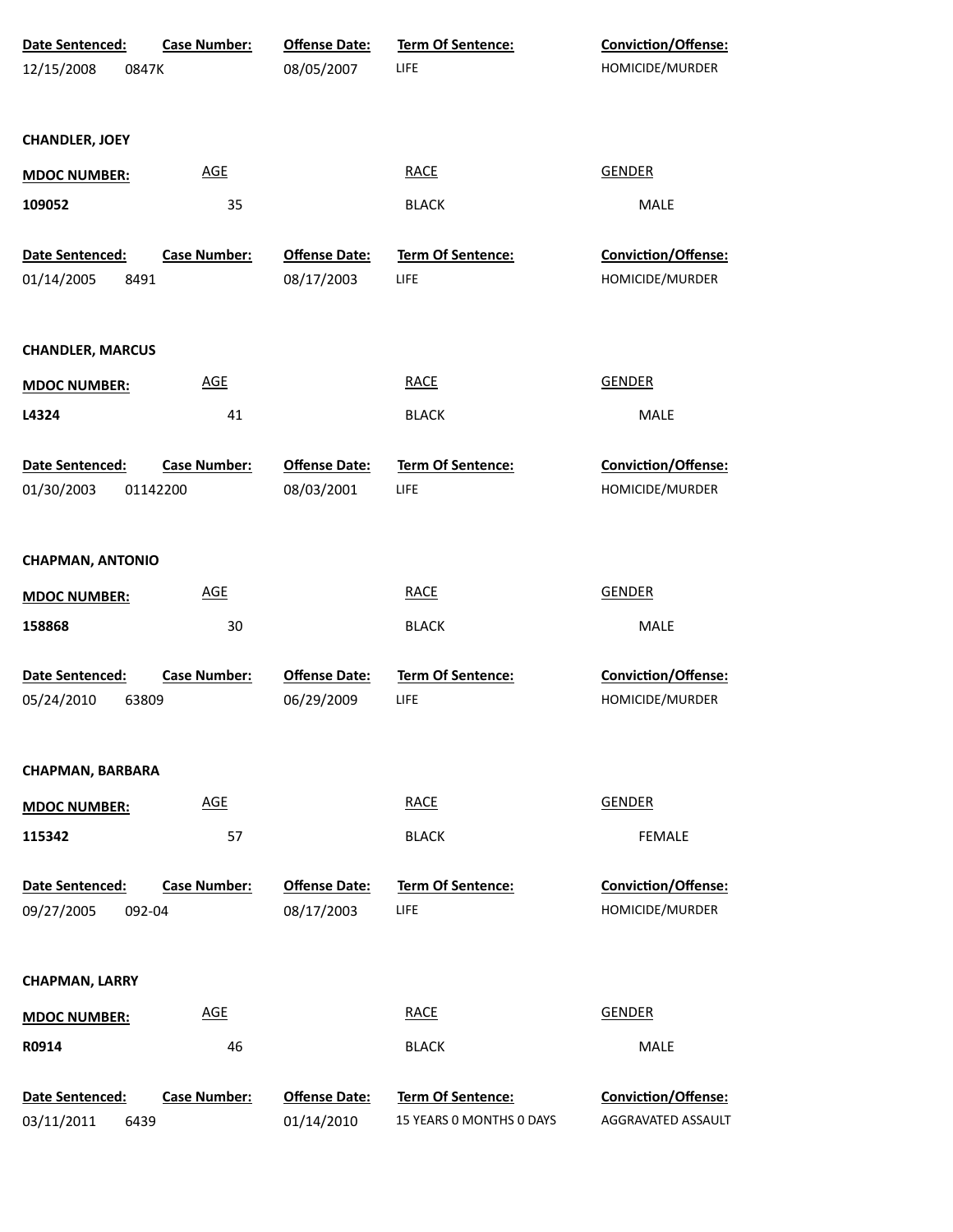| Date Sentenced: | Case Number: | Offense Date: | Term Of Sentence: | Conviction/Offense: |
|---|---|---|---|---|
| 12/15/2008 | 0847K | 08/05/2007 | LIFE | HOMICIDE/MURDER |

**CHANDLER, JOEY**

| MDOC NUMBER: | AGE | RACE | GENDER |
|---|---|---|---|
| 109052 | 35 | BLACK | MALE |

| Date Sentenced: | Case Number: | Offense Date: | Term Of Sentence: | Conviction/Offense: |
|---|---|---|---|---|
| 01/14/2005 | 8491 | 08/17/2003 | LIFE | HOMICIDE/MURDER |

**CHANDLER, MARCUS**

| MDOC NUMBER: | AGE | RACE | GENDER |
|---|---|---|---|
| L4324 | 41 | BLACK | MALE |

| Date Sentenced: | Case Number: | Offense Date: | Term Of Sentence: | Conviction/Offense: |
|---|---|---|---|---|
| 01/30/2003 | 01142200 | 08/03/2001 | LIFE | HOMICIDE/MURDER |

**CHAPMAN, ANTONIO**

| MDOC NUMBER: | AGE | RACE | GENDER |
|---|---|---|---|
| 158868 | 30 | BLACK | MALE |

| Date Sentenced: | Case Number: | Offense Date: | Term Of Sentence: | Conviction/Offense: |
|---|---|---|---|---|
| 05/24/2010 | 63809 | 06/29/2009 | LIFE | HOMICIDE/MURDER |

**CHAPMAN, BARBARA**

| MDOC NUMBER: | AGE | RACE | GENDER |
|---|---|---|---|
| 115342 | 57 | BLACK | FEMALE |

| Date Sentenced: | Case Number: | Offense Date: | Term Of Sentence: | Conviction/Offense: |
|---|---|---|---|---|
| 09/27/2005 | 092-04 | 08/17/2003 | LIFE | HOMICIDE/MURDER |

**CHAPMAN, LARRY**

| MDOC NUMBER: | AGE | RACE | GENDER |
|---|---|---|---|
| R0914 | 46 | BLACK | MALE |

| Date Sentenced: | Case Number: | Offense Date: | Term Of Sentence: | Conviction/Offense: |
|---|---|---|---|---|
| 03/11/2011 | 6439 | 01/14/2010 | 15 YEARS 0 MONTHS 0 DAYS | AGGRAVATED ASSAULT |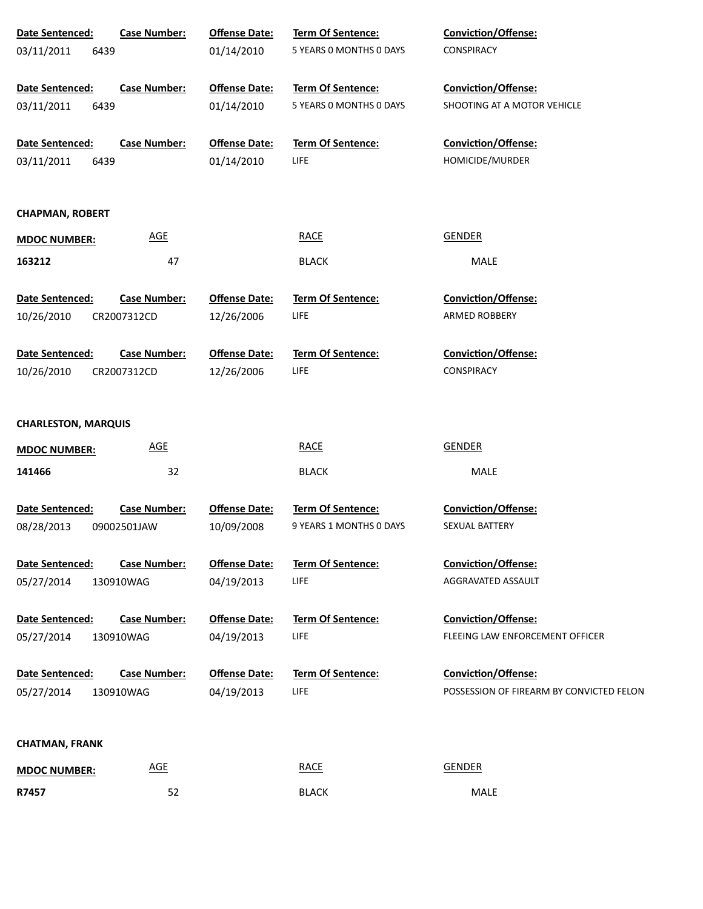| Date Sentenced: | Case Number: | Offense Date: | Term Of Sentence: | Conviction/Offense: |
|---|---|---|---|---|
| 03/11/2011 | 6439 | 01/14/2010 | 5 YEARS 0 MONTHS 0 DAYS | CONSPIRACY |

| Date Sentenced: | Case Number: | Offense Date: | Term Of Sentence: | Conviction/Offense: |
|---|---|---|---|---|
| 03/11/2011 | 6439 | 01/14/2010 | 5 YEARS 0 MONTHS 0 DAYS | SHOOTING AT A MOTOR VEHICLE |

| Date Sentenced: | Case Number: | Offense Date: | Term Of Sentence: | Conviction/Offense: |
|---|---|---|---|---|
| 03/11/2011 | 6439 | 01/14/2010 | LIFE | HOMICIDE/MURDER |

**CHAPMAN, ROBERT**

| MDOC NUMBER: | AGE | RACE | GENDER |
|---|---|---|---|
| **163212** | 47 | BLACK | MALE |

| Date Sentenced: | Case Number: | Offense Date: | Term Of Sentence: | Conviction/Offense: |
|---|---|---|---|---|
| 10/26/2010 | CR2007312CD | 12/26/2006 | LIFE | ARMED ROBBERY |

| Date Sentenced: | Case Number: | Offense Date: | Term Of Sentence: | Conviction/Offense: |
|---|---|---|---|---|
| 10/26/2010 | CR2007312CD | 12/26/2006 | LIFE | CONSPIRACY |

**CHARLESTON, MARQUIS**

| MDOC NUMBER: | AGE | RACE | GENDER |
|---|---|---|---|
| **141466** | 32 | BLACK | MALE |

| Date Sentenced: | Case Number: | Offense Date: | Term Of Sentence: | Conviction/Offense: |
|---|---|---|---|---|
| 08/28/2013 | 09002501JAW | 10/09/2008 | 9 YEARS 1 MONTHS 0 DAYS | SEXUAL BATTERY |

| Date Sentenced: | Case Number: | Offense Date: | Term Of Sentence: | Conviction/Offense: |
|---|---|---|---|---|
| 05/27/2014 | 130910WAG | 04/19/2013 | LIFE | AGGRAVATED ASSAULT |

| Date Sentenced: | Case Number: | Offense Date: | Term Of Sentence: | Conviction/Offense: |
|---|---|---|---|---|
| 05/27/2014 | 130910WAG | 04/19/2013 | LIFE | FLEEING LAW ENFORCEMENT OFFICER |

| Date Sentenced: | Case Number: | Offense Date: | Term Of Sentence: | Conviction/Offense: |
|---|---|---|---|---|
| 05/27/2014 | 130910WAG | 04/19/2013 | LIFE | POSSESSION OF FIREARM BY CONVICTED FELON |

**CHATMAN, FRANK**

| MDOC NUMBER: | AGE | RACE | GENDER |
|---|---|---|---|
| **R7457** | 52 | BLACK | MALE |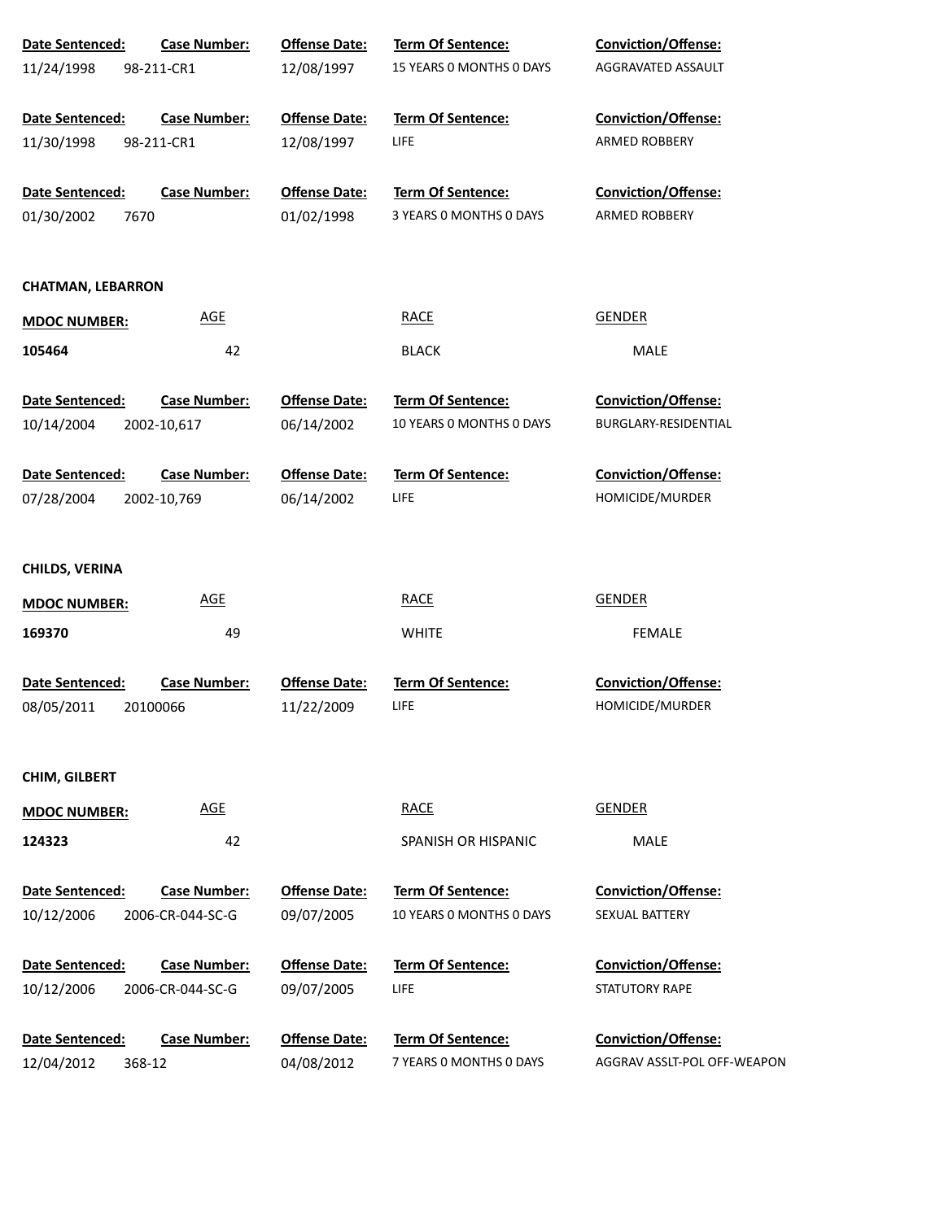| Date Sentenced: | Case Number: | Offense Date: | Term Of Sentence: | Conviction/Offense: |
|---|---|---|---|---|
| 11/24/1998 | 98-211-CR1 | 12/08/1997 | 15 YEARS 0 MONTHS 0 DAYS | AGGRAVATED ASSAULT |

| Date Sentenced: | Case Number: | Offense Date: | Term Of Sentence: | Conviction/Offense: |
|---|---|---|---|---|
| 11/30/1998 | 98-211-CR1 | 12/08/1997 | LIFE | ARMED ROBBERY |

| Date Sentenced: | Case Number: | Offense Date: | Term Of Sentence: | Conviction/Offense: |
|---|---|---|---|---|
| 01/30/2002 | 7670 | 01/02/1998 | 3 YEARS 0 MONTHS 0 DAYS | ARMED ROBBERY |

**CHATMAN, LEBARRON**

| MDOC NUMBER: | AGE | RACE | GENDER |
|---|---|---|---|
| 105464 | 42 | BLACK | MALE |

| Date Sentenced: | Case Number: | Offense Date: | Term Of Sentence: | Conviction/Offense: |
|---|---|---|---|---|
| 10/14/2004 | 2002-10,617 | 06/14/2002 | 10 YEARS 0 MONTHS 0 DAYS | BURGLARY-RESIDENTIAL |

| Date Sentenced: | Case Number: | Offense Date: | Term Of Sentence: | Conviction/Offense: |
|---|---|---|---|---|
| 07/28/2004 | 2002-10,769 | 06/14/2002 | LIFE | HOMICIDE/MURDER |

**CHILDS, VERINA**

| MDOC NUMBER: | AGE | RACE | GENDER |
|---|---|---|---|
| 169370 | 49 | WHITE | FEMALE |

| Date Sentenced: | Case Number: | Offense Date: | Term Of Sentence: | Conviction/Offense: |
|---|---|---|---|---|
| 08/05/2011 | 20100066 | 11/22/2009 | LIFE | HOMICIDE/MURDER |

**CHIM, GILBERT**

| MDOC NUMBER: | AGE | RACE | GENDER |
|---|---|---|---|
| 124323 | 42 | SPANISH OR HISPANIC | MALE |

| Date Sentenced: | Case Number: | Offense Date: | Term Of Sentence: | Conviction/Offense: |
|---|---|---|---|---|
| 10/12/2006 | 2006-CR-044-SC-G | 09/07/2005 | 10 YEARS 0 MONTHS 0 DAYS | SEXUAL BATTERY |

| Date Sentenced: | Case Number: | Offense Date: | Term Of Sentence: | Conviction/Offense: |
|---|---|---|---|---|
| 10/12/2006 | 2006-CR-044-SC-G | 09/07/2005 | LIFE | STATUTORY RAPE |

| Date Sentenced: | Case Number: | Offense Date: | Term Of Sentence: | Conviction/Offense: |
|---|---|---|---|---|
| 12/04/2012 | 368-12 | 04/08/2012 | 7 YEARS 0 MONTHS 0 DAYS | AGGRAV ASSLT-POL OFF-WEAPON |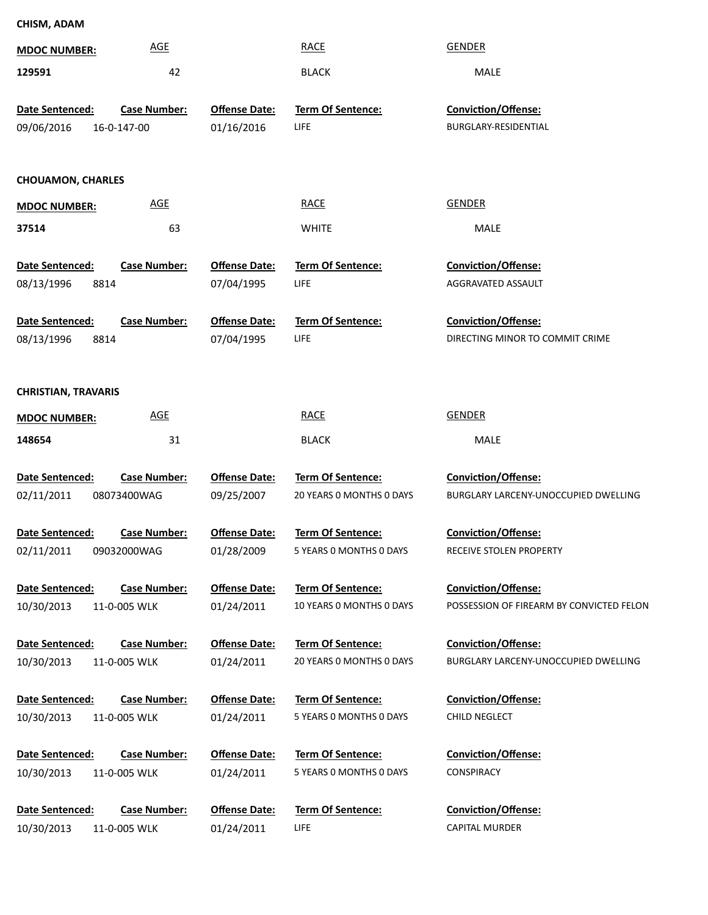**CHISM, ADAM**

| MDOC NUMBER: | AGE | RACE | GENDER |
|---|---|---|---|
| 129591 | 42 | BLACK | MALE |

| Date Sentenced: | Case Number: | Offense Date: | Term Of Sentence: | Conviction/Offense: |
|---|---|---|---|---|
| 09/06/2016 | 16-0-147-00 | 01/16/2016 | LIFE | BURGLARY-RESIDENTIAL |

**CHOUAMON, CHARLES**

| MDOC NUMBER: | AGE | RACE | GENDER |
|---|---|---|---|
| 37514 | 63 | WHITE | MALE |

| Date Sentenced: | Case Number: | Offense Date: | Term Of Sentence: | Conviction/Offense: |
|---|---|---|---|---|
| 08/13/1996 | 8814 | 07/04/1995 | LIFE | AGGRAVATED ASSAULT |
| 08/13/1996 | 8814 | 07/04/1995 | LIFE | DIRECTING MINOR TO COMMIT CRIME |

**CHRISTIAN, TRAVARIS**

| MDOC NUMBER: | AGE | RACE | GENDER |
|---|---|---|---|
| 148654 | 31 | BLACK | MALE |

| Date Sentenced: | Case Number: | Offense Date: | Term Of Sentence: | Conviction/Offense: |
|---|---|---|---|---|
| 02/11/2011 | 08073400WAG | 09/25/2007 | 20 YEARS 0 MONTHS 0 DAYS | BURGLARY LARCENY-UNOCCUPIED DWELLING |
| 02/11/2011 | 09032000WAG | 01/28/2009 | 5 YEARS 0 MONTHS 0 DAYS | RECEIVE STOLEN PROPERTY |
| 10/30/2013 | 11-0-005 WLK | 01/24/2011 | 10 YEARS 0 MONTHS 0 DAYS | POSSESSION OF FIREARM BY CONVICTED FELON |
| 10/30/2013 | 11-0-005 WLK | 01/24/2011 | 20 YEARS 0 MONTHS 0 DAYS | BURGLARY LARCENY-UNOCCUPIED DWELLING |
| 10/30/2013 | 11-0-005 WLK | 01/24/2011 | 5 YEARS 0 MONTHS 0 DAYS | CHILD NEGLECT |
| 10/30/2013 | 11-0-005 WLK | 01/24/2011 | 5 YEARS 0 MONTHS 0 DAYS | CONSPIRACY |
| 10/30/2013 | 11-0-005 WLK | 01/24/2011 | LIFE | CAPITAL MURDER |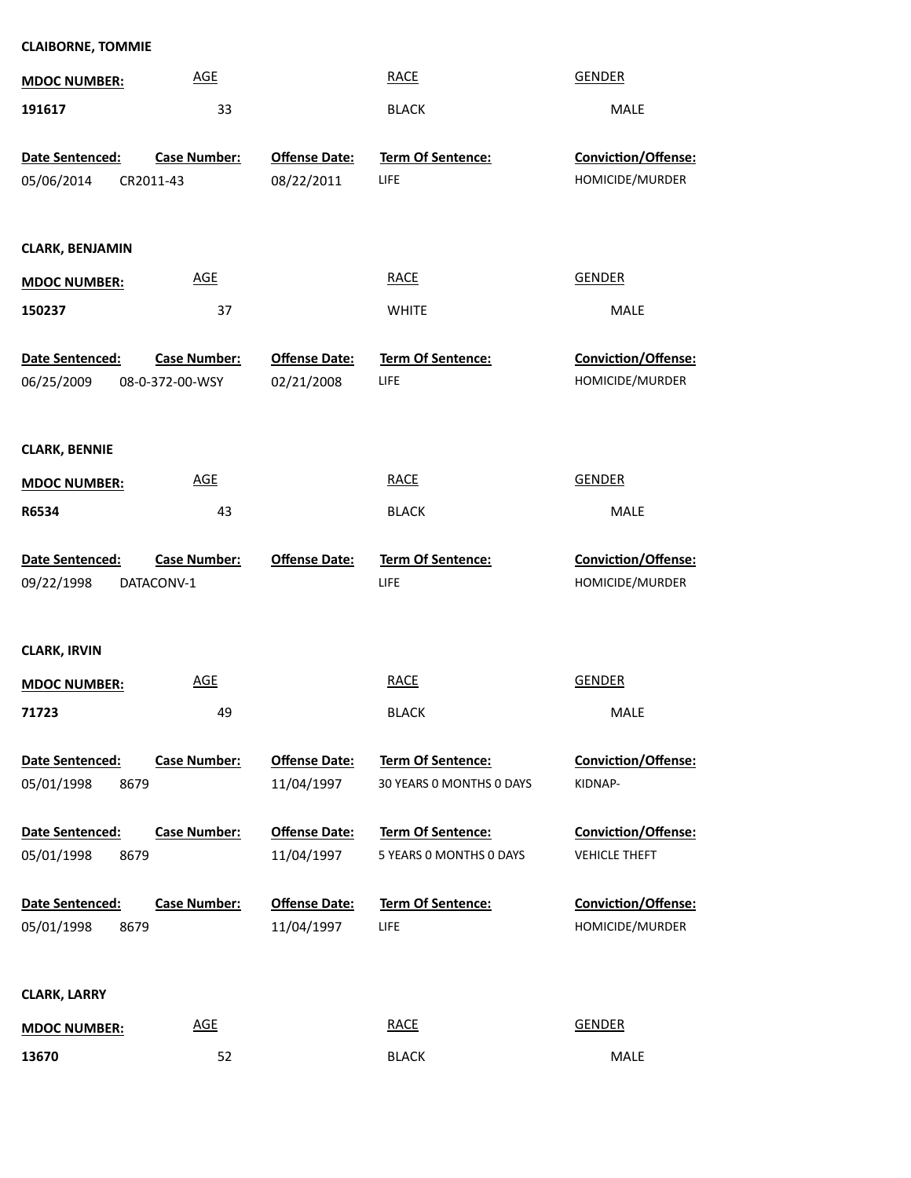**CLAIBORNE, TOMMIE**

| MDOC NUMBER: | AGE | RACE | GENDER |
|---|---|---|---|
| 191617 | 33 | BLACK | MALE |

| Date Sentenced: | Case Number: | Offense Date: | Term Of Sentence: | Conviction/Offense: |
|---|---|---|---|---|
| 05/06/2014 | CR2011-43 | 08/22/2011 | LIFE | HOMICIDE/MURDER |

**CLARK, BENJAMIN**

| MDOC NUMBER: | AGE | RACE | GENDER |
|---|---|---|---|
| 150237 | 37 | WHITE | MALE |

| Date Sentenced: | Case Number: | Offense Date: | Term Of Sentence: | Conviction/Offense: |
|---|---|---|---|---|
| 06/25/2009 | 08-0-372-00-WSY | 02/21/2008 | LIFE | HOMICIDE/MURDER |

**CLARK, BENNIE**

| MDOC NUMBER: | AGE | RACE | GENDER |
|---|---|---|---|
| R6534 | 43 | BLACK | MALE |

| Date Sentenced: | Case Number: | Offense Date: | Term Of Sentence: | Conviction/Offense: |
|---|---|---|---|---|
| 09/22/1998 | DATACONV-1 | | LIFE | HOMICIDE/MURDER |

**CLARK, IRVIN**

| MDOC NUMBER: | AGE | RACE | GENDER |
|---|---|---|---|
| 71723 | 49 | BLACK | MALE |

| Date Sentenced: | Case Number: | Offense Date: | Term Of Sentence: | Conviction/Offense: |
|---|---|---|---|---|
| 05/01/1998 | 8679 | 11/04/1997 | 30 YEARS 0 MONTHS 0 DAYS | KIDNAP- |
| 05/01/1998 | 8679 | 11/04/1997 | 5 YEARS 0 MONTHS 0 DAYS | VEHICLE THEFT |
| 05/01/1998 | 8679 | 11/04/1997 | LIFE | HOMICIDE/MURDER |

**CLARK, LARRY**

| MDOC NUMBER: | AGE | RACE | GENDER |
|---|---|---|---|
| 13670 | 52 | BLACK | MALE |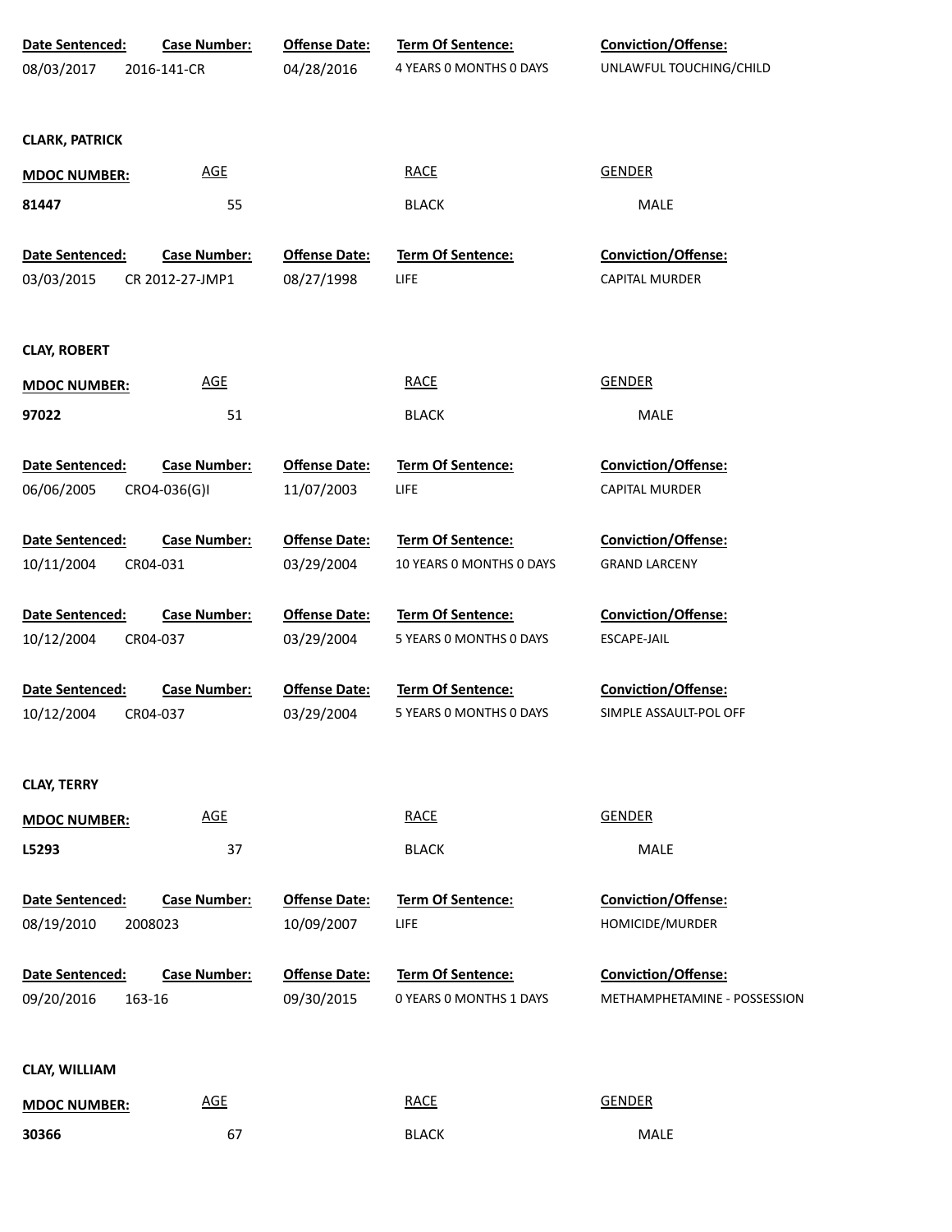| Date Sentenced: | Case Number: | Offense Date: | Term Of Sentence: | Conviction/Offense: |
|---|---|---|---|---|
| 08/03/2017 | 2016-141-CR | 04/28/2016 | 4 YEARS 0 MONTHS 0 DAYS | UNLAWFUL TOUCHING/CHILD |

**CLARK, PATRICK**

| MDOC NUMBER: | AGE | RACE | GENDER |
|---|---|---|---|
| 81447 | 55 | BLACK | MALE |

| Date Sentenced: | Case Number: | Offense Date: | Term Of Sentence: | Conviction/Offense: |
|---|---|---|---|---|
| 03/03/2015 | CR 2012-27-JMP1 | 08/27/1998 | LIFE | CAPITAL MURDER |

**CLAY, ROBERT**

| MDOC NUMBER: | AGE | RACE | GENDER |
|---|---|---|---|
| 97022 | 51 | BLACK | MALE |

| Date Sentenced: | Case Number: | Offense Date: | Term Of Sentence: | Conviction/Offense: |
|---|---|---|---|---|
| 06/06/2005 | CRO4-036(G)I | 11/07/2003 | LIFE | CAPITAL MURDER |
| 10/11/2004 | CR04-031 | 03/29/2004 | 10 YEARS 0 MONTHS 0 DAYS | GRAND LARCENY |
| 10/12/2004 | CR04-037 | 03/29/2004 | 5 YEARS 0 MONTHS 0 DAYS | ESCAPE-JAIL |
| 10/12/2004 | CR04-037 | 03/29/2004 | 5 YEARS 0 MONTHS 0 DAYS | SIMPLE ASSAULT-POL OFF |

**CLAY, TERRY**

| MDOC NUMBER: | AGE | RACE | GENDER |
|---|---|---|---|
| L5293 | 37 | BLACK | MALE |

| Date Sentenced: | Case Number: | Offense Date: | Term Of Sentence: | Conviction/Offense: |
|---|---|---|---|---|
| 08/19/2010 | 2008023 | 10/09/2007 | LIFE | HOMICIDE/MURDER |
| 09/20/2016 | 163-16 | 09/30/2015 | 0 YEARS 0 MONTHS 1 DAYS | METHAMPHETAMINE - POSSESSION |

**CLAY, WILLIAM**

| MDOC NUMBER: | AGE | RACE | GENDER |
|---|---|---|---|
| 30366 | 67 | BLACK | MALE |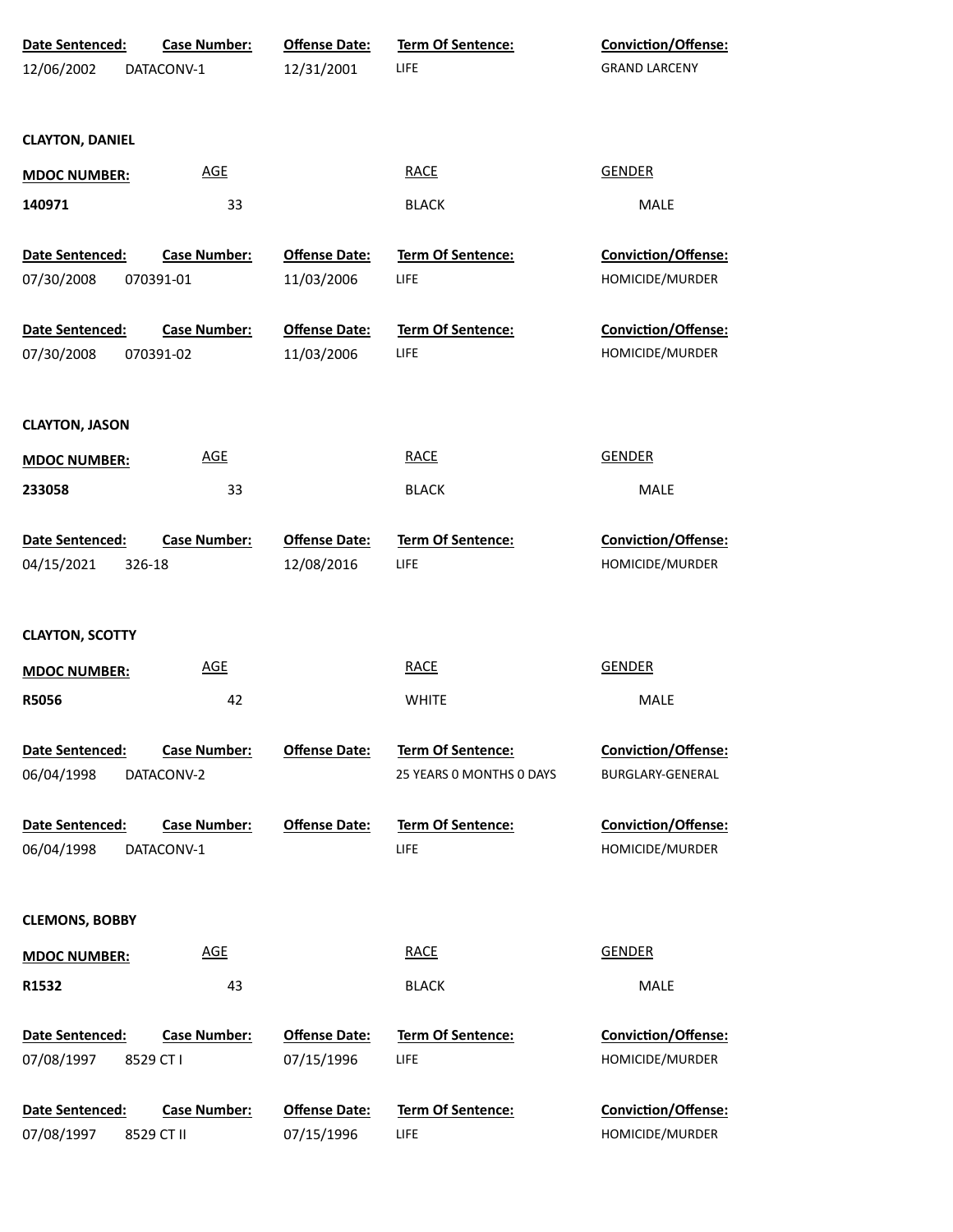| Date Sentenced: | Case Number: | Offense Date: | Term Of Sentence: | Conviction/Offense: |
|---|---|---|---|---|
| 12/06/2002 | DATACONV-1 | 12/31/2001 | LIFE | GRAND LARCENY |

**CLAYTON, DANIEL**

| MDOC NUMBER: | AGE | RACE | GENDER |
|---|---|---|---|
| 140971 | 33 | BLACK | MALE |

| Date Sentenced: | Case Number: | Offense Date: | Term Of Sentence: | Conviction/Offense: |
|---|---|---|---|---|
| 07/30/2008 | 070391-01 | 11/03/2006 | LIFE | HOMICIDE/MURDER |
| 07/30/2008 | 070391-02 | 11/03/2006 | LIFE | HOMICIDE/MURDER |

**CLAYTON, JASON**

| MDOC NUMBER: | AGE | RACE | GENDER |
|---|---|---|---|
| 233058 | 33 | BLACK | MALE |

| Date Sentenced: | Case Number: | Offense Date: | Term Of Sentence: | Conviction/Offense: |
|---|---|---|---|---|
| 04/15/2021 | 326-18 | 12/08/2016 | LIFE | HOMICIDE/MURDER |

**CLAYTON, SCOTTY**

| MDOC NUMBER: | AGE | RACE | GENDER |
|---|---|---|---|
| R5056 | 42 | WHITE | MALE |

| Date Sentenced: | Case Number: | Offense Date: | Term Of Sentence: | Conviction/Offense: |
|---|---|---|---|---|
| 06/04/1998 | DATACONV-2 | | 25 YEARS 0 MONTHS 0 DAYS | BURGLARY-GENERAL |
| 06/04/1998 | DATACONV-1 | | LIFE | HOMICIDE/MURDER |

**CLEMONS, BOBBY**

| MDOC NUMBER: | AGE | RACE | GENDER |
|---|---|---|---|
| R1532 | 43 | BLACK | MALE |

| Date Sentenced: | Case Number: | Offense Date: | Term Of Sentence: | Conviction/Offense: |
|---|---|---|---|---|
| 07/08/1997 | 8529 CT I | 07/15/1996 | LIFE | HOMICIDE/MURDER |
| 07/08/1997 | 8529 CT II | 07/15/1996 | LIFE | HOMICIDE/MURDER |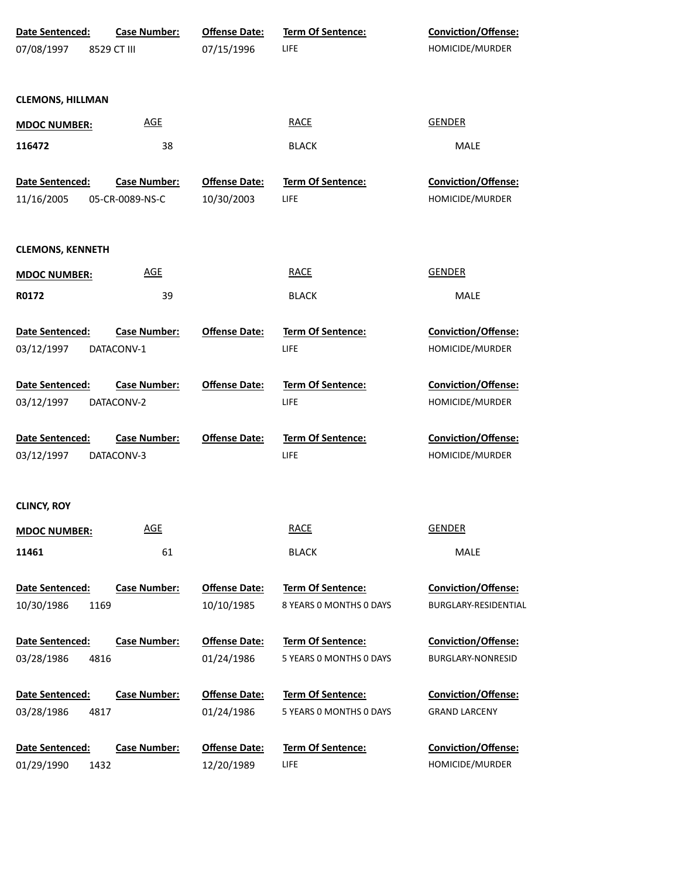| Date Sentenced: | Case Number: | Offense Date: | Term Of Sentence: | Conviction/Offense: |
|---|---|---|---|---|
| 07/08/1997 | 8529 CT III | 07/15/1996 | LIFE | HOMICIDE/MURDER |

**CLEMONS, HILLMAN**

| MDOC NUMBER: | AGE | RACE | GENDER |
|---|---|---|---|
| 116472 | 38 | BLACK | MALE |

| Date Sentenced: | Case Number: | Offense Date: | Term Of Sentence: | Conviction/Offense: |
|---|---|---|---|---|
| 11/16/2005 | 05-CR-0089-NS-C | 10/30/2003 | LIFE | HOMICIDE/MURDER |

**CLEMONS, KENNETH**

| MDOC NUMBER: | AGE | RACE | GENDER |
|---|---|---|---|
| R0172 | 39 | BLACK | MALE |

| Date Sentenced: | Case Number: | Offense Date: | Term Of Sentence: | Conviction/Offense: |
|---|---|---|---|---|
| 03/12/1997 | DATACONV-1 | | LIFE | HOMICIDE/MURDER |
| 03/12/1997 | DATACONV-2 | | LIFE | HOMICIDE/MURDER |
| 03/12/1997 | DATACONV-3 | | LIFE | HOMICIDE/MURDER |

**CLINCY, ROY**

| MDOC NUMBER: | AGE | RACE | GENDER |
|---|---|---|---|
| 11461 | 61 | BLACK | MALE |

| Date Sentenced: | Case Number: | Offense Date: | Term Of Sentence: | Conviction/Offense: |
|---|---|---|---|---|
| 10/30/1986 | 1169 | 10/10/1985 | 8 YEARS 0 MONTHS 0 DAYS | BURGLARY-RESIDENTIAL |
| 03/28/1986 | 4816 | 01/24/1986 | 5 YEARS 0 MONTHS 0 DAYS | BURGLARY-NONRESID |
| 03/28/1986 | 4817 | 01/24/1986 | 5 YEARS 0 MONTHS 0 DAYS | GRAND LARCENY |
| 01/29/1990 | 1432 | 12/20/1989 | LIFE | HOMICIDE/MURDER |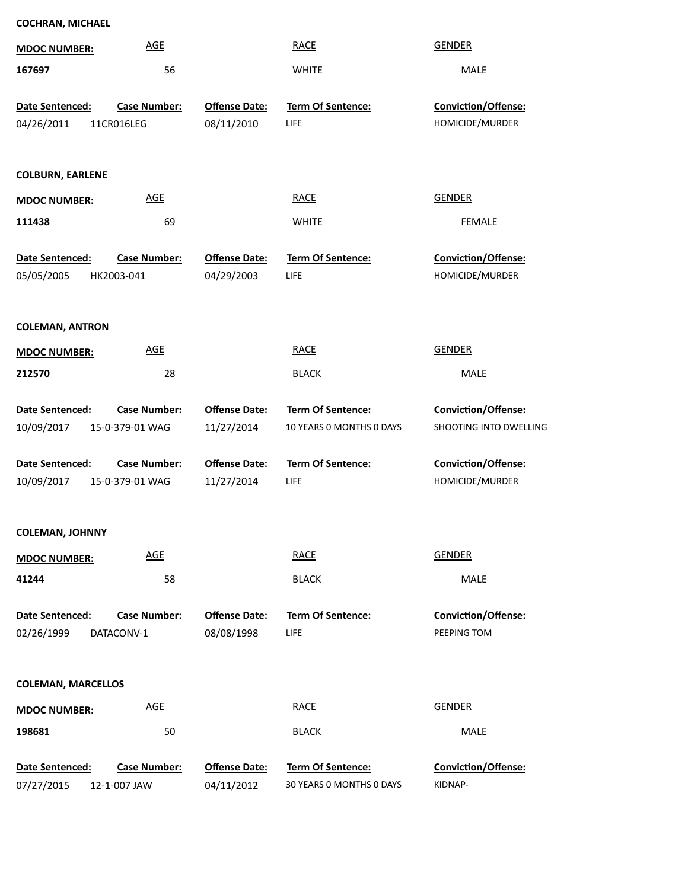**COCHRAN, MICHAEL**

| MDOC NUMBER: | AGE | RACE | GENDER |
|---|---|---|---|
| 167697 | 56 | WHITE | MALE |

| Date Sentenced: | Case Number: | Offense Date: | Term Of Sentence: | Conviction/Offense: |
|---|---|---|---|---|
| 04/26/2011 | 11CR016LEG | 08/11/2010 | LIFE | HOMICIDE/MURDER |

**COLBURN, EARLENE**

| MDOC NUMBER: | AGE | RACE | GENDER |
|---|---|---|---|
| 111438 | 69 | WHITE | FEMALE |

| Date Sentenced: | Case Number: | Offense Date: | Term Of Sentence: | Conviction/Offense: |
|---|---|---|---|---|
| 05/05/2005 | HK2003-041 | 04/29/2003 | LIFE | HOMICIDE/MURDER |

**COLEMAN, ANTRON**

| MDOC NUMBER: | AGE | RACE | GENDER |
|---|---|---|---|
| 212570 | 28 | BLACK | MALE |

| Date Sentenced: | Case Number: | Offense Date: | Term Of Sentence: | Conviction/Offense: |
|---|---|---|---|---|
| 10/09/2017 | 15-0-379-01 WAG | 11/27/2014 | 10 YEARS 0 MONTHS 0 DAYS | SHOOTING INTO DWELLING |

| Date Sentenced: | Case Number: | Offense Date: | Term Of Sentence: | Conviction/Offense: |
|---|---|---|---|---|
| 10/09/2017 | 15-0-379-01 WAG | 11/27/2014 | LIFE | HOMICIDE/MURDER |

**COLEMAN, JOHNNY**

| MDOC NUMBER: | AGE | RACE | GENDER |
|---|---|---|---|
| 41244 | 58 | BLACK | MALE |

| Date Sentenced: | Case Number: | Offense Date: | Term Of Sentence: | Conviction/Offense: |
|---|---|---|---|---|
| 02/26/1999 | DATACONV-1 | 08/08/1998 | LIFE | PEEPING TOM |

**COLEMAN, MARCELLOS**

| MDOC NUMBER: | AGE | RACE | GENDER |
|---|---|---|---|
| 198681 | 50 | BLACK | MALE |

| Date Sentenced: | Case Number: | Offense Date: | Term Of Sentence: | Conviction/Offense: |
|---|---|---|---|---|
| 07/27/2015 | 12-1-007 JAW | 04/11/2012 | 30 YEARS 0 MONTHS 0 DAYS | KIDNAP- |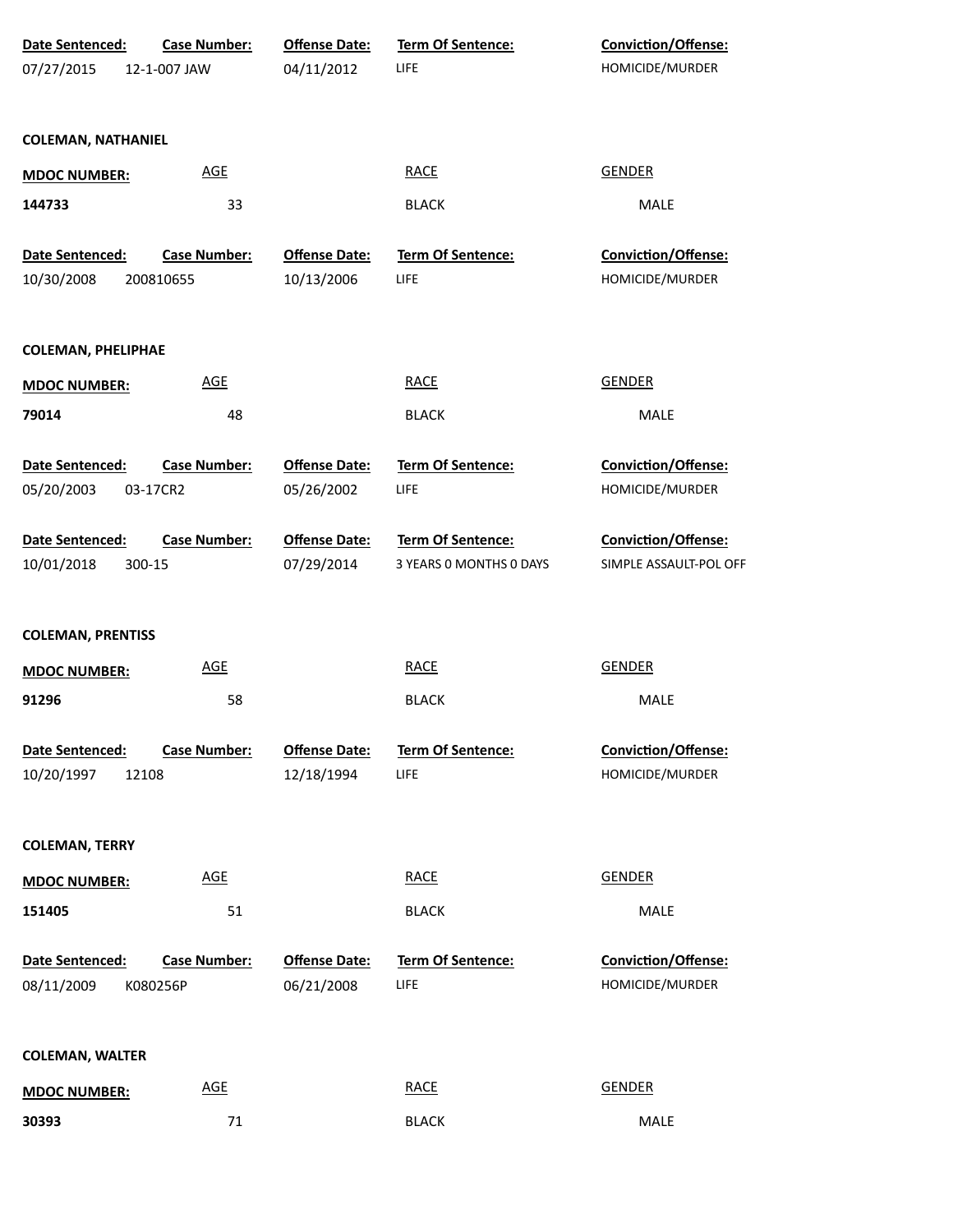| Date Sentenced: | Case Number: | Offense Date: | Term Of Sentence: | Conviction/Offense: |
| --- | --- | --- | --- | --- |
| 07/27/2015 | 12-1-007 JAW | 04/11/2012 | LIFE | HOMICIDE/MURDER |

**COLEMAN, NATHANIEL**

| MDOC NUMBER: | AGE | RACE | GENDER |
| --- | --- | --- | --- |
| 144733 | 33 | BLACK | MALE |

| Date Sentenced: | Case Number: | Offense Date: | Term Of Sentence: | Conviction/Offense: |
| --- | --- | --- | --- | --- |
| 10/30/2008 | 200810655 | 10/13/2006 | LIFE | HOMICIDE/MURDER |

**COLEMAN, PHELIPHAE**

| MDOC NUMBER: | AGE | RACE | GENDER |
| --- | --- | --- | --- |
| 79014 | 48 | BLACK | MALE |

| Date Sentenced: | Case Number: | Offense Date: | Term Of Sentence: | Conviction/Offense: |
| --- | --- | --- | --- | --- |
| 05/20/2003 | 03-17CR2 | 05/26/2002 | LIFE | HOMICIDE/MURDER |
| 10/01/2018 | 300-15 | 07/29/2014 | 3 YEARS 0 MONTHS 0 DAYS | SIMPLE ASSAULT-POL OFF |

**COLEMAN, PRENTISS**

| MDOC NUMBER: | AGE | RACE | GENDER |
| --- | --- | --- | --- |
| 91296 | 58 | BLACK | MALE |

| Date Sentenced: | Case Number: | Offense Date: | Term Of Sentence: | Conviction/Offense: |
| --- | --- | --- | --- | --- |
| 10/20/1997 | 12108 | 12/18/1994 | LIFE | HOMICIDE/MURDER |

**COLEMAN, TERRY**

| MDOC NUMBER: | AGE | RACE | GENDER |
| --- | --- | --- | --- |
| 151405 | 51 | BLACK | MALE |

| Date Sentenced: | Case Number: | Offense Date: | Term Of Sentence: | Conviction/Offense: |
| --- | --- | --- | --- | --- |
| 08/11/2009 | K080256P | 06/21/2008 | LIFE | HOMICIDE/MURDER |

**COLEMAN, WALTER**

| MDOC NUMBER: | AGE | RACE | GENDER |
| --- | --- | --- | --- |
| 30393 | 71 | BLACK | MALE |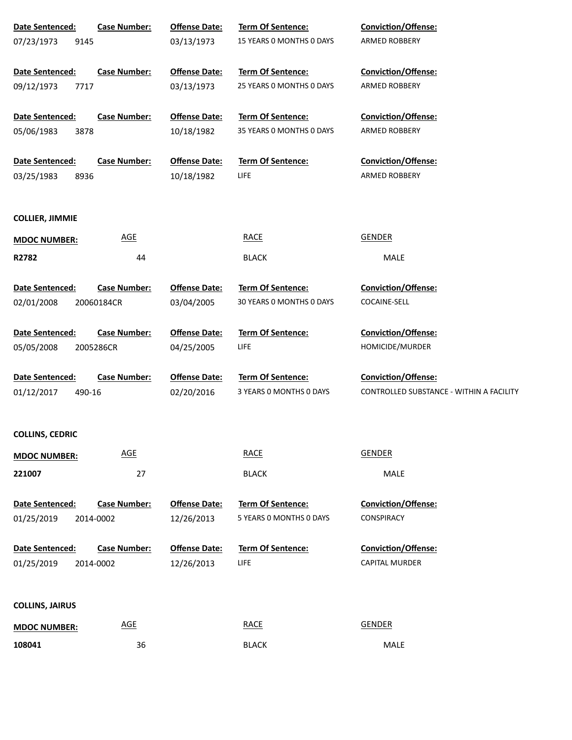| Date Sentenced: | Case Number: | Offense Date: | Term Of Sentence: | Conviction/Offense: |
|---|---|---|---|---|
| 07/23/1973 | 9145 | 03/13/1973 | 15 YEARS 0 MONTHS 0 DAYS | ARMED ROBBERY |
| 09/12/1973 | 7717 | 03/13/1973 | 25 YEARS 0 MONTHS 0 DAYS | ARMED ROBBERY |
| 05/06/1983 | 3878 | 10/18/1982 | 35 YEARS 0 MONTHS 0 DAYS | ARMED ROBBERY |
| 03/25/1983 | 8936 | 10/18/1982 | LIFE | ARMED ROBBERY |

**COLLIER, JIMMIE**

| MDOC NUMBER: | AGE | RACE | GENDER |
|---|---|---|---|
| R2782 | 44 | BLACK | MALE |

| Date Sentenced: | Case Number: | Offense Date: | Term Of Sentence: | Conviction/Offense: |
|---|---|---|---|---|
| 02/01/2008 | 20060184CR | 03/04/2005 | 30 YEARS 0 MONTHS 0 DAYS | COCAINE-SELL |
| 05/05/2008 | 2005286CR | 04/25/2005 | LIFE | HOMICIDE/MURDER |
| 01/12/2017 | 490-16 | 02/20/2016 | 3 YEARS 0 MONTHS 0 DAYS | CONTROLLED SUBSTANCE - WITHIN A FACILITY |

**COLLINS, CEDRIC**

| MDOC NUMBER: | AGE | RACE | GENDER |
|---|---|---|---|
| 221007 | 27 | BLACK | MALE |

| Date Sentenced: | Case Number: | Offense Date: | Term Of Sentence: | Conviction/Offense: |
|---|---|---|---|---|
| 01/25/2019 | 2014-0002 | 12/26/2013 | 5 YEARS 0 MONTHS 0 DAYS | CONSPIRACY |
| 01/25/2019 | 2014-0002 | 12/26/2013 | LIFE | CAPITAL MURDER |

**COLLINS, JAIRUS**

| MDOC NUMBER: | AGE | RACE | GENDER |
|---|---|---|---|
| 108041 | 36 | BLACK | MALE |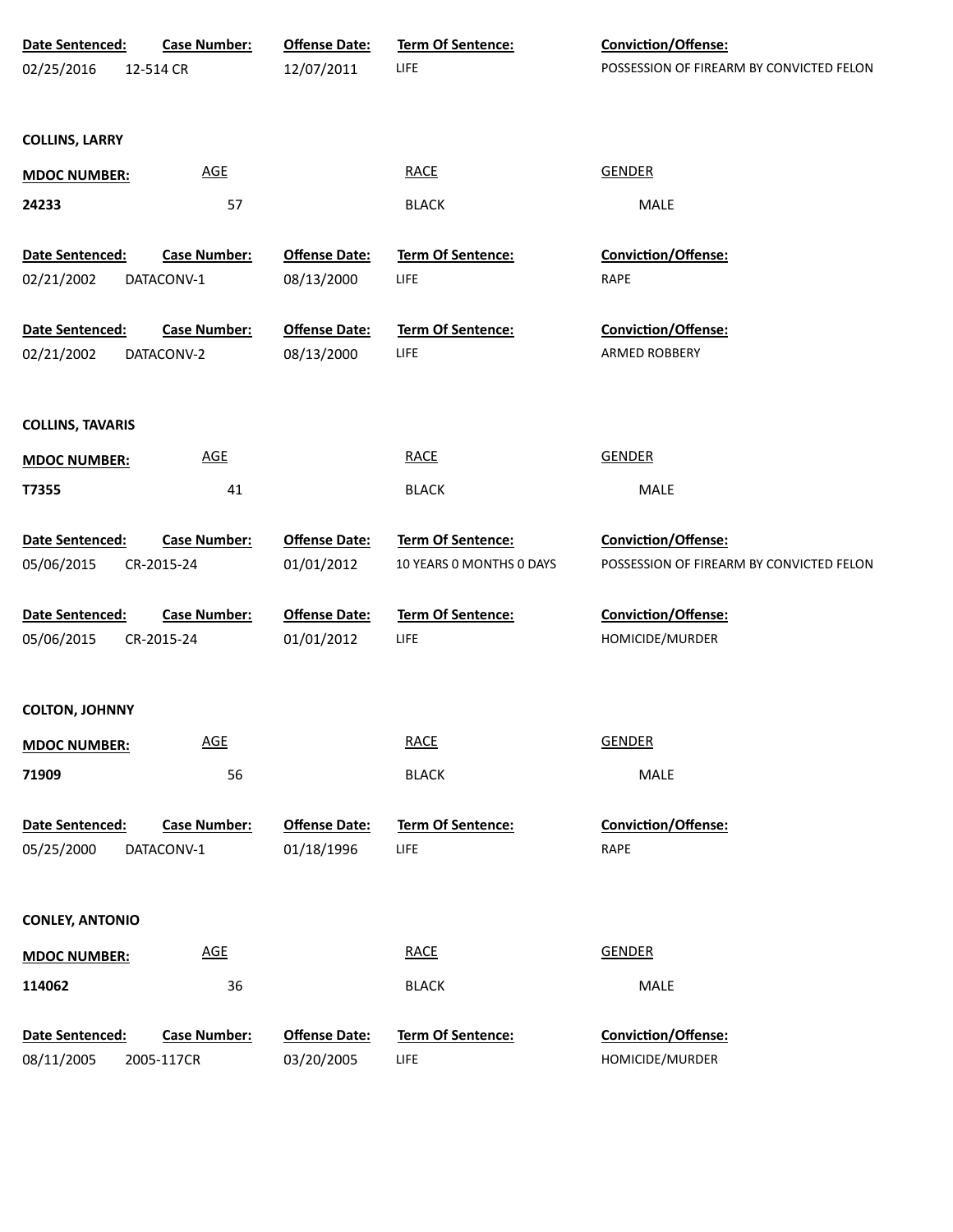| Date Sentenced: | Case Number: | Offense Date: | Term Of Sentence: | Conviction/Offense: |
|---|---|---|---|---|
| 02/25/2016 | 12-514 CR | 12/07/2011 | LIFE | POSSESSION OF FIREARM BY CONVICTED FELON |

**COLLINS, LARRY**

| MDOC NUMBER: | AGE | RACE | GENDER |
|---|---|---|---|
| 24233 | 57 | BLACK | MALE |

| Date Sentenced: | Case Number: | Offense Date: | Term Of Sentence: | Conviction/Offense: |
|---|---|---|---|---|
| 02/21/2002 | DATACONV-1 | 08/13/2000 | LIFE | RAPE |

| Date Sentenced: | Case Number: | Offense Date: | Term Of Sentence: | Conviction/Offense: |
|---|---|---|---|---|
| 02/21/2002 | DATACONV-2 | 08/13/2000 | LIFE | ARMED ROBBERY |

**COLLINS, TAVARIS**

| MDOC NUMBER: | AGE | RACE | GENDER |
|---|---|---|---|
| T7355 | 41 | BLACK | MALE |

| Date Sentenced: | Case Number: | Offense Date: | Term Of Sentence: | Conviction/Offense: |
|---|---|---|---|---|
| 05/06/2015 | CR-2015-24 | 01/01/2012 | 10 YEARS 0 MONTHS 0 DAYS | POSSESSION OF FIREARM BY CONVICTED FELON |

| Date Sentenced: | Case Number: | Offense Date: | Term Of Sentence: | Conviction/Offense: |
|---|---|---|---|---|
| 05/06/2015 | CR-2015-24 | 01/01/2012 | LIFE | HOMICIDE/MURDER |

**COLTON, JOHNNY**

| MDOC NUMBER: | AGE | RACE | GENDER |
|---|---|---|---|
| 71909 | 56 | BLACK | MALE |

| Date Sentenced: | Case Number: | Offense Date: | Term Of Sentence: | Conviction/Offense: |
|---|---|---|---|---|
| 05/25/2000 | DATACONV-1 | 01/18/1996 | LIFE | RAPE |

**CONLEY, ANTONIO**

| MDOC NUMBER: | AGE | RACE | GENDER |
|---|---|---|---|
| 114062 | 36 | BLACK | MALE |

| Date Sentenced: | Case Number: | Offense Date: | Term Of Sentence: | Conviction/Offense: |
|---|---|---|---|---|
| 08/11/2005 | 2005-117CR | 03/20/2005 | LIFE | HOMICIDE/MURDER |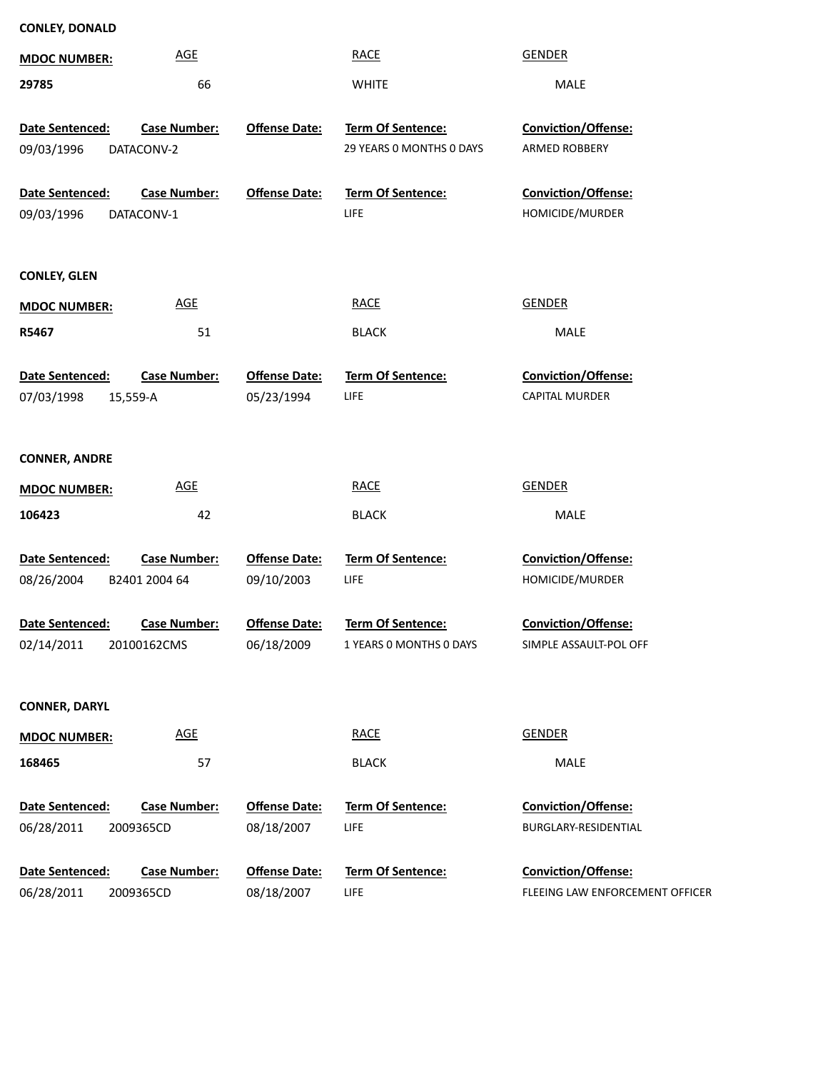**CONLEY, DONALD**

| MDOC NUMBER: | AGE | RACE | GENDER |
|---|---|---|---|
| **29785** | 66 | WHITE | MALE |

| Date Sentenced: | Case Number: | Offense Date: | Term Of Sentence: | Conviction/Offense: |
|---|---|---|---|---|
| 09/03/1996 | DATACONV-2 | | 29 YEARS 0 MONTHS 0 DAYS | ARMED ROBBERY |
| 09/03/1996 | DATACONV-1 | | LIFE | HOMICIDE/MURDER |

**CONLEY, GLEN**

| MDOC NUMBER: | AGE | RACE | GENDER |
|---|---|---|---|
| **R5467** | 51 | BLACK | MALE |

| Date Sentenced: | Case Number: | Offense Date: | Term Of Sentence: | Conviction/Offense: |
|---|---|---|---|---|
| 07/03/1998 | 15,559-A | 05/23/1994 | LIFE | CAPITAL MURDER |

**CONNER, ANDRE**

| MDOC NUMBER: | AGE | RACE | GENDER |
|---|---|---|---|
| **106423** | 42 | BLACK | MALE |

| Date Sentenced: | Case Number: | Offense Date: | Term Of Sentence: | Conviction/Offense: |
|---|---|---|---|---|
| 08/26/2004 | B2401 2004 64 | 09/10/2003 | LIFE | HOMICIDE/MURDER |
| 02/14/2011 | 20100162CMS | 06/18/2009 | 1 YEARS 0 MONTHS 0 DAYS | SIMPLE ASSAULT-POL OFF |

**CONNER, DARYL**

| MDOC NUMBER: | AGE | RACE | GENDER |
|---|---|---|---|
| **168465** | 57 | BLACK | MALE |

| Date Sentenced: | Case Number: | Offense Date: | Term Of Sentence: | Conviction/Offense: |
|---|---|---|---|---|
| 06/28/2011 | 2009365CD | 08/18/2007 | LIFE | BURGLARY-RESIDENTIAL |
| 06/28/2011 | 2009365CD | 08/18/2007 | LIFE | FLEEING LAW ENFORCEMENT OFFICER |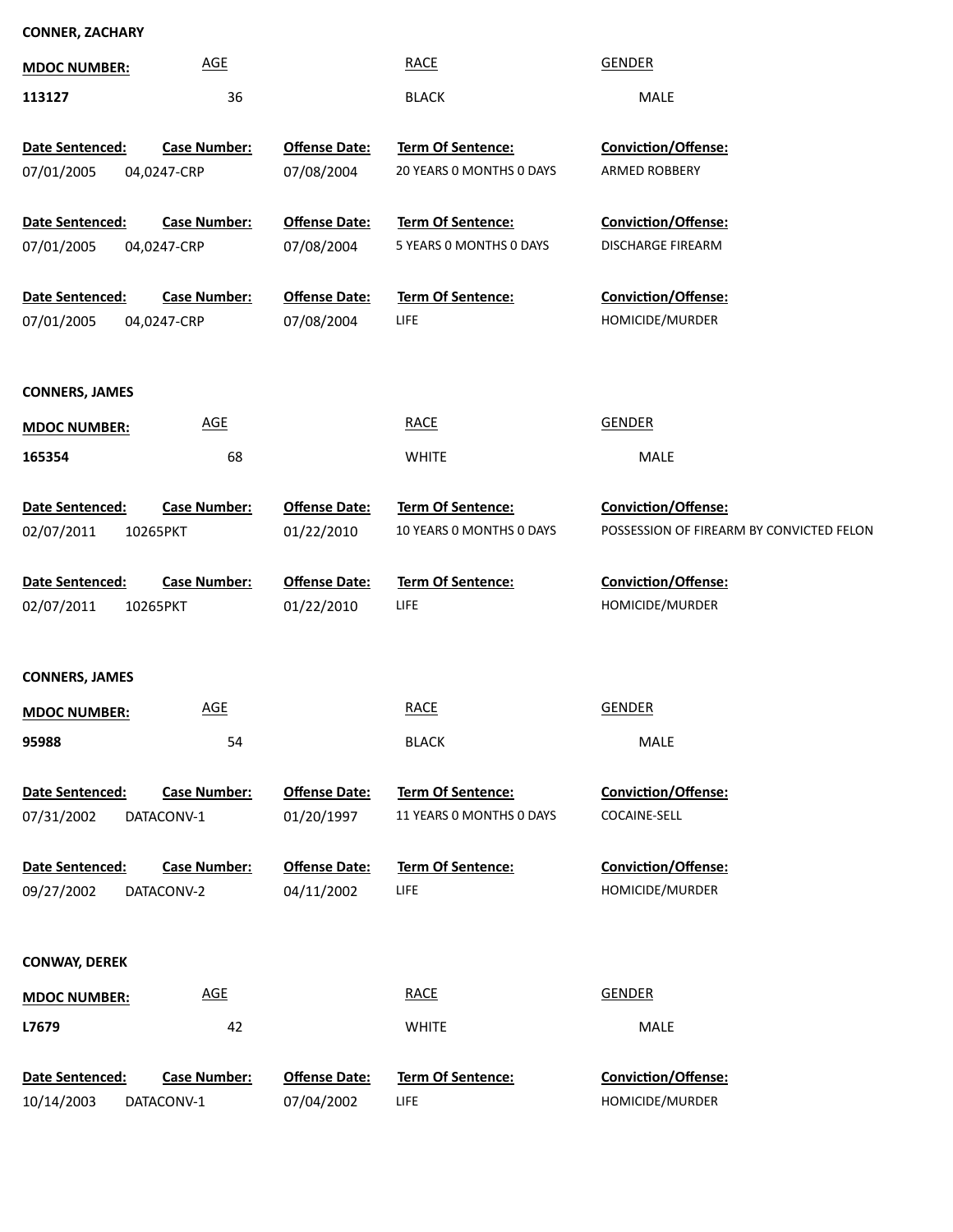**CONNER, ZACHARY**

| MDOC NUMBER: | AGE | RACE | GENDER |
|---|---|---|---|
| 113127 | 36 | BLACK | MALE |

| Date Sentenced: | Case Number: | Offense Date: | Term Of Sentence: | Conviction/Offense: |
|---|---|---|---|---|
| 07/01/2005 | 04,0247-CRP | 07/08/2004 | 20 YEARS 0 MONTHS 0 DAYS | ARMED ROBBERY |
| 07/01/2005 | 04,0247-CRP | 07/08/2004 | 5 YEARS 0 MONTHS 0 DAYS | DISCHARGE FIREARM |
| 07/01/2005 | 04,0247-CRP | 07/08/2004 | LIFE | HOMICIDE/MURDER |

**CONNERS, JAMES**

| MDOC NUMBER: | AGE | RACE | GENDER |
|---|---|---|---|
| 165354 | 68 | WHITE | MALE |

| Date Sentenced: | Case Number: | Offense Date: | Term Of Sentence: | Conviction/Offense: |
|---|---|---|---|---|
| 02/07/2011 | 10265PKT | 01/22/2010 | 10 YEARS 0 MONTHS 0 DAYS | POSSESSION OF FIREARM BY CONVICTED FELON |
| 02/07/2011 | 10265PKT | 01/22/2010 | LIFE | HOMICIDE/MURDER |

**CONNERS, JAMES**

| MDOC NUMBER: | AGE | RACE | GENDER |
|---|---|---|---|
| 95988 | 54 | BLACK | MALE |

| Date Sentenced: | Case Number: | Offense Date: | Term Of Sentence: | Conviction/Offense: |
|---|---|---|---|---|
| 07/31/2002 | DATACONV-1 | 01/20/1997 | 11 YEARS 0 MONTHS 0 DAYS | COCAINE-SELL |
| 09/27/2002 | DATACONV-2 | 04/11/2002 | LIFE | HOMICIDE/MURDER |

**CONWAY, DEREK**

| MDOC NUMBER: | AGE | RACE | GENDER |
|---|---|---|---|
| L7679 | 42 | WHITE | MALE |

| Date Sentenced: | Case Number: | Offense Date: | Term Of Sentence: | Conviction/Offense: |
|---|---|---|---|---|
| 10/14/2003 | DATACONV-1 | 07/04/2002 | LIFE | HOMICIDE/MURDER |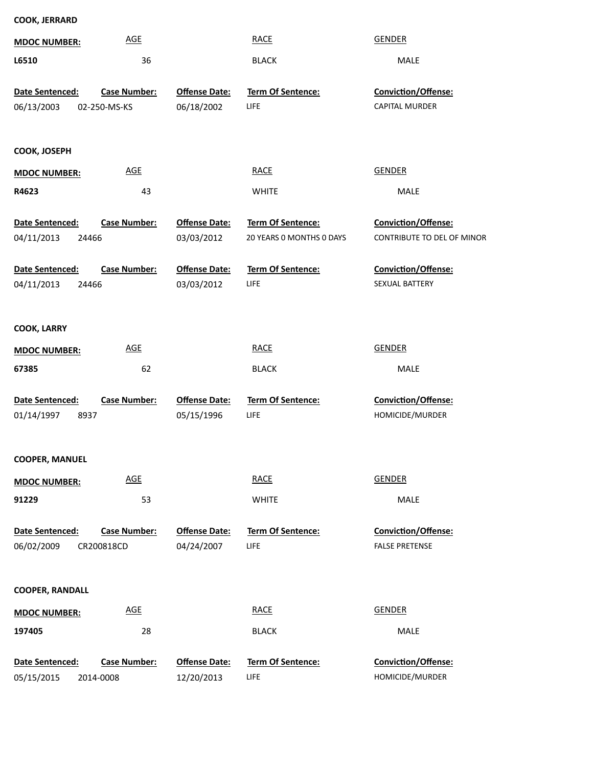**COOK, JERRARD**

| MDOC NUMBER: | AGE | RACE | GENDER |
|---|---|---|---|
| L6510 | 36 | BLACK | MALE |

| Date Sentenced: | Case Number: | Offense Date: | Term Of Sentence: | Conviction/Offense: |
|---|---|---|---|---|
| 06/13/2003 | 02-250-MS-KS | 06/18/2002 | LIFE | CAPITAL MURDER |

**COOK, JOSEPH**

| MDOC NUMBER: | AGE | RACE | GENDER |
|---|---|---|---|
| R4623 | 43 | WHITE | MALE |

| Date Sentenced: | Case Number: | Offense Date: | Term Of Sentence: | Conviction/Offense: |
|---|---|---|---|---|
| 04/11/2013 | 24466 | 03/03/2012 | 20 YEARS 0 MONTHS 0 DAYS | CONTRIBUTE TO DEL OF MINOR |

| Date Sentenced: | Case Number: | Offense Date: | Term Of Sentence: | Conviction/Offense: |
|---|---|---|---|---|
| 04/11/2013 | 24466 | 03/03/2012 | LIFE | SEXUAL BATTERY |

**COOK, LARRY**

| MDOC NUMBER: | AGE | RACE | GENDER |
|---|---|---|---|
| 67385 | 62 | BLACK | MALE |

| Date Sentenced: | Case Number: | Offense Date: | Term Of Sentence: | Conviction/Offense: |
|---|---|---|---|---|
| 01/14/1997 | 8937 | 05/15/1996 | LIFE | HOMICIDE/MURDER |

**COOPER, MANUEL**

| MDOC NUMBER: | AGE | RACE | GENDER |
|---|---|---|---|
| 91229 | 53 | WHITE | MALE |

| Date Sentenced: | Case Number: | Offense Date: | Term Of Sentence: | Conviction/Offense: |
|---|---|---|---|---|
| 06/02/2009 | CR200818CD | 04/24/2007 | LIFE | FALSE PRETENSE |

**COOPER, RANDALL**

| MDOC NUMBER: | AGE | RACE | GENDER |
|---|---|---|---|
| 197405 | 28 | BLACK | MALE |

| Date Sentenced: | Case Number: | Offense Date: | Term Of Sentence: | Conviction/Offense: |
|---|---|---|---|---|
| 05/15/2015 | 2014-0008 | 12/20/2013 | LIFE | HOMICIDE/MURDER |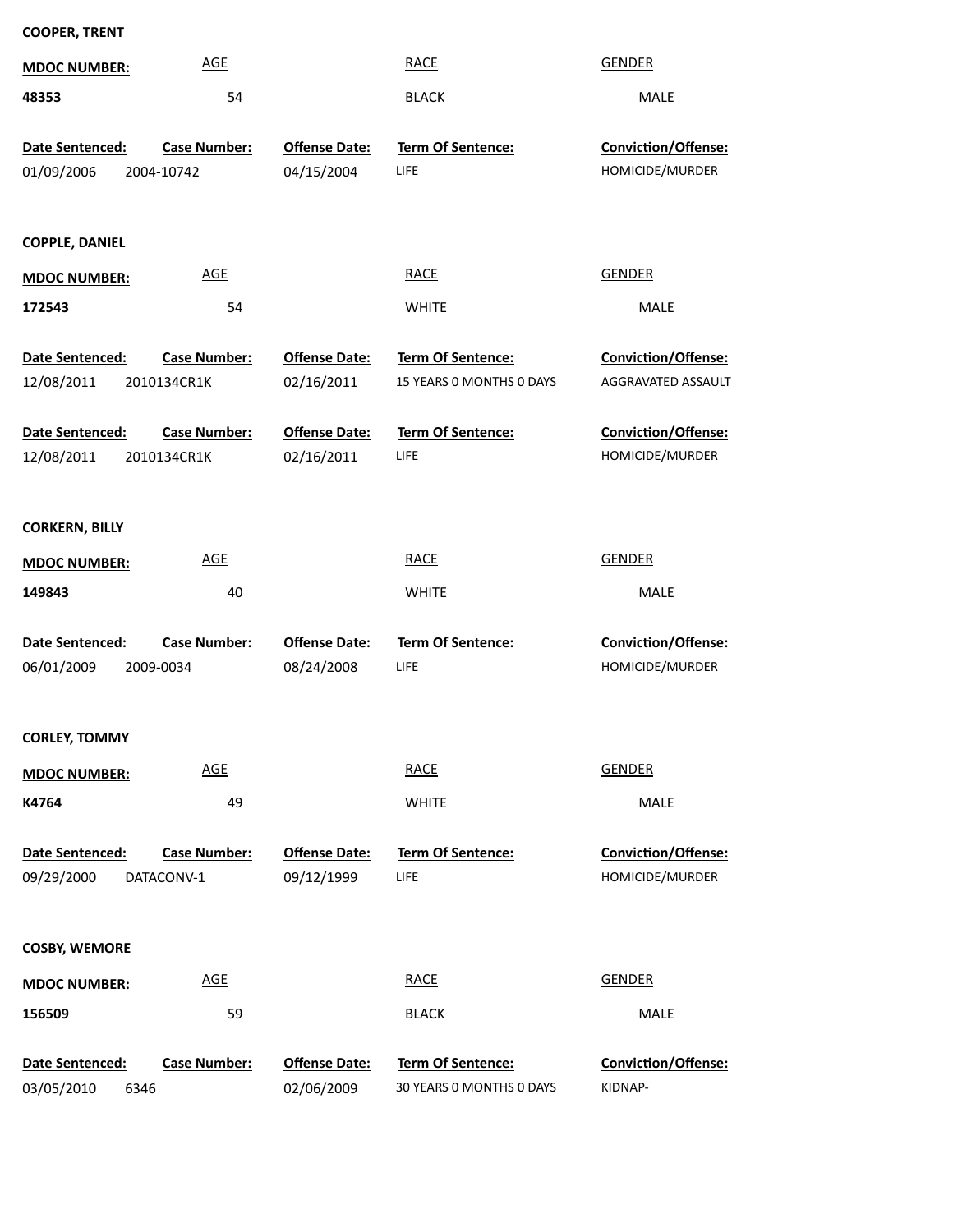**COOPER, TRENT**

| MDOC NUMBER: | AGE | RACE | GENDER |
|---|---|---|---|
| **48353** | 54 | BLACK | MALE |

| Date Sentenced: | Case Number: | Offense Date: | Term Of Sentence: | Conviction/Offense: |
|---|---|---|---|---|
| 01/09/2006 | 2004-10742 | 04/15/2004 | LIFE | HOMICIDE/MURDER |

**COPPLE, DANIEL**

| MDOC NUMBER: | AGE | RACE | GENDER |
|---|---|---|---|
| **172543** | 54 | WHITE | MALE |

| Date Sentenced: | Case Number: | Offense Date: | Term Of Sentence: | Conviction/Offense: |
|---|---|---|---|---|
| 12/08/2011 | 2010134CR1K | 02/16/2011 | 15 YEARS 0 MONTHS 0 DAYS | AGGRAVATED ASSAULT |

| Date Sentenced: | Case Number: | Offense Date: | Term Of Sentence: | Conviction/Offense: |
|---|---|---|---|---|
| 12/08/2011 | 2010134CR1K | 02/16/2011 | LIFE | HOMICIDE/MURDER |

**CORKERN, BILLY**

| MDOC NUMBER: | AGE | RACE | GENDER |
|---|---|---|---|
| **149843** | 40 | WHITE | MALE |

| Date Sentenced: | Case Number: | Offense Date: | Term Of Sentence: | Conviction/Offense: |
|---|---|---|---|---|
| 06/01/2009 | 2009-0034 | 08/24/2008 | LIFE | HOMICIDE/MURDER |

**CORLEY, TOMMY**

| MDOC NUMBER: | AGE | RACE | GENDER |
|---|---|---|---|
| **K4764** | 49 | WHITE | MALE |

| Date Sentenced: | Case Number: | Offense Date: | Term Of Sentence: | Conviction/Offense: |
|---|---|---|---|---|
| 09/29/2000 | DATACONV-1 | 09/12/1999 | LIFE | HOMICIDE/MURDER |

**COSBY, WEMORE**

| MDOC NUMBER: | AGE | RACE | GENDER |
|---|---|---|---|
| **156509** | 59 | BLACK | MALE |

| Date Sentenced: | Case Number: | Offense Date: | Term Of Sentence: | Conviction/Offense: |
|---|---|---|---|---|
| 03/05/2010 | 6346 | 02/06/2009 | 30 YEARS 0 MONTHS 0 DAYS | KIDNAP- |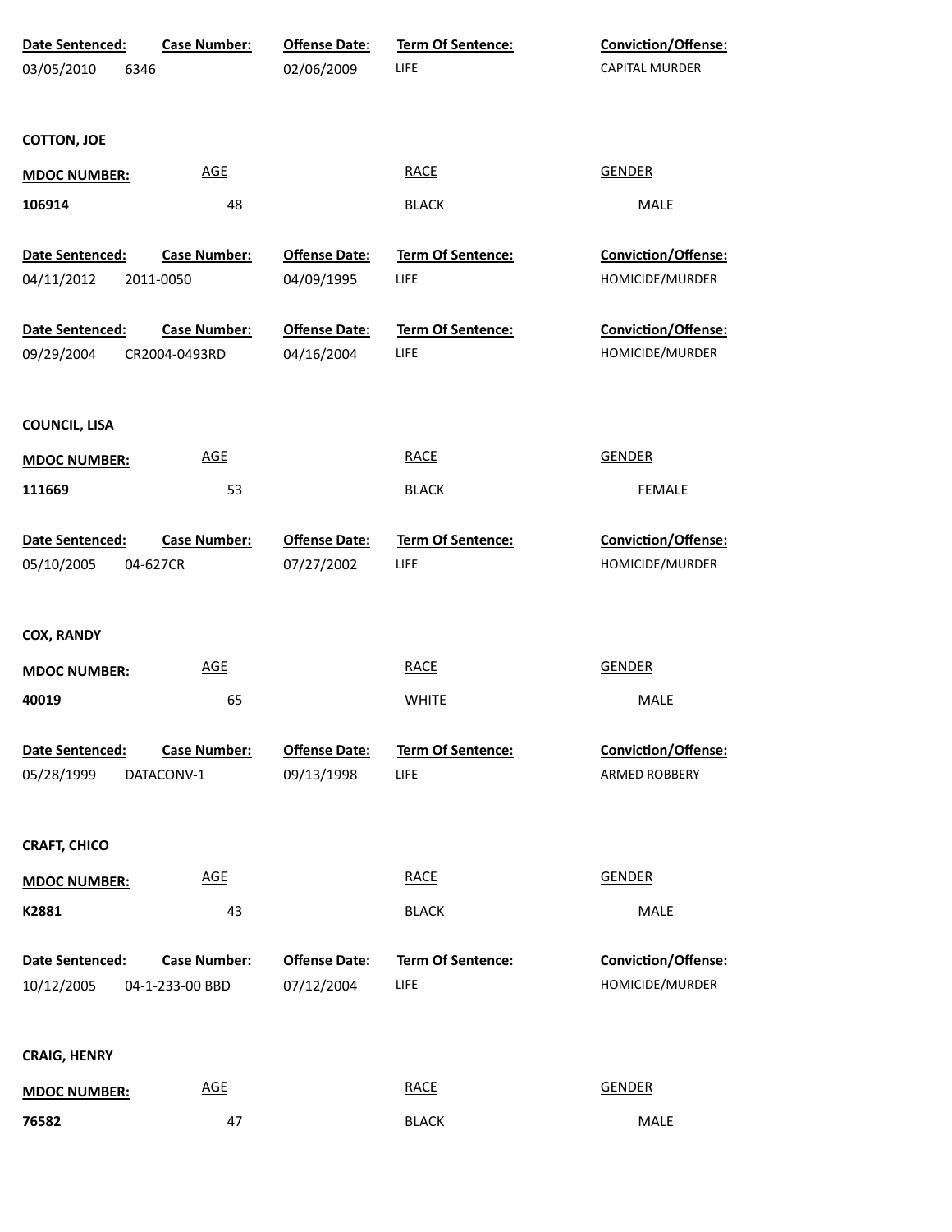| Date Sentenced: | Case Number: | Offense Date: | Term Of Sentence: | Conviction/Offense: |
|---|---|---|---|---|
| 03/05/2010 | 6346 | 02/06/2009 | LIFE | CAPITAL MURDER |

**COTTON, JOE**

| MDOC NUMBER: | AGE | RACE | GENDER |
|---|---|---|---|
| 106914 | 48 | BLACK | MALE |

| Date Sentenced: | Case Number: | Offense Date: | Term Of Sentence: | Conviction/Offense: |
|---|---|---|---|---|
| 04/11/2012 | 2011-0050 | 04/09/1995 | LIFE | HOMICIDE/MURDER |

| Date Sentenced: | Case Number: | Offense Date: | Term Of Sentence: | Conviction/Offense: |
|---|---|---|---|---|
| 09/29/2004 | CR2004-0493RD | 04/16/2004 | LIFE | HOMICIDE/MURDER |

**COUNCIL, LISA**

| MDOC NUMBER: | AGE | RACE | GENDER |
|---|---|---|---|
| 111669 | 53 | BLACK | FEMALE |

| Date Sentenced: | Case Number: | Offense Date: | Term Of Sentence: | Conviction/Offense: |
|---|---|---|---|---|
| 05/10/2005 | 04-627CR | 07/27/2002 | LIFE | HOMICIDE/MURDER |

**COX, RANDY**

| MDOC NUMBER: | AGE | RACE | GENDER |
|---|---|---|---|
| 40019 | 65 | WHITE | MALE |

| Date Sentenced: | Case Number: | Offense Date: | Term Of Sentence: | Conviction/Offense: |
|---|---|---|---|---|
| 05/28/1999 | DATACONV-1 | 09/13/1998 | LIFE | ARMED ROBBERY |

**CRAFT, CHICO**

| MDOC NUMBER: | AGE | RACE | GENDER |
|---|---|---|---|
| K2881 | 43 | BLACK | MALE |

| Date Sentenced: | Case Number: | Offense Date: | Term Of Sentence: | Conviction/Offense: |
|---|---|---|---|---|
| 10/12/2005 | 04-1-233-00 BBD | 07/12/2004 | LIFE | HOMICIDE/MURDER |

**CRAIG, HENRY**

| MDOC NUMBER: | AGE | RACE | GENDER |
|---|---|---|---|
| 76582 | 47 | BLACK | MALE |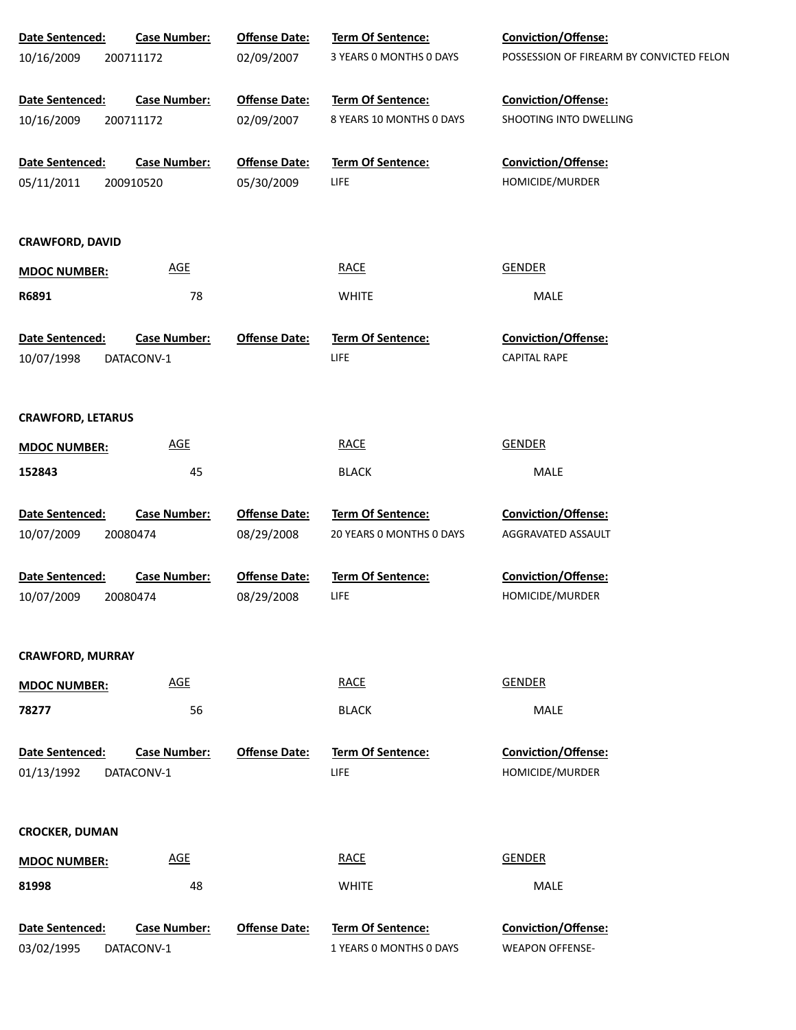| Date Sentenced: | Case Number: | Offense Date: | Term Of Sentence: | Conviction/Offense: |
|---|---|---|---|---|
| 10/16/2009 | 200711172 | 02/09/2007 | 3 YEARS 0 MONTHS 0 DAYS | POSSESSION OF FIREARM BY CONVICTED FELON |

| Date Sentenced: | Case Number: | Offense Date: | Term Of Sentence: | Conviction/Offense: |
|---|---|---|---|---|
| 10/16/2009 | 200711172 | 02/09/2007 | 8 YEARS 10 MONTHS 0 DAYS | SHOOTING INTO DWELLING |

| Date Sentenced: | Case Number: | Offense Date: | Term Of Sentence: | Conviction/Offense: |
|---|---|---|---|---|
| 05/11/2011 | 200910520 | 05/30/2009 | LIFE | HOMICIDE/MURDER |

**CRAWFORD, DAVID**

| MDOC NUMBER: | AGE | RACE | GENDER |
|---|---|---|---|
| R6891 | 78 | WHITE | MALE |

| Date Sentenced: | Case Number: | Offense Date: | Term Of Sentence: | Conviction/Offense: |
|---|---|---|---|---|
| 10/07/1998 | DATACONV-1 | | LIFE | CAPITAL RAPE |

**CRAWFORD, LETARUS**

| MDOC NUMBER: | AGE | RACE | GENDER |
|---|---|---|---|
| 152843 | 45 | BLACK | MALE |

| Date Sentenced: | Case Number: | Offense Date: | Term Of Sentence: | Conviction/Offense: |
|---|---|---|---|---|
| 10/07/2009 | 20080474 | 08/29/2008 | 20 YEARS 0 MONTHS 0 DAYS | AGGRAVATED ASSAULT |

| Date Sentenced: | Case Number: | Offense Date: | Term Of Sentence: | Conviction/Offense: |
|---|---|---|---|---|
| 10/07/2009 | 20080474 | 08/29/2008 | LIFE | HOMICIDE/MURDER |

**CRAWFORD, MURRAY**

| MDOC NUMBER: | AGE | RACE | GENDER |
|---|---|---|---|
| 78277 | 56 | BLACK | MALE |

| Date Sentenced: | Case Number: | Offense Date: | Term Of Sentence: | Conviction/Offense: |
|---|---|---|---|---|
| 01/13/1992 | DATACONV-1 | | LIFE | HOMICIDE/MURDER |

**CROCKER, DUMAN**

| MDOC NUMBER: | AGE | RACE | GENDER |
|---|---|---|---|
| 81998 | 48 | WHITE | MALE |

| Date Sentenced: | Case Number: | Offense Date: | Term Of Sentence: | Conviction/Offense: |
|---|---|---|---|---|
| 03/02/1995 | DATACONV-1 | | 1 YEARS 0 MONTHS 0 DAYS | WEAPON OFFENSE- |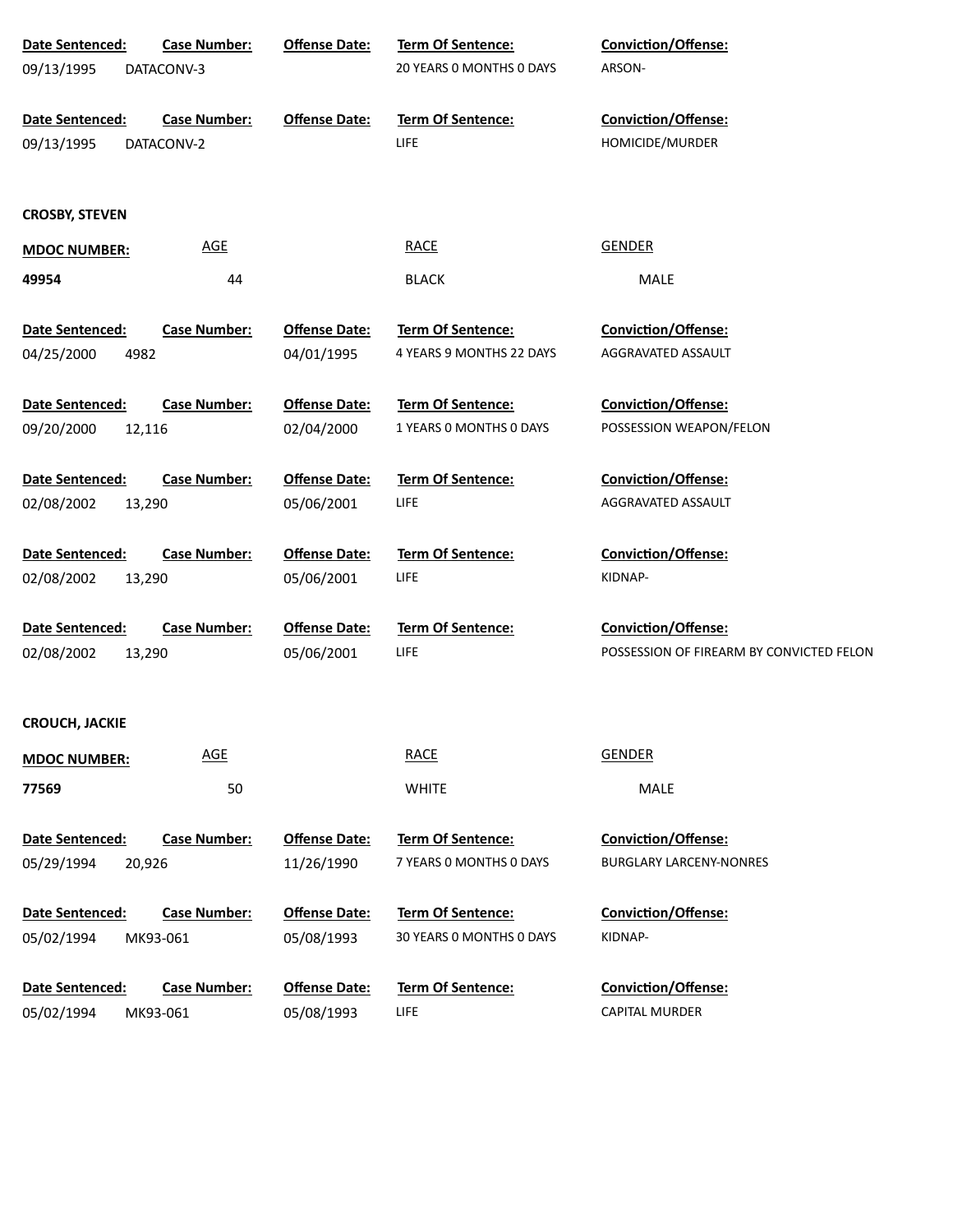| Date Sentenced: | Case Number: | Offense Date: | Term Of Sentence: | Conviction/Offense: |
|---|---|---|---|---|
| 09/13/1995 | DATACONV-3 | | 20 YEARS 0 MONTHS 0 DAYS | ARSON- |

| Date Sentenced: | Case Number: | Offense Date: | Term Of Sentence: | Conviction/Offense: |
|---|---|---|---|---|
| 09/13/1995 | DATACONV-2 | | LIFE | HOMICIDE/MURDER |

**CROSBY, STEVEN**

| MDOC NUMBER: | AGE | RACE | GENDER |
|---|---|---|---|
| **49954** | 44 | BLACK | MALE |

| Date Sentenced: | Case Number: | Offense Date: | Term Of Sentence: | Conviction/Offense: |
|---|---|---|---|---|
| 04/25/2000 | 4982 | 04/01/1995 | 4 YEARS 9 MONTHS 22 DAYS | AGGRAVATED ASSAULT |

| Date Sentenced: | Case Number: | Offense Date: | Term Of Sentence: | Conviction/Offense: |
|---|---|---|---|---|
| 09/20/2000 | 12,116 | 02/04/2000 | 1 YEARS 0 MONTHS 0 DAYS | POSSESSION WEAPON/FELON |

| Date Sentenced: | Case Number: | Offense Date: | Term Of Sentence: | Conviction/Offense: |
|---|---|---|---|---|
| 02/08/2002 | 13,290 | 05/06/2001 | LIFE | AGGRAVATED ASSAULT |

| Date Sentenced: | Case Number: | Offense Date: | Term Of Sentence: | Conviction/Offense: |
|---|---|---|---|---|
| 02/08/2002 | 13,290 | 05/06/2001 | LIFE | KIDNAP- |

| Date Sentenced: | Case Number: | Offense Date: | Term Of Sentence: | Conviction/Offense: |
|---|---|---|---|---|
| 02/08/2002 | 13,290 | 05/06/2001 | LIFE | POSSESSION OF FIREARM BY CONVICTED FELON |

**CROUCH, JACKIE**

| MDOC NUMBER: | AGE | RACE | GENDER |
|---|---|---|---|
| **77569** | 50 | WHITE | MALE |

| Date Sentenced: | Case Number: | Offense Date: | Term Of Sentence: | Conviction/Offense: |
|---|---|---|---|---|
| 05/29/1994 | 20,926 | 11/26/1990 | 7 YEARS 0 MONTHS 0 DAYS | BURGLARY LARCENY-NONRES |

| Date Sentenced: | Case Number: | Offense Date: | Term Of Sentence: | Conviction/Offense: |
|---|---|---|---|---|
| 05/02/1994 | MK93-061 | 05/08/1993 | 30 YEARS 0 MONTHS 0 DAYS | KIDNAP- |

| Date Sentenced: | Case Number: | Offense Date: | Term Of Sentence: | Conviction/Offense: |
|---|---|---|---|---|
| 05/02/1994 | MK93-061 | 05/08/1993 | LIFE | CAPITAL MURDER |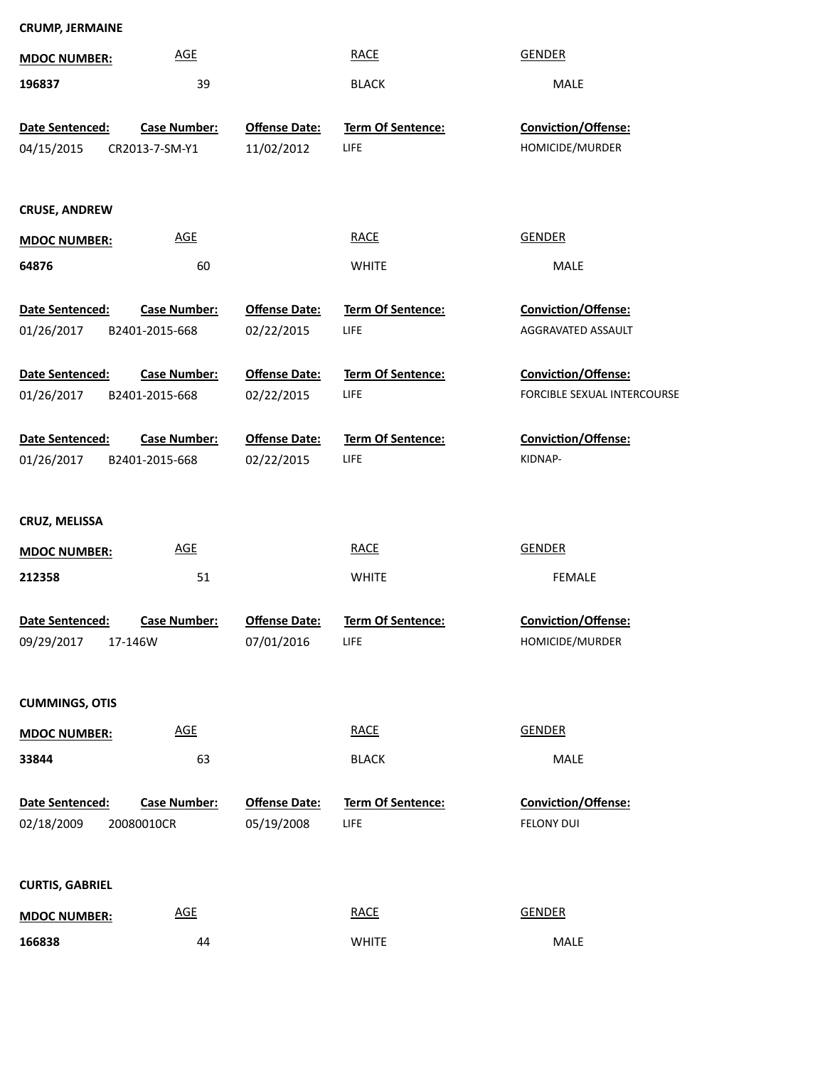**CRUMP, JERMAINE**

| MDOC NUMBER: | AGE | RACE | GENDER |
|---|---|---|---|
| 196837 | 39 | BLACK | MALE |

| Date Sentenced: | Case Number: | Offense Date: | Term Of Sentence: | Conviction/Offense: |
|---|---|---|---|---|
| 04/15/2015 | CR2013-7-SM-Y1 | 11/02/2012 | LIFE | HOMICIDE/MURDER |

**CRUSE, ANDREW**

| MDOC NUMBER: | AGE | RACE | GENDER |
|---|---|---|---|
| 64876 | 60 | WHITE | MALE |

| Date Sentenced: | Case Number: | Offense Date: | Term Of Sentence: | Conviction/Offense: |
|---|---|---|---|---|
| 01/26/2017 | B2401-2015-668 | 02/22/2015 | LIFE | AGGRAVATED ASSAULT |
| 01/26/2017 | B2401-2015-668 | 02/22/2015 | LIFE | FORCIBLE SEXUAL INTERCOURSE |
| 01/26/2017 | B2401-2015-668 | 02/22/2015 | LIFE | KIDNAP- |

**CRUZ, MELISSA**

| MDOC NUMBER: | AGE | RACE | GENDER |
|---|---|---|---|
| 212358 | 51 | WHITE | FEMALE |

| Date Sentenced: | Case Number: | Offense Date: | Term Of Sentence: | Conviction/Offense: |
|---|---|---|---|---|
| 09/29/2017 | 17-146W | 07/01/2016 | LIFE | HOMICIDE/MURDER |

**CUMMINGS, OTIS**

| MDOC NUMBER: | AGE | RACE | GENDER |
|---|---|---|---|
| 33844 | 63 | BLACK | MALE |

| Date Sentenced: | Case Number: | Offense Date: | Term Of Sentence: | Conviction/Offense: |
|---|---|---|---|---|
| 02/18/2009 | 20080010CR | 05/19/2008 | LIFE | FELONY DUI |

**CURTIS, GABRIEL**

| MDOC NUMBER: | AGE | RACE | GENDER |
|---|---|---|---|
| 166838 | 44 | WHITE | MALE |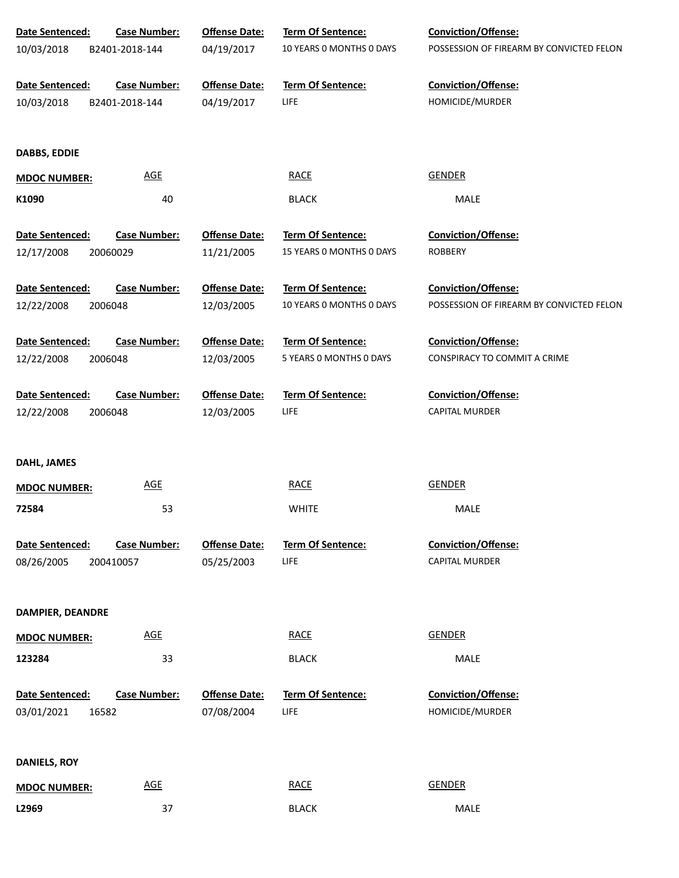| Date Sentenced: | Case Number: | Offense Date: | Term Of Sentence: | Conviction/Offense: |
|---|---|---|---|---|
| 10/03/2018 | B2401-2018-144 | 04/19/2017 | 10 YEARS 0 MONTHS 0 DAYS | POSSESSION OF FIREARM BY CONVICTED FELON |

| Date Sentenced: | Case Number: | Offense Date: | Term Of Sentence: | Conviction/Offense: |
|---|---|---|---|---|
| 10/03/2018 | B2401-2018-144 | 04/19/2017 | LIFE | HOMICIDE/MURDER |

**DABBS, EDDIE**

| MDOC NUMBER: | AGE | RACE | GENDER |
|---|---|---|---|
| K1090 | 40 | BLACK | MALE |

| Date Sentenced: | Case Number: | Offense Date: | Term Of Sentence: | Conviction/Offense: |
|---|---|---|---|---|
| 12/17/2008 | 20060029 | 11/21/2005 | 15 YEARS 0 MONTHS 0 DAYS | ROBBERY |

| Date Sentenced: | Case Number: | Offense Date: | Term Of Sentence: | Conviction/Offense: |
|---|---|---|---|---|
| 12/22/2008 | 2006048 | 12/03/2005 | 10 YEARS 0 MONTHS 0 DAYS | POSSESSION OF FIREARM BY CONVICTED FELON |

| Date Sentenced: | Case Number: | Offense Date: | Term Of Sentence: | Conviction/Offense: |
|---|---|---|---|---|
| 12/22/2008 | 2006048 | 12/03/2005 | 5 YEARS 0 MONTHS 0 DAYS | CONSPIRACY TO COMMIT A CRIME |

| Date Sentenced: | Case Number: | Offense Date: | Term Of Sentence: | Conviction/Offense: |
|---|---|---|---|---|
| 12/22/2008 | 2006048 | 12/03/2005 | LIFE | CAPITAL MURDER |

**DAHL, JAMES**

| MDOC NUMBER: | AGE | RACE | GENDER |
|---|---|---|---|
| 72584 | 53 | WHITE | MALE |

| Date Sentenced: | Case Number: | Offense Date: | Term Of Sentence: | Conviction/Offense: |
|---|---|---|---|---|
| 08/26/2005 | 200410057 | 05/25/2003 | LIFE | CAPITAL MURDER |

**DAMPIER, DEANDRE**

| MDOC NUMBER: | AGE | RACE | GENDER |
|---|---|---|---|
| 123284 | 33 | BLACK | MALE |

| Date Sentenced: | Case Number: | Offense Date: | Term Of Sentence: | Conviction/Offense: |
|---|---|---|---|---|
| 03/01/2021 | 16582 | 07/08/2004 | LIFE | HOMICIDE/MURDER |

**DANIELS, ROY**

| MDOC NUMBER: | AGE | RACE | GENDER |
|---|---|---|---|
| L2969 | 37 | BLACK | MALE |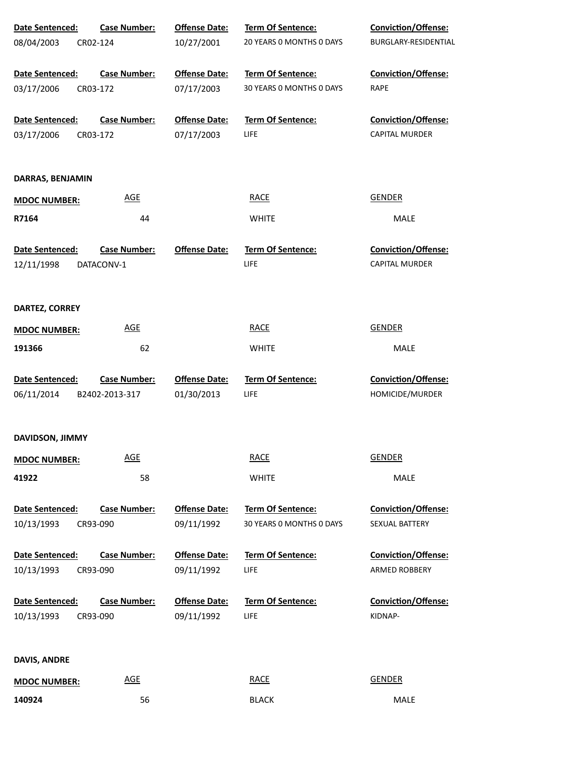| Date Sentenced: | Case Number: | Offense Date: | Term Of Sentence: | Conviction/Offense: |
|---|---|---|---|---|
| 08/04/2003 | CR02-124 | 10/27/2001 | 20 YEARS 0 MONTHS 0 DAYS | BURGLARY-RESIDENTIAL |

| Date Sentenced: | Case Number: | Offense Date: | Term Of Sentence: | Conviction/Offense: |
|---|---|---|---|---|
| 03/17/2006 | CR03-172 | 07/17/2003 | 30 YEARS 0 MONTHS 0 DAYS | RAPE |

| Date Sentenced: | Case Number: | Offense Date: | Term Of Sentence: | Conviction/Offense: |
|---|---|---|---|---|
| 03/17/2006 | CR03-172 | 07/17/2003 | LIFE | CAPITAL MURDER |

**DARRAS, BENJAMIN**

| MDOC NUMBER: | AGE | RACE | GENDER |
|---|---|---|---|
| R7164 | 44 | WHITE | MALE |

| Date Sentenced: | Case Number: | Offense Date: | Term Of Sentence: | Conviction/Offense: |
|---|---|---|---|---|
| 12/11/1998 | DATACONV-1 | | LIFE | CAPITAL MURDER |

**DARTEZ, CORREY**

| MDOC NUMBER: | AGE | RACE | GENDER |
|---|---|---|---|
| 191366 | 62 | WHITE | MALE |

| Date Sentenced: | Case Number: | Offense Date: | Term Of Sentence: | Conviction/Offense: |
|---|---|---|---|---|
| 06/11/2014 | B2402-2013-317 | 01/30/2013 | LIFE | HOMICIDE/MURDER |

**DAVIDSON, JIMMY**

| MDOC NUMBER: | AGE | RACE | GENDER |
|---|---|---|---|
| 41922 | 58 | WHITE | MALE |

| Date Sentenced: | Case Number: | Offense Date: | Term Of Sentence: | Conviction/Offense: |
|---|---|---|---|---|
| 10/13/1993 | CR93-090 | 09/11/1992 | 30 YEARS 0 MONTHS 0 DAYS | SEXUAL BATTERY |

| Date Sentenced: | Case Number: | Offense Date: | Term Of Sentence: | Conviction/Offense: |
|---|---|---|---|---|
| 10/13/1993 | CR93-090 | 09/11/1992 | LIFE | ARMED ROBBERY |

| Date Sentenced: | Case Number: | Offense Date: | Term Of Sentence: | Conviction/Offense: |
|---|---|---|---|---|
| 10/13/1993 | CR93-090 | 09/11/1992 | LIFE | KIDNAP- |

**DAVIS, ANDRE**

| MDOC NUMBER: | AGE | RACE | GENDER |
|---|---|---|---|
| 140924 | 56 | BLACK | MALE |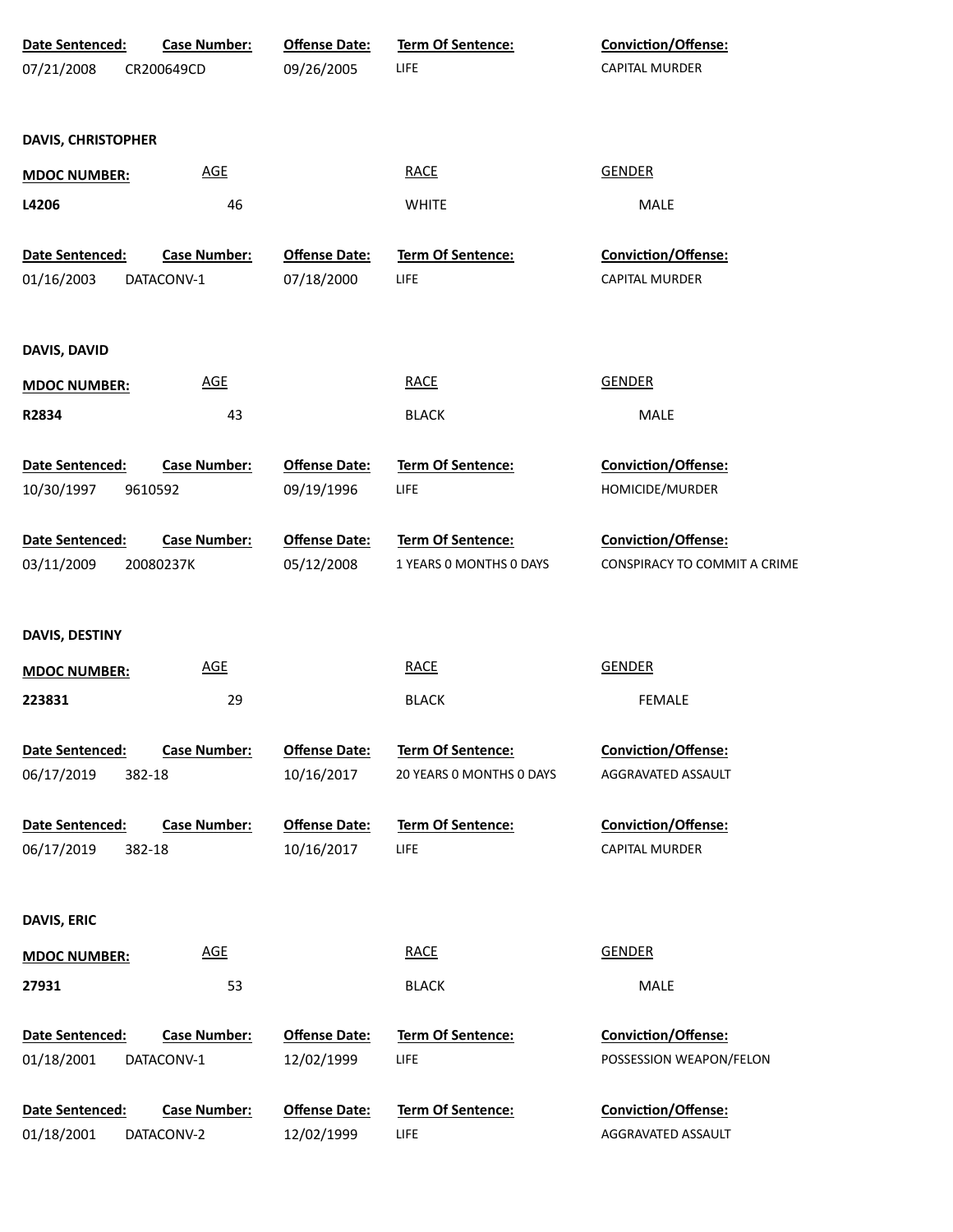| Date Sentenced: | Case Number: | Offense Date: | Term Of Sentence: | Conviction/Offense: |
|---|---|---|---|---|
| 07/21/2008 | CR200649CD | 09/26/2005 | LIFE | CAPITAL MURDER |

**DAVIS, CHRISTOPHER**

| MDOC NUMBER: | AGE | RACE | GENDER |
|---|---|---|---|
| **L4206** | 46 | WHITE | MALE |

| Date Sentenced: | Case Number: | Offense Date: | Term Of Sentence: | Conviction/Offense: |
|---|---|---|---|---|
| 01/16/2003 | DATACONV-1 | 07/18/2000 | LIFE | CAPITAL MURDER |

**DAVIS, DAVID**

| MDOC NUMBER: | AGE | RACE | GENDER |
|---|---|---|---|
| **R2834** | 43 | BLACK | MALE |

| Date Sentenced: | Case Number: | Offense Date: | Term Of Sentence: | Conviction/Offense: |
|---|---|---|---|---|
| 10/30/1997 | 9610592 | 09/19/1996 | LIFE | HOMICIDE/MURDER |
| 03/11/2009 | 20080237K | 05/12/2008 | 1 YEARS 0 MONTHS 0 DAYS | CONSPIRACY TO COMMIT A CRIME |

**DAVIS, DESTINY**

| MDOC NUMBER: | AGE | RACE | GENDER |
|---|---|---|---|
| **223831** | 29 | BLACK | FEMALE |

| Date Sentenced: | Case Number: | Offense Date: | Term Of Sentence: | Conviction/Offense: |
|---|---|---|---|---|
| 06/17/2019 | 382-18 | 10/16/2017 | 20 YEARS 0 MONTHS 0 DAYS | AGGRAVATED ASSAULT |
| 06/17/2019 | 382-18 | 10/16/2017 | LIFE | CAPITAL MURDER |

**DAVIS, ERIC**

| MDOC NUMBER: | AGE | RACE | GENDER |
|---|---|---|---|
| **27931** | 53 | BLACK | MALE |

| Date Sentenced: | Case Number: | Offense Date: | Term Of Sentence: | Conviction/Offense: |
|---|---|---|---|---|
| 01/18/2001 | DATACONV-1 | 12/02/1999 | LIFE | POSSESSION WEAPON/FELON |
| 01/18/2001 | DATACONV-2 | 12/02/1999 | LIFE | AGGRAVATED ASSAULT |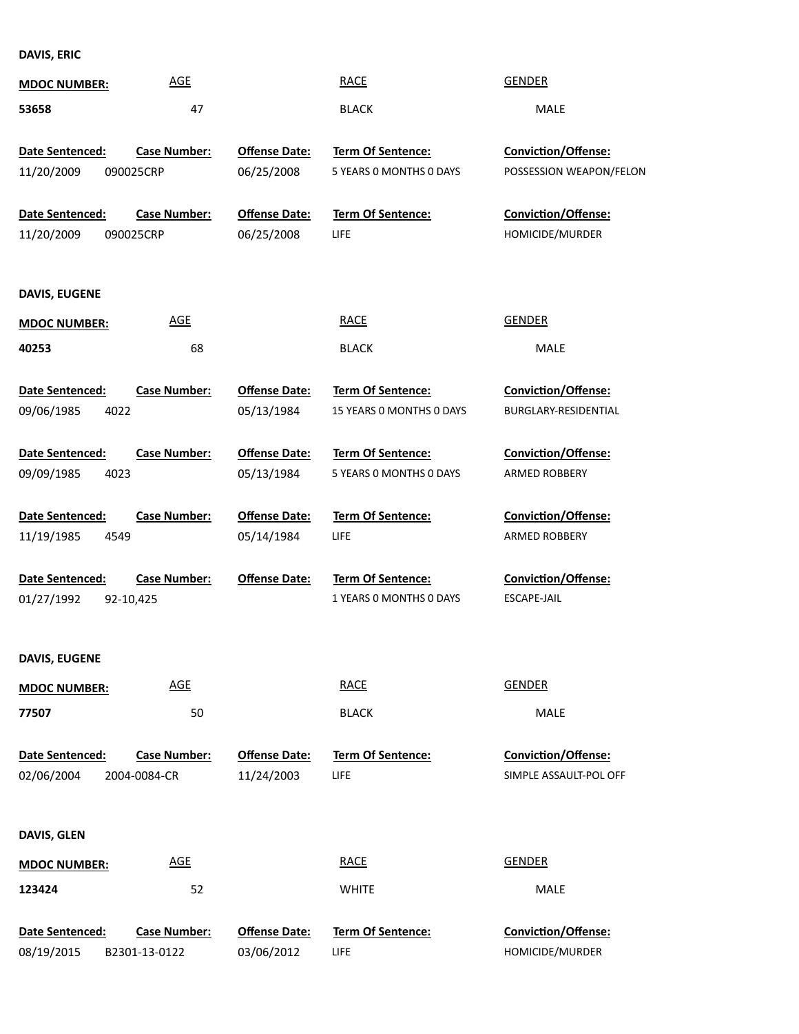**DAVIS, ERIC**

| MDOC NUMBER: | AGE | RACE | GENDER |
|---|---|---|---|
| 53658 | 47 | BLACK | MALE |

| Date Sentenced: | Case Number: | Offense Date: | Term Of Sentence: | Conviction/Offense: |
|---|---|---|---|---|
| 11/20/2009 | 090025CRP | 06/25/2008 | 5 YEARS 0 MONTHS 0 DAYS | POSSESSION WEAPON/FELON |
| 11/20/2009 | 090025CRP | 06/25/2008 | LIFE | HOMICIDE/MURDER |

**DAVIS, EUGENE**

| MDOC NUMBER: | AGE | RACE | GENDER |
|---|---|---|---|
| 40253 | 68 | BLACK | MALE |

| Date Sentenced: | Case Number: | Offense Date: | Term Of Sentence: | Conviction/Offense: |
|---|---|---|---|---|
| 09/06/1985 | 4022 | 05/13/1984 | 15 YEARS 0 MONTHS 0 DAYS | BURGLARY-RESIDENTIAL |
| 09/09/1985 | 4023 | 05/13/1984 | 5 YEARS 0 MONTHS 0 DAYS | ARMED ROBBERY |
| 11/19/1985 | 4549 | 05/14/1984 | LIFE | ARMED ROBBERY |
| 01/27/1992 | 92-10,425 | | 1 YEARS 0 MONTHS 0 DAYS | ESCAPE-JAIL |

**DAVIS, EUGENE**

| MDOC NUMBER: | AGE | RACE | GENDER |
|---|---|---|---|
| 77507 | 50 | BLACK | MALE |

| Date Sentenced: | Case Number: | Offense Date: | Term Of Sentence: | Conviction/Offense: |
|---|---|---|---|---|
| 02/06/2004 | 2004-0084-CR | 11/24/2003 | LIFE | SIMPLE ASSAULT-POL OFF |

**DAVIS, GLEN**

| MDOC NUMBER: | AGE | RACE | GENDER |
|---|---|---|---|
| 123424 | 52 | WHITE | MALE |

| Date Sentenced: | Case Number: | Offense Date: | Term Of Sentence: | Conviction/Offense: |
|---|---|---|---|---|
| 08/19/2015 | B2301-13-0122 | 03/06/2012 | LIFE | HOMICIDE/MURDER |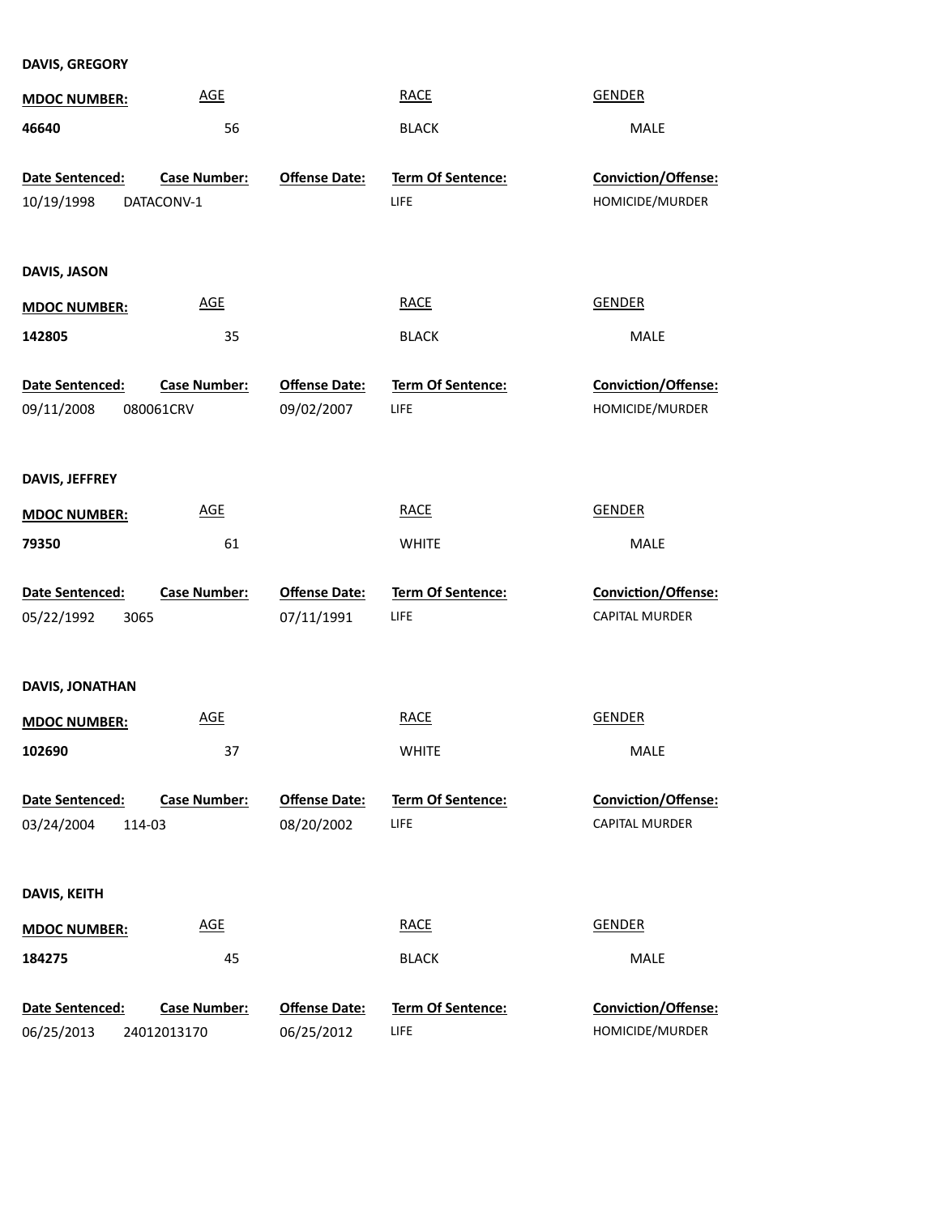**DAVIS, GREGORY**

| MDOC NUMBER: | AGE | RACE | GENDER |
|---|---|---|---|
| 46640 | 56 | BLACK | MALE |

| Date Sentenced: | Case Number: | Offense Date: | Term Of Sentence: | Conviction/Offense: |
|---|---|---|---|---|
| 10/19/1998 | DATACONV-1 | | LIFE | HOMICIDE/MURDER |

**DAVIS, JASON**

| MDOC NUMBER: | AGE | RACE | GENDER |
|---|---|---|---|
| 142805 | 35 | BLACK | MALE |

| Date Sentenced: | Case Number: | Offense Date: | Term Of Sentence: | Conviction/Offense: |
|---|---|---|---|---|
| 09/11/2008 | 080061CRV | 09/02/2007 | LIFE | HOMICIDE/MURDER |

**DAVIS, JEFFREY**

| MDOC NUMBER: | AGE | RACE | GENDER |
|---|---|---|---|
| 79350 | 61 | WHITE | MALE |

| Date Sentenced: | Case Number: | Offense Date: | Term Of Sentence: | Conviction/Offense: |
|---|---|---|---|---|
| 05/22/1992 | 3065 | 07/11/1991 | LIFE | CAPITAL MURDER |

**DAVIS, JONATHAN**

| MDOC NUMBER: | AGE | RACE | GENDER |
|---|---|---|---|
| 102690 | 37 | WHITE | MALE |

| Date Sentenced: | Case Number: | Offense Date: | Term Of Sentence: | Conviction/Offense: |
|---|---|---|---|---|
| 03/24/2004 | 114-03 | 08/20/2002 | LIFE | CAPITAL MURDER |

**DAVIS, KEITH**

| MDOC NUMBER: | AGE | RACE | GENDER |
|---|---|---|---|
| 184275 | 45 | BLACK | MALE |

| Date Sentenced: | Case Number: | Offense Date: | Term Of Sentence: | Conviction/Offense: |
|---|---|---|---|---|
| 06/25/2013 | 24012013170 | 06/25/2012 | LIFE | HOMICIDE/MURDER |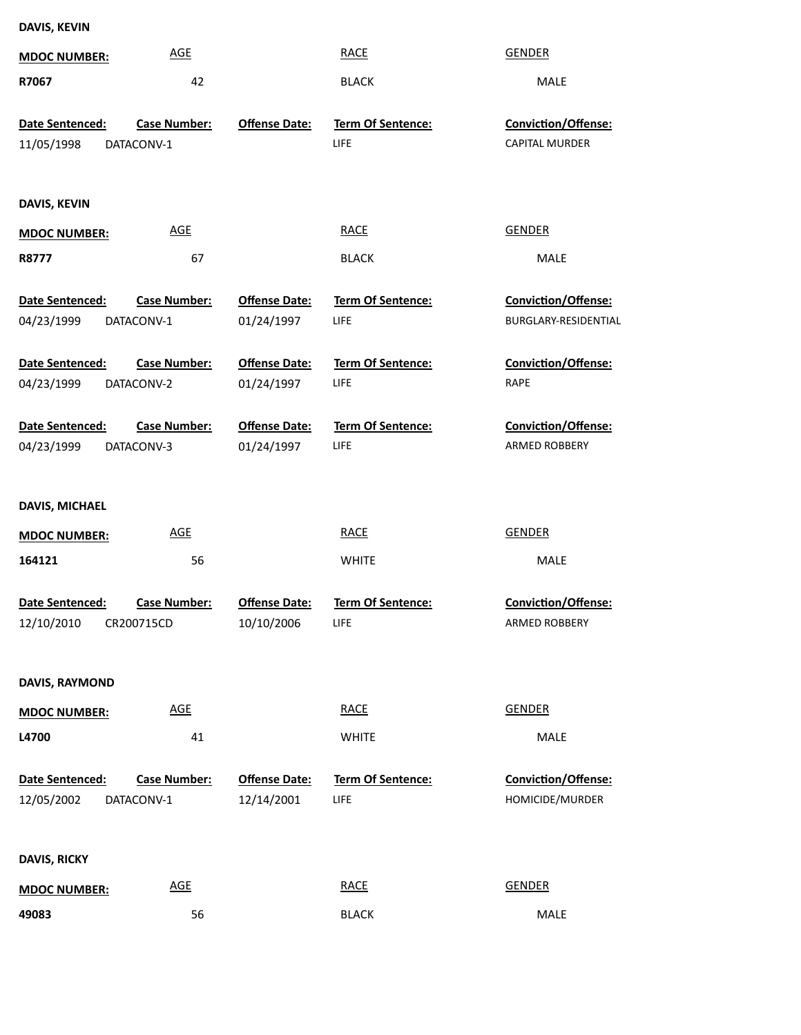**DAVIS, KEVIN**

| MDOC NUMBER: | AGE | RACE | GENDER |
|---|---|---|---|
| **R7067** | 42 | BLACK | MALE |

| Date Sentenced: | Case Number: | Offense Date: | Term Of Sentence: | Conviction/Offense: |
|---|---|---|---|---|
| 11/05/1998 | DATACONV-1 | | LIFE | CAPITAL MURDER |

**DAVIS, KEVIN**

| MDOC NUMBER: | AGE | RACE | GENDER |
|---|---|---|---|
| **R8777** | 67 | BLACK | MALE |

| Date Sentenced: | Case Number: | Offense Date: | Term Of Sentence: | Conviction/Offense: |
|---|---|---|---|---|
| 04/23/1999 | DATACONV-1 | 01/24/1997 | LIFE | BURGLARY-RESIDENTIAL |
| 04/23/1999 | DATACONV-2 | 01/24/1997 | LIFE | RAPE |
| 04/23/1999 | DATACONV-3 | 01/24/1997 | LIFE | ARMED ROBBERY |

**DAVIS, MICHAEL**

| MDOC NUMBER: | AGE | RACE | GENDER |
|---|---|---|---|
| **164121** | 56 | WHITE | MALE |

| Date Sentenced: | Case Number: | Offense Date: | Term Of Sentence: | Conviction/Offense: |
|---|---|---|---|---|
| 12/10/2010 | CR200715CD | 10/10/2006 | LIFE | ARMED ROBBERY |

**DAVIS, RAYMOND**

| MDOC NUMBER: | AGE | RACE | GENDER |
|---|---|---|---|
| **L4700** | 41 | WHITE | MALE |

| Date Sentenced: | Case Number: | Offense Date: | Term Of Sentence: | Conviction/Offense: |
|---|---|---|---|---|
| 12/05/2002 | DATACONV-1 | 12/14/2001 | LIFE | HOMICIDE/MURDER |

**DAVIS, RICKY**

| MDOC NUMBER: | AGE | RACE | GENDER |
|---|---|---|---|
| **49083** | 56 | BLACK | MALE |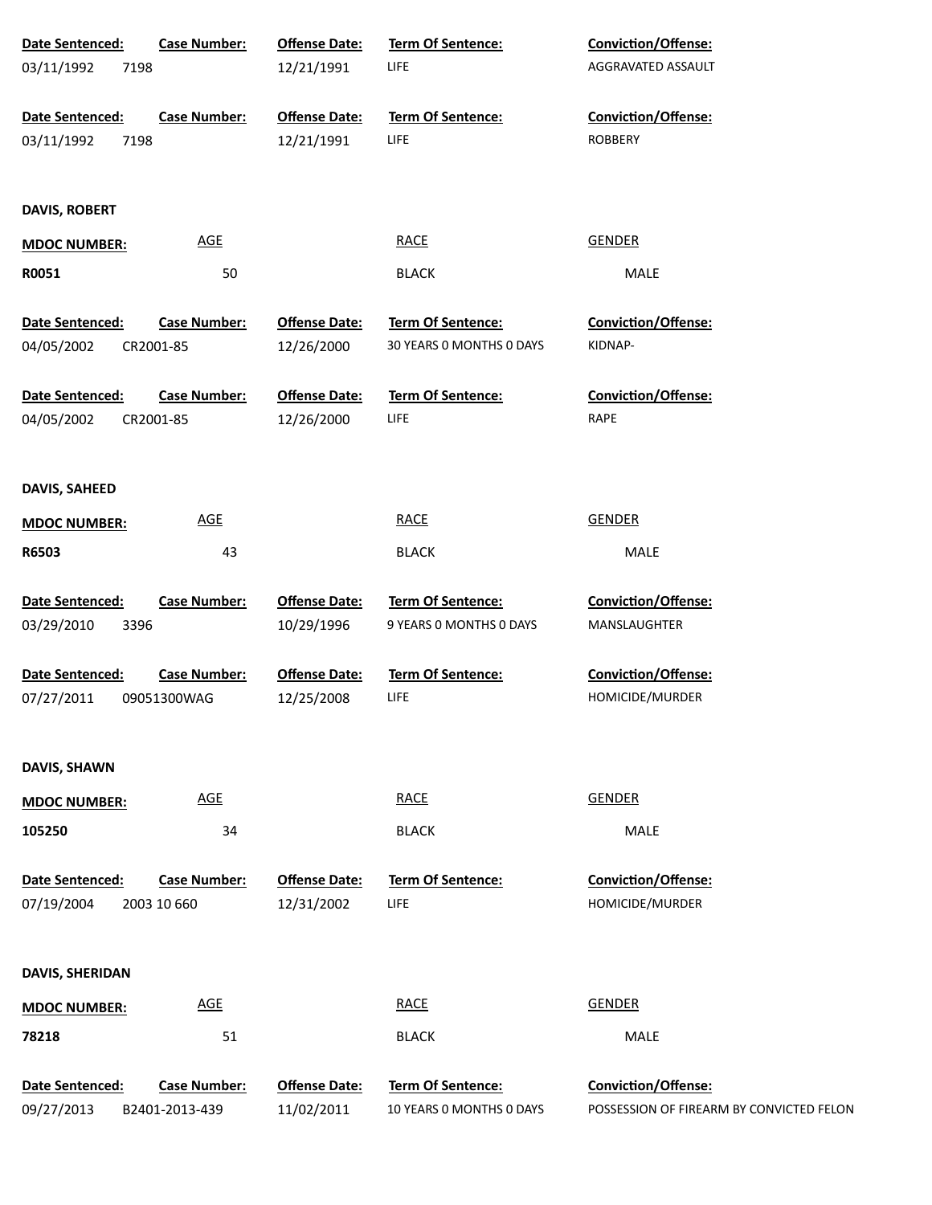| Date Sentenced: | Case Number: | Offense Date: | Term Of Sentence: | Conviction/Offense: |
|---|---|---|---|---|
| 03/11/1992 | 7198 | 12/21/1991 | LIFE | AGGRAVATED ASSAULT |

| Date Sentenced: | Case Number: | Offense Date: | Term Of Sentence: | Conviction/Offense: |
|---|---|---|---|---|
| 03/11/1992 | 7198 | 12/21/1991 | LIFE | ROBBERY |

**DAVIS, ROBERT**

| MDOC NUMBER: | AGE | RACE | GENDER |
|---|---|---|---|
| R0051 | 50 | BLACK | MALE |

| Date Sentenced: | Case Number: | Offense Date: | Term Of Sentence: | Conviction/Offense: |
|---|---|---|---|---|
| 04/05/2002 | CR2001-85 | 12/26/2000 | 30 YEARS 0 MONTHS 0 DAYS | KIDNAP- |

| Date Sentenced: | Case Number: | Offense Date: | Term Of Sentence: | Conviction/Offense: |
|---|---|---|---|---|
| 04/05/2002 | CR2001-85 | 12/26/2000 | LIFE | RAPE |

**DAVIS, SAHEED**

| MDOC NUMBER: | AGE | RACE | GENDER |
|---|---|---|---|
| R6503 | 43 | BLACK | MALE |

| Date Sentenced: | Case Number: | Offense Date: | Term Of Sentence: | Conviction/Offense: |
|---|---|---|---|---|
| 03/29/2010 | 3396 | 10/29/1996 | 9 YEARS 0 MONTHS 0 DAYS | MANSLAUGHTER |

| Date Sentenced: | Case Number: | Offense Date: | Term Of Sentence: | Conviction/Offense: |
|---|---|---|---|---|
| 07/27/2011 | 09051300WAG | 12/25/2008 | LIFE | HOMICIDE/MURDER |

**DAVIS, SHAWN**

| MDOC NUMBER: | AGE | RACE | GENDER |
|---|---|---|---|
| 105250 | 34 | BLACK | MALE |

| Date Sentenced: | Case Number: | Offense Date: | Term Of Sentence: | Conviction/Offense: |
|---|---|---|---|---|
| 07/19/2004 | 2003 10 660 | 12/31/2002 | LIFE | HOMICIDE/MURDER |

**DAVIS, SHERIDAN**

| MDOC NUMBER: | AGE | RACE | GENDER |
|---|---|---|---|
| 78218 | 51 | BLACK | MALE |

| Date Sentenced: | Case Number: | Offense Date: | Term Of Sentence: | Conviction/Offense: |
|---|---|---|---|---|
| 09/27/2013 | B2401-2013-439 | 11/02/2011 | 10 YEARS 0 MONTHS 0 DAYS | POSSESSION OF FIREARM BY CONVICTED FELON |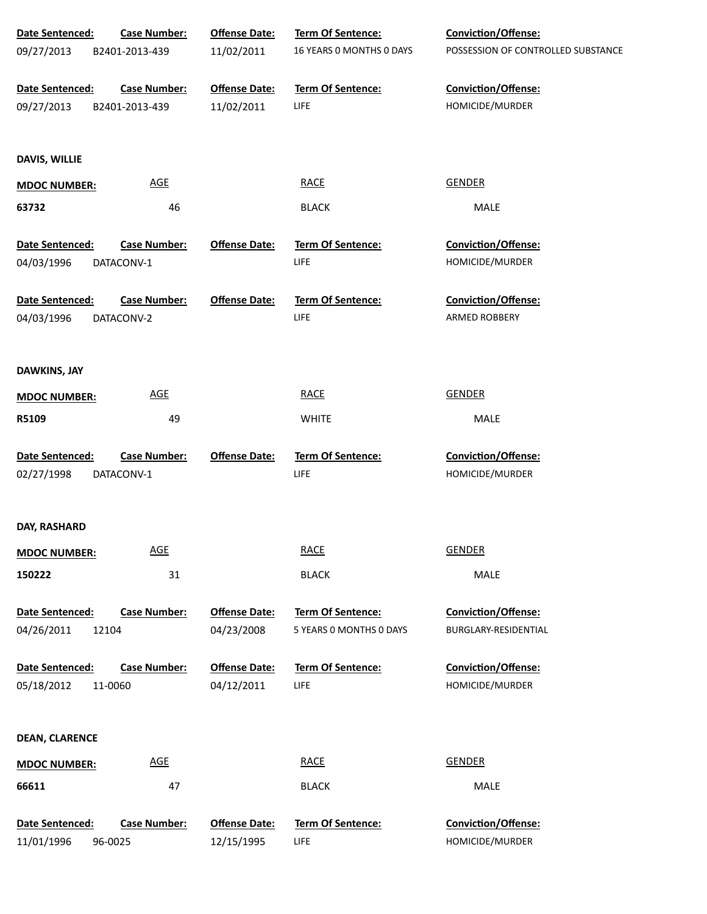| Date Sentenced: | Case Number: | Offense Date: | Term Of Sentence: | Conviction/Offense: |
|---|---|---|---|---|
| 09/27/2013 | B2401-2013-439 | 11/02/2011 | 16 YEARS 0 MONTHS 0 DAYS | POSSESSION OF CONTROLLED SUBSTANCE |

| Date Sentenced: | Case Number: | Offense Date: | Term Of Sentence: | Conviction/Offense: |
|---|---|---|---|---|
| 09/27/2013 | B2401-2013-439 | 11/02/2011 | LIFE | HOMICIDE/MURDER |

**DAVIS, WILLIE**

| MDOC NUMBER: | AGE | RACE | GENDER |
|---|---|---|---|
| 63732 | 46 | BLACK | MALE |

| Date Sentenced: | Case Number: | Offense Date: | Term Of Sentence: | Conviction/Offense: |
|---|---|---|---|---|
| 04/03/1996 | DATACONV-1 | | LIFE | HOMICIDE/MURDER |

| Date Sentenced: | Case Number: | Offense Date: | Term Of Sentence: | Conviction/Offense: |
|---|---|---|---|---|
| 04/03/1996 | DATACONV-2 | | LIFE | ARMED ROBBERY |

**DAWKINS, JAY**

| MDOC NUMBER: | AGE | RACE | GENDER |
|---|---|---|---|
| R5109 | 49 | WHITE | MALE |

| Date Sentenced: | Case Number: | Offense Date: | Term Of Sentence: | Conviction/Offense: |
|---|---|---|---|---|
| 02/27/1998 | DATACONV-1 | | LIFE | HOMICIDE/MURDER |

**DAY, RASHARD**

| MDOC NUMBER: | AGE | RACE | GENDER |
|---|---|---|---|
| 150222 | 31 | BLACK | MALE |

| Date Sentenced: | Case Number: | Offense Date: | Term Of Sentence: | Conviction/Offense: |
|---|---|---|---|---|
| 04/26/2011 | 12104 | 04/23/2008 | 5 YEARS 0 MONTHS 0 DAYS | BURGLARY-RESIDENTIAL |

| Date Sentenced: | Case Number: | Offense Date: | Term Of Sentence: | Conviction/Offense: |
|---|---|---|---|---|
| 05/18/2012 | 11-0060 | 04/12/2011 | LIFE | HOMICIDE/MURDER |

**DEAN, CLARENCE**

| MDOC NUMBER: | AGE | RACE | GENDER |
|---|---|---|---|
| 66611 | 47 | BLACK | MALE |

| Date Sentenced: | Case Number: | Offense Date: | Term Of Sentence: | Conviction/Offense: |
|---|---|---|---|---|
| 11/01/1996 | 96-0025 | 12/15/1995 | LIFE | HOMICIDE/MURDER |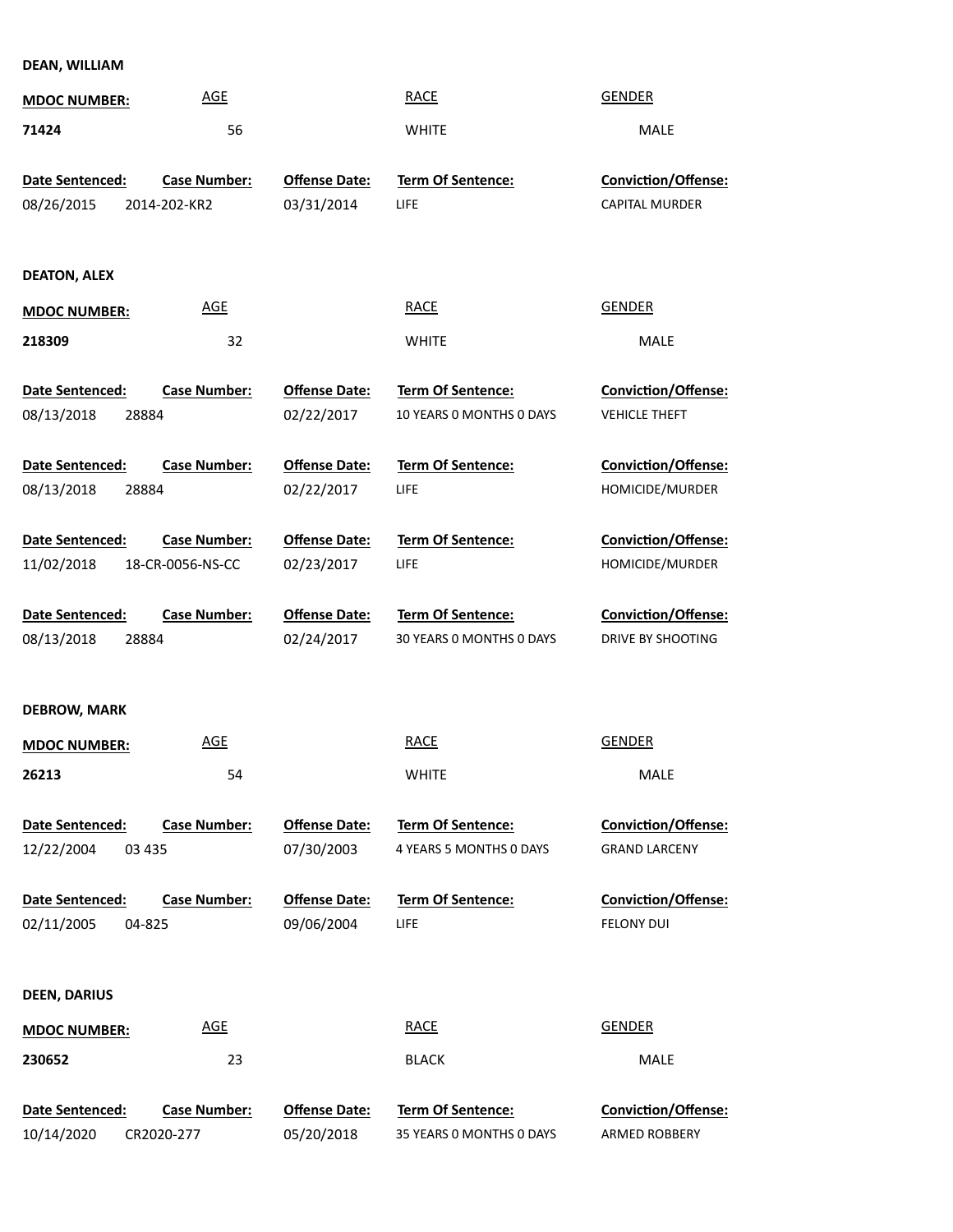**DEAN, WILLIAM**

| MDOC NUMBER: | AGE | RACE | GENDER |
|---|---|---|---|
| 71424 | 56 | WHITE | MALE |

| Date Sentenced: | Case Number: | Offense Date: | Term Of Sentence: | Conviction/Offense: |
|---|---|---|---|---|
| 08/26/2015 | 2014-202-KR2 | 03/31/2014 | LIFE | CAPITAL MURDER |

**DEATON, ALEX**

| MDOC NUMBER: | AGE | RACE | GENDER |
|---|---|---|---|
| 218309 | 32 | WHITE | MALE |

| Date Sentenced: | Case Number: | Offense Date: | Term Of Sentence: | Conviction/Offense: |
|---|---|---|---|---|
| 08/13/2018 | 28884 | 02/22/2017 | 10 YEARS 0 MONTHS 0 DAYS | VEHICLE THEFT |
| 08/13/2018 | 28884 | 02/22/2017 | LIFE | HOMICIDE/MURDER |
| 11/02/2018 | 18-CR-0056-NS-CC | 02/23/2017 | LIFE | HOMICIDE/MURDER |
| 08/13/2018 | 28884 | 02/24/2017 | 30 YEARS 0 MONTHS 0 DAYS | DRIVE BY SHOOTING |

**DEBROW, MARK**

| MDOC NUMBER: | AGE | RACE | GENDER |
|---|---|---|---|
| 26213 | 54 | WHITE | MALE |

| Date Sentenced: | Case Number: | Offense Date: | Term Of Sentence: | Conviction/Offense: |
|---|---|---|---|---|
| 12/22/2004 | 03 435 | 07/30/2003 | 4 YEARS 5 MONTHS 0 DAYS | GRAND LARCENY |
| 02/11/2005 | 04-825 | 09/06/2004 | LIFE | FELONY DUI |

**DEEN, DARIUS**

| MDOC NUMBER: | AGE | RACE | GENDER |
|---|---|---|---|
| 230652 | 23 | BLACK | MALE |

| Date Sentenced: | Case Number: | Offense Date: | Term Of Sentence: | Conviction/Offense: |
|---|---|---|---|---|
| 10/14/2020 | CR2020-277 | 05/20/2018 | 35 YEARS 0 MONTHS 0 DAYS | ARMED ROBBERY |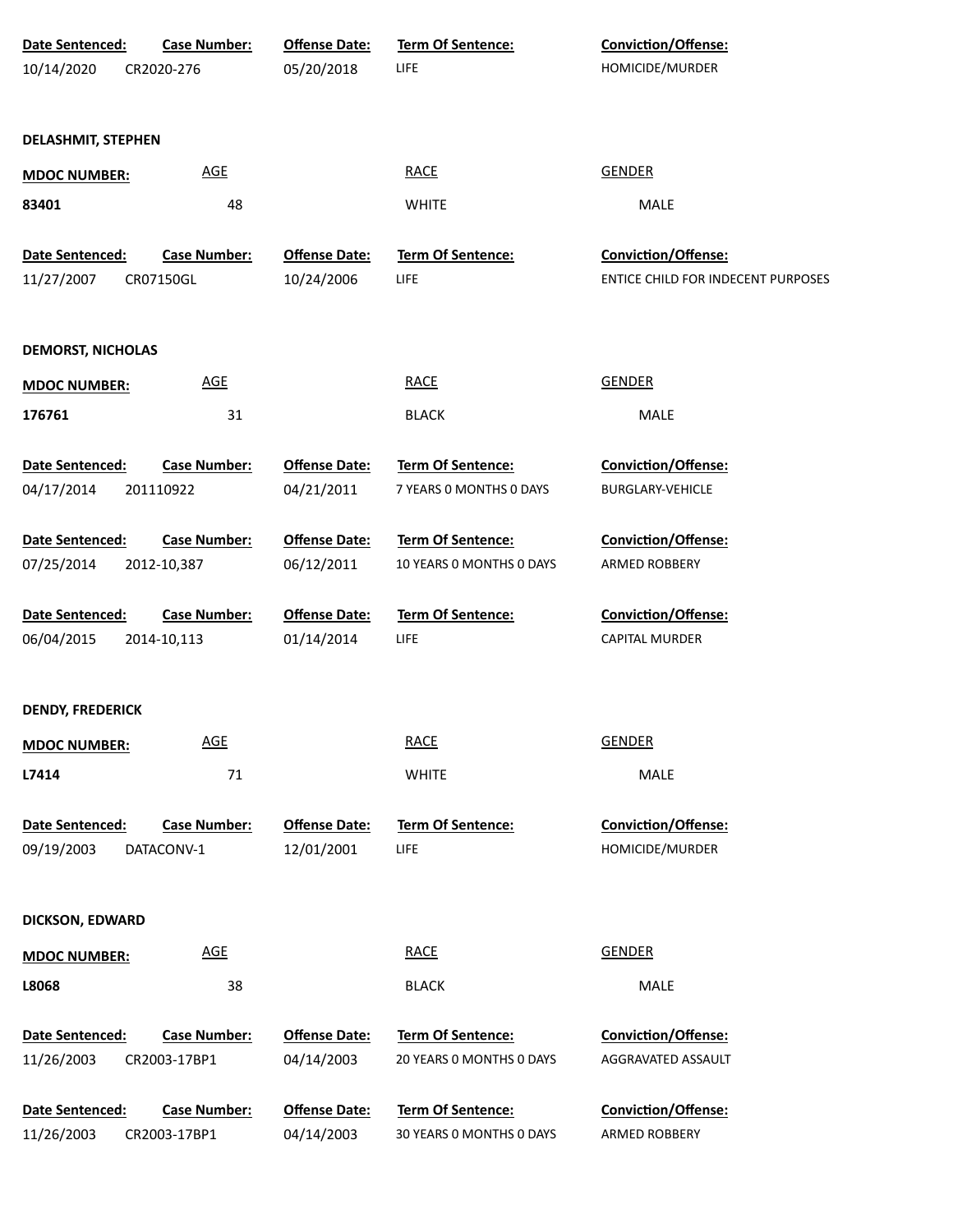| Date Sentenced: | Case Number: | Offense Date: | Term Of Sentence: | Conviction/Offense: |
|---|---|---|---|---|
| 10/14/2020 | CR2020-276 | 05/20/2018 | LIFE | HOMICIDE/MURDER |

**DELASHMIT, STEPHEN**

| MDOC NUMBER: | AGE | RACE | GENDER |
|---|---|---|---|
| 83401 | 48 | WHITE | MALE |

| Date Sentenced: | Case Number: | Offense Date: | Term Of Sentence: | Conviction/Offense: |
|---|---|---|---|---|
| 11/27/2007 | CR07150GL | 10/24/2006 | LIFE | ENTICE CHILD FOR INDECENT PURPOSES |

**DEMORST, NICHOLAS**

| MDOC NUMBER: | AGE | RACE | GENDER |
|---|---|---|---|
| 176761 | 31 | BLACK | MALE |

| Date Sentenced: | Case Number: | Offense Date: | Term Of Sentence: | Conviction/Offense: |
|---|---|---|---|---|
| 04/17/2014 | 201110922 | 04/21/2011 | 7 YEARS 0 MONTHS 0 DAYS | BURGLARY-VEHICLE |
| 07/25/2014 | 2012-10,387 | 06/12/2011 | 10 YEARS 0 MONTHS 0 DAYS | ARMED ROBBERY |
| 06/04/2015 | 2014-10,113 | 01/14/2014 | LIFE | CAPITAL MURDER |

**DENDY, FREDERICK**

| MDOC NUMBER: | AGE | RACE | GENDER |
|---|---|---|---|
| L7414 | 71 | WHITE | MALE |

| Date Sentenced: | Case Number: | Offense Date: | Term Of Sentence: | Conviction/Offense: |
|---|---|---|---|---|
| 09/19/2003 | DATACONV-1 | 12/01/2001 | LIFE | HOMICIDE/MURDER |

**DICKSON, EDWARD**

| MDOC NUMBER: | AGE | RACE | GENDER |
|---|---|---|---|
| L8068 | 38 | BLACK | MALE |

| Date Sentenced: | Case Number: | Offense Date: | Term Of Sentence: | Conviction/Offense: |
|---|---|---|---|---|
| 11/26/2003 | CR2003-17BP1 | 04/14/2003 | 20 YEARS 0 MONTHS 0 DAYS | AGGRAVATED ASSAULT |
| 11/26/2003 | CR2003-17BP1 | 04/14/2003 | 30 YEARS 0 MONTHS 0 DAYS | ARMED ROBBERY |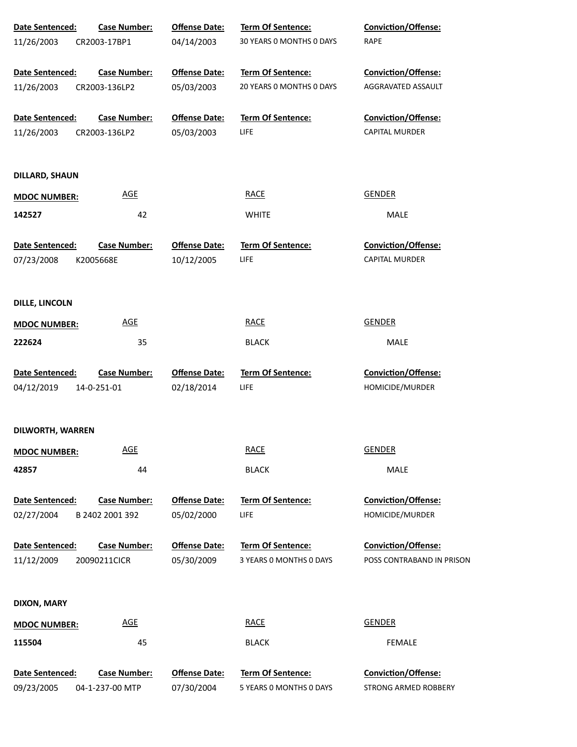| Date Sentenced: | Case Number: | Offense Date: | Term Of Sentence: | Conviction/Offense: |
|---|---|---|---|---|
| 11/26/2003 | CR2003-17BP1 | 04/14/2003 | 30 YEARS 0 MONTHS 0 DAYS | RAPE |

| Date Sentenced: | Case Number: | Offense Date: | Term Of Sentence: | Conviction/Offense: |
|---|---|---|---|---|
| 11/26/2003 | CR2003-136LP2 | 05/03/2003 | 20 YEARS 0 MONTHS 0 DAYS | AGGRAVATED ASSAULT |

| Date Sentenced: | Case Number: | Offense Date: | Term Of Sentence: | Conviction/Offense: |
|---|---|---|---|---|
| 11/26/2003 | CR2003-136LP2 | 05/03/2003 | LIFE | CAPITAL MURDER |

**DILLARD, SHAUN**

| MDOC NUMBER: | AGE | RACE | GENDER |
|---|---|---|---|
| 142527 | 42 | WHITE | MALE |

| Date Sentenced: | Case Number: | Offense Date: | Term Of Sentence: | Conviction/Offense: |
|---|---|---|---|---|
| 07/23/2008 | K2005668E | 10/12/2005 | LIFE | CAPITAL MURDER |

**DILLE, LINCOLN**

| MDOC NUMBER: | AGE | RACE | GENDER |
|---|---|---|---|
| 222624 | 35 | BLACK | MALE |

| Date Sentenced: | Case Number: | Offense Date: | Term Of Sentence: | Conviction/Offense: |
|---|---|---|---|---|
| 04/12/2019 | 14-0-251-01 | 02/18/2014 | LIFE | HOMICIDE/MURDER |

**DILWORTH, WARREN**

| MDOC NUMBER: | AGE | RACE | GENDER |
|---|---|---|---|
| 42857 | 44 | BLACK | MALE |

| Date Sentenced: | Case Number: | Offense Date: | Term Of Sentence: | Conviction/Offense: |
|---|---|---|---|---|
| 02/27/2004 | B 2402 2001 392 | 05/02/2000 | LIFE | HOMICIDE/MURDER |

| Date Sentenced: | Case Number: | Offense Date: | Term Of Sentence: | Conviction/Offense: |
|---|---|---|---|---|
| 11/12/2009 | 20090211CICR | 05/30/2009 | 3 YEARS 0 MONTHS 0 DAYS | POSS CONTRABAND IN PRISON |

**DIXON, MARY**

| MDOC NUMBER: | AGE | RACE | GENDER |
|---|---|---|---|
| 115504 | 45 | BLACK | FEMALE |

| Date Sentenced: | Case Number: | Offense Date: | Term Of Sentence: | Conviction/Offense: |
|---|---|---|---|---|
| 09/23/2005 | 04-1-237-00 MTP | 07/30/2004 | 5 YEARS 0 MONTHS 0 DAYS | STRONG ARMED ROBBERY |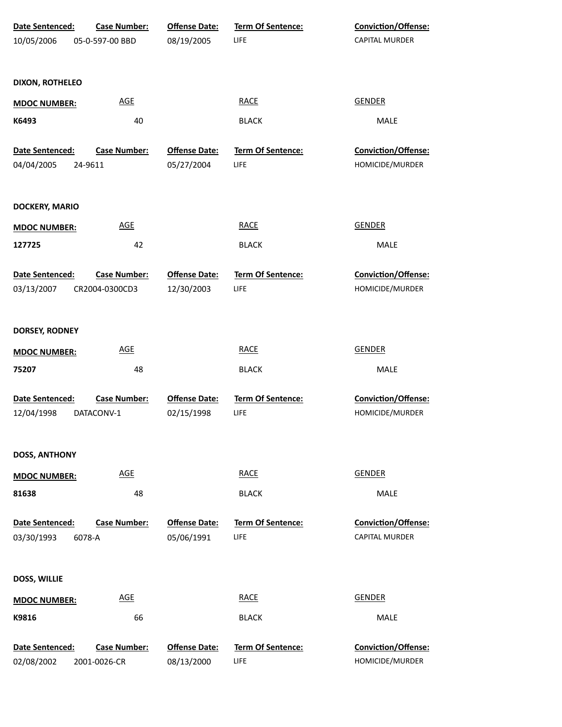| Date Sentenced: | Case Number: | Offense Date: | Term Of Sentence: | Conviction/Offense: |
|---|---|---|---|---|
| 10/05/2006 | 05-0-597-00 BBD | 08/19/2005 | LIFE | CAPITAL MURDER |

**DIXON, ROTHELEO**

| MDOC NUMBER: | AGE | RACE | GENDER |
|---|---|---|---|
| K6493 | 40 | BLACK | MALE |

| Date Sentenced: | Case Number: | Offense Date: | Term Of Sentence: | Conviction/Offense: |
|---|---|---|---|---|
| 04/04/2005 | 24-9611 | 05/27/2004 | LIFE | HOMICIDE/MURDER |

**DOCKERY, MARIO**

| MDOC NUMBER: | AGE | RACE | GENDER |
|---|---|---|---|
| 127725 | 42 | BLACK | MALE |

| Date Sentenced: | Case Number: | Offense Date: | Term Of Sentence: | Conviction/Offense: |
|---|---|---|---|---|
| 03/13/2007 | CR2004-0300CD3 | 12/30/2003 | LIFE | HOMICIDE/MURDER |

**DORSEY, RODNEY**

| MDOC NUMBER: | AGE | RACE | GENDER |
|---|---|---|---|
| 75207 | 48 | BLACK | MALE |

| Date Sentenced: | Case Number: | Offense Date: | Term Of Sentence: | Conviction/Offense: |
|---|---|---|---|---|
| 12/04/1998 | DATACONV-1 | 02/15/1998 | LIFE | HOMICIDE/MURDER |

**DOSS, ANTHONY**

| MDOC NUMBER: | AGE | RACE | GENDER |
|---|---|---|---|
| 81638 | 48 | BLACK | MALE |

| Date Sentenced: | Case Number: | Offense Date: | Term Of Sentence: | Conviction/Offense: |
|---|---|---|---|---|
| 03/30/1993 | 6078-A | 05/06/1991 | LIFE | CAPITAL MURDER |

**DOSS, WILLIE**

| MDOC NUMBER: | AGE | RACE | GENDER |
|---|---|---|---|
| K9816 | 66 | BLACK | MALE |

| Date Sentenced: | Case Number: | Offense Date: | Term Of Sentence: | Conviction/Offense: |
|---|---|---|---|---|
| 02/08/2002 | 2001-0026-CR | 08/13/2000 | LIFE | HOMICIDE/MURDER |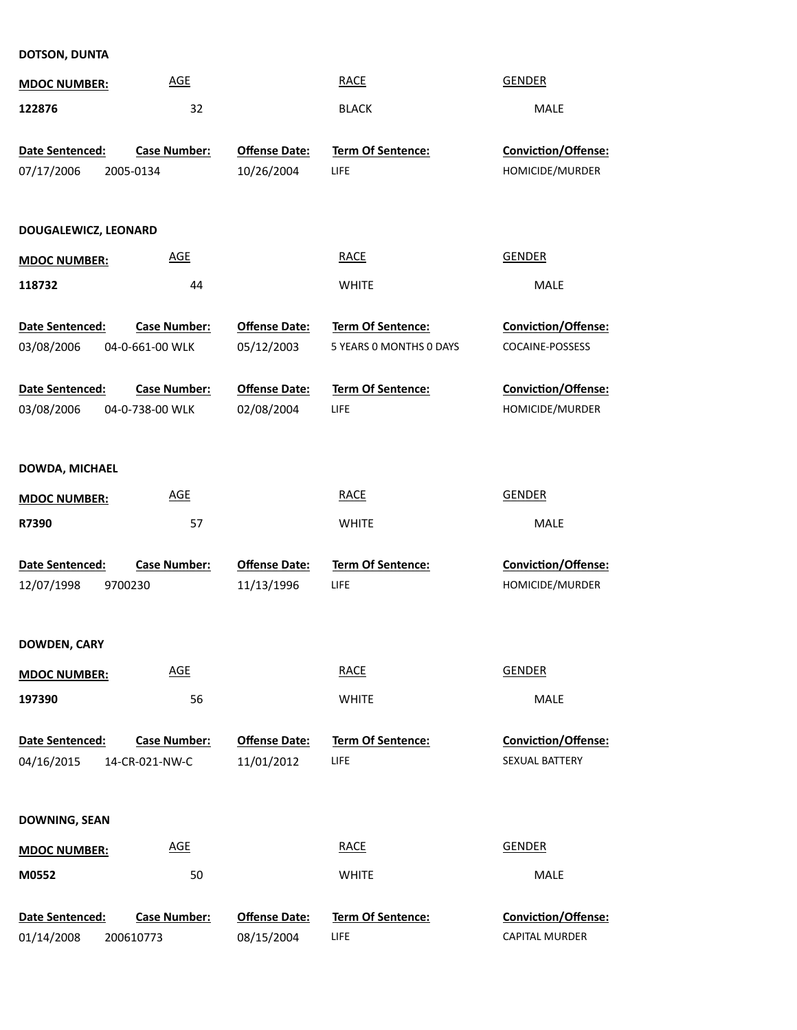**DOTSON, DUNTA**

| MDOC NUMBER: | AGE | RACE | GENDER |
|---|---|---|---|
| 122876 | 32 | BLACK | MALE |

| Date Sentenced: | Case Number: | Offense Date: | Term Of Sentence: | Conviction/Offense: |
|---|---|---|---|---|
| 07/17/2006 | 2005-0134 | 10/26/2004 | LIFE | HOMICIDE/MURDER |

**DOUGALEWICZ, LEONARD**

| MDOC NUMBER: | AGE | RACE | GENDER |
|---|---|---|---|
| 118732 | 44 | WHITE | MALE |

| Date Sentenced: | Case Number: | Offense Date: | Term Of Sentence: | Conviction/Offense: |
|---|---|---|---|---|
| 03/08/2006 | 04-0-661-00 WLK | 05/12/2003 | 5 YEARS 0 MONTHS 0 DAYS | COCAINE-POSSESS |
| 03/08/2006 | 04-0-738-00 WLK | 02/08/2004 | LIFE | HOMICIDE/MURDER |

**DOWDA, MICHAEL**

| MDOC NUMBER: | AGE | RACE | GENDER |
|---|---|---|---|
| R7390 | 57 | WHITE | MALE |

| Date Sentenced: | Case Number: | Offense Date: | Term Of Sentence: | Conviction/Offense: |
|---|---|---|---|---|
| 12/07/1998 | 9700230 | 11/13/1996 | LIFE | HOMICIDE/MURDER |

**DOWDEN, CARY**

| MDOC NUMBER: | AGE | RACE | GENDER |
|---|---|---|---|
| 197390 | 56 | WHITE | MALE |

| Date Sentenced: | Case Number: | Offense Date: | Term Of Sentence: | Conviction/Offense: |
|---|---|---|---|---|
| 04/16/2015 | 14-CR-021-NW-C | 11/01/2012 | LIFE | SEXUAL BATTERY |

**DOWNING, SEAN**

| MDOC NUMBER: | AGE | RACE | GENDER |
|---|---|---|---|
| M0552 | 50 | WHITE | MALE |

| Date Sentenced: | Case Number: | Offense Date: | Term Of Sentence: | Conviction/Offense: |
|---|---|---|---|---|
| 01/14/2008 | 200610773 | 08/15/2004 | LIFE | CAPITAL MURDER |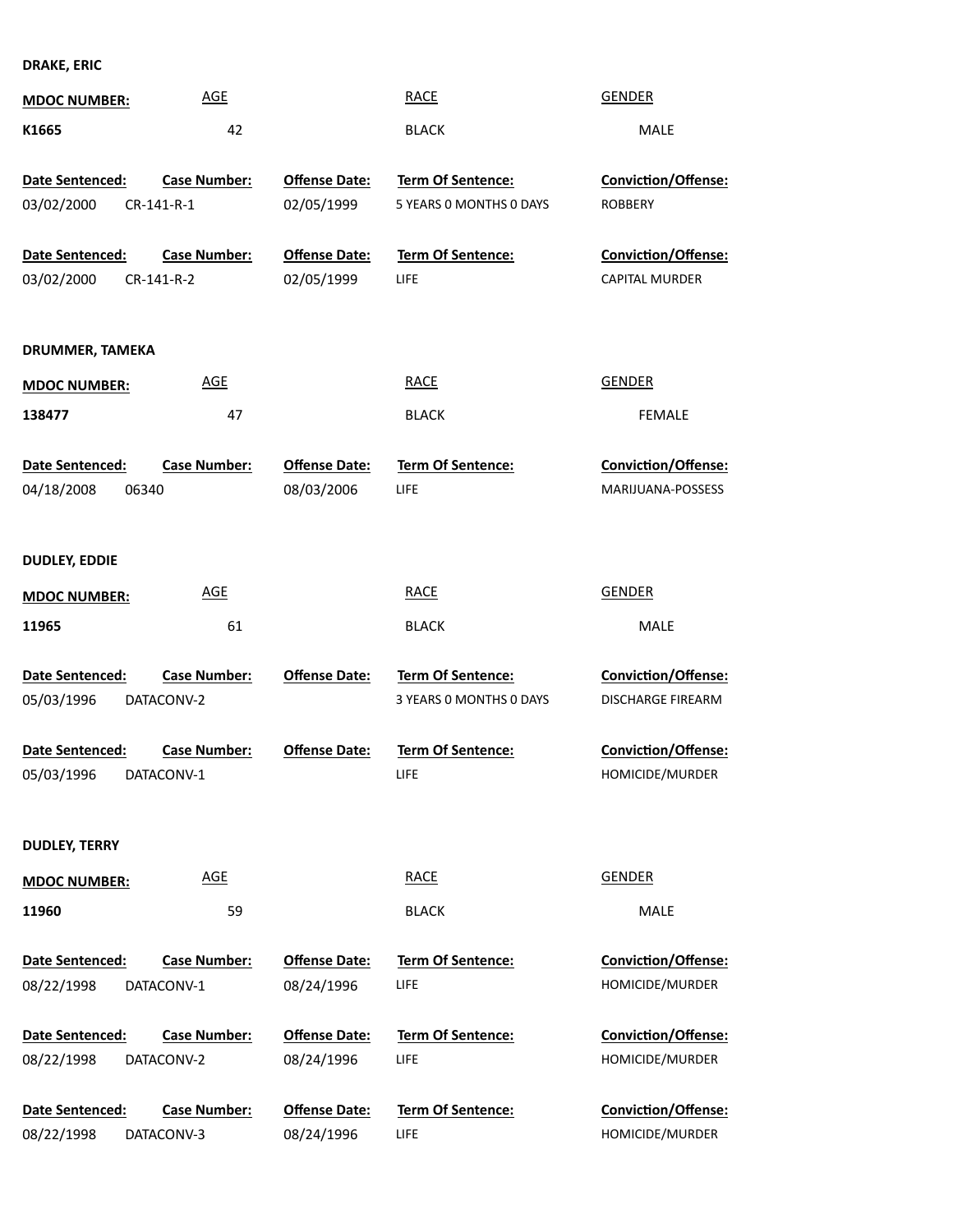**DRAKE, ERIC**

| MDOC NUMBER: | AGE | RACE | GENDER |
| --- | --- | --- | --- |
| K1665 | 42 | BLACK | MALE |

| Date Sentenced: | Case Number: | Offense Date: | Term Of Sentence: | Conviction/Offense: |
| --- | --- | --- | --- | --- |
| 03/02/2000 | CR-141-R-1 | 02/05/1999 | 5 YEARS 0 MONTHS 0 DAYS | ROBBERY |
| 03/02/2000 | CR-141-R-2 | 02/05/1999 | LIFE | CAPITAL MURDER |

**DRUMMER, TAMEKA**

| MDOC NUMBER: | AGE | RACE | GENDER |
| --- | --- | --- | --- |
| 138477 | 47 | BLACK | FEMALE |

| Date Sentenced: | Case Number: | Offense Date: | Term Of Sentence: | Conviction/Offense: |
| --- | --- | --- | --- | --- |
| 04/18/2008 | 06340 | 08/03/2006 | LIFE | MARIJUANA-POSSESS |

**DUDLEY, EDDIE**

| MDOC NUMBER: | AGE | RACE | GENDER |
| --- | --- | --- | --- |
| 11965 | 61 | BLACK | MALE |

| Date Sentenced: | Case Number: | Offense Date: | Term Of Sentence: | Conviction/Offense: |
| --- | --- | --- | --- | --- |
| 05/03/1996 | DATACONV-2 | | 3 YEARS 0 MONTHS 0 DAYS | DISCHARGE FIREARM |
| 05/03/1996 | DATACONV-1 | | LIFE | HOMICIDE/MURDER |

**DUDLEY, TERRY**

| MDOC NUMBER: | AGE | RACE | GENDER |
| --- | --- | --- | --- |
| 11960 | 59 | BLACK | MALE |

| Date Sentenced: | Case Number: | Offense Date: | Term Of Sentence: | Conviction/Offense: |
| --- | --- | --- | --- | --- |
| 08/22/1998 | DATACONV-1 | 08/24/1996 | LIFE | HOMICIDE/MURDER |
| 08/22/1998 | DATACONV-2 | 08/24/1996 | LIFE | HOMICIDE/MURDER |
| 08/22/1998 | DATACONV-3 | 08/24/1996 | LIFE | HOMICIDE/MURDER |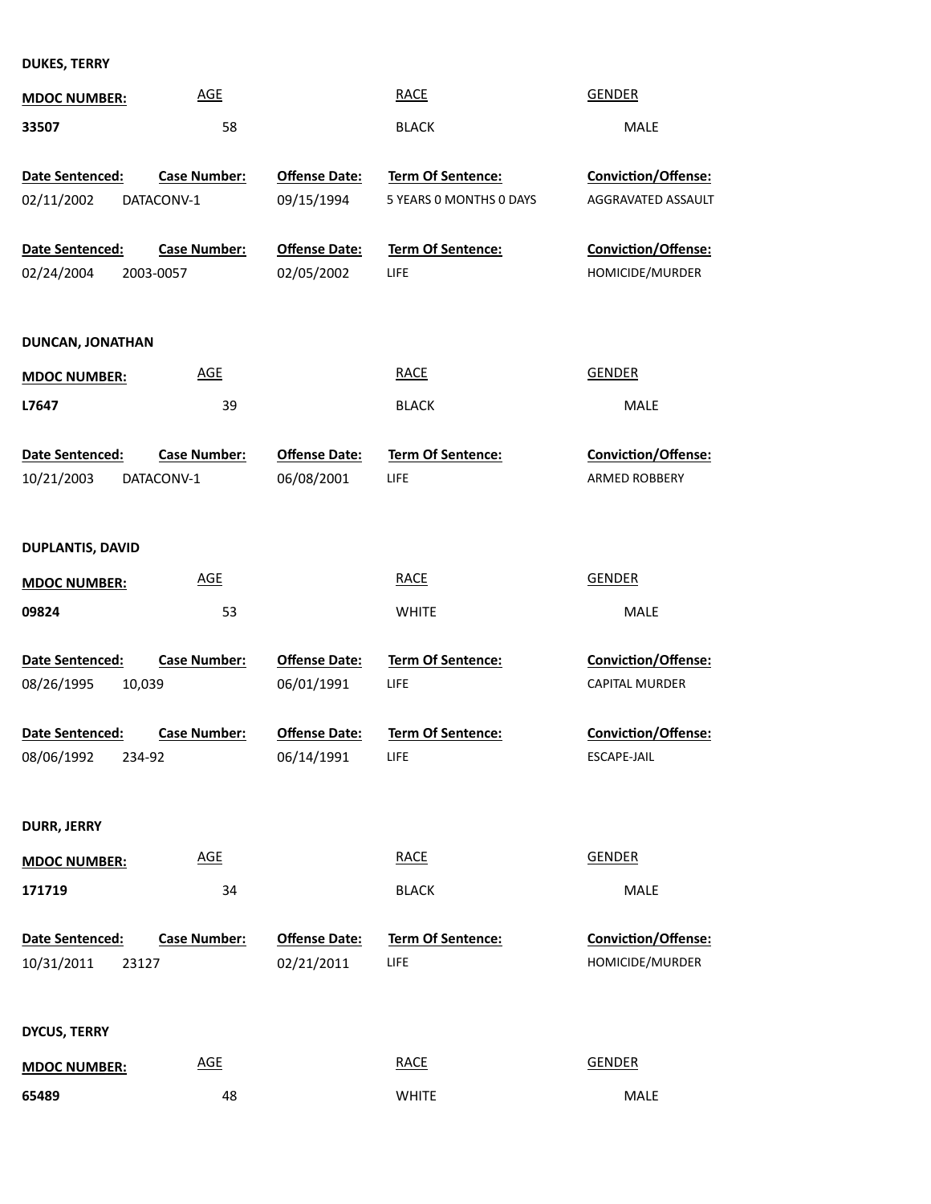**DUKES, TERRY**

| MDOC NUMBER: | AGE | RACE | GENDER |
|---|---|---|---|
| 33507 | 58 | BLACK | MALE |

| Date Sentenced: | Case Number: | Offense Date: | Term Of Sentence: | Conviction/Offense: |
|---|---|---|---|---|
| 02/11/2002 | DATACONV-1 | 09/15/1994 | 5 YEARS 0 MONTHS 0 DAYS | AGGRAVATED ASSAULT |

| Date Sentenced: | Case Number: | Offense Date: | Term Of Sentence: | Conviction/Offense: |
|---|---|---|---|---|
| 02/24/2004 | 2003-0057 | 02/05/2002 | LIFE | HOMICIDE/MURDER |

**DUNCAN, JONATHAN**

| MDOC NUMBER: | AGE | RACE | GENDER |
|---|---|---|---|
| L7647 | 39 | BLACK | MALE |

| Date Sentenced: | Case Number: | Offense Date: | Term Of Sentence: | Conviction/Offense: |
|---|---|---|---|---|
| 10/21/2003 | DATACONV-1 | 06/08/2001 | LIFE | ARMED ROBBERY |

**DUPLANTIS, DAVID**

| MDOC NUMBER: | AGE | RACE | GENDER |
|---|---|---|---|
| 09824 | 53 | WHITE | MALE |

| Date Sentenced: | Case Number: | Offense Date: | Term Of Sentence: | Conviction/Offense: |
|---|---|---|---|---|
| 08/26/1995 | 10,039 | 06/01/1991 | LIFE | CAPITAL MURDER |

| Date Sentenced: | Case Number: | Offense Date: | Term Of Sentence: | Conviction/Offense: |
|---|---|---|---|---|
| 08/06/1992 | 234-92 | 06/14/1991 | LIFE | ESCAPE-JAIL |

**DURR, JERRY**

| MDOC NUMBER: | AGE | RACE | GENDER |
|---|---|---|---|
| 171719 | 34 | BLACK | MALE |

| Date Sentenced: | Case Number: | Offense Date: | Term Of Sentence: | Conviction/Offense: |
|---|---|---|---|---|
| 10/31/2011 | 23127 | 02/21/2011 | LIFE | HOMICIDE/MURDER |

**DYCUS, TERRY**

| MDOC NUMBER: | AGE | RACE | GENDER |
|---|---|---|---|
| 65489 | 48 | WHITE | MALE |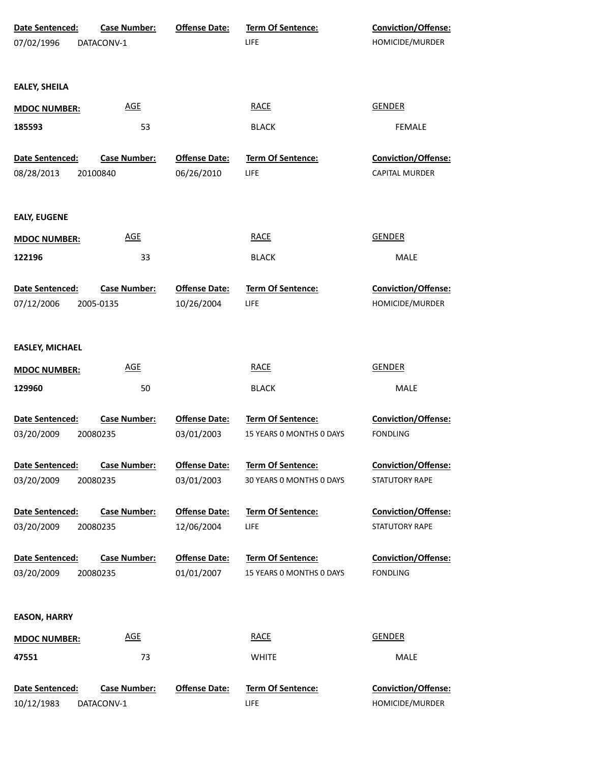| Date Sentenced: | Case Number: | Offense Date: | Term Of Sentence: | Conviction/Offense: |
|---|---|---|---|---|
| 07/02/1996 | DATACONV-1 | | LIFE | HOMICIDE/MURDER |

**EALEY, SHEILA**

| MDOC NUMBER: | AGE | RACE | GENDER |
|---|---|---|---|
| 185593 | 53 | BLACK | FEMALE |

| Date Sentenced: | Case Number: | Offense Date: | Term Of Sentence: | Conviction/Offense: |
|---|---|---|---|---|
| 08/28/2013 | 20100840 | 06/26/2010 | LIFE | CAPITAL MURDER |

**EALY, EUGENE**

| MDOC NUMBER: | AGE | RACE | GENDER |
|---|---|---|---|
| 122196 | 33 | BLACK | MALE |

| Date Sentenced: | Case Number: | Offense Date: | Term Of Sentence: | Conviction/Offense: |
|---|---|---|---|---|
| 07/12/2006 | 2005-0135 | 10/26/2004 | LIFE | HOMICIDE/MURDER |

**EASLEY, MICHAEL**

| MDOC NUMBER: | AGE | RACE | GENDER |
|---|---|---|---|
| 129960 | 50 | BLACK | MALE |

| Date Sentenced: | Case Number: | Offense Date: | Term Of Sentence: | Conviction/Offense: |
|---|---|---|---|---|
| 03/20/2009 | 20080235 | 03/01/2003 | 15 YEARS 0 MONTHS 0 DAYS | FONDLING |
| 03/20/2009 | 20080235 | 03/01/2003 | 30 YEARS 0 MONTHS 0 DAYS | STATUTORY RAPE |
| 03/20/2009 | 20080235 | 12/06/2004 | LIFE | STATUTORY RAPE |
| 03/20/2009 | 20080235 | 01/01/2007 | 15 YEARS 0 MONTHS 0 DAYS | FONDLING |

**EASON, HARRY**

| MDOC NUMBER: | AGE | RACE | GENDER |
|---|---|---|---|
| 47551 | 73 | WHITE | MALE |

| Date Sentenced: | Case Number: | Offense Date: | Term Of Sentence: | Conviction/Offense: |
|---|---|---|---|---|
| 10/12/1983 | DATACONV-1 | | LIFE | HOMICIDE/MURDER |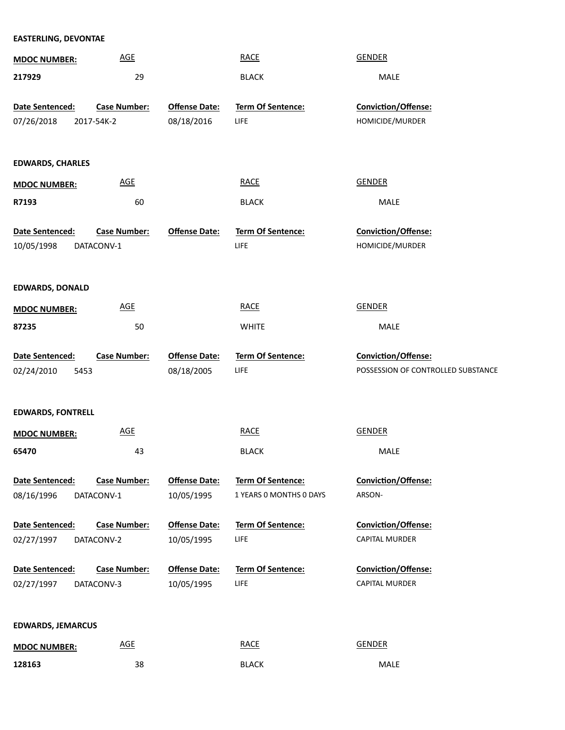**EASTERLING, DEVONTAE**

| MDOC NUMBER: | AGE | RACE | GENDER |
|---|---|---|---|
| 217929 | 29 | BLACK | MALE |

| Date Sentenced: | Case Number: | Offense Date: | Term Of Sentence: | Conviction/Offense: |
|---|---|---|---|---|
| 07/26/2018 | 2017-54K-2 | 08/18/2016 | LIFE | HOMICIDE/MURDER |

**EDWARDS, CHARLES**

| MDOC NUMBER: | AGE | RACE | GENDER |
|---|---|---|---|
| R7193 | 60 | BLACK | MALE |

| Date Sentenced: | Case Number: | Offense Date: | Term Of Sentence: | Conviction/Offense: |
|---|---|---|---|---|
| 10/05/1998 | DATACONV-1 | | LIFE | HOMICIDE/MURDER |

**EDWARDS, DONALD**

| MDOC NUMBER: | AGE | RACE | GENDER |
|---|---|---|---|
| 87235 | 50 | WHITE | MALE |

| Date Sentenced: | Case Number: | Offense Date: | Term Of Sentence: | Conviction/Offense: |
|---|---|---|---|---|
| 02/24/2010 | 5453 | 08/18/2005 | LIFE | POSSESSION OF CONTROLLED SUBSTANCE |

**EDWARDS, FONTRELL**

| MDOC NUMBER: | AGE | RACE | GENDER |
|---|---|---|---|
| 65470 | 43 | BLACK | MALE |

| Date Sentenced: | Case Number: | Offense Date: | Term Of Sentence: | Conviction/Offense: |
|---|---|---|---|---|
| 08/16/1996 | DATACONV-1 | 10/05/1995 | 1 YEARS 0 MONTHS 0 DAYS | ARSON- |
| 02/27/1997 | DATACONV-2 | 10/05/1995 | LIFE | CAPITAL MURDER |
| 02/27/1997 | DATACONV-3 | 10/05/1995 | LIFE | CAPITAL MURDER |

**EDWARDS, JEMARCUS**

| MDOC NUMBER: | AGE | RACE | GENDER |
|---|---|---|---|
| 128163 | 38 | BLACK | MALE |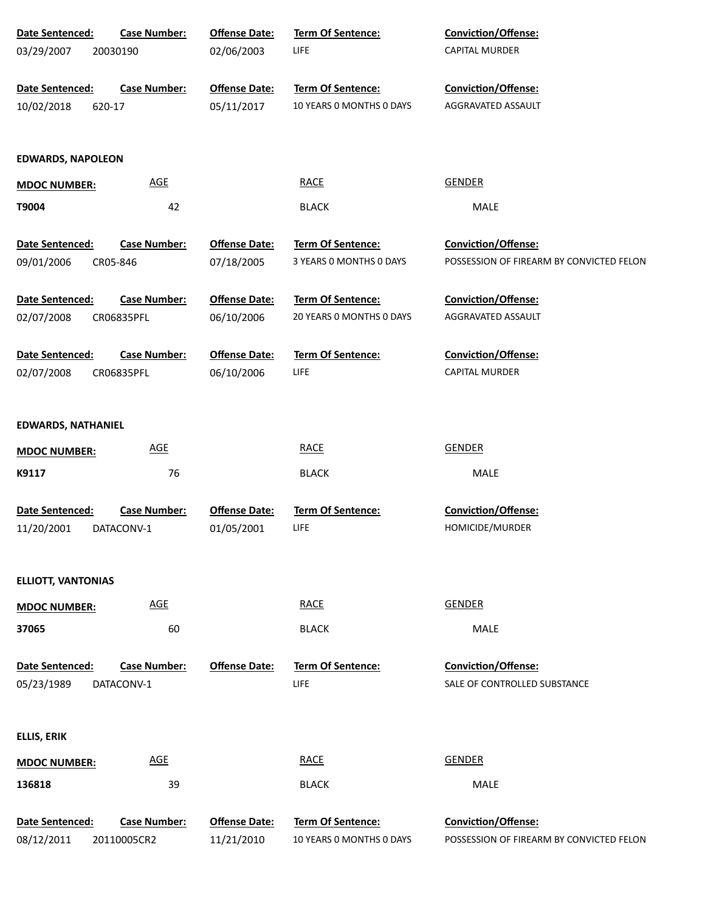| Date Sentenced: | Case Number: | Offense Date: | Term Of Sentence: | Conviction/Offense: |
|---|---|---|---|---|
| 03/29/2007 | 20030190 | 02/06/2003 | LIFE | CAPITAL MURDER |

| Date Sentenced: | Case Number: | Offense Date: | Term Of Sentence: | Conviction/Offense: |
|---|---|---|---|---|
| 10/02/2018 | 620-17 | 05/11/2017 | 10 YEARS 0 MONTHS 0 DAYS | AGGRAVATED ASSAULT |

**EDWARDS, NAPOLEON**

| MDOC NUMBER: | AGE | RACE | GENDER |
|---|---|---|---|
| **T9004** | 42 | BLACK | MALE |

| Date Sentenced: | Case Number: | Offense Date: | Term Of Sentence: | Conviction/Offense: |
|---|---|---|---|---|
| 09/01/2006 | CR05-846 | 07/18/2005 | 3 YEARS 0 MONTHS 0 DAYS | POSSESSION OF FIREARM BY CONVICTED FELON |

| Date Sentenced: | Case Number: | Offense Date: | Term Of Sentence: | Conviction/Offense: |
|---|---|---|---|---|
| 02/07/2008 | CR06835PFL | 06/10/2006 | 20 YEARS 0 MONTHS 0 DAYS | AGGRAVATED ASSAULT |

| Date Sentenced: | Case Number: | Offense Date: | Term Of Sentence: | Conviction/Offense: |
|---|---|---|---|---|
| 02/07/2008 | CR06835PFL | 06/10/2006 | LIFE | CAPITAL MURDER |

**EDWARDS, NATHANIEL**

| MDOC NUMBER: | AGE | RACE | GENDER |
|---|---|---|---|
| **K9117** | 76 | BLACK | MALE |

| Date Sentenced: | Case Number: | Offense Date: | Term Of Sentence: | Conviction/Offense: |
|---|---|---|---|---|
| 11/20/2001 | DATACONV-1 | 01/05/2001 | LIFE | HOMICIDE/MURDER |

**ELLIOTT, VANTONIAS**

| MDOC NUMBER: | AGE | RACE | GENDER |
|---|---|---|---|
| **37065** | 60 | BLACK | MALE |

| Date Sentenced: | Case Number: | Offense Date: | Term Of Sentence: | Conviction/Offense: |
|---|---|---|---|---|
| 05/23/1989 | DATACONV-1 | | LIFE | SALE OF CONTROLLED SUBSTANCE |

**ELLIS, ERIK**

| MDOC NUMBER: | AGE | RACE | GENDER |
|---|---|---|---|
| **136818** | 39 | BLACK | MALE |

| Date Sentenced: | Case Number: | Offense Date: | Term Of Sentence: | Conviction/Offense: |
|---|---|---|---|---|
| 08/12/2011 | 20110005CR2 | 11/21/2010 | 10 YEARS 0 MONTHS 0 DAYS | POSSESSION OF FIREARM BY CONVICTED FELON |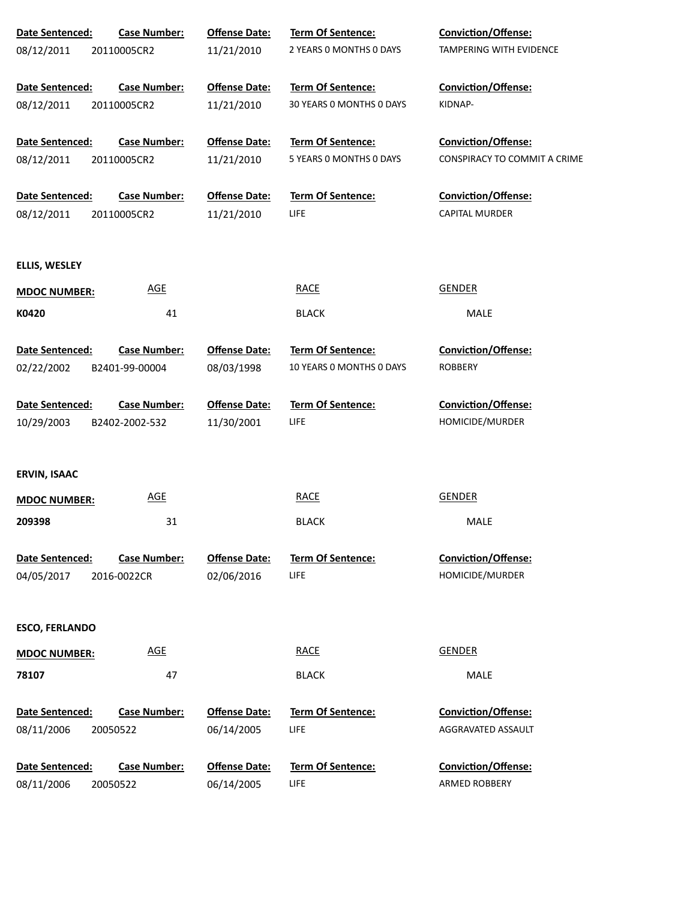| Date Sentenced: | Case Number: | Offense Date: | Term Of Sentence: | Conviction/Offense: |
|---|---|---|---|---|
| 08/12/2011 | 20110005CR2 | 11/21/2010 | 2 YEARS 0 MONTHS 0 DAYS | TAMPERING WITH EVIDENCE |
| 08/12/2011 | 20110005CR2 | 11/21/2010 | 30 YEARS 0 MONTHS 0 DAYS | KIDNAP- |
| 08/12/2011 | 20110005CR2 | 11/21/2010 | 5 YEARS 0 MONTHS 0 DAYS | CONSPIRACY TO COMMIT A CRIME |
| 08/12/2011 | 20110005CR2 | 11/21/2010 | LIFE | CAPITAL MURDER |

**ELLIS, WESLEY**

| MDOC NUMBER: | AGE | RACE | GENDER |
|---|---|---|---|
| K0420 | 41 | BLACK | MALE |

| Date Sentenced: | Case Number: | Offense Date: | Term Of Sentence: | Conviction/Offense: |
|---|---|---|---|---|
| 02/22/2002 | B2401-99-00004 | 08/03/1998 | 10 YEARS 0 MONTHS 0 DAYS | ROBBERY |
| 10/29/2003 | B2402-2002-532 | 11/30/2001 | LIFE | HOMICIDE/MURDER |

**ERVIN, ISAAC**

| MDOC NUMBER: | AGE | RACE | GENDER |
|---|---|---|---|
| 209398 | 31 | BLACK | MALE |

| Date Sentenced: | Case Number: | Offense Date: | Term Of Sentence: | Conviction/Offense: |
|---|---|---|---|---|
| 04/05/2017 | 2016-0022CR | 02/06/2016 | LIFE | HOMICIDE/MURDER |

**ESCO, FERLANDO**

| MDOC NUMBER: | AGE | RACE | GENDER |
|---|---|---|---|
| 78107 | 47 | BLACK | MALE |

| Date Sentenced: | Case Number: | Offense Date: | Term Of Sentence: | Conviction/Offense: |
|---|---|---|---|---|
| 08/11/2006 | 20050522 | 06/14/2005 | LIFE | AGGRAVATED ASSAULT |
| 08/11/2006 | 20050522 | 06/14/2005 | LIFE | ARMED ROBBERY |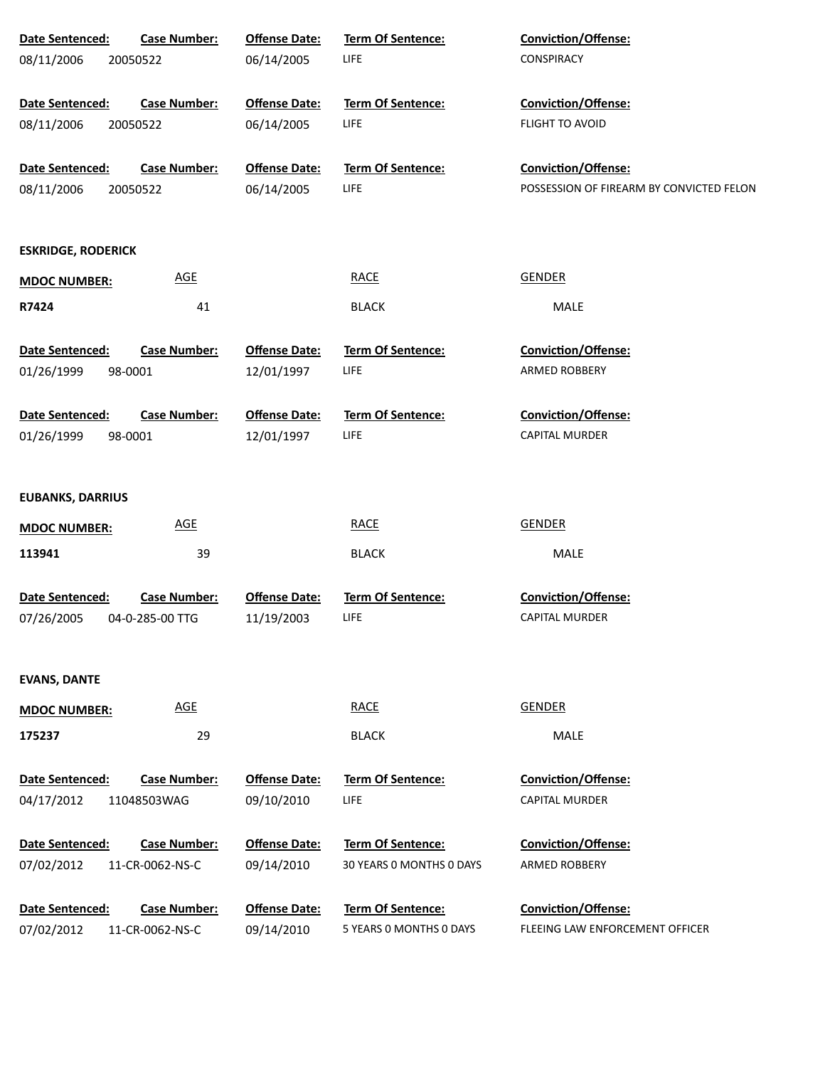| Date Sentenced: | Case Number: | Offense Date: | Term Of Sentence: | Conviction/Offense: |
|---|---|---|---|---|
| 08/11/2006 | 20050522 | 06/14/2005 | LIFE | CONSPIRACY |

| Date Sentenced: | Case Number: | Offense Date: | Term Of Sentence: | Conviction/Offense: |
|---|---|---|---|---|
| 08/11/2006 | 20050522 | 06/14/2005 | LIFE | FLIGHT TO AVOID |

| Date Sentenced: | Case Number: | Offense Date: | Term Of Sentence: | Conviction/Offense: |
|---|---|---|---|---|
| 08/11/2006 | 20050522 | 06/14/2005 | LIFE | POSSESSION OF FIREARM BY CONVICTED FELON |

**ESKRIDGE, RODERICK**

| MDOC NUMBER: | AGE | RACE | GENDER |
|---|---|---|---|
| R7424 | 41 | BLACK | MALE |

| Date Sentenced: | Case Number: | Offense Date: | Term Of Sentence: | Conviction/Offense: |
|---|---|---|---|---|
| 01/26/1999 | 98-0001 | 12/01/1997 | LIFE | ARMED ROBBERY |

| Date Sentenced: | Case Number: | Offense Date: | Term Of Sentence: | Conviction/Offense: |
|---|---|---|---|---|
| 01/26/1999 | 98-0001 | 12/01/1997 | LIFE | CAPITAL MURDER |

**EUBANKS, DARRIUS**

| MDOC NUMBER: | AGE | RACE | GENDER |
|---|---|---|---|
| 113941 | 39 | BLACK | MALE |

| Date Sentenced: | Case Number: | Offense Date: | Term Of Sentence: | Conviction/Offense: |
|---|---|---|---|---|
| 07/26/2005 | 04-0-285-00 TTG | 11/19/2003 | LIFE | CAPITAL MURDER |

**EVANS, DANTE**

| MDOC NUMBER: | AGE | RACE | GENDER |
|---|---|---|---|
| 175237 | 29 | BLACK | MALE |

| Date Sentenced: | Case Number: | Offense Date: | Term Of Sentence: | Conviction/Offense: |
|---|---|---|---|---|
| 04/17/2012 | 11048503WAG | 09/10/2010 | LIFE | CAPITAL MURDER |

| Date Sentenced: | Case Number: | Offense Date: | Term Of Sentence: | Conviction/Offense: |
|---|---|---|---|---|
| 07/02/2012 | 11-CR-0062-NS-C | 09/14/2010 | 30 YEARS 0 MONTHS 0 DAYS | ARMED ROBBERY |

| Date Sentenced: | Case Number: | Offense Date: | Term Of Sentence: | Conviction/Offense: |
|---|---|---|---|---|
| 07/02/2012 | 11-CR-0062-NS-C | 09/14/2010 | 5 YEARS 0 MONTHS 0 DAYS | FLEEING LAW ENFORCEMENT OFFICER |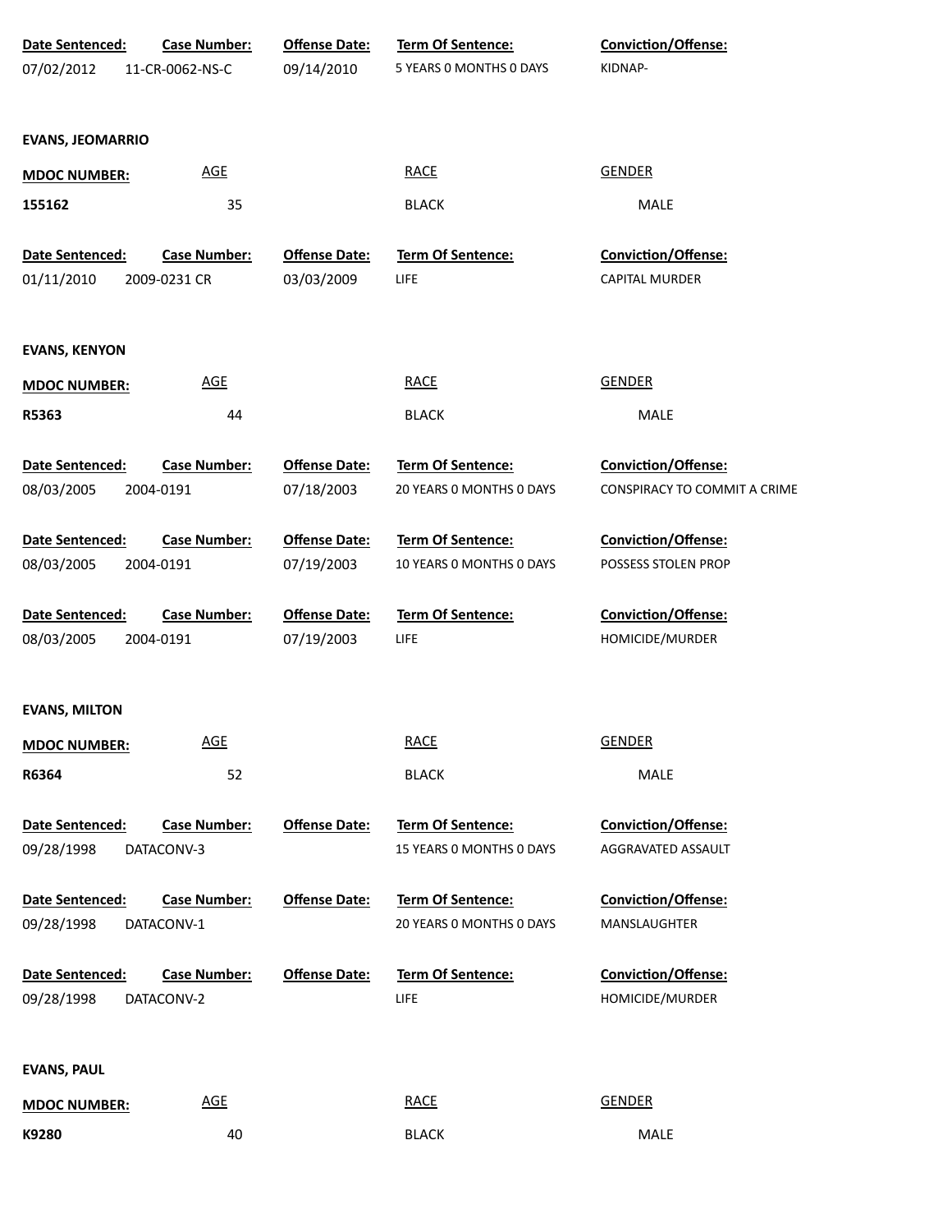| Date Sentenced: | Case Number: | Offense Date: | Term Of Sentence: | Conviction/Offense: |
|---|---|---|---|---|
| 07/02/2012 | 11-CR-0062-NS-C | 09/14/2010 | 5 YEARS 0 MONTHS 0 DAYS | KIDNAP- |

**EVANS, JEOMARRIO**

| MDOC NUMBER: | AGE | RACE | GENDER |
|---|---|---|---|
| 155162 | 35 | BLACK | MALE |

| Date Sentenced: | Case Number: | Offense Date: | Term Of Sentence: | Conviction/Offense: |
|---|---|---|---|---|
| 01/11/2010 | 2009-0231 CR | 03/03/2009 | LIFE | CAPITAL MURDER |

**EVANS, KENYON**

| MDOC NUMBER: | AGE | RACE | GENDER |
|---|---|---|---|
| R5363 | 44 | BLACK | MALE |

| Date Sentenced: | Case Number: | Offense Date: | Term Of Sentence: | Conviction/Offense: |
|---|---|---|---|---|
| 08/03/2005 | 2004-0191 | 07/18/2003 | 20 YEARS 0 MONTHS 0 DAYS | CONSPIRACY TO COMMIT A CRIME |
| 08/03/2005 | 2004-0191 | 07/19/2003 | 10 YEARS 0 MONTHS 0 DAYS | POSSESS STOLEN PROP |
| 08/03/2005 | 2004-0191 | 07/19/2003 | LIFE | HOMICIDE/MURDER |

**EVANS, MILTON**

| MDOC NUMBER: | AGE | RACE | GENDER |
|---|---|---|---|
| R6364 | 52 | BLACK | MALE |

| Date Sentenced: | Case Number: | Offense Date: | Term Of Sentence: | Conviction/Offense: |
|---|---|---|---|---|
| 09/28/1998 | DATACONV-3 | | 15 YEARS 0 MONTHS 0 DAYS | AGGRAVATED ASSAULT |
| 09/28/1998 | DATACONV-1 | | 20 YEARS 0 MONTHS 0 DAYS | MANSLAUGHTER |
| 09/28/1998 | DATACONV-2 | | LIFE | HOMICIDE/MURDER |

**EVANS, PAUL**

| MDOC NUMBER: | AGE | RACE | GENDER |
|---|---|---|---|
| K9280 | 40 | BLACK | MALE |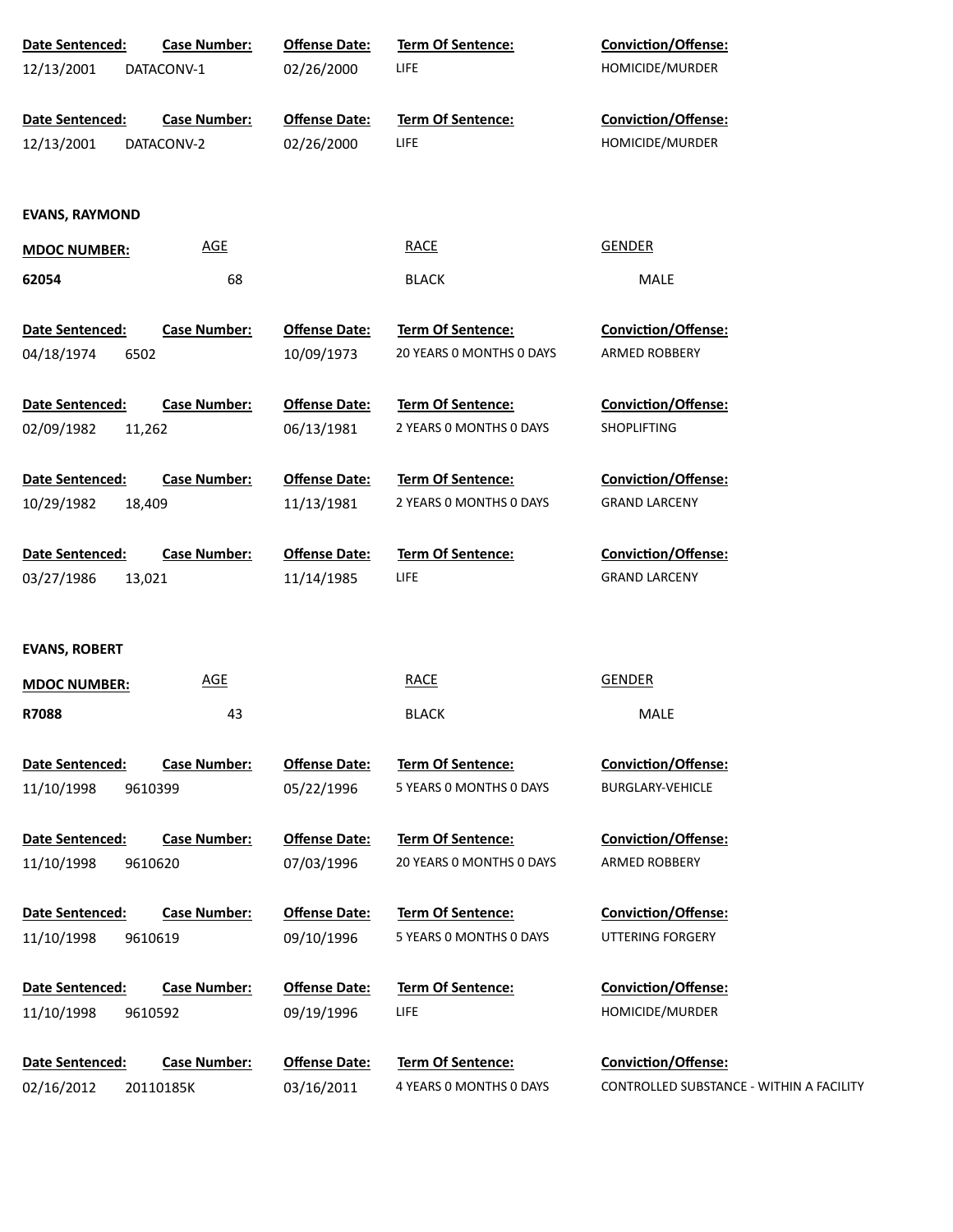| Date Sentenced: | Case Number: | Offense Date: | Term Of Sentence: | Conviction/Offense: |
|---|---|---|---|---|
| 12/13/2001 | DATACONV-1 | 02/26/2000 | LIFE | HOMICIDE/MURDER |

| Date Sentenced: | Case Number: | Offense Date: | Term Of Sentence: | Conviction/Offense: |
|---|---|---|---|---|
| 12/13/2001 | DATACONV-2 | 02/26/2000 | LIFE | HOMICIDE/MURDER |

**EVANS, RAYMOND**

| MDOC NUMBER: | AGE | RACE | GENDER |
|---|---|---|---|
| **62054** | 68 | BLACK | MALE |

| Date Sentenced: | Case Number: | Offense Date: | Term Of Sentence: | Conviction/Offense: |
|---|---|---|---|---|
| 04/18/1974 | 6502 | 10/09/1973 | 20 YEARS 0 MONTHS 0 DAYS | ARMED ROBBERY |

| Date Sentenced: | Case Number: | Offense Date: | Term Of Sentence: | Conviction/Offense: |
|---|---|---|---|---|
| 02/09/1982 | 11,262 | 06/13/1981 | 2 YEARS 0 MONTHS 0 DAYS | SHOPLIFTING |

| Date Sentenced: | Case Number: | Offense Date: | Term Of Sentence: | Conviction/Offense: |
|---|---|---|---|---|
| 10/29/1982 | 18,409 | 11/13/1981 | 2 YEARS 0 MONTHS 0 DAYS | GRAND LARCENY |

| Date Sentenced: | Case Number: | Offense Date: | Term Of Sentence: | Conviction/Offense: |
|---|---|---|---|---|
| 03/27/1986 | 13,021 | 11/14/1985 | LIFE | GRAND LARCENY |

**EVANS, ROBERT**

| MDOC NUMBER: | AGE | RACE | GENDER |
|---|---|---|---|
| **R7088** | 43 | BLACK | MALE |

| Date Sentenced: | Case Number: | Offense Date: | Term Of Sentence: | Conviction/Offense: |
|---|---|---|---|---|
| 11/10/1998 | 9610399 | 05/22/1996 | 5 YEARS 0 MONTHS 0 DAYS | BURGLARY-VEHICLE |

| Date Sentenced: | Case Number: | Offense Date: | Term Of Sentence: | Conviction/Offense: |
|---|---|---|---|---|
| 11/10/1998 | 9610620 | 07/03/1996 | 20 YEARS 0 MONTHS 0 DAYS | ARMED ROBBERY |

| Date Sentenced: | Case Number: | Offense Date: | Term Of Sentence: | Conviction/Offense: |
|---|---|---|---|---|
| 11/10/1998 | 9610619 | 09/10/1996 | 5 YEARS 0 MONTHS 0 DAYS | UTTERING FORGERY |

| Date Sentenced: | Case Number: | Offense Date: | Term Of Sentence: | Conviction/Offense: |
|---|---|---|---|---|
| 11/10/1998 | 9610592 | 09/19/1996 | LIFE | HOMICIDE/MURDER |

| Date Sentenced: | Case Number: | Offense Date: | Term Of Sentence: | Conviction/Offense: |
|---|---|---|---|---|
| 02/16/2012 | 20110185K | 03/16/2011 | 4 YEARS 0 MONTHS 0 DAYS | CONTROLLED SUBSTANCE - WITHIN A FACILITY |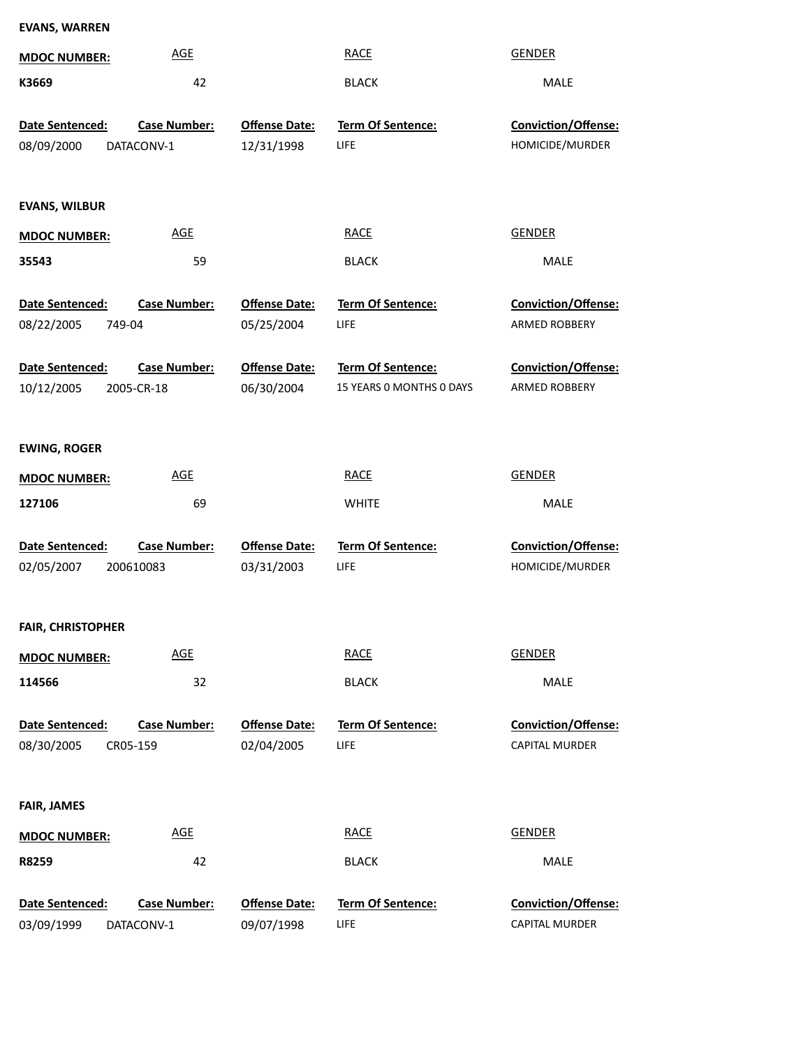**EVANS, WARREN**

| MDOC NUMBER: | AGE | RACE | GENDER |
|---|---|---|---|
| K3669 | 42 | BLACK | MALE |

| Date Sentenced: | Case Number: | Offense Date: | Term Of Sentence: | Conviction/Offense: |
|---|---|---|---|---|
| 08/09/2000 | DATACONV-1 | 12/31/1998 | LIFE | HOMICIDE/MURDER |

**EVANS, WILBUR**

| MDOC NUMBER: | AGE | RACE | GENDER |
|---|---|---|---|
| 35543 | 59 | BLACK | MALE |

| Date Sentenced: | Case Number: | Offense Date: | Term Of Sentence: | Conviction/Offense: |
|---|---|---|---|---|
| 08/22/2005 | 749-04 | 05/25/2004 | LIFE | ARMED ROBBERY |
| 10/12/2005 | 2005-CR-18 | 06/30/2004 | 15 YEARS 0 MONTHS 0 DAYS | ARMED ROBBERY |

**EWING, ROGER**

| MDOC NUMBER: | AGE | RACE | GENDER |
|---|---|---|---|
| 127106 | 69 | WHITE | MALE |

| Date Sentenced: | Case Number: | Offense Date: | Term Of Sentence: | Conviction/Offense: |
|---|---|---|---|---|
| 02/05/2007 | 200610083 | 03/31/2003 | LIFE | HOMICIDE/MURDER |

**FAIR, CHRISTOPHER**

| MDOC NUMBER: | AGE | RACE | GENDER |
|---|---|---|---|
| 114566 | 32 | BLACK | MALE |

| Date Sentenced: | Case Number: | Offense Date: | Term Of Sentence: | Conviction/Offense: |
|---|---|---|---|---|
| 08/30/2005 | CR05-159 | 02/04/2005 | LIFE | CAPITAL MURDER |

**FAIR, JAMES**

| MDOC NUMBER: | AGE | RACE | GENDER |
|---|---|---|---|
| R8259 | 42 | BLACK | MALE |

| Date Sentenced: | Case Number: | Offense Date: | Term Of Sentence: | Conviction/Offense: |
|---|---|---|---|---|
| 03/09/1999 | DATACONV-1 | 09/07/1998 | LIFE | CAPITAL MURDER |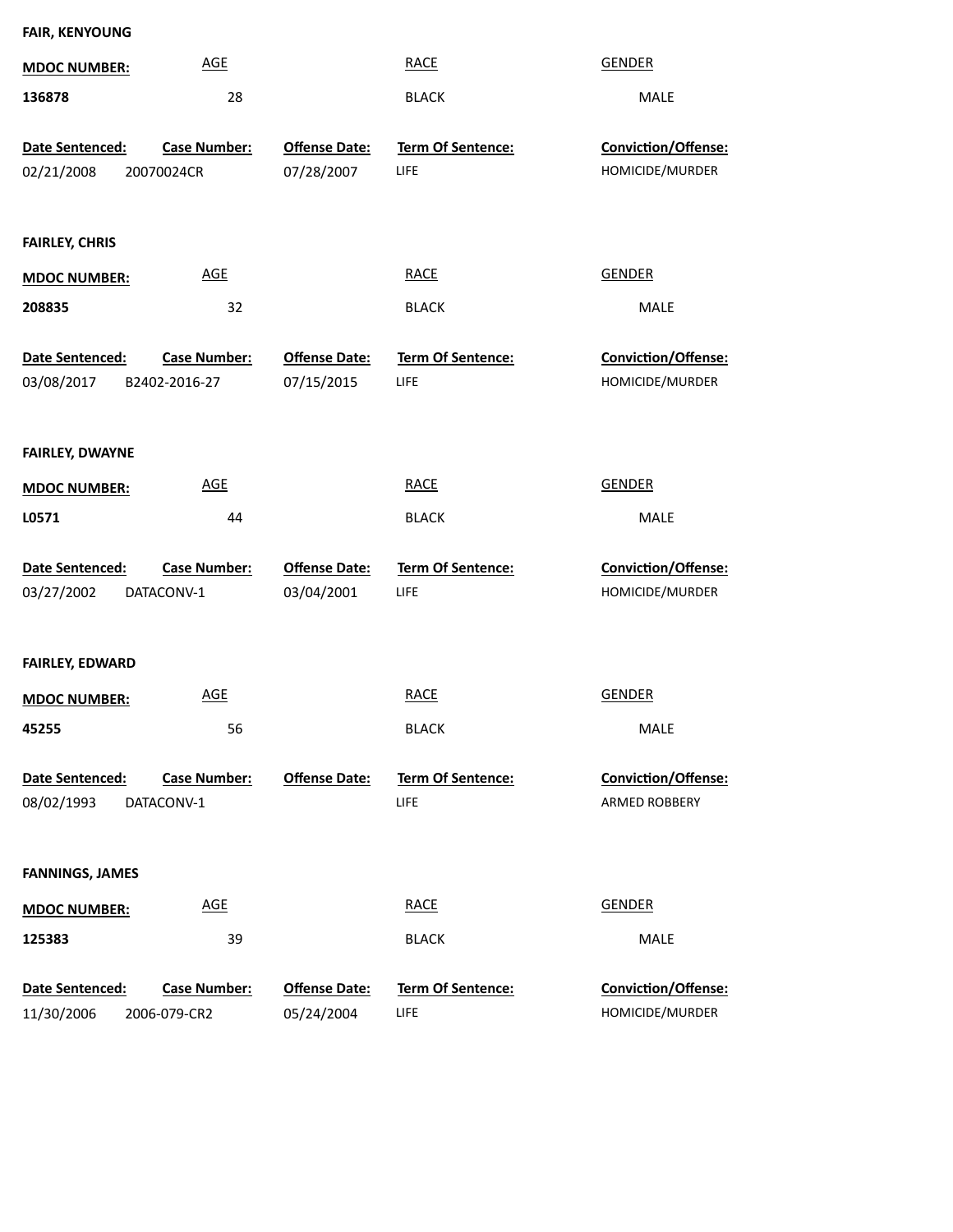**FAIR, KENYOUNG**

| MDOC NUMBER: | AGE | RACE | GENDER |
|---|---|---|---|
| **136878** | 28 | BLACK | MALE |

| Date Sentenced: | Case Number: | Offense Date: | Term Of Sentence: | Conviction/Offense: |
|---|---|---|---|---|
| 02/21/2008 | 20070024CR | 07/28/2007 | LIFE | HOMICIDE/MURDER |

**FAIRLEY, CHRIS**

| MDOC NUMBER: | AGE | RACE | GENDER |
|---|---|---|---|
| **208835** | 32 | BLACK | MALE |

| Date Sentenced: | Case Number: | Offense Date: | Term Of Sentence: | Conviction/Offense: |
|---|---|---|---|---|
| 03/08/2017 | B2402-2016-27 | 07/15/2015 | LIFE | HOMICIDE/MURDER |

**FAIRLEY, DWAYNE**

| MDOC NUMBER: | AGE | RACE | GENDER |
|---|---|---|---|
| **L0571** | 44 | BLACK | MALE |

| Date Sentenced: | Case Number: | Offense Date: | Term Of Sentence: | Conviction/Offense: |
|---|---|---|---|---|
| 03/27/2002 | DATACONV-1 | 03/04/2001 | LIFE | HOMICIDE/MURDER |

**FAIRLEY, EDWARD**

| MDOC NUMBER: | AGE | RACE | GENDER |
|---|---|---|---|
| **45255** | 56 | BLACK | MALE |

| Date Sentenced: | Case Number: | Offense Date: | Term Of Sentence: | Conviction/Offense: |
|---|---|---|---|---|
| 08/02/1993 | DATACONV-1 | | LIFE | ARMED ROBBERY |

**FANNINGS, JAMES**

| MDOC NUMBER: | AGE | RACE | GENDER |
|---|---|---|---|
| **125383** | 39 | BLACK | MALE |

| Date Sentenced: | Case Number: | Offense Date: | Term Of Sentence: | Conviction/Offense: |
|---|---|---|---|---|
| 11/30/2006 | 2006-079-CR2 | 05/24/2004 | LIFE | HOMICIDE/MURDER |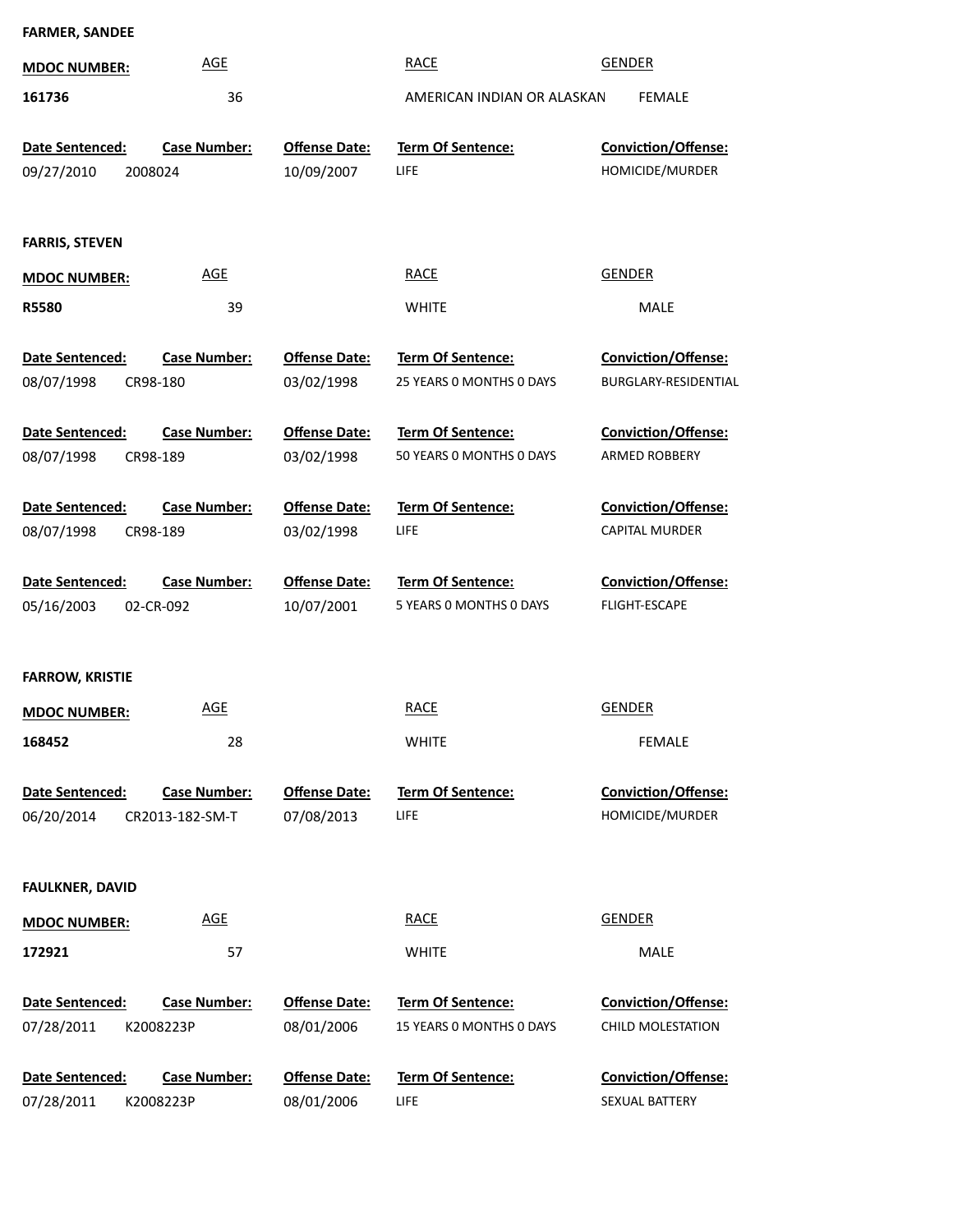**FARMER, SANDEE**

| MDOC NUMBER: | AGE | RACE | GENDER |
|---|---|---|---|
| 161736 | 36 | AMERICAN INDIAN OR ALASKAN | FEMALE |

| Date Sentenced: | Case Number: | Offense Date: | Term Of Sentence: | Conviction/Offense: |
|---|---|---|---|---|
| 09/27/2010 | 2008024 | 10/09/2007 | LIFE | HOMICIDE/MURDER |

**FARRIS, STEVEN**

| MDOC NUMBER: | AGE | RACE | GENDER |
|---|---|---|---|
| R5580 | 39 | WHITE | MALE |

| Date Sentenced: | Case Number: | Offense Date: | Term Of Sentence: | Conviction/Offense: |
|---|---|---|---|---|
| 08/07/1998 | CR98-180 | 03/02/1998 | 25 YEARS 0 MONTHS 0 DAYS | BURGLARY-RESIDENTIAL |
| 08/07/1998 | CR98-189 | 03/02/1998 | 50 YEARS 0 MONTHS 0 DAYS | ARMED ROBBERY |
| 08/07/1998 | CR98-189 | 03/02/1998 | LIFE | CAPITAL MURDER |
| 05/16/2003 | 02-CR-092 | 10/07/2001 | 5 YEARS 0 MONTHS 0 DAYS | FLIGHT-ESCAPE |

**FARROW, KRISTIE**

| MDOC NUMBER: | AGE | RACE | GENDER |
|---|---|---|---|
| 168452 | 28 | WHITE | FEMALE |

| Date Sentenced: | Case Number: | Offense Date: | Term Of Sentence: | Conviction/Offense: |
|---|---|---|---|---|
| 06/20/2014 | CR2013-182-SM-T | 07/08/2013 | LIFE | HOMICIDE/MURDER |

**FAULKNER, DAVID**

| MDOC NUMBER: | AGE | RACE | GENDER |
|---|---|---|---|
| 172921 | 57 | WHITE | MALE |

| Date Sentenced: | Case Number: | Offense Date: | Term Of Sentence: | Conviction/Offense: |
|---|---|---|---|---|
| 07/28/2011 | K2008223P | 08/01/2006 | 15 YEARS 0 MONTHS 0 DAYS | CHILD MOLESTATION |
| 07/28/2011 | K2008223P | 08/01/2006 | LIFE | SEXUAL BATTERY |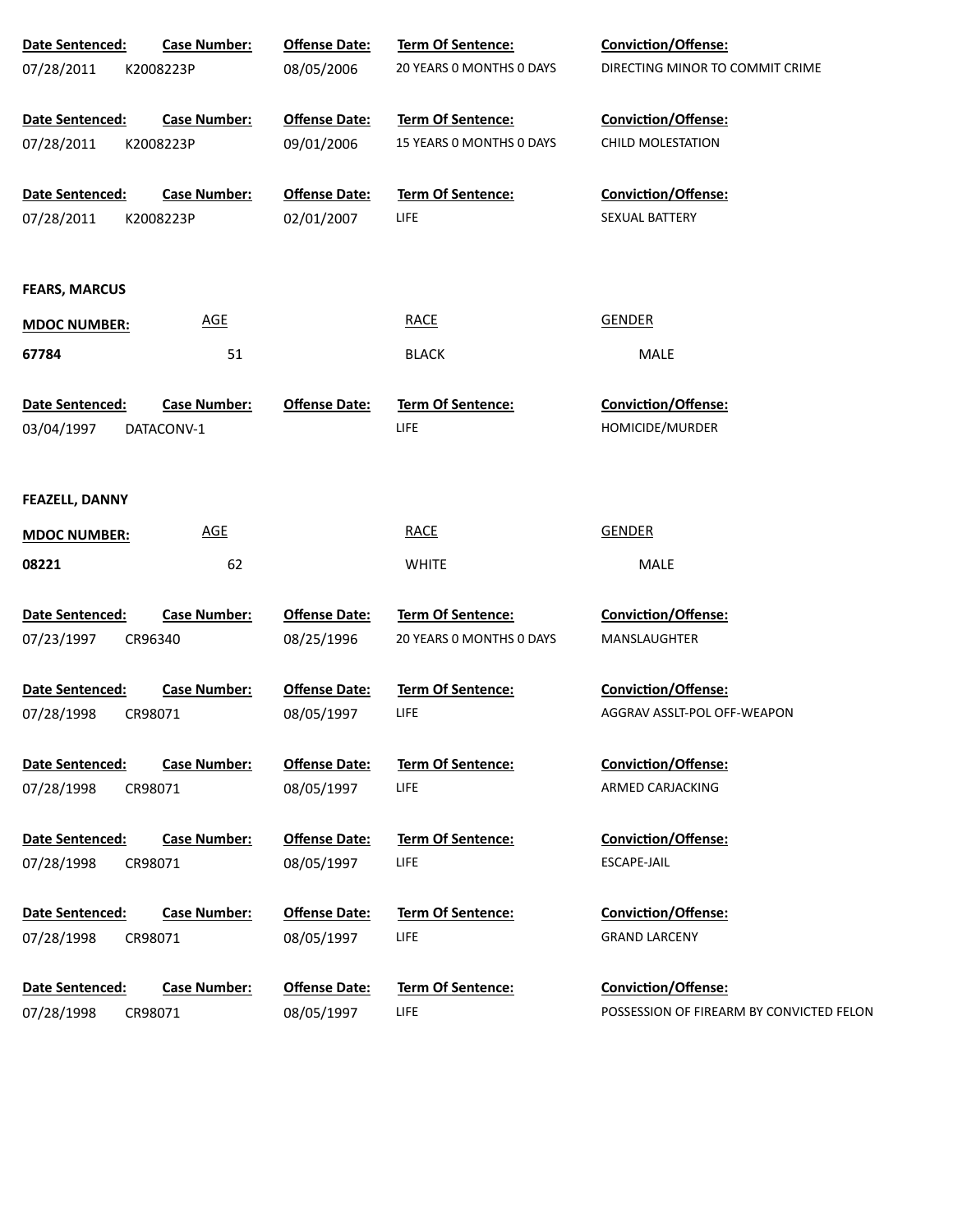| Date Sentenced: | Case Number: | Offense Date: | Term Of Sentence: | Conviction/Offense: |
|---|---|---|---|---|
| 07/28/2011 | K2008223P | 08/05/2006 | 20 YEARS 0 MONTHS 0 DAYS | DIRECTING MINOR TO COMMIT CRIME |
| 07/28/2011 | K2008223P | 09/01/2006 | 15 YEARS 0 MONTHS 0 DAYS | CHILD MOLESTATION |
| 07/28/2011 | K2008223P | 02/01/2007 | LIFE | SEXUAL BATTERY |

**FEARS, MARCUS**

| MDOC NUMBER: | AGE | RACE | GENDER |
|---|---|---|---|
| 67784 | 51 | BLACK | MALE |

| Date Sentenced: | Case Number: | Offense Date: | Term Of Sentence: | Conviction/Offense: |
|---|---|---|---|---|
| 03/04/1997 | DATACONV-1 | | LIFE | HOMICIDE/MURDER |

**FEAZELL, DANNY**

| MDOC NUMBER: | AGE | RACE | GENDER |
|---|---|---|---|
| 08221 | 62 | WHITE | MALE |

| Date Sentenced: | Case Number: | Offense Date: | Term Of Sentence: | Conviction/Offense: |
|---|---|---|---|---|
| 07/23/1997 | CR96340 | 08/25/1996 | 20 YEARS 0 MONTHS 0 DAYS | MANSLAUGHTER |
| 07/28/1998 | CR98071 | 08/05/1997 | LIFE | AGGRAV ASSLT-POL OFF-WEAPON |
| 07/28/1998 | CR98071 | 08/05/1997 | LIFE | ARMED CARJACKING |
| 07/28/1998 | CR98071 | 08/05/1997 | LIFE | ESCAPE-JAIL |
| 07/28/1998 | CR98071 | 08/05/1997 | LIFE | GRAND LARCENY |
| 07/28/1998 | CR98071 | 08/05/1997 | LIFE | POSSESSION OF FIREARM BY CONVICTED FELON |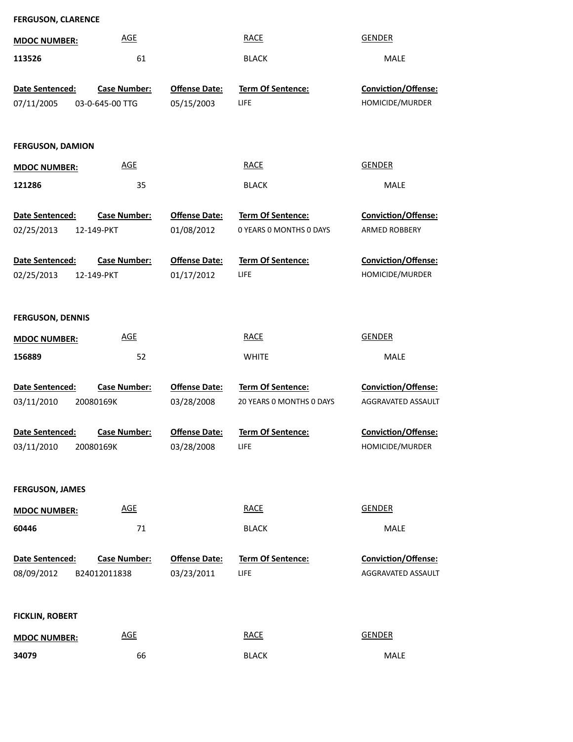**FERGUSON, CLARENCE**

| MDOC NUMBER: | AGE | RACE | GENDER |
|---|---|---|---|
| 113526 | 61 | BLACK | MALE |

| Date Sentenced: | Case Number: | Offense Date: | Term Of Sentence: | Conviction/Offense: |
|---|---|---|---|---|
| 07/11/2005 | 03-0-645-00 TTG | 05/15/2003 | LIFE | HOMICIDE/MURDER |

**FERGUSON, DAMION**

| MDOC NUMBER: | AGE | RACE | GENDER |
|---|---|---|---|
| 121286 | 35 | BLACK | MALE |

| Date Sentenced: | Case Number: | Offense Date: | Term Of Sentence: | Conviction/Offense: |
|---|---|---|---|---|
| 02/25/2013 | 12-149-PKT | 01/08/2012 | 0 YEARS 0 MONTHS 0 DAYS | ARMED ROBBERY |
| 02/25/2013 | 12-149-PKT | 01/17/2012 | LIFE | HOMICIDE/MURDER |

**FERGUSON, DENNIS**

| MDOC NUMBER: | AGE | RACE | GENDER |
|---|---|---|---|
| 156889 | 52 | WHITE | MALE |

| Date Sentenced: | Case Number: | Offense Date: | Term Of Sentence: | Conviction/Offense: |
|---|---|---|---|---|
| 03/11/2010 | 20080169K | 03/28/2008 | 20 YEARS 0 MONTHS 0 DAYS | AGGRAVATED ASSAULT |
| 03/11/2010 | 20080169K | 03/28/2008 | LIFE | HOMICIDE/MURDER |

**FERGUSON, JAMES**

| MDOC NUMBER: | AGE | RACE | GENDER |
|---|---|---|---|
| 60446 | 71 | BLACK | MALE |

| Date Sentenced: | Case Number: | Offense Date: | Term Of Sentence: | Conviction/Offense: |
|---|---|---|---|---|
| 08/09/2012 | B24012011838 | 03/23/2011 | LIFE | AGGRAVATED ASSAULT |

**FICKLIN, ROBERT**

| MDOC NUMBER: | AGE | RACE | GENDER |
|---|---|---|---|
| 34079 | 66 | BLACK | MALE |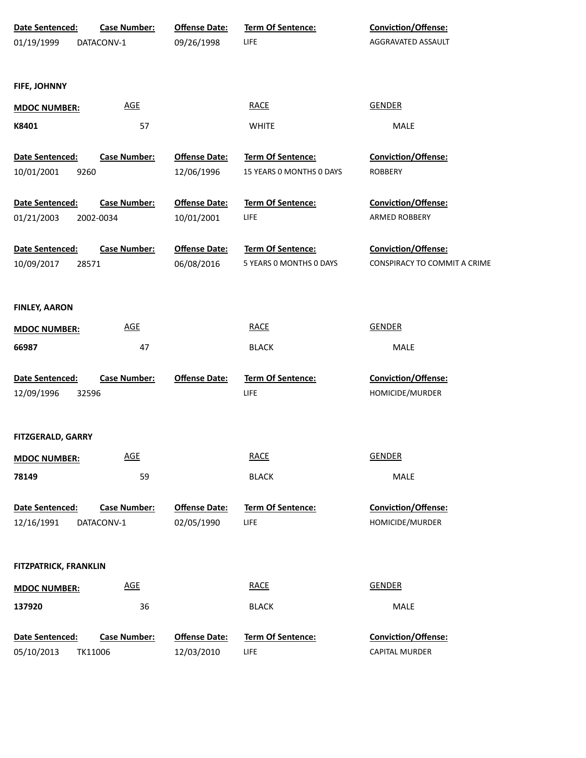| Date Sentenced: | Case Number: | Offense Date: | Term Of Sentence: | Conviction/Offense: |
|---|---|---|---|---|
| 01/19/1999 | DATACONV-1 | 09/26/1998 | LIFE | AGGRAVATED ASSAULT |

**FIFE, JOHNNY**

| MDOC NUMBER: | AGE | RACE | GENDER |
|---|---|---|---|
| K8401 | 57 | WHITE | MALE |

| Date Sentenced: | Case Number: | Offense Date: | Term Of Sentence: | Conviction/Offense: |
|---|---|---|---|---|
| 10/01/2001 | 9260 | 12/06/1996 | 15 YEARS 0 MONTHS 0 DAYS | ROBBERY |
| 01/21/2003 | 2002-0034 | 10/01/2001 | LIFE | ARMED ROBBERY |
| 10/09/2017 | 28571 | 06/08/2016 | 5 YEARS 0 MONTHS 0 DAYS | CONSPIRACY TO COMMIT A CRIME |

**FINLEY, AARON**

| MDOC NUMBER: | AGE | RACE | GENDER |
|---|---|---|---|
| 66987 | 47 | BLACK | MALE |

| Date Sentenced: | Case Number: | Offense Date: | Term Of Sentence: | Conviction/Offense: |
|---|---|---|---|---|
| 12/09/1996 | 32596 | | LIFE | HOMICIDE/MURDER |

**FITZGERALD, GARRY**

| MDOC NUMBER: | AGE | RACE | GENDER |
|---|---|---|---|
| 78149 | 59 | BLACK | MALE |

| Date Sentenced: | Case Number: | Offense Date: | Term Of Sentence: | Conviction/Offense: |
|---|---|---|---|---|
| 12/16/1991 | DATACONV-1 | 02/05/1990 | LIFE | HOMICIDE/MURDER |

**FITZPATRICK, FRANKLIN**

| MDOC NUMBER: | AGE | RACE | GENDER |
|---|---|---|---|
| 137920 | 36 | BLACK | MALE |

| Date Sentenced: | Case Number: | Offense Date: | Term Of Sentence: | Conviction/Offense: |
|---|---|---|---|---|
| 05/10/2013 | TK11006 | 12/03/2010 | LIFE | CAPITAL MURDER |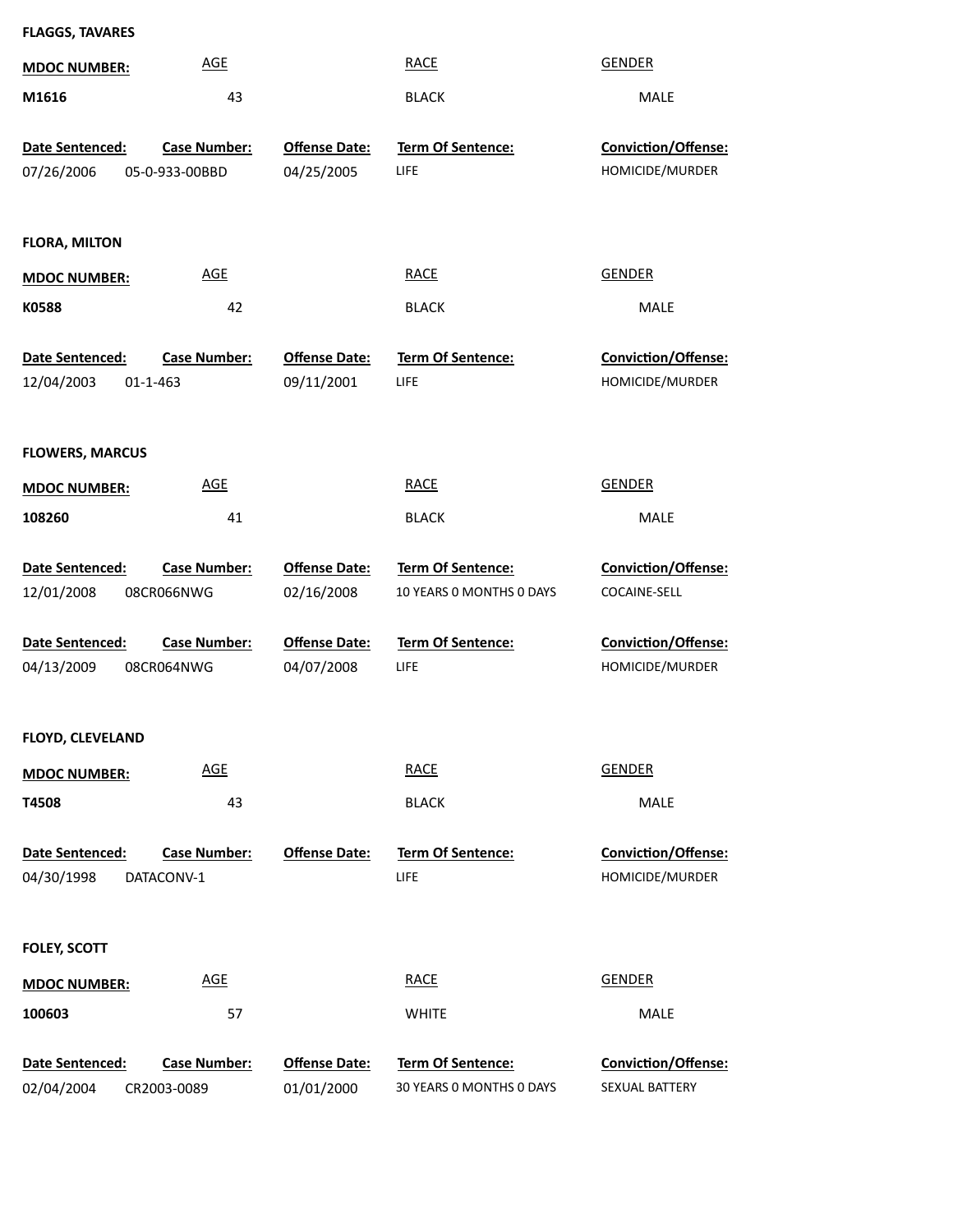**FLAGGS, TAVARES**

| MDOC NUMBER: | AGE | RACE | GENDER |
|---|---|---|---|
| M1616 | 43 | BLACK | MALE |

| Date Sentenced: | Case Number: | Offense Date: | Term Of Sentence: | Conviction/Offense: |
|---|---|---|---|---|
| 07/26/2006 | 05-0-933-00BBD | 04/25/2005 | LIFE | HOMICIDE/MURDER |

**FLORA, MILTON**

| MDOC NUMBER: | AGE | RACE | GENDER |
|---|---|---|---|
| K0588 | 42 | BLACK | MALE |

| Date Sentenced: | Case Number: | Offense Date: | Term Of Sentence: | Conviction/Offense: |
|---|---|---|---|---|
| 12/04/2003 | 01-1-463 | 09/11/2001 | LIFE | HOMICIDE/MURDER |

**FLOWERS, MARCUS**

| MDOC NUMBER: | AGE | RACE | GENDER |
|---|---|---|---|
| 108260 | 41 | BLACK | MALE |

| Date Sentenced: | Case Number: | Offense Date: | Term Of Sentence: | Conviction/Offense: |
|---|---|---|---|---|
| 12/01/2008 | 08CR066NWG | 02/16/2008 | 10 YEARS 0 MONTHS 0 DAYS | COCAINE-SELL |

| Date Sentenced: | Case Number: | Offense Date: | Term Of Sentence: | Conviction/Offense: |
|---|---|---|---|---|
| 04/13/2009 | 08CR064NWG | 04/07/2008 | LIFE | HOMICIDE/MURDER |

**FLOYD, CLEVELAND**

| MDOC NUMBER: | AGE | RACE | GENDER |
|---|---|---|---|
| T4508 | 43 | BLACK | MALE |

| Date Sentenced: | Case Number: | Offense Date: | Term Of Sentence: | Conviction/Offense: |
|---|---|---|---|---|
| 04/30/1998 | DATACONV-1 | | LIFE | HOMICIDE/MURDER |

**FOLEY, SCOTT**

| MDOC NUMBER: | AGE | RACE | GENDER |
|---|---|---|---|
| 100603 | 57 | WHITE | MALE |

| Date Sentenced: | Case Number: | Offense Date: | Term Of Sentence: | Conviction/Offense: |
|---|---|---|---|---|
| 02/04/2004 | CR2003-0089 | 01/01/2000 | 30 YEARS 0 MONTHS 0 DAYS | SEXUAL BATTERY |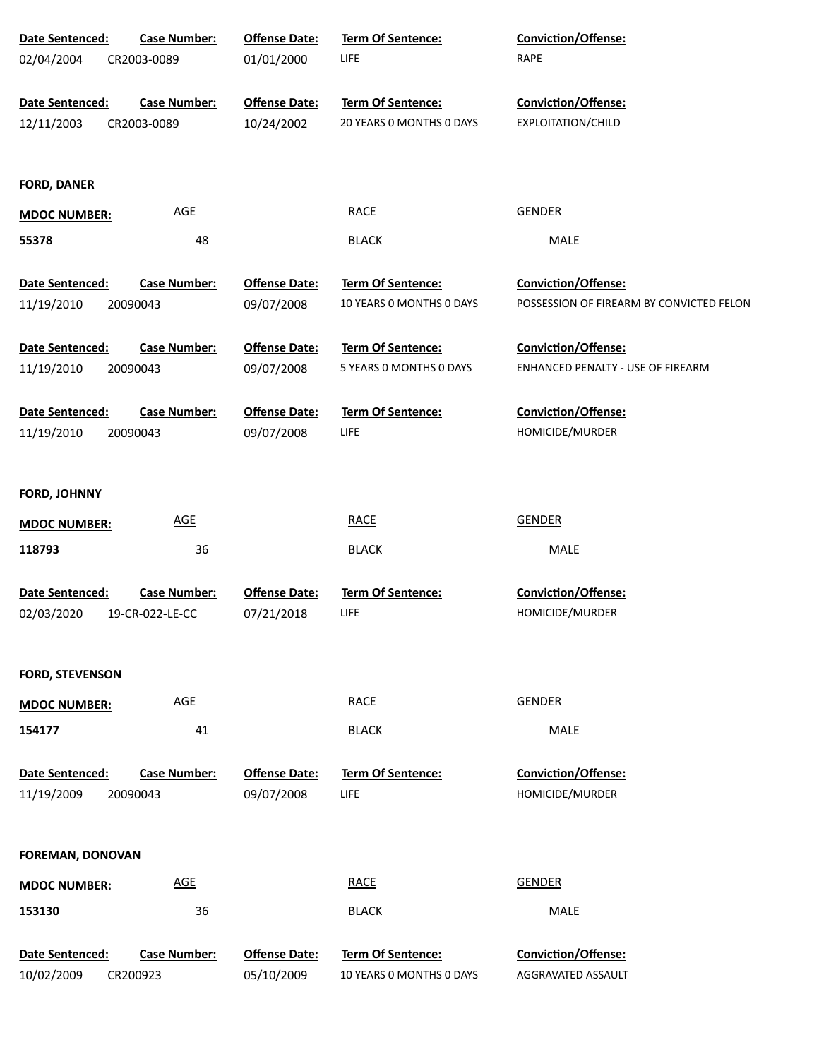| Date Sentenced: | Case Number: | Offense Date: | Term Of Sentence: | Conviction/Offense: |
|---|---|---|---|---|
| 02/04/2004 | CR2003-0089 | 01/01/2000 | LIFE | RAPE |

| Date Sentenced: | Case Number: | Offense Date: | Term Of Sentence: | Conviction/Offense: |
|---|---|---|---|---|
| 12/11/2003 | CR2003-0089 | 10/24/2002 | 20 YEARS 0 MONTHS 0 DAYS | EXPLOITATION/CHILD |

**FORD, DANER**

| MDOC NUMBER: | AGE | RACE | GENDER |
|---|---|---|---|
| 55378 | 48 | BLACK | MALE |

| Date Sentenced: | Case Number: | Offense Date: | Term Of Sentence: | Conviction/Offense: |
|---|---|---|---|---|
| 11/19/2010 | 20090043 | 09/07/2008 | 10 YEARS 0 MONTHS 0 DAYS | POSSESSION OF FIREARM BY CONVICTED FELON |

| Date Sentenced: | Case Number: | Offense Date: | Term Of Sentence: | Conviction/Offense: |
|---|---|---|---|---|
| 11/19/2010 | 20090043 | 09/07/2008 | 5 YEARS 0 MONTHS 0 DAYS | ENHANCED PENALTY - USE OF FIREARM |

| Date Sentenced: | Case Number: | Offense Date: | Term Of Sentence: | Conviction/Offense: |
|---|---|---|---|---|
| 11/19/2010 | 20090043 | 09/07/2008 | LIFE | HOMICIDE/MURDER |

**FORD, JOHNNY**

| MDOC NUMBER: | AGE | RACE | GENDER |
|---|---|---|---|
| 118793 | 36 | BLACK | MALE |

| Date Sentenced: | Case Number: | Offense Date: | Term Of Sentence: | Conviction/Offense: |
|---|---|---|---|---|
| 02/03/2020 | 19-CR-022-LE-CC | 07/21/2018 | LIFE | HOMICIDE/MURDER |

**FORD, STEVENSON**

| MDOC NUMBER: | AGE | RACE | GENDER |
|---|---|---|---|
| 154177 | 41 | BLACK | MALE |

| Date Sentenced: | Case Number: | Offense Date: | Term Of Sentence: | Conviction/Offense: |
|---|---|---|---|---|
| 11/19/2009 | 20090043 | 09/07/2008 | LIFE | HOMICIDE/MURDER |

**FOREMAN, DONOVAN**

| MDOC NUMBER: | AGE | RACE | GENDER |
|---|---|---|---|
| 153130 | 36 | BLACK | MALE |

| Date Sentenced: | Case Number: | Offense Date: | Term Of Sentence: | Conviction/Offense: |
|---|---|---|---|---|
| 10/02/2009 | CR200923 | 05/10/2009 | 10 YEARS 0 MONTHS 0 DAYS | AGGRAVATED ASSAULT |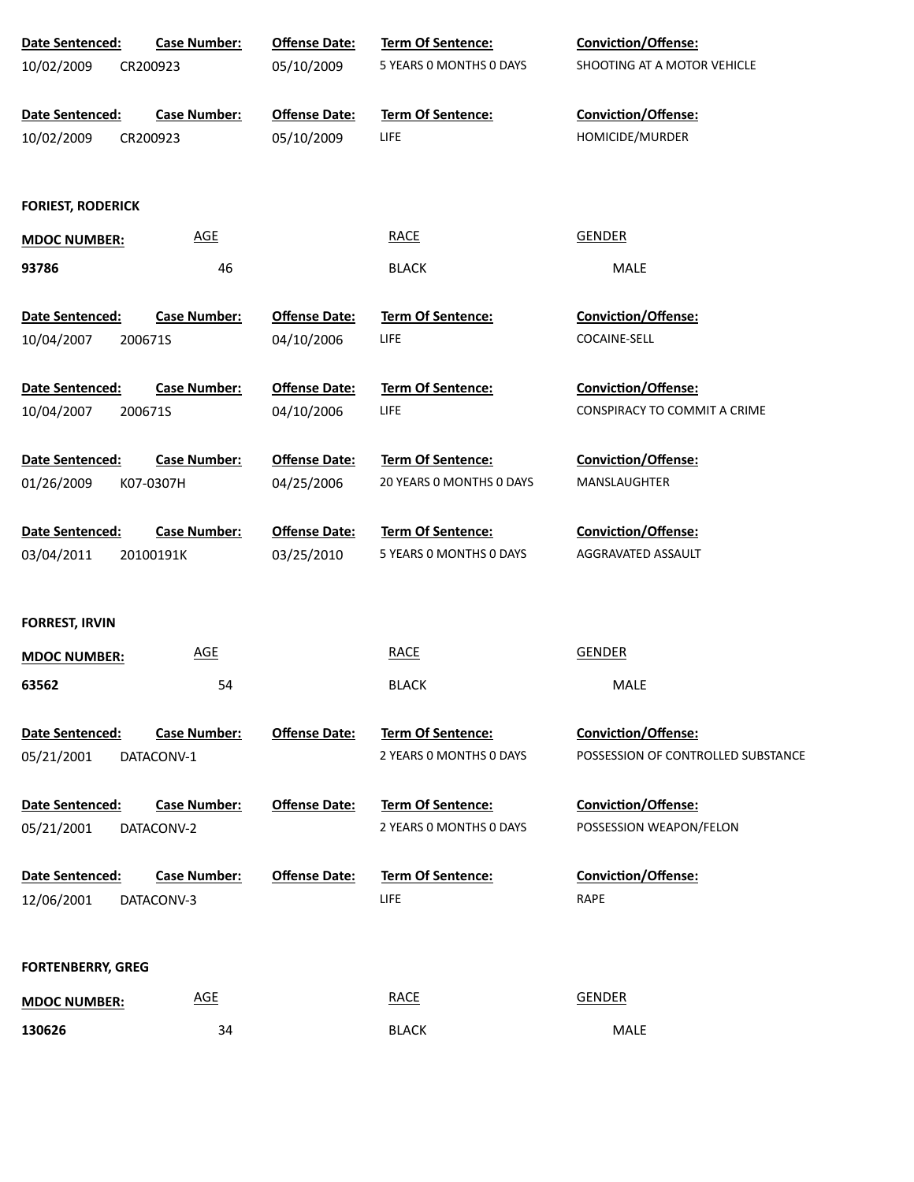| Date Sentenced: | Case Number: | Offense Date: | Term Of Sentence: | Conviction/Offense: |
|---|---|---|---|---|
| 10/02/2009 | CR200923 | 05/10/2009 | 5 YEARS 0 MONTHS 0 DAYS | SHOOTING AT A MOTOR VEHICLE |

| Date Sentenced: | Case Number: | Offense Date: | Term Of Sentence: | Conviction/Offense: |
|---|---|---|---|---|
| 10/02/2009 | CR200923 | 05/10/2009 | LIFE | HOMICIDE/MURDER |

**FORIEST, RODERICK**

| MDOC NUMBER: | AGE | RACE | GENDER |
|---|---|---|---|
| 93786 | 46 | BLACK | MALE |

| Date Sentenced: | Case Number: | Offense Date: | Term Of Sentence: | Conviction/Offense: |
|---|---|---|---|---|
| 10/04/2007 | 200671S | 04/10/2006 | LIFE | COCAINE-SELL |

| Date Sentenced: | Case Number: | Offense Date: | Term Of Sentence: | Conviction/Offense: |
|---|---|---|---|---|
| 10/04/2007 | 200671S | 04/10/2006 | LIFE | CONSPIRACY TO COMMIT A CRIME |

| Date Sentenced: | Case Number: | Offense Date: | Term Of Sentence: | Conviction/Offense: |
|---|---|---|---|---|
| 01/26/2009 | K07-0307H | 04/25/2006 | 20 YEARS 0 MONTHS 0 DAYS | MANSLAUGHTER |

| Date Sentenced: | Case Number: | Offense Date: | Term Of Sentence: | Conviction/Offense: |
|---|---|---|---|---|
| 03/04/2011 | 20100191K | 03/25/2010 | 5 YEARS 0 MONTHS 0 DAYS | AGGRAVATED ASSAULT |

**FORREST, IRVIN**

| MDOC NUMBER: | AGE | RACE | GENDER |
|---|---|---|---|
| 63562 | 54 | BLACK | MALE |

| Date Sentenced: | Case Number: | Offense Date: | Term Of Sentence: | Conviction/Offense: |
|---|---|---|---|---|
| 05/21/2001 | DATACONV-1 | | 2 YEARS 0 MONTHS 0 DAYS | POSSESSION OF CONTROLLED SUBSTANCE |

| Date Sentenced: | Case Number: | Offense Date: | Term Of Sentence: | Conviction/Offense: |
|---|---|---|---|---|
| 05/21/2001 | DATACONV-2 | | 2 YEARS 0 MONTHS 0 DAYS | POSSESSION WEAPON/FELON |

| Date Sentenced: | Case Number: | Offense Date: | Term Of Sentence: | Conviction/Offense: |
|---|---|---|---|---|
| 12/06/2001 | DATACONV-3 | | LIFE | RAPE |

**FORTENBERRY, GREG**

| MDOC NUMBER: | AGE | RACE | GENDER |
|---|---|---|---|
| 130626 | 34 | BLACK | MALE |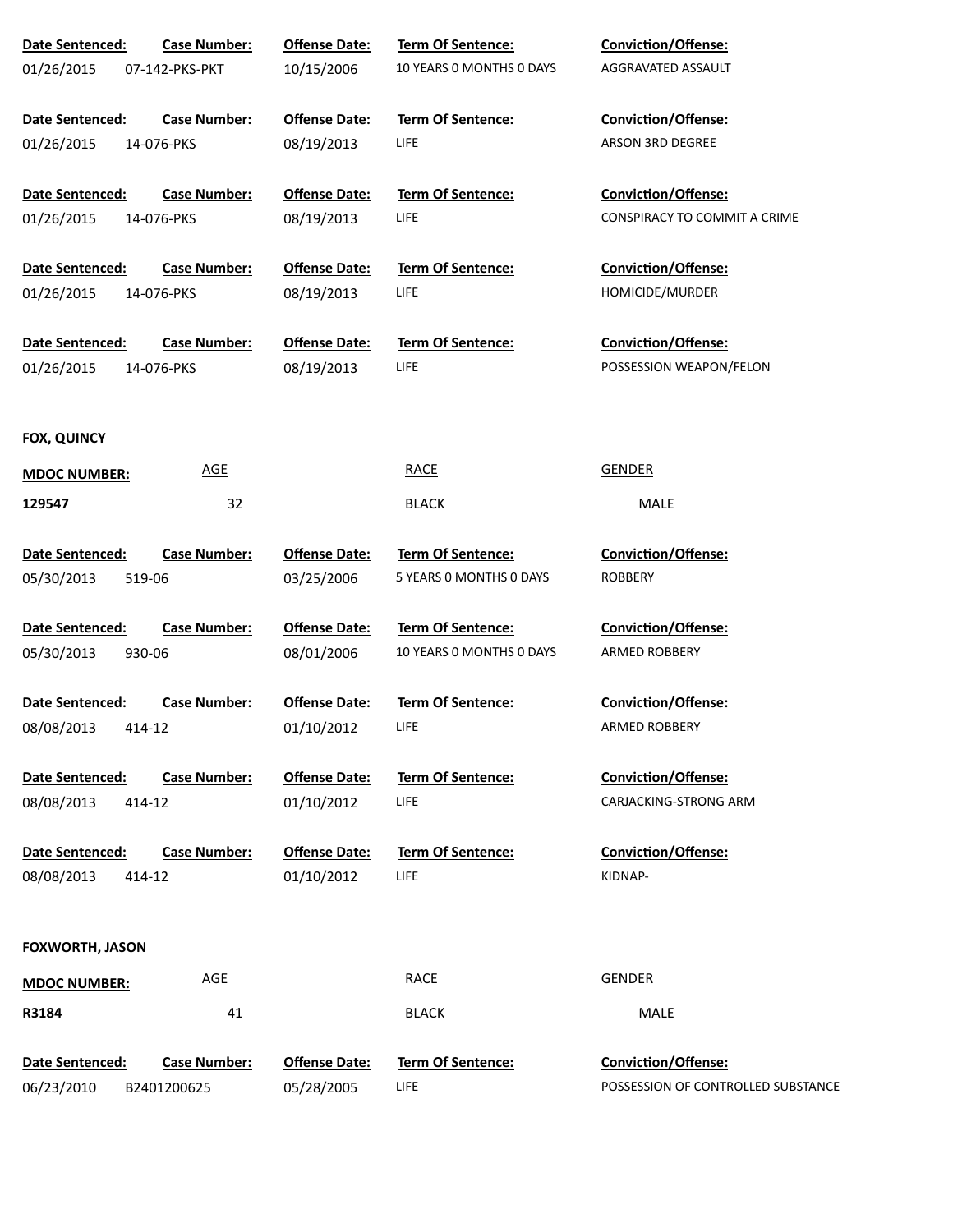| Date Sentenced: | Case Number: | Offense Date: | Term Of Sentence: | Conviction/Offense: |
|---|---|---|---|---|
| 01/26/2015 | 07-142-PKS-PKT | 10/15/2006 | 10 YEARS 0 MONTHS 0 DAYS | AGGRAVATED ASSAULT |

| Date Sentenced: | Case Number: | Offense Date: | Term Of Sentence: | Conviction/Offense: |
|---|---|---|---|---|
| 01/26/2015 | 14-076-PKS | 08/19/2013 | LIFE | ARSON 3RD DEGREE |

| Date Sentenced: | Case Number: | Offense Date: | Term Of Sentence: | Conviction/Offense: |
|---|---|---|---|---|
| 01/26/2015 | 14-076-PKS | 08/19/2013 | LIFE | CONSPIRACY TO COMMIT A CRIME |

| Date Sentenced: | Case Number: | Offense Date: | Term Of Sentence: | Conviction/Offense: |
|---|---|---|---|---|
| 01/26/2015 | 14-076-PKS | 08/19/2013 | LIFE | HOMICIDE/MURDER |

| Date Sentenced: | Case Number: | Offense Date: | Term Of Sentence: | Conviction/Offense: |
|---|---|---|---|---|
| 01/26/2015 | 14-076-PKS | 08/19/2013 | LIFE | POSSESSION WEAPON/FELON |

**FOX, QUINCY**

| MDOC NUMBER: | AGE | RACE | GENDER |
|---|---|---|---|
| **129547** | 32 | BLACK | MALE |

| Date Sentenced: | Case Number: | Offense Date: | Term Of Sentence: | Conviction/Offense: |
|---|---|---|---|---|
| 05/30/2013 | 519-06 | 03/25/2006 | 5 YEARS 0 MONTHS 0 DAYS | ROBBERY |

| Date Sentenced: | Case Number: | Offense Date: | Term Of Sentence: | Conviction/Offense: |
|---|---|---|---|---|
| 05/30/2013 | 930-06 | 08/01/2006 | 10 YEARS 0 MONTHS 0 DAYS | ARMED ROBBERY |

| Date Sentenced: | Case Number: | Offense Date: | Term Of Sentence: | Conviction/Offense: |
|---|---|---|---|---|
| 08/08/2013 | 414-12 | 01/10/2012 | LIFE | ARMED ROBBERY |

| Date Sentenced: | Case Number: | Offense Date: | Term Of Sentence: | Conviction/Offense: |
|---|---|---|---|---|
| 08/08/2013 | 414-12 | 01/10/2012 | LIFE | CARJACKING-STRONG ARM |

| Date Sentenced: | Case Number: | Offense Date: | Term Of Sentence: | Conviction/Offense: |
|---|---|---|---|---|
| 08/08/2013 | 414-12 | 01/10/2012 | LIFE | KIDNAP- |

**FOXWORTH, JASON**

| MDOC NUMBER: | AGE | RACE | GENDER |
|---|---|---|---|
| **R3184** | 41 | BLACK | MALE |

| Date Sentenced: | Case Number: | Offense Date: | Term Of Sentence: | Conviction/Offense: |
|---|---|---|---|---|
| 06/23/2010 | B2401200625 | 05/28/2005 | LIFE | POSSESSION OF CONTROLLED SUBSTANCE |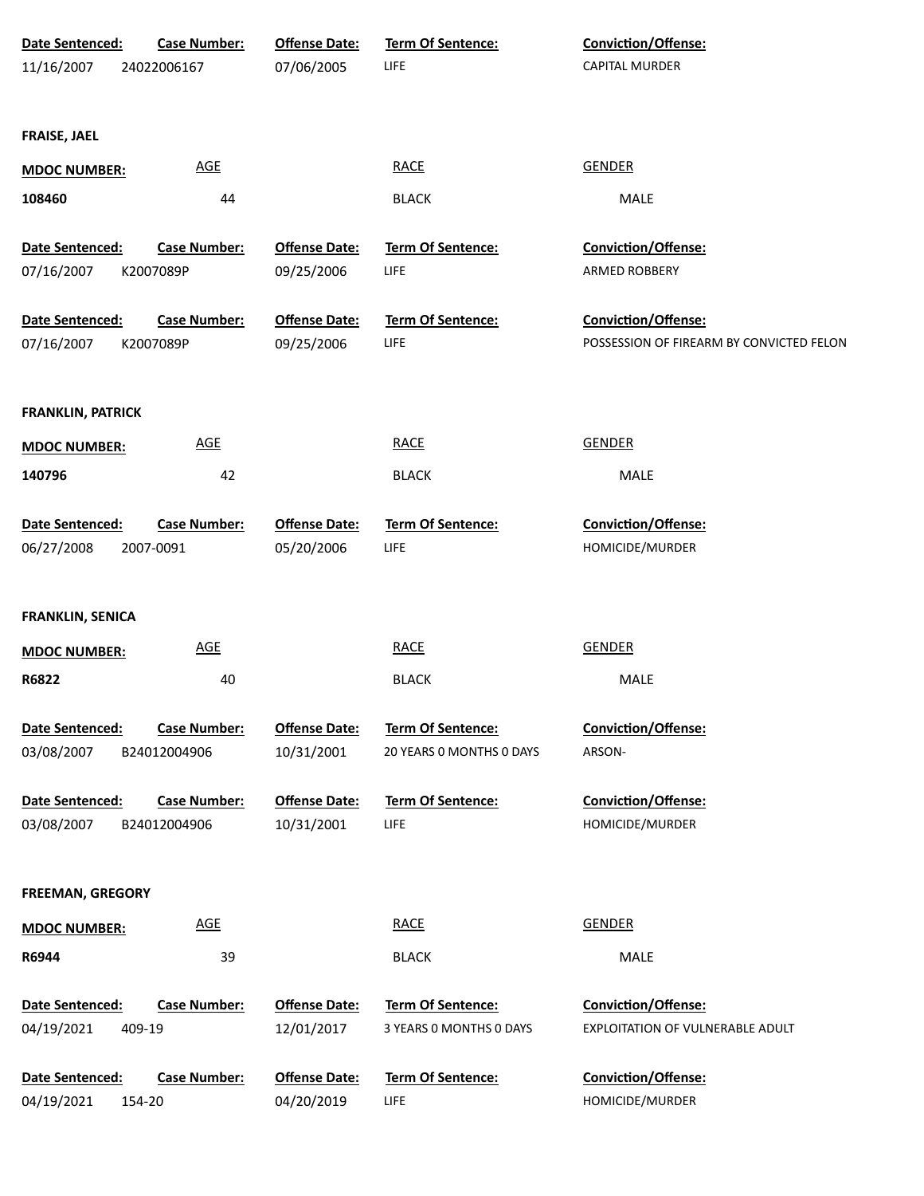| Date Sentenced: | Case Number: | Offense Date: | Term Of Sentence: | Conviction/Offense: |
|---|---|---|---|---|
| 11/16/2007 | 24022006167 | 07/06/2005 | LIFE | CAPITAL MURDER |

**FRAISE, JAEL**

| MDOC NUMBER: | AGE | RACE | GENDER |
|---|---|---|---|
| 108460 | 44 | BLACK | MALE |

| Date Sentenced: | Case Number: | Offense Date: | Term Of Sentence: | Conviction/Offense: |
|---|---|---|---|---|
| 07/16/2007 | K2007089P | 09/25/2006 | LIFE | ARMED ROBBERY |
| 07/16/2007 | K2007089P | 09/25/2006 | LIFE | POSSESSION OF FIREARM BY CONVICTED FELON |

**FRANKLIN, PATRICK**

| MDOC NUMBER: | AGE | RACE | GENDER |
|---|---|---|---|
| 140796 | 42 | BLACK | MALE |

| Date Sentenced: | Case Number: | Offense Date: | Term Of Sentence: | Conviction/Offense: |
|---|---|---|---|---|
| 06/27/2008 | 2007-0091 | 05/20/2006 | LIFE | HOMICIDE/MURDER |

**FRANKLIN, SENICA**

| MDOC NUMBER: | AGE | RACE | GENDER |
|---|---|---|---|
| R6822 | 40 | BLACK | MALE |

| Date Sentenced: | Case Number: | Offense Date: | Term Of Sentence: | Conviction/Offense: |
|---|---|---|---|---|
| 03/08/2007 | B24012004906 | 10/31/2001 | 20 YEARS 0 MONTHS 0 DAYS | ARSON- |
| 03/08/2007 | B24012004906 | 10/31/2001 | LIFE | HOMICIDE/MURDER |

**FREEMAN, GREGORY**

| MDOC NUMBER: | AGE | RACE | GENDER |
|---|---|---|---|
| R6944 | 39 | BLACK | MALE |

| Date Sentenced: | Case Number: | Offense Date: | Term Of Sentence: | Conviction/Offense: |
|---|---|---|---|---|
| 04/19/2021 | 409-19 | 12/01/2017 | 3 YEARS 0 MONTHS 0 DAYS | EXPLOITATION OF VULNERABLE ADULT |
| 04/19/2021 | 154-20 | 04/20/2019 | LIFE | HOMICIDE/MURDER |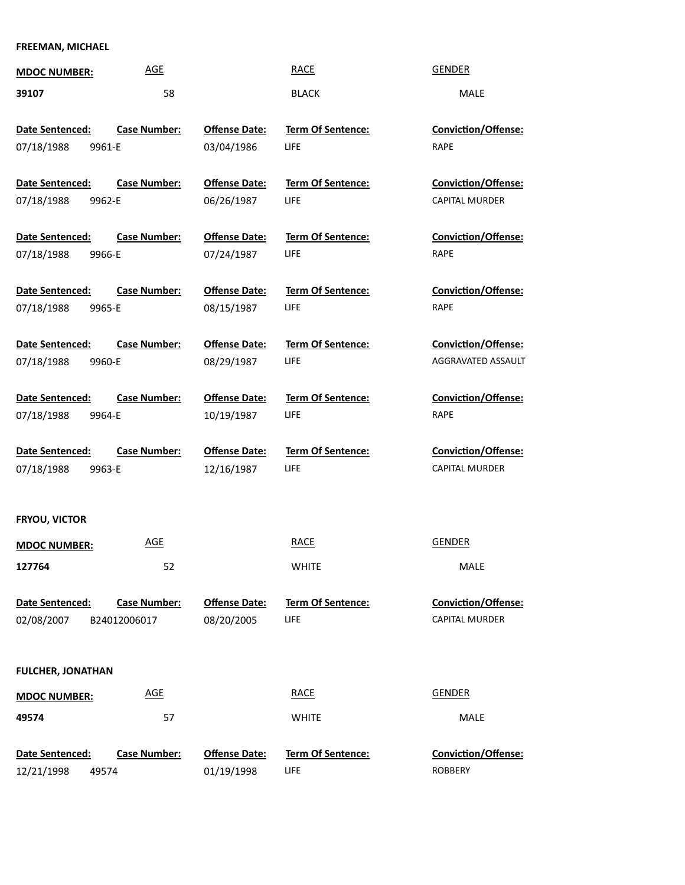**FREEMAN, MICHAEL**

| MDOC NUMBER: | AGE | RACE | GENDER |
|---|---|---|---|
| 39107 | 58 | BLACK | MALE |

| Date Sentenced: | Case Number: | Offense Date: | Term Of Sentence: | Conviction/Offense: |
|---|---|---|---|---|
| 07/18/1988 | 9961-E | 03/04/1986 | LIFE | RAPE |
| 07/18/1988 | 9962-E | 06/26/1987 | LIFE | CAPITAL MURDER |
| 07/18/1988 | 9966-E | 07/24/1987 | LIFE | RAPE |
| 07/18/1988 | 9965-E | 08/15/1987 | LIFE | RAPE |
| 07/18/1988 | 9960-E | 08/29/1987 | LIFE | AGGRAVATED ASSAULT |
| 07/18/1988 | 9964-E | 10/19/1987 | LIFE | RAPE |
| 07/18/1988 | 9963-E | 12/16/1987 | LIFE | CAPITAL MURDER |

**FRYOU, VICTOR**

| MDOC NUMBER: | AGE | RACE | GENDER |
|---|---|---|---|
| 127764 | 52 | WHITE | MALE |

| Date Sentenced: | Case Number: | Offense Date: | Term Of Sentence: | Conviction/Offense: |
|---|---|---|---|---|
| 02/08/2007 | B24012006017 | 08/20/2005 | LIFE | CAPITAL MURDER |

**FULCHER, JONATHAN**

| MDOC NUMBER: | AGE | RACE | GENDER |
|---|---|---|---|
| 49574 | 57 | WHITE | MALE |

| Date Sentenced: | Case Number: | Offense Date: | Term Of Sentence: | Conviction/Offense: |
|---|---|---|---|---|
| 12/21/1998 | 49574 | 01/19/1998 | LIFE | ROBBERY |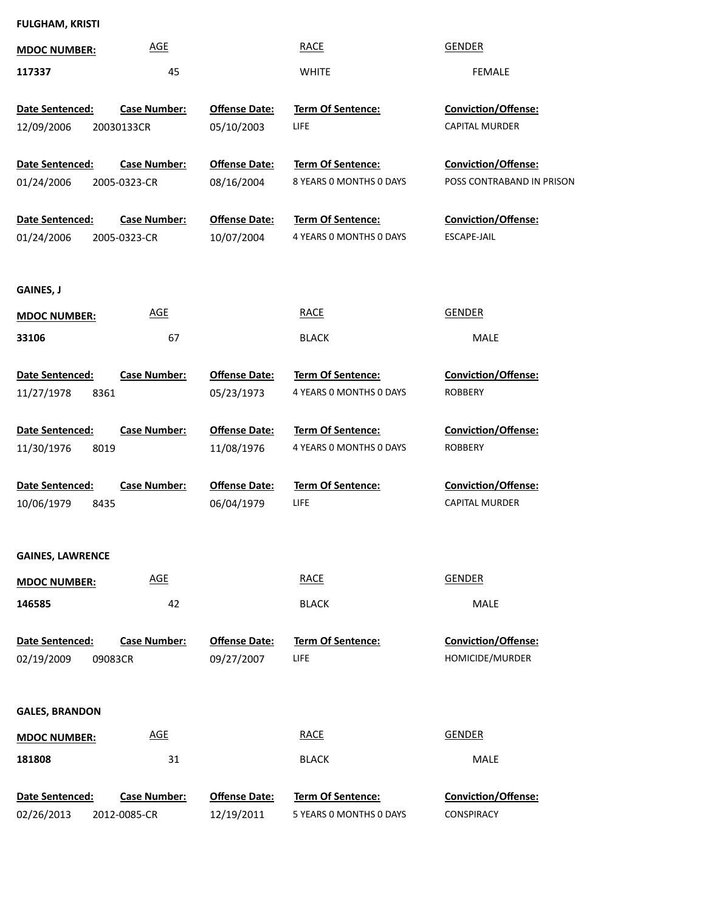**FULGHAM, KRISTI**

| MDOC NUMBER: | AGE | RACE | GENDER |
|---|---|---|---|
| 117337 | 45 | WHITE | FEMALE |

| Date Sentenced: | Case Number: | Offense Date: | Term Of Sentence: | Conviction/Offense: |
|---|---|---|---|---|
| 12/09/2006 | 20030133CR | 05/10/2003 | LIFE | CAPITAL MURDER |
| 01/24/2006 | 2005-0323-CR | 08/16/2004 | 8 YEARS 0 MONTHS 0 DAYS | POSS CONTRABAND IN PRISON |
| 01/24/2006 | 2005-0323-CR | 10/07/2004 | 4 YEARS 0 MONTHS 0 DAYS | ESCAPE-JAIL |

**GAINES, J**

| MDOC NUMBER: | AGE | RACE | GENDER |
|---|---|---|---|
| 33106 | 67 | BLACK | MALE |

| Date Sentenced: | Case Number: | Offense Date: | Term Of Sentence: | Conviction/Offense: |
|---|---|---|---|---|
| 11/27/1978 | 8361 | 05/23/1973 | 4 YEARS 0 MONTHS 0 DAYS | ROBBERY |
| 11/30/1976 | 8019 | 11/08/1976 | 4 YEARS 0 MONTHS 0 DAYS | ROBBERY |
| 10/06/1979 | 8435 | 06/04/1979 | LIFE | CAPITAL MURDER |

**GAINES, LAWRENCE**

| MDOC NUMBER: | AGE | RACE | GENDER |
|---|---|---|---|
| 146585 | 42 | BLACK | MALE |

| Date Sentenced: | Case Number: | Offense Date: | Term Of Sentence: | Conviction/Offense: |
|---|---|---|---|---|
| 02/19/2009 | 09083CR | 09/27/2007 | LIFE | HOMICIDE/MURDER |

**GALES, BRANDON**

| MDOC NUMBER: | AGE | RACE | GENDER |
|---|---|---|---|
| 181808 | 31 | BLACK | MALE |

| Date Sentenced: | Case Number: | Offense Date: | Term Of Sentence: | Conviction/Offense: |
|---|---|---|---|---|
| 02/26/2013 | 2012-0085-CR | 12/19/2011 | 5 YEARS 0 MONTHS 0 DAYS | CONSPIRACY |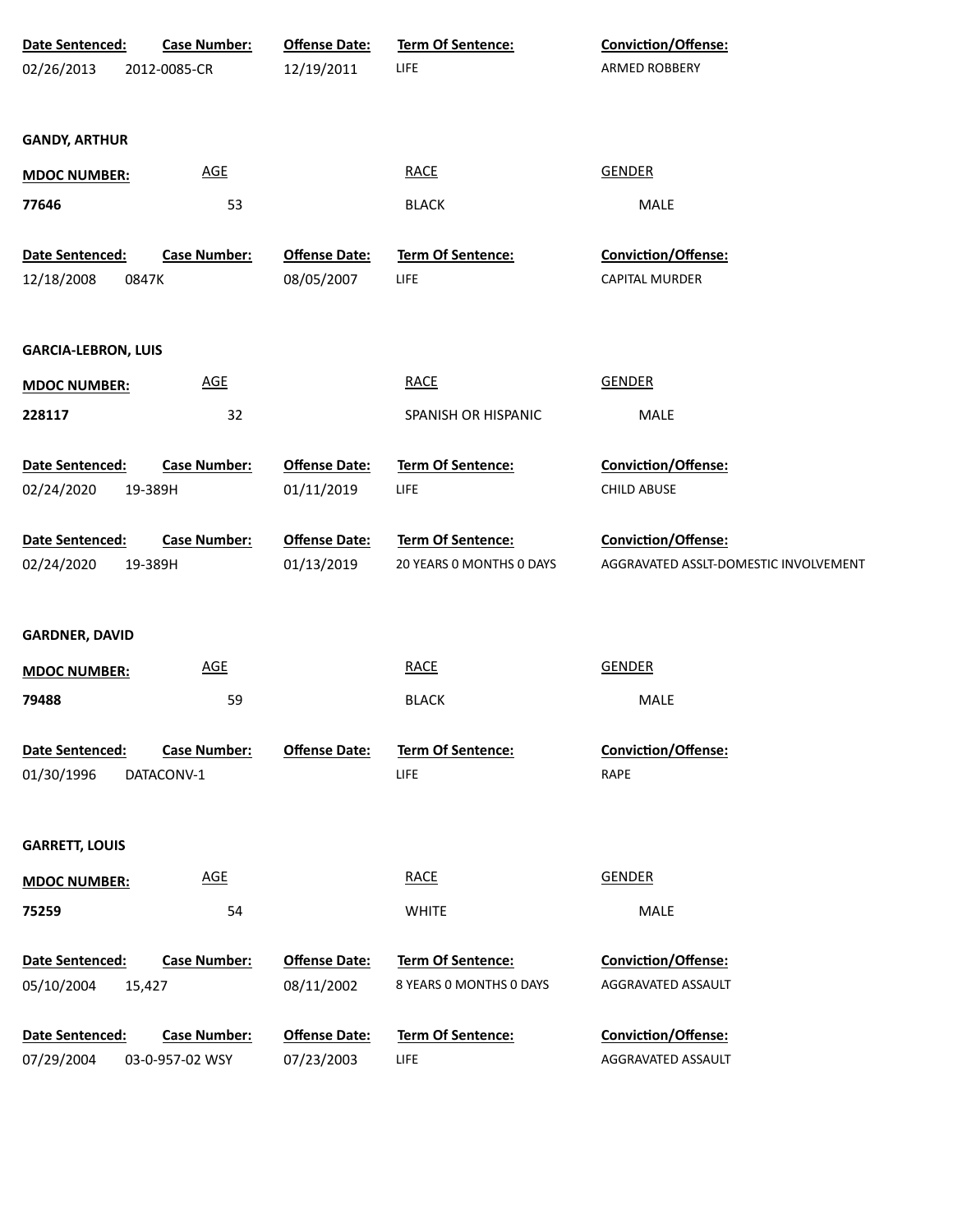| Date Sentenced: | Case Number: | Offense Date: | Term Of Sentence: | Conviction/Offense: |
|---|---|---|---|---|
| 02/26/2013 | 2012-0085-CR | 12/19/2011 | LIFE | ARMED ROBBERY |

**GANDY, ARTHUR**

| MDOC NUMBER: | AGE | RACE | GENDER |
|---|---|---|---|
| 77646 | 53 | BLACK | MALE |

| Date Sentenced: | Case Number: | Offense Date: | Term Of Sentence: | Conviction/Offense: |
|---|---|---|---|---|
| 12/18/2008 | 0847K | 08/05/2007 | LIFE | CAPITAL MURDER |

**GARCIA-LEBRON, LUIS**

| MDOC NUMBER: | AGE | RACE | GENDER |
|---|---|---|---|
| 228117 | 32 | SPANISH OR HISPANIC | MALE |

| Date Sentenced: | Case Number: | Offense Date: | Term Of Sentence: | Conviction/Offense: |
|---|---|---|---|---|
| 02/24/2020 | 19-389H | 01/11/2019 | LIFE | CHILD ABUSE |
| 02/24/2020 | 19-389H | 01/13/2019 | 20 YEARS 0 MONTHS 0 DAYS | AGGRAVATED ASSLT-DOMESTIC INVOLVEMENT |

**GARDNER, DAVID**

| MDOC NUMBER: | AGE | RACE | GENDER |
|---|---|---|---|
| 79488 | 59 | BLACK | MALE |

| Date Sentenced: | Case Number: | Offense Date: | Term Of Sentence: | Conviction/Offense: |
|---|---|---|---|---|
| 01/30/1996 | DATACONV-1 | | LIFE | RAPE |

**GARRETT, LOUIS**

| MDOC NUMBER: | AGE | RACE | GENDER |
|---|---|---|---|
| 75259 | 54 | WHITE | MALE |

| Date Sentenced: | Case Number: | Offense Date: | Term Of Sentence: | Conviction/Offense: |
|---|---|---|---|---|
| 05/10/2004 | 15,427 | 08/11/2002 | 8 YEARS 0 MONTHS 0 DAYS | AGGRAVATED ASSAULT |
| 07/29/2004 | 03-0-957-02 WSY | 07/23/2003 | LIFE | AGGRAVATED ASSAULT |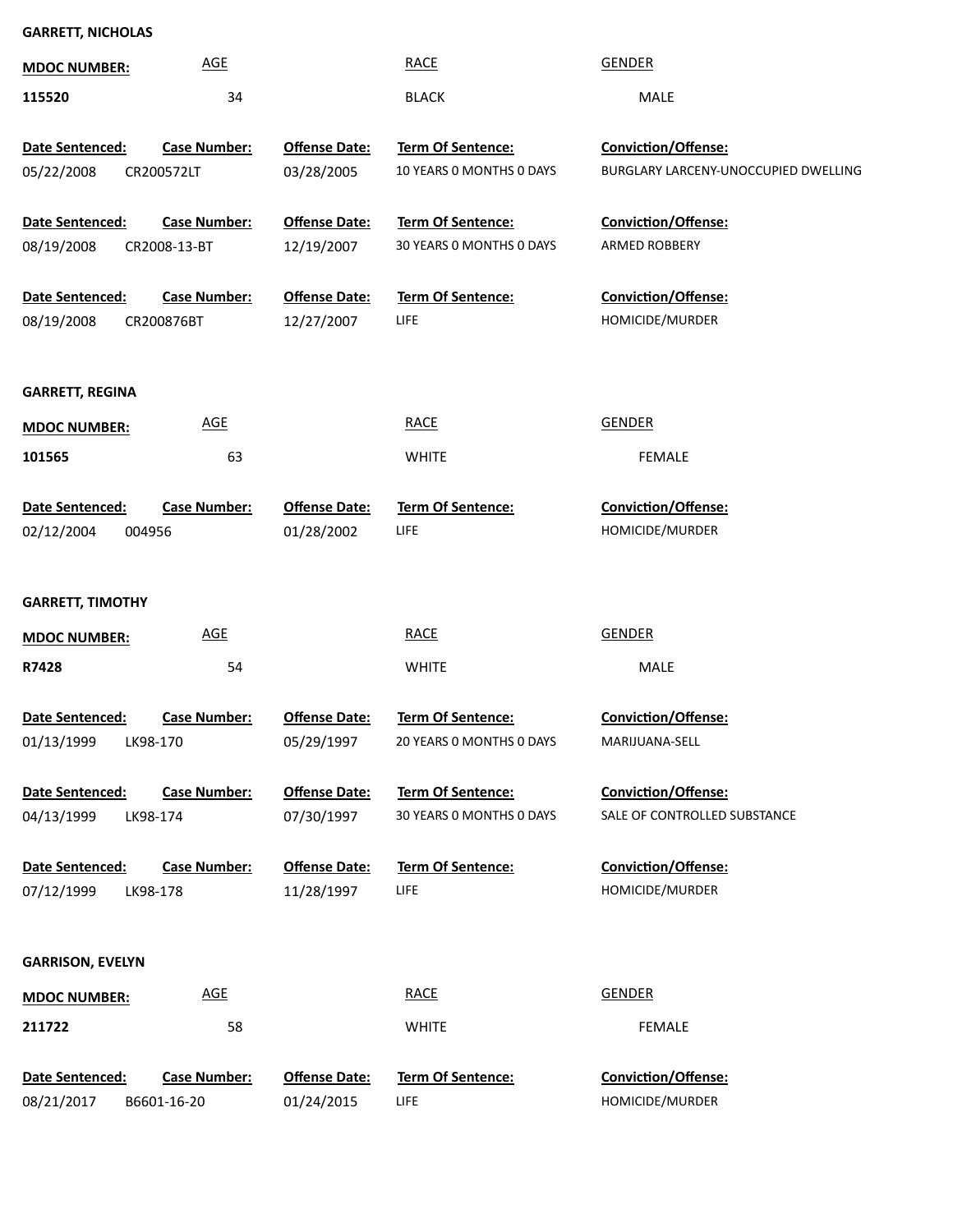**GARRETT, NICHOLAS**

| MDOC NUMBER: | AGE | RACE | GENDER |
|---|---|---|---|
| 115520 | 34 | BLACK | MALE |

| Date Sentenced: | Case Number: | Offense Date: | Term Of Sentence: | Conviction/Offense: |
|---|---|---|---|---|
| 05/22/2008 | CR200572LT | 03/28/2005 | 10 YEARS 0 MONTHS 0 DAYS | BURGLARY LARCENY-UNOCCUPIED DWELLING |
| 08/19/2008 | CR2008-13-BT | 12/19/2007 | 30 YEARS 0 MONTHS 0 DAYS | ARMED ROBBERY |
| 08/19/2008 | CR200876BT | 12/27/2007 | LIFE | HOMICIDE/MURDER |

**GARRETT, REGINA**

| MDOC NUMBER: | AGE | RACE | GENDER |
|---|---|---|---|
| 101565 | 63 | WHITE | FEMALE |

| Date Sentenced: | Case Number: | Offense Date: | Term Of Sentence: | Conviction/Offense: |
|---|---|---|---|---|
| 02/12/2004 | 004956 | 01/28/2002 | LIFE | HOMICIDE/MURDER |

**GARRETT, TIMOTHY**

| MDOC NUMBER: | AGE | RACE | GENDER |
|---|---|---|---|
| R7428 | 54 | WHITE | MALE |

| Date Sentenced: | Case Number: | Offense Date: | Term Of Sentence: | Conviction/Offense: |
|---|---|---|---|---|
| 01/13/1999 | LK98-170 | 05/29/1997 | 20 YEARS 0 MONTHS 0 DAYS | MARIJUANA-SELL |
| 04/13/1999 | LK98-174 | 07/30/1997 | 30 YEARS 0 MONTHS 0 DAYS | SALE OF CONTROLLED SUBSTANCE |
| 07/12/1999 | LK98-178 | 11/28/1997 | LIFE | HOMICIDE/MURDER |

**GARRISON, EVELYN**

| MDOC NUMBER: | AGE | RACE | GENDER |
|---|---|---|---|
| 211722 | 58 | WHITE | FEMALE |

| Date Sentenced: | Case Number: | Offense Date: | Term Of Sentence: | Conviction/Offense: |
|---|---|---|---|---|
| 08/21/2017 | B6601-16-20 | 01/24/2015 | LIFE | HOMICIDE/MURDER |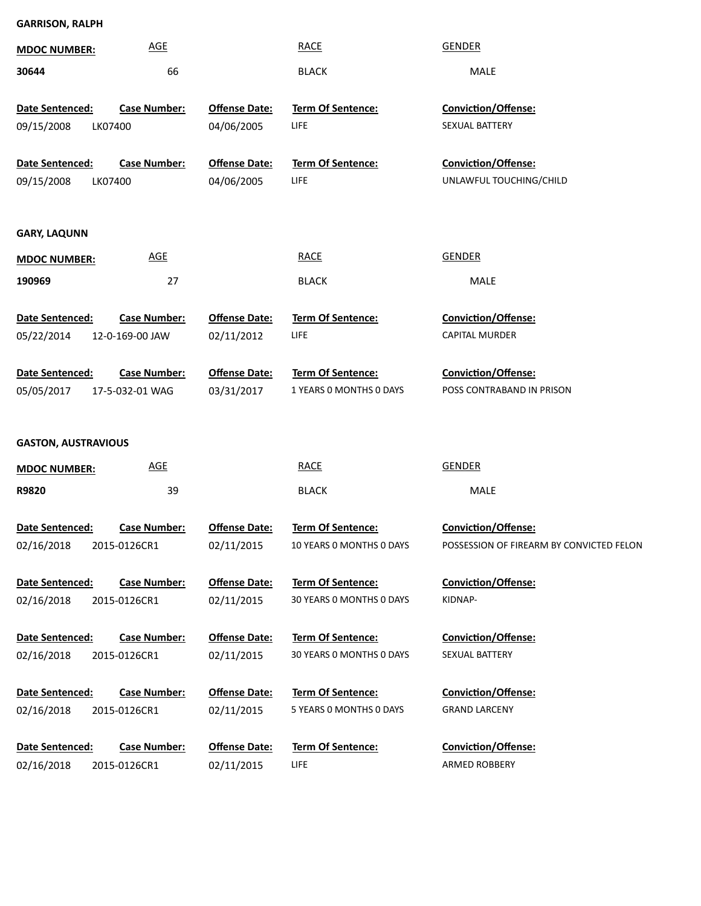**GARRISON, RALPH**

| MDOC NUMBER: | AGE | RACE | GENDER |
|---|---|---|---|
| 30644 | 66 | BLACK | MALE |

| Date Sentenced: | Case Number: | Offense Date: | Term Of Sentence: | Conviction/Offense: |
|---|---|---|---|---|
| 09/15/2008 | LK07400 | 04/06/2005 | LIFE | SEXUAL BATTERY |
| 09/15/2008 | LK07400 | 04/06/2005 | LIFE | UNLAWFUL TOUCHING/CHILD |

**GARY, LAQUNN**

| MDOC NUMBER: | AGE | RACE | GENDER |
|---|---|---|---|
| 190969 | 27 | BLACK | MALE |

| Date Sentenced: | Case Number: | Offense Date: | Term Of Sentence: | Conviction/Offense: |
|---|---|---|---|---|
| 05/22/2014 | 12-0-169-00 JAW | 02/11/2012 | LIFE | CAPITAL MURDER |
| 05/05/2017 | 17-5-032-01 WAG | 03/31/2017 | 1 YEARS 0 MONTHS 0 DAYS | POSS CONTRABAND IN PRISON |

**GASTON, AUSTRAVIOUS**

| MDOC NUMBER: | AGE | RACE | GENDER |
|---|---|---|---|
| R9820 | 39 | BLACK | MALE |

| Date Sentenced: | Case Number: | Offense Date: | Term Of Sentence: | Conviction/Offense: |
|---|---|---|---|---|
| 02/16/2018 | 2015-0126CR1 | 02/11/2015 | 10 YEARS 0 MONTHS 0 DAYS | POSSESSION OF FIREARM BY CONVICTED FELON |
| 02/16/2018 | 2015-0126CR1 | 02/11/2015 | 30 YEARS 0 MONTHS 0 DAYS | KIDNAP- |
| 02/16/2018 | 2015-0126CR1 | 02/11/2015 | 30 YEARS 0 MONTHS 0 DAYS | SEXUAL BATTERY |
| 02/16/2018 | 2015-0126CR1 | 02/11/2015 | 5 YEARS 0 MONTHS 0 DAYS | GRAND LARCENY |
| 02/16/2018 | 2015-0126CR1 | 02/11/2015 | LIFE | ARMED ROBBERY |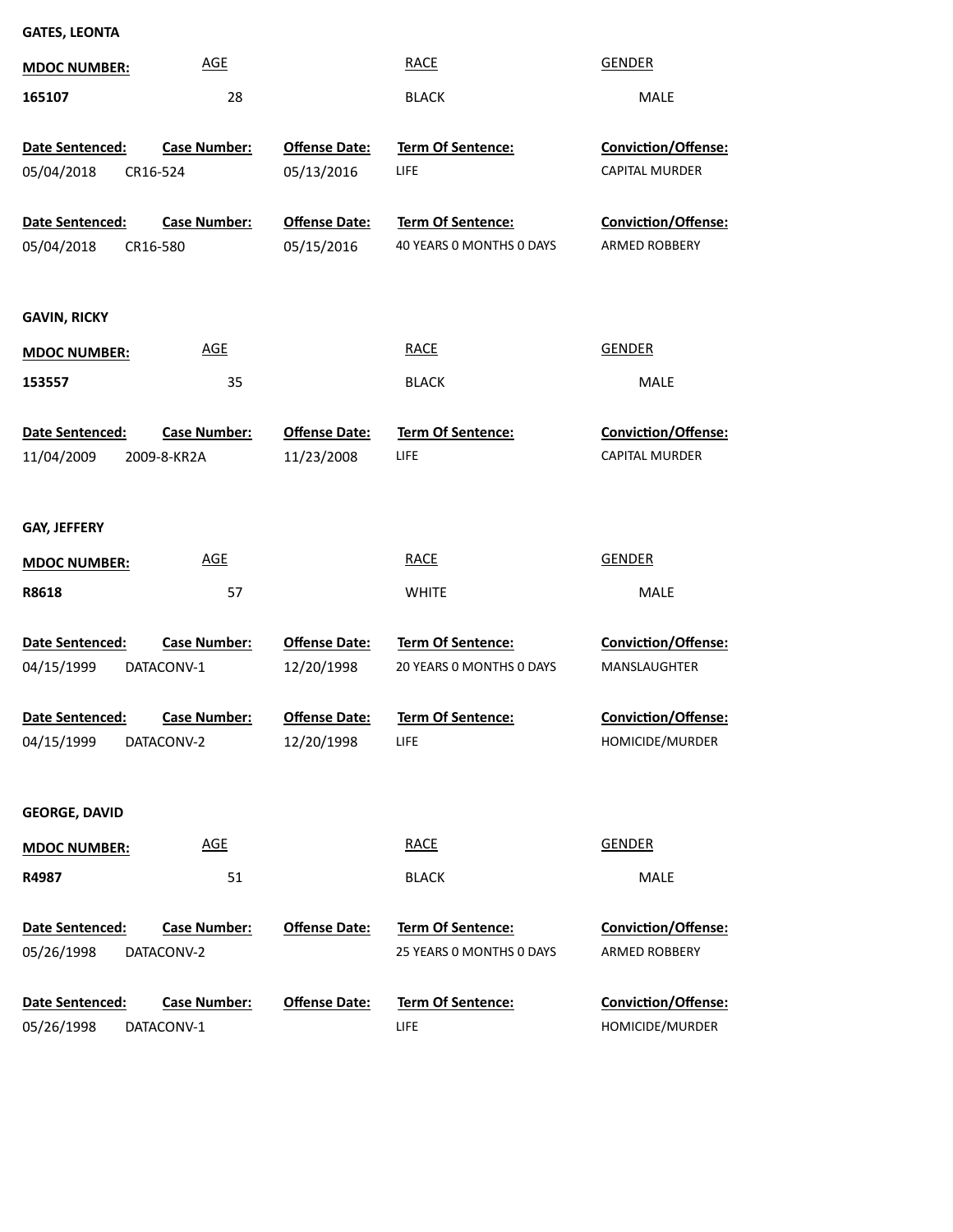**GATES, LEONTA**

| MDOC NUMBER: | AGE | RACE | GENDER |
|---|---|---|---|
| 165107 | 28 | BLACK | MALE |

| Date Sentenced: | Case Number: | Offense Date: | Term Of Sentence: | Conviction/Offense: |
|---|---|---|---|---|
| 05/04/2018 | CR16-524 | 05/13/2016 | LIFE | CAPITAL MURDER |
| 05/04/2018 | CR16-580 | 05/15/2016 | 40 YEARS 0 MONTHS 0 DAYS | ARMED ROBBERY |

**GAVIN, RICKY**

| MDOC NUMBER: | AGE | RACE | GENDER |
|---|---|---|---|
| 153557 | 35 | BLACK | MALE |

| Date Sentenced: | Case Number: | Offense Date: | Term Of Sentence: | Conviction/Offense: |
|---|---|---|---|---|
| 11/04/2009 | 2009-8-KR2A | 11/23/2008 | LIFE | CAPITAL MURDER |

**GAY, JEFFERY**

| MDOC NUMBER: | AGE | RACE | GENDER |
|---|---|---|---|
| R8618 | 57 | WHITE | MALE |

| Date Sentenced: | Case Number: | Offense Date: | Term Of Sentence: | Conviction/Offense: |
|---|---|---|---|---|
| 04/15/1999 | DATACONV-1 | 12/20/1998 | 20 YEARS 0 MONTHS 0 DAYS | MANSLAUGHTER |
| 04/15/1999 | DATACONV-2 | 12/20/1998 | LIFE | HOMICIDE/MURDER |

**GEORGE, DAVID**

| MDOC NUMBER: | AGE | RACE | GENDER |
|---|---|---|---|
| R4987 | 51 | BLACK | MALE |

| Date Sentenced: | Case Number: | Offense Date: | Term Of Sentence: | Conviction/Offense: |
|---|---|---|---|---|
| 05/26/1998 | DATACONV-2 | | 25 YEARS 0 MONTHS 0 DAYS | ARMED ROBBERY |
| 05/26/1998 | DATACONV-1 | | LIFE | HOMICIDE/MURDER |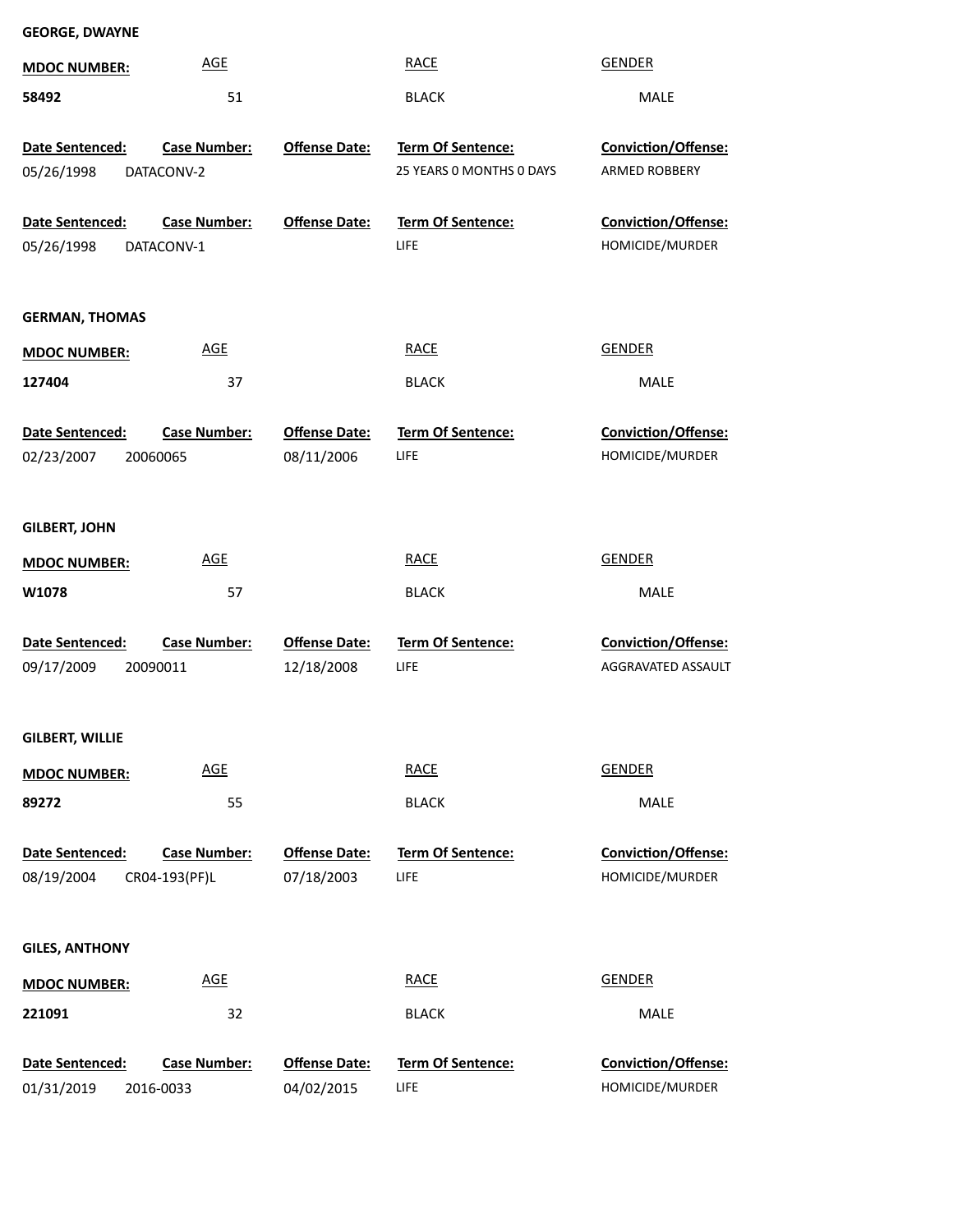**GEORGE, DWAYNE**

| MDOC NUMBER: | AGE | RACE | GENDER |
|---|---|---|---|
| 58492 | 51 | BLACK | MALE |

| Date Sentenced: | Case Number: | Offense Date: | Term Of Sentence: | Conviction/Offense: |
|---|---|---|---|---|
| 05/26/1998 | DATACONV-2 | | 25 YEARS 0 MONTHS 0 DAYS | ARMED ROBBERY |
| 05/26/1998 | DATACONV-1 | | LIFE | HOMICIDE/MURDER |

**GERMAN, THOMAS**

| MDOC NUMBER: | AGE | RACE | GENDER |
|---|---|---|---|
| 127404 | 37 | BLACK | MALE |

| Date Sentenced: | Case Number: | Offense Date: | Term Of Sentence: | Conviction/Offense: |
|---|---|---|---|---|
| 02/23/2007 | 20060065 | 08/11/2006 | LIFE | HOMICIDE/MURDER |

**GILBERT, JOHN**

| MDOC NUMBER: | AGE | RACE | GENDER |
|---|---|---|---|
| W1078 | 57 | BLACK | MALE |

| Date Sentenced: | Case Number: | Offense Date: | Term Of Sentence: | Conviction/Offense: |
|---|---|---|---|---|
| 09/17/2009 | 20090011 | 12/18/2008 | LIFE | AGGRAVATED ASSAULT |

**GILBERT, WILLIE**

| MDOC NUMBER: | AGE | RACE | GENDER |
|---|---|---|---|
| 89272 | 55 | BLACK | MALE |

| Date Sentenced: | Case Number: | Offense Date: | Term Of Sentence: | Conviction/Offense: |
|---|---|---|---|---|
| 08/19/2004 | CR04-193(PF)L | 07/18/2003 | LIFE | HOMICIDE/MURDER |

**GILES, ANTHONY**

| MDOC NUMBER: | AGE | RACE | GENDER |
|---|---|---|---|
| 221091 | 32 | BLACK | MALE |

| Date Sentenced: | Case Number: | Offense Date: | Term Of Sentence: | Conviction/Offense: |
|---|---|---|---|---|
| 01/31/2019 | 2016-0033 | 04/02/2015 | LIFE | HOMICIDE/MURDER |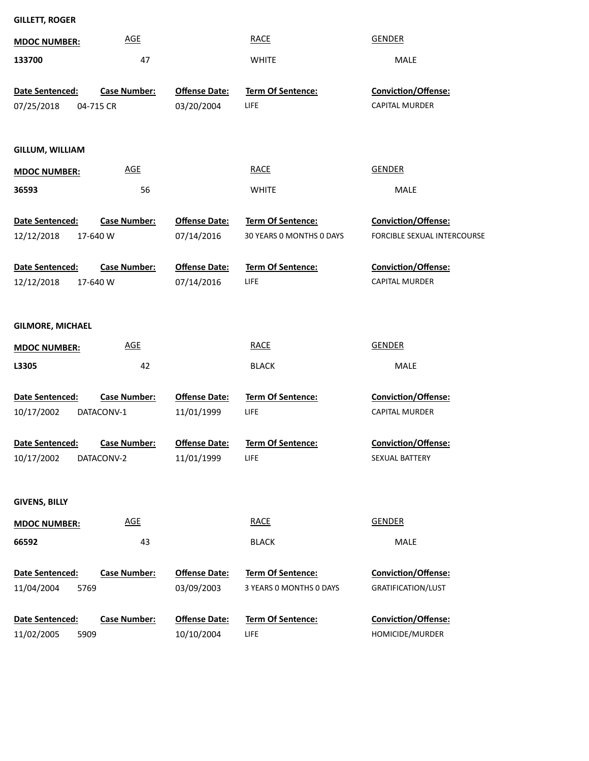**GILLETT, ROGER**

| MDOC NUMBER: | AGE | RACE | GENDER |
|---|---|---|---|
| 133700 | 47 | WHITE | MALE |

| Date Sentenced: | Case Number: | Offense Date: | Term Of Sentence: | Conviction/Offense: |
|---|---|---|---|---|
| 07/25/2018 | 04-715 CR | 03/20/2004 | LIFE | CAPITAL MURDER |

**GILLUM, WILLIAM**

| MDOC NUMBER: | AGE | RACE | GENDER |
|---|---|---|---|
| 36593 | 56 | WHITE | MALE |

| Date Sentenced: | Case Number: | Offense Date: | Term Of Sentence: | Conviction/Offense: |
|---|---|---|---|---|
| 12/12/2018 | 17-640 W | 07/14/2016 | 30 YEARS 0 MONTHS 0 DAYS | FORCIBLE SEXUAL INTERCOURSE |
| 12/12/2018 | 17-640 W | 07/14/2016 | LIFE | CAPITAL MURDER |

**GILMORE, MICHAEL**

| MDOC NUMBER: | AGE | RACE | GENDER |
|---|---|---|---|
| L3305 | 42 | BLACK | MALE |

| Date Sentenced: | Case Number: | Offense Date: | Term Of Sentence: | Conviction/Offense: |
|---|---|---|---|---|
| 10/17/2002 | DATACONV-1 | 11/01/1999 | LIFE | CAPITAL MURDER |
| 10/17/2002 | DATACONV-2 | 11/01/1999 | LIFE | SEXUAL BATTERY |

**GIVENS, BILLY**

| MDOC NUMBER: | AGE | RACE | GENDER |
|---|---|---|---|
| 66592 | 43 | BLACK | MALE |

| Date Sentenced: | Case Number: | Offense Date: | Term Of Sentence: | Conviction/Offense: |
|---|---|---|---|---|
| 11/04/2004 | 5769 | 03/09/2003 | 3 YEARS 0 MONTHS 0 DAYS | GRATIFICATION/LUST |
| 11/02/2005 | 5909 | 10/10/2004 | LIFE | HOMICIDE/MURDER |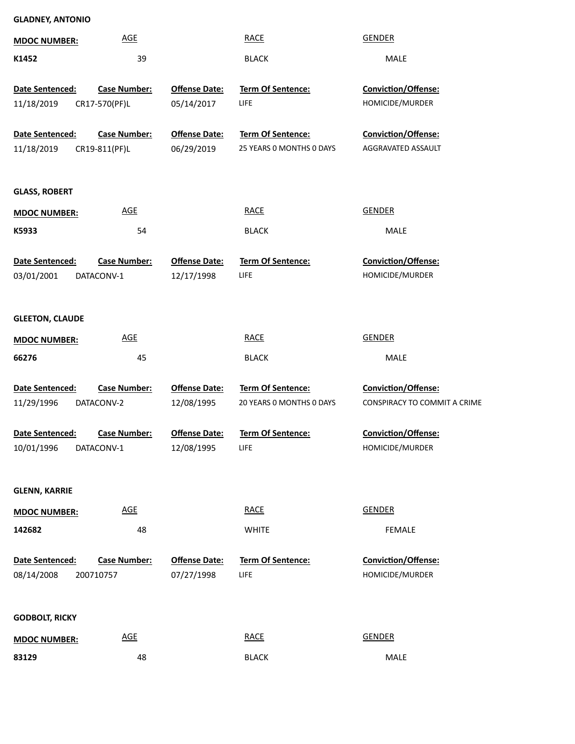**GLADNEY, ANTONIO**

| MDOC NUMBER: | AGE | RACE | GENDER |
|---|---|---|---|
| K1452 | 39 | BLACK | MALE |

| Date Sentenced: | Case Number: | Offense Date: | Term Of Sentence: | Conviction/Offense: |
|---|---|---|---|---|
| 11/18/2019 | CR17-570(PF)L | 05/14/2017 | LIFE | HOMICIDE/MURDER |
| 11/18/2019 | CR19-811(PF)L | 06/29/2019 | 25 YEARS 0 MONTHS 0 DAYS | AGGRAVATED ASSAULT |

**GLASS, ROBERT**

| MDOC NUMBER: | AGE | RACE | GENDER |
|---|---|---|---|
| K5933 | 54 | BLACK | MALE |

| Date Sentenced: | Case Number: | Offense Date: | Term Of Sentence: | Conviction/Offense: |
|---|---|---|---|---|
| 03/01/2001 | DATACONV-1 | 12/17/1998 | LIFE | HOMICIDE/MURDER |

**GLEETON, CLAUDE**

| MDOC NUMBER: | AGE | RACE | GENDER |
|---|---|---|---|
| 66276 | 45 | BLACK | MALE |

| Date Sentenced: | Case Number: | Offense Date: | Term Of Sentence: | Conviction/Offense: |
|---|---|---|---|---|
| 11/29/1996 | DATACONV-2 | 12/08/1995 | 20 YEARS 0 MONTHS 0 DAYS | CONSPIRACY TO COMMIT A CRIME |
| 10/01/1996 | DATACONV-1 | 12/08/1995 | LIFE | HOMICIDE/MURDER |

**GLENN, KARRIE**

| MDOC NUMBER: | AGE | RACE | GENDER |
|---|---|---|---|
| 142682 | 48 | WHITE | FEMALE |

| Date Sentenced: | Case Number: | Offense Date: | Term Of Sentence: | Conviction/Offense: |
|---|---|---|---|---|
| 08/14/2008 | 200710757 | 07/27/1998 | LIFE | HOMICIDE/MURDER |

**GODBOLT, RICKY**

| MDOC NUMBER: | AGE | RACE | GENDER |
|---|---|---|---|
| 83129 | 48 | BLACK | MALE |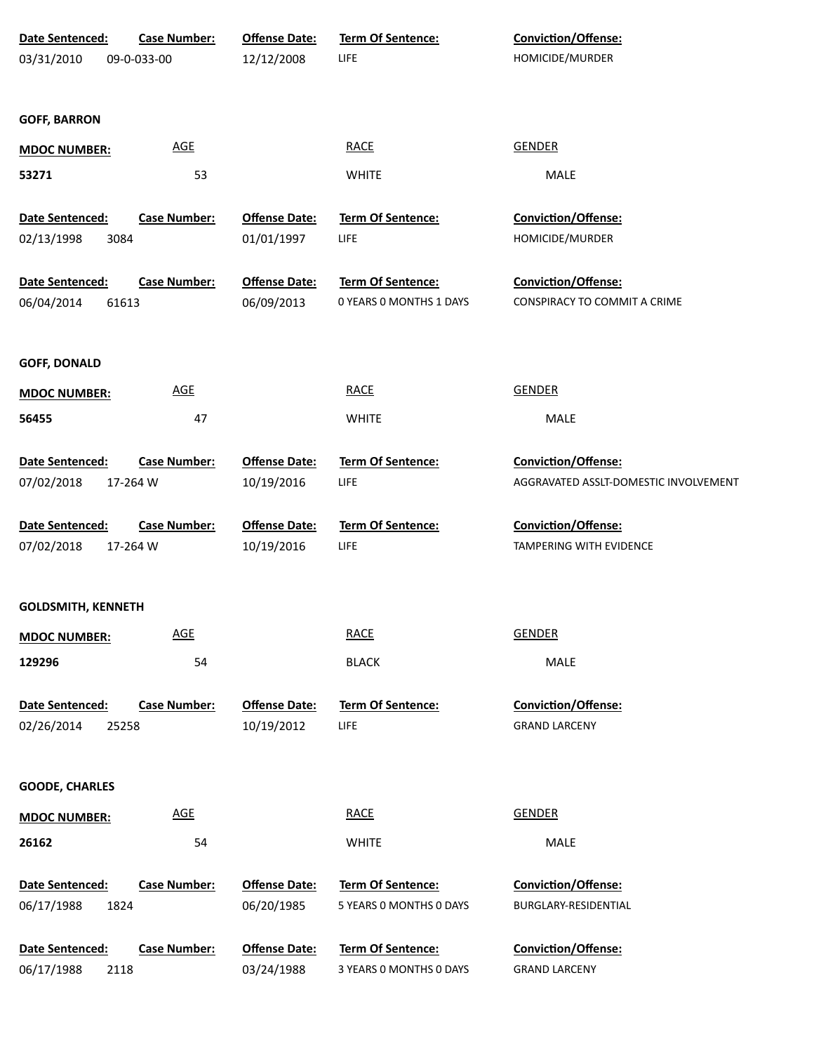| Date Sentenced: | Case Number: | Offense Date: | Term Of Sentence: | Conviction/Offense: |
|---|---|---|---|---|
| 03/31/2010 | 09-0-033-00 | 12/12/2008 | LIFE | HOMICIDE/MURDER |

**GOFF, BARRON**

| MDOC NUMBER: | AGE | RACE | GENDER |
|---|---|---|---|
| 53271 | 53 | WHITE | MALE |

| Date Sentenced: | Case Number: | Offense Date: | Term Of Sentence: | Conviction/Offense: |
|---|---|---|---|---|
| 02/13/1998 | 3084 | 01/01/1997 | LIFE | HOMICIDE/MURDER |
| 06/04/2014 | 61613 | 06/09/2013 | 0 YEARS 0 MONTHS 1 DAYS | CONSPIRACY TO COMMIT A CRIME |

**GOFF, DONALD**

| MDOC NUMBER: | AGE | RACE | GENDER |
|---|---|---|---|
| 56455 | 47 | WHITE | MALE |

| Date Sentenced: | Case Number: | Offense Date: | Term Of Sentence: | Conviction/Offense: |
|---|---|---|---|---|
| 07/02/2018 | 17-264 W | 10/19/2016 | LIFE | AGGRAVATED ASSLT-DOMESTIC INVOLVEMENT |
| 07/02/2018 | 17-264 W | 10/19/2016 | LIFE | TAMPERING WITH EVIDENCE |

**GOLDSMITH, KENNETH**

| MDOC NUMBER: | AGE | RACE | GENDER |
|---|---|---|---|
| 129296 | 54 | BLACK | MALE |

| Date Sentenced: | Case Number: | Offense Date: | Term Of Sentence: | Conviction/Offense: |
|---|---|---|---|---|
| 02/26/2014 | 25258 | 10/19/2012 | LIFE | GRAND LARCENY |

**GOODE, CHARLES**

| MDOC NUMBER: | AGE | RACE | GENDER |
|---|---|---|---|
| 26162 | 54 | WHITE | MALE |

| Date Sentenced: | Case Number: | Offense Date: | Term Of Sentence: | Conviction/Offense: |
|---|---|---|---|---|
| 06/17/1988 | 1824 | 06/20/1985 | 5 YEARS 0 MONTHS 0 DAYS | BURGLARY-RESIDENTIAL |
| 06/17/1988 | 2118 | 03/24/1988 | 3 YEARS 0 MONTHS 0 DAYS | GRAND LARCENY |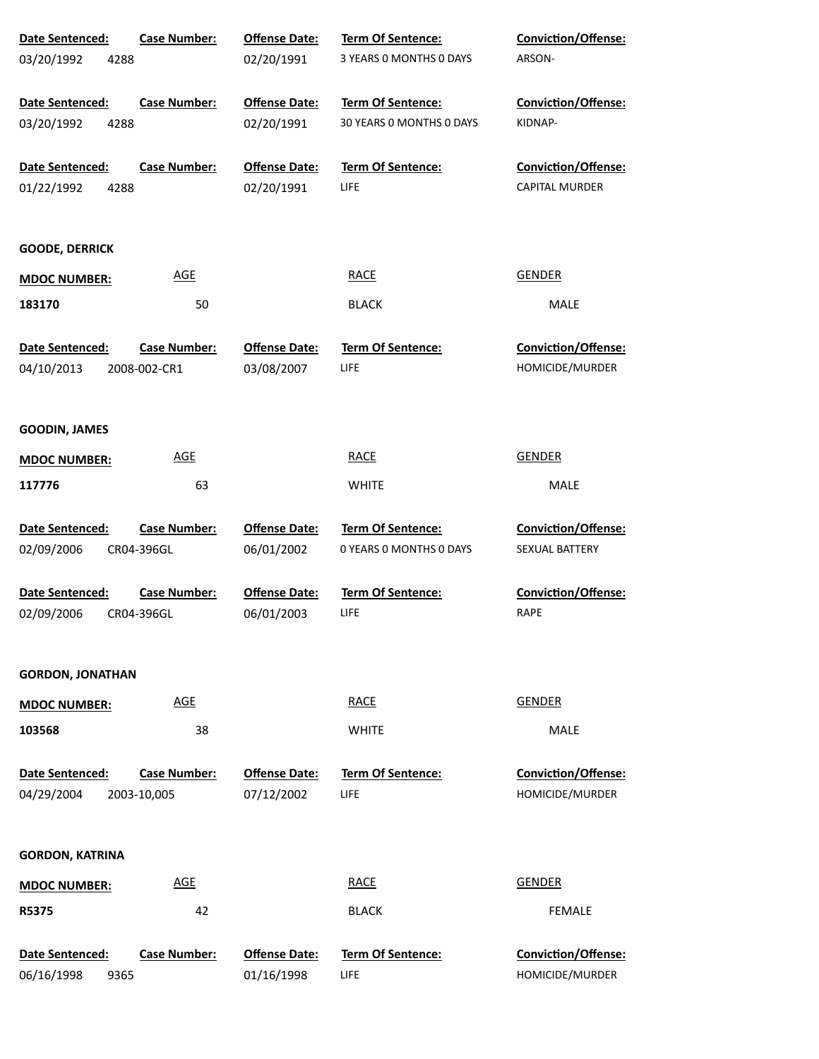| Date Sentenced: | Case Number: | Offense Date: | Term Of Sentence: | Conviction/Offense: |
|---|---|---|---|---|
| 03/20/1992 | 4288 | 02/20/1991 | 3 YEARS 0 MONTHS 0 DAYS | ARSON- |

| Date Sentenced: | Case Number: | Offense Date: | Term Of Sentence: | Conviction/Offense: |
|---|---|---|---|---|
| 03/20/1992 | 4288 | 02/20/1991 | 30 YEARS 0 MONTHS 0 DAYS | KIDNAP- |

| Date Sentenced: | Case Number: | Offense Date: | Term Of Sentence: | Conviction/Offense: |
|---|---|---|---|---|
| 01/22/1992 | 4288 | 02/20/1991 | LIFE | CAPITAL MURDER |

**GOODE, DERRICK**

| MDOC NUMBER: | AGE | RACE | GENDER |
|---|---|---|---|
| 183170 | 50 | BLACK | MALE |

| Date Sentenced: | Case Number: | Offense Date: | Term Of Sentence: | Conviction/Offense: |
|---|---|---|---|---|
| 04/10/2013 | 2008-002-CR1 | 03/08/2007 | LIFE | HOMICIDE/MURDER |

**GOODIN, JAMES**

| MDOC NUMBER: | AGE | RACE | GENDER |
|---|---|---|---|
| 117776 | 63 | WHITE | MALE |

| Date Sentenced: | Case Number: | Offense Date: | Term Of Sentence: | Conviction/Offense: |
|---|---|---|---|---|
| 02/09/2006 | CR04-396GL | 06/01/2002 | 0 YEARS 0 MONTHS 0 DAYS | SEXUAL BATTERY |

| Date Sentenced: | Case Number: | Offense Date: | Term Of Sentence: | Conviction/Offense: |
|---|---|---|---|---|
| 02/09/2006 | CR04-396GL | 06/01/2003 | LIFE | RAPE |

**GORDON, JONATHAN**

| MDOC NUMBER: | AGE | RACE | GENDER |
|---|---|---|---|
| 103568 | 38 | WHITE | MALE |

| Date Sentenced: | Case Number: | Offense Date: | Term Of Sentence: | Conviction/Offense: |
|---|---|---|---|---|
| 04/29/2004 | 2003-10,005 | 07/12/2002 | LIFE | HOMICIDE/MURDER |

**GORDON, KATRINA**

| MDOC NUMBER: | AGE | RACE | GENDER |
|---|---|---|---|
| R5375 | 42 | BLACK | FEMALE |

| Date Sentenced: | Case Number: | Offense Date: | Term Of Sentence: | Conviction/Offense: |
|---|---|---|---|---|
| 06/16/1998 | 9365 | 01/16/1998 | LIFE | HOMICIDE/MURDER |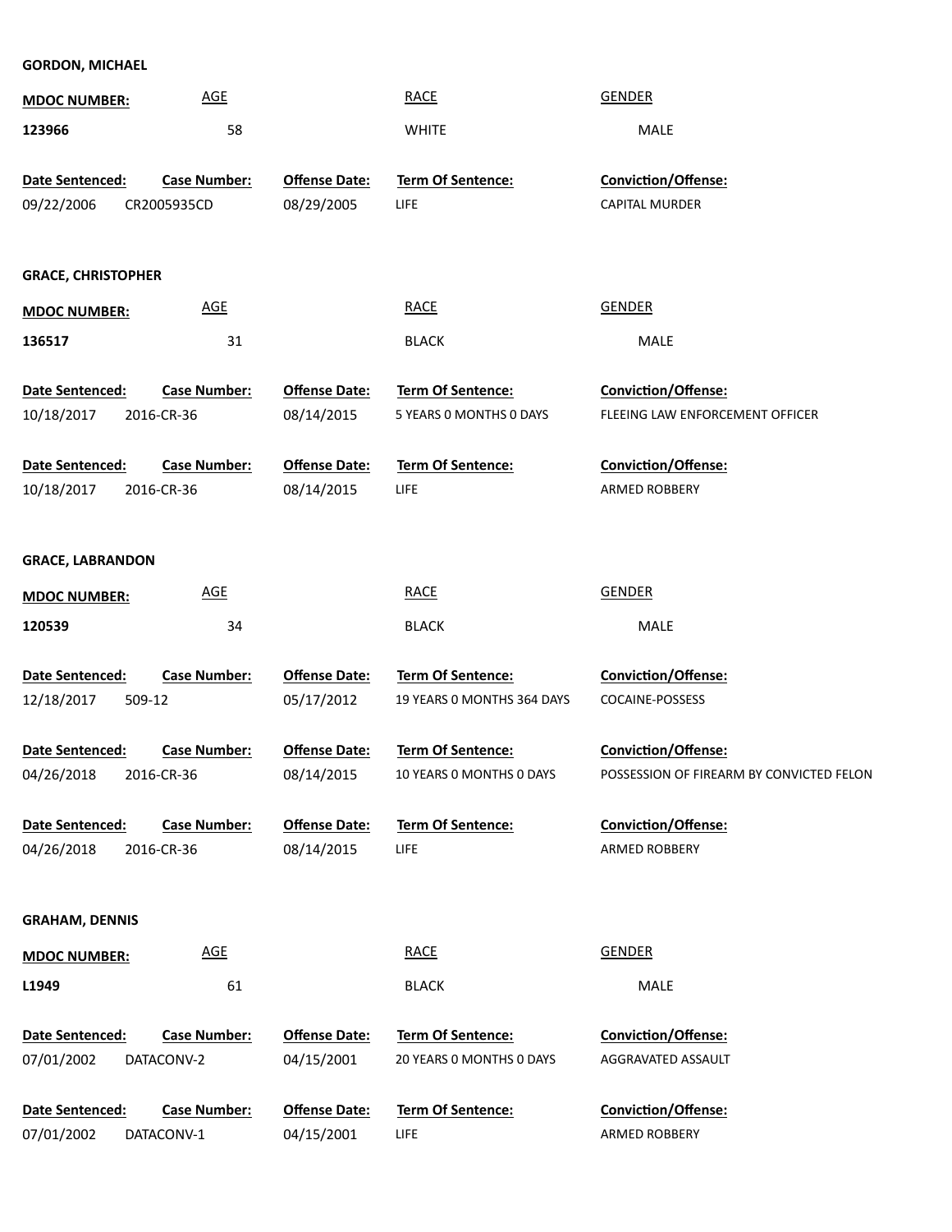**GORDON, MICHAEL**

| MDOC NUMBER: | AGE | RACE | GENDER |
|---|---|---|---|
| 123966 | 58 | WHITE | MALE |

| Date Sentenced: | Case Number: | Offense Date: | Term Of Sentence: | Conviction/Offense: |
|---|---|---|---|---|
| 09/22/2006 | CR2005935CD | 08/29/2005 | LIFE | CAPITAL MURDER |

**GRACE, CHRISTOPHER**

| MDOC NUMBER: | AGE | RACE | GENDER |
|---|---|---|---|
| 136517 | 31 | BLACK | MALE |

| Date Sentenced: | Case Number: | Offense Date: | Term Of Sentence: | Conviction/Offense: |
|---|---|---|---|---|
| 10/18/2017 | 2016-CR-36 | 08/14/2015 | 5 YEARS 0 MONTHS 0 DAYS | FLEEING LAW ENFORCEMENT OFFICER |
| 10/18/2017 | 2016-CR-36 | 08/14/2015 | LIFE | ARMED ROBBERY |

**GRACE, LABRANDON**

| MDOC NUMBER: | AGE | RACE | GENDER |
|---|---|---|---|
| 120539 | 34 | BLACK | MALE |

| Date Sentenced: | Case Number: | Offense Date: | Term Of Sentence: | Conviction/Offense: |
|---|---|---|---|---|
| 12/18/2017 | 509-12 | 05/17/2012 | 19 YEARS 0 MONTHS 364 DAYS | COCAINE-POSSESS |
| 04/26/2018 | 2016-CR-36 | 08/14/2015 | 10 YEARS 0 MONTHS 0 DAYS | POSSESSION OF FIREARM BY CONVICTED FELON |
| 04/26/2018 | 2016-CR-36 | 08/14/2015 | LIFE | ARMED ROBBERY |

**GRAHAM, DENNIS**

| MDOC NUMBER: | AGE | RACE | GENDER |
|---|---|---|---|
| L1949 | 61 | BLACK | MALE |

| Date Sentenced: | Case Number: | Offense Date: | Term Of Sentence: | Conviction/Offense: |
|---|---|---|---|---|
| 07/01/2002 | DATACONV-2 | 04/15/2001 | 20 YEARS 0 MONTHS 0 DAYS | AGGRAVATED ASSAULT |
| 07/01/2002 | DATACONV-1 | 04/15/2001 | LIFE | ARMED ROBBERY |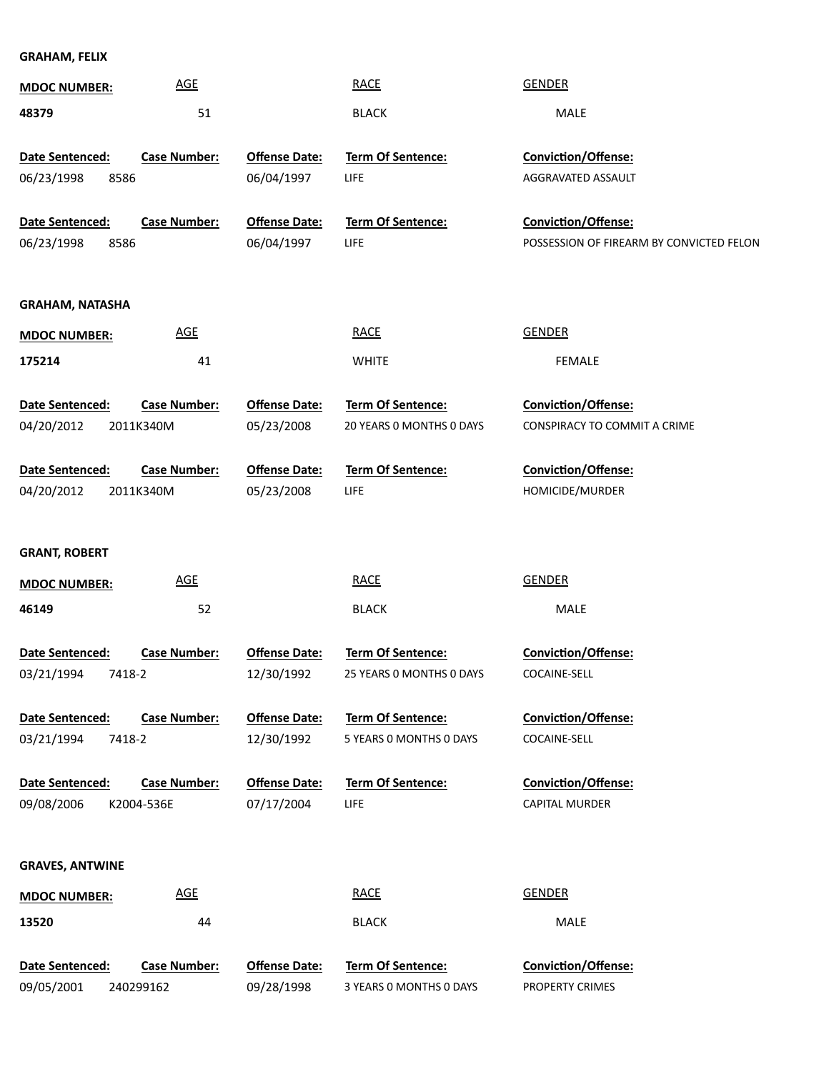**GRAHAM, FELIX**

| MDOC NUMBER: | AGE | RACE | GENDER |
|---|---|---|---|
| 48379 | 51 | BLACK | MALE |

| Date Sentenced: | Case Number: | Offense Date: | Term Of Sentence: | Conviction/Offense: |
|---|---|---|---|---|
| 06/23/1998 | 8586 | 06/04/1997 | LIFE | AGGRAVATED ASSAULT |
| 06/23/1998 | 8586 | 06/04/1997 | LIFE | POSSESSION OF FIREARM BY CONVICTED FELON |

**GRAHAM, NATASHA**

| MDOC NUMBER: | AGE | RACE | GENDER |
|---|---|---|---|
| 175214 | 41 | WHITE | FEMALE |

| Date Sentenced: | Case Number: | Offense Date: | Term Of Sentence: | Conviction/Offense: |
|---|---|---|---|---|
| 04/20/2012 | 2011K340M | 05/23/2008 | 20 YEARS 0 MONTHS 0 DAYS | CONSPIRACY TO COMMIT A CRIME |
| 04/20/2012 | 2011K340M | 05/23/2008 | LIFE | HOMICIDE/MURDER |

**GRANT, ROBERT**

| MDOC NUMBER: | AGE | RACE | GENDER |
|---|---|---|---|
| 46149 | 52 | BLACK | MALE |

| Date Sentenced: | Case Number: | Offense Date: | Term Of Sentence: | Conviction/Offense: |
|---|---|---|---|---|
| 03/21/1994 | 7418-2 | 12/30/1992 | 25 YEARS 0 MONTHS 0 DAYS | COCAINE-SELL |
| 03/21/1994 | 7418-2 | 12/30/1992 | 5 YEARS 0 MONTHS 0 DAYS | COCAINE-SELL |
| 09/08/2006 | K2004-536E | 07/17/2004 | LIFE | CAPITAL MURDER |

**GRAVES, ANTWINE**

| MDOC NUMBER: | AGE | RACE | GENDER |
|---|---|---|---|
| 13520 | 44 | BLACK | MALE |

| Date Sentenced: | Case Number: | Offense Date: | Term Of Sentence: | Conviction/Offense: |
|---|---|---|---|---|
| 09/05/2001 | 240299162 | 09/28/1998 | 3 YEARS 0 MONTHS 0 DAYS | PROPERTY CRIMES |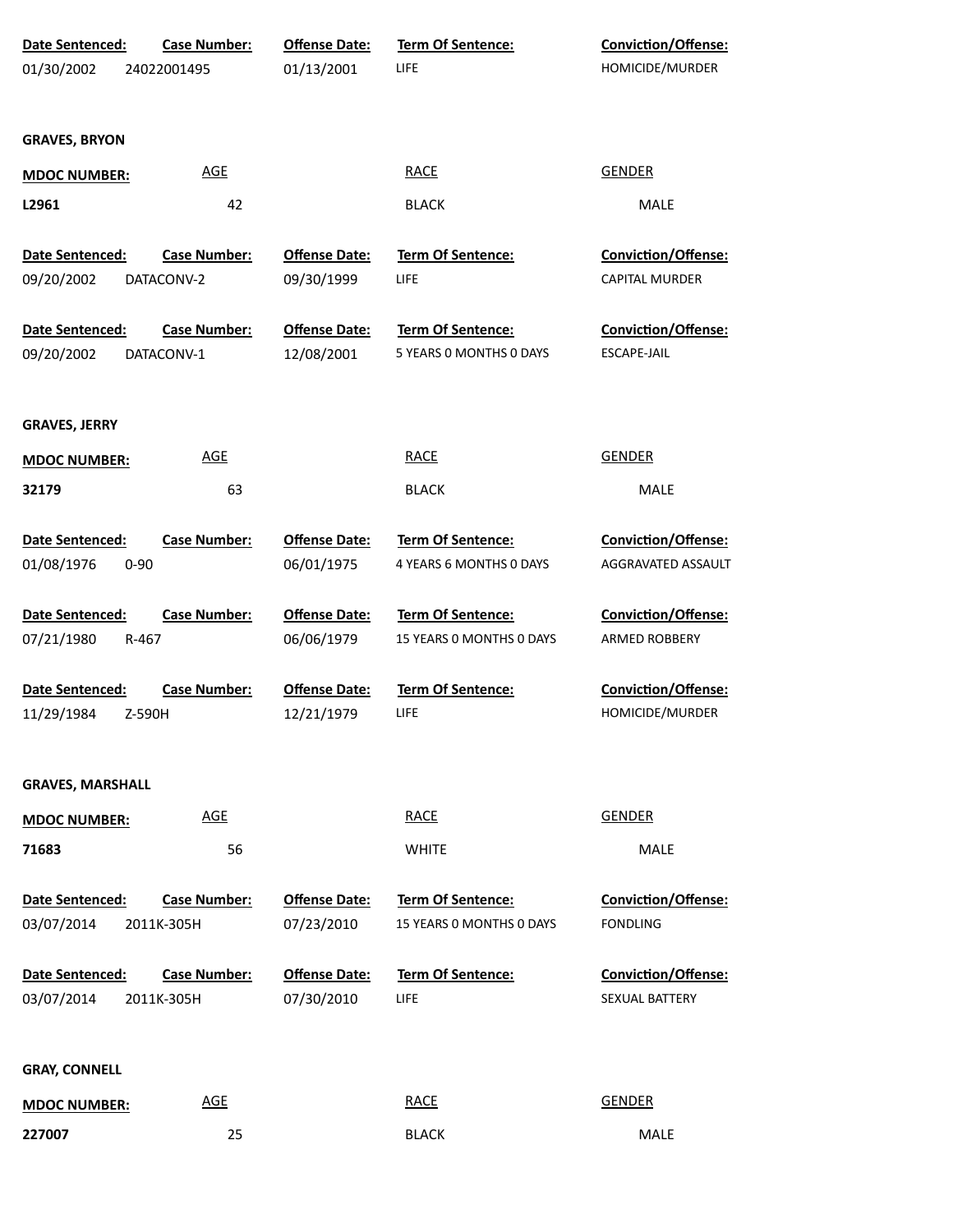| Date Sentenced: | Case Number: | Offense Date: | Term Of Sentence: | Conviction/Offense: |
|---|---|---|---|---|
| 01/30/2002 | 24022001495 | 01/13/2001 | LIFE | HOMICIDE/MURDER |

**GRAVES, BRYON**

| MDOC NUMBER: | AGE | RACE | GENDER |
|---|---|---|---|
| L2961 | 42 | BLACK | MALE |

| Date Sentenced: | Case Number: | Offense Date: | Term Of Sentence: | Conviction/Offense: |
|---|---|---|---|---|
| 09/20/2002 | DATACONV-2 | 09/30/1999 | LIFE | CAPITAL MURDER |
| 09/20/2002 | DATACONV-1 | 12/08/2001 | 5 YEARS 0 MONTHS 0 DAYS | ESCAPE-JAIL |

**GRAVES, JERRY**

| MDOC NUMBER: | AGE | RACE | GENDER |
|---|---|---|---|
| 32179 | 63 | BLACK | MALE |

| Date Sentenced: | Case Number: | Offense Date: | Term Of Sentence: | Conviction/Offense: |
|---|---|---|---|---|
| 01/08/1976 | 0-90 | 06/01/1975 | 4 YEARS 6 MONTHS 0 DAYS | AGGRAVATED ASSAULT |
| 07/21/1980 | R-467 | 06/06/1979 | 15 YEARS 0 MONTHS 0 DAYS | ARMED ROBBERY |
| 11/29/1984 | Z-590H | 12/21/1979 | LIFE | HOMICIDE/MURDER |

**GRAVES, MARSHALL**

| MDOC NUMBER: | AGE | RACE | GENDER |
|---|---|---|---|
| 71683 | 56 | WHITE | MALE |

| Date Sentenced: | Case Number: | Offense Date: | Term Of Sentence: | Conviction/Offense: |
|---|---|---|---|---|
| 03/07/2014 | 2011K-305H | 07/23/2010 | 15 YEARS 0 MONTHS 0 DAYS | FONDLING |
| 03/07/2014 | 2011K-305H | 07/30/2010 | LIFE | SEXUAL BATTERY |

**GRAY, CONNELL**

| MDOC NUMBER: | AGE | RACE | GENDER |
|---|---|---|---|
| 227007 | 25 | BLACK | MALE |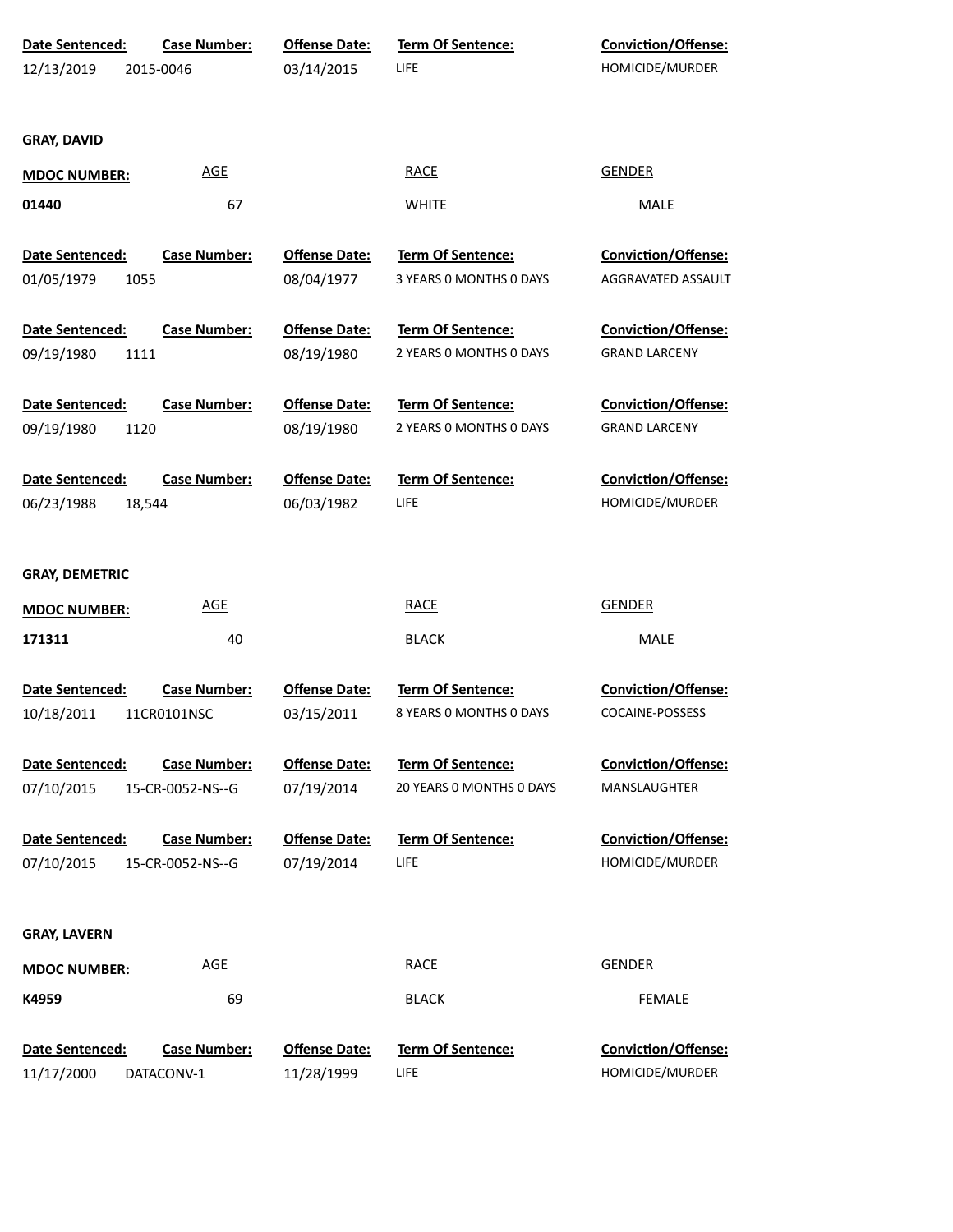| Date Sentenced: | Case Number: | Offense Date: | Term Of Sentence: | Conviction/Offense: |
|---|---|---|---|---|
| 12/13/2019 | 2015-0046 | 03/14/2015 | LIFE | HOMICIDE/MURDER |

**GRAY, DAVID**

| MDOC NUMBER: | AGE | RACE | GENDER |
|---|---|---|---|
| 01440 | 67 | WHITE | MALE |

| Date Sentenced: | Case Number: | Offense Date: | Term Of Sentence: | Conviction/Offense: |
|---|---|---|---|---|
| 01/05/1979 | 1055 | 08/04/1977 | 3 YEARS 0 MONTHS 0 DAYS | AGGRAVATED ASSAULT |
| 09/19/1980 | 1111 | 08/19/1980 | 2 YEARS 0 MONTHS 0 DAYS | GRAND LARCENY |
| 09/19/1980 | 1120 | 08/19/1980 | 2 YEARS 0 MONTHS 0 DAYS | GRAND LARCENY |
| 06/23/1988 | 18,544 | 06/03/1982 | LIFE | HOMICIDE/MURDER |

**GRAY, DEMETRIC**

| MDOC NUMBER: | AGE | RACE | GENDER |
|---|---|---|---|
| 171311 | 40 | BLACK | MALE |

| Date Sentenced: | Case Number: | Offense Date: | Term Of Sentence: | Conviction/Offense: |
|---|---|---|---|---|
| 10/18/2011 | 11CR0101NSC | 03/15/2011 | 8 YEARS 0 MONTHS 0 DAYS | COCAINE-POSSESS |
| 07/10/2015 | 15-CR-0052-NS--G | 07/19/2014 | 20 YEARS 0 MONTHS 0 DAYS | MANSLAUGHTER |
| 07/10/2015 | 15-CR-0052-NS--G | 07/19/2014 | LIFE | HOMICIDE/MURDER |

**GRAY, LAVERN**

| MDOC NUMBER: | AGE | RACE | GENDER |
|---|---|---|---|
| K4959 | 69 | BLACK | FEMALE |

| Date Sentenced: | Case Number: | Offense Date: | Term Of Sentence: | Conviction/Offense: |
|---|---|---|---|---|
| 11/17/2000 | DATACONV-1 | 11/28/1999 | LIFE | HOMICIDE/MURDER |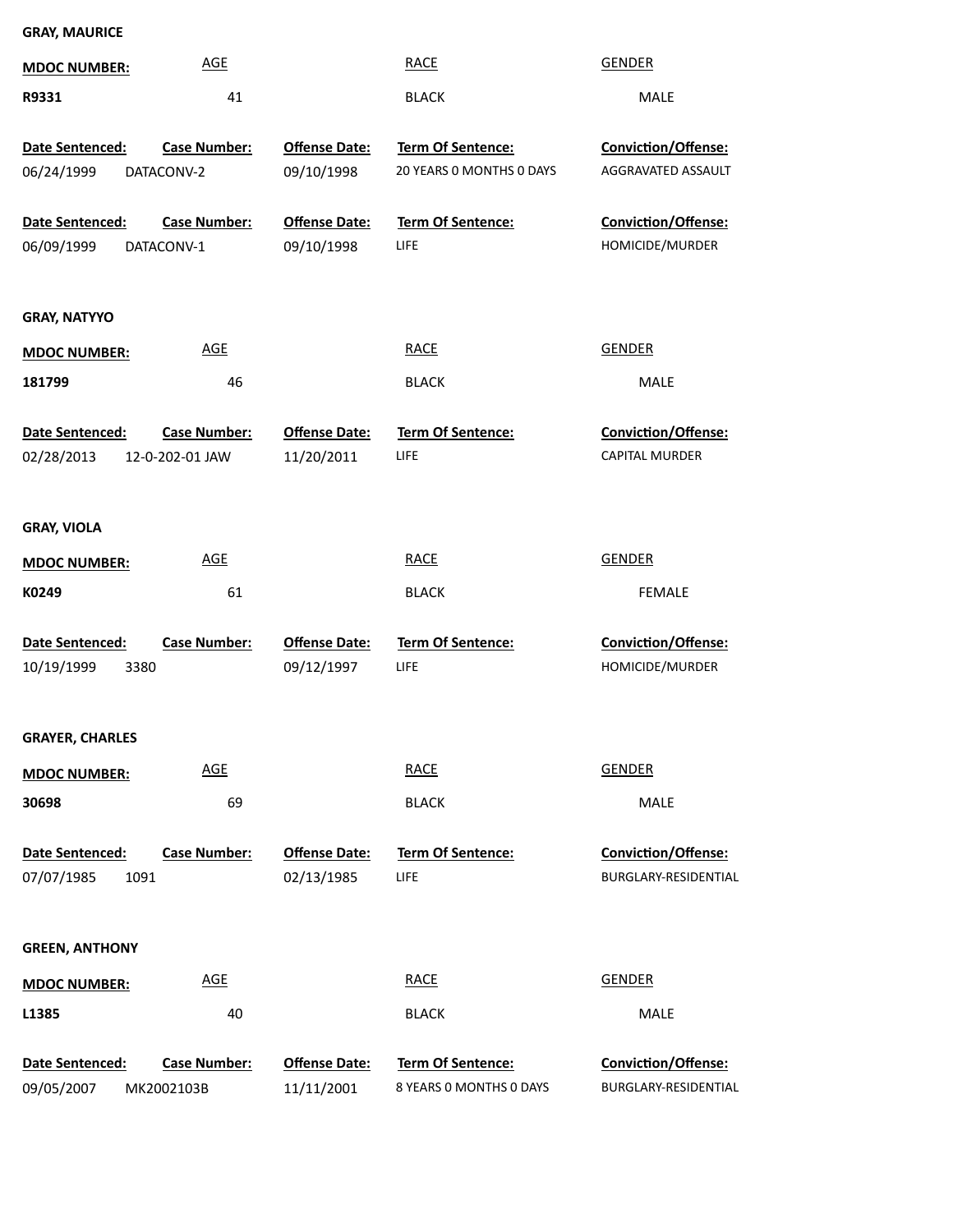**GRAY, MAURICE**

| MDOC NUMBER: | AGE | RACE | GENDER |
|---|---|---|---|
| R9331 | 41 | BLACK | MALE |

| Date Sentenced: | Case Number: | Offense Date: | Term Of Sentence: | Conviction/Offense: |
|---|---|---|---|---|
| 06/24/1999 | DATACONV-2 | 09/10/1998 | 20 YEARS 0 MONTHS 0 DAYS | AGGRAVATED ASSAULT |

| Date Sentenced: | Case Number: | Offense Date: | Term Of Sentence: | Conviction/Offense: |
|---|---|---|---|---|
| 06/09/1999 | DATACONV-1 | 09/10/1998 | LIFE | HOMICIDE/MURDER |

**GRAY, NATYYO**

| MDOC NUMBER: | AGE | RACE | GENDER |
|---|---|---|---|
| 181799 | 46 | BLACK | MALE |

| Date Sentenced: | Case Number: | Offense Date: | Term Of Sentence: | Conviction/Offense: |
|---|---|---|---|---|
| 02/28/2013 | 12-0-202-01 JAW | 11/20/2011 | LIFE | CAPITAL MURDER |

**GRAY, VIOLA**

| MDOC NUMBER: | AGE | RACE | GENDER |
|---|---|---|---|
| K0249 | 61 | BLACK | FEMALE |

| Date Sentenced: | Case Number: | Offense Date: | Term Of Sentence: | Conviction/Offense: |
|---|---|---|---|---|
| 10/19/1999 | 3380 | 09/12/1997 | LIFE | HOMICIDE/MURDER |

**GRAYER, CHARLES**

| MDOC NUMBER: | AGE | RACE | GENDER |
|---|---|---|---|
| 30698 | 69 | BLACK | MALE |

| Date Sentenced: | Case Number: | Offense Date: | Term Of Sentence: | Conviction/Offense: |
|---|---|---|---|---|
| 07/07/1985 | 1091 | 02/13/1985 | LIFE | BURGLARY-RESIDENTIAL |

**GREEN, ANTHONY**

| MDOC NUMBER: | AGE | RACE | GENDER |
|---|---|---|---|
| L1385 | 40 | BLACK | MALE |

| Date Sentenced: | Case Number: | Offense Date: | Term Of Sentence: | Conviction/Offense: |
|---|---|---|---|---|
| 09/05/2007 | MK2002103B | 11/11/2001 | 8 YEARS 0 MONTHS 0 DAYS | BURGLARY-RESIDENTIAL |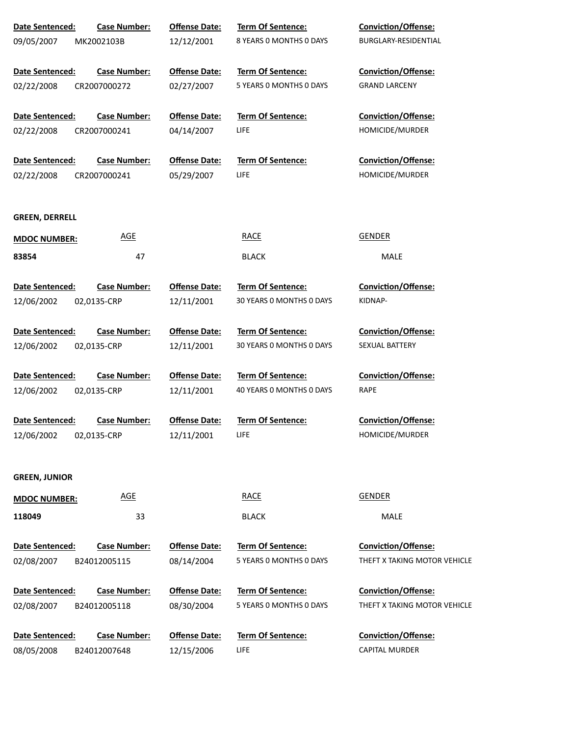| Date Sentenced: | Case Number: | Offense Date: | Term Of Sentence: | Conviction/Offense: |
|---|---|---|---|---|
| 09/05/2007 | MK2002103B | 12/12/2001 | 8 YEARS 0 MONTHS 0 DAYS | BURGLARY-RESIDENTIAL |
| 02/22/2008 | CR2007000272 | 02/27/2007 | 5 YEARS 0 MONTHS 0 DAYS | GRAND LARCENY |
| 02/22/2008 | CR2007000241 | 04/14/2007 | LIFE | HOMICIDE/MURDER |
| 02/22/2008 | CR2007000241 | 05/29/2007 | LIFE | HOMICIDE/MURDER |

**GREEN, DERRELL**

| MDOC NUMBER: | AGE | RACE | GENDER |
|---|---|---|---|
| 83854 | 47 | BLACK | MALE |

| Date Sentenced: | Case Number: | Offense Date: | Term Of Sentence: | Conviction/Offense: |
|---|---|---|---|---|
| 12/06/2002 | 02,0135-CRP | 12/11/2001 | 30 YEARS 0 MONTHS 0 DAYS | KIDNAP- |
| 12/06/2002 | 02,0135-CRP | 12/11/2001 | 30 YEARS 0 MONTHS 0 DAYS | SEXUAL BATTERY |
| 12/06/2002 | 02,0135-CRP | 12/11/2001 | 40 YEARS 0 MONTHS 0 DAYS | RAPE |
| 12/06/2002 | 02,0135-CRP | 12/11/2001 | LIFE | HOMICIDE/MURDER |

**GREEN, JUNIOR**

| MDOC NUMBER: | AGE | RACE | GENDER |
|---|---|---|---|
| 118049 | 33 | BLACK | MALE |

| Date Sentenced: | Case Number: | Offense Date: | Term Of Sentence: | Conviction/Offense: |
|---|---|---|---|---|
| 02/08/2007 | B24012005115 | 08/14/2004 | 5 YEARS 0 MONTHS 0 DAYS | THEFT X TAKING MOTOR VEHICLE |
| 02/08/2007 | B24012005118 | 08/30/2004 | 5 YEARS 0 MONTHS 0 DAYS | THEFT X TAKING MOTOR VEHICLE |
| 08/05/2008 | B24012007648 | 12/15/2006 | LIFE | CAPITAL MURDER |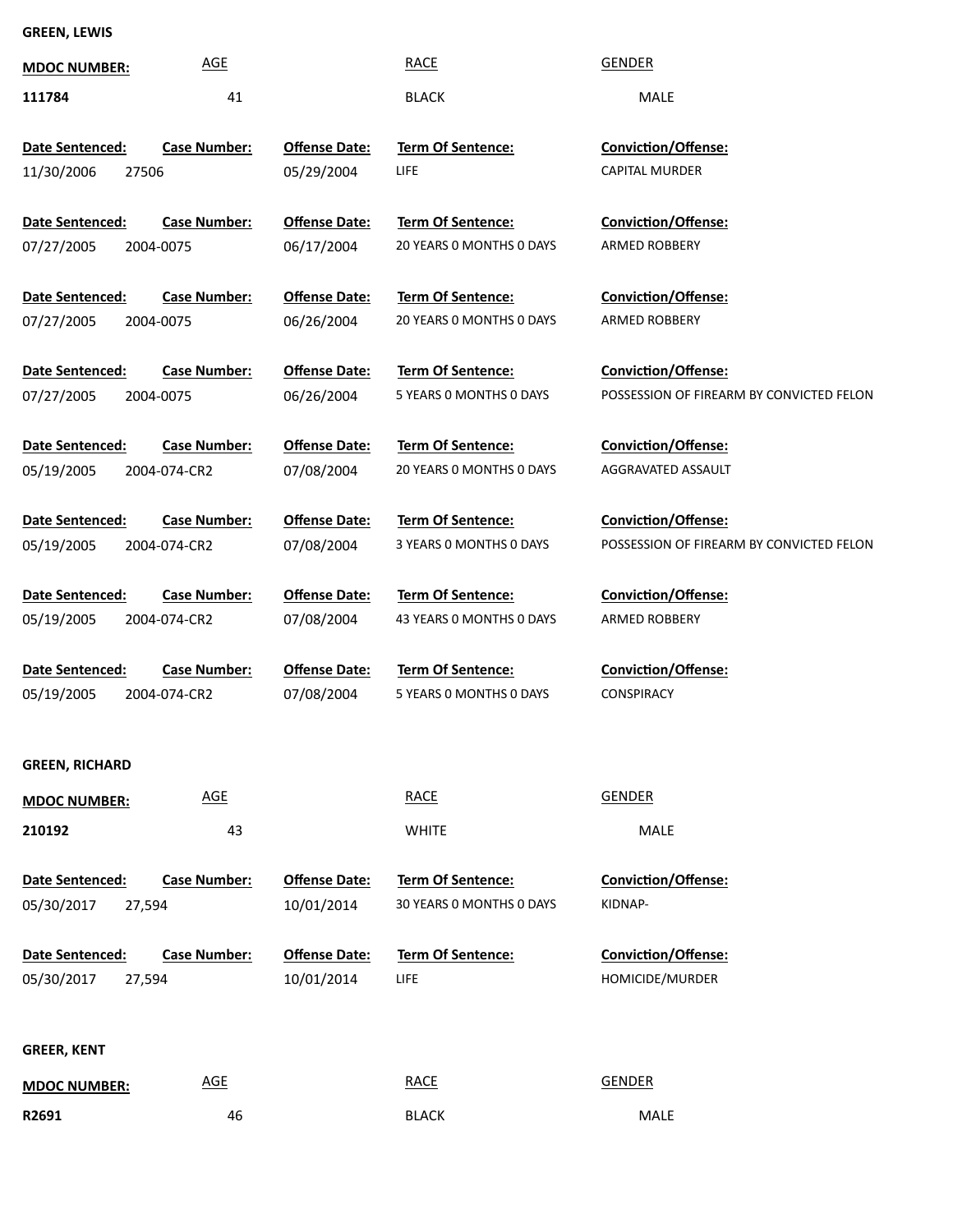**GREEN, LEWIS**

| MDOC NUMBER: | AGE | RACE | GENDER |
|---|---|---|---|
| 111784 | 41 | BLACK | MALE |

| Date Sentenced: | Case Number: | Offense Date: | Term Of Sentence: | Conviction/Offense: |
|---|---|---|---|---|
| 11/30/2006 | 27506 | 05/29/2004 | LIFE | CAPITAL MURDER |
| 07/27/2005 | 2004-0075 | 06/17/2004 | 20 YEARS 0 MONTHS 0 DAYS | ARMED ROBBERY |
| 07/27/2005 | 2004-0075 | 06/26/2004 | 20 YEARS 0 MONTHS 0 DAYS | ARMED ROBBERY |
| 07/27/2005 | 2004-0075 | 06/26/2004 | 5 YEARS 0 MONTHS 0 DAYS | POSSESSION OF FIREARM BY CONVICTED FELON |
| 05/19/2005 | 2004-074-CR2 | 07/08/2004 | 20 YEARS 0 MONTHS 0 DAYS | AGGRAVATED ASSAULT |
| 05/19/2005 | 2004-074-CR2 | 07/08/2004 | 3 YEARS 0 MONTHS 0 DAYS | POSSESSION OF FIREARM BY CONVICTED FELON |
| 05/19/2005 | 2004-074-CR2 | 07/08/2004 | 43 YEARS 0 MONTHS 0 DAYS | ARMED ROBBERY |
| 05/19/2005 | 2004-074-CR2 | 07/08/2004 | 5 YEARS 0 MONTHS 0 DAYS | CONSPIRACY |

**GREEN, RICHARD**

| MDOC NUMBER: | AGE | RACE | GENDER |
|---|---|---|---|
| 210192 | 43 | WHITE | MALE |

| Date Sentenced: | Case Number: | Offense Date: | Term Of Sentence: | Conviction/Offense: |
|---|---|---|---|---|
| 05/30/2017 | 27,594 | 10/01/2014 | 30 YEARS 0 MONTHS 0 DAYS | KIDNAP- |
| 05/30/2017 | 27,594 | 10/01/2014 | LIFE | HOMICIDE/MURDER |

**GREER, KENT**

| MDOC NUMBER: | AGE | RACE | GENDER |
|---|---|---|---|
| R2691 | 46 | BLACK | MALE |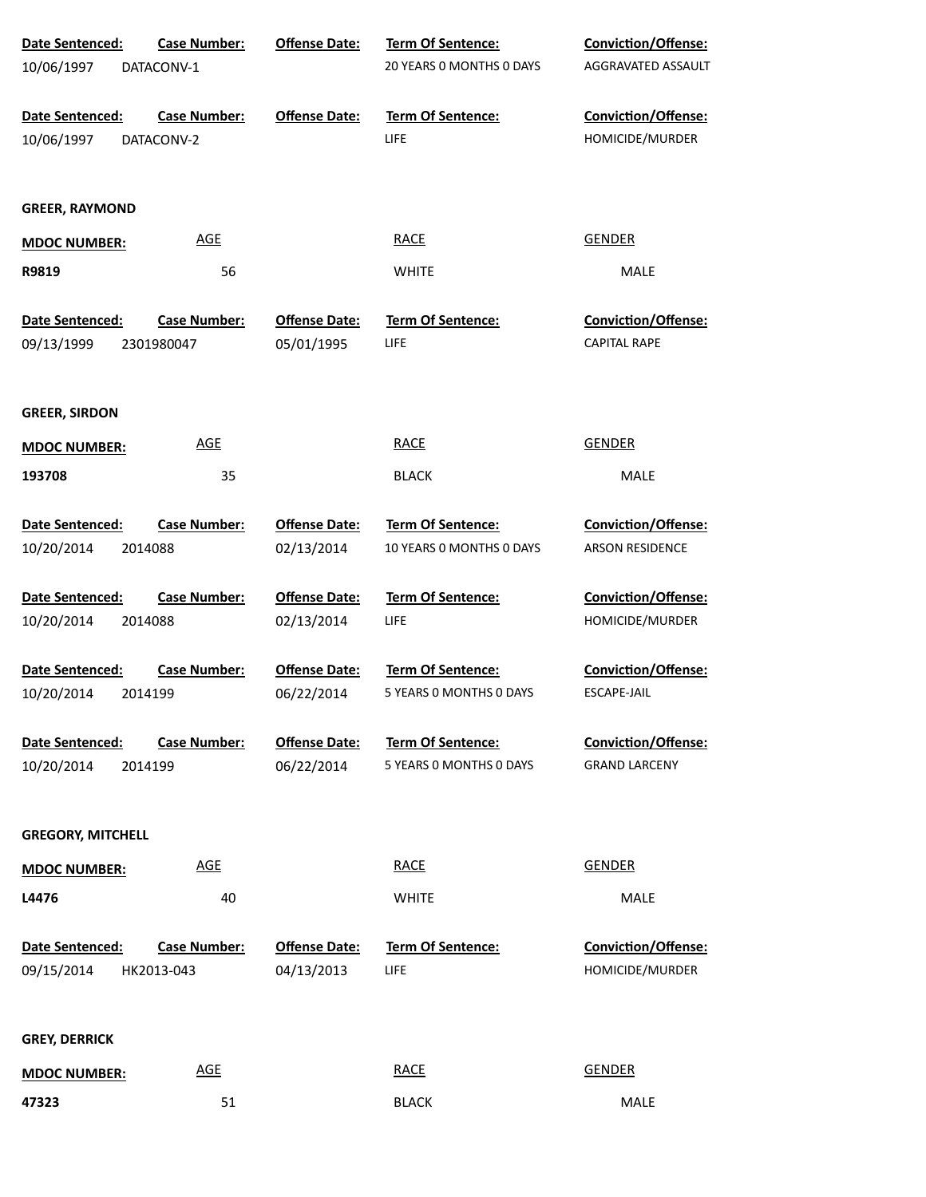| Date Sentenced: | Case Number: | Offense Date: | Term Of Sentence: | Conviction/Offense: |
|---|---|---|---|---|
| 10/06/1997 | DATACONV-1 | | 20 YEARS 0 MONTHS 0 DAYS | AGGRAVATED ASSAULT |

| Date Sentenced: | Case Number: | Offense Date: | Term Of Sentence: | Conviction/Offense: |
|---|---|---|---|---|
| 10/06/1997 | DATACONV-2 | | LIFE | HOMICIDE/MURDER |

**GREER, RAYMOND**

| MDOC NUMBER: | AGE | RACE | GENDER |
|---|---|---|---|
| R9819 | 56 | WHITE | MALE |

| Date Sentenced: | Case Number: | Offense Date: | Term Of Sentence: | Conviction/Offense: |
|---|---|---|---|---|
| 09/13/1999 | 2301980047 | 05/01/1995 | LIFE | CAPITAL RAPE |

**GREER, SIRDON**

| MDOC NUMBER: | AGE | RACE | GENDER |
|---|---|---|---|
| 193708 | 35 | BLACK | MALE |

| Date Sentenced: | Case Number: | Offense Date: | Term Of Sentence: | Conviction/Offense: |
|---|---|---|---|---|
| 10/20/2014 | 2014088 | 02/13/2014 | 10 YEARS 0 MONTHS 0 DAYS | ARSON RESIDENCE |

| Date Sentenced: | Case Number: | Offense Date: | Term Of Sentence: | Conviction/Offense: |
|---|---|---|---|---|
| 10/20/2014 | 2014088 | 02/13/2014 | LIFE | HOMICIDE/MURDER |

| Date Sentenced: | Case Number: | Offense Date: | Term Of Sentence: | Conviction/Offense: |
|---|---|---|---|---|
| 10/20/2014 | 2014199 | 06/22/2014 | 5 YEARS 0 MONTHS 0 DAYS | ESCAPE-JAIL |

| Date Sentenced: | Case Number: | Offense Date: | Term Of Sentence: | Conviction/Offense: |
|---|---|---|---|---|
| 10/20/2014 | 2014199 | 06/22/2014 | 5 YEARS 0 MONTHS 0 DAYS | GRAND LARCENY |

**GREGORY, MITCHELL**

| MDOC NUMBER: | AGE | RACE | GENDER |
|---|---|---|---|
| L4476 | 40 | WHITE | MALE |

| Date Sentenced: | Case Number: | Offense Date: | Term Of Sentence: | Conviction/Offense: |
|---|---|---|---|---|
| 09/15/2014 | HK2013-043 | 04/13/2013 | LIFE | HOMICIDE/MURDER |

**GREY, DERRICK**

| MDOC NUMBER: | AGE | RACE | GENDER |
|---|---|---|---|
| 47323 | 51 | BLACK | MALE |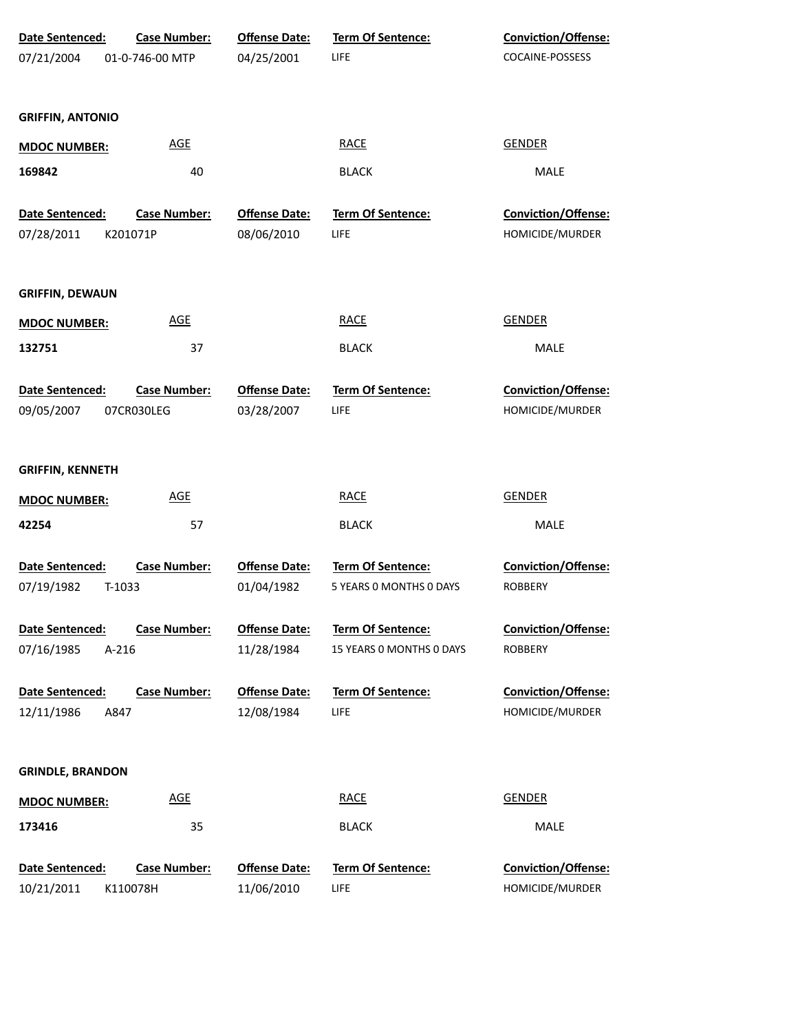| Date Sentenced: | Case Number: | Offense Date: | Term Of Sentence: | Conviction/Offense: |
|---|---|---|---|---|
| 07/21/2004 | 01-0-746-00 MTP | 04/25/2001 | LIFE | COCAINE-POSSESS |

**GRIFFIN, ANTONIO**

| MDOC NUMBER: | AGE | RACE | GENDER |
|---|---|---|---|
| 169842 | 40 | BLACK | MALE |

| Date Sentenced: | Case Number: | Offense Date: | Term Of Sentence: | Conviction/Offense: |
|---|---|---|---|---|
| 07/28/2011 | K201071P | 08/06/2010 | LIFE | HOMICIDE/MURDER |

**GRIFFIN, DEWAUN**

| MDOC NUMBER: | AGE | RACE | GENDER |
|---|---|---|---|
| 132751 | 37 | BLACK | MALE |

| Date Sentenced: | Case Number: | Offense Date: | Term Of Sentence: | Conviction/Offense: |
|---|---|---|---|---|
| 09/05/2007 | 07CR030LEG | 03/28/2007 | LIFE | HOMICIDE/MURDER |

**GRIFFIN, KENNETH**

| MDOC NUMBER: | AGE | RACE | GENDER |
|---|---|---|---|
| 42254 | 57 | BLACK | MALE |

| Date Sentenced: | Case Number: | Offense Date: | Term Of Sentence: | Conviction/Offense: |
|---|---|---|---|---|
| 07/19/1982 | T-1033 | 01/04/1982 | 5 YEARS 0 MONTHS 0 DAYS | ROBBERY |
| 07/16/1985 | A-216 | 11/28/1984 | 15 YEARS 0 MONTHS 0 DAYS | ROBBERY |
| 12/11/1986 | A847 | 12/08/1984 | LIFE | HOMICIDE/MURDER |

**GRINDLE, BRANDON**

| MDOC NUMBER: | AGE | RACE | GENDER |
|---|---|---|---|
| 173416 | 35 | BLACK | MALE |

| Date Sentenced: | Case Number: | Offense Date: | Term Of Sentence: | Conviction/Offense: |
|---|---|---|---|---|
| 10/21/2011 | K110078H | 11/06/2010 | LIFE | HOMICIDE/MURDER |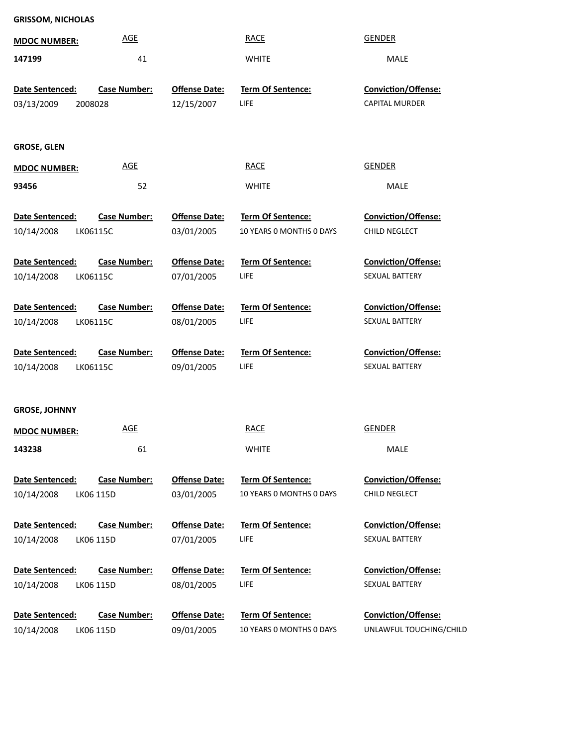**GRISSOM, NICHOLAS**

| MDOC NUMBER: | AGE | RACE | GENDER |
|---|---|---|---|
| **147199** | 41 | WHITE | MALE |

| Date Sentenced: | Case Number: | Offense Date: | Term Of Sentence: | Conviction/Offense: |
|---|---|---|---|---|
| 03/13/2009 | 2008028 | 12/15/2007 | LIFE | CAPITAL MURDER |

**GROSE, GLEN**

| MDOC NUMBER: | AGE | RACE | GENDER |
|---|---|---|---|
| **93456** | 52 | WHITE | MALE |

| Date Sentenced: | Case Number: | Offense Date: | Term Of Sentence: | Conviction/Offense: |
|---|---|---|---|---|
| 10/14/2008 | LK06115C | 03/01/2005 | 10 YEARS 0 MONTHS 0 DAYS | CHILD NEGLECT |
| 10/14/2008 | LK06115C | 07/01/2005 | LIFE | SEXUAL BATTERY |
| 10/14/2008 | LK06115C | 08/01/2005 | LIFE | SEXUAL BATTERY |
| 10/14/2008 | LK06115C | 09/01/2005 | LIFE | SEXUAL BATTERY |

**GROSE, JOHNNY**

| MDOC NUMBER: | AGE | RACE | GENDER |
|---|---|---|---|
| **143238** | 61 | WHITE | MALE |

| Date Sentenced: | Case Number: | Offense Date: | Term Of Sentence: | Conviction/Offense: |
|---|---|---|---|---|
| 10/14/2008 | LK06 115D | 03/01/2005 | 10 YEARS 0 MONTHS 0 DAYS | CHILD NEGLECT |
| 10/14/2008 | LK06 115D | 07/01/2005 | LIFE | SEXUAL BATTERY |
| 10/14/2008 | LK06 115D | 08/01/2005 | LIFE | SEXUAL BATTERY |
| 10/14/2008 | LK06 115D | 09/01/2005 | 10 YEARS 0 MONTHS 0 DAYS | UNLAWFUL TOUCHING/CHILD |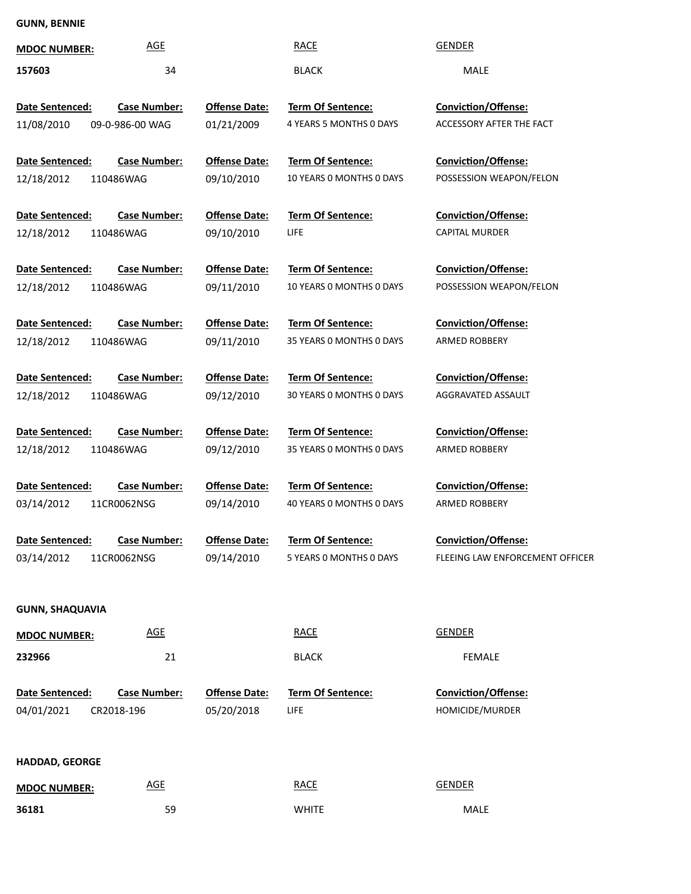**GUNN, BENNIE**

| MDOC NUMBER: | AGE | RACE | GENDER |
|---|---|---|---|
| 157603 | 34 | BLACK | MALE |

| Date Sentenced: | Case Number: | Offense Date: | Term Of Sentence: | Conviction/Offense: |
|---|---|---|---|---|
| 11/08/2010 | 09-0-986-00 WAG | 01/21/2009 | 4 YEARS 5 MONTHS 0 DAYS | ACCESSORY AFTER THE FACT |
| 12/18/2012 | 110486WAG | 09/10/2010 | 10 YEARS 0 MONTHS 0 DAYS | POSSESSION WEAPON/FELON |
| 12/18/2012 | 110486WAG | 09/10/2010 | LIFE | CAPITAL MURDER |
| 12/18/2012 | 110486WAG | 09/11/2010 | 10 YEARS 0 MONTHS 0 DAYS | POSSESSION WEAPON/FELON |
| 12/18/2012 | 110486WAG | 09/11/2010 | 35 YEARS 0 MONTHS 0 DAYS | ARMED ROBBERY |
| 12/18/2012 | 110486WAG | 09/12/2010 | 30 YEARS 0 MONTHS 0 DAYS | AGGRAVATED ASSAULT |
| 12/18/2012 | 110486WAG | 09/12/2010 | 35 YEARS 0 MONTHS 0 DAYS | ARMED ROBBERY |
| 03/14/2012 | 11CR0062NSG | 09/14/2010 | 40 YEARS 0 MONTHS 0 DAYS | ARMED ROBBERY |
| 03/14/2012 | 11CR0062NSG | 09/14/2010 | 5 YEARS 0 MONTHS 0 DAYS | FLEEING LAW ENFORCEMENT OFFICER |

**GUNN, SHAQUAVIA**

| MDOC NUMBER: | AGE | RACE | GENDER |
|---|---|---|---|
| 232966 | 21 | BLACK | FEMALE |

| Date Sentenced: | Case Number: | Offense Date: | Term Of Sentence: | Conviction/Offense: |
|---|---|---|---|---|
| 04/01/2021 | CR2018-196 | 05/20/2018 | LIFE | HOMICIDE/MURDER |

**HADDAD, GEORGE**

| MDOC NUMBER: | AGE | RACE | GENDER |
|---|---|---|---|
| 36181 | 59 | WHITE | MALE |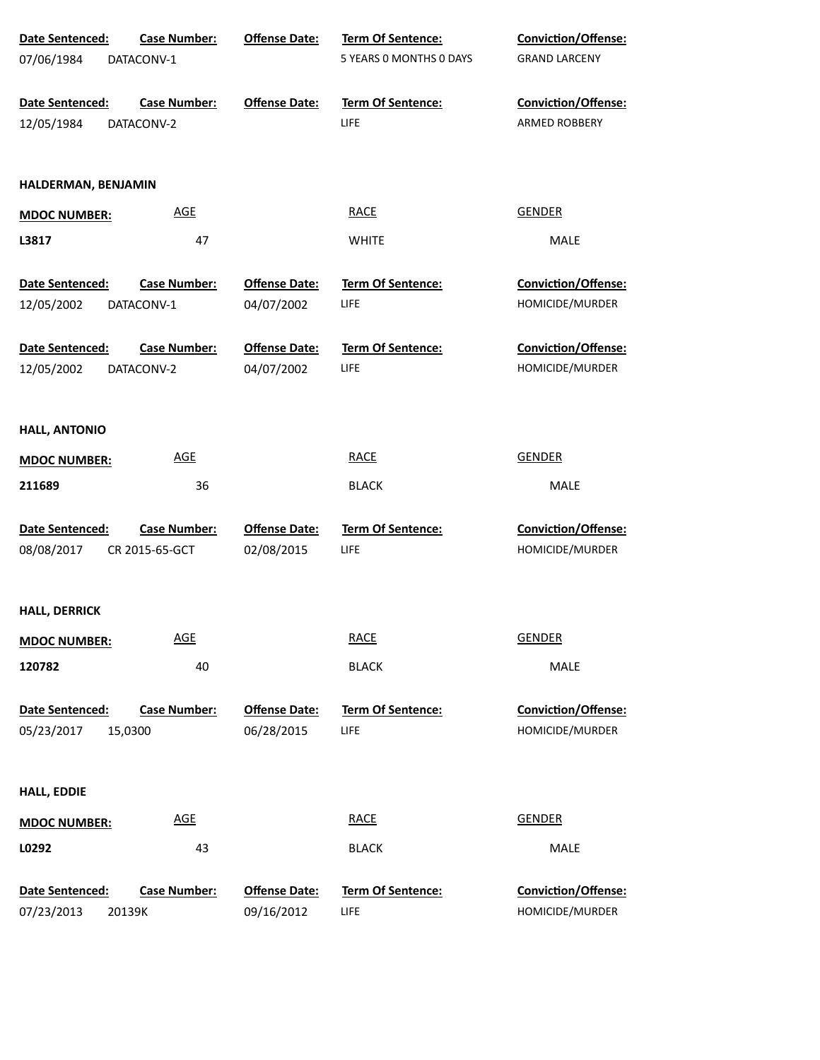| Date Sentenced: | Case Number: | Offense Date: | Term Of Sentence: | Conviction/Offense: |
|---|---|---|---|---|
| 07/06/1984 | DATACONV-1 | | 5 YEARS 0 MONTHS 0 DAYS | GRAND LARCENY |

| Date Sentenced: | Case Number: | Offense Date: | Term Of Sentence: | Conviction/Offense: |
|---|---|---|---|---|
| 12/05/1984 | DATACONV-2 | | LIFE | ARMED ROBBERY |

**HALDERMAN, BENJAMIN**

| MDOC NUMBER: | AGE | RACE | GENDER |
|---|---|---|---|
| L3817 | 47 | WHITE | MALE |

| Date Sentenced: | Case Number: | Offense Date: | Term Of Sentence: | Conviction/Offense: |
|---|---|---|---|---|
| 12/05/2002 | DATACONV-1 | 04/07/2002 | LIFE | HOMICIDE/MURDER |

| Date Sentenced: | Case Number: | Offense Date: | Term Of Sentence: | Conviction/Offense: |
|---|---|---|---|---|
| 12/05/2002 | DATACONV-2 | 04/07/2002 | LIFE | HOMICIDE/MURDER |

**HALL, ANTONIO**

| MDOC NUMBER: | AGE | RACE | GENDER |
|---|---|---|---|
| 211689 | 36 | BLACK | MALE |

| Date Sentenced: | Case Number: | Offense Date: | Term Of Sentence: | Conviction/Offense: |
|---|---|---|---|---|
| 08/08/2017 | CR 2015-65-GCT | 02/08/2015 | LIFE | HOMICIDE/MURDER |

**HALL, DERRICK**

| MDOC NUMBER: | AGE | RACE | GENDER |
|---|---|---|---|
| 120782 | 40 | BLACK | MALE |

| Date Sentenced: | Case Number: | Offense Date: | Term Of Sentence: | Conviction/Offense: |
|---|---|---|---|---|
| 05/23/2017 | 15,0300 | 06/28/2015 | LIFE | HOMICIDE/MURDER |

**HALL, EDDIE**

| MDOC NUMBER: | AGE | RACE | GENDER |
|---|---|---|---|
| L0292 | 43 | BLACK | MALE |

| Date Sentenced: | Case Number: | Offense Date: | Term Of Sentence: | Conviction/Offense: |
|---|---|---|---|---|
| 07/23/2013 | 20139K | 09/16/2012 | LIFE | HOMICIDE/MURDER |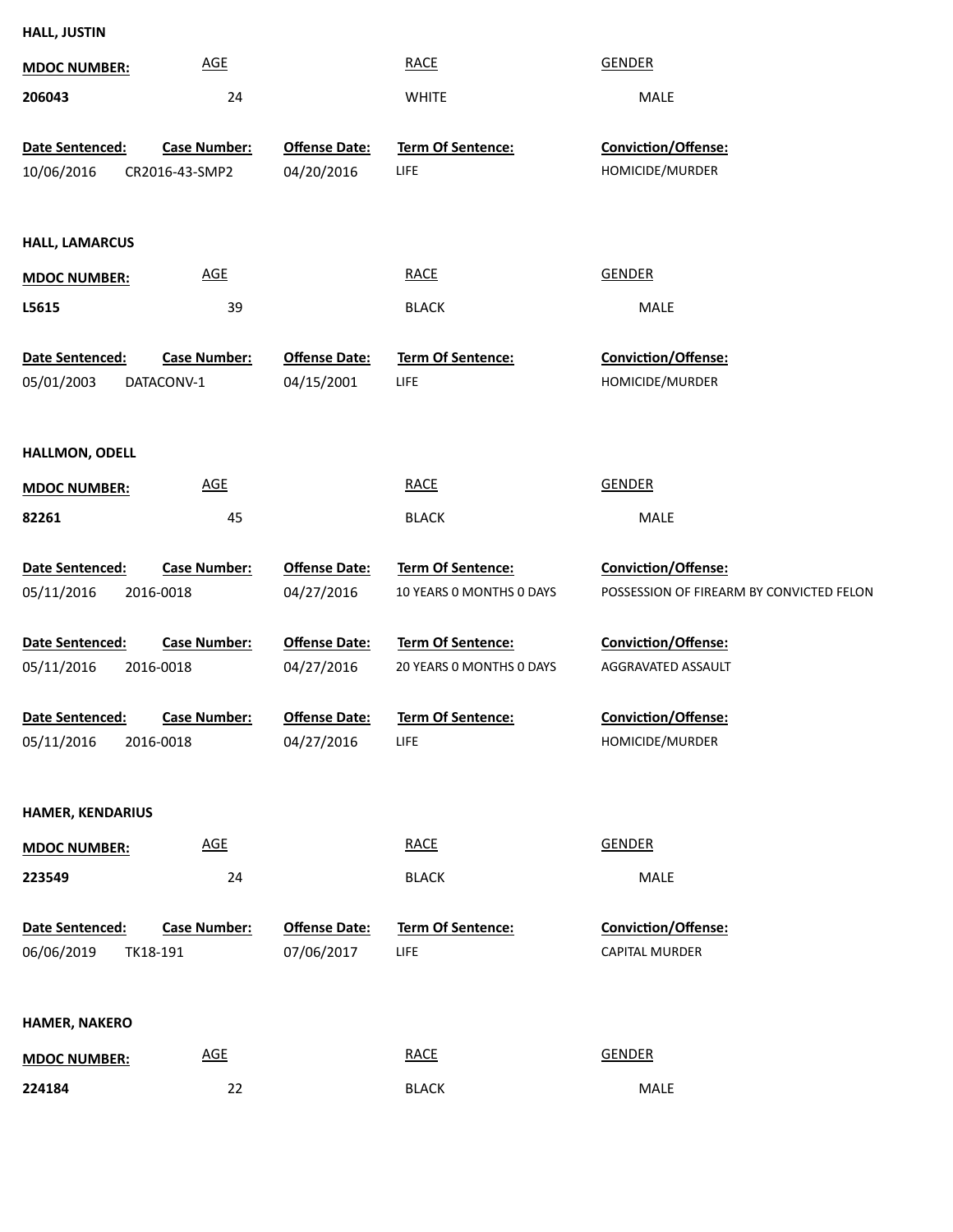**HALL, JUSTIN**

| MDOC NUMBER: | AGE | RACE | GENDER |
|---|---|---|---|
| 206043 | 24 | WHITE | MALE |

| Date Sentenced: | Case Number: | Offense Date: | Term Of Sentence: | Conviction/Offense: |
|---|---|---|---|---|
| 10/06/2016 | CR2016-43-SMP2 | 04/20/2016 | LIFE | HOMICIDE/MURDER |

**HALL, LAMARCUS**

| MDOC NUMBER: | AGE | RACE | GENDER |
|---|---|---|---|
| L5615 | 39 | BLACK | MALE |

| Date Sentenced: | Case Number: | Offense Date: | Term Of Sentence: | Conviction/Offense: |
|---|---|---|---|---|
| 05/01/2003 | DATACONV-1 | 04/15/2001 | LIFE | HOMICIDE/MURDER |

**HALLMON, ODELL**

| MDOC NUMBER: | AGE | RACE | GENDER |
|---|---|---|---|
| 82261 | 45 | BLACK | MALE |

| Date Sentenced: | Case Number: | Offense Date: | Term Of Sentence: | Conviction/Offense: |
|---|---|---|---|---|
| 05/11/2016 | 2016-0018 | 04/27/2016 | 10 YEARS 0 MONTHS 0 DAYS | POSSESSION OF FIREARM BY CONVICTED FELON |
| 05/11/2016 | 2016-0018 | 04/27/2016 | 20 YEARS 0 MONTHS 0 DAYS | AGGRAVATED ASSAULT |
| 05/11/2016 | 2016-0018 | 04/27/2016 | LIFE | HOMICIDE/MURDER |

**HAMER, KENDARIUS**

| MDOC NUMBER: | AGE | RACE | GENDER |
|---|---|---|---|
| 223549 | 24 | BLACK | MALE |

| Date Sentenced: | Case Number: | Offense Date: | Term Of Sentence: | Conviction/Offense: |
|---|---|---|---|---|
| 06/06/2019 | TK18-191 | 07/06/2017 | LIFE | CAPITAL MURDER |

**HAMER, NAKERO**

| MDOC NUMBER: | AGE | RACE | GENDER |
|---|---|---|---|
| 224184 | 22 | BLACK | MALE |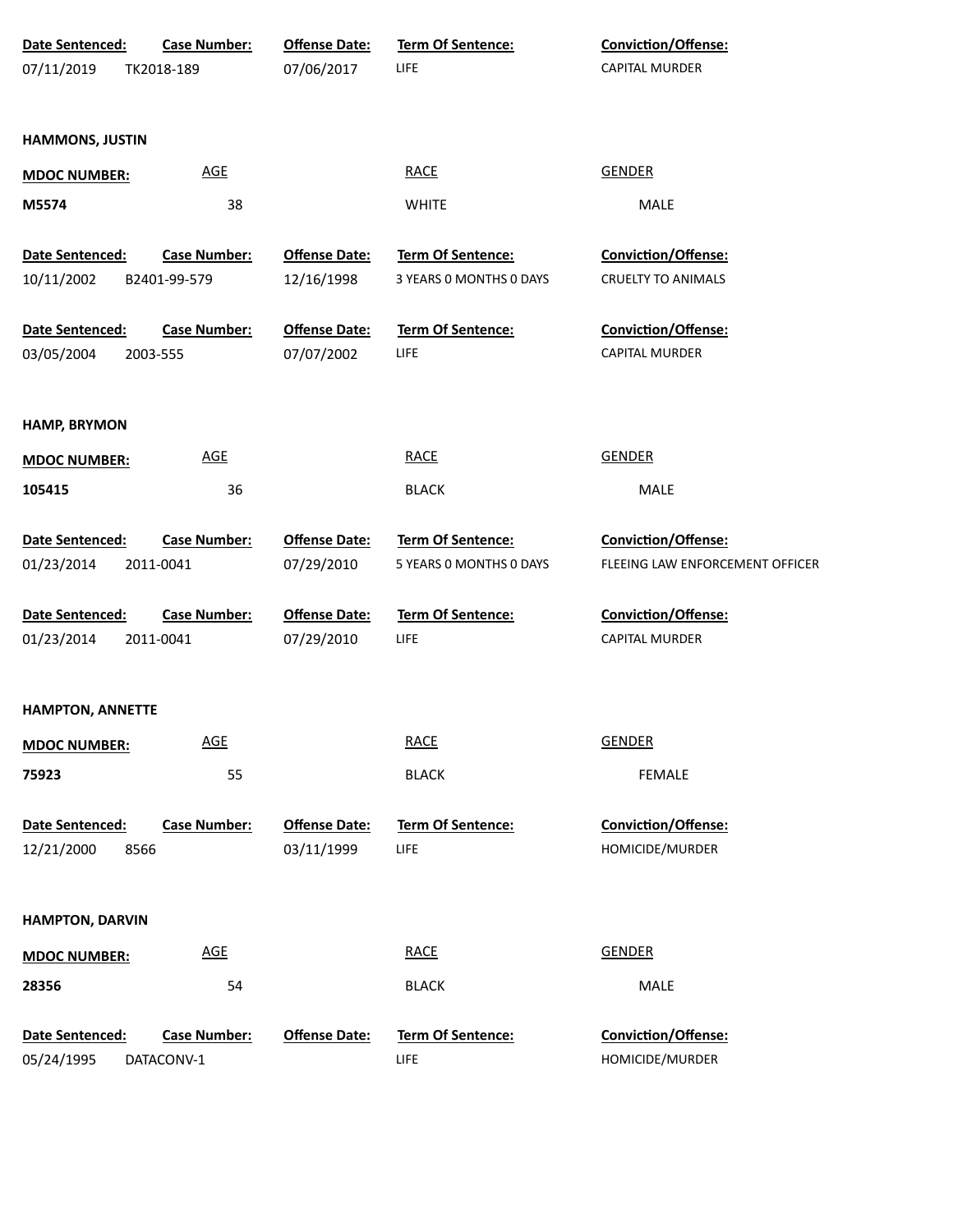| Date Sentenced: | Case Number: | Offense Date: | Term Of Sentence: | Conviction/Offense: |
|---|---|---|---|---|
| 07/11/2019 | TK2018-189 | 07/06/2017 | LIFE | CAPITAL MURDER |

**HAMMONS, JUSTIN**

| MDOC NUMBER: | AGE | RACE | GENDER |
|---|---|---|---|
| M5574 | 38 | WHITE | MALE |

| Date Sentenced: | Case Number: | Offense Date: | Term Of Sentence: | Conviction/Offense: |
|---|---|---|---|---|
| 10/11/2002 | B2401-99-579 | 12/16/1998 | 3 YEARS 0 MONTHS 0 DAYS | CRUELTY TO ANIMALS |
| 03/05/2004 | 2003-555 | 07/07/2002 | LIFE | CAPITAL MURDER |

**HAMP, BRYMON**

| MDOC NUMBER: | AGE | RACE | GENDER |
|---|---|---|---|
| 105415 | 36 | BLACK | MALE |

| Date Sentenced: | Case Number: | Offense Date: | Term Of Sentence: | Conviction/Offense: |
|---|---|---|---|---|
| 01/23/2014 | 2011-0041 | 07/29/2010 | 5 YEARS 0 MONTHS 0 DAYS | FLEEING LAW ENFORCEMENT OFFICER |
| 01/23/2014 | 2011-0041 | 07/29/2010 | LIFE | CAPITAL MURDER |

**HAMPTON, ANNETTE**

| MDOC NUMBER: | AGE | RACE | GENDER |
|---|---|---|---|
| 75923 | 55 | BLACK | FEMALE |

| Date Sentenced: | Case Number: | Offense Date: | Term Of Sentence: | Conviction/Offense: |
|---|---|---|---|---|
| 12/21/2000 | 8566 | 03/11/1999 | LIFE | HOMICIDE/MURDER |

**HAMPTON, DARVIN**

| MDOC NUMBER: | AGE | RACE | GENDER |
|---|---|---|---|
| 28356 | 54 | BLACK | MALE |

| Date Sentenced: | Case Number: | Offense Date: | Term Of Sentence: | Conviction/Offense: |
|---|---|---|---|---|
| 05/24/1995 | DATACONV-1 | | LIFE | HOMICIDE/MURDER |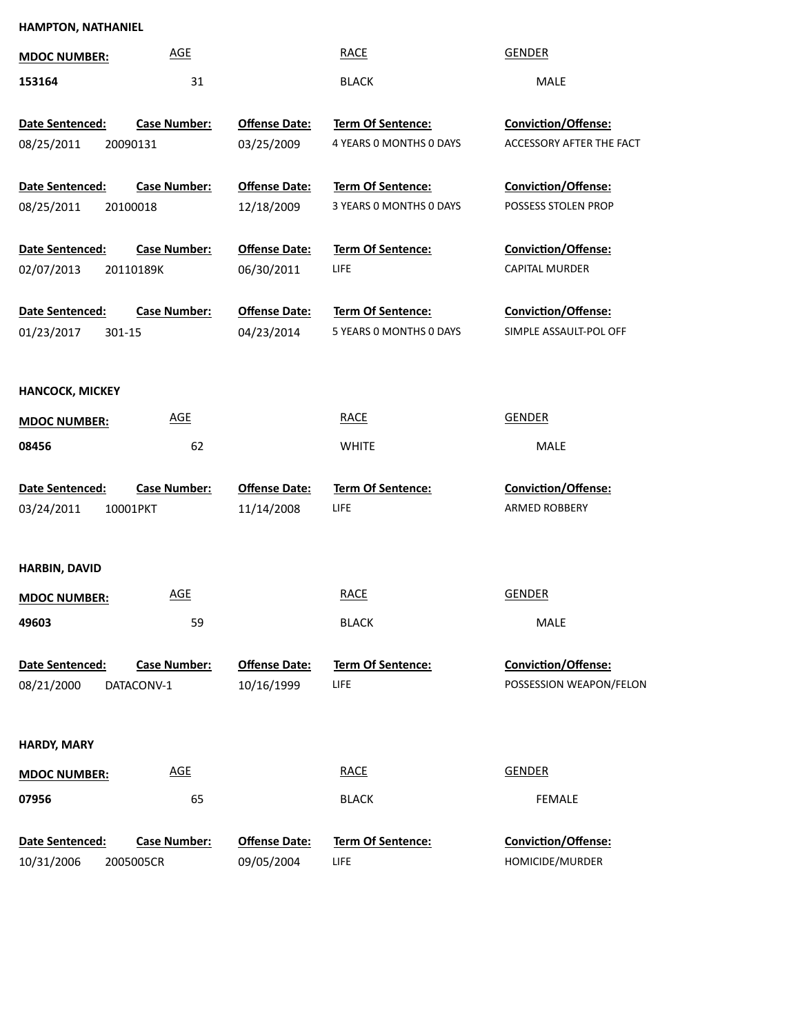**HAMPTON, NATHANIEL**

| MDOC NUMBER: | AGE | RACE | GENDER |
|---|---|---|---|
| 153164 | 31 | BLACK | MALE |

| Date Sentenced: | Case Number: | Offense Date: | Term Of Sentence: | Conviction/Offense: |
|---|---|---|---|---|
| 08/25/2011 | 20090131 | 03/25/2009 | 4 YEARS 0 MONTHS 0 DAYS | ACCESSORY AFTER THE FACT |
| 08/25/2011 | 20100018 | 12/18/2009 | 3 YEARS 0 MONTHS 0 DAYS | POSSESS STOLEN PROP |
| 02/07/2013 | 20110189K | 06/30/2011 | LIFE | CAPITAL MURDER |
| 01/23/2017 | 301-15 | 04/23/2014 | 5 YEARS 0 MONTHS 0 DAYS | SIMPLE ASSAULT-POL OFF |

**HANCOCK, MICKEY**

| MDOC NUMBER: | AGE | RACE | GENDER |
|---|---|---|---|
| 08456 | 62 | WHITE | MALE |

| Date Sentenced: | Case Number: | Offense Date: | Term Of Sentence: | Conviction/Offense: |
|---|---|---|---|---|
| 03/24/2011 | 10001PKT | 11/14/2008 | LIFE | ARMED ROBBERY |

**HARBIN, DAVID**

| MDOC NUMBER: | AGE | RACE | GENDER |
|---|---|---|---|
| 49603 | 59 | BLACK | MALE |

| Date Sentenced: | Case Number: | Offense Date: | Term Of Sentence: | Conviction/Offense: |
|---|---|---|---|---|
| 08/21/2000 | DATACONV-1 | 10/16/1999 | LIFE | POSSESSION WEAPON/FELON |

**HARDY, MARY**

| MDOC NUMBER: | AGE | RACE | GENDER |
|---|---|---|---|
| 07956 | 65 | BLACK | FEMALE |

| Date Sentenced: | Case Number: | Offense Date: | Term Of Sentence: | Conviction/Offense: |
|---|---|---|---|---|
| 10/31/2006 | 2005005CR | 09/05/2004 | LIFE | HOMICIDE/MURDER |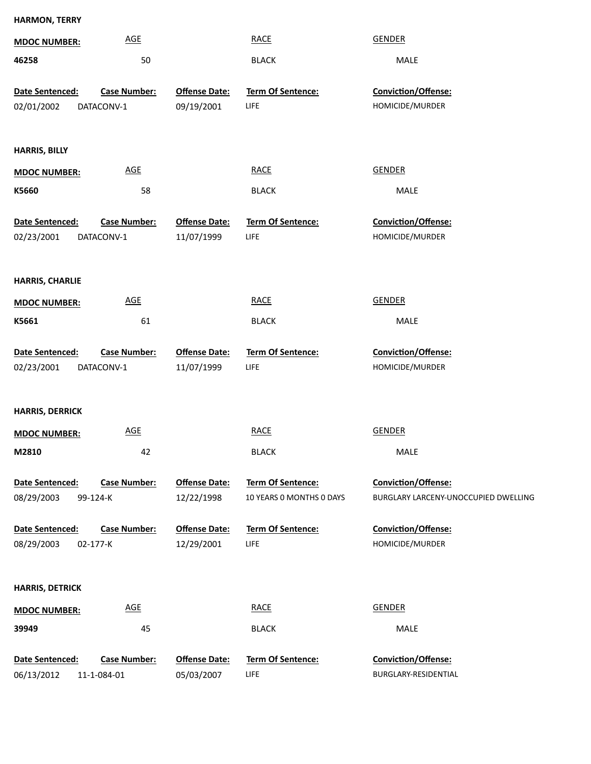**HARMON, TERRY**

| MDOC NUMBER: | AGE | RACE | GENDER |
|---|---|---|---|
| 46258 | 50 | BLACK | MALE |

| Date Sentenced: | Case Number: | Offense Date: | Term Of Sentence: | Conviction/Offense: |
|---|---|---|---|---|
| 02/01/2002 | DATACONV-1 | 09/19/2001 | LIFE | HOMICIDE/MURDER |

**HARRIS, BILLY**

| MDOC NUMBER: | AGE | RACE | GENDER |
|---|---|---|---|
| K5660 | 58 | BLACK | MALE |

| Date Sentenced: | Case Number: | Offense Date: | Term Of Sentence: | Conviction/Offense: |
|---|---|---|---|---|
| 02/23/2001 | DATACONV-1 | 11/07/1999 | LIFE | HOMICIDE/MURDER |

**HARRIS, CHARLIE**

| MDOC NUMBER: | AGE | RACE | GENDER |
|---|---|---|---|
| K5661 | 61 | BLACK | MALE |

| Date Sentenced: | Case Number: | Offense Date: | Term Of Sentence: | Conviction/Offense: |
|---|---|---|---|---|
| 02/23/2001 | DATACONV-1 | 11/07/1999 | LIFE | HOMICIDE/MURDER |

**HARRIS, DERRICK**

| MDOC NUMBER: | AGE | RACE | GENDER |
|---|---|---|---|
| M2810 | 42 | BLACK | MALE |

| Date Sentenced: | Case Number: | Offense Date: | Term Of Sentence: | Conviction/Offense: |
|---|---|---|---|---|
| 08/29/2003 | 99-124-K | 12/22/1998 | 10 YEARS 0 MONTHS 0 DAYS | BURGLARY LARCENY-UNOCCUPIED DWELLING |
| 08/29/2003 | 02-177-K | 12/29/2001 | LIFE | HOMICIDE/MURDER |

**HARRIS, DETRICK**

| MDOC NUMBER: | AGE | RACE | GENDER |
|---|---|---|---|
| 39949 | 45 | BLACK | MALE |

| Date Sentenced: | Case Number: | Offense Date: | Term Of Sentence: | Conviction/Offense: |
|---|---|---|---|---|
| 06/13/2012 | 11-1-084-01 | 05/03/2007 | LIFE | BURGLARY-RESIDENTIAL |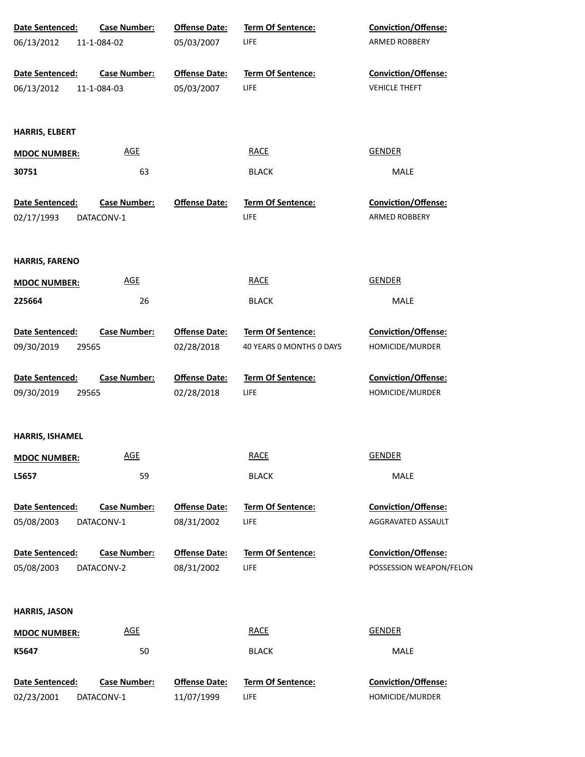| Date Sentenced: | Case Number: | Offense Date: | Term Of Sentence: | Conviction/Offense: |
|---|---|---|---|---|
| 06/13/2012 | 11-1-084-02 | 05/03/2007 | LIFE | ARMED ROBBERY |

| Date Sentenced: | Case Number: | Offense Date: | Term Of Sentence: | Conviction/Offense: |
|---|---|---|---|---|
| 06/13/2012 | 11-1-084-03 | 05/03/2007 | LIFE | VEHICLE THEFT |

**HARRIS, ELBERT**

| MDOC NUMBER: | AGE | RACE | GENDER |
|---|---|---|---|
| **30751** | 63 | BLACK | MALE |

| Date Sentenced: | Case Number: | Offense Date: | Term Of Sentence: | Conviction/Offense: |
|---|---|---|---|---|
| 02/17/1993 | DATACONV-1 | | LIFE | ARMED ROBBERY |

**HARRIS, FARENO**

| MDOC NUMBER: | AGE | RACE | GENDER |
|---|---|---|---|
| **225664** | 26 | BLACK | MALE |

| Date Sentenced: | Case Number: | Offense Date: | Term Of Sentence: | Conviction/Offense: |
|---|---|---|---|---|
| 09/30/2019 | 29565 | 02/28/2018 | 40 YEARS 0 MONTHS 0 DAYS | HOMICIDE/MURDER |

| Date Sentenced: | Case Number: | Offense Date: | Term Of Sentence: | Conviction/Offense: |
|---|---|---|---|---|
| 09/30/2019 | 29565 | 02/28/2018 | LIFE | HOMICIDE/MURDER |

**HARRIS, ISHAMEL**

| MDOC NUMBER: | AGE | RACE | GENDER |
|---|---|---|---|
| **L5657** | 59 | BLACK | MALE |

| Date Sentenced: | Case Number: | Offense Date: | Term Of Sentence: | Conviction/Offense: |
|---|---|---|---|---|
| 05/08/2003 | DATACONV-1 | 08/31/2002 | LIFE | AGGRAVATED ASSAULT |

| Date Sentenced: | Case Number: | Offense Date: | Term Of Sentence: | Conviction/Offense: |
|---|---|---|---|---|
| 05/08/2003 | DATACONV-2 | 08/31/2002 | LIFE | POSSESSION WEAPON/FELON |

**HARRIS, JASON**

| MDOC NUMBER: | AGE | RACE | GENDER |
|---|---|---|---|
| **K5647** | 50 | BLACK | MALE |

| Date Sentenced: | Case Number: | Offense Date: | Term Of Sentence: | Conviction/Offense: |
|---|---|---|---|---|
| 02/23/2001 | DATACONV-1 | 11/07/1999 | LIFE | HOMICIDE/MURDER |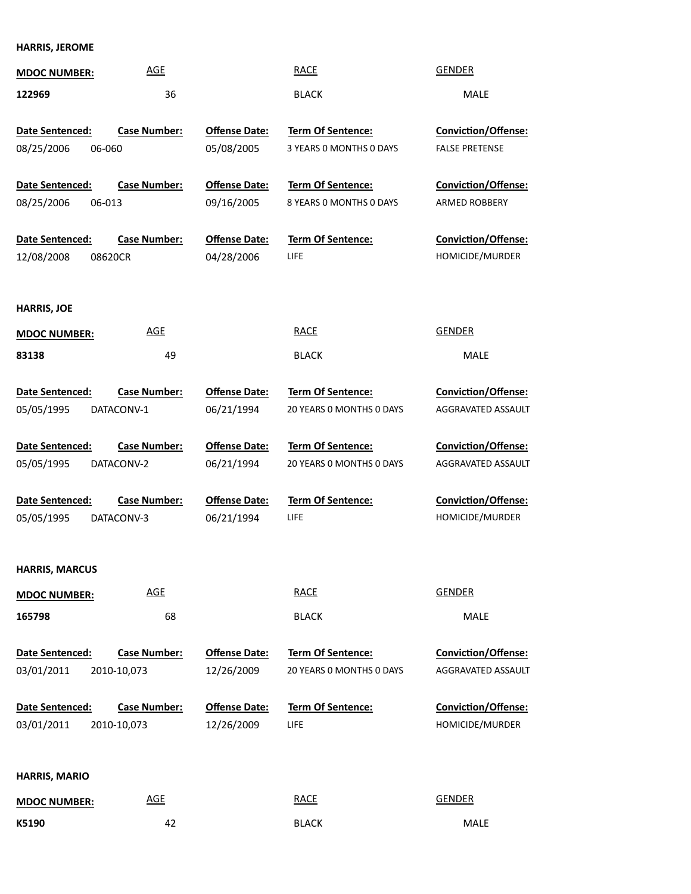**HARRIS, JEROME**

| MDOC NUMBER: | AGE | RACE | GENDER |
|---|---|---|---|
| 122969 | 36 | BLACK | MALE |

| Date Sentenced: | Case Number: | Offense Date: | Term Of Sentence: | Conviction/Offense: |
|---|---|---|---|---|
| 08/25/2006 | 06-060 | 05/08/2005 | 3 YEARS 0 MONTHS 0 DAYS | FALSE PRETENSE |
| 08/25/2006 | 06-013 | 09/16/2005 | 8 YEARS 0 MONTHS 0 DAYS | ARMED ROBBERY |
| 12/08/2008 | 08620CR | 04/28/2006 | LIFE | HOMICIDE/MURDER |

**HARRIS, JOE**

| MDOC NUMBER: | AGE | RACE | GENDER |
|---|---|---|---|
| 83138 | 49 | BLACK | MALE |

| Date Sentenced: | Case Number: | Offense Date: | Term Of Sentence: | Conviction/Offense: |
|---|---|---|---|---|
| 05/05/1995 | DATACONV-1 | 06/21/1994 | 20 YEARS 0 MONTHS 0 DAYS | AGGRAVATED ASSAULT |
| 05/05/1995 | DATACONV-2 | 06/21/1994 | 20 YEARS 0 MONTHS 0 DAYS | AGGRAVATED ASSAULT |
| 05/05/1995 | DATACONV-3 | 06/21/1994 | LIFE | HOMICIDE/MURDER |

**HARRIS, MARCUS**

| MDOC NUMBER: | AGE | RACE | GENDER |
|---|---|---|---|
| 165798 | 68 | BLACK | MALE |

| Date Sentenced: | Case Number: | Offense Date: | Term Of Sentence: | Conviction/Offense: |
|---|---|---|---|---|
| 03/01/2011 | 2010-10,073 | 12/26/2009 | 20 YEARS 0 MONTHS 0 DAYS | AGGRAVATED ASSAULT |
| 03/01/2011 | 2010-10,073 | 12/26/2009 | LIFE | HOMICIDE/MURDER |

**HARRIS, MARIO**

| MDOC NUMBER: | AGE | RACE | GENDER |
|---|---|---|---|
| K5190 | 42 | BLACK | MALE |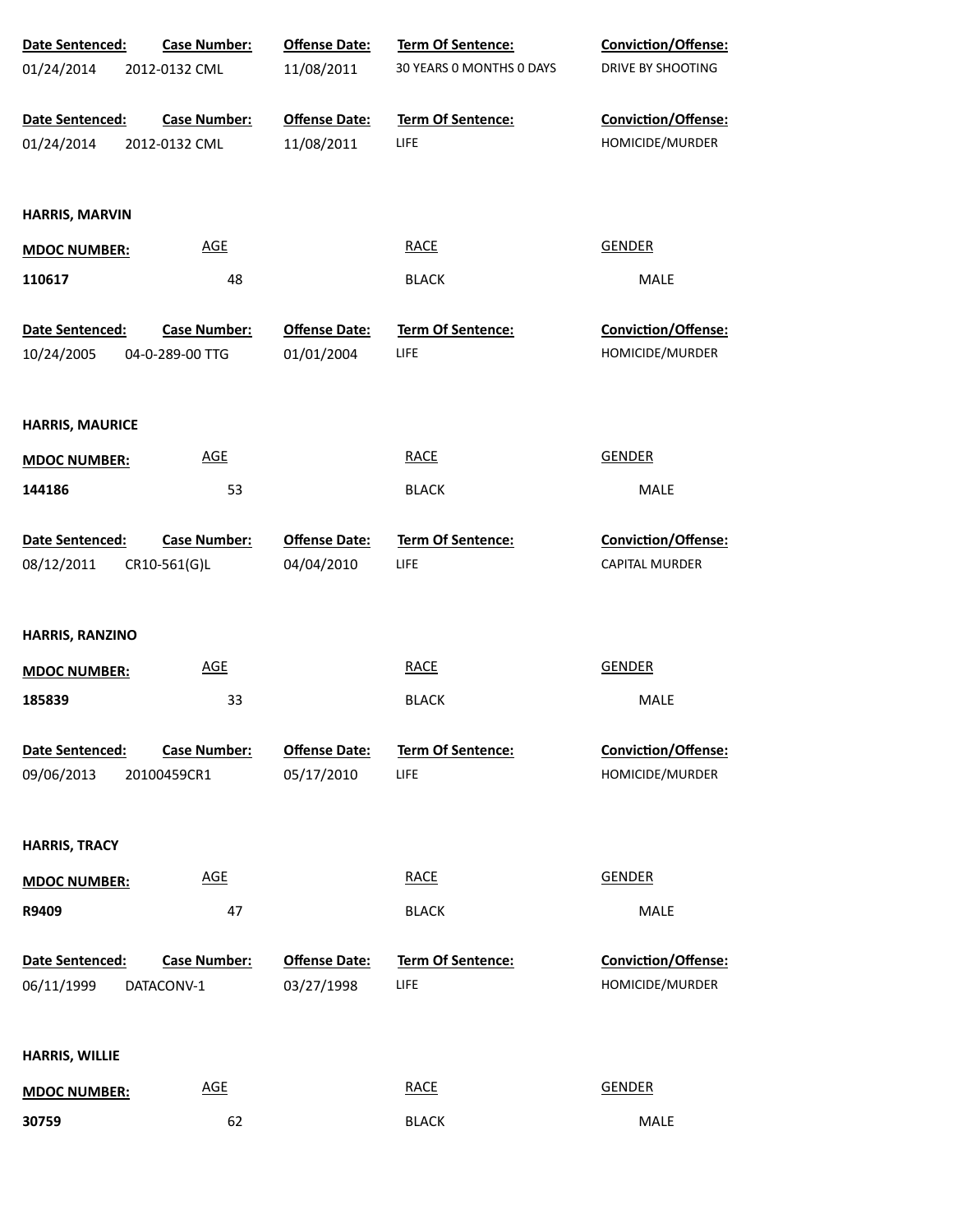| Date Sentenced: | Case Number: | Offense Date: | Term Of Sentence: | Conviction/Offense: |
|---|---|---|---|---|
| 01/24/2014 | 2012-0132 CML | 11/08/2011 | 30 YEARS 0 MONTHS 0 DAYS | DRIVE BY SHOOTING |

| Date Sentenced: | Case Number: | Offense Date: | Term Of Sentence: | Conviction/Offense: |
|---|---|---|---|---|
| 01/24/2014 | 2012-0132 CML | 11/08/2011 | LIFE | HOMICIDE/MURDER |

**HARRIS, MARVIN**

| MDOC NUMBER: | AGE | RACE | GENDER |
|---|---|---|---|
| 110617 | 48 | BLACK | MALE |

| Date Sentenced: | Case Number: | Offense Date: | Term Of Sentence: | Conviction/Offense: |
|---|---|---|---|---|
| 10/24/2005 | 04-0-289-00 TTG | 01/01/2004 | LIFE | HOMICIDE/MURDER |

**HARRIS, MAURICE**

| MDOC NUMBER: | AGE | RACE | GENDER |
|---|---|---|---|
| 144186 | 53 | BLACK | MALE |

| Date Sentenced: | Case Number: | Offense Date: | Term Of Sentence: | Conviction/Offense: |
|---|---|---|---|---|
| 08/12/2011 | CR10-561(G)L | 04/04/2010 | LIFE | CAPITAL MURDER |

**HARRIS, RANZINO**

| MDOC NUMBER: | AGE | RACE | GENDER |
|---|---|---|---|
| 185839 | 33 | BLACK | MALE |

| Date Sentenced: | Case Number: | Offense Date: | Term Of Sentence: | Conviction/Offense: |
|---|---|---|---|---|
| 09/06/2013 | 20100459CR1 | 05/17/2010 | LIFE | HOMICIDE/MURDER |

**HARRIS, TRACY**

| MDOC NUMBER: | AGE | RACE | GENDER |
|---|---|---|---|
| R9409 | 47 | BLACK | MALE |

| Date Sentenced: | Case Number: | Offense Date: | Term Of Sentence: | Conviction/Offense: |
|---|---|---|---|---|
| 06/11/1999 | DATACONV-1 | 03/27/1998 | LIFE | HOMICIDE/MURDER |

**HARRIS, WILLIE**

| MDOC NUMBER: | AGE | RACE | GENDER |
|---|---|---|---|
| 30759 | 62 | BLACK | MALE |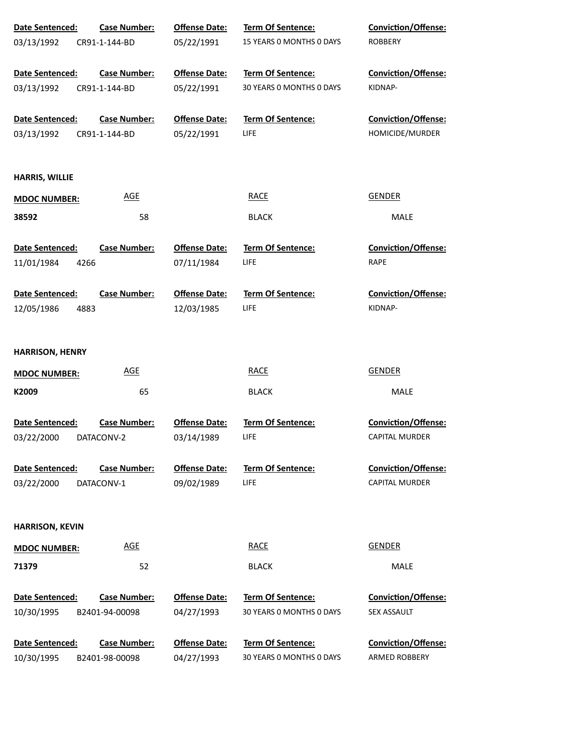| Date Sentenced: | Case Number: | Offense Date: | Term Of Sentence: | Conviction/Offense: |
|---|---|---|---|---|
| 03/13/1992 | CR91-1-144-BD | 05/22/1991 | 15 YEARS 0 MONTHS 0 DAYS | ROBBERY |

| Date Sentenced: | Case Number: | Offense Date: | Term Of Sentence: | Conviction/Offense: |
|---|---|---|---|---|
| 03/13/1992 | CR91-1-144-BD | 05/22/1991 | 30 YEARS 0 MONTHS 0 DAYS | KIDNAP- |

| Date Sentenced: | Case Number: | Offense Date: | Term Of Sentence: | Conviction/Offense: |
|---|---|---|---|---|
| 03/13/1992 | CR91-1-144-BD | 05/22/1991 | LIFE | HOMICIDE/MURDER |

**HARRIS, WILLIE**

| MDOC NUMBER: | AGE | RACE | GENDER |
|---|---|---|---|
| 38592 | 58 | BLACK | MALE |

| Date Sentenced: | Case Number: | Offense Date: | Term Of Sentence: | Conviction/Offense: |
|---|---|---|---|---|
| 11/01/1984 | 4266 | 07/11/1984 | LIFE | RAPE |

| Date Sentenced: | Case Number: | Offense Date: | Term Of Sentence: | Conviction/Offense: |
|---|---|---|---|---|
| 12/05/1986 | 4883 | 12/03/1985 | LIFE | KIDNAP- |

**HARRISON, HENRY**

| MDOC NUMBER: | AGE | RACE | GENDER |
|---|---|---|---|
| K2009 | 65 | BLACK | MALE |

| Date Sentenced: | Case Number: | Offense Date: | Term Of Sentence: | Conviction/Offense: |
|---|---|---|---|---|
| 03/22/2000 | DATACONV-2 | 03/14/1989 | LIFE | CAPITAL MURDER |

| Date Sentenced: | Case Number: | Offense Date: | Term Of Sentence: | Conviction/Offense: |
|---|---|---|---|---|
| 03/22/2000 | DATACONV-1 | 09/02/1989 | LIFE | CAPITAL MURDER |

**HARRISON, KEVIN**

| MDOC NUMBER: | AGE | RACE | GENDER |
|---|---|---|---|
| 71379 | 52 | BLACK | MALE |

| Date Sentenced: | Case Number: | Offense Date: | Term Of Sentence: | Conviction/Offense: |
|---|---|---|---|---|
| 10/30/1995 | B2401-94-00098 | 04/27/1993 | 30 YEARS 0 MONTHS 0 DAYS | SEX ASSAULT |

| Date Sentenced: | Case Number: | Offense Date: | Term Of Sentence: | Conviction/Offense: |
|---|---|---|---|---|
| 10/30/1995 | B2401-98-00098 | 04/27/1993 | 30 YEARS 0 MONTHS 0 DAYS | ARMED ROBBERY |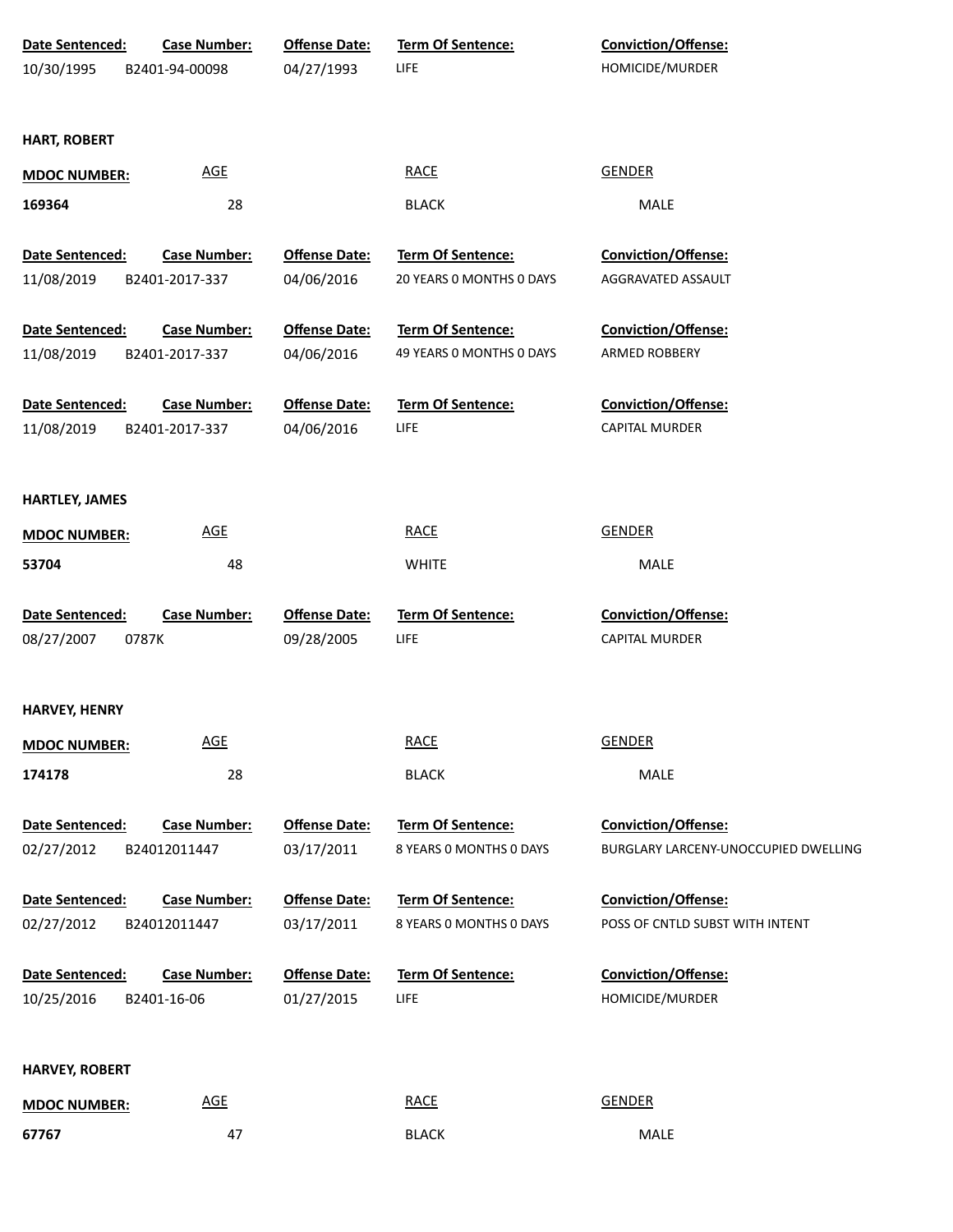| Date Sentenced: | Case Number: | Offense Date: | Term Of Sentence: | Conviction/Offense: |
|---|---|---|---|---|
| 10/30/1995 | B2401-94-00098 | 04/27/1993 | LIFE | HOMICIDE/MURDER |

**HART, ROBERT**

| MDOC NUMBER: | AGE | RACE | GENDER |
|---|---|---|---|
| 169364 | 28 | BLACK | MALE |

| Date Sentenced: | Case Number: | Offense Date: | Term Of Sentence: | Conviction/Offense: |
|---|---|---|---|---|
| 11/08/2019 | B2401-2017-337 | 04/06/2016 | 20 YEARS 0 MONTHS 0 DAYS | AGGRAVATED ASSAULT |
| 11/08/2019 | B2401-2017-337 | 04/06/2016 | 49 YEARS 0 MONTHS 0 DAYS | ARMED ROBBERY |
| 11/08/2019 | B2401-2017-337 | 04/06/2016 | LIFE | CAPITAL MURDER |

**HARTLEY, JAMES**

| MDOC NUMBER: | AGE | RACE | GENDER |
|---|---|---|---|
| 53704 | 48 | WHITE | MALE |

| Date Sentenced: | Case Number: | Offense Date: | Term Of Sentence: | Conviction/Offense: |
|---|---|---|---|---|
| 08/27/2007 | 0787K | 09/28/2005 | LIFE | CAPITAL MURDER |

**HARVEY, HENRY**

| MDOC NUMBER: | AGE | RACE | GENDER |
|---|---|---|---|
| 174178 | 28 | BLACK | MALE |

| Date Sentenced: | Case Number: | Offense Date: | Term Of Sentence: | Conviction/Offense: |
|---|---|---|---|---|
| 02/27/2012 | B24012011447 | 03/17/2011 | 8 YEARS 0 MONTHS 0 DAYS | BURGLARY LARCENY-UNOCCUPIED DWELLING |
| 02/27/2012 | B24012011447 | 03/17/2011 | 8 YEARS 0 MONTHS 0 DAYS | POSS OF CNTLD SUBST WITH INTENT |
| 10/25/2016 | B2401-16-06 | 01/27/2015 | LIFE | HOMICIDE/MURDER |

**HARVEY, ROBERT**

| MDOC NUMBER: | AGE | RACE | GENDER |
|---|---|---|---|
| 67767 | 47 | BLACK | MALE |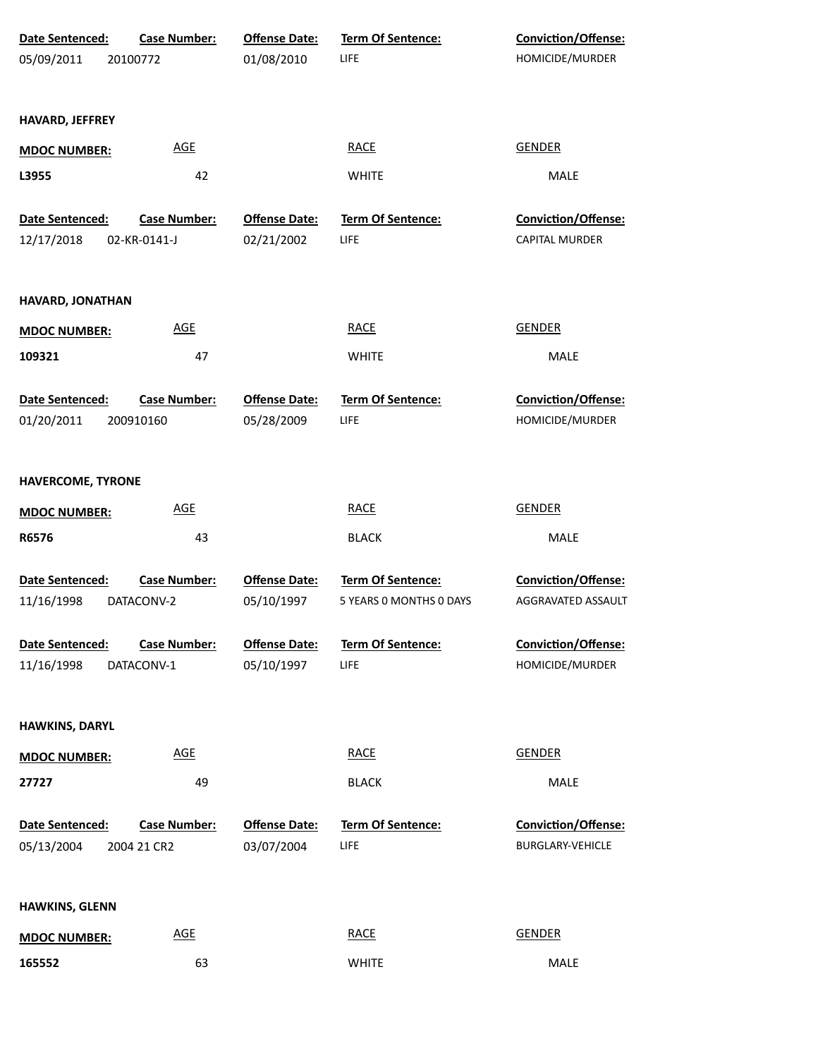| Date Sentenced: | Case Number: | Offense Date: | Term Of Sentence: | Conviction/Offense: |
|---|---|---|---|---|
| 05/09/2011 | 20100772 | 01/08/2010 | LIFE | HOMICIDE/MURDER |

**HAVARD, JEFFREY**

| MDOC NUMBER: | AGE | RACE | GENDER |
|---|---|---|---|
| L3955 | 42 | WHITE | MALE |

| Date Sentenced: | Case Number: | Offense Date: | Term Of Sentence: | Conviction/Offense: |
|---|---|---|---|---|
| 12/17/2018 | 02-KR-0141-J | 02/21/2002 | LIFE | CAPITAL MURDER |

**HAVARD, JONATHAN**

| MDOC NUMBER: | AGE | RACE | GENDER |
|---|---|---|---|
| 109321 | 47 | WHITE | MALE |

| Date Sentenced: | Case Number: | Offense Date: | Term Of Sentence: | Conviction/Offense: |
|---|---|---|---|---|
| 01/20/2011 | 200910160 | 05/28/2009 | LIFE | HOMICIDE/MURDER |

**HAVERCOME, TYRONE**

| MDOC NUMBER: | AGE | RACE | GENDER |
|---|---|---|---|
| R6576 | 43 | BLACK | MALE |

| Date Sentenced: | Case Number: | Offense Date: | Term Of Sentence: | Conviction/Offense: |
|---|---|---|---|---|
| 11/16/1998 | DATACONV-2 | 05/10/1997 | 5 YEARS 0 MONTHS 0 DAYS | AGGRAVATED ASSAULT |
| 11/16/1998 | DATACONV-1 | 05/10/1997 | LIFE | HOMICIDE/MURDER |

**HAWKINS, DARYL**

| MDOC NUMBER: | AGE | RACE | GENDER |
|---|---|---|---|
| 27727 | 49 | BLACK | MALE |

| Date Sentenced: | Case Number: | Offense Date: | Term Of Sentence: | Conviction/Offense: |
|---|---|---|---|---|
| 05/13/2004 | 2004 21 CR2 | 03/07/2004 | LIFE | BURGLARY-VEHICLE |

**HAWKINS, GLENN**

| MDOC NUMBER: | AGE | RACE | GENDER |
|---|---|---|---|
| 165552 | 63 | WHITE | MALE |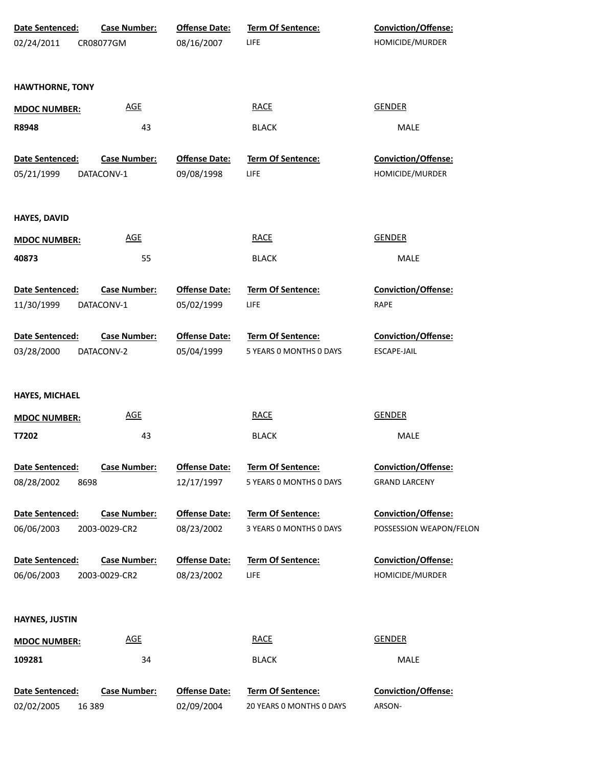| Date Sentenced: | Case Number: | Offense Date: | Term Of Sentence: | Conviction/Offense: |
|---|---|---|---|---|
| 02/24/2011 | CR08077GM | 08/16/2007 | LIFE | HOMICIDE/MURDER |

**HAWTHORNE, TONY**

| MDOC NUMBER: | AGE | RACE | GENDER |
|---|---|---|---|
| R8948 | 43 | BLACK | MALE |

| Date Sentenced: | Case Number: | Offense Date: | Term Of Sentence: | Conviction/Offense: |
|---|---|---|---|---|
| 05/21/1999 | DATACONV-1 | 09/08/1998 | LIFE | HOMICIDE/MURDER |

**HAYES, DAVID**

| MDOC NUMBER: | AGE | RACE | GENDER |
|---|---|---|---|
| 40873 | 55 | BLACK | MALE |

| Date Sentenced: | Case Number: | Offense Date: | Term Of Sentence: | Conviction/Offense: |
|---|---|---|---|---|
| 11/30/1999 | DATACONV-1 | 05/02/1999 | LIFE | RAPE |
| 03/28/2000 | DATACONV-2 | 05/04/1999 | 5 YEARS 0 MONTHS 0 DAYS | ESCAPE-JAIL |

**HAYES, MICHAEL**

| MDOC NUMBER: | AGE | RACE | GENDER |
|---|---|---|---|
| T7202 | 43 | BLACK | MALE |

| Date Sentenced: | Case Number: | Offense Date: | Term Of Sentence: | Conviction/Offense: |
|---|---|---|---|---|
| 08/28/2002 | 8698 | 12/17/1997 | 5 YEARS 0 MONTHS 0 DAYS | GRAND LARCENY |
| 06/06/2003 | 2003-0029-CR2 | 08/23/2002 | 3 YEARS 0 MONTHS 0 DAYS | POSSESSION WEAPON/FELON |
| 06/06/2003 | 2003-0029-CR2 | 08/23/2002 | LIFE | HOMICIDE/MURDER |

**HAYNES, JUSTIN**

| MDOC NUMBER: | AGE | RACE | GENDER |
|---|---|---|---|
| 109281 | 34 | BLACK | MALE |

| Date Sentenced: | Case Number: | Offense Date: | Term Of Sentence: | Conviction/Offense: |
|---|---|---|---|---|
| 02/02/2005 | 16 389 | 02/09/2004 | 20 YEARS 0 MONTHS 0 DAYS | ARSON- |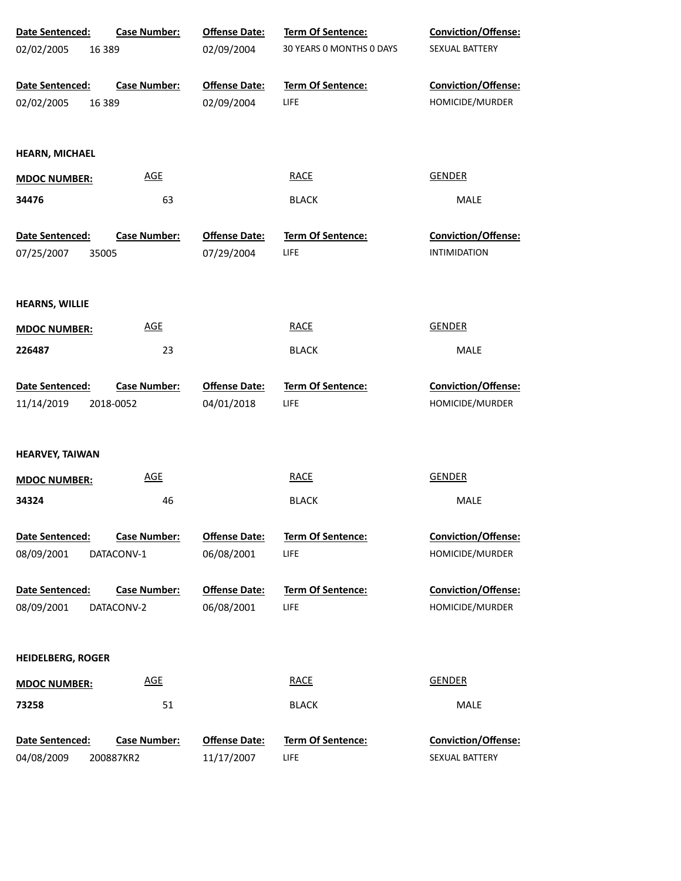| Date Sentenced: | Case Number: | Offense Date: | Term Of Sentence: | Conviction/Offense: |
|---|---|---|---|---|
| 02/02/2005 | 16 389 | 02/09/2004 | 30 YEARS 0 MONTHS 0 DAYS | SEXUAL BATTERY |

| Date Sentenced: | Case Number: | Offense Date: | Term Of Sentence: | Conviction/Offense: |
|---|---|---|---|---|
| 02/02/2005 | 16 389 | 02/09/2004 | LIFE | HOMICIDE/MURDER |

**HEARN, MICHAEL**

| MDOC NUMBER: | AGE | RACE | GENDER |
|---|---|---|---|
| **34476** | 63 | BLACK | MALE |

| Date Sentenced: | Case Number: | Offense Date: | Term Of Sentence: | Conviction/Offense: |
|---|---|---|---|---|
| 07/25/2007 | 35005 | 07/29/2004 | LIFE | INTIMIDATION |

**HEARNS, WILLIE**

| MDOC NUMBER: | AGE | RACE | GENDER |
|---|---|---|---|
| **226487** | 23 | BLACK | MALE |

| Date Sentenced: | Case Number: | Offense Date: | Term Of Sentence: | Conviction/Offense: |
|---|---|---|---|---|
| 11/14/2019 | 2018-0052 | 04/01/2018 | LIFE | HOMICIDE/MURDER |

**HEARVEY, TAIWAN**

| MDOC NUMBER: | AGE | RACE | GENDER |
|---|---|---|---|
| **34324** | 46 | BLACK | MALE |

| Date Sentenced: | Case Number: | Offense Date: | Term Of Sentence: | Conviction/Offense: |
|---|---|---|---|---|
| 08/09/2001 | DATACONV-1 | 06/08/2001 | LIFE | HOMICIDE/MURDER |

| Date Sentenced: | Case Number: | Offense Date: | Term Of Sentence: | Conviction/Offense: |
|---|---|---|---|---|
| 08/09/2001 | DATACONV-2 | 06/08/2001 | LIFE | HOMICIDE/MURDER |

**HEIDELBERG, ROGER**

| MDOC NUMBER: | AGE | RACE | GENDER |
|---|---|---|---|
| **73258** | 51 | BLACK | MALE |

| Date Sentenced: | Case Number: | Offense Date: | Term Of Sentence: | Conviction/Offense: |
|---|---|---|---|---|
| 04/08/2009 | 200887KR2 | 11/17/2007 | LIFE | SEXUAL BATTERY |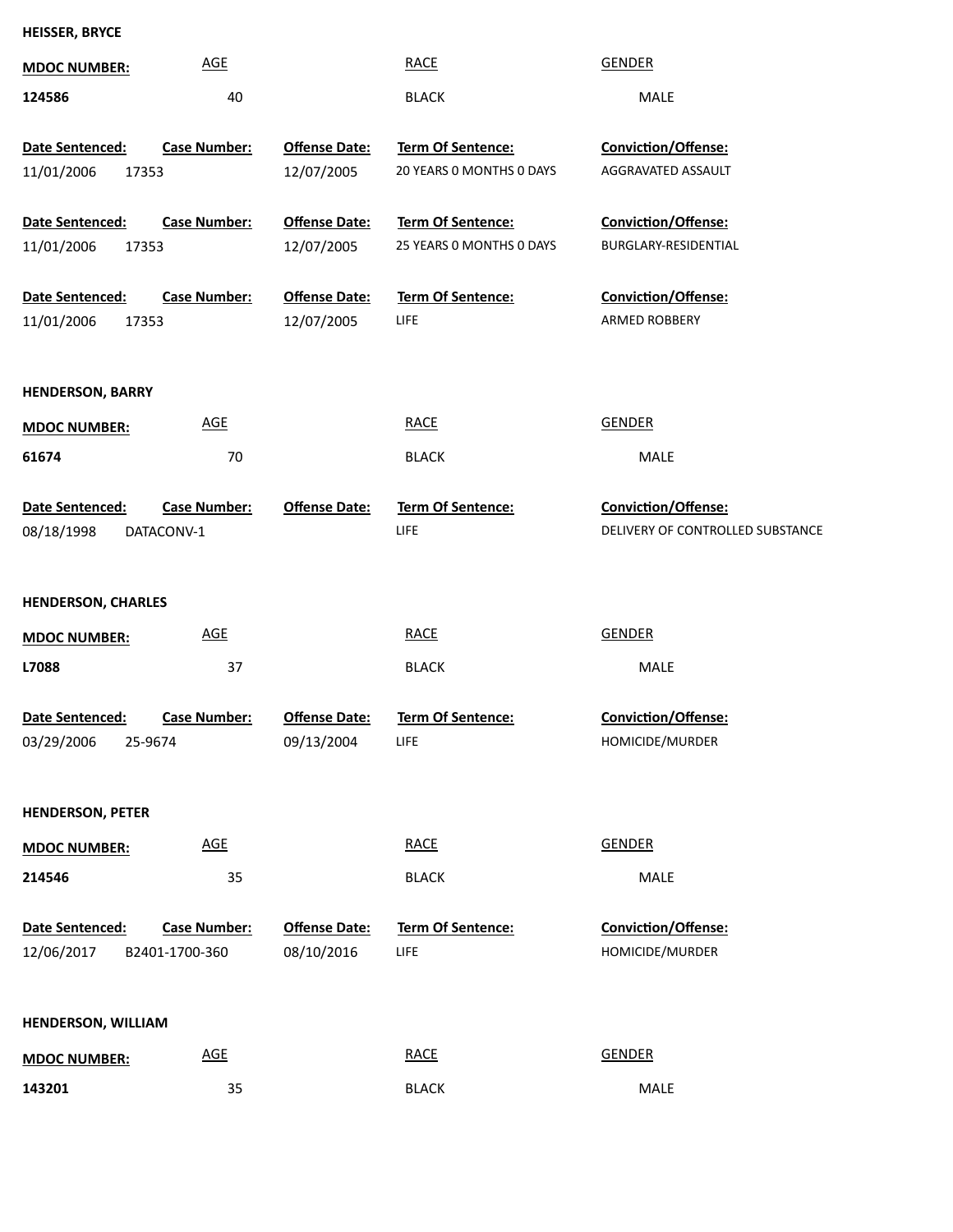**HEISSER, BRYCE**

| MDOC NUMBER: | AGE | RACE | GENDER |
|---|---|---|---|
| 124586 | 40 | BLACK | MALE |

| Date Sentenced: | Case Number: | Offense Date: | Term Of Sentence: | Conviction/Offense: |
|---|---|---|---|---|
| 11/01/2006 | 17353 | 12/07/2005 | 20 YEARS 0 MONTHS 0 DAYS | AGGRAVATED ASSAULT |
| 11/01/2006 | 17353 | 12/07/2005 | 25 YEARS 0 MONTHS 0 DAYS | BURGLARY-RESIDENTIAL |
| 11/01/2006 | 17353 | 12/07/2005 | LIFE | ARMED ROBBERY |

**HENDERSON, BARRY**

| MDOC NUMBER: | AGE | RACE | GENDER |
|---|---|---|---|
| 61674 | 70 | BLACK | MALE |

| Date Sentenced: | Case Number: | Offense Date: | Term Of Sentence: | Conviction/Offense: |
|---|---|---|---|---|
| 08/18/1998 | DATACONV-1 | | LIFE | DELIVERY OF CONTROLLED SUBSTANCE |

**HENDERSON, CHARLES**

| MDOC NUMBER: | AGE | RACE | GENDER |
|---|---|---|---|
| L7088 | 37 | BLACK | MALE |

| Date Sentenced: | Case Number: | Offense Date: | Term Of Sentence: | Conviction/Offense: |
|---|---|---|---|---|
| 03/29/2006 | 25-9674 | 09/13/2004 | LIFE | HOMICIDE/MURDER |

**HENDERSON, PETER**

| MDOC NUMBER: | AGE | RACE | GENDER |
|---|---|---|---|
| 214546 | 35 | BLACK | MALE |

| Date Sentenced: | Case Number: | Offense Date: | Term Of Sentence: | Conviction/Offense: |
|---|---|---|---|---|
| 12/06/2017 | B2401-1700-360 | 08/10/2016 | LIFE | HOMICIDE/MURDER |

**HENDERSON, WILLIAM**

| MDOC NUMBER: | AGE | RACE | GENDER |
|---|---|---|---|
| 143201 | 35 | BLACK | MALE |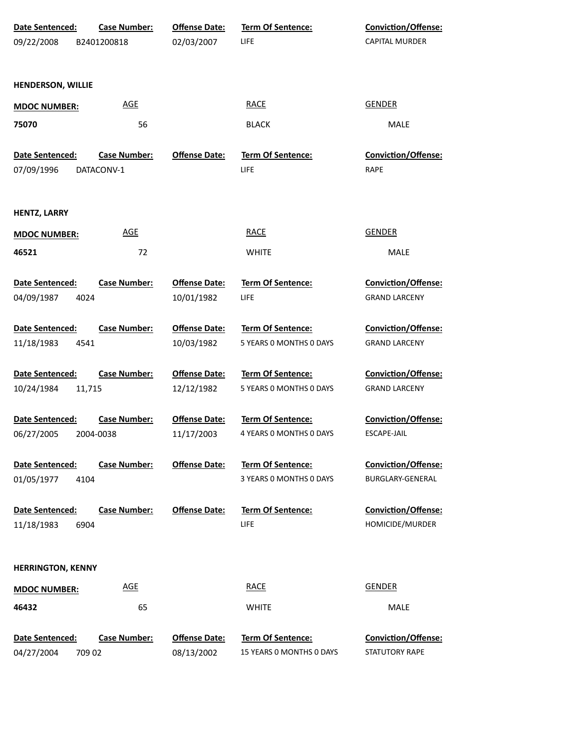| Date Sentenced: | Case Number: | Offense Date: | Term Of Sentence: | Conviction/Offense: |
|---|---|---|---|---|
| 09/22/2008 | B2401200818 | 02/03/2007 | LIFE | CAPITAL MURDER |

**HENDERSON, WILLIE**

| MDOC NUMBER: | AGE | RACE | GENDER |
|---|---|---|---|
| 75070 | 56 | BLACK | MALE |

| Date Sentenced: | Case Number: | Offense Date: | Term Of Sentence: | Conviction/Offense: |
|---|---|---|---|---|
| 07/09/1996 | DATACONV-1 | | LIFE | RAPE |

**HENTZ, LARRY**

| MDOC NUMBER: | AGE | RACE | GENDER |
|---|---|---|---|
| 46521 | 72 | WHITE | MALE |

| Date Sentenced: | Case Number: | Offense Date: | Term Of Sentence: | Conviction/Offense: |
|---|---|---|---|---|
| 04/09/1987 | 4024 | 10/01/1982 | LIFE | GRAND LARCENY |
| 11/18/1983 | 4541 | 10/03/1982 | 5 YEARS 0 MONTHS 0 DAYS | GRAND LARCENY |
| 10/24/1984 | 11,715 | 12/12/1982 | 5 YEARS 0 MONTHS 0 DAYS | GRAND LARCENY |
| 06/27/2005 | 2004-0038 | 11/17/2003 | 4 YEARS 0 MONTHS 0 DAYS | ESCAPE-JAIL |
| 01/05/1977 | 4104 | | 3 YEARS 0 MONTHS 0 DAYS | BURGLARY-GENERAL |
| 11/18/1983 | 6904 | | LIFE | HOMICIDE/MURDER |

**HERRINGTON, KENNY**

| MDOC NUMBER: | AGE | RACE | GENDER |
|---|---|---|---|
| 46432 | 65 | WHITE | MALE |

| Date Sentenced: | Case Number: | Offense Date: | Term Of Sentence: | Conviction/Offense: |
|---|---|---|---|---|
| 04/27/2004 | 709 02 | 08/13/2002 | 15 YEARS 0 MONTHS 0 DAYS | STATUTORY RAPE |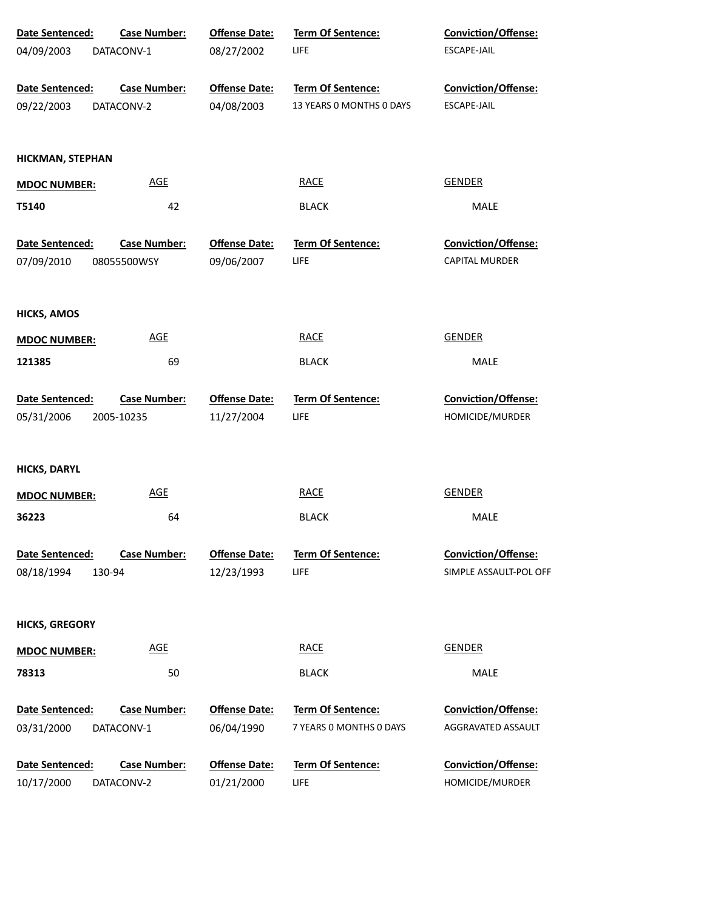| Date Sentenced: | Case Number: | Offense Date: | Term Of Sentence: | Conviction/Offense: |
|---|---|---|---|---|
| 04/09/2003 | DATACONV-1 | 08/27/2002 | LIFE | ESCAPE-JAIL |

| Date Sentenced: | Case Number: | Offense Date: | Term Of Sentence: | Conviction/Offense: |
|---|---|---|---|---|
| 09/22/2003 | DATACONV-2 | 04/08/2003 | 13 YEARS 0 MONTHS 0 DAYS | ESCAPE-JAIL |

**HICKMAN, STEPHAN**

| MDOC NUMBER: | AGE | RACE | GENDER |
|---|---|---|---|
| T5140 | 42 | BLACK | MALE |

| Date Sentenced: | Case Number: | Offense Date: | Term Of Sentence: | Conviction/Offense: |
|---|---|---|---|---|
| 07/09/2010 | 08055500WSY | 09/06/2007 | LIFE | CAPITAL MURDER |

**HICKS, AMOS**

| MDOC NUMBER: | AGE | RACE | GENDER |
|---|---|---|---|
| 121385 | 69 | BLACK | MALE |

| Date Sentenced: | Case Number: | Offense Date: | Term Of Sentence: | Conviction/Offense: |
|---|---|---|---|---|
| 05/31/2006 | 2005-10235 | 11/27/2004 | LIFE | HOMICIDE/MURDER |

**HICKS, DARYL**

| MDOC NUMBER: | AGE | RACE | GENDER |
|---|---|---|---|
| 36223 | 64 | BLACK | MALE |

| Date Sentenced: | Case Number: | Offense Date: | Term Of Sentence: | Conviction/Offense: |
|---|---|---|---|---|
| 08/18/1994 | 130-94 | 12/23/1993 | LIFE | SIMPLE ASSAULT-POL OFF |

**HICKS, GREGORY**

| MDOC NUMBER: | AGE | RACE | GENDER |
|---|---|---|---|
| 78313 | 50 | BLACK | MALE |

| Date Sentenced: | Case Number: | Offense Date: | Term Of Sentence: | Conviction/Offense: |
|---|---|---|---|---|
| 03/31/2000 | DATACONV-1 | 06/04/1990 | 7 YEARS 0 MONTHS 0 DAYS | AGGRAVATED ASSAULT |

| Date Sentenced: | Case Number: | Offense Date: | Term Of Sentence: | Conviction/Offense: |
|---|---|---|---|---|
| 10/17/2000 | DATACONV-2 | 01/21/2000 | LIFE | HOMICIDE/MURDER |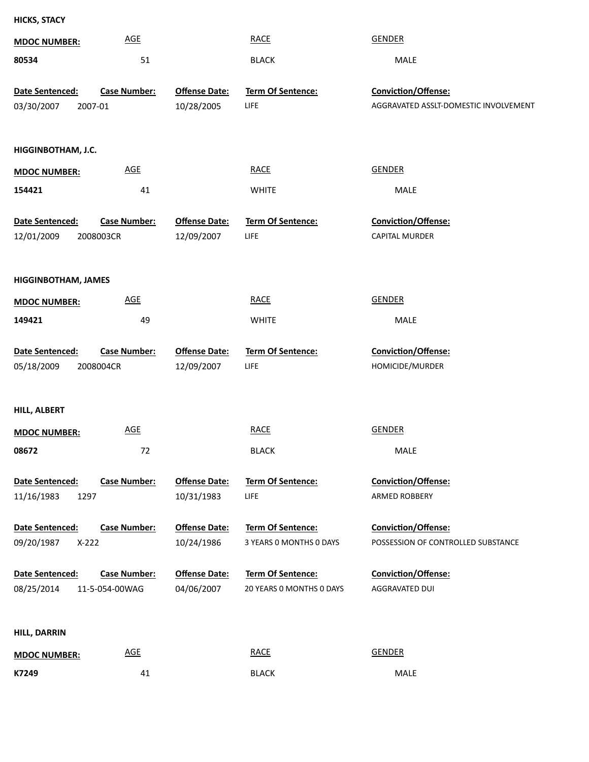**HICKS, STACY**

| MDOC NUMBER: | AGE | RACE | GENDER |
|---|---|---|---|
| 80534 | 51 | BLACK | MALE |

| Date Sentenced: | Case Number: | Offense Date: | Term Of Sentence: | Conviction/Offense: |
|---|---|---|---|---|
| 03/30/2007 | 2007-01 | 10/28/2005 | LIFE | AGGRAVATED ASSLT-DOMESTIC INVOLVEMENT |

**HIGGINBOTHAM, J.C.**

| MDOC NUMBER: | AGE | RACE | GENDER |
|---|---|---|---|
| 154421 | 41 | WHITE | MALE |

| Date Sentenced: | Case Number: | Offense Date: | Term Of Sentence: | Conviction/Offense: |
|---|---|---|---|---|
| 12/01/2009 | 2008003CR | 12/09/2007 | LIFE | CAPITAL MURDER |

**HIGGINBOTHAM, JAMES**

| MDOC NUMBER: | AGE | RACE | GENDER |
|---|---|---|---|
| 149421 | 49 | WHITE | MALE |

| Date Sentenced: | Case Number: | Offense Date: | Term Of Sentence: | Conviction/Offense: |
|---|---|---|---|---|
| 05/18/2009 | 2008004CR | 12/09/2007 | LIFE | HOMICIDE/MURDER |

**HILL, ALBERT**

| MDOC NUMBER: | AGE | RACE | GENDER |
|---|---|---|---|
| 08672 | 72 | BLACK | MALE |

| Date Sentenced: | Case Number: | Offense Date: | Term Of Sentence: | Conviction/Offense: |
|---|---|---|---|---|
| 11/16/1983 | 1297 | 10/31/1983 | LIFE | ARMED ROBBERY |
| 09/20/1987 | X-222 | 10/24/1986 | 3 YEARS 0 MONTHS 0 DAYS | POSSESSION OF CONTROLLED SUBSTANCE |
| 08/25/2014 | 11-5-054-00WAG | 04/06/2007 | 20 YEARS 0 MONTHS 0 DAYS | AGGRAVATED DUI |

**HILL, DARRIN**

| MDOC NUMBER: | AGE | RACE | GENDER |
|---|---|---|---|
| K7249 | 41 | BLACK | MALE |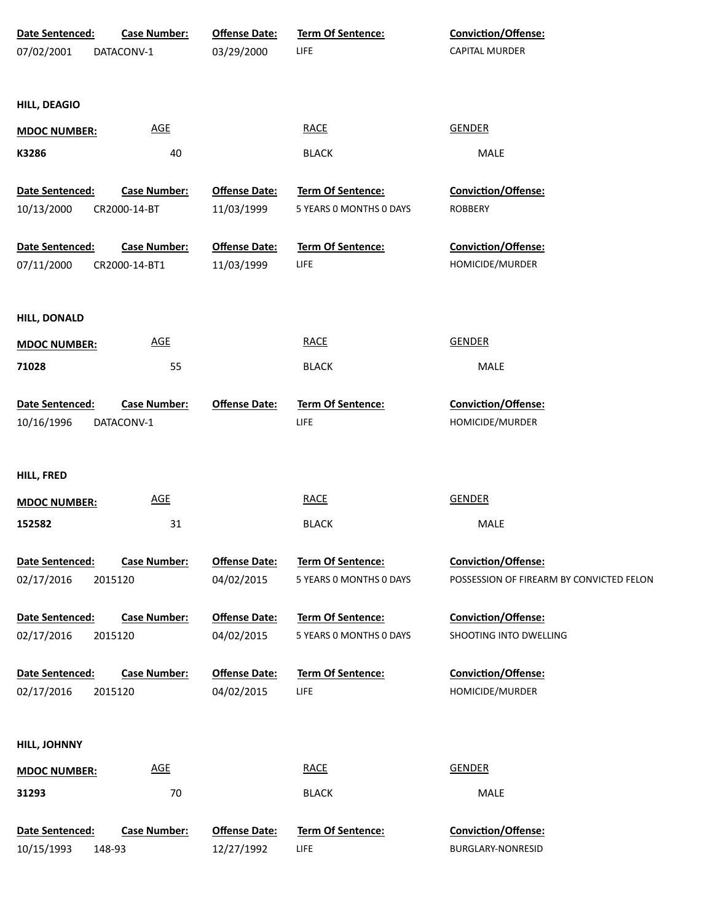| Date Sentenced: | Case Number: | Offense Date: | Term Of Sentence: | Conviction/Offense: |
|---|---|---|---|---|
| 07/02/2001 | DATACONV-1 | 03/29/2000 | LIFE | CAPITAL MURDER |

**HILL, DEAGIO**

| MDOC NUMBER: | AGE | RACE | GENDER |
|---|---|---|---|
| K3286 | 40 | BLACK | MALE |

| Date Sentenced: | Case Number: | Offense Date: | Term Of Sentence: | Conviction/Offense: |
|---|---|---|---|---|
| 10/13/2000 | CR2000-14-BT | 11/03/1999 | 5 YEARS 0 MONTHS 0 DAYS | ROBBERY |
| 07/11/2000 | CR2000-14-BT1 | 11/03/1999 | LIFE | HOMICIDE/MURDER |

**HILL, DONALD**

| MDOC NUMBER: | AGE | RACE | GENDER |
|---|---|---|---|
| 71028 | 55 | BLACK | MALE |

| Date Sentenced: | Case Number: | Offense Date: | Term Of Sentence: | Conviction/Offense: |
|---|---|---|---|---|
| 10/16/1996 | DATACONV-1 | | LIFE | HOMICIDE/MURDER |

**HILL, FRED**

| MDOC NUMBER: | AGE | RACE | GENDER |
|---|---|---|---|
| 152582 | 31 | BLACK | MALE |

| Date Sentenced: | Case Number: | Offense Date: | Term Of Sentence: | Conviction/Offense: |
|---|---|---|---|---|
| 02/17/2016 | 2015120 | 04/02/2015 | 5 YEARS 0 MONTHS 0 DAYS | POSSESSION OF FIREARM BY CONVICTED FELON |
| 02/17/2016 | 2015120 | 04/02/2015 | 5 YEARS 0 MONTHS 0 DAYS | SHOOTING INTO DWELLING |
| 02/17/2016 | 2015120 | 04/02/2015 | LIFE | HOMICIDE/MURDER |

**HILL, JOHNNY**

| MDOC NUMBER: | AGE | RACE | GENDER |
|---|---|---|---|
| 31293 | 70 | BLACK | MALE |

| Date Sentenced: | Case Number: | Offense Date: | Term Of Sentence: | Conviction/Offense: |
|---|---|---|---|---|
| 10/15/1993 | 148-93 | 12/27/1992 | LIFE | BURGLARY-NONRESID |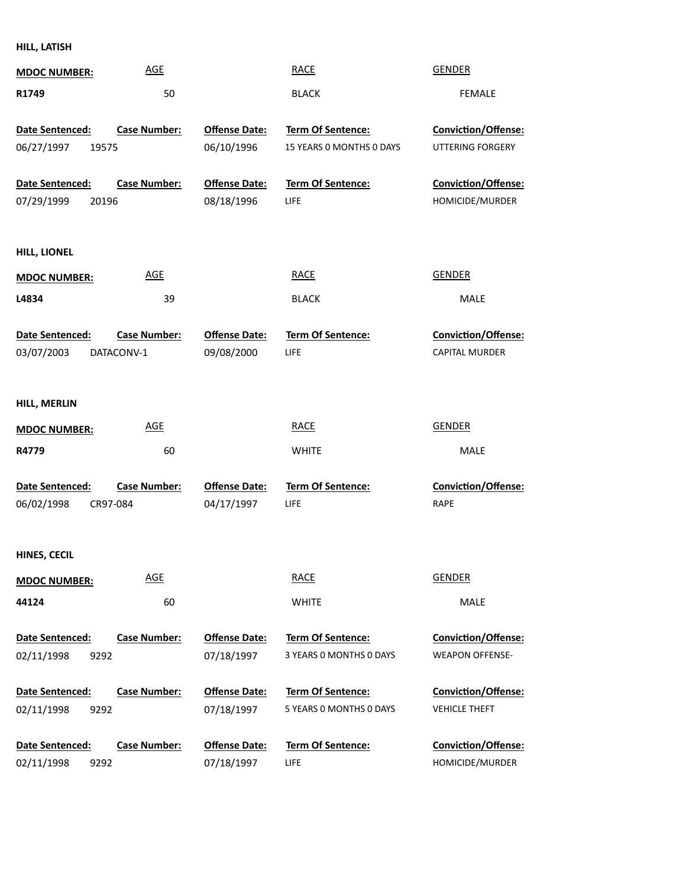**HILL, LATISH**

| MDOC NUMBER: | AGE | RACE | GENDER |
|---|---|---|---|
| R1749 | 50 | BLACK | FEMALE |

| Date Sentenced: | Case Number: | Offense Date: | Term Of Sentence: | Conviction/Offense: |
|---|---|---|---|---|
| 06/27/1997 | 19575 | 06/10/1996 | 15 YEARS 0 MONTHS 0 DAYS | UTTERING FORGERY |
| 07/29/1999 | 20196 | 08/18/1996 | LIFE | HOMICIDE/MURDER |

**HILL, LIONEL**

| MDOC NUMBER: | AGE | RACE | GENDER |
|---|---|---|---|
| L4834 | 39 | BLACK | MALE |

| Date Sentenced: | Case Number: | Offense Date: | Term Of Sentence: | Conviction/Offense: |
|---|---|---|---|---|
| 03/07/2003 | DATACONV-1 | 09/08/2000 | LIFE | CAPITAL MURDER |

**HILL, MERLIN**

| MDOC NUMBER: | AGE | RACE | GENDER |
|---|---|---|---|
| R4779 | 60 | WHITE | MALE |

| Date Sentenced: | Case Number: | Offense Date: | Term Of Sentence: | Conviction/Offense: |
|---|---|---|---|---|
| 06/02/1998 | CR97-084 | 04/17/1997 | LIFE | RAPE |

**HINES, CECIL**

| MDOC NUMBER: | AGE | RACE | GENDER |
|---|---|---|---|
| 44124 | 60 | WHITE | MALE |

| Date Sentenced: | Case Number: | Offense Date: | Term Of Sentence: | Conviction/Offense: |
|---|---|---|---|---|
| 02/11/1998 | 9292 | 07/18/1997 | 3 YEARS 0 MONTHS 0 DAYS | WEAPON OFFENSE- |
| 02/11/1998 | 9292 | 07/18/1997 | 5 YEARS 0 MONTHS 0 DAYS | VEHICLE THEFT |
| 02/11/1998 | 9292 | 07/18/1997 | LIFE | HOMICIDE/MURDER |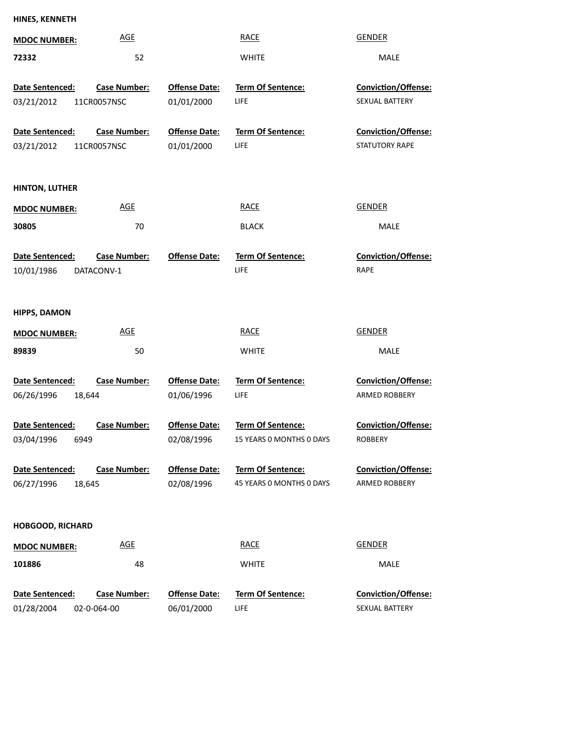**HINES, KENNETH**

| MDOC NUMBER: | AGE | RACE | GENDER |
|---|---|---|---|
| 72332 | 52 | WHITE | MALE |

| Date Sentenced: | Case Number: | Offense Date: | Term Of Sentence: | Conviction/Offense: |
|---|---|---|---|---|
| 03/21/2012 | 11CR0057NSC | 01/01/2000 | LIFE | SEXUAL BATTERY |
| 03/21/2012 | 11CR0057NSC | 01/01/2000 | LIFE | STATUTORY RAPE |

**HINTON, LUTHER**

| MDOC NUMBER: | AGE | RACE | GENDER |
|---|---|---|---|
| 30805 | 70 | BLACK | MALE |

| Date Sentenced: | Case Number: | Offense Date: | Term Of Sentence: | Conviction/Offense: |
|---|---|---|---|---|
| 10/01/1986 | DATACONV-1 | | LIFE | RAPE |

**HIPPS, DAMON**

| MDOC NUMBER: | AGE | RACE | GENDER |
|---|---|---|---|
| 89839 | 50 | WHITE | MALE |

| Date Sentenced: | Case Number: | Offense Date: | Term Of Sentence: | Conviction/Offense: |
|---|---|---|---|---|
| 06/26/1996 | 18,644 | 01/06/1996 | LIFE | ARMED ROBBERY |
| 03/04/1996 | 6949 | 02/08/1996 | 15 YEARS 0 MONTHS 0 DAYS | ROBBERY |
| 06/27/1996 | 18,645 | 02/08/1996 | 45 YEARS 0 MONTHS 0 DAYS | ARMED ROBBERY |

**HOBGOOD, RICHARD**

| MDOC NUMBER: | AGE | RACE | GENDER |
|---|---|---|---|
| 101886 | 48 | WHITE | MALE |

| Date Sentenced: | Case Number: | Offense Date: | Term Of Sentence: | Conviction/Offense: |
|---|---|---|---|---|
| 01/28/2004 | 02-0-064-00 | 06/01/2000 | LIFE | SEXUAL BATTERY |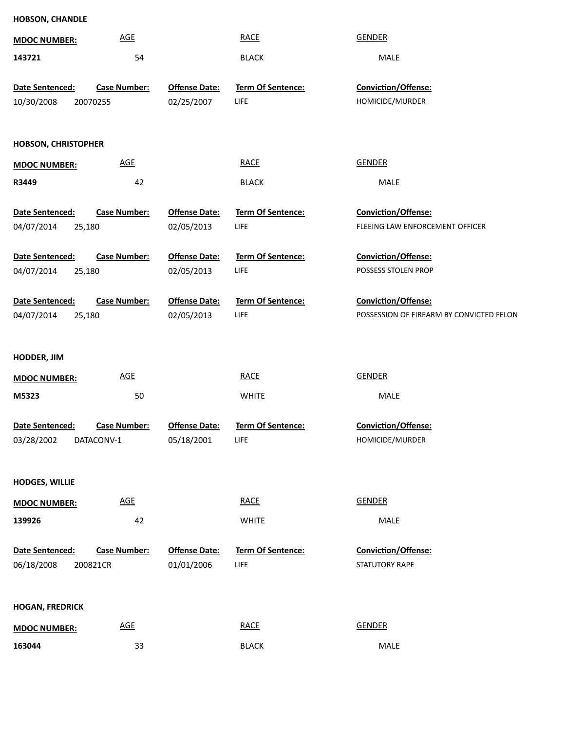**HOBSON, CHANDLE**

| MDOC NUMBER: | AGE | RACE | GENDER |
|---|---|---|---|
| 143721 | 54 | BLACK | MALE |

| Date Sentenced: | Case Number: | Offense Date: | Term Of Sentence: | Conviction/Offense: |
|---|---|---|---|---|
| 10/30/2008 | 20070255 | 02/25/2007 | LIFE | HOMICIDE/MURDER |

**HOBSON, CHRISTOPHER**

| MDOC NUMBER: | AGE | RACE | GENDER |
|---|---|---|---|
| R3449 | 42 | BLACK | MALE |

| Date Sentenced: | Case Number: | Offense Date: | Term Of Sentence: | Conviction/Offense: |
|---|---|---|---|---|
| 04/07/2014 | 25,180 | 02/05/2013 | LIFE | FLEEING LAW ENFORCEMENT OFFICER |
| 04/07/2014 | 25,180 | 02/05/2013 | LIFE | POSSESS STOLEN PROP |
| 04/07/2014 | 25,180 | 02/05/2013 | LIFE | POSSESSION OF FIREARM BY CONVICTED FELON |

**HODDER, JIM**

| MDOC NUMBER: | AGE | RACE | GENDER |
|---|---|---|---|
| M5323 | 50 | WHITE | MALE |

| Date Sentenced: | Case Number: | Offense Date: | Term Of Sentence: | Conviction/Offense: |
|---|---|---|---|---|
| 03/28/2002 | DATACONV-1 | 05/18/2001 | LIFE | HOMICIDE/MURDER |

**HODGES, WILLIE**

| MDOC NUMBER: | AGE | RACE | GENDER |
|---|---|---|---|
| 139926 | 42 | WHITE | MALE |

| Date Sentenced: | Case Number: | Offense Date: | Term Of Sentence: | Conviction/Offense: |
|---|---|---|---|---|
| 06/18/2008 | 200821CR | 01/01/2006 | LIFE | STATUTORY RAPE |

**HOGAN, FREDRICK**

| MDOC NUMBER: | AGE | RACE | GENDER |
|---|---|---|---|
| 163044 | 33 | BLACK | MALE |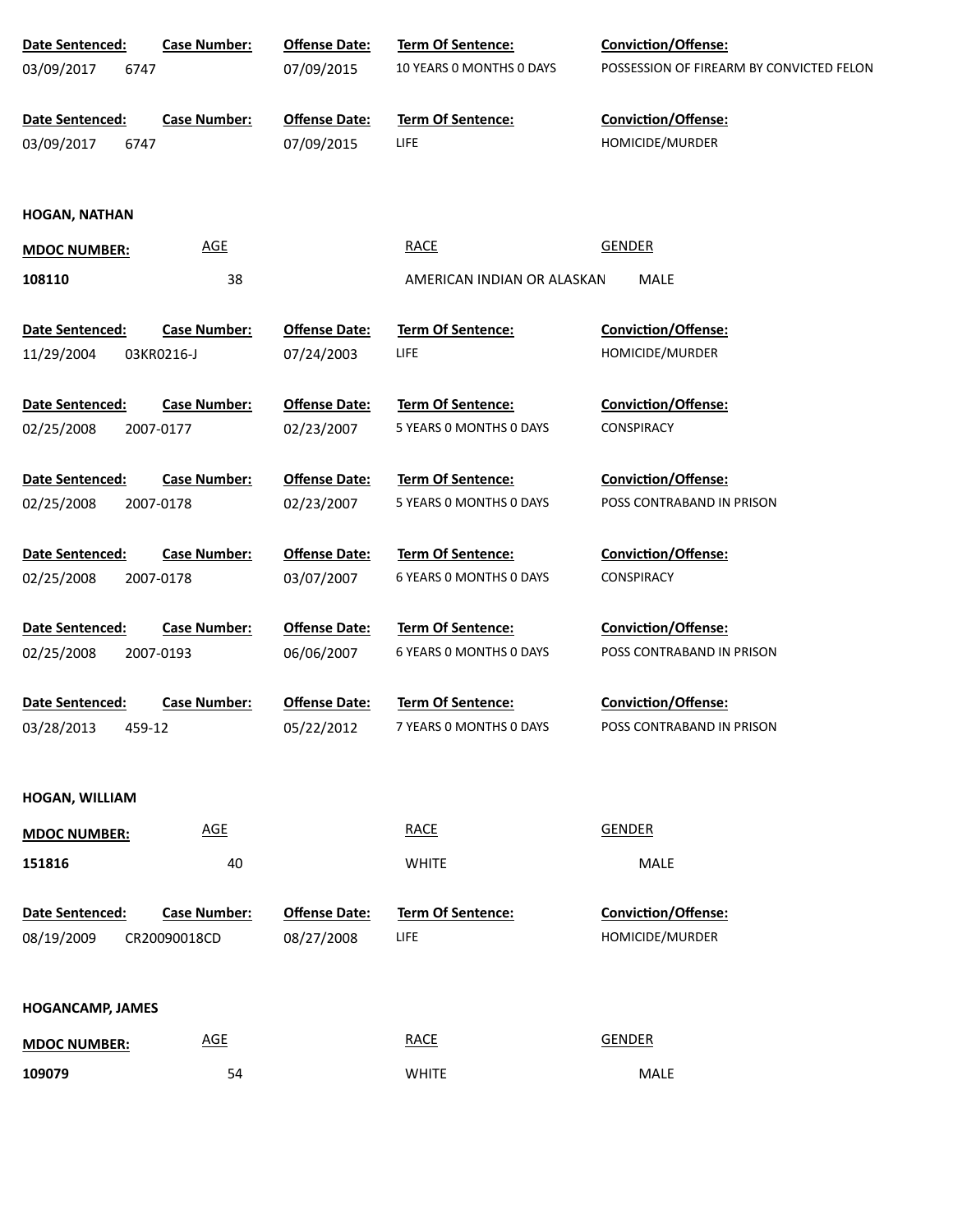| Date Sentenced: | Case Number: | Offense Date: | Term Of Sentence: | Conviction/Offense: |
|---|---|---|---|---|
| 03/09/2017 | 6747 | 07/09/2015 | 10 YEARS 0 MONTHS 0 DAYS | POSSESSION OF FIREARM BY CONVICTED FELON |

| Date Sentenced: | Case Number: | Offense Date: | Term Of Sentence: | Conviction/Offense: |
|---|---|---|---|---|
| 03/09/2017 | 6747 | 07/09/2015 | LIFE | HOMICIDE/MURDER |

**HOGAN, NATHAN**

| MDOC NUMBER: | AGE | RACE | GENDER |
|---|---|---|---|
| 108110 | 38 | AMERICAN INDIAN OR ALASKAN | MALE |

| Date Sentenced: | Case Number: | Offense Date: | Term Of Sentence: | Conviction/Offense: |
|---|---|---|---|---|
| 11/29/2004 | 03KR0216-J | 07/24/2003 | LIFE | HOMICIDE/MURDER |
| 02/25/2008 | 2007-0177 | 02/23/2007 | 5 YEARS 0 MONTHS 0 DAYS | CONSPIRACY |
| 02/25/2008 | 2007-0178 | 02/23/2007 | 5 YEARS 0 MONTHS 0 DAYS | POSS CONTRABAND IN PRISON |
| 02/25/2008 | 2007-0178 | 03/07/2007 | 6 YEARS 0 MONTHS 0 DAYS | CONSPIRACY |
| 02/25/2008 | 2007-0193 | 06/06/2007 | 6 YEARS 0 MONTHS 0 DAYS | POSS CONTRABAND IN PRISON |
| 03/28/2013 | 459-12 | 05/22/2012 | 7 YEARS 0 MONTHS 0 DAYS | POSS CONTRABAND IN PRISON |

**HOGAN, WILLIAM**

| MDOC NUMBER: | AGE | RACE | GENDER |
|---|---|---|---|
| 151816 | 40 | WHITE | MALE |

| Date Sentenced: | Case Number: | Offense Date: | Term Of Sentence: | Conviction/Offense: |
|---|---|---|---|---|
| 08/19/2009 | CR20090018CD | 08/27/2008 | LIFE | HOMICIDE/MURDER |

**HOGANCAMP, JAMES**

| MDOC NUMBER: | AGE | RACE | GENDER |
|---|---|---|---|
| 109079 | 54 | WHITE | MALE |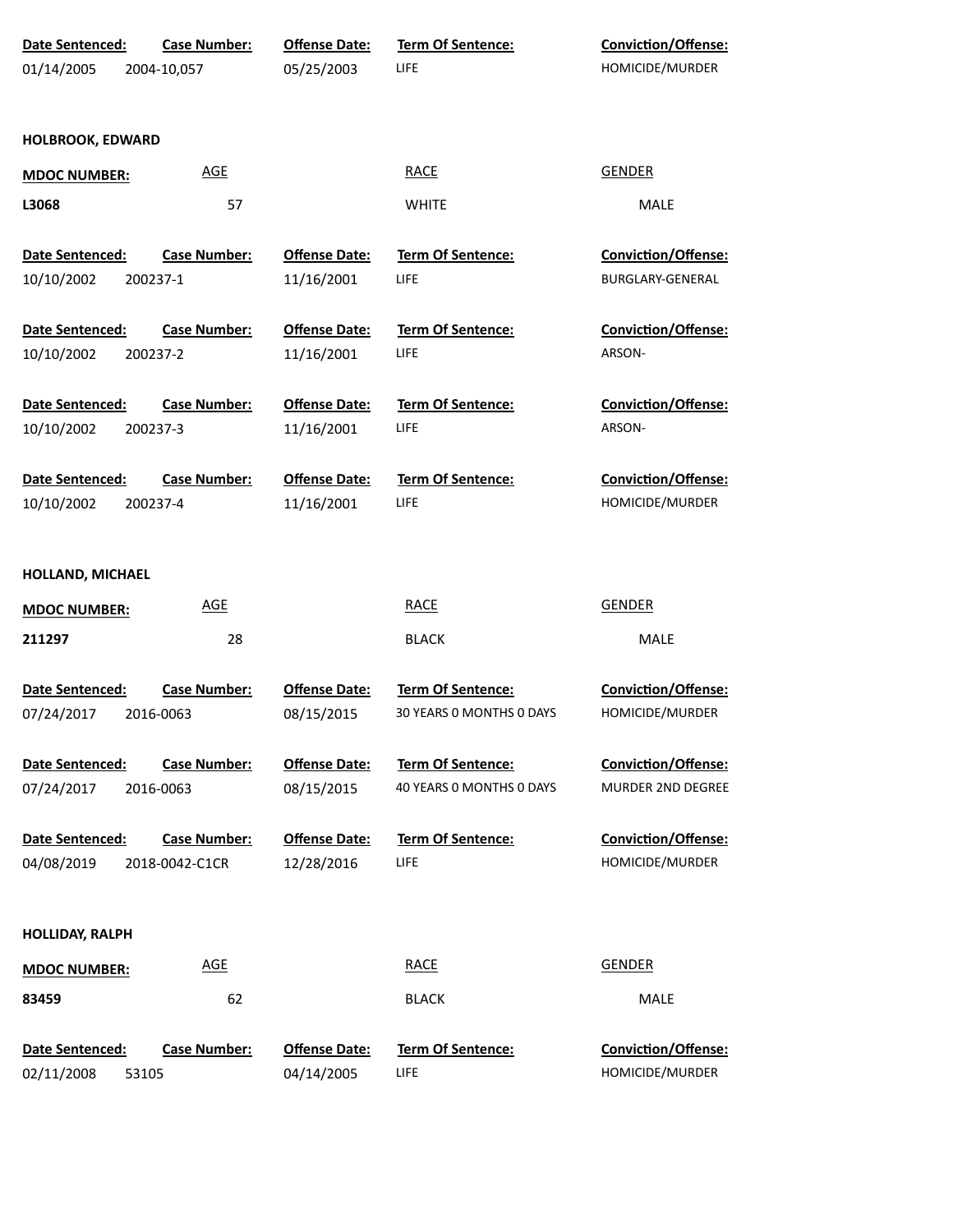| Date Sentenced: | Case Number: | Offense Date: | Term Of Sentence: | Conviction/Offense: |
|---|---|---|---|---|
| 01/14/2005 | 2004-10,057 | 05/25/2003 | LIFE | HOMICIDE/MURDER |

**HOLBROOK, EDWARD**

| MDOC NUMBER: | AGE | RACE | GENDER |
|---|---|---|---|
| **L3068** | 57 | WHITE | MALE |

| Date Sentenced: | Case Number: | Offense Date: | Term Of Sentence: | Conviction/Offense: |
|---|---|---|---|---|
| 10/10/2002 | 200237-1 | 11/16/2001 | LIFE | BURGLARY-GENERAL |
| 10/10/2002 | 200237-2 | 11/16/2001 | LIFE | ARSON- |
| 10/10/2002 | 200237-3 | 11/16/2001 | LIFE | ARSON- |
| 10/10/2002 | 200237-4 | 11/16/2001 | LIFE | HOMICIDE/MURDER |

**HOLLAND, MICHAEL**

| MDOC NUMBER: | AGE | RACE | GENDER |
|---|---|---|---|
| **211297** | 28 | BLACK | MALE |

| Date Sentenced: | Case Number: | Offense Date: | Term Of Sentence: | Conviction/Offense: |
|---|---|---|---|---|
| 07/24/2017 | 2016-0063 | 08/15/2015 | 30 YEARS 0 MONTHS 0 DAYS | HOMICIDE/MURDER |
| 07/24/2017 | 2016-0063 | 08/15/2015 | 40 YEARS 0 MONTHS 0 DAYS | MURDER 2ND DEGREE |
| 04/08/2019 | 2018-0042-C1CR | 12/28/2016 | LIFE | HOMICIDE/MURDER |

**HOLLIDAY, RALPH**

| MDOC NUMBER: | AGE | RACE | GENDER |
|---|---|---|---|
| **83459** | 62 | BLACK | MALE |

| Date Sentenced: | Case Number: | Offense Date: | Term Of Sentence: | Conviction/Offense: |
|---|---|---|---|---|
| 02/11/2008 | 53105 | 04/14/2005 | LIFE | HOMICIDE/MURDER |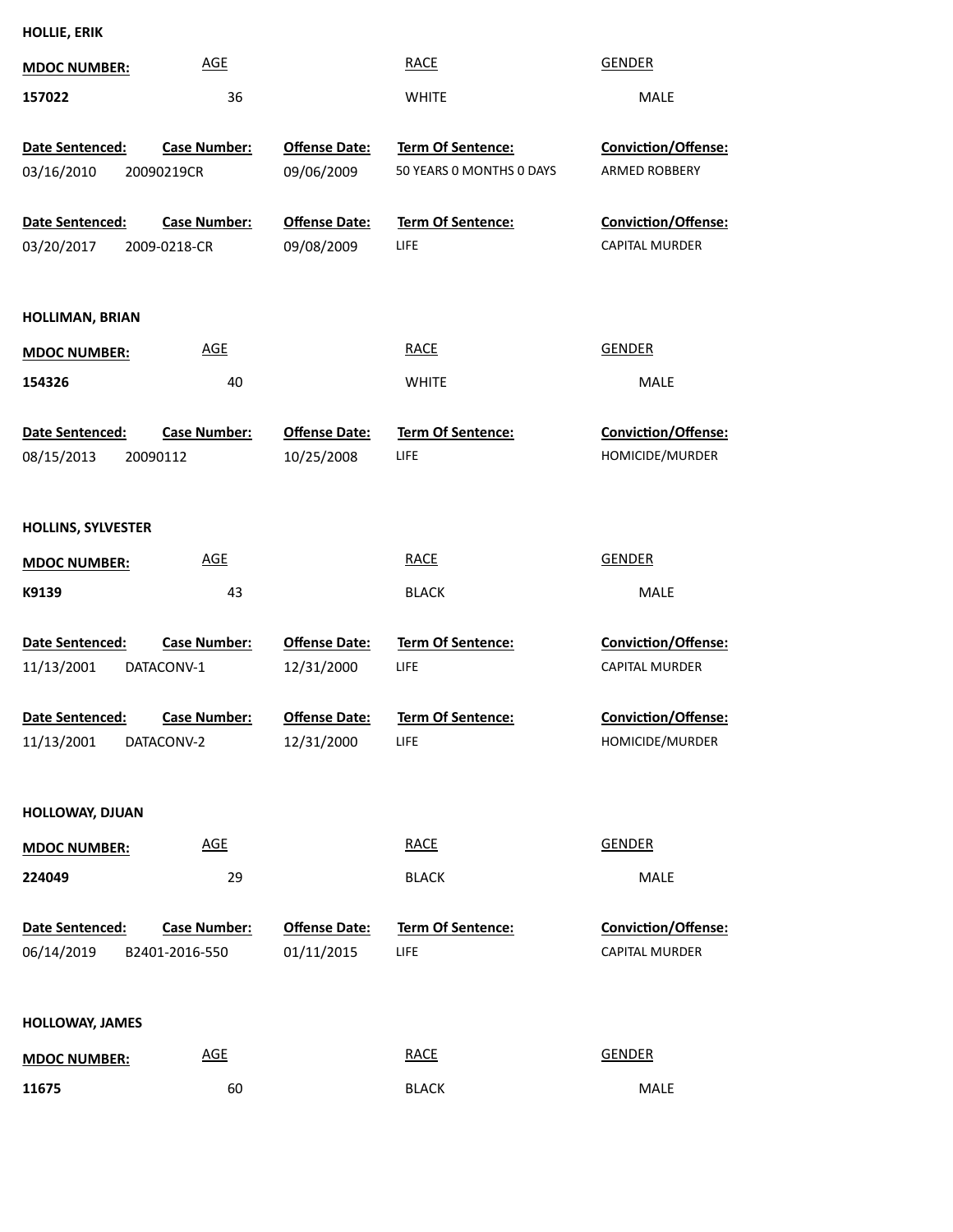**HOLLIE, ERIK**

| MDOC NUMBER: | AGE | RACE | GENDER |
|---|---|---|---|
| 157022 | 36 | WHITE | MALE |

| Date Sentenced: | Case Number: | Offense Date: | Term Of Sentence: | Conviction/Offense: |
|---|---|---|---|---|
| 03/16/2010 | 20090219CR | 09/06/2009 | 50 YEARS 0 MONTHS 0 DAYS | ARMED ROBBERY |
| 03/20/2017 | 2009-0218-CR | 09/08/2009 | LIFE | CAPITAL MURDER |

**HOLLIMAN, BRIAN**

| MDOC NUMBER: | AGE | RACE | GENDER |
|---|---|---|---|
| 154326 | 40 | WHITE | MALE |

| Date Sentenced: | Case Number: | Offense Date: | Term Of Sentence: | Conviction/Offense: |
|---|---|---|---|---|
| 08/15/2013 | 20090112 | 10/25/2008 | LIFE | HOMICIDE/MURDER |

**HOLLINS, SYLVESTER**

| MDOC NUMBER: | AGE | RACE | GENDER |
|---|---|---|---|
| K9139 | 43 | BLACK | MALE |

| Date Sentenced: | Case Number: | Offense Date: | Term Of Sentence: | Conviction/Offense: |
|---|---|---|---|---|
| 11/13/2001 | DATACONV-1 | 12/31/2000 | LIFE | CAPITAL MURDER |
| 11/13/2001 | DATACONV-2 | 12/31/2000 | LIFE | HOMICIDE/MURDER |

**HOLLOWAY, DJUAN**

| MDOC NUMBER: | AGE | RACE | GENDER |
|---|---|---|---|
| 224049 | 29 | BLACK | MALE |

| Date Sentenced: | Case Number: | Offense Date: | Term Of Sentence: | Conviction/Offense: |
|---|---|---|---|---|
| 06/14/2019 | B2401-2016-550 | 01/11/2015 | LIFE | CAPITAL MURDER |

**HOLLOWAY, JAMES**

| MDOC NUMBER: | AGE | RACE | GENDER |
|---|---|---|---|
| 11675 | 60 | BLACK | MALE |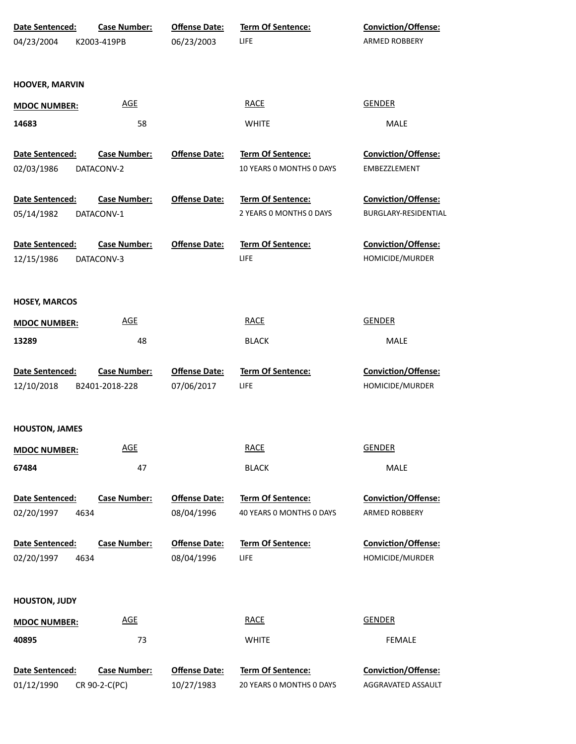| Date Sentenced: | Case Number: | Offense Date: | Term Of Sentence: | Conviction/Offense: |
|---|---|---|---|---|
| 04/23/2004 | K2003-419PB | 06/23/2003 | LIFE | ARMED ROBBERY |

**HOOVER, MARVIN**

| MDOC NUMBER: | AGE | RACE | GENDER |
|---|---|---|---|
| 14683 | 58 | WHITE | MALE |

| Date Sentenced: | Case Number: | Offense Date: | Term Of Sentence: | Conviction/Offense: |
|---|---|---|---|---|
| 02/03/1986 | DATACONV-2 | | 10 YEARS 0 MONTHS 0 DAYS | EMBEZZLEMENT |
| 05/14/1982 | DATACONV-1 | | 2 YEARS 0 MONTHS 0 DAYS | BURGLARY-RESIDENTIAL |
| 12/15/1986 | DATACONV-3 | | LIFE | HOMICIDE/MURDER |

**HOSEY, MARCOS**

| MDOC NUMBER: | AGE | RACE | GENDER |
|---|---|---|---|
| 13289 | 48 | BLACK | MALE |

| Date Sentenced: | Case Number: | Offense Date: | Term Of Sentence: | Conviction/Offense: |
|---|---|---|---|---|
| 12/10/2018 | B2401-2018-228 | 07/06/2017 | LIFE | HOMICIDE/MURDER |

**HOUSTON, JAMES**

| MDOC NUMBER: | AGE | RACE | GENDER |
|---|---|---|---|
| 67484 | 47 | BLACK | MALE |

| Date Sentenced: | Case Number: | Offense Date: | Term Of Sentence: | Conviction/Offense: |
|---|---|---|---|---|
| 02/20/1997 | 4634 | 08/04/1996 | 40 YEARS 0 MONTHS 0 DAYS | ARMED ROBBERY |
| 02/20/1997 | 4634 | 08/04/1996 | LIFE | HOMICIDE/MURDER |

**HOUSTON, JUDY**

| MDOC NUMBER: | AGE | RACE | GENDER |
|---|---|---|---|
| 40895 | 73 | WHITE | FEMALE |

| Date Sentenced: | Case Number: | Offense Date: | Term Of Sentence: | Conviction/Offense: |
|---|---|---|---|---|
| 01/12/1990 | CR 90-2-C(PC) | 10/27/1983 | 20 YEARS 0 MONTHS 0 DAYS | AGGRAVATED ASSAULT |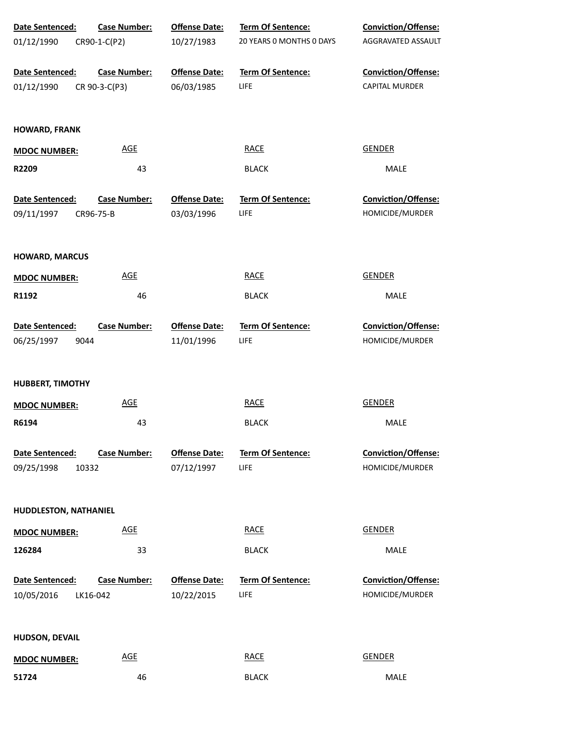| Date Sentenced: | Case Number: | Offense Date: | Term Of Sentence: | Conviction/Offense: |
|---|---|---|---|---|
| 01/12/1990 | CR90-1-C(P2) | 10/27/1983 | 20 YEARS 0 MONTHS 0 DAYS | AGGRAVATED ASSAULT |

| Date Sentenced: | Case Number: | Offense Date: | Term Of Sentence: | Conviction/Offense: |
|---|---|---|---|---|
| 01/12/1990 | CR 90-3-C(P3) | 06/03/1985 | LIFE | CAPITAL MURDER |

**HOWARD, FRANK**

| MDOC NUMBER: | AGE | RACE | GENDER |
|---|---|---|---|
| **R2209** | 43 | BLACK | MALE |

| Date Sentenced: | Case Number: | Offense Date: | Term Of Sentence: | Conviction/Offense: |
|---|---|---|---|---|
| 09/11/1997 | CR96-75-B | 03/03/1996 | LIFE | HOMICIDE/MURDER |

**HOWARD, MARCUS**

| MDOC NUMBER: | AGE | RACE | GENDER |
|---|---|---|---|
| **R1192** | 46 | BLACK | MALE |

| Date Sentenced: | Case Number: | Offense Date: | Term Of Sentence: | Conviction/Offense: |
|---|---|---|---|---|
| 06/25/1997 | 9044 | 11/01/1996 | LIFE | HOMICIDE/MURDER |

**HUBBERT, TIMOTHY**

| MDOC NUMBER: | AGE | RACE | GENDER |
|---|---|---|---|
| **R6194** | 43 | BLACK | MALE |

| Date Sentenced: | Case Number: | Offense Date: | Term Of Sentence: | Conviction/Offense: |
|---|---|---|---|---|
| 09/25/1998 | 10332 | 07/12/1997 | LIFE | HOMICIDE/MURDER |

**HUDDLESTON, NATHANIEL**

| MDOC NUMBER: | AGE | RACE | GENDER |
|---|---|---|---|
| **126284** | 33 | BLACK | MALE |

| Date Sentenced: | Case Number: | Offense Date: | Term Of Sentence: | Conviction/Offense: |
|---|---|---|---|---|
| 10/05/2016 | LK16-042 | 10/22/2015 | LIFE | HOMICIDE/MURDER |

**HUDSON, DEVAIL**

| MDOC NUMBER: | AGE | RACE | GENDER |
|---|---|---|---|
| **51724** | 46 | BLACK | MALE |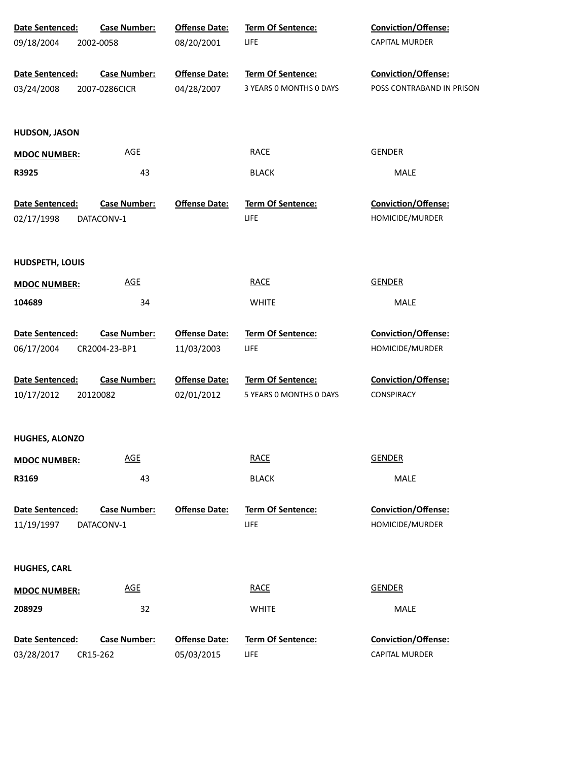| Date Sentenced: | Case Number: | Offense Date: | Term Of Sentence: | Conviction/Offense: |
|---|---|---|---|---|
| 09/18/2004 | 2002-0058 | 08/20/2001 | LIFE | CAPITAL MURDER |

| Date Sentenced: | Case Number: | Offense Date: | Term Of Sentence: | Conviction/Offense: |
|---|---|---|---|---|
| 03/24/2008 | 2007-0286CICR | 04/28/2007 | 3 YEARS 0 MONTHS 0 DAYS | POSS CONTRABAND IN PRISON |

**HUDSON, JASON**

| MDOC NUMBER: | AGE | RACE | GENDER |
|---|---|---|---|
| R3925 | 43 | BLACK | MALE |

| Date Sentenced: | Case Number: | Offense Date: | Term Of Sentence: | Conviction/Offense: |
|---|---|---|---|---|
| 02/17/1998 | DATACONV-1 | | LIFE | HOMICIDE/MURDER |

**HUDSPETH, LOUIS**

| MDOC NUMBER: | AGE | RACE | GENDER |
|---|---|---|---|
| 104689 | 34 | WHITE | MALE |

| Date Sentenced: | Case Number: | Offense Date: | Term Of Sentence: | Conviction/Offense: |
|---|---|---|---|---|
| 06/17/2004 | CR2004-23-BP1 | 11/03/2003 | LIFE | HOMICIDE/MURDER |

| Date Sentenced: | Case Number: | Offense Date: | Term Of Sentence: | Conviction/Offense: |
|---|---|---|---|---|
| 10/17/2012 | 20120082 | 02/01/2012 | 5 YEARS 0 MONTHS 0 DAYS | CONSPIRACY |

**HUGHES, ALONZO**

| MDOC NUMBER: | AGE | RACE | GENDER |
|---|---|---|---|
| R3169 | 43 | BLACK | MALE |

| Date Sentenced: | Case Number: | Offense Date: | Term Of Sentence: | Conviction/Offense: |
|---|---|---|---|---|
| 11/19/1997 | DATACONV-1 | | LIFE | HOMICIDE/MURDER |

**HUGHES, CARL**

| MDOC NUMBER: | AGE | RACE | GENDER |
|---|---|---|---|
| 208929 | 32 | WHITE | MALE |

| Date Sentenced: | Case Number: | Offense Date: | Term Of Sentence: | Conviction/Offense: |
|---|---|---|---|---|
| 03/28/2017 | CR15-262 | 05/03/2015 | LIFE | CAPITAL MURDER |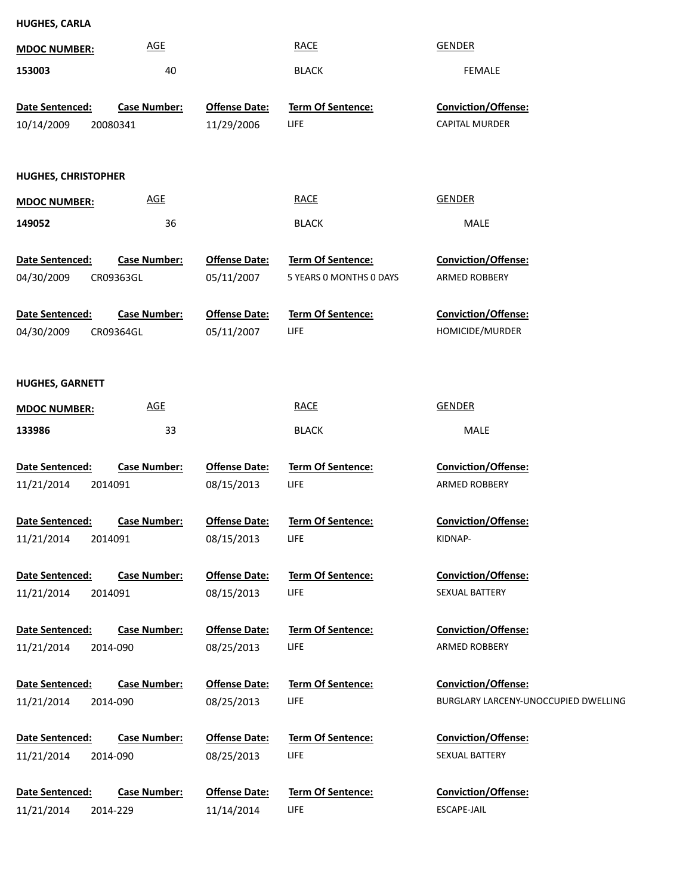**HUGHES, CARLA**

| MDOC NUMBER: | AGE | RACE | GENDER |
|---|---|---|---|
| 153003 | 40 | BLACK | FEMALE |

| Date Sentenced: | Case Number: | Offense Date: | Term Of Sentence: | Conviction/Offense: |
|---|---|---|---|---|
| 10/14/2009 | 20080341 | 11/29/2006 | LIFE | CAPITAL MURDER |

**HUGHES, CHRISTOPHER**

| MDOC NUMBER: | AGE | RACE | GENDER |
|---|---|---|---|
| 149052 | 36 | BLACK | MALE |

| Date Sentenced: | Case Number: | Offense Date: | Term Of Sentence: | Conviction/Offense: |
|---|---|---|---|---|
| 04/30/2009 | CR09363GL | 05/11/2007 | 5 YEARS 0 MONTHS 0 DAYS | ARMED ROBBERY |
| 04/30/2009 | CR09364GL | 05/11/2007 | LIFE | HOMICIDE/MURDER |

**HUGHES, GARNETT**

| MDOC NUMBER: | AGE | RACE | GENDER |
|---|---|---|---|
| 133986 | 33 | BLACK | MALE |

| Date Sentenced: | Case Number: | Offense Date: | Term Of Sentence: | Conviction/Offense: |
|---|---|---|---|---|
| 11/21/2014 | 2014091 | 08/15/2013 | LIFE | ARMED ROBBERY |
| 11/21/2014 | 2014091 | 08/15/2013 | LIFE | KIDNAP- |
| 11/21/2014 | 2014091 | 08/15/2013 | LIFE | SEXUAL BATTERY |
| 11/21/2014 | 2014-090 | 08/25/2013 | LIFE | ARMED ROBBERY |
| 11/21/2014 | 2014-090 | 08/25/2013 | LIFE | BURGLARY LARCENY-UNOCCUPIED DWELLING |
| 11/21/2014 | 2014-090 | 08/25/2013 | LIFE | SEXUAL BATTERY |
| 11/21/2014 | 2014-229 | 11/14/2014 | LIFE | ESCAPE-JAIL |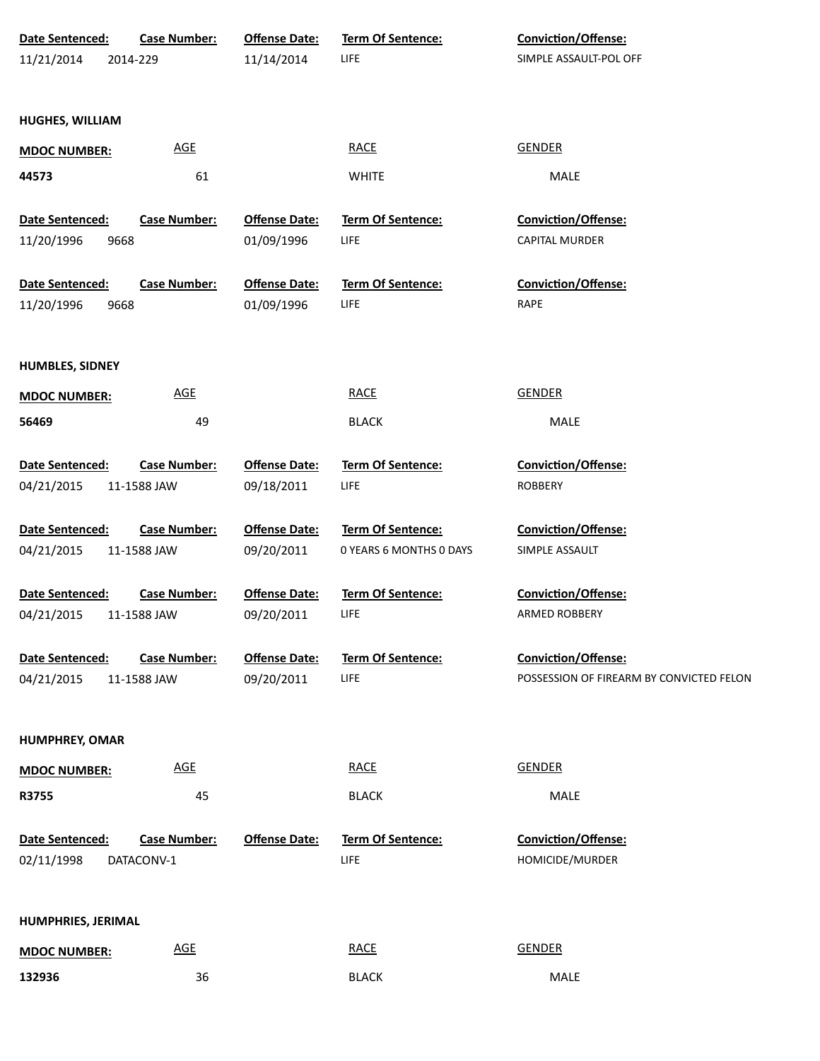| Date Sentenced: | Case Number: | Offense Date: | Term Of Sentence: | Conviction/Offense: |
|---|---|---|---|---|
| 11/21/2014 | 2014-229 | 11/14/2014 | LIFE | SIMPLE ASSAULT-POL OFF |

**HUGHES, WILLIAM**

| MDOC NUMBER: | AGE | RACE | GENDER |
|---|---|---|---|
| 44573 | 61 | WHITE | MALE |

| Date Sentenced: | Case Number: | Offense Date: | Term Of Sentence: | Conviction/Offense: |
|---|---|---|---|---|
| 11/20/1996 | 9668 | 01/09/1996 | LIFE | CAPITAL MURDER |
| 11/20/1996 | 9668 | 01/09/1996 | LIFE | RAPE |

**HUMBLES, SIDNEY**

| MDOC NUMBER: | AGE | RACE | GENDER |
|---|---|---|---|
| 56469 | 49 | BLACK | MALE |

| Date Sentenced: | Case Number: | Offense Date: | Term Of Sentence: | Conviction/Offense: |
|---|---|---|---|---|
| 04/21/2015 | 11-1588 JAW | 09/18/2011 | LIFE | ROBBERY |
| 04/21/2015 | 11-1588 JAW | 09/20/2011 | 0 YEARS 6 MONTHS 0 DAYS | SIMPLE ASSAULT |
| 04/21/2015 | 11-1588 JAW | 09/20/2011 | LIFE | ARMED ROBBERY |
| 04/21/2015 | 11-1588 JAW | 09/20/2011 | LIFE | POSSESSION OF FIREARM BY CONVICTED FELON |

**HUMPHREY, OMAR**

| MDOC NUMBER: | AGE | RACE | GENDER |
|---|---|---|---|
| R3755 | 45 | BLACK | MALE |

| Date Sentenced: | Case Number: | Offense Date: | Term Of Sentence: | Conviction/Offense: |
|---|---|---|---|---|
| 02/11/1998 | DATACONV-1 | | LIFE | HOMICIDE/MURDER |

**HUMPHRIES, JERIMAL**

| MDOC NUMBER: | AGE | RACE | GENDER |
|---|---|---|---|
| 132936 | 36 | BLACK | MALE |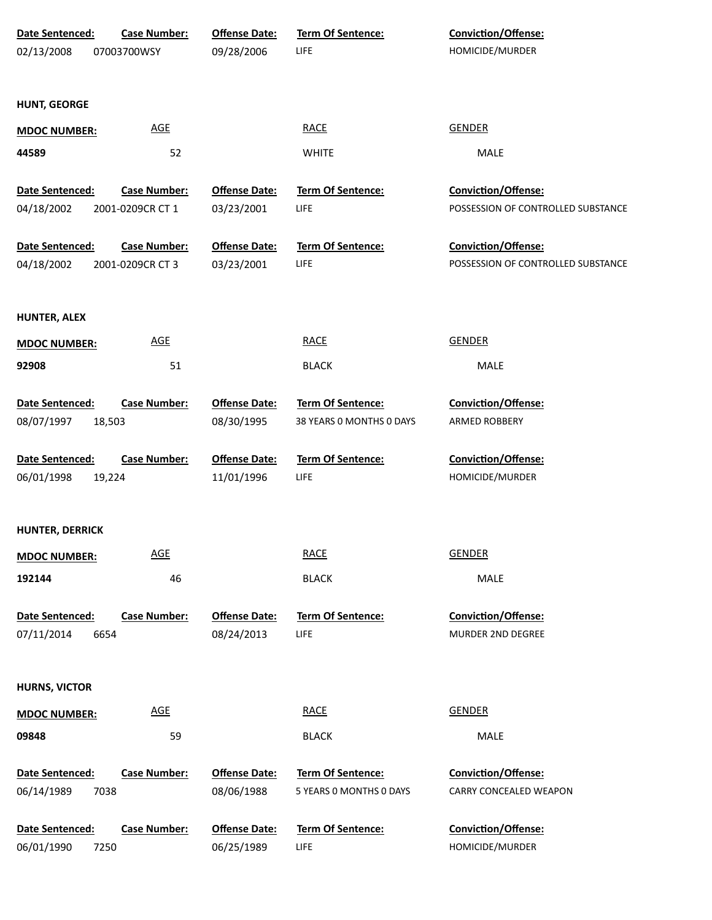| Date Sentenced: | Case Number: | Offense Date: | Term Of Sentence: | Conviction/Offense: |
|---|---|---|---|---|
| 02/13/2008 | 07003700WSY | 09/28/2006 | LIFE | HOMICIDE/MURDER |

**HUNT, GEORGE**

| MDOC NUMBER: | AGE | RACE | GENDER |
|---|---|---|---|
| 44589 | 52 | WHITE | MALE |

| Date Sentenced: | Case Number: | Offense Date: | Term Of Sentence: | Conviction/Offense: |
|---|---|---|---|---|
| 04/18/2002 | 2001-0209CR CT 1 | 03/23/2001 | LIFE | POSSESSION OF CONTROLLED SUBSTANCE |
| 04/18/2002 | 2001-0209CR CT 3 | 03/23/2001 | LIFE | POSSESSION OF CONTROLLED SUBSTANCE |

**HUNTER, ALEX**

| MDOC NUMBER: | AGE | RACE | GENDER |
|---|---|---|---|
| 92908 | 51 | BLACK | MALE |

| Date Sentenced: | Case Number: | Offense Date: | Term Of Sentence: | Conviction/Offense: |
|---|---|---|---|---|
| 08/07/1997 | 18,503 | 08/30/1995 | 38 YEARS 0 MONTHS 0 DAYS | ARMED ROBBERY |
| 06/01/1998 | 19,224 | 11/01/1996 | LIFE | HOMICIDE/MURDER |

**HUNTER, DERRICK**

| MDOC NUMBER: | AGE | RACE | GENDER |
|---|---|---|---|
| 192144 | 46 | BLACK | MALE |

| Date Sentenced: | Case Number: | Offense Date: | Term Of Sentence: | Conviction/Offense: |
|---|---|---|---|---|
| 07/11/2014 | 6654 | 08/24/2013 | LIFE | MURDER 2ND DEGREE |

**HURNS, VICTOR**

| MDOC NUMBER: | AGE | RACE | GENDER |
|---|---|---|---|
| 09848 | 59 | BLACK | MALE |

| Date Sentenced: | Case Number: | Offense Date: | Term Of Sentence: | Conviction/Offense: |
|---|---|---|---|---|
| 06/14/1989 | 7038 | 08/06/1988 | 5 YEARS 0 MONTHS 0 DAYS | CARRY CONCEALED WEAPON |
| 06/01/1990 | 7250 | 06/25/1989 | LIFE | HOMICIDE/MURDER |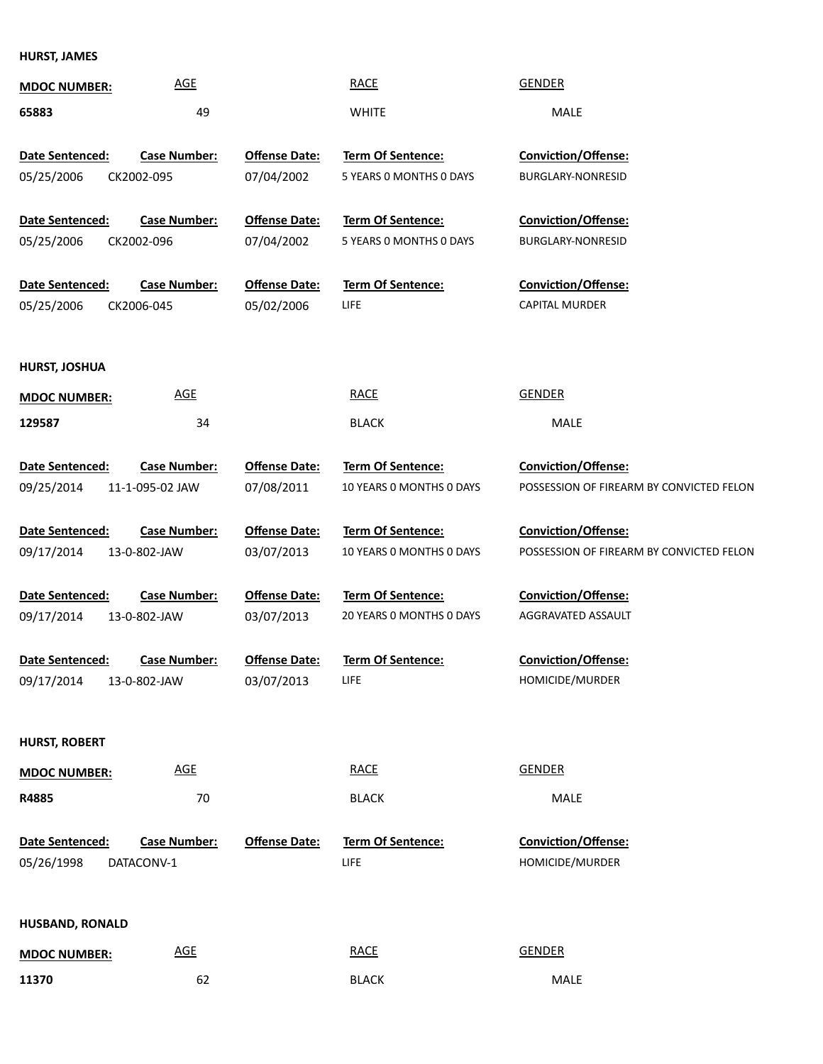**HURST, JAMES**

| MDOC NUMBER: | AGE | RACE | GENDER |
|---|---|---|---|
| 65883 | 49 | WHITE | MALE |

| Date Sentenced: | Case Number: | Offense Date: | Term Of Sentence: | Conviction/Offense: |
|---|---|---|---|---|
| 05/25/2006 | CK2002-095 | 07/04/2002 | 5 YEARS 0 MONTHS 0 DAYS | BURGLARY-NONRESID |
| 05/25/2006 | CK2002-096 | 07/04/2002 | 5 YEARS 0 MONTHS 0 DAYS | BURGLARY-NONRESID |
| 05/25/2006 | CK2006-045 | 05/02/2006 | LIFE | CAPITAL MURDER |

**HURST, JOSHUA**

| MDOC NUMBER: | AGE | RACE | GENDER |
|---|---|---|---|
| 129587 | 34 | BLACK | MALE |

| Date Sentenced: | Case Number: | Offense Date: | Term Of Sentence: | Conviction/Offense: |
|---|---|---|---|---|
| 09/25/2014 | 11-1-095-02 JAW | 07/08/2011 | 10 YEARS 0 MONTHS 0 DAYS | POSSESSION OF FIREARM BY CONVICTED FELON |
| 09/17/2014 | 13-0-802-JAW | 03/07/2013 | 10 YEARS 0 MONTHS 0 DAYS | POSSESSION OF FIREARM BY CONVICTED FELON |
| 09/17/2014 | 13-0-802-JAW | 03/07/2013 | 20 YEARS 0 MONTHS 0 DAYS | AGGRAVATED ASSAULT |
| 09/17/2014 | 13-0-802-JAW | 03/07/2013 | LIFE | HOMICIDE/MURDER |

**HURST, ROBERT**

| MDOC NUMBER: | AGE | RACE | GENDER |
|---|---|---|---|
| R4885 | 70 | BLACK | MALE |

| Date Sentenced: | Case Number: | Offense Date: | Term Of Sentence: | Conviction/Offense: |
|---|---|---|---|---|
| 05/26/1998 | DATACONV-1 | | LIFE | HOMICIDE/MURDER |

**HUSBAND, RONALD**

| MDOC NUMBER: | AGE | RACE | GENDER |
|---|---|---|---|
| 11370 | 62 | BLACK | MALE |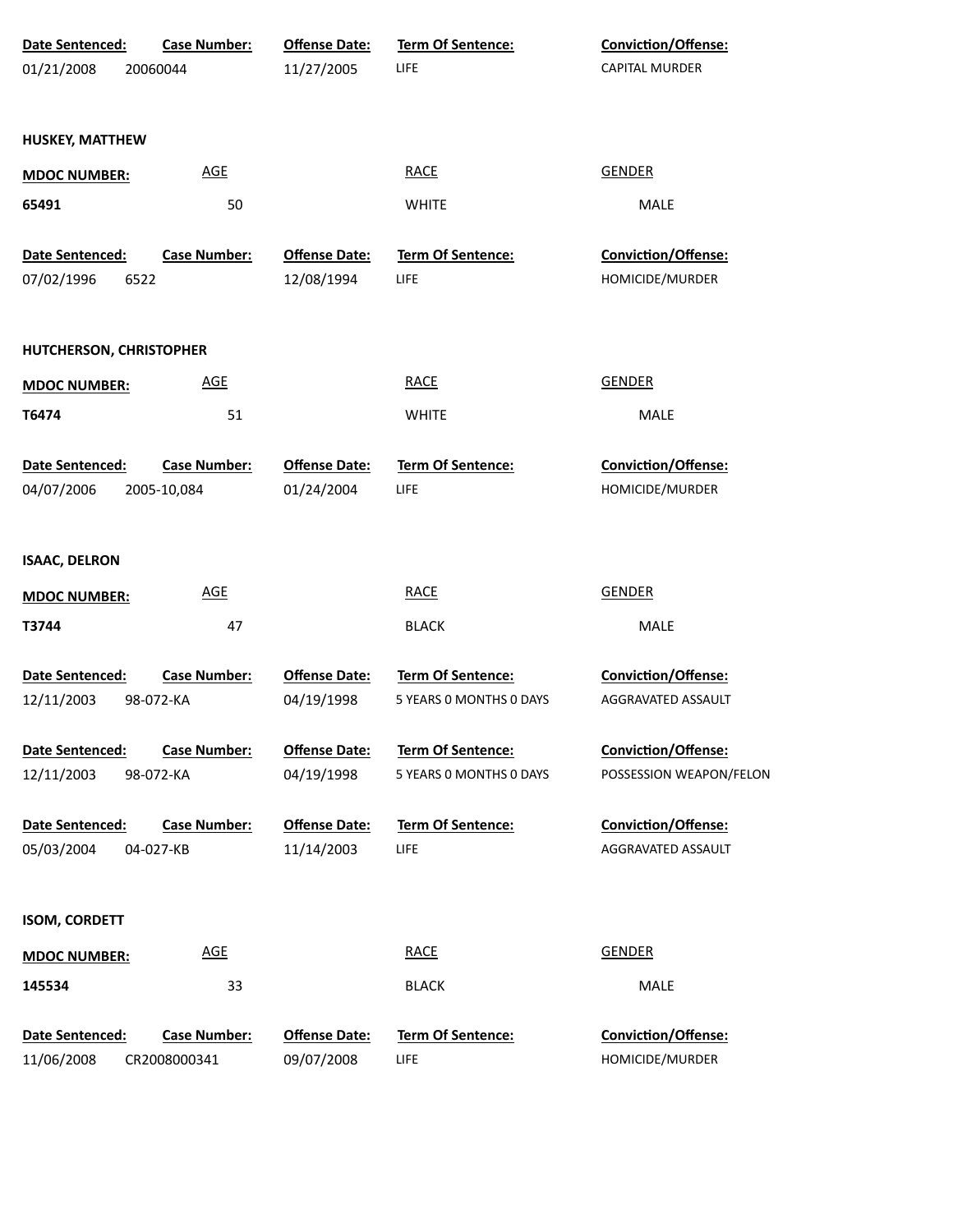| Date Sentenced: | Case Number: | Offense Date: | Term Of Sentence: | Conviction/Offense: |
|---|---|---|---|---|
| 01/21/2008 | 20060044 | 11/27/2005 | LIFE | CAPITAL MURDER |

**HUSKEY, MATTHEW**

| MDOC NUMBER: | AGE | RACE | GENDER |
|---|---|---|---|
| 65491 | 50 | WHITE | MALE |

| Date Sentenced: | Case Number: | Offense Date: | Term Of Sentence: | Conviction/Offense: |
|---|---|---|---|---|
| 07/02/1996 | 6522 | 12/08/1994 | LIFE | HOMICIDE/MURDER |

**HUTCHERSON, CHRISTOPHER**

| MDOC NUMBER: | AGE | RACE | GENDER |
|---|---|---|---|
| T6474 | 51 | WHITE | MALE |

| Date Sentenced: | Case Number: | Offense Date: | Term Of Sentence: | Conviction/Offense: |
|---|---|---|---|---|
| 04/07/2006 | 2005-10,084 | 01/24/2004 | LIFE | HOMICIDE/MURDER |

**ISAAC, DELRON**

| MDOC NUMBER: | AGE | RACE | GENDER |
|---|---|---|---|
| T3744 | 47 | BLACK | MALE |

| Date Sentenced: | Case Number: | Offense Date: | Term Of Sentence: | Conviction/Offense: |
|---|---|---|---|---|
| 12/11/2003 | 98-072-KA | 04/19/1998 | 5 YEARS 0 MONTHS 0 DAYS | AGGRAVATED ASSAULT |
| 12/11/2003 | 98-072-KA | 04/19/1998 | 5 YEARS 0 MONTHS 0 DAYS | POSSESSION WEAPON/FELON |
| 05/03/2004 | 04-027-KB | 11/14/2003 | LIFE | AGGRAVATED ASSAULT |

**ISOM, CORDETT**

| MDOC NUMBER: | AGE | RACE | GENDER |
|---|---|---|---|
| 145534 | 33 | BLACK | MALE |

| Date Sentenced: | Case Number: | Offense Date: | Term Of Sentence: | Conviction/Offense: |
|---|---|---|---|---|
| 11/06/2008 | CR2008000341 | 09/07/2008 | LIFE | HOMICIDE/MURDER |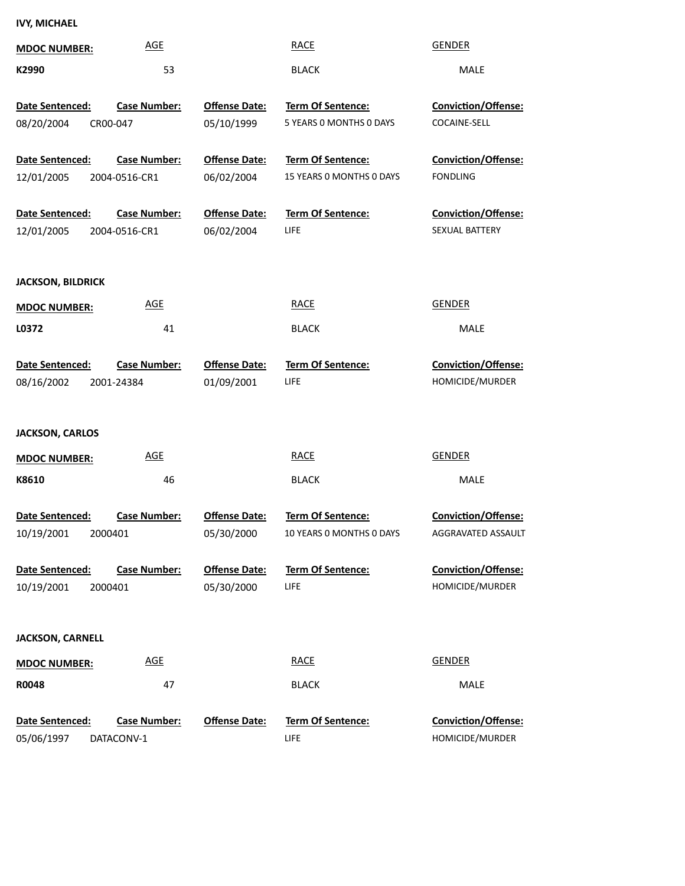**IVY, MICHAEL**

| MDOC NUMBER: | AGE | RACE | GENDER |
|---|---|---|---|
| K2990 | 53 | BLACK | MALE |

| Date Sentenced: | Case Number: | Offense Date: | Term Of Sentence: | Conviction/Offense: |
|---|---|---|---|---|
| 08/20/2004 | CR00-047 | 05/10/1999 | 5 YEARS 0 MONTHS 0 DAYS | COCAINE-SELL |
| 12/01/2005 | 2004-0516-CR1 | 06/02/2004 | 15 YEARS 0 MONTHS 0 DAYS | FONDLING |
| 12/01/2005 | 2004-0516-CR1 | 06/02/2004 | LIFE | SEXUAL BATTERY |

**JACKSON, BILDRICK**

| MDOC NUMBER: | AGE | RACE | GENDER |
|---|---|---|---|
| L0372 | 41 | BLACK | MALE |

| Date Sentenced: | Case Number: | Offense Date: | Term Of Sentence: | Conviction/Offense: |
|---|---|---|---|---|
| 08/16/2002 | 2001-24384 | 01/09/2001 | LIFE | HOMICIDE/MURDER |

**JACKSON, CARLOS**

| MDOC NUMBER: | AGE | RACE | GENDER |
|---|---|---|---|
| K8610 | 46 | BLACK | MALE |

| Date Sentenced: | Case Number: | Offense Date: | Term Of Sentence: | Conviction/Offense: |
|---|---|---|---|---|
| 10/19/2001 | 2000401 | 05/30/2000 | 10 YEARS 0 MONTHS 0 DAYS | AGGRAVATED ASSAULT |
| 10/19/2001 | 2000401 | 05/30/2000 | LIFE | HOMICIDE/MURDER |

**JACKSON, CARNELL**

| MDOC NUMBER: | AGE | RACE | GENDER |
|---|---|---|---|
| R0048 | 47 | BLACK | MALE |

| Date Sentenced: | Case Number: | Offense Date: | Term Of Sentence: | Conviction/Offense: |
|---|---|---|---|---|
| 05/06/1997 | DATACONV-1 | | LIFE | HOMICIDE/MURDER |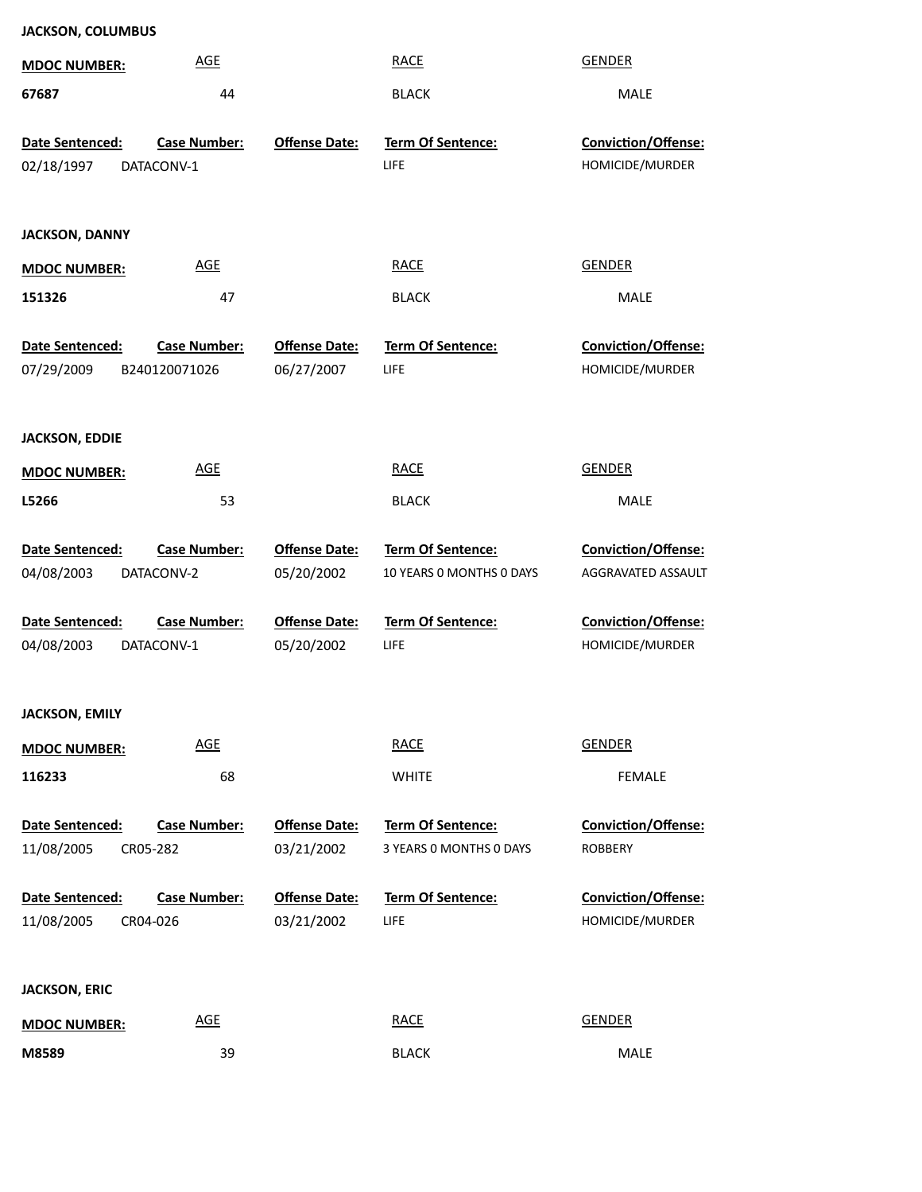**JACKSON, COLUMBUS**

| MDOC NUMBER: | AGE | RACE | GENDER |
|---|---|---|---|
| 67687 | 44 | BLACK | MALE |

| Date Sentenced: | Case Number: | Offense Date: | Term Of Sentence: | Conviction/Offense: |
|---|---|---|---|---|
| 02/18/1997 | DATACONV-1 | | LIFE | HOMICIDE/MURDER |

**JACKSON, DANNY**

| MDOC NUMBER: | AGE | RACE | GENDER |
|---|---|---|---|
| 151326 | 47 | BLACK | MALE |

| Date Sentenced: | Case Number: | Offense Date: | Term Of Sentence: | Conviction/Offense: |
|---|---|---|---|---|
| 07/29/2009 | B240120071026 | 06/27/2007 | LIFE | HOMICIDE/MURDER |

**JACKSON, EDDIE**

| MDOC NUMBER: | AGE | RACE | GENDER |
|---|---|---|---|
| L5266 | 53 | BLACK | MALE |

| Date Sentenced: | Case Number: | Offense Date: | Term Of Sentence: | Conviction/Offense: |
|---|---|---|---|---|
| 04/08/2003 | DATACONV-2 | 05/20/2002 | 10 YEARS 0 MONTHS 0 DAYS | AGGRAVATED ASSAULT |
| 04/08/2003 | DATACONV-1 | 05/20/2002 | LIFE | HOMICIDE/MURDER |

**JACKSON, EMILY**

| MDOC NUMBER: | AGE | RACE | GENDER |
|---|---|---|---|
| 116233 | 68 | WHITE | FEMALE |

| Date Sentenced: | Case Number: | Offense Date: | Term Of Sentence: | Conviction/Offense: |
|---|---|---|---|---|
| 11/08/2005 | CR05-282 | 03/21/2002 | 3 YEARS 0 MONTHS 0 DAYS | ROBBERY |
| 11/08/2005 | CR04-026 | 03/21/2002 | LIFE | HOMICIDE/MURDER |

**JACKSON, ERIC**

| MDOC NUMBER: | AGE | RACE | GENDER |
|---|---|---|---|
| M8589 | 39 | BLACK | MALE |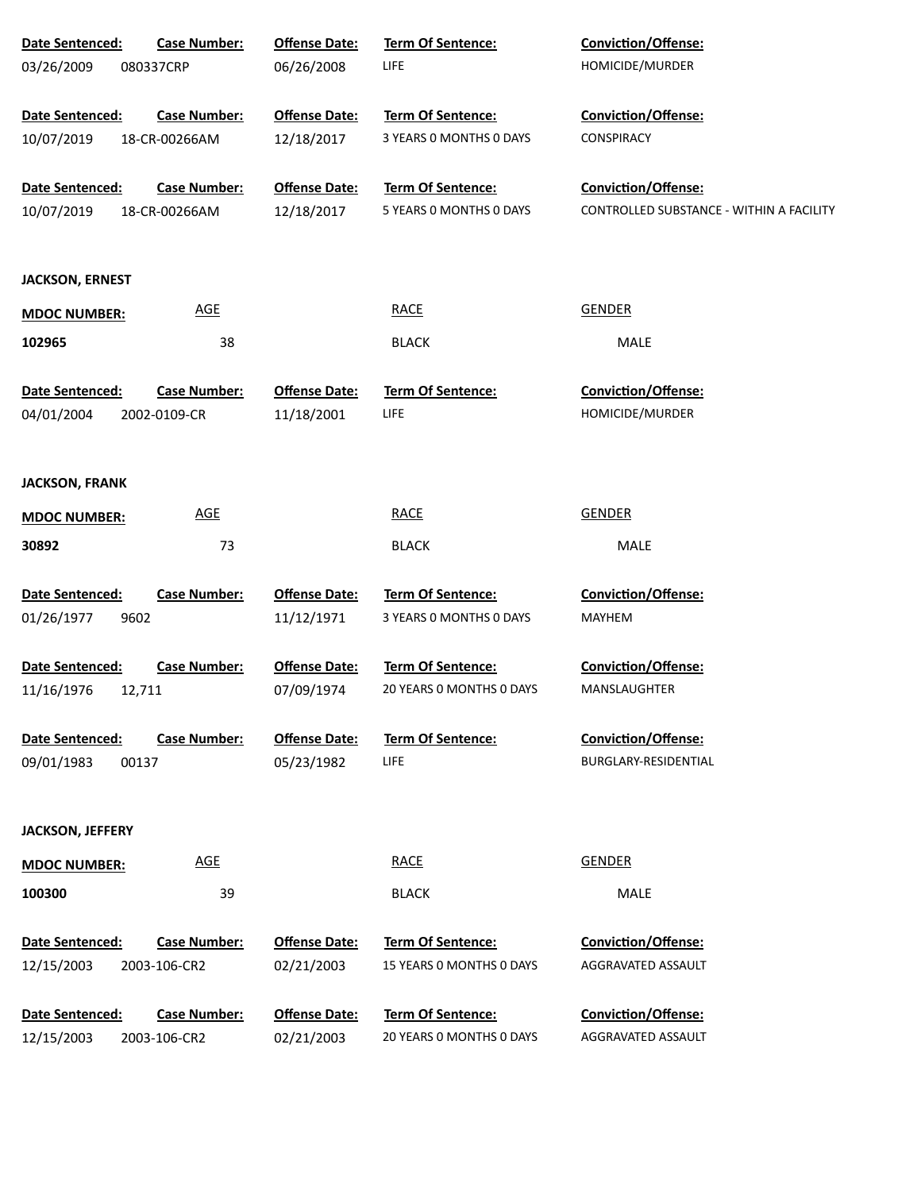| Date Sentenced: | Case Number: | Offense Date: | Term Of Sentence: | Conviction/Offense: |
|---|---|---|---|---|
| 03/26/2009 | 080337CRP | 06/26/2008 | LIFE | HOMICIDE/MURDER |

| Date Sentenced: | Case Number: | Offense Date: | Term Of Sentence: | Conviction/Offense: |
|---|---|---|---|---|
| 10/07/2019 | 18-CR-00266AM | 12/18/2017 | 3 YEARS 0 MONTHS 0 DAYS | CONSPIRACY |

| Date Sentenced: | Case Number: | Offense Date: | Term Of Sentence: | Conviction/Offense: |
|---|---|---|---|---|
| 10/07/2019 | 18-CR-00266AM | 12/18/2017 | 5 YEARS 0 MONTHS 0 DAYS | CONTROLLED SUBSTANCE - WITHIN A FACILITY |

**JACKSON, ERNEST**

| MDOC NUMBER: | AGE | RACE | GENDER |
|---|---|---|---|
| 102965 | 38 | BLACK | MALE |

| Date Sentenced: | Case Number: | Offense Date: | Term Of Sentence: | Conviction/Offense: |
|---|---|---|---|---|
| 04/01/2004 | 2002-0109-CR | 11/18/2001 | LIFE | HOMICIDE/MURDER |

**JACKSON, FRANK**

| MDOC NUMBER: | AGE | RACE | GENDER |
|---|---|---|---|
| 30892 | 73 | BLACK | MALE |

| Date Sentenced: | Case Number: | Offense Date: | Term Of Sentence: | Conviction/Offense: |
|---|---|---|---|---|
| 01/26/1977 | 9602 | 11/12/1971 | 3 YEARS 0 MONTHS 0 DAYS | MAYHEM |

| Date Sentenced: | Case Number: | Offense Date: | Term Of Sentence: | Conviction/Offense: |
|---|---|---|---|---|
| 11/16/1976 | 12,711 | 07/09/1974 | 20 YEARS 0 MONTHS 0 DAYS | MANSLAUGHTER |

| Date Sentenced: | Case Number: | Offense Date: | Term Of Sentence: | Conviction/Offense: |
|---|---|---|---|---|
| 09/01/1983 | 00137 | 05/23/1982 | LIFE | BURGLARY-RESIDENTIAL |

**JACKSON, JEFFERY**

| MDOC NUMBER: | AGE | RACE | GENDER |
|---|---|---|---|
| 100300 | 39 | BLACK | MALE |

| Date Sentenced: | Case Number: | Offense Date: | Term Of Sentence: | Conviction/Offense: |
|---|---|---|---|---|
| 12/15/2003 | 2003-106-CR2 | 02/21/2003 | 15 YEARS 0 MONTHS 0 DAYS | AGGRAVATED ASSAULT |

| Date Sentenced: | Case Number: | Offense Date: | Term Of Sentence: | Conviction/Offense: |
|---|---|---|---|---|
| 12/15/2003 | 2003-106-CR2 | 02/21/2003 | 20 YEARS 0 MONTHS 0 DAYS | AGGRAVATED ASSAULT |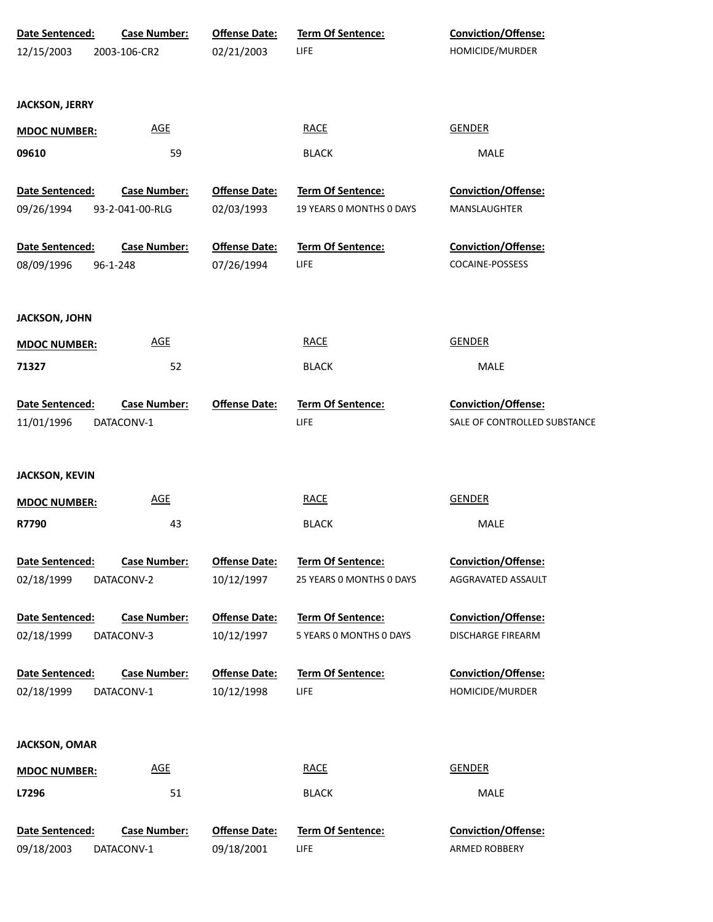| Date Sentenced: | Case Number: | Offense Date: | Term Of Sentence: | Conviction/Offense: |
|---|---|---|---|---|
| 12/15/2003 | 2003-106-CR2 | 02/21/2003 | LIFE | HOMICIDE/MURDER |

**JACKSON, JERRY**

| MDOC NUMBER: | AGE | RACE | GENDER |
|---|---|---|---|
| 09610 | 59 | BLACK | MALE |

| Date Sentenced: | Case Number: | Offense Date: | Term Of Sentence: | Conviction/Offense: |
|---|---|---|---|---|
| 09/26/1994 | 93-2-041-00-RLG | 02/03/1993 | 19 YEARS 0 MONTHS 0 DAYS | MANSLAUGHTER |
| 08/09/1996 | 96-1-248 | 07/26/1994 | LIFE | COCAINE-POSSESS |

**JACKSON, JOHN**

| MDOC NUMBER: | AGE | RACE | GENDER |
|---|---|---|---|
| 71327 | 52 | BLACK | MALE |

| Date Sentenced: | Case Number: | Offense Date: | Term Of Sentence: | Conviction/Offense: |
|---|---|---|---|---|
| 11/01/1996 | DATACONV-1 | | LIFE | SALE OF CONTROLLED SUBSTANCE |

**JACKSON, KEVIN**

| MDOC NUMBER: | AGE | RACE | GENDER |
|---|---|---|---|
| R7790 | 43 | BLACK | MALE |

| Date Sentenced: | Case Number: | Offense Date: | Term Of Sentence: | Conviction/Offense: |
|---|---|---|---|---|
| 02/18/1999 | DATACONV-2 | 10/12/1997 | 25 YEARS 0 MONTHS 0 DAYS | AGGRAVATED ASSAULT |
| 02/18/1999 | DATACONV-3 | 10/12/1997 | 5 YEARS 0 MONTHS 0 DAYS | DISCHARGE FIREARM |
| 02/18/1999 | DATACONV-1 | 10/12/1998 | LIFE | HOMICIDE/MURDER |

**JACKSON, OMAR**

| MDOC NUMBER: | AGE | RACE | GENDER |
|---|---|---|---|
| L7296 | 51 | BLACK | MALE |

| Date Sentenced: | Case Number: | Offense Date: | Term Of Sentence: | Conviction/Offense: |
|---|---|---|---|---|
| 09/18/2003 | DATACONV-1 | 09/18/2001 | LIFE | ARMED ROBBERY |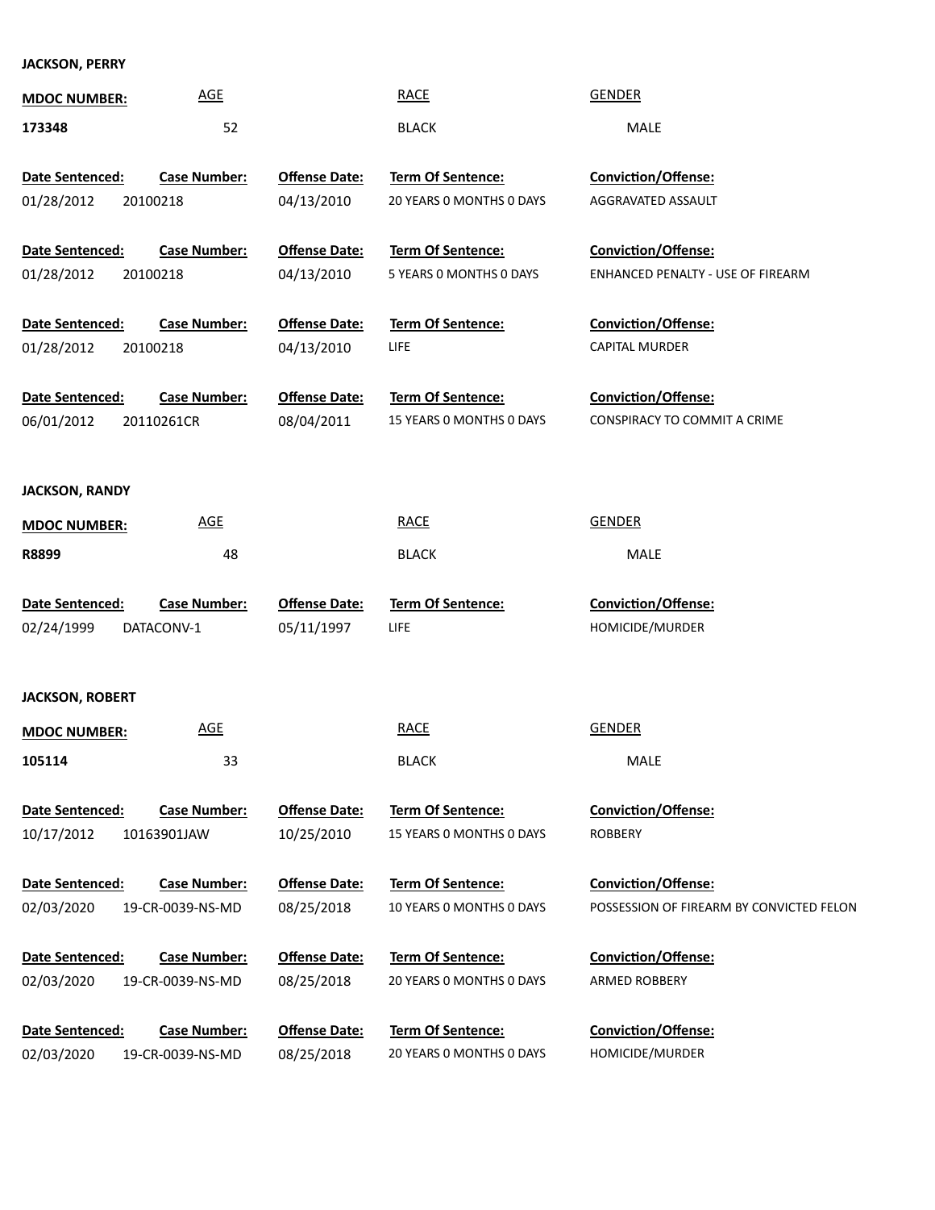**JACKSON, PERRY**

| MDOC NUMBER: | AGE | RACE | GENDER |
|---|---|---|---|
| 173348 | 52 | BLACK | MALE |

| Date Sentenced: | Case Number: | Offense Date: | Term Of Sentence: | Conviction/Offense: |
|---|---|---|---|---|
| 01/28/2012 | 20100218 | 04/13/2010 | 20 YEARS 0 MONTHS 0 DAYS | AGGRAVATED ASSAULT |
| 01/28/2012 | 20100218 | 04/13/2010 | 5 YEARS 0 MONTHS 0 DAYS | ENHANCED PENALTY - USE OF FIREARM |
| 01/28/2012 | 20100218 | 04/13/2010 | LIFE | CAPITAL MURDER |
| 06/01/2012 | 20110261CR | 08/04/2011 | 15 YEARS 0 MONTHS 0 DAYS | CONSPIRACY TO COMMIT A CRIME |

**JACKSON, RANDY**

| MDOC NUMBER: | AGE | RACE | GENDER |
|---|---|---|---|
| R8899 | 48 | BLACK | MALE |

| Date Sentenced: | Case Number: | Offense Date: | Term Of Sentence: | Conviction/Offense: |
|---|---|---|---|---|
| 02/24/1999 | DATACONV-1 | 05/11/1997 | LIFE | HOMICIDE/MURDER |

**JACKSON, ROBERT**

| MDOC NUMBER: | AGE | RACE | GENDER |
|---|---|---|---|
| 105114 | 33 | BLACK | MALE |

| Date Sentenced: | Case Number: | Offense Date: | Term Of Sentence: | Conviction/Offense: |
|---|---|---|---|---|
| 10/17/2012 | 10163901JAW | 10/25/2010 | 15 YEARS 0 MONTHS 0 DAYS | ROBBERY |
| 02/03/2020 | 19-CR-0039-NS-MD | 08/25/2018 | 10 YEARS 0 MONTHS 0 DAYS | POSSESSION OF FIREARM BY CONVICTED FELON |
| 02/03/2020 | 19-CR-0039-NS-MD | 08/25/2018 | 20 YEARS 0 MONTHS 0 DAYS | ARMED ROBBERY |
| 02/03/2020 | 19-CR-0039-NS-MD | 08/25/2018 | 20 YEARS 0 MONTHS 0 DAYS | HOMICIDE/MURDER |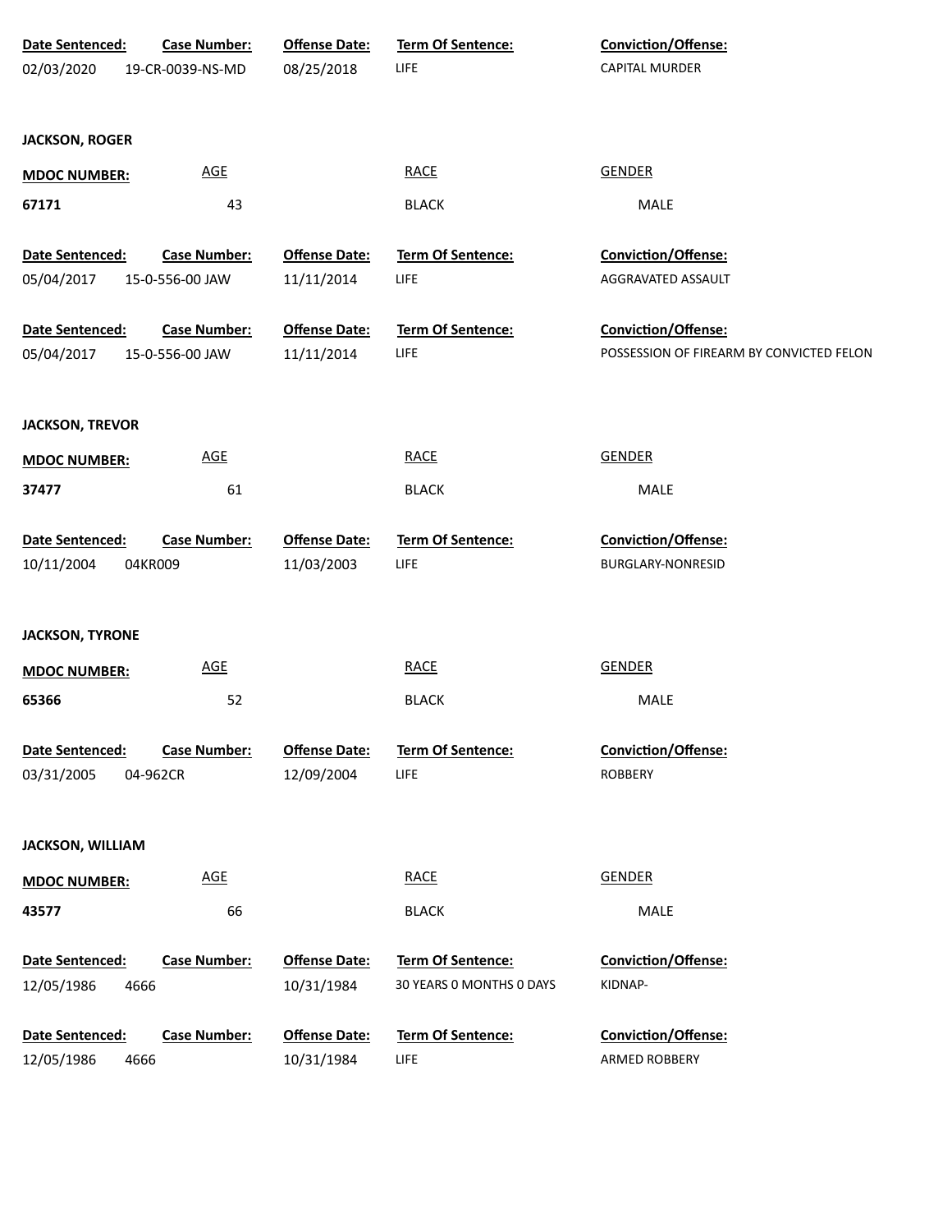| Date Sentenced: | Case Number: | Offense Date: | Term Of Sentence: | Conviction/Offense: |
|---|---|---|---|---|
| 02/03/2020 | 19-CR-0039-NS-MD | 08/25/2018 | LIFE | CAPITAL MURDER |

**JACKSON, ROGER**

| MDOC NUMBER: | AGE | RACE | GENDER |
|---|---|---|---|
| **67171** | 43 | BLACK | MALE |

| Date Sentenced: | Case Number: | Offense Date: | Term Of Sentence: | Conviction/Offense: |
|---|---|---|---|---|
| 05/04/2017 | 15-0-556-00 JAW | 11/11/2014 | LIFE | AGGRAVATED ASSAULT |

| Date Sentenced: | Case Number: | Offense Date: | Term Of Sentence: | Conviction/Offense: |
|---|---|---|---|---|
| 05/04/2017 | 15-0-556-00 JAW | 11/11/2014 | LIFE | POSSESSION OF FIREARM BY CONVICTED FELON |

**JACKSON, TREVOR**

| MDOC NUMBER: | AGE | RACE | GENDER |
|---|---|---|---|
| **37477** | 61 | BLACK | MALE |

| Date Sentenced: | Case Number: | Offense Date: | Term Of Sentence: | Conviction/Offense: |
|---|---|---|---|---|
| 10/11/2004 | 04KR009 | 11/03/2003 | LIFE | BURGLARY-NONRESID |

**JACKSON, TYRONE**

| MDOC NUMBER: | AGE | RACE | GENDER |
|---|---|---|---|
| **65366** | 52 | BLACK | MALE |

| Date Sentenced: | Case Number: | Offense Date: | Term Of Sentence: | Conviction/Offense: |
|---|---|---|---|---|
| 03/31/2005 | 04-962CR | 12/09/2004 | LIFE | ROBBERY |

**JACKSON, WILLIAM**

| MDOC NUMBER: | AGE | RACE | GENDER |
|---|---|---|---|
| **43577** | 66 | BLACK | MALE |

| Date Sentenced: | Case Number: | Offense Date: | Term Of Sentence: | Conviction/Offense: |
|---|---|---|---|---|
| 12/05/1986 | 4666 | 10/31/1984 | 30 YEARS 0 MONTHS 0 DAYS | KIDNAP- |

| Date Sentenced: | Case Number: | Offense Date: | Term Of Sentence: | Conviction/Offense: |
|---|---|---|---|---|
| 12/05/1986 | 4666 | 10/31/1984 | LIFE | ARMED ROBBERY |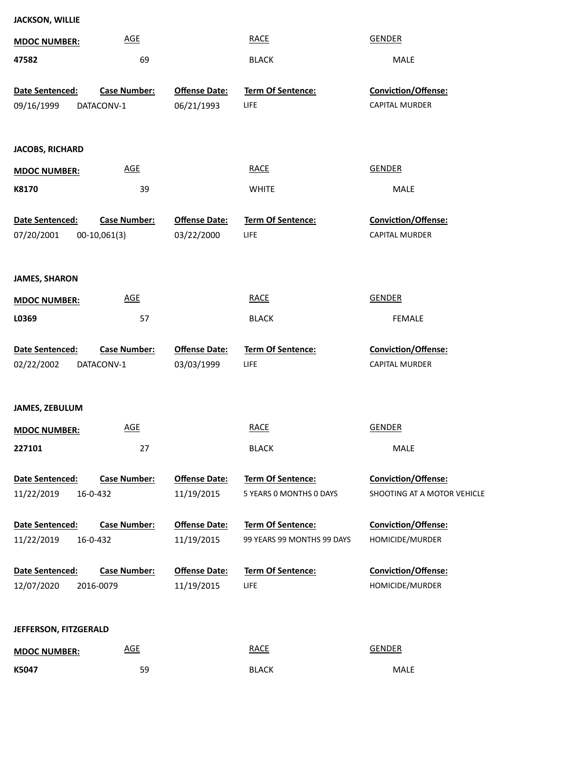**JACKSON, WILLIE**

| MDOC NUMBER: | AGE | RACE | GENDER |
|---|---|---|---|
| 47582 | 69 | BLACK | MALE |

| Date Sentenced: | Case Number: | Offense Date: | Term Of Sentence: | Conviction/Offense: |
|---|---|---|---|---|
| 09/16/1999 | DATACONV-1 | 06/21/1993 | LIFE | CAPITAL MURDER |

**JACOBS, RICHARD**

| MDOC NUMBER: | AGE | RACE | GENDER |
|---|---|---|---|
| K8170 | 39 | WHITE | MALE |

| Date Sentenced: | Case Number: | Offense Date: | Term Of Sentence: | Conviction/Offense: |
|---|---|---|---|---|
| 07/20/2001 | 00-10,061(3) | 03/22/2000 | LIFE | CAPITAL MURDER |

**JAMES, SHARON**

| MDOC NUMBER: | AGE | RACE | GENDER |
|---|---|---|---|
| L0369 | 57 | BLACK | FEMALE |

| Date Sentenced: | Case Number: | Offense Date: | Term Of Sentence: | Conviction/Offense: |
|---|---|---|---|---|
| 02/22/2002 | DATACONV-1 | 03/03/1999 | LIFE | CAPITAL MURDER |

**JAMES, ZEBULUM**

| MDOC NUMBER: | AGE | RACE | GENDER |
|---|---|---|---|
| 227101 | 27 | BLACK | MALE |

| Date Sentenced: | Case Number: | Offense Date: | Term Of Sentence: | Conviction/Offense: |
|---|---|---|---|---|
| 11/22/2019 | 16-0-432 | 11/19/2015 | 5 YEARS 0 MONTHS 0 DAYS | SHOOTING AT A MOTOR VEHICLE |
| 11/22/2019 | 16-0-432 | 11/19/2015 | 99 YEARS 99 MONTHS 99 DAYS | HOMICIDE/MURDER |
| 12/07/2020 | 2016-0079 | 11/19/2015 | LIFE | HOMICIDE/MURDER |

**JEFFERSON, FITZGERALD**

| MDOC NUMBER: | AGE | RACE | GENDER |
|---|---|---|---|
| K5047 | 59 | BLACK | MALE |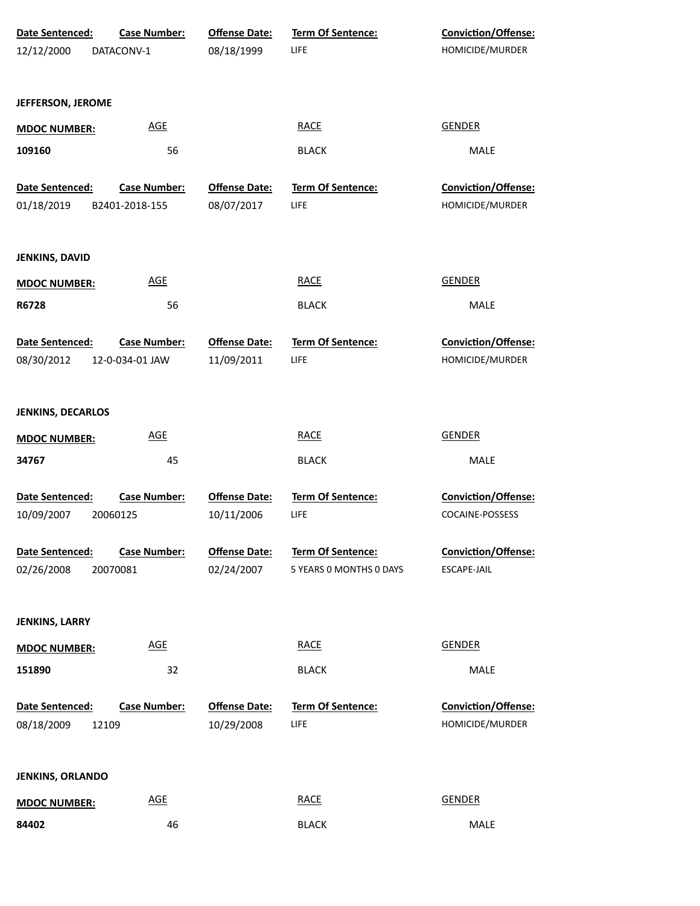| Date Sentenced: | Case Number: | Offense Date: | Term Of Sentence: | Conviction/Offense: |
|---|---|---|---|---|
| 12/12/2000 | DATACONV-1 | 08/18/1999 | LIFE | HOMICIDE/MURDER |

**JEFFERSON, JEROME**

| MDOC NUMBER: | AGE | RACE | GENDER |
|---|---|---|---|
| 109160 | 56 | BLACK | MALE |

| Date Sentenced: | Case Number: | Offense Date: | Term Of Sentence: | Conviction/Offense: |
|---|---|---|---|---|
| 01/18/2019 | B2401-2018-155 | 08/07/2017 | LIFE | HOMICIDE/MURDER |

**JENKINS, DAVID**

| MDOC NUMBER: | AGE | RACE | GENDER |
|---|---|---|---|
| R6728 | 56 | BLACK | MALE |

| Date Sentenced: | Case Number: | Offense Date: | Term Of Sentence: | Conviction/Offense: |
|---|---|---|---|---|
| 08/30/2012 | 12-0-034-01 JAW | 11/09/2011 | LIFE | HOMICIDE/MURDER |

**JENKINS, DECARLOS**

| MDOC NUMBER: | AGE | RACE | GENDER |
|---|---|---|---|
| 34767 | 45 | BLACK | MALE |

| Date Sentenced: | Case Number: | Offense Date: | Term Of Sentence: | Conviction/Offense: |
|---|---|---|---|---|
| 10/09/2007 | 20060125 | 10/11/2006 | LIFE | COCAINE-POSSESS |
| 02/26/2008 | 20070081 | 02/24/2007 | 5 YEARS 0 MONTHS 0 DAYS | ESCAPE-JAIL |

**JENKINS, LARRY**

| MDOC NUMBER: | AGE | RACE | GENDER |
|---|---|---|---|
| 151890 | 32 | BLACK | MALE |

| Date Sentenced: | Case Number: | Offense Date: | Term Of Sentence: | Conviction/Offense: |
|---|---|---|---|---|
| 08/18/2009 | 12109 | 10/29/2008 | LIFE | HOMICIDE/MURDER |

**JENKINS, ORLANDO**

| MDOC NUMBER: | AGE | RACE | GENDER |
|---|---|---|---|
| 84402 | 46 | BLACK | MALE |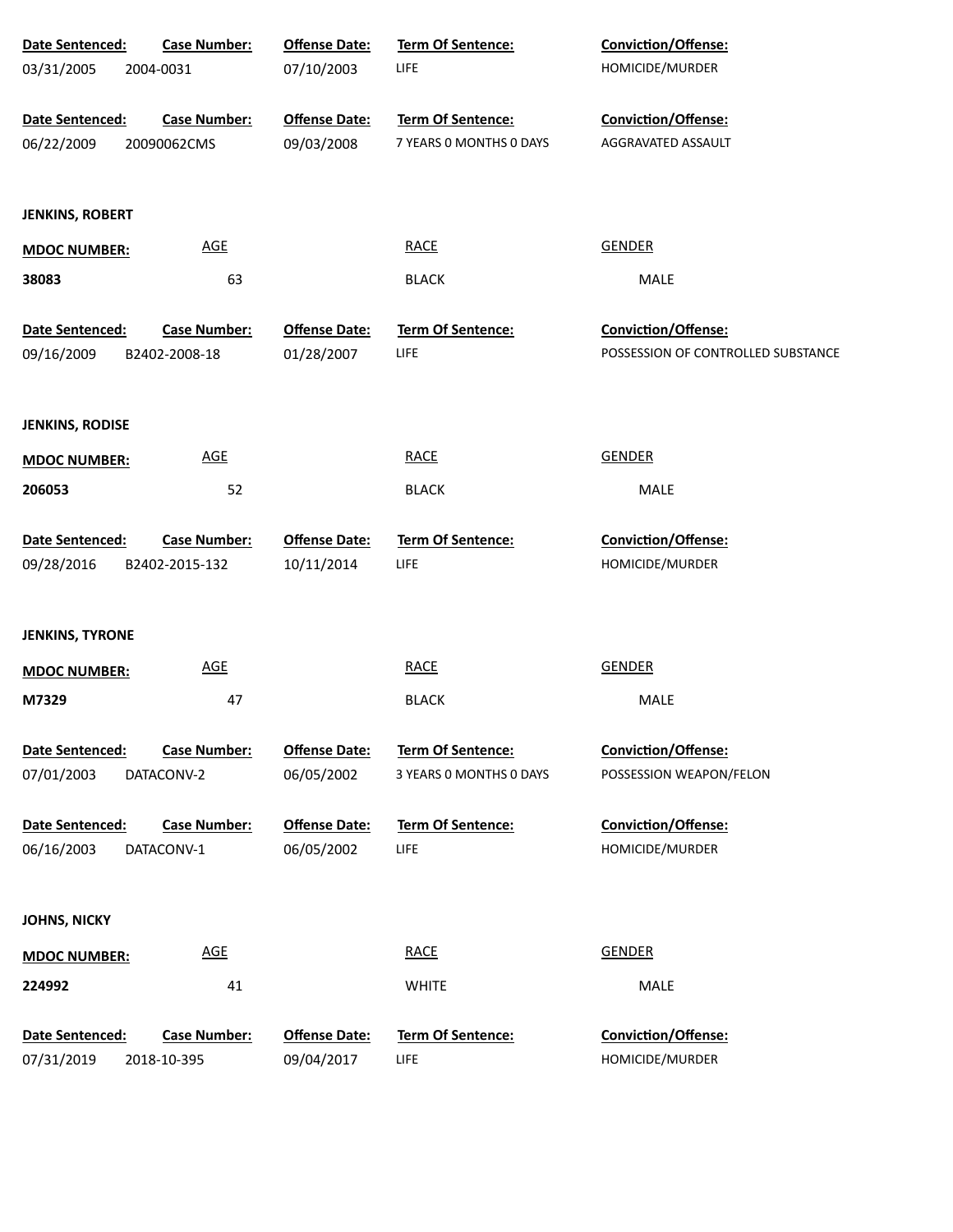| Date Sentenced: | Case Number: | Offense Date: | Term Of Sentence: | Conviction/Offense: |
|---|---|---|---|---|
| 03/31/2005 | 2004-0031 | 07/10/2003 | LIFE | HOMICIDE/MURDER |

| Date Sentenced: | Case Number: | Offense Date: | Term Of Sentence: | Conviction/Offense: |
|---|---|---|---|---|
| 06/22/2009 | 20090062CMS | 09/03/2008 | 7 YEARS 0 MONTHS 0 DAYS | AGGRAVATED ASSAULT |

**JENKINS, ROBERT**

| MDOC NUMBER: | AGE | RACE | GENDER |
|---|---|---|---|
| 38083 | 63 | BLACK | MALE |

| Date Sentenced: | Case Number: | Offense Date: | Term Of Sentence: | Conviction/Offense: |
|---|---|---|---|---|
| 09/16/2009 | B2402-2008-18 | 01/28/2007 | LIFE | POSSESSION OF CONTROLLED SUBSTANCE |

**JENKINS, RODISE**

| MDOC NUMBER: | AGE | RACE | GENDER |
|---|---|---|---|
| 206053 | 52 | BLACK | MALE |

| Date Sentenced: | Case Number: | Offense Date: | Term Of Sentence: | Conviction/Offense: |
|---|---|---|---|---|
| 09/28/2016 | B2402-2015-132 | 10/11/2014 | LIFE | HOMICIDE/MURDER |

**JENKINS, TYRONE**

| MDOC NUMBER: | AGE | RACE | GENDER |
|---|---|---|---|
| M7329 | 47 | BLACK | MALE |

| Date Sentenced: | Case Number: | Offense Date: | Term Of Sentence: | Conviction/Offense: |
|---|---|---|---|---|
| 07/01/2003 | DATACONV-2 | 06/05/2002 | 3 YEARS 0 MONTHS 0 DAYS | POSSESSION WEAPON/FELON |

| Date Sentenced: | Case Number: | Offense Date: | Term Of Sentence: | Conviction/Offense: |
|---|---|---|---|---|
| 06/16/2003 | DATACONV-1 | 06/05/2002 | LIFE | HOMICIDE/MURDER |

**JOHNS, NICKY**

| MDOC NUMBER: | AGE | RACE | GENDER |
|---|---|---|---|
| 224992 | 41 | WHITE | MALE |

| Date Sentenced: | Case Number: | Offense Date: | Term Of Sentence: | Conviction/Offense: |
|---|---|---|---|---|
| 07/31/2019 | 2018-10-395 | 09/04/2017 | LIFE | HOMICIDE/MURDER |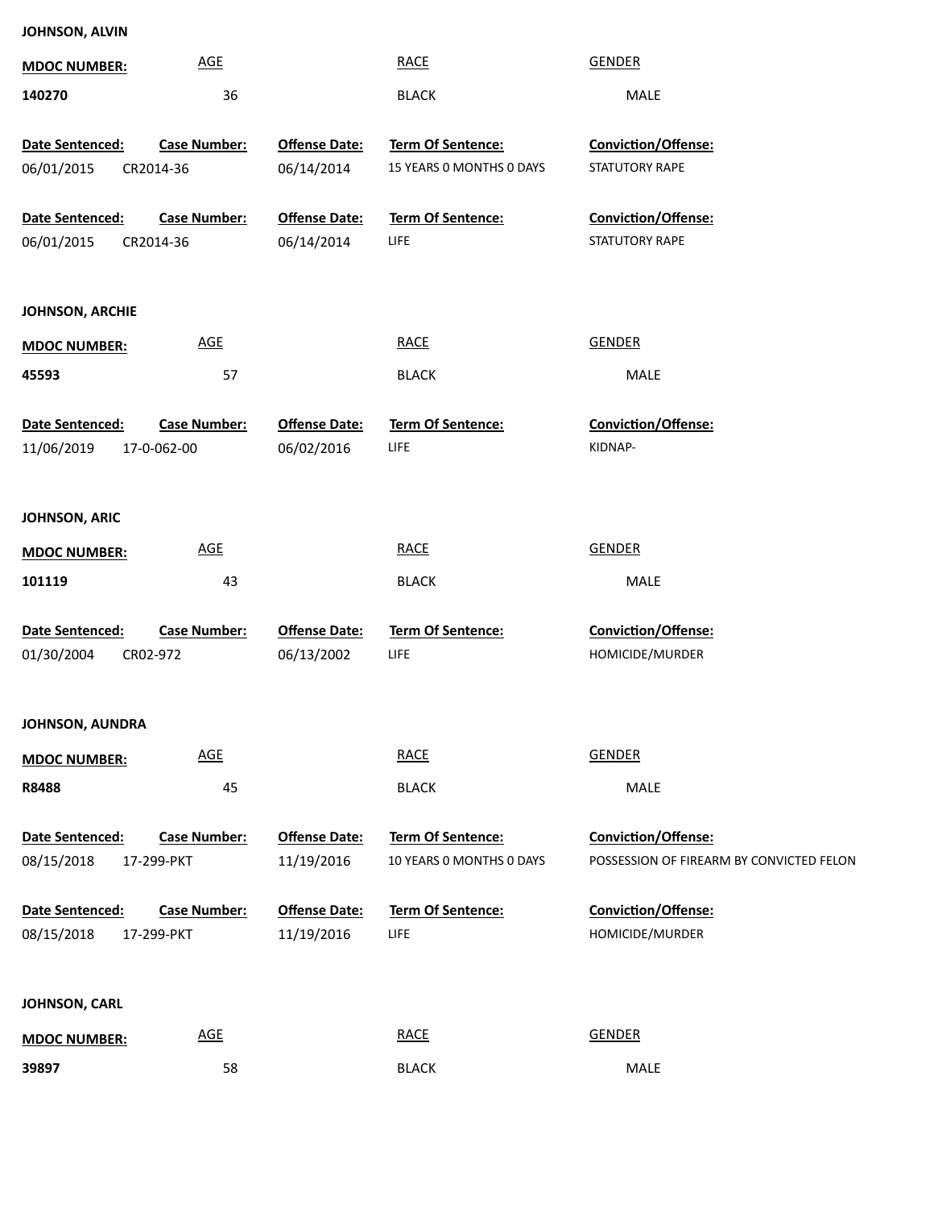**JOHNSON, ALVIN**

| MDOC NUMBER: | AGE | RACE | GENDER |
|---|---|---|---|
| **140270** | 36 | BLACK | MALE |

| Date Sentenced: | Case Number: | Offense Date: | Term Of Sentence: | Conviction/Offense: |
|---|---|---|---|---|
| 06/01/2015 | CR2014-36 | 06/14/2014 | 15 YEARS 0 MONTHS 0 DAYS | STATUTORY RAPE |
| 06/01/2015 | CR2014-36 | 06/14/2014 | LIFE | STATUTORY RAPE |

**JOHNSON, ARCHIE**

| MDOC NUMBER: | AGE | RACE | GENDER |
|---|---|---|---|
| **45593** | 57 | BLACK | MALE |

| Date Sentenced: | Case Number: | Offense Date: | Term Of Sentence: | Conviction/Offense: |
|---|---|---|---|---|
| 11/06/2019 | 17-0-062-00 | 06/02/2016 | LIFE | KIDNAP- |

**JOHNSON, ARIC**

| MDOC NUMBER: | AGE | RACE | GENDER |
|---|---|---|---|
| **101119** | 43 | BLACK | MALE |

| Date Sentenced: | Case Number: | Offense Date: | Term Of Sentence: | Conviction/Offense: |
|---|---|---|---|---|
| 01/30/2004 | CR02-972 | 06/13/2002 | LIFE | HOMICIDE/MURDER |

**JOHNSON, AUNDRA**

| MDOC NUMBER: | AGE | RACE | GENDER |
|---|---|---|---|
| **R8488** | 45 | BLACK | MALE |

| Date Sentenced: | Case Number: | Offense Date: | Term Of Sentence: | Conviction/Offense: |
|---|---|---|---|---|
| 08/15/2018 | 17-299-PKT | 11/19/2016 | 10 YEARS 0 MONTHS 0 DAYS | POSSESSION OF FIREARM BY CONVICTED FELON |
| 08/15/2018 | 17-299-PKT | 11/19/2016 | LIFE | HOMICIDE/MURDER |

**JOHNSON, CARL**

| MDOC NUMBER: | AGE | RACE | GENDER |
|---|---|---|---|
| **39897** | 58 | BLACK | MALE |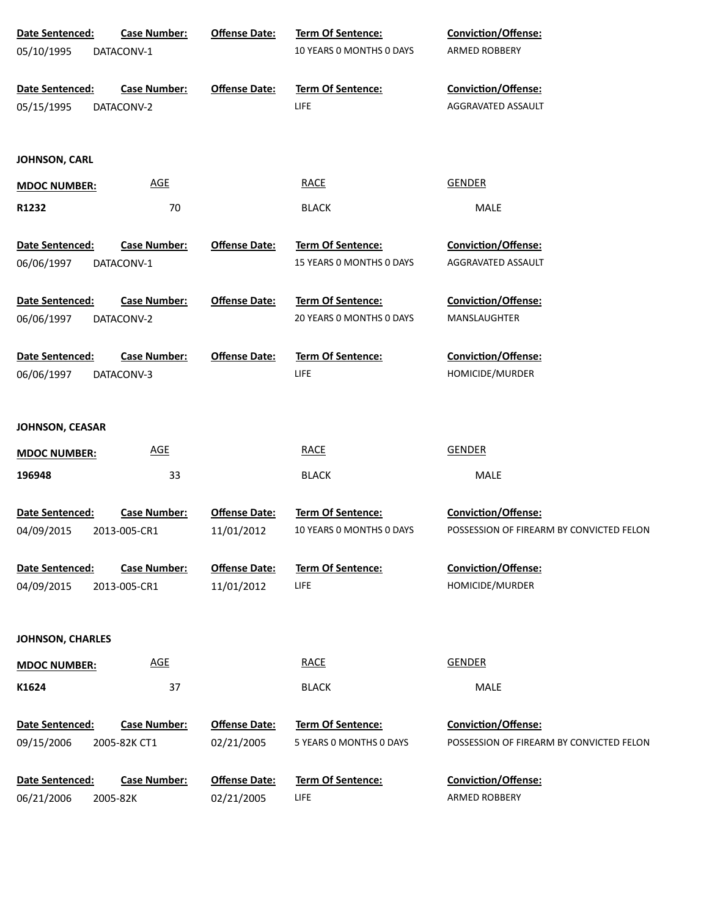| Date Sentenced: | Case Number: | Offense Date: | Term Of Sentence: | Conviction/Offense: |
|---|---|---|---|---|
| 05/10/1995 | DATACONV-1 | | 10 YEARS 0 MONTHS 0 DAYS | ARMED ROBBERY |

| Date Sentenced: | Case Number: | Offense Date: | Term Of Sentence: | Conviction/Offense: |
|---|---|---|---|---|
| 05/15/1995 | DATACONV-2 | | LIFE | AGGRAVATED ASSAULT |

**JOHNSON, CARL**

| MDOC NUMBER: | AGE | RACE | GENDER |
|---|---|---|---|
| R1232 | 70 | BLACK | MALE |

| Date Sentenced: | Case Number: | Offense Date: | Term Of Sentence: | Conviction/Offense: |
|---|---|---|---|---|
| 06/06/1997 | DATACONV-1 | | 15 YEARS 0 MONTHS 0 DAYS | AGGRAVATED ASSAULT |

| Date Sentenced: | Case Number: | Offense Date: | Term Of Sentence: | Conviction/Offense: |
|---|---|---|---|---|
| 06/06/1997 | DATACONV-2 | | 20 YEARS 0 MONTHS 0 DAYS | MANSLAUGHTER |

| Date Sentenced: | Case Number: | Offense Date: | Term Of Sentence: | Conviction/Offense: |
|---|---|---|---|---|
| 06/06/1997 | DATACONV-3 | | LIFE | HOMICIDE/MURDER |

**JOHNSON, CEASAR**

| MDOC NUMBER: | AGE | RACE | GENDER |
|---|---|---|---|
| 196948 | 33 | BLACK | MALE |

| Date Sentenced: | Case Number: | Offense Date: | Term Of Sentence: | Conviction/Offense: |
|---|---|---|---|---|
| 04/09/2015 | 2013-005-CR1 | 11/01/2012 | 10 YEARS 0 MONTHS 0 DAYS | POSSESSION OF FIREARM BY CONVICTED FELON |

| Date Sentenced: | Case Number: | Offense Date: | Term Of Sentence: | Conviction/Offense: |
|---|---|---|---|---|
| 04/09/2015 | 2013-005-CR1 | 11/01/2012 | LIFE | HOMICIDE/MURDER |

**JOHNSON, CHARLES**

| MDOC NUMBER: | AGE | RACE | GENDER |
|---|---|---|---|
| K1624 | 37 | BLACK | MALE |

| Date Sentenced: | Case Number: | Offense Date: | Term Of Sentence: | Conviction/Offense: |
|---|---|---|---|---|
| 09/15/2006 | 2005-82K CT1 | 02/21/2005 | 5 YEARS 0 MONTHS 0 DAYS | POSSESSION OF FIREARM BY CONVICTED FELON |

| Date Sentenced: | Case Number: | Offense Date: | Term Of Sentence: | Conviction/Offense: |
|---|---|---|---|---|
| 06/21/2006 | 2005-82K | 02/21/2005 | LIFE | ARMED ROBBERY |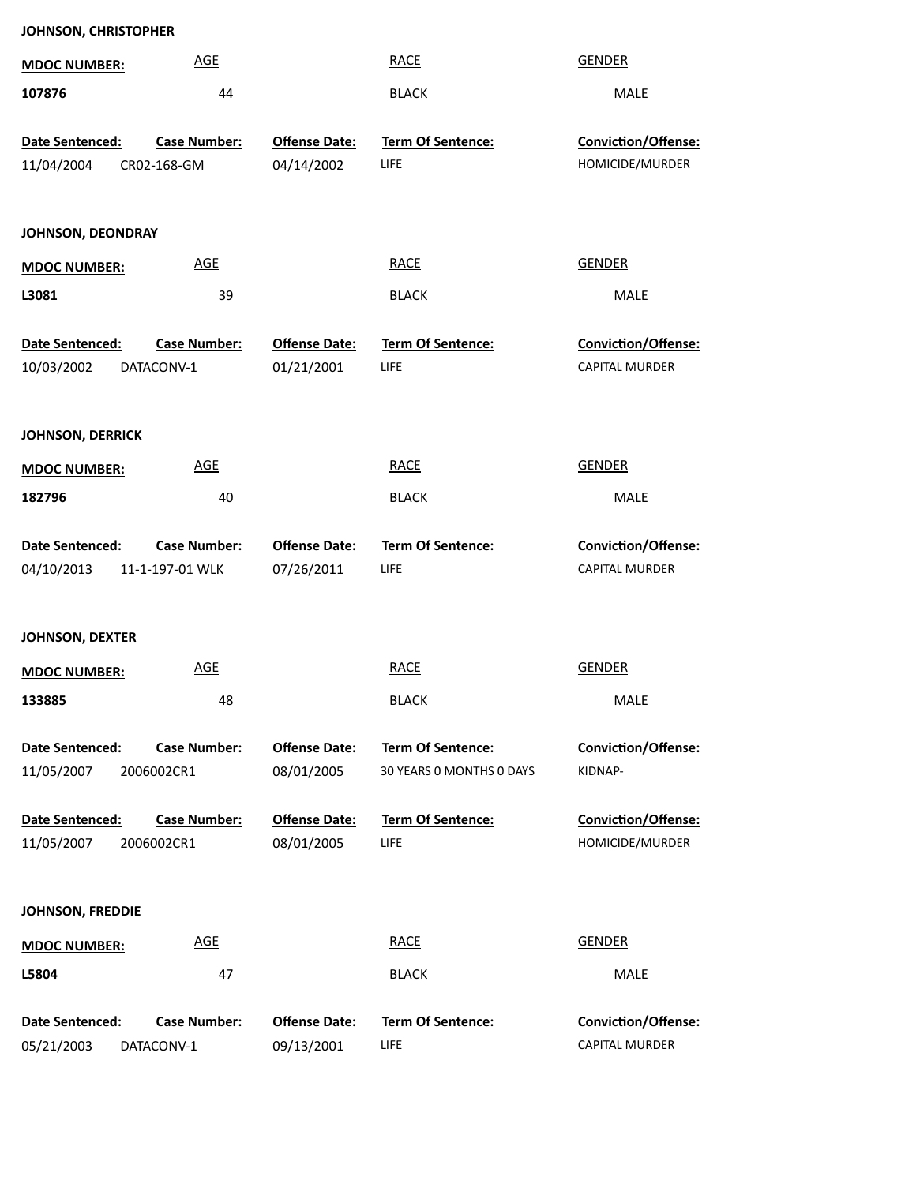**JOHNSON, CHRISTOPHER**

| MDOC NUMBER: | AGE | RACE | GENDER |
|---|---|---|---|
| 107876 | 44 | BLACK | MALE |

| Date Sentenced: | Case Number: | Offense Date: | Term Of Sentence: | Conviction/Offense: |
|---|---|---|---|---|
| 11/04/2004 | CR02-168-GM | 04/14/2002 | LIFE | HOMICIDE/MURDER |

**JOHNSON, DEONDRAY**

| MDOC NUMBER: | AGE | RACE | GENDER |
|---|---|---|---|
| L3081 | 39 | BLACK | MALE |

| Date Sentenced: | Case Number: | Offense Date: | Term Of Sentence: | Conviction/Offense: |
|---|---|---|---|---|
| 10/03/2002 | DATACONV-1 | 01/21/2001 | LIFE | CAPITAL MURDER |

**JOHNSON, DERRICK**

| MDOC NUMBER: | AGE | RACE | GENDER |
|---|---|---|---|
| 182796 | 40 | BLACK | MALE |

| Date Sentenced: | Case Number: | Offense Date: | Term Of Sentence: | Conviction/Offense: |
|---|---|---|---|---|
| 04/10/2013 | 11-1-197-01 WLK | 07/26/2011 | LIFE | CAPITAL MURDER |

**JOHNSON, DEXTER**

| MDOC NUMBER: | AGE | RACE | GENDER |
|---|---|---|---|
| 133885 | 48 | BLACK | MALE |

| Date Sentenced: | Case Number: | Offense Date: | Term Of Sentence: | Conviction/Offense: |
|---|---|---|---|---|
| 11/05/2007 | 2006002CR1 | 08/01/2005 | 30 YEARS 0 MONTHS 0 DAYS | KIDNAP- |
| 11/05/2007 | 2006002CR1 | 08/01/2005 | LIFE | HOMICIDE/MURDER |

**JOHNSON, FREDDIE**

| MDOC NUMBER: | AGE | RACE | GENDER |
|---|---|---|---|
| L5804 | 47 | BLACK | MALE |

| Date Sentenced: | Case Number: | Offense Date: | Term Of Sentence: | Conviction/Offense: |
|---|---|---|---|---|
| 05/21/2003 | DATACONV-1 | 09/13/2001 | LIFE | CAPITAL MURDER |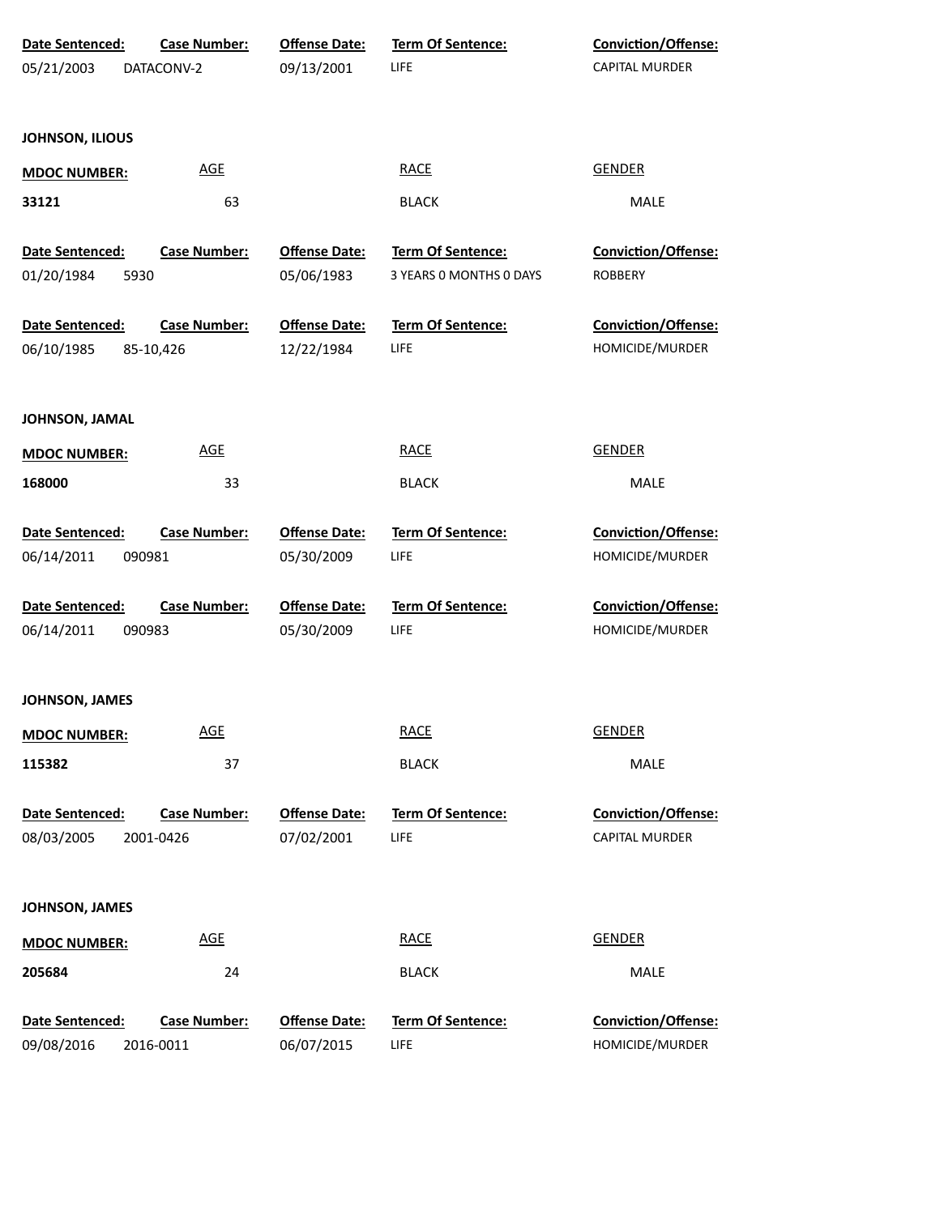| Date Sentenced: | Case Number: | Offense Date: | Term Of Sentence: | Conviction/Offense: |
|---|---|---|---|---|
| 05/21/2003 | DATACONV-2 | 09/13/2001 | LIFE | CAPITAL MURDER |

**JOHNSON, ILIOUS**

| MDOC NUMBER: | AGE | RACE | GENDER |
|---|---|---|---|
| 33121 | 63 | BLACK | MALE |

| Date Sentenced: | Case Number: | Offense Date: | Term Of Sentence: | Conviction/Offense: |
|---|---|---|---|---|
| 01/20/1984 | 5930 | 05/06/1983 | 3 YEARS 0 MONTHS 0 DAYS | ROBBERY |
| 06/10/1985 | 85-10,426 | 12/22/1984 | LIFE | HOMICIDE/MURDER |

**JOHNSON, JAMAL**

| MDOC NUMBER: | AGE | RACE | GENDER |
|---|---|---|---|
| 168000 | 33 | BLACK | MALE |

| Date Sentenced: | Case Number: | Offense Date: | Term Of Sentence: | Conviction/Offense: |
|---|---|---|---|---|
| 06/14/2011 | 090981 | 05/30/2009 | LIFE | HOMICIDE/MURDER |
| 06/14/2011 | 090983 | 05/30/2009 | LIFE | HOMICIDE/MURDER |

**JOHNSON, JAMES**

| MDOC NUMBER: | AGE | RACE | GENDER |
|---|---|---|---|
| 115382 | 37 | BLACK | MALE |

| Date Sentenced: | Case Number: | Offense Date: | Term Of Sentence: | Conviction/Offense: |
|---|---|---|---|---|
| 08/03/2005 | 2001-0426 | 07/02/2001 | LIFE | CAPITAL MURDER |

**JOHNSON, JAMES**

| MDOC NUMBER: | AGE | RACE | GENDER |
|---|---|---|---|
| 205684 | 24 | BLACK | MALE |

| Date Sentenced: | Case Number: | Offense Date: | Term Of Sentence: | Conviction/Offense: |
|---|---|---|---|---|
| 09/08/2016 | 2016-0011 | 06/07/2015 | LIFE | HOMICIDE/MURDER |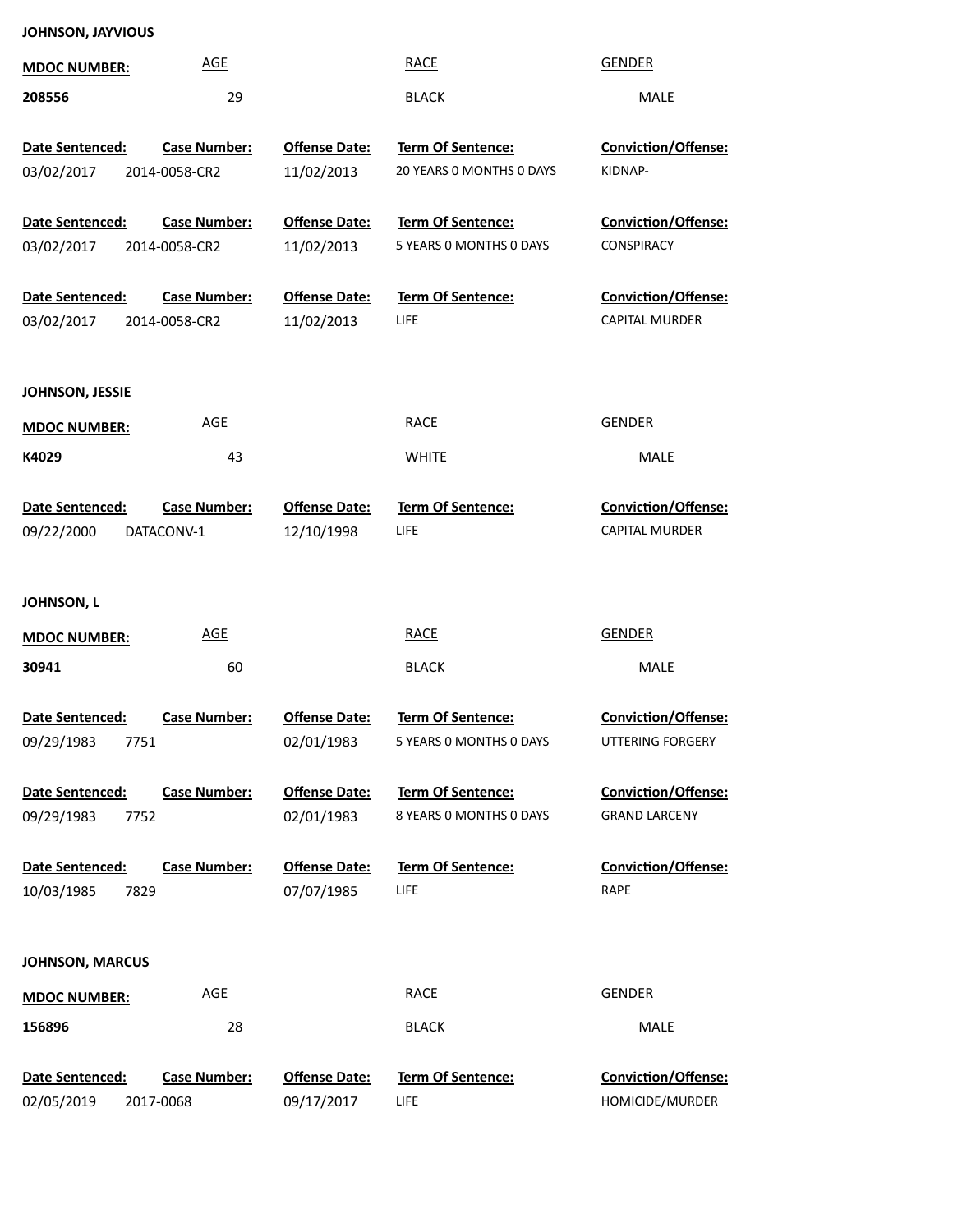**JOHNSON, JAYVIOUS**

| MDOC NUMBER: | AGE | RACE | GENDER |
| --- | --- | --- | --- |
| 208556 | 29 | BLACK | MALE |

| Date Sentenced: | Case Number: | Offense Date: | Term Of Sentence: | Conviction/Offense: |
| --- | --- | --- | --- | --- |
| 03/02/2017 | 2014-0058-CR2 | 11/02/2013 | 20 YEARS 0 MONTHS 0 DAYS | KIDNAP- |
| 03/02/2017 | 2014-0058-CR2 | 11/02/2013 | 5 YEARS 0 MONTHS 0 DAYS | CONSPIRACY |
| 03/02/2017 | 2014-0058-CR2 | 11/02/2013 | LIFE | CAPITAL MURDER |

**JOHNSON, JESSIE**

| MDOC NUMBER: | AGE | RACE | GENDER |
| --- | --- | --- | --- |
| K4029 | 43 | WHITE | MALE |

| Date Sentenced: | Case Number: | Offense Date: | Term Of Sentence: | Conviction/Offense: |
| --- | --- | --- | --- | --- |
| 09/22/2000 | DATACONV-1 | 12/10/1998 | LIFE | CAPITAL MURDER |

**JOHNSON, L**

| MDOC NUMBER: | AGE | RACE | GENDER |
| --- | --- | --- | --- |
| 30941 | 60 | BLACK | MALE |

| Date Sentenced: | Case Number: | Offense Date: | Term Of Sentence: | Conviction/Offense: |
| --- | --- | --- | --- | --- |
| 09/29/1983 | 7751 | 02/01/1983 | 5 YEARS 0 MONTHS 0 DAYS | UTTERING FORGERY |
| 09/29/1983 | 7752 | 02/01/1983 | 8 YEARS 0 MONTHS 0 DAYS | GRAND LARCENY |
| 10/03/1985 | 7829 | 07/07/1985 | LIFE | RAPE |

**JOHNSON, MARCUS**

| MDOC NUMBER: | AGE | RACE | GENDER |
| --- | --- | --- | --- |
| 156896 | 28 | BLACK | MALE |

| Date Sentenced: | Case Number: | Offense Date: | Term Of Sentence: | Conviction/Offense: |
| --- | --- | --- | --- | --- |
| 02/05/2019 | 2017-0068 | 09/17/2017 | LIFE | HOMICIDE/MURDER |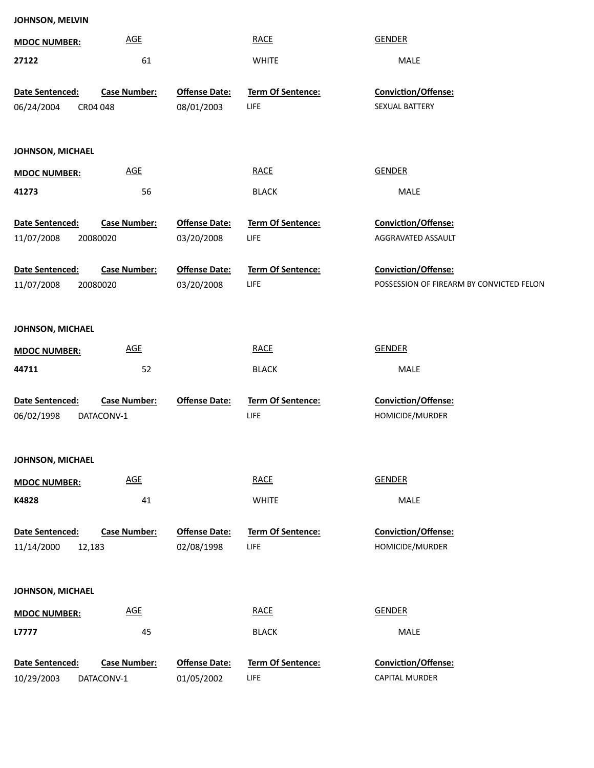**JOHNSON, MELVIN**

| MDOC NUMBER: | AGE | RACE | GENDER |
|---|---|---|---|
| **27122** | 61 | WHITE | MALE |

| Date Sentenced: | Case Number: | Offense Date: | Term Of Sentence: | Conviction/Offense: |
|---|---|---|---|---|
| 06/24/2004 | CR04 048 | 08/01/2003 | LIFE | SEXUAL BATTERY |

**JOHNSON, MICHAEL**

| MDOC NUMBER: | AGE | RACE | GENDER |
|---|---|---|---|
| **41273** | 56 | BLACK | MALE |

| Date Sentenced: | Case Number: | Offense Date: | Term Of Sentence: | Conviction/Offense: |
|---|---|---|---|---|
| 11/07/2008 | 20080020 | 03/20/2008 | LIFE | AGGRAVATED ASSAULT |
| 11/07/2008 | 20080020 | 03/20/2008 | LIFE | POSSESSION OF FIREARM BY CONVICTED FELON |

**JOHNSON, MICHAEL**

| MDOC NUMBER: | AGE | RACE | GENDER |
|---|---|---|---|
| **44711** | 52 | BLACK | MALE |

| Date Sentenced: | Case Number: | Offense Date: | Term Of Sentence: | Conviction/Offense: |
|---|---|---|---|---|
| 06/02/1998 | DATACONV-1 | | LIFE | HOMICIDE/MURDER |

**JOHNSON, MICHAEL**

| MDOC NUMBER: | AGE | RACE | GENDER |
|---|---|---|---|
| **K4828** | 41 | WHITE | MALE |

| Date Sentenced: | Case Number: | Offense Date: | Term Of Sentence: | Conviction/Offense: |
|---|---|---|---|---|
| 11/14/2000 | 12,183 | 02/08/1998 | LIFE | HOMICIDE/MURDER |

**JOHNSON, MICHAEL**

| MDOC NUMBER: | AGE | RACE | GENDER |
|---|---|---|---|
| **L7777** | 45 | BLACK | MALE |

| Date Sentenced: | Case Number: | Offense Date: | Term Of Sentence: | Conviction/Offense: |
|---|---|---|---|---|
| 10/29/2003 | DATACONV-1 | 01/05/2002 | LIFE | CAPITAL MURDER |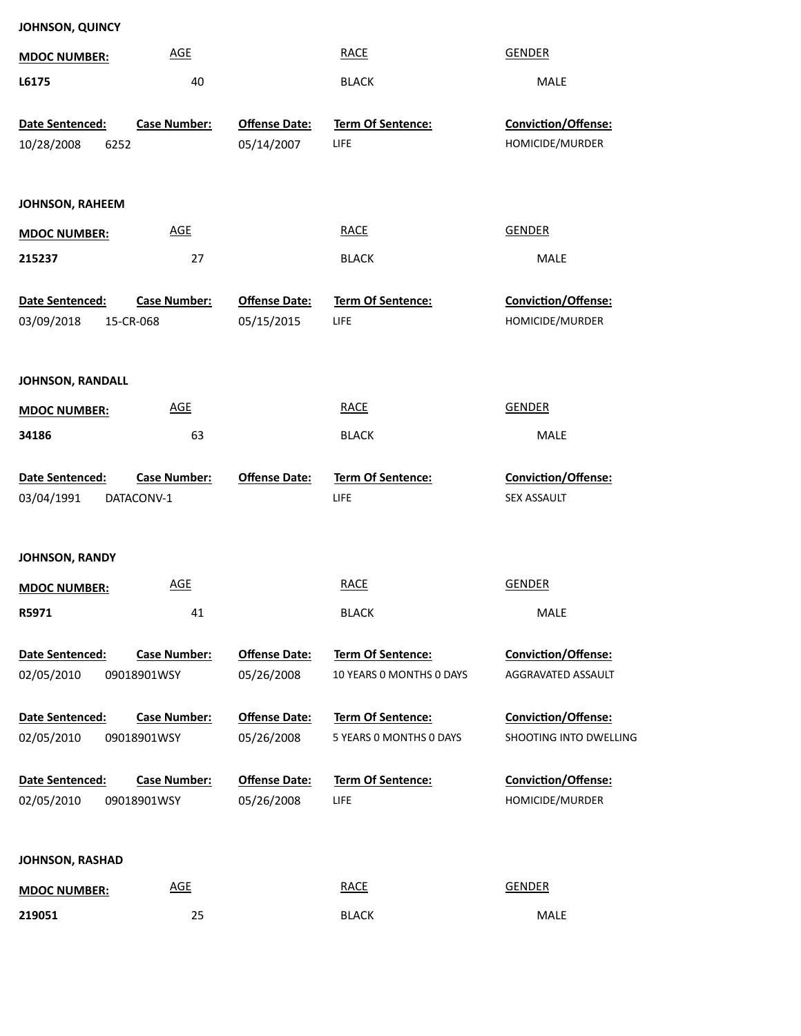**JOHNSON, QUINCY**

| MDOC NUMBER: | AGE | RACE | GENDER |
|---|---|---|---|
| L6175 | 40 | BLACK | MALE |

| Date Sentenced: | Case Number: | Offense Date: | Term Of Sentence: | Conviction/Offense: |
|---|---|---|---|---|
| 10/28/2008 | 6252 | 05/14/2007 | LIFE | HOMICIDE/MURDER |

**JOHNSON, RAHEEM**

| MDOC NUMBER: | AGE | RACE | GENDER |
|---|---|---|---|
| 215237 | 27 | BLACK | MALE |

| Date Sentenced: | Case Number: | Offense Date: | Term Of Sentence: | Conviction/Offense: |
|---|---|---|---|---|
| 03/09/2018 | 15-CR-068 | 05/15/2015 | LIFE | HOMICIDE/MURDER |

**JOHNSON, RANDALL**

| MDOC NUMBER: | AGE | RACE | GENDER |
|---|---|---|---|
| 34186 | 63 | BLACK | MALE |

| Date Sentenced: | Case Number: | Offense Date: | Term Of Sentence: | Conviction/Offense: |
|---|---|---|---|---|
| 03/04/1991 | DATACONV-1 | | LIFE | SEX ASSAULT |

**JOHNSON, RANDY**

| MDOC NUMBER: | AGE | RACE | GENDER |
|---|---|---|---|
| R5971 | 41 | BLACK | MALE |

| Date Sentenced: | Case Number: | Offense Date: | Term Of Sentence: | Conviction/Offense: |
|---|---|---|---|---|
| 02/05/2010 | 09018901WSY | 05/26/2008 | 10 YEARS 0 MONTHS 0 DAYS | AGGRAVATED ASSAULT |
| 02/05/2010 | 09018901WSY | 05/26/2008 | 5 YEARS 0 MONTHS 0 DAYS | SHOOTING INTO DWELLING |
| 02/05/2010 | 09018901WSY | 05/26/2008 | LIFE | HOMICIDE/MURDER |

**JOHNSON, RASHAD**

| MDOC NUMBER: | AGE | RACE | GENDER |
|---|---|---|---|
| 219051 | 25 | BLACK | MALE |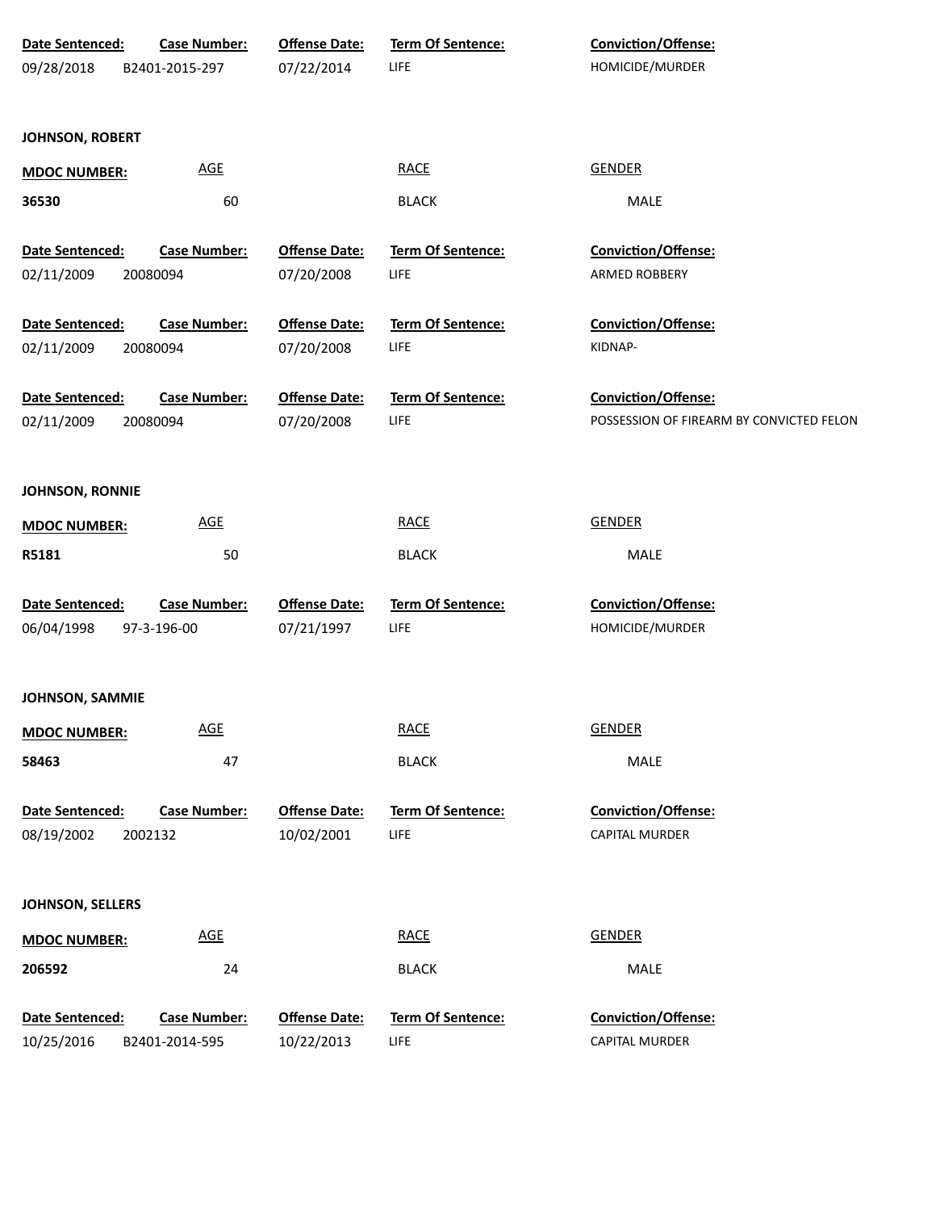| Date Sentenced: | Case Number: | Offense Date: | Term Of Sentence: | Conviction/Offense: |
|---|---|---|---|---|
| 09/28/2018 | B2401-2015-297 | 07/22/2014 | LIFE | HOMICIDE/MURDER |

**JOHNSON, ROBERT**

| MDOC NUMBER: | AGE | RACE | GENDER |
|---|---|---|---|
| **36530** | 60 | BLACK | MALE |

| Date Sentenced: | Case Number: | Offense Date: | Term Of Sentence: | Conviction/Offense: |
|---|---|---|---|---|
| 02/11/2009 | 20080094 | 07/20/2008 | LIFE | ARMED ROBBERY |
| 02/11/2009 | 20080094 | 07/20/2008 | LIFE | KIDNAP- |
| 02/11/2009 | 20080094 | 07/20/2008 | LIFE | POSSESSION OF FIREARM BY CONVICTED FELON |

**JOHNSON, RONNIE**

| MDOC NUMBER: | AGE | RACE | GENDER |
|---|---|---|---|
| **R5181** | 50 | BLACK | MALE |

| Date Sentenced: | Case Number: | Offense Date: | Term Of Sentence: | Conviction/Offense: |
|---|---|---|---|---|
| 06/04/1998 | 97-3-196-00 | 07/21/1997 | LIFE | HOMICIDE/MURDER |

**JOHNSON, SAMMIE**

| MDOC NUMBER: | AGE | RACE | GENDER |
|---|---|---|---|
| **58463** | 47 | BLACK | MALE |

| Date Sentenced: | Case Number: | Offense Date: | Term Of Sentence: | Conviction/Offense: |
|---|---|---|---|---|
| 08/19/2002 | 2002132 | 10/02/2001 | LIFE | CAPITAL MURDER |

**JOHNSON, SELLERS**

| MDOC NUMBER: | AGE | RACE | GENDER |
|---|---|---|---|
| **206592** | 24 | BLACK | MALE |

| Date Sentenced: | Case Number: | Offense Date: | Term Of Sentence: | Conviction/Offense: |
|---|---|---|---|---|
| 10/25/2016 | B2401-2014-595 | 10/22/2013 | LIFE | CAPITAL MURDER |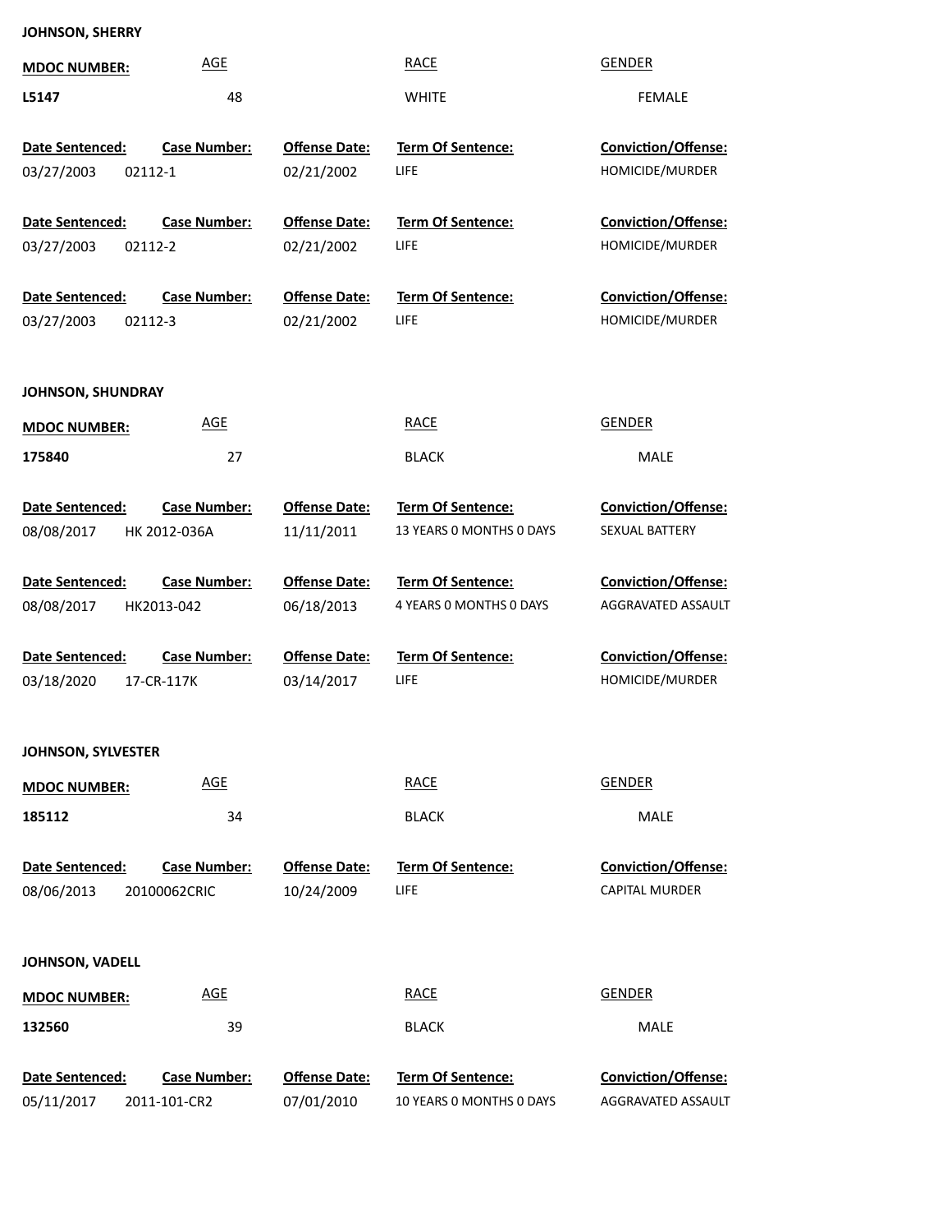**JOHNSON, SHERRY**

| MDOC NUMBER: | AGE | RACE | GENDER |
|---|---|---|---|
| L5147 | 48 | WHITE | FEMALE |

| Date Sentenced: | Case Number: | Offense Date: | Term Of Sentence: | Conviction/Offense: |
|---|---|---|---|---|
| 03/27/2003 | 02112-1 | 02/21/2002 | LIFE | HOMICIDE/MURDER |
| 03/27/2003 | 02112-2 | 02/21/2002 | LIFE | HOMICIDE/MURDER |
| 03/27/2003 | 02112-3 | 02/21/2002 | LIFE | HOMICIDE/MURDER |

**JOHNSON, SHUNDRAY**

| MDOC NUMBER: | AGE | RACE | GENDER |
|---|---|---|---|
| 175840 | 27 | BLACK | MALE |

| Date Sentenced: | Case Number: | Offense Date: | Term Of Sentence: | Conviction/Offense: |
|---|---|---|---|---|
| 08/08/2017 | HK 2012-036A | 11/11/2011 | 13 YEARS 0 MONTHS 0 DAYS | SEXUAL BATTERY |
| 08/08/2017 | HK2013-042 | 06/18/2013 | 4 YEARS 0 MONTHS 0 DAYS | AGGRAVATED ASSAULT |
| 03/18/2020 | 17-CR-117K | 03/14/2017 | LIFE | HOMICIDE/MURDER |

**JOHNSON, SYLVESTER**

| MDOC NUMBER: | AGE | RACE | GENDER |
|---|---|---|---|
| 185112 | 34 | BLACK | MALE |

| Date Sentenced: | Case Number: | Offense Date: | Term Of Sentence: | Conviction/Offense: |
|---|---|---|---|---|
| 08/06/2013 | 20100062CRIC | 10/24/2009 | LIFE | CAPITAL MURDER |

**JOHNSON, VADELL**

| MDOC NUMBER: | AGE | RACE | GENDER |
|---|---|---|---|
| 132560 | 39 | BLACK | MALE |

| Date Sentenced: | Case Number: | Offense Date: | Term Of Sentence: | Conviction/Offense: |
|---|---|---|---|---|
| 05/11/2017 | 2011-101-CR2 | 07/01/2010 | 10 YEARS 0 MONTHS 0 DAYS | AGGRAVATED ASSAULT |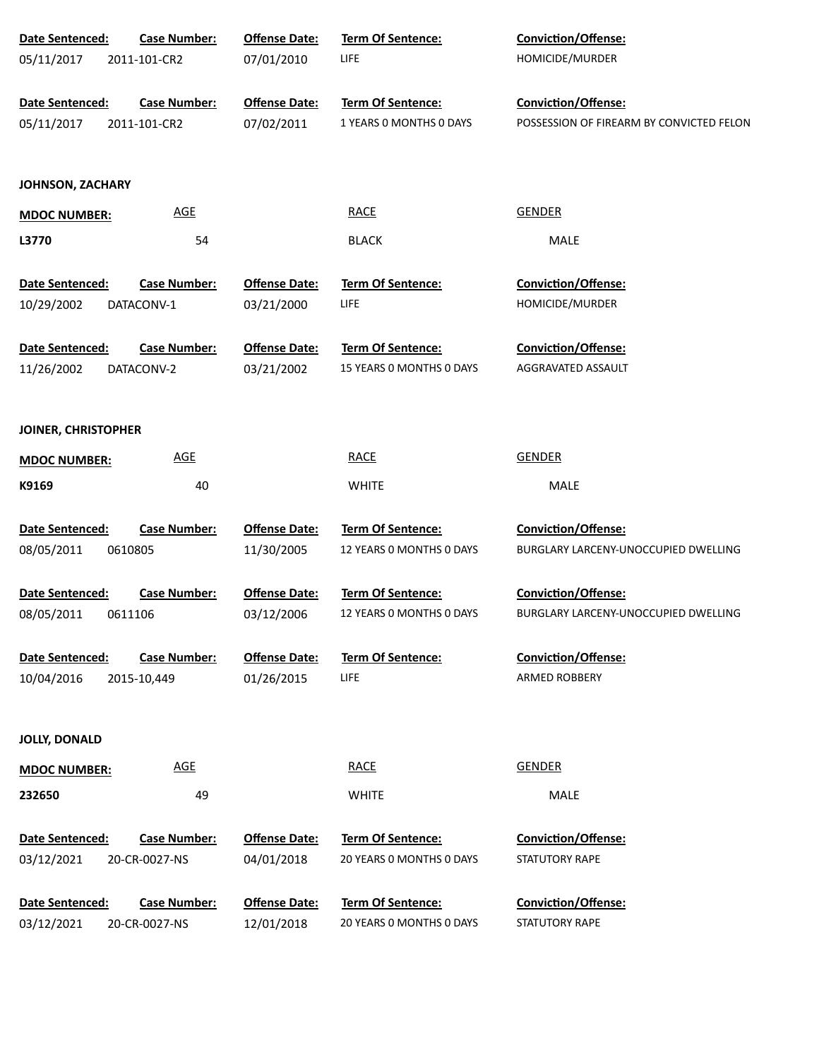| Date Sentenced: | Case Number: | Offense Date: | Term Of Sentence: | Conviction/Offense: |
|---|---|---|---|---|
| 05/11/2017 | 2011-101-CR2 | 07/01/2010 | LIFE | HOMICIDE/MURDER |

| Date Sentenced: | Case Number: | Offense Date: | Term Of Sentence: | Conviction/Offense: |
|---|---|---|---|---|
| 05/11/2017 | 2011-101-CR2 | 07/02/2011 | 1 YEARS 0 MONTHS 0 DAYS | POSSESSION OF FIREARM BY CONVICTED FELON |

**JOHNSON, ZACHARY**

| MDOC NUMBER: | AGE | RACE | GENDER |
|---|---|---|---|
| L3770 | 54 | BLACK | MALE |

| Date Sentenced: | Case Number: | Offense Date: | Term Of Sentence: | Conviction/Offense: |
|---|---|---|---|---|
| 10/29/2002 | DATACONV-1 | 03/21/2000 | LIFE | HOMICIDE/MURDER |

| Date Sentenced: | Case Number: | Offense Date: | Term Of Sentence: | Conviction/Offense: |
|---|---|---|---|---|
| 11/26/2002 | DATACONV-2 | 03/21/2002 | 15 YEARS 0 MONTHS 0 DAYS | AGGRAVATED ASSAULT |

**JOINER, CHRISTOPHER**

| MDOC NUMBER: | AGE | RACE | GENDER |
|---|---|---|---|
| K9169 | 40 | WHITE | MALE |

| Date Sentenced: | Case Number: | Offense Date: | Term Of Sentence: | Conviction/Offense: |
|---|---|---|---|---|
| 08/05/2011 | 0610805 | 11/30/2005 | 12 YEARS 0 MONTHS 0 DAYS | BURGLARY LARCENY-UNOCCUPIED DWELLING |

| Date Sentenced: | Case Number: | Offense Date: | Term Of Sentence: | Conviction/Offense: |
|---|---|---|---|---|
| 08/05/2011 | 0611106 | 03/12/2006 | 12 YEARS 0 MONTHS 0 DAYS | BURGLARY LARCENY-UNOCCUPIED DWELLING |

| Date Sentenced: | Case Number: | Offense Date: | Term Of Sentence: | Conviction/Offense: |
|---|---|---|---|---|
| 10/04/2016 | 2015-10,449 | 01/26/2015 | LIFE | ARMED ROBBERY |

**JOLLY, DONALD**

| MDOC NUMBER: | AGE | RACE | GENDER |
|---|---|---|---|
| 232650 | 49 | WHITE | MALE |

| Date Sentenced: | Case Number: | Offense Date: | Term Of Sentence: | Conviction/Offense: |
|---|---|---|---|---|
| 03/12/2021 | 20-CR-0027-NS | 04/01/2018 | 20 YEARS 0 MONTHS 0 DAYS | STATUTORY RAPE |

| Date Sentenced: | Case Number: | Offense Date: | Term Of Sentence: | Conviction/Offense: |
|---|---|---|---|---|
| 03/12/2021 | 20-CR-0027-NS | 12/01/2018 | 20 YEARS 0 MONTHS 0 DAYS | STATUTORY RAPE |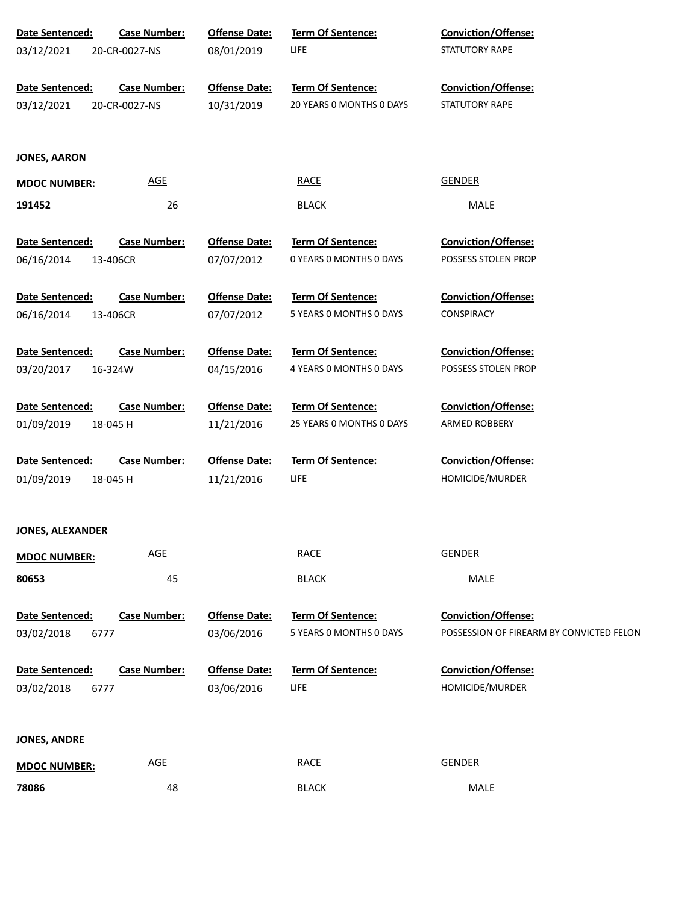| Date Sentenced: | Case Number: | Offense Date: | Term Of Sentence: | Conviction/Offense: |
|---|---|---|---|---|
| 03/12/2021 | 20-CR-0027-NS | 08/01/2019 | LIFE | STATUTORY RAPE |

| Date Sentenced: | Case Number: | Offense Date: | Term Of Sentence: | Conviction/Offense: |
|---|---|---|---|---|
| 03/12/2021 | 20-CR-0027-NS | 10/31/2019 | 20 YEARS 0 MONTHS 0 DAYS | STATUTORY RAPE |

**JONES, AARON**

| MDOC NUMBER: | AGE | RACE | GENDER |
|---|---|---|---|
| 191452 | 26 | BLACK | MALE |

| Date Sentenced: | Case Number: | Offense Date: | Term Of Sentence: | Conviction/Offense: |
|---|---|---|---|---|
| 06/16/2014 | 13-406CR | 07/07/2012 | 0 YEARS 0 MONTHS 0 DAYS | POSSESS STOLEN PROP |

| Date Sentenced: | Case Number: | Offense Date: | Term Of Sentence: | Conviction/Offense: |
|---|---|---|---|---|
| 06/16/2014 | 13-406CR | 07/07/2012 | 5 YEARS 0 MONTHS 0 DAYS | CONSPIRACY |

| Date Sentenced: | Case Number: | Offense Date: | Term Of Sentence: | Conviction/Offense: |
|---|---|---|---|---|
| 03/20/2017 | 16-324W | 04/15/2016 | 4 YEARS 0 MONTHS 0 DAYS | POSSESS STOLEN PROP |

| Date Sentenced: | Case Number: | Offense Date: | Term Of Sentence: | Conviction/Offense: |
|---|---|---|---|---|
| 01/09/2019 | 18-045 H | 11/21/2016 | 25 YEARS 0 MONTHS 0 DAYS | ARMED ROBBERY |

| Date Sentenced: | Case Number: | Offense Date: | Term Of Sentence: | Conviction/Offense: |
|---|---|---|---|---|
| 01/09/2019 | 18-045 H | 11/21/2016 | LIFE | HOMICIDE/MURDER |

**JONES, ALEXANDER**

| MDOC NUMBER: | AGE | RACE | GENDER |
|---|---|---|---|
| 80653 | 45 | BLACK | MALE |

| Date Sentenced: | Case Number: | Offense Date: | Term Of Sentence: | Conviction/Offense: |
|---|---|---|---|---|
| 03/02/2018 | 6777 | 03/06/2016 | 5 YEARS 0 MONTHS 0 DAYS | POSSESSION OF FIREARM BY CONVICTED FELON |

| Date Sentenced: | Case Number: | Offense Date: | Term Of Sentence: | Conviction/Offense: |
|---|---|---|---|---|
| 03/02/2018 | 6777 | 03/06/2016 | LIFE | HOMICIDE/MURDER |

**JONES, ANDRE**

| MDOC NUMBER: | AGE | RACE | GENDER |
|---|---|---|---|
| 78086 | 48 | BLACK | MALE |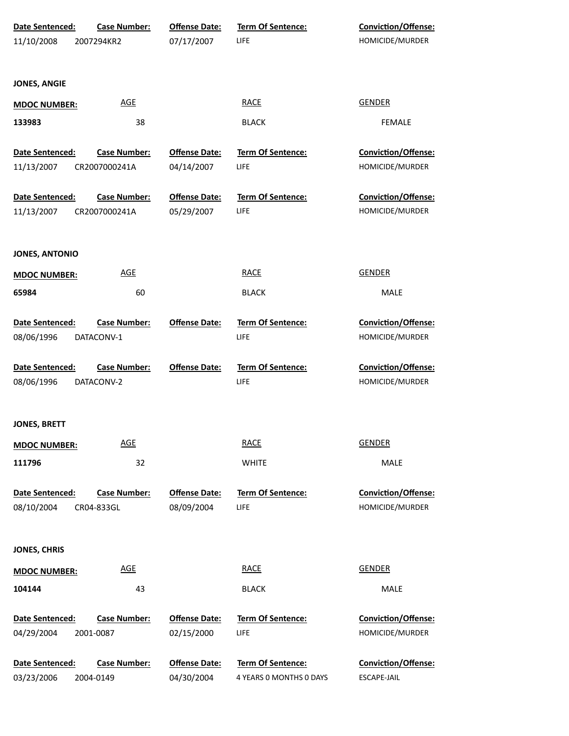| Date Sentenced: | Case Number: | Offense Date: | Term Of Sentence: | Conviction/Offense: |
|---|---|---|---|---|
| 11/10/2008 | 2007294KR2 | 07/17/2007 | LIFE | HOMICIDE/MURDER |

**JONES, ANGIE**

| MDOC NUMBER: | AGE | RACE | GENDER |
|---|---|---|---|
| **133983** | 38 | BLACK | FEMALE |

| Date Sentenced: | Case Number: | Offense Date: | Term Of Sentence: | Conviction/Offense: |
|---|---|---|---|---|
| 11/13/2007 | CR2007000241A | 04/14/2007 | LIFE | HOMICIDE/MURDER |

| Date Sentenced: | Case Number: | Offense Date: | Term Of Sentence: | Conviction/Offense: |
|---|---|---|---|---|
| 11/13/2007 | CR2007000241A | 05/29/2007 | LIFE | HOMICIDE/MURDER |

**JONES, ANTONIO**

| MDOC NUMBER: | AGE | RACE | GENDER |
|---|---|---|---|
| **65984** | 60 | BLACK | MALE |

| Date Sentenced: | Case Number: | Offense Date: | Term Of Sentence: | Conviction/Offense: |
|---|---|---|---|---|
| 08/06/1996 | DATACONV-1 | | LIFE | HOMICIDE/MURDER |

| Date Sentenced: | Case Number: | Offense Date: | Term Of Sentence: | Conviction/Offense: |
|---|---|---|---|---|
| 08/06/1996 | DATACONV-2 | | LIFE | HOMICIDE/MURDER |

**JONES, BRETT**

| MDOC NUMBER: | AGE | RACE | GENDER |
|---|---|---|---|
| **111796** | 32 | WHITE | MALE |

| Date Sentenced: | Case Number: | Offense Date: | Term Of Sentence: | Conviction/Offense: |
|---|---|---|---|---|
| 08/10/2004 | CR04-833GL | 08/09/2004 | LIFE | HOMICIDE/MURDER |

**JONES, CHRIS**

| MDOC NUMBER: | AGE | RACE | GENDER |
|---|---|---|---|
| **104144** | 43 | BLACK | MALE |

| Date Sentenced: | Case Number: | Offense Date: | Term Of Sentence: | Conviction/Offense: |
|---|---|---|---|---|
| 04/29/2004 | 2001-0087 | 02/15/2000 | LIFE | HOMICIDE/MURDER |

| Date Sentenced: | Case Number: | Offense Date: | Term Of Sentence: | Conviction/Offense: |
|---|---|---|---|---|
| 03/23/2006 | 2004-0149 | 04/30/2004 | 4 YEARS 0 MONTHS 0 DAYS | ESCAPE-JAIL |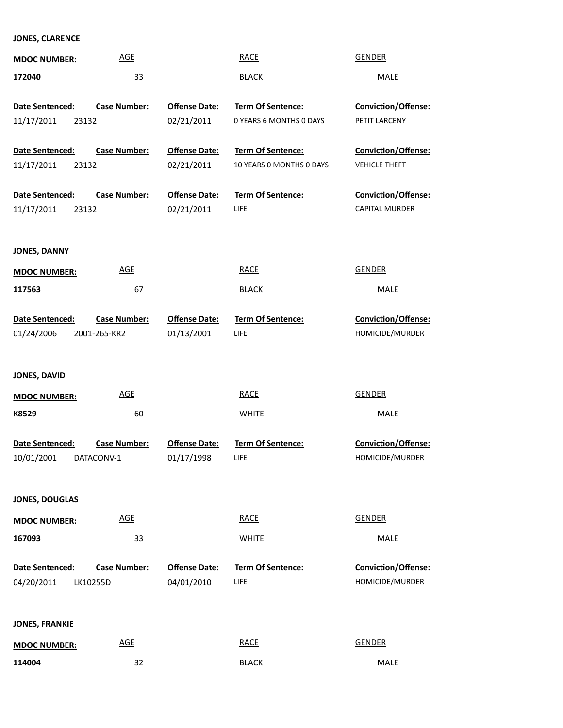**JONES, CLARENCE**

| MDOC NUMBER: | AGE | RACE | GENDER |
|---|---|---|---|
| 172040 | 33 | BLACK | MALE |

| Date Sentenced: | Case Number: | Offense Date: | Term Of Sentence: | Conviction/Offense: |
|---|---|---|---|---|
| 11/17/2011 | 23132 | 02/21/2011 | 0 YEARS 6 MONTHS 0 DAYS | PETIT LARCENY |
| 11/17/2011 | 23132 | 02/21/2011 | 10 YEARS 0 MONTHS 0 DAYS | VEHICLE THEFT |
| 11/17/2011 | 23132 | 02/21/2011 | LIFE | CAPITAL MURDER |

**JONES, DANNY**

| MDOC NUMBER: | AGE | RACE | GENDER |
|---|---|---|---|
| 117563 | 67 | BLACK | MALE |

| Date Sentenced: | Case Number: | Offense Date: | Term Of Sentence: | Conviction/Offense: |
|---|---|---|---|---|
| 01/24/2006 | 2001-265-KR2 | 01/13/2001 | LIFE | HOMICIDE/MURDER |

**JONES, DAVID**

| MDOC NUMBER: | AGE | RACE | GENDER |
|---|---|---|---|
| K8529 | 60 | WHITE | MALE |

| Date Sentenced: | Case Number: | Offense Date: | Term Of Sentence: | Conviction/Offense: |
|---|---|---|---|---|
| 10/01/2001 | DATACONV-1 | 01/17/1998 | LIFE | HOMICIDE/MURDER |

**JONES, DOUGLAS**

| MDOC NUMBER: | AGE | RACE | GENDER |
|---|---|---|---|
| 167093 | 33 | WHITE | MALE |

| Date Sentenced: | Case Number: | Offense Date: | Term Of Sentence: | Conviction/Offense: |
|---|---|---|---|---|
| 04/20/2011 | LK10255D | 04/01/2010 | LIFE | HOMICIDE/MURDER |

**JONES, FRANKIE**

| MDOC NUMBER: | AGE | RACE | GENDER |
|---|---|---|---|
| 114004 | 32 | BLACK | MALE |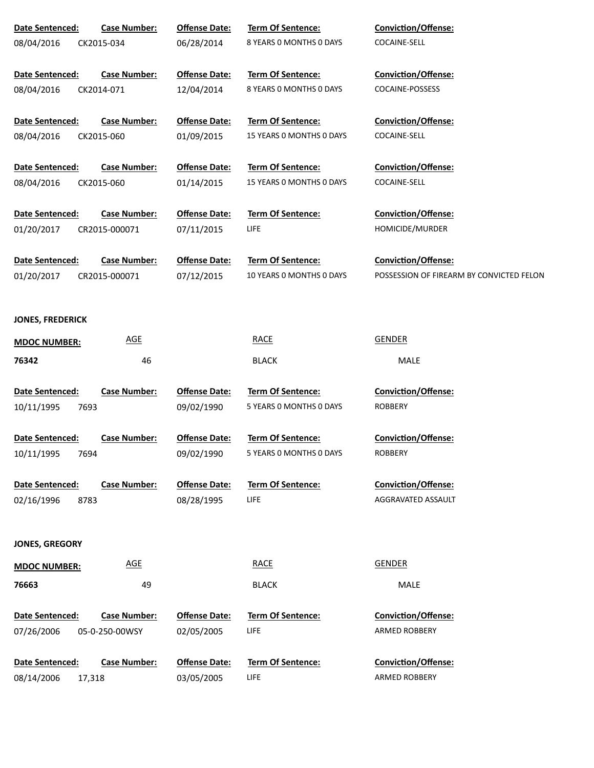| Date Sentenced: | Case Number: | Offense Date: | Term Of Sentence: | Conviction/Offense: |
|---|---|---|---|---|
| 08/04/2016 | CK2015-034 | 06/28/2014 | 8 YEARS 0 MONTHS 0 DAYS | COCAINE-SELL |
| 08/04/2016 | CK2014-071 | 12/04/2014 | 8 YEARS 0 MONTHS 0 DAYS | COCAINE-POSSESS |
| 08/04/2016 | CK2015-060 | 01/09/2015 | 15 YEARS 0 MONTHS 0 DAYS | COCAINE-SELL |
| 08/04/2016 | CK2015-060 | 01/14/2015 | 15 YEARS 0 MONTHS 0 DAYS | COCAINE-SELL |
| 01/20/2017 | CR2015-000071 | 07/11/2015 | LIFE | HOMICIDE/MURDER |
| 01/20/2017 | CR2015-000071 | 07/12/2015 | 10 YEARS 0 MONTHS 0 DAYS | POSSESSION OF FIREARM BY CONVICTED FELON |

**JONES, FREDERICK**

| MDOC NUMBER: | AGE | RACE | GENDER |
|---|---|---|---|
| 76342 | 46 | BLACK | MALE |

| Date Sentenced: | Case Number: | Offense Date: | Term Of Sentence: | Conviction/Offense: |
|---|---|---|---|---|
| 10/11/1995 | 7693 | 09/02/1990 | 5 YEARS 0 MONTHS 0 DAYS | ROBBERY |
| 10/11/1995 | 7694 | 09/02/1990 | 5 YEARS 0 MONTHS 0 DAYS | ROBBERY |
| 02/16/1996 | 8783 | 08/28/1995 | LIFE | AGGRAVATED ASSAULT |

**JONES, GREGORY**

| MDOC NUMBER: | AGE | RACE | GENDER |
|---|---|---|---|
| 76663 | 49 | BLACK | MALE |

| Date Sentenced: | Case Number: | Offense Date: | Term Of Sentence: | Conviction/Offense: |
|---|---|---|---|---|
| 07/26/2006 | 05-0-250-00WSY | 02/05/2005 | LIFE | ARMED ROBBERY |
| 08/14/2006 | 17,318 | 03/05/2005 | LIFE | ARMED ROBBERY |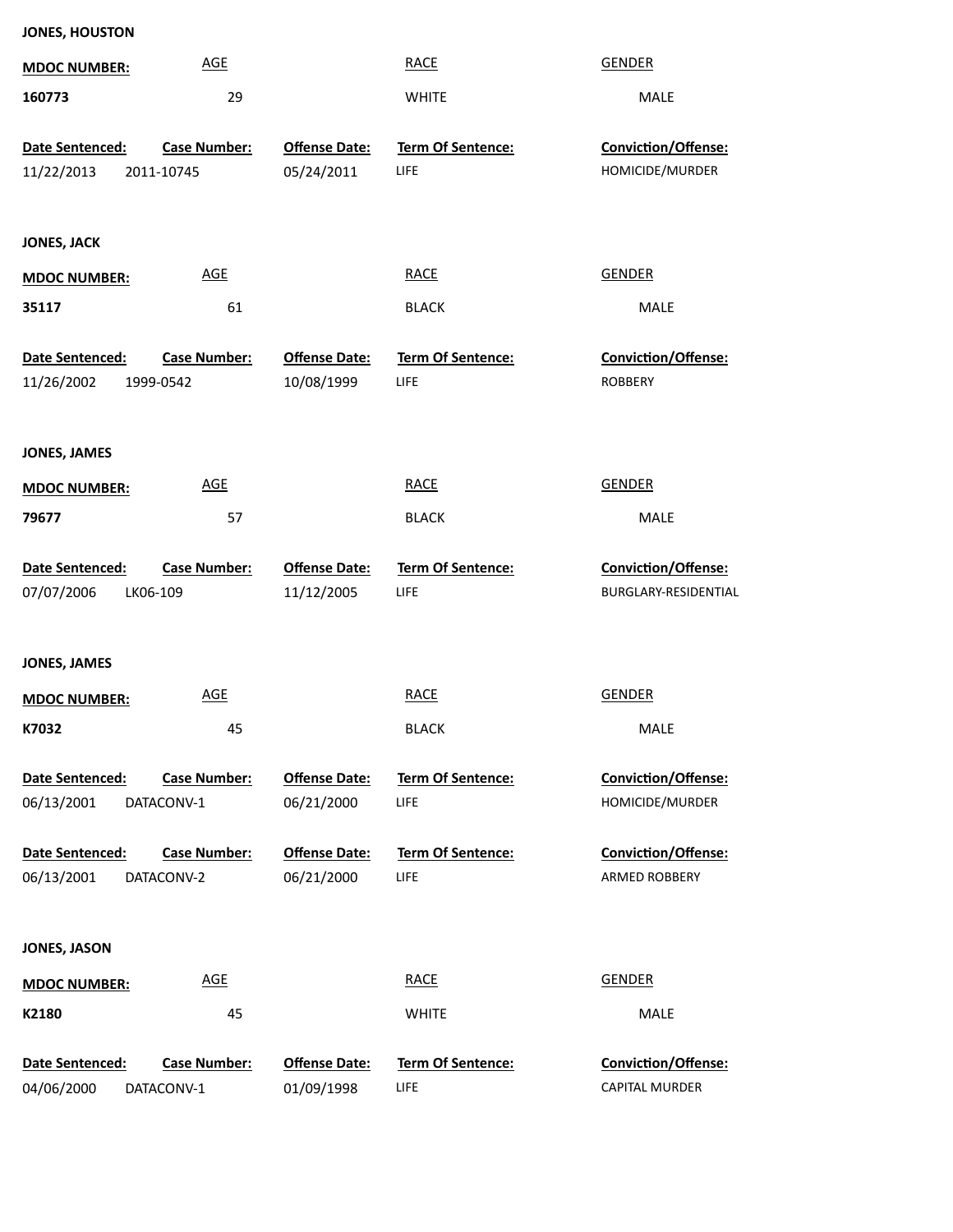**JONES, HOUSTON**

| MDOC NUMBER: | AGE | RACE | GENDER |
|---|---|---|---|
| 160773 | 29 | WHITE | MALE |

| Date Sentenced: | Case Number: | Offense Date: | Term Of Sentence: | Conviction/Offense: |
|---|---|---|---|---|
| 11/22/2013 | 2011-10745 | 05/24/2011 | LIFE | HOMICIDE/MURDER |

**JONES, JACK**

| MDOC NUMBER: | AGE | RACE | GENDER |
|---|---|---|---|
| 35117 | 61 | BLACK | MALE |

| Date Sentenced: | Case Number: | Offense Date: | Term Of Sentence: | Conviction/Offense: |
|---|---|---|---|---|
| 11/26/2002 | 1999-0542 | 10/08/1999 | LIFE | ROBBERY |

**JONES, JAMES**

| MDOC NUMBER: | AGE | RACE | GENDER |
|---|---|---|---|
| 79677 | 57 | BLACK | MALE |

| Date Sentenced: | Case Number: | Offense Date: | Term Of Sentence: | Conviction/Offense: |
|---|---|---|---|---|
| 07/07/2006 | LK06-109 | 11/12/2005 | LIFE | BURGLARY-RESIDENTIAL |

**JONES, JAMES**

| MDOC NUMBER: | AGE | RACE | GENDER |
|---|---|---|---|
| K7032 | 45 | BLACK | MALE |

| Date Sentenced: | Case Number: | Offense Date: | Term Of Sentence: | Conviction/Offense: |
|---|---|---|---|---|
| 06/13/2001 | DATACONV-1 | 06/21/2000 | LIFE | HOMICIDE/MURDER |
| 06/13/2001 | DATACONV-2 | 06/21/2000 | LIFE | ARMED ROBBERY |

**JONES, JASON**

| MDOC NUMBER: | AGE | RACE | GENDER |
|---|---|---|---|
| K2180 | 45 | WHITE | MALE |

| Date Sentenced: | Case Number: | Offense Date: | Term Of Sentence: | Conviction/Offense: |
|---|---|---|---|---|
| 04/06/2000 | DATACONV-1 | 01/09/1998 | LIFE | CAPITAL MURDER |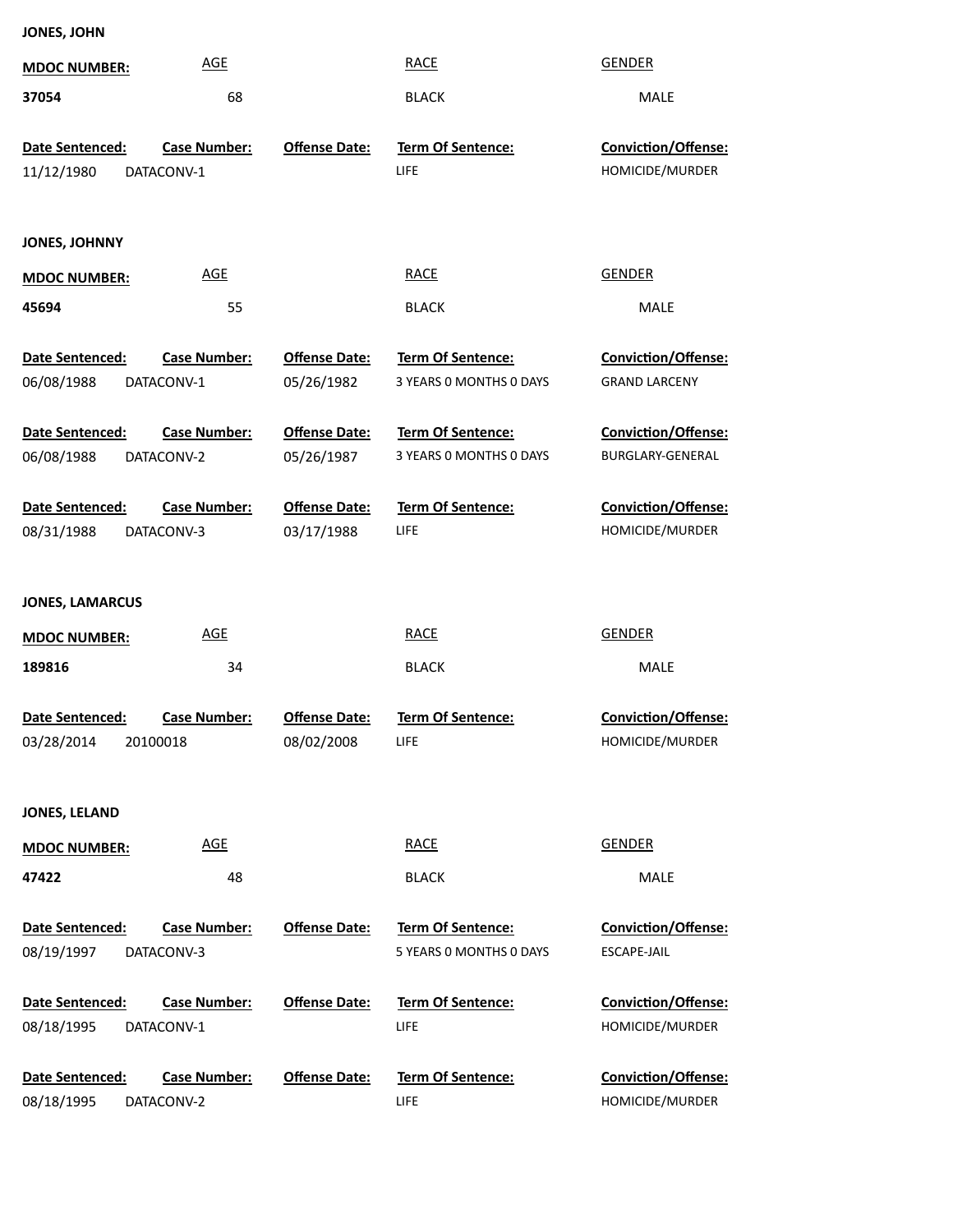**JONES, JOHN**

| MDOC NUMBER: | AGE | RACE | GENDER |
|---|---|---|---|
| 37054 | 68 | BLACK | MALE |

| Date Sentenced: | Case Number: | Offense Date: | Term Of Sentence: | Conviction/Offense: |
|---|---|---|---|---|
| 11/12/1980 | DATACONV-1 | | LIFE | HOMICIDE/MURDER |

**JONES, JOHNNY**

| MDOC NUMBER: | AGE | RACE | GENDER |
|---|---|---|---|
| 45694 | 55 | BLACK | MALE |

| Date Sentenced: | Case Number: | Offense Date: | Term Of Sentence: | Conviction/Offense: |
|---|---|---|---|---|
| 06/08/1988 | DATACONV-1 | 05/26/1982 | 3 YEARS 0 MONTHS 0 DAYS | GRAND LARCENY |
| 06/08/1988 | DATACONV-2 | 05/26/1987 | 3 YEARS 0 MONTHS 0 DAYS | BURGLARY-GENERAL |
| 08/31/1988 | DATACONV-3 | 03/17/1988 | LIFE | HOMICIDE/MURDER |

**JONES, LAMARCUS**

| MDOC NUMBER: | AGE | RACE | GENDER |
|---|---|---|---|
| 189816 | 34 | BLACK | MALE |

| Date Sentenced: | Case Number: | Offense Date: | Term Of Sentence: | Conviction/Offense: |
|---|---|---|---|---|
| 03/28/2014 | 20100018 | 08/02/2008 | LIFE | HOMICIDE/MURDER |

**JONES, LELAND**

| MDOC NUMBER: | AGE | RACE | GENDER |
|---|---|---|---|
| 47422 | 48 | BLACK | MALE |

| Date Sentenced: | Case Number: | Offense Date: | Term Of Sentence: | Conviction/Offense: |
|---|---|---|---|---|
| 08/19/1997 | DATACONV-3 | | 5 YEARS 0 MONTHS 0 DAYS | ESCAPE-JAIL |
| 08/18/1995 | DATACONV-1 | | LIFE | HOMICIDE/MURDER |
| 08/18/1995 | DATACONV-2 | | LIFE | HOMICIDE/MURDER |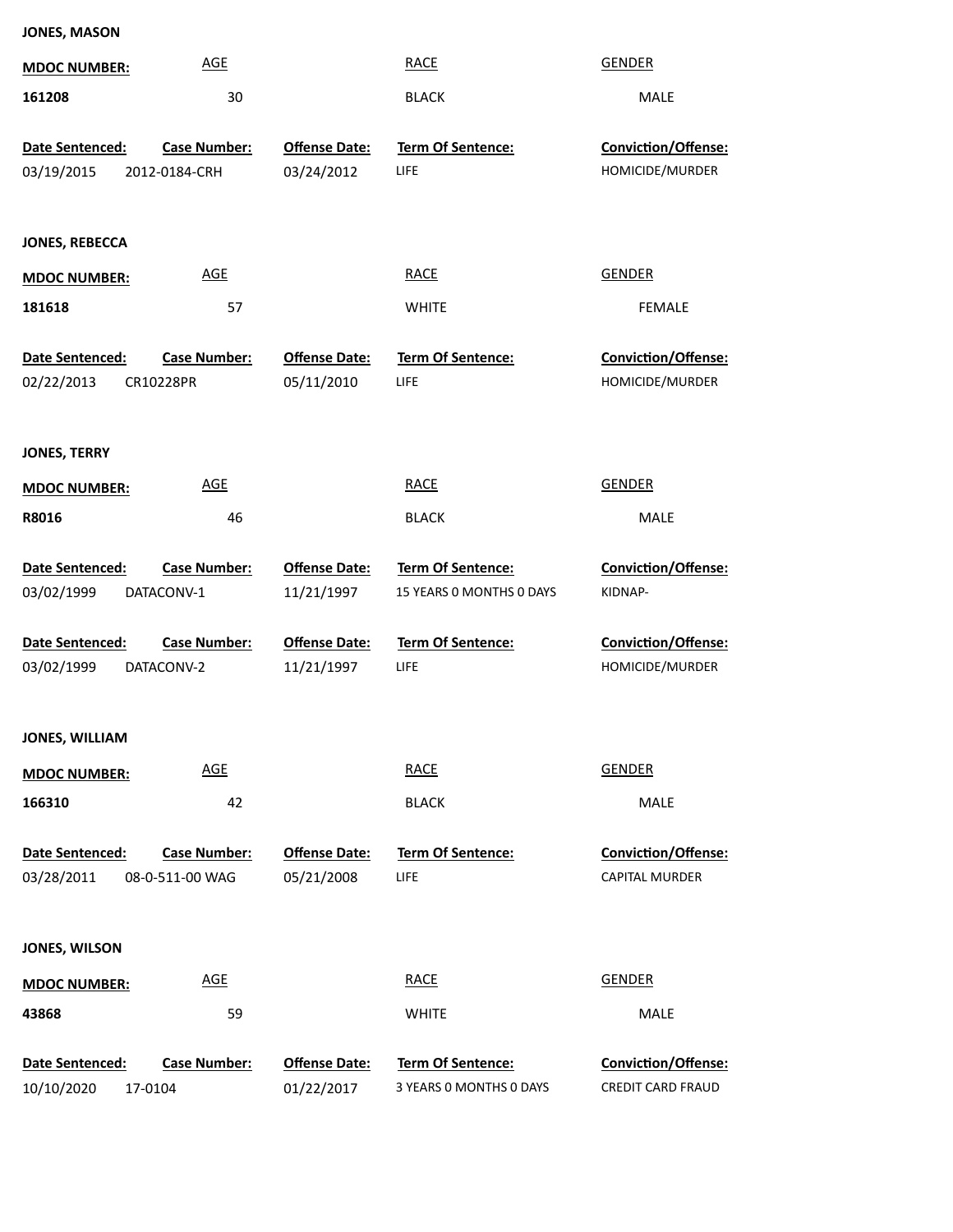**JONES, MASON**

| MDOC NUMBER: | AGE | RACE | GENDER |
|---|---|---|---|
| 161208 | 30 | BLACK | MALE |

| Date Sentenced: | Case Number: | Offense Date: | Term Of Sentence: | Conviction/Offense: |
|---|---|---|---|---|
| 03/19/2015 | 2012-0184-CRH | 03/24/2012 | LIFE | HOMICIDE/MURDER |

**JONES, REBECCA**

| MDOC NUMBER: | AGE | RACE | GENDER |
|---|---|---|---|
| 181618 | 57 | WHITE | FEMALE |

| Date Sentenced: | Case Number: | Offense Date: | Term Of Sentence: | Conviction/Offense: |
|---|---|---|---|---|
| 02/22/2013 | CR10228PR | 05/11/2010 | LIFE | HOMICIDE/MURDER |

**JONES, TERRY**

| MDOC NUMBER: | AGE | RACE | GENDER |
|---|---|---|---|
| R8016 | 46 | BLACK | MALE |

| Date Sentenced: | Case Number: | Offense Date: | Term Of Sentence: | Conviction/Offense: |
|---|---|---|---|---|
| 03/02/1999 | DATACONV-1 | 11/21/1997 | 15 YEARS 0 MONTHS 0 DAYS | KIDNAP- |
| 03/02/1999 | DATACONV-2 | 11/21/1997 | LIFE | HOMICIDE/MURDER |

**JONES, WILLIAM**

| MDOC NUMBER: | AGE | RACE | GENDER |
|---|---|---|---|
| 166310 | 42 | BLACK | MALE |

| Date Sentenced: | Case Number: | Offense Date: | Term Of Sentence: | Conviction/Offense: |
|---|---|---|---|---|
| 03/28/2011 | 08-0-511-00 WAG | 05/21/2008 | LIFE | CAPITAL MURDER |

**JONES, WILSON**

| MDOC NUMBER: | AGE | RACE | GENDER |
|---|---|---|---|
| 43868 | 59 | WHITE | MALE |

| Date Sentenced: | Case Number: | Offense Date: | Term Of Sentence: | Conviction/Offense: |
|---|---|---|---|---|
| 10/10/2020 | 17-0104 | 01/22/2017 | 3 YEARS 0 MONTHS 0 DAYS | CREDIT CARD FRAUD |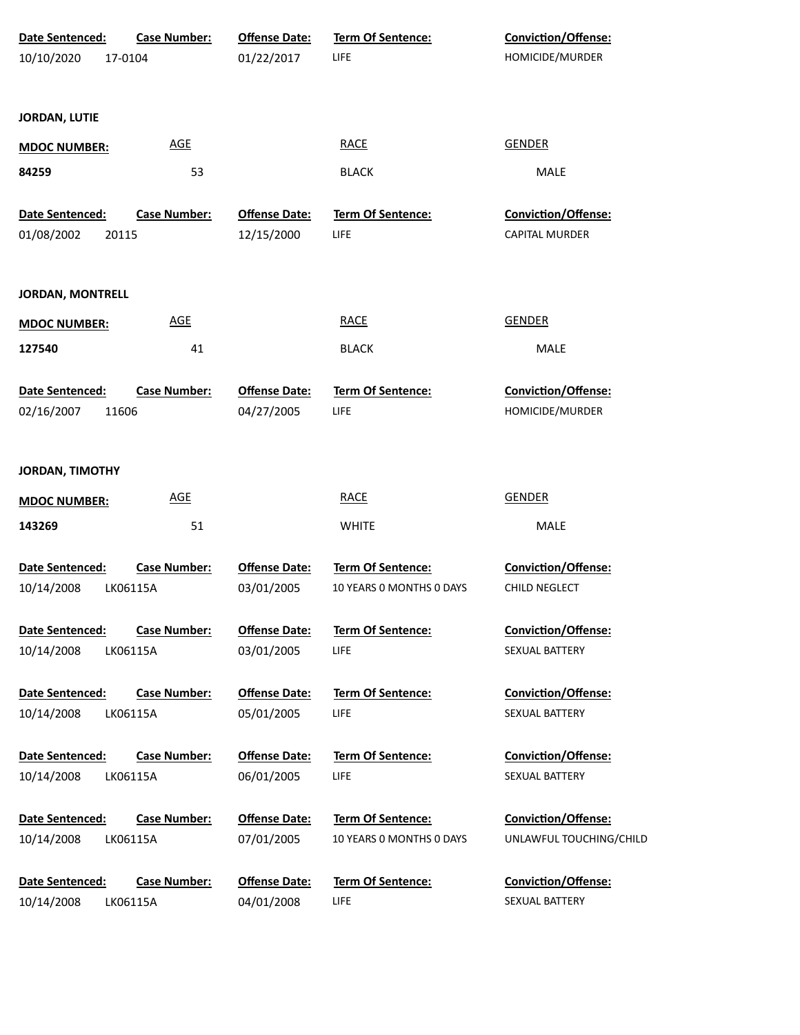| Date Sentenced: | Case Number: | Offense Date: | Term Of Sentence: | Conviction/Offense: |
|---|---|---|---|---|
| 10/10/2020 | 17-0104 | 01/22/2017 | LIFE | HOMICIDE/MURDER |

**JORDAN, LUTIE**

| MDOC NUMBER: | AGE | RACE | GENDER |
|---|---|---|---|
| 84259 | 53 | BLACK | MALE |

| Date Sentenced: | Case Number: | Offense Date: | Term Of Sentence: | Conviction/Offense: |
|---|---|---|---|---|
| 01/08/2002 | 20115 | 12/15/2000 | LIFE | CAPITAL MURDER |

**JORDAN, MONTRELL**

| MDOC NUMBER: | AGE | RACE | GENDER |
|---|---|---|---|
| 127540 | 41 | BLACK | MALE |

| Date Sentenced: | Case Number: | Offense Date: | Term Of Sentence: | Conviction/Offense: |
|---|---|---|---|---|
| 02/16/2007 | 11606 | 04/27/2005 | LIFE | HOMICIDE/MURDER |

**JORDAN, TIMOTHY**

| MDOC NUMBER: | AGE | RACE | GENDER |
|---|---|---|---|
| 143269 | 51 | WHITE | MALE |

| Date Sentenced: | Case Number: | Offense Date: | Term Of Sentence: | Conviction/Offense: |
|---|---|---|---|---|
| 10/14/2008 | LK06115A | 03/01/2005 | 10 YEARS 0 MONTHS 0 DAYS | CHILD NEGLECT |
| 10/14/2008 | LK06115A | 03/01/2005 | LIFE | SEXUAL BATTERY |
| 10/14/2008 | LK06115A | 05/01/2005 | LIFE | SEXUAL BATTERY |
| 10/14/2008 | LK06115A | 06/01/2005 | LIFE | SEXUAL BATTERY |
| 10/14/2008 | LK06115A | 07/01/2005 | 10 YEARS 0 MONTHS 0 DAYS | UNLAWFUL TOUCHING/CHILD |
| 10/14/2008 | LK06115A | 04/01/2008 | LIFE | SEXUAL BATTERY |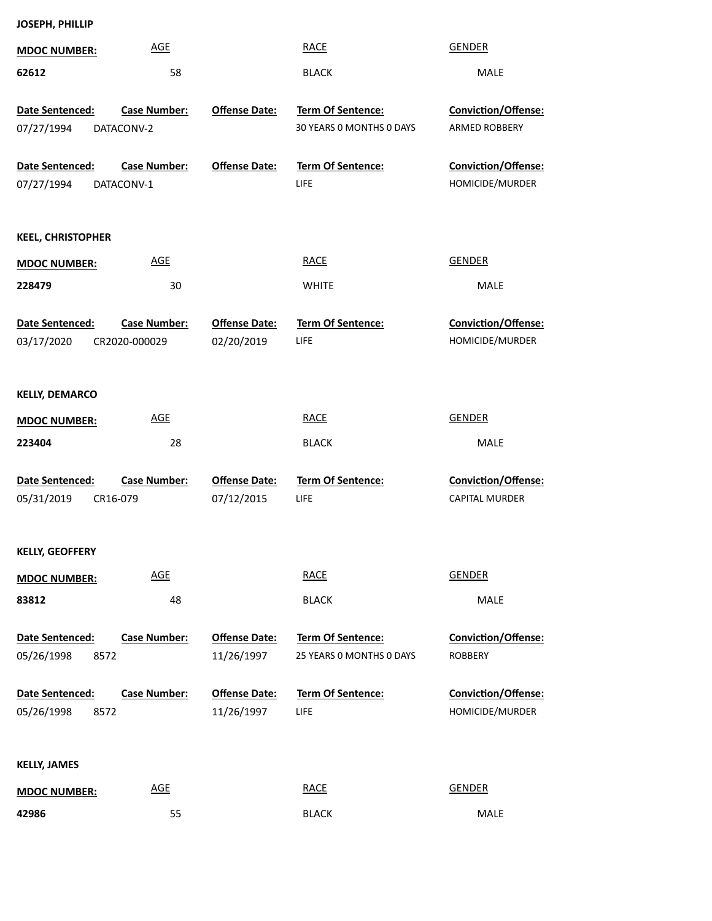**JOSEPH, PHILLIP**

| MDOC NUMBER: | AGE | RACE | GENDER |
|---|---|---|---|
| 62612 | 58 | BLACK | MALE |

| Date Sentenced: | Case Number: | Offense Date: | Term Of Sentence: | Conviction/Offense: |
|---|---|---|---|---|
| 07/27/1994 | DATACONV-2 | | 30 YEARS 0 MONTHS 0 DAYS | ARMED ROBBERY |
| 07/27/1994 | DATACONV-1 | | LIFE | HOMICIDE/MURDER |

**KEEL, CHRISTOPHER**

| MDOC NUMBER: | AGE | RACE | GENDER |
|---|---|---|---|
| 228479 | 30 | WHITE | MALE |

| Date Sentenced: | Case Number: | Offense Date: | Term Of Sentence: | Conviction/Offense: |
|---|---|---|---|---|
| 03/17/2020 | CR2020-000029 | 02/20/2019 | LIFE | HOMICIDE/MURDER |

**KELLY, DEMARCO**

| MDOC NUMBER: | AGE | RACE | GENDER |
|---|---|---|---|
| 223404 | 28 | BLACK | MALE |

| Date Sentenced: | Case Number: | Offense Date: | Term Of Sentence: | Conviction/Offense: |
|---|---|---|---|---|
| 05/31/2019 | CR16-079 | 07/12/2015 | LIFE | CAPITAL MURDER |

**KELLY, GEOFFERY**

| MDOC NUMBER: | AGE | RACE | GENDER |
|---|---|---|---|
| 83812 | 48 | BLACK | MALE |

| Date Sentenced: | Case Number: | Offense Date: | Term Of Sentence: | Conviction/Offense: |
|---|---|---|---|---|
| 05/26/1998 | 8572 | 11/26/1997 | 25 YEARS 0 MONTHS 0 DAYS | ROBBERY |
| 05/26/1998 | 8572 | 11/26/1997 | LIFE | HOMICIDE/MURDER |

**KELLY, JAMES**

| MDOC NUMBER: | AGE | RACE | GENDER |
|---|---|---|---|
| 42986 | 55 | BLACK | MALE |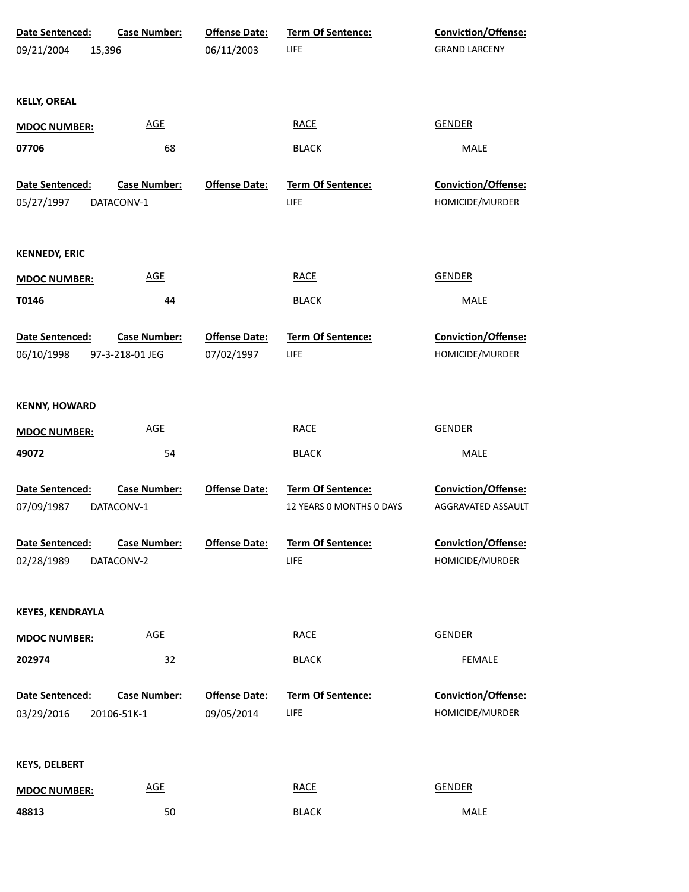| Date Sentenced: | Case Number: | Offense Date: | Term Of Sentence: | Conviction/Offense: |
|---|---|---|---|---|
| 09/21/2004 | 15,396 | 06/11/2003 | LIFE | GRAND LARCENY |

**KELLY, OREAL**

| MDOC NUMBER: | AGE | RACE | GENDER |
|---|---|---|---|
| 07706 | 68 | BLACK | MALE |

| Date Sentenced: | Case Number: | Offense Date: | Term Of Sentence: | Conviction/Offense: |
|---|---|---|---|---|
| 05/27/1997 | DATACONV-1 | | LIFE | HOMICIDE/MURDER |

**KENNEDY, ERIC**

| MDOC NUMBER: | AGE | RACE | GENDER |
|---|---|---|---|
| T0146 | 44 | BLACK | MALE |

| Date Sentenced: | Case Number: | Offense Date: | Term Of Sentence: | Conviction/Offense: |
|---|---|---|---|---|
| 06/10/1998 | 97-3-218-01 JEG | 07/02/1997 | LIFE | HOMICIDE/MURDER |

**KENNY, HOWARD**

| MDOC NUMBER: | AGE | RACE | GENDER |
|---|---|---|---|
| 49072 | 54 | BLACK | MALE |

| Date Sentenced: | Case Number: | Offense Date: | Term Of Sentence: | Conviction/Offense: |
|---|---|---|---|---|
| 07/09/1987 | DATACONV-1 | | 12 YEARS 0 MONTHS 0 DAYS | AGGRAVATED ASSAULT |

| Date Sentenced: | Case Number: | Offense Date: | Term Of Sentence: | Conviction/Offense: |
|---|---|---|---|---|
| 02/28/1989 | DATACONV-2 | | LIFE | HOMICIDE/MURDER |

**KEYES, KENDRAYLA**

| MDOC NUMBER: | AGE | RACE | GENDER |
|---|---|---|---|
| 202974 | 32 | BLACK | FEMALE |

| Date Sentenced: | Case Number: | Offense Date: | Term Of Sentence: | Conviction/Offense: |
|---|---|---|---|---|
| 03/29/2016 | 20106-51K-1 | 09/05/2014 | LIFE | HOMICIDE/MURDER |

**KEYS, DELBERT**

| MDOC NUMBER: | AGE | RACE | GENDER |
|---|---|---|---|
| 48813 | 50 | BLACK | MALE |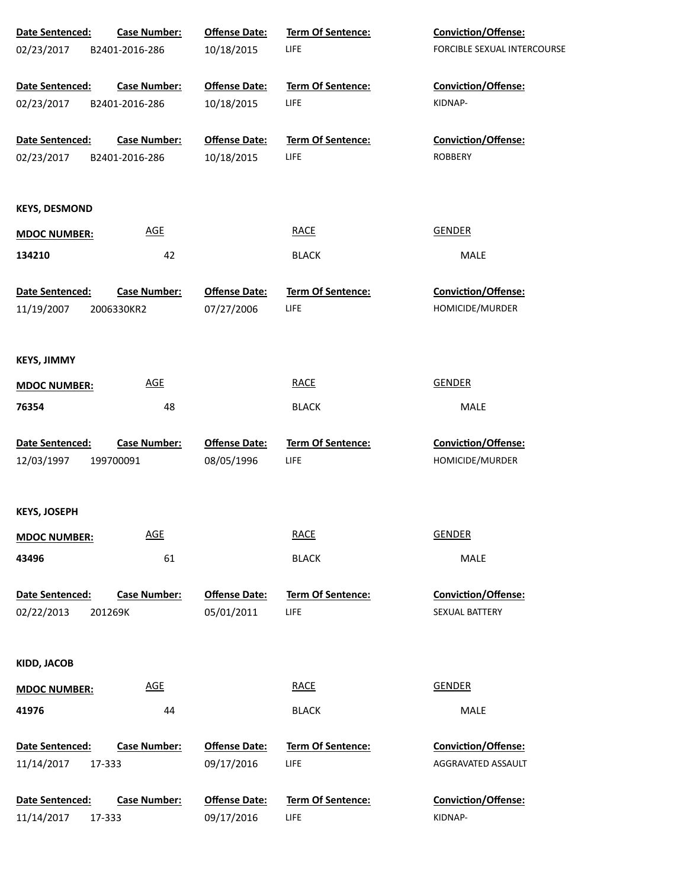| Date Sentenced: | Case Number: | Offense Date: | Term Of Sentence: | Conviction/Offense: |
|---|---|---|---|---|
| 02/23/2017 | B2401-2016-286 | 10/18/2015 | LIFE | FORCIBLE SEXUAL INTERCOURSE |

| Date Sentenced: | Case Number: | Offense Date: | Term Of Sentence: | Conviction/Offense: |
|---|---|---|---|---|
| 02/23/2017 | B2401-2016-286 | 10/18/2015 | LIFE | KIDNAP- |

| Date Sentenced: | Case Number: | Offense Date: | Term Of Sentence: | Conviction/Offense: |
|---|---|---|---|---|
| 02/23/2017 | B2401-2016-286 | 10/18/2015 | LIFE | ROBBERY |

**KEYS, DESMOND**

| MDOC NUMBER: | AGE | RACE | GENDER |
|---|---|---|---|
| **134210** | 42 | BLACK | MALE |

| Date Sentenced: | Case Number: | Offense Date: | Term Of Sentence: | Conviction/Offense: |
|---|---|---|---|---|
| 11/19/2007 | 2006330KR2 | 07/27/2006 | LIFE | HOMICIDE/MURDER |

**KEYS, JIMMY**

| MDOC NUMBER: | AGE | RACE | GENDER |
|---|---|---|---|
| **76354** | 48 | BLACK | MALE |

| Date Sentenced: | Case Number: | Offense Date: | Term Of Sentence: | Conviction/Offense: |
|---|---|---|---|---|
| 12/03/1997 | 199700091 | 08/05/1996 | LIFE | HOMICIDE/MURDER |

**KEYS, JOSEPH**

| MDOC NUMBER: | AGE | RACE | GENDER |
|---|---|---|---|
| **43496** | 61 | BLACK | MALE |

| Date Sentenced: | Case Number: | Offense Date: | Term Of Sentence: | Conviction/Offense: |
|---|---|---|---|---|
| 02/22/2013 | 201269K | 05/01/2011 | LIFE | SEXUAL BATTERY |

**KIDD, JACOB**

| MDOC NUMBER: | AGE | RACE | GENDER |
|---|---|---|---|
| **41976** | 44 | BLACK | MALE |

| Date Sentenced: | Case Number: | Offense Date: | Term Of Sentence: | Conviction/Offense: |
|---|---|---|---|---|
| 11/14/2017 | 17-333 | 09/17/2016 | LIFE | AGGRAVATED ASSAULT |

| Date Sentenced: | Case Number: | Offense Date: | Term Of Sentence: | Conviction/Offense: |
|---|---|---|---|---|
| 11/14/2017 | 17-333 | 09/17/2016 | LIFE | KIDNAP- |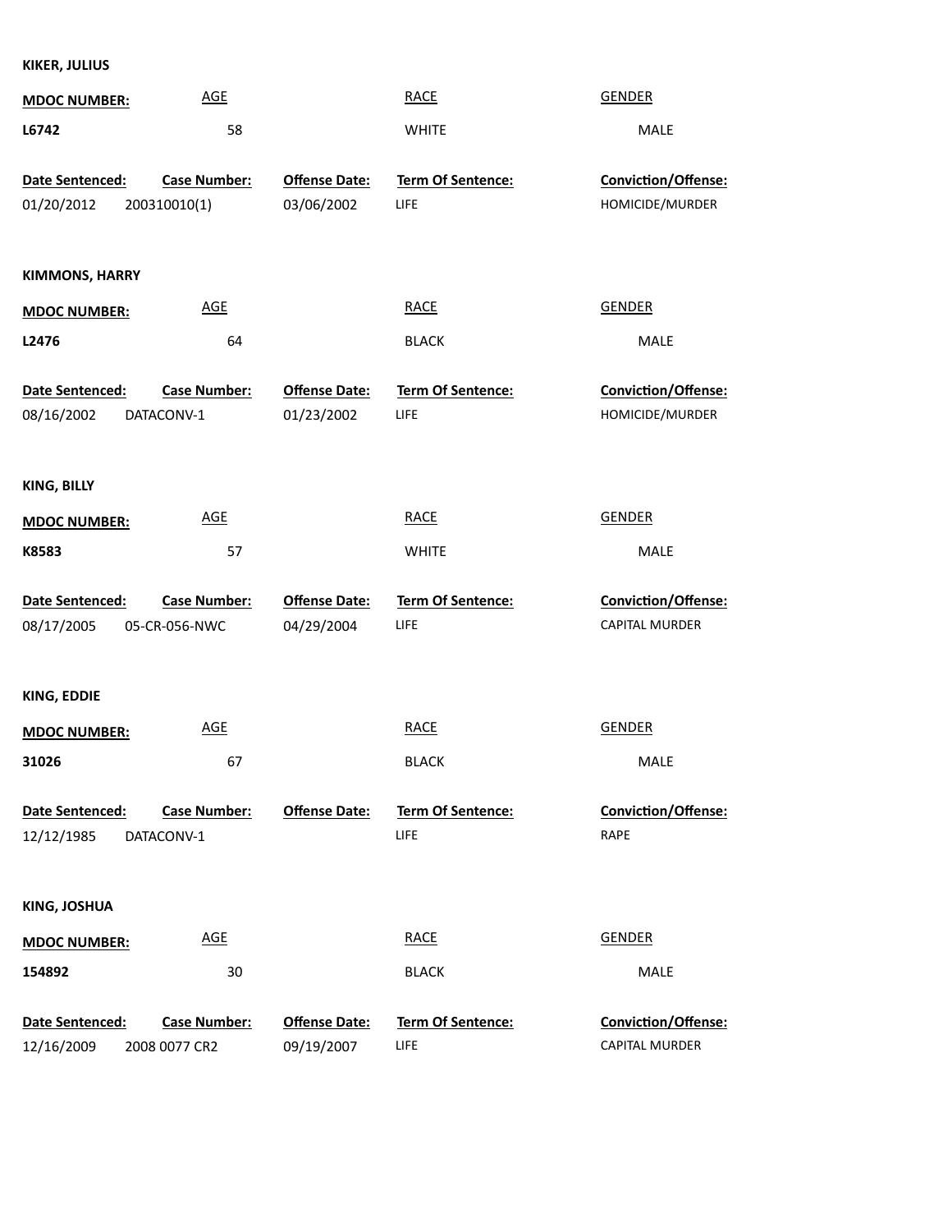**KIKER, JULIUS**

| MDOC NUMBER: | AGE | RACE | GENDER |
| --- | --- | --- | --- |
| L6742 | 58 | WHITE | MALE |

| Date Sentenced: | Case Number: | Offense Date: | Term Of Sentence: | Conviction/Offense: |
| --- | --- | --- | --- | --- |
| 01/20/2012 | 200310010(1) | 03/06/2002 | LIFE | HOMICIDE/MURDER |

**KIMMONS, HARRY**

| MDOC NUMBER: | AGE | RACE | GENDER |
| --- | --- | --- | --- |
| L2476 | 64 | BLACK | MALE |

| Date Sentenced: | Case Number: | Offense Date: | Term Of Sentence: | Conviction/Offense: |
| --- | --- | --- | --- | --- |
| 08/16/2002 | DATACONV-1 | 01/23/2002 | LIFE | HOMICIDE/MURDER |

**KING, BILLY**

| MDOC NUMBER: | AGE | RACE | GENDER |
| --- | --- | --- | --- |
| K8583 | 57 | WHITE | MALE |

| Date Sentenced: | Case Number: | Offense Date: | Term Of Sentence: | Conviction/Offense: |
| --- | --- | --- | --- | --- |
| 08/17/2005 | 05-CR-056-NWC | 04/29/2004 | LIFE | CAPITAL MURDER |

**KING, EDDIE**

| MDOC NUMBER: | AGE | RACE | GENDER |
| --- | --- | --- | --- |
| 31026 | 67 | BLACK | MALE |

| Date Sentenced: | Case Number: | Offense Date: | Term Of Sentence: | Conviction/Offense: |
| --- | --- | --- | --- | --- |
| 12/12/1985 | DATACONV-1 | | LIFE | RAPE |

**KING, JOSHUA**

| MDOC NUMBER: | AGE | RACE | GENDER |
| --- | --- | --- | --- |
| 154892 | 30 | BLACK | MALE |

| Date Sentenced: | Case Number: | Offense Date: | Term Of Sentence: | Conviction/Offense: |
| --- | --- | --- | --- | --- |
| 12/16/2009 | 2008 0077 CR2 | 09/19/2007 | LIFE | CAPITAL MURDER |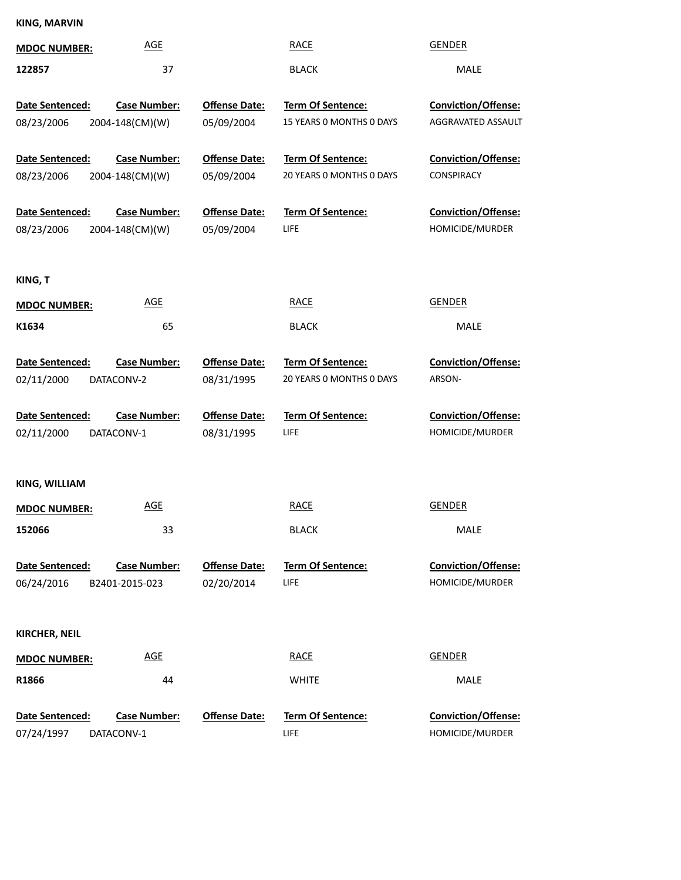**KING, MARVIN**

| **MDOC NUMBER:** | AGE | RACE | GENDER |
|---|---|---|---|
| **122857** | 37 | BLACK | MALE |

| **Date Sentenced:** | **Case Number:** | **Offense Date:** | **Term Of Sentence:** | **Conviction/Offense:** |
|---|---|---|---|---|
| 08/23/2006 | 2004-148(CM)(W) | 05/09/2004 | 15 YEARS 0 MONTHS 0 DAYS | AGGRAVATED ASSAULT |
| 08/23/2006 | 2004-148(CM)(W) | 05/09/2004 | 20 YEARS 0 MONTHS 0 DAYS | CONSPIRACY |
| 08/23/2006 | 2004-148(CM)(W) | 05/09/2004 | LIFE | HOMICIDE/MURDER |

**KING, T**

| **MDOC NUMBER:** | AGE | RACE | GENDER |
|---|---|---|---|
| **K1634** | 65 | BLACK | MALE |

| **Date Sentenced:** | **Case Number:** | **Offense Date:** | **Term Of Sentence:** | **Conviction/Offense:** |
|---|---|---|---|---|
| 02/11/2000 | DATACONV-2 | 08/31/1995 | 20 YEARS 0 MONTHS 0 DAYS | ARSON- |
| 02/11/2000 | DATACONV-1 | 08/31/1995 | LIFE | HOMICIDE/MURDER |

**KING, WILLIAM**

| **MDOC NUMBER:** | AGE | RACE | GENDER |
|---|---|---|---|
| **152066** | 33 | BLACK | MALE |

| **Date Sentenced:** | **Case Number:** | **Offense Date:** | **Term Of Sentence:** | **Conviction/Offense:** |
|---|---|---|---|---|
| 06/24/2016 | B2401-2015-023 | 02/20/2014 | LIFE | HOMICIDE/MURDER |

**KIRCHER, NEIL**

| **MDOC NUMBER:** | AGE | RACE | GENDER |
|---|---|---|---|
| **R1866** | 44 | WHITE | MALE |

| **Date Sentenced:** | **Case Number:** | **Offense Date:** | **Term Of Sentence:** | **Conviction/Offense:** |
|---|---|---|---|---|
| 07/24/1997 | DATACONV-1 | | LIFE | HOMICIDE/MURDER |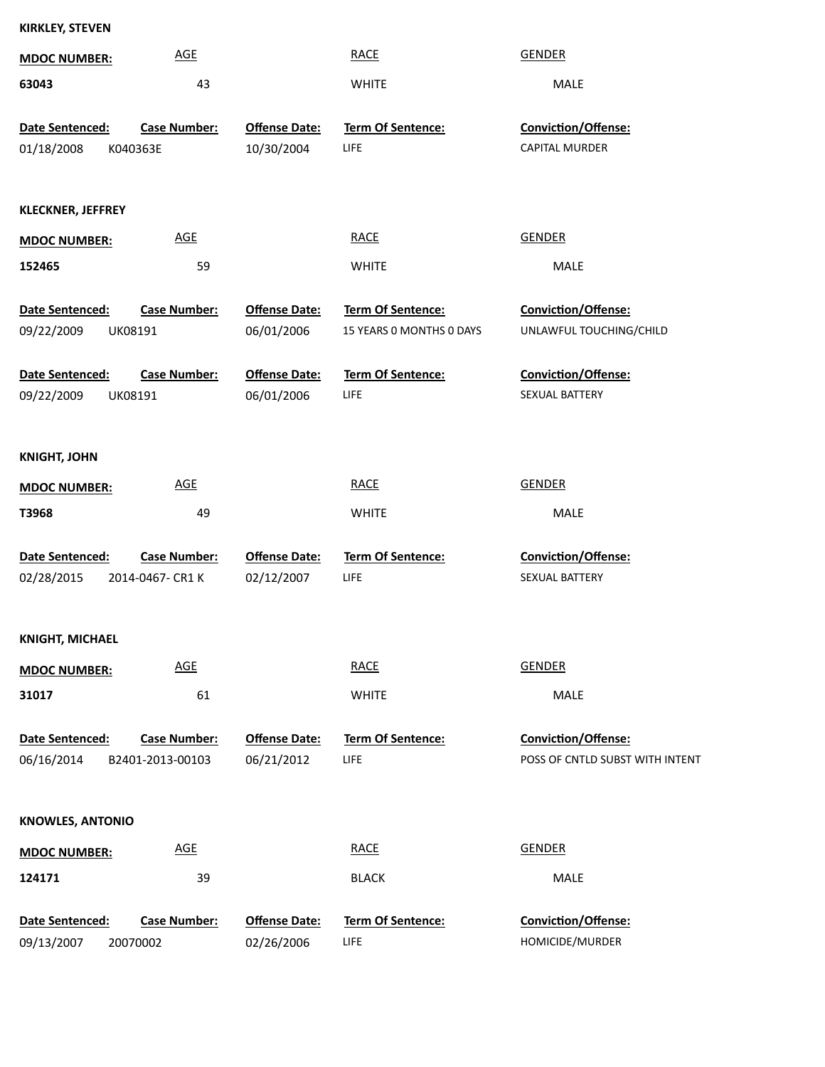**KIRKLEY, STEVEN**

| MDOC NUMBER: | AGE | RACE | GENDER |
|---|---|---|---|
| **63043** | 43 | WHITE | MALE |

| Date Sentenced: | Case Number: | Offense Date: | Term Of Sentence: | Conviction/Offense: |
|---|---|---|---|---|
| 01/18/2008 | K040363E | 10/30/2004 | LIFE | CAPITAL MURDER |

**KLECKNER, JEFFREY**

| MDOC NUMBER: | AGE | RACE | GENDER |
|---|---|---|---|
| **152465** | 59 | WHITE | MALE |

| Date Sentenced: | Case Number: | Offense Date: | Term Of Sentence: | Conviction/Offense: |
|---|---|---|---|---|
| 09/22/2009 | UK08191 | 06/01/2006 | 15 YEARS 0 MONTHS 0 DAYS | UNLAWFUL TOUCHING/CHILD |

| Date Sentenced: | Case Number: | Offense Date: | Term Of Sentence: | Conviction/Offense: |
|---|---|---|---|---|
| 09/22/2009 | UK08191 | 06/01/2006 | LIFE | SEXUAL BATTERY |

**KNIGHT, JOHN**

| MDOC NUMBER: | AGE | RACE | GENDER |
|---|---|---|---|
| **T3968** | 49 | WHITE | MALE |

| Date Sentenced: | Case Number: | Offense Date: | Term Of Sentence: | Conviction/Offense: |
|---|---|---|---|---|
| 02/28/2015 | 2014-0467- CR1 K | 02/12/2007 | LIFE | SEXUAL BATTERY |

**KNIGHT, MICHAEL**

| MDOC NUMBER: | AGE | RACE | GENDER |
|---|---|---|---|
| **31017** | 61 | WHITE | MALE |

| Date Sentenced: | Case Number: | Offense Date: | Term Of Sentence: | Conviction/Offense: |
|---|---|---|---|---|
| 06/16/2014 | B2401-2013-00103 | 06/21/2012 | LIFE | POSS OF CNTLD SUBST WITH INTENT |

**KNOWLES, ANTONIO**

| MDOC NUMBER: | AGE | RACE | GENDER |
|---|---|---|---|
| **124171** | 39 | BLACK | MALE |

| Date Sentenced: | Case Number: | Offense Date: | Term Of Sentence: | Conviction/Offense: |
|---|---|---|---|---|
| 09/13/2007 | 20070002 | 02/26/2006 | LIFE | HOMICIDE/MURDER |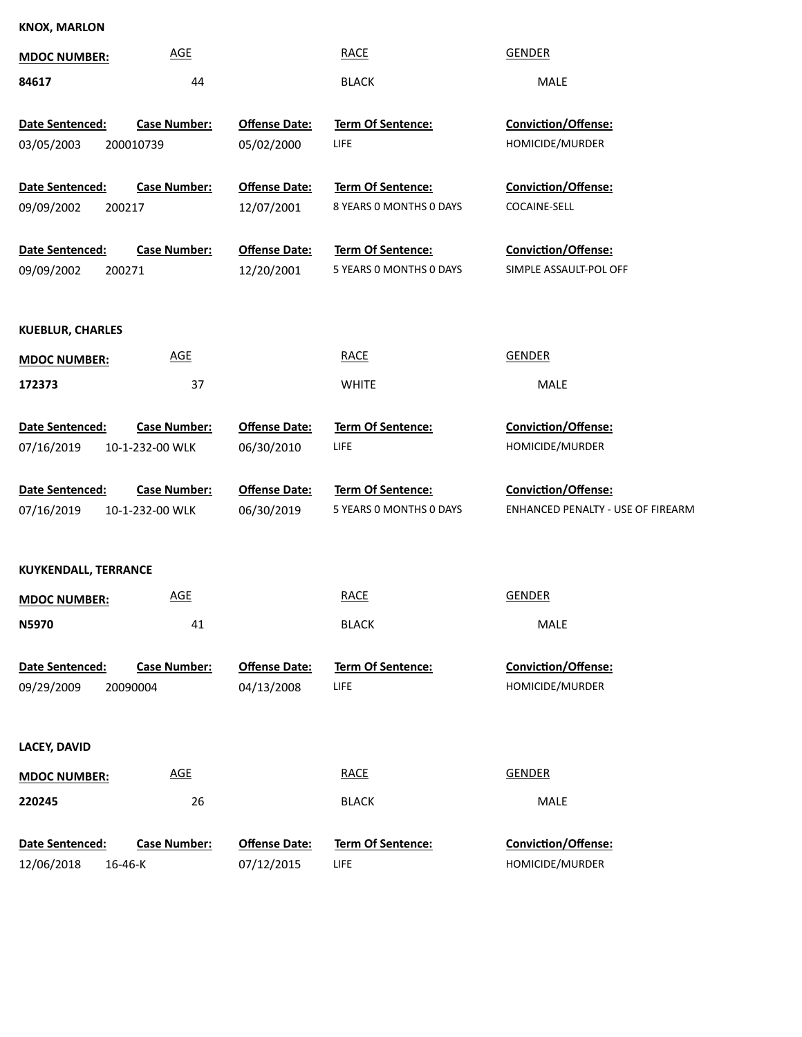**KNOX, MARLON**

| MDOC NUMBER: | AGE | RACE | GENDER |
|---|---|---|---|
| 84617 | 44 | BLACK | MALE |

| Date Sentenced: | Case Number: | Offense Date: | Term Of Sentence: | Conviction/Offense: |
|---|---|---|---|---|
| 03/05/2003 | 200010739 | 05/02/2000 | LIFE | HOMICIDE/MURDER |
| 09/09/2002 | 200217 | 12/07/2001 | 8 YEARS 0 MONTHS 0 DAYS | COCAINE-SELL |
| 09/09/2002 | 200271 | 12/20/2001 | 5 YEARS 0 MONTHS 0 DAYS | SIMPLE ASSAULT-POL OFF |

**KUEBLUR, CHARLES**

| MDOC NUMBER: | AGE | RACE | GENDER |
|---|---|---|---|
| 172373 | 37 | WHITE | MALE |

| Date Sentenced: | Case Number: | Offense Date: | Term Of Sentence: | Conviction/Offense: |
|---|---|---|---|---|
| 07/16/2019 | 10-1-232-00 WLK | 06/30/2010 | LIFE | HOMICIDE/MURDER |
| 07/16/2019 | 10-1-232-00 WLK | 06/30/2019 | 5 YEARS 0 MONTHS 0 DAYS | ENHANCED PENALTY - USE OF FIREARM |

**KUYKENDALL, TERRANCE**

| MDOC NUMBER: | AGE | RACE | GENDER |
|---|---|---|---|
| N5970 | 41 | BLACK | MALE |

| Date Sentenced: | Case Number: | Offense Date: | Term Of Sentence: | Conviction/Offense: |
|---|---|---|---|---|
| 09/29/2009 | 20090004 | 04/13/2008 | LIFE | HOMICIDE/MURDER |

**LACEY, DAVID**

| MDOC NUMBER: | AGE | RACE | GENDER |
|---|---|---|---|
| 220245 | 26 | BLACK | MALE |

| Date Sentenced: | Case Number: | Offense Date: | Term Of Sentence: | Conviction/Offense: |
|---|---|---|---|---|
| 12/06/2018 | 16-46-K | 07/12/2015 | LIFE | HOMICIDE/MURDER |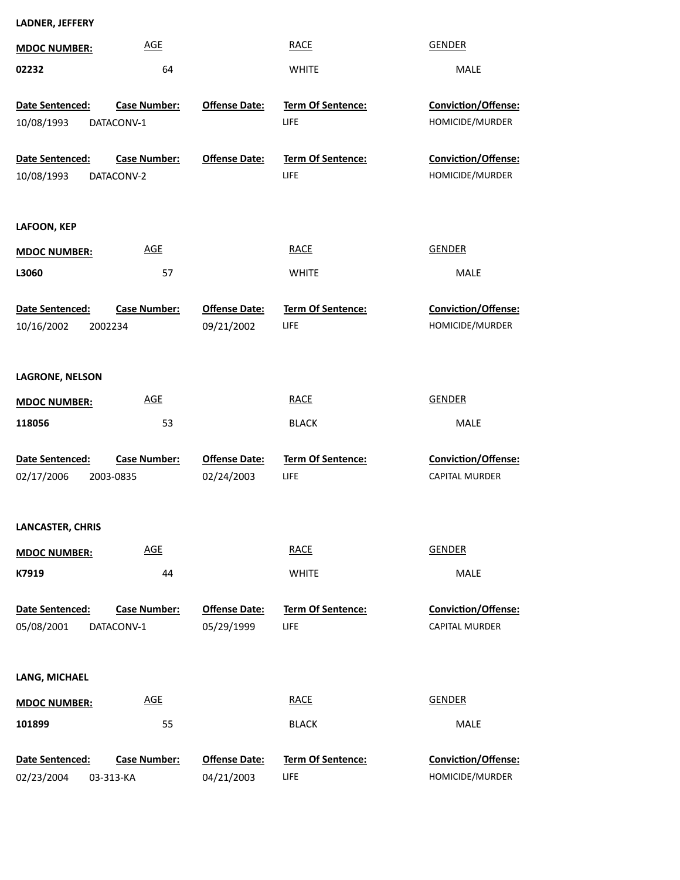**LADNER, JEFFERY**

| MDOC NUMBER: | AGE | RACE | GENDER |
| --- | --- | --- | --- |
| 02232 | 64 | WHITE | MALE |

| Date Sentenced: | Case Number: | Offense Date: | Term Of Sentence: | Conviction/Offense: |
| --- | --- | --- | --- | --- |
| 10/08/1993 | DATACONV-1 | | LIFE | HOMICIDE/MURDER |
| 10/08/1993 | DATACONV-2 | | LIFE | HOMICIDE/MURDER |

**LAFOON, KEP**

| MDOC NUMBER: | AGE | RACE | GENDER |
| --- | --- | --- | --- |
| L3060 | 57 | WHITE | MALE |

| Date Sentenced: | Case Number: | Offense Date: | Term Of Sentence: | Conviction/Offense: |
| --- | --- | --- | --- | --- |
| 10/16/2002 | 2002234 | 09/21/2002 | LIFE | HOMICIDE/MURDER |

**LAGRONE, NELSON**

| MDOC NUMBER: | AGE | RACE | GENDER |
| --- | --- | --- | --- |
| 118056 | 53 | BLACK | MALE |

| Date Sentenced: | Case Number: | Offense Date: | Term Of Sentence: | Conviction/Offense: |
| --- | --- | --- | --- | --- |
| 02/17/2006 | 2003-0835 | 02/24/2003 | LIFE | CAPITAL MURDER |

**LANCASTER, CHRIS**

| MDOC NUMBER: | AGE | RACE | GENDER |
| --- | --- | --- | --- |
| K7919 | 44 | WHITE | MALE |

| Date Sentenced: | Case Number: | Offense Date: | Term Of Sentence: | Conviction/Offense: |
| --- | --- | --- | --- | --- |
| 05/08/2001 | DATACONV-1 | 05/29/1999 | LIFE | CAPITAL MURDER |

**LANG, MICHAEL**

| MDOC NUMBER: | AGE | RACE | GENDER |
| --- | --- | --- | --- |
| 101899 | 55 | BLACK | MALE |

| Date Sentenced: | Case Number: | Offense Date: | Term Of Sentence: | Conviction/Offense: |
| --- | --- | --- | --- | --- |
| 02/23/2004 | 03-313-KA | 04/21/2003 | LIFE | HOMICIDE/MURDER |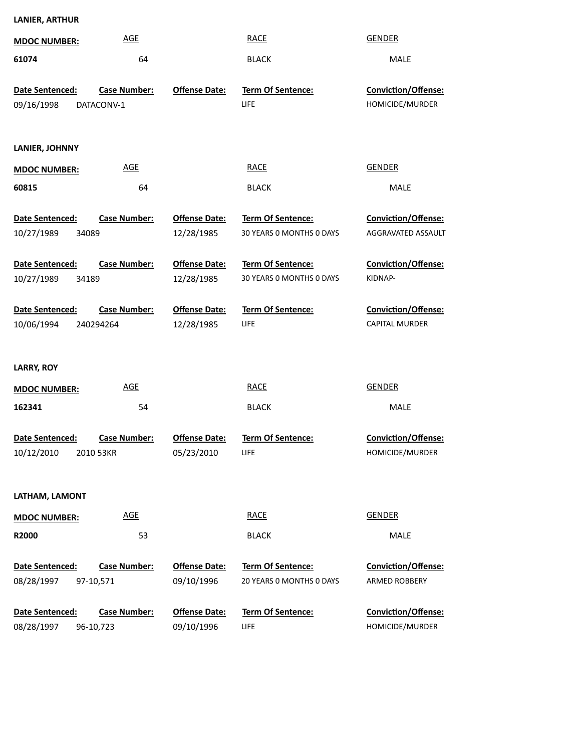**LANIER, ARTHUR**

| MDOC NUMBER: | AGE | RACE | GENDER |
|---|---|---|---|
| 61074 | 64 | BLACK | MALE |

| Date Sentenced: | Case Number: | Offense Date: | Term Of Sentence: | Conviction/Offense: |
|---|---|---|---|---|
| 09/16/1998 | DATACONV-1 | | LIFE | HOMICIDE/MURDER |

**LANIER, JOHNNY**

| MDOC NUMBER: | AGE | RACE | GENDER |
|---|---|---|---|
| 60815 | 64 | BLACK | MALE |

| Date Sentenced: | Case Number: | Offense Date: | Term Of Sentence: | Conviction/Offense: |
|---|---|---|---|---|
| 10/27/1989 | 34089 | 12/28/1985 | 30 YEARS 0 MONTHS 0 DAYS | AGGRAVATED ASSAULT |
| 10/27/1989 | 34189 | 12/28/1985 | 30 YEARS 0 MONTHS 0 DAYS | KIDNAP- |
| 10/06/1994 | 240294264 | 12/28/1985 | LIFE | CAPITAL MURDER |

**LARRY, ROY**

| MDOC NUMBER: | AGE | RACE | GENDER |
|---|---|---|---|
| 162341 | 54 | BLACK | MALE |

| Date Sentenced: | Case Number: | Offense Date: | Term Of Sentence: | Conviction/Offense: |
|---|---|---|---|---|
| 10/12/2010 | 2010 53KR | 05/23/2010 | LIFE | HOMICIDE/MURDER |

**LATHAM, LAMONT**

| MDOC NUMBER: | AGE | RACE | GENDER |
|---|---|---|---|
| R2000 | 53 | BLACK | MALE |

| Date Sentenced: | Case Number: | Offense Date: | Term Of Sentence: | Conviction/Offense: |
|---|---|---|---|---|
| 08/28/1997 | 97-10,571 | 09/10/1996 | 20 YEARS 0 MONTHS 0 DAYS | ARMED ROBBERY |
| 08/28/1997 | 96-10,723 | 09/10/1996 | LIFE | HOMICIDE/MURDER |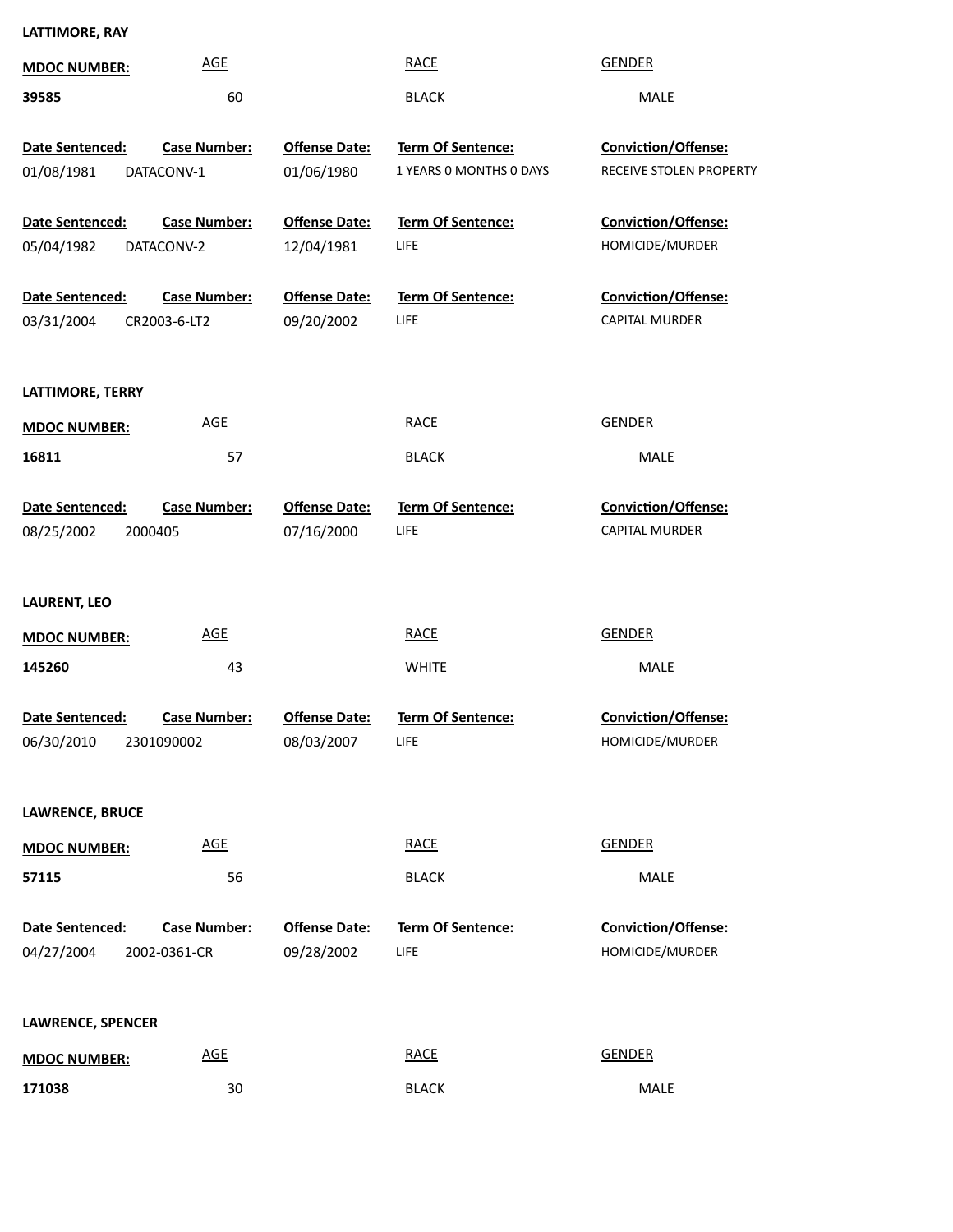**LATTIMORE, RAY**

| MDOC NUMBER: | AGE | RACE | GENDER |
|---|---|---|---|
| 39585 | 60 | BLACK | MALE |

| Date Sentenced: | Case Number: | Offense Date: | Term Of Sentence: | Conviction/Offense: |
|---|---|---|---|---|
| 01/08/1981 | DATACONV-1 | 01/06/1980 | 1 YEARS 0 MONTHS 0 DAYS | RECEIVE STOLEN PROPERTY |
| 05/04/1982 | DATACONV-2 | 12/04/1981 | LIFE | HOMICIDE/MURDER |
| 03/31/2004 | CR2003-6-LT2 | 09/20/2002 | LIFE | CAPITAL MURDER |

**LATTIMORE, TERRY**

| MDOC NUMBER: | AGE | RACE | GENDER |
|---|---|---|---|
| 16811 | 57 | BLACK | MALE |

| Date Sentenced: | Case Number: | Offense Date: | Term Of Sentence: | Conviction/Offense: |
|---|---|---|---|---|
| 08/25/2002 | 2000405 | 07/16/2000 | LIFE | CAPITAL MURDER |

**LAURENT, LEO**

| MDOC NUMBER: | AGE | RACE | GENDER |
|---|---|---|---|
| 145260 | 43 | WHITE | MALE |

| Date Sentenced: | Case Number: | Offense Date: | Term Of Sentence: | Conviction/Offense: |
|---|---|---|---|---|
| 06/30/2010 | 2301090002 | 08/03/2007 | LIFE | HOMICIDE/MURDER |

**LAWRENCE, BRUCE**

| MDOC NUMBER: | AGE | RACE | GENDER |
|---|---|---|---|
| 57115 | 56 | BLACK | MALE |

| Date Sentenced: | Case Number: | Offense Date: | Term Of Sentence: | Conviction/Offense: |
|---|---|---|---|---|
| 04/27/2004 | 2002-0361-CR | 09/28/2002 | LIFE | HOMICIDE/MURDER |

**LAWRENCE, SPENCER**

| MDOC NUMBER: | AGE | RACE | GENDER |
|---|---|---|---|
| 171038 | 30 | BLACK | MALE |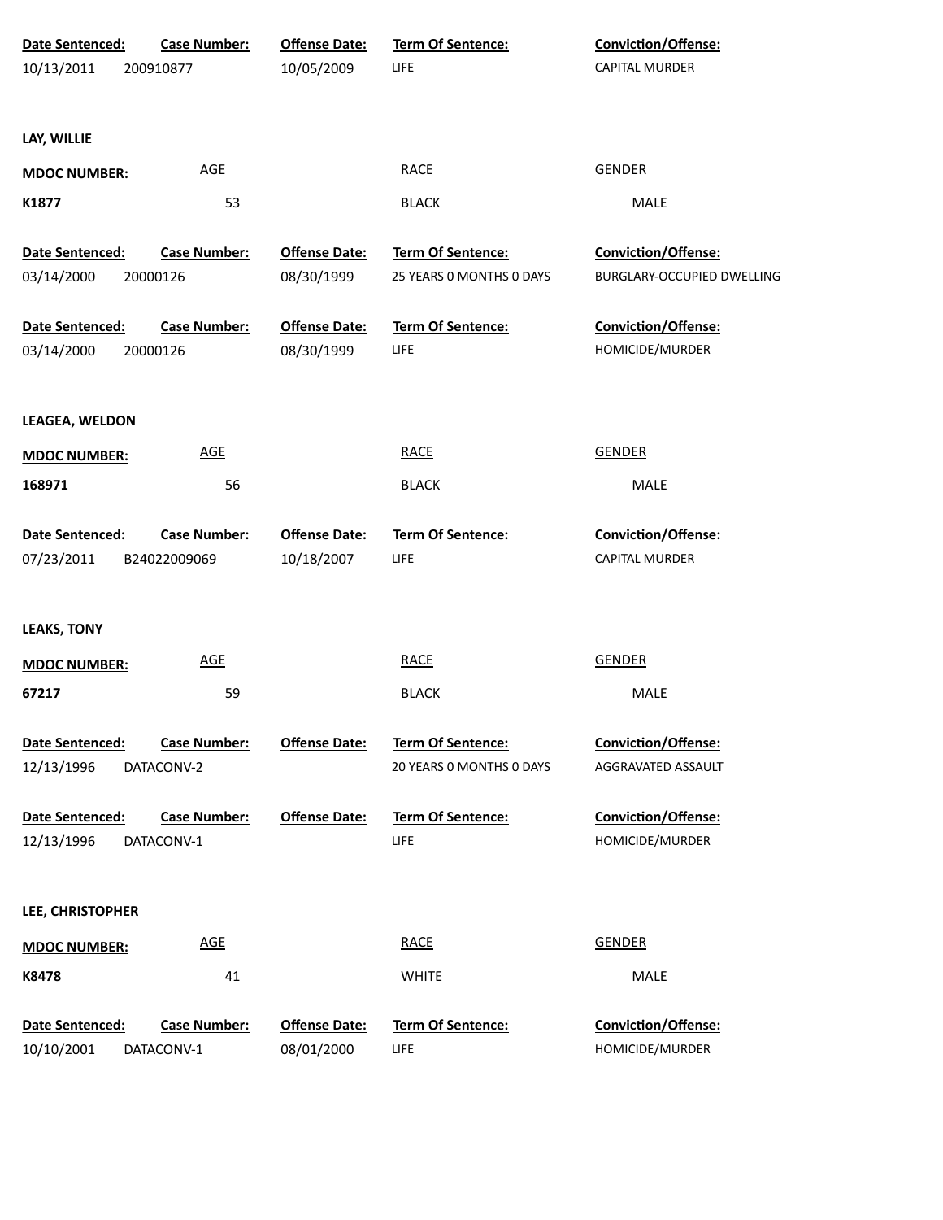| Date Sentenced: | Case Number: | Offense Date: | Term Of Sentence: | Conviction/Offense: |
|---|---|---|---|---|
| 10/13/2011 | 200910877 | 10/05/2009 | LIFE | CAPITAL MURDER |

**LAY, WILLIE**

| MDOC NUMBER: | AGE | RACE | GENDER |
|---|---|---|---|
| K1877 | 53 | BLACK | MALE |

| Date Sentenced: | Case Number: | Offense Date: | Term Of Sentence: | Conviction/Offense: |
|---|---|---|---|---|
| 03/14/2000 | 20000126 | 08/30/1999 | 25 YEARS 0 MONTHS 0 DAYS | BURGLARY-OCCUPIED DWELLING |
| 03/14/2000 | 20000126 | 08/30/1999 | LIFE | HOMICIDE/MURDER |

**LEAGEA, WELDON**

| MDOC NUMBER: | AGE | RACE | GENDER |
|---|---|---|---|
| 168971 | 56 | BLACK | MALE |

| Date Sentenced: | Case Number: | Offense Date: | Term Of Sentence: | Conviction/Offense: |
|---|---|---|---|---|
| 07/23/2011 | B24022009069 | 10/18/2007 | LIFE | CAPITAL MURDER |

**LEAKS, TONY**

| MDOC NUMBER: | AGE | RACE | GENDER |
|---|---|---|---|
| 67217 | 59 | BLACK | MALE |

| Date Sentenced: | Case Number: | Offense Date: | Term Of Sentence: | Conviction/Offense: |
|---|---|---|---|---|
| 12/13/1996 | DATACONV-2 | | 20 YEARS 0 MONTHS 0 DAYS | AGGRAVATED ASSAULT |
| 12/13/1996 | DATACONV-1 | | LIFE | HOMICIDE/MURDER |

**LEE, CHRISTOPHER**

| MDOC NUMBER: | AGE | RACE | GENDER |
|---|---|---|---|
| K8478 | 41 | WHITE | MALE |

| Date Sentenced: | Case Number: | Offense Date: | Term Of Sentence: | Conviction/Offense: |
|---|---|---|---|---|
| 10/10/2001 | DATACONV-1 | 08/01/2000 | LIFE | HOMICIDE/MURDER |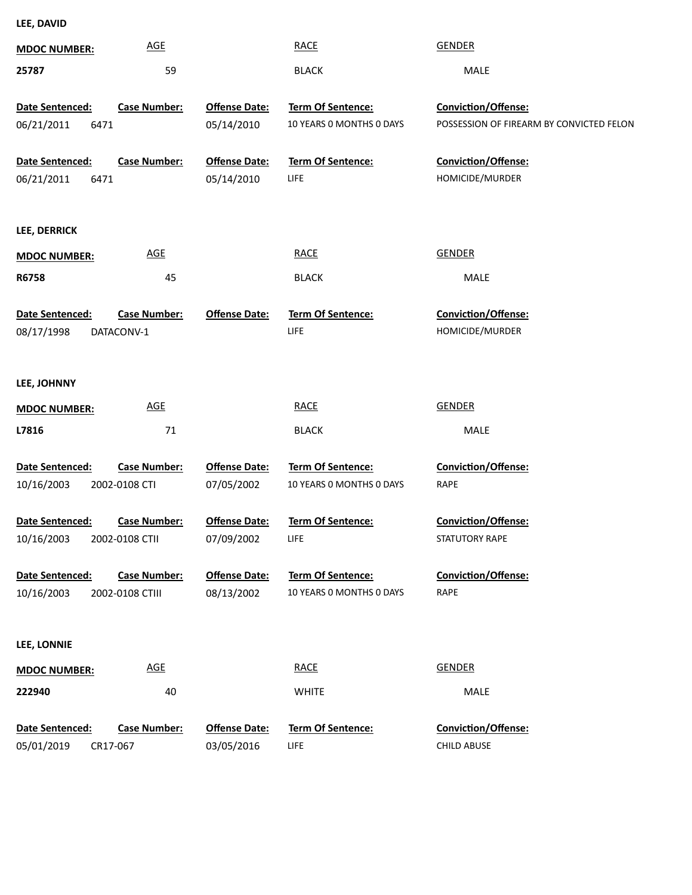**LEE, DAVID**

| MDOC NUMBER: | AGE | RACE | GENDER |
|---|---|---|---|
| 25787 | 59 | BLACK | MALE |

| Date Sentenced: | Case Number: | Offense Date: | Term Of Sentence: | Conviction/Offense: |
|---|---|---|---|---|
| 06/21/2011 | 6471 | 05/14/2010 | 10 YEARS 0 MONTHS 0 DAYS | POSSESSION OF FIREARM BY CONVICTED FELON |
| 06/21/2011 | 6471 | 05/14/2010 | LIFE | HOMICIDE/MURDER |

**LEE, DERRICK**

| MDOC NUMBER: | AGE | RACE | GENDER |
|---|---|---|---|
| R6758 | 45 | BLACK | MALE |

| Date Sentenced: | Case Number: | Offense Date: | Term Of Sentence: | Conviction/Offense: |
|---|---|---|---|---|
| 08/17/1998 | DATACONV-1 | | LIFE | HOMICIDE/MURDER |

**LEE, JOHNNY**

| MDOC NUMBER: | AGE | RACE | GENDER |
|---|---|---|---|
| L7816 | 71 | BLACK | MALE |

| Date Sentenced: | Case Number: | Offense Date: | Term Of Sentence: | Conviction/Offense: |
|---|---|---|---|---|
| 10/16/2003 | 2002-0108 CTI | 07/05/2002 | 10 YEARS 0 MONTHS 0 DAYS | RAPE |
| 10/16/2003 | 2002-0108 CTII | 07/09/2002 | LIFE | STATUTORY RAPE |
| 10/16/2003 | 2002-0108 CTIII | 08/13/2002 | 10 YEARS 0 MONTHS 0 DAYS | RAPE |

**LEE, LONNIE**

| MDOC NUMBER: | AGE | RACE | GENDER |
|---|---|---|---|
| 222940 | 40 | WHITE | MALE |

| Date Sentenced: | Case Number: | Offense Date: | Term Of Sentence: | Conviction/Offense: |
|---|---|---|---|---|
| 05/01/2019 | CR17-067 | 03/05/2016 | LIFE | CHILD ABUSE |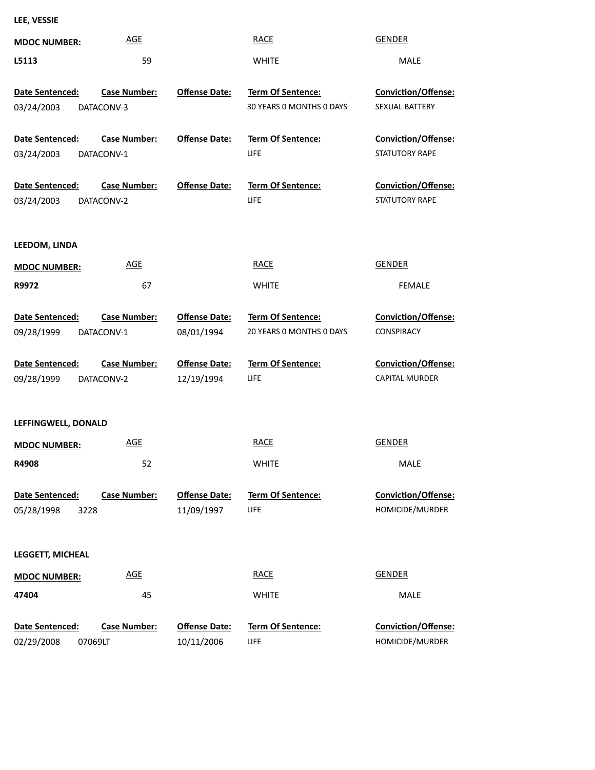**LEE, VESSIE**

| MDOC NUMBER: | AGE | RACE | GENDER |
|---|---|---|---|
| L5113 | 59 | WHITE | MALE |

| Date Sentenced: | Case Number: | Offense Date: | Term Of Sentence: | Conviction/Offense: |
|---|---|---|---|---|
| 03/24/2003 | DATACONV-3 | | 30 YEARS 0 MONTHS 0 DAYS | SEXUAL BATTERY |
| 03/24/2003 | DATACONV-1 | | LIFE | STATUTORY RAPE |
| 03/24/2003 | DATACONV-2 | | LIFE | STATUTORY RAPE |

**LEEDOM, LINDA**

| MDOC NUMBER: | AGE | RACE | GENDER |
|---|---|---|---|
| R9972 | 67 | WHITE | FEMALE |

| Date Sentenced: | Case Number: | Offense Date: | Term Of Sentence: | Conviction/Offense: |
|---|---|---|---|---|
| 09/28/1999 | DATACONV-1 | 08/01/1994 | 20 YEARS 0 MONTHS 0 DAYS | CONSPIRACY |
| 09/28/1999 | DATACONV-2 | 12/19/1994 | LIFE | CAPITAL MURDER |

**LEFFINGWELL, DONALD**

| MDOC NUMBER: | AGE | RACE | GENDER |
|---|---|---|---|
| R4908 | 52 | WHITE | MALE |

| Date Sentenced: | Case Number: | Offense Date: | Term Of Sentence: | Conviction/Offense: |
|---|---|---|---|---|
| 05/28/1998 | 3228 | 11/09/1997 | LIFE | HOMICIDE/MURDER |

**LEGGETT, MICHEAL**

| MDOC NUMBER: | AGE | RACE | GENDER |
|---|---|---|---|
| 47404 | 45 | WHITE | MALE |

| Date Sentenced: | Case Number: | Offense Date: | Term Of Sentence: | Conviction/Offense: |
|---|---|---|---|---|
| 02/29/2008 | 07069LT | 10/11/2006 | LIFE | HOMICIDE/MURDER |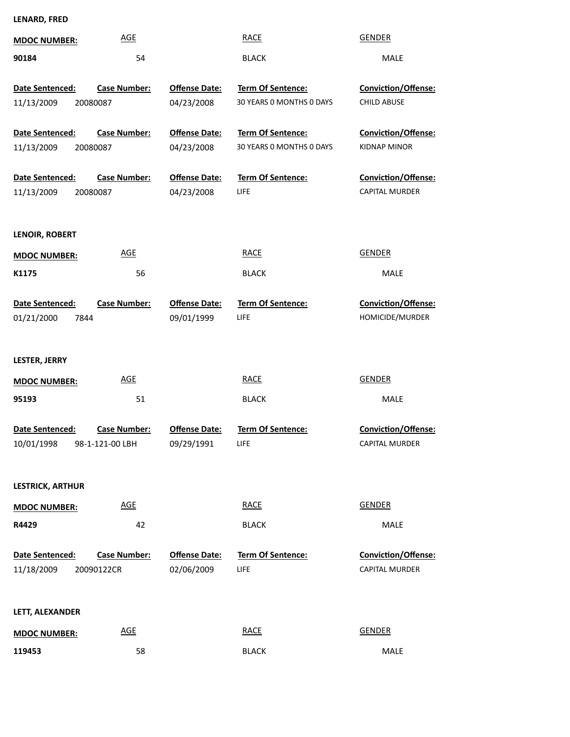**LENARD, FRED**

| MDOC NUMBER: | AGE | RACE | GENDER |
|---|---|---|---|
| 90184 | 54 | BLACK | MALE |

| Date Sentenced: | Case Number: | Offense Date: | Term Of Sentence: | Conviction/Offense: |
|---|---|---|---|---|
| 11/13/2009 | 20080087 | 04/23/2008 | 30 YEARS 0 MONTHS 0 DAYS | CHILD ABUSE |
| 11/13/2009 | 20080087 | 04/23/2008 | 30 YEARS 0 MONTHS 0 DAYS | KIDNAP MINOR |
| 11/13/2009 | 20080087 | 04/23/2008 | LIFE | CAPITAL MURDER |

**LENOIR, ROBERT**

| MDOC NUMBER: | AGE | RACE | GENDER |
|---|---|---|---|
| K1175 | 56 | BLACK | MALE |

| Date Sentenced: | Case Number: | Offense Date: | Term Of Sentence: | Conviction/Offense: |
|---|---|---|---|---|
| 01/21/2000 | 7844 | 09/01/1999 | LIFE | HOMICIDE/MURDER |

**LESTER, JERRY**

| MDOC NUMBER: | AGE | RACE | GENDER |
|---|---|---|---|
| 95193 | 51 | BLACK | MALE |

| Date Sentenced: | Case Number: | Offense Date: | Term Of Sentence: | Conviction/Offense: |
|---|---|---|---|---|
| 10/01/1998 | 98-1-121-00 LBH | 09/29/1991 | LIFE | CAPITAL MURDER |

**LESTRICK, ARTHUR**

| MDOC NUMBER: | AGE | RACE | GENDER |
|---|---|---|---|
| R4429 | 42 | BLACK | MALE |

| Date Sentenced: | Case Number: | Offense Date: | Term Of Sentence: | Conviction/Offense: |
|---|---|---|---|---|
| 11/18/2009 | 20090122CR | 02/06/2009 | LIFE | CAPITAL MURDER |

**LETT, ALEXANDER**

| MDOC NUMBER: | AGE | RACE | GENDER |
|---|---|---|---|
| 119453 | 58 | BLACK | MALE |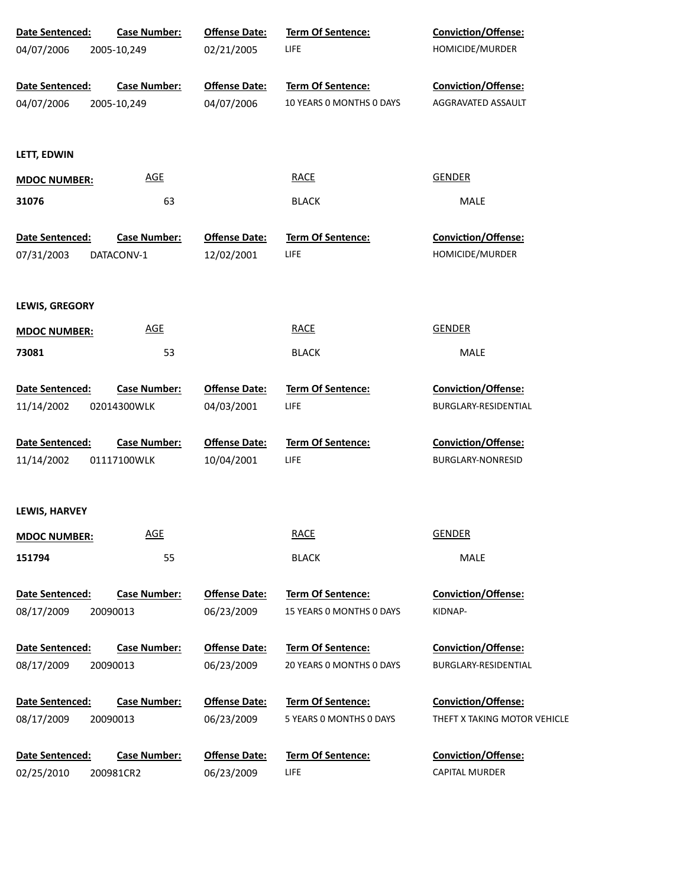| Date Sentenced: | Case Number: | Offense Date: | Term Of Sentence: | Conviction/Offense: |
|---|---|---|---|---|
| 04/07/2006 | 2005-10,249 | 02/21/2005 | LIFE | HOMICIDE/MURDER |

| Date Sentenced: | Case Number: | Offense Date: | Term Of Sentence: | Conviction/Offense: |
|---|---|---|---|---|
| 04/07/2006 | 2005-10,249 | 04/07/2006 | 10 YEARS 0 MONTHS 0 DAYS | AGGRAVATED ASSAULT |

**LETT, EDWIN**

| MDOC NUMBER: | AGE | RACE | GENDER |
|---|---|---|---|
| 31076 | 63 | BLACK | MALE |

| Date Sentenced: | Case Number: | Offense Date: | Term Of Sentence: | Conviction/Offense: |
|---|---|---|---|---|
| 07/31/2003 | DATACONV-1 | 12/02/2001 | LIFE | HOMICIDE/MURDER |

**LEWIS, GREGORY**

| MDOC NUMBER: | AGE | RACE | GENDER |
|---|---|---|---|
| 73081 | 53 | BLACK | MALE |

| Date Sentenced: | Case Number: | Offense Date: | Term Of Sentence: | Conviction/Offense: |
|---|---|---|---|---|
| 11/14/2002 | 02014300WLK | 04/03/2001 | LIFE | BURGLARY-RESIDENTIAL |

| Date Sentenced: | Case Number: | Offense Date: | Term Of Sentence: | Conviction/Offense: |
|---|---|---|---|---|
| 11/14/2002 | 01117100WLK | 10/04/2001 | LIFE | BURGLARY-NONRESID |

**LEWIS, HARVEY**

| MDOC NUMBER: | AGE | RACE | GENDER |
|---|---|---|---|
| 151794 | 55 | BLACK | MALE |

| Date Sentenced: | Case Number: | Offense Date: | Term Of Sentence: | Conviction/Offense: |
|---|---|---|---|---|
| 08/17/2009 | 20090013 | 06/23/2009 | 15 YEARS 0 MONTHS 0 DAYS | KIDNAP- |

| Date Sentenced: | Case Number: | Offense Date: | Term Of Sentence: | Conviction/Offense: |
|---|---|---|---|---|
| 08/17/2009 | 20090013 | 06/23/2009 | 20 YEARS 0 MONTHS 0 DAYS | BURGLARY-RESIDENTIAL |

| Date Sentenced: | Case Number: | Offense Date: | Term Of Sentence: | Conviction/Offense: |
|---|---|---|---|---|
| 08/17/2009 | 20090013 | 06/23/2009 | 5 YEARS 0 MONTHS 0 DAYS | THEFT X TAKING MOTOR VEHICLE |

| Date Sentenced: | Case Number: | Offense Date: | Term Of Sentence: | Conviction/Offense: |
|---|---|---|---|---|
| 02/25/2010 | 200981CR2 | 06/23/2009 | LIFE | CAPITAL MURDER |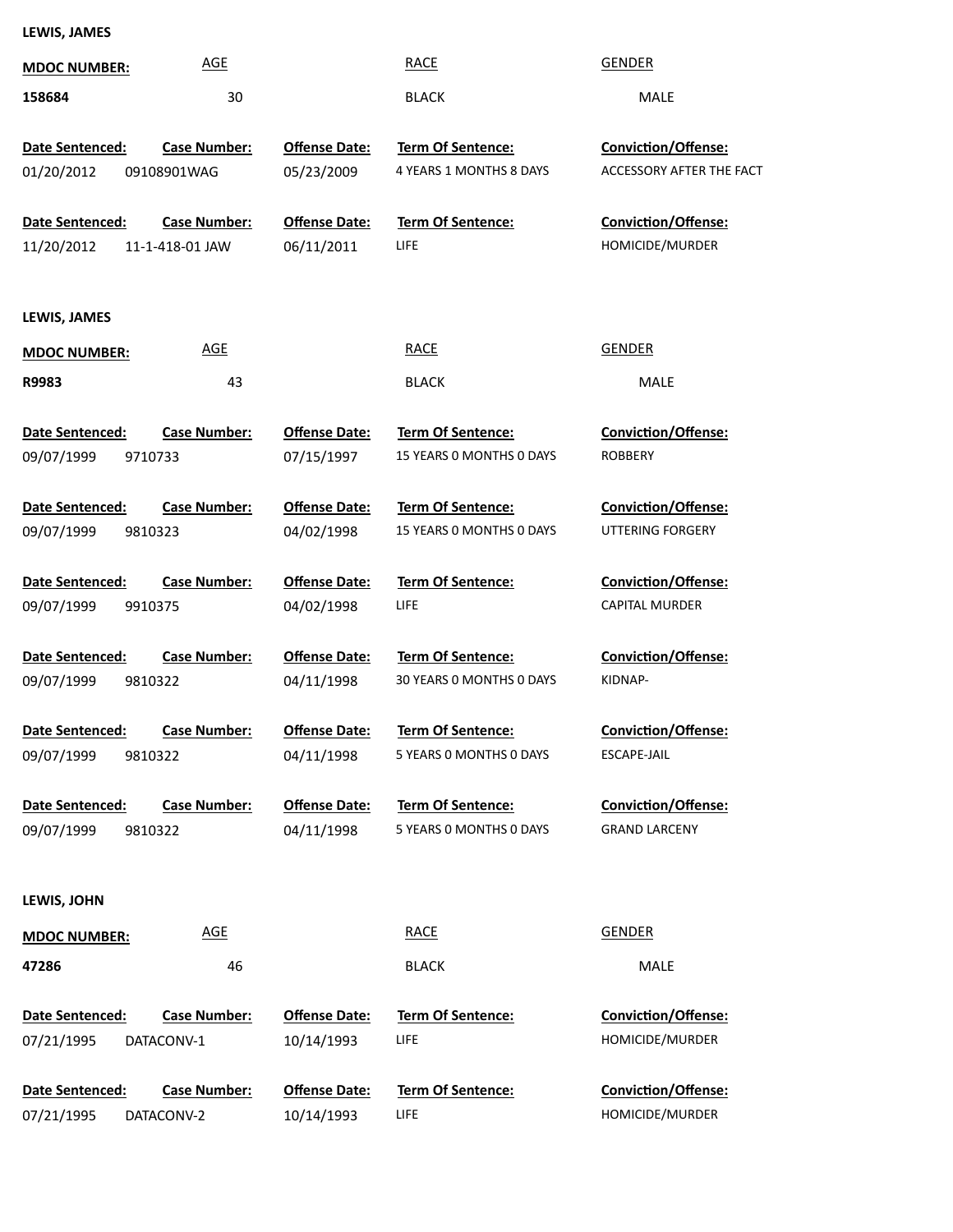**LEWIS, JAMES**

| MDOC NUMBER: | AGE | RACE | GENDER |
|---|---|---|---|
| 158684 | 30 | BLACK | MALE |

| Date Sentenced: | Case Number: | Offense Date: | Term Of Sentence: | Conviction/Offense: |
|---|---|---|---|---|
| 01/20/2012 | 09108901WAG | 05/23/2009 | 4 YEARS 1 MONTHS 8 DAYS | ACCESSORY AFTER THE FACT |
| 11/20/2012 | 11-1-418-01 JAW | 06/11/2011 | LIFE | HOMICIDE/MURDER |

**LEWIS, JAMES**

| MDOC NUMBER: | AGE | RACE | GENDER |
|---|---|---|---|
| R9983 | 43 | BLACK | MALE |

| Date Sentenced: | Case Number: | Offense Date: | Term Of Sentence: | Conviction/Offense: |
|---|---|---|---|---|
| 09/07/1999 | 9710733 | 07/15/1997 | 15 YEARS 0 MONTHS 0 DAYS | ROBBERY |
| 09/07/1999 | 9810323 | 04/02/1998 | 15 YEARS 0 MONTHS 0 DAYS | UTTERING FORGERY |
| 09/07/1999 | 9910375 | 04/02/1998 | LIFE | CAPITAL MURDER |
| 09/07/1999 | 9810322 | 04/11/1998 | 30 YEARS 0 MONTHS 0 DAYS | KIDNAP- |
| 09/07/1999 | 9810322 | 04/11/1998 | 5 YEARS 0 MONTHS 0 DAYS | ESCAPE-JAIL |
| 09/07/1999 | 9810322 | 04/11/1998 | 5 YEARS 0 MONTHS 0 DAYS | GRAND LARCENY |

**LEWIS, JOHN**

| MDOC NUMBER: | AGE | RACE | GENDER |
|---|---|---|---|
| 47286 | 46 | BLACK | MALE |

| Date Sentenced: | Case Number: | Offense Date: | Term Of Sentence: | Conviction/Offense: |
|---|---|---|---|---|
| 07/21/1995 | DATACONV-1 | 10/14/1993 | LIFE | HOMICIDE/MURDER |
| 07/21/1995 | DATACONV-2 | 10/14/1993 | LIFE | HOMICIDE/MURDER |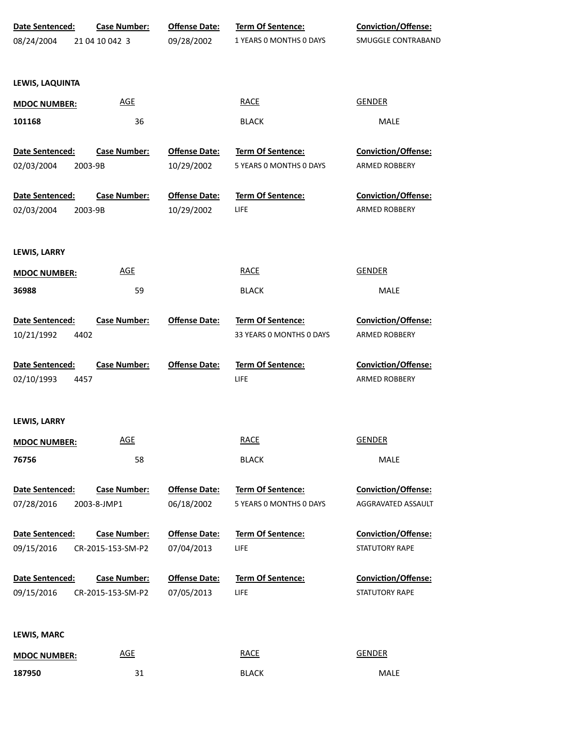| Date Sentenced: | Case Number: | Offense Date: | Term Of Sentence: | Conviction/Offense: |
|---|---|---|---|---|
| 08/24/2004 | 21 04 10 042 3 | 09/28/2002 | 1 YEARS 0 MONTHS 0 DAYS | SMUGGLE CONTRABAND |

**LEWIS, LAQUINTA**

| MDOC NUMBER: | AGE | RACE | GENDER |
|---|---|---|---|
| 101168 | 36 | BLACK | MALE |

| Date Sentenced: | Case Number: | Offense Date: | Term Of Sentence: | Conviction/Offense: |
|---|---|---|---|---|
| 02/03/2004 | 2003-9B | 10/29/2002 | 5 YEARS 0 MONTHS 0 DAYS | ARMED ROBBERY |
| 02/03/2004 | 2003-9B | 10/29/2002 | LIFE | ARMED ROBBERY |

**LEWIS, LARRY**

| MDOC NUMBER: | AGE | RACE | GENDER |
|---|---|---|---|
| 36988 | 59 | BLACK | MALE |

| Date Sentenced: | Case Number: | Offense Date: | Term Of Sentence: | Conviction/Offense: |
|---|---|---|---|---|
| 10/21/1992 | 4402 | | 33 YEARS 0 MONTHS 0 DAYS | ARMED ROBBERY |
| 02/10/1993 | 4457 | | LIFE | ARMED ROBBERY |

**LEWIS, LARRY**

| MDOC NUMBER: | AGE | RACE | GENDER |
|---|---|---|---|
| 76756 | 58 | BLACK | MALE |

| Date Sentenced: | Case Number: | Offense Date: | Term Of Sentence: | Conviction/Offense: |
|---|---|---|---|---|
| 07/28/2016 | 2003-8-JMP1 | 06/18/2002 | 5 YEARS 0 MONTHS 0 DAYS | AGGRAVATED ASSAULT |
| 09/15/2016 | CR-2015-153-SM-P2 | 07/04/2013 | LIFE | STATUTORY RAPE |
| 09/15/2016 | CR-2015-153-SM-P2 | 07/05/2013 | LIFE | STATUTORY RAPE |

**LEWIS, MARC**

| MDOC NUMBER: | AGE | RACE | GENDER |
|---|---|---|---|
| 187950 | 31 | BLACK | MALE |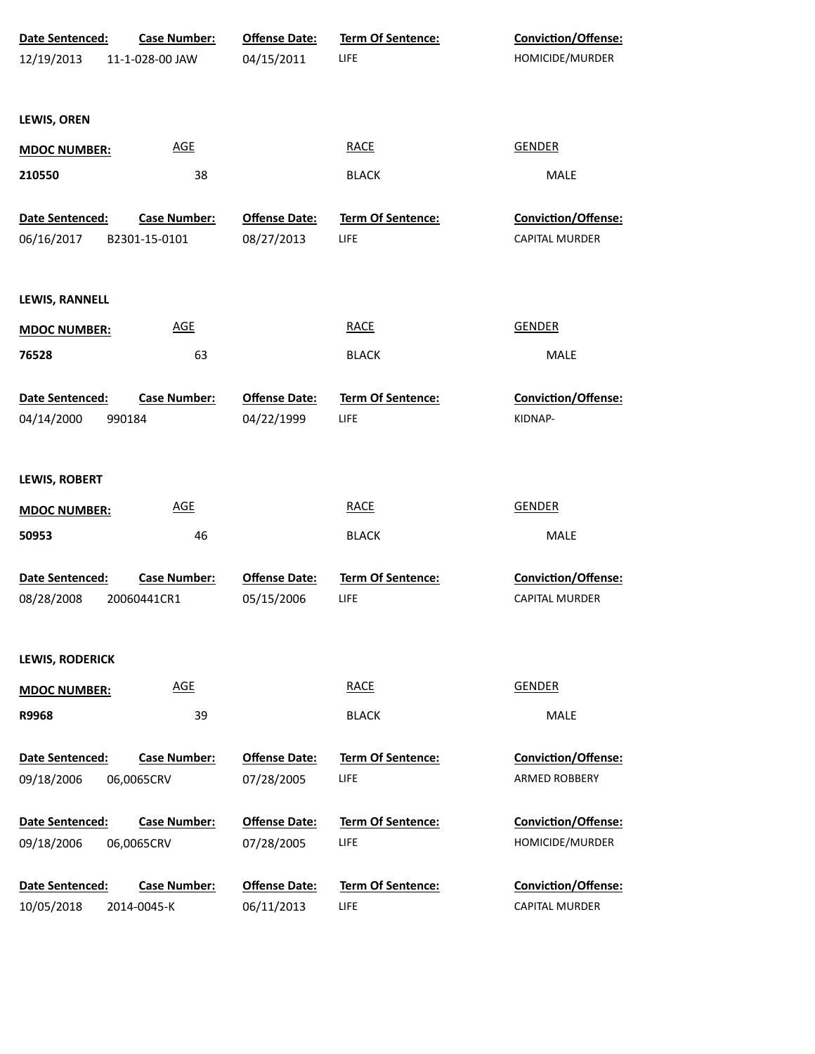| Date Sentenced: | Case Number: | Offense Date: | Term Of Sentence: | Conviction/Offense: |
|---|---|---|---|---|
| 12/19/2013 | 11-1-028-00 JAW | 04/15/2011 | LIFE | HOMICIDE/MURDER |

**LEWIS, OREN**

| MDOC NUMBER: | AGE | RACE | GENDER |
|---|---|---|---|
| 210550 | 38 | BLACK | MALE |

| Date Sentenced: | Case Number: | Offense Date: | Term Of Sentence: | Conviction/Offense: |
|---|---|---|---|---|
| 06/16/2017 | B2301-15-0101 | 08/27/2013 | LIFE | CAPITAL MURDER |

**LEWIS, RANNELL**

| MDOC NUMBER: | AGE | RACE | GENDER |
|---|---|---|---|
| 76528 | 63 | BLACK | MALE |

| Date Sentenced: | Case Number: | Offense Date: | Term Of Sentence: | Conviction/Offense: |
|---|---|---|---|---|
| 04/14/2000 | 990184 | 04/22/1999 | LIFE | KIDNAP- |

**LEWIS, ROBERT**

| MDOC NUMBER: | AGE | RACE | GENDER |
|---|---|---|---|
| 50953 | 46 | BLACK | MALE |

| Date Sentenced: | Case Number: | Offense Date: | Term Of Sentence: | Conviction/Offense: |
|---|---|---|---|---|
| 08/28/2008 | 20060441CR1 | 05/15/2006 | LIFE | CAPITAL MURDER |

**LEWIS, RODERICK**

| MDOC NUMBER: | AGE | RACE | GENDER |
|---|---|---|---|
| R9968 | 39 | BLACK | MALE |

| Date Sentenced: | Case Number: | Offense Date: | Term Of Sentence: | Conviction/Offense: |
|---|---|---|---|---|
| 09/18/2006 | 06,0065CRV | 07/28/2005 | LIFE | ARMED ROBBERY |
| 09/18/2006 | 06,0065CRV | 07/28/2005 | LIFE | HOMICIDE/MURDER |
| 10/05/2018 | 2014-0045-K | 06/11/2013 | LIFE | CAPITAL MURDER |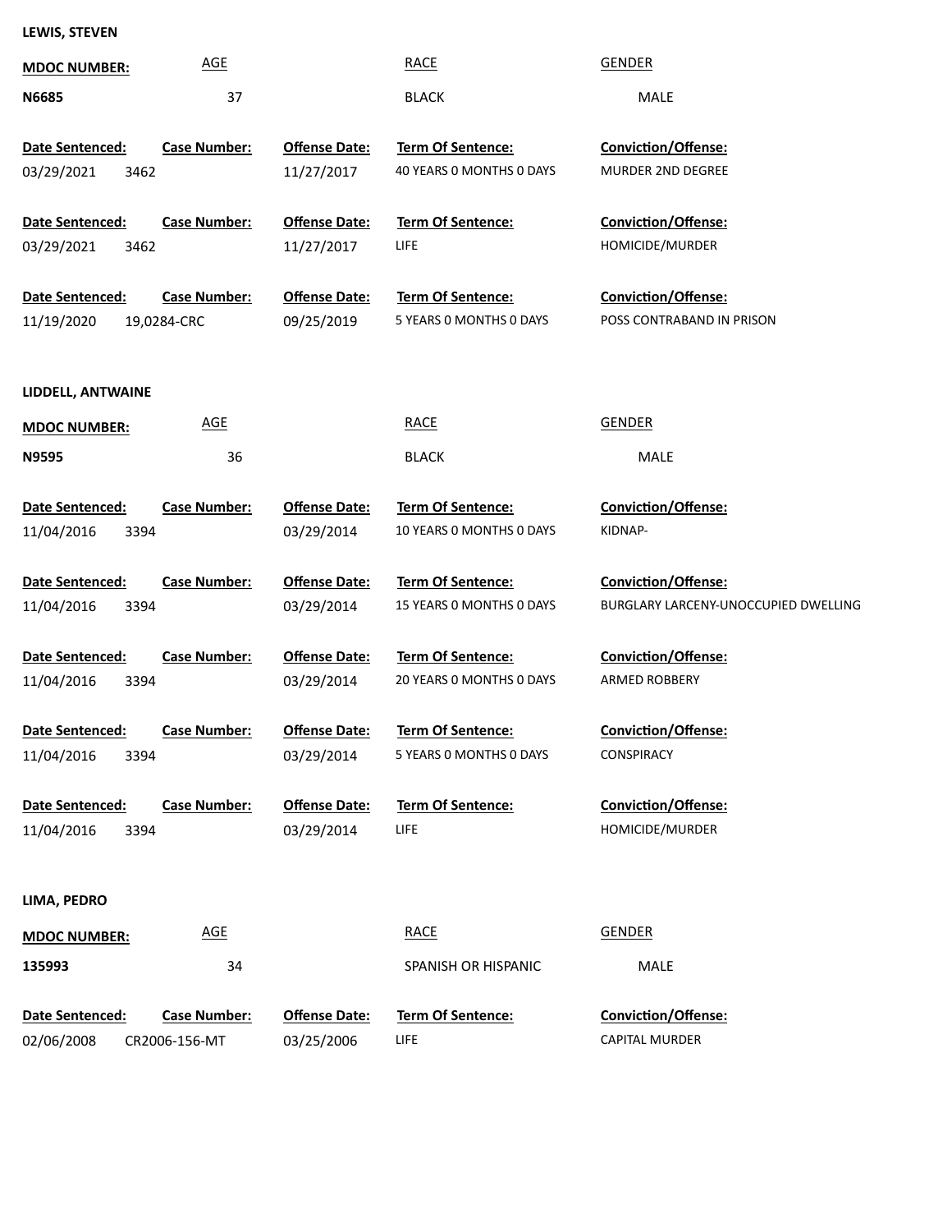**LEWIS, STEVEN**

| MDOC NUMBER: | AGE | RACE | GENDER |
|---|---|---|---|
| N6685 | 37 | BLACK | MALE |

| Date Sentenced: | Case Number: | Offense Date: | Term Of Sentence: | Conviction/Offense: |
|---|---|---|---|---|
| 03/29/2021 | 3462 | 11/27/2017 | 40 YEARS 0 MONTHS 0 DAYS | MURDER 2ND DEGREE |
| 03/29/2021 | 3462 | 11/27/2017 | LIFE | HOMICIDE/MURDER |
| 11/19/2020 | 19,0284-CRC | 09/25/2019 | 5 YEARS 0 MONTHS 0 DAYS | POSS CONTRABAND IN PRISON |

**LIDDELL, ANTWAINE**

| MDOC NUMBER: | AGE | RACE | GENDER |
|---|---|---|---|
| N9595 | 36 | BLACK | MALE |

| Date Sentenced: | Case Number: | Offense Date: | Term Of Sentence: | Conviction/Offense: |
|---|---|---|---|---|
| 11/04/2016 | 3394 | 03/29/2014 | 10 YEARS 0 MONTHS 0 DAYS | KIDNAP- |
| 11/04/2016 | 3394 | 03/29/2014 | 15 YEARS 0 MONTHS 0 DAYS | BURGLARY LARCENY-UNOCCUPIED DWELLING |
| 11/04/2016 | 3394 | 03/29/2014 | 20 YEARS 0 MONTHS 0 DAYS | ARMED ROBBERY |
| 11/04/2016 | 3394 | 03/29/2014 | 5 YEARS 0 MONTHS 0 DAYS | CONSPIRACY |
| 11/04/2016 | 3394 | 03/29/2014 | LIFE | HOMICIDE/MURDER |

**LIMA, PEDRO**

| MDOC NUMBER: | AGE | RACE | GENDER |
|---|---|---|---|
| 135993 | 34 | SPANISH OR HISPANIC | MALE |

| Date Sentenced: | Case Number: | Offense Date: | Term Of Sentence: | Conviction/Offense: |
|---|---|---|---|---|
| 02/06/2008 | CR2006-156-MT | 03/25/2006 | LIFE | CAPITAL MURDER |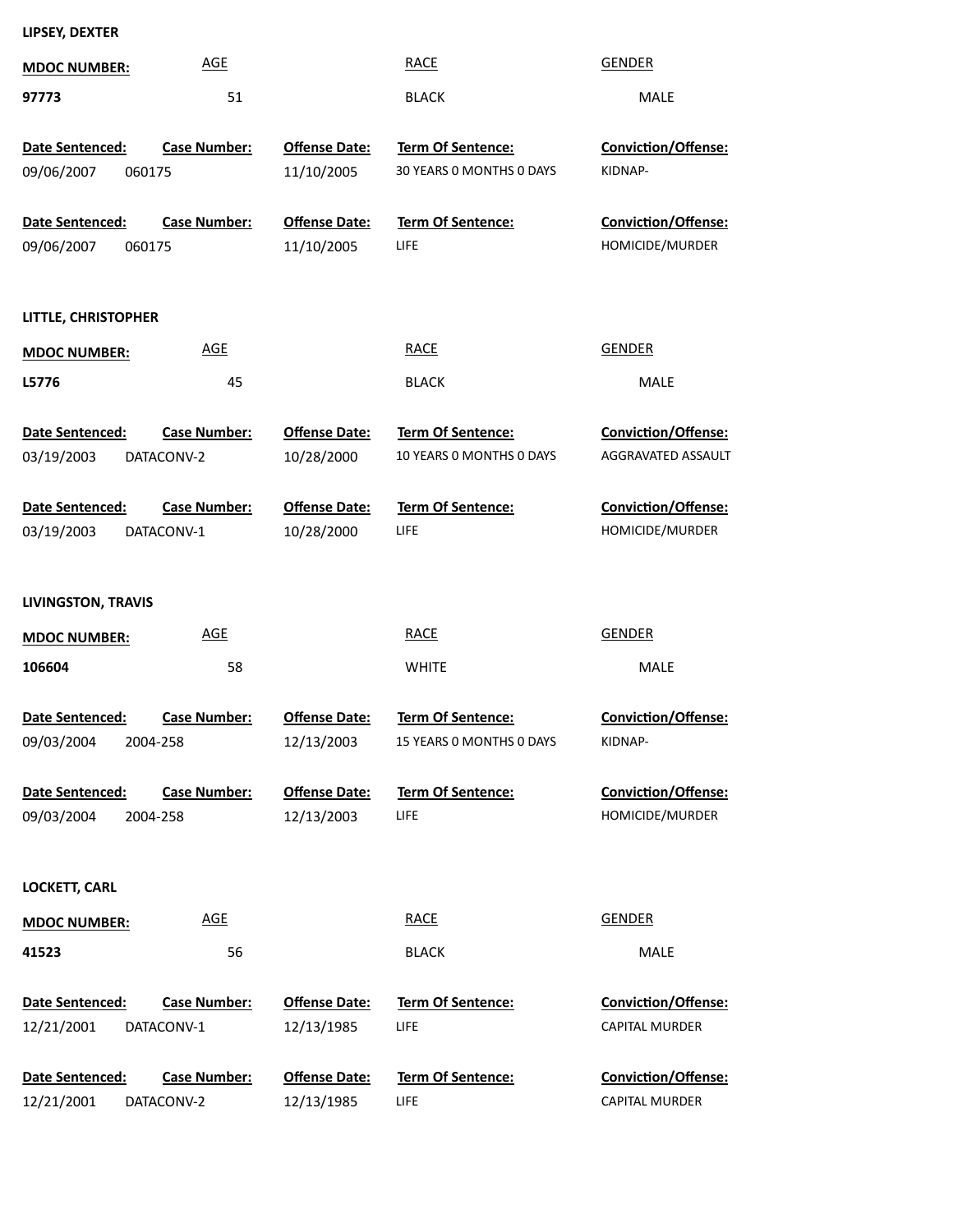**LIPSEY, DEXTER**

| MDOC NUMBER: | AGE | RACE | GENDER |
|---|---|---|---|
| 97773 | 51 | BLACK | MALE |

| Date Sentenced: | Case Number: | Offense Date: | Term Of Sentence: | Conviction/Offense: |
|---|---|---|---|---|
| 09/06/2007 | 060175 | 11/10/2005 | 30 YEARS 0 MONTHS 0 DAYS | KIDNAP- |
| 09/06/2007 | 060175 | 11/10/2005 | LIFE | HOMICIDE/MURDER |

**LITTLE, CHRISTOPHER**

| MDOC NUMBER: | AGE | RACE | GENDER |
|---|---|---|---|
| L5776 | 45 | BLACK | MALE |

| Date Sentenced: | Case Number: | Offense Date: | Term Of Sentence: | Conviction/Offense: |
|---|---|---|---|---|
| 03/19/2003 | DATACONV-2 | 10/28/2000 | 10 YEARS 0 MONTHS 0 DAYS | AGGRAVATED ASSAULT |
| 03/19/2003 | DATACONV-1 | 10/28/2000 | LIFE | HOMICIDE/MURDER |

**LIVINGSTON, TRAVIS**

| MDOC NUMBER: | AGE | RACE | GENDER |
|---|---|---|---|
| 106604 | 58 | WHITE | MALE |

| Date Sentenced: | Case Number: | Offense Date: | Term Of Sentence: | Conviction/Offense: |
|---|---|---|---|---|
| 09/03/2004 | 2004-258 | 12/13/2003 | 15 YEARS 0 MONTHS 0 DAYS | KIDNAP- |
| 09/03/2004 | 2004-258 | 12/13/2003 | LIFE | HOMICIDE/MURDER |

**LOCKETT, CARL**

| MDOC NUMBER: | AGE | RACE | GENDER |
|---|---|---|---|
| 41523 | 56 | BLACK | MALE |

| Date Sentenced: | Case Number: | Offense Date: | Term Of Sentence: | Conviction/Offense: |
|---|---|---|---|---|
| 12/21/2001 | DATACONV-1 | 12/13/1985 | LIFE | CAPITAL MURDER |
| 12/21/2001 | DATACONV-2 | 12/13/1985 | LIFE | CAPITAL MURDER |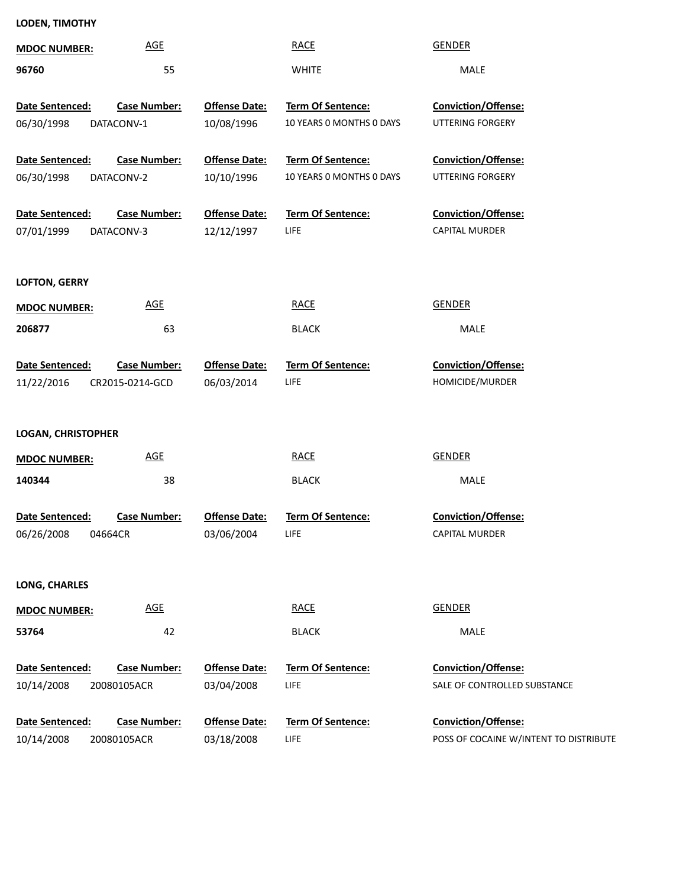**LODEN, TIMOTHY**

| MDOC NUMBER: | AGE | RACE | GENDER |
|---|---|---|---|
| 96760 | 55 | WHITE | MALE |

| Date Sentenced: | Case Number: | Offense Date: | Term Of Sentence: | Conviction/Offense: |
|---|---|---|---|---|
| 06/30/1998 | DATACONV-1 | 10/08/1996 | 10 YEARS 0 MONTHS 0 DAYS | UTTERING FORGERY |
| 06/30/1998 | DATACONV-2 | 10/10/1996 | 10 YEARS 0 MONTHS 0 DAYS | UTTERING FORGERY |
| 07/01/1999 | DATACONV-3 | 12/12/1997 | LIFE | CAPITAL MURDER |

**LOFTON, GERRY**

| MDOC NUMBER: | AGE | RACE | GENDER |
|---|---|---|---|
| 206877 | 63 | BLACK | MALE |

| Date Sentenced: | Case Number: | Offense Date: | Term Of Sentence: | Conviction/Offense: |
|---|---|---|---|---|
| 11/22/2016 | CR2015-0214-GCD | 06/03/2014 | LIFE | HOMICIDE/MURDER |

**LOGAN, CHRISTOPHER**

| MDOC NUMBER: | AGE | RACE | GENDER |
|---|---|---|---|
| 140344 | 38 | BLACK | MALE |

| Date Sentenced: | Case Number: | Offense Date: | Term Of Sentence: | Conviction/Offense: |
|---|---|---|---|---|
| 06/26/2008 | 04664CR | 03/06/2004 | LIFE | CAPITAL MURDER |

**LONG, CHARLES**

| MDOC NUMBER: | AGE | RACE | GENDER |
|---|---|---|---|
| 53764 | 42 | BLACK | MALE |

| Date Sentenced: | Case Number: | Offense Date: | Term Of Sentence: | Conviction/Offense: |
|---|---|---|---|---|
| 10/14/2008 | 20080105ACR | 03/04/2008 | LIFE | SALE OF CONTROLLED SUBSTANCE |
| 10/14/2008 | 20080105ACR | 03/18/2008 | LIFE | POSS OF COCAINE W/INTENT TO DISTRIBUTE |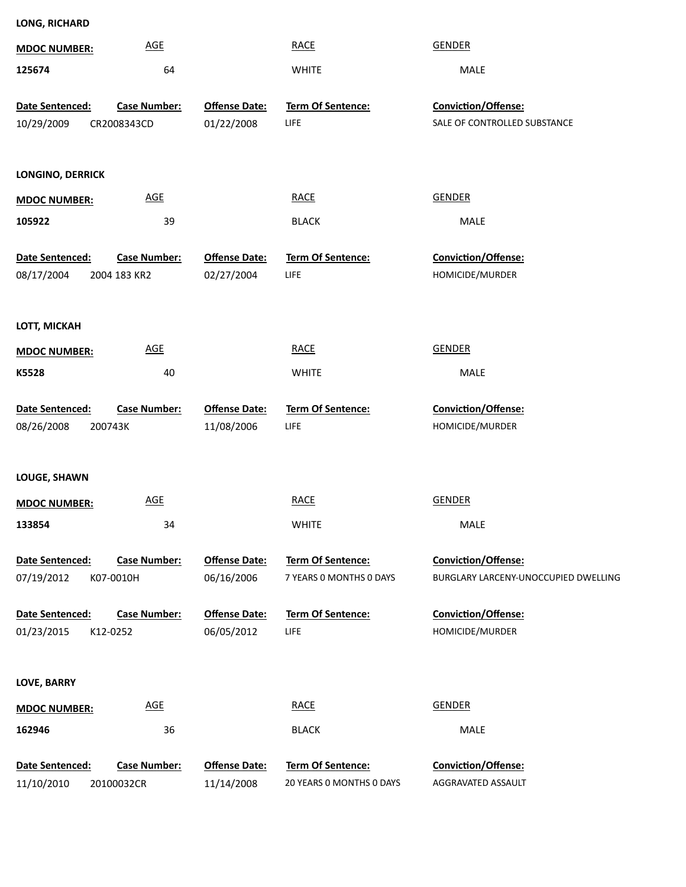**LONG, RICHARD**

| MDOC NUMBER: | AGE | RACE | GENDER |
|---|---|---|---|
| 125674 | 64 | WHITE | MALE |

| Date Sentenced: | Case Number: | Offense Date: | Term Of Sentence: | Conviction/Offense: |
|---|---|---|---|---|
| 10/29/2009 | CR2008343CD | 01/22/2008 | LIFE | SALE OF CONTROLLED SUBSTANCE |

**LONGINO, DERRICK**

| MDOC NUMBER: | AGE | RACE | GENDER |
|---|---|---|---|
| 105922 | 39 | BLACK | MALE |

| Date Sentenced: | Case Number: | Offense Date: | Term Of Sentence: | Conviction/Offense: |
|---|---|---|---|---|
| 08/17/2004 | 2004 183 KR2 | 02/27/2004 | LIFE | HOMICIDE/MURDER |

**LOTT, MICKAH**

| MDOC NUMBER: | AGE | RACE | GENDER |
|---|---|---|---|
| K5528 | 40 | WHITE | MALE |

| Date Sentenced: | Case Number: | Offense Date: | Term Of Sentence: | Conviction/Offense: |
|---|---|---|---|---|
| 08/26/2008 | 200743K | 11/08/2006 | LIFE | HOMICIDE/MURDER |

**LOUGE, SHAWN**

| MDOC NUMBER: | AGE | RACE | GENDER |
|---|---|---|---|
| 133854 | 34 | WHITE | MALE |

| Date Sentenced: | Case Number: | Offense Date: | Term Of Sentence: | Conviction/Offense: |
|---|---|---|---|---|
| 07/19/2012 | K07-0010H | 06/16/2006 | 7 YEARS 0 MONTHS 0 DAYS | BURGLARY LARCENY-UNOCCUPIED DWELLING |
| 01/23/2015 | K12-0252 | 06/05/2012 | LIFE | HOMICIDE/MURDER |

**LOVE, BARRY**

| MDOC NUMBER: | AGE | RACE | GENDER |
|---|---|---|---|
| 162946 | 36 | BLACK | MALE |

| Date Sentenced: | Case Number: | Offense Date: | Term Of Sentence: | Conviction/Offense: |
|---|---|---|---|---|
| 11/10/2010 | 20100032CR | 11/14/2008 | 20 YEARS 0 MONTHS 0 DAYS | AGGRAVATED ASSAULT |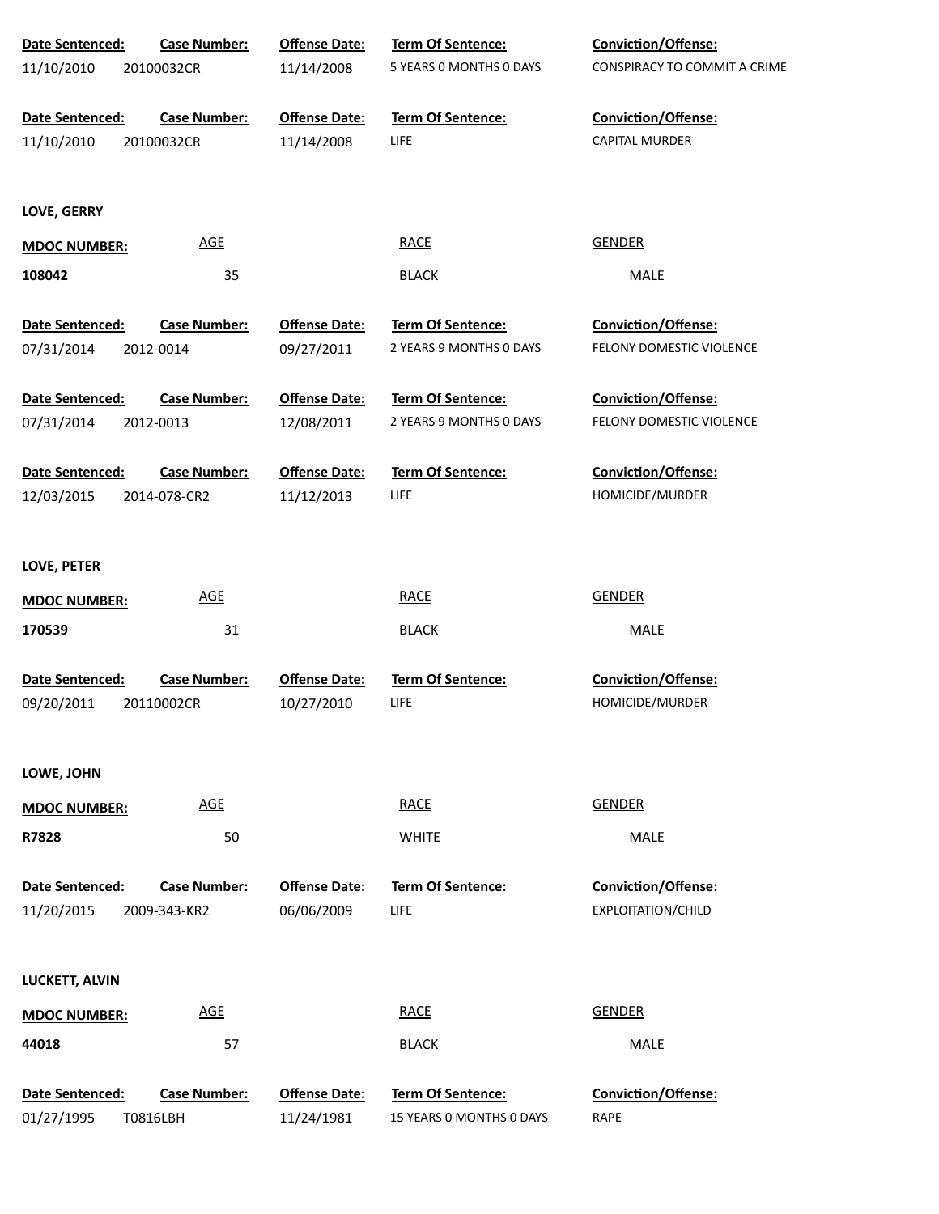| Date Sentenced: | Case Number: | Offense Date: | Term Of Sentence: | Conviction/Offense: |
|---|---|---|---|---|
| 11/10/2010 | 20100032CR | 11/14/2008 | 5 YEARS 0 MONTHS 0 DAYS | CONSPIRACY TO COMMIT A CRIME |

| Date Sentenced: | Case Number: | Offense Date: | Term Of Sentence: | Conviction/Offense: |
|---|---|---|---|---|
| 11/10/2010 | 20100032CR | 11/14/2008 | LIFE | CAPITAL MURDER |

**LOVE, GERRY**

| MDOC NUMBER: | AGE | RACE | GENDER |
|---|---|---|---|
| 108042 | 35 | BLACK | MALE |

| Date Sentenced: | Case Number: | Offense Date: | Term Of Sentence: | Conviction/Offense: |
|---|---|---|---|---|
| 07/31/2014 | 2012-0014 | 09/27/2011 | 2 YEARS 9 MONTHS 0 DAYS | FELONY DOMESTIC VIOLENCE |

| Date Sentenced: | Case Number: | Offense Date: | Term Of Sentence: | Conviction/Offense: |
|---|---|---|---|---|
| 07/31/2014 | 2012-0013 | 12/08/2011 | 2 YEARS 9 MONTHS 0 DAYS | FELONY DOMESTIC VIOLENCE |

| Date Sentenced: | Case Number: | Offense Date: | Term Of Sentence: | Conviction/Offense: |
|---|---|---|---|---|
| 12/03/2015 | 2014-078-CR2 | 11/12/2013 | LIFE | HOMICIDE/MURDER |

**LOVE, PETER**

| MDOC NUMBER: | AGE | RACE | GENDER |
|---|---|---|---|
| 170539 | 31 | BLACK | MALE |

| Date Sentenced: | Case Number: | Offense Date: | Term Of Sentence: | Conviction/Offense: |
|---|---|---|---|---|
| 09/20/2011 | 20110002CR | 10/27/2010 | LIFE | HOMICIDE/MURDER |

**LOWE, JOHN**

| MDOC NUMBER: | AGE | RACE | GENDER |
|---|---|---|---|
| R7828 | 50 | WHITE | MALE |

| Date Sentenced: | Case Number: | Offense Date: | Term Of Sentence: | Conviction/Offense: |
|---|---|---|---|---|
| 11/20/2015 | 2009-343-KR2 | 06/06/2009 | LIFE | EXPLOITATION/CHILD |

**LUCKETT, ALVIN**

| MDOC NUMBER: | AGE | RACE | GENDER |
|---|---|---|---|
| 44018 | 57 | BLACK | MALE |

| Date Sentenced: | Case Number: | Offense Date: | Term Of Sentence: | Conviction/Offense: |
|---|---|---|---|---|
| 01/27/1995 | T0816LBH | 11/24/1981 | 15 YEARS 0 MONTHS 0 DAYS | RAPE |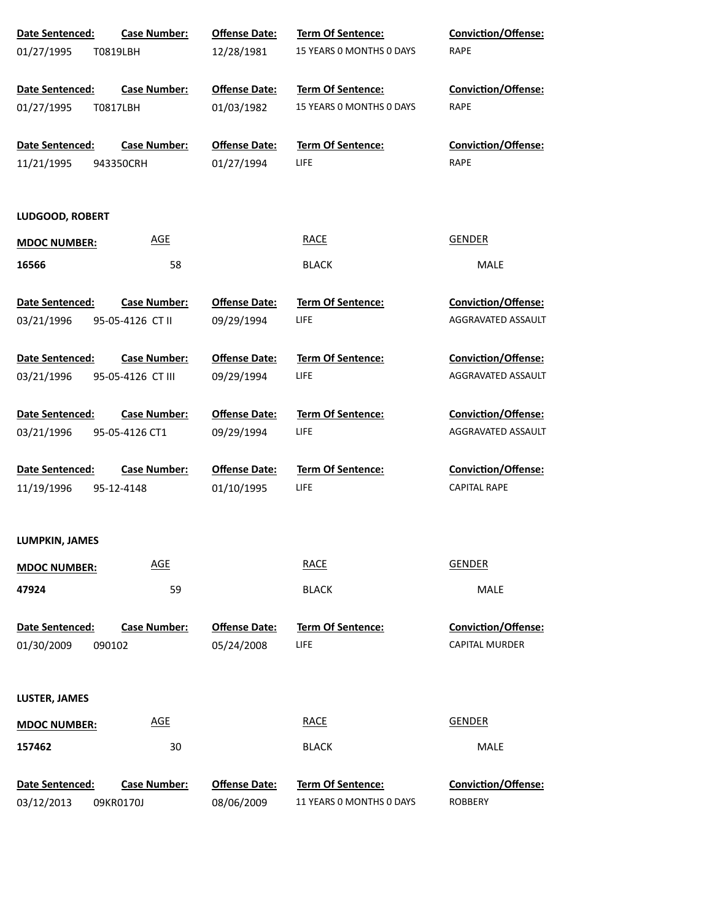| Date Sentenced: | Case Number: | Offense Date: | Term Of Sentence: | Conviction/Offense: |
|---|---|---|---|---|
| 01/27/1995 | T0819LBH | 12/28/1981 | 15 YEARS 0 MONTHS 0 DAYS | RAPE |

| Date Sentenced: | Case Number: | Offense Date: | Term Of Sentence: | Conviction/Offense: |
|---|---|---|---|---|
| 01/27/1995 | T0817LBH | 01/03/1982 | 15 YEARS 0 MONTHS 0 DAYS | RAPE |

| Date Sentenced: | Case Number: | Offense Date: | Term Of Sentence: | Conviction/Offense: |
|---|---|---|---|---|
| 11/21/1995 | 943350CRH | 01/27/1994 | LIFE | RAPE |

**LUDGOOD, ROBERT**

| MDOC NUMBER: | AGE | RACE | GENDER |
|---|---|---|---|
| **16566** | 58 | BLACK | MALE |

| Date Sentenced: | Case Number: | Offense Date: | Term Of Sentence: | Conviction/Offense: |
|---|---|---|---|---|
| 03/21/1996 | 95-05-4126 CT II | 09/29/1994 | LIFE | AGGRAVATED ASSAULT |

| Date Sentenced: | Case Number: | Offense Date: | Term Of Sentence: | Conviction/Offense: |
|---|---|---|---|---|
| 03/21/1996 | 95-05-4126 CT III | 09/29/1994 | LIFE | AGGRAVATED ASSAULT |

| Date Sentenced: | Case Number: | Offense Date: | Term Of Sentence: | Conviction/Offense: |
|---|---|---|---|---|
| 03/21/1996 | 95-05-4126 CT1 | 09/29/1994 | LIFE | AGGRAVATED ASSAULT |

| Date Sentenced: | Case Number: | Offense Date: | Term Of Sentence: | Conviction/Offense: |
|---|---|---|---|---|
| 11/19/1996 | 95-12-4148 | 01/10/1995 | LIFE | CAPITAL RAPE |

**LUMPKIN, JAMES**

| MDOC NUMBER: | AGE | RACE | GENDER |
|---|---|---|---|
| **47924** | 59 | BLACK | MALE |

| Date Sentenced: | Case Number: | Offense Date: | Term Of Sentence: | Conviction/Offense: |
|---|---|---|---|---|
| 01/30/2009 | 090102 | 05/24/2008 | LIFE | CAPITAL MURDER |

**LUSTER, JAMES**

| MDOC NUMBER: | AGE | RACE | GENDER |
|---|---|---|---|
| **157462** | 30 | BLACK | MALE |

| Date Sentenced: | Case Number: | Offense Date: | Term Of Sentence: | Conviction/Offense: |
|---|---|---|---|---|
| 03/12/2013 | 09KR0170J | 08/06/2009 | 11 YEARS 0 MONTHS 0 DAYS | ROBBERY |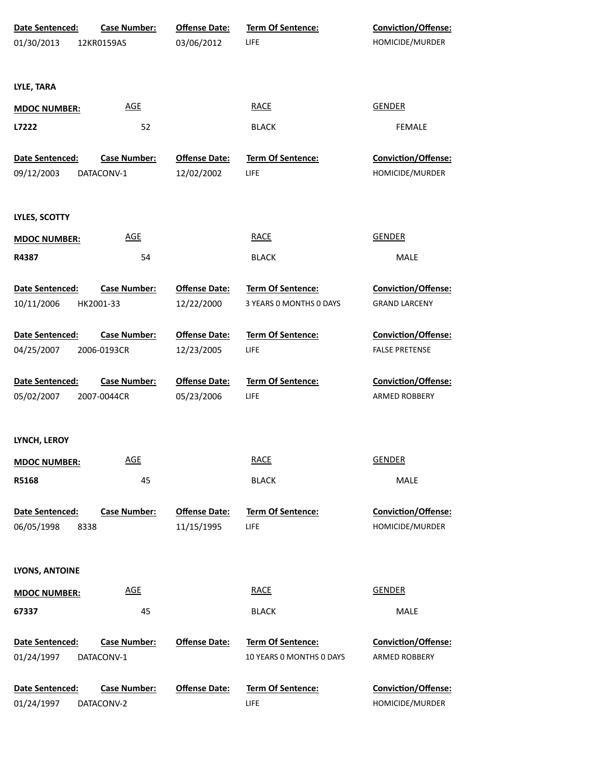| Date Sentenced: | Case Number: | Offense Date: | Term Of Sentence: | Conviction/Offense: |
|---|---|---|---|---|
| 01/30/2013 | 12KR0159AS | 03/06/2012 | LIFE | HOMICIDE/MURDER |

**LYLE, TARA**

| MDOC NUMBER: | AGE | RACE | GENDER |
|---|---|---|---|
| **L7222** | 52 | BLACK | FEMALE |

| Date Sentenced: | Case Number: | Offense Date: | Term Of Sentence: | Conviction/Offense: |
|---|---|---|---|---|
| 09/12/2003 | DATACONV-1 | 12/02/2002 | LIFE | HOMICIDE/MURDER |

**LYLES, SCOTTY**

| MDOC NUMBER: | AGE | RACE | GENDER |
|---|---|---|---|
| **R4387** | 54 | BLACK | MALE |

| Date Sentenced: | Case Number: | Offense Date: | Term Of Sentence: | Conviction/Offense: |
|---|---|---|---|---|
| 10/11/2006 | HK2001-33 | 12/22/2000 | 3 YEARS 0 MONTHS 0 DAYS | GRAND LARCENY |
| 04/25/2007 | 2006-0193CR | 12/23/2005 | LIFE | FALSE PRETENSE |
| 05/02/2007 | 2007-0044CR | 05/23/2006 | LIFE | ARMED ROBBERY |

**LYNCH, LEROY**

| MDOC NUMBER: | AGE | RACE | GENDER |
|---|---|---|---|
| **R5168** | 45 | BLACK | MALE |

| Date Sentenced: | Case Number: | Offense Date: | Term Of Sentence: | Conviction/Offense: |
|---|---|---|---|---|
| 06/05/1998 | 8338 | 11/15/1995 | LIFE | HOMICIDE/MURDER |

**LYONS, ANTOINE**

| MDOC NUMBER: | AGE | RACE | GENDER |
|---|---|---|---|
| **67337** | 45 | BLACK | MALE |

| Date Sentenced: | Case Number: | Offense Date: | Term Of Sentence: | Conviction/Offense: |
|---|---|---|---|---|
| 01/24/1997 | DATACONV-1 | | 10 YEARS 0 MONTHS 0 DAYS | ARMED ROBBERY |
| 01/24/1997 | DATACONV-2 | | LIFE | HOMICIDE/MURDER |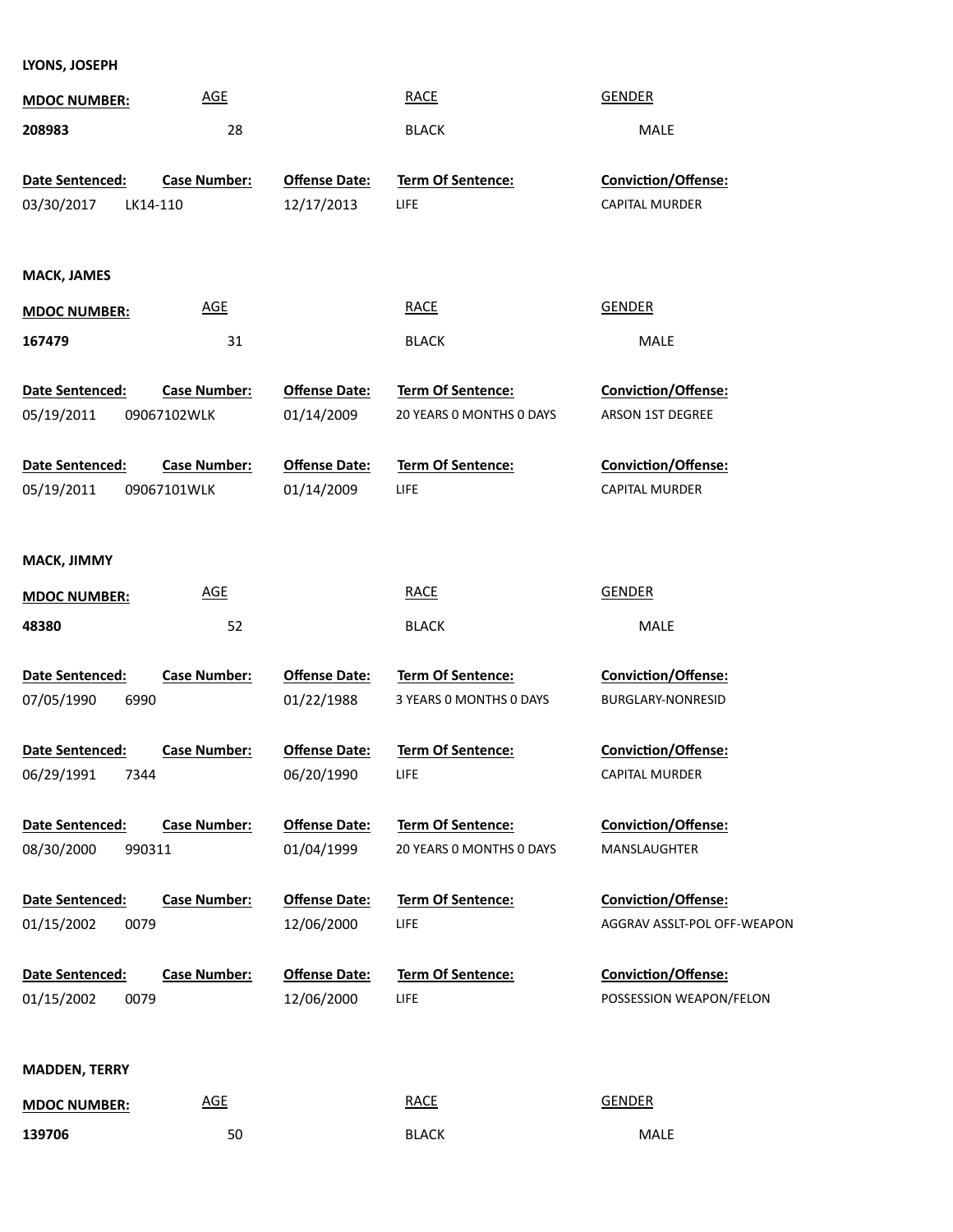**LYONS, JOSEPH**

| MDOC NUMBER: | AGE | RACE | GENDER |
|---|---|---|---|
| 208983 | 28 | BLACK | MALE |

| Date Sentenced: | Case Number: | Offense Date: | Term Of Sentence: | Conviction/Offense: |
|---|---|---|---|---|
| 03/30/2017 | LK14-110 | 12/17/2013 | LIFE | CAPITAL MURDER |

**MACK, JAMES**

| MDOC NUMBER: | AGE | RACE | GENDER |
|---|---|---|---|
| 167479 | 31 | BLACK | MALE |

| Date Sentenced: | Case Number: | Offense Date: | Term Of Sentence: | Conviction/Offense: |
|---|---|---|---|---|
| 05/19/2011 | 09067102WLK | 01/14/2009 | 20 YEARS 0 MONTHS 0 DAYS | ARSON 1ST DEGREE |
| 05/19/2011 | 09067101WLK | 01/14/2009 | LIFE | CAPITAL MURDER |

**MACK, JIMMY**

| MDOC NUMBER: | AGE | RACE | GENDER |
|---|---|---|---|
| 48380 | 52 | BLACK | MALE |

| Date Sentenced: | Case Number: | Offense Date: | Term Of Sentence: | Conviction/Offense: |
|---|---|---|---|---|
| 07/05/1990 | 6990 | 01/22/1988 | 3 YEARS 0 MONTHS 0 DAYS | BURGLARY-NONRESID |
| 06/29/1991 | 7344 | 06/20/1990 | LIFE | CAPITAL MURDER |
| 08/30/2000 | 990311 | 01/04/1999 | 20 YEARS 0 MONTHS 0 DAYS | MANSLAUGHTER |
| 01/15/2002 | 0079 | 12/06/2000 | LIFE | AGGRAV ASSLT-POL OFF-WEAPON |
| 01/15/2002 | 0079 | 12/06/2000 | LIFE | POSSESSION WEAPON/FELON |

**MADDEN, TERRY**

| MDOC NUMBER: | AGE | RACE | GENDER |
|---|---|---|---|
| 139706 | 50 | BLACK | MALE |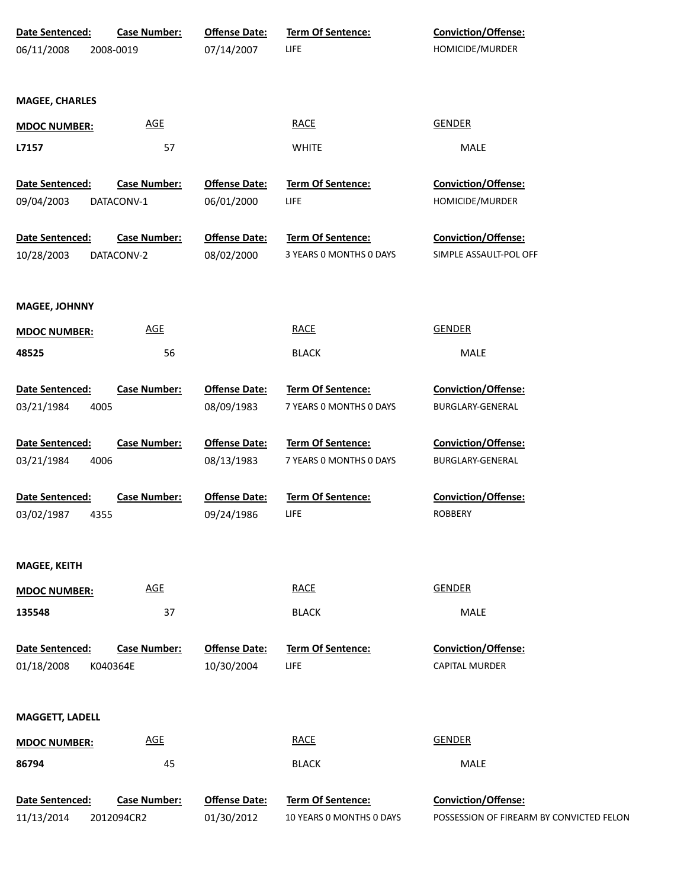| Date Sentenced: | Case Number: | Offense Date: | Term Of Sentence: | Conviction/Offense: |
|---|---|---|---|---|
| 06/11/2008 | 2008-0019 | 07/14/2007 | LIFE | HOMICIDE/MURDER |

**MAGEE, CHARLES**

| MDOC NUMBER: | AGE | RACE | GENDER |
|---|---|---|---|
| **L7157** | 57 | WHITE | MALE |

| Date Sentenced: | Case Number: | Offense Date: | Term Of Sentence: | Conviction/Offense: |
|---|---|---|---|---|
| 09/04/2003 | DATACONV-1 | 06/01/2000 | LIFE | HOMICIDE/MURDER |
| 10/28/2003 | DATACONV-2 | 08/02/2000 | 3 YEARS 0 MONTHS 0 DAYS | SIMPLE ASSAULT-POL OFF |

**MAGEE, JOHNNY**

| MDOC NUMBER: | AGE | RACE | GENDER |
|---|---|---|---|
| **48525** | 56 | BLACK | MALE |

| Date Sentenced: | Case Number: | Offense Date: | Term Of Sentence: | Conviction/Offense: |
|---|---|---|---|---|
| 03/21/1984 | 4005 | 08/09/1983 | 7 YEARS 0 MONTHS 0 DAYS | BURGLARY-GENERAL |
| 03/21/1984 | 4006 | 08/13/1983 | 7 YEARS 0 MONTHS 0 DAYS | BURGLARY-GENERAL |
| 03/02/1987 | 4355 | 09/24/1986 | LIFE | ROBBERY |

**MAGEE, KEITH**

| MDOC NUMBER: | AGE | RACE | GENDER |
|---|---|---|---|
| **135548** | 37 | BLACK | MALE |

| Date Sentenced: | Case Number: | Offense Date: | Term Of Sentence: | Conviction/Offense: |
|---|---|---|---|---|
| 01/18/2008 | K040364E | 10/30/2004 | LIFE | CAPITAL MURDER |

**MAGGETT, LADELL**

| MDOC NUMBER: | AGE | RACE | GENDER |
|---|---|---|---|
| **86794** | 45 | BLACK | MALE |

| Date Sentenced: | Case Number: | Offense Date: | Term Of Sentence: | Conviction/Offense: |
|---|---|---|---|---|
| 11/13/2014 | 2012094CR2 | 01/30/2012 | 10 YEARS 0 MONTHS 0 DAYS | POSSESSION OF FIREARM BY CONVICTED FELON |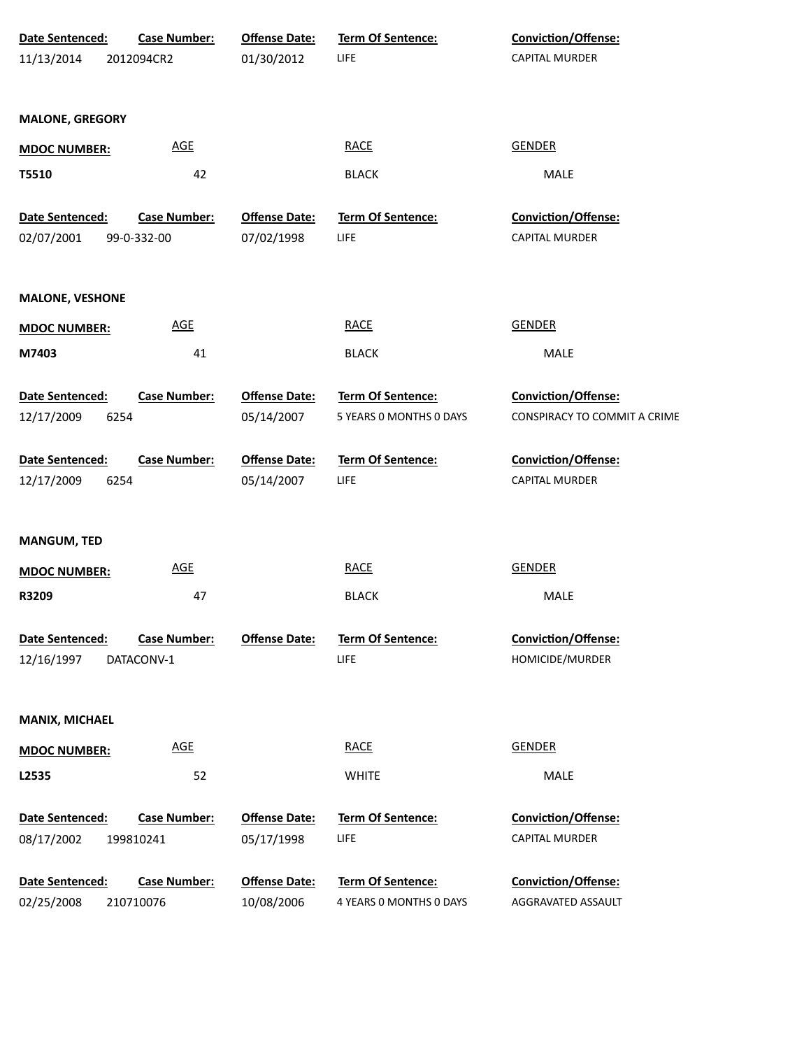| Date Sentenced: | Case Number: | Offense Date: | Term Of Sentence: | Conviction/Offense: |
|---|---|---|---|---|
| 11/13/2014 | 2012094CR2 | 01/30/2012 | LIFE | CAPITAL MURDER |

**MALONE, GREGORY**

| MDOC NUMBER: | AGE | RACE | GENDER |
|---|---|---|---|
| T5510 | 42 | BLACK | MALE |

| Date Sentenced: | Case Number: | Offense Date: | Term Of Sentence: | Conviction/Offense: |
|---|---|---|---|---|
| 02/07/2001 | 99-0-332-00 | 07/02/1998 | LIFE | CAPITAL MURDER |

**MALONE, VESHONE**

| MDOC NUMBER: | AGE | RACE | GENDER |
|---|---|---|---|
| M7403 | 41 | BLACK | MALE |

| Date Sentenced: | Case Number: | Offense Date: | Term Of Sentence: | Conviction/Offense: |
|---|---|---|---|---|
| 12/17/2009 | 6254 | 05/14/2007 | 5 YEARS 0 MONTHS 0 DAYS | CONSPIRACY TO COMMIT A CRIME |
| 12/17/2009 | 6254 | 05/14/2007 | LIFE | CAPITAL MURDER |

**MANGUM, TED**

| MDOC NUMBER: | AGE | RACE | GENDER |
|---|---|---|---|
| R3209 | 47 | BLACK | MALE |

| Date Sentenced: | Case Number: | Offense Date: | Term Of Sentence: | Conviction/Offense: |
|---|---|---|---|---|
| 12/16/1997 | DATACONV-1 | | LIFE | HOMICIDE/MURDER |

**MANIX, MICHAEL**

| MDOC NUMBER: | AGE | RACE | GENDER |
|---|---|---|---|
| L2535 | 52 | WHITE | MALE |

| Date Sentenced: | Case Number: | Offense Date: | Term Of Sentence: | Conviction/Offense: |
|---|---|---|---|---|
| 08/17/2002 | 199810241 | 05/17/1998 | LIFE | CAPITAL MURDER |
| 02/25/2008 | 210710076 | 10/08/2006 | 4 YEARS 0 MONTHS 0 DAYS | AGGRAVATED ASSAULT |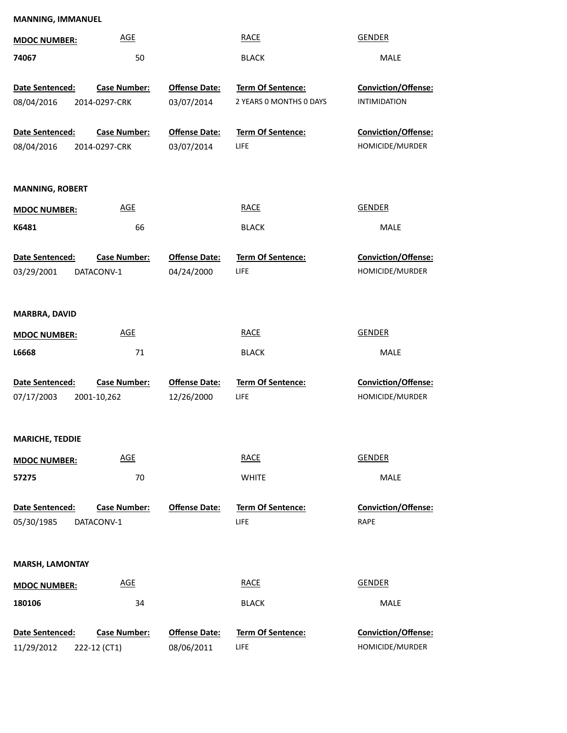**MANNING, IMMANUEL**

| MDOC NUMBER: | AGE | RACE | GENDER |
|---|---|---|---|
| 74067 | 50 | BLACK | MALE |

| Date Sentenced: | Case Number: | Offense Date: | Term Of Sentence: | Conviction/Offense: |
|---|---|---|---|---|
| 08/04/2016 | 2014-0297-CRK | 03/07/2014 | 2 YEARS 0 MONTHS 0 DAYS | INTIMIDATION |
| 08/04/2016 | 2014-0297-CRK | 03/07/2014 | LIFE | HOMICIDE/MURDER |

**MANNING, ROBERT**

| MDOC NUMBER: | AGE | RACE | GENDER |
|---|---|---|---|
| K6481 | 66 | BLACK | MALE |

| Date Sentenced: | Case Number: | Offense Date: | Term Of Sentence: | Conviction/Offense: |
|---|---|---|---|---|
| 03/29/2001 | DATACONV-1 | 04/24/2000 | LIFE | HOMICIDE/MURDER |

**MARBRA, DAVID**

| MDOC NUMBER: | AGE | RACE | GENDER |
|---|---|---|---|
| L6668 | 71 | BLACK | MALE |

| Date Sentenced: | Case Number: | Offense Date: | Term Of Sentence: | Conviction/Offense: |
|---|---|---|---|---|
| 07/17/2003 | 2001-10,262 | 12/26/2000 | LIFE | HOMICIDE/MURDER |

**MARICHE, TEDDIE**

| MDOC NUMBER: | AGE | RACE | GENDER |
|---|---|---|---|
| 57275 | 70 | WHITE | MALE |

| Date Sentenced: | Case Number: | Offense Date: | Term Of Sentence: | Conviction/Offense: |
|---|---|---|---|---|
| 05/30/1985 | DATACONV-1 | | LIFE | RAPE |

**MARSH, LAMONTAY**

| MDOC NUMBER: | AGE | RACE | GENDER |
|---|---|---|---|
| 180106 | 34 | BLACK | MALE |

| Date Sentenced: | Case Number: | Offense Date: | Term Of Sentence: | Conviction/Offense: |
|---|---|---|---|---|
| 11/29/2012 | 222-12 (CT1) | 08/06/2011 | LIFE | HOMICIDE/MURDER |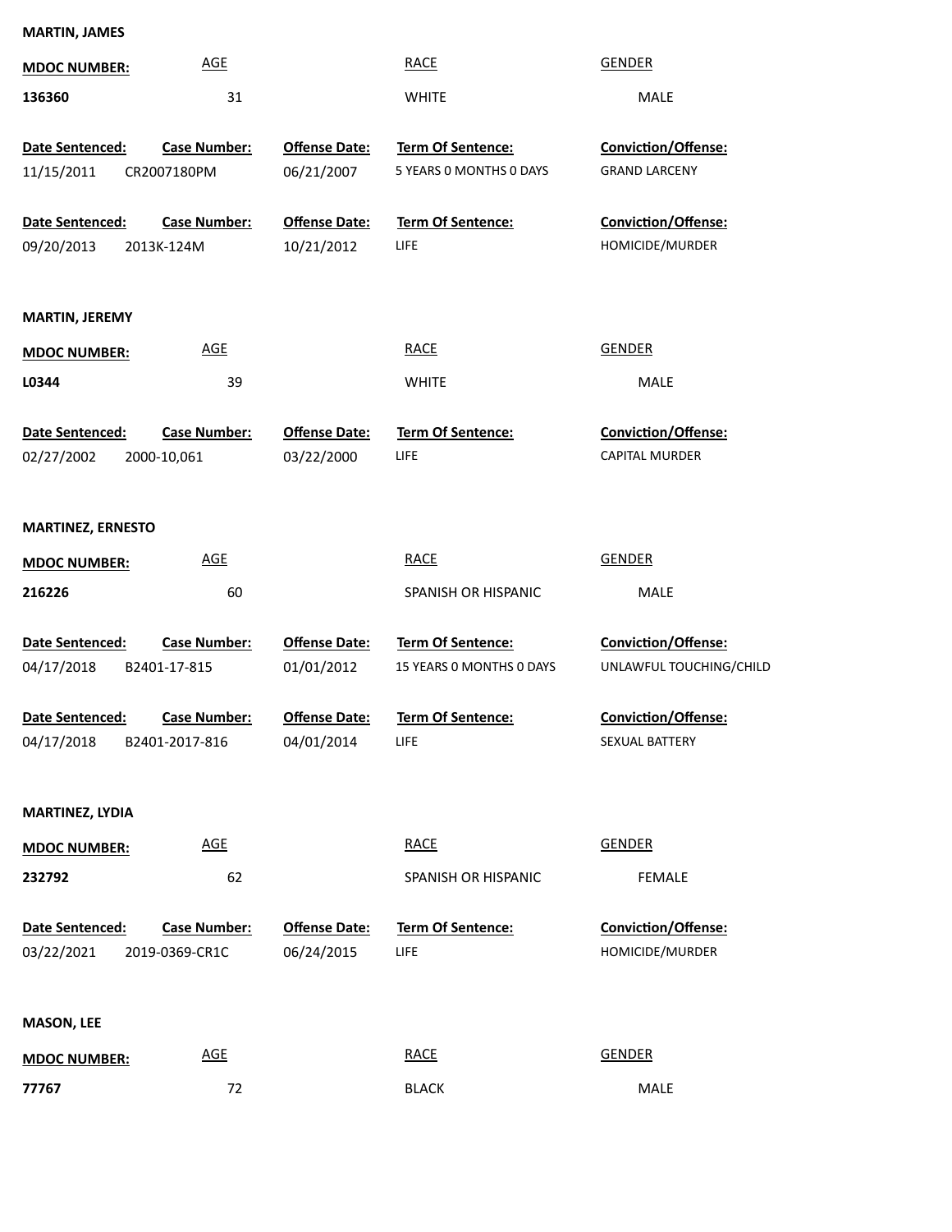**MARTIN, JAMES**

| MDOC NUMBER: | AGE | RACE | GENDER |
| --- | --- | --- | --- |
| 136360 | 31 | WHITE | MALE |

| Date Sentenced: | Case Number: | Offense Date: | Term Of Sentence: | Conviction/Offense: |
| --- | --- | --- | --- | --- |
| 11/15/2011 | CR2007180PM | 06/21/2007 | 5 YEARS 0 MONTHS 0 DAYS | GRAND LARCENY |
| 09/20/2013 | 2013K-124M | 10/21/2012 | LIFE | HOMICIDE/MURDER |

**MARTIN, JEREMY**

| MDOC NUMBER: | AGE | RACE | GENDER |
| --- | --- | --- | --- |
| L0344 | 39 | WHITE | MALE |

| Date Sentenced: | Case Number: | Offense Date: | Term Of Sentence: | Conviction/Offense: |
| --- | --- | --- | --- | --- |
| 02/27/2002 | 2000-10,061 | 03/22/2000 | LIFE | CAPITAL MURDER |

**MARTINEZ, ERNESTO**

| MDOC NUMBER: | AGE | RACE | GENDER |
| --- | --- | --- | --- |
| 216226 | 60 | SPANISH OR HISPANIC | MALE |

| Date Sentenced: | Case Number: | Offense Date: | Term Of Sentence: | Conviction/Offense: |
| --- | --- | --- | --- | --- |
| 04/17/2018 | B2401-17-815 | 01/01/2012 | 15 YEARS 0 MONTHS 0 DAYS | UNLAWFUL TOUCHING/CHILD |
| 04/17/2018 | B2401-2017-816 | 04/01/2014 | LIFE | SEXUAL BATTERY |

**MARTINEZ, LYDIA**

| MDOC NUMBER: | AGE | RACE | GENDER |
| --- | --- | --- | --- |
| 232792 | 62 | SPANISH OR HISPANIC | FEMALE |

| Date Sentenced: | Case Number: | Offense Date: | Term Of Sentence: | Conviction/Offense: |
| --- | --- | --- | --- | --- |
| 03/22/2021 | 2019-0369-CR1C | 06/24/2015 | LIFE | HOMICIDE/MURDER |

**MASON, LEE**

| MDOC NUMBER: | AGE | RACE | GENDER |
| --- | --- | --- | --- |
| 77767 | 72 | BLACK | MALE |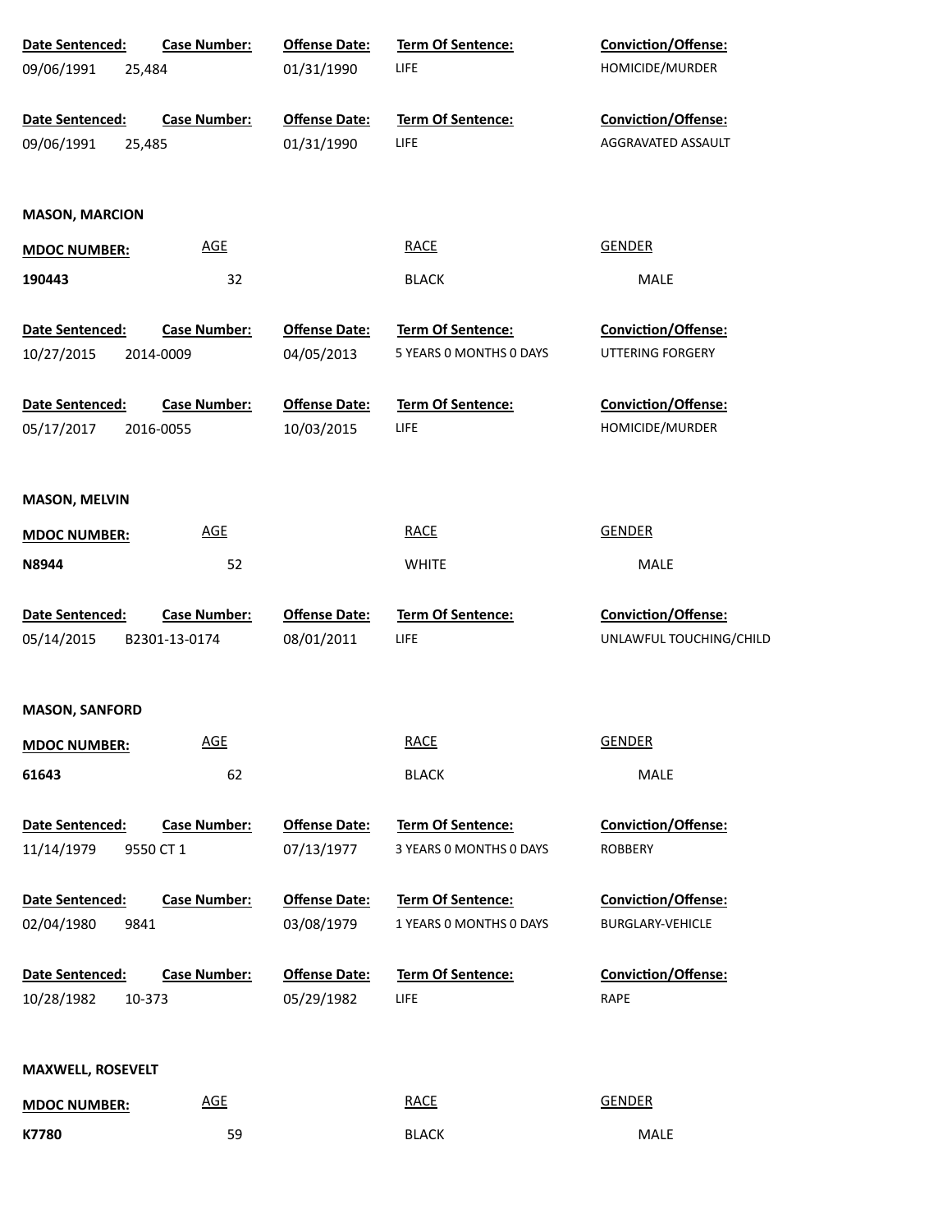| Date Sentenced: | Case Number: | Offense Date: | Term Of Sentence: | Conviction/Offense: |
|---|---|---|---|---|
| 09/06/1991 | 25,484 | 01/31/1990 | LIFE | HOMICIDE/MURDER |

| Date Sentenced: | Case Number: | Offense Date: | Term Of Sentence: | Conviction/Offense: |
|---|---|---|---|---|
| 09/06/1991 | 25,485 | 01/31/1990 | LIFE | AGGRAVATED ASSAULT |

**MASON, MARCION**

| MDOC NUMBER: | AGE | RACE | GENDER |
|---|---|---|---|
| **190443** | 32 | BLACK | MALE |

| Date Sentenced: | Case Number: | Offense Date: | Term Of Sentence: | Conviction/Offense: |
|---|---|---|---|---|
| 10/27/2015 | 2014-0009 | 04/05/2013 | 5 YEARS 0 MONTHS 0 DAYS | UTTERING FORGERY |

| Date Sentenced: | Case Number: | Offense Date: | Term Of Sentence: | Conviction/Offense: |
|---|---|---|---|---|
| 05/17/2017 | 2016-0055 | 10/03/2015 | LIFE | HOMICIDE/MURDER |

**MASON, MELVIN**

| MDOC NUMBER: | AGE | RACE | GENDER |
|---|---|---|---|
| **N8944** | 52 | WHITE | MALE |

| Date Sentenced: | Case Number: | Offense Date: | Term Of Sentence: | Conviction/Offense: |
|---|---|---|---|---|
| 05/14/2015 | B2301-13-0174 | 08/01/2011 | LIFE | UNLAWFUL TOUCHING/CHILD |

**MASON, SANFORD**

| MDOC NUMBER: | AGE | RACE | GENDER |
|---|---|---|---|
| **61643** | 62 | BLACK | MALE |

| Date Sentenced: | Case Number: | Offense Date: | Term Of Sentence: | Conviction/Offense: |
|---|---|---|---|---|
| 11/14/1979 | 9550 CT 1 | 07/13/1977 | 3 YEARS 0 MONTHS 0 DAYS | ROBBERY |

| Date Sentenced: | Case Number: | Offense Date: | Term Of Sentence: | Conviction/Offense: |
|---|---|---|---|---|
| 02/04/1980 | 9841 | 03/08/1979 | 1 YEARS 0 MONTHS 0 DAYS | BURGLARY-VEHICLE |

| Date Sentenced: | Case Number: | Offense Date: | Term Of Sentence: | Conviction/Offense: |
|---|---|---|---|---|
| 10/28/1982 | 10-373 | 05/29/1982 | LIFE | RAPE |

**MAXWELL, ROSEVELT**

| MDOC NUMBER: | AGE | RACE | GENDER |
|---|---|---|---|
| **K7780** | 59 | BLACK | MALE |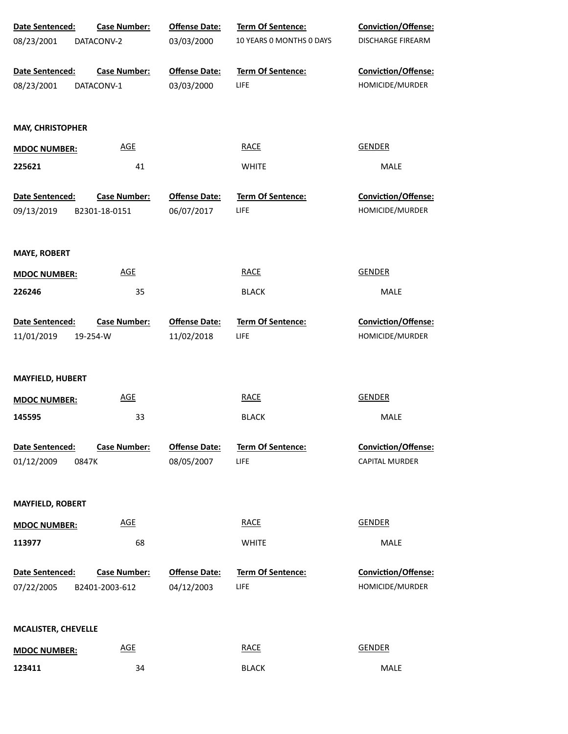| Date Sentenced: | Case Number: | Offense Date: | Term Of Sentence: | Conviction/Offense: |
|---|---|---|---|---|
| 08/23/2001 | DATACONV-2 | 03/03/2000 | 10 YEARS 0 MONTHS 0 DAYS | DISCHARGE FIREARM |

| Date Sentenced: | Case Number: | Offense Date: | Term Of Sentence: | Conviction/Offense: |
|---|---|---|---|---|
| 08/23/2001 | DATACONV-1 | 03/03/2000 | LIFE | HOMICIDE/MURDER |

**MAY, CHRISTOPHER**

| MDOC NUMBER: | AGE | RACE | GENDER |
|---|---|---|---|
| 225621 | 41 | WHITE | MALE |

| Date Sentenced: | Case Number: | Offense Date: | Term Of Sentence: | Conviction/Offense: |
|---|---|---|---|---|
| 09/13/2019 | B2301-18-0151 | 06/07/2017 | LIFE | HOMICIDE/MURDER |

**MAYE, ROBERT**

| MDOC NUMBER: | AGE | RACE | GENDER |
|---|---|---|---|
| 226246 | 35 | BLACK | MALE |

| Date Sentenced: | Case Number: | Offense Date: | Term Of Sentence: | Conviction/Offense: |
|---|---|---|---|---|
| 11/01/2019 | 19-254-W | 11/02/2018 | LIFE | HOMICIDE/MURDER |

**MAYFIELD, HUBERT**

| MDOC NUMBER: | AGE | RACE | GENDER |
|---|---|---|---|
| 145595 | 33 | BLACK | MALE |

| Date Sentenced: | Case Number: | Offense Date: | Term Of Sentence: | Conviction/Offense: |
|---|---|---|---|---|
| 01/12/2009 | 0847K | 08/05/2007 | LIFE | CAPITAL MURDER |

**MAYFIELD, ROBERT**

| MDOC NUMBER: | AGE | RACE | GENDER |
|---|---|---|---|
| 113977 | 68 | WHITE | MALE |

| Date Sentenced: | Case Number: | Offense Date: | Term Of Sentence: | Conviction/Offense: |
|---|---|---|---|---|
| 07/22/2005 | B2401-2003-612 | 04/12/2003 | LIFE | HOMICIDE/MURDER |

**MCALISTER, CHEVELLE**

| MDOC NUMBER: | AGE | RACE | GENDER |
|---|---|---|---|
| 123411 | 34 | BLACK | MALE |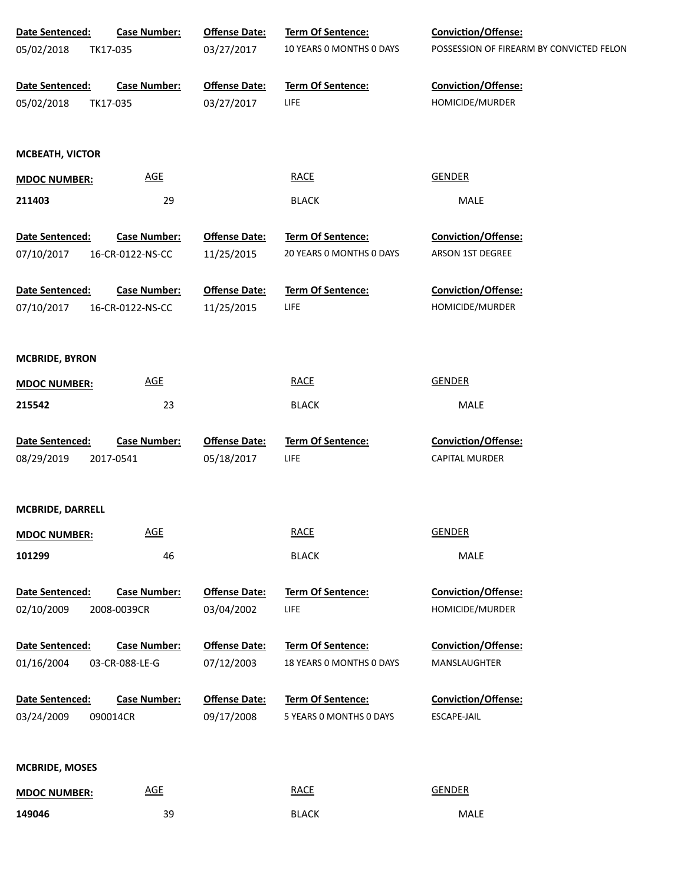| Date Sentenced: | Case Number: | Offense Date: | Term Of Sentence: | Conviction/Offense: |
|---|---|---|---|---|
| 05/02/2018 | TK17-035 | 03/27/2017 | 10 YEARS 0 MONTHS 0 DAYS | POSSESSION OF FIREARM BY CONVICTED FELON |

| Date Sentenced: | Case Number: | Offense Date: | Term Of Sentence: | Conviction/Offense: |
|---|---|---|---|---|
| 05/02/2018 | TK17-035 | 03/27/2017 | LIFE | HOMICIDE/MURDER |

**MCBEATH, VICTOR**

| MDOC NUMBER: | AGE | RACE | GENDER |
|---|---|---|---|
| 211403 | 29 | BLACK | MALE |

| Date Sentenced: | Case Number: | Offense Date: | Term Of Sentence: | Conviction/Offense: |
|---|---|---|---|---|
| 07/10/2017 | 16-CR-0122-NS-CC | 11/25/2015 | 20 YEARS 0 MONTHS 0 DAYS | ARSON 1ST DEGREE |

| Date Sentenced: | Case Number: | Offense Date: | Term Of Sentence: | Conviction/Offense: |
|---|---|---|---|---|
| 07/10/2017 | 16-CR-0122-NS-CC | 11/25/2015 | LIFE | HOMICIDE/MURDER |

**MCBRIDE, BYRON**

| MDOC NUMBER: | AGE | RACE | GENDER |
|---|---|---|---|
| 215542 | 23 | BLACK | MALE |

| Date Sentenced: | Case Number: | Offense Date: | Term Of Sentence: | Conviction/Offense: |
|---|---|---|---|---|
| 08/29/2019 | 2017-0541 | 05/18/2017 | LIFE | CAPITAL MURDER |

**MCBRIDE, DARRELL**

| MDOC NUMBER: | AGE | RACE | GENDER |
|---|---|---|---|
| 101299 | 46 | BLACK | MALE |

| Date Sentenced: | Case Number: | Offense Date: | Term Of Sentence: | Conviction/Offense: |
|---|---|---|---|---|
| 02/10/2009 | 2008-0039CR | 03/04/2002 | LIFE | HOMICIDE/MURDER |

| Date Sentenced: | Case Number: | Offense Date: | Term Of Sentence: | Conviction/Offense: |
|---|---|---|---|---|
| 01/16/2004 | 03-CR-088-LE-G | 07/12/2003 | 18 YEARS 0 MONTHS 0 DAYS | MANSLAUGHTER |

| Date Sentenced: | Case Number: | Offense Date: | Term Of Sentence: | Conviction/Offense: |
|---|---|---|---|---|
| 03/24/2009 | 090014CR | 09/17/2008 | 5 YEARS 0 MONTHS 0 DAYS | ESCAPE-JAIL |

**MCBRIDE, MOSES**

| MDOC NUMBER: | AGE | RACE | GENDER |
|---|---|---|---|
| 149046 | 39 | BLACK | MALE |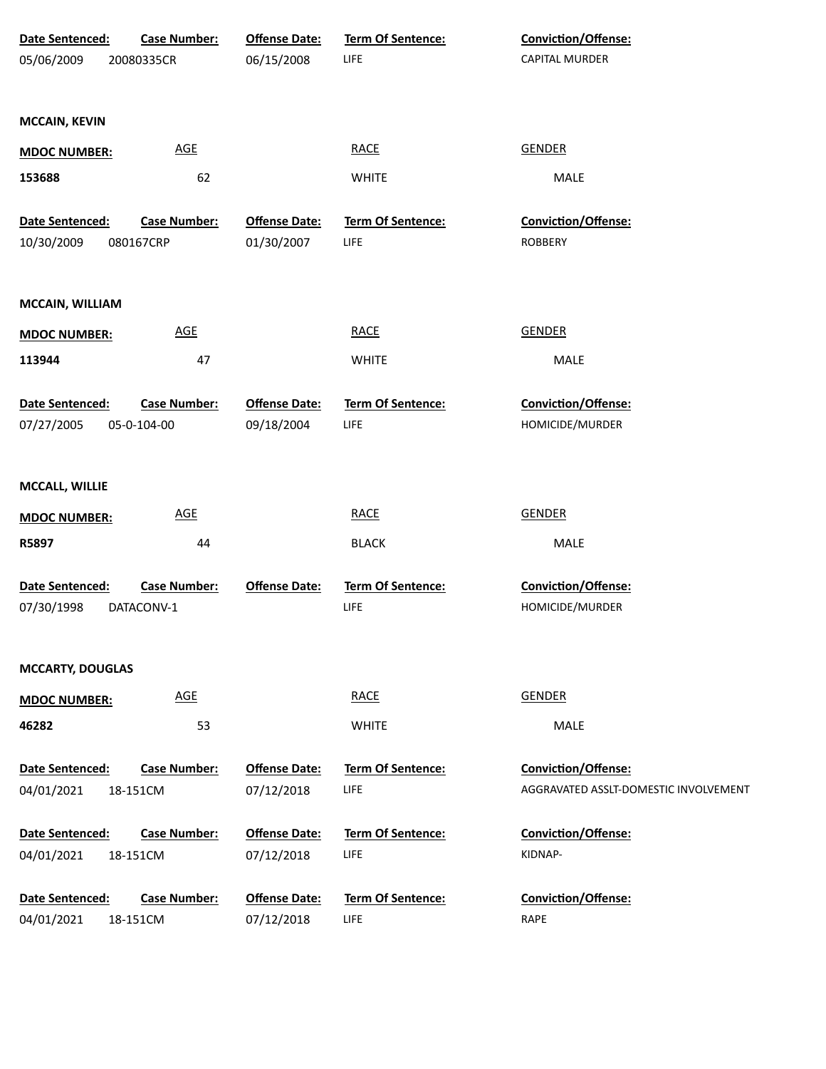| Date Sentenced: | Case Number: | Offense Date: | Term Of Sentence: | Conviction/Offense: |
|---|---|---|---|---|
| 05/06/2009 | 20080335CR | 06/15/2008 | LIFE | CAPITAL MURDER |

**MCCAIN, KEVIN**

| MDOC NUMBER: | AGE | RACE | GENDER |
|---|---|---|---|
| 153688 | 62 | WHITE | MALE |

| Date Sentenced: | Case Number: | Offense Date: | Term Of Sentence: | Conviction/Offense: |
|---|---|---|---|---|
| 10/30/2009 | 080167CRP | 01/30/2007 | LIFE | ROBBERY |

**MCCAIN, WILLIAM**

| MDOC NUMBER: | AGE | RACE | GENDER |
|---|---|---|---|
| 113944 | 47 | WHITE | MALE |

| Date Sentenced: | Case Number: | Offense Date: | Term Of Sentence: | Conviction/Offense: |
|---|---|---|---|---|
| 07/27/2005 | 05-0-104-00 | 09/18/2004 | LIFE | HOMICIDE/MURDER |

**MCCALL, WILLIE**

| MDOC NUMBER: | AGE | RACE | GENDER |
|---|---|---|---|
| R5897 | 44 | BLACK | MALE |

| Date Sentenced: | Case Number: | Offense Date: | Term Of Sentence: | Conviction/Offense: |
|---|---|---|---|---|
| 07/30/1998 | DATACONV-1 | | LIFE | HOMICIDE/MURDER |

**MCCARTY, DOUGLAS**

| MDOC NUMBER: | AGE | RACE | GENDER |
|---|---|---|---|
| 46282 | 53 | WHITE | MALE |

| Date Sentenced: | Case Number: | Offense Date: | Term Of Sentence: | Conviction/Offense: |
|---|---|---|---|---|
| 04/01/2021 | 18-151CM | 07/12/2018 | LIFE | AGGRAVATED ASSLT-DOMESTIC INVOLVEMENT |

| Date Sentenced: | Case Number: | Offense Date: | Term Of Sentence: | Conviction/Offense: |
|---|---|---|---|---|
| 04/01/2021 | 18-151CM | 07/12/2018 | LIFE | KIDNAP- |

| Date Sentenced: | Case Number: | Offense Date: | Term Of Sentence: | Conviction/Offense: |
|---|---|---|---|---|
| 04/01/2021 | 18-151CM | 07/12/2018 | LIFE | RAPE |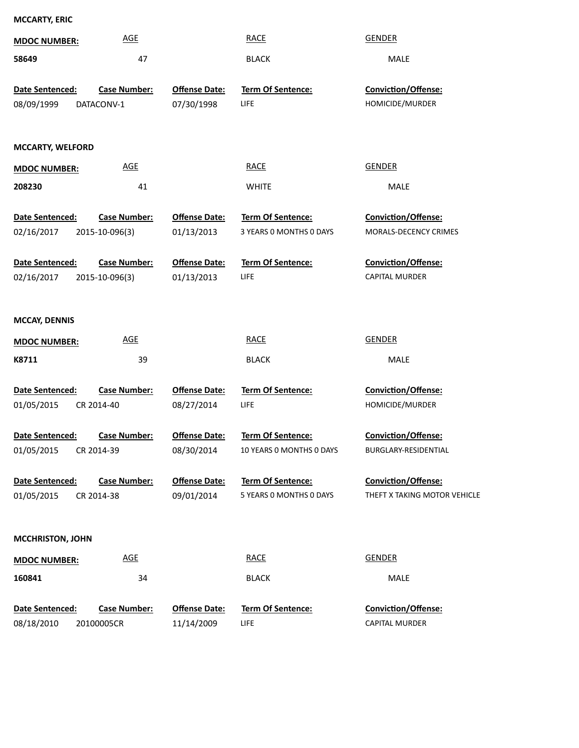**MCCARTY, ERIC**

| MDOC NUMBER: | AGE | RACE | GENDER |
|---|---|---|---|
| 58649 | 47 | BLACK | MALE |

| Date Sentenced: | Case Number: | Offense Date: | Term Of Sentence: | Conviction/Offense: |
|---|---|---|---|---|
| 08/09/1999 | DATACONV-1 | 07/30/1998 | LIFE | HOMICIDE/MURDER |

**MCCARTY, WELFORD**

| MDOC NUMBER: | AGE | RACE | GENDER |
|---|---|---|---|
| 208230 | 41 | WHITE | MALE |

| Date Sentenced: | Case Number: | Offense Date: | Term Of Sentence: | Conviction/Offense: |
|---|---|---|---|---|
| 02/16/2017 | 2015-10-096(3) | 01/13/2013 | 3 YEARS 0 MONTHS 0 DAYS | MORALS-DECENCY CRIMES |
| 02/16/2017 | 2015-10-096(3) | 01/13/2013 | LIFE | CAPITAL MURDER |

**MCCAY, DENNIS**

| MDOC NUMBER: | AGE | RACE | GENDER |
|---|---|---|---|
| K8711 | 39 | BLACK | MALE |

| Date Sentenced: | Case Number: | Offense Date: | Term Of Sentence: | Conviction/Offense: |
|---|---|---|---|---|
| 01/05/2015 | CR 2014-40 | 08/27/2014 | LIFE | HOMICIDE/MURDER |
| 01/05/2015 | CR 2014-39 | 08/30/2014 | 10 YEARS 0 MONTHS 0 DAYS | BURGLARY-RESIDENTIAL |
| 01/05/2015 | CR 2014-38 | 09/01/2014 | 5 YEARS 0 MONTHS 0 DAYS | THEFT X TAKING MOTOR VEHICLE |

**MCCHRISTON, JOHN**

| MDOC NUMBER: | AGE | RACE | GENDER |
|---|---|---|---|
| 160841 | 34 | BLACK | MALE |

| Date Sentenced: | Case Number: | Offense Date: | Term Of Sentence: | Conviction/Offense: |
|---|---|---|---|---|
| 08/18/2010 | 20100005CR | 11/14/2009 | LIFE | CAPITAL MURDER |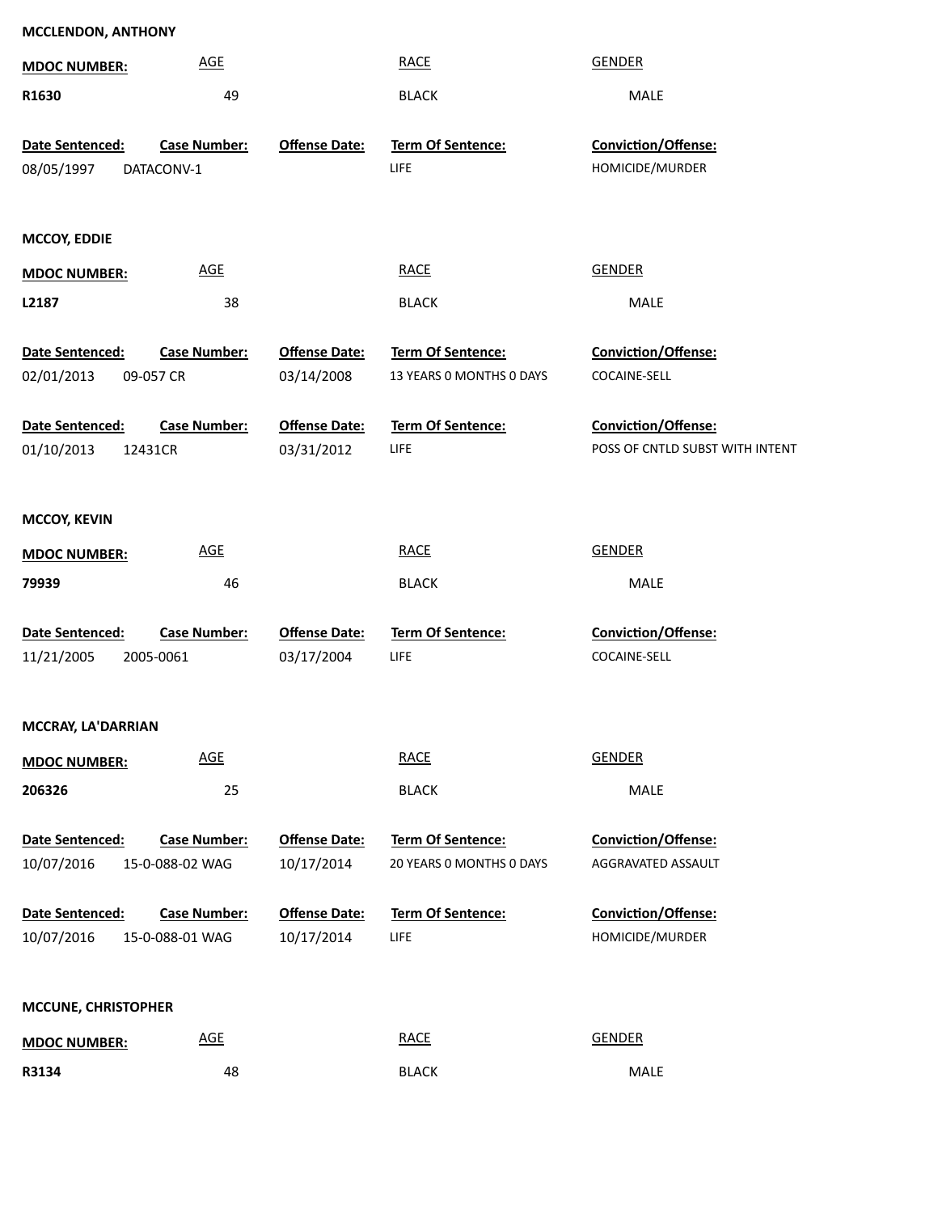**MCCLENDON, ANTHONY**

| MDOC NUMBER: | AGE | RACE | GENDER |
|---|---|---|---|
| R1630 | 49 | BLACK | MALE |

| Date Sentenced: | Case Number: | Offense Date: | Term Of Sentence: | Conviction/Offense: |
|---|---|---|---|---|
| 08/05/1997 | DATACONV-1 | | LIFE | HOMICIDE/MURDER |

**MCCOY, EDDIE**

| MDOC NUMBER: | AGE | RACE | GENDER |
|---|---|---|---|
| L2187 | 38 | BLACK | MALE |

| Date Sentenced: | Case Number: | Offense Date: | Term Of Sentence: | Conviction/Offense: |
|---|---|---|---|---|
| 02/01/2013 | 09-057 CR | 03/14/2008 | 13 YEARS 0 MONTHS 0 DAYS | COCAINE-SELL |
| 01/10/2013 | 12431CR | 03/31/2012 | LIFE | POSS OF CNTLD SUBST WITH INTENT |

**MCCOY, KEVIN**

| MDOC NUMBER: | AGE | RACE | GENDER |
|---|---|---|---|
| 79939 | 46 | BLACK | MALE |

| Date Sentenced: | Case Number: | Offense Date: | Term Of Sentence: | Conviction/Offense: |
|---|---|---|---|---|
| 11/21/2005 | 2005-0061 | 03/17/2004 | LIFE | COCAINE-SELL |

**MCCRAY, LA'DARRIAN**

| MDOC NUMBER: | AGE | RACE | GENDER |
|---|---|---|---|
| 206326 | 25 | BLACK | MALE |

| Date Sentenced: | Case Number: | Offense Date: | Term Of Sentence: | Conviction/Offense: |
|---|---|---|---|---|
| 10/07/2016 | 15-0-088-02 WAG | 10/17/2014 | 20 YEARS 0 MONTHS 0 DAYS | AGGRAVATED ASSAULT |
| 10/07/2016 | 15-0-088-01 WAG | 10/17/2014 | LIFE | HOMICIDE/MURDER |

**MCCUNE, CHRISTOPHER**

| MDOC NUMBER: | AGE | RACE | GENDER |
|---|---|---|---|
| R3134 | 48 | BLACK | MALE |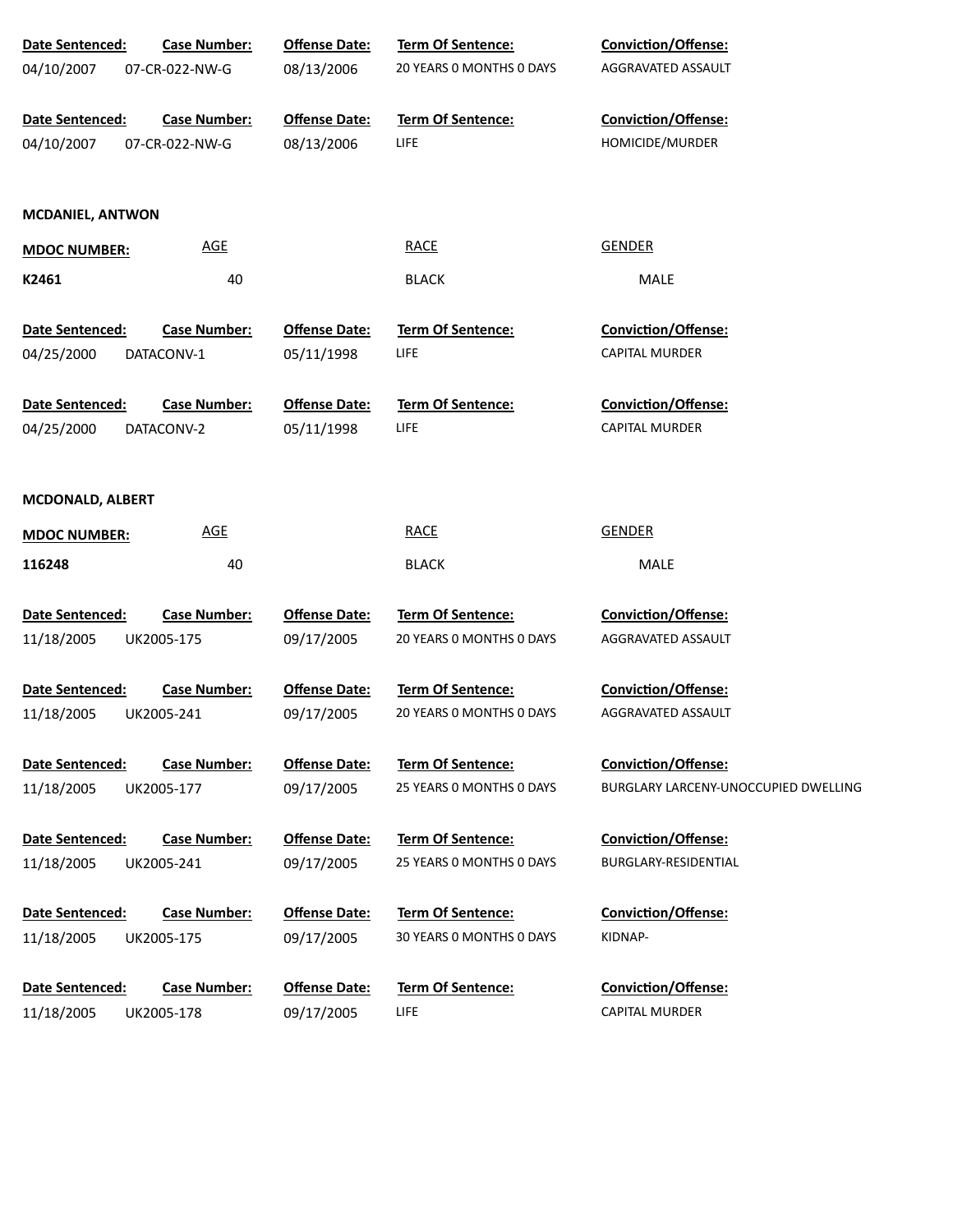| Date Sentenced: | Case Number: | Offense Date: | Term Of Sentence: | Conviction/Offense: |
|---|---|---|---|---|
| 04/10/2007 | 07-CR-022-NW-G | 08/13/2006 | 20 YEARS 0 MONTHS 0 DAYS | AGGRAVATED ASSAULT |

| Date Sentenced: | Case Number: | Offense Date: | Term Of Sentence: | Conviction/Offense: |
|---|---|---|---|---|
| 04/10/2007 | 07-CR-022-NW-G | 08/13/2006 | LIFE | HOMICIDE/MURDER |

**MCDANIEL, ANTWON**

| MDOC NUMBER: | AGE | RACE | GENDER |
|---|---|---|---|
| K2461 | 40 | BLACK | MALE |

| Date Sentenced: | Case Number: | Offense Date: | Term Of Sentence: | Conviction/Offense: |
|---|---|---|---|---|
| 04/25/2000 | DATACONV-1 | 05/11/1998 | LIFE | CAPITAL MURDER |

| Date Sentenced: | Case Number: | Offense Date: | Term Of Sentence: | Conviction/Offense: |
|---|---|---|---|---|
| 04/25/2000 | DATACONV-2 | 05/11/1998 | LIFE | CAPITAL MURDER |

**MCDONALD, ALBERT**

| MDOC NUMBER: | AGE | RACE | GENDER |
|---|---|---|---|
| 116248 | 40 | BLACK | MALE |

| Date Sentenced: | Case Number: | Offense Date: | Term Of Sentence: | Conviction/Offense: |
|---|---|---|---|---|
| 11/18/2005 | UK2005-175 | 09/17/2005 | 20 YEARS 0 MONTHS 0 DAYS | AGGRAVATED ASSAULT |

| Date Sentenced: | Case Number: | Offense Date: | Term Of Sentence: | Conviction/Offense: |
|---|---|---|---|---|
| 11/18/2005 | UK2005-241 | 09/17/2005 | 20 YEARS 0 MONTHS 0 DAYS | AGGRAVATED ASSAULT |

| Date Sentenced: | Case Number: | Offense Date: | Term Of Sentence: | Conviction/Offense: |
|---|---|---|---|---|
| 11/18/2005 | UK2005-177 | 09/17/2005 | 25 YEARS 0 MONTHS 0 DAYS | BURGLARY LARCENY-UNOCCUPIED DWELLING |

| Date Sentenced: | Case Number: | Offense Date: | Term Of Sentence: | Conviction/Offense: |
|---|---|---|---|---|
| 11/18/2005 | UK2005-241 | 09/17/2005 | 25 YEARS 0 MONTHS 0 DAYS | BURGLARY-RESIDENTIAL |

| Date Sentenced: | Case Number: | Offense Date: | Term Of Sentence: | Conviction/Offense: |
|---|---|---|---|---|
| 11/18/2005 | UK2005-175 | 09/17/2005 | 30 YEARS 0 MONTHS 0 DAYS | KIDNAP- |

| Date Sentenced: | Case Number: | Offense Date: | Term Of Sentence: | Conviction/Offense: |
|---|---|---|---|---|
| 11/18/2005 | UK2005-178 | 09/17/2005 | LIFE | CAPITAL MURDER |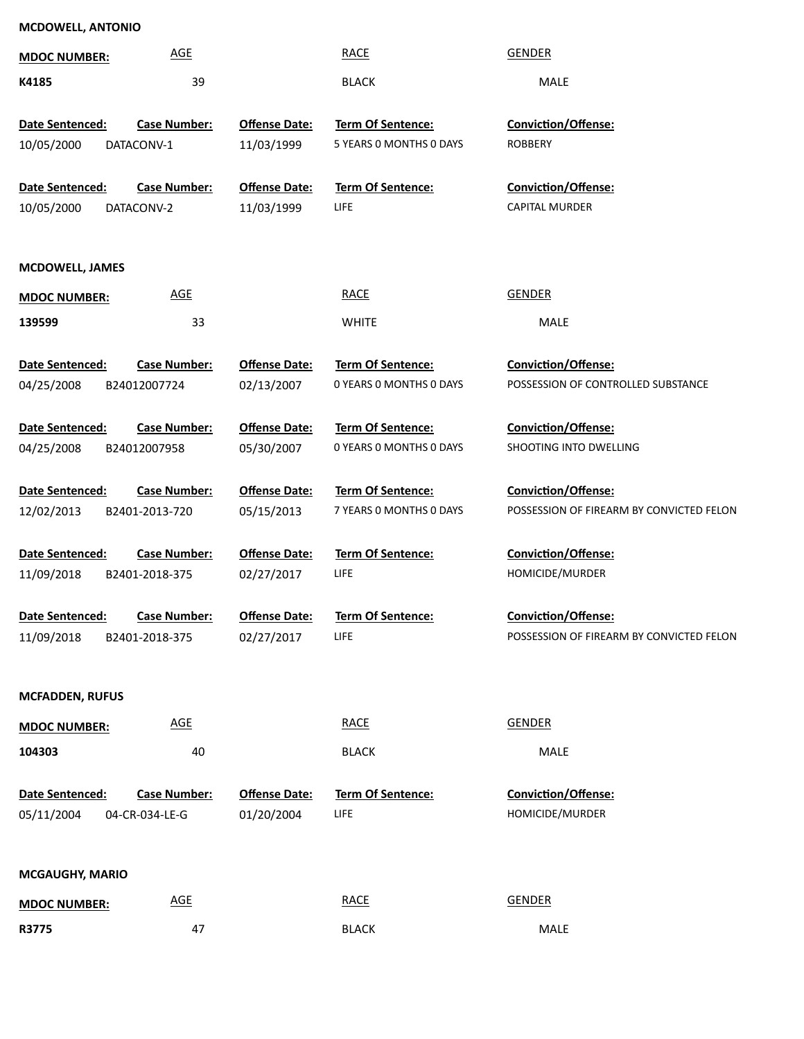**MCDOWELL, ANTONIO**

| MDOC NUMBER: | AGE | RACE | GENDER |
|---|---|---|---|
| K4185 | 39 | BLACK | MALE |

| Date Sentenced: | Case Number: | Offense Date: | Term Of Sentence: | Conviction/Offense: |
|---|---|---|---|---|
| 10/05/2000 | DATACONV-1 | 11/03/1999 | 5 YEARS 0 MONTHS 0 DAYS | ROBBERY |
| 10/05/2000 | DATACONV-2 | 11/03/1999 | LIFE | CAPITAL MURDER |

**MCDOWELL, JAMES**

| MDOC NUMBER: | AGE | RACE | GENDER |
|---|---|---|---|
| 139599 | 33 | WHITE | MALE |

| Date Sentenced: | Case Number: | Offense Date: | Term Of Sentence: | Conviction/Offense: |
|---|---|---|---|---|
| 04/25/2008 | B24012007724 | 02/13/2007 | 0 YEARS 0 MONTHS 0 DAYS | POSSESSION OF CONTROLLED SUBSTANCE |
| 04/25/2008 | B24012007958 | 05/30/2007 | 0 YEARS 0 MONTHS 0 DAYS | SHOOTING INTO DWELLING |
| 12/02/2013 | B2401-2013-720 | 05/15/2013 | 7 YEARS 0 MONTHS 0 DAYS | POSSESSION OF FIREARM BY CONVICTED FELON |
| 11/09/2018 | B2401-2018-375 | 02/27/2017 | LIFE | HOMICIDE/MURDER |
| 11/09/2018 | B2401-2018-375 | 02/27/2017 | LIFE | POSSESSION OF FIREARM BY CONVICTED FELON |

**MCFADDEN, RUFUS**

| MDOC NUMBER: | AGE | RACE | GENDER |
|---|---|---|---|
| 104303 | 40 | BLACK | MALE |

| Date Sentenced: | Case Number: | Offense Date: | Term Of Sentence: | Conviction/Offense: |
|---|---|---|---|---|
| 05/11/2004 | 04-CR-034-LE-G | 01/20/2004 | LIFE | HOMICIDE/MURDER |

**MCGAUGHY, MARIO**

| MDOC NUMBER: | AGE | RACE | GENDER |
|---|---|---|---|
| R3775 | 47 | BLACK | MALE |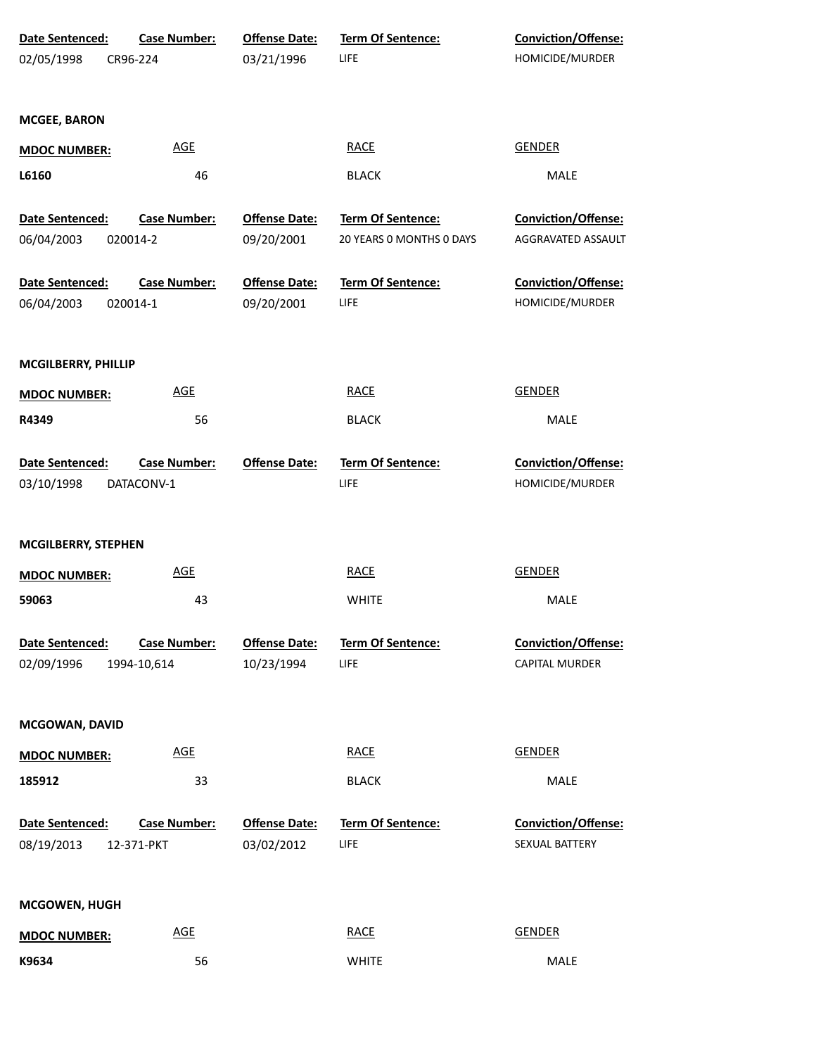| Date Sentenced: | Case Number: | Offense Date: | Term Of Sentence: | Conviction/Offense: |
|---|---|---|---|---|
| 02/05/1998 | CR96-224 | 03/21/1996 | LIFE | HOMICIDE/MURDER |

**MCGEE, BARON**

| MDOC NUMBER: | AGE | RACE | GENDER |
|---|---|---|---|
| L6160 | 46 | BLACK | MALE |

| Date Sentenced: | Case Number: | Offense Date: | Term Of Sentence: | Conviction/Offense: |
|---|---|---|---|---|
| 06/04/2003 | 020014-2 | 09/20/2001 | 20 YEARS 0 MONTHS 0 DAYS | AGGRAVATED ASSAULT |

| Date Sentenced: | Case Number: | Offense Date: | Term Of Sentence: | Conviction/Offense: |
|---|---|---|---|---|
| 06/04/2003 | 020014-1 | 09/20/2001 | LIFE | HOMICIDE/MURDER |

**MCGILBERRY, PHILLIP**

| MDOC NUMBER: | AGE | RACE | GENDER |
|---|---|---|---|
| R4349 | 56 | BLACK | MALE |

| Date Sentenced: | Case Number: | Offense Date: | Term Of Sentence: | Conviction/Offense: |
|---|---|---|---|---|
| 03/10/1998 | DATACONV-1 | | LIFE | HOMICIDE/MURDER |

**MCGILBERRY, STEPHEN**

| MDOC NUMBER: | AGE | RACE | GENDER |
|---|---|---|---|
| 59063 | 43 | WHITE | MALE |

| Date Sentenced: | Case Number: | Offense Date: | Term Of Sentence: | Conviction/Offense: |
|---|---|---|---|---|
| 02/09/1996 | 1994-10,614 | 10/23/1994 | LIFE | CAPITAL MURDER |

**MCGOWAN, DAVID**

| MDOC NUMBER: | AGE | RACE | GENDER |
|---|---|---|---|
| 185912 | 33 | BLACK | MALE |

| Date Sentenced: | Case Number: | Offense Date: | Term Of Sentence: | Conviction/Offense: |
|---|---|---|---|---|
| 08/19/2013 | 12-371-PKT | 03/02/2012 | LIFE | SEXUAL BATTERY |

**MCGOWEN, HUGH**

| MDOC NUMBER: | AGE | RACE | GENDER |
|---|---|---|---|
| K9634 | 56 | WHITE | MALE |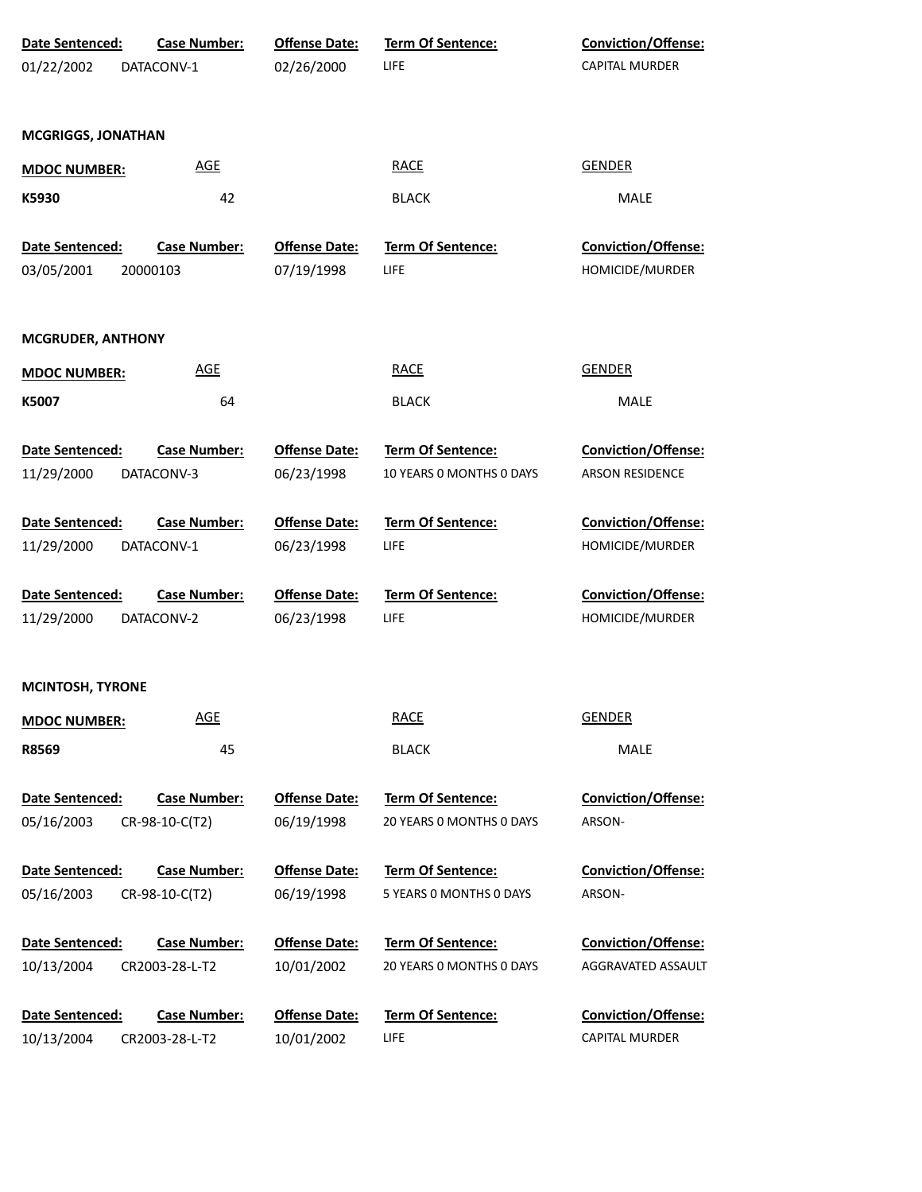| Date Sentenced: | Case Number: | Offense Date: | Term Of Sentence: | Conviction/Offense: |
|---|---|---|---|---|
| 01/22/2002 | DATACONV-1 | 02/26/2000 | LIFE | CAPITAL MURDER |

**MCGRIGGS, JONATHAN**

| MDOC NUMBER: | AGE | RACE | GENDER |
|---|---|---|---|
| K5930 | 42 | BLACK | MALE |

| Date Sentenced: | Case Number: | Offense Date: | Term Of Sentence: | Conviction/Offense: |
|---|---|---|---|---|
| 03/05/2001 | 20000103 | 07/19/1998 | LIFE | HOMICIDE/MURDER |

**MCGRUDER, ANTHONY**

| MDOC NUMBER: | AGE | RACE | GENDER |
|---|---|---|---|
| K5007 | 64 | BLACK | MALE |

| Date Sentenced: | Case Number: | Offense Date: | Term Of Sentence: | Conviction/Offense: |
|---|---|---|---|---|
| 11/29/2000 | DATACONV-3 | 06/23/1998 | 10 YEARS 0 MONTHS 0 DAYS | ARSON RESIDENCE |
| 11/29/2000 | DATACONV-1 | 06/23/1998 | LIFE | HOMICIDE/MURDER |
| 11/29/2000 | DATACONV-2 | 06/23/1998 | LIFE | HOMICIDE/MURDER |

**MCINTOSH, TYRONE**

| MDOC NUMBER: | AGE | RACE | GENDER |
|---|---|---|---|
| R8569 | 45 | BLACK | MALE |

| Date Sentenced: | Case Number: | Offense Date: | Term Of Sentence: | Conviction/Offense: |
|---|---|---|---|---|
| 05/16/2003 | CR-98-10-C(T2) | 06/19/1998 | 20 YEARS 0 MONTHS 0 DAYS | ARSON- |
| 05/16/2003 | CR-98-10-C(T2) | 06/19/1998 | 5 YEARS 0 MONTHS 0 DAYS | ARSON- |
| 10/13/2004 | CR2003-28-L-T2 | 10/01/2002 | 20 YEARS 0 MONTHS 0 DAYS | AGGRAVATED ASSAULT |
| 10/13/2004 | CR2003-28-L-T2 | 10/01/2002 | LIFE | CAPITAL MURDER |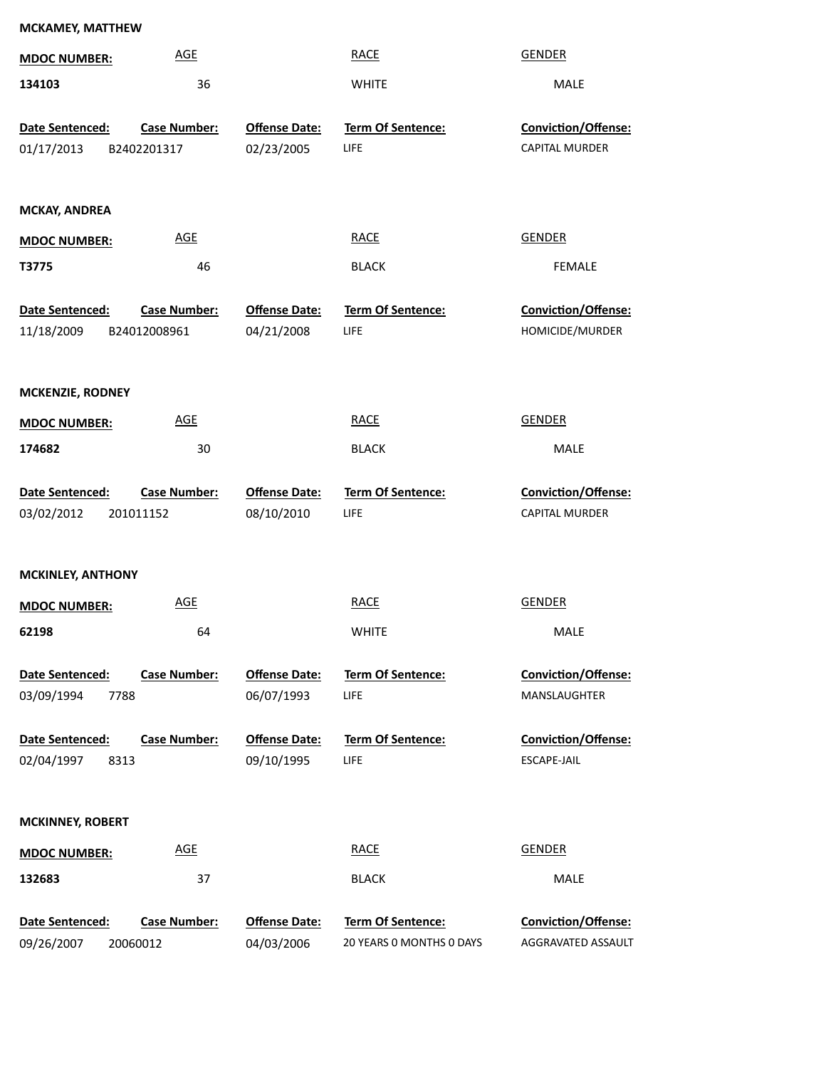**MCKAMEY, MATTHEW**

| MDOC NUMBER: | AGE | RACE | GENDER |
|---|---|---|---|
| **134103** | 36 | WHITE | MALE |

| Date Sentenced: | Case Number: | Offense Date: | Term Of Sentence: | Conviction/Offense: |
|---|---|---|---|---|
| 01/17/2013 | B2402201317 | 02/23/2005 | LIFE | CAPITAL MURDER |

**MCKAY, ANDREA**

| MDOC NUMBER: | AGE | RACE | GENDER |
|---|---|---|---|
| **T3775** | 46 | BLACK | FEMALE |

| Date Sentenced: | Case Number: | Offense Date: | Term Of Sentence: | Conviction/Offense: |
|---|---|---|---|---|
| 11/18/2009 | B24012008961 | 04/21/2008 | LIFE | HOMICIDE/MURDER |

**MCKENZIE, RODNEY**

| MDOC NUMBER: | AGE | RACE | GENDER |
|---|---|---|---|
| **174682** | 30 | BLACK | MALE |

| Date Sentenced: | Case Number: | Offense Date: | Term Of Sentence: | Conviction/Offense: |
|---|---|---|---|---|
| 03/02/2012 | 201011152 | 08/10/2010 | LIFE | CAPITAL MURDER |

**MCKINLEY, ANTHONY**

| MDOC NUMBER: | AGE | RACE | GENDER |
|---|---|---|---|
| **62198** | 64 | WHITE | MALE |

| Date Sentenced: | Case Number: | Offense Date: | Term Of Sentence: | Conviction/Offense: |
|---|---|---|---|---|
| 03/09/1994 | 7788 | 06/07/1993 | LIFE | MANSLAUGHTER |
| 02/04/1997 | 8313 | 09/10/1995 | LIFE | ESCAPE-JAIL |

**MCKINNEY, ROBERT**

| MDOC NUMBER: | AGE | RACE | GENDER |
|---|---|---|---|
| **132683** | 37 | BLACK | MALE |

| Date Sentenced: | Case Number: | Offense Date: | Term Of Sentence: | Conviction/Offense: |
|---|---|---|---|---|
| 09/26/2007 | 20060012 | 04/03/2006 | 20 YEARS 0 MONTHS 0 DAYS | AGGRAVATED ASSAULT |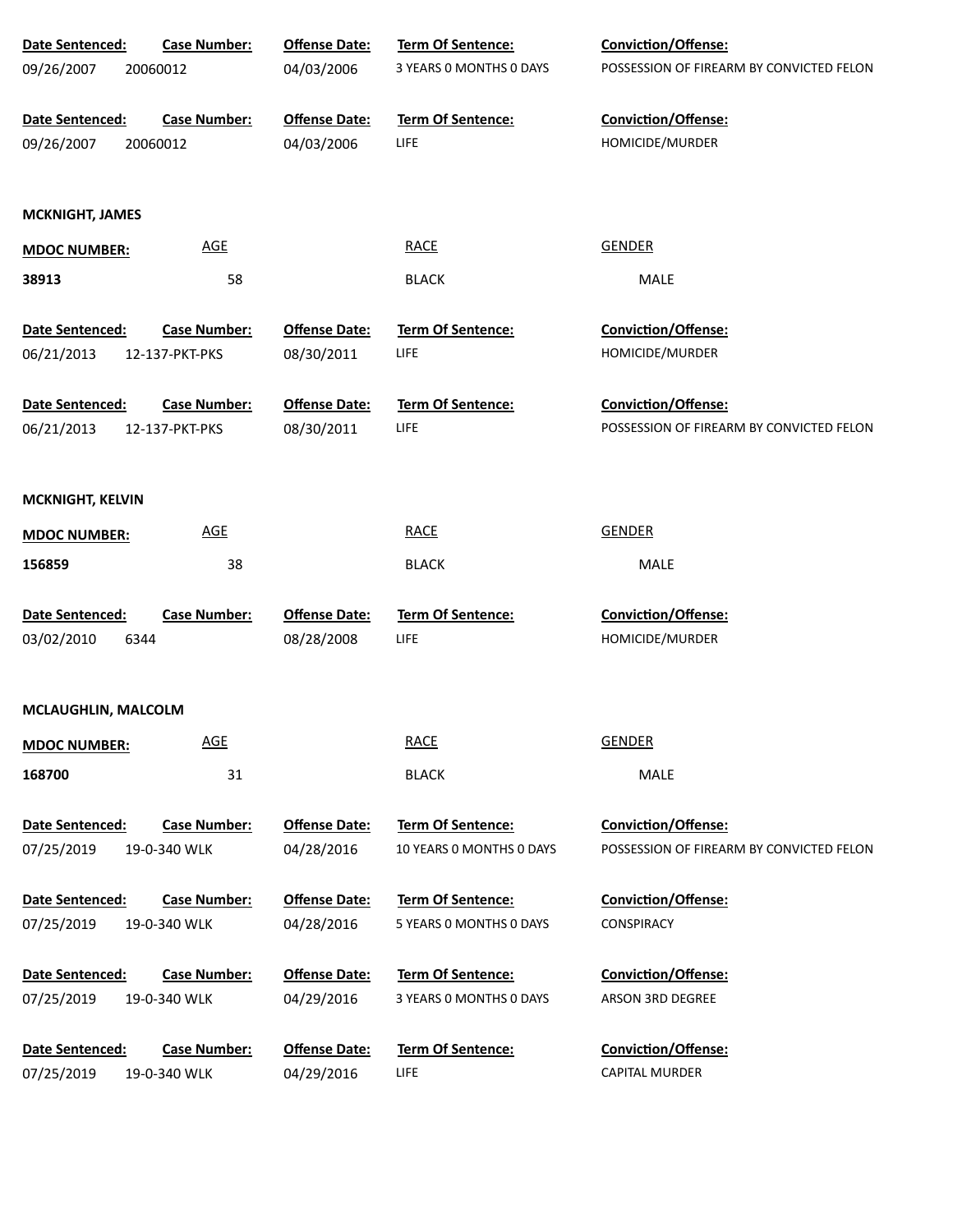| Date Sentenced: | Case Number: | Offense Date: | Term Of Sentence: | Conviction/Offense: |
|---|---|---|---|---|
| 09/26/2007 | 20060012 | 04/03/2006 | 3 YEARS 0 MONTHS 0 DAYS | POSSESSION OF FIREARM BY CONVICTED FELON |

| Date Sentenced: | Case Number: | Offense Date: | Term Of Sentence: | Conviction/Offense: |
|---|---|---|---|---|
| 09/26/2007 | 20060012 | 04/03/2006 | LIFE | HOMICIDE/MURDER |

**MCKNIGHT, JAMES**

| MDOC NUMBER: | AGE | RACE | GENDER |
|---|---|---|---|
| **38913** | 58 | BLACK | MALE |

| Date Sentenced: | Case Number: | Offense Date: | Term Of Sentence: | Conviction/Offense: |
|---|---|---|---|---|
| 06/21/2013 | 12-137-PKT-PKS | 08/30/2011 | LIFE | HOMICIDE/MURDER |

| Date Sentenced: | Case Number: | Offense Date: | Term Of Sentence: | Conviction/Offense: |
|---|---|---|---|---|
| 06/21/2013 | 12-137-PKT-PKS | 08/30/2011 | LIFE | POSSESSION OF FIREARM BY CONVICTED FELON |

**MCKNIGHT, KELVIN**

| MDOC NUMBER: | AGE | RACE | GENDER |
|---|---|---|---|
| **156859** | 38 | BLACK | MALE |

| Date Sentenced: | Case Number: | Offense Date: | Term Of Sentence: | Conviction/Offense: |
|---|---|---|---|---|
| 03/02/2010 | 6344 | 08/28/2008 | LIFE | HOMICIDE/MURDER |

**MCLAUGHLIN, MALCOLM**

| MDOC NUMBER: | AGE | RACE | GENDER |
|---|---|---|---|
| **168700** | 31 | BLACK | MALE |

| Date Sentenced: | Case Number: | Offense Date: | Term Of Sentence: | Conviction/Offense: |
|---|---|---|---|---|
| 07/25/2019 | 19-0-340 WLK | 04/28/2016 | 10 YEARS 0 MONTHS 0 DAYS | POSSESSION OF FIREARM BY CONVICTED FELON |

| Date Sentenced: | Case Number: | Offense Date: | Term Of Sentence: | Conviction/Offense: |
|---|---|---|---|---|
| 07/25/2019 | 19-0-340 WLK | 04/28/2016 | 5 YEARS 0 MONTHS 0 DAYS | CONSPIRACY |

| Date Sentenced: | Case Number: | Offense Date: | Term Of Sentence: | Conviction/Offense: |
|---|---|---|---|---|
| 07/25/2019 | 19-0-340 WLK | 04/29/2016 | 3 YEARS 0 MONTHS 0 DAYS | ARSON 3RD DEGREE |

| Date Sentenced: | Case Number: | Offense Date: | Term Of Sentence: | Conviction/Offense: |
|---|---|---|---|---|
| 07/25/2019 | 19-0-340 WLK | 04/29/2016 | LIFE | CAPITAL MURDER |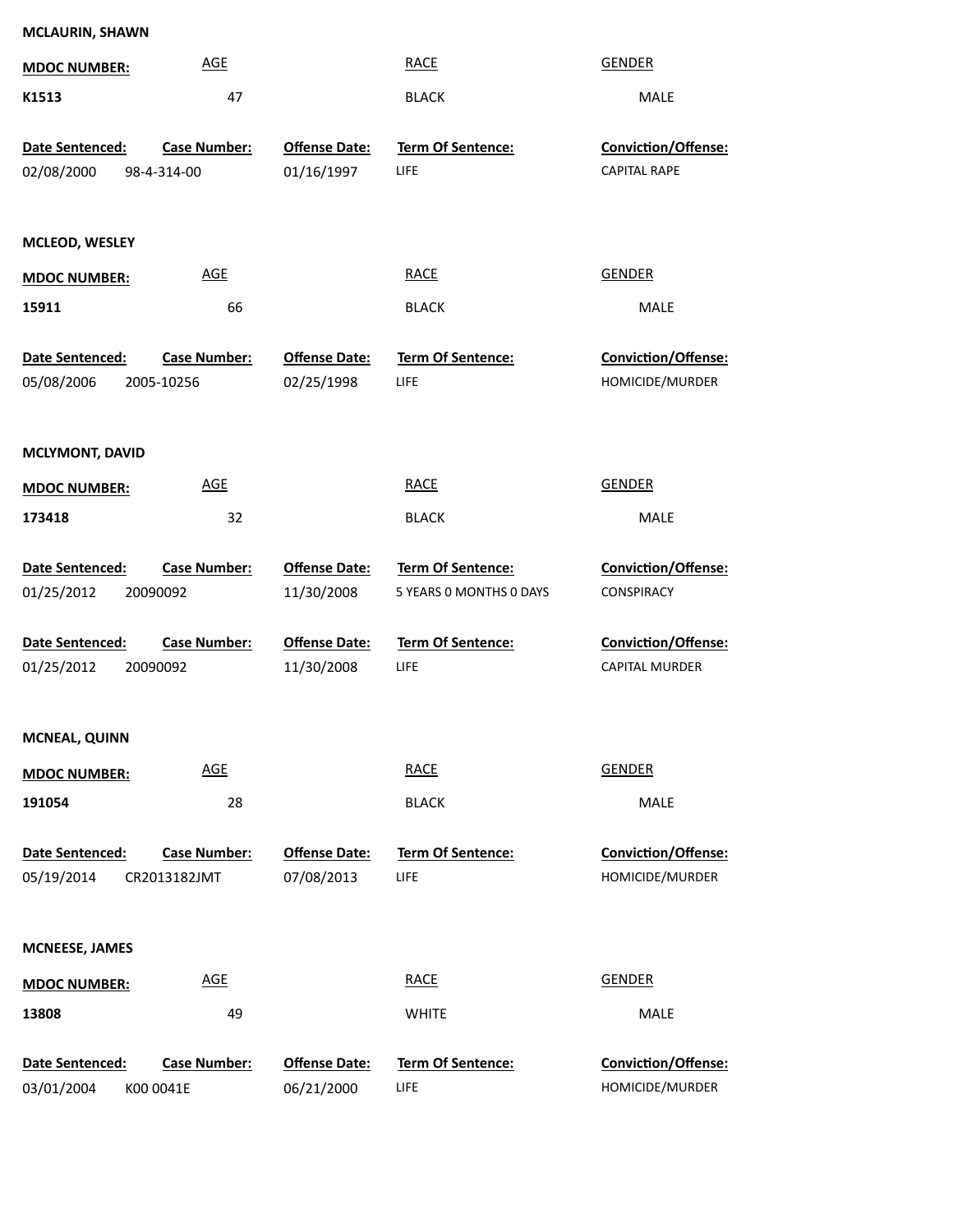**MCLAURIN, SHAWN**

| MDOC NUMBER: | AGE | RACE | GENDER |
|---|---|---|---|
| K1513 | 47 | BLACK | MALE |

| Date Sentenced: | Case Number: | Offense Date: | Term Of Sentence: | Conviction/Offense: |
|---|---|---|---|---|
| 02/08/2000 | 98-4-314-00 | 01/16/1997 | LIFE | CAPITAL RAPE |

**MCLEOD, WESLEY**

| MDOC NUMBER: | AGE | RACE | GENDER |
|---|---|---|---|
| 15911 | 66 | BLACK | MALE |

| Date Sentenced: | Case Number: | Offense Date: | Term Of Sentence: | Conviction/Offense: |
|---|---|---|---|---|
| 05/08/2006 | 2005-10256 | 02/25/1998 | LIFE | HOMICIDE/MURDER |

**MCLYMONT, DAVID**

| MDOC NUMBER: | AGE | RACE | GENDER |
|---|---|---|---|
| 173418 | 32 | BLACK | MALE |

| Date Sentenced: | Case Number: | Offense Date: | Term Of Sentence: | Conviction/Offense: |
|---|---|---|---|---|
| 01/25/2012 | 20090092 | 11/30/2008 | 5 YEARS 0 MONTHS 0 DAYS | CONSPIRACY |
| 01/25/2012 | 20090092 | 11/30/2008 | LIFE | CAPITAL MURDER |

**MCNEAL, QUINN**

| MDOC NUMBER: | AGE | RACE | GENDER |
|---|---|---|---|
| 191054 | 28 | BLACK | MALE |

| Date Sentenced: | Case Number: | Offense Date: | Term Of Sentence: | Conviction/Offense: |
|---|---|---|---|---|
| 05/19/2014 | CR2013182JMT | 07/08/2013 | LIFE | HOMICIDE/MURDER |

**MCNEESE, JAMES**

| MDOC NUMBER: | AGE | RACE | GENDER |
|---|---|---|---|
| 13808 | 49 | WHITE | MALE |

| Date Sentenced: | Case Number: | Offense Date: | Term Of Sentence: | Conviction/Offense: |
|---|---|---|---|---|
| 03/01/2004 | K00 0041E | 06/21/2000 | LIFE | HOMICIDE/MURDER |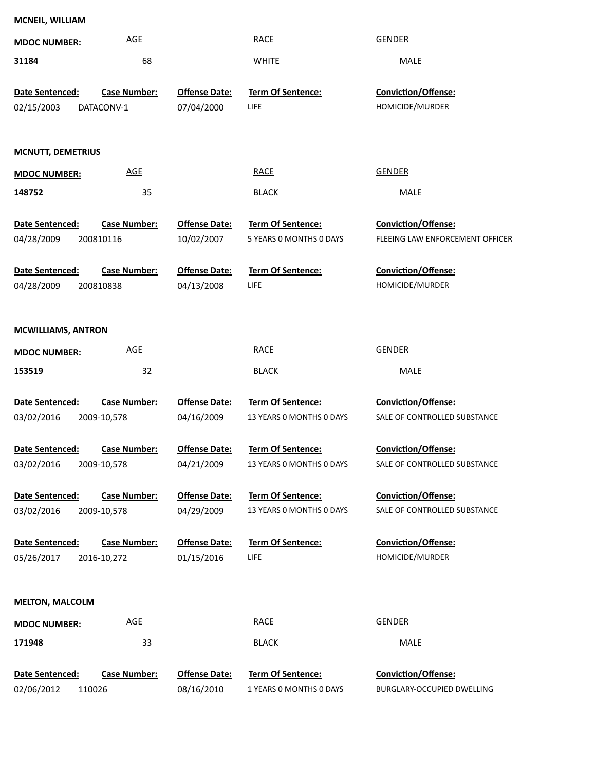**MCNEIL, WILLIAM**

| MDOC NUMBER: | AGE | RACE | GENDER |
|---|---|---|---|
| 31184 | 68 | WHITE | MALE |

| Date Sentenced: | Case Number: | Offense Date: | Term Of Sentence: | Conviction/Offense: |
|---|---|---|---|---|
| 02/15/2003 | DATACONV-1 | 07/04/2000 | LIFE | HOMICIDE/MURDER |

**MCNUTT, DEMETRIUS**

| MDOC NUMBER: | AGE | RACE | GENDER |
|---|---|---|---|
| 148752 | 35 | BLACK | MALE |

| Date Sentenced: | Case Number: | Offense Date: | Term Of Sentence: | Conviction/Offense: |
|---|---|---|---|---|
| 04/28/2009 | 200810116 | 10/02/2007 | 5 YEARS 0 MONTHS 0 DAYS | FLEEING LAW ENFORCEMENT OFFICER |
| 04/28/2009 | 200810838 | 04/13/2008 | LIFE | HOMICIDE/MURDER |

**MCWILLIAMS, ANTRON**

| MDOC NUMBER: | AGE | RACE | GENDER |
|---|---|---|---|
| 153519 | 32 | BLACK | MALE |

| Date Sentenced: | Case Number: | Offense Date: | Term Of Sentence: | Conviction/Offense: |
|---|---|---|---|---|
| 03/02/2016 | 2009-10,578 | 04/16/2009 | 13 YEARS 0 MONTHS 0 DAYS | SALE OF CONTROLLED SUBSTANCE |
| 03/02/2016 | 2009-10,578 | 04/21/2009 | 13 YEARS 0 MONTHS 0 DAYS | SALE OF CONTROLLED SUBSTANCE |
| 03/02/2016 | 2009-10,578 | 04/29/2009 | 13 YEARS 0 MONTHS 0 DAYS | SALE OF CONTROLLED SUBSTANCE |
| 05/26/2017 | 2016-10,272 | 01/15/2016 | LIFE | HOMICIDE/MURDER |

**MELTON, MALCOLM**

| MDOC NUMBER: | AGE | RACE | GENDER |
|---|---|---|---|
| 171948 | 33 | BLACK | MALE |

| Date Sentenced: | Case Number: | Offense Date: | Term Of Sentence: | Conviction/Offense: |
|---|---|---|---|---|
| 02/06/2012 | 110026 | 08/16/2010 | 1 YEARS 0 MONTHS 0 DAYS | BURGLARY-OCCUPIED DWELLING |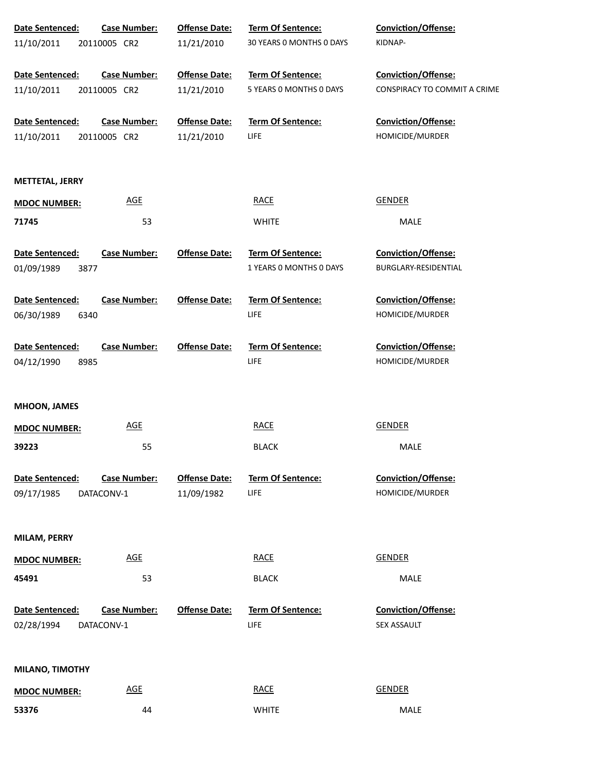| Date Sentenced: | Case Number: | Offense Date: | Term Of Sentence: | Conviction/Offense: |
|---|---|---|---|---|
| 11/10/2011 | 20110005 CR2 | 11/21/2010 | 30 YEARS 0 MONTHS 0 DAYS | KIDNAP- |

| Date Sentenced: | Case Number: | Offense Date: | Term Of Sentence: | Conviction/Offense: |
|---|---|---|---|---|
| 11/10/2011 | 20110005 CR2 | 11/21/2010 | 5 YEARS 0 MONTHS 0 DAYS | CONSPIRACY TO COMMIT A CRIME |

| Date Sentenced: | Case Number: | Offense Date: | Term Of Sentence: | Conviction/Offense: |
|---|---|---|---|---|
| 11/10/2011 | 20110005 CR2 | 11/21/2010 | LIFE | HOMICIDE/MURDER |

**METTETAL, JERRY**

| MDOC NUMBER: | AGE | RACE | GENDER |
|---|---|---|---|
| 71745 | 53 | WHITE | MALE |

| Date Sentenced: | Case Number: | Offense Date: | Term Of Sentence: | Conviction/Offense: |
|---|---|---|---|---|
| 01/09/1989 | 3877 | | 1 YEARS 0 MONTHS 0 DAYS | BURGLARY-RESIDENTIAL |

| Date Sentenced: | Case Number: | Offense Date: | Term Of Sentence: | Conviction/Offense: |
|---|---|---|---|---|
| 06/30/1989 | 6340 | | LIFE | HOMICIDE/MURDER |

| Date Sentenced: | Case Number: | Offense Date: | Term Of Sentence: | Conviction/Offense: |
|---|---|---|---|---|
| 04/12/1990 | 8985 | | LIFE | HOMICIDE/MURDER |

**MHOON, JAMES**

| MDOC NUMBER: | AGE | RACE | GENDER |
|---|---|---|---|
| 39223 | 55 | BLACK | MALE |

| Date Sentenced: | Case Number: | Offense Date: | Term Of Sentence: | Conviction/Offense: |
|---|---|---|---|---|
| 09/17/1985 | DATACONV-1 | 11/09/1982 | LIFE | HOMICIDE/MURDER |

**MILAM, PERRY**

| MDOC NUMBER: | AGE | RACE | GENDER |
|---|---|---|---|
| 45491 | 53 | BLACK | MALE |

| Date Sentenced: | Case Number: | Offense Date: | Term Of Sentence: | Conviction/Offense: |
|---|---|---|---|---|
| 02/28/1994 | DATACONV-1 | | LIFE | SEX ASSAULT |

**MILANO, TIMOTHY**

| MDOC NUMBER: | AGE | RACE | GENDER |
|---|---|---|---|
| 53376 | 44 | WHITE | MALE |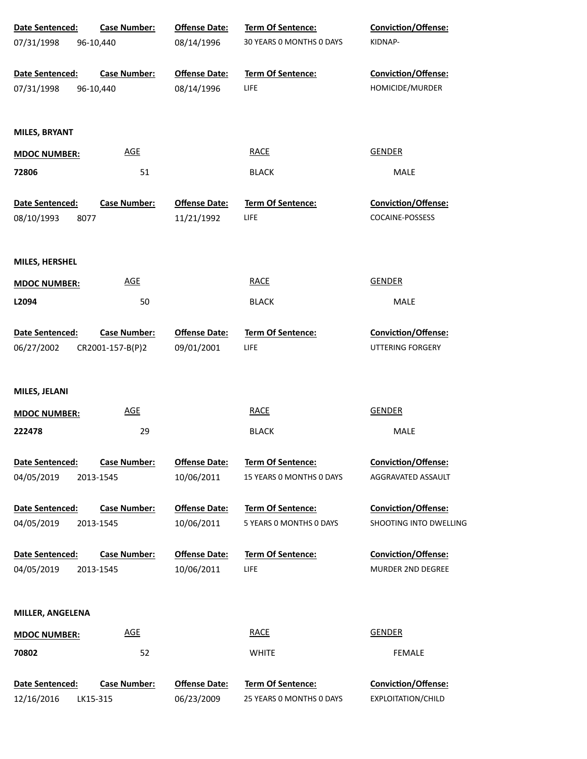| Date Sentenced: | Case Number: | Offense Date: | Term Of Sentence: | Conviction/Offense: |
|---|---|---|---|---|
| 07/31/1998 | 96-10,440 | 08/14/1996 | 30 YEARS 0 MONTHS 0 DAYS | KIDNAP- |

| Date Sentenced: | Case Number: | Offense Date: | Term Of Sentence: | Conviction/Offense: |
|---|---|---|---|---|
| 07/31/1998 | 96-10,440 | 08/14/1996 | LIFE | HOMICIDE/MURDER |

**MILES, BRYANT**

| MDOC NUMBER: | AGE | RACE | GENDER |
|---|---|---|---|
| **72806** | 51 | BLACK | MALE |

| Date Sentenced: | Case Number: | Offense Date: | Term Of Sentence: | Conviction/Offense: |
|---|---|---|---|---|
| 08/10/1993 | 8077 | 11/21/1992 | LIFE | COCAINE-POSSESS |

**MILES, HERSHEL**

| MDOC NUMBER: | AGE | RACE | GENDER |
|---|---|---|---|
| **L2094** | 50 | BLACK | MALE |

| Date Sentenced: | Case Number: | Offense Date: | Term Of Sentence: | Conviction/Offense: |
|---|---|---|---|---|
| 06/27/2002 | CR2001-157-B(P)2 | 09/01/2001 | LIFE | UTTERING FORGERY |

**MILES, JELANI**

| MDOC NUMBER: | AGE | RACE | GENDER |
|---|---|---|---|
| **222478** | 29 | BLACK | MALE |

| Date Sentenced: | Case Number: | Offense Date: | Term Of Sentence: | Conviction/Offense: |
|---|---|---|---|---|
| 04/05/2019 | 2013-1545 | 10/06/2011 | 15 YEARS 0 MONTHS 0 DAYS | AGGRAVATED ASSAULT |

| Date Sentenced: | Case Number: | Offense Date: | Term Of Sentence: | Conviction/Offense: |
|---|---|---|---|---|
| 04/05/2019 | 2013-1545 | 10/06/2011 | 5 YEARS 0 MONTHS 0 DAYS | SHOOTING INTO DWELLING |

| Date Sentenced: | Case Number: | Offense Date: | Term Of Sentence: | Conviction/Offense: |
|---|---|---|---|---|
| 04/05/2019 | 2013-1545 | 10/06/2011 | LIFE | MURDER 2ND DEGREE |

**MILLER, ANGELENA**

| MDOC NUMBER: | AGE | RACE | GENDER |
|---|---|---|---|
| **70802** | 52 | WHITE | FEMALE |

| Date Sentenced: | Case Number: | Offense Date: | Term Of Sentence: | Conviction/Offense: |
|---|---|---|---|---|
| 12/16/2016 | LK15-315 | 06/23/2009 | 25 YEARS 0 MONTHS 0 DAYS | EXPLOITATION/CHILD |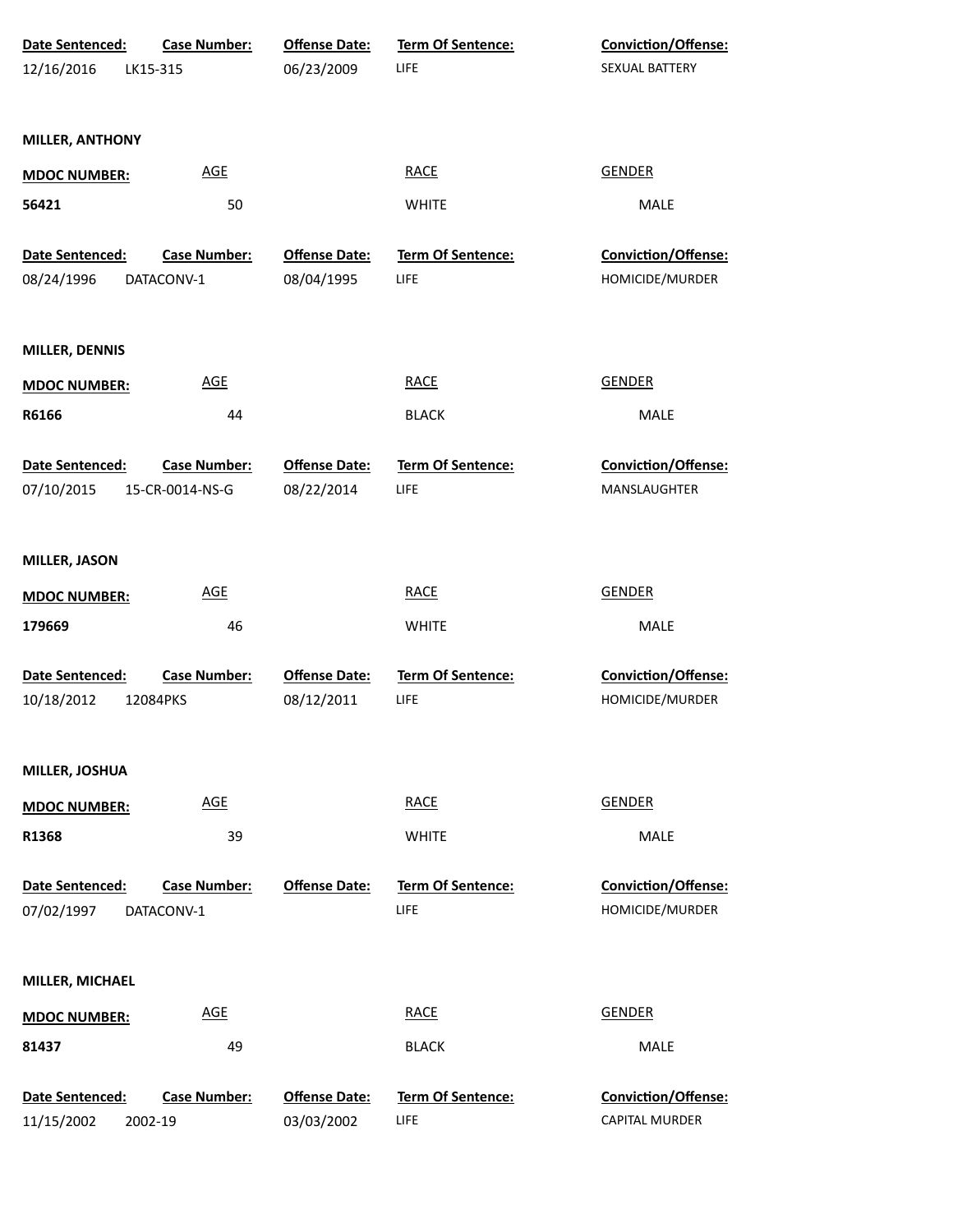| Date Sentenced: | Case Number: | Offense Date: | Term Of Sentence: | Conviction/Offense: |
|---|---|---|---|---|
| 12/16/2016 | LK15-315 | 06/23/2009 | LIFE | SEXUAL BATTERY |

**MILLER, ANTHONY**

| MDOC NUMBER: | AGE | RACE | GENDER |
|---|---|---|---|
| **56421** | 50 | WHITE | MALE |

| Date Sentenced: | Case Number: | Offense Date: | Term Of Sentence: | Conviction/Offense: |
|---|---|---|---|---|
| 08/24/1996 | DATACONV-1 | 08/04/1995 | LIFE | HOMICIDE/MURDER |

**MILLER, DENNIS**

| MDOC NUMBER: | AGE | RACE | GENDER |
|---|---|---|---|
| **R6166** | 44 | BLACK | MALE |

| Date Sentenced: | Case Number: | Offense Date: | Term Of Sentence: | Conviction/Offense: |
|---|---|---|---|---|
| 07/10/2015 | 15-CR-0014-NS-G | 08/22/2014 | LIFE | MANSLAUGHTER |

**MILLER, JASON**

| MDOC NUMBER: | AGE | RACE | GENDER |
|---|---|---|---|
| **179669** | 46 | WHITE | MALE |

| Date Sentenced: | Case Number: | Offense Date: | Term Of Sentence: | Conviction/Offense: |
|---|---|---|---|---|
| 10/18/2012 | 12084PKS | 08/12/2011 | LIFE | HOMICIDE/MURDER |

**MILLER, JOSHUA**

| MDOC NUMBER: | AGE | RACE | GENDER |
|---|---|---|---|
| **R1368** | 39 | WHITE | MALE |

| Date Sentenced: | Case Number: | Offense Date: | Term Of Sentence: | Conviction/Offense: |
|---|---|---|---|---|
| 07/02/1997 | DATACONV-1 | | LIFE | HOMICIDE/MURDER |

**MILLER, MICHAEL**

| MDOC NUMBER: | AGE | RACE | GENDER |
|---|---|---|---|
| **81437** | 49 | BLACK | MALE |

| Date Sentenced: | Case Number: | Offense Date: | Term Of Sentence: | Conviction/Offense: |
|---|---|---|---|---|
| 11/15/2002 | 2002-19 | 03/03/2002 | LIFE | CAPITAL MURDER |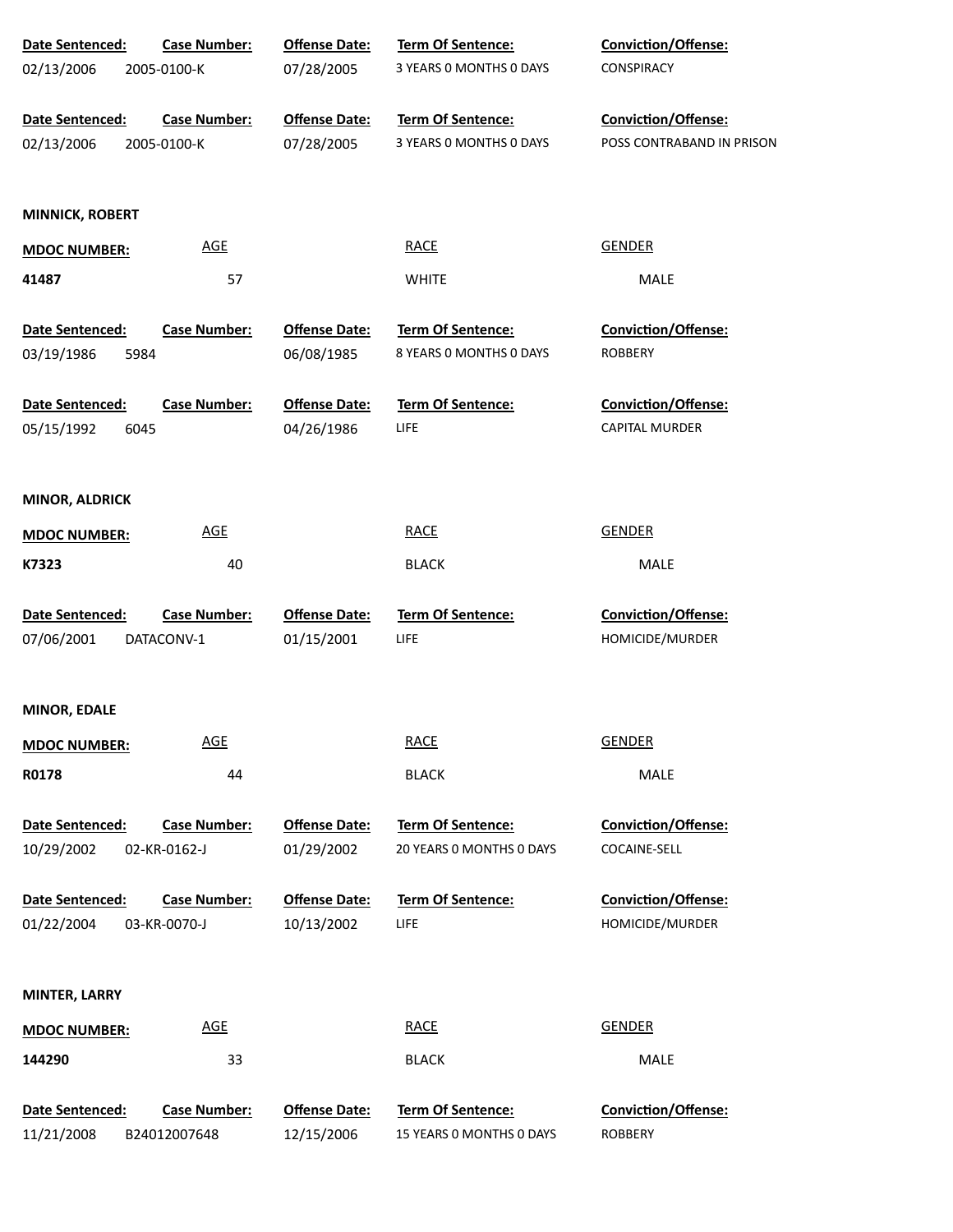| Date Sentenced: | Case Number: | Offense Date: | Term Of Sentence: | Conviction/Offense: |
|---|---|---|---|---|
| 02/13/2006 | 2005-0100-K | 07/28/2005 | 3 YEARS 0 MONTHS 0 DAYS | CONSPIRACY |

| Date Sentenced: | Case Number: | Offense Date: | Term Of Sentence: | Conviction/Offense: |
|---|---|---|---|---|
| 02/13/2006 | 2005-0100-K | 07/28/2005 | 3 YEARS 0 MONTHS 0 DAYS | POSS CONTRABAND IN PRISON |

**MINNICK, ROBERT**

| MDOC NUMBER: | AGE | RACE | GENDER |
|---|---|---|---|
| 41487 | 57 | WHITE | MALE |

| Date Sentenced: | Case Number: | Offense Date: | Term Of Sentence: | Conviction/Offense: |
|---|---|---|---|---|
| 03/19/1986 | 5984 | 06/08/1985 | 8 YEARS 0 MONTHS 0 DAYS | ROBBERY |

| Date Sentenced: | Case Number: | Offense Date: | Term Of Sentence: | Conviction/Offense: |
|---|---|---|---|---|
| 05/15/1992 | 6045 | 04/26/1986 | LIFE | CAPITAL MURDER |

**MINOR, ALDRICK**

| MDOC NUMBER: | AGE | RACE | GENDER |
|---|---|---|---|
| K7323 | 40 | BLACK | MALE |

| Date Sentenced: | Case Number: | Offense Date: | Term Of Sentence: | Conviction/Offense: |
|---|---|---|---|---|
| 07/06/2001 | DATACONV-1 | 01/15/2001 | LIFE | HOMICIDE/MURDER |

**MINOR, EDALE**

| MDOC NUMBER: | AGE | RACE | GENDER |
|---|---|---|---|
| R0178 | 44 | BLACK | MALE |

| Date Sentenced: | Case Number: | Offense Date: | Term Of Sentence: | Conviction/Offense: |
|---|---|---|---|---|
| 10/29/2002 | 02-KR-0162-J | 01/29/2002 | 20 YEARS 0 MONTHS 0 DAYS | COCAINE-SELL |

| Date Sentenced: | Case Number: | Offense Date: | Term Of Sentence: | Conviction/Offense: |
|---|---|---|---|---|
| 01/22/2004 | 03-KR-0070-J | 10/13/2002 | LIFE | HOMICIDE/MURDER |

**MINTER, LARRY**

| MDOC NUMBER: | AGE | RACE | GENDER |
|---|---|---|---|
| 144290 | 33 | BLACK | MALE |

| Date Sentenced: | Case Number: | Offense Date: | Term Of Sentence: | Conviction/Offense: |
|---|---|---|---|---|
| 11/21/2008 | B24012007648 | 12/15/2006 | 15 YEARS 0 MONTHS 0 DAYS | ROBBERY |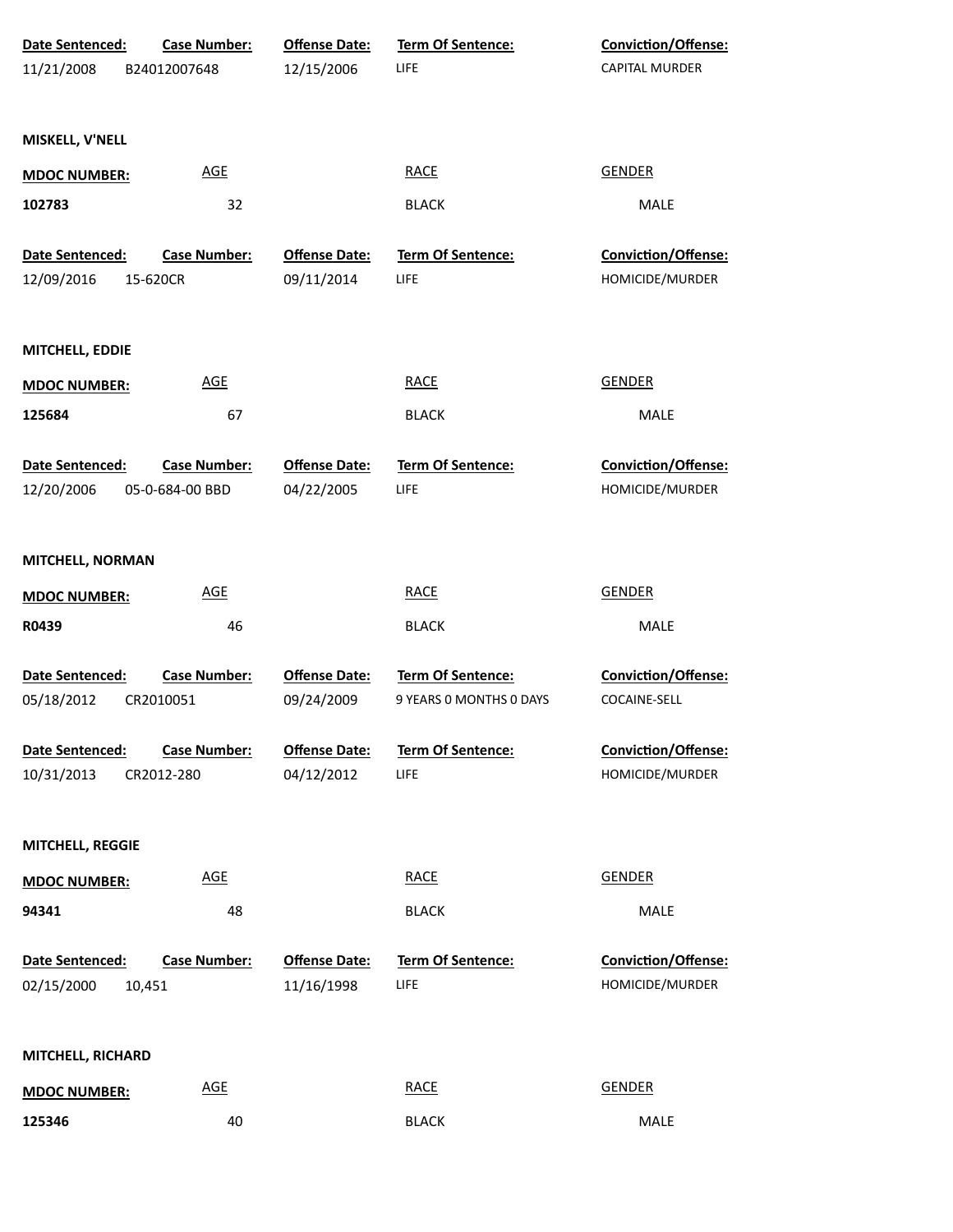| Date Sentenced: | Case Number: | Offense Date: | Term Of Sentence: | Conviction/Offense: |
|---|---|---|---|---|
| 11/21/2008 | B24012007648 | 12/15/2006 | LIFE | CAPITAL MURDER |

**MISKELL, V'NELL**

| MDOC NUMBER: | AGE | RACE | GENDER |
|---|---|---|---|
| 102783 | 32 | BLACK | MALE |

| Date Sentenced: | Case Number: | Offense Date: | Term Of Sentence: | Conviction/Offense: |
|---|---|---|---|---|
| 12/09/2016 | 15-620CR | 09/11/2014 | LIFE | HOMICIDE/MURDER |

**MITCHELL, EDDIE**

| MDOC NUMBER: | AGE | RACE | GENDER |
|---|---|---|---|
| 125684 | 67 | BLACK | MALE |

| Date Sentenced: | Case Number: | Offense Date: | Term Of Sentence: | Conviction/Offense: |
|---|---|---|---|---|
| 12/20/2006 | 05-0-684-00 BBD | 04/22/2005 | LIFE | HOMICIDE/MURDER |

**MITCHELL, NORMAN**

| MDOC NUMBER: | AGE | RACE | GENDER |
|---|---|---|---|
| R0439 | 46 | BLACK | MALE |

| Date Sentenced: | Case Number: | Offense Date: | Term Of Sentence: | Conviction/Offense: |
|---|---|---|---|---|
| 05/18/2012 | CR2010051 | 09/24/2009 | 9 YEARS 0 MONTHS 0 DAYS | COCAINE-SELL |
| 10/31/2013 | CR2012-280 | 04/12/2012 | LIFE | HOMICIDE/MURDER |

**MITCHELL, REGGIE**

| MDOC NUMBER: | AGE | RACE | GENDER |
|---|---|---|---|
| 94341 | 48 | BLACK | MALE |

| Date Sentenced: | Case Number: | Offense Date: | Term Of Sentence: | Conviction/Offense: |
|---|---|---|---|---|
| 02/15/2000 | 10,451 | 11/16/1998 | LIFE | HOMICIDE/MURDER |

**MITCHELL, RICHARD**

| MDOC NUMBER: | AGE | RACE | GENDER |
|---|---|---|---|
| 125346 | 40 | BLACK | MALE |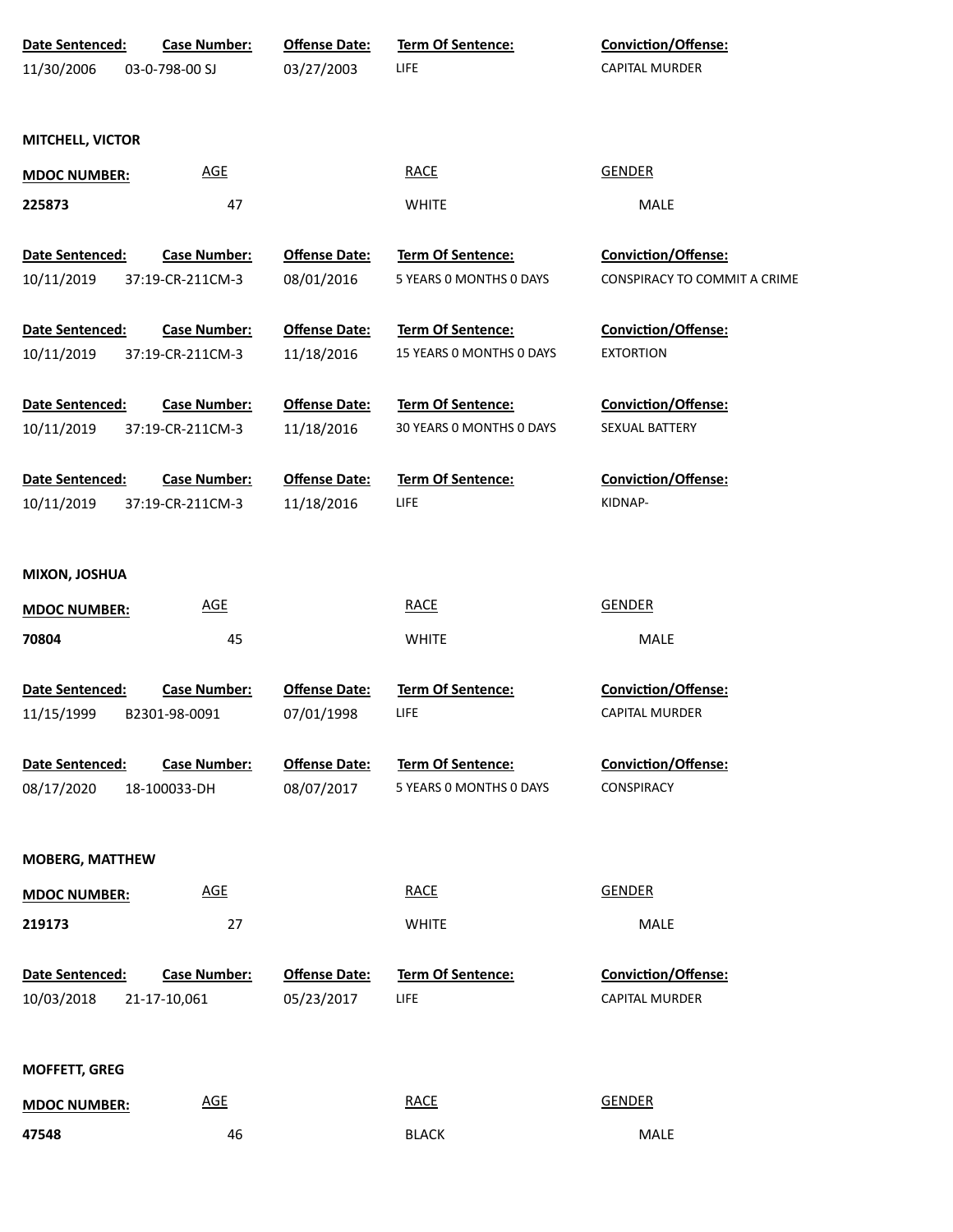| Date Sentenced: | Case Number: | Offense Date: | Term Of Sentence: | Conviction/Offense: |
|---|---|---|---|---|
| 11/30/2006 | 03-0-798-00 SJ | 03/27/2003 | LIFE | CAPITAL MURDER |

**MITCHELL, VICTOR**

| MDOC NUMBER: | AGE | RACE | GENDER |
|---|---|---|---|
| 225873 | 47 | WHITE | MALE |

| Date Sentenced: | Case Number: | Offense Date: | Term Of Sentence: | Conviction/Offense: |
|---|---|---|---|---|
| 10/11/2019 | 37:19-CR-211CM-3 | 08/01/2016 | 5 YEARS 0 MONTHS 0 DAYS | CONSPIRACY TO COMMIT A CRIME |
| 10/11/2019 | 37:19-CR-211CM-3 | 11/18/2016 | 15 YEARS 0 MONTHS 0 DAYS | EXTORTION |
| 10/11/2019 | 37:19-CR-211CM-3 | 11/18/2016 | 30 YEARS 0 MONTHS 0 DAYS | SEXUAL BATTERY |
| 10/11/2019 | 37:19-CR-211CM-3 | 11/18/2016 | LIFE | KIDNAP- |

**MIXON, JOSHUA**

| MDOC NUMBER: | AGE | RACE | GENDER |
|---|---|---|---|
| 70804 | 45 | WHITE | MALE |

| Date Sentenced: | Case Number: | Offense Date: | Term Of Sentence: | Conviction/Offense: |
|---|---|---|---|---|
| 11/15/1999 | B2301-98-0091 | 07/01/1998 | LIFE | CAPITAL MURDER |
| 08/17/2020 | 18-100033-DH | 08/07/2017 | 5 YEARS 0 MONTHS 0 DAYS | CONSPIRACY |

**MOBERG, MATTHEW**

| MDOC NUMBER: | AGE | RACE | GENDER |
|---|---|---|---|
| 219173 | 27 | WHITE | MALE |

| Date Sentenced: | Case Number: | Offense Date: | Term Of Sentence: | Conviction/Offense: |
|---|---|---|---|---|
| 10/03/2018 | 21-17-10,061 | 05/23/2017 | LIFE | CAPITAL MURDER |

**MOFFETT, GREG**

| MDOC NUMBER: | AGE | RACE | GENDER |
|---|---|---|---|
| 47548 | 46 | BLACK | MALE |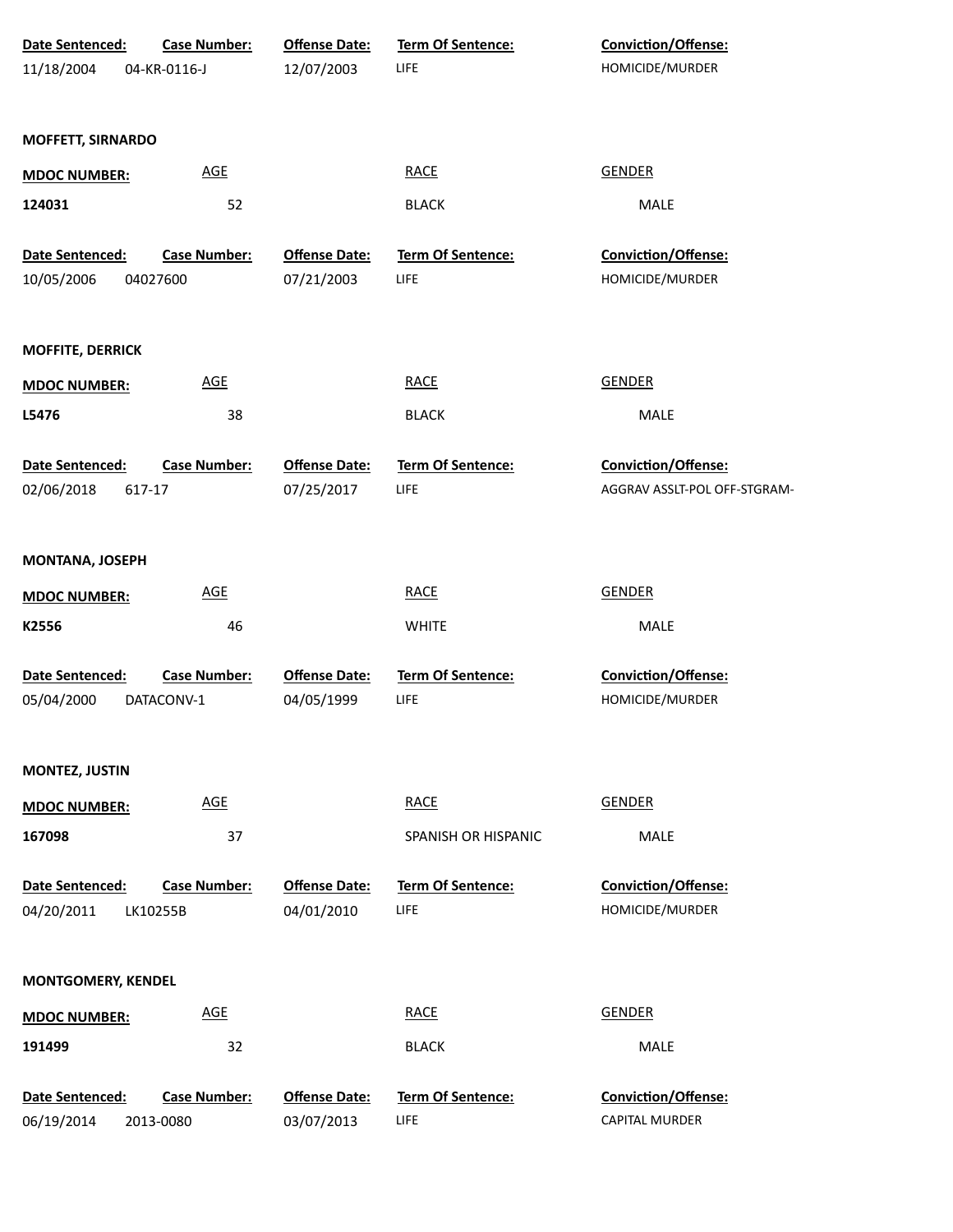| Date Sentenced: | Case Number: | Offense Date: | Term Of Sentence: | Conviction/Offense: |
|---|---|---|---|---|
| 11/18/2004 | 04-KR-0116-J | 12/07/2003 | LIFE | HOMICIDE/MURDER |

**MOFFETT, SIRNARDO**

| MDOC NUMBER: | AGE | RACE | GENDER |
|---|---|---|---|
| 124031 | 52 | BLACK | MALE |

| Date Sentenced: | Case Number: | Offense Date: | Term Of Sentence: | Conviction/Offense: |
|---|---|---|---|---|
| 10/05/2006 | 04027600 | 07/21/2003 | LIFE | HOMICIDE/MURDER |

**MOFFITE, DERRICK**

| MDOC NUMBER: | AGE | RACE | GENDER |
|---|---|---|---|
| L5476 | 38 | BLACK | MALE |

| Date Sentenced: | Case Number: | Offense Date: | Term Of Sentence: | Conviction/Offense: |
|---|---|---|---|---|
| 02/06/2018 | 617-17 | 07/25/2017 | LIFE | AGGRAV ASSLT-POL OFF-STGRAM- |

**MONTANA, JOSEPH**

| MDOC NUMBER: | AGE | RACE | GENDER |
|---|---|---|---|
| K2556 | 46 | WHITE | MALE |

| Date Sentenced: | Case Number: | Offense Date: | Term Of Sentence: | Conviction/Offense: |
|---|---|---|---|---|
| 05/04/2000 | DATACONV-1 | 04/05/1999 | LIFE | HOMICIDE/MURDER |

**MONTEZ, JUSTIN**

| MDOC NUMBER: | AGE | RACE | GENDER |
|---|---|---|---|
| 167098 | 37 | SPANISH OR HISPANIC | MALE |

| Date Sentenced: | Case Number: | Offense Date: | Term Of Sentence: | Conviction/Offense: |
|---|---|---|---|---|
| 04/20/2011 | LK10255B | 04/01/2010 | LIFE | HOMICIDE/MURDER |

**MONTGOMERY, KENDEL**

| MDOC NUMBER: | AGE | RACE | GENDER |
|---|---|---|---|
| 191499 | 32 | BLACK | MALE |

| Date Sentenced: | Case Number: | Offense Date: | Term Of Sentence: | Conviction/Offense: |
|---|---|---|---|---|
| 06/19/2014 | 2013-0080 | 03/07/2013 | LIFE | CAPITAL MURDER |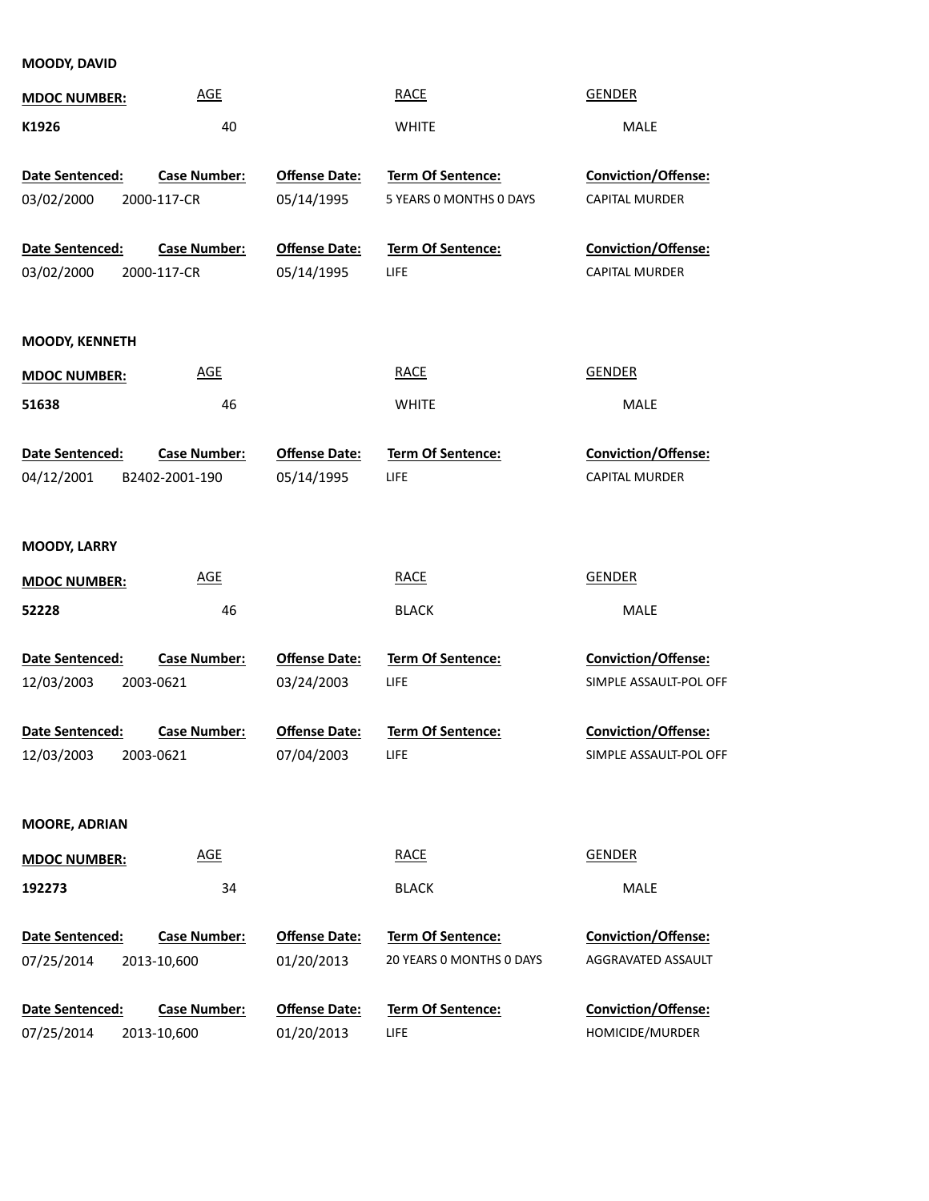**MOODY, DAVID**

| MDOC NUMBER: | AGE | RACE | GENDER |
|---|---|---|---|
| K1926 | 40 | WHITE | MALE |

| Date Sentenced: | Case Number: | Offense Date: | Term Of Sentence: | Conviction/Offense: |
|---|---|---|---|---|
| 03/02/2000 | 2000-117-CR | 05/14/1995 | 5 YEARS 0 MONTHS 0 DAYS | CAPITAL MURDER |
| 03/02/2000 | 2000-117-CR | 05/14/1995 | LIFE | CAPITAL MURDER |

**MOODY, KENNETH**

| MDOC NUMBER: | AGE | RACE | GENDER |
|---|---|---|---|
| 51638 | 46 | WHITE | MALE |

| Date Sentenced: | Case Number: | Offense Date: | Term Of Sentence: | Conviction/Offense: |
|---|---|---|---|---|
| 04/12/2001 | B2402-2001-190 | 05/14/1995 | LIFE | CAPITAL MURDER |

**MOODY, LARRY**

| MDOC NUMBER: | AGE | RACE | GENDER |
|---|---|---|---|
| 52228 | 46 | BLACK | MALE |

| Date Sentenced: | Case Number: | Offense Date: | Term Of Sentence: | Conviction/Offense: |
|---|---|---|---|---|
| 12/03/2003 | 2003-0621 | 03/24/2003 | LIFE | SIMPLE ASSAULT-POL OFF |
| 12/03/2003 | 2003-0621 | 07/04/2003 | LIFE | SIMPLE ASSAULT-POL OFF |

**MOORE, ADRIAN**

| MDOC NUMBER: | AGE | RACE | GENDER |
|---|---|---|---|
| 192273 | 34 | BLACK | MALE |

| Date Sentenced: | Case Number: | Offense Date: | Term Of Sentence: | Conviction/Offense: |
|---|---|---|---|---|
| 07/25/2014 | 2013-10,600 | 01/20/2013 | 20 YEARS 0 MONTHS 0 DAYS | AGGRAVATED ASSAULT |
| 07/25/2014 | 2013-10,600 | 01/20/2013 | LIFE | HOMICIDE/MURDER |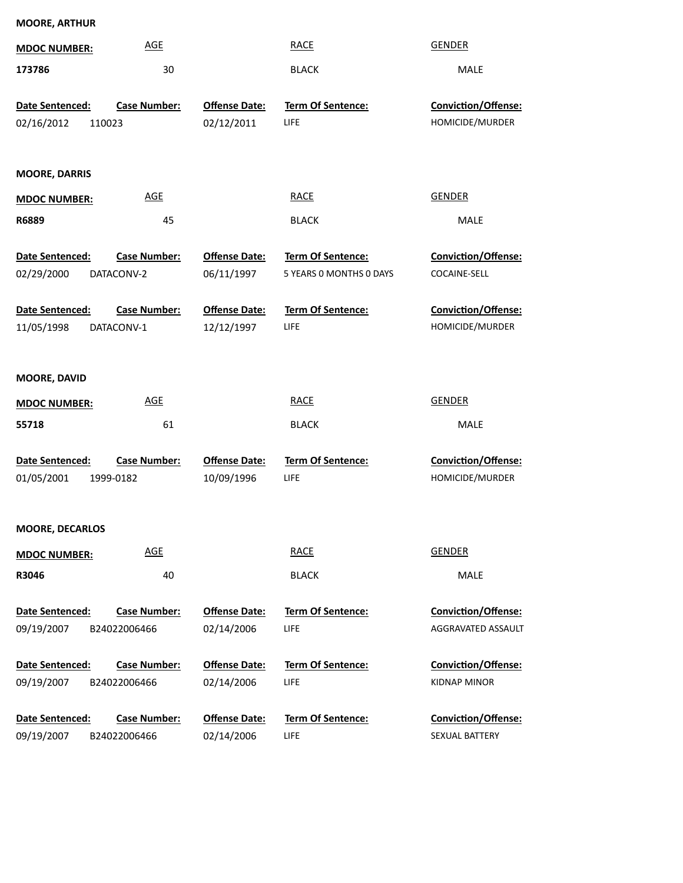**MOORE, ARTHUR**

| MDOC NUMBER: | AGE | RACE | GENDER |
|---|---|---|---|
| 173786 | 30 | BLACK | MALE |

| Date Sentenced: | Case Number: | Offense Date: | Term Of Sentence: | Conviction/Offense: |
|---|---|---|---|---|
| 02/16/2012 | 110023 | 02/12/2011 | LIFE | HOMICIDE/MURDER |

**MOORE, DARRIS**

| MDOC NUMBER: | AGE | RACE | GENDER |
|---|---|---|---|
| R6889 | 45 | BLACK | MALE |

| Date Sentenced: | Case Number: | Offense Date: | Term Of Sentence: | Conviction/Offense: |
|---|---|---|---|---|
| 02/29/2000 | DATACONV-2 | 06/11/1997 | 5 YEARS 0 MONTHS 0 DAYS | COCAINE-SELL |
| 11/05/1998 | DATACONV-1 | 12/12/1997 | LIFE | HOMICIDE/MURDER |

**MOORE, DAVID**

| MDOC NUMBER: | AGE | RACE | GENDER |
|---|---|---|---|
| 55718 | 61 | BLACK | MALE |

| Date Sentenced: | Case Number: | Offense Date: | Term Of Sentence: | Conviction/Offense: |
|---|---|---|---|---|
| 01/05/2001 | 1999-0182 | 10/09/1996 | LIFE | HOMICIDE/MURDER |

**MOORE, DECARLOS**

| MDOC NUMBER: | AGE | RACE | GENDER |
|---|---|---|---|
| R3046 | 40 | BLACK | MALE |

| Date Sentenced: | Case Number: | Offense Date: | Term Of Sentence: | Conviction/Offense: |
|---|---|---|---|---|
| 09/19/2007 | B24022006466 | 02/14/2006 | LIFE | AGGRAVATED ASSAULT |
| 09/19/2007 | B24022006466 | 02/14/2006 | LIFE | KIDNAP MINOR |
| 09/19/2007 | B24022006466 | 02/14/2006 | LIFE | SEXUAL BATTERY |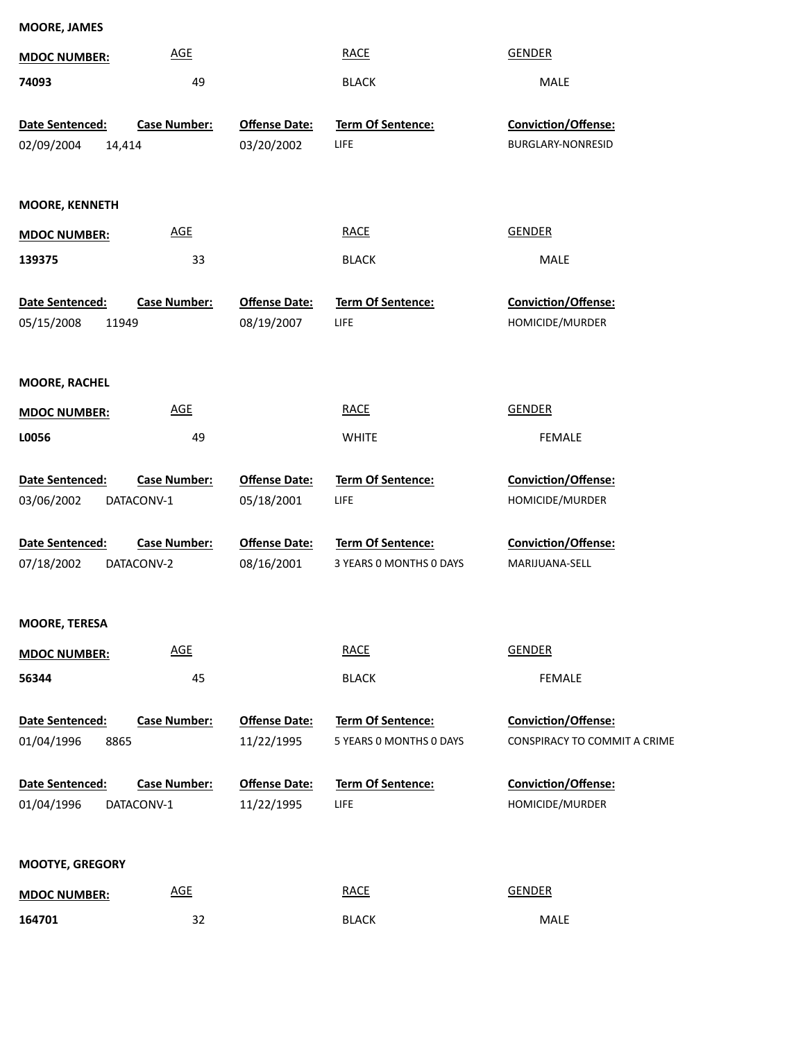**MOORE, JAMES**

| MDOC NUMBER: | AGE | RACE | GENDER |
|---|---|---|---|
| 74093 | 49 | BLACK | MALE |

| Date Sentenced: | Case Number: | Offense Date: | Term Of Sentence: | Conviction/Offense: |
|---|---|---|---|---|
| 02/09/2004 | 14,414 | 03/20/2002 | LIFE | BURGLARY-NONRESID |

**MOORE, KENNETH**

| MDOC NUMBER: | AGE | RACE | GENDER |
|---|---|---|---|
| 139375 | 33 | BLACK | MALE |

| Date Sentenced: | Case Number: | Offense Date: | Term Of Sentence: | Conviction/Offense: |
|---|---|---|---|---|
| 05/15/2008 | 11949 | 08/19/2007 | LIFE | HOMICIDE/MURDER |

**MOORE, RACHEL**

| MDOC NUMBER: | AGE | RACE | GENDER |
|---|---|---|---|
| L0056 | 49 | WHITE | FEMALE |

| Date Sentenced: | Case Number: | Offense Date: | Term Of Sentence: | Conviction/Offense: |
|---|---|---|---|---|
| 03/06/2002 | DATACONV-1 | 05/18/2001 | LIFE | HOMICIDE/MURDER |
| 07/18/2002 | DATACONV-2 | 08/16/2001 | 3 YEARS 0 MONTHS 0 DAYS | MARIJUANA-SELL |

**MOORE, TERESA**

| MDOC NUMBER: | AGE | RACE | GENDER |
|---|---|---|---|
| 56344 | 45 | BLACK | FEMALE |

| Date Sentenced: | Case Number: | Offense Date: | Term Of Sentence: | Conviction/Offense: |
|---|---|---|---|---|
| 01/04/1996 | 8865 | 11/22/1995 | 5 YEARS 0 MONTHS 0 DAYS | CONSPIRACY TO COMMIT A CRIME |
| 01/04/1996 | DATACONV-1 | 11/22/1995 | LIFE | HOMICIDE/MURDER |

**MOOTYE, GREGORY**

| MDOC NUMBER: | AGE | RACE | GENDER |
|---|---|---|---|
| 164701 | 32 | BLACK | MALE |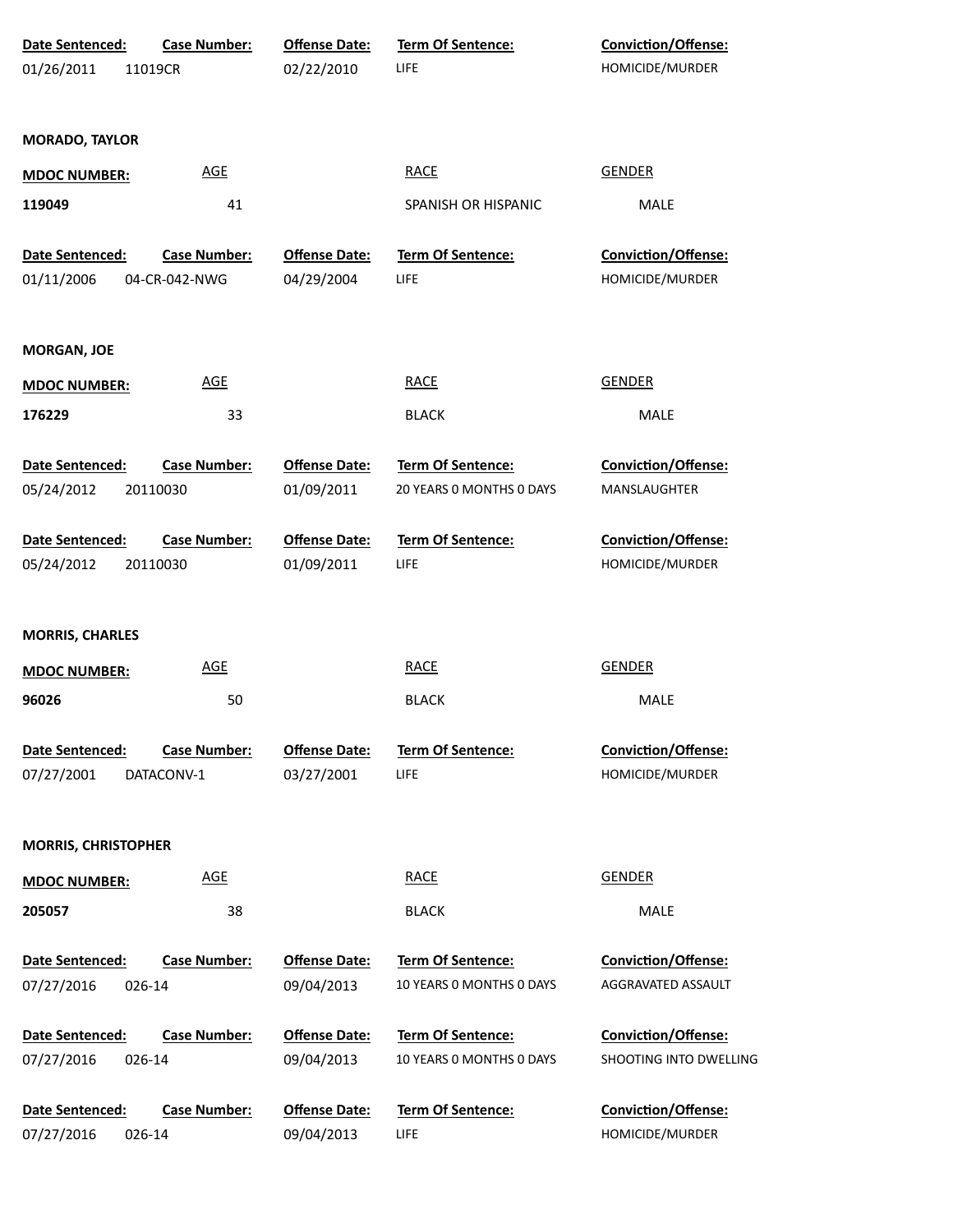| Date Sentenced: | Case Number: | Offense Date: | Term Of Sentence: | Conviction/Offense: |
|---|---|---|---|---|
| 01/26/2011 | 11019CR | 02/22/2010 | LIFE | HOMICIDE/MURDER |

**MORADO, TAYLOR**

| MDOC NUMBER: | AGE | RACE | GENDER |
|---|---|---|---|
| 119049 | 41 | SPANISH OR HISPANIC | MALE |

| Date Sentenced: | Case Number: | Offense Date: | Term Of Sentence: | Conviction/Offense: |
|---|---|---|---|---|
| 01/11/2006 | 04-CR-042-NWG | 04/29/2004 | LIFE | HOMICIDE/MURDER |

**MORGAN, JOE**

| MDOC NUMBER: | AGE | RACE | GENDER |
|---|---|---|---|
| 176229 | 33 | BLACK | MALE |

| Date Sentenced: | Case Number: | Offense Date: | Term Of Sentence: | Conviction/Offense: |
|---|---|---|---|---|
| 05/24/2012 | 20110030 | 01/09/2011 | 20 YEARS 0 MONTHS 0 DAYS | MANSLAUGHTER |
| 05/24/2012 | 20110030 | 01/09/2011 | LIFE | HOMICIDE/MURDER |

**MORRIS, CHARLES**

| MDOC NUMBER: | AGE | RACE | GENDER |
|---|---|---|---|
| 96026 | 50 | BLACK | MALE |

| Date Sentenced: | Case Number: | Offense Date: | Term Of Sentence: | Conviction/Offense: |
|---|---|---|---|---|
| 07/27/2001 | DATACONV-1 | 03/27/2001 | LIFE | HOMICIDE/MURDER |

**MORRIS, CHRISTOPHER**

| MDOC NUMBER: | AGE | RACE | GENDER |
|---|---|---|---|
| 205057 | 38 | BLACK | MALE |

| Date Sentenced: | Case Number: | Offense Date: | Term Of Sentence: | Conviction/Offense: |
|---|---|---|---|---|
| 07/27/2016 | 026-14 | 09/04/2013 | 10 YEARS 0 MONTHS 0 DAYS | AGGRAVATED ASSAULT |
| 07/27/2016 | 026-14 | 09/04/2013 | 10 YEARS 0 MONTHS 0 DAYS | SHOOTING INTO DWELLING |
| 07/27/2016 | 026-14 | 09/04/2013 | LIFE | HOMICIDE/MURDER |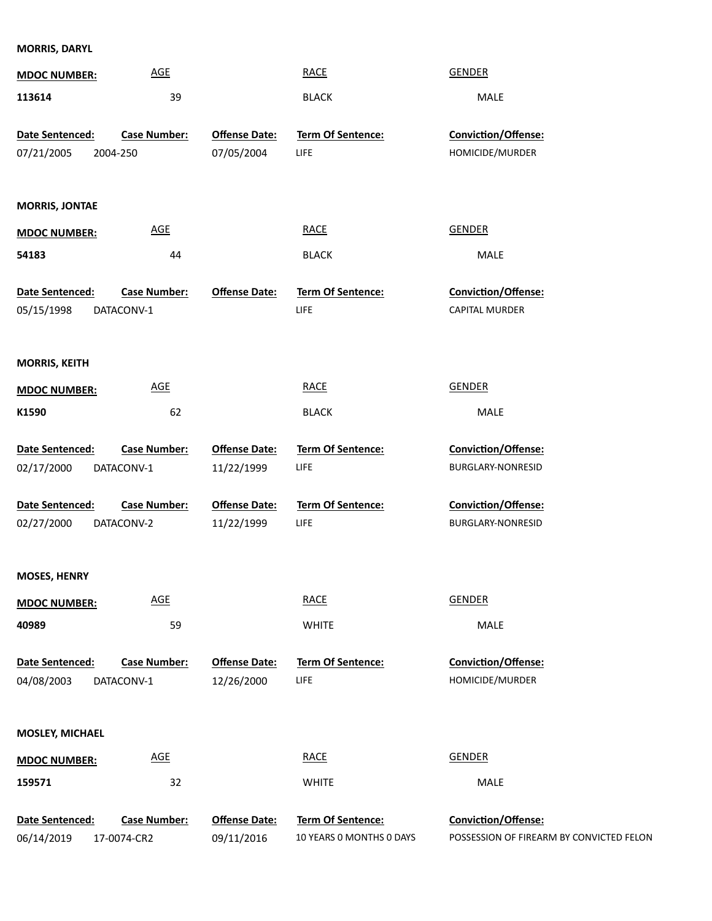**MORRIS, DARYL**

| MDOC NUMBER: | AGE | RACE | GENDER |
|---|---|---|---|
| 113614 | 39 | BLACK | MALE |

| Date Sentenced: | Case Number: | Offense Date: | Term Of Sentence: | Conviction/Offense: |
|---|---|---|---|---|
| 07/21/2005 | 2004-250 | 07/05/2004 | LIFE | HOMICIDE/MURDER |

**MORRIS, JONTAE**

| MDOC NUMBER: | AGE | RACE | GENDER |
|---|---|---|---|
| 54183 | 44 | BLACK | MALE |

| Date Sentenced: | Case Number: | Offense Date: | Term Of Sentence: | Conviction/Offense: |
|---|---|---|---|---|
| 05/15/1998 | DATACONV-1 | | LIFE | CAPITAL MURDER |

**MORRIS, KEITH**

| MDOC NUMBER: | AGE | RACE | GENDER |
|---|---|---|---|
| K1590 | 62 | BLACK | MALE |

| Date Sentenced: | Case Number: | Offense Date: | Term Of Sentence: | Conviction/Offense: |
|---|---|---|---|---|
| 02/17/2000 | DATACONV-1 | 11/22/1999 | LIFE | BURGLARY-NONRESID |

| Date Sentenced: | Case Number: | Offense Date: | Term Of Sentence: | Conviction/Offense: |
|---|---|---|---|---|
| 02/27/2000 | DATACONV-2 | 11/22/1999 | LIFE | BURGLARY-NONRESID |

**MOSES, HENRY**

| MDOC NUMBER: | AGE | RACE | GENDER |
|---|---|---|---|
| 40989 | 59 | WHITE | MALE |

| Date Sentenced: | Case Number: | Offense Date: | Term Of Sentence: | Conviction/Offense: |
|---|---|---|---|---|
| 04/08/2003 | DATACONV-1 | 12/26/2000 | LIFE | HOMICIDE/MURDER |

**MOSLEY, MICHAEL**

| MDOC NUMBER: | AGE | RACE | GENDER |
|---|---|---|---|
| 159571 | 32 | WHITE | MALE |

| Date Sentenced: | Case Number: | Offense Date: | Term Of Sentence: | Conviction/Offense: |
|---|---|---|---|---|
| 06/14/2019 | 17-0074-CR2 | 09/11/2016 | 10 YEARS 0 MONTHS 0 DAYS | POSSESSION OF FIREARM BY CONVICTED FELON |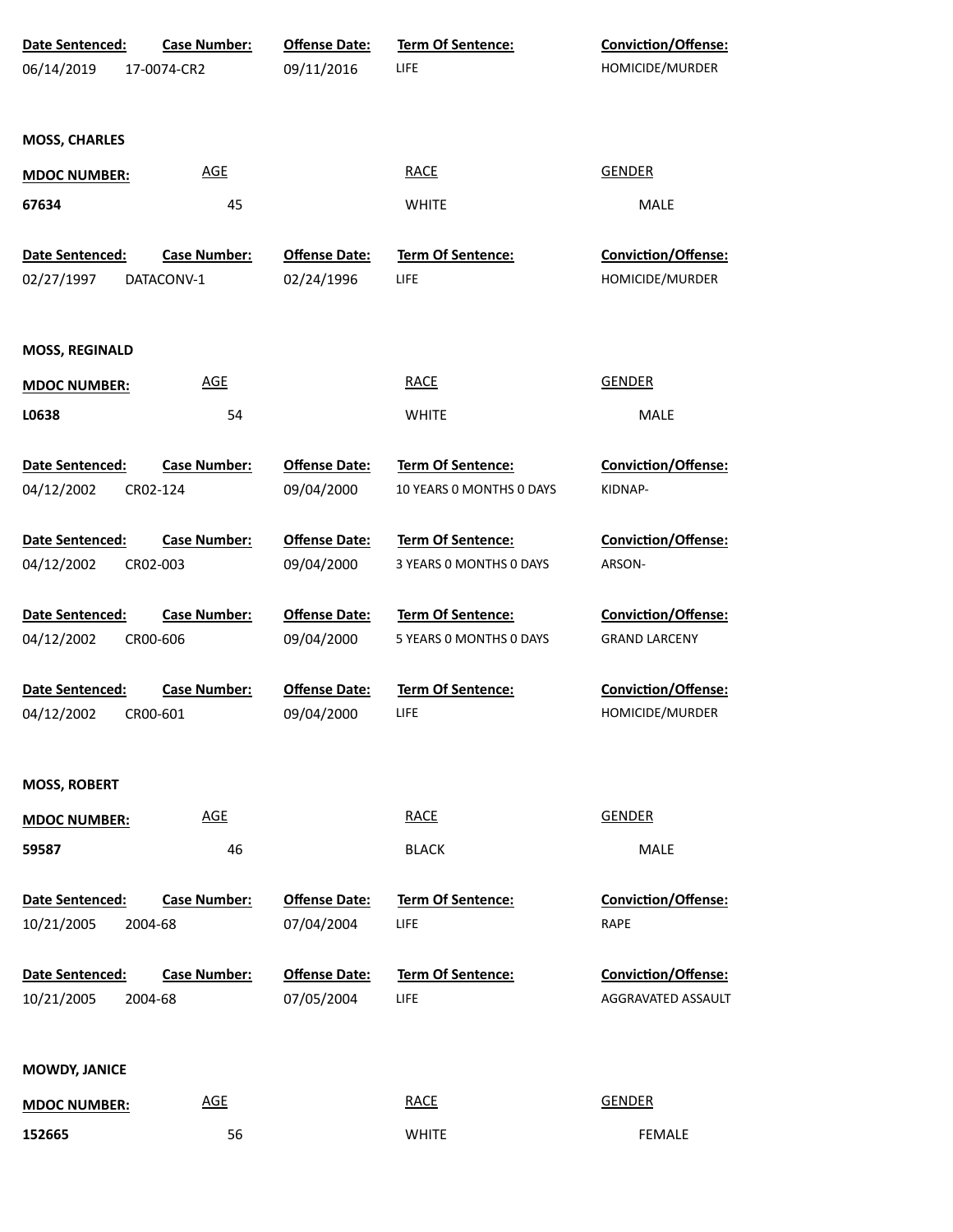| Date Sentenced: | Case Number: | Offense Date: | Term Of Sentence: | Conviction/Offense: |
|---|---|---|---|---|
| 06/14/2019 | 17-0074-CR2 | 09/11/2016 | LIFE | HOMICIDE/MURDER |

**MOSS, CHARLES**

| MDOC NUMBER: | AGE | RACE | GENDER |
|---|---|---|---|
| 67634 | 45 | WHITE | MALE |

| Date Sentenced: | Case Number: | Offense Date: | Term Of Sentence: | Conviction/Offense: |
|---|---|---|---|---|
| 02/27/1997 | DATACONV-1 | 02/24/1996 | LIFE | HOMICIDE/MURDER |

**MOSS, REGINALD**

| MDOC NUMBER: | AGE | RACE | GENDER |
|---|---|---|---|
| L0638 | 54 | WHITE | MALE |

| Date Sentenced: | Case Number: | Offense Date: | Term Of Sentence: | Conviction/Offense: |
|---|---|---|---|---|
| 04/12/2002 | CR02-124 | 09/04/2000 | 10 YEARS 0 MONTHS 0 DAYS | KIDNAP- |
| 04/12/2002 | CR02-003 | 09/04/2000 | 3 YEARS 0 MONTHS 0 DAYS | ARSON- |
| 04/12/2002 | CR00-606 | 09/04/2000 | 5 YEARS 0 MONTHS 0 DAYS | GRAND LARCENY |
| 04/12/2002 | CR00-601 | 09/04/2000 | LIFE | HOMICIDE/MURDER |

**MOSS, ROBERT**

| MDOC NUMBER: | AGE | RACE | GENDER |
|---|---|---|---|
| 59587 | 46 | BLACK | MALE |

| Date Sentenced: | Case Number: | Offense Date: | Term Of Sentence: | Conviction/Offense: |
|---|---|---|---|---|
| 10/21/2005 | 2004-68 | 07/04/2004 | LIFE | RAPE |
| 10/21/2005 | 2004-68 | 07/05/2004 | LIFE | AGGRAVATED ASSAULT |

**MOWDY, JANICE**

| MDOC NUMBER: | AGE | RACE | GENDER |
|---|---|---|---|
| 152665 | 56 | WHITE | FEMALE |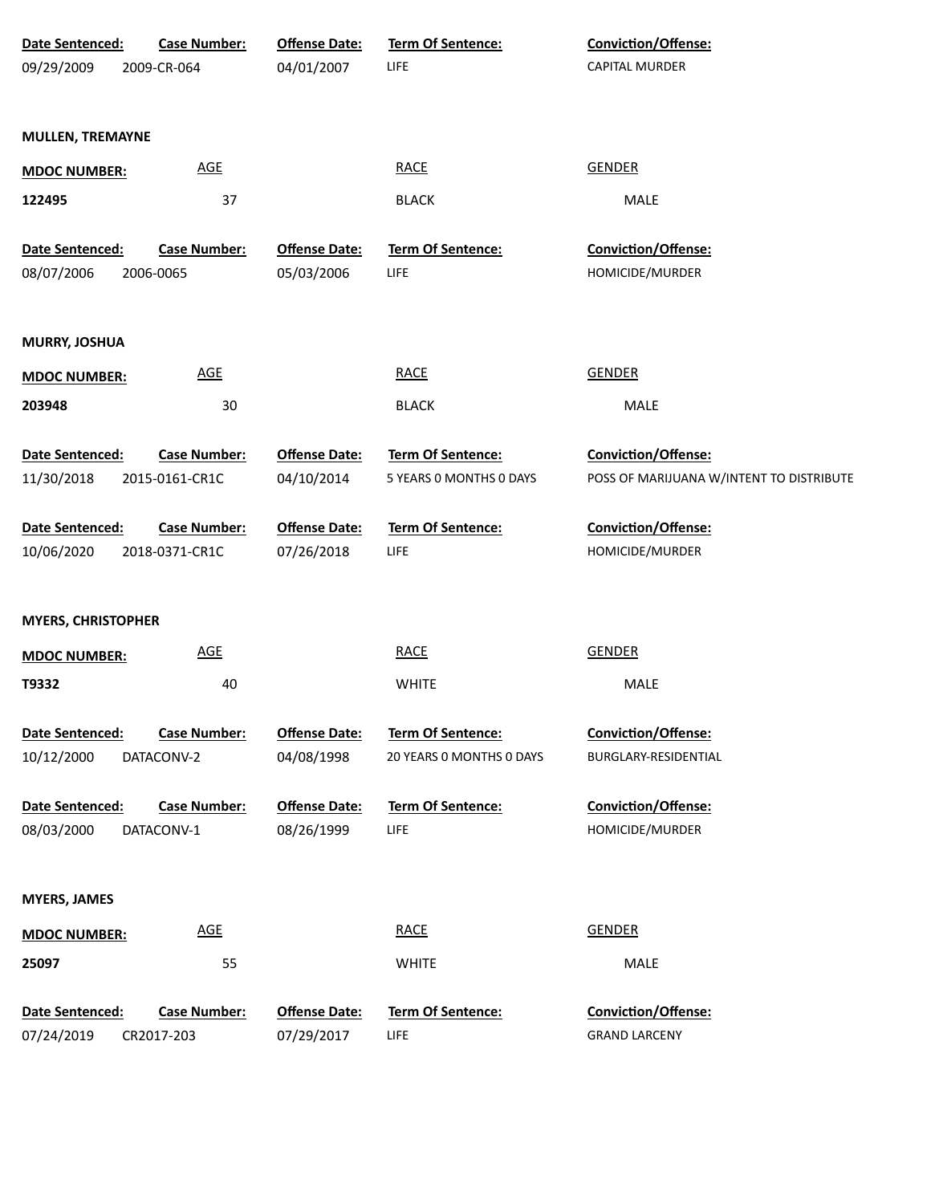| Date Sentenced: | Case Number: | Offense Date: | Term Of Sentence: | Conviction/Offense: |
|---|---|---|---|---|
| 09/29/2009 | 2009-CR-064 | 04/01/2007 | LIFE | CAPITAL MURDER |

**MULLEN, TREMAYNE**

| MDOC NUMBER: | AGE | RACE | GENDER |
|---|---|---|---|
| 122495 | 37 | BLACK | MALE |

| Date Sentenced: | Case Number: | Offense Date: | Term Of Sentence: | Conviction/Offense: |
|---|---|---|---|---|
| 08/07/2006 | 2006-0065 | 05/03/2006 | LIFE | HOMICIDE/MURDER |

**MURRY, JOSHUA**

| MDOC NUMBER: | AGE | RACE | GENDER |
|---|---|---|---|
| 203948 | 30 | BLACK | MALE |

| Date Sentenced: | Case Number: | Offense Date: | Term Of Sentence: | Conviction/Offense: |
|---|---|---|---|---|
| 11/30/2018 | 2015-0161-CR1C | 04/10/2014 | 5 YEARS 0 MONTHS 0 DAYS | POSS OF MARIJUANA W/INTENT TO DISTRIBUTE |
| 10/06/2020 | 2018-0371-CR1C | 07/26/2018 | LIFE | HOMICIDE/MURDER |

**MYERS, CHRISTOPHER**

| MDOC NUMBER: | AGE | RACE | GENDER |
|---|---|---|---|
| T9332 | 40 | WHITE | MALE |

| Date Sentenced: | Case Number: | Offense Date: | Term Of Sentence: | Conviction/Offense: |
|---|---|---|---|---|
| 10/12/2000 | DATACONV-2 | 04/08/1998 | 20 YEARS 0 MONTHS 0 DAYS | BURGLARY-RESIDENTIAL |
| 08/03/2000 | DATACONV-1 | 08/26/1999 | LIFE | HOMICIDE/MURDER |

**MYERS, JAMES**

| MDOC NUMBER: | AGE | RACE | GENDER |
|---|---|---|---|
| 25097 | 55 | WHITE | MALE |

| Date Sentenced: | Case Number: | Offense Date: | Term Of Sentence: | Conviction/Offense: |
|---|---|---|---|---|
| 07/24/2019 | CR2017-203 | 07/29/2017 | LIFE | GRAND LARCENY |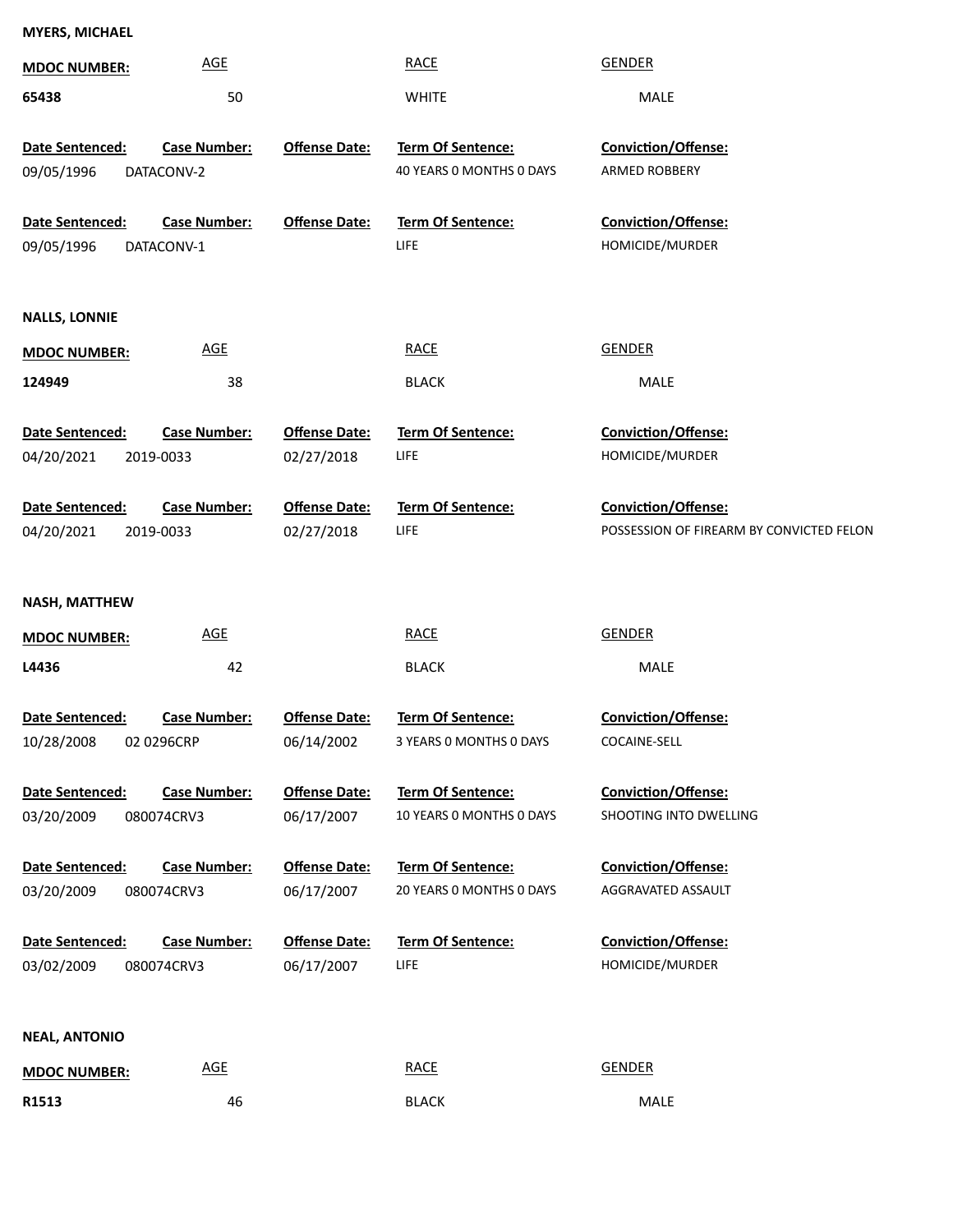**MYERS, MICHAEL**

| MDOC NUMBER: | AGE | RACE | GENDER |
|---|---|---|---|
| 65438 | 50 | WHITE | MALE |

| Date Sentenced: | Case Number: | Offense Date: | Term Of Sentence: | Conviction/Offense: |
|---|---|---|---|---|
| 09/05/1996 | DATACONV-2 | | 40 YEARS 0 MONTHS 0 DAYS | ARMED ROBBERY |
| 09/05/1996 | DATACONV-1 | | LIFE | HOMICIDE/MURDER |

**NALLS, LONNIE**

| MDOC NUMBER: | AGE | RACE | GENDER |
|---|---|---|---|
| 124949 | 38 | BLACK | MALE |

| Date Sentenced: | Case Number: | Offense Date: | Term Of Sentence: | Conviction/Offense: |
|---|---|---|---|---|
| 04/20/2021 | 2019-0033 | 02/27/2018 | LIFE | HOMICIDE/MURDER |
| 04/20/2021 | 2019-0033 | 02/27/2018 | LIFE | POSSESSION OF FIREARM BY CONVICTED FELON |

**NASH, MATTHEW**

| MDOC NUMBER: | AGE | RACE | GENDER |
|---|---|---|---|
| L4436 | 42 | BLACK | MALE |

| Date Sentenced: | Case Number: | Offense Date: | Term Of Sentence: | Conviction/Offense: |
|---|---|---|---|---|
| 10/28/2008 | 02 0296CRP | 06/14/2002 | 3 YEARS 0 MONTHS 0 DAYS | COCAINE-SELL |
| 03/20/2009 | 080074CRV3 | 06/17/2007 | 10 YEARS 0 MONTHS 0 DAYS | SHOOTING INTO DWELLING |
| 03/20/2009 | 080074CRV3 | 06/17/2007 | 20 YEARS 0 MONTHS 0 DAYS | AGGRAVATED ASSAULT |
| 03/02/2009 | 080074CRV3 | 06/17/2007 | LIFE | HOMICIDE/MURDER |

**NEAL, ANTONIO**

| MDOC NUMBER: | AGE | RACE | GENDER |
|---|---|---|---|
| R1513 | 46 | BLACK | MALE |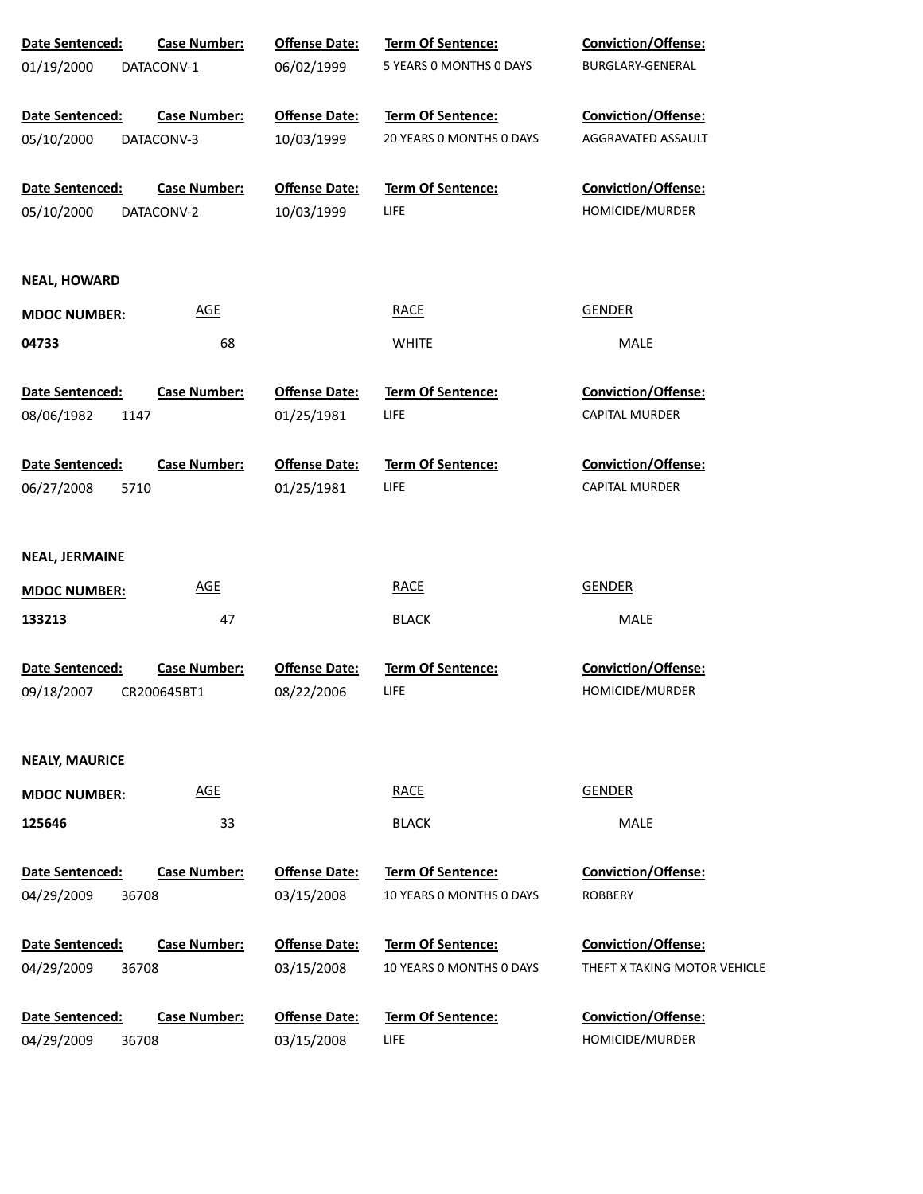| Date Sentenced: | Case Number: | Offense Date: | Term Of Sentence: | Conviction/Offense: |
|---|---|---|---|---|
| 01/19/2000 | DATACONV-1 | 06/02/1999 | 5 YEARS 0 MONTHS 0 DAYS | BURGLARY-GENERAL |

| Date Sentenced: | Case Number: | Offense Date: | Term Of Sentence: | Conviction/Offense: |
|---|---|---|---|---|
| 05/10/2000 | DATACONV-3 | 10/03/1999 | 20 YEARS 0 MONTHS 0 DAYS | AGGRAVATED ASSAULT |

| Date Sentenced: | Case Number: | Offense Date: | Term Of Sentence: | Conviction/Offense: |
|---|---|---|---|---|
| 05/10/2000 | DATACONV-2 | 10/03/1999 | LIFE | HOMICIDE/MURDER |

**NEAL, HOWARD**

| MDOC NUMBER: | AGE | RACE | GENDER |
|---|---|---|---|
| **04733** | 68 | WHITE | MALE |

| Date Sentenced: | Case Number: | Offense Date: | Term Of Sentence: | Conviction/Offense: |
|---|---|---|---|---|
| 08/06/1982 | 1147 | 01/25/1981 | LIFE | CAPITAL MURDER |

| Date Sentenced: | Case Number: | Offense Date: | Term Of Sentence: | Conviction/Offense: |
|---|---|---|---|---|
| 06/27/2008 | 5710 | 01/25/1981 | LIFE | CAPITAL MURDER |

**NEAL, JERMAINE**

| MDOC NUMBER: | AGE | RACE | GENDER |
|---|---|---|---|
| **133213** | 47 | BLACK | MALE |

| Date Sentenced: | Case Number: | Offense Date: | Term Of Sentence: | Conviction/Offense: |
|---|---|---|---|---|
| 09/18/2007 | CR200645BT1 | 08/22/2006 | LIFE | HOMICIDE/MURDER |

**NEALY, MAURICE**

| MDOC NUMBER: | AGE | RACE | GENDER |
|---|---|---|---|
| **125646** | 33 | BLACK | MALE |

| Date Sentenced: | Case Number: | Offense Date: | Term Of Sentence: | Conviction/Offense: |
|---|---|---|---|---|
| 04/29/2009 | 36708 | 03/15/2008 | 10 YEARS 0 MONTHS 0 DAYS | ROBBERY |

| Date Sentenced: | Case Number: | Offense Date: | Term Of Sentence: | Conviction/Offense: |
|---|---|---|---|---|
| 04/29/2009 | 36708 | 03/15/2008 | 10 YEARS 0 MONTHS 0 DAYS | THEFT X TAKING MOTOR VEHICLE |

| Date Sentenced: | Case Number: | Offense Date: | Term Of Sentence: | Conviction/Offense: |
|---|---|---|---|---|
| 04/29/2009 | 36708 | 03/15/2008 | LIFE | HOMICIDE/MURDER |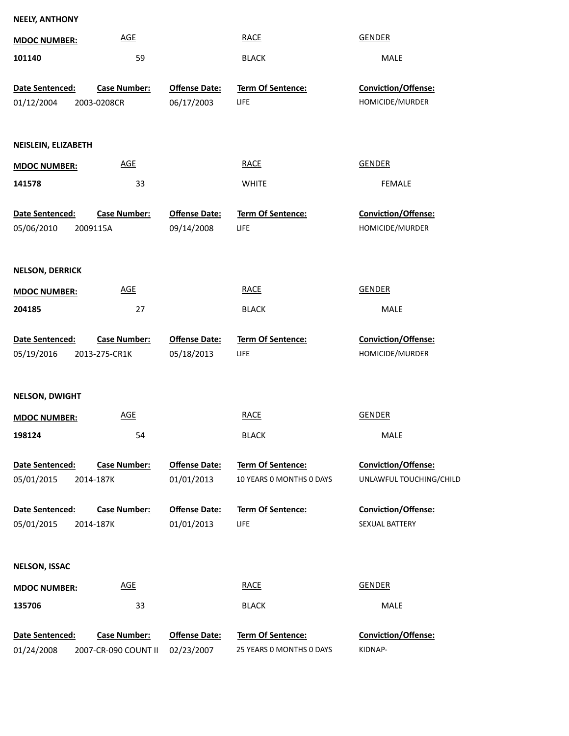**NEELY, ANTHONY**

| MDOC NUMBER: | AGE | RACE | GENDER |
|---|---|---|---|
| 101140 | 59 | BLACK | MALE |

| Date Sentenced: | Case Number: | Offense Date: | Term Of Sentence: | Conviction/Offense: |
|---|---|---|---|---|
| 01/12/2004 | 2003-0208CR | 06/17/2003 | LIFE | HOMICIDE/MURDER |

**NEISLEIN, ELIZABETH**

| MDOC NUMBER: | AGE | RACE | GENDER |
|---|---|---|---|
| 141578 | 33 | WHITE | FEMALE |

| Date Sentenced: | Case Number: | Offense Date: | Term Of Sentence: | Conviction/Offense: |
|---|---|---|---|---|
| 05/06/2010 | 2009115A | 09/14/2008 | LIFE | HOMICIDE/MURDER |

**NELSON, DERRICK**

| MDOC NUMBER: | AGE | RACE | GENDER |
|---|---|---|---|
| 204185 | 27 | BLACK | MALE |

| Date Sentenced: | Case Number: | Offense Date: | Term Of Sentence: | Conviction/Offense: |
|---|---|---|---|---|
| 05/19/2016 | 2013-275-CR1K | 05/18/2013 | LIFE | HOMICIDE/MURDER |

**NELSON, DWIGHT**

| MDOC NUMBER: | AGE | RACE | GENDER |
|---|---|---|---|
| 198124 | 54 | BLACK | MALE |

| Date Sentenced: | Case Number: | Offense Date: | Term Of Sentence: | Conviction/Offense: |
|---|---|---|---|---|
| 05/01/2015 | 2014-187K | 01/01/2013 | 10 YEARS 0 MONTHS 0 DAYS | UNLAWFUL TOUCHING/CHILD |

| Date Sentenced: | Case Number: | Offense Date: | Term Of Sentence: | Conviction/Offense: |
|---|---|---|---|---|
| 05/01/2015 | 2014-187K | 01/01/2013 | LIFE | SEXUAL BATTERY |

**NELSON, ISSAC**

| MDOC NUMBER: | AGE | RACE | GENDER |
|---|---|---|---|
| 135706 | 33 | BLACK | MALE |

| Date Sentenced: | Case Number: | Offense Date: | Term Of Sentence: | Conviction/Offense: |
|---|---|---|---|---|
| 01/24/2008 | 2007-CR-090 COUNT II | 02/23/2007 | 25 YEARS 0 MONTHS 0 DAYS | KIDNAP- |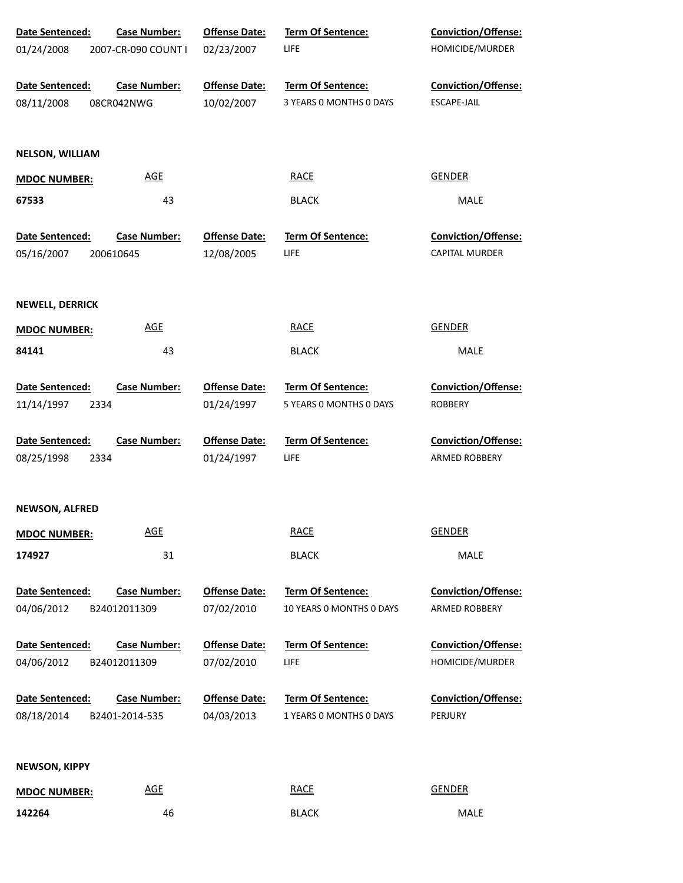| Date Sentenced: | Case Number: | Offense Date: | Term Of Sentence: | Conviction/Offense: |
|---|---|---|---|---|
| 01/24/2008 | 2007-CR-090 COUNT I | 02/23/2007 | LIFE | HOMICIDE/MURDER |

| Date Sentenced: | Case Number: | Offense Date: | Term Of Sentence: | Conviction/Offense: |
|---|---|---|---|---|
| 08/11/2008 | 08CR042NWG | 10/02/2007 | 3 YEARS 0 MONTHS 0 DAYS | ESCAPE-JAIL |

**NELSON, WILLIAM**

| MDOC NUMBER: | AGE | RACE | GENDER |
|---|---|---|---|
| 67533 | 43 | BLACK | MALE |

| Date Sentenced: | Case Number: | Offense Date: | Term Of Sentence: | Conviction/Offense: |
|---|---|---|---|---|
| 05/16/2007 | 200610645 | 12/08/2005 | LIFE | CAPITAL MURDER |

**NEWELL, DERRICK**

| MDOC NUMBER: | AGE | RACE | GENDER |
|---|---|---|---|
| 84141 | 43 | BLACK | MALE |

| Date Sentenced: | Case Number: | Offense Date: | Term Of Sentence: | Conviction/Offense: |
|---|---|---|---|---|
| 11/14/1997 | 2334 | 01/24/1997 | 5 YEARS 0 MONTHS 0 DAYS | ROBBERY |

| Date Sentenced: | Case Number: | Offense Date: | Term Of Sentence: | Conviction/Offense: |
|---|---|---|---|---|
| 08/25/1998 | 2334 | 01/24/1997 | LIFE | ARMED ROBBERY |

**NEWSON, ALFRED**

| MDOC NUMBER: | AGE | RACE | GENDER |
|---|---|---|---|
| 174927 | 31 | BLACK | MALE |

| Date Sentenced: | Case Number: | Offense Date: | Term Of Sentence: | Conviction/Offense: |
|---|---|---|---|---|
| 04/06/2012 | B24012011309 | 07/02/2010 | 10 YEARS 0 MONTHS 0 DAYS | ARMED ROBBERY |

| Date Sentenced: | Case Number: | Offense Date: | Term Of Sentence: | Conviction/Offense: |
|---|---|---|---|---|
| 04/06/2012 | B24012011309 | 07/02/2010 | LIFE | HOMICIDE/MURDER |

| Date Sentenced: | Case Number: | Offense Date: | Term Of Sentence: | Conviction/Offense: |
|---|---|---|---|---|
| 08/18/2014 | B2401-2014-535 | 04/03/2013 | 1 YEARS 0 MONTHS 0 DAYS | PERJURY |

**NEWSON, KIPPY**

| MDOC NUMBER: | AGE | RACE | GENDER |
|---|---|---|---|
| 142264 | 46 | BLACK | MALE |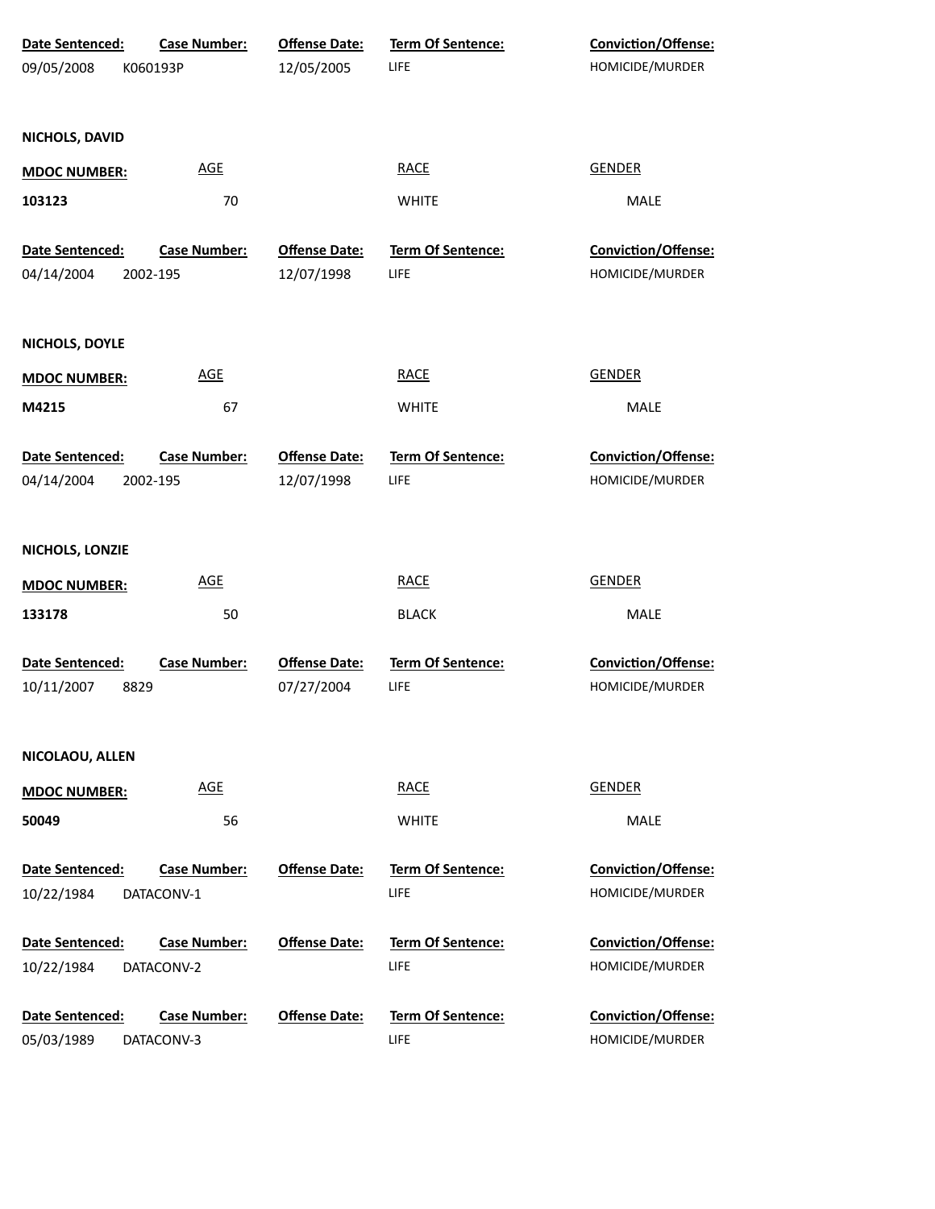| Date Sentenced: | Case Number: | Offense Date: | Term Of Sentence: | Conviction/Offense: |
| --- | --- | --- | --- | --- |
| 09/05/2008 | K060193P | 12/05/2005 | LIFE | HOMICIDE/MURDER |

**NICHOLS, DAVID**

| MDOC NUMBER: | AGE | RACE | GENDER |
| --- | --- | --- | --- |
| 103123 | 70 | WHITE | MALE |

| Date Sentenced: | Case Number: | Offense Date: | Term Of Sentence: | Conviction/Offense: |
| --- | --- | --- | --- | --- |
| 04/14/2004 | 2002-195 | 12/07/1998 | LIFE | HOMICIDE/MURDER |

**NICHOLS, DOYLE**

| MDOC NUMBER: | AGE | RACE | GENDER |
| --- | --- | --- | --- |
| M4215 | 67 | WHITE | MALE |

| Date Sentenced: | Case Number: | Offense Date: | Term Of Sentence: | Conviction/Offense: |
| --- | --- | --- | --- | --- |
| 04/14/2004 | 2002-195 | 12/07/1998 | LIFE | HOMICIDE/MURDER |

**NICHOLS, LONZIE**

| MDOC NUMBER: | AGE | RACE | GENDER |
| --- | --- | --- | --- |
| 133178 | 50 | BLACK | MALE |

| Date Sentenced: | Case Number: | Offense Date: | Term Of Sentence: | Conviction/Offense: |
| --- | --- | --- | --- | --- |
| 10/11/2007 | 8829 | 07/27/2004 | LIFE | HOMICIDE/MURDER |

**NICOLAOU, ALLEN**

| MDOC NUMBER: | AGE | RACE | GENDER |
| --- | --- | --- | --- |
| 50049 | 56 | WHITE | MALE |

| Date Sentenced: | Case Number: | Offense Date: | Term Of Sentence: | Conviction/Offense: |
| --- | --- | --- | --- | --- |
| 10/22/1984 | DATACONV-1 | | LIFE | HOMICIDE/MURDER |
| 10/22/1984 | DATACONV-2 | | LIFE | HOMICIDE/MURDER |
| 05/03/1989 | DATACONV-3 | | LIFE | HOMICIDE/MURDER |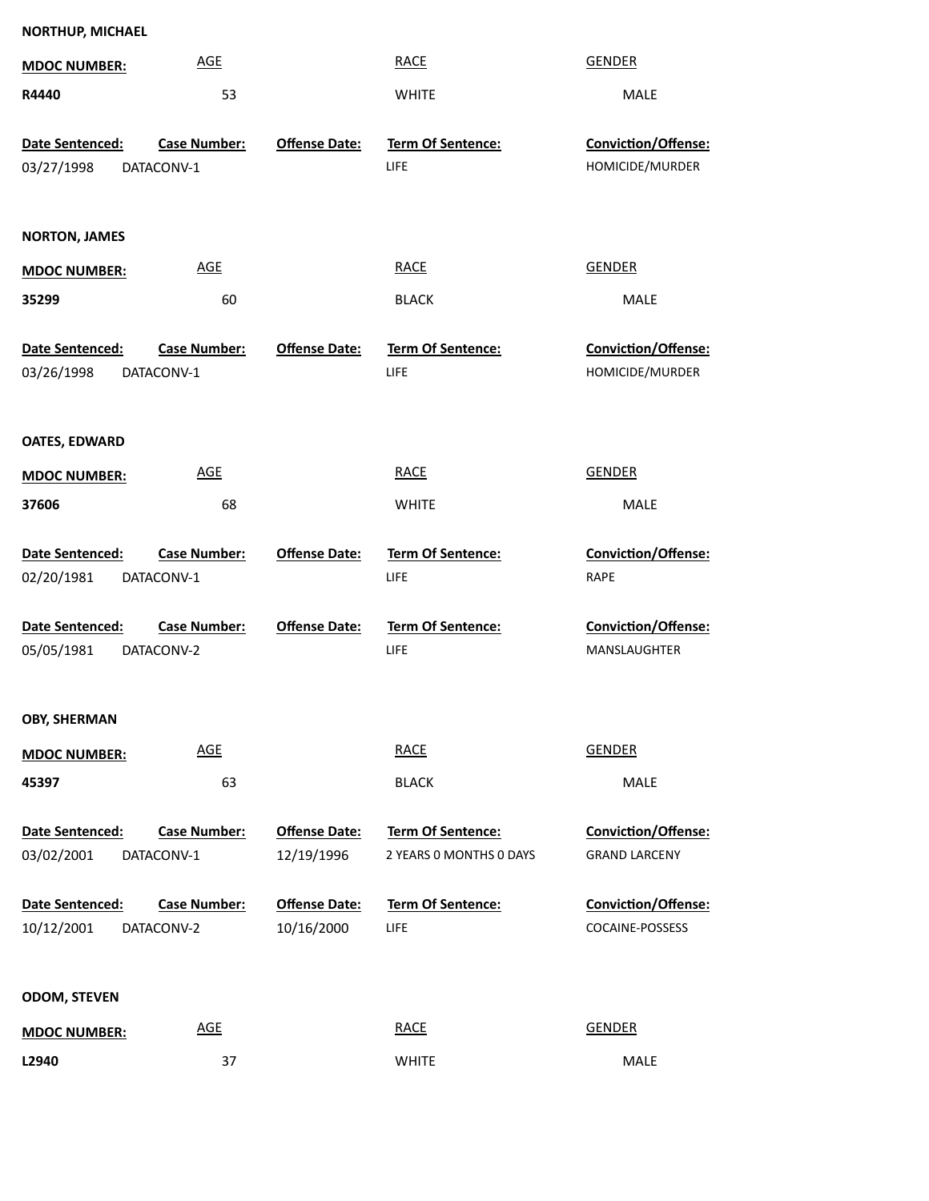**NORTHUP, MICHAEL**

| MDOC NUMBER: | AGE | RACE | GENDER |
|---|---|---|---|
| **R4440** | 53 | WHITE | MALE |

| Date Sentenced: | Case Number: | Offense Date: | Term Of Sentence: | Conviction/Offense: |
|---|---|---|---|---|
| 03/27/1998 | DATACONV-1 | | LIFE | HOMICIDE/MURDER |

**NORTON, JAMES**

| MDOC NUMBER: | AGE | RACE | GENDER |
|---|---|---|---|
| **35299** | 60 | BLACK | MALE |

| Date Sentenced: | Case Number: | Offense Date: | Term Of Sentence: | Conviction/Offense: |
|---|---|---|---|---|
| 03/26/1998 | DATACONV-1 | | LIFE | HOMICIDE/MURDER |

**OATES, EDWARD**

| MDOC NUMBER: | AGE | RACE | GENDER |
|---|---|---|---|
| **37606** | 68 | WHITE | MALE |

| Date Sentenced: | Case Number: | Offense Date: | Term Of Sentence: | Conviction/Offense: |
|---|---|---|---|---|
| 02/20/1981 | DATACONV-1 | | LIFE | RAPE |
| 05/05/1981 | DATACONV-2 | | LIFE | MANSLAUGHTER |

**OBY, SHERMAN**

| MDOC NUMBER: | AGE | RACE | GENDER |
|---|---|---|---|
| **45397** | 63 | BLACK | MALE |

| Date Sentenced: | Case Number: | Offense Date: | Term Of Sentence: | Conviction/Offense: |
|---|---|---|---|---|
| 03/02/2001 | DATACONV-1 | 12/19/1996 | 2 YEARS 0 MONTHS 0 DAYS | GRAND LARCENY |
| 10/12/2001 | DATACONV-2 | 10/16/2000 | LIFE | COCAINE-POSSESS |

**ODOM, STEVEN**

| MDOC NUMBER: | AGE | RACE | GENDER |
|---|---|---|---|
| **L2940** | 37 | WHITE | MALE |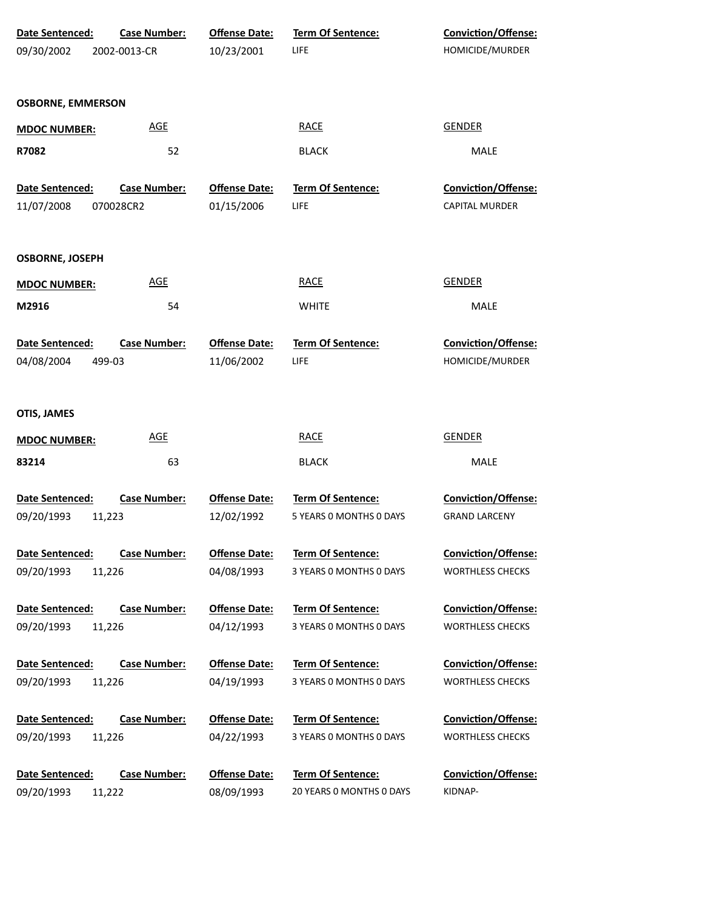| Date Sentenced: | Case Number: | Offense Date: | Term Of Sentence: | Conviction/Offense: |
|---|---|---|---|---|
| 09/30/2002 | 2002-0013-CR | 10/23/2001 | LIFE | HOMICIDE/MURDER |

**OSBORNE, EMMERSON**

| MDOC NUMBER: | AGE | RACE | GENDER |
|---|---|---|---|
| R7082 | 52 | BLACK | MALE |

| Date Sentenced: | Case Number: | Offense Date: | Term Of Sentence: | Conviction/Offense: |
|---|---|---|---|---|
| 11/07/2008 | 070028CR2 | 01/15/2006 | LIFE | CAPITAL MURDER |

**OSBORNE, JOSEPH**

| MDOC NUMBER: | AGE | RACE | GENDER |
|---|---|---|---|
| M2916 | 54 | WHITE | MALE |

| Date Sentenced: | Case Number: | Offense Date: | Term Of Sentence: | Conviction/Offense: |
|---|---|---|---|---|
| 04/08/2004 | 499-03 | 11/06/2002 | LIFE | HOMICIDE/MURDER |

**OTIS, JAMES**

| MDOC NUMBER: | AGE | RACE | GENDER |
|---|---|---|---|
| 83214 | 63 | BLACK | MALE |

| Date Sentenced: | Case Number: | Offense Date: | Term Of Sentence: | Conviction/Offense: |
|---|---|---|---|---|
| 09/20/1993 | 11,223 | 12/02/1992 | 5 YEARS 0 MONTHS 0 DAYS | GRAND LARCENY |
| 09/20/1993 | 11,226 | 04/08/1993 | 3 YEARS 0 MONTHS 0 DAYS | WORTHLESS CHECKS |
| 09/20/1993 | 11,226 | 04/12/1993 | 3 YEARS 0 MONTHS 0 DAYS | WORTHLESS CHECKS |
| 09/20/1993 | 11,226 | 04/19/1993 | 3 YEARS 0 MONTHS 0 DAYS | WORTHLESS CHECKS |
| 09/20/1993 | 11,226 | 04/22/1993 | 3 YEARS 0 MONTHS 0 DAYS | WORTHLESS CHECKS |
| 09/20/1993 | 11,222 | 08/09/1993 | 20 YEARS 0 MONTHS 0 DAYS | KIDNAP- |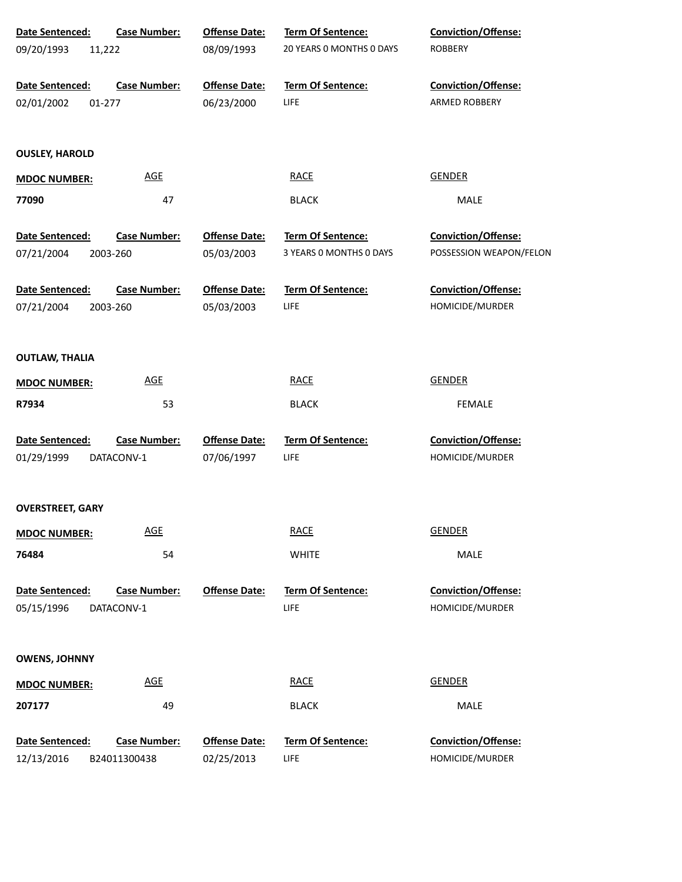| Date Sentenced: | Case Number: | Offense Date: | Term Of Sentence: | Conviction/Offense: |
|---|---|---|---|---|
| 09/20/1993 | 11,222 | 08/09/1993 | 20 YEARS 0 MONTHS 0 DAYS | ROBBERY |

| Date Sentenced: | Case Number: | Offense Date: | Term Of Sentence: | Conviction/Offense: |
|---|---|---|---|---|
| 02/01/2002 | 01-277 | 06/23/2000 | LIFE | ARMED ROBBERY |

**OUSLEY, HAROLD**

| MDOC NUMBER: | AGE | RACE | GENDER |
|---|---|---|---|
| **77090** | 47 | BLACK | MALE |

| Date Sentenced: | Case Number: | Offense Date: | Term Of Sentence: | Conviction/Offense: |
|---|---|---|---|---|
| 07/21/2004 | 2003-260 | 05/03/2003 | 3 YEARS 0 MONTHS 0 DAYS | POSSESSION WEAPON/FELON |

| Date Sentenced: | Case Number: | Offense Date: | Term Of Sentence: | Conviction/Offense: |
|---|---|---|---|---|
| 07/21/2004 | 2003-260 | 05/03/2003 | LIFE | HOMICIDE/MURDER |

**OUTLAW, THALIA**

| MDOC NUMBER: | AGE | RACE | GENDER |
|---|---|---|---|
| **R7934** | 53 | BLACK | FEMALE |

| Date Sentenced: | Case Number: | Offense Date: | Term Of Sentence: | Conviction/Offense: |
|---|---|---|---|---|
| 01/29/1999 | DATACONV-1 | 07/06/1997 | LIFE | HOMICIDE/MURDER |

**OVERSTREET, GARY**

| MDOC NUMBER: | AGE | RACE | GENDER |
|---|---|---|---|
| **76484** | 54 | WHITE | MALE |

| Date Sentenced: | Case Number: | Offense Date: | Term Of Sentence: | Conviction/Offense: |
|---|---|---|---|---|
| 05/15/1996 | DATACONV-1 | | LIFE | HOMICIDE/MURDER |

**OWENS, JOHNNY**

| MDOC NUMBER: | AGE | RACE | GENDER |
|---|---|---|---|
| **207177** | 49 | BLACK | MALE |

| Date Sentenced: | Case Number: | Offense Date: | Term Of Sentence: | Conviction/Offense: |
|---|---|---|---|---|
| 12/13/2016 | B24011300438 | 02/25/2013 | LIFE | HOMICIDE/MURDER |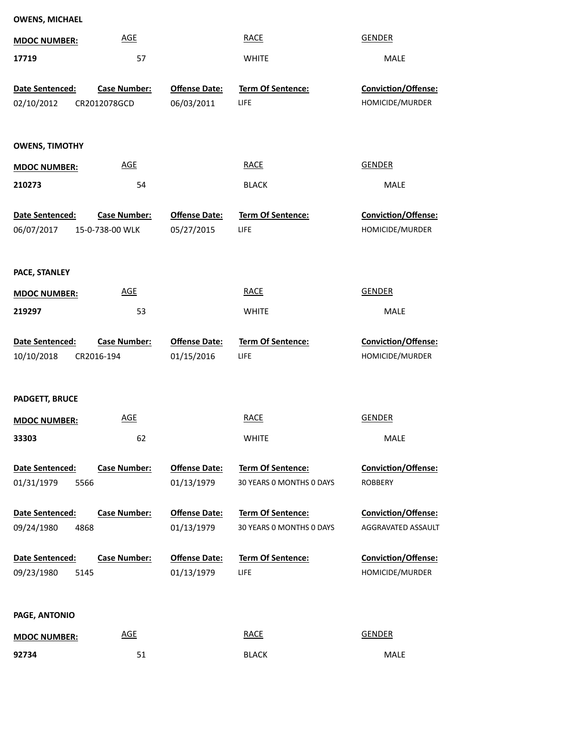**OWENS, MICHAEL**

| MDOC NUMBER: | AGE | RACE | GENDER |
|---|---|---|---|
| **17719** | 57 | WHITE | MALE |

| Date Sentenced: | Case Number: | Offense Date: | Term Of Sentence: | Conviction/Offense: |
|---|---|---|---|---|
| 02/10/2012 | CR2012078GCD | 06/03/2011 | LIFE | HOMICIDE/MURDER |

**OWENS, TIMOTHY**

| MDOC NUMBER: | AGE | RACE | GENDER |
|---|---|---|---|
| **210273** | 54 | BLACK | MALE |

| Date Sentenced: | Case Number: | Offense Date: | Term Of Sentence: | Conviction/Offense: |
|---|---|---|---|---|
| 06/07/2017 | 15-0-738-00 WLK | 05/27/2015 | LIFE | HOMICIDE/MURDER |

**PACE, STANLEY**

| MDOC NUMBER: | AGE | RACE | GENDER |
|---|---|---|---|
| **219297** | 53 | WHITE | MALE |

| Date Sentenced: | Case Number: | Offense Date: | Term Of Sentence: | Conviction/Offense: |
|---|---|---|---|---|
| 10/10/2018 | CR2016-194 | 01/15/2016 | LIFE | HOMICIDE/MURDER |

**PADGETT, BRUCE**

| MDOC NUMBER: | AGE | RACE | GENDER |
|---|---|---|---|
| **33303** | 62 | WHITE | MALE |

| Date Sentenced: | Case Number: | Offense Date: | Term Of Sentence: | Conviction/Offense: |
|---|---|---|---|---|
| 01/31/1979 | 5566 | 01/13/1979 | 30 YEARS 0 MONTHS 0 DAYS | ROBBERY |
| 09/24/1980 | 4868 | 01/13/1979 | 30 YEARS 0 MONTHS 0 DAYS | AGGRAVATED ASSAULT |
| 09/23/1980 | 5145 | 01/13/1979 | LIFE | HOMICIDE/MURDER |

**PAGE, ANTONIO**

| MDOC NUMBER: | AGE | RACE | GENDER |
|---|---|---|---|
| **92734** | 51 | BLACK | MALE |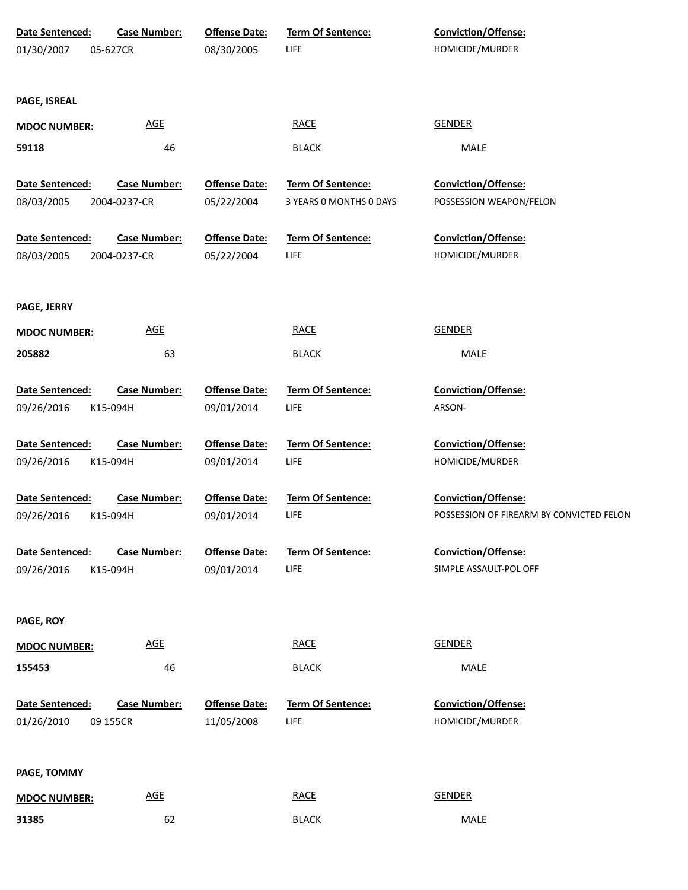| Date Sentenced: | Case Number: | Offense Date: | Term Of Sentence: | Conviction/Offense: |
|---|---|---|---|---|
| 01/30/2007 | 05-627CR | 08/30/2005 | LIFE | HOMICIDE/MURDER |

**PAGE, ISREAL**

| MDOC NUMBER: | AGE | RACE | GENDER |
|---|---|---|---|
| **59118** | 46 | BLACK | MALE |

| Date Sentenced: | Case Number: | Offense Date: | Term Of Sentence: | Conviction/Offense: |
|---|---|---|---|---|
| 08/03/2005 | 2004-0237-CR | 05/22/2004 | 3 YEARS 0 MONTHS 0 DAYS | POSSESSION WEAPON/FELON |
| 08/03/2005 | 2004-0237-CR | 05/22/2004 | LIFE | HOMICIDE/MURDER |

**PAGE, JERRY**

| MDOC NUMBER: | AGE | RACE | GENDER |
|---|---|---|---|
| **205882** | 63 | BLACK | MALE |

| Date Sentenced: | Case Number: | Offense Date: | Term Of Sentence: | Conviction/Offense: |
|---|---|---|---|---|
| 09/26/2016 | K15-094H | 09/01/2014 | LIFE | ARSON- |
| 09/26/2016 | K15-094H | 09/01/2014 | LIFE | HOMICIDE/MURDER |
| 09/26/2016 | K15-094H | 09/01/2014 | LIFE | POSSESSION OF FIREARM BY CONVICTED FELON |
| 09/26/2016 | K15-094H | 09/01/2014 | LIFE | SIMPLE ASSAULT-POL OFF |

**PAGE, ROY**

| MDOC NUMBER: | AGE | RACE | GENDER |
|---|---|---|---|
| **155453** | 46 | BLACK | MALE |

| Date Sentenced: | Case Number: | Offense Date: | Term Of Sentence: | Conviction/Offense: |
|---|---|---|---|---|
| 01/26/2010 | 09 155CR | 11/05/2008 | LIFE | HOMICIDE/MURDER |

**PAGE, TOMMY**

| MDOC NUMBER: | AGE | RACE | GENDER |
|---|---|---|---|
| **31385** | 62 | BLACK | MALE |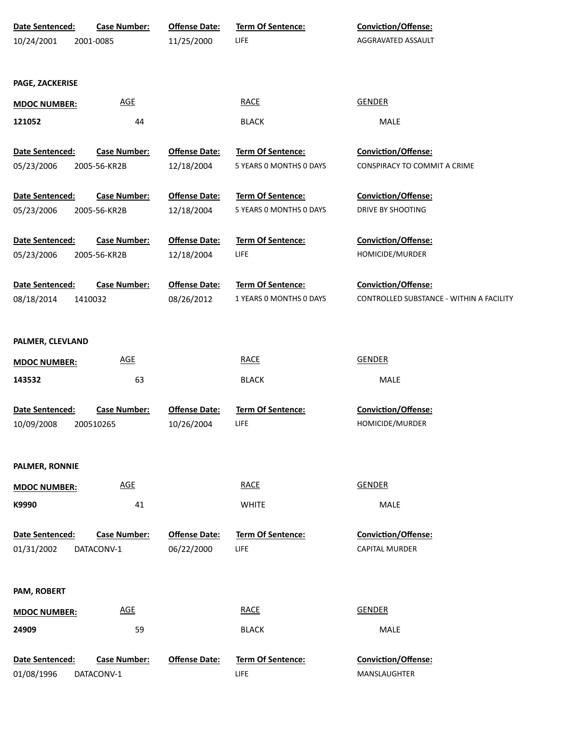| Date Sentenced: | Case Number: | Offense Date: | Term Of Sentence: | Conviction/Offense: |
|---|---|---|---|---|
| 10/24/2001 | 2001-0085 | 11/25/2000 | LIFE | AGGRAVATED ASSAULT |

**PAGE, ZACKERISE**

| MDOC NUMBER: | AGE | RACE | GENDER |
|---|---|---|---|
| **121052** | 44 | BLACK | MALE |

| Date Sentenced: | Case Number: | Offense Date: | Term Of Sentence: | Conviction/Offense: |
|---|---|---|---|---|
| 05/23/2006 | 2005-56-KR2B | 12/18/2004 | 5 YEARS 0 MONTHS 0 DAYS | CONSPIRACY TO COMMIT A CRIME |
| 05/23/2006 | 2005-56-KR2B | 12/18/2004 | 5 YEARS 0 MONTHS 0 DAYS | DRIVE BY SHOOTING |
| 05/23/2006 | 2005-56-KR2B | 12/18/2004 | LIFE | HOMICIDE/MURDER |
| 08/18/2014 | 1410032 | 08/26/2012 | 1 YEARS 0 MONTHS 0 DAYS | CONTROLLED SUBSTANCE - WITHIN A FACILITY |

**PALMER, CLEVLAND**

| MDOC NUMBER: | AGE | RACE | GENDER |
|---|---|---|---|
| **143532** | 63 | BLACK | MALE |

| Date Sentenced: | Case Number: | Offense Date: | Term Of Sentence: | Conviction/Offense: |
|---|---|---|---|---|
| 10/09/2008 | 200510265 | 10/26/2004 | LIFE | HOMICIDE/MURDER |

**PALMER, RONNIE**

| MDOC NUMBER: | AGE | RACE | GENDER |
|---|---|---|---|
| **K9990** | 41 | WHITE | MALE |

| Date Sentenced: | Case Number: | Offense Date: | Term Of Sentence: | Conviction/Offense: |
|---|---|---|---|---|
| 01/31/2002 | DATACONV-1 | 06/22/2000 | LIFE | CAPITAL MURDER |

**PAM, ROBERT**

| MDOC NUMBER: | AGE | RACE | GENDER |
|---|---|---|---|
| **24909** | 59 | BLACK | MALE |

| Date Sentenced: | Case Number: | Offense Date: | Term Of Sentence: | Conviction/Offense: |
|---|---|---|---|---|
| 01/08/1996 | DATACONV-1 | | LIFE | MANSLAUGHTER |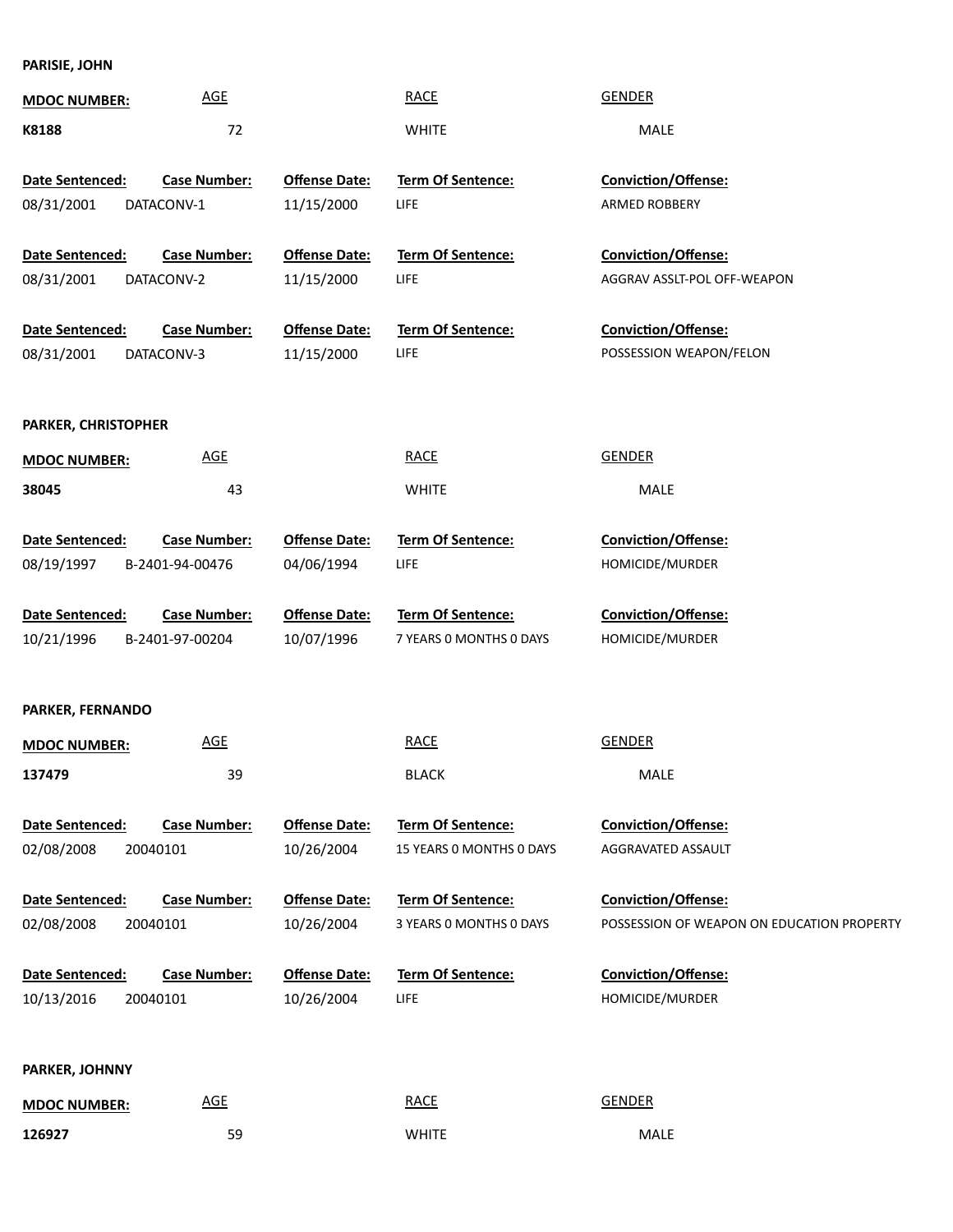**PARISIE, JOHN**

| MDOC NUMBER: | AGE | RACE | GENDER |
|---|---|---|---|
| **K8188** | 72 | WHITE | MALE |

| Date Sentenced: | Case Number: | Offense Date: | Term Of Sentence: | Conviction/Offense: |
|---|---|---|---|---|
| 08/31/2001 | DATACONV-1 | 11/15/2000 | LIFE | ARMED ROBBERY |
| 08/31/2001 | DATACONV-2 | 11/15/2000 | LIFE | AGGRAV ASSLT-POL OFF-WEAPON |
| 08/31/2001 | DATACONV-3 | 11/15/2000 | LIFE | POSSESSION WEAPON/FELON |

**PARKER, CHRISTOPHER**

| MDOC NUMBER: | AGE | RACE | GENDER |
|---|---|---|---|
| **38045** | 43 | WHITE | MALE |

| Date Sentenced: | Case Number: | Offense Date: | Term Of Sentence: | Conviction/Offense: |
|---|---|---|---|---|
| 08/19/1997 | B-2401-94-00476 | 04/06/1994 | LIFE | HOMICIDE/MURDER |
| 10/21/1996 | B-2401-97-00204 | 10/07/1996 | 7 YEARS 0 MONTHS 0 DAYS | HOMICIDE/MURDER |

**PARKER, FERNANDO**

| MDOC NUMBER: | AGE | RACE | GENDER |
|---|---|---|---|
| **137479** | 39 | BLACK | MALE |

| Date Sentenced: | Case Number: | Offense Date: | Term Of Sentence: | Conviction/Offense: |
|---|---|---|---|---|
| 02/08/2008 | 20040101 | 10/26/2004 | 15 YEARS 0 MONTHS 0 DAYS | AGGRAVATED ASSAULT |
| 02/08/2008 | 20040101 | 10/26/2004 | 3 YEARS 0 MONTHS 0 DAYS | POSSESSION OF WEAPON ON EDUCATION PROPERTY |
| 10/13/2016 | 20040101 | 10/26/2004 | LIFE | HOMICIDE/MURDER |

**PARKER, JOHNNY**

| MDOC NUMBER: | AGE | RACE | GENDER |
|---|---|---|---|
| **126927** | 59 | WHITE | MALE |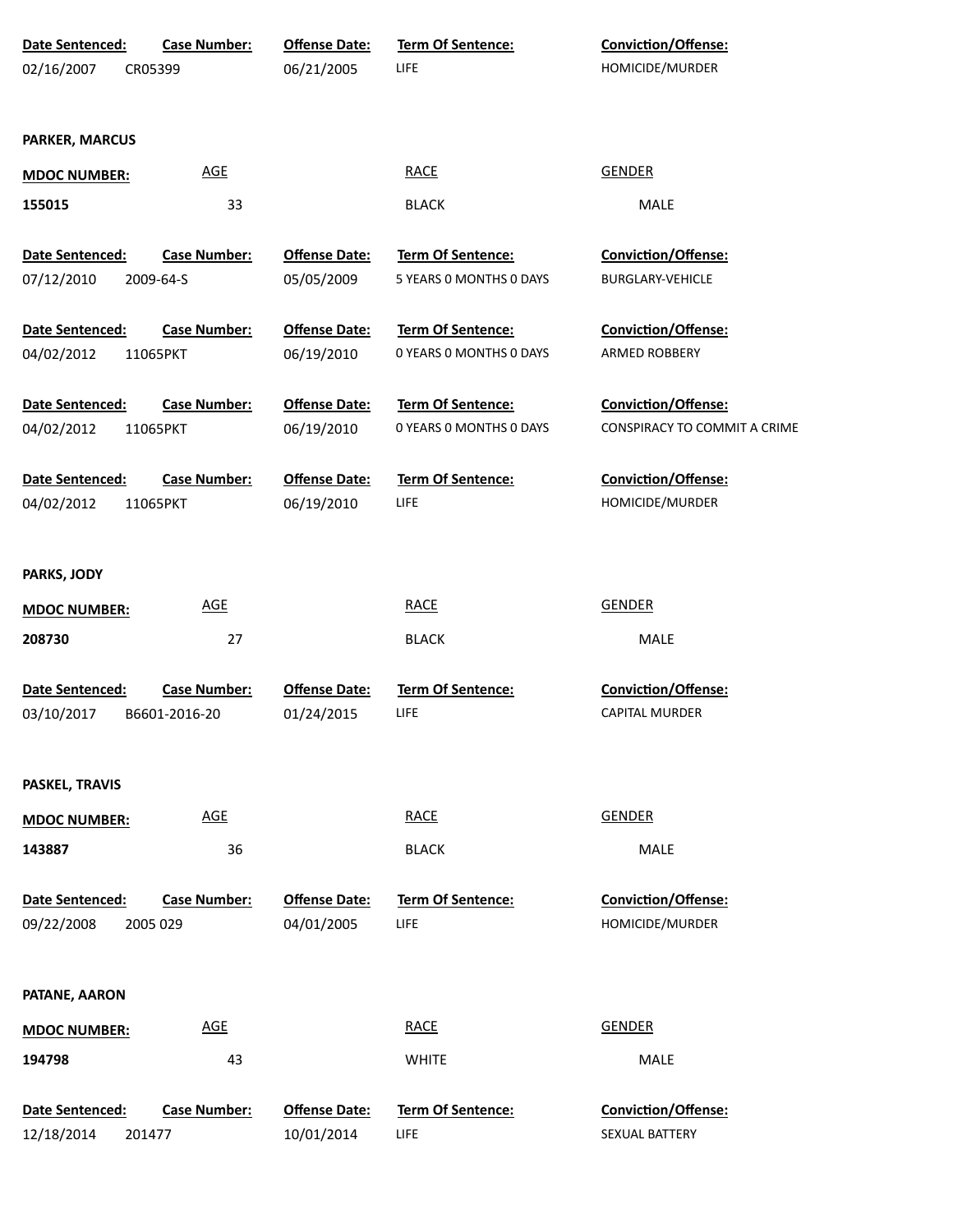| Date Sentenced: | Case Number: | Offense Date: | Term Of Sentence: | Conviction/Offense: |
|---|---|---|---|---|
| 02/16/2007 | CR05399 | 06/21/2005 | LIFE | HOMICIDE/MURDER |

**PARKER, MARCUS**

| MDOC NUMBER: | AGE | RACE | GENDER |
|---|---|---|---|
| 155015 | 33 | BLACK | MALE |

| Date Sentenced: | Case Number: | Offense Date: | Term Of Sentence: | Conviction/Offense: |
|---|---|---|---|---|
| 07/12/2010 | 2009-64-S | 05/05/2009 | 5 YEARS 0 MONTHS 0 DAYS | BURGLARY-VEHICLE |
| 04/02/2012 | 11065PKT | 06/19/2010 | 0 YEARS 0 MONTHS 0 DAYS | ARMED ROBBERY |
| 04/02/2012 | 11065PKT | 06/19/2010 | 0 YEARS 0 MONTHS 0 DAYS | CONSPIRACY TO COMMIT A CRIME |
| 04/02/2012 | 11065PKT | 06/19/2010 | LIFE | HOMICIDE/MURDER |

**PARKS, JODY**

| MDOC NUMBER: | AGE | RACE | GENDER |
|---|---|---|---|
| 208730 | 27 | BLACK | MALE |

| Date Sentenced: | Case Number: | Offense Date: | Term Of Sentence: | Conviction/Offense: |
|---|---|---|---|---|
| 03/10/2017 | B6601-2016-20 | 01/24/2015 | LIFE | CAPITAL MURDER |

**PASKEL, TRAVIS**

| MDOC NUMBER: | AGE | RACE | GENDER |
|---|---|---|---|
| 143887 | 36 | BLACK | MALE |

| Date Sentenced: | Case Number: | Offense Date: | Term Of Sentence: | Conviction/Offense: |
|---|---|---|---|---|
| 09/22/2008 | 2005 029 | 04/01/2005 | LIFE | HOMICIDE/MURDER |

**PATANE, AARON**

| MDOC NUMBER: | AGE | RACE | GENDER |
|---|---|---|---|
| 194798 | 43 | WHITE | MALE |

| Date Sentenced: | Case Number: | Offense Date: | Term Of Sentence: | Conviction/Offense: |
|---|---|---|---|---|
| 12/18/2014 | 201477 | 10/01/2014 | LIFE | SEXUAL BATTERY |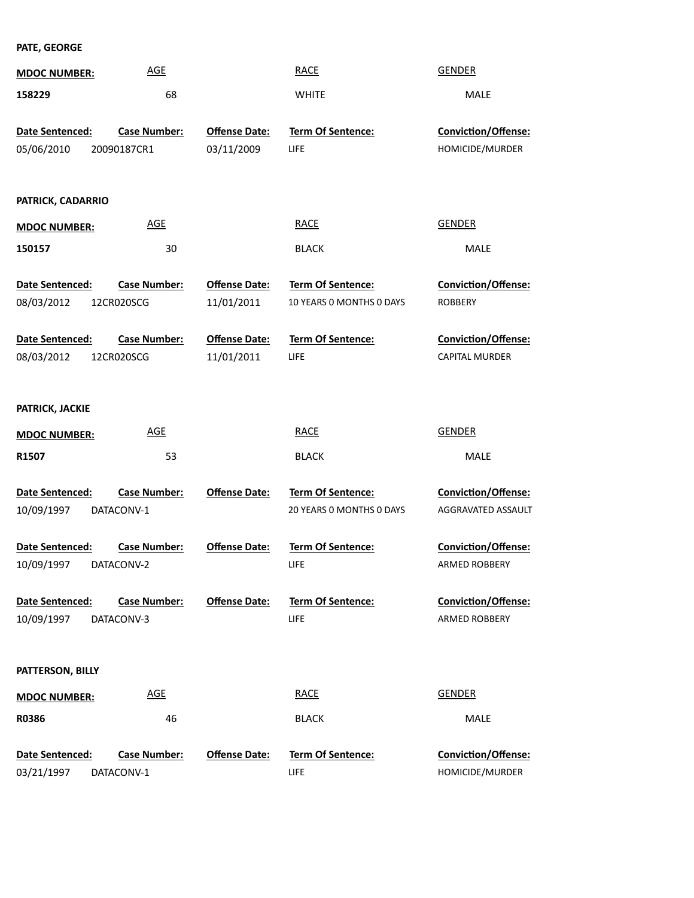**PATE, GEORGE**

| MDOC NUMBER: | AGE | RACE | GENDER |
| --- | --- | --- | --- |
| 158229 | 68 | WHITE | MALE |

| Date Sentenced: | Case Number: | Offense Date: | Term Of Sentence: | Conviction/Offense: |
| --- | --- | --- | --- | --- |
| 05/06/2010 | 20090187CR1 | 03/11/2009 | LIFE | HOMICIDE/MURDER |

**PATRICK, CADARRIO**

| MDOC NUMBER: | AGE | RACE | GENDER |
| --- | --- | --- | --- |
| 150157 | 30 | BLACK | MALE |

| Date Sentenced: | Case Number: | Offense Date: | Term Of Sentence: | Conviction/Offense: |
| --- | --- | --- | --- | --- |
| 08/03/2012 | 12CR020SCG | 11/01/2011 | 10 YEARS 0 MONTHS 0 DAYS | ROBBERY |
| 08/03/2012 | 12CR020SCG | 11/01/2011 | LIFE | CAPITAL MURDER |

**PATRICK, JACKIE**

| MDOC NUMBER: | AGE | RACE | GENDER |
| --- | --- | --- | --- |
| R1507 | 53 | BLACK | MALE |

| Date Sentenced: | Case Number: | Offense Date: | Term Of Sentence: | Conviction/Offense: |
| --- | --- | --- | --- | --- |
| 10/09/1997 | DATACONV-1 | | 20 YEARS 0 MONTHS 0 DAYS | AGGRAVATED ASSAULT |
| 10/09/1997 | DATACONV-2 | | LIFE | ARMED ROBBERY |
| 10/09/1997 | DATACONV-3 | | LIFE | ARMED ROBBERY |

**PATTERSON, BILLY**

| MDOC NUMBER: | AGE | RACE | GENDER |
| --- | --- | --- | --- |
| R0386 | 46 | BLACK | MALE |

| Date Sentenced: | Case Number: | Offense Date: | Term Of Sentence: | Conviction/Offense: |
| --- | --- | --- | --- | --- |
| 03/21/1997 | DATACONV-1 | | LIFE | HOMICIDE/MURDER |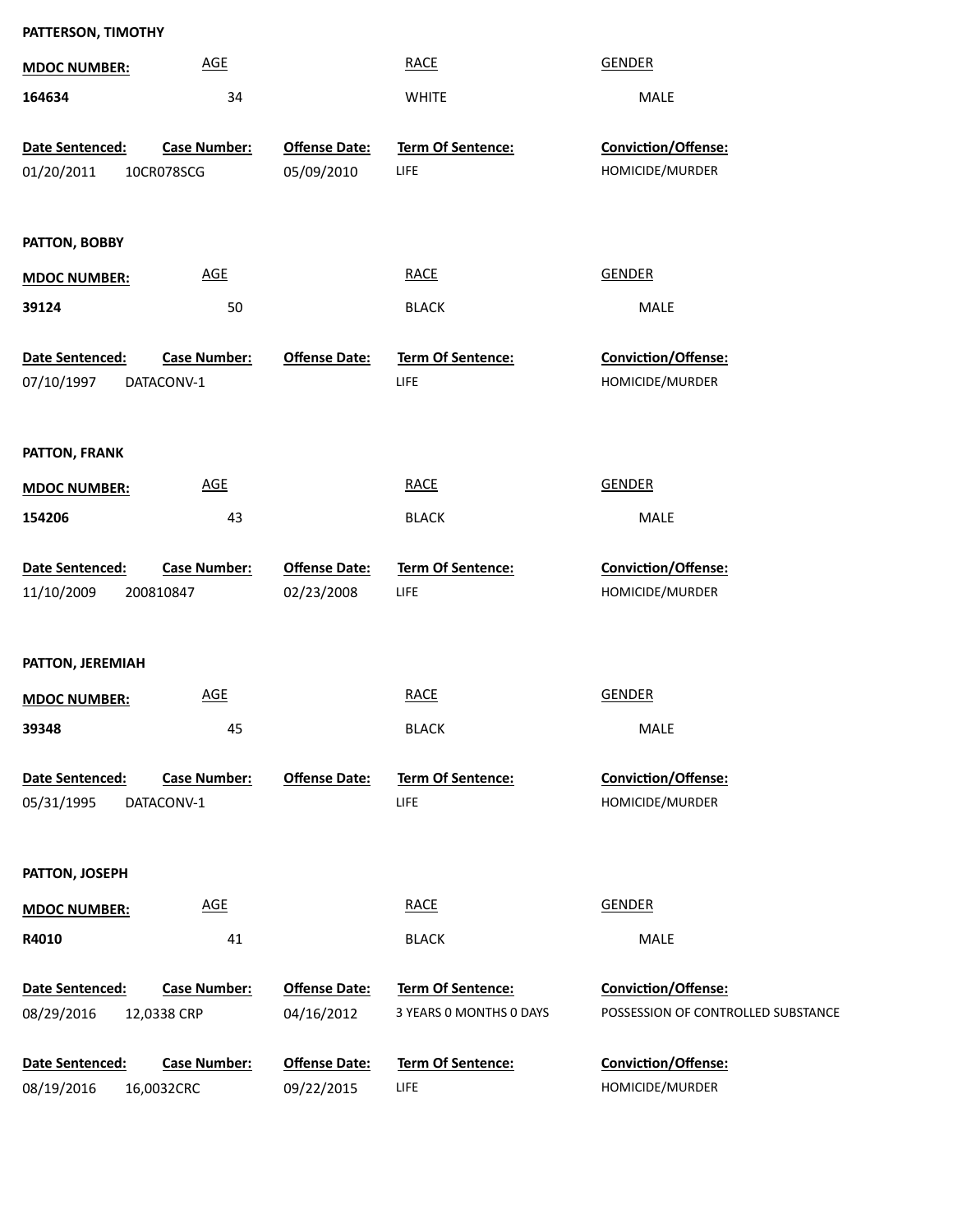**PATTERSON, TIMOTHY**

| MDOC NUMBER: | AGE | RACE | GENDER |
|---|---|---|---|
| **164634** | 34 | WHITE | MALE |

| Date Sentenced: | Case Number: | Offense Date: | Term Of Sentence: | Conviction/Offense: |
|---|---|---|---|---|
| 01/20/2011 | 10CR078SCG | 05/09/2010 | LIFE | HOMICIDE/MURDER |

**PATTON, BOBBY**

| MDOC NUMBER: | AGE | RACE | GENDER |
|---|---|---|---|
| **39124** | 50 | BLACK | MALE |

| Date Sentenced: | Case Number: | Offense Date: | Term Of Sentence: | Conviction/Offense: |
|---|---|---|---|---|
| 07/10/1997 | DATACONV-1 | | LIFE | HOMICIDE/MURDER |

**PATTON, FRANK**

| MDOC NUMBER: | AGE | RACE | GENDER |
|---|---|---|---|
| **154206** | 43 | BLACK | MALE |

| Date Sentenced: | Case Number: | Offense Date: | Term Of Sentence: | Conviction/Offense: |
|---|---|---|---|---|
| 11/10/2009 | 200810847 | 02/23/2008 | LIFE | HOMICIDE/MURDER |

**PATTON, JEREMIAH**

| MDOC NUMBER: | AGE | RACE | GENDER |
|---|---|---|---|
| **39348** | 45 | BLACK | MALE |

| Date Sentenced: | Case Number: | Offense Date: | Term Of Sentence: | Conviction/Offense: |
|---|---|---|---|---|
| 05/31/1995 | DATACONV-1 | | LIFE | HOMICIDE/MURDER |

**PATTON, JOSEPH**

| MDOC NUMBER: | AGE | RACE | GENDER |
|---|---|---|---|
| **R4010** | 41 | BLACK | MALE |

| Date Sentenced: | Case Number: | Offense Date: | Term Of Sentence: | Conviction/Offense: |
|---|---|---|---|---|
| 08/29/2016 | 12,0338 CRP | 04/16/2012 | 3 YEARS 0 MONTHS 0 DAYS | POSSESSION OF CONTROLLED SUBSTANCE |
| 08/19/2016 | 16,0032CRC | 09/22/2015 | LIFE | HOMICIDE/MURDER |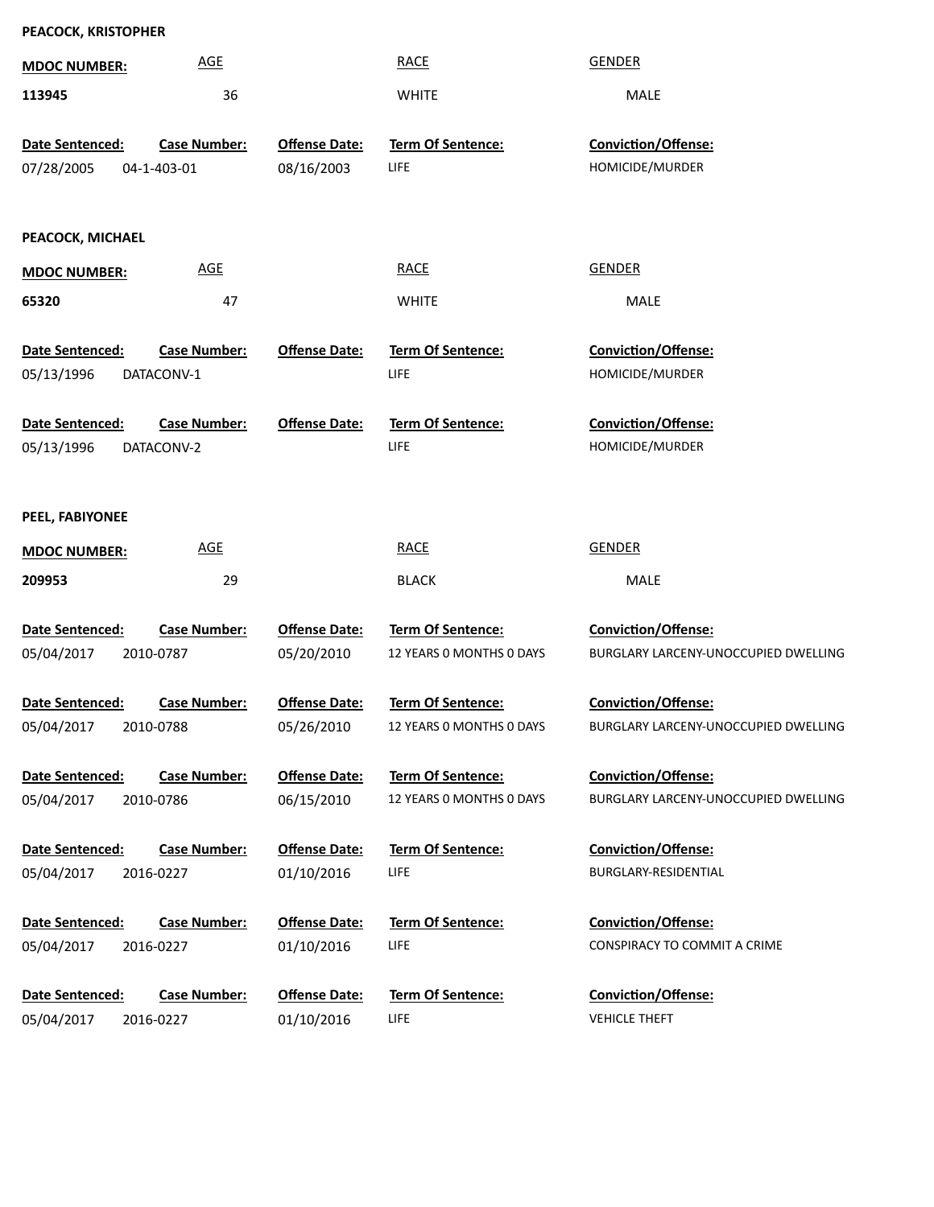**PEACOCK, KRISTOPHER**

| MDOC NUMBER: | AGE | RACE | GENDER |
|---|---|---|---|
| 113945 | 36 | WHITE | MALE |

| Date Sentenced: | Case Number: | Offense Date: | Term Of Sentence: | Conviction/Offense: |
|---|---|---|---|---|
| 07/28/2005 | 04-1-403-01 | 08/16/2003 | LIFE | HOMICIDE/MURDER |

**PEACOCK, MICHAEL**

| MDOC NUMBER: | AGE | RACE | GENDER |
|---|---|---|---|
| 65320 | 47 | WHITE | MALE |

| Date Sentenced: | Case Number: | Offense Date: | Term Of Sentence: | Conviction/Offense: |
|---|---|---|---|---|
| 05/13/1996 | DATACONV-1 | | LIFE | HOMICIDE/MURDER |
| 05/13/1996 | DATACONV-2 | | LIFE | HOMICIDE/MURDER |

**PEEL, FABIYONEE**

| MDOC NUMBER: | AGE | RACE | GENDER |
|---|---|---|---|
| 209953 | 29 | BLACK | MALE |

| Date Sentenced: | Case Number: | Offense Date: | Term Of Sentence: | Conviction/Offense: |
|---|---|---|---|---|
| 05/04/2017 | 2010-0787 | 05/20/2010 | 12 YEARS 0 MONTHS 0 DAYS | BURGLARY LARCENY-UNOCCUPIED DWELLING |
| 05/04/2017 | 2010-0788 | 05/26/2010 | 12 YEARS 0 MONTHS 0 DAYS | BURGLARY LARCENY-UNOCCUPIED DWELLING |
| 05/04/2017 | 2010-0786 | 06/15/2010 | 12 YEARS 0 MONTHS 0 DAYS | BURGLARY LARCENY-UNOCCUPIED DWELLING |
| 05/04/2017 | 2016-0227 | 01/10/2016 | LIFE | BURGLARY-RESIDENTIAL |
| 05/04/2017 | 2016-0227 | 01/10/2016 | LIFE | CONSPIRACY TO COMMIT A CRIME |
| 05/04/2017 | 2016-0227 | 01/10/2016 | LIFE | VEHICLE THEFT |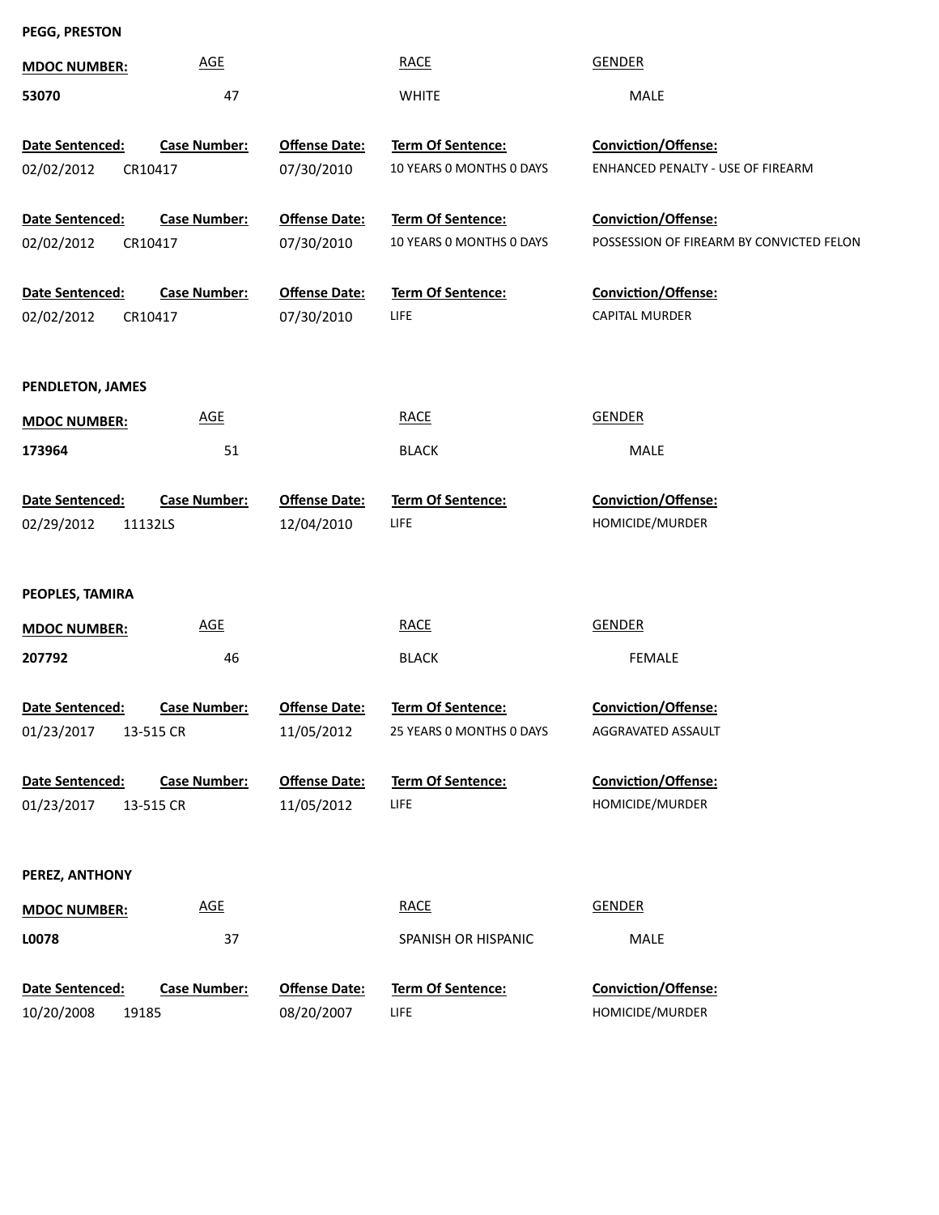**PEGG, PRESTON**

| MDOC NUMBER: | AGE | RACE | GENDER |
| --- | --- | --- | --- |
| 53070 | 47 | WHITE | MALE |

| Date Sentenced: | Case Number: | Offense Date: | Term Of Sentence: | Conviction/Offense: |
| --- | --- | --- | --- | --- |
| 02/02/2012 | CR10417 | 07/30/2010 | 10 YEARS 0 MONTHS 0 DAYS | ENHANCED PENALTY - USE OF FIREARM |
| 02/02/2012 | CR10417 | 07/30/2010 | 10 YEARS 0 MONTHS 0 DAYS | POSSESSION OF FIREARM BY CONVICTED FELON |
| 02/02/2012 | CR10417 | 07/30/2010 | LIFE | CAPITAL MURDER |

**PENDLETON, JAMES**

| MDOC NUMBER: | AGE | RACE | GENDER |
| --- | --- | --- | --- |
| 173964 | 51 | BLACK | MALE |

| Date Sentenced: | Case Number: | Offense Date: | Term Of Sentence: | Conviction/Offense: |
| --- | --- | --- | --- | --- |
| 02/29/2012 | 11132LS | 12/04/2010 | LIFE | HOMICIDE/MURDER |

**PEOPLES, TAMIRA**

| MDOC NUMBER: | AGE | RACE | GENDER |
| --- | --- | --- | --- |
| 207792 | 46 | BLACK | FEMALE |

| Date Sentenced: | Case Number: | Offense Date: | Term Of Sentence: | Conviction/Offense: |
| --- | --- | --- | --- | --- |
| 01/23/2017 | 13-515 CR | 11/05/2012 | 25 YEARS 0 MONTHS 0 DAYS | AGGRAVATED ASSAULT |
| 01/23/2017 | 13-515 CR | 11/05/2012 | LIFE | HOMICIDE/MURDER |

**PEREZ, ANTHONY**

| MDOC NUMBER: | AGE | RACE | GENDER |
| --- | --- | --- | --- |
| L0078 | 37 | SPANISH OR HISPANIC | MALE |

| Date Sentenced: | Case Number: | Offense Date: | Term Of Sentence: | Conviction/Offense: |
| --- | --- | --- | --- | --- |
| 10/20/2008 | 19185 | 08/20/2007 | LIFE | HOMICIDE/MURDER |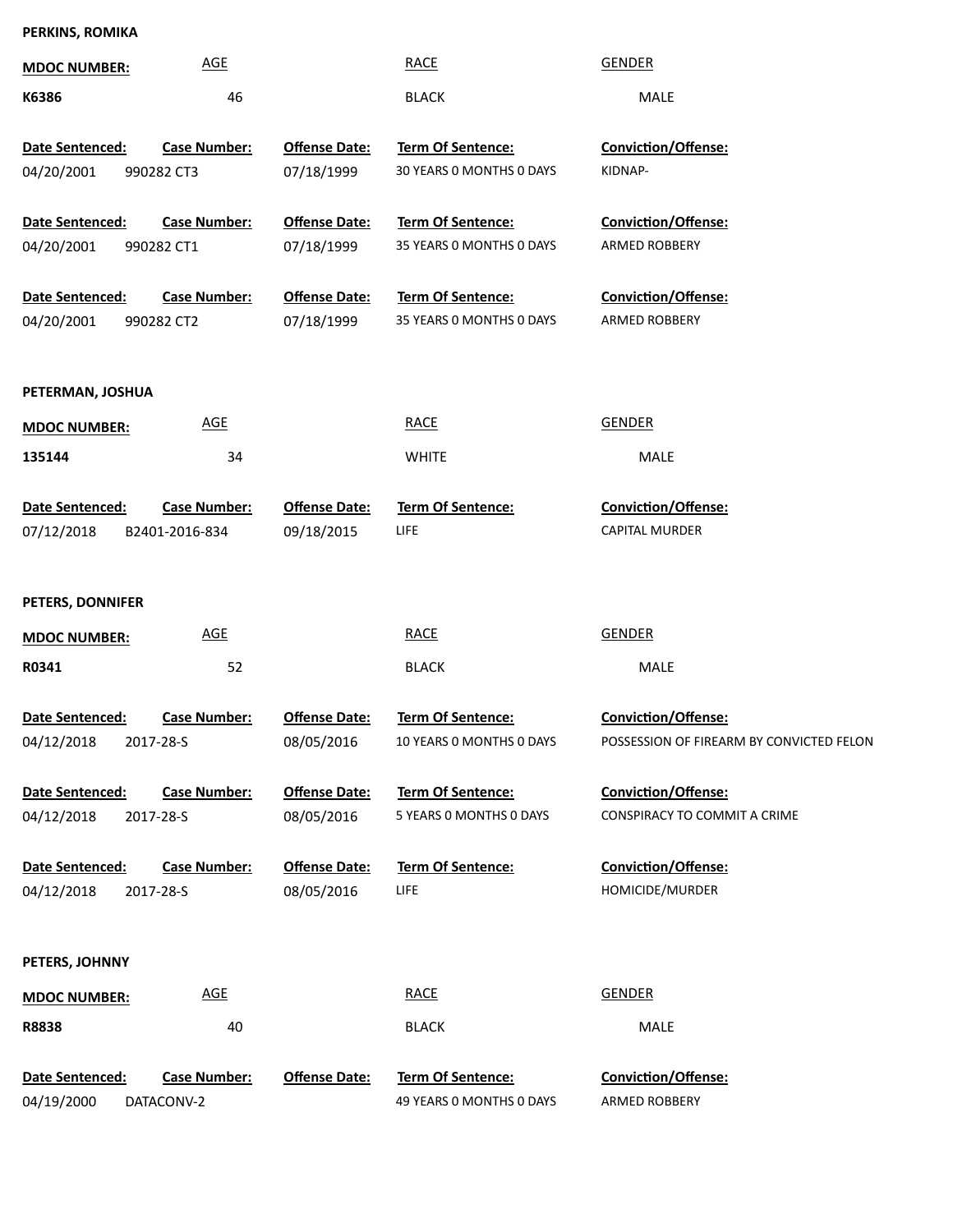**PERKINS, ROMIKA**

| MDOC NUMBER: | AGE | RACE | GENDER |
|---|---|---|---|
| K6386 | 46 | BLACK | MALE |

| Date Sentenced: | Case Number: | Offense Date: | Term Of Sentence: | Conviction/Offense: |
|---|---|---|---|---|
| 04/20/2001 | 990282 CT3 | 07/18/1999 | 30 YEARS 0 MONTHS 0 DAYS | KIDNAP- |
| 04/20/2001 | 990282 CT1 | 07/18/1999 | 35 YEARS 0 MONTHS 0 DAYS | ARMED ROBBERY |
| 04/20/2001 | 990282 CT2 | 07/18/1999 | 35 YEARS 0 MONTHS 0 DAYS | ARMED ROBBERY |

**PETERMAN, JOSHUA**

| MDOC NUMBER: | AGE | RACE | GENDER |
|---|---|---|---|
| 135144 | 34 | WHITE | MALE |

| Date Sentenced: | Case Number: | Offense Date: | Term Of Sentence: | Conviction/Offense: |
|---|---|---|---|---|
| 07/12/2018 | B2401-2016-834 | 09/18/2015 | LIFE | CAPITAL MURDER |

**PETERS, DONNIFER**

| MDOC NUMBER: | AGE | RACE | GENDER |
|---|---|---|---|
| R0341 | 52 | BLACK | MALE |

| Date Sentenced: | Case Number: | Offense Date: | Term Of Sentence: | Conviction/Offense: |
|---|---|---|---|---|
| 04/12/2018 | 2017-28-S | 08/05/2016 | 10 YEARS 0 MONTHS 0 DAYS | POSSESSION OF FIREARM BY CONVICTED FELON |
| 04/12/2018 | 2017-28-S | 08/05/2016 | 5 YEARS 0 MONTHS 0 DAYS | CONSPIRACY TO COMMIT A CRIME |
| 04/12/2018 | 2017-28-S | 08/05/2016 | LIFE | HOMICIDE/MURDER |

**PETERS, JOHNNY**

| MDOC NUMBER: | AGE | RACE | GENDER |
|---|---|---|---|
| R8838 | 40 | BLACK | MALE |

| Date Sentenced: | Case Number: | Offense Date: | Term Of Sentence: | Conviction/Offense: |
|---|---|---|---|---|
| 04/19/2000 | DATACONV-2 | | 49 YEARS 0 MONTHS 0 DAYS | ARMED ROBBERY |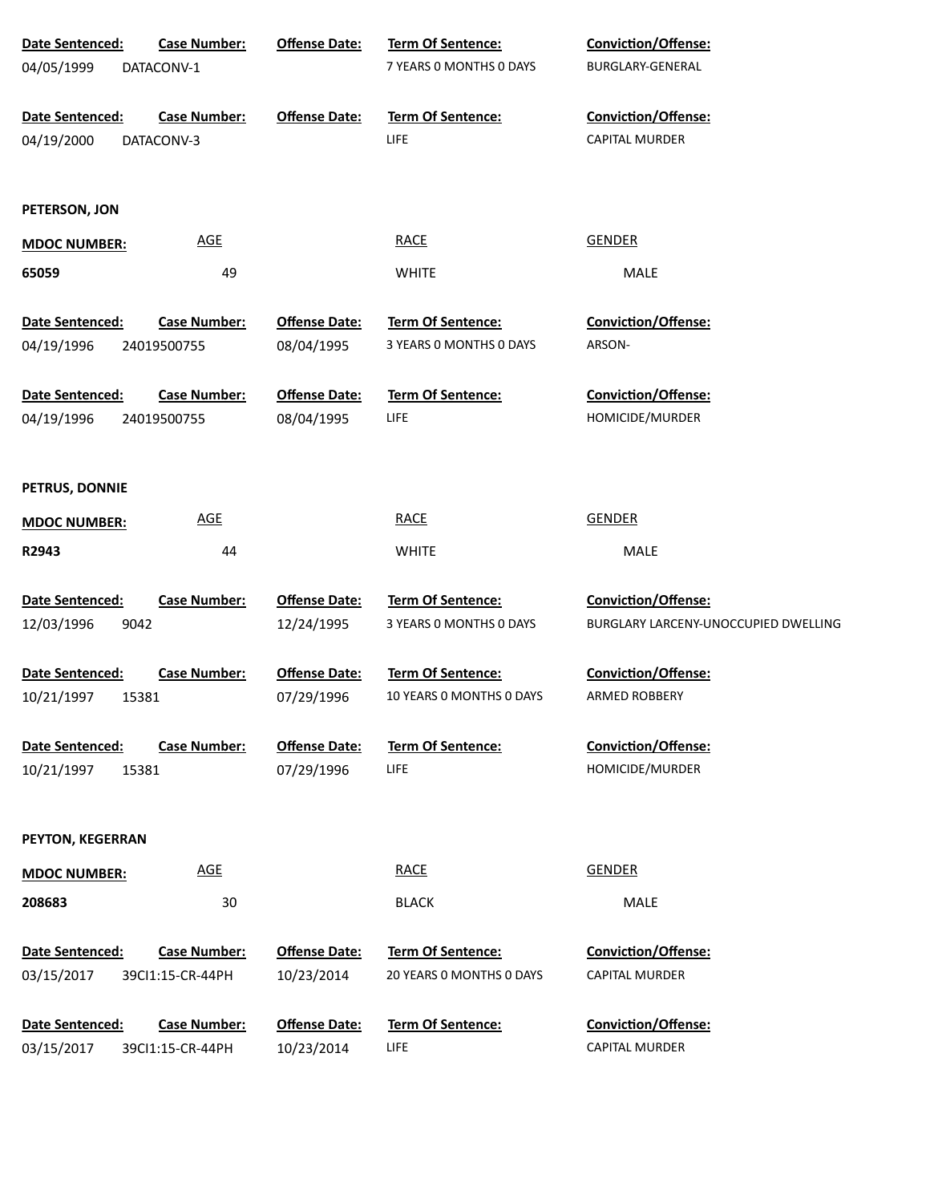| Date Sentenced: | Case Number: | Offense Date: | Term Of Sentence: | Conviction/Offense: |
|---|---|---|---|---|
| 04/05/1999 | DATACONV-1 | | 7 YEARS 0 MONTHS 0 DAYS | BURGLARY-GENERAL |

| Date Sentenced: | Case Number: | Offense Date: | Term Of Sentence: | Conviction/Offense: |
|---|---|---|---|---|
| 04/19/2000 | DATACONV-3 | | LIFE | CAPITAL MURDER |

**PETERSON, JON**

| MDOC NUMBER: | AGE | RACE | GENDER |
|---|---|---|---|
| 65059 | 49 | WHITE | MALE |

| Date Sentenced: | Case Number: | Offense Date: | Term Of Sentence: | Conviction/Offense: |
|---|---|---|---|---|
| 04/19/1996 | 24019500755 | 08/04/1995 | 3 YEARS 0 MONTHS 0 DAYS | ARSON- |

| Date Sentenced: | Case Number: | Offense Date: | Term Of Sentence: | Conviction/Offense: |
|---|---|---|---|---|
| 04/19/1996 | 24019500755 | 08/04/1995 | LIFE | HOMICIDE/MURDER |

**PETRUS, DONNIE**

| MDOC NUMBER: | AGE | RACE | GENDER |
|---|---|---|---|
| R2943 | 44 | WHITE | MALE |

| Date Sentenced: | Case Number: | Offense Date: | Term Of Sentence: | Conviction/Offense: |
|---|---|---|---|---|
| 12/03/1996 | 9042 | 12/24/1995 | 3 YEARS 0 MONTHS 0 DAYS | BURGLARY LARCENY-UNOCCUPIED DWELLING |

| Date Sentenced: | Case Number: | Offense Date: | Term Of Sentence: | Conviction/Offense: |
|---|---|---|---|---|
| 10/21/1997 | 15381 | 07/29/1996 | 10 YEARS 0 MONTHS 0 DAYS | ARMED ROBBERY |

| Date Sentenced: | Case Number: | Offense Date: | Term Of Sentence: | Conviction/Offense: |
|---|---|---|---|---|
| 10/21/1997 | 15381 | 07/29/1996 | LIFE | HOMICIDE/MURDER |

**PEYTON, KEGERRAN**

| MDOC NUMBER: | AGE | RACE | GENDER |
|---|---|---|---|
| 208683 | 30 | BLACK | MALE |

| Date Sentenced: | Case Number: | Offense Date: | Term Of Sentence: | Conviction/Offense: |
|---|---|---|---|---|
| 03/15/2017 | 39CI1:15-CR-44PH | 10/23/2014 | 20 YEARS 0 MONTHS 0 DAYS | CAPITAL MURDER |

| Date Sentenced: | Case Number: | Offense Date: | Term Of Sentence: | Conviction/Offense: |
|---|---|---|---|---|
| 03/15/2017 | 39CI1:15-CR-44PH | 10/23/2014 | LIFE | CAPITAL MURDER |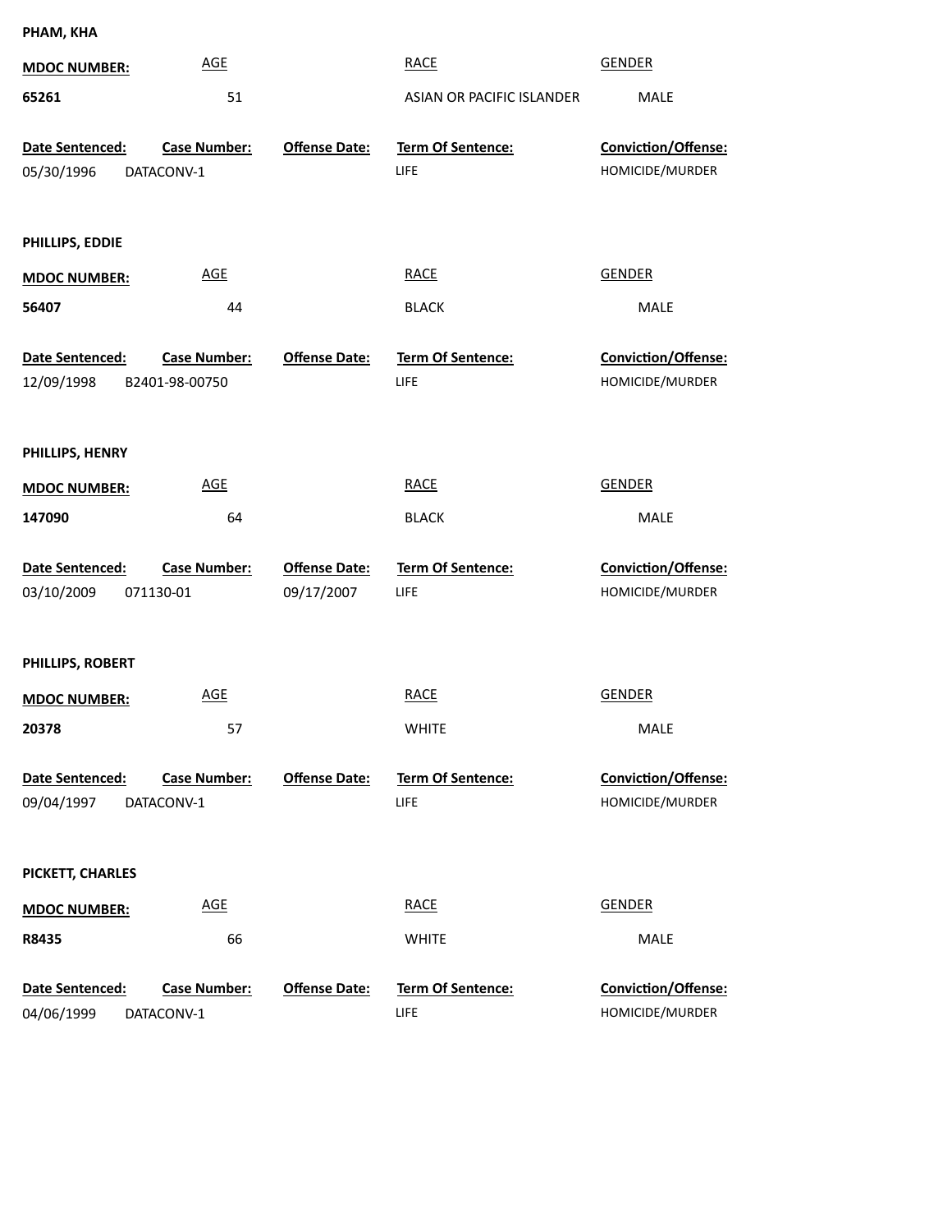**PHAM, KHA**

| MDOC NUMBER: | AGE | RACE | GENDER |
|---|---|---|---|
| **65261** | 51 | ASIAN OR PACIFIC ISLANDER | MALE |

| Date Sentenced: | Case Number: | Offense Date: | Term Of Sentence: | Conviction/Offense: |
|---|---|---|---|---|
| 05/30/1996 | DATACONV-1 | | LIFE | HOMICIDE/MURDER |

**PHILLIPS, EDDIE**

| MDOC NUMBER: | AGE | RACE | GENDER |
|---|---|---|---|
| **56407** | 44 | BLACK | MALE |

| Date Sentenced: | Case Number: | Offense Date: | Term Of Sentence: | Conviction/Offense: |
|---|---|---|---|---|
| 12/09/1998 | B2401-98-00750 | | LIFE | HOMICIDE/MURDER |

**PHILLIPS, HENRY**

| MDOC NUMBER: | AGE | RACE | GENDER |
|---|---|---|---|
| **147090** | 64 | BLACK | MALE |

| Date Sentenced: | Case Number: | Offense Date: | Term Of Sentence: | Conviction/Offense: |
|---|---|---|---|---|
| 03/10/2009 | 071130-01 | 09/17/2007 | LIFE | HOMICIDE/MURDER |

**PHILLIPS, ROBERT**

| MDOC NUMBER: | AGE | RACE | GENDER |
|---|---|---|---|
| **20378** | 57 | WHITE | MALE |

| Date Sentenced: | Case Number: | Offense Date: | Term Of Sentence: | Conviction/Offense: |
|---|---|---|---|---|
| 09/04/1997 | DATACONV-1 | | LIFE | HOMICIDE/MURDER |

**PICKETT, CHARLES**

| MDOC NUMBER: | AGE | RACE | GENDER |
|---|---|---|---|
| **R8435** | 66 | WHITE | MALE |

| Date Sentenced: | Case Number: | Offense Date: | Term Of Sentence: | Conviction/Offense: |
|---|---|---|---|---|
| 04/06/1999 | DATACONV-1 | | LIFE | HOMICIDE/MURDER |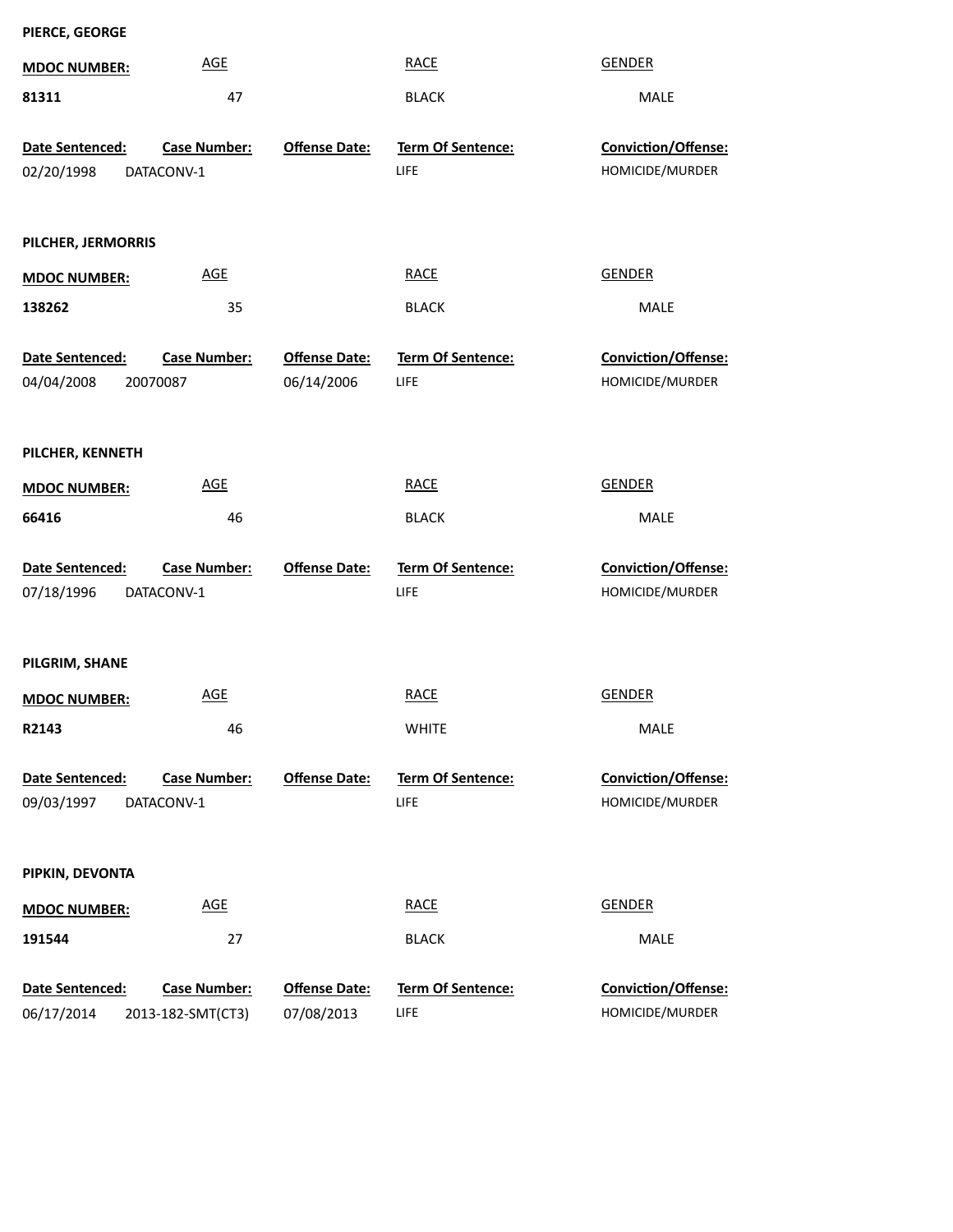**PIERCE, GEORGE**

| MDOC NUMBER: | AGE | RACE | GENDER |
|---|---|---|---|
| 81311 | 47 | BLACK | MALE |

| Date Sentenced: | Case Number: | Offense Date: | Term Of Sentence: | Conviction/Offense: |
|---|---|---|---|---|
| 02/20/1998 | DATACONV-1 | | LIFE | HOMICIDE/MURDER |

**PILCHER, JERMORRIS**

| MDOC NUMBER: | AGE | RACE | GENDER |
|---|---|---|---|
| 138262 | 35 | BLACK | MALE |

| Date Sentenced: | Case Number: | Offense Date: | Term Of Sentence: | Conviction/Offense: |
|---|---|---|---|---|
| 04/04/2008 | 20070087 | 06/14/2006 | LIFE | HOMICIDE/MURDER |

**PILCHER, KENNETH**

| MDOC NUMBER: | AGE | RACE | GENDER |
|---|---|---|---|
| 66416 | 46 | BLACK | MALE |

| Date Sentenced: | Case Number: | Offense Date: | Term Of Sentence: | Conviction/Offense: |
|---|---|---|---|---|
| 07/18/1996 | DATACONV-1 | | LIFE | HOMICIDE/MURDER |

**PILGRIM, SHANE**

| MDOC NUMBER: | AGE | RACE | GENDER |
|---|---|---|---|
| R2143 | 46 | WHITE | MALE |

| Date Sentenced: | Case Number: | Offense Date: | Term Of Sentence: | Conviction/Offense: |
|---|---|---|---|---|
| 09/03/1997 | DATACONV-1 | | LIFE | HOMICIDE/MURDER |

**PIPKIN, DEVONTA**

| MDOC NUMBER: | AGE | RACE | GENDER |
|---|---|---|---|
| 191544 | 27 | BLACK | MALE |

| Date Sentenced: | Case Number: | Offense Date: | Term Of Sentence: | Conviction/Offense: |
|---|---|---|---|---|
| 06/17/2014 | 2013-182-SMT(CT3) | 07/08/2013 | LIFE | HOMICIDE/MURDER |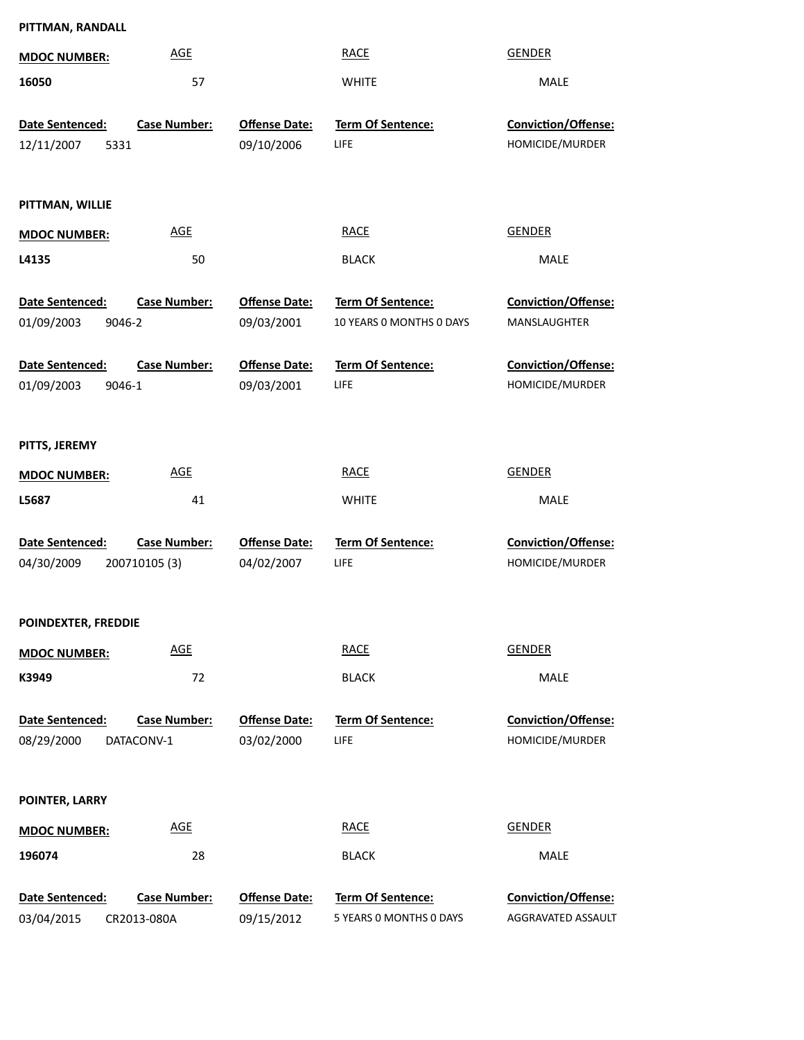**PITTMAN, RANDALL**

| MDOC NUMBER: | AGE | RACE | GENDER |
|---|---|---|---|
| 16050 | 57 | WHITE | MALE |

| Date Sentenced: | Case Number: | Offense Date: | Term Of Sentence: | Conviction/Offense: |
|---|---|---|---|---|
| 12/11/2007 | 5331 | 09/10/2006 | LIFE | HOMICIDE/MURDER |

**PITTMAN, WILLIE**

| MDOC NUMBER: | AGE | RACE | GENDER |
|---|---|---|---|
| L4135 | 50 | BLACK | MALE |

| Date Sentenced: | Case Number: | Offense Date: | Term Of Sentence: | Conviction/Offense: |
|---|---|---|---|---|
| 01/09/2003 | 9046-2 | 09/03/2001 | 10 YEARS 0 MONTHS 0 DAYS | MANSLAUGHTER |
| 01/09/2003 | 9046-1 | 09/03/2001 | LIFE | HOMICIDE/MURDER |

**PITTS, JEREMY**

| MDOC NUMBER: | AGE | RACE | GENDER |
|---|---|---|---|
| L5687 | 41 | WHITE | MALE |

| Date Sentenced: | Case Number: | Offense Date: | Term Of Sentence: | Conviction/Offense: |
|---|---|---|---|---|
| 04/30/2009 | 200710105 (3) | 04/02/2007 | LIFE | HOMICIDE/MURDER |

**POINDEXTER, FREDDIE**

| MDOC NUMBER: | AGE | RACE | GENDER |
|---|---|---|---|
| K3949 | 72 | BLACK | MALE |

| Date Sentenced: | Case Number: | Offense Date: | Term Of Sentence: | Conviction/Offense: |
|---|---|---|---|---|
| 08/29/2000 | DATACONV-1 | 03/02/2000 | LIFE | HOMICIDE/MURDER |

**POINTER, LARRY**

| MDOC NUMBER: | AGE | RACE | GENDER |
|---|---|---|---|
| 196074 | 28 | BLACK | MALE |

| Date Sentenced: | Case Number: | Offense Date: | Term Of Sentence: | Conviction/Offense: |
|---|---|---|---|---|
| 03/04/2015 | CR2013-080A | 09/15/2012 | 5 YEARS 0 MONTHS 0 DAYS | AGGRAVATED ASSAULT |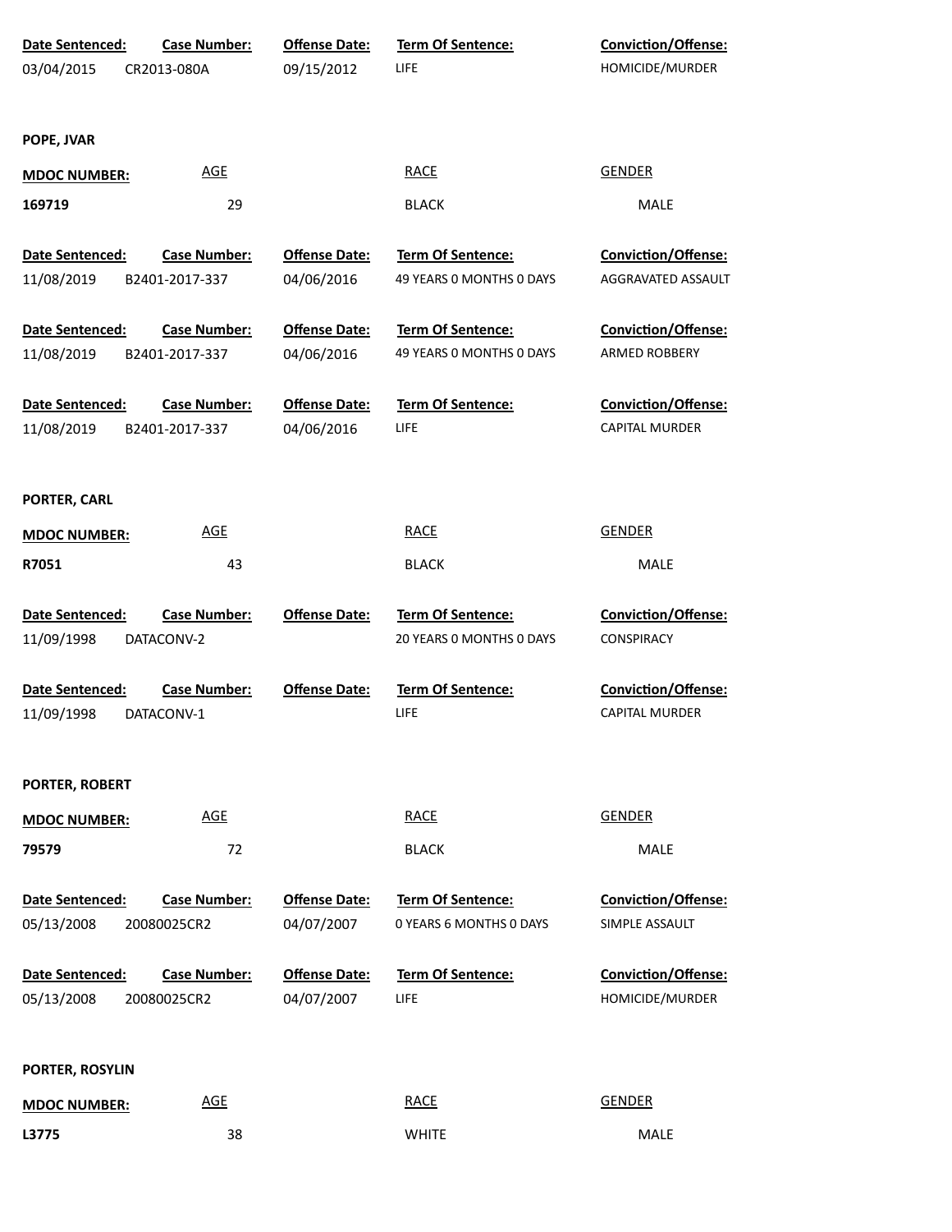| Date Sentenced: | Case Number: | Offense Date: | Term Of Sentence: | Conviction/Offense: |
|---|---|---|---|---|
| 03/04/2015 | CR2013-080A | 09/15/2012 | LIFE | HOMICIDE/MURDER |

**POPE, JVAR**

| MDOC NUMBER: | AGE | RACE | GENDER |
|---|---|---|---|
| 169719 | 29 | BLACK | MALE |

| Date Sentenced: | Case Number: | Offense Date: | Term Of Sentence: | Conviction/Offense: |
|---|---|---|---|---|
| 11/08/2019 | B2401-2017-337 | 04/06/2016 | 49 YEARS 0 MONTHS 0 DAYS | AGGRAVATED ASSAULT |
| 11/08/2019 | B2401-2017-337 | 04/06/2016 | 49 YEARS 0 MONTHS 0 DAYS | ARMED ROBBERY |
| 11/08/2019 | B2401-2017-337 | 04/06/2016 | LIFE | CAPITAL MURDER |

**PORTER, CARL**

| MDOC NUMBER: | AGE | RACE | GENDER |
|---|---|---|---|
| R7051 | 43 | BLACK | MALE |

| Date Sentenced: | Case Number: | Offense Date: | Term Of Sentence: | Conviction/Offense: |
|---|---|---|---|---|
| 11/09/1998 | DATACONV-2 | | 20 YEARS 0 MONTHS 0 DAYS | CONSPIRACY |
| 11/09/1998 | DATACONV-1 | | LIFE | CAPITAL MURDER |

**PORTER, ROBERT**

| MDOC NUMBER: | AGE | RACE | GENDER |
|---|---|---|---|
| 79579 | 72 | BLACK | MALE |

| Date Sentenced: | Case Number: | Offense Date: | Term Of Sentence: | Conviction/Offense: |
|---|---|---|---|---|
| 05/13/2008 | 20080025CR2 | 04/07/2007 | 0 YEARS 6 MONTHS 0 DAYS | SIMPLE ASSAULT |
| 05/13/2008 | 20080025CR2 | 04/07/2007 | LIFE | HOMICIDE/MURDER |

**PORTER, ROSYLIN**

| MDOC NUMBER: | AGE | RACE | GENDER |
|---|---|---|---|
| L3775 | 38 | WHITE | MALE |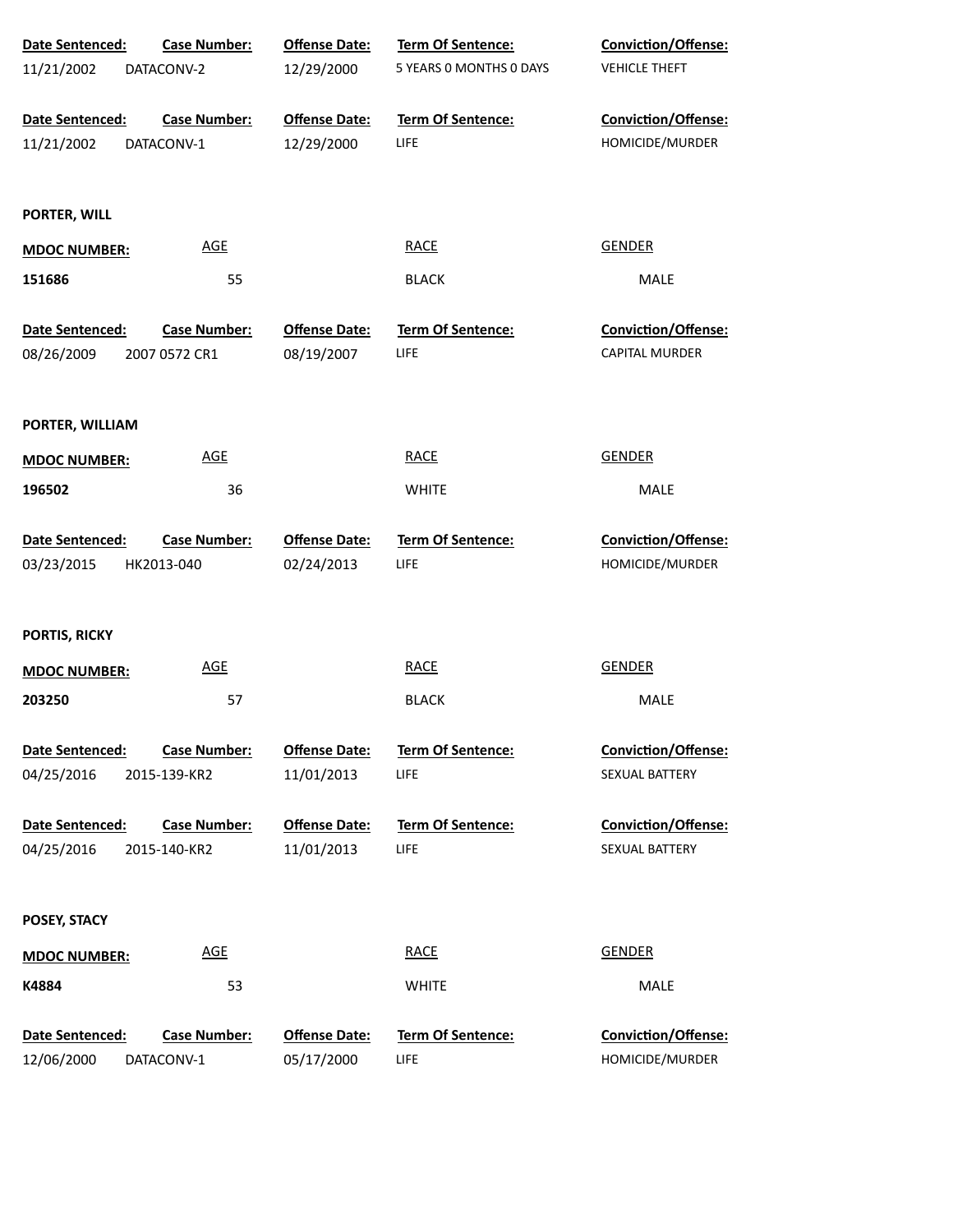| Date Sentenced: | Case Number: | Offense Date: | Term Of Sentence: | Conviction/Offense: |
|---|---|---|---|---|
| 11/21/2002 | DATACONV-2 | 12/29/2000 | 5 YEARS 0 MONTHS 0 DAYS | VEHICLE THEFT |

| Date Sentenced: | Case Number: | Offense Date: | Term Of Sentence: | Conviction/Offense: |
|---|---|---|---|---|
| 11/21/2002 | DATACONV-1 | 12/29/2000 | LIFE | HOMICIDE/MURDER |

**PORTER, WILL**

| MDOC NUMBER: | AGE | RACE | GENDER |
|---|---|---|---|
| 151686 | 55 | BLACK | MALE |

| Date Sentenced: | Case Number: | Offense Date: | Term Of Sentence: | Conviction/Offense: |
|---|---|---|---|---|
| 08/26/2009 | 2007 0572 CR1 | 08/19/2007 | LIFE | CAPITAL MURDER |

**PORTER, WILLIAM**

| MDOC NUMBER: | AGE | RACE | GENDER |
|---|---|---|---|
| 196502 | 36 | WHITE | MALE |

| Date Sentenced: | Case Number: | Offense Date: | Term Of Sentence: | Conviction/Offense: |
|---|---|---|---|---|
| 03/23/2015 | HK2013-040 | 02/24/2013 | LIFE | HOMICIDE/MURDER |

**PORTIS, RICKY**

| MDOC NUMBER: | AGE | RACE | GENDER |
|---|---|---|---|
| 203250 | 57 | BLACK | MALE |

| Date Sentenced: | Case Number: | Offense Date: | Term Of Sentence: | Conviction/Offense: |
|---|---|---|---|---|
| 04/25/2016 | 2015-139-KR2 | 11/01/2013 | LIFE | SEXUAL BATTERY |

| Date Sentenced: | Case Number: | Offense Date: | Term Of Sentence: | Conviction/Offense: |
|---|---|---|---|---|
| 04/25/2016 | 2015-140-KR2 | 11/01/2013 | LIFE | SEXUAL BATTERY |

**POSEY, STACY**

| MDOC NUMBER: | AGE | RACE | GENDER |
|---|---|---|---|
| K4884 | 53 | WHITE | MALE |

| Date Sentenced: | Case Number: | Offense Date: | Term Of Sentence: | Conviction/Offense: |
|---|---|---|---|---|
| 12/06/2000 | DATACONV-1 | 05/17/2000 | LIFE | HOMICIDE/MURDER |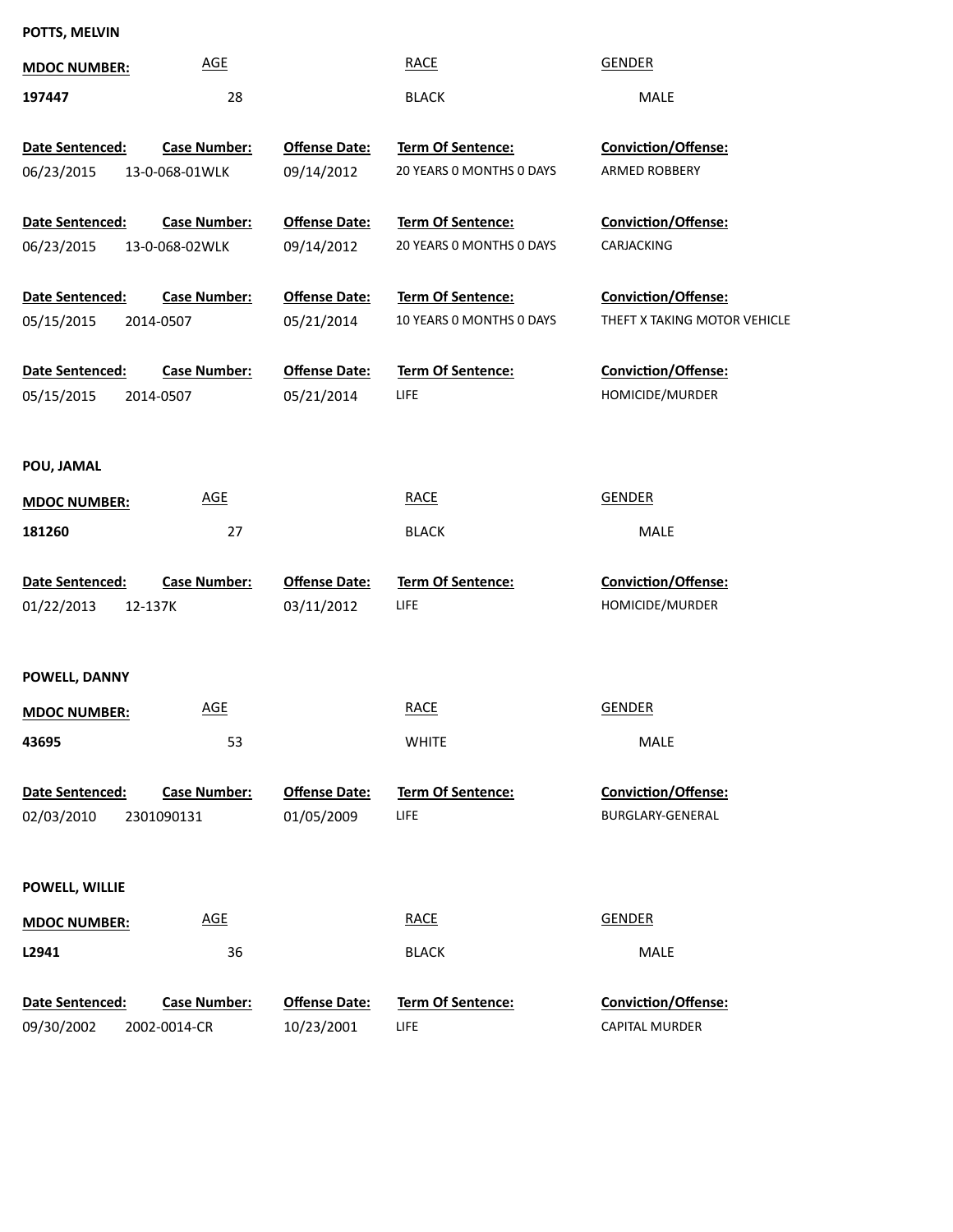**POTTS, MELVIN**

| MDOC NUMBER: | AGE | RACE | GENDER |
|---|---|---|---|
| 197447 | 28 | BLACK | MALE |

| Date Sentenced: | Case Number: | Offense Date: | Term Of Sentence: | Conviction/Offense: |
|---|---|---|---|---|
| 06/23/2015 | 13-0-068-01WLK | 09/14/2012 | 20 YEARS 0 MONTHS 0 DAYS | ARMED ROBBERY |
| 06/23/2015 | 13-0-068-02WLK | 09/14/2012 | 20 YEARS 0 MONTHS 0 DAYS | CARJACKING |
| 05/15/2015 | 2014-0507 | 05/21/2014 | 10 YEARS 0 MONTHS 0 DAYS | THEFT X TAKING MOTOR VEHICLE |
| 05/15/2015 | 2014-0507 | 05/21/2014 | LIFE | HOMICIDE/MURDER |

**POU, JAMAL**

| MDOC NUMBER: | AGE | RACE | GENDER |
|---|---|---|---|
| 181260 | 27 | BLACK | MALE |

| Date Sentenced: | Case Number: | Offense Date: | Term Of Sentence: | Conviction/Offense: |
|---|---|---|---|---|
| 01/22/2013 | 12-137K | 03/11/2012 | LIFE | HOMICIDE/MURDER |

**POWELL, DANNY**

| MDOC NUMBER: | AGE | RACE | GENDER |
|---|---|---|---|
| 43695 | 53 | WHITE | MALE |

| Date Sentenced: | Case Number: | Offense Date: | Term Of Sentence: | Conviction/Offense: |
|---|---|---|---|---|
| 02/03/2010 | 2301090131 | 01/05/2009 | LIFE | BURGLARY-GENERAL |

**POWELL, WILLIE**

| MDOC NUMBER: | AGE | RACE | GENDER |
|---|---|---|---|
| L2941 | 36 | BLACK | MALE |

| Date Sentenced: | Case Number: | Offense Date: | Term Of Sentence: | Conviction/Offense: |
|---|---|---|---|---|
| 09/30/2002 | 2002-0014-CR | 10/23/2001 | LIFE | CAPITAL MURDER |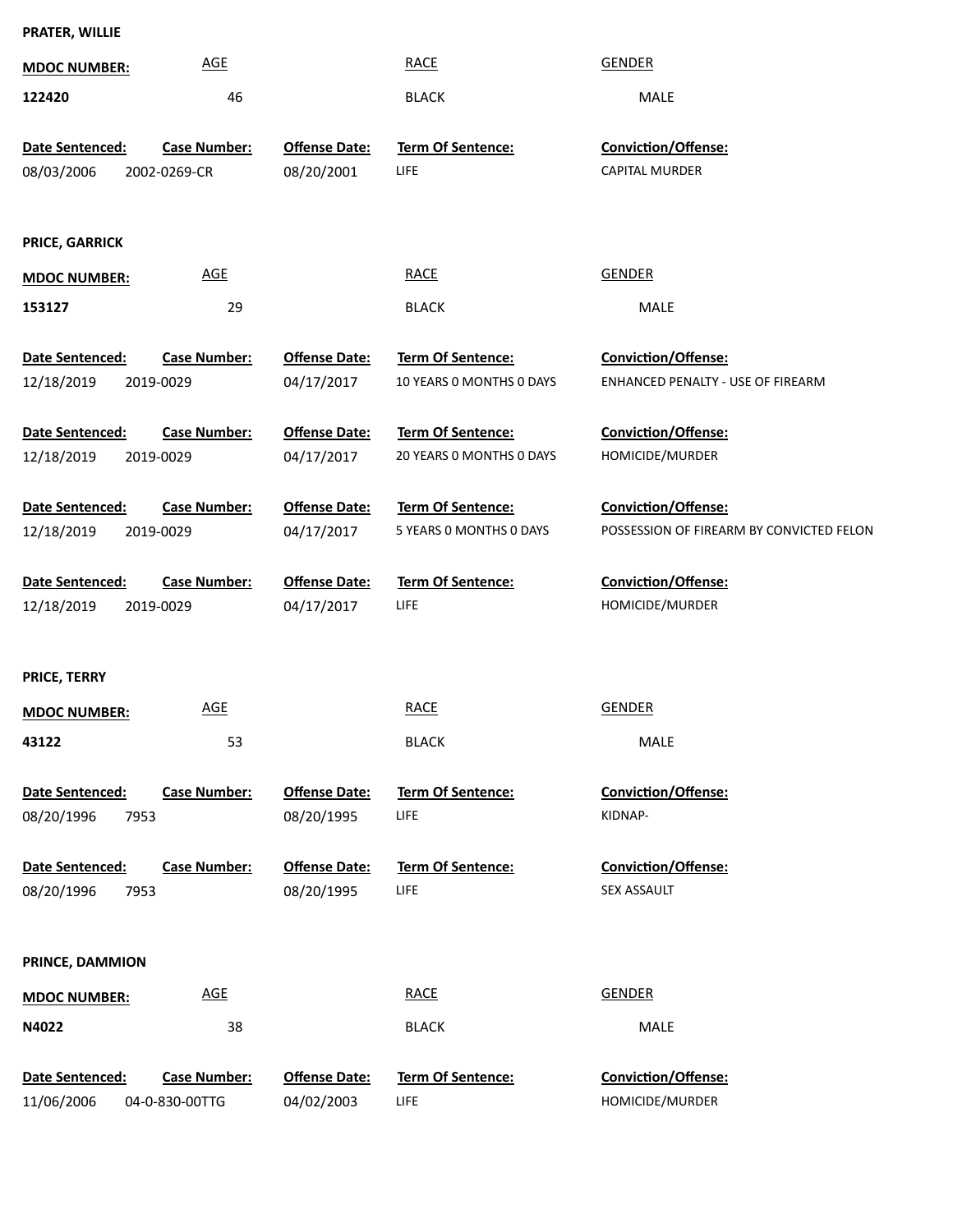**PRATER, WILLIE**

| MDOC NUMBER: | AGE | RACE | GENDER |
|---|---|---|---|
| 122420 | 46 | BLACK | MALE |

| Date Sentenced: | Case Number: | Offense Date: | Term Of Sentence: | Conviction/Offense: |
|---|---|---|---|---|
| 08/03/2006 | 2002-0269-CR | 08/20/2001 | LIFE | CAPITAL MURDER |

**PRICE, GARRICK**

| MDOC NUMBER: | AGE | RACE | GENDER |
|---|---|---|---|
| 153127 | 29 | BLACK | MALE |

| Date Sentenced: | Case Number: | Offense Date: | Term Of Sentence: | Conviction/Offense: |
|---|---|---|---|---|
| 12/18/2019 | 2019-0029 | 04/17/2017 | 10 YEARS 0 MONTHS 0 DAYS | ENHANCED PENALTY - USE OF FIREARM |
| 12/18/2019 | 2019-0029 | 04/17/2017 | 20 YEARS 0 MONTHS 0 DAYS | HOMICIDE/MURDER |
| 12/18/2019 | 2019-0029 | 04/17/2017 | 5 YEARS 0 MONTHS 0 DAYS | POSSESSION OF FIREARM BY CONVICTED FELON |
| 12/18/2019 | 2019-0029 | 04/17/2017 | LIFE | HOMICIDE/MURDER |

**PRICE, TERRY**

| MDOC NUMBER: | AGE | RACE | GENDER |
|---|---|---|---|
| 43122 | 53 | BLACK | MALE |

| Date Sentenced: | Case Number: | Offense Date: | Term Of Sentence: | Conviction/Offense: |
|---|---|---|---|---|
| 08/20/1996 | 7953 | 08/20/1995 | LIFE | KIDNAP- |
| 08/20/1996 | 7953 | 08/20/1995 | LIFE | SEX ASSAULT |

**PRINCE, DAMMION**

| MDOC NUMBER: | AGE | RACE | GENDER |
|---|---|---|---|
| N4022 | 38 | BLACK | MALE |

| Date Sentenced: | Case Number: | Offense Date: | Term Of Sentence: | Conviction/Offense: |
|---|---|---|---|---|
| 11/06/2006 | 04-0-830-00TTG | 04/02/2003 | LIFE | HOMICIDE/MURDER |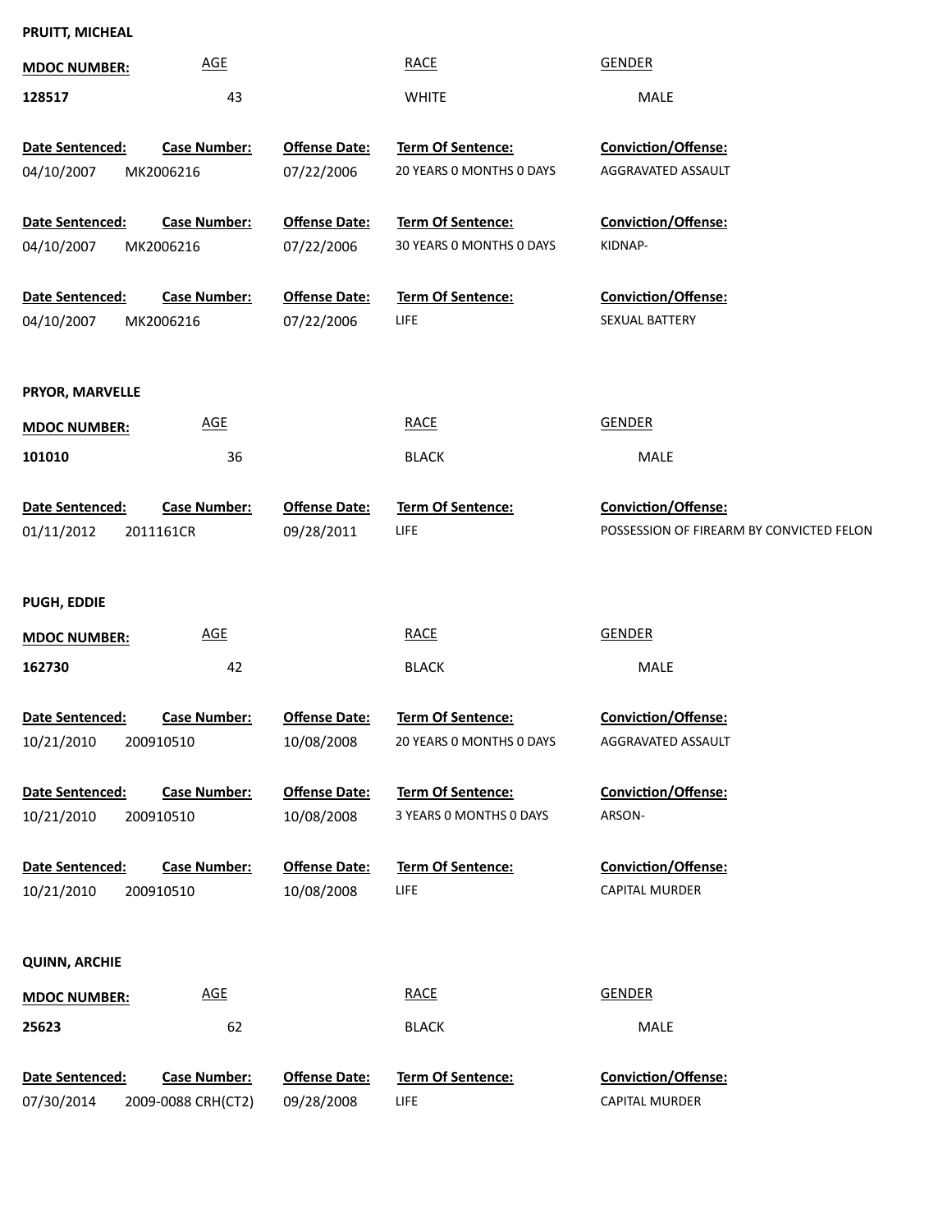**PRUITT, MICHEAL**

| MDOC NUMBER: | AGE | RACE | GENDER |
|---|---|---|---|
| 128517 | 43 | WHITE | MALE |

| Date Sentenced: | Case Number: | Offense Date: | Term Of Sentence: | Conviction/Offense: |
|---|---|---|---|---|
| 04/10/2007 | MK2006216 | 07/22/2006 | 20 YEARS 0 MONTHS 0 DAYS | AGGRAVATED ASSAULT |
| 04/10/2007 | MK2006216 | 07/22/2006 | 30 YEARS 0 MONTHS 0 DAYS | KIDNAP- |
| 04/10/2007 | MK2006216 | 07/22/2006 | LIFE | SEXUAL BATTERY |

**PRYOR, MARVELLE**

| MDOC NUMBER: | AGE | RACE | GENDER |
|---|---|---|---|
| 101010 | 36 | BLACK | MALE |

| Date Sentenced: | Case Number: | Offense Date: | Term Of Sentence: | Conviction/Offense: |
|---|---|---|---|---|
| 01/11/2012 | 2011161CR | 09/28/2011 | LIFE | POSSESSION OF FIREARM BY CONVICTED FELON |

**PUGH, EDDIE**

| MDOC NUMBER: | AGE | RACE | GENDER |
|---|---|---|---|
| 162730 | 42 | BLACK | MALE |

| Date Sentenced: | Case Number: | Offense Date: | Term Of Sentence: | Conviction/Offense: |
|---|---|---|---|---|
| 10/21/2010 | 200910510 | 10/08/2008 | 20 YEARS 0 MONTHS 0 DAYS | AGGRAVATED ASSAULT |
| 10/21/2010 | 200910510 | 10/08/2008 | 3 YEARS 0 MONTHS 0 DAYS | ARSON- |
| 10/21/2010 | 200910510 | 10/08/2008 | LIFE | CAPITAL MURDER |

**QUINN, ARCHIE**

| MDOC NUMBER: | AGE | RACE | GENDER |
|---|---|---|---|
| 25623 | 62 | BLACK | MALE |

| Date Sentenced: | Case Number: | Offense Date: | Term Of Sentence: | Conviction/Offense: |
|---|---|---|---|---|
| 07/30/2014 | 2009-0088 CRH(CT2) | 09/28/2008 | LIFE | CAPITAL MURDER |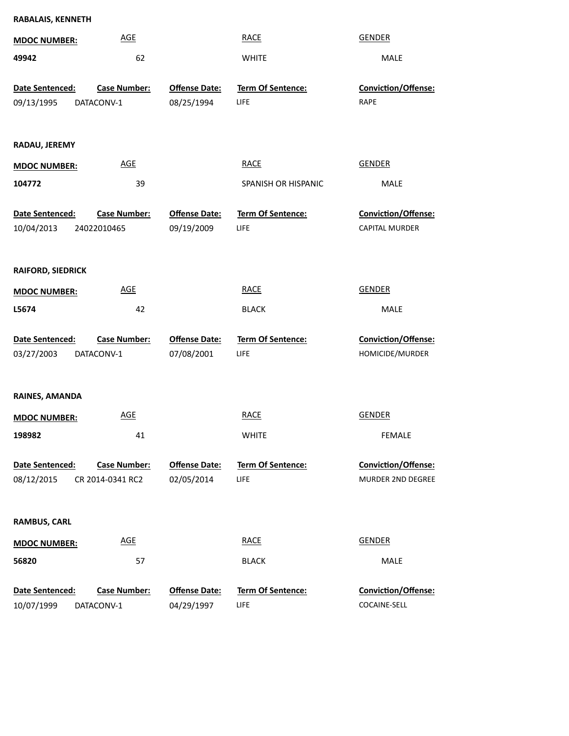**RABALAIS, KENNETH**

| MDOC NUMBER: | AGE | RACE | GENDER |
|---|---|---|---|
| 49942 | 62 | WHITE | MALE |

| Date Sentenced: | Case Number: | Offense Date: | Term Of Sentence: | Conviction/Offense: |
|---|---|---|---|---|
| 09/13/1995 | DATACONV-1 | 08/25/1994 | LIFE | RAPE |

**RADAU, JEREMY**

| MDOC NUMBER: | AGE | RACE | GENDER |
|---|---|---|---|
| 104772 | 39 | SPANISH OR HISPANIC | MALE |

| Date Sentenced: | Case Number: | Offense Date: | Term Of Sentence: | Conviction/Offense: |
|---|---|---|---|---|
| 10/04/2013 | 24022010465 | 09/19/2009 | LIFE | CAPITAL MURDER |

**RAIFORD, SIEDRICK**

| MDOC NUMBER: | AGE | RACE | GENDER |
|---|---|---|---|
| L5674 | 42 | BLACK | MALE |

| Date Sentenced: | Case Number: | Offense Date: | Term Of Sentence: | Conviction/Offense: |
|---|---|---|---|---|
| 03/27/2003 | DATACONV-1 | 07/08/2001 | LIFE | HOMICIDE/MURDER |

**RAINES, AMANDA**

| MDOC NUMBER: | AGE | RACE | GENDER |
|---|---|---|---|
| 198982 | 41 | WHITE | FEMALE |

| Date Sentenced: | Case Number: | Offense Date: | Term Of Sentence: | Conviction/Offense: |
|---|---|---|---|---|
| 08/12/2015 | CR 2014-0341 RC2 | 02/05/2014 | LIFE | MURDER 2ND DEGREE |

**RAMBUS, CARL**

| MDOC NUMBER: | AGE | RACE | GENDER |
|---|---|---|---|
| 56820 | 57 | BLACK | MALE |

| Date Sentenced: | Case Number: | Offense Date: | Term Of Sentence: | Conviction/Offense: |
|---|---|---|---|---|
| 10/07/1999 | DATACONV-1 | 04/29/1997 | LIFE | COCAINE-SELL |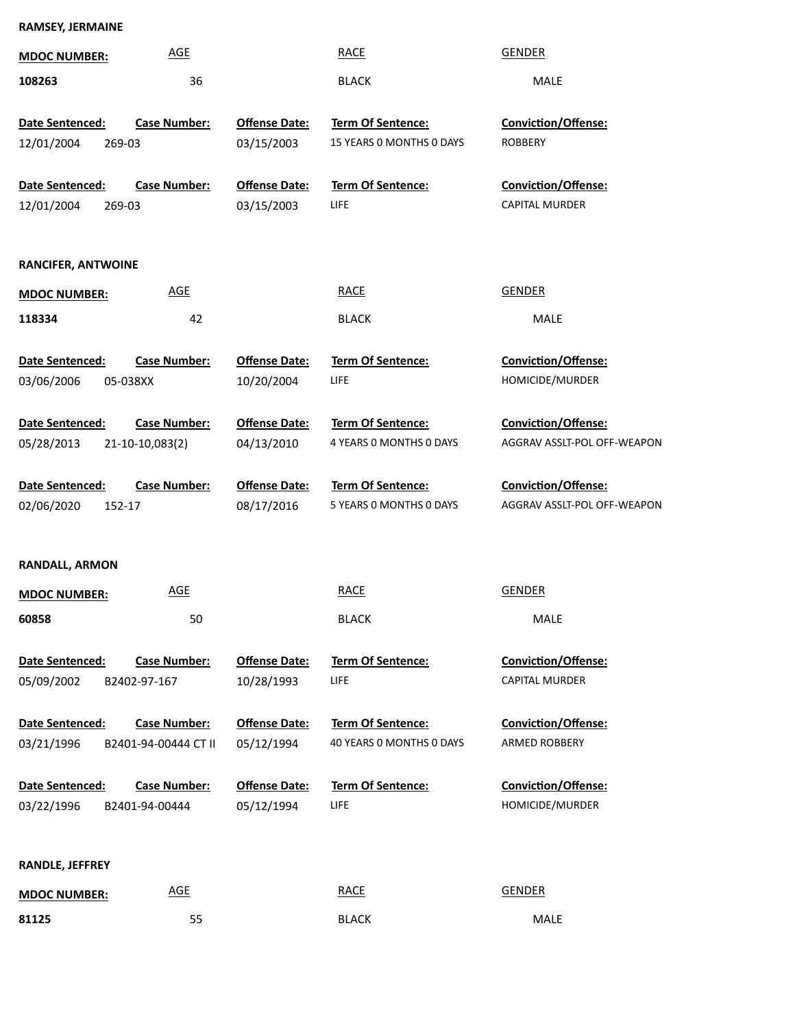**RAMSEY, JERMAINE**

| MDOC NUMBER: | AGE | RACE | GENDER |
|---|---|---|---|
| 108263 | 36 | BLACK | MALE |

| Date Sentenced: | Case Number: | Offense Date: | Term Of Sentence: | Conviction/Offense: |
|---|---|---|---|---|
| 12/01/2004 | 269-03 | 03/15/2003 | 15 YEARS 0 MONTHS 0 DAYS | ROBBERY |
| 12/01/2004 | 269-03 | 03/15/2003 | LIFE | CAPITAL MURDER |

**RANCIFER, ANTWOINE**

| MDOC NUMBER: | AGE | RACE | GENDER |
|---|---|---|---|
| 118334 | 42 | BLACK | MALE |

| Date Sentenced: | Case Number: | Offense Date: | Term Of Sentence: | Conviction/Offense: |
|---|---|---|---|---|
| 03/06/2006 | 05-038XX | 10/20/2004 | LIFE | HOMICIDE/MURDER |
| 05/28/2013 | 21-10-10,083(2) | 04/13/2010 | 4 YEARS 0 MONTHS 0 DAYS | AGGRAV ASSLT-POL OFF-WEAPON |
| 02/06/2020 | 152-17 | 08/17/2016 | 5 YEARS 0 MONTHS 0 DAYS | AGGRAV ASSLT-POL OFF-WEAPON |

**RANDALL, ARMON**

| MDOC NUMBER: | AGE | RACE | GENDER |
|---|---|---|---|
| 60858 | 50 | BLACK | MALE |

| Date Sentenced: | Case Number: | Offense Date: | Term Of Sentence: | Conviction/Offense: |
|---|---|---|---|---|
| 05/09/2002 | B2402-97-167 | 10/28/1993 | LIFE | CAPITAL MURDER |
| 03/21/1996 | B2401-94-00444 CT II | 05/12/1994 | 40 YEARS 0 MONTHS 0 DAYS | ARMED ROBBERY |
| 03/22/1996 | B2401-94-00444 | 05/12/1994 | LIFE | HOMICIDE/MURDER |

**RANDLE, JEFFREY**

| MDOC NUMBER: | AGE | RACE | GENDER |
|---|---|---|---|
| 81125 | 55 | BLACK | MALE |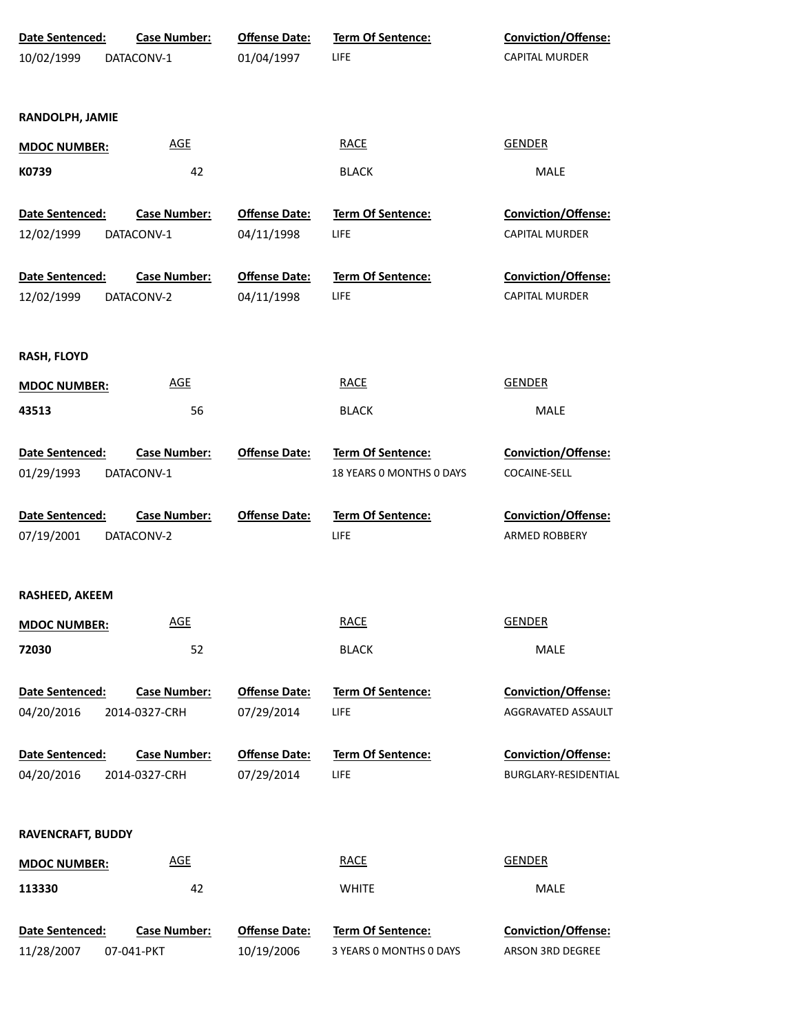| Date Sentenced: | Case Number: | Offense Date: | Term Of Sentence: | Conviction/Offense: |
|---|---|---|---|---|
| 10/02/1999 | DATACONV-1 | 01/04/1997 | LIFE | CAPITAL MURDER |

**RANDOLPH, JAMIE**

| MDOC NUMBER: | AGE | RACE | GENDER |
|---|---|---|---|
| **K0739** | 42 | BLACK | MALE |

| Date Sentenced: | Case Number: | Offense Date: | Term Of Sentence: | Conviction/Offense: |
|---|---|---|---|---|
| 12/02/1999 | DATACONV-1 | 04/11/1998 | LIFE | CAPITAL MURDER |

| Date Sentenced: | Case Number: | Offense Date: | Term Of Sentence: | Conviction/Offense: |
|---|---|---|---|---|
| 12/02/1999 | DATACONV-2 | 04/11/1998 | LIFE | CAPITAL MURDER |

**RASH, FLOYD**

| MDOC NUMBER: | AGE | RACE | GENDER |
|---|---|---|---|
| **43513** | 56 | BLACK | MALE |

| Date Sentenced: | Case Number: | Offense Date: | Term Of Sentence: | Conviction/Offense: |
|---|---|---|---|---|
| 01/29/1993 | DATACONV-1 | | 18 YEARS 0 MONTHS 0 DAYS | COCAINE-SELL |

| Date Sentenced: | Case Number: | Offense Date: | Term Of Sentence: | Conviction/Offense: |
|---|---|---|---|---|
| 07/19/2001 | DATACONV-2 | | LIFE | ARMED ROBBERY |

**RASHEED, AKEEM**

| MDOC NUMBER: | AGE | RACE | GENDER |
|---|---|---|---|
| **72030** | 52 | BLACK | MALE |

| Date Sentenced: | Case Number: | Offense Date: | Term Of Sentence: | Conviction/Offense: |
|---|---|---|---|---|
| 04/20/2016 | 2014-0327-CRH | 07/29/2014 | LIFE | AGGRAVATED ASSAULT |

| Date Sentenced: | Case Number: | Offense Date: | Term Of Sentence: | Conviction/Offense: |
|---|---|---|---|---|
| 04/20/2016 | 2014-0327-CRH | 07/29/2014 | LIFE | BURGLARY-RESIDENTIAL |

**RAVENCRAFT, BUDDY**

| MDOC NUMBER: | AGE | RACE | GENDER |
|---|---|---|---|
| **113330** | 42 | WHITE | MALE |

| Date Sentenced: | Case Number: | Offense Date: | Term Of Sentence: | Conviction/Offense: |
|---|---|---|---|---|
| 11/28/2007 | 07-041-PKT | 10/19/2006 | 3 YEARS 0 MONTHS 0 DAYS | ARSON 3RD DEGREE |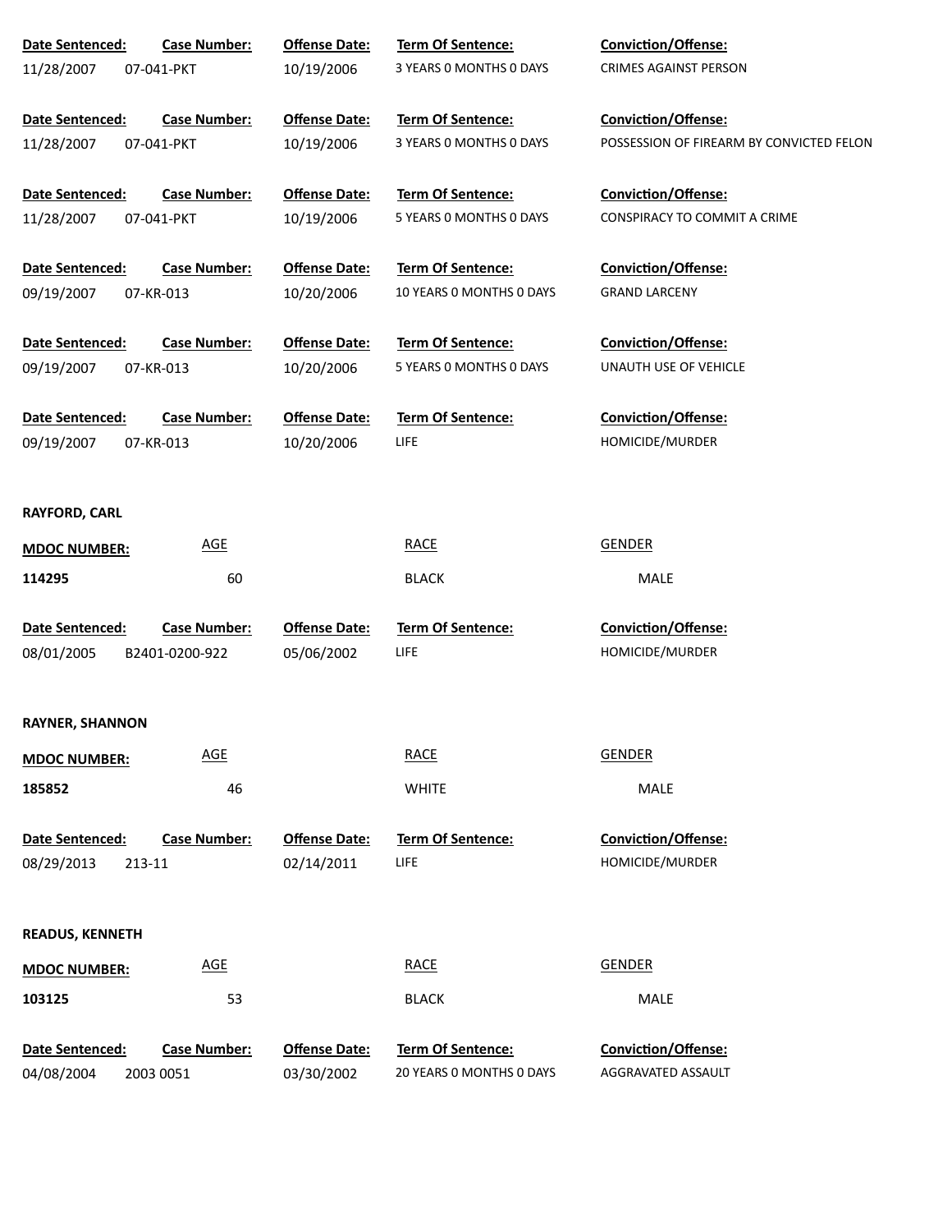| Date Sentenced: | Case Number: | Offense Date: | Term Of Sentence: | Conviction/Offense: |
| --- | --- | --- | --- | --- |
| 11/28/2007 | 07-041-PKT | 10/19/2006 | 3 YEARS 0 MONTHS 0 DAYS | CRIMES AGAINST PERSON |

| Date Sentenced: | Case Number: | Offense Date: | Term Of Sentence: | Conviction/Offense: |
| --- | --- | --- | --- | --- |
| 11/28/2007 | 07-041-PKT | 10/19/2006 | 3 YEARS 0 MONTHS 0 DAYS | POSSESSION OF FIREARM BY CONVICTED FELON |

| Date Sentenced: | Case Number: | Offense Date: | Term Of Sentence: | Conviction/Offense: |
| --- | --- | --- | --- | --- |
| 11/28/2007 | 07-041-PKT | 10/19/2006 | 5 YEARS 0 MONTHS 0 DAYS | CONSPIRACY TO COMMIT A CRIME |

| Date Sentenced: | Case Number: | Offense Date: | Term Of Sentence: | Conviction/Offense: |
| --- | --- | --- | --- | --- |
| 09/19/2007 | 07-KR-013 | 10/20/2006 | 10 YEARS 0 MONTHS 0 DAYS | GRAND LARCENY |

| Date Sentenced: | Case Number: | Offense Date: | Term Of Sentence: | Conviction/Offense: |
| --- | --- | --- | --- | --- |
| 09/19/2007 | 07-KR-013 | 10/20/2006 | 5 YEARS 0 MONTHS 0 DAYS | UNAUTH USE OF VEHICLE |

| Date Sentenced: | Case Number: | Offense Date: | Term Of Sentence: | Conviction/Offense: |
| --- | --- | --- | --- | --- |
| 09/19/2007 | 07-KR-013 | 10/20/2006 | LIFE | HOMICIDE/MURDER |

**RAYFORD, CARL**

| MDOC NUMBER: | AGE | RACE | GENDER |
| --- | --- | --- | --- |
| 114295 | 60 | BLACK | MALE |

| Date Sentenced: | Case Number: | Offense Date: | Term Of Sentence: | Conviction/Offense: |
| --- | --- | --- | --- | --- |
| 08/01/2005 | B2401-0200-922 | 05/06/2002 | LIFE | HOMICIDE/MURDER |

**RAYNER, SHANNON**

| MDOC NUMBER: | AGE | RACE | GENDER |
| --- | --- | --- | --- |
| 185852 | 46 | WHITE | MALE |

| Date Sentenced: | Case Number: | Offense Date: | Term Of Sentence: | Conviction/Offense: |
| --- | --- | --- | --- | --- |
| 08/29/2013 | 213-11 | 02/14/2011 | LIFE | HOMICIDE/MURDER |

**READUS, KENNETH**

| MDOC NUMBER: | AGE | RACE | GENDER |
| --- | --- | --- | --- |
| 103125 | 53 | BLACK | MALE |

| Date Sentenced: | Case Number: | Offense Date: | Term Of Sentence: | Conviction/Offense: |
| --- | --- | --- | --- | --- |
| 04/08/2004 | 2003 0051 | 03/30/2002 | 20 YEARS 0 MONTHS 0 DAYS | AGGRAVATED ASSAULT |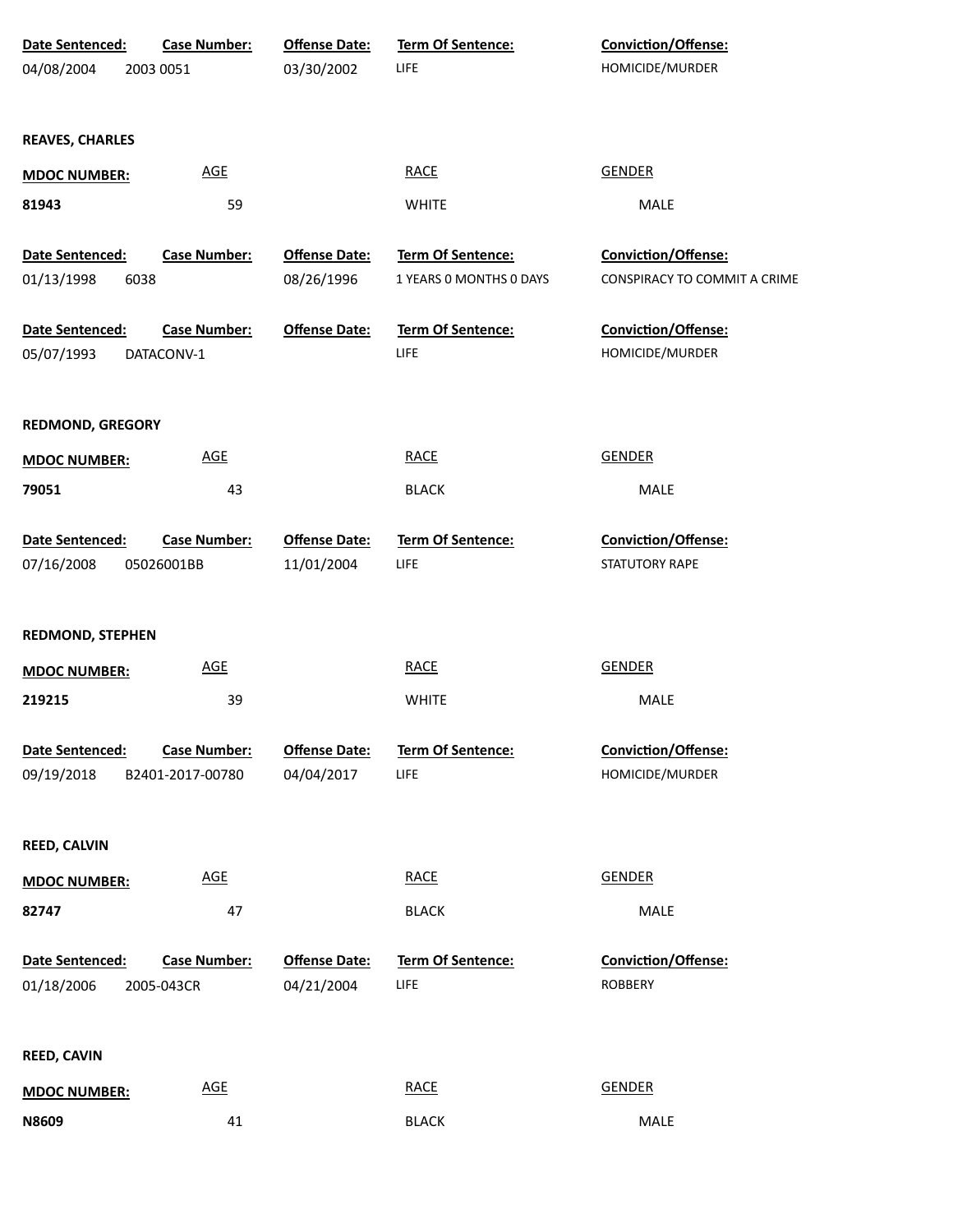| Date Sentenced: | Case Number: | Offense Date: | Term Of Sentence: | Conviction/Offense: |
|---|---|---|---|---|
| 04/08/2004 | 2003 0051 | 03/30/2002 | LIFE | HOMICIDE/MURDER |

**REAVES, CHARLES**

| MDOC NUMBER: | AGE | RACE | GENDER |
|---|---|---|---|
| **81943** | 59 | WHITE | MALE |

| Date Sentenced: | Case Number: | Offense Date: | Term Of Sentence: | Conviction/Offense: |
|---|---|---|---|---|
| 01/13/1998 | 6038 | 08/26/1996 | 1 YEARS 0 MONTHS 0 DAYS | CONSPIRACY TO COMMIT A CRIME |
| 05/07/1993 | DATACONV-1 | | LIFE | HOMICIDE/MURDER |

**REDMOND, GREGORY**

| MDOC NUMBER: | AGE | RACE | GENDER |
|---|---|---|---|
| **79051** | 43 | BLACK | MALE |

| Date Sentenced: | Case Number: | Offense Date: | Term Of Sentence: | Conviction/Offense: |
|---|---|---|---|---|
| 07/16/2008 | 05026001BB | 11/01/2004 | LIFE | STATUTORY RAPE |

**REDMOND, STEPHEN**

| MDOC NUMBER: | AGE | RACE | GENDER |
|---|---|---|---|
| **219215** | 39 | WHITE | MALE |

| Date Sentenced: | Case Number: | Offense Date: | Term Of Sentence: | Conviction/Offense: |
|---|---|---|---|---|
| 09/19/2018 | B2401-2017-00780 | 04/04/2017 | LIFE | HOMICIDE/MURDER |

**REED, CALVIN**

| MDOC NUMBER: | AGE | RACE | GENDER |
|---|---|---|---|
| **82747** | 47 | BLACK | MALE |

| Date Sentenced: | Case Number: | Offense Date: | Term Of Sentence: | Conviction/Offense: |
|---|---|---|---|---|
| 01/18/2006 | 2005-043CR | 04/21/2004 | LIFE | ROBBERY |

**REED, CAVIN**

| MDOC NUMBER: | AGE | RACE | GENDER |
|---|---|---|---|
| **N8609** | 41 | BLACK | MALE |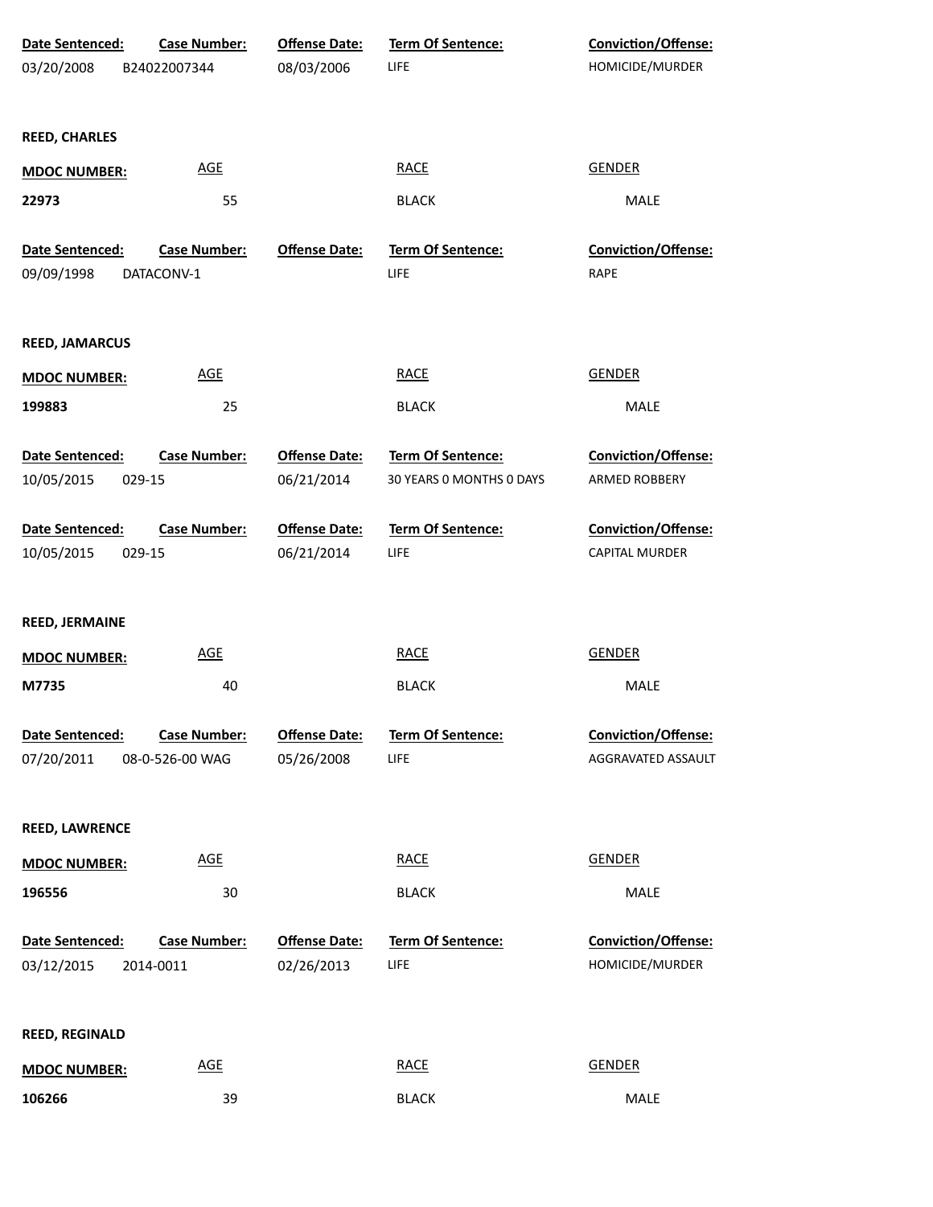| Date Sentenced: | Case Number: | Offense Date: | Term Of Sentence: | Conviction/Offense: |
|---|---|---|---|---|
| 03/20/2008 | B24022007344 | 08/03/2006 | LIFE | HOMICIDE/MURDER |

**REED, CHARLES**

| MDOC NUMBER: | AGE | RACE | GENDER |
|---|---|---|---|
| 22973 | 55 | BLACK | MALE |

| Date Sentenced: | Case Number: | Offense Date: | Term Of Sentence: | Conviction/Offense: |
|---|---|---|---|---|
| 09/09/1998 | DATACONV-1 | | LIFE | RAPE |

**REED, JAMARCUS**

| MDOC NUMBER: | AGE | RACE | GENDER |
|---|---|---|---|
| 199883 | 25 | BLACK | MALE |

| Date Sentenced: | Case Number: | Offense Date: | Term Of Sentence: | Conviction/Offense: |
|---|---|---|---|---|
| 10/05/2015 | 029-15 | 06/21/2014 | 30 YEARS 0 MONTHS 0 DAYS | ARMED ROBBERY |
| 10/05/2015 | 029-15 | 06/21/2014 | LIFE | CAPITAL MURDER |

**REED, JERMAINE**

| MDOC NUMBER: | AGE | RACE | GENDER |
|---|---|---|---|
| M7735 | 40 | BLACK | MALE |

| Date Sentenced: | Case Number: | Offense Date: | Term Of Sentence: | Conviction/Offense: |
|---|---|---|---|---|
| 07/20/2011 | 08-0-526-00 WAG | 05/26/2008 | LIFE | AGGRAVATED ASSAULT |

**REED, LAWRENCE**

| MDOC NUMBER: | AGE | RACE | GENDER |
|---|---|---|---|
| 196556 | 30 | BLACK | MALE |

| Date Sentenced: | Case Number: | Offense Date: | Term Of Sentence: | Conviction/Offense: |
|---|---|---|---|---|
| 03/12/2015 | 2014-0011 | 02/26/2013 | LIFE | HOMICIDE/MURDER |

**REED, REGINALD**

| MDOC NUMBER: | AGE | RACE | GENDER |
|---|---|---|---|
| 106266 | 39 | BLACK | MALE |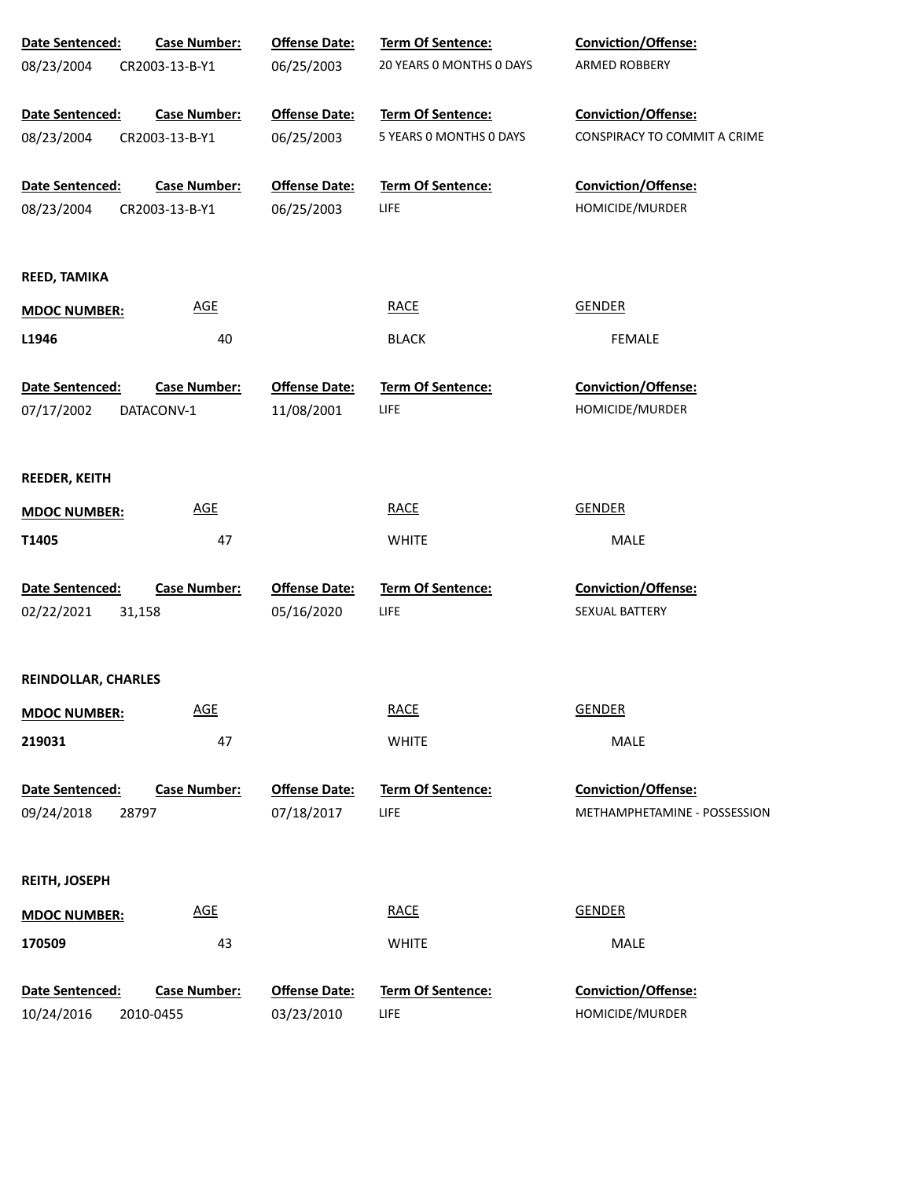| Date Sentenced: | Case Number: | Offense Date: | Term Of Sentence: | Conviction/Offense: |
|---|---|---|---|---|
| 08/23/2004 | CR2003-13-B-Y1 | 06/25/2003 | 20 YEARS 0 MONTHS 0 DAYS | ARMED ROBBERY |

| Date Sentenced: | Case Number: | Offense Date: | Term Of Sentence: | Conviction/Offense: |
|---|---|---|---|---|
| 08/23/2004 | CR2003-13-B-Y1 | 06/25/2003 | 5 YEARS 0 MONTHS 0 DAYS | CONSPIRACY TO COMMIT A CRIME |

| Date Sentenced: | Case Number: | Offense Date: | Term Of Sentence: | Conviction/Offense: |
|---|---|---|---|---|
| 08/23/2004 | CR2003-13-B-Y1 | 06/25/2003 | LIFE | HOMICIDE/MURDER |

**REED, TAMIKA**

| MDOC NUMBER: | AGE | RACE | GENDER |
|---|---|---|---|
| L1946 | 40 | BLACK | FEMALE |

| Date Sentenced: | Case Number: | Offense Date: | Term Of Sentence: | Conviction/Offense: |
|---|---|---|---|---|
| 07/17/2002 | DATACONV-1 | 11/08/2001 | LIFE | HOMICIDE/MURDER |

**REEDER, KEITH**

| MDOC NUMBER: | AGE | RACE | GENDER |
|---|---|---|---|
| T1405 | 47 | WHITE | MALE |

| Date Sentenced: | Case Number: | Offense Date: | Term Of Sentence: | Conviction/Offense: |
|---|---|---|---|---|
| 02/22/2021 | 31,158 | 05/16/2020 | LIFE | SEXUAL BATTERY |

**REINDOLLAR, CHARLES**

| MDOC NUMBER: | AGE | RACE | GENDER |
|---|---|---|---|
| 219031 | 47 | WHITE | MALE |

| Date Sentenced: | Case Number: | Offense Date: | Term Of Sentence: | Conviction/Offense: |
|---|---|---|---|---|
| 09/24/2018 | 28797 | 07/18/2017 | LIFE | METHAMPHETAMINE - POSSESSION |

**REITH, JOSEPH**

| MDOC NUMBER: | AGE | RACE | GENDER |
|---|---|---|---|
| 170509 | 43 | WHITE | MALE |

| Date Sentenced: | Case Number: | Offense Date: | Term Of Sentence: | Conviction/Offense: |
|---|---|---|---|---|
| 10/24/2016 | 2010-0455 | 03/23/2010 | LIFE | HOMICIDE/MURDER |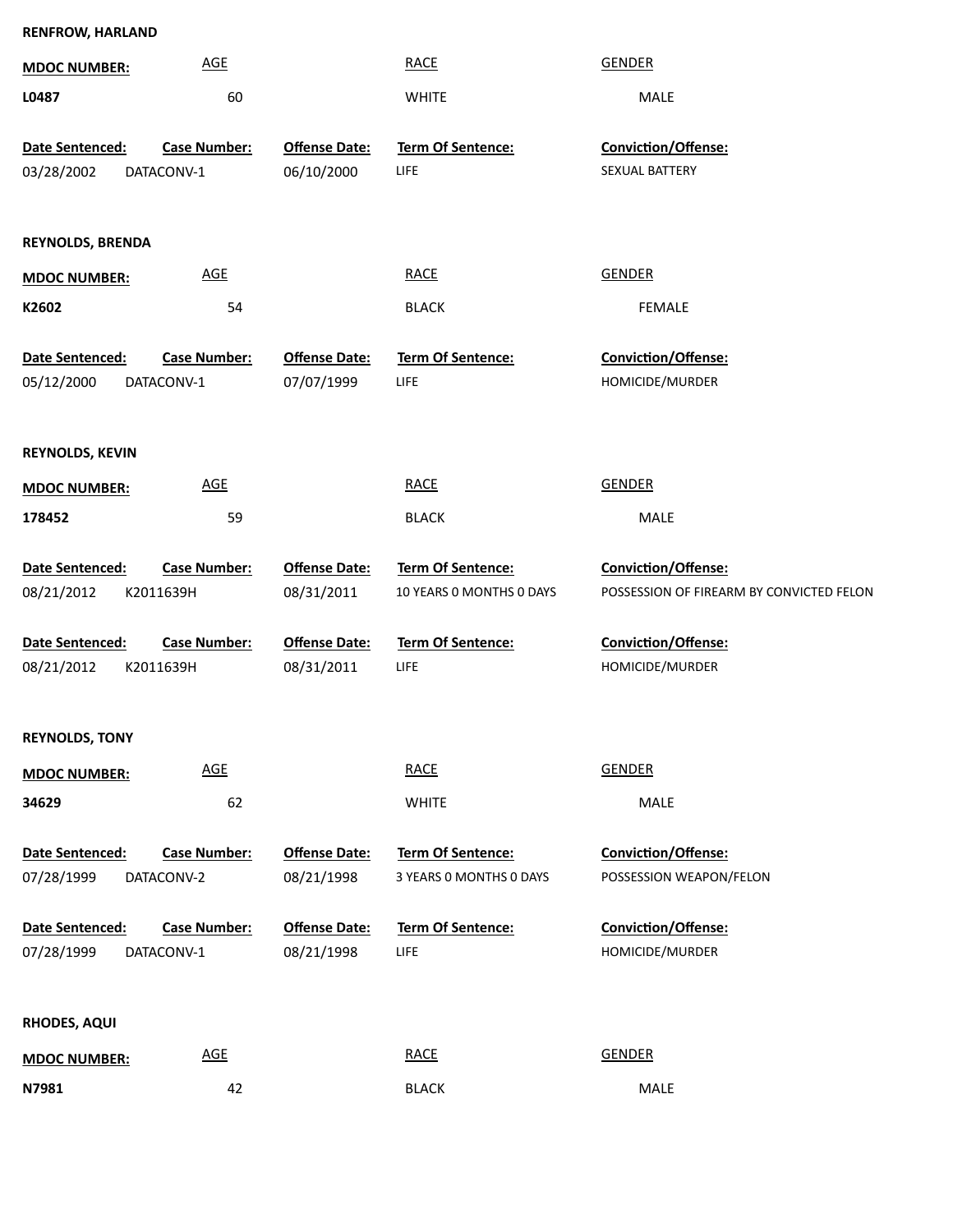**RENFROW, HARLAND**

| MDOC NUMBER: | AGE | RACE | GENDER |
|---|---|---|---|
| L0487 | 60 | WHITE | MALE |

| Date Sentenced: | Case Number: | Offense Date: | Term Of Sentence: | Conviction/Offense: |
|---|---|---|---|---|
| 03/28/2002 | DATACONV-1 | 06/10/2000 | LIFE | SEXUAL BATTERY |

**REYNOLDS, BRENDA**

| MDOC NUMBER: | AGE | RACE | GENDER |
|---|---|---|---|
| K2602 | 54 | BLACK | FEMALE |

| Date Sentenced: | Case Number: | Offense Date: | Term Of Sentence: | Conviction/Offense: |
|---|---|---|---|---|
| 05/12/2000 | DATACONV-1 | 07/07/1999 | LIFE | HOMICIDE/MURDER |

**REYNOLDS, KEVIN**

| MDOC NUMBER: | AGE | RACE | GENDER |
|---|---|---|---|
| 178452 | 59 | BLACK | MALE |

| Date Sentenced: | Case Number: | Offense Date: | Term Of Sentence: | Conviction/Offense: |
|---|---|---|---|---|
| 08/21/2012 | K2011639H | 08/31/2011 | 10 YEARS 0 MONTHS 0 DAYS | POSSESSION OF FIREARM BY CONVICTED FELON |

| Date Sentenced: | Case Number: | Offense Date: | Term Of Sentence: | Conviction/Offense: |
|---|---|---|---|---|
| 08/21/2012 | K2011639H | 08/31/2011 | LIFE | HOMICIDE/MURDER |

**REYNOLDS, TONY**

| MDOC NUMBER: | AGE | RACE | GENDER |
|---|---|---|---|
| 34629 | 62 | WHITE | MALE |

| Date Sentenced: | Case Number: | Offense Date: | Term Of Sentence: | Conviction/Offense: |
|---|---|---|---|---|
| 07/28/1999 | DATACONV-2 | 08/21/1998 | 3 YEARS 0 MONTHS 0 DAYS | POSSESSION WEAPON/FELON |

| Date Sentenced: | Case Number: | Offense Date: | Term Of Sentence: | Conviction/Offense: |
|---|---|---|---|---|
| 07/28/1999 | DATACONV-1 | 08/21/1998 | LIFE | HOMICIDE/MURDER |

**RHODES, AQUI**

| MDOC NUMBER: | AGE | RACE | GENDER |
|---|---|---|---|
| N7981 | 42 | BLACK | MALE |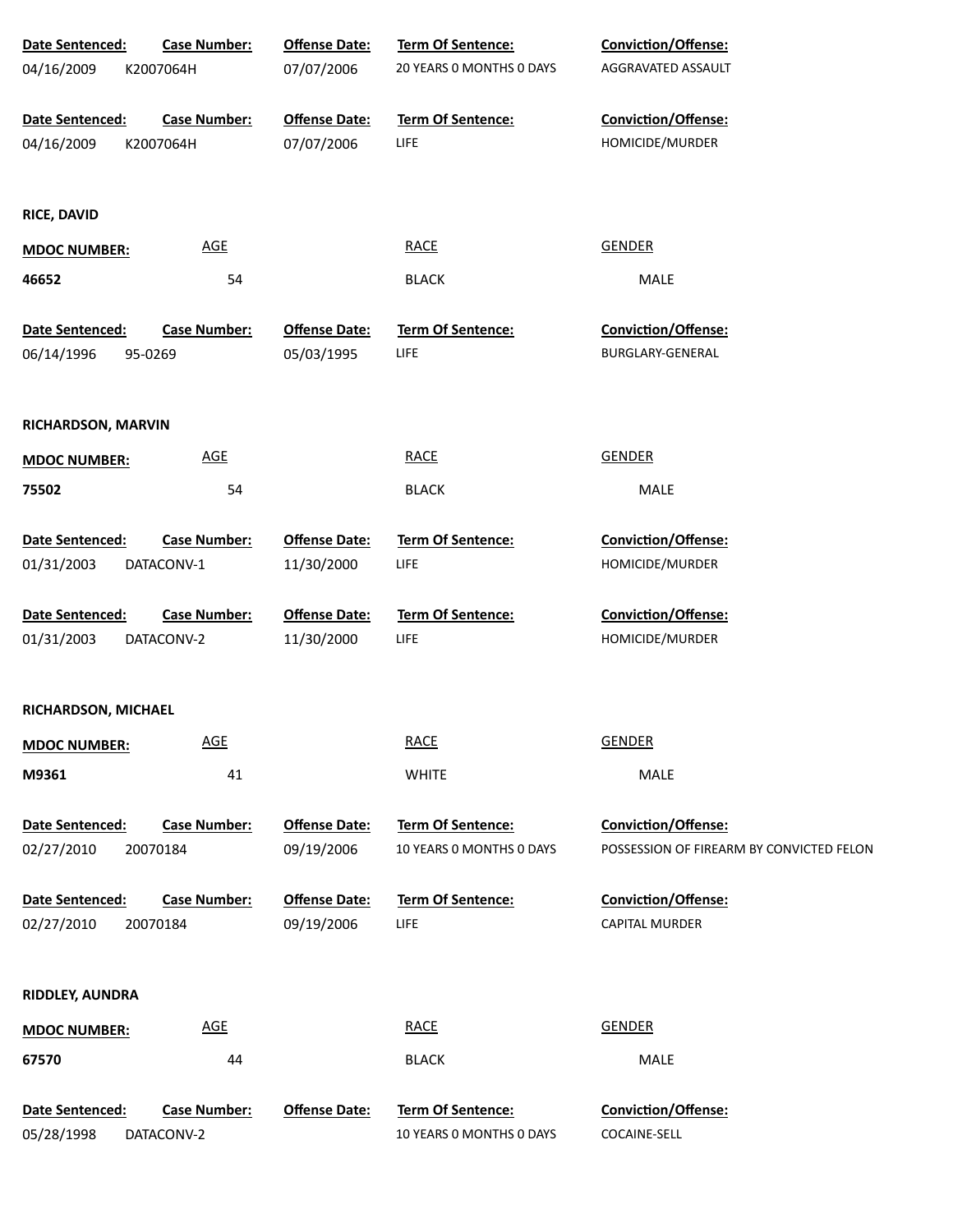| Date Sentenced: | Case Number: | Offense Date: | Term Of Sentence: | Conviction/Offense: |
|---|---|---|---|---|
| 04/16/2009 | K2007064H | 07/07/2006 | 20 YEARS 0 MONTHS 0 DAYS | AGGRAVATED ASSAULT |

| Date Sentenced: | Case Number: | Offense Date: | Term Of Sentence: | Conviction/Offense: |
|---|---|---|---|---|
| 04/16/2009 | K2007064H | 07/07/2006 | LIFE | HOMICIDE/MURDER |

**RICE, DAVID**

| MDOC NUMBER: | AGE | RACE | GENDER |
|---|---|---|---|
| **46652** | 54 | BLACK | MALE |

| Date Sentenced: | Case Number: | Offense Date: | Term Of Sentence: | Conviction/Offense: |
|---|---|---|---|---|
| 06/14/1996 | 95-0269 | 05/03/1995 | LIFE | BURGLARY-GENERAL |

**RICHARDSON, MARVIN**

| MDOC NUMBER: | AGE | RACE | GENDER |
|---|---|---|---|
| **75502** | 54 | BLACK | MALE |

| Date Sentenced: | Case Number: | Offense Date: | Term Of Sentence: | Conviction/Offense: |
|---|---|---|---|---|
| 01/31/2003 | DATACONV-1 | 11/30/2000 | LIFE | HOMICIDE/MURDER |

| Date Sentenced: | Case Number: | Offense Date: | Term Of Sentence: | Conviction/Offense: |
|---|---|---|---|---|
| 01/31/2003 | DATACONV-2 | 11/30/2000 | LIFE | HOMICIDE/MURDER |

**RICHARDSON, MICHAEL**

| MDOC NUMBER: | AGE | RACE | GENDER |
|---|---|---|---|
| **M9361** | 41 | WHITE | MALE |

| Date Sentenced: | Case Number: | Offense Date: | Term Of Sentence: | Conviction/Offense: |
|---|---|---|---|---|
| 02/27/2010 | 20070184 | 09/19/2006 | 10 YEARS 0 MONTHS 0 DAYS | POSSESSION OF FIREARM BY CONVICTED FELON |

| Date Sentenced: | Case Number: | Offense Date: | Term Of Sentence: | Conviction/Offense: |
|---|---|---|---|---|
| 02/27/2010 | 20070184 | 09/19/2006 | LIFE | CAPITAL MURDER |

**RIDDLEY, AUNDRA**

| MDOC NUMBER: | AGE | RACE | GENDER |
|---|---|---|---|
| **67570** | 44 | BLACK | MALE |

| Date Sentenced: | Case Number: | Offense Date: | Term Of Sentence: | Conviction/Offense: |
|---|---|---|---|---|
| 05/28/1998 | DATACONV-2 | | 10 YEARS 0 MONTHS 0 DAYS | COCAINE-SELL |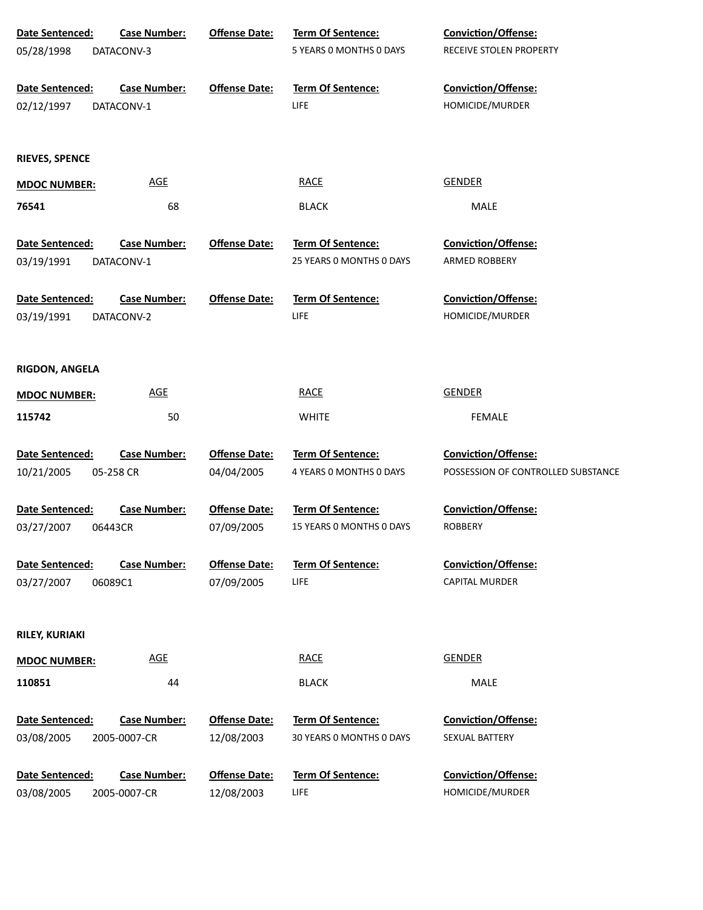| Date Sentenced: | Case Number: | Offense Date: | Term Of Sentence: | Conviction/Offense: |
|---|---|---|---|---|
| 05/28/1998 | DATACONV-3 | | 5 YEARS 0 MONTHS 0 DAYS | RECEIVE STOLEN PROPERTY |

| Date Sentenced: | Case Number: | Offense Date: | Term Of Sentence: | Conviction/Offense: |
|---|---|---|---|---|
| 02/12/1997 | DATACONV-1 | | LIFE | HOMICIDE/MURDER |

**RIEVES, SPENCE**

| MDOC NUMBER: | AGE | RACE | GENDER |
|---|---|---|---|
| **76541** | 68 | BLACK | MALE |

| Date Sentenced: | Case Number: | Offense Date: | Term Of Sentence: | Conviction/Offense: |
|---|---|---|---|---|
| 03/19/1991 | DATACONV-1 | | 25 YEARS 0 MONTHS 0 DAYS | ARMED ROBBERY |

| Date Sentenced: | Case Number: | Offense Date: | Term Of Sentence: | Conviction/Offense: |
|---|---|---|---|---|
| 03/19/1991 | DATACONV-2 | | LIFE | HOMICIDE/MURDER |

**RIGDON, ANGELA**

| MDOC NUMBER: | AGE | RACE | GENDER |
|---|---|---|---|
| **115742** | 50 | WHITE | FEMALE |

| Date Sentenced: | Case Number: | Offense Date: | Term Of Sentence: | Conviction/Offense: |
|---|---|---|---|---|
| 10/21/2005 | 05-258 CR | 04/04/2005 | 4 YEARS 0 MONTHS 0 DAYS | POSSESSION OF CONTROLLED SUBSTANCE |

| Date Sentenced: | Case Number: | Offense Date: | Term Of Sentence: | Conviction/Offense: |
|---|---|---|---|---|
| 03/27/2007 | 06443CR | 07/09/2005 | 15 YEARS 0 MONTHS 0 DAYS | ROBBERY |

| Date Sentenced: | Case Number: | Offense Date: | Term Of Sentence: | Conviction/Offense: |
|---|---|---|---|---|
| 03/27/2007 | 06089C1 | 07/09/2005 | LIFE | CAPITAL MURDER |

**RILEY, KURIAKI**

| MDOC NUMBER: | AGE | RACE | GENDER |
|---|---|---|---|
| **110851** | 44 | BLACK | MALE |

| Date Sentenced: | Case Number: | Offense Date: | Term Of Sentence: | Conviction/Offense: |
|---|---|---|---|---|
| 03/08/2005 | 2005-0007-CR | 12/08/2003 | 30 YEARS 0 MONTHS 0 DAYS | SEXUAL BATTERY |

| Date Sentenced: | Case Number: | Offense Date: | Term Of Sentence: | Conviction/Offense: |
|---|---|---|---|---|
| 03/08/2005 | 2005-0007-CR | 12/08/2003 | LIFE | HOMICIDE/MURDER |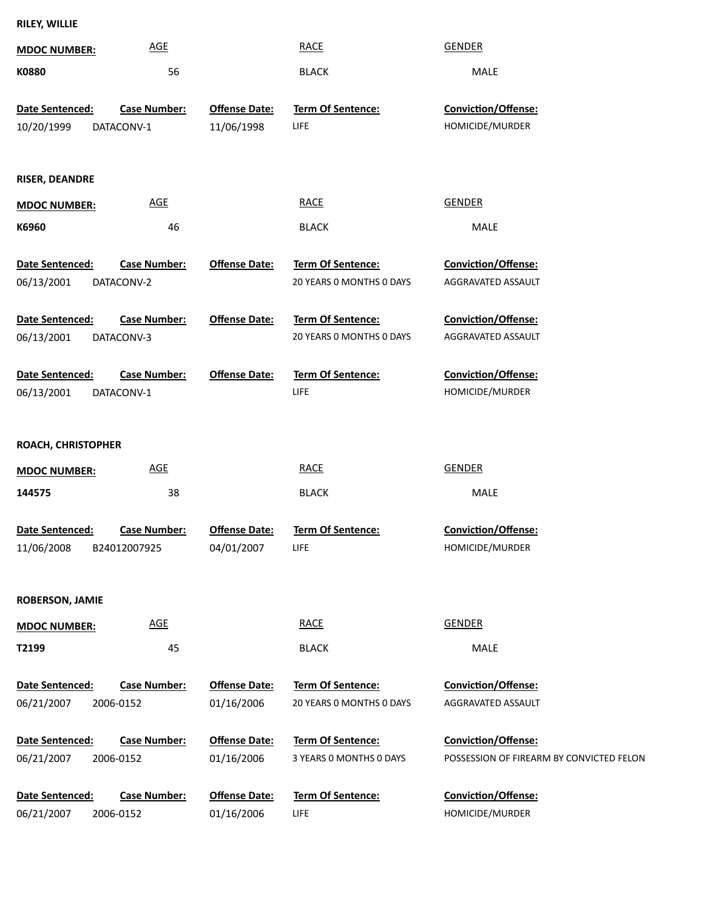**RILEY, WILLIE**

| MDOC NUMBER: | AGE | RACE | GENDER |
|---|---|---|---|
| K0880 | 56 | BLACK | MALE |

| Date Sentenced: | Case Number: | Offense Date: | Term Of Sentence: | Conviction/Offense: |
|---|---|---|---|---|
| 10/20/1999 | DATACONV-1 | 11/06/1998 | LIFE | HOMICIDE/MURDER |

**RISER, DEANDRE**

| MDOC NUMBER: | AGE | RACE | GENDER |
|---|---|---|---|
| K6960 | 46 | BLACK | MALE |

| Date Sentenced: | Case Number: | Offense Date: | Term Of Sentence: | Conviction/Offense: |
|---|---|---|---|---|
| 06/13/2001 | DATACONV-2 | | 20 YEARS 0 MONTHS 0 DAYS | AGGRAVATED ASSAULT |
| 06/13/2001 | DATACONV-3 | | 20 YEARS 0 MONTHS 0 DAYS | AGGRAVATED ASSAULT |
| 06/13/2001 | DATACONV-1 | | LIFE | HOMICIDE/MURDER |

**ROACH, CHRISTOPHER**

| MDOC NUMBER: | AGE | RACE | GENDER |
|---|---|---|---|
| 144575 | 38 | BLACK | MALE |

| Date Sentenced: | Case Number: | Offense Date: | Term Of Sentence: | Conviction/Offense: |
|---|---|---|---|---|
| 11/06/2008 | B24012007925 | 04/01/2007 | LIFE | HOMICIDE/MURDER |

**ROBERSON, JAMIE**

| MDOC NUMBER: | AGE | RACE | GENDER |
|---|---|---|---|
| T2199 | 45 | BLACK | MALE |

| Date Sentenced: | Case Number: | Offense Date: | Term Of Sentence: | Conviction/Offense: |
|---|---|---|---|---|
| 06/21/2007 | 2006-0152 | 01/16/2006 | 20 YEARS 0 MONTHS 0 DAYS | AGGRAVATED ASSAULT |
| 06/21/2007 | 2006-0152 | 01/16/2006 | 3 YEARS 0 MONTHS 0 DAYS | POSSESSION OF FIREARM BY CONVICTED FELON |
| 06/21/2007 | 2006-0152 | 01/16/2006 | LIFE | HOMICIDE/MURDER |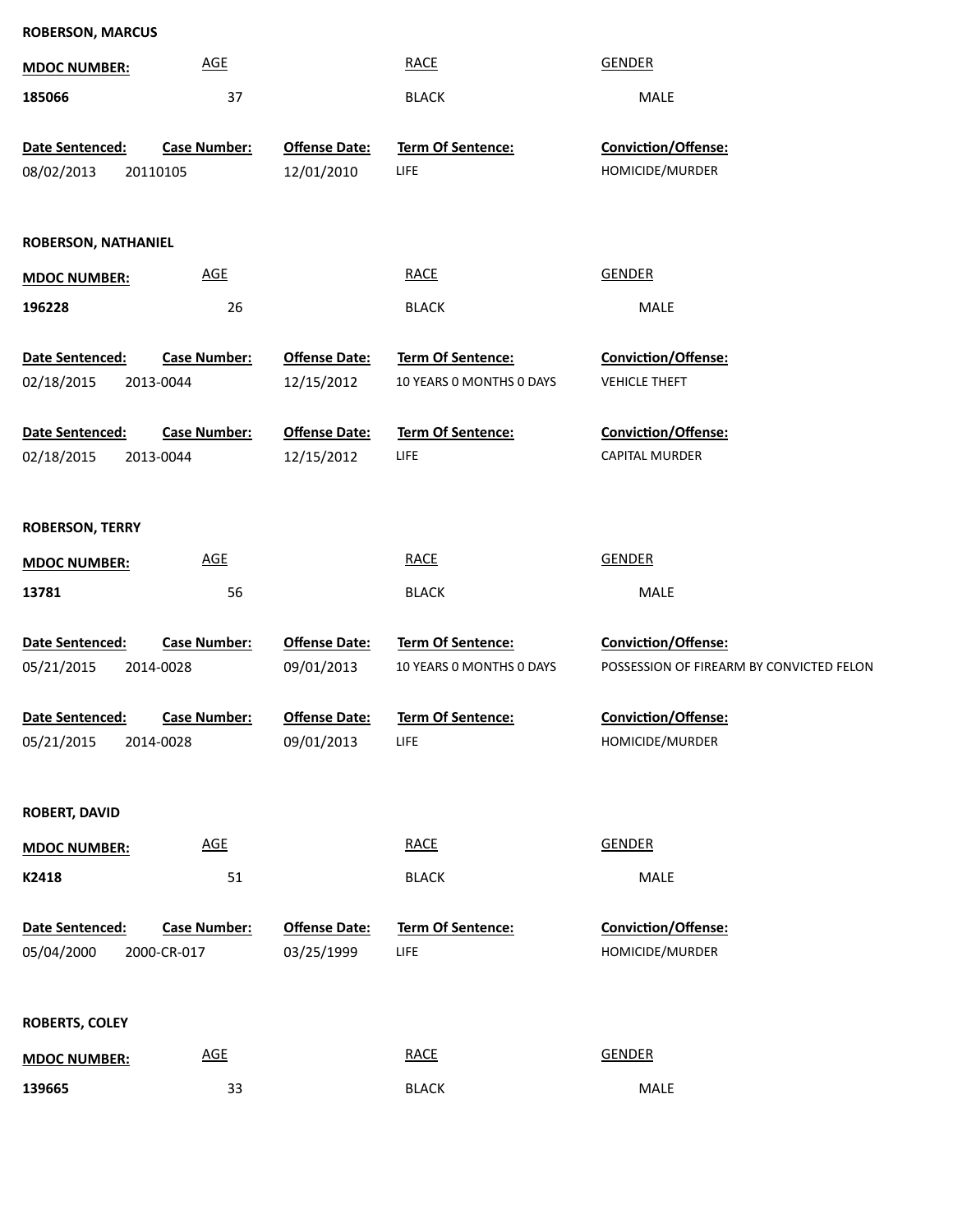**ROBERSON, MARCUS**

| MDOC NUMBER: | AGE | RACE | GENDER |
|---|---|---|---|
| **185066** | 37 | BLACK | MALE |

| Date Sentenced: | Case Number: | Offense Date: | Term Of Sentence: | Conviction/Offense: |
|---|---|---|---|---|
| 08/02/2013 | 20110105 | 12/01/2010 | LIFE | HOMICIDE/MURDER |

**ROBERSON, NATHANIEL**

| MDOC NUMBER: | AGE | RACE | GENDER |
|---|---|---|---|
| **196228** | 26 | BLACK | MALE |

| Date Sentenced: | Case Number: | Offense Date: | Term Of Sentence: | Conviction/Offense: |
|---|---|---|---|---|
| 02/18/2015 | 2013-0044 | 12/15/2012 | 10 YEARS 0 MONTHS 0 DAYS | VEHICLE THEFT |
| 02/18/2015 | 2013-0044 | 12/15/2012 | LIFE | CAPITAL MURDER |

**ROBERSON, TERRY**

| MDOC NUMBER: | AGE | RACE | GENDER |
|---|---|---|---|
| **13781** | 56 | BLACK | MALE |

| Date Sentenced: | Case Number: | Offense Date: | Term Of Sentence: | Conviction/Offense: |
|---|---|---|---|---|
| 05/21/2015 | 2014-0028 | 09/01/2013 | 10 YEARS 0 MONTHS 0 DAYS | POSSESSION OF FIREARM BY CONVICTED FELON |
| 05/21/2015 | 2014-0028 | 09/01/2013 | LIFE | HOMICIDE/MURDER |

**ROBERT, DAVID**

| MDOC NUMBER: | AGE | RACE | GENDER |
|---|---|---|---|
| **K2418** | 51 | BLACK | MALE |

| Date Sentenced: | Case Number: | Offense Date: | Term Of Sentence: | Conviction/Offense: |
|---|---|---|---|---|
| 05/04/2000 | 2000-CR-017 | 03/25/1999 | LIFE | HOMICIDE/MURDER |

**ROBERTS, COLEY**

| MDOC NUMBER: | AGE | RACE | GENDER |
|---|---|---|---|
| **139665** | 33 | BLACK | MALE |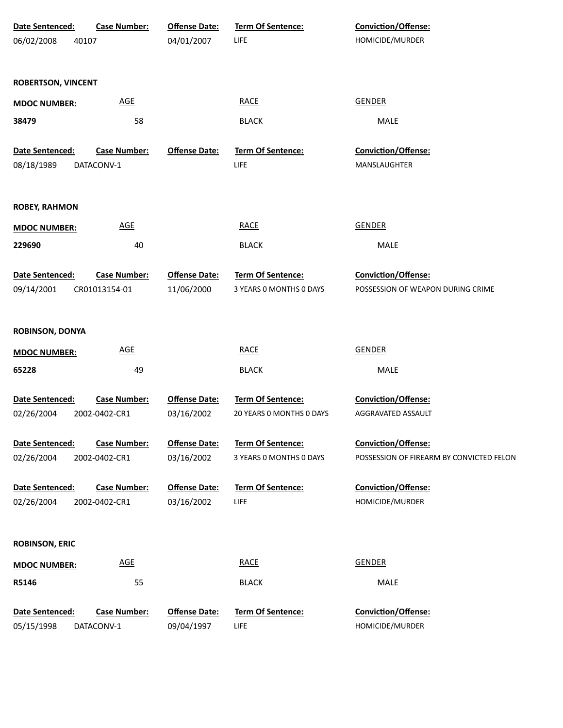| Date Sentenced: | Case Number: | Offense Date: | Term Of Sentence: | Conviction/Offense: |
|---|---|---|---|---|
| 06/02/2008 | 40107 | 04/01/2007 | LIFE | HOMICIDE/MURDER |

**ROBERTSON, VINCENT**

| MDOC NUMBER: | AGE | RACE | GENDER |
|---|---|---|---|
| 38479 | 58 | BLACK | MALE |

| Date Sentenced: | Case Number: | Offense Date: | Term Of Sentence: | Conviction/Offense: |
|---|---|---|---|---|
| 08/18/1989 | DATACONV-1 | | LIFE | MANSLAUGHTER |

**ROBEY, RAHMON**

| MDOC NUMBER: | AGE | RACE | GENDER |
|---|---|---|---|
| 229690 | 40 | BLACK | MALE |

| Date Sentenced: | Case Number: | Offense Date: | Term Of Sentence: | Conviction/Offense: |
|---|---|---|---|---|
| 09/14/2001 | CR01013154-01 | 11/06/2000 | 3 YEARS 0 MONTHS 0 DAYS | POSSESSION OF WEAPON DURING CRIME |

**ROBINSON, DONYA**

| MDOC NUMBER: | AGE | RACE | GENDER |
|---|---|---|---|
| 65228 | 49 | BLACK | MALE |

| Date Sentenced: | Case Number: | Offense Date: | Term Of Sentence: | Conviction/Offense: |
|---|---|---|---|---|
| 02/26/2004 | 2002-0402-CR1 | 03/16/2002 | 20 YEARS 0 MONTHS 0 DAYS | AGGRAVATED ASSAULT |
| 02/26/2004 | 2002-0402-CR1 | 03/16/2002 | 3 YEARS 0 MONTHS 0 DAYS | POSSESSION OF FIREARM BY CONVICTED FELON |
| 02/26/2004 | 2002-0402-CR1 | 03/16/2002 | LIFE | HOMICIDE/MURDER |

**ROBINSON, ERIC**

| MDOC NUMBER: | AGE | RACE | GENDER |
|---|---|---|---|
| R5146 | 55 | BLACK | MALE |

| Date Sentenced: | Case Number: | Offense Date: | Term Of Sentence: | Conviction/Offense: |
|---|---|---|---|---|
| 05/15/1998 | DATACONV-1 | 09/04/1997 | LIFE | HOMICIDE/MURDER |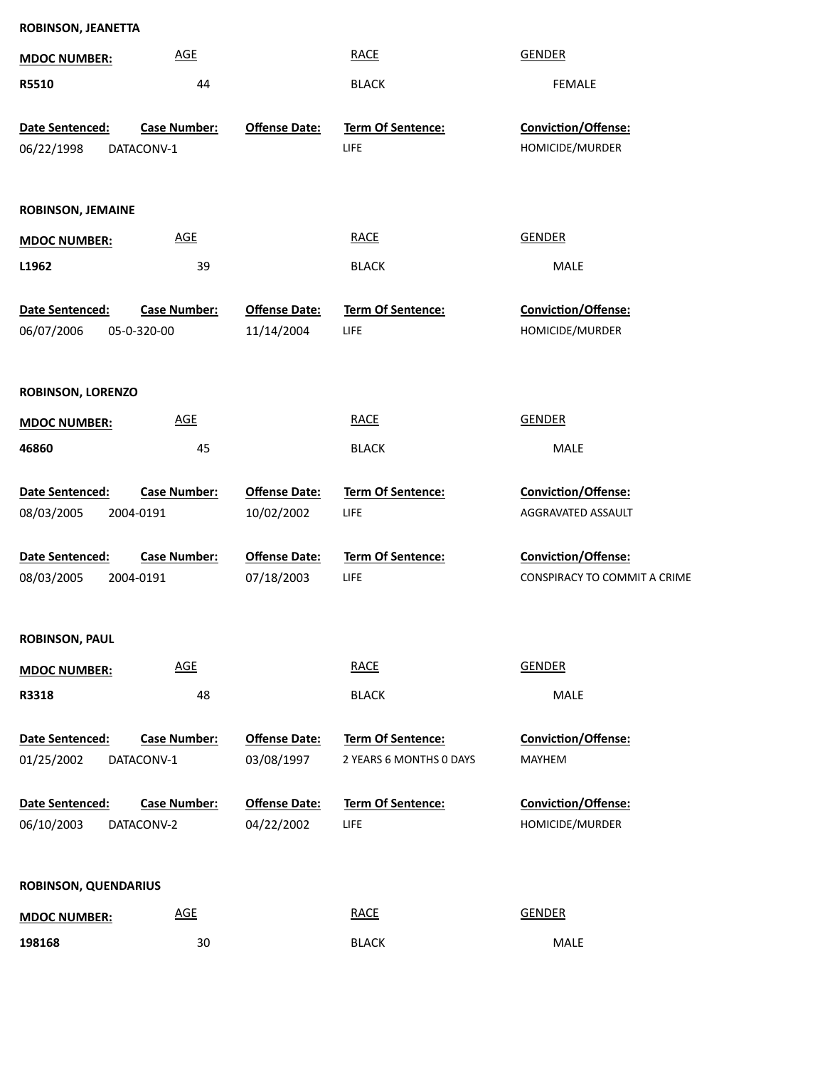**ROBINSON, JEANETTA**

| MDOC NUMBER: | AGE | RACE | GENDER |
|---|---|---|---|
| R5510 | 44 | BLACK | FEMALE |

| Date Sentenced: | Case Number: | Offense Date: | Term Of Sentence: | Conviction/Offense: |
|---|---|---|---|---|
| 06/22/1998 | DATACONV-1 | | LIFE | HOMICIDE/MURDER |

**ROBINSON, JEMAINE**

| MDOC NUMBER: | AGE | RACE | GENDER |
|---|---|---|---|
| L1962 | 39 | BLACK | MALE |

| Date Sentenced: | Case Number: | Offense Date: | Term Of Sentence: | Conviction/Offense: |
|---|---|---|---|---|
| 06/07/2006 | 05-0-320-00 | 11/14/2004 | LIFE | HOMICIDE/MURDER |

**ROBINSON, LORENZO**

| MDOC NUMBER: | AGE | RACE | GENDER |
|---|---|---|---|
| 46860 | 45 | BLACK | MALE |

| Date Sentenced: | Case Number: | Offense Date: | Term Of Sentence: | Conviction/Offense: |
|---|---|---|---|---|
| 08/03/2005 | 2004-0191 | 10/02/2002 | LIFE | AGGRAVATED ASSAULT |
| 08/03/2005 | 2004-0191 | 07/18/2003 | LIFE | CONSPIRACY TO COMMIT A CRIME |

**ROBINSON, PAUL**

| MDOC NUMBER: | AGE | RACE | GENDER |
|---|---|---|---|
| R3318 | 48 | BLACK | MALE |

| Date Sentenced: | Case Number: | Offense Date: | Term Of Sentence: | Conviction/Offense: |
|---|---|---|---|---|
| 01/25/2002 | DATACONV-1 | 03/08/1997 | 2 YEARS 6 MONTHS 0 DAYS | MAYHEM |
| 06/10/2003 | DATACONV-2 | 04/22/2002 | LIFE | HOMICIDE/MURDER |

**ROBINSON, QUENDARIUS**

| MDOC NUMBER: | AGE | RACE | GENDER |
|---|---|---|---|
| 198168 | 30 | BLACK | MALE |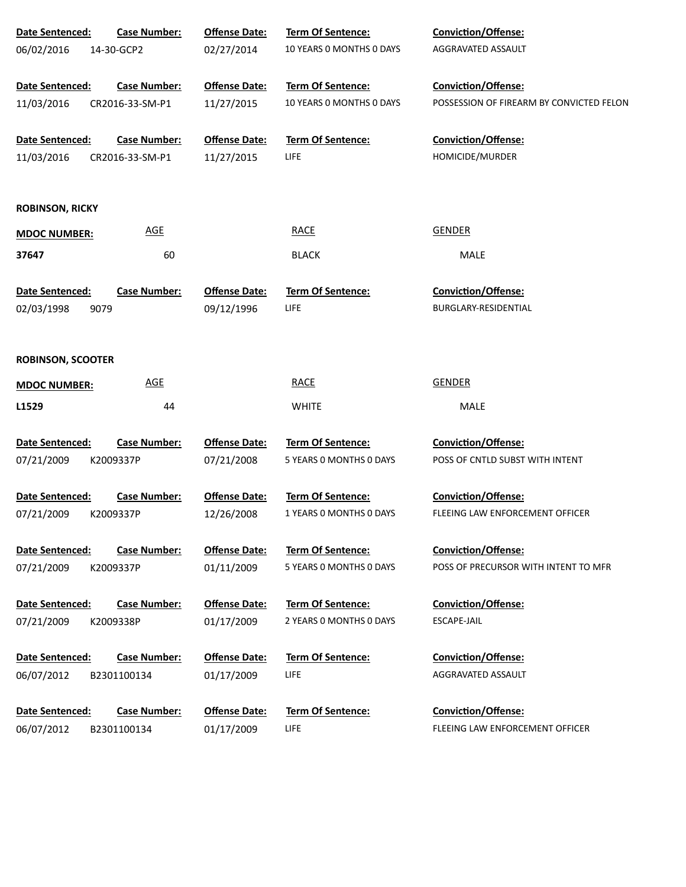| Date Sentenced: | Case Number: | Offense Date: | Term Of Sentence: | Conviction/Offense: |
|---|---|---|---|---|
| 06/02/2016 | 14-30-GCP2 | 02/27/2014 | 10 YEARS 0 MONTHS 0 DAYS | AGGRAVATED ASSAULT |
| 11/03/2016 | CR2016-33-SM-P1 | 11/27/2015 | 10 YEARS 0 MONTHS 0 DAYS | POSSESSION OF FIREARM BY CONVICTED FELON |
| 11/03/2016 | CR2016-33-SM-P1 | 11/27/2015 | LIFE | HOMICIDE/MURDER |

**ROBINSON, RICKY**

| MDOC NUMBER: | AGE | RACE | GENDER |
|---|---|---|---|
| 37647 | 60 | BLACK | MALE |

| Date Sentenced: | Case Number: | Offense Date: | Term Of Sentence: | Conviction/Offense: |
|---|---|---|---|---|
| 02/03/1998 | 9079 | 09/12/1996 | LIFE | BURGLARY-RESIDENTIAL |

**ROBINSON, SCOOTER**

| MDOC NUMBER: | AGE | RACE | GENDER |
|---|---|---|---|
| L1529 | 44 | WHITE | MALE |

| Date Sentenced: | Case Number: | Offense Date: | Term Of Sentence: | Conviction/Offense: |
|---|---|---|---|---|
| 07/21/2009 | K2009337P | 07/21/2008 | 5 YEARS 0 MONTHS 0 DAYS | POSS OF CNTLD SUBST WITH INTENT |
| 07/21/2009 | K2009337P | 12/26/2008 | 1 YEARS 0 MONTHS 0 DAYS | FLEEING LAW ENFORCEMENT OFFICER |
| 07/21/2009 | K2009337P | 01/11/2009 | 5 YEARS 0 MONTHS 0 DAYS | POSS OF PRECURSOR WITH INTENT TO MFR |
| 07/21/2009 | K2009338P | 01/17/2009 | 2 YEARS 0 MONTHS 0 DAYS | ESCAPE-JAIL |
| 06/07/2012 | B2301100134 | 01/17/2009 | LIFE | AGGRAVATED ASSAULT |
| 06/07/2012 | B2301100134 | 01/17/2009 | LIFE | FLEEING LAW ENFORCEMENT OFFICER |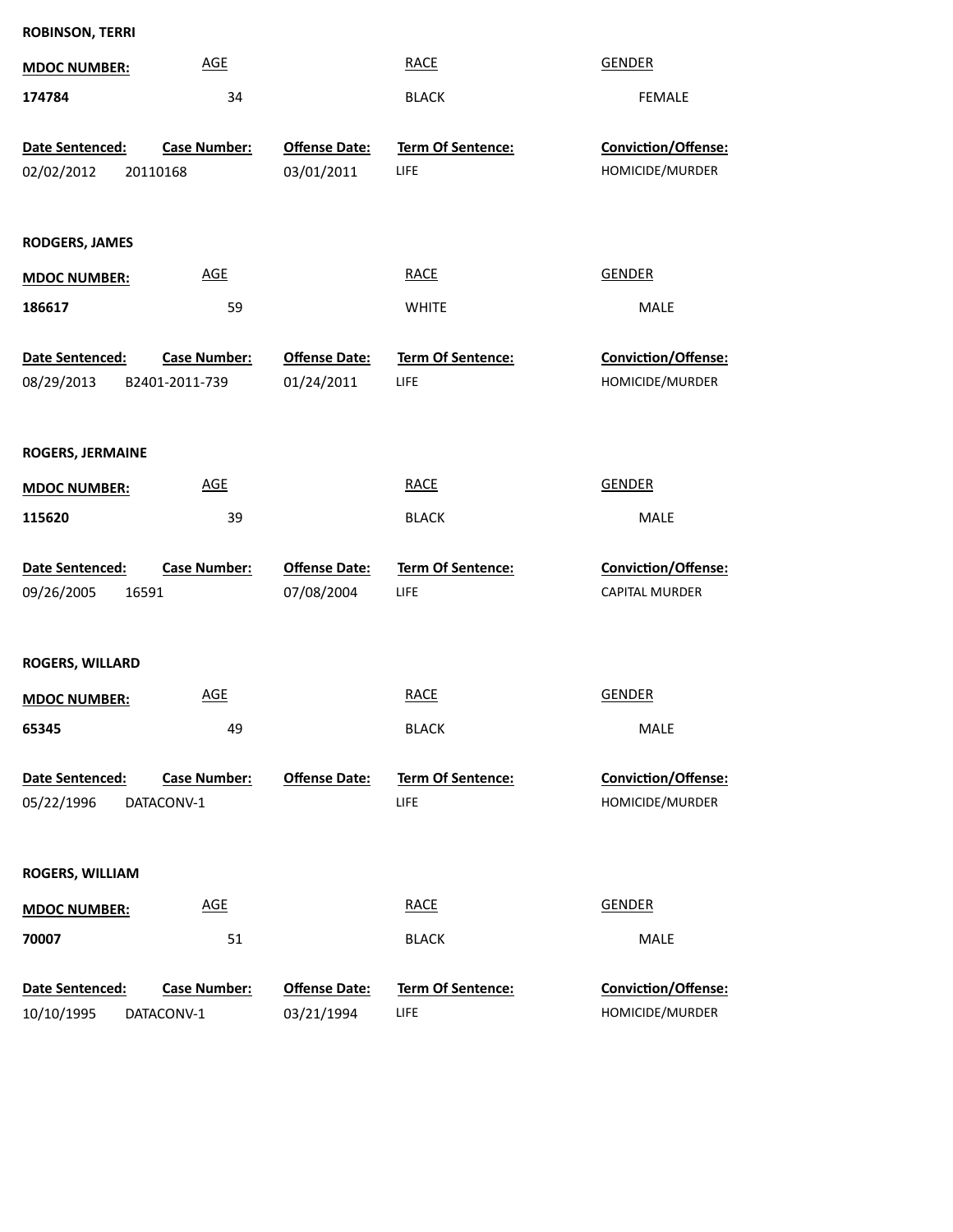**ROBINSON, TERRI**

| **MDOC NUMBER:** | AGE | RACE | GENDER |
|---|---|---|---|
| **174784** | 34 | BLACK | FEMALE |

| **Date Sentenced:** | **Case Number:** | **Offense Date:** | **Term Of Sentence:** | **Conviction/Offense:** |
|---|---|---|---|---|
| 02/02/2012 | 20110168 | 03/01/2011 | LIFE | HOMICIDE/MURDER |

**RODGERS, JAMES**

| **MDOC NUMBER:** | AGE | RACE | GENDER |
|---|---|---|---|
| **186617** | 59 | WHITE | MALE |

| **Date Sentenced:** | **Case Number:** | **Offense Date:** | **Term Of Sentence:** | **Conviction/Offense:** |
|---|---|---|---|---|
| 08/29/2013 | B2401-2011-739 | 01/24/2011 | LIFE | HOMICIDE/MURDER |

**ROGERS, JERMAINE**

| **MDOC NUMBER:** | AGE | RACE | GENDER |
|---|---|---|---|
| **115620** | 39 | BLACK | MALE |

| **Date Sentenced:** | **Case Number:** | **Offense Date:** | **Term Of Sentence:** | **Conviction/Offense:** |
|---|---|---|---|---|
| 09/26/2005 | 16591 | 07/08/2004 | LIFE | CAPITAL MURDER |

**ROGERS, WILLARD**

| **MDOC NUMBER:** | AGE | RACE | GENDER |
|---|---|---|---|
| **65345** | 49 | BLACK | MALE |

| **Date Sentenced:** | **Case Number:** | **Offense Date:** | **Term Of Sentence:** | **Conviction/Offense:** |
|---|---|---|---|---|
| 05/22/1996 | DATACONV-1 | | LIFE | HOMICIDE/MURDER |

**ROGERS, WILLIAM**

| **MDOC NUMBER:** | AGE | RACE | GENDER |
|---|---|---|---|
| **70007** | 51 | BLACK | MALE |

| **Date Sentenced:** | **Case Number:** | **Offense Date:** | **Term Of Sentence:** | **Conviction/Offense:** |
|---|---|---|---|---|
| 10/10/1995 | DATACONV-1 | 03/21/1994 | LIFE | HOMICIDE/MURDER |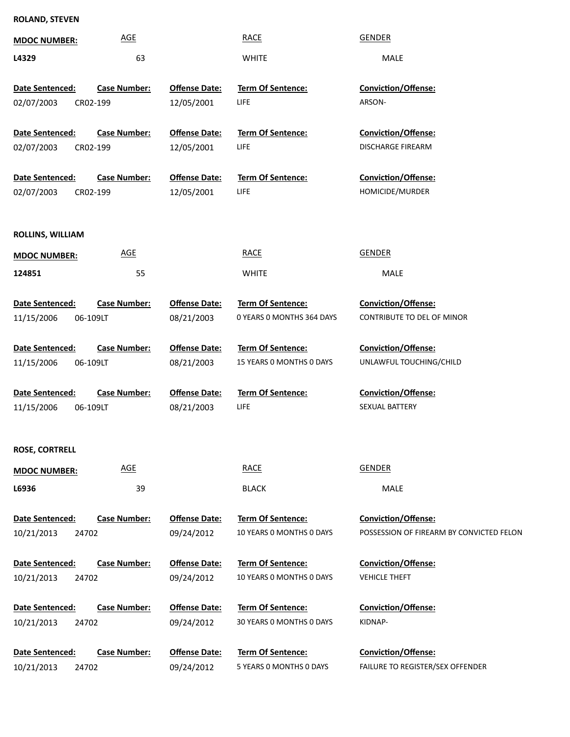**ROLAND, STEVEN**

| MDOC NUMBER: | AGE | RACE | GENDER |
|---|---|---|---|
| L4329 | 63 | WHITE | MALE |

| Date Sentenced: | Case Number: | Offense Date: | Term Of Sentence: | Conviction/Offense: |
|---|---|---|---|---|
| 02/07/2003 | CR02-199 | 12/05/2001 | LIFE | ARSON- |
| 02/07/2003 | CR02-199 | 12/05/2001 | LIFE | DISCHARGE FIREARM |
| 02/07/2003 | CR02-199 | 12/05/2001 | LIFE | HOMICIDE/MURDER |

**ROLLINS, WILLIAM**

| MDOC NUMBER: | AGE | RACE | GENDER |
|---|---|---|---|
| 124851 | 55 | WHITE | MALE |

| Date Sentenced: | Case Number: | Offense Date: | Term Of Sentence: | Conviction/Offense: |
|---|---|---|---|---|
| 11/15/2006 | 06-109LT | 08/21/2003 | 0 YEARS 0 MONTHS 364 DAYS | CONTRIBUTE TO DEL OF MINOR |
| 11/15/2006 | 06-109LT | 08/21/2003 | 15 YEARS 0 MONTHS 0 DAYS | UNLAWFUL TOUCHING/CHILD |
| 11/15/2006 | 06-109LT | 08/21/2003 | LIFE | SEXUAL BATTERY |

**ROSE, CORTRELL**

| MDOC NUMBER: | AGE | RACE | GENDER |
|---|---|---|---|
| L6936 | 39 | BLACK | MALE |

| Date Sentenced: | Case Number: | Offense Date: | Term Of Sentence: | Conviction/Offense: |
|---|---|---|---|---|
| 10/21/2013 | 24702 | 09/24/2012 | 10 YEARS 0 MONTHS 0 DAYS | POSSESSION OF FIREARM BY CONVICTED FELON |
| 10/21/2013 | 24702 | 09/24/2012 | 10 YEARS 0 MONTHS 0 DAYS | VEHICLE THEFT |
| 10/21/2013 | 24702 | 09/24/2012 | 30 YEARS 0 MONTHS 0 DAYS | KIDNAP- |
| 10/21/2013 | 24702 | 09/24/2012 | 5 YEARS 0 MONTHS 0 DAYS | FAILURE TO REGISTER/SEX OFFENDER |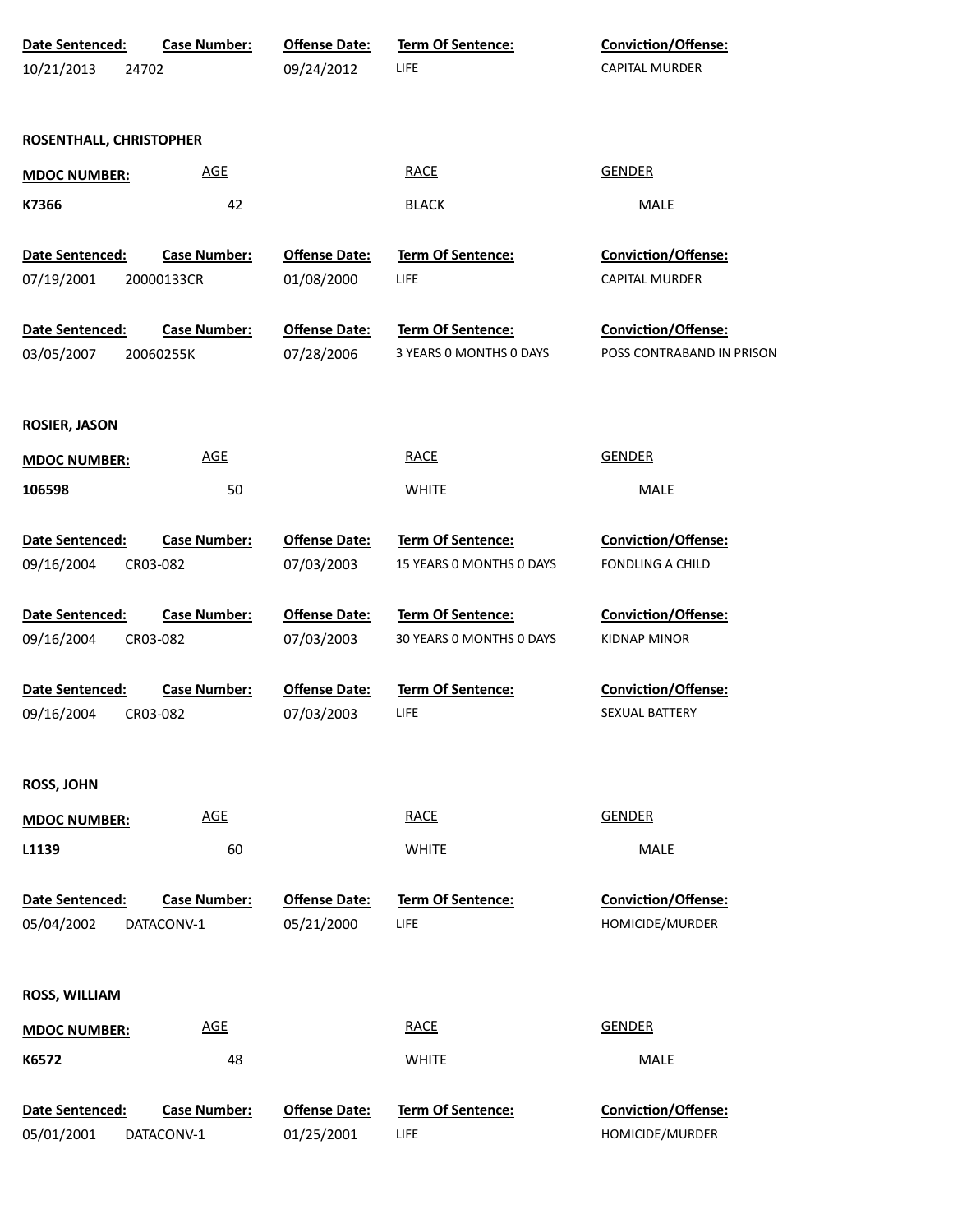| Date Sentenced: | Case Number: | Offense Date: | Term Of Sentence: | Conviction/Offense: |
|---|---|---|---|---|
| 10/21/2013 | 24702 | 09/24/2012 | LIFE | CAPITAL MURDER |

**ROSENTHALL, CHRISTOPHER**

| MDOC NUMBER: | AGE | RACE | GENDER |
|---|---|---|---|
| K7366 | 42 | BLACK | MALE |

| Date Sentenced: | Case Number: | Offense Date: | Term Of Sentence: | Conviction/Offense: |
|---|---|---|---|---|
| 07/19/2001 | 20000133CR | 01/08/2000 | LIFE | CAPITAL MURDER |
| 03/05/2007 | 20060255K | 07/28/2006 | 3 YEARS 0 MONTHS 0 DAYS | POSS CONTRABAND IN PRISON |

**ROSIER, JASON**

| MDOC NUMBER: | AGE | RACE | GENDER |
|---|---|---|---|
| 106598 | 50 | WHITE | MALE |

| Date Sentenced: | Case Number: | Offense Date: | Term Of Sentence: | Conviction/Offense: |
|---|---|---|---|---|
| 09/16/2004 | CR03-082 | 07/03/2003 | 15 YEARS 0 MONTHS 0 DAYS | FONDLING A CHILD |
| 09/16/2004 | CR03-082 | 07/03/2003 | 30 YEARS 0 MONTHS 0 DAYS | KIDNAP MINOR |
| 09/16/2004 | CR03-082 | 07/03/2003 | LIFE | SEXUAL BATTERY |

**ROSS, JOHN**

| MDOC NUMBER: | AGE | RACE | GENDER |
|---|---|---|---|
| L1139 | 60 | WHITE | MALE |

| Date Sentenced: | Case Number: | Offense Date: | Term Of Sentence: | Conviction/Offense: |
|---|---|---|---|---|
| 05/04/2002 | DATACONV-1 | 05/21/2000 | LIFE | HOMICIDE/MURDER |

**ROSS, WILLIAM**

| MDOC NUMBER: | AGE | RACE | GENDER |
|---|---|---|---|
| K6572 | 48 | WHITE | MALE |

| Date Sentenced: | Case Number: | Offense Date: | Term Of Sentence: | Conviction/Offense: |
|---|---|---|---|---|
| 05/01/2001 | DATACONV-1 | 01/25/2001 | LIFE | HOMICIDE/MURDER |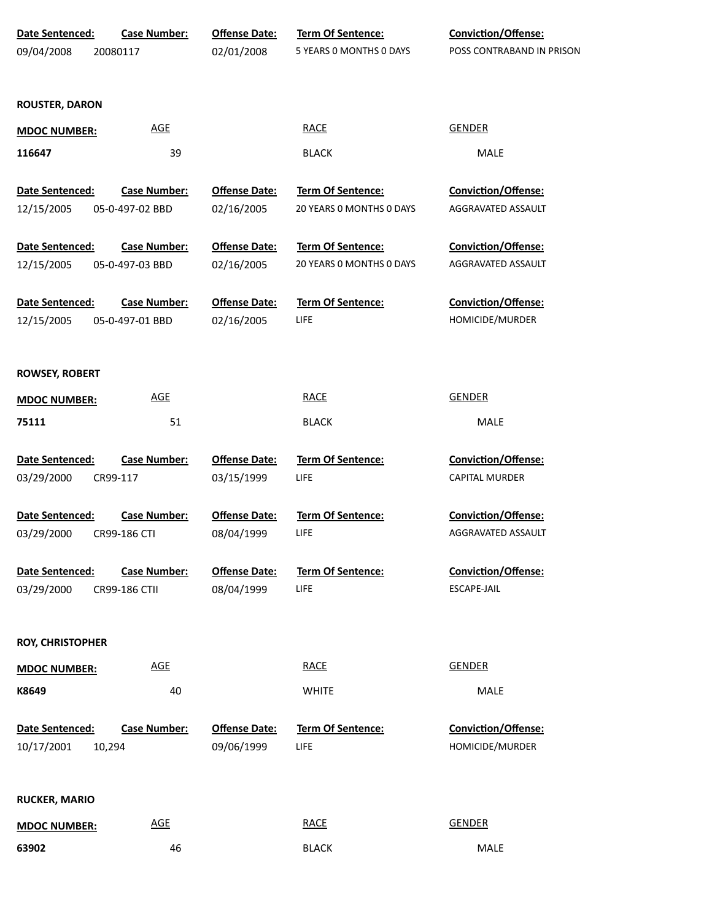| Date Sentenced: | Case Number: | Offense Date: | Term Of Sentence: | Conviction/Offense: |
|---|---|---|---|---|
| 09/04/2008 | 20080117 | 02/01/2008 | 5 YEARS 0 MONTHS 0 DAYS | POSS CONTRABAND IN PRISON |

**ROUSTER, DARON**

| MDOC NUMBER: | AGE | RACE | GENDER |
|---|---|---|---|
| 116647 | 39 | BLACK | MALE |

| Date Sentenced: | Case Number: | Offense Date: | Term Of Sentence: | Conviction/Offense: |
|---|---|---|---|---|
| 12/15/2005 | 05-0-497-02 BBD | 02/16/2005 | 20 YEARS 0 MONTHS 0 DAYS | AGGRAVATED ASSAULT |
| 12/15/2005 | 05-0-497-03 BBD | 02/16/2005 | 20 YEARS 0 MONTHS 0 DAYS | AGGRAVATED ASSAULT |
| 12/15/2005 | 05-0-497-01 BBD | 02/16/2005 | LIFE | HOMICIDE/MURDER |

**ROWSEY, ROBERT**

| MDOC NUMBER: | AGE | RACE | GENDER |
|---|---|---|---|
| 75111 | 51 | BLACK | MALE |

| Date Sentenced: | Case Number: | Offense Date: | Term Of Sentence: | Conviction/Offense: |
|---|---|---|---|---|
| 03/29/2000 | CR99-117 | 03/15/1999 | LIFE | CAPITAL MURDER |
| 03/29/2000 | CR99-186 CTI | 08/04/1999 | LIFE | AGGRAVATED ASSAULT |
| 03/29/2000 | CR99-186 CTII | 08/04/1999 | LIFE | ESCAPE-JAIL |

**ROY, CHRISTOPHER**

| MDOC NUMBER: | AGE | RACE | GENDER |
|---|---|---|---|
| K8649 | 40 | WHITE | MALE |

| Date Sentenced: | Case Number: | Offense Date: | Term Of Sentence: | Conviction/Offense: |
|---|---|---|---|---|
| 10/17/2001 | 10,294 | 09/06/1999 | LIFE | HOMICIDE/MURDER |

**RUCKER, MARIO**

| MDOC NUMBER: | AGE | RACE | GENDER |
|---|---|---|---|
| 63902 | 46 | BLACK | MALE |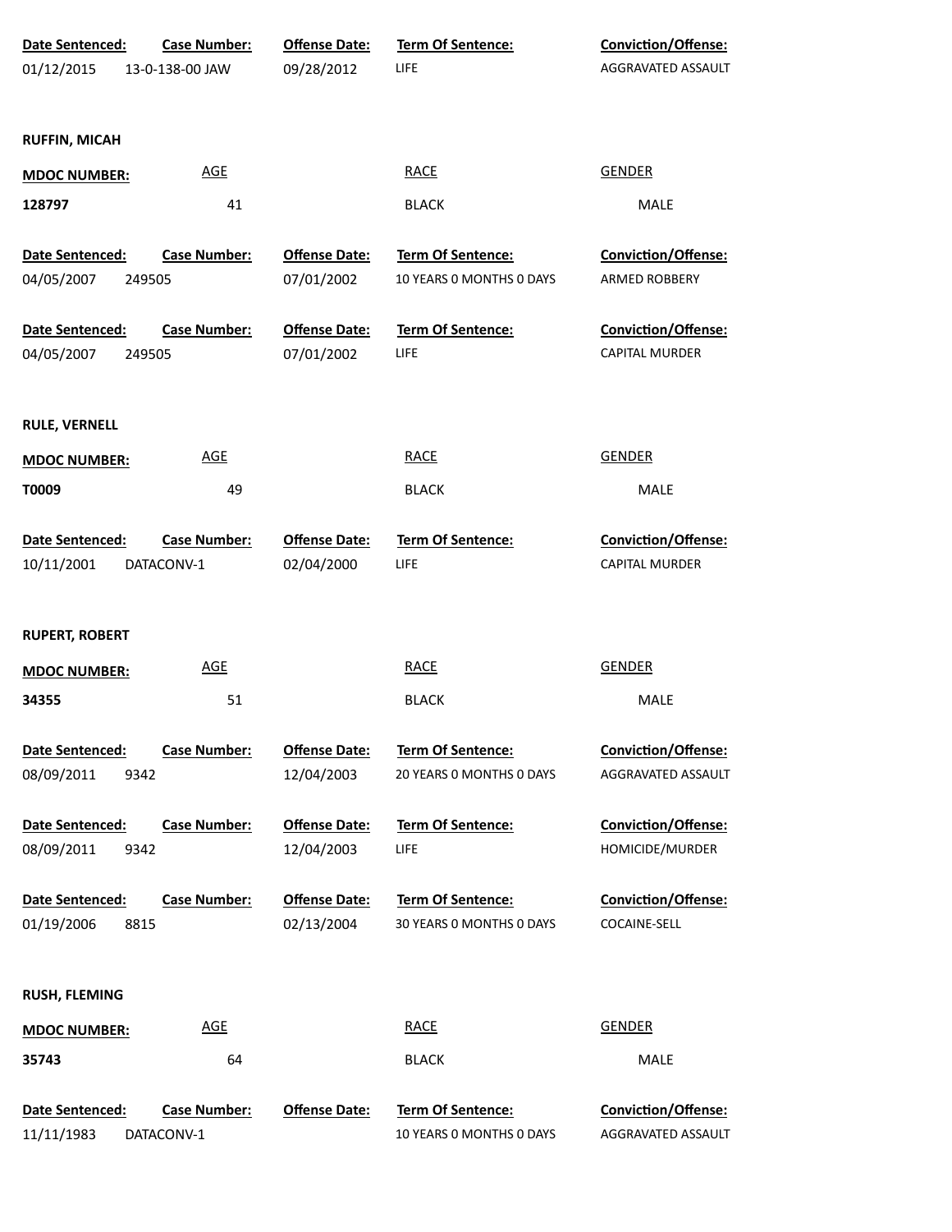| Date Sentenced: | Case Number: | Offense Date: | Term Of Sentence: | Conviction/Offense: |
|---|---|---|---|---|
| 01/12/2015 | 13-0-138-00 JAW | 09/28/2012 | LIFE | AGGRAVATED ASSAULT |

**RUFFIN, MICAH**

| MDOC NUMBER: | AGE | RACE | GENDER |
|---|---|---|---|
| 128797 | 41 | BLACK | MALE |

| Date Sentenced: | Case Number: | Offense Date: | Term Of Sentence: | Conviction/Offense: |
|---|---|---|---|---|
| 04/05/2007 | 249505 | 07/01/2002 | 10 YEARS 0 MONTHS 0 DAYS | ARMED ROBBERY |
| 04/05/2007 | 249505 | 07/01/2002 | LIFE | CAPITAL MURDER |

**RULE, VERNELL**

| MDOC NUMBER: | AGE | RACE | GENDER |
|---|---|---|---|
| T0009 | 49 | BLACK | MALE |

| Date Sentenced: | Case Number: | Offense Date: | Term Of Sentence: | Conviction/Offense: |
|---|---|---|---|---|
| 10/11/2001 | DATACONV-1 | 02/04/2000 | LIFE | CAPITAL MURDER |

**RUPERT, ROBERT**

| MDOC NUMBER: | AGE | RACE | GENDER |
|---|---|---|---|
| 34355 | 51 | BLACK | MALE |

| Date Sentenced: | Case Number: | Offense Date: | Term Of Sentence: | Conviction/Offense: |
|---|---|---|---|---|
| 08/09/2011 | 9342 | 12/04/2003 | 20 YEARS 0 MONTHS 0 DAYS | AGGRAVATED ASSAULT |
| 08/09/2011 | 9342 | 12/04/2003 | LIFE | HOMICIDE/MURDER |
| 01/19/2006 | 8815 | 02/13/2004 | 30 YEARS 0 MONTHS 0 DAYS | COCAINE-SELL |

**RUSH, FLEMING**

| MDOC NUMBER: | AGE | RACE | GENDER |
|---|---|---|---|
| 35743 | 64 | BLACK | MALE |

| Date Sentenced: | Case Number: | Offense Date: | Term Of Sentence: | Conviction/Offense: |
|---|---|---|---|---|
| 11/11/1983 | DATACONV-1 | | 10 YEARS 0 MONTHS 0 DAYS | AGGRAVATED ASSAULT |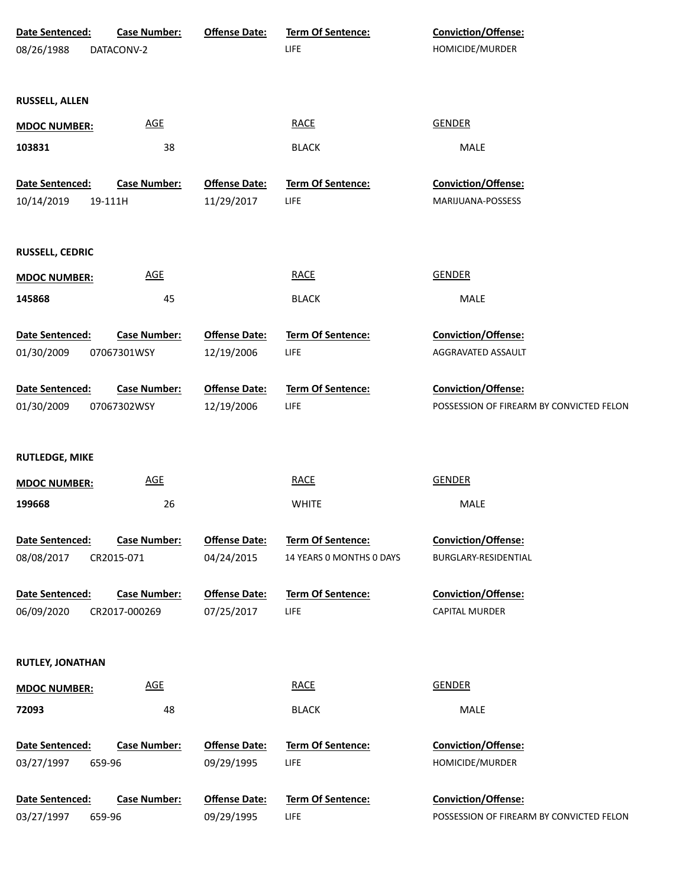| Date Sentenced: | Case Number: | Offense Date: | Term Of Sentence: | Conviction/Offense: |
|---|---|---|---|---|
| 08/26/1988 | DATACONV-2 | | LIFE | HOMICIDE/MURDER |

**RUSSELL, ALLEN**

| MDOC NUMBER: | AGE | RACE | GENDER |
|---|---|---|---|
| 103831 | 38 | BLACK | MALE |

| Date Sentenced: | Case Number: | Offense Date: | Term Of Sentence: | Conviction/Offense: |
|---|---|---|---|---|
| 10/14/2019 | 19-111H | 11/29/2017 | LIFE | MARIJUANA-POSSESS |

**RUSSELL, CEDRIC**

| MDOC NUMBER: | AGE | RACE | GENDER |
|---|---|---|---|
| 145868 | 45 | BLACK | MALE |

| Date Sentenced: | Case Number: | Offense Date: | Term Of Sentence: | Conviction/Offense: |
|---|---|---|---|---|
| 01/30/2009 | 07067301WSY | 12/19/2006 | LIFE | AGGRAVATED ASSAULT |
| 01/30/2009 | 07067302WSY | 12/19/2006 | LIFE | POSSESSION OF FIREARM BY CONVICTED FELON |

**RUTLEDGE, MIKE**

| MDOC NUMBER: | AGE | RACE | GENDER |
|---|---|---|---|
| 199668 | 26 | WHITE | MALE |

| Date Sentenced: | Case Number: | Offense Date: | Term Of Sentence: | Conviction/Offense: |
|---|---|---|---|---|
| 08/08/2017 | CR2015-071 | 04/24/2015 | 14 YEARS 0 MONTHS 0 DAYS | BURGLARY-RESIDENTIAL |
| 06/09/2020 | CR2017-000269 | 07/25/2017 | LIFE | CAPITAL MURDER |

**RUTLEY, JONATHAN**

| MDOC NUMBER: | AGE | RACE | GENDER |
|---|---|---|---|
| 72093 | 48 | BLACK | MALE |

| Date Sentenced: | Case Number: | Offense Date: | Term Of Sentence: | Conviction/Offense: |
|---|---|---|---|---|
| 03/27/1997 | 659-96 | 09/29/1995 | LIFE | HOMICIDE/MURDER |
| 03/27/1997 | 659-96 | 09/29/1995 | LIFE | POSSESSION OF FIREARM BY CONVICTED FELON |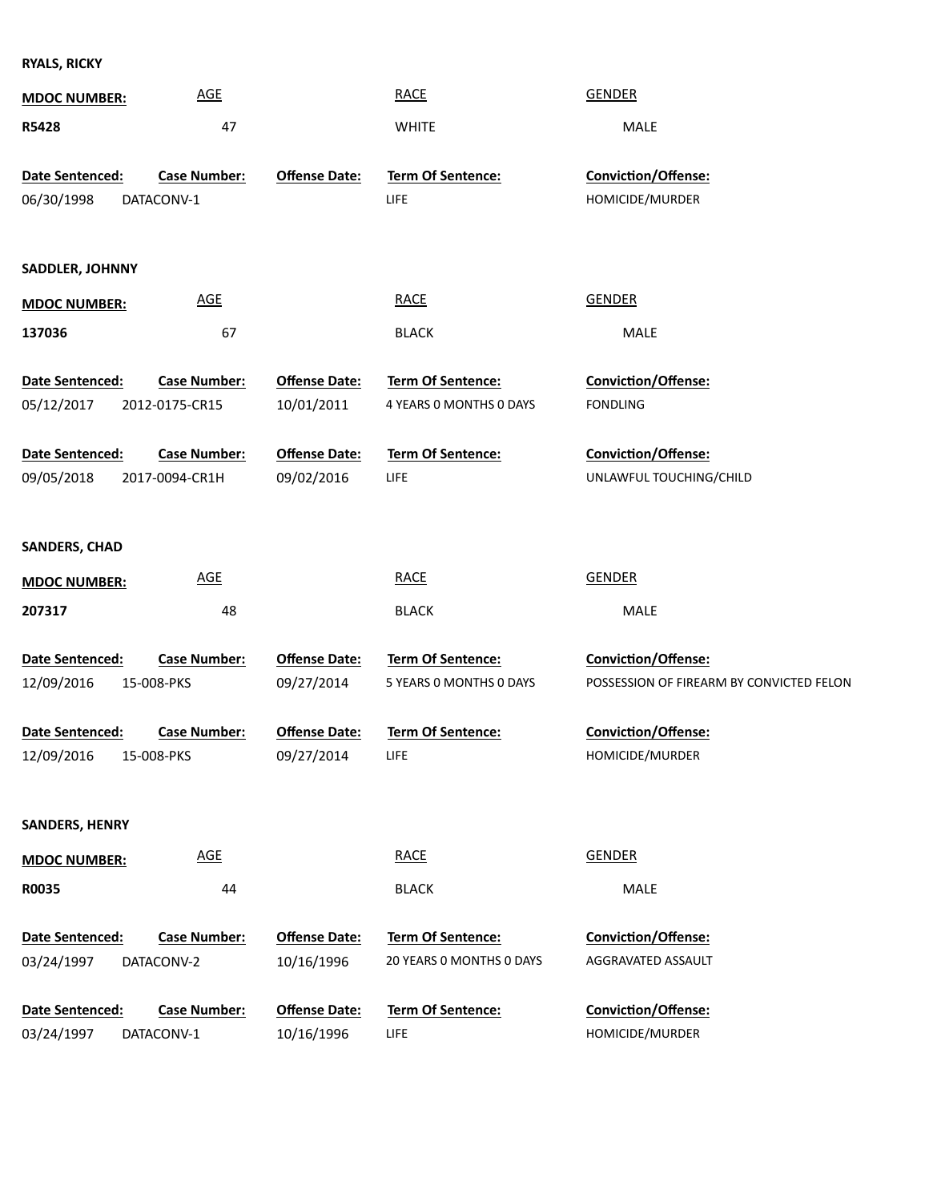**RYALS, RICKY**

| MDOC NUMBER: | AGE | RACE | GENDER |
|---|---|---|---|
| R5428 | 47 | WHITE | MALE |

| Date Sentenced: | Case Number: | Offense Date: | Term Of Sentence: | Conviction/Offense: |
|---|---|---|---|---|
| 06/30/1998 | DATACONV-1 | | LIFE | HOMICIDE/MURDER |

**SADDLER, JOHNNY**

| MDOC NUMBER: | AGE | RACE | GENDER |
|---|---|---|---|
| 137036 | 67 | BLACK | MALE |

| Date Sentenced: | Case Number: | Offense Date: | Term Of Sentence: | Conviction/Offense: |
|---|---|---|---|---|
| 05/12/2017 | 2012-0175-CR15 | 10/01/2011 | 4 YEARS 0 MONTHS 0 DAYS | FONDLING |
| 09/05/2018 | 2017-0094-CR1H | 09/02/2016 | LIFE | UNLAWFUL TOUCHING/CHILD |

**SANDERS, CHAD**

| MDOC NUMBER: | AGE | RACE | GENDER |
|---|---|---|---|
| 207317 | 48 | BLACK | MALE |

| Date Sentenced: | Case Number: | Offense Date: | Term Of Sentence: | Conviction/Offense: |
|---|---|---|---|---|
| 12/09/2016 | 15-008-PKS | 09/27/2014 | 5 YEARS 0 MONTHS 0 DAYS | POSSESSION OF FIREARM BY CONVICTED FELON |
| 12/09/2016 | 15-008-PKS | 09/27/2014 | LIFE | HOMICIDE/MURDER |

**SANDERS, HENRY**

| MDOC NUMBER: | AGE | RACE | GENDER |
|---|---|---|---|
| R0035 | 44 | BLACK | MALE |

| Date Sentenced: | Case Number: | Offense Date: | Term Of Sentence: | Conviction/Offense: |
|---|---|---|---|---|
| 03/24/1997 | DATACONV-2 | 10/16/1996 | 20 YEARS 0 MONTHS 0 DAYS | AGGRAVATED ASSAULT |
| 03/24/1997 | DATACONV-1 | 10/16/1996 | LIFE | HOMICIDE/MURDER |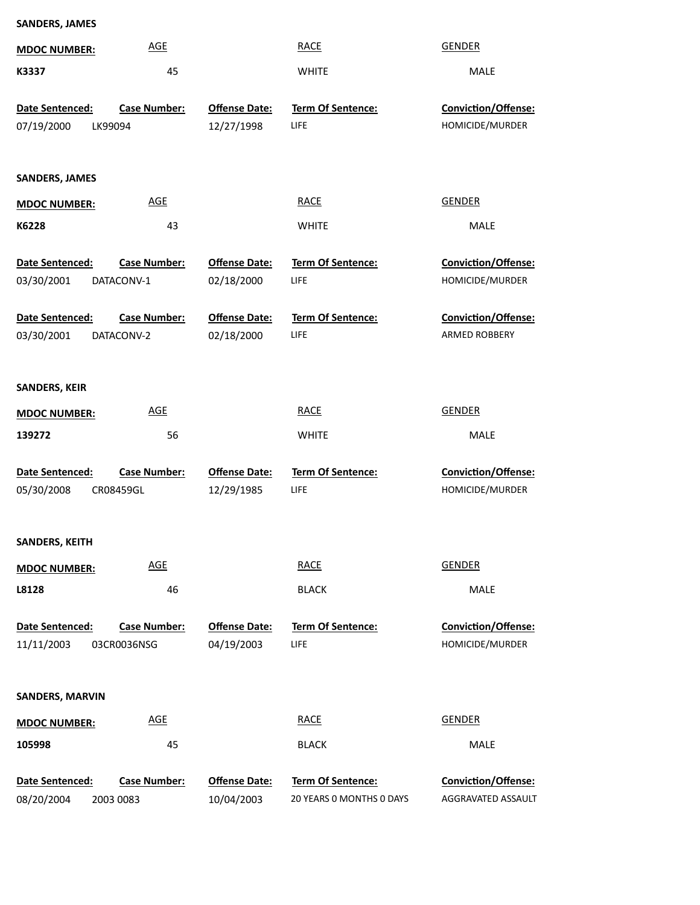**SANDERS, JAMES**

| MDOC NUMBER: | AGE | RACE | GENDER |
|---|---|---|---|
| K3337 | 45 | WHITE | MALE |

| Date Sentenced: | Case Number: | Offense Date: | Term Of Sentence: | Conviction/Offense: |
|---|---|---|---|---|
| 07/19/2000 | LK99094 | 12/27/1998 | LIFE | HOMICIDE/MURDER |

**SANDERS, JAMES**

| MDOC NUMBER: | AGE | RACE | GENDER |
|---|---|---|---|
| K6228 | 43 | WHITE | MALE |

| Date Sentenced: | Case Number: | Offense Date: | Term Of Sentence: | Conviction/Offense: |
|---|---|---|---|---|
| 03/30/2001 | DATACONV-1 | 02/18/2000 | LIFE | HOMICIDE/MURDER |
| 03/30/2001 | DATACONV-2 | 02/18/2000 | LIFE | ARMED ROBBERY |

**SANDERS, KEIR**

| MDOC NUMBER: | AGE | RACE | GENDER |
|---|---|---|---|
| 139272 | 56 | WHITE | MALE |

| Date Sentenced: | Case Number: | Offense Date: | Term Of Sentence: | Conviction/Offense: |
|---|---|---|---|---|
| 05/30/2008 | CR08459GL | 12/29/1985 | LIFE | HOMICIDE/MURDER |

**SANDERS, KEITH**

| MDOC NUMBER: | AGE | RACE | GENDER |
|---|---|---|---|
| L8128 | 46 | BLACK | MALE |

| Date Sentenced: | Case Number: | Offense Date: | Term Of Sentence: | Conviction/Offense: |
|---|---|---|---|---|
| 11/11/2003 | 03CR0036NSG | 04/19/2003 | LIFE | HOMICIDE/MURDER |

**SANDERS, MARVIN**

| MDOC NUMBER: | AGE | RACE | GENDER |
|---|---|---|---|
| 105998 | 45 | BLACK | MALE |

| Date Sentenced: | Case Number: | Offense Date: | Term Of Sentence: | Conviction/Offense: |
|---|---|---|---|---|
| 08/20/2004 | 2003 0083 | 10/04/2003 | 20 YEARS 0 MONTHS 0 DAYS | AGGRAVATED ASSAULT |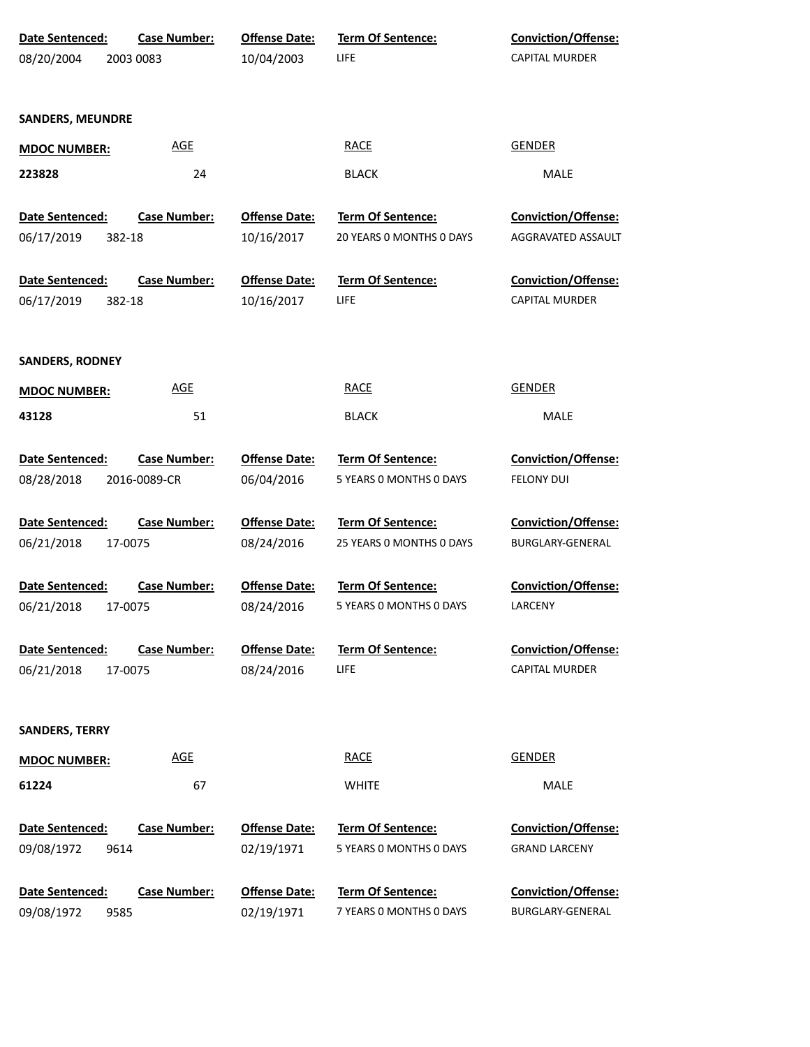| Date Sentenced: | Case Number: | Offense Date: | Term Of Sentence: | Conviction/Offense: |
|---|---|---|---|---|
| 08/20/2004 | 2003 0083 | 10/04/2003 | LIFE | CAPITAL MURDER |

**SANDERS, MEUNDRE**

| MDOC NUMBER: | AGE | RACE | GENDER |
|---|---|---|---|
| 223828 | 24 | BLACK | MALE |

| Date Sentenced: | Case Number: | Offense Date: | Term Of Sentence: | Conviction/Offense: |
|---|---|---|---|---|
| 06/17/2019 | 382-18 | 10/16/2017 | 20 YEARS 0 MONTHS 0 DAYS | AGGRAVATED ASSAULT |
| 06/17/2019 | 382-18 | 10/16/2017 | LIFE | CAPITAL MURDER |

**SANDERS, RODNEY**

| MDOC NUMBER: | AGE | RACE | GENDER |
|---|---|---|---|
| 43128 | 51 | BLACK | MALE |

| Date Sentenced: | Case Number: | Offense Date: | Term Of Sentence: | Conviction/Offense: |
|---|---|---|---|---|
| 08/28/2018 | 2016-0089-CR | 06/04/2016 | 5 YEARS 0 MONTHS 0 DAYS | FELONY DUI |
| 06/21/2018 | 17-0075 | 08/24/2016 | 25 YEARS 0 MONTHS 0 DAYS | BURGLARY-GENERAL |
| 06/21/2018 | 17-0075 | 08/24/2016 | 5 YEARS 0 MONTHS 0 DAYS | LARCENY |
| 06/21/2018 | 17-0075 | 08/24/2016 | LIFE | CAPITAL MURDER |

**SANDERS, TERRY**

| MDOC NUMBER: | AGE | RACE | GENDER |
|---|---|---|---|
| 61224 | 67 | WHITE | MALE |

| Date Sentenced: | Case Number: | Offense Date: | Term Of Sentence: | Conviction/Offense: |
|---|---|---|---|---|
| 09/08/1972 | 9614 | 02/19/1971 | 5 YEARS 0 MONTHS 0 DAYS | GRAND LARCENY |
| 09/08/1972 | 9585 | 02/19/1971 | 7 YEARS 0 MONTHS 0 DAYS | BURGLARY-GENERAL |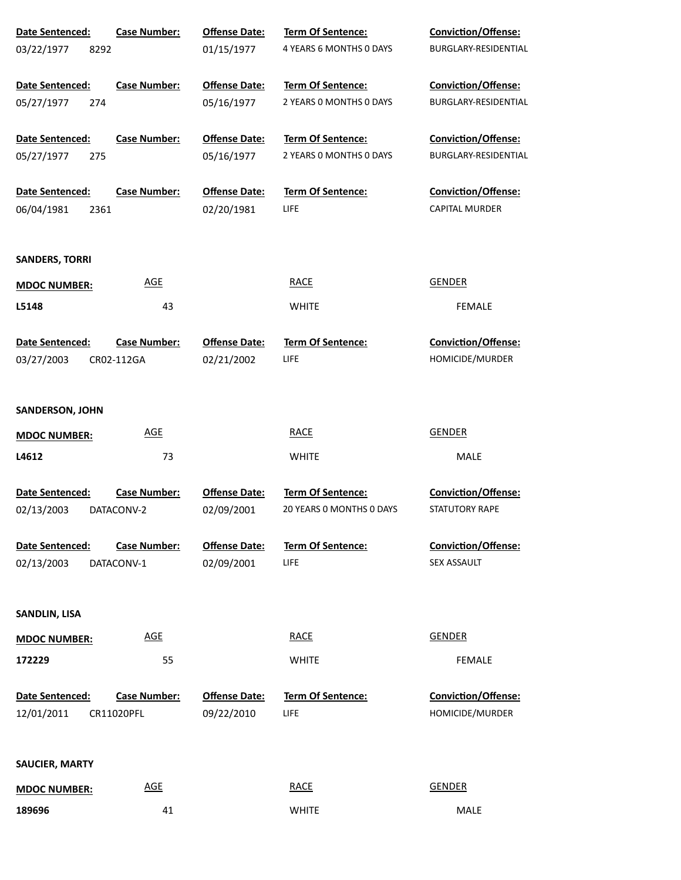| Date Sentenced: | Case Number: | Offense Date: | Term Of Sentence: | Conviction/Offense: |
|---|---|---|---|---|
| 03/22/1977 | 8292 | 01/15/1977 | 4 YEARS 6 MONTHS 0 DAYS | BURGLARY-RESIDENTIAL |

| Date Sentenced: | Case Number: | Offense Date: | Term Of Sentence: | Conviction/Offense: |
|---|---|---|---|---|
| 05/27/1977 | 274 | 05/16/1977 | 2 YEARS 0 MONTHS 0 DAYS | BURGLARY-RESIDENTIAL |

| Date Sentenced: | Case Number: | Offense Date: | Term Of Sentence: | Conviction/Offense: |
|---|---|---|---|---|
| 05/27/1977 | 275 | 05/16/1977 | 2 YEARS 0 MONTHS 0 DAYS | BURGLARY-RESIDENTIAL |

| Date Sentenced: | Case Number: | Offense Date: | Term Of Sentence: | Conviction/Offense: |
|---|---|---|---|---|
| 06/04/1981 | 2361 | 02/20/1981 | LIFE | CAPITAL MURDER |

**SANDERS, TORRI**

| MDOC NUMBER: | AGE | RACE | GENDER |
|---|---|---|---|
| L5148 | 43 | WHITE | FEMALE |

| Date Sentenced: | Case Number: | Offense Date: | Term Of Sentence: | Conviction/Offense: |
|---|---|---|---|---|
| 03/27/2003 | CR02-112GA | 02/21/2002 | LIFE | HOMICIDE/MURDER |

**SANDERSON, JOHN**

| MDOC NUMBER: | AGE | RACE | GENDER |
|---|---|---|---|
| L4612 | 73 | WHITE | MALE |

| Date Sentenced: | Case Number: | Offense Date: | Term Of Sentence: | Conviction/Offense: |
|---|---|---|---|---|
| 02/13/2003 | DATACONV-2 | 02/09/2001 | 20 YEARS 0 MONTHS 0 DAYS | STATUTORY RAPE |

| Date Sentenced: | Case Number: | Offense Date: | Term Of Sentence: | Conviction/Offense: |
|---|---|---|---|---|
| 02/13/2003 | DATACONV-1 | 02/09/2001 | LIFE | SEX ASSAULT |

**SANDLIN, LISA**

| MDOC NUMBER: | AGE | RACE | GENDER |
|---|---|---|---|
| 172229 | 55 | WHITE | FEMALE |

| Date Sentenced: | Case Number: | Offense Date: | Term Of Sentence: | Conviction/Offense: |
|---|---|---|---|---|
| 12/01/2011 | CR11020PFL | 09/22/2010 | LIFE | HOMICIDE/MURDER |

**SAUCIER, MARTY**

| MDOC NUMBER: | AGE | RACE | GENDER |
|---|---|---|---|
| 189696 | 41 | WHITE | MALE |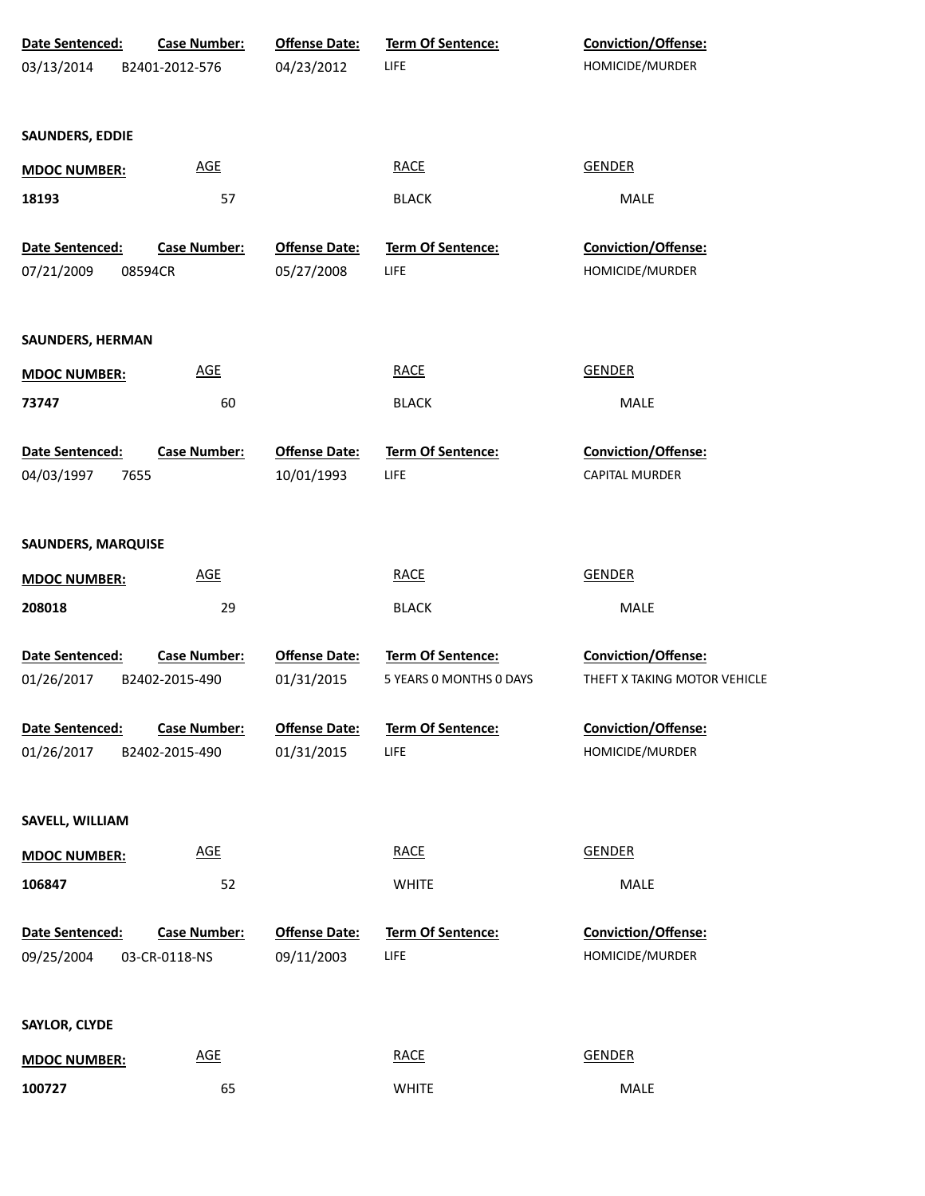| Date Sentenced: | Case Number: | Offense Date: | Term Of Sentence: | Conviction/Offense: |
|---|---|---|---|---|
| 03/13/2014 | B2401-2012-576 | 04/23/2012 | LIFE | HOMICIDE/MURDER |

**SAUNDERS, EDDIE**

| MDOC NUMBER: | AGE | RACE | GENDER |
|---|---|---|---|
| 18193 | 57 | BLACK | MALE |

| Date Sentenced: | Case Number: | Offense Date: | Term Of Sentence: | Conviction/Offense: |
|---|---|---|---|---|
| 07/21/2009 | 08594CR | 05/27/2008 | LIFE | HOMICIDE/MURDER |

**SAUNDERS, HERMAN**

| MDOC NUMBER: | AGE | RACE | GENDER |
|---|---|---|---|
| 73747 | 60 | BLACK | MALE |

| Date Sentenced: | Case Number: | Offense Date: | Term Of Sentence: | Conviction/Offense: |
|---|---|---|---|---|
| 04/03/1997 | 7655 | 10/01/1993 | LIFE | CAPITAL MURDER |

**SAUNDERS, MARQUISE**

| MDOC NUMBER: | AGE | RACE | GENDER |
|---|---|---|---|
| 208018 | 29 | BLACK | MALE |

| Date Sentenced: | Case Number: | Offense Date: | Term Of Sentence: | Conviction/Offense: |
|---|---|---|---|---|
| 01/26/2017 | B2402-2015-490 | 01/31/2015 | 5 YEARS 0 MONTHS 0 DAYS | THEFT X TAKING MOTOR VEHICLE |
| 01/26/2017 | B2402-2015-490 | 01/31/2015 | LIFE | HOMICIDE/MURDER |

**SAVELL, WILLIAM**

| MDOC NUMBER: | AGE | RACE | GENDER |
|---|---|---|---|
| 106847 | 52 | WHITE | MALE |

| Date Sentenced: | Case Number: | Offense Date: | Term Of Sentence: | Conviction/Offense: |
|---|---|---|---|---|
| 09/25/2004 | 03-CR-0118-NS | 09/11/2003 | LIFE | HOMICIDE/MURDER |

**SAYLOR, CLYDE**

| MDOC NUMBER: | AGE | RACE | GENDER |
|---|---|---|---|
| 100727 | 65 | WHITE | MALE |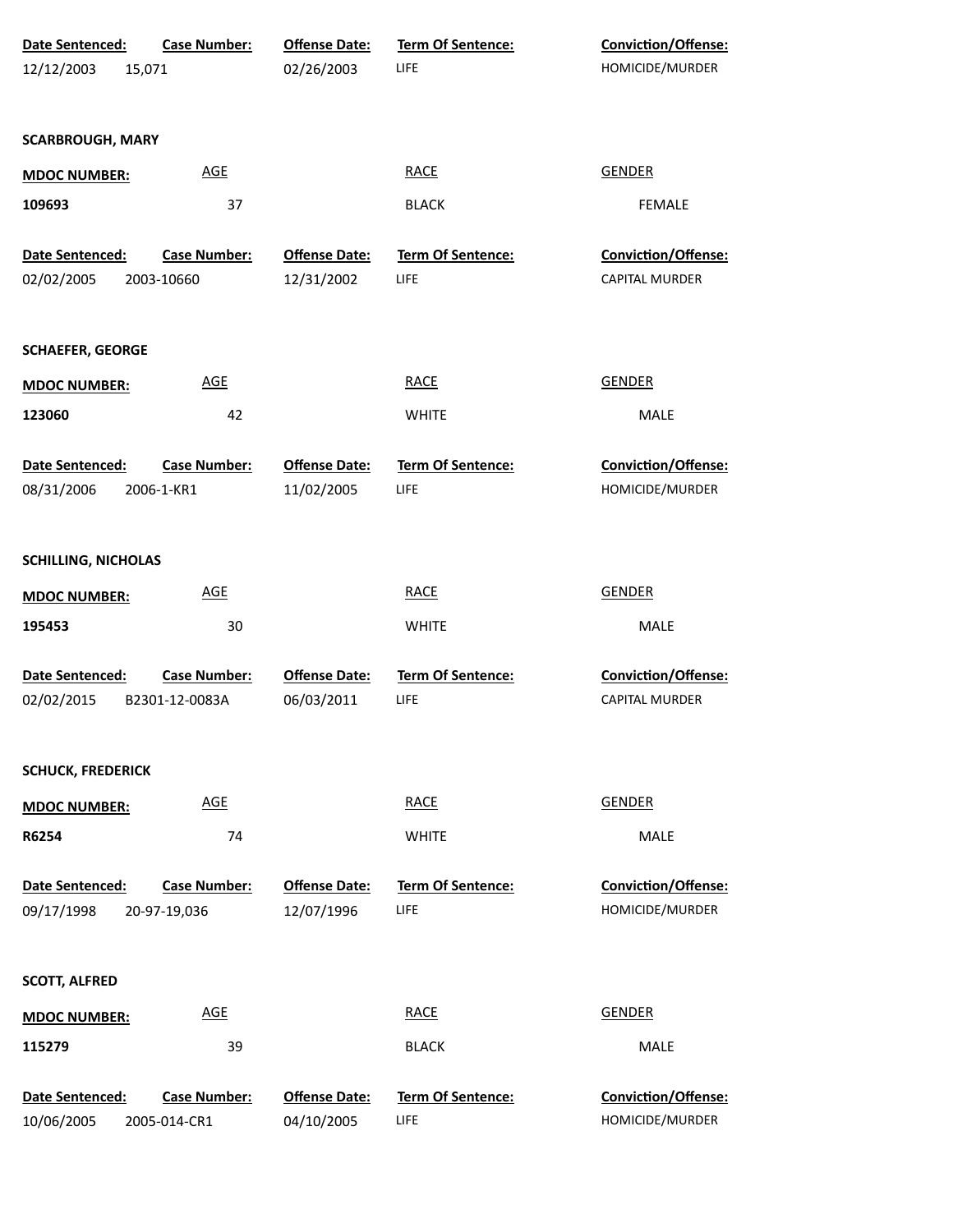| Date Sentenced: | Case Number: | Offense Date: | Term Of Sentence: | Conviction/Offense: |
|---|---|---|---|---|
| 12/12/2003 | 15,071 | 02/26/2003 | LIFE | HOMICIDE/MURDER |

**SCARBROUGH, MARY**

| MDOC NUMBER: | AGE | RACE | GENDER |
|---|---|---|---|
| 109693 | 37 | BLACK | FEMALE |

| Date Sentenced: | Case Number: | Offense Date: | Term Of Sentence: | Conviction/Offense: |
|---|---|---|---|---|
| 02/02/2005 | 2003-10660 | 12/31/2002 | LIFE | CAPITAL MURDER |

**SCHAEFER, GEORGE**

| MDOC NUMBER: | AGE | RACE | GENDER |
|---|---|---|---|
| 123060 | 42 | WHITE | MALE |

| Date Sentenced: | Case Number: | Offense Date: | Term Of Sentence: | Conviction/Offense: |
|---|---|---|---|---|
| 08/31/2006 | 2006-1-KR1 | 11/02/2005 | LIFE | HOMICIDE/MURDER |

**SCHILLING, NICHOLAS**

| MDOC NUMBER: | AGE | RACE | GENDER |
|---|---|---|---|
| 195453 | 30 | WHITE | MALE |

| Date Sentenced: | Case Number: | Offense Date: | Term Of Sentence: | Conviction/Offense: |
|---|---|---|---|---|
| 02/02/2015 | B2301-12-0083A | 06/03/2011 | LIFE | CAPITAL MURDER |

**SCHUCK, FREDERICK**

| MDOC NUMBER: | AGE | RACE | GENDER |
|---|---|---|---|
| R6254 | 74 | WHITE | MALE |

| Date Sentenced: | Case Number: | Offense Date: | Term Of Sentence: | Conviction/Offense: |
|---|---|---|---|---|
| 09/17/1998 | 20-97-19,036 | 12/07/1996 | LIFE | HOMICIDE/MURDER |

**SCOTT, ALFRED**

| MDOC NUMBER: | AGE | RACE | GENDER |
|---|---|---|---|
| 115279 | 39 | BLACK | MALE |

| Date Sentenced: | Case Number: | Offense Date: | Term Of Sentence: | Conviction/Offense: |
|---|---|---|---|---|
| 10/06/2005 | 2005-014-CR1 | 04/10/2005 | LIFE | HOMICIDE/MURDER |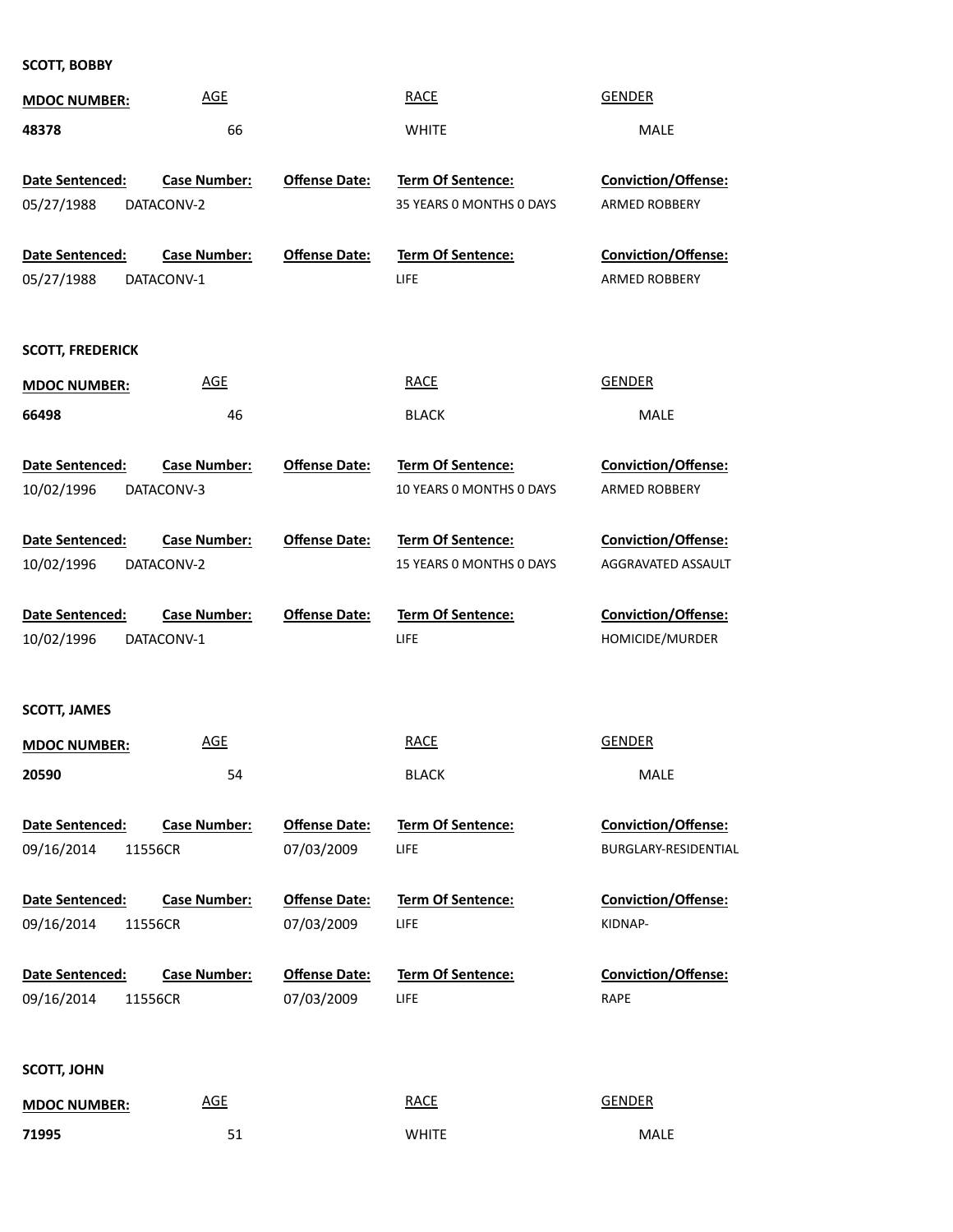**SCOTT, BOBBY**

| MDOC NUMBER: | AGE | RACE | GENDER |
|---|---|---|---|
| 48378 | 66 | WHITE | MALE |

| Date Sentenced: | Case Number: | Offense Date: | Term Of Sentence: | Conviction/Offense: |
|---|---|---|---|---|
| 05/27/1988 | DATACONV-2 | | 35 YEARS 0 MONTHS 0 DAYS | ARMED ROBBERY |
| 05/27/1988 | DATACONV-1 | | LIFE | ARMED ROBBERY |

**SCOTT, FREDERICK**

| MDOC NUMBER: | AGE | RACE | GENDER |
|---|---|---|---|
| 66498 | 46 | BLACK | MALE |

| Date Sentenced: | Case Number: | Offense Date: | Term Of Sentence: | Conviction/Offense: |
|---|---|---|---|---|
| 10/02/1996 | DATACONV-3 | | 10 YEARS 0 MONTHS 0 DAYS | ARMED ROBBERY |
| 10/02/1996 | DATACONV-2 | | 15 YEARS 0 MONTHS 0 DAYS | AGGRAVATED ASSAULT |
| 10/02/1996 | DATACONV-1 | | LIFE | HOMICIDE/MURDER |

**SCOTT, JAMES**

| MDOC NUMBER: | AGE | RACE | GENDER |
|---|---|---|---|
| 20590 | 54 | BLACK | MALE |

| Date Sentenced: | Case Number: | Offense Date: | Term Of Sentence: | Conviction/Offense: |
|---|---|---|---|---|
| 09/16/2014 | 11556CR | 07/03/2009 | LIFE | BURGLARY-RESIDENTIAL |
| 09/16/2014 | 11556CR | 07/03/2009 | LIFE | KIDNAP- |
| 09/16/2014 | 11556CR | 07/03/2009 | LIFE | RAPE |

**SCOTT, JOHN**

| MDOC NUMBER: | AGE | RACE | GENDER |
|---|---|---|---|
| 71995 | 51 | WHITE | MALE |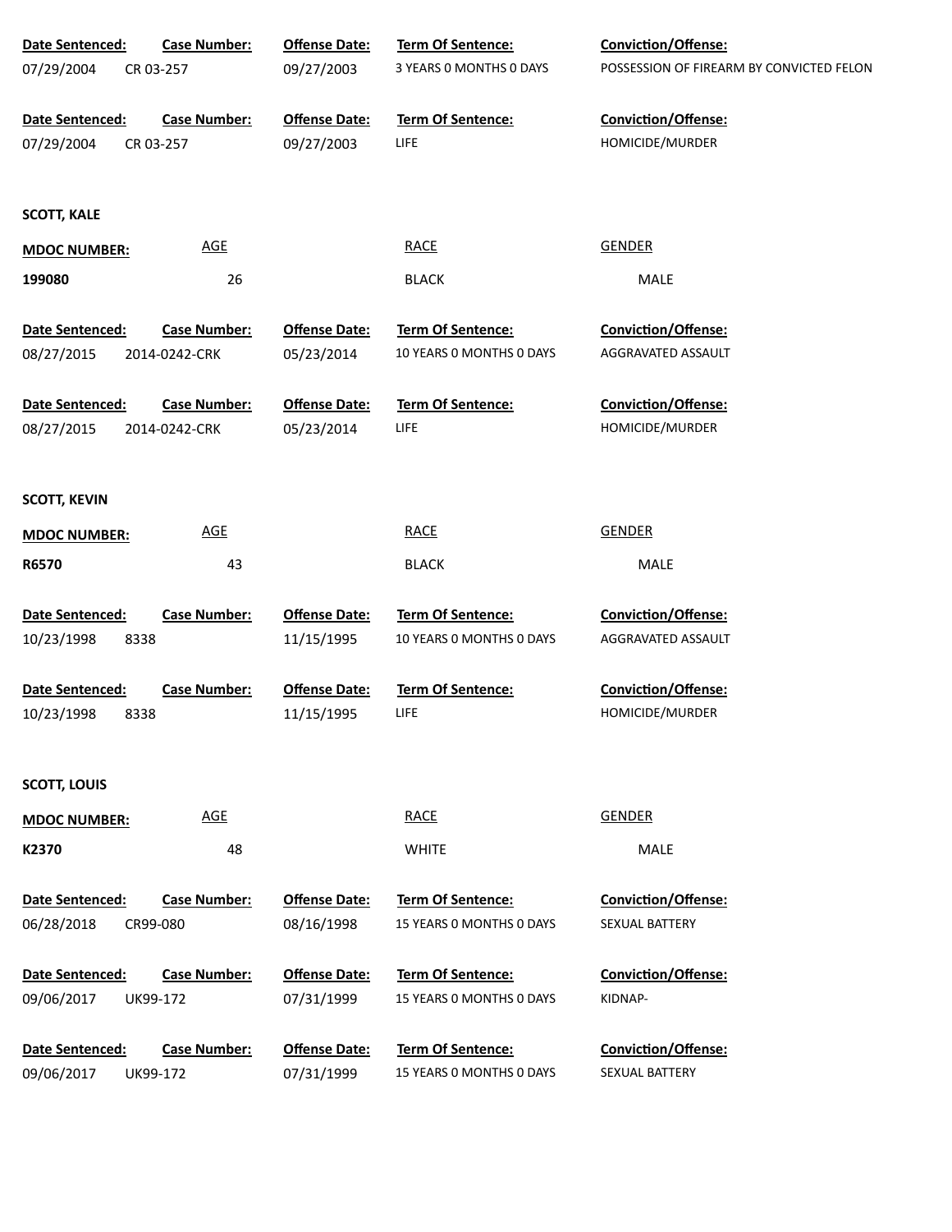| Date Sentenced: | Case Number: | Offense Date: | Term Of Sentence: | Conviction/Offense: |
|---|---|---|---|---|
| 07/29/2004 | CR 03-257 | 09/27/2003 | 3 YEARS 0 MONTHS 0 DAYS | POSSESSION OF FIREARM BY CONVICTED FELON |

| Date Sentenced: | Case Number: | Offense Date: | Term Of Sentence: | Conviction/Offense: |
|---|---|---|---|---|
| 07/29/2004 | CR 03-257 | 09/27/2003 | LIFE | HOMICIDE/MURDER |

**SCOTT, KALE**

| MDOC NUMBER: | AGE | RACE | GENDER |
|---|---|---|---|
| 199080 | 26 | BLACK | MALE |

| Date Sentenced: | Case Number: | Offense Date: | Term Of Sentence: | Conviction/Offense: |
|---|---|---|---|---|
| 08/27/2015 | 2014-0242-CRK | 05/23/2014 | 10 YEARS 0 MONTHS 0 DAYS | AGGRAVATED ASSAULT |

| Date Sentenced: | Case Number: | Offense Date: | Term Of Sentence: | Conviction/Offense: |
|---|---|---|---|---|
| 08/27/2015 | 2014-0242-CRK | 05/23/2014 | LIFE | HOMICIDE/MURDER |

**SCOTT, KEVIN**

| MDOC NUMBER: | AGE | RACE | GENDER |
|---|---|---|---|
| R6570 | 43 | BLACK | MALE |

| Date Sentenced: | Case Number: | Offense Date: | Term Of Sentence: | Conviction/Offense: |
|---|---|---|---|---|
| 10/23/1998 | 8338 | 11/15/1995 | 10 YEARS 0 MONTHS 0 DAYS | AGGRAVATED ASSAULT |

| Date Sentenced: | Case Number: | Offense Date: | Term Of Sentence: | Conviction/Offense: |
|---|---|---|---|---|
| 10/23/1998 | 8338 | 11/15/1995 | LIFE | HOMICIDE/MURDER |

**SCOTT, LOUIS**

| MDOC NUMBER: | AGE | RACE | GENDER |
|---|---|---|---|
| K2370 | 48 | WHITE | MALE |

| Date Sentenced: | Case Number: | Offense Date: | Term Of Sentence: | Conviction/Offense: |
|---|---|---|---|---|
| 06/28/2018 | CR99-080 | 08/16/1998 | 15 YEARS 0 MONTHS 0 DAYS | SEXUAL BATTERY |

| Date Sentenced: | Case Number: | Offense Date: | Term Of Sentence: | Conviction/Offense: |
|---|---|---|---|---|
| 09/06/2017 | UK99-172 | 07/31/1999 | 15 YEARS 0 MONTHS 0 DAYS | KIDNAP- |

| Date Sentenced: | Case Number: | Offense Date: | Term Of Sentence: | Conviction/Offense: |
|---|---|---|---|---|
| 09/06/2017 | UK99-172 | 07/31/1999 | 15 YEARS 0 MONTHS 0 DAYS | SEXUAL BATTERY |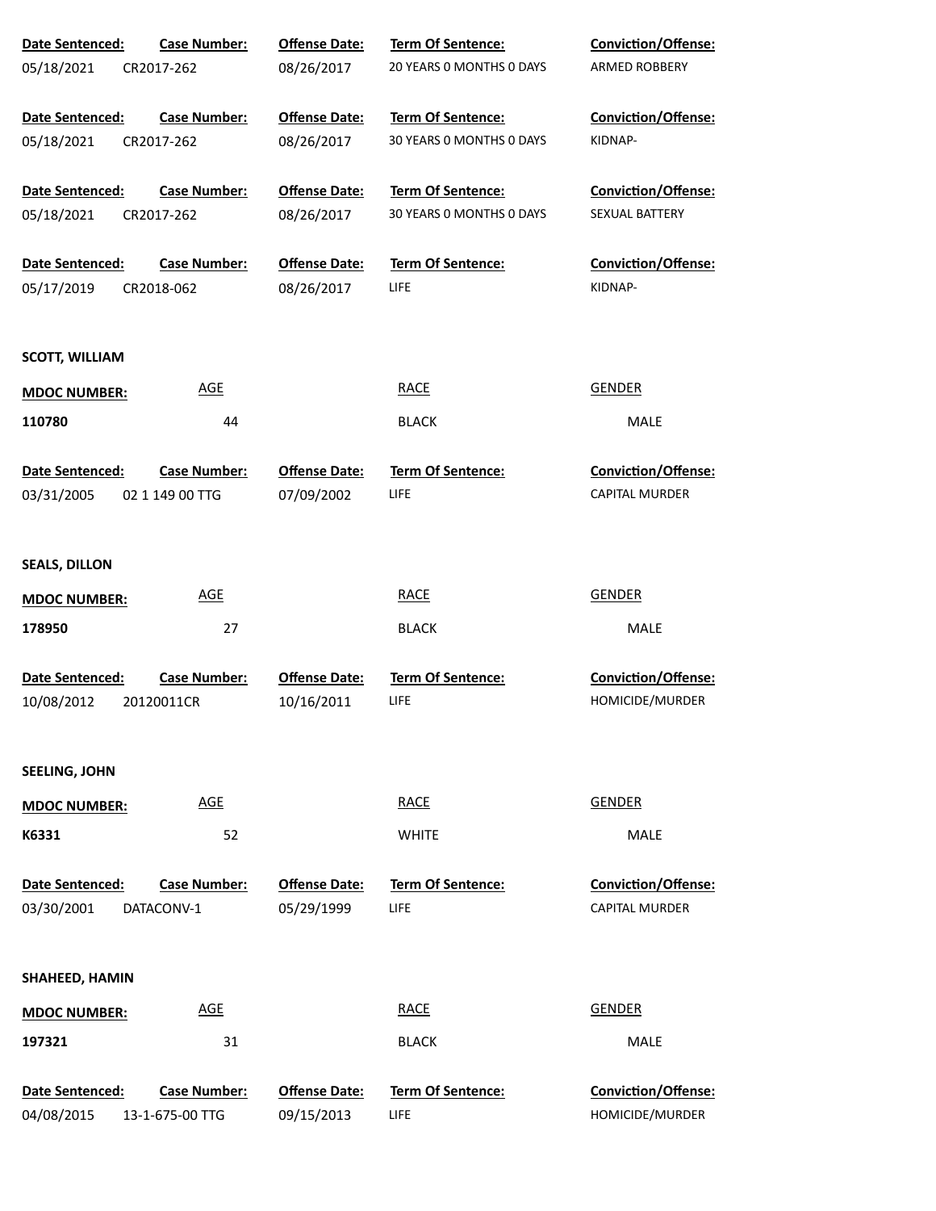| Date Sentenced: | Case Number: | Offense Date: | Term Of Sentence: | Conviction/Offense: |
|---|---|---|---|---|
| 05/18/2021 | CR2017-262 | 08/26/2017 | 20 YEARS 0 MONTHS 0 DAYS | ARMED ROBBERY |

| Date Sentenced: | Case Number: | Offense Date: | Term Of Sentence: | Conviction/Offense: |
|---|---|---|---|---|
| 05/18/2021 | CR2017-262 | 08/26/2017 | 30 YEARS 0 MONTHS 0 DAYS | KIDNAP- |

| Date Sentenced: | Case Number: | Offense Date: | Term Of Sentence: | Conviction/Offense: |
|---|---|---|---|---|
| 05/18/2021 | CR2017-262 | 08/26/2017 | 30 YEARS 0 MONTHS 0 DAYS | SEXUAL BATTERY |

| Date Sentenced: | Case Number: | Offense Date: | Term Of Sentence: | Conviction/Offense: |
|---|---|---|---|---|
| 05/17/2019 | CR2018-062 | 08/26/2017 | LIFE | KIDNAP- |

**SCOTT, WILLIAM**

| MDOC NUMBER: | AGE | RACE | GENDER |
|---|---|---|---|
| 110780 | 44 | BLACK | MALE |

| Date Sentenced: | Case Number: | Offense Date: | Term Of Sentence: | Conviction/Offense: |
|---|---|---|---|---|
| 03/31/2005 | 02 1 149 00 TTG | 07/09/2002 | LIFE | CAPITAL MURDER |

**SEALS, DILLON**

| MDOC NUMBER: | AGE | RACE | GENDER |
|---|---|---|---|
| 178950 | 27 | BLACK | MALE |

| Date Sentenced: | Case Number: | Offense Date: | Term Of Sentence: | Conviction/Offense: |
|---|---|---|---|---|
| 10/08/2012 | 20120011CR | 10/16/2011 | LIFE | HOMICIDE/MURDER |

**SEELING, JOHN**

| MDOC NUMBER: | AGE | RACE | GENDER |
|---|---|---|---|
| K6331 | 52 | WHITE | MALE |

| Date Sentenced: | Case Number: | Offense Date: | Term Of Sentence: | Conviction/Offense: |
|---|---|---|---|---|
| 03/30/2001 | DATACONV-1 | 05/29/1999 | LIFE | CAPITAL MURDER |

**SHAHEED, HAMIN**

| MDOC NUMBER: | AGE | RACE | GENDER |
|---|---|---|---|
| 197321 | 31 | BLACK | MALE |

| Date Sentenced: | Case Number: | Offense Date: | Term Of Sentence: | Conviction/Offense: |
|---|---|---|---|---|
| 04/08/2015 | 13-1-675-00 TTG | 09/15/2013 | LIFE | HOMICIDE/MURDER |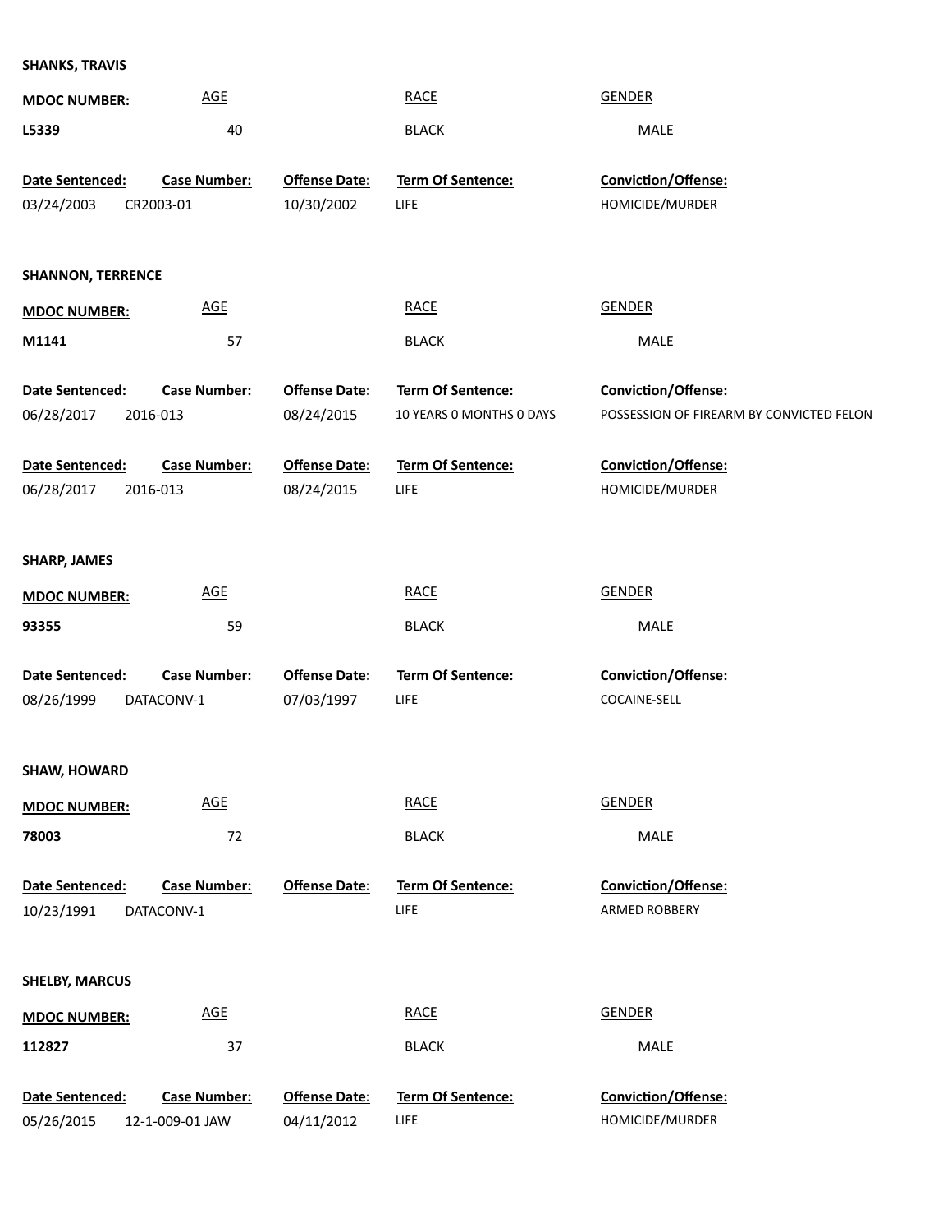**SHANKS, TRAVIS**

| MDOC NUMBER: | AGE | RACE | GENDER |
|---|---|---|---|
| L5339 | 40 | BLACK | MALE |

| Date Sentenced: | Case Number: | Offense Date: | Term Of Sentence: | Conviction/Offense: |
|---|---|---|---|---|
| 03/24/2003 | CR2003-01 | 10/30/2002 | LIFE | HOMICIDE/MURDER |

**SHANNON, TERRENCE**

| MDOC NUMBER: | AGE | RACE | GENDER |
|---|---|---|---|
| M1141 | 57 | BLACK | MALE |

| Date Sentenced: | Case Number: | Offense Date: | Term Of Sentence: | Conviction/Offense: |
|---|---|---|---|---|
| 06/28/2017 | 2016-013 | 08/24/2015 | 10 YEARS 0 MONTHS 0 DAYS | POSSESSION OF FIREARM BY CONVICTED FELON |

| Date Sentenced: | Case Number: | Offense Date: | Term Of Sentence: | Conviction/Offense: |
|---|---|---|---|---|
| 06/28/2017 | 2016-013 | 08/24/2015 | LIFE | HOMICIDE/MURDER |

**SHARP, JAMES**

| MDOC NUMBER: | AGE | RACE | GENDER |
|---|---|---|---|
| 93355 | 59 | BLACK | MALE |

| Date Sentenced: | Case Number: | Offense Date: | Term Of Sentence: | Conviction/Offense: |
|---|---|---|---|---|
| 08/26/1999 | DATACONV-1 | 07/03/1997 | LIFE | COCAINE-SELL |

**SHAW, HOWARD**

| MDOC NUMBER: | AGE | RACE | GENDER |
|---|---|---|---|
| 78003 | 72 | BLACK | MALE |

| Date Sentenced: | Case Number: | Offense Date: | Term Of Sentence: | Conviction/Offense: |
|---|---|---|---|---|
| 10/23/1991 | DATACONV-1 | | LIFE | ARMED ROBBERY |

**SHELBY, MARCUS**

| MDOC NUMBER: | AGE | RACE | GENDER |
|---|---|---|---|
| 112827 | 37 | BLACK | MALE |

| Date Sentenced: | Case Number: | Offense Date: | Term Of Sentence: | Conviction/Offense: |
|---|---|---|---|---|
| 05/26/2015 | 12-1-009-01 JAW | 04/11/2012 | LIFE | HOMICIDE/MURDER |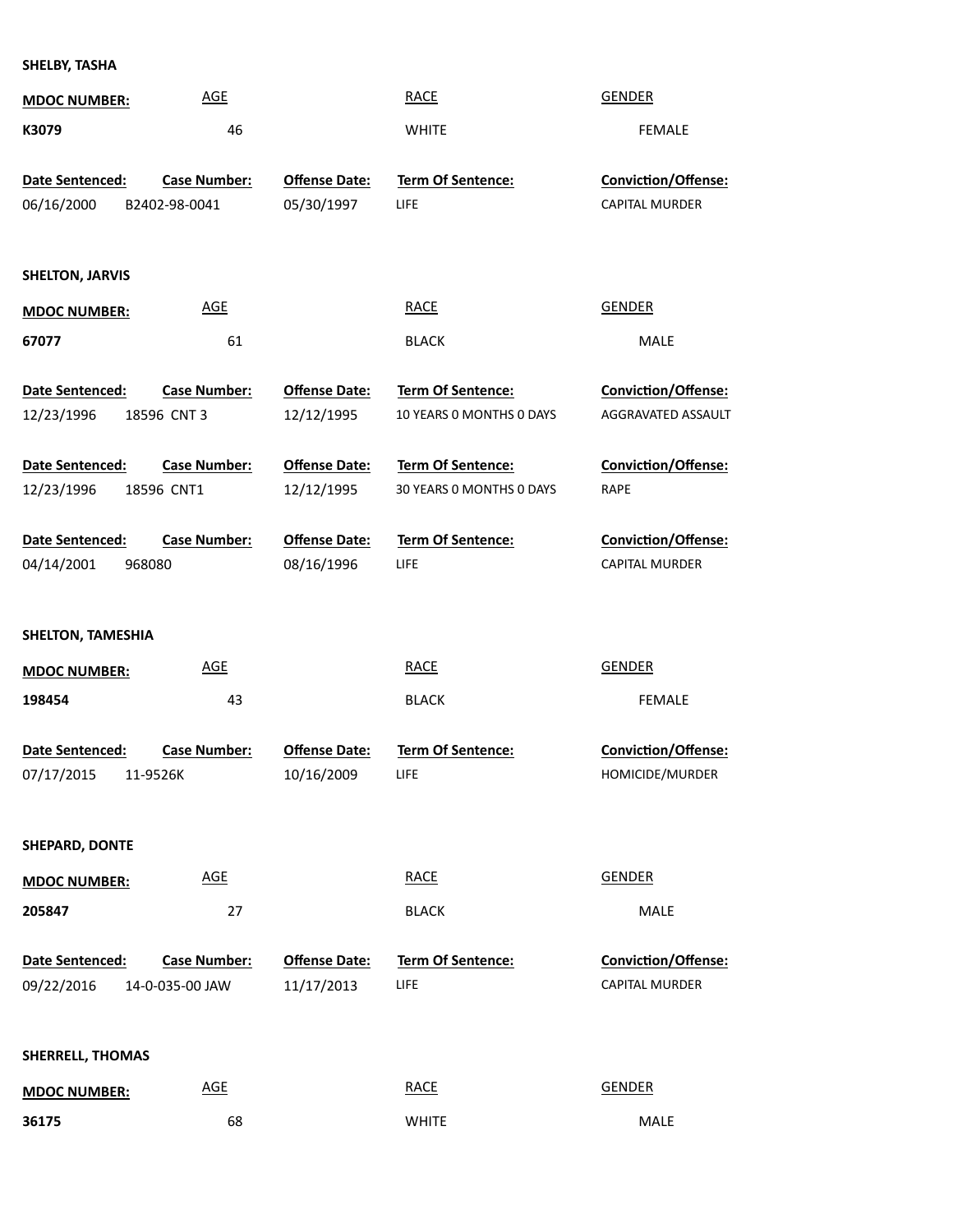**SHELBY, TASHA**

| MDOC NUMBER: | AGE | RACE | GENDER |
|---|---|---|---|
| K3079 | 46 | WHITE | FEMALE |

| Date Sentenced: | Case Number: | Offense Date: | Term Of Sentence: | Conviction/Offense: |
|---|---|---|---|---|
| 06/16/2000 | B2402-98-0041 | 05/30/1997 | LIFE | CAPITAL MURDER |

**SHELTON, JARVIS**

| MDOC NUMBER: | AGE | RACE | GENDER |
|---|---|---|---|
| 67077 | 61 | BLACK | MALE |

| Date Sentenced: | Case Number: | Offense Date: | Term Of Sentence: | Conviction/Offense: |
|---|---|---|---|---|
| 12/23/1996 | 18596 CNT 3 | 12/12/1995 | 10 YEARS 0 MONTHS 0 DAYS | AGGRAVATED ASSAULT |
| 12/23/1996 | 18596 CNT1 | 12/12/1995 | 30 YEARS 0 MONTHS 0 DAYS | RAPE |
| 04/14/2001 | 968080 | 08/16/1996 | LIFE | CAPITAL MURDER |

**SHELTON, TAMESHIA**

| MDOC NUMBER: | AGE | RACE | GENDER |
|---|---|---|---|
| 198454 | 43 | BLACK | FEMALE |

| Date Sentenced: | Case Number: | Offense Date: | Term Of Sentence: | Conviction/Offense: |
|---|---|---|---|---|
| 07/17/2015 | 11-9526K | 10/16/2009 | LIFE | HOMICIDE/MURDER |

**SHEPARD, DONTE**

| MDOC NUMBER: | AGE | RACE | GENDER |
|---|---|---|---|
| 205847 | 27 | BLACK | MALE |

| Date Sentenced: | Case Number: | Offense Date: | Term Of Sentence: | Conviction/Offense: |
|---|---|---|---|---|
| 09/22/2016 | 14-0-035-00 JAW | 11/17/2013 | LIFE | CAPITAL MURDER |

**SHERRELL, THOMAS**

| MDOC NUMBER: | AGE | RACE | GENDER |
|---|---|---|---|
| 36175 | 68 | WHITE | MALE |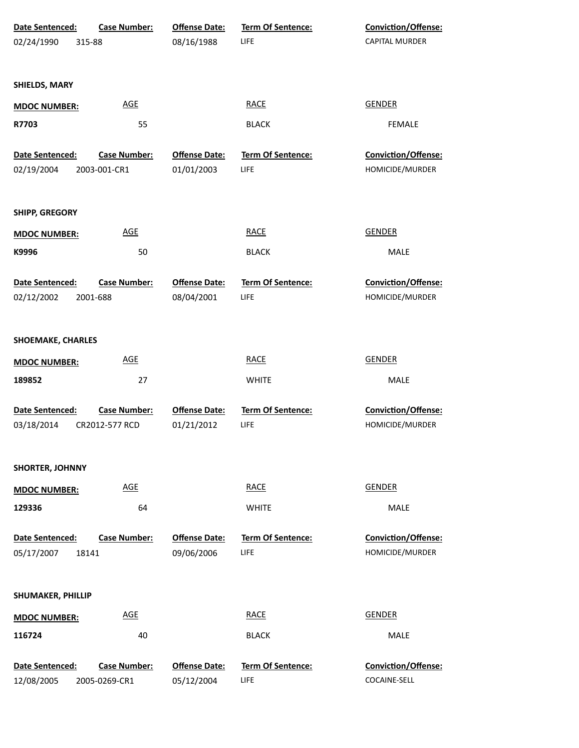| Date Sentenced: | Case Number: | Offense Date: | Term Of Sentence: | Conviction/Offense: |
|---|---|---|---|---|
| 02/24/1990 | 315-88 | 08/16/1988 | LIFE | CAPITAL MURDER |

**SHIELDS, MARY**

| MDOC NUMBER: | AGE | RACE | GENDER |
|---|---|---|---|
| R7703 | 55 | BLACK | FEMALE |

| Date Sentenced: | Case Number: | Offense Date: | Term Of Sentence: | Conviction/Offense: |
|---|---|---|---|---|
| 02/19/2004 | 2003-001-CR1 | 01/01/2003 | LIFE | HOMICIDE/MURDER |

**SHIPP, GREGORY**

| MDOC NUMBER: | AGE | RACE | GENDER |
|---|---|---|---|
| K9996 | 50 | BLACK | MALE |

| Date Sentenced: | Case Number: | Offense Date: | Term Of Sentence: | Conviction/Offense: |
|---|---|---|---|---|
| 02/12/2002 | 2001-688 | 08/04/2001 | LIFE | HOMICIDE/MURDER |

**SHOEMAKE, CHARLES**

| MDOC NUMBER: | AGE | RACE | GENDER |
|---|---|---|---|
| 189852 | 27 | WHITE | MALE |

| Date Sentenced: | Case Number: | Offense Date: | Term Of Sentence: | Conviction/Offense: |
|---|---|---|---|---|
| 03/18/2014 | CR2012-577 RCD | 01/21/2012 | LIFE | HOMICIDE/MURDER |

**SHORTER, JOHNNY**

| MDOC NUMBER: | AGE | RACE | GENDER |
|---|---|---|---|
| 129336 | 64 | WHITE | MALE |

| Date Sentenced: | Case Number: | Offense Date: | Term Of Sentence: | Conviction/Offense: |
|---|---|---|---|---|
| 05/17/2007 | 18141 | 09/06/2006 | LIFE | HOMICIDE/MURDER |

**SHUMAKER, PHILLIP**

| MDOC NUMBER: | AGE | RACE | GENDER |
|---|---|---|---|
| 116724 | 40 | BLACK | MALE |

| Date Sentenced: | Case Number: | Offense Date: | Term Of Sentence: | Conviction/Offense: |
|---|---|---|---|---|
| 12/08/2005 | 2005-0269-CR1 | 05/12/2004 | LIFE | COCAINE-SELL |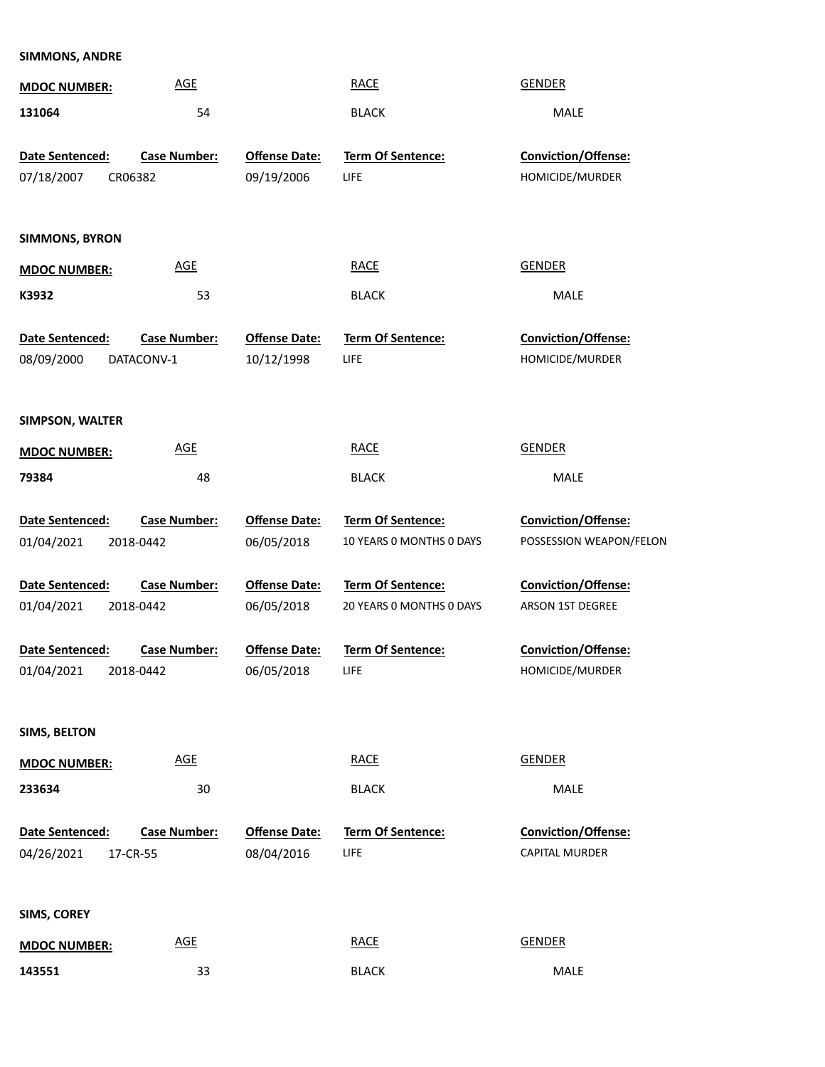**SIMMONS, ANDRE**

| MDOC NUMBER: | AGE | RACE | GENDER |
|---|---|---|---|
| 131064 | 54 | BLACK | MALE |

| Date Sentenced: | Case Number: | Offense Date: | Term Of Sentence: | Conviction/Offense: |
|---|---|---|---|---|
| 07/18/2007 | CR06382 | 09/19/2006 | LIFE | HOMICIDE/MURDER |

**SIMMONS, BYRON**

| MDOC NUMBER: | AGE | RACE | GENDER |
|---|---|---|---|
| K3932 | 53 | BLACK | MALE |

| Date Sentenced: | Case Number: | Offense Date: | Term Of Sentence: | Conviction/Offense: |
|---|---|---|---|---|
| 08/09/2000 | DATACONV-1 | 10/12/1998 | LIFE | HOMICIDE/MURDER |

**SIMPSON, WALTER**

| MDOC NUMBER: | AGE | RACE | GENDER |
|---|---|---|---|
| 79384 | 48 | BLACK | MALE |

| Date Sentenced: | Case Number: | Offense Date: | Term Of Sentence: | Conviction/Offense: |
|---|---|---|---|---|
| 01/04/2021 | 2018-0442 | 06/05/2018 | 10 YEARS 0 MONTHS 0 DAYS | POSSESSION WEAPON/FELON |
| 01/04/2021 | 2018-0442 | 06/05/2018 | 20 YEARS 0 MONTHS 0 DAYS | ARSON 1ST DEGREE |
| 01/04/2021 | 2018-0442 | 06/05/2018 | LIFE | HOMICIDE/MURDER |

**SIMS, BELTON**

| MDOC NUMBER: | AGE | RACE | GENDER |
|---|---|---|---|
| 233634 | 30 | BLACK | MALE |

| Date Sentenced: | Case Number: | Offense Date: | Term Of Sentence: | Conviction/Offense: |
|---|---|---|---|---|
| 04/26/2021 | 17-CR-55 | 08/04/2016 | LIFE | CAPITAL MURDER |

**SIMS, COREY**

| MDOC NUMBER: | AGE | RACE | GENDER |
|---|---|---|---|
| 143551 | 33 | BLACK | MALE |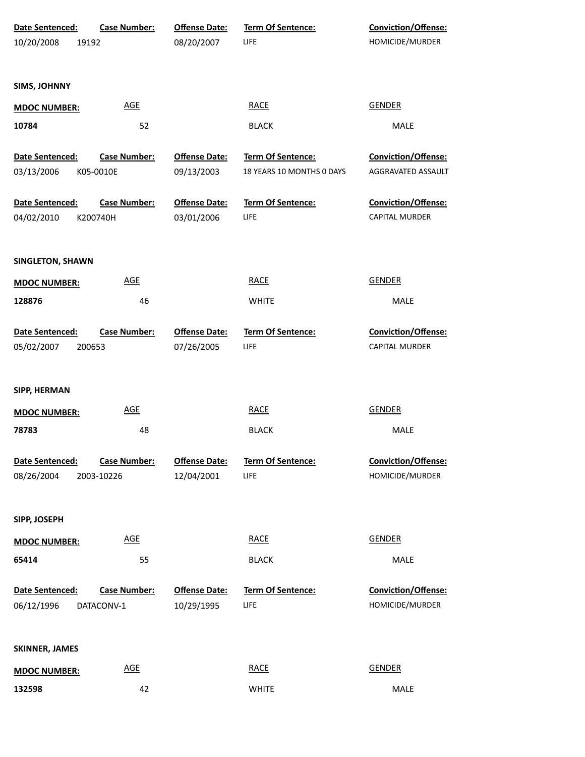| Date Sentenced: | Case Number: | Offense Date: | Term Of Sentence: | Conviction/Offense: |
|---|---|---|---|---|
| 10/20/2008 | 19192 | 08/20/2007 | LIFE | HOMICIDE/MURDER |

**SIMS, JOHNNY**

| MDOC NUMBER: | AGE | RACE | GENDER |
|---|---|---|---|
| 10784 | 52 | BLACK | MALE |

| Date Sentenced: | Case Number: | Offense Date: | Term Of Sentence: | Conviction/Offense: |
|---|---|---|---|---|
| 03/13/2006 | K05-0010E | 09/13/2003 | 18 YEARS 10 MONTHS 0 DAYS | AGGRAVATED ASSAULT |
| 04/02/2010 | K200740H | 03/01/2006 | LIFE | CAPITAL MURDER |

**SINGLETON, SHAWN**

| MDOC NUMBER: | AGE | RACE | GENDER |
|---|---|---|---|
| 128876 | 46 | WHITE | MALE |

| Date Sentenced: | Case Number: | Offense Date: | Term Of Sentence: | Conviction/Offense: |
|---|---|---|---|---|
| 05/02/2007 | 200653 | 07/26/2005 | LIFE | CAPITAL MURDER |

**SIPP, HERMAN**

| MDOC NUMBER: | AGE | RACE | GENDER |
|---|---|---|---|
| 78783 | 48 | BLACK | MALE |

| Date Sentenced: | Case Number: | Offense Date: | Term Of Sentence: | Conviction/Offense: |
|---|---|---|---|---|
| 08/26/2004 | 2003-10226 | 12/04/2001 | LIFE | HOMICIDE/MURDER |

**SIPP, JOSEPH**

| MDOC NUMBER: | AGE | RACE | GENDER |
|---|---|---|---|
| 65414 | 55 | BLACK | MALE |

| Date Sentenced: | Case Number: | Offense Date: | Term Of Sentence: | Conviction/Offense: |
|---|---|---|---|---|
| 06/12/1996 | DATACONV-1 | 10/29/1995 | LIFE | HOMICIDE/MURDER |

**SKINNER, JAMES**

| MDOC NUMBER: | AGE | RACE | GENDER |
|---|---|---|---|
| 132598 | 42 | WHITE | MALE |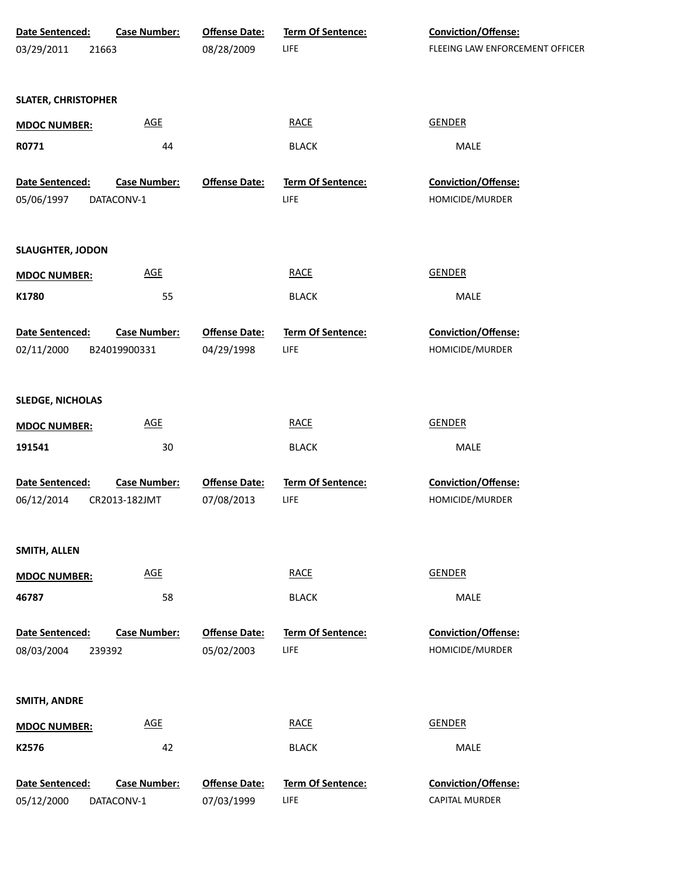| Date Sentenced: | Case Number: | Offense Date: | Term Of Sentence: | Conviction/Offense: |
|---|---|---|---|---|
| 03/29/2011 | 21663 | 08/28/2009 | LIFE | FLEEING LAW ENFORCEMENT OFFICER |

**SLATER, CHRISTOPHER**

| MDOC NUMBER: | AGE | RACE | GENDER |
|---|---|---|---|
| R0771 | 44 | BLACK | MALE |

| Date Sentenced: | Case Number: | Offense Date: | Term Of Sentence: | Conviction/Offense: |
|---|---|---|---|---|
| 05/06/1997 | DATACONV-1 | | LIFE | HOMICIDE/MURDER |

**SLAUGHTER, JODON**

| MDOC NUMBER: | AGE | RACE | GENDER |
|---|---|---|---|
| K1780 | 55 | BLACK | MALE |

| Date Sentenced: | Case Number: | Offense Date: | Term Of Sentence: | Conviction/Offense: |
|---|---|---|---|---|
| 02/11/2000 | B24019900331 | 04/29/1998 | LIFE | HOMICIDE/MURDER |

**SLEDGE, NICHOLAS**

| MDOC NUMBER: | AGE | RACE | GENDER |
|---|---|---|---|
| 191541 | 30 | BLACK | MALE |

| Date Sentenced: | Case Number: | Offense Date: | Term Of Sentence: | Conviction/Offense: |
|---|---|---|---|---|
| 06/12/2014 | CR2013-182JMT | 07/08/2013 | LIFE | HOMICIDE/MURDER |

**SMITH, ALLEN**

| MDOC NUMBER: | AGE | RACE | GENDER |
|---|---|---|---|
| 46787 | 58 | BLACK | MALE |

| Date Sentenced: | Case Number: | Offense Date: | Term Of Sentence: | Conviction/Offense: |
|---|---|---|---|---|
| 08/03/2004 | 239392 | 05/02/2003 | LIFE | HOMICIDE/MURDER |

**SMITH, ANDRE**

| MDOC NUMBER: | AGE | RACE | GENDER |
|---|---|---|---|
| K2576 | 42 | BLACK | MALE |

| Date Sentenced: | Case Number: | Offense Date: | Term Of Sentence: | Conviction/Offense: |
|---|---|---|---|---|
| 05/12/2000 | DATACONV-1 | 07/03/1999 | LIFE | CAPITAL MURDER |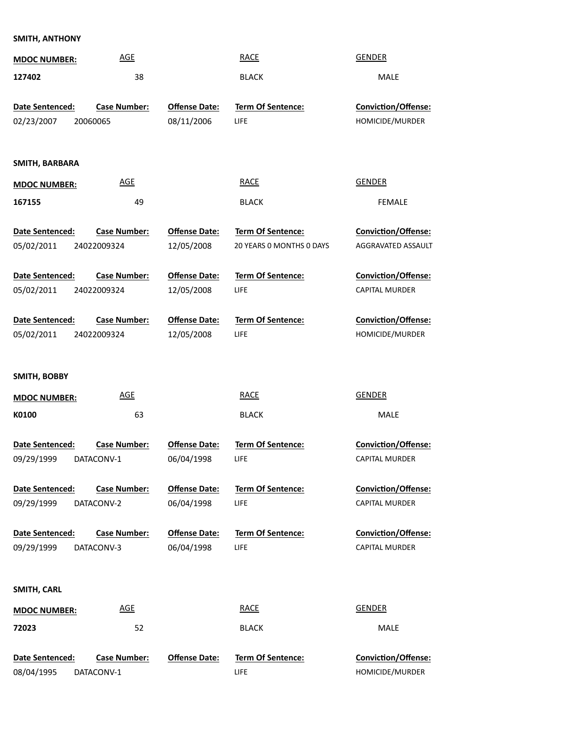**SMITH, ANTHONY**

| MDOC NUMBER: | AGE | RACE | GENDER |
|---|---|---|---|
| 127402 | 38 | BLACK | MALE |

| Date Sentenced: | Case Number: | Offense Date: | Term Of Sentence: | Conviction/Offense: |
|---|---|---|---|---|
| 02/23/2007 | 20060065 | 08/11/2006 | LIFE | HOMICIDE/MURDER |

**SMITH, BARBARA**

| MDOC NUMBER: | AGE | RACE | GENDER |
|---|---|---|---|
| 167155 | 49 | BLACK | FEMALE |

| Date Sentenced: | Case Number: | Offense Date: | Term Of Sentence: | Conviction/Offense: |
|---|---|---|---|---|
| 05/02/2011 | 24022009324 | 12/05/2008 | 20 YEARS 0 MONTHS 0 DAYS | AGGRAVATED ASSAULT |
| 05/02/2011 | 24022009324 | 12/05/2008 | LIFE | CAPITAL MURDER |
| 05/02/2011 | 24022009324 | 12/05/2008 | LIFE | HOMICIDE/MURDER |

**SMITH, BOBBY**

| MDOC NUMBER: | AGE | RACE | GENDER |
|---|---|---|---|
| K0100 | 63 | BLACK | MALE |

| Date Sentenced: | Case Number: | Offense Date: | Term Of Sentence: | Conviction/Offense: |
|---|---|---|---|---|
| 09/29/1999 | DATACONV-1 | 06/04/1998 | LIFE | CAPITAL MURDER |
| 09/29/1999 | DATACONV-2 | 06/04/1998 | LIFE | CAPITAL MURDER |
| 09/29/1999 | DATACONV-3 | 06/04/1998 | LIFE | CAPITAL MURDER |

**SMITH, CARL**

| MDOC NUMBER: | AGE | RACE | GENDER |
|---|---|---|---|
| 72023 | 52 | BLACK | MALE |

| Date Sentenced: | Case Number: | Offense Date: | Term Of Sentence: | Conviction/Offense: |
|---|---|---|---|---|
| 08/04/1995 | DATACONV-1 | | LIFE | HOMICIDE/MURDER |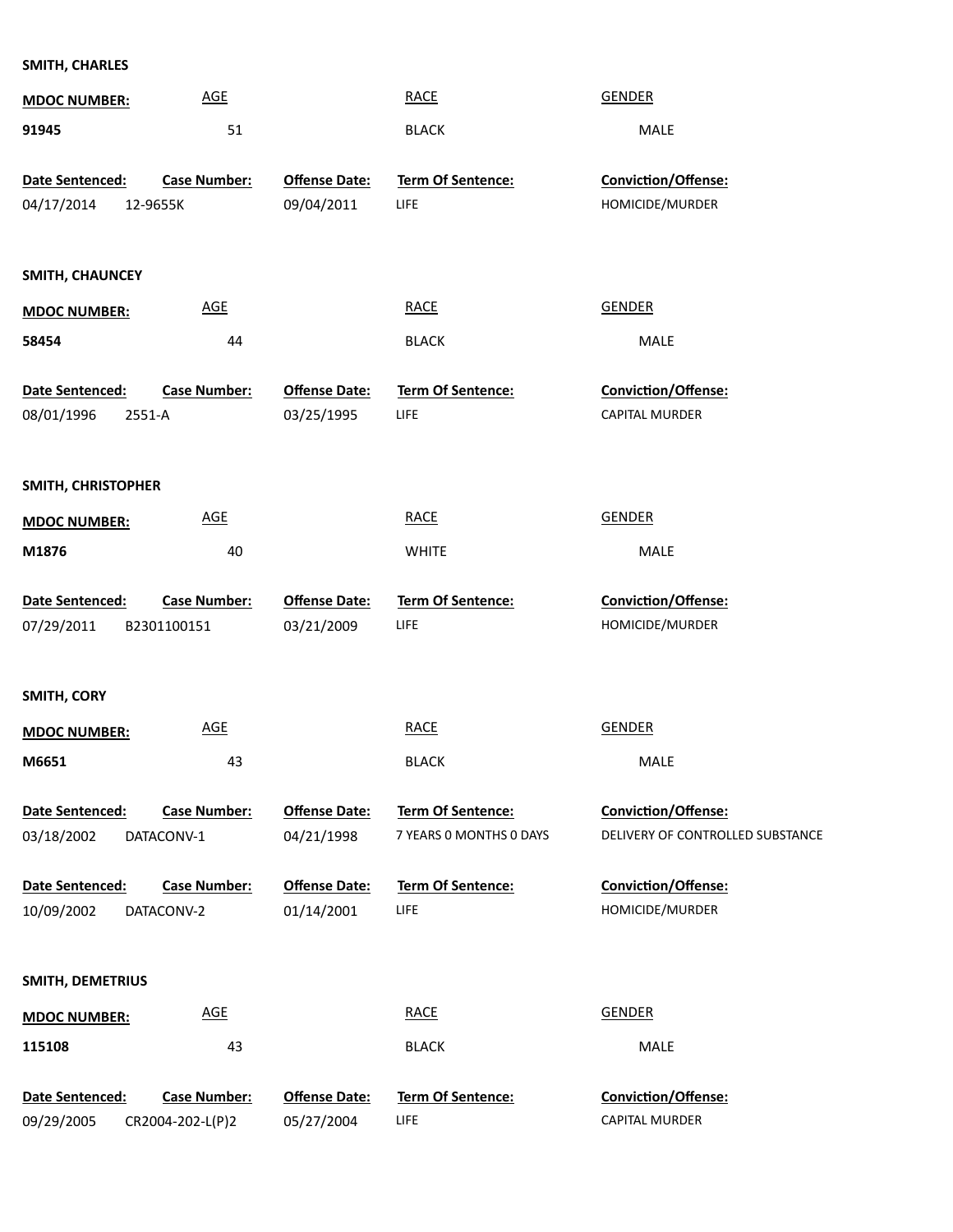**SMITH, CHARLES**

| MDOC NUMBER: | AGE | RACE | GENDER |
|---|---|---|---|
| 91945 | 51 | BLACK | MALE |

| Date Sentenced: | Case Number: | Offense Date: | Term Of Sentence: | Conviction/Offense: |
|---|---|---|---|---|
| 04/17/2014 | 12-9655K | 09/04/2011 | LIFE | HOMICIDE/MURDER |

**SMITH, CHAUNCEY**

| MDOC NUMBER: | AGE | RACE | GENDER |
|---|---|---|---|
| 58454 | 44 | BLACK | MALE |

| Date Sentenced: | Case Number: | Offense Date: | Term Of Sentence: | Conviction/Offense: |
|---|---|---|---|---|
| 08/01/1996 | 2551-A | 03/25/1995 | LIFE | CAPITAL MURDER |

**SMITH, CHRISTOPHER**

| MDOC NUMBER: | AGE | RACE | GENDER |
|---|---|---|---|
| M1876 | 40 | WHITE | MALE |

| Date Sentenced: | Case Number: | Offense Date: | Term Of Sentence: | Conviction/Offense: |
|---|---|---|---|---|
| 07/29/2011 | B2301100151 | 03/21/2009 | LIFE | HOMICIDE/MURDER |

**SMITH, CORY**

| MDOC NUMBER: | AGE | RACE | GENDER |
|---|---|---|---|
| M6651 | 43 | BLACK | MALE |

| Date Sentenced: | Case Number: | Offense Date: | Term Of Sentence: | Conviction/Offense: |
|---|---|---|---|---|
| 03/18/2002 | DATACONV-1 | 04/21/1998 | 7 YEARS 0 MONTHS 0 DAYS | DELIVERY OF CONTROLLED SUBSTANCE |

| Date Sentenced: | Case Number: | Offense Date: | Term Of Sentence: | Conviction/Offense: |
|---|---|---|---|---|
| 10/09/2002 | DATACONV-2 | 01/14/2001 | LIFE | HOMICIDE/MURDER |

**SMITH, DEMETRIUS**

| MDOC NUMBER: | AGE | RACE | GENDER |
|---|---|---|---|
| 115108 | 43 | BLACK | MALE |

| Date Sentenced: | Case Number: | Offense Date: | Term Of Sentence: | Conviction/Offense: |
|---|---|---|---|---|
| 09/29/2005 | CR2004-202-L(P)2 | 05/27/2004 | LIFE | CAPITAL MURDER |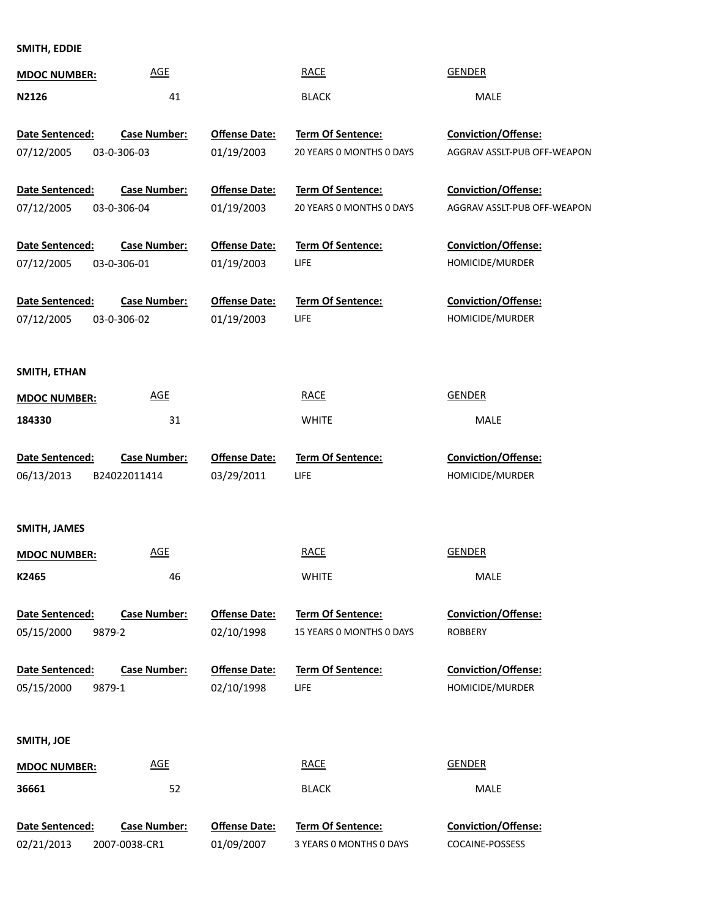**SMITH, EDDIE**

| MDOC NUMBER: | AGE | RACE | GENDER |
|---|---|---|---|
| N2126 | 41 | BLACK | MALE |

| Date Sentenced: | Case Number: | Offense Date: | Term Of Sentence: | Conviction/Offense: |
|---|---|---|---|---|
| 07/12/2005 | 03-0-306-03 | 01/19/2003 | 20 YEARS 0 MONTHS 0 DAYS | AGGRAV ASSLT-PUB OFF-WEAPON |
| 07/12/2005 | 03-0-306-04 | 01/19/2003 | 20 YEARS 0 MONTHS 0 DAYS | AGGRAV ASSLT-PUB OFF-WEAPON |
| 07/12/2005 | 03-0-306-01 | 01/19/2003 | LIFE | HOMICIDE/MURDER |
| 07/12/2005 | 03-0-306-02 | 01/19/2003 | LIFE | HOMICIDE/MURDER |

**SMITH, ETHAN**

| MDOC NUMBER: | AGE | RACE | GENDER |
|---|---|---|---|
| 184330 | 31 | WHITE | MALE |

| Date Sentenced: | Case Number: | Offense Date: | Term Of Sentence: | Conviction/Offense: |
|---|---|---|---|---|
| 06/13/2013 | B24022011414 | 03/29/2011 | LIFE | HOMICIDE/MURDER |

**SMITH, JAMES**

| MDOC NUMBER: | AGE | RACE | GENDER |
|---|---|---|---|
| K2465 | 46 | WHITE | MALE |

| Date Sentenced: | Case Number: | Offense Date: | Term Of Sentence: | Conviction/Offense: |
|---|---|---|---|---|
| 05/15/2000 | 9879-2 | 02/10/1998 | 15 YEARS 0 MONTHS 0 DAYS | ROBBERY |
| 05/15/2000 | 9879-1 | 02/10/1998 | LIFE | HOMICIDE/MURDER |

**SMITH, JOE**

| MDOC NUMBER: | AGE | RACE | GENDER |
|---|---|---|---|
| 36661 | 52 | BLACK | MALE |

| Date Sentenced: | Case Number: | Offense Date: | Term Of Sentence: | Conviction/Offense: |
|---|---|---|---|---|
| 02/21/2013 | 2007-0038-CR1 | 01/09/2007 | 3 YEARS 0 MONTHS 0 DAYS | COCAINE-POSSESS |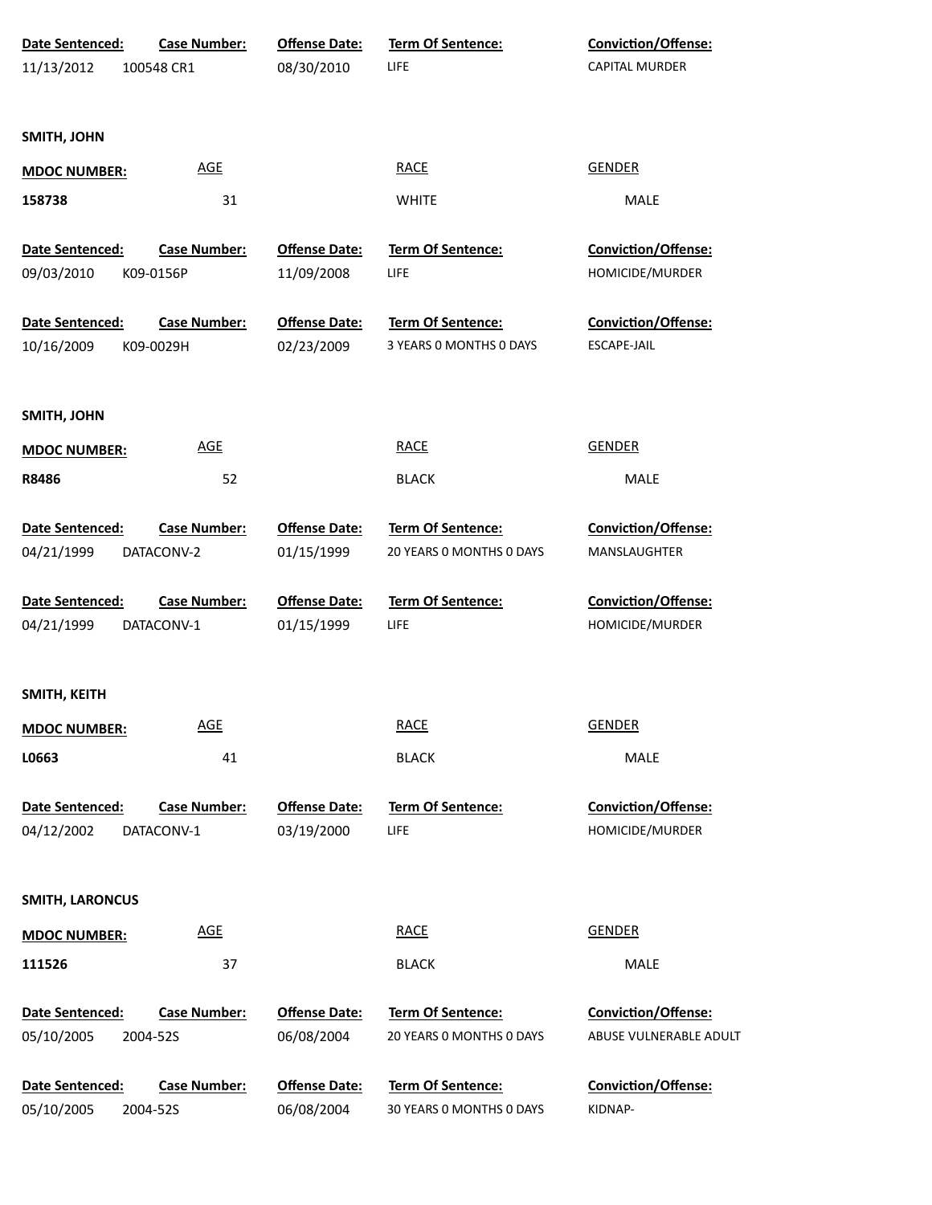| Date Sentenced: | Case Number: | Offense Date: | Term Of Sentence: | Conviction/Offense: |
|---|---|---|---|---|
| 11/13/2012 | 100548 CR1 | 08/30/2010 | LIFE | CAPITAL MURDER |

**SMITH, JOHN**

| MDOC NUMBER: | AGE | RACE | GENDER |
|---|---|---|---|
| 158738 | 31 | WHITE | MALE |

| Date Sentenced: | Case Number: | Offense Date: | Term Of Sentence: | Conviction/Offense: |
|---|---|---|---|---|
| 09/03/2010 | K09-0156P | 11/09/2008 | LIFE | HOMICIDE/MURDER |
| 10/16/2009 | K09-0029H | 02/23/2009 | 3 YEARS 0 MONTHS 0 DAYS | ESCAPE-JAIL |

**SMITH, JOHN**

| MDOC NUMBER: | AGE | RACE | GENDER |
|---|---|---|---|
| R8486 | 52 | BLACK | MALE |

| Date Sentenced: | Case Number: | Offense Date: | Term Of Sentence: | Conviction/Offense: |
|---|---|---|---|---|
| 04/21/1999 | DATACONV-2 | 01/15/1999 | 20 YEARS 0 MONTHS 0 DAYS | MANSLAUGHTER |
| 04/21/1999 | DATACONV-1 | 01/15/1999 | LIFE | HOMICIDE/MURDER |

**SMITH, KEITH**

| MDOC NUMBER: | AGE | RACE | GENDER |
|---|---|---|---|
| L0663 | 41 | BLACK | MALE |

| Date Sentenced: | Case Number: | Offense Date: | Term Of Sentence: | Conviction/Offense: |
|---|---|---|---|---|
| 04/12/2002 | DATACONV-1 | 03/19/2000 | LIFE | HOMICIDE/MURDER |

**SMITH, LARONCUS**

| MDOC NUMBER: | AGE | RACE | GENDER |
|---|---|---|---|
| 111526 | 37 | BLACK | MALE |

| Date Sentenced: | Case Number: | Offense Date: | Term Of Sentence: | Conviction/Offense: |
|---|---|---|---|---|
| 05/10/2005 | 2004-52S | 06/08/2004 | 20 YEARS 0 MONTHS 0 DAYS | ABUSE VULNERABLE ADULT |
| 05/10/2005 | 2004-52S | 06/08/2004 | 30 YEARS 0 MONTHS 0 DAYS | KIDNAP- |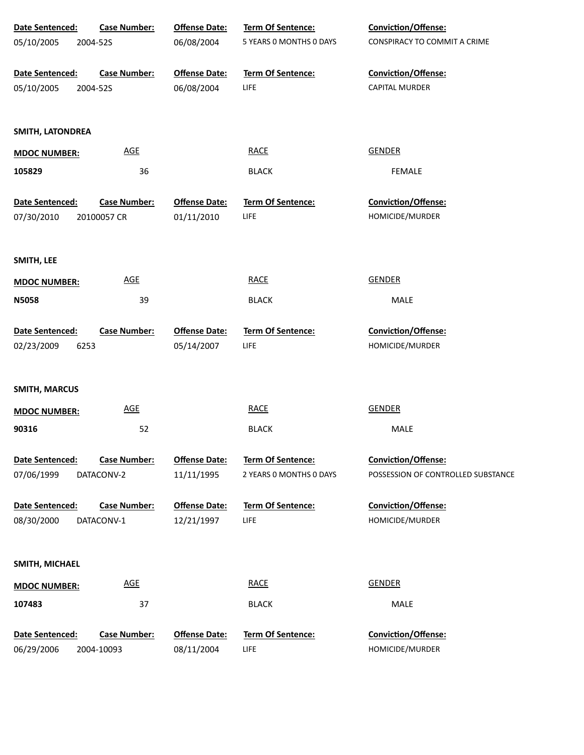| Date Sentenced: | Case Number: | Offense Date: | Term Of Sentence: | Conviction/Offense: |
|---|---|---|---|---|
| 05/10/2005 | 2004-52S | 06/08/2004 | 5 YEARS 0 MONTHS 0 DAYS | CONSPIRACY TO COMMIT A CRIME |

| Date Sentenced: | Case Number: | Offense Date: | Term Of Sentence: | Conviction/Offense: |
|---|---|---|---|---|
| 05/10/2005 | 2004-52S | 06/08/2004 | LIFE | CAPITAL MURDER |

**SMITH, LATONDREA**

| MDOC NUMBER: | AGE | RACE | GENDER |
|---|---|---|---|
| 105829 | 36 | BLACK | FEMALE |

| Date Sentenced: | Case Number: | Offense Date: | Term Of Sentence: | Conviction/Offense: |
|---|---|---|---|---|
| 07/30/2010 | 20100057 CR | 01/11/2010 | LIFE | HOMICIDE/MURDER |

**SMITH, LEE**

| MDOC NUMBER: | AGE | RACE | GENDER |
|---|---|---|---|
| N5058 | 39 | BLACK | MALE |

| Date Sentenced: | Case Number: | Offense Date: | Term Of Sentence: | Conviction/Offense: |
|---|---|---|---|---|
| 02/23/2009 | 6253 | 05/14/2007 | LIFE | HOMICIDE/MURDER |

**SMITH, MARCUS**

| MDOC NUMBER: | AGE | RACE | GENDER |
|---|---|---|---|
| 90316 | 52 | BLACK | MALE |

| Date Sentenced: | Case Number: | Offense Date: | Term Of Sentence: | Conviction/Offense: |
|---|---|---|---|---|
| 07/06/1999 | DATACONV-2 | 11/11/1995 | 2 YEARS 0 MONTHS 0 DAYS | POSSESSION OF CONTROLLED SUBSTANCE |

| Date Sentenced: | Case Number: | Offense Date: | Term Of Sentence: | Conviction/Offense: |
|---|---|---|---|---|
| 08/30/2000 | DATACONV-1 | 12/21/1997 | LIFE | HOMICIDE/MURDER |

**SMITH, MICHAEL**

| MDOC NUMBER: | AGE | RACE | GENDER |
|---|---|---|---|
| 107483 | 37 | BLACK | MALE |

| Date Sentenced: | Case Number: | Offense Date: | Term Of Sentence: | Conviction/Offense: |
|---|---|---|---|---|
| 06/29/2006 | 2004-10093 | 08/11/2004 | LIFE | HOMICIDE/MURDER |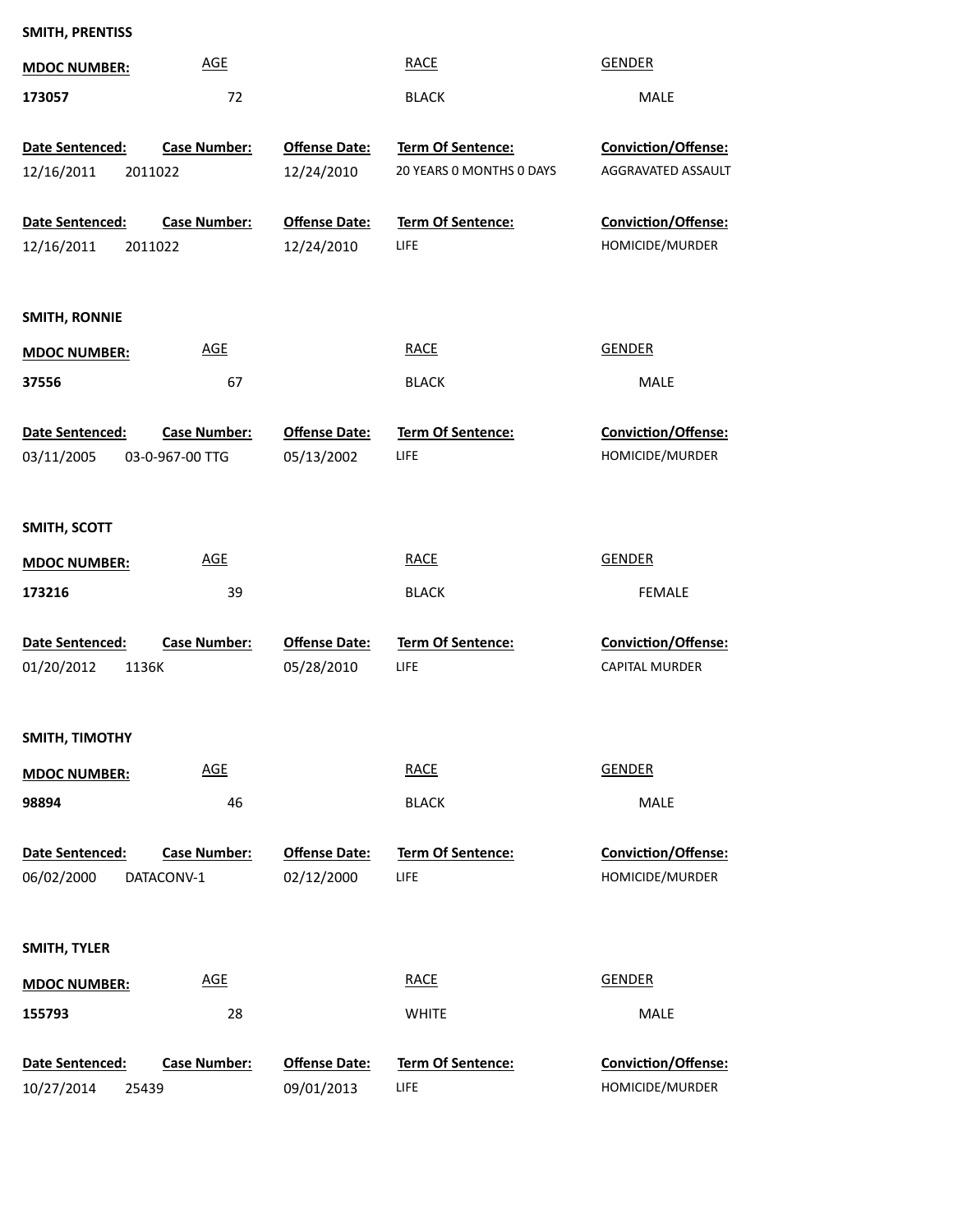**SMITH, PRENTISS**

| MDOC NUMBER: | AGE | RACE | GENDER |
|---|---|---|---|
| 173057 | 72 | BLACK | MALE |

| Date Sentenced: | Case Number: | Offense Date: | Term Of Sentence: | Conviction/Offense: |
|---|---|---|---|---|
| 12/16/2011 | 2011022 | 12/24/2010 | 20 YEARS 0 MONTHS 0 DAYS | AGGRAVATED ASSAULT |
| 12/16/2011 | 2011022 | 12/24/2010 | LIFE | HOMICIDE/MURDER |

**SMITH, RONNIE**

| MDOC NUMBER: | AGE | RACE | GENDER |
|---|---|---|---|
| 37556 | 67 | BLACK | MALE |

| Date Sentenced: | Case Number: | Offense Date: | Term Of Sentence: | Conviction/Offense: |
|---|---|---|---|---|
| 03/11/2005 | 03-0-967-00 TTG | 05/13/2002 | LIFE | HOMICIDE/MURDER |

**SMITH, SCOTT**

| MDOC NUMBER: | AGE | RACE | GENDER |
|---|---|---|---|
| 173216 | 39 | BLACK | FEMALE |

| Date Sentenced: | Case Number: | Offense Date: | Term Of Sentence: | Conviction/Offense: |
|---|---|---|---|---|
| 01/20/2012 | 1136K | 05/28/2010 | LIFE | CAPITAL MURDER |

**SMITH, TIMOTHY**

| MDOC NUMBER: | AGE | RACE | GENDER |
|---|---|---|---|
| 98894 | 46 | BLACK | MALE |

| Date Sentenced: | Case Number: | Offense Date: | Term Of Sentence: | Conviction/Offense: |
|---|---|---|---|---|
| 06/02/2000 | DATACONV-1 | 02/12/2000 | LIFE | HOMICIDE/MURDER |

**SMITH, TYLER**

| MDOC NUMBER: | AGE | RACE | GENDER |
|---|---|---|---|
| 155793 | 28 | WHITE | MALE |

| Date Sentenced: | Case Number: | Offense Date: | Term Of Sentence: | Conviction/Offense: |
|---|---|---|---|---|
| 10/27/2014 | 25439 | 09/01/2013 | LIFE | HOMICIDE/MURDER |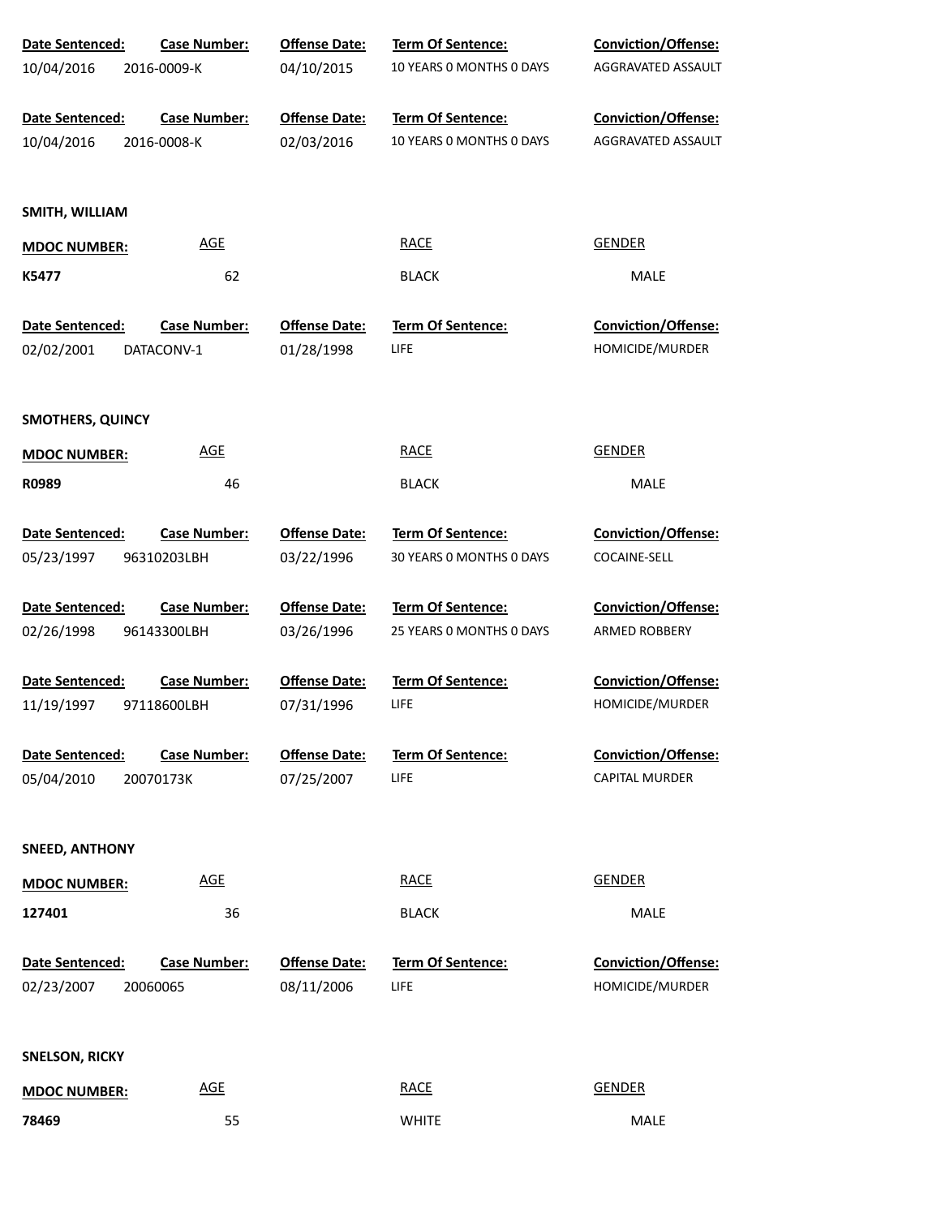| Date Sentenced: | Case Number: | Offense Date: | Term Of Sentence: | Conviction/Offense: |
|---|---|---|---|---|
| 10/04/2016 | 2016-0009-K | 04/10/2015 | 10 YEARS 0 MONTHS 0 DAYS | AGGRAVATED ASSAULT |

| Date Sentenced: | Case Number: | Offense Date: | Term Of Sentence: | Conviction/Offense: |
|---|---|---|---|---|
| 10/04/2016 | 2016-0008-K | 02/03/2016 | 10 YEARS 0 MONTHS 0 DAYS | AGGRAVATED ASSAULT |

**SMITH, WILLIAM**

| MDOC NUMBER: | AGE | RACE | GENDER |
|---|---|---|---|
| K5477 | 62 | BLACK | MALE |

| Date Sentenced: | Case Number: | Offense Date: | Term Of Sentence: | Conviction/Offense: |
|---|---|---|---|---|
| 02/02/2001 | DATACONV-1 | 01/28/1998 | LIFE | HOMICIDE/MURDER |

**SMOTHERS, QUINCY**

| MDOC NUMBER: | AGE | RACE | GENDER |
|---|---|---|---|
| R0989 | 46 | BLACK | MALE |

| Date Sentenced: | Case Number: | Offense Date: | Term Of Sentence: | Conviction/Offense: |
|---|---|---|---|---|
| 05/23/1997 | 96310203LBH | 03/22/1996 | 30 YEARS 0 MONTHS 0 DAYS | COCAINE-SELL |

| Date Sentenced: | Case Number: | Offense Date: | Term Of Sentence: | Conviction/Offense: |
|---|---|---|---|---|
| 02/26/1998 | 96143300LBH | 03/26/1996 | 25 YEARS 0 MONTHS 0 DAYS | ARMED ROBBERY |

| Date Sentenced: | Case Number: | Offense Date: | Term Of Sentence: | Conviction/Offense: |
|---|---|---|---|---|
| 11/19/1997 | 97118600LBH | 07/31/1996 | LIFE | HOMICIDE/MURDER |

| Date Sentenced: | Case Number: | Offense Date: | Term Of Sentence: | Conviction/Offense: |
|---|---|---|---|---|
| 05/04/2010 | 20070173K | 07/25/2007 | LIFE | CAPITAL MURDER |

**SNEED, ANTHONY**

| MDOC NUMBER: | AGE | RACE | GENDER |
|---|---|---|---|
| 127401 | 36 | BLACK | MALE |

| Date Sentenced: | Case Number: | Offense Date: | Term Of Sentence: | Conviction/Offense: |
|---|---|---|---|---|
| 02/23/2007 | 20060065 | 08/11/2006 | LIFE | HOMICIDE/MURDER |

**SNELSON, RICKY**

| MDOC NUMBER: | AGE | RACE | GENDER |
|---|---|---|---|
| 78469 | 55 | WHITE | MALE |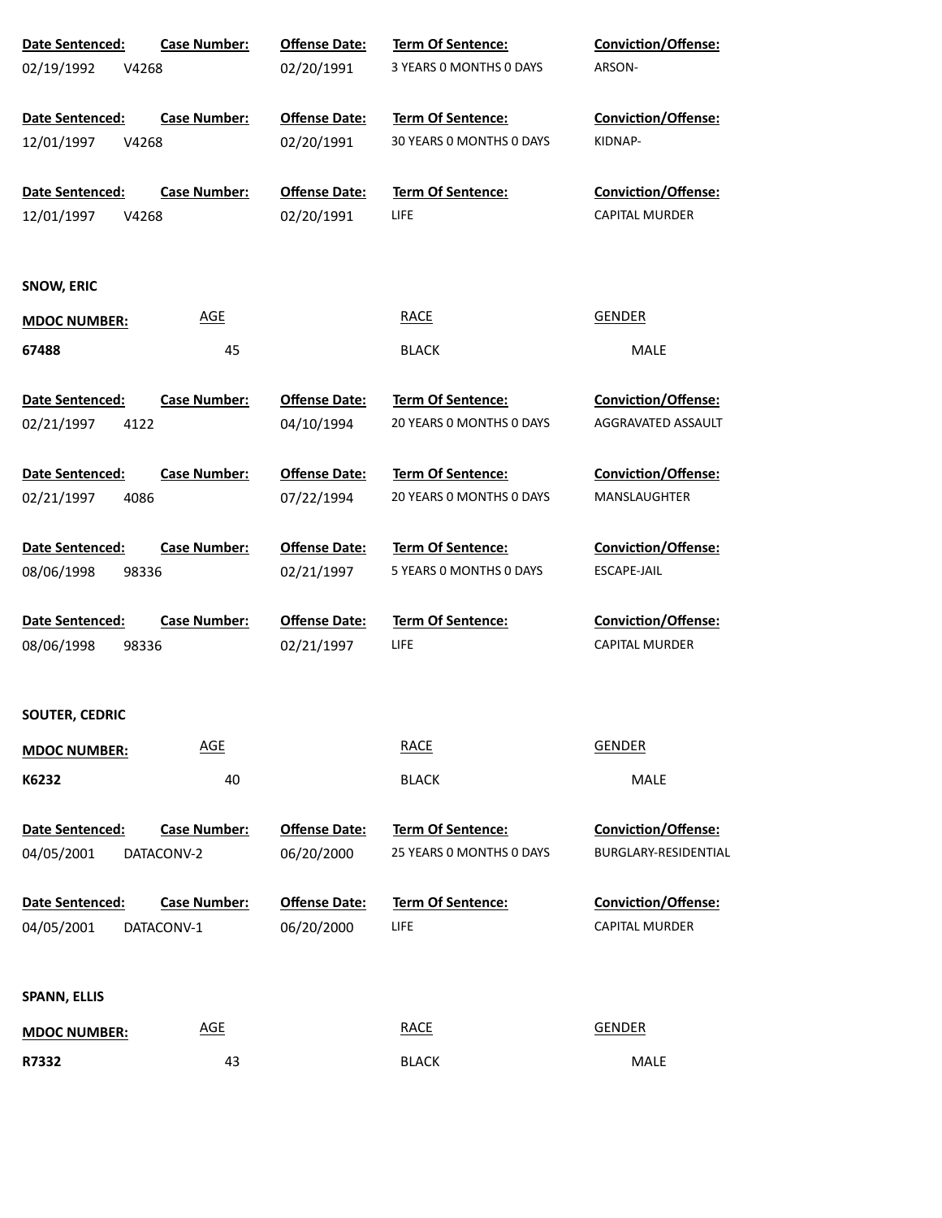| Date Sentenced: | Case Number: | Offense Date: | Term Of Sentence: | Conviction/Offense: |
|---|---|---|---|---|
| 02/19/1992 | V4268 | 02/20/1991 | 3 YEARS 0 MONTHS 0 DAYS | ARSON- |
| 12/01/1997 | V4268 | 02/20/1991 | 30 YEARS 0 MONTHS 0 DAYS | KIDNAP- |
| 12/01/1997 | V4268 | 02/20/1991 | LIFE | CAPITAL MURDER |

**SNOW, ERIC**

| MDOC NUMBER: | AGE | RACE | GENDER |
|---|---|---|---|
| 67488 | 45 | BLACK | MALE |

| Date Sentenced: | Case Number: | Offense Date: | Term Of Sentence: | Conviction/Offense: |
|---|---|---|---|---|
| 02/21/1997 | 4122 | 04/10/1994 | 20 YEARS 0 MONTHS 0 DAYS | AGGRAVATED ASSAULT |
| 02/21/1997 | 4086 | 07/22/1994 | 20 YEARS 0 MONTHS 0 DAYS | MANSLAUGHTER |
| 08/06/1998 | 98336 | 02/21/1997 | 5 YEARS 0 MONTHS 0 DAYS | ESCAPE-JAIL |
| 08/06/1998 | 98336 | 02/21/1997 | LIFE | CAPITAL MURDER |

**SOUTER, CEDRIC**

| MDOC NUMBER: | AGE | RACE | GENDER |
|---|---|---|---|
| K6232 | 40 | BLACK | MALE |

| Date Sentenced: | Case Number: | Offense Date: | Term Of Sentence: | Conviction/Offense: |
|---|---|---|---|---|
| 04/05/2001 | DATACONV-2 | 06/20/2000 | 25 YEARS 0 MONTHS 0 DAYS | BURGLARY-RESIDENTIAL |
| 04/05/2001 | DATACONV-1 | 06/20/2000 | LIFE | CAPITAL MURDER |

**SPANN, ELLIS**

| MDOC NUMBER: | AGE | RACE | GENDER |
|---|---|---|---|
| R7332 | 43 | BLACK | MALE |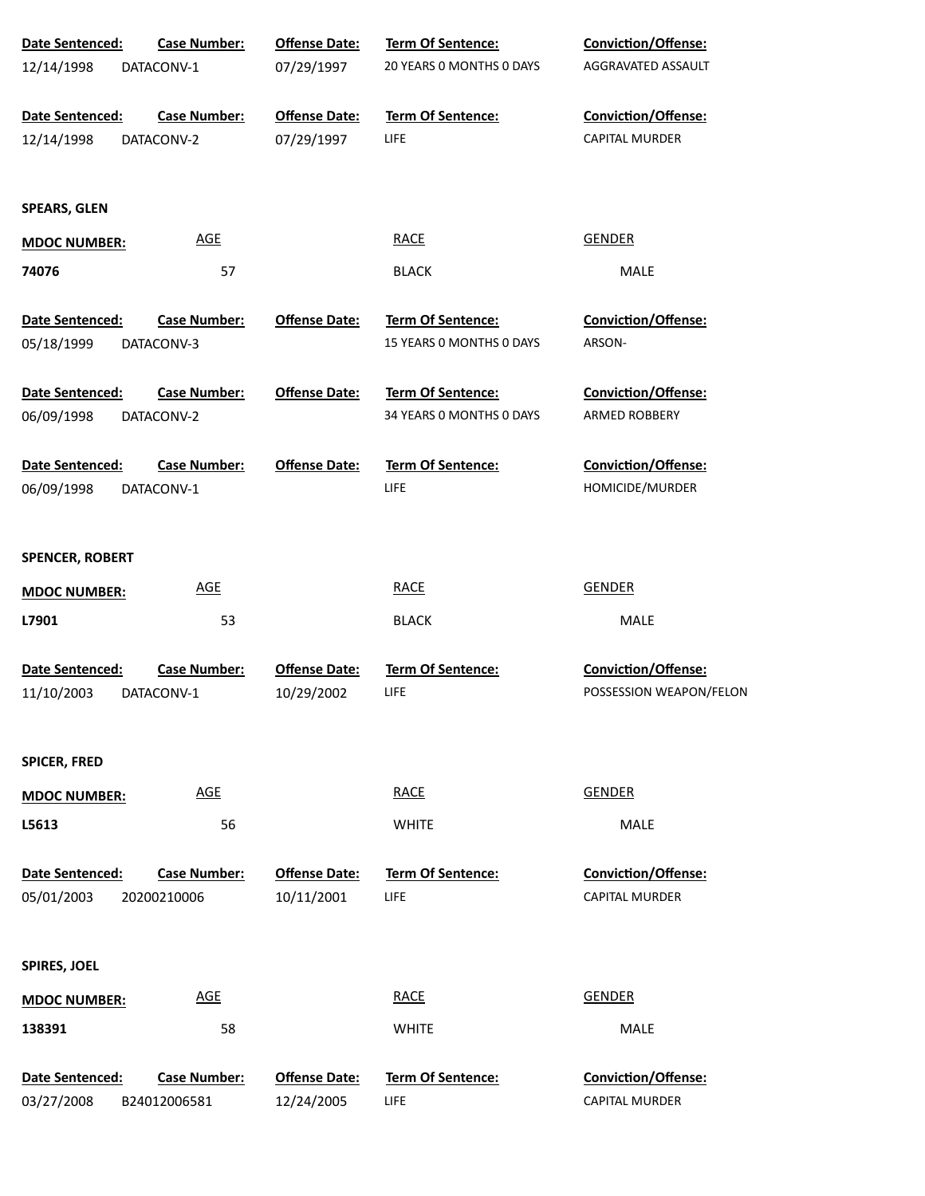| Date Sentenced: | Case Number: | Offense Date: | Term Of Sentence: | Conviction/Offense: |
|---|---|---|---|---|
| 12/14/1998 | DATACONV-1 | 07/29/1997 | 20 YEARS 0 MONTHS 0 DAYS | AGGRAVATED ASSAULT |

| Date Sentenced: | Case Number: | Offense Date: | Term Of Sentence: | Conviction/Offense: |
|---|---|---|---|---|
| 12/14/1998 | DATACONV-2 | 07/29/1997 | LIFE | CAPITAL MURDER |

**SPEARS, GLEN**

| MDOC NUMBER: | AGE | RACE | GENDER |
|---|---|---|---|
| **74076** | 57 | BLACK | MALE |

| Date Sentenced: | Case Number: | Offense Date: | Term Of Sentence: | Conviction/Offense: |
|---|---|---|---|---|
| 05/18/1999 | DATACONV-3 | | 15 YEARS 0 MONTHS 0 DAYS | ARSON- |

| Date Sentenced: | Case Number: | Offense Date: | Term Of Sentence: | Conviction/Offense: |
|---|---|---|---|---|
| 06/09/1998 | DATACONV-2 | | 34 YEARS 0 MONTHS 0 DAYS | ARMED ROBBERY |

| Date Sentenced: | Case Number: | Offense Date: | Term Of Sentence: | Conviction/Offense: |
|---|---|---|---|---|
| 06/09/1998 | DATACONV-1 | | LIFE | HOMICIDE/MURDER |

**SPENCER, ROBERT**

| MDOC NUMBER: | AGE | RACE | GENDER |
|---|---|---|---|
| **L7901** | 53 | BLACK | MALE |

| Date Sentenced: | Case Number: | Offense Date: | Term Of Sentence: | Conviction/Offense: |
|---|---|---|---|---|
| 11/10/2003 | DATACONV-1 | 10/29/2002 | LIFE | POSSESSION WEAPON/FELON |

**SPICER, FRED**

| MDOC NUMBER: | AGE | RACE | GENDER |
|---|---|---|---|
| **L5613** | 56 | WHITE | MALE |

| Date Sentenced: | Case Number: | Offense Date: | Term Of Sentence: | Conviction/Offense: |
|---|---|---|---|---|
| 05/01/2003 | 20200210006 | 10/11/2001 | LIFE | CAPITAL MURDER |

**SPIRES, JOEL**

| MDOC NUMBER: | AGE | RACE | GENDER |
|---|---|---|---|
| **138391** | 58 | WHITE | MALE |

| Date Sentenced: | Case Number: | Offense Date: | Term Of Sentence: | Conviction/Offense: |
|---|---|---|---|---|
| 03/27/2008 | B24012006581 | 12/24/2005 | LIFE | CAPITAL MURDER |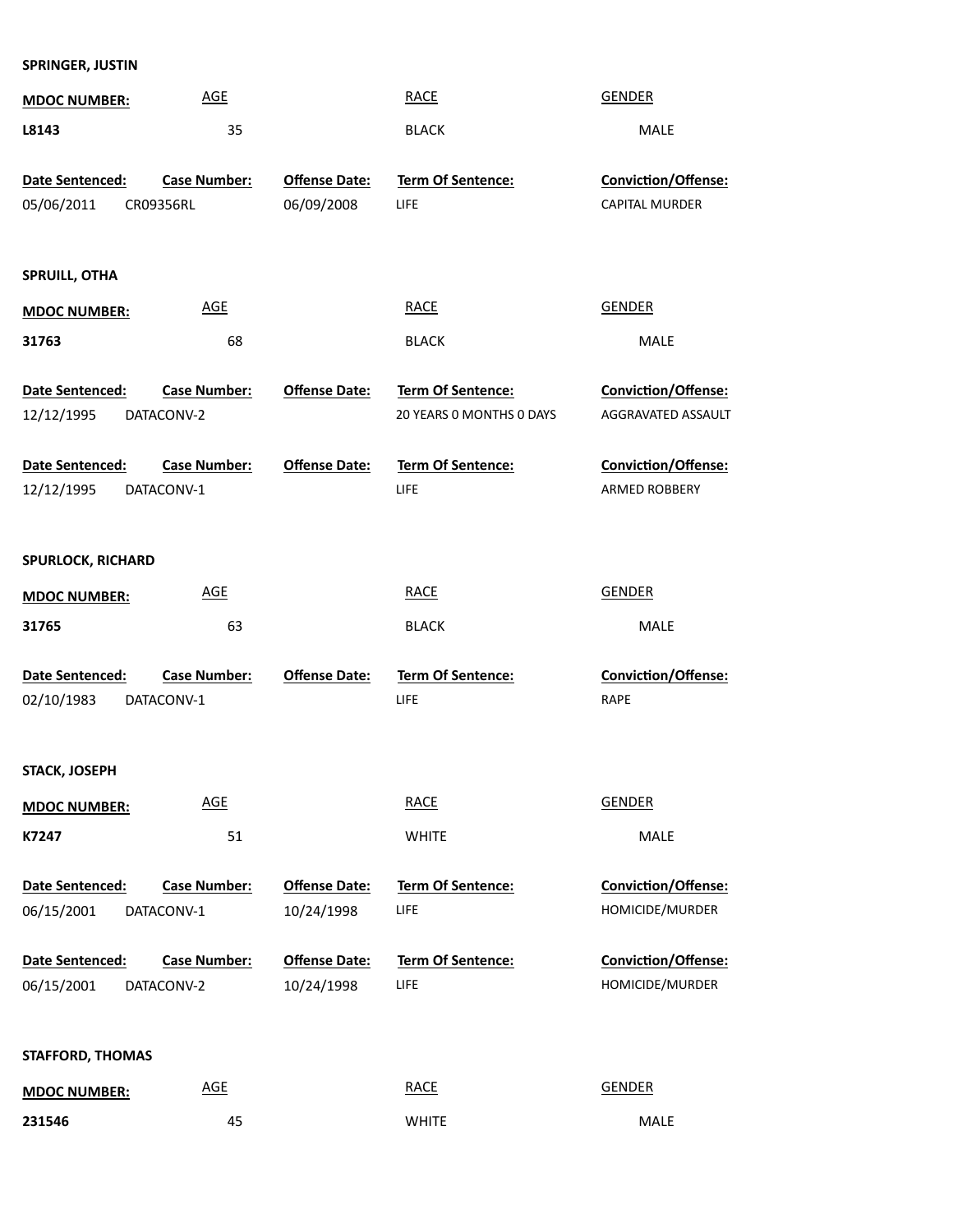**SPRINGER, JUSTIN**

| MDOC NUMBER: | AGE | RACE | GENDER |
|---|---|---|---|
| L8143 | 35 | BLACK | MALE |

| Date Sentenced: | Case Number: | Offense Date: | Term Of Sentence: | Conviction/Offense: |
|---|---|---|---|---|
| 05/06/2011 | CR09356RL | 06/09/2008 | LIFE | CAPITAL MURDER |

**SPRUILL, OTHA**

| MDOC NUMBER: | AGE | RACE | GENDER |
|---|---|---|---|
| 31763 | 68 | BLACK | MALE |

| Date Sentenced: | Case Number: | Offense Date: | Term Of Sentence: | Conviction/Offense: |
|---|---|---|---|---|
| 12/12/1995 | DATACONV-2 | | 20 YEARS 0 MONTHS 0 DAYS | AGGRAVATED ASSAULT |

| Date Sentenced: | Case Number: | Offense Date: | Term Of Sentence: | Conviction/Offense: |
|---|---|---|---|---|
| 12/12/1995 | DATACONV-1 | | LIFE | ARMED ROBBERY |

**SPURLOCK, RICHARD**

| MDOC NUMBER: | AGE | RACE | GENDER |
|---|---|---|---|
| 31765 | 63 | BLACK | MALE |

| Date Sentenced: | Case Number: | Offense Date: | Term Of Sentence: | Conviction/Offense: |
|---|---|---|---|---|
| 02/10/1983 | DATACONV-1 | | LIFE | RAPE |

**STACK, JOSEPH**

| MDOC NUMBER: | AGE | RACE | GENDER |
|---|---|---|---|
| K7247 | 51 | WHITE | MALE |

| Date Sentenced: | Case Number: | Offense Date: | Term Of Sentence: | Conviction/Offense: |
|---|---|---|---|---|
| 06/15/2001 | DATACONV-1 | 10/24/1998 | LIFE | HOMICIDE/MURDER |

| Date Sentenced: | Case Number: | Offense Date: | Term Of Sentence: | Conviction/Offense: |
|---|---|---|---|---|
| 06/15/2001 | DATACONV-2 | 10/24/1998 | LIFE | HOMICIDE/MURDER |

**STAFFORD, THOMAS**

| MDOC NUMBER: | AGE | RACE | GENDER |
|---|---|---|---|
| 231546 | 45 | WHITE | MALE |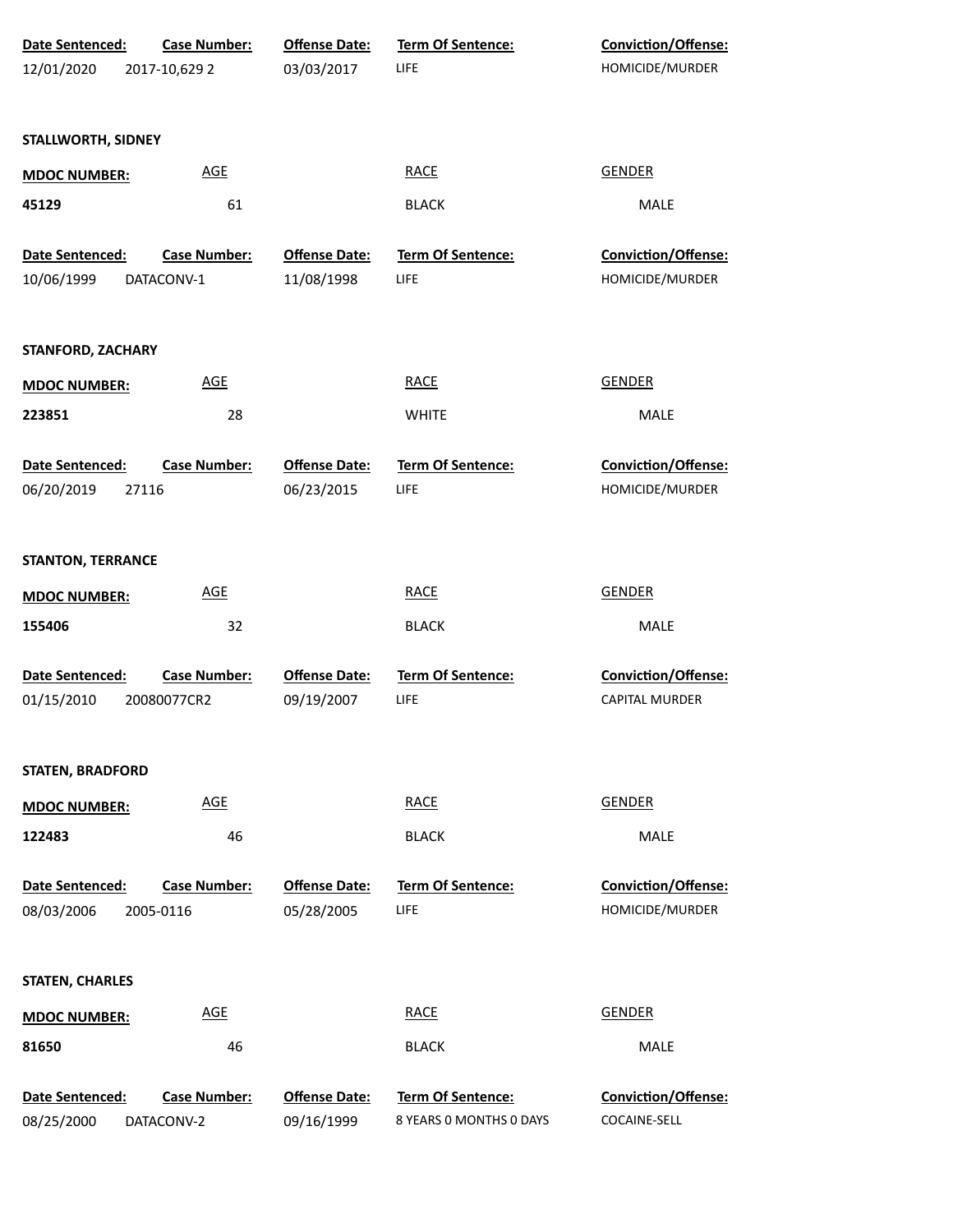| Date Sentenced: | Case Number: | Offense Date: | Term Of Sentence: | Conviction/Offense: |
|---|---|---|---|---|
| 12/01/2020 | 2017-10,629 2 | 03/03/2017 | LIFE | HOMICIDE/MURDER |

**STALLWORTH, SIDNEY**

| MDOC NUMBER: | AGE | RACE | GENDER |
|---|---|---|---|
| 45129 | 61 | BLACK | MALE |

| Date Sentenced: | Case Number: | Offense Date: | Term Of Sentence: | Conviction/Offense: |
|---|---|---|---|---|
| 10/06/1999 | DATACONV-1 | 11/08/1998 | LIFE | HOMICIDE/MURDER |

**STANFORD, ZACHARY**

| MDOC NUMBER: | AGE | RACE | GENDER |
|---|---|---|---|
| 223851 | 28 | WHITE | MALE |

| Date Sentenced: | Case Number: | Offense Date: | Term Of Sentence: | Conviction/Offense: |
|---|---|---|---|---|
| 06/20/2019 | 27116 | 06/23/2015 | LIFE | HOMICIDE/MURDER |

**STANTON, TERRANCE**

| MDOC NUMBER: | AGE | RACE | GENDER |
|---|---|---|---|
| 155406 | 32 | BLACK | MALE |

| Date Sentenced: | Case Number: | Offense Date: | Term Of Sentence: | Conviction/Offense: |
|---|---|---|---|---|
| 01/15/2010 | 20080077CR2 | 09/19/2007 | LIFE | CAPITAL MURDER |

**STATEN, BRADFORD**

| MDOC NUMBER: | AGE | RACE | GENDER |
|---|---|---|---|
| 122483 | 46 | BLACK | MALE |

| Date Sentenced: | Case Number: | Offense Date: | Term Of Sentence: | Conviction/Offense: |
|---|---|---|---|---|
| 08/03/2006 | 2005-0116 | 05/28/2005 | LIFE | HOMICIDE/MURDER |

**STATEN, CHARLES**

| MDOC NUMBER: | AGE | RACE | GENDER |
|---|---|---|---|
| 81650 | 46 | BLACK | MALE |

| Date Sentenced: | Case Number: | Offense Date: | Term Of Sentence: | Conviction/Offense: |
|---|---|---|---|---|
| 08/25/2000 | DATACONV-2 | 09/16/1999 | 8 YEARS 0 MONTHS 0 DAYS | COCAINE-SELL |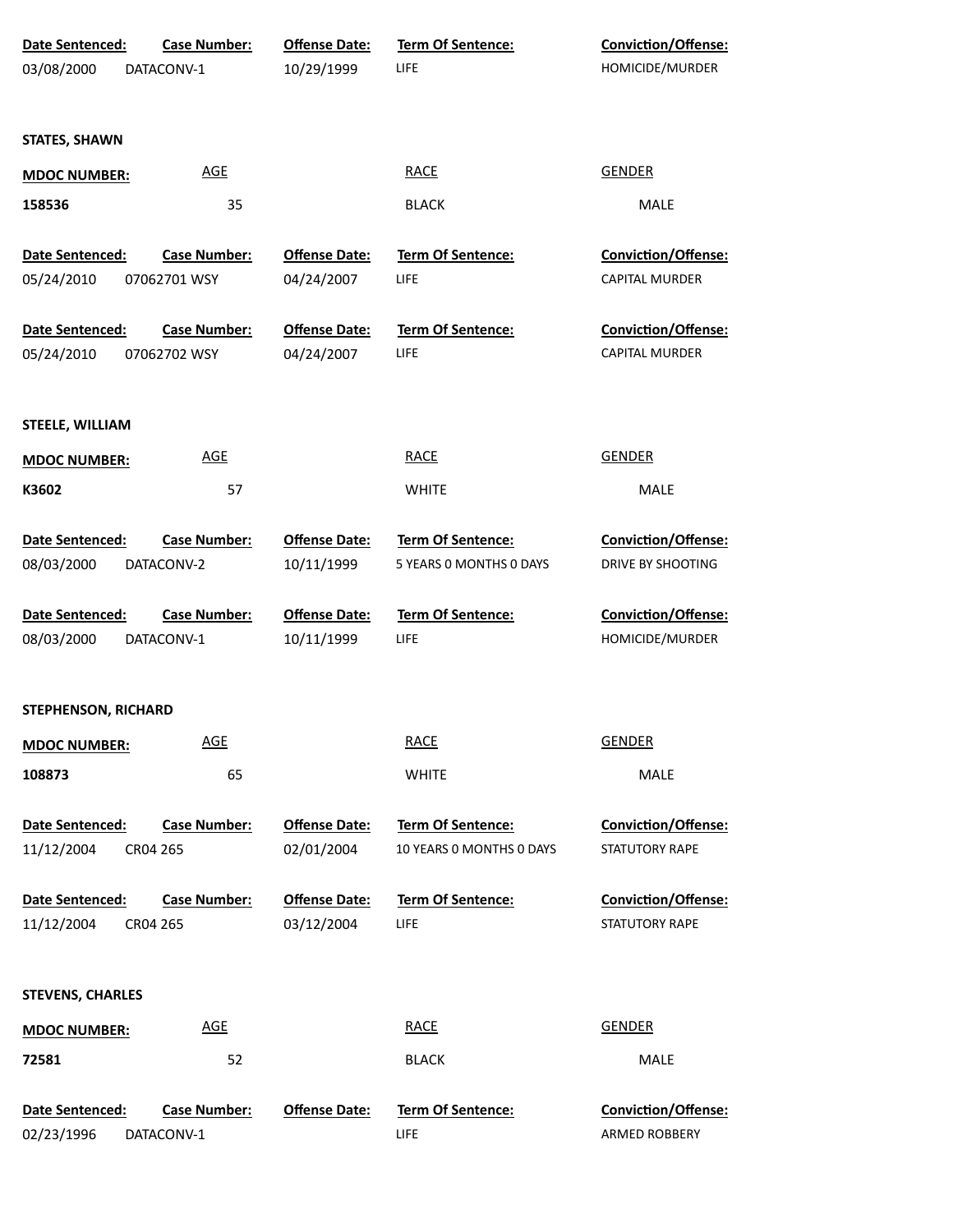| Date Sentenced: | Case Number: | Offense Date: | Term Of Sentence: | Conviction/Offense: |
| --- | --- | --- | --- | --- |
| 03/08/2000 | DATACONV-1 | 10/29/1999 | LIFE | HOMICIDE/MURDER |

**STATES, SHAWN**

| MDOC NUMBER: | AGE | RACE | GENDER |
| --- | --- | --- | --- |
| 158536 | 35 | BLACK | MALE |

| Date Sentenced: | Case Number: | Offense Date: | Term Of Sentence: | Conviction/Offense: |
| --- | --- | --- | --- | --- |
| 05/24/2010 | 07062701 WSY | 04/24/2007 | LIFE | CAPITAL MURDER |
| 05/24/2010 | 07062702 WSY | 04/24/2007 | LIFE | CAPITAL MURDER |

**STEELE, WILLIAM**

| MDOC NUMBER: | AGE | RACE | GENDER |
| --- | --- | --- | --- |
| K3602 | 57 | WHITE | MALE |

| Date Sentenced: | Case Number: | Offense Date: | Term Of Sentence: | Conviction/Offense: |
| --- | --- | --- | --- | --- |
| 08/03/2000 | DATACONV-2 | 10/11/1999 | 5 YEARS 0 MONTHS 0 DAYS | DRIVE BY SHOOTING |
| 08/03/2000 | DATACONV-1 | 10/11/1999 | LIFE | HOMICIDE/MURDER |

**STEPHENSON, RICHARD**

| MDOC NUMBER: | AGE | RACE | GENDER |
| --- | --- | --- | --- |
| 108873 | 65 | WHITE | MALE |

| Date Sentenced: | Case Number: | Offense Date: | Term Of Sentence: | Conviction/Offense: |
| --- | --- | --- | --- | --- |
| 11/12/2004 | CR04 265 | 02/01/2004 | 10 YEARS 0 MONTHS 0 DAYS | STATUTORY RAPE |
| 11/12/2004 | CR04 265 | 03/12/2004 | LIFE | STATUTORY RAPE |

**STEVENS, CHARLES**

| MDOC NUMBER: | AGE | RACE | GENDER |
| --- | --- | --- | --- |
| 72581 | 52 | BLACK | MALE |

| Date Sentenced: | Case Number: | Offense Date: | Term Of Sentence: | Conviction/Offense: |
| --- | --- | --- | --- | --- |
| 02/23/1996 | DATACONV-1 | | LIFE | ARMED ROBBERY |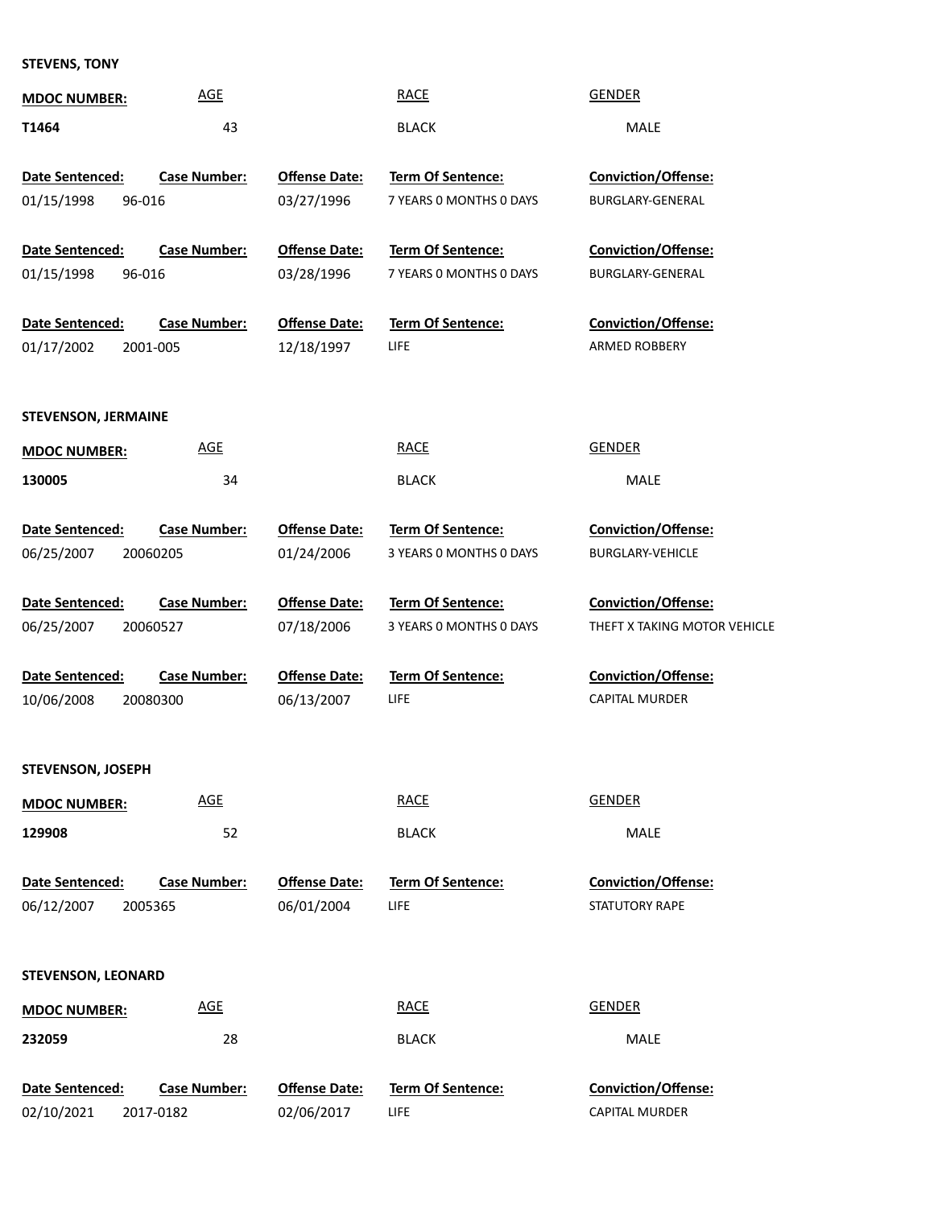**STEVENS, TONY**

| MDOC NUMBER: | AGE | RACE | GENDER |
|---|---|---|---|
| T1464 | 43 | BLACK | MALE |

| Date Sentenced: | Case Number: | Offense Date: | Term Of Sentence: | Conviction/Offense: |
|---|---|---|---|---|
| 01/15/1998 | 96-016 | 03/27/1996 | 7 YEARS 0 MONTHS 0 DAYS | BURGLARY-GENERAL |
| 01/15/1998 | 96-016 | 03/28/1996 | 7 YEARS 0 MONTHS 0 DAYS | BURGLARY-GENERAL |
| 01/17/2002 | 2001-005 | 12/18/1997 | LIFE | ARMED ROBBERY |

**STEVENSON, JERMAINE**

| MDOC NUMBER: | AGE | RACE | GENDER |
|---|---|---|---|
| 130005 | 34 | BLACK | MALE |

| Date Sentenced: | Case Number: | Offense Date: | Term Of Sentence: | Conviction/Offense: |
|---|---|---|---|---|
| 06/25/2007 | 20060205 | 01/24/2006 | 3 YEARS 0 MONTHS 0 DAYS | BURGLARY-VEHICLE |
| 06/25/2007 | 20060527 | 07/18/2006 | 3 YEARS 0 MONTHS 0 DAYS | THEFT X TAKING MOTOR VEHICLE |
| 10/06/2008 | 20080300 | 06/13/2007 | LIFE | CAPITAL MURDER |

**STEVENSON, JOSEPH**

| MDOC NUMBER: | AGE | RACE | GENDER |
|---|---|---|---|
| 129908 | 52 | BLACK | MALE |

| Date Sentenced: | Case Number: | Offense Date: | Term Of Sentence: | Conviction/Offense: |
|---|---|---|---|---|
| 06/12/2007 | 2005365 | 06/01/2004 | LIFE | STATUTORY RAPE |

**STEVENSON, LEONARD**

| MDOC NUMBER: | AGE | RACE | GENDER |
|---|---|---|---|
| 232059 | 28 | BLACK | MALE |

| Date Sentenced: | Case Number: | Offense Date: | Term Of Sentence: | Conviction/Offense: |
|---|---|---|---|---|
| 02/10/2021 | 2017-0182 | 02/06/2017 | LIFE | CAPITAL MURDER |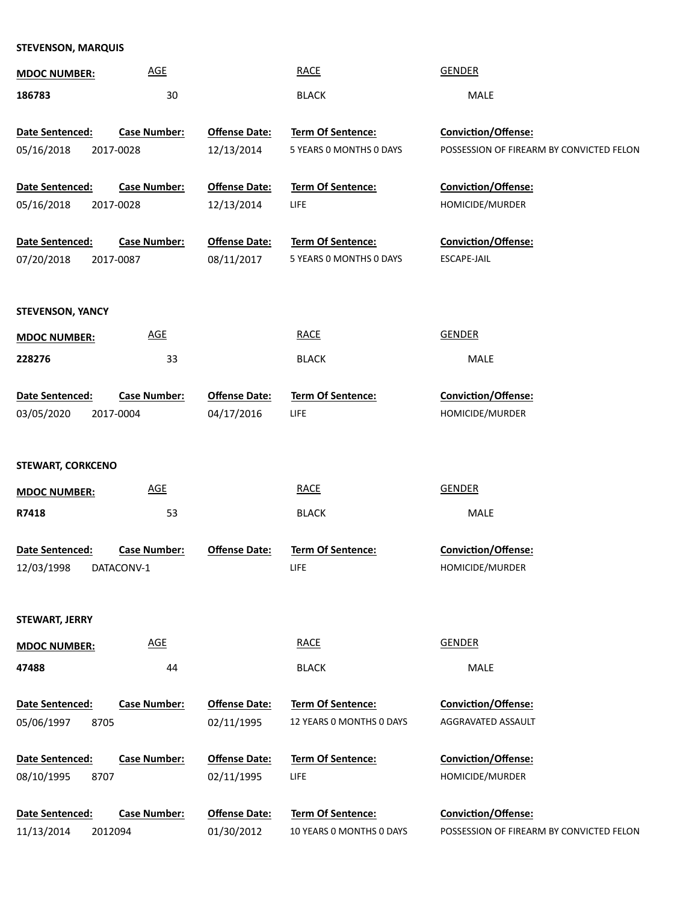**STEVENSON, MARQUIS**

| MDOC NUMBER: | AGE | RACE | GENDER |
|---|---|---|---|
| 186783 | 30 | BLACK | MALE |

| Date Sentenced: | Case Number: | Offense Date: | Term Of Sentence: | Conviction/Offense: |
|---|---|---|---|---|
| 05/16/2018 | 2017-0028 | 12/13/2014 | 5 YEARS 0 MONTHS 0 DAYS | POSSESSION OF FIREARM BY CONVICTED FELON |
| 05/16/2018 | 2017-0028 | 12/13/2014 | LIFE | HOMICIDE/MURDER |
| 07/20/2018 | 2017-0087 | 08/11/2017 | 5 YEARS 0 MONTHS 0 DAYS | ESCAPE-JAIL |

**STEVENSON, YANCY**

| MDOC NUMBER: | AGE | RACE | GENDER |
|---|---|---|---|
| 228276 | 33 | BLACK | MALE |

| Date Sentenced: | Case Number: | Offense Date: | Term Of Sentence: | Conviction/Offense: |
|---|---|---|---|---|
| 03/05/2020 | 2017-0004 | 04/17/2016 | LIFE | HOMICIDE/MURDER |

**STEWART, CORKCENO**

| MDOC NUMBER: | AGE | RACE | GENDER |
|---|---|---|---|
| R7418 | 53 | BLACK | MALE |

| Date Sentenced: | Case Number: | Offense Date: | Term Of Sentence: | Conviction/Offense: |
|---|---|---|---|---|
| 12/03/1998 | DATACONV-1 | | LIFE | HOMICIDE/MURDER |

**STEWART, JERRY**

| MDOC NUMBER: | AGE | RACE | GENDER |
|---|---|---|---|
| 47488 | 44 | BLACK | MALE |

| Date Sentenced: | Case Number: | Offense Date: | Term Of Sentence: | Conviction/Offense: |
|---|---|---|---|---|
| 05/06/1997 | 8705 | 02/11/1995 | 12 YEARS 0 MONTHS 0 DAYS | AGGRAVATED ASSAULT |
| 08/10/1995 | 8707 | 02/11/1995 | LIFE | HOMICIDE/MURDER |
| 11/13/2014 | 2012094 | 01/30/2012 | 10 YEARS 0 MONTHS 0 DAYS | POSSESSION OF FIREARM BY CONVICTED FELON |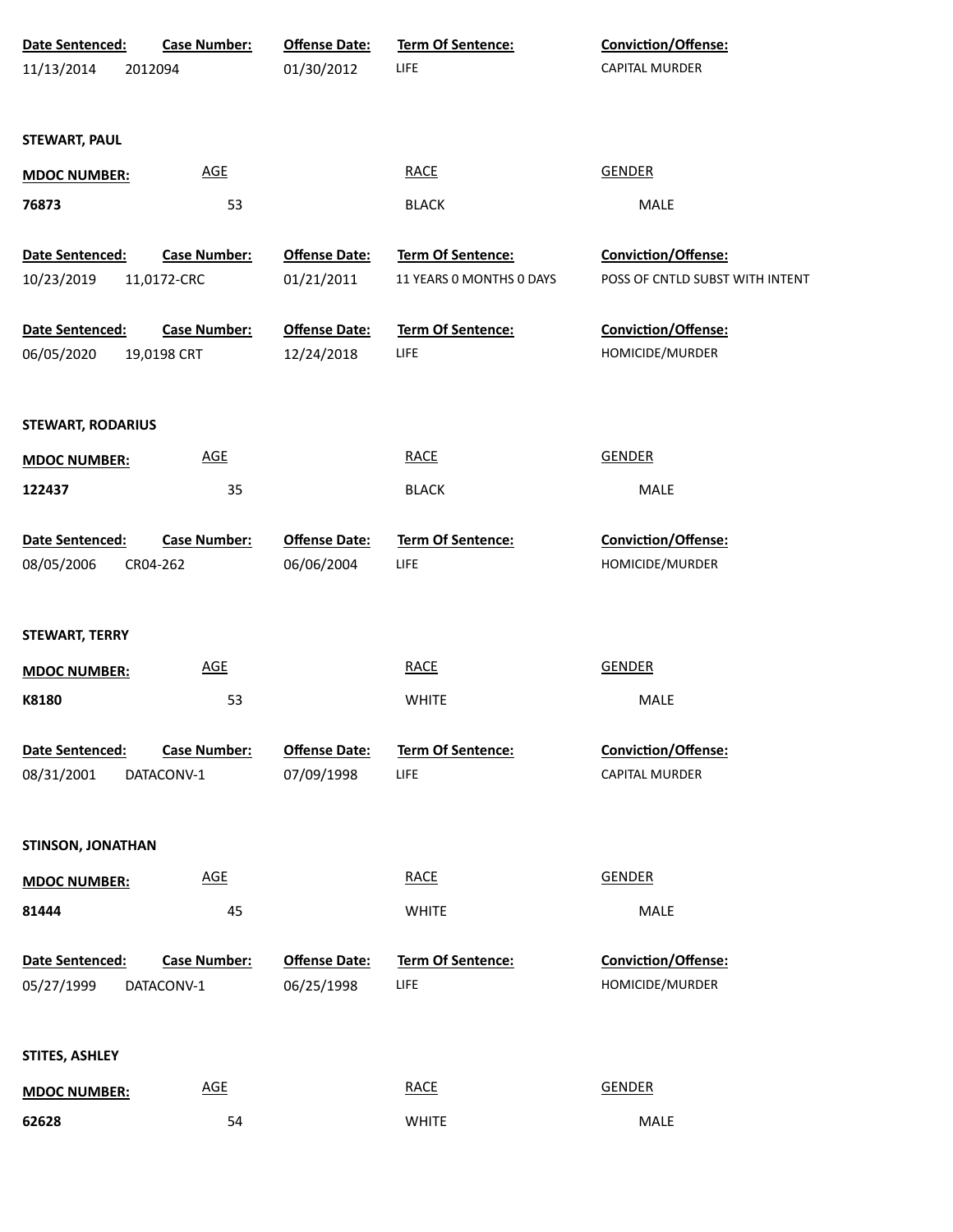| Date Sentenced: | Case Number: | Offense Date: | Term Of Sentence: | Conviction/Offense: |
|---|---|---|---|---|
| 11/13/2014 | 2012094 | 01/30/2012 | LIFE | CAPITAL MURDER |

**STEWART, PAUL**

| MDOC NUMBER: | AGE | RACE | GENDER |
|---|---|---|---|
| 76873 | 53 | BLACK | MALE |

| Date Sentenced: | Case Number: | Offense Date: | Term Of Sentence: | Conviction/Offense: |
|---|---|---|---|---|
| 10/23/2019 | 11,0172-CRC | 01/21/2011 | 11 YEARS 0 MONTHS 0 DAYS | POSS OF CNTLD SUBST WITH INTENT |
| 06/05/2020 | 19,0198 CRT | 12/24/2018 | LIFE | HOMICIDE/MURDER |

**STEWART, RODARIUS**

| MDOC NUMBER: | AGE | RACE | GENDER |
|---|---|---|---|
| 122437 | 35 | BLACK | MALE |

| Date Sentenced: | Case Number: | Offense Date: | Term Of Sentence: | Conviction/Offense: |
|---|---|---|---|---|
| 08/05/2006 | CR04-262 | 06/06/2004 | LIFE | HOMICIDE/MURDER |

**STEWART, TERRY**

| MDOC NUMBER: | AGE | RACE | GENDER |
|---|---|---|---|
| K8180 | 53 | WHITE | MALE |

| Date Sentenced: | Case Number: | Offense Date: | Term Of Sentence: | Conviction/Offense: |
|---|---|---|---|---|
| 08/31/2001 | DATACONV-1 | 07/09/1998 | LIFE | CAPITAL MURDER |

**STINSON, JONATHAN**

| MDOC NUMBER: | AGE | RACE | GENDER |
|---|---|---|---|
| 81444 | 45 | WHITE | MALE |

| Date Sentenced: | Case Number: | Offense Date: | Term Of Sentence: | Conviction/Offense: |
|---|---|---|---|---|
| 05/27/1999 | DATACONV-1 | 06/25/1998 | LIFE | HOMICIDE/MURDER |

**STITES, ASHLEY**

| MDOC NUMBER: | AGE | RACE | GENDER |
|---|---|---|---|
| 62628 | 54 | WHITE | MALE |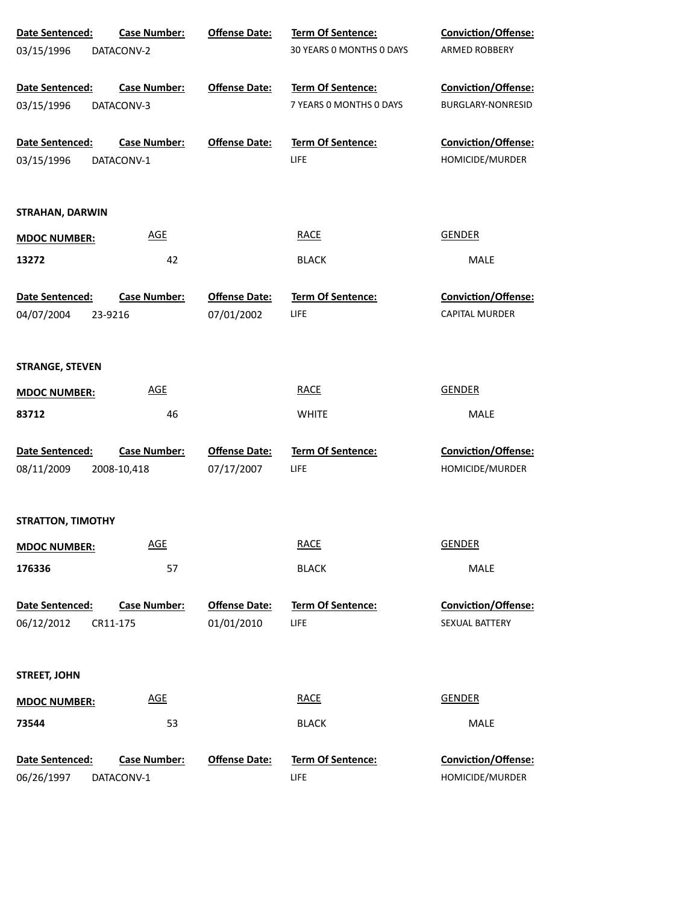| Date Sentenced: | Case Number: | Offense Date: | Term Of Sentence: | Conviction/Offense: |
|---|---|---|---|---|
| 03/15/1996 | DATACONV-2 | | 30 YEARS 0 MONTHS 0 DAYS | ARMED ROBBERY |

| Date Sentenced: | Case Number: | Offense Date: | Term Of Sentence: | Conviction/Offense: |
|---|---|---|---|---|
| 03/15/1996 | DATACONV-3 | | 7 YEARS 0 MONTHS 0 DAYS | BURGLARY-NONRESID |

| Date Sentenced: | Case Number: | Offense Date: | Term Of Sentence: | Conviction/Offense: |
|---|---|---|---|---|
| 03/15/1996 | DATACONV-1 | | LIFE | HOMICIDE/MURDER |

**STRAHAN, DARWIN**

| MDOC NUMBER: | AGE | RACE | GENDER |
|---|---|---|---|
| 13272 | 42 | BLACK | MALE |

| Date Sentenced: | Case Number: | Offense Date: | Term Of Sentence: | Conviction/Offense: |
|---|---|---|---|---|
| 04/07/2004 | 23-9216 | 07/01/2002 | LIFE | CAPITAL MURDER |

**STRANGE, STEVEN**

| MDOC NUMBER: | AGE | RACE | GENDER |
|---|---|---|---|
| 83712 | 46 | WHITE | MALE |

| Date Sentenced: | Case Number: | Offense Date: | Term Of Sentence: | Conviction/Offense: |
|---|---|---|---|---|
| 08/11/2009 | 2008-10,418 | 07/17/2007 | LIFE | HOMICIDE/MURDER |

**STRATTON, TIMOTHY**

| MDOC NUMBER: | AGE | RACE | GENDER |
|---|---|---|---|
| 176336 | 57 | BLACK | MALE |

| Date Sentenced: | Case Number: | Offense Date: | Term Of Sentence: | Conviction/Offense: |
|---|---|---|---|---|
| 06/12/2012 | CR11-175 | 01/01/2010 | LIFE | SEXUAL BATTERY |

**STREET, JOHN**

| MDOC NUMBER: | AGE | RACE | GENDER |
|---|---|---|---|
| 73544 | 53 | BLACK | MALE |

| Date Sentenced: | Case Number: | Offense Date: | Term Of Sentence: | Conviction/Offense: |
|---|---|---|---|---|
| 06/26/1997 | DATACONV-1 | | LIFE | HOMICIDE/MURDER |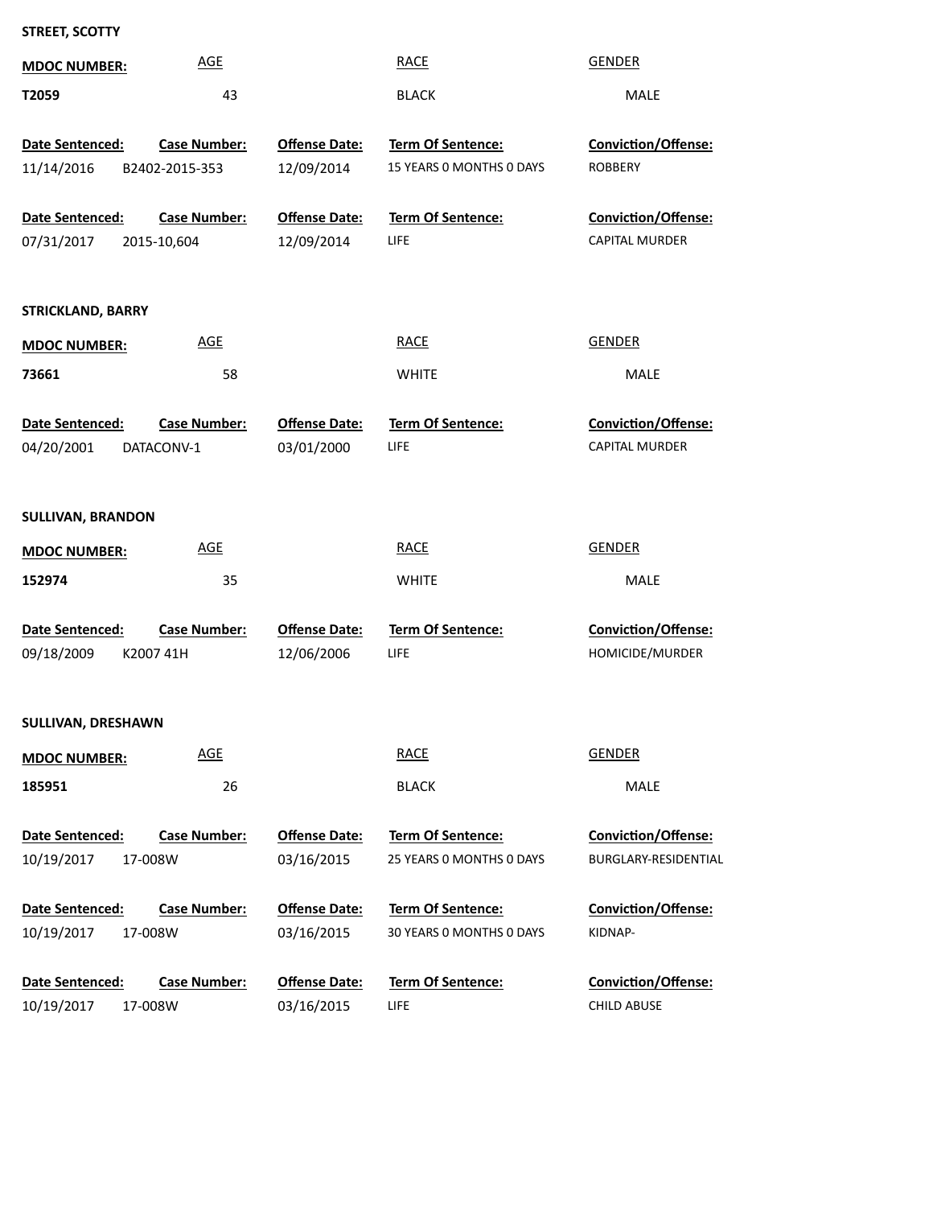**STREET, SCOTTY**

| MDOC NUMBER: | AGE | RACE | GENDER |
|---|---|---|---|
| T2059 | 43 | BLACK | MALE |

| Date Sentenced: | Case Number: | Offense Date: | Term Of Sentence: | Conviction/Offense: |
|---|---|---|---|---|
| 11/14/2016 | B2402-2015-353 | 12/09/2014 | 15 YEARS 0 MONTHS 0 DAYS | ROBBERY |
| 07/31/2017 | 2015-10,604 | 12/09/2014 | LIFE | CAPITAL MURDER |

**STRICKLAND, BARRY**

| MDOC NUMBER: | AGE | RACE | GENDER |
|---|---|---|---|
| 73661 | 58 | WHITE | MALE |

| Date Sentenced: | Case Number: | Offense Date: | Term Of Sentence: | Conviction/Offense: |
|---|---|---|---|---|
| 04/20/2001 | DATACONV-1 | 03/01/2000 | LIFE | CAPITAL MURDER |

**SULLIVAN, BRANDON**

| MDOC NUMBER: | AGE | RACE | GENDER |
|---|---|---|---|
| 152974 | 35 | WHITE | MALE |

| Date Sentenced: | Case Number: | Offense Date: | Term Of Sentence: | Conviction/Offense: |
|---|---|---|---|---|
| 09/18/2009 | K2007 41H | 12/06/2006 | LIFE | HOMICIDE/MURDER |

**SULLIVAN, DRESHAWN**

| MDOC NUMBER: | AGE | RACE | GENDER |
|---|---|---|---|
| 185951 | 26 | BLACK | MALE |

| Date Sentenced: | Case Number: | Offense Date: | Term Of Sentence: | Conviction/Offense: |
|---|---|---|---|---|
| 10/19/2017 | 17-008W | 03/16/2015 | 25 YEARS 0 MONTHS 0 DAYS | BURGLARY-RESIDENTIAL |
| 10/19/2017 | 17-008W | 03/16/2015 | 30 YEARS 0 MONTHS 0 DAYS | KIDNAP- |
| 10/19/2017 | 17-008W | 03/16/2015 | LIFE | CHILD ABUSE |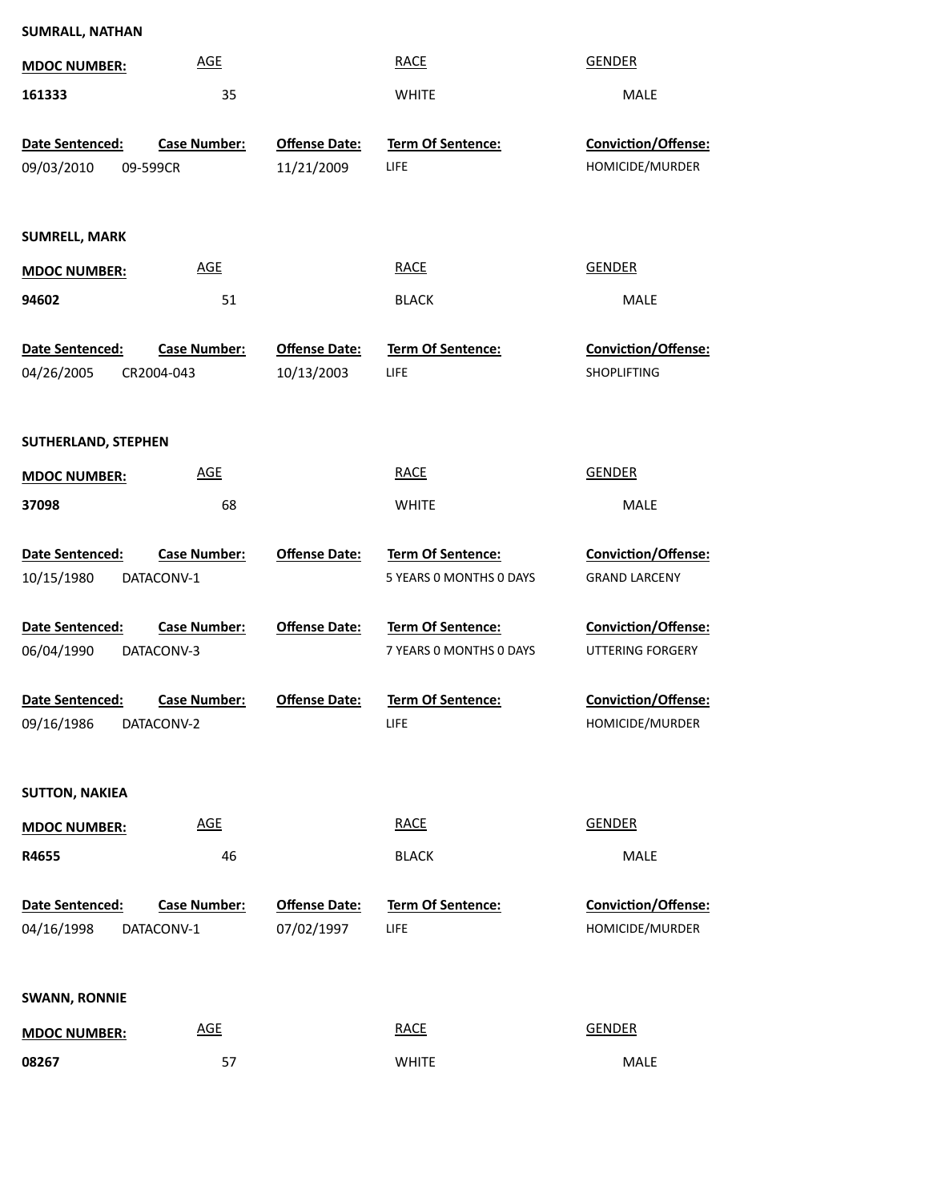**SUMRALL, NATHAN**

| MDOC NUMBER: | AGE | RACE | GENDER |
|---|---|---|---|
| **161333** | 35 | WHITE | MALE |

| Date Sentenced: | Case Number: | Offense Date: | Term Of Sentence: | Conviction/Offense: |
|---|---|---|---|---|
| 09/03/2010 | 09-599CR | 11/21/2009 | LIFE | HOMICIDE/MURDER |

**SUMRELL, MARK**

| MDOC NUMBER: | AGE | RACE | GENDER |
|---|---|---|---|
| **94602** | 51 | BLACK | MALE |

| Date Sentenced: | Case Number: | Offense Date: | Term Of Sentence: | Conviction/Offense: |
|---|---|---|---|---|
| 04/26/2005 | CR2004-043 | 10/13/2003 | LIFE | SHOPLIFTING |

**SUTHERLAND, STEPHEN**

| MDOC NUMBER: | AGE | RACE | GENDER |
|---|---|---|---|
| **37098** | 68 | WHITE | MALE |

| Date Sentenced: | Case Number: | Offense Date: | Term Of Sentence: | Conviction/Offense: |
|---|---|---|---|---|
| 10/15/1980 | DATACONV-1 | | 5 YEARS 0 MONTHS 0 DAYS | GRAND LARCENY |
| 06/04/1990 | DATACONV-3 | | 7 YEARS 0 MONTHS 0 DAYS | UTTERING FORGERY |
| 09/16/1986 | DATACONV-2 | | LIFE | HOMICIDE/MURDER |

**SUTTON, NAKIEA**

| MDOC NUMBER: | AGE | RACE | GENDER |
|---|---|---|---|
| **R4655** | 46 | BLACK | MALE |

| Date Sentenced: | Case Number: | Offense Date: | Term Of Sentence: | Conviction/Offense: |
|---|---|---|---|---|
| 04/16/1998 | DATACONV-1 | 07/02/1997 | LIFE | HOMICIDE/MURDER |

**SWANN, RONNIE**

| MDOC NUMBER: | AGE | RACE | GENDER |
|---|---|---|---|
| **08267** | 57 | WHITE | MALE |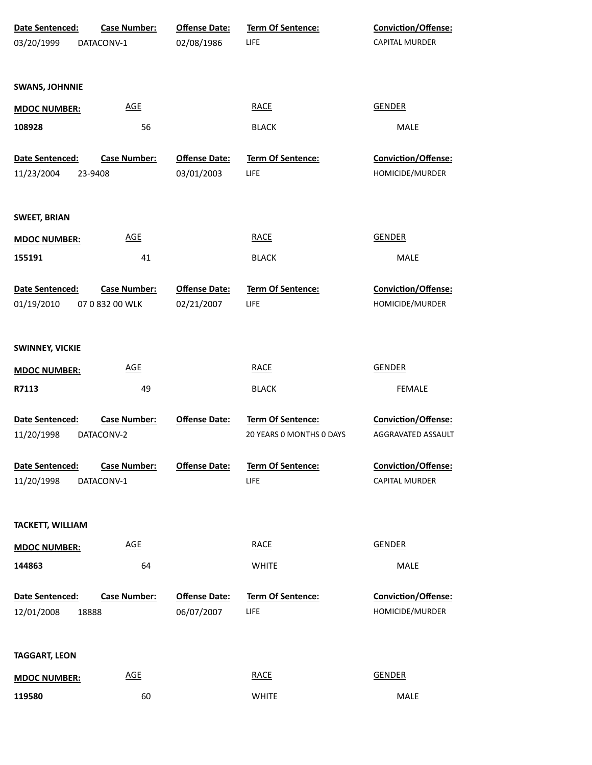| Date Sentenced: | Case Number: | Offense Date: | Term Of Sentence: | Conviction/Offense: |
|---|---|---|---|---|
| 03/20/1999 | DATACONV-1 | 02/08/1986 | LIFE | CAPITAL MURDER |

**SWANS, JOHNNIE**

| MDOC NUMBER: | AGE | RACE | GENDER |
|---|---|---|---|
| 108928 | 56 | BLACK | MALE |

| Date Sentenced: | Case Number: | Offense Date: | Term Of Sentence: | Conviction/Offense: |
|---|---|---|---|---|
| 11/23/2004 | 23-9408 | 03/01/2003 | LIFE | HOMICIDE/MURDER |

**SWEET, BRIAN**

| MDOC NUMBER: | AGE | RACE | GENDER |
|---|---|---|---|
| 155191 | 41 | BLACK | MALE |

| Date Sentenced: | Case Number: | Offense Date: | Term Of Sentence: | Conviction/Offense: |
|---|---|---|---|---|
| 01/19/2010 | 07 0 832 00 WLK | 02/21/2007 | LIFE | HOMICIDE/MURDER |

**SWINNEY, VICKIE**

| MDOC NUMBER: | AGE | RACE | GENDER |
|---|---|---|---|
| R7113 | 49 | BLACK | FEMALE |

| Date Sentenced: | Case Number: | Offense Date: | Term Of Sentence: | Conviction/Offense: |
|---|---|---|---|---|
| 11/20/1998 | DATACONV-2 | | 20 YEARS 0 MONTHS 0 DAYS | AGGRAVATED ASSAULT |

| Date Sentenced: | Case Number: | Offense Date: | Term Of Sentence: | Conviction/Offense: |
|---|---|---|---|---|
| 11/20/1998 | DATACONV-1 | | LIFE | CAPITAL MURDER |

**TACKETT, WILLIAM**

| MDOC NUMBER: | AGE | RACE | GENDER |
|---|---|---|---|
| 144863 | 64 | WHITE | MALE |

| Date Sentenced: | Case Number: | Offense Date: | Term Of Sentence: | Conviction/Offense: |
|---|---|---|---|---|
| 12/01/2008 | 18888 | 06/07/2007 | LIFE | HOMICIDE/MURDER |

**TAGGART, LEON**

| MDOC NUMBER: | AGE | RACE | GENDER |
|---|---|---|---|
| 119580 | 60 | WHITE | MALE |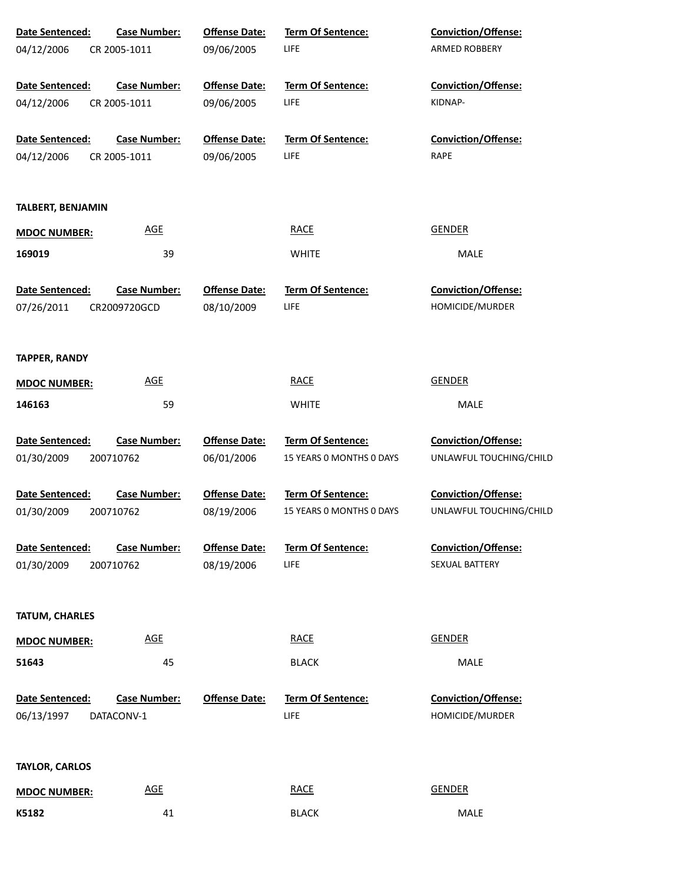| Date Sentenced: | Case Number: | Offense Date: | Term Of Sentence: | Conviction/Offense: |
|---|---|---|---|---|
| 04/12/2006 | CR 2005-1011 | 09/06/2005 | LIFE | ARMED ROBBERY |

| Date Sentenced: | Case Number: | Offense Date: | Term Of Sentence: | Conviction/Offense: |
|---|---|---|---|---|
| 04/12/2006 | CR 2005-1011 | 09/06/2005 | LIFE | KIDNAP- |

| Date Sentenced: | Case Number: | Offense Date: | Term Of Sentence: | Conviction/Offense: |
|---|---|---|---|---|
| 04/12/2006 | CR 2005-1011 | 09/06/2005 | LIFE | RAPE |

**TALBERT, BENJAMIN**

| MDOC NUMBER: | AGE | RACE | GENDER |
|---|---|---|---|
| 169019 | 39 | WHITE | MALE |

| Date Sentenced: | Case Number: | Offense Date: | Term Of Sentence: | Conviction/Offense: |
|---|---|---|---|---|
| 07/26/2011 | CR2009720GCD | 08/10/2009 | LIFE | HOMICIDE/MURDER |

**TAPPER, RANDY**

| MDOC NUMBER: | AGE | RACE | GENDER |
|---|---|---|---|
| 146163 | 59 | WHITE | MALE |

| Date Sentenced: | Case Number: | Offense Date: | Term Of Sentence: | Conviction/Offense: |
|---|---|---|---|---|
| 01/30/2009 | 200710762 | 06/01/2006 | 15 YEARS 0 MONTHS 0 DAYS | UNLAWFUL TOUCHING/CHILD |

| Date Sentenced: | Case Number: | Offense Date: | Term Of Sentence: | Conviction/Offense: |
|---|---|---|---|---|
| 01/30/2009 | 200710762 | 08/19/2006 | 15 YEARS 0 MONTHS 0 DAYS | UNLAWFUL TOUCHING/CHILD |

| Date Sentenced: | Case Number: | Offense Date: | Term Of Sentence: | Conviction/Offense: |
|---|---|---|---|---|
| 01/30/2009 | 200710762 | 08/19/2006 | LIFE | SEXUAL BATTERY |

**TATUM, CHARLES**

| MDOC NUMBER: | AGE | RACE | GENDER |
|---|---|---|---|
| 51643 | 45 | BLACK | MALE |

| Date Sentenced: | Case Number: | Offense Date: | Term Of Sentence: | Conviction/Offense: |
|---|---|---|---|---|
| 06/13/1997 | DATACONV-1 | | LIFE | HOMICIDE/MURDER |

**TAYLOR, CARLOS**

| MDOC NUMBER: | AGE | RACE | GENDER |
|---|---|---|---|
| K5182 | 41 | BLACK | MALE |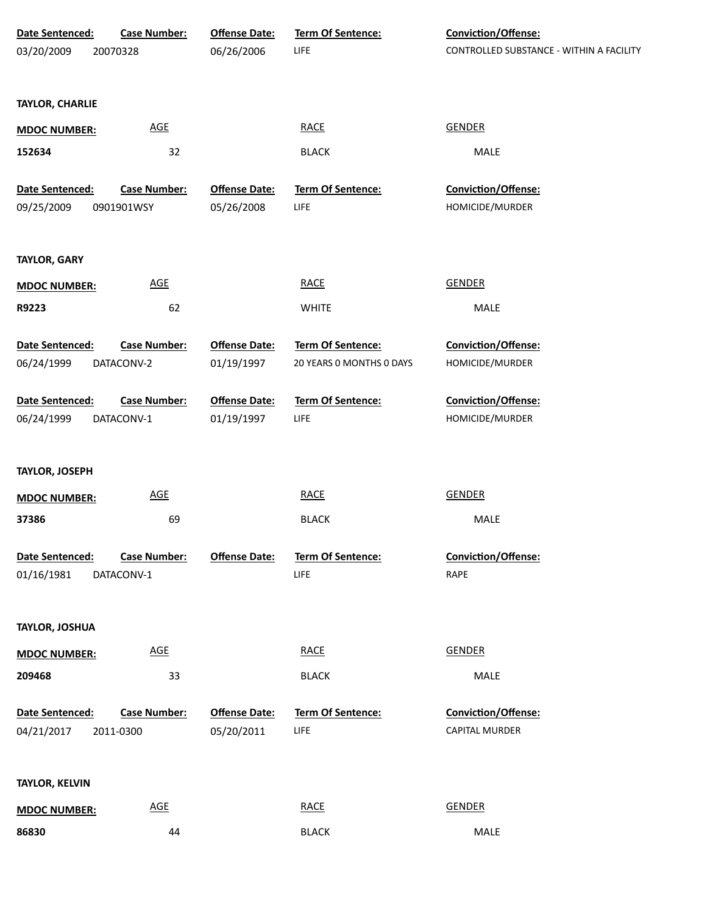| Date Sentenced: | Case Number: | Offense Date: | Term Of Sentence: | Conviction/Offense: |
|---|---|---|---|---|
| 03/20/2009 | 20070328 | 06/26/2006 | LIFE | CONTROLLED SUBSTANCE - WITHIN A FACILITY |

**TAYLOR, CHARLIE**

| MDOC NUMBER: | AGE | RACE | GENDER |
|---|---|---|---|
| 152634 | 32 | BLACK | MALE |

| Date Sentenced: | Case Number: | Offense Date: | Term Of Sentence: | Conviction/Offense: |
|---|---|---|---|---|
| 09/25/2009 | 0901901WSY | 05/26/2008 | LIFE | HOMICIDE/MURDER |

**TAYLOR, GARY**

| MDOC NUMBER: | AGE | RACE | GENDER |
|---|---|---|---|
| R9223 | 62 | WHITE | MALE |

| Date Sentenced: | Case Number: | Offense Date: | Term Of Sentence: | Conviction/Offense: |
|---|---|---|---|---|
| 06/24/1999 | DATACONV-2 | 01/19/1997 | 20 YEARS 0 MONTHS 0 DAYS | HOMICIDE/MURDER |

| Date Sentenced: | Case Number: | Offense Date: | Term Of Sentence: | Conviction/Offense: |
|---|---|---|---|---|
| 06/24/1999 | DATACONV-1 | 01/19/1997 | LIFE | HOMICIDE/MURDER |

**TAYLOR, JOSEPH**

| MDOC NUMBER: | AGE | RACE | GENDER |
|---|---|---|---|
| 37386 | 69 | BLACK | MALE |

| Date Sentenced: | Case Number: | Offense Date: | Term Of Sentence: | Conviction/Offense: |
|---|---|---|---|---|
| 01/16/1981 | DATACONV-1 | | LIFE | RAPE |

**TAYLOR, JOSHUA**

| MDOC NUMBER: | AGE | RACE | GENDER |
|---|---|---|---|
| 209468 | 33 | BLACK | MALE |

| Date Sentenced: | Case Number: | Offense Date: | Term Of Sentence: | Conviction/Offense: |
|---|---|---|---|---|
| 04/21/2017 | 2011-0300 | 05/20/2011 | LIFE | CAPITAL MURDER |

**TAYLOR, KELVIN**

| MDOC NUMBER: | AGE | RACE | GENDER |
|---|---|---|---|
| 86830 | 44 | BLACK | MALE |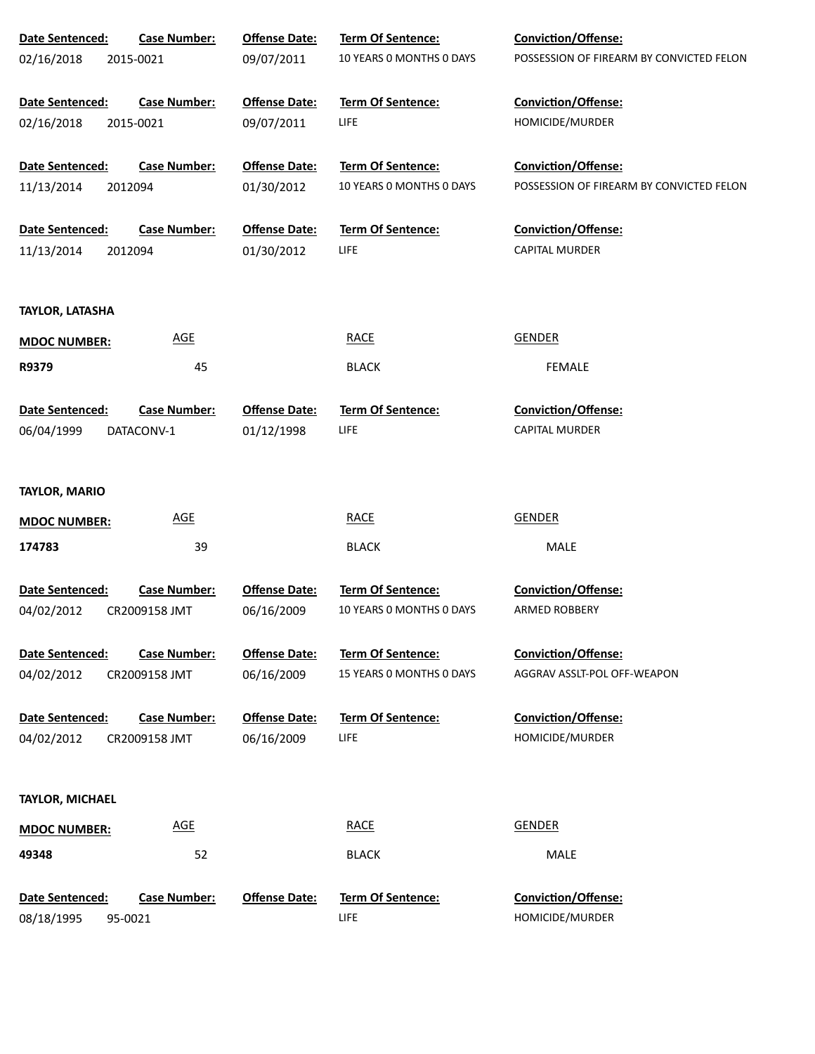| Date Sentenced: | Case Number: | Offense Date: | Term Of Sentence: | Conviction/Offense: |
|---|---|---|---|---|
| 02/16/2018 | 2015-0021 | 09/07/2011 | 10 YEARS 0 MONTHS 0 DAYS | POSSESSION OF FIREARM BY CONVICTED FELON |

| Date Sentenced: | Case Number: | Offense Date: | Term Of Sentence: | Conviction/Offense: |
|---|---|---|---|---|
| 02/16/2018 | 2015-0021 | 09/07/2011 | LIFE | HOMICIDE/MURDER |

| Date Sentenced: | Case Number: | Offense Date: | Term Of Sentence: | Conviction/Offense: |
|---|---|---|---|---|
| 11/13/2014 | 2012094 | 01/30/2012 | 10 YEARS 0 MONTHS 0 DAYS | POSSESSION OF FIREARM BY CONVICTED FELON |

| Date Sentenced: | Case Number: | Offense Date: | Term Of Sentence: | Conviction/Offense: |
|---|---|---|---|---|
| 11/13/2014 | 2012094 | 01/30/2012 | LIFE | CAPITAL MURDER |

**TAYLOR, LATASHA**

| MDOC NUMBER: | AGE | RACE | GENDER |
|---|---|---|---|
| R9379 | 45 | BLACK | FEMALE |

| Date Sentenced: | Case Number: | Offense Date: | Term Of Sentence: | Conviction/Offense: |
|---|---|---|---|---|
| 06/04/1999 | DATACONV-1 | 01/12/1998 | LIFE | CAPITAL MURDER |

**TAYLOR, MARIO**

| MDOC NUMBER: | AGE | RACE | GENDER |
|---|---|---|---|
| 174783 | 39 | BLACK | MALE |

| Date Sentenced: | Case Number: | Offense Date: | Term Of Sentence: | Conviction/Offense: |
|---|---|---|---|---|
| 04/02/2012 | CR2009158 JMT | 06/16/2009 | 10 YEARS 0 MONTHS 0 DAYS | ARMED ROBBERY |

| Date Sentenced: | Case Number: | Offense Date: | Term Of Sentence: | Conviction/Offense: |
|---|---|---|---|---|
| 04/02/2012 | CR2009158 JMT | 06/16/2009 | 15 YEARS 0 MONTHS 0 DAYS | AGGRAV ASSLT-POL OFF-WEAPON |

| Date Sentenced: | Case Number: | Offense Date: | Term Of Sentence: | Conviction/Offense: |
|---|---|---|---|---|
| 04/02/2012 | CR2009158 JMT | 06/16/2009 | LIFE | HOMICIDE/MURDER |

**TAYLOR, MICHAEL**

| MDOC NUMBER: | AGE | RACE | GENDER |
|---|---|---|---|
| 49348 | 52 | BLACK | MALE |

| Date Sentenced: | Case Number: | Offense Date: | Term Of Sentence: | Conviction/Offense: |
|---|---|---|---|---|
| 08/18/1995 | 95-0021 | | LIFE | HOMICIDE/MURDER |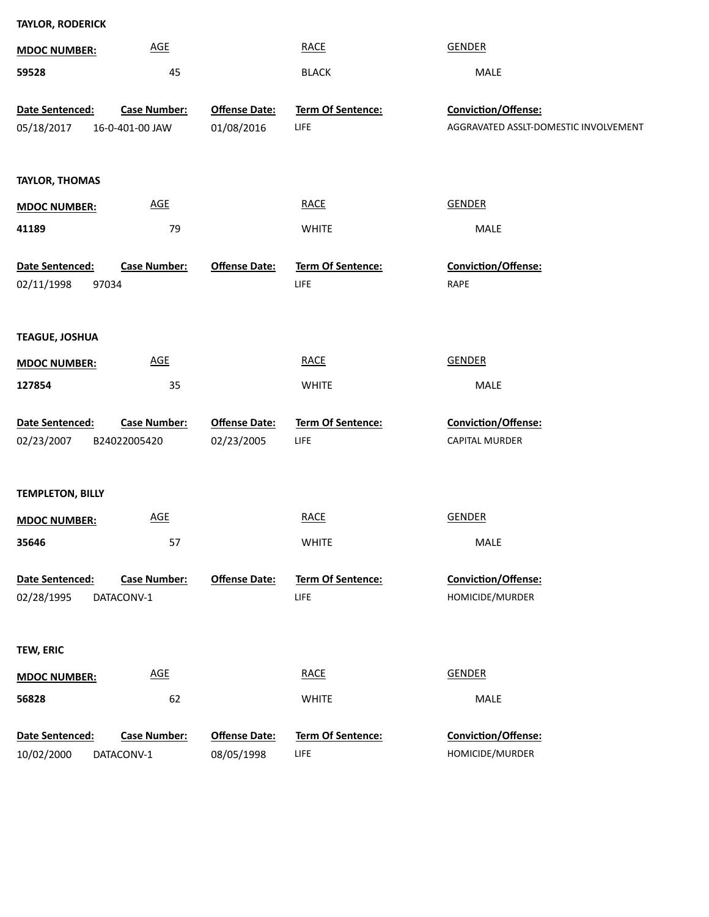**TAYLOR, RODERICK**

| MDOC NUMBER: | AGE | RACE | GENDER |
|---|---|---|---|
| 59528 | 45 | BLACK | MALE |

| Date Sentenced: | Case Number: | Offense Date: | Term Of Sentence: | Conviction/Offense: |
|---|---|---|---|---|
| 05/18/2017 | 16-0-401-00 JAW | 01/08/2016 | LIFE | AGGRAVATED ASSLT-DOMESTIC INVOLVEMENT |

**TAYLOR, THOMAS**

| MDOC NUMBER: | AGE | RACE | GENDER |
|---|---|---|---|
| 41189 | 79 | WHITE | MALE |

| Date Sentenced: | Case Number: | Offense Date: | Term Of Sentence: | Conviction/Offense: |
|---|---|---|---|---|
| 02/11/1998 | 97034 | | LIFE | RAPE |

**TEAGUE, JOSHUA**

| MDOC NUMBER: | AGE | RACE | GENDER |
|---|---|---|---|
| 127854 | 35 | WHITE | MALE |

| Date Sentenced: | Case Number: | Offense Date: | Term Of Sentence: | Conviction/Offense: |
|---|---|---|---|---|
| 02/23/2007 | B24022005420 | 02/23/2005 | LIFE | CAPITAL MURDER |

**TEMPLETON, BILLY**

| MDOC NUMBER: | AGE | RACE | GENDER |
|---|---|---|---|
| 35646 | 57 | WHITE | MALE |

| Date Sentenced: | Case Number: | Offense Date: | Term Of Sentence: | Conviction/Offense: |
|---|---|---|---|---|
| 02/28/1995 | DATACONV-1 | | LIFE | HOMICIDE/MURDER |

**TEW, ERIC**

| MDOC NUMBER: | AGE | RACE | GENDER |
|---|---|---|---|
| 56828 | 62 | WHITE | MALE |

| Date Sentenced: | Case Number: | Offense Date: | Term Of Sentence: | Conviction/Offense: |
|---|---|---|---|---|
| 10/02/2000 | DATACONV-1 | 08/05/1998 | LIFE | HOMICIDE/MURDER |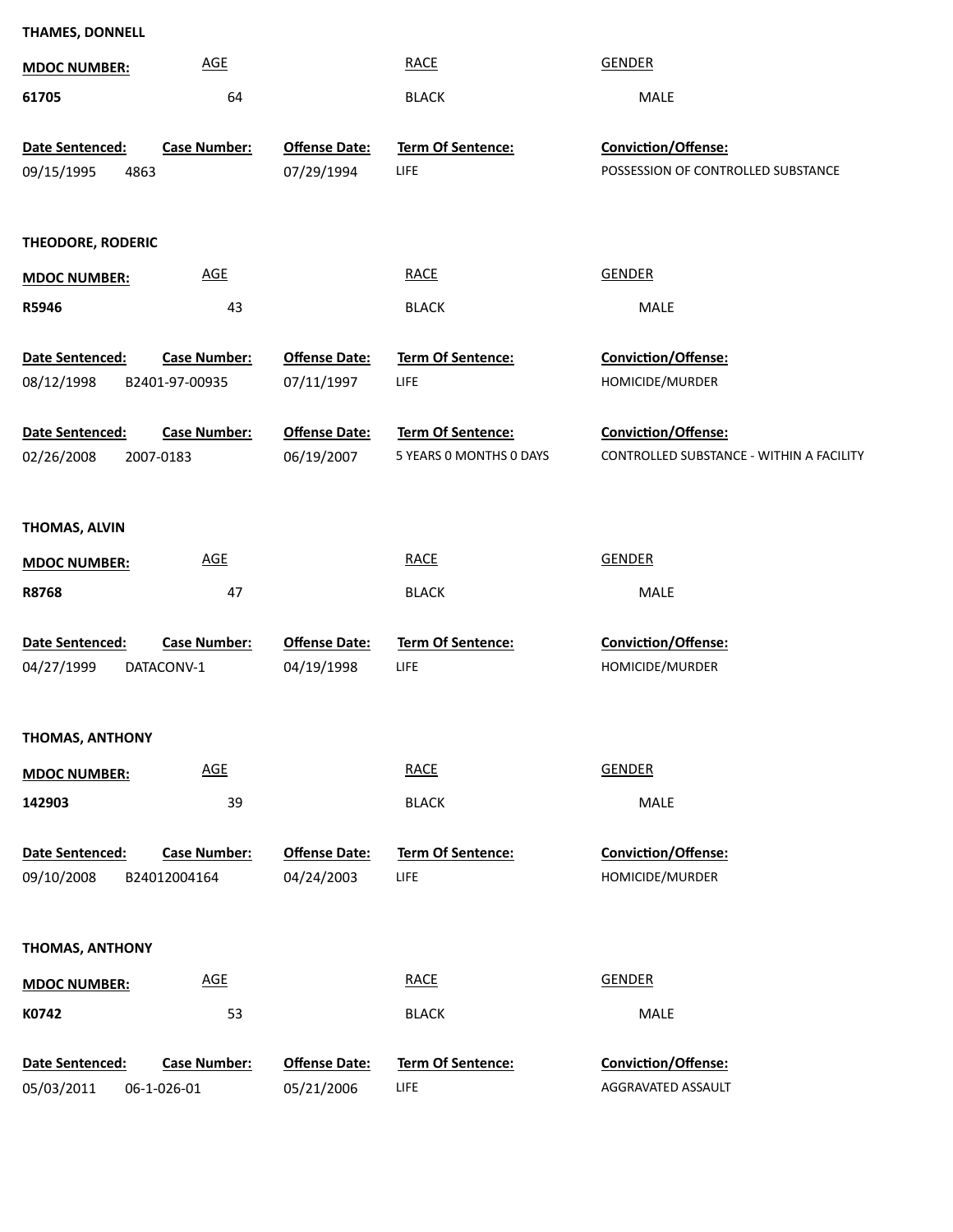**THAMES, DONNELL**

| MDOC NUMBER: | AGE | RACE | GENDER |
| --- | --- | --- | --- |
| **61705** | 64 | BLACK | MALE |

| Date Sentenced: | Case Number: | Offense Date: | Term Of Sentence: | Conviction/Offense: |
| --- | --- | --- | --- | --- |
| 09/15/1995 | 4863 | 07/29/1994 | LIFE | POSSESSION OF CONTROLLED SUBSTANCE |

**THEODORE, RODERIC**

| MDOC NUMBER: | AGE | RACE | GENDER |
| --- | --- | --- | --- |
| **R5946** | 43 | BLACK | MALE |

| Date Sentenced: | Case Number: | Offense Date: | Term Of Sentence: | Conviction/Offense: |
| --- | --- | --- | --- | --- |
| 08/12/1998 | B2401-97-00935 | 07/11/1997 | LIFE | HOMICIDE/MURDER |
| 02/26/2008 | 2007-0183 | 06/19/2007 | 5 YEARS 0 MONTHS 0 DAYS | CONTROLLED SUBSTANCE - WITHIN A FACILITY |

**THOMAS, ALVIN**

| MDOC NUMBER: | AGE | RACE | GENDER |
| --- | --- | --- | --- |
| **R8768** | 47 | BLACK | MALE |

| Date Sentenced: | Case Number: | Offense Date: | Term Of Sentence: | Conviction/Offense: |
| --- | --- | --- | --- | --- |
| 04/27/1999 | DATACONV-1 | 04/19/1998 | LIFE | HOMICIDE/MURDER |

**THOMAS, ANTHONY**

| MDOC NUMBER: | AGE | RACE | GENDER |
| --- | --- | --- | --- |
| **142903** | 39 | BLACK | MALE |

| Date Sentenced: | Case Number: | Offense Date: | Term Of Sentence: | Conviction/Offense: |
| --- | --- | --- | --- | --- |
| 09/10/2008 | B24012004164 | 04/24/2003 | LIFE | HOMICIDE/MURDER |

**THOMAS, ANTHONY**

| MDOC NUMBER: | AGE | RACE | GENDER |
| --- | --- | --- | --- |
| **K0742** | 53 | BLACK | MALE |

| Date Sentenced: | Case Number: | Offense Date: | Term Of Sentence: | Conviction/Offense: |
| --- | --- | --- | --- | --- |
| 05/03/2011 | 06-1-026-01 | 05/21/2006 | LIFE | AGGRAVATED ASSAULT |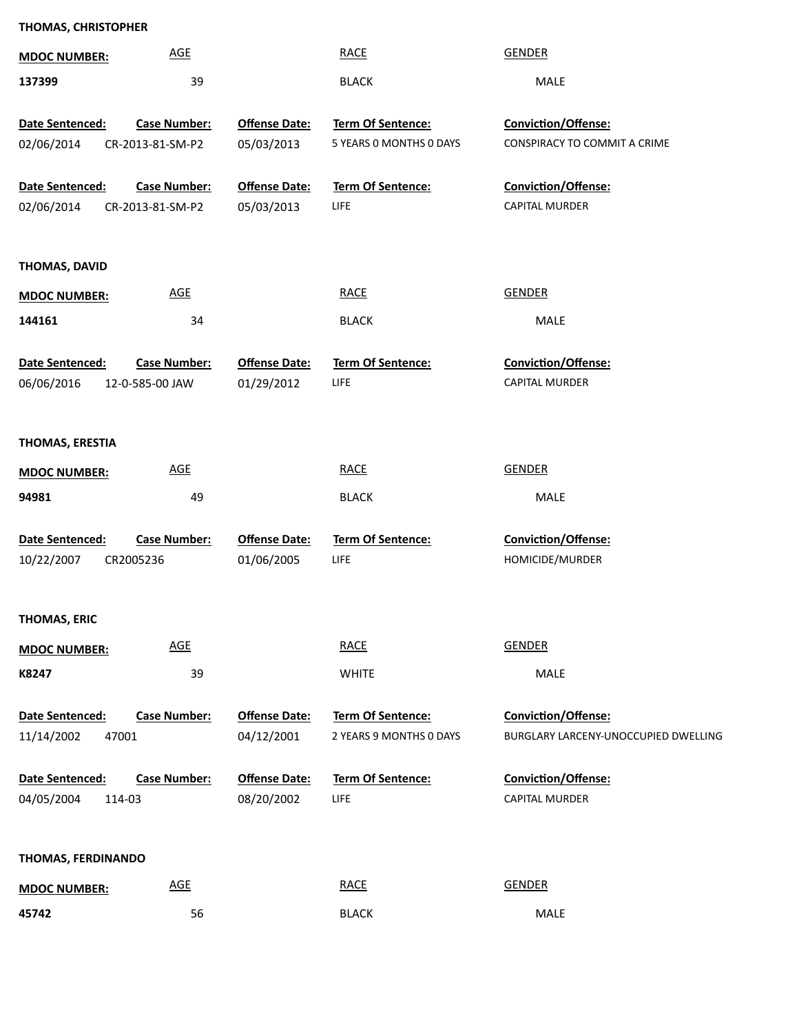**THOMAS, CHRISTOPHER**

| MDOC NUMBER: | AGE | RACE | GENDER |
|---|---|---|---|
| 137399 | 39 | BLACK | MALE |

| Date Sentenced: | Case Number: | Offense Date: | Term Of Sentence: | Conviction/Offense: |
|---|---|---|---|---|
| 02/06/2014 | CR-2013-81-SM-P2 | 05/03/2013 | 5 YEARS 0 MONTHS 0 DAYS | CONSPIRACY TO COMMIT A CRIME |
| 02/06/2014 | CR-2013-81-SM-P2 | 05/03/2013 | LIFE | CAPITAL MURDER |

**THOMAS, DAVID**

| MDOC NUMBER: | AGE | RACE | GENDER |
|---|---|---|---|
| 144161 | 34 | BLACK | MALE |

| Date Sentenced: | Case Number: | Offense Date: | Term Of Sentence: | Conviction/Offense: |
|---|---|---|---|---|
| 06/06/2016 | 12-0-585-00 JAW | 01/29/2012 | LIFE | CAPITAL MURDER |

**THOMAS, ERESTIA**

| MDOC NUMBER: | AGE | RACE | GENDER |
|---|---|---|---|
| 94981 | 49 | BLACK | MALE |

| Date Sentenced: | Case Number: | Offense Date: | Term Of Sentence: | Conviction/Offense: |
|---|---|---|---|---|
| 10/22/2007 | CR2005236 | 01/06/2005 | LIFE | HOMICIDE/MURDER |

**THOMAS, ERIC**

| MDOC NUMBER: | AGE | RACE | GENDER |
|---|---|---|---|
| K8247 | 39 | WHITE | MALE |

| Date Sentenced: | Case Number: | Offense Date: | Term Of Sentence: | Conviction/Offense: |
|---|---|---|---|---|
| 11/14/2002 | 47001 | 04/12/2001 | 2 YEARS 9 MONTHS 0 DAYS | BURGLARY LARCENY-UNOCCUPIED DWELLING |
| 04/05/2004 | 114-03 | 08/20/2002 | LIFE | CAPITAL MURDER |

**THOMAS, FERDINANDO**

| MDOC NUMBER: | AGE | RACE | GENDER |
|---|---|---|---|
| 45742 | 56 | BLACK | MALE |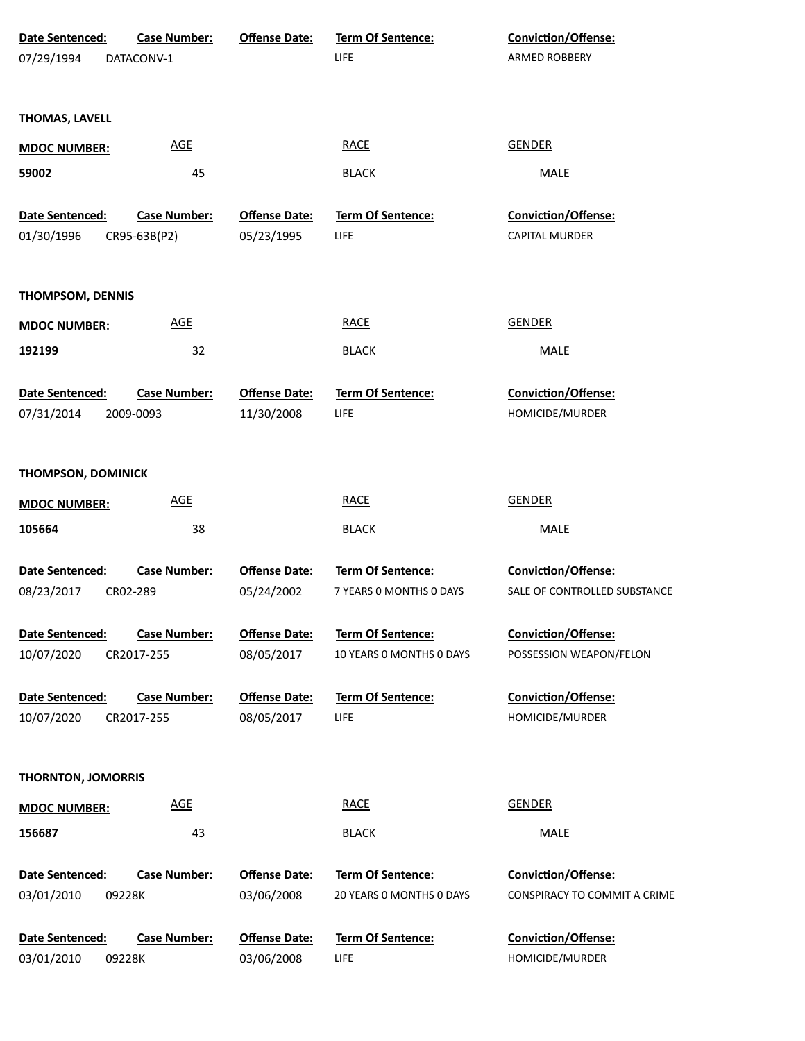| Date Sentenced: | Case Number: | Offense Date: | Term Of Sentence: | Conviction/Offense: |
|---|---|---|---|---|
| 07/29/1994 | DATACONV-1 | | LIFE | ARMED ROBBERY |

**THOMAS, LAVELL**

| MDOC NUMBER: | AGE | RACE | GENDER |
|---|---|---|---|
| 59002 | 45 | BLACK | MALE |

| Date Sentenced: | Case Number: | Offense Date: | Term Of Sentence: | Conviction/Offense: |
|---|---|---|---|---|
| 01/30/1996 | CR95-63B(P2) | 05/23/1995 | LIFE | CAPITAL MURDER |

**THOMPSOM, DENNIS**

| MDOC NUMBER: | AGE | RACE | GENDER |
|---|---|---|---|
| 192199 | 32 | BLACK | MALE |

| Date Sentenced: | Case Number: | Offense Date: | Term Of Sentence: | Conviction/Offense: |
|---|---|---|---|---|
| 07/31/2014 | 2009-0093 | 11/30/2008 | LIFE | HOMICIDE/MURDER |

**THOMPSON, DOMINICK**

| MDOC NUMBER: | AGE | RACE | GENDER |
|---|---|---|---|
| 105664 | 38 | BLACK | MALE |

| Date Sentenced: | Case Number: | Offense Date: | Term Of Sentence: | Conviction/Offense: |
|---|---|---|---|---|
| 08/23/2017 | CR02-289 | 05/24/2002 | 7 YEARS 0 MONTHS 0 DAYS | SALE OF CONTROLLED SUBSTANCE |
| 10/07/2020 | CR2017-255 | 08/05/2017 | 10 YEARS 0 MONTHS 0 DAYS | POSSESSION WEAPON/FELON |
| 10/07/2020 | CR2017-255 | 08/05/2017 | LIFE | HOMICIDE/MURDER |

**THORNTON, JOMORRIS**

| MDOC NUMBER: | AGE | RACE | GENDER |
|---|---|---|---|
| 156687 | 43 | BLACK | MALE |

| Date Sentenced: | Case Number: | Offense Date: | Term Of Sentence: | Conviction/Offense: |
|---|---|---|---|---|
| 03/01/2010 | 09228K | 03/06/2008 | 20 YEARS 0 MONTHS 0 DAYS | CONSPIRACY TO COMMIT A CRIME |
| 03/01/2010 | 09228K | 03/06/2008 | LIFE | HOMICIDE/MURDER |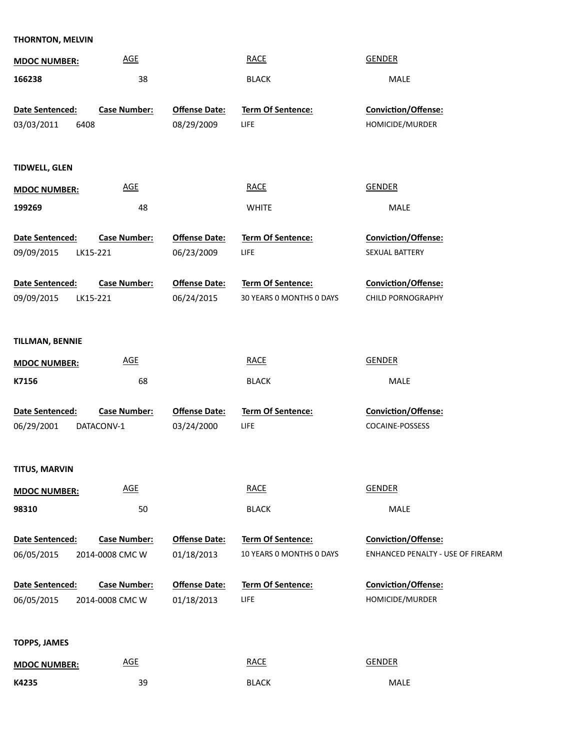**THORNTON, MELVIN**

| MDOC NUMBER: | AGE | RACE | GENDER |
|---|---|---|---|
| 166238 | 38 | BLACK | MALE |

| Date Sentenced: | Case Number: | Offense Date: | Term Of Sentence: | Conviction/Offense: |
|---|---|---|---|---|
| 03/03/2011 | 6408 | 08/29/2009 | LIFE | HOMICIDE/MURDER |

**TIDWELL, GLEN**

| MDOC NUMBER: | AGE | RACE | GENDER |
|---|---|---|---|
| 199269 | 48 | WHITE | MALE |

| Date Sentenced: | Case Number: | Offense Date: | Term Of Sentence: | Conviction/Offense: |
|---|---|---|---|---|
| 09/09/2015 | LK15-221 | 06/23/2009 | LIFE | SEXUAL BATTERY |

| Date Sentenced: | Case Number: | Offense Date: | Term Of Sentence: | Conviction/Offense: |
|---|---|---|---|---|
| 09/09/2015 | LK15-221 | 06/24/2015 | 30 YEARS 0 MONTHS 0 DAYS | CHILD PORNOGRAPHY |

**TILLMAN, BENNIE**

| MDOC NUMBER: | AGE | RACE | GENDER |
|---|---|---|---|
| K7156 | 68 | BLACK | MALE |

| Date Sentenced: | Case Number: | Offense Date: | Term Of Sentence: | Conviction/Offense: |
|---|---|---|---|---|
| 06/29/2001 | DATACONV-1 | 03/24/2000 | LIFE | COCAINE-POSSESS |

**TITUS, MARVIN**

| MDOC NUMBER: | AGE | RACE | GENDER |
|---|---|---|---|
| 98310 | 50 | BLACK | MALE |

| Date Sentenced: | Case Number: | Offense Date: | Term Of Sentence: | Conviction/Offense: |
|---|---|---|---|---|
| 06/05/2015 | 2014-0008 CMC W | 01/18/2013 | 10 YEARS 0 MONTHS 0 DAYS | ENHANCED PENALTY - USE OF FIREARM |

| Date Sentenced: | Case Number: | Offense Date: | Term Of Sentence: | Conviction/Offense: |
|---|---|---|---|---|
| 06/05/2015 | 2014-0008 CMC W | 01/18/2013 | LIFE | HOMICIDE/MURDER |

**TOPPS, JAMES**

| MDOC NUMBER: | AGE | RACE | GENDER |
|---|---|---|---|
| K4235 | 39 | BLACK | MALE |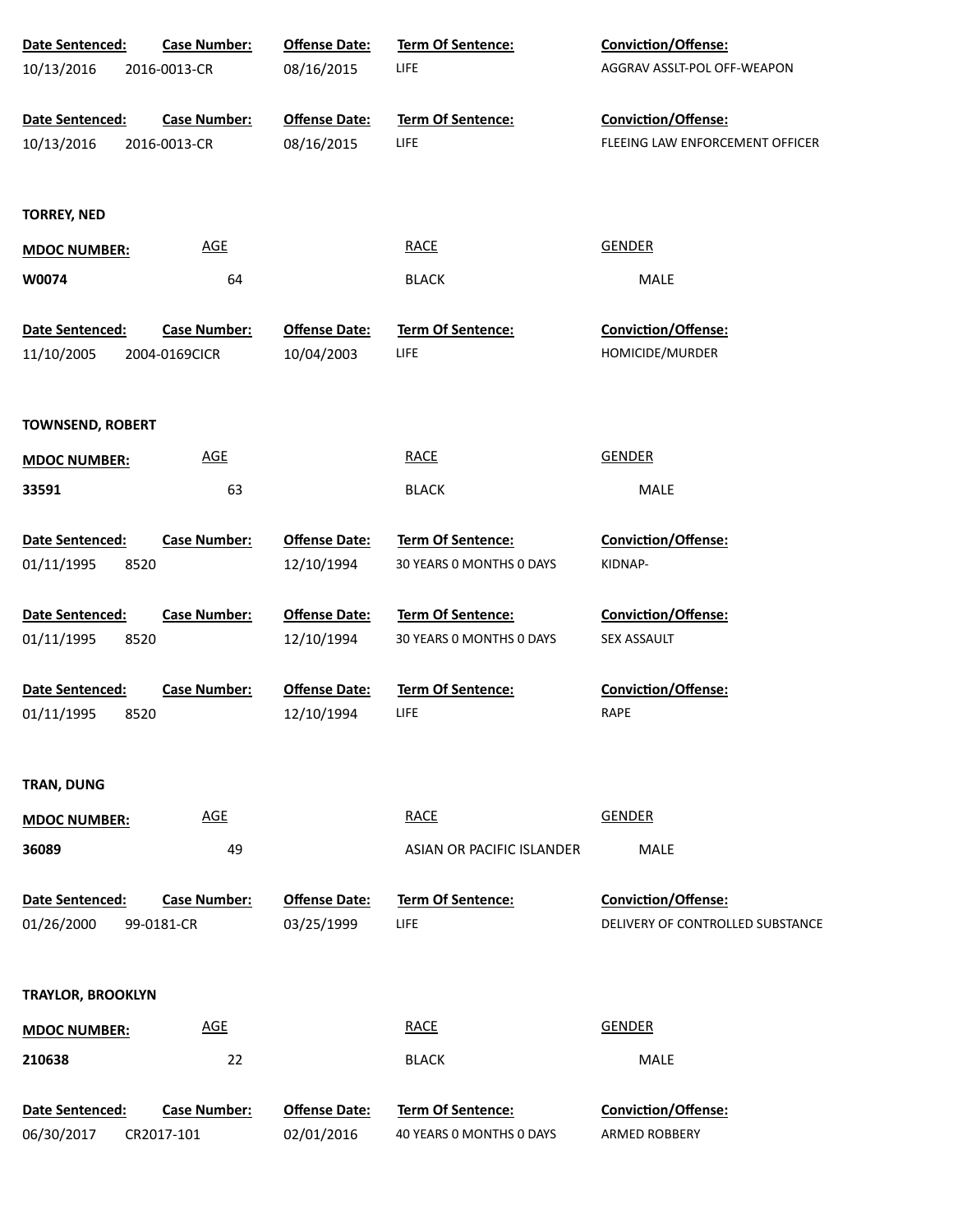| Date Sentenced: | Case Number: | Offense Date: | Term Of Sentence: | Conviction/Offense: |
|---|---|---|---|---|
| 10/13/2016 | 2016-0013-CR | 08/16/2015 | LIFE | AGGRAV ASSLT-POL OFF-WEAPON |

| Date Sentenced: | Case Number: | Offense Date: | Term Of Sentence: | Conviction/Offense: |
|---|---|---|---|---|
| 10/13/2016 | 2016-0013-CR | 08/16/2015 | LIFE | FLEEING LAW ENFORCEMENT OFFICER |

**TORREY, NED**

| MDOC NUMBER: | AGE | RACE | GENDER |
|---|---|---|---|
| **W0074** | 64 | BLACK | MALE |

| Date Sentenced: | Case Number: | Offense Date: | Term Of Sentence: | Conviction/Offense: |
|---|---|---|---|---|
| 11/10/2005 | 2004-0169CICR | 10/04/2003 | LIFE | HOMICIDE/MURDER |

**TOWNSEND, ROBERT**

| MDOC NUMBER: | AGE | RACE | GENDER |
|---|---|---|---|
| **33591** | 63 | BLACK | MALE |

| Date Sentenced: | Case Number: | Offense Date: | Term Of Sentence: | Conviction/Offense: |
|---|---|---|---|---|
| 01/11/1995 | 8520 | 12/10/1994 | 30 YEARS 0 MONTHS 0 DAYS | KIDNAP- |

| Date Sentenced: | Case Number: | Offense Date: | Term Of Sentence: | Conviction/Offense: |
|---|---|---|---|---|
| 01/11/1995 | 8520 | 12/10/1994 | 30 YEARS 0 MONTHS 0 DAYS | SEX ASSAULT |

| Date Sentenced: | Case Number: | Offense Date: | Term Of Sentence: | Conviction/Offense: |
|---|---|---|---|---|
| 01/11/1995 | 8520 | 12/10/1994 | LIFE | RAPE |

**TRAN, DUNG**

| MDOC NUMBER: | AGE | RACE | GENDER |
|---|---|---|---|
| **36089** | 49 | ASIAN OR PACIFIC ISLANDER | MALE |

| Date Sentenced: | Case Number: | Offense Date: | Term Of Sentence: | Conviction/Offense: |
|---|---|---|---|---|
| 01/26/2000 | 99-0181-CR | 03/25/1999 | LIFE | DELIVERY OF CONTROLLED SUBSTANCE |

**TRAYLOR, BROOKLYN**

| MDOC NUMBER: | AGE | RACE | GENDER |
|---|---|---|---|
| **210638** | 22 | BLACK | MALE |

| Date Sentenced: | Case Number: | Offense Date: | Term Of Sentence: | Conviction/Offense: |
|---|---|---|---|---|
| 06/30/2017 | CR2017-101 | 02/01/2016 | 40 YEARS 0 MONTHS 0 DAYS | ARMED ROBBERY |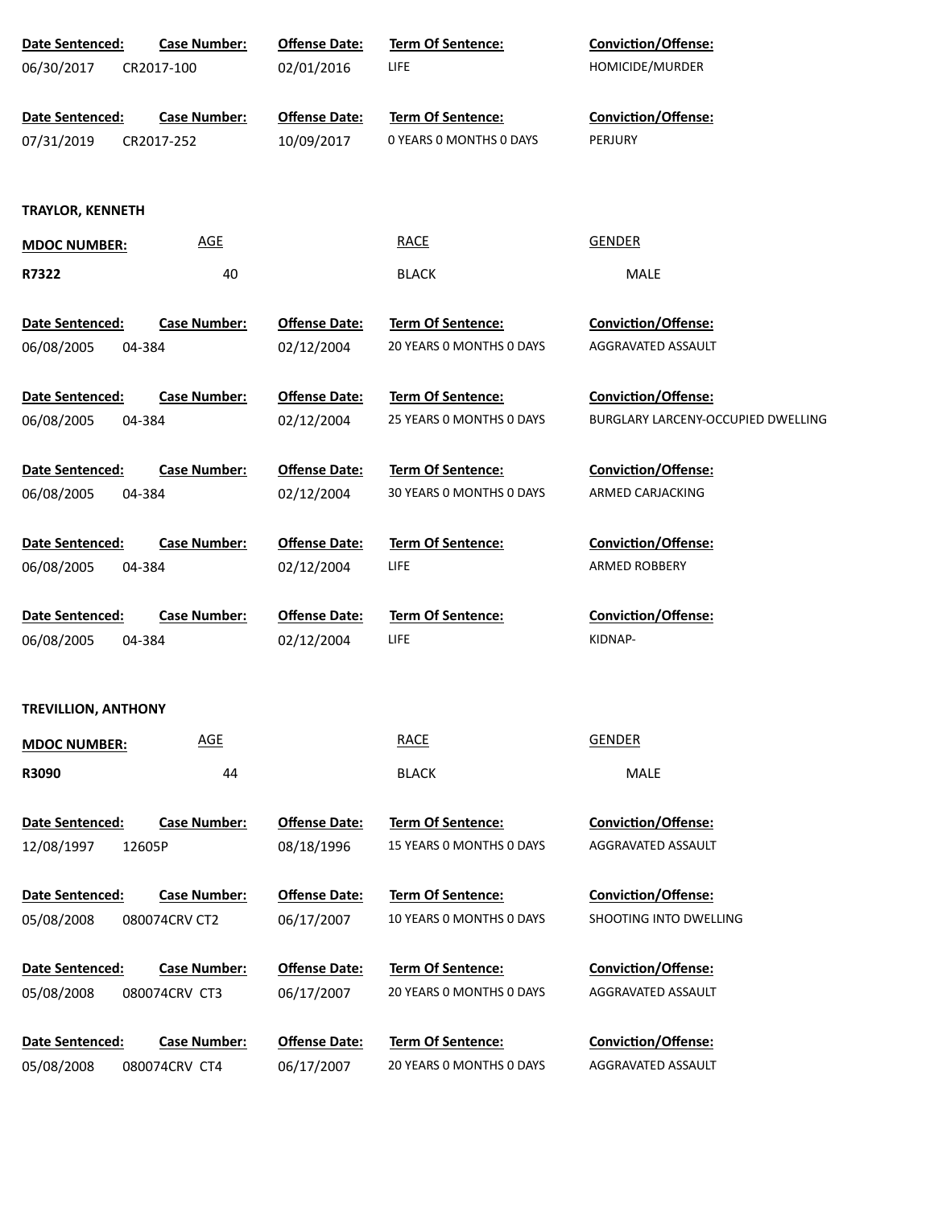| Date Sentenced: | Case Number: | Offense Date: | Term Of Sentence: | Conviction/Offense: |
|---|---|---|---|---|
| 06/30/2017 | CR2017-100 | 02/01/2016 | LIFE | HOMICIDE/MURDER |

| Date Sentenced: | Case Number: | Offense Date: | Term Of Sentence: | Conviction/Offense: |
|---|---|---|---|---|
| 07/31/2019 | CR2017-252 | 10/09/2017 | 0 YEARS 0 MONTHS 0 DAYS | PERJURY |

**TRAYLOR, KENNETH**

| MDOC NUMBER: | AGE | RACE | GENDER |
|---|---|---|---|
| R7322 | 40 | BLACK | MALE |

| Date Sentenced: | Case Number: | Offense Date: | Term Of Sentence: | Conviction/Offense: |
|---|---|---|---|---|
| 06/08/2005 | 04-384 | 02/12/2004 | 20 YEARS 0 MONTHS 0 DAYS | AGGRAVATED ASSAULT |

| Date Sentenced: | Case Number: | Offense Date: | Term Of Sentence: | Conviction/Offense: |
|---|---|---|---|---|
| 06/08/2005 | 04-384 | 02/12/2004 | 25 YEARS 0 MONTHS 0 DAYS | BURGLARY LARCENY-OCCUPIED DWELLING |

| Date Sentenced: | Case Number: | Offense Date: | Term Of Sentence: | Conviction/Offense: |
|---|---|---|---|---|
| 06/08/2005 | 04-384 | 02/12/2004 | 30 YEARS 0 MONTHS 0 DAYS | ARMED CARJACKING |

| Date Sentenced: | Case Number: | Offense Date: | Term Of Sentence: | Conviction/Offense: |
|---|---|---|---|---|
| 06/08/2005 | 04-384 | 02/12/2004 | LIFE | ARMED ROBBERY |

| Date Sentenced: | Case Number: | Offense Date: | Term Of Sentence: | Conviction/Offense: |
|---|---|---|---|---|
| 06/08/2005 | 04-384 | 02/12/2004 | LIFE | KIDNAP- |

**TREVILLION, ANTHONY**

| MDOC NUMBER: | AGE | RACE | GENDER |
|---|---|---|---|
| R3090 | 44 | BLACK | MALE |

| Date Sentenced: | Case Number: | Offense Date: | Term Of Sentence: | Conviction/Offense: |
|---|---|---|---|---|
| 12/08/1997 | 12605P | 08/18/1996 | 15 YEARS 0 MONTHS 0 DAYS | AGGRAVATED ASSAULT |

| Date Sentenced: | Case Number: | Offense Date: | Term Of Sentence: | Conviction/Offense: |
|---|---|---|---|---|
| 05/08/2008 | 080074CRV CT2 | 06/17/2007 | 10 YEARS 0 MONTHS 0 DAYS | SHOOTING INTO DWELLING |

| Date Sentenced: | Case Number: | Offense Date: | Term Of Sentence: | Conviction/Offense: |
|---|---|---|---|---|
| 05/08/2008 | 080074CRV CT3 | 06/17/2007 | 20 YEARS 0 MONTHS 0 DAYS | AGGRAVATED ASSAULT |

| Date Sentenced: | Case Number: | Offense Date: | Term Of Sentence: | Conviction/Offense: |
|---|---|---|---|---|
| 05/08/2008 | 080074CRV CT4 | 06/17/2007 | 20 YEARS 0 MONTHS 0 DAYS | AGGRAVATED ASSAULT |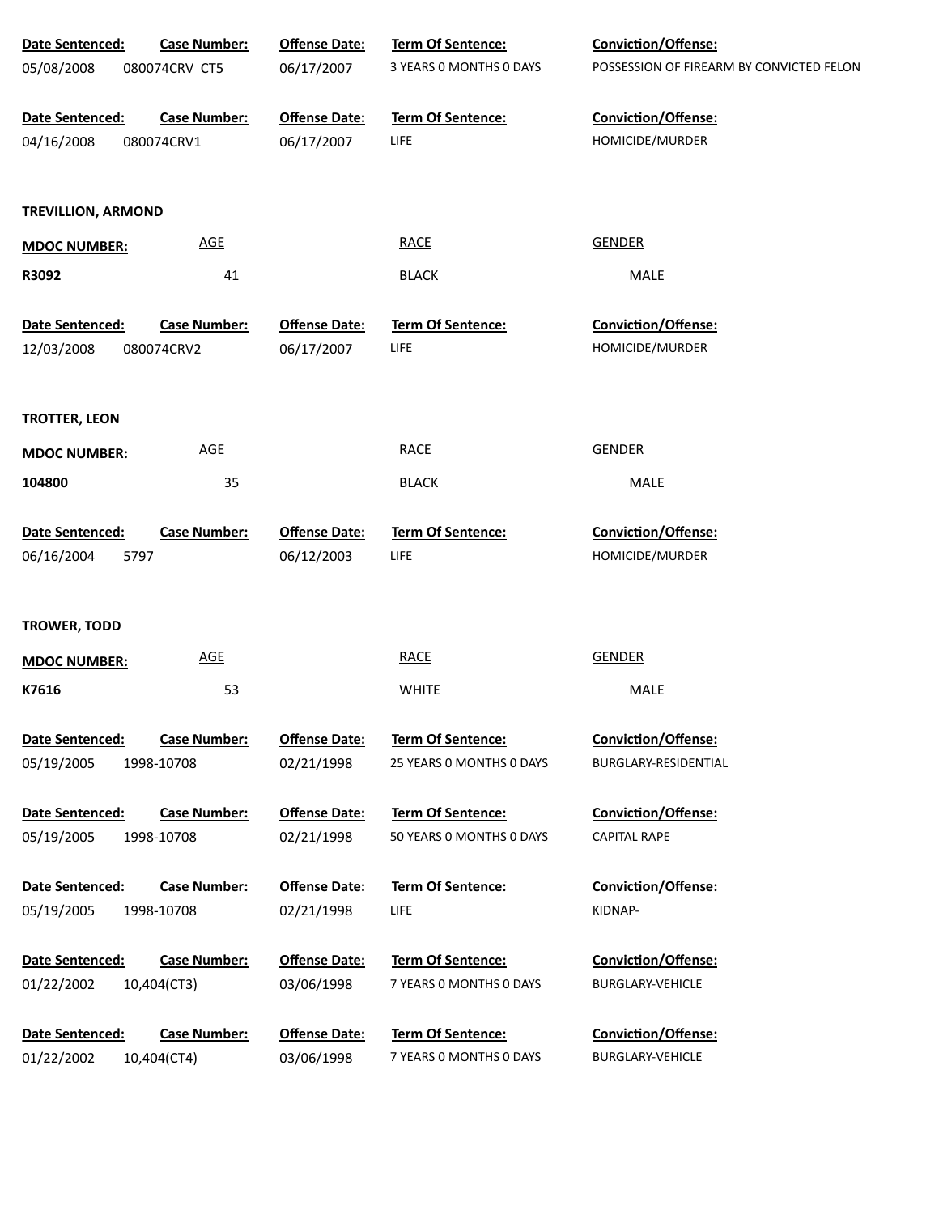| Date Sentenced: | Case Number: | Offense Date: | Term Of Sentence: | Conviction/Offense: |
|---|---|---|---|---|
| 05/08/2008 | 080074CRV CT5 | 06/17/2007 | 3 YEARS 0 MONTHS 0 DAYS | POSSESSION OF FIREARM BY CONVICTED FELON |

| Date Sentenced: | Case Number: | Offense Date: | Term Of Sentence: | Conviction/Offense: |
|---|---|---|---|---|
| 04/16/2008 | 080074CRV1 | 06/17/2007 | LIFE | HOMICIDE/MURDER |

**TREVILLION, ARMOND**

| MDOC NUMBER: | AGE | RACE | GENDER |
|---|---|---|---|
| R3092 | 41 | BLACK | MALE |

| Date Sentenced: | Case Number: | Offense Date: | Term Of Sentence: | Conviction/Offense: |
|---|---|---|---|---|
| 12/03/2008 | 080074CRV2 | 06/17/2007 | LIFE | HOMICIDE/MURDER |

**TROTTER, LEON**

| MDOC NUMBER: | AGE | RACE | GENDER |
|---|---|---|---|
| 104800 | 35 | BLACK | MALE |

| Date Sentenced: | Case Number: | Offense Date: | Term Of Sentence: | Conviction/Offense: |
|---|---|---|---|---|
| 06/16/2004 | 5797 | 06/12/2003 | LIFE | HOMICIDE/MURDER |

**TROWER, TODD**

| MDOC NUMBER: | AGE | RACE | GENDER |
|---|---|---|---|
| K7616 | 53 | WHITE | MALE |

| Date Sentenced: | Case Number: | Offense Date: | Term Of Sentence: | Conviction/Offense: |
|---|---|---|---|---|
| 05/19/2005 | 1998-10708 | 02/21/1998 | 25 YEARS 0 MONTHS 0 DAYS | BURGLARY-RESIDENTIAL |

| Date Sentenced: | Case Number: | Offense Date: | Term Of Sentence: | Conviction/Offense: |
|---|---|---|---|---|
| 05/19/2005 | 1998-10708 | 02/21/1998 | 50 YEARS 0 MONTHS 0 DAYS | CAPITAL RAPE |

| Date Sentenced: | Case Number: | Offense Date: | Term Of Sentence: | Conviction/Offense: |
|---|---|---|---|---|
| 05/19/2005 | 1998-10708 | 02/21/1998 | LIFE | KIDNAP- |

| Date Sentenced: | Case Number: | Offense Date: | Term Of Sentence: | Conviction/Offense: |
|---|---|---|---|---|
| 01/22/2002 | 10,404(CT3) | 03/06/1998 | 7 YEARS 0 MONTHS 0 DAYS | BURGLARY-VEHICLE |

| Date Sentenced: | Case Number: | Offense Date: | Term Of Sentence: | Conviction/Offense: |
|---|---|---|---|---|
| 01/22/2002 | 10,404(CT4) | 03/06/1998 | 7 YEARS 0 MONTHS 0 DAYS | BURGLARY-VEHICLE |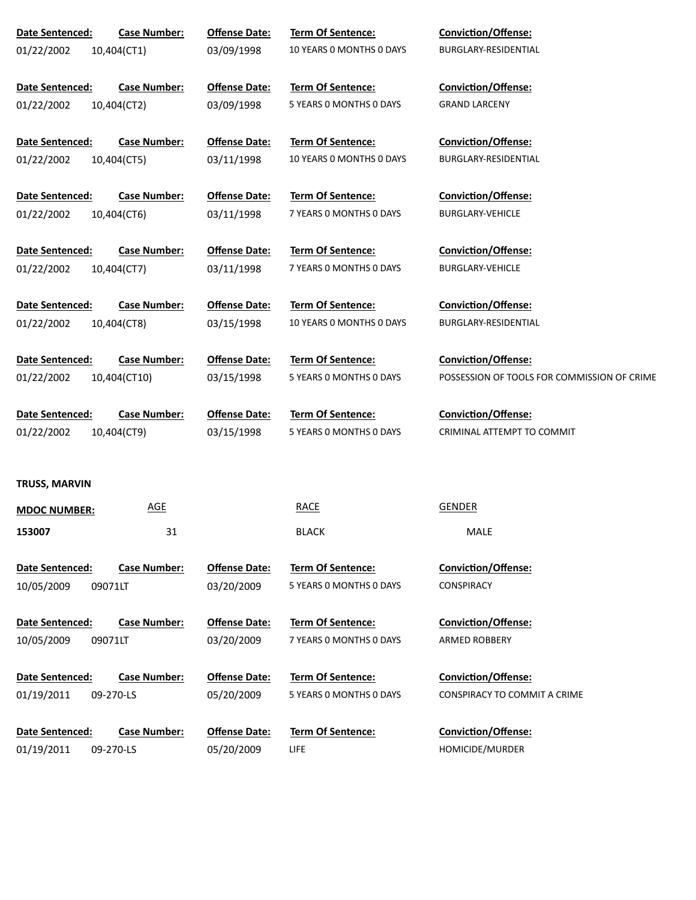| Date Sentenced: | Case Number: | Offense Date: | Term Of Sentence: | Conviction/Offense: |
|---|---|---|---|---|
| 01/22/2002 | 10,404(CT1) | 03/09/1998 | 10 YEARS 0 MONTHS 0 DAYS | BURGLARY-RESIDENTIAL |
| 01/22/2002 | 10,404(CT2) | 03/09/1998 | 5 YEARS 0 MONTHS 0 DAYS | GRAND LARCENY |
| 01/22/2002 | 10,404(CT5) | 03/11/1998 | 10 YEARS 0 MONTHS 0 DAYS | BURGLARY-RESIDENTIAL |
| 01/22/2002 | 10,404(CT6) | 03/11/1998 | 7 YEARS 0 MONTHS 0 DAYS | BURGLARY-VEHICLE |
| 01/22/2002 | 10,404(CT7) | 03/11/1998 | 7 YEARS 0 MONTHS 0 DAYS | BURGLARY-VEHICLE |
| 01/22/2002 | 10,404(CT8) | 03/15/1998 | 10 YEARS 0 MONTHS 0 DAYS | BURGLARY-RESIDENTIAL |
| 01/22/2002 | 10,404(CT10) | 03/15/1998 | 5 YEARS 0 MONTHS 0 DAYS | POSSESSION OF TOOLS FOR COMMISSION OF CRIME |
| 01/22/2002 | 10,404(CT9) | 03/15/1998 | 5 YEARS 0 MONTHS 0 DAYS | CRIMINAL ATTEMPT TO COMMIT |

**TRUSS, MARVIN**

| MDOC NUMBER: | AGE | RACE | GENDER |
|---|---|---|---|
| 153007 | 31 | BLACK | MALE |

| Date Sentenced: | Case Number: | Offense Date: | Term Of Sentence: | Conviction/Offense: |
|---|---|---|---|---|
| 10/05/2009 | 09071LT | 03/20/2009 | 5 YEARS 0 MONTHS 0 DAYS | CONSPIRACY |
| 10/05/2009 | 09071LT | 03/20/2009 | 7 YEARS 0 MONTHS 0 DAYS | ARMED ROBBERY |
| 01/19/2011 | 09-270-LS | 05/20/2009 | 5 YEARS 0 MONTHS 0 DAYS | CONSPIRACY TO COMMIT A CRIME |
| 01/19/2011 | 09-270-LS | 05/20/2009 | LIFE | HOMICIDE/MURDER |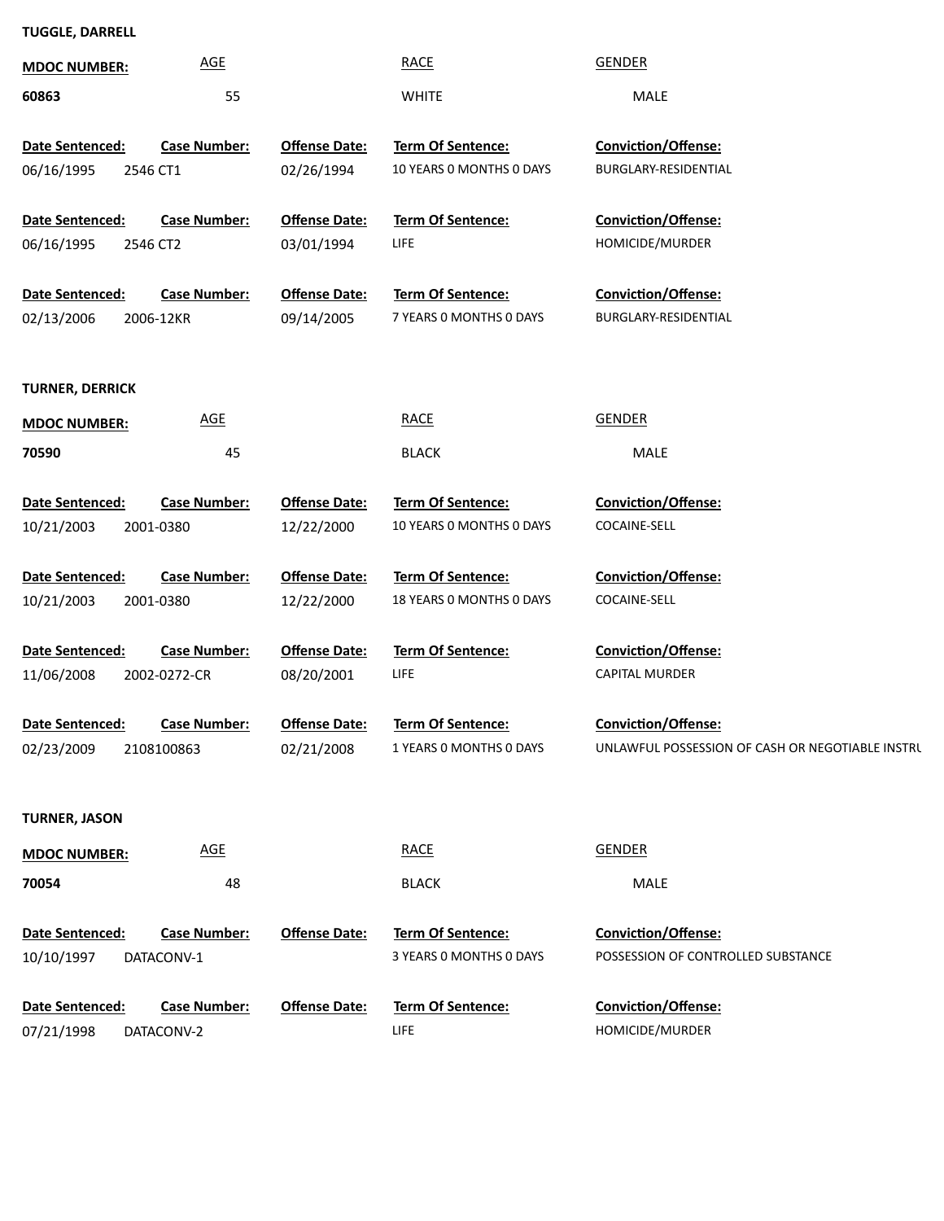**TUGGLE, DARRELL**

| MDOC NUMBER: | AGE | RACE | GENDER |
|---|---|---|---|
| 60863 | 55 | WHITE | MALE |

| Date Sentenced: | Case Number: | Offense Date: | Term Of Sentence: | Conviction/Offense: |
|---|---|---|---|---|
| 06/16/1995 | 2546 CT1 | 02/26/1994 | 10 YEARS 0 MONTHS 0 DAYS | BURGLARY-RESIDENTIAL |
| 06/16/1995 | 2546 CT2 | 03/01/1994 | LIFE | HOMICIDE/MURDER |
| 02/13/2006 | 2006-12KR | 09/14/2005 | 7 YEARS 0 MONTHS 0 DAYS | BURGLARY-RESIDENTIAL |

**TURNER, DERRICK**

| MDOC NUMBER: | AGE | RACE | GENDER |
|---|---|---|---|
| 70590 | 45 | BLACK | MALE |

| Date Sentenced: | Case Number: | Offense Date: | Term Of Sentence: | Conviction/Offense: |
|---|---|---|---|---|
| 10/21/2003 | 2001-0380 | 12/22/2000 | 10 YEARS 0 MONTHS 0 DAYS | COCAINE-SELL |
| 10/21/2003 | 2001-0380 | 12/22/2000 | 18 YEARS 0 MONTHS 0 DAYS | COCAINE-SELL |
| 11/06/2008 | 2002-0272-CR | 08/20/2001 | LIFE | CAPITAL MURDER |
| 02/23/2009 | 2108100863 | 02/21/2008 | 1 YEARS 0 MONTHS 0 DAYS | UNLAWFUL POSSESSION OF CASH OR NEGOTIABLE INSTRU |

**TURNER, JASON**

| MDOC NUMBER: | AGE | RACE | GENDER |
|---|---|---|---|
| 70054 | 48 | BLACK | MALE |

| Date Sentenced: | Case Number: | Offense Date: | Term Of Sentence: | Conviction/Offense: |
|---|---|---|---|---|
| 10/10/1997 | DATACONV-1 | | 3 YEARS 0 MONTHS 0 DAYS | POSSESSION OF CONTROLLED SUBSTANCE |
| 07/21/1998 | DATACONV-2 | | LIFE | HOMICIDE/MURDER |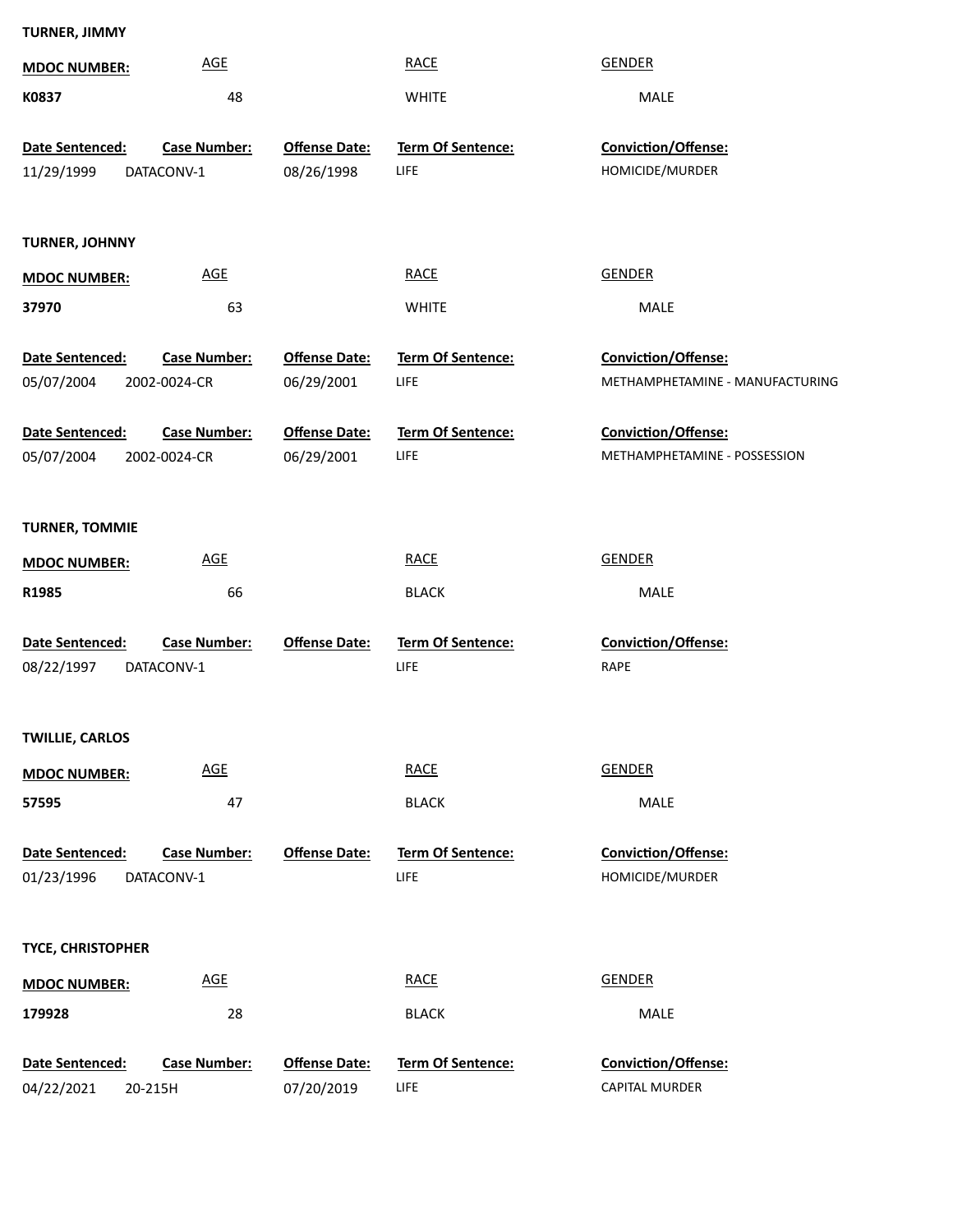**TURNER, JIMMY**

| MDOC NUMBER: | AGE | RACE | GENDER |
|---|---|---|---|
| K0837 | 48 | WHITE | MALE |

| Date Sentenced: | Case Number: | Offense Date: | Term Of Sentence: | Conviction/Offense: |
|---|---|---|---|---|
| 11/29/1999 | DATACONV-1 | 08/26/1998 | LIFE | HOMICIDE/MURDER |

**TURNER, JOHNNY**

| MDOC NUMBER: | AGE | RACE | GENDER |
|---|---|---|---|
| 37970 | 63 | WHITE | MALE |

| Date Sentenced: | Case Number: | Offense Date: | Term Of Sentence: | Conviction/Offense: |
|---|---|---|---|---|
| 05/07/2004 | 2002-0024-CR | 06/29/2001 | LIFE | METHAMPHETAMINE - MANUFACTURING |
| 05/07/2004 | 2002-0024-CR | 06/29/2001 | LIFE | METHAMPHETAMINE - POSSESSION |

**TURNER, TOMMIE**

| MDOC NUMBER: | AGE | RACE | GENDER |
|---|---|---|---|
| R1985 | 66 | BLACK | MALE |

| Date Sentenced: | Case Number: | Offense Date: | Term Of Sentence: | Conviction/Offense: |
|---|---|---|---|---|
| 08/22/1997 | DATACONV-1 | | LIFE | RAPE |

**TWILLIE, CARLOS**

| MDOC NUMBER: | AGE | RACE | GENDER |
|---|---|---|---|
| 57595 | 47 | BLACK | MALE |

| Date Sentenced: | Case Number: | Offense Date: | Term Of Sentence: | Conviction/Offense: |
|---|---|---|---|---|
| 01/23/1996 | DATACONV-1 | | LIFE | HOMICIDE/MURDER |

**TYCE, CHRISTOPHER**

| MDOC NUMBER: | AGE | RACE | GENDER |
|---|---|---|---|
| 179928 | 28 | BLACK | MALE |

| Date Sentenced: | Case Number: | Offense Date: | Term Of Sentence: | Conviction/Offense: |
|---|---|---|---|---|
| 04/22/2021 | 20-215H | 07/20/2019 | LIFE | CAPITAL MURDER |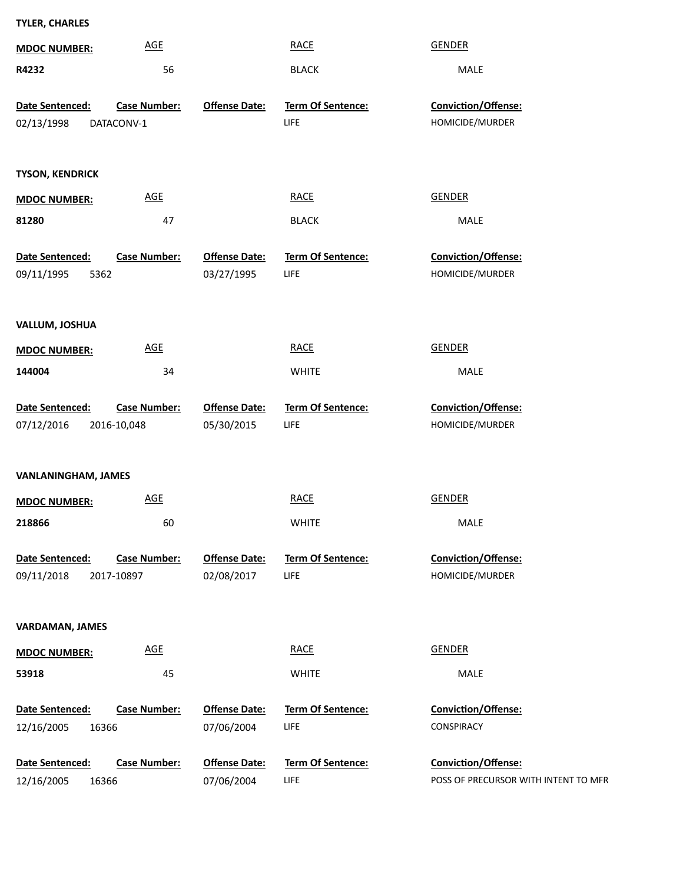**TYLER, CHARLES**

| MDOC NUMBER: | AGE | RACE | GENDER |
|---|---|---|---|
| **R4232** | 56 | BLACK | MALE |

| Date Sentenced: | Case Number: | Offense Date: | Term Of Sentence: | Conviction/Offense: |
|---|---|---|---|---|
| 02/13/1998 | DATACONV-1 | | LIFE | HOMICIDE/MURDER |

**TYSON, KENDRICK**

| MDOC NUMBER: | AGE | RACE | GENDER |
|---|---|---|---|
| **81280** | 47 | BLACK | MALE |

| Date Sentenced: | Case Number: | Offense Date: | Term Of Sentence: | Conviction/Offense: |
|---|---|---|---|---|
| 09/11/1995 | 5362 | 03/27/1995 | LIFE | HOMICIDE/MURDER |

**VALLUM, JOSHUA**

| MDOC NUMBER: | AGE | RACE | GENDER |
|---|---|---|---|
| **144004** | 34 | WHITE | MALE |

| Date Sentenced: | Case Number: | Offense Date: | Term Of Sentence: | Conviction/Offense: |
|---|---|---|---|---|
| 07/12/2016 | 2016-10,048 | 05/30/2015 | LIFE | HOMICIDE/MURDER |

**VANLANINGHAM, JAMES**

| MDOC NUMBER: | AGE | RACE | GENDER |
|---|---|---|---|
| **218866** | 60 | WHITE | MALE |

| Date Sentenced: | Case Number: | Offense Date: | Term Of Sentence: | Conviction/Offense: |
|---|---|---|---|---|
| 09/11/2018 | 2017-10897 | 02/08/2017 | LIFE | HOMICIDE/MURDER |

**VARDAMAN, JAMES**

| MDOC NUMBER: | AGE | RACE | GENDER |
|---|---|---|---|
| **53918** | 45 | WHITE | MALE |

| Date Sentenced: | Case Number: | Offense Date: | Term Of Sentence: | Conviction/Offense: |
|---|---|---|---|---|
| 12/16/2005 | 16366 | 07/06/2004 | LIFE | CONSPIRACY |
| 12/16/2005 | 16366 | 07/06/2004 | LIFE | POSS OF PRECURSOR WITH INTENT TO MFR |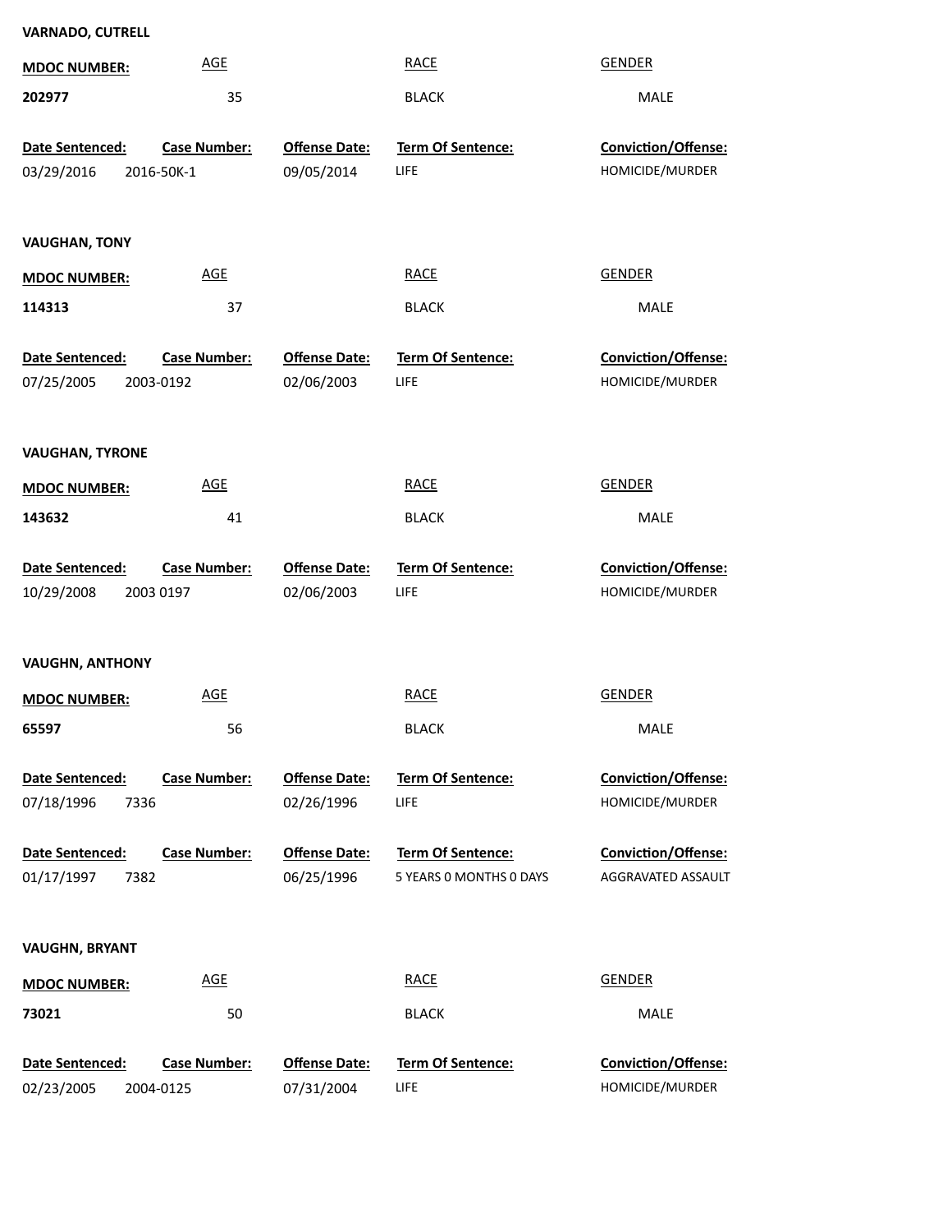**VARNADO, CUTRELL**

| MDOC NUMBER: | AGE | RACE | GENDER |
|---|---|---|---|
| 202977 | 35 | BLACK | MALE |

| Date Sentenced: | Case Number: | Offense Date: | Term Of Sentence: | Conviction/Offense: |
|---|---|---|---|---|
| 03/29/2016 | 2016-50K-1 | 09/05/2014 | LIFE | HOMICIDE/MURDER |

**VAUGHAN, TONY**

| MDOC NUMBER: | AGE | RACE | GENDER |
|---|---|---|---|
| 114313 | 37 | BLACK | MALE |

| Date Sentenced: | Case Number: | Offense Date: | Term Of Sentence: | Conviction/Offense: |
|---|---|---|---|---|
| 07/25/2005 | 2003-0192 | 02/06/2003 | LIFE | HOMICIDE/MURDER |

**VAUGHAN, TYRONE**

| MDOC NUMBER: | AGE | RACE | GENDER |
|---|---|---|---|
| 143632 | 41 | BLACK | MALE |

| Date Sentenced: | Case Number: | Offense Date: | Term Of Sentence: | Conviction/Offense: |
|---|---|---|---|---|
| 10/29/2008 | 2003 0197 | 02/06/2003 | LIFE | HOMICIDE/MURDER |

**VAUGHN, ANTHONY**

| MDOC NUMBER: | AGE | RACE | GENDER |
|---|---|---|---|
| 65597 | 56 | BLACK | MALE |

| Date Sentenced: | Case Number: | Offense Date: | Term Of Sentence: | Conviction/Offense: |
|---|---|---|---|---|
| 07/18/1996 | 7336 | 02/26/1996 | LIFE | HOMICIDE/MURDER |
| 01/17/1997 | 7382 | 06/25/1996 | 5 YEARS 0 MONTHS 0 DAYS | AGGRAVATED ASSAULT |

**VAUGHN, BRYANT**

| MDOC NUMBER: | AGE | RACE | GENDER |
|---|---|---|---|
| 73021 | 50 | BLACK | MALE |

| Date Sentenced: | Case Number: | Offense Date: | Term Of Sentence: | Conviction/Offense: |
|---|---|---|---|---|
| 02/23/2005 | 2004-0125 | 07/31/2004 | LIFE | HOMICIDE/MURDER |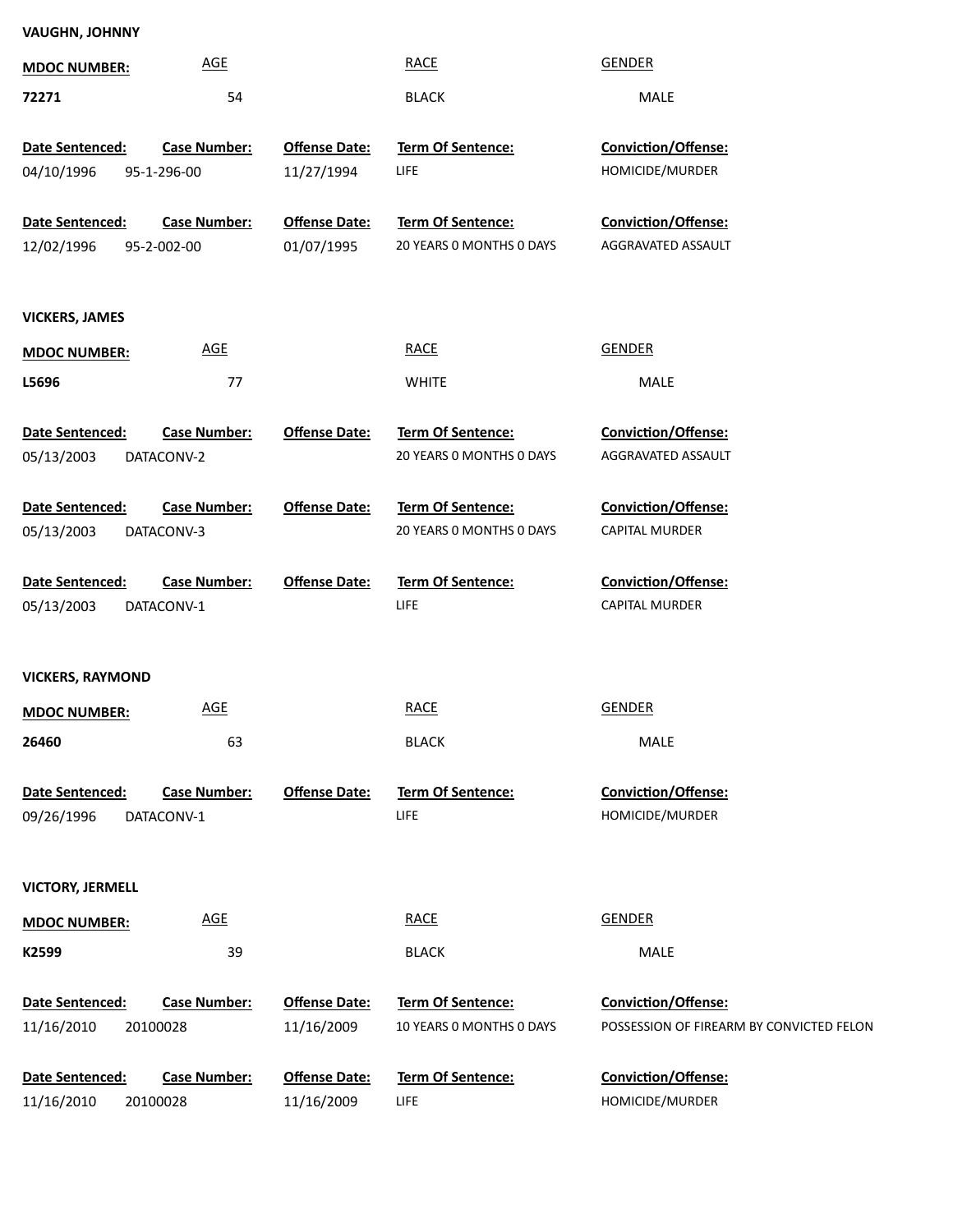**VAUGHN, JOHNNY**

| MDOC NUMBER: | AGE | RACE | GENDER |
|---|---|---|---|
| 72271 | 54 | BLACK | MALE |

| Date Sentenced: | Case Number: | Offense Date: | Term Of Sentence: | Conviction/Offense: |
|---|---|---|---|---|
| 04/10/1996 | 95-1-296-00 | 11/27/1994 | LIFE | HOMICIDE/MURDER |
| 12/02/1996 | 95-2-002-00 | 01/07/1995 | 20 YEARS 0 MONTHS 0 DAYS | AGGRAVATED ASSAULT |

**VICKERS, JAMES**

| MDOC NUMBER: | AGE | RACE | GENDER |
|---|---|---|---|
| L5696 | 77 | WHITE | MALE |

| Date Sentenced: | Case Number: | Offense Date: | Term Of Sentence: | Conviction/Offense: |
|---|---|---|---|---|
| 05/13/2003 | DATACONV-2 | | 20 YEARS 0 MONTHS 0 DAYS | AGGRAVATED ASSAULT |
| 05/13/2003 | DATACONV-3 | | 20 YEARS 0 MONTHS 0 DAYS | CAPITAL MURDER |
| 05/13/2003 | DATACONV-1 | | LIFE | CAPITAL MURDER |

**VICKERS, RAYMOND**

| MDOC NUMBER: | AGE | RACE | GENDER |
|---|---|---|---|
| 26460 | 63 | BLACK | MALE |

| Date Sentenced: | Case Number: | Offense Date: | Term Of Sentence: | Conviction/Offense: |
|---|---|---|---|---|
| 09/26/1996 | DATACONV-1 | | LIFE | HOMICIDE/MURDER |

**VICTORY, JERMELL**

| MDOC NUMBER: | AGE | RACE | GENDER |
|---|---|---|---|
| K2599 | 39 | BLACK | MALE |

| Date Sentenced: | Case Number: | Offense Date: | Term Of Sentence: | Conviction/Offense: |
|---|---|---|---|---|
| 11/16/2010 | 20100028 | 11/16/2009 | 10 YEARS 0 MONTHS 0 DAYS | POSSESSION OF FIREARM BY CONVICTED FELON |
| 11/16/2010 | 20100028 | 11/16/2009 | LIFE | HOMICIDE/MURDER |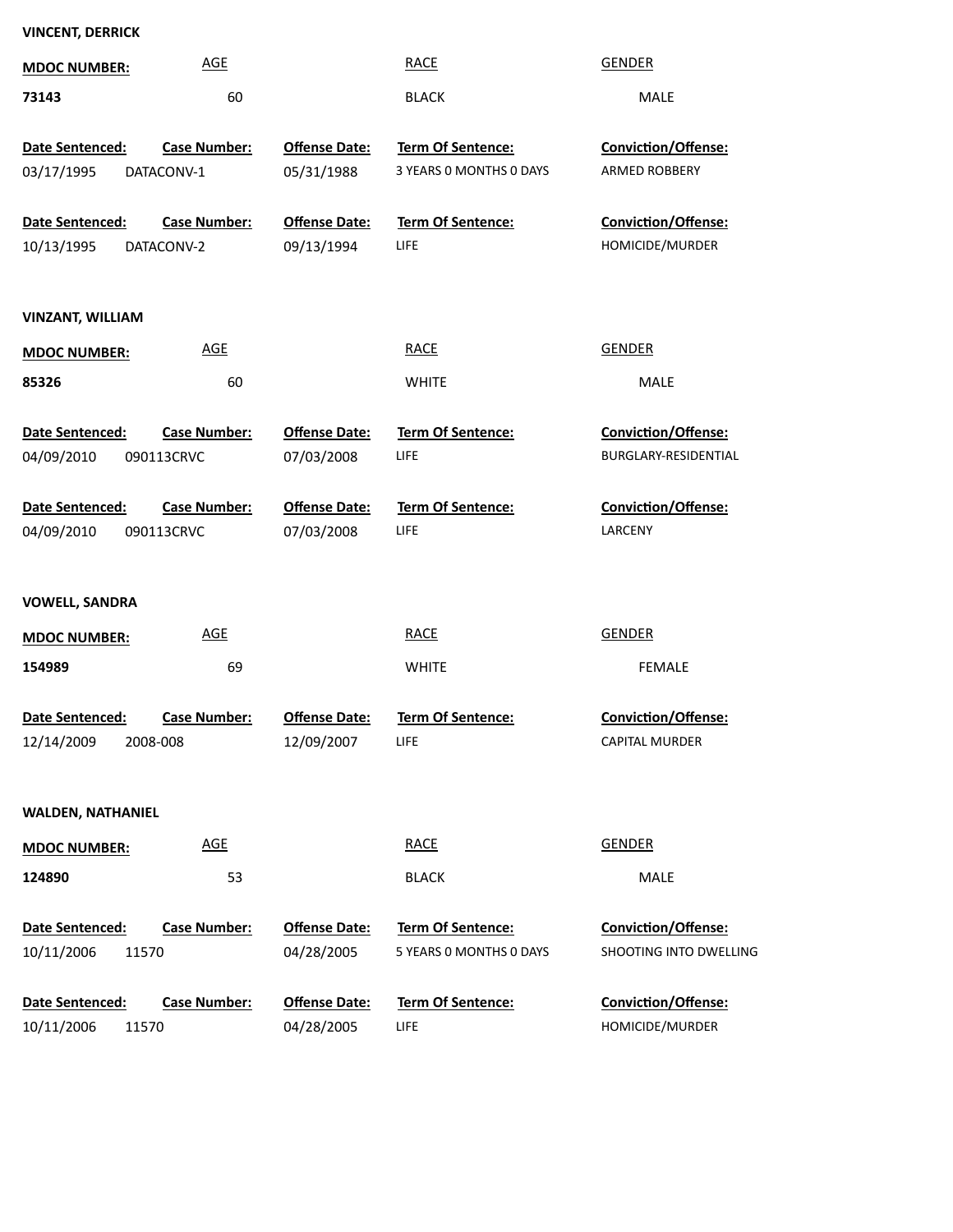**VINCENT, DERRICK**

| MDOC NUMBER: | AGE | RACE | GENDER |
|---|---|---|---|
| 73143 | 60 | BLACK | MALE |

| Date Sentenced: | Case Number: | Offense Date: | Term Of Sentence: | Conviction/Offense: |
|---|---|---|---|---|
| 03/17/1995 | DATACONV-1 | 05/31/1988 | 3 YEARS 0 MONTHS 0 DAYS | ARMED ROBBERY |
| 10/13/1995 | DATACONV-2 | 09/13/1994 | LIFE | HOMICIDE/MURDER |

**VINZANT, WILLIAM**

| MDOC NUMBER: | AGE | RACE | GENDER |
|---|---|---|---|
| 85326 | 60 | WHITE | MALE |

| Date Sentenced: | Case Number: | Offense Date: | Term Of Sentence: | Conviction/Offense: |
|---|---|---|---|---|
| 04/09/2010 | 090113CRVC | 07/03/2008 | LIFE | BURGLARY-RESIDENTIAL |
| 04/09/2010 | 090113CRVC | 07/03/2008 | LIFE | LARCENY |

**VOWELL, SANDRA**

| MDOC NUMBER: | AGE | RACE | GENDER |
|---|---|---|---|
| 154989 | 69 | WHITE | FEMALE |

| Date Sentenced: | Case Number: | Offense Date: | Term Of Sentence: | Conviction/Offense: |
|---|---|---|---|---|
| 12/14/2009 | 2008-008 | 12/09/2007 | LIFE | CAPITAL MURDER |

**WALDEN, NATHANIEL**

| MDOC NUMBER: | AGE | RACE | GENDER |
|---|---|---|---|
| 124890 | 53 | BLACK | MALE |

| Date Sentenced: | Case Number: | Offense Date: | Term Of Sentence: | Conviction/Offense: |
|---|---|---|---|---|
| 10/11/2006 | 11570 | 04/28/2005 | 5 YEARS 0 MONTHS 0 DAYS | SHOOTING INTO DWELLING |
| 10/11/2006 | 11570 | 04/28/2005 | LIFE | HOMICIDE/MURDER |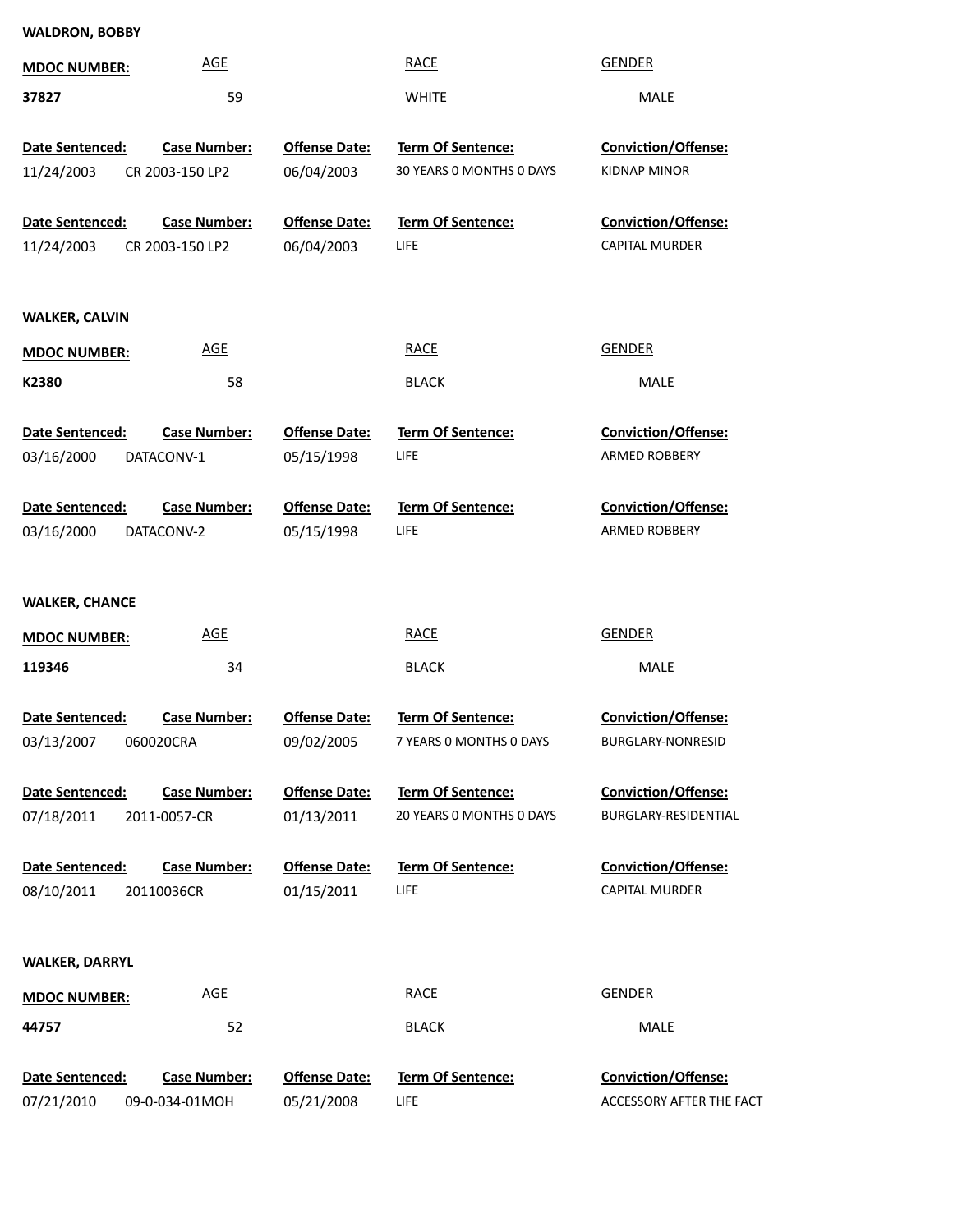**WALDRON, BOBBY**

| MDOC NUMBER: | AGE | RACE | GENDER |
|---|---|---|---|
| 37827 | 59 | WHITE | MALE |

| Date Sentenced: | Case Number: | Offense Date: | Term Of Sentence: | Conviction/Offense: |
|---|---|---|---|---|
| 11/24/2003 | CR 2003-150 LP2 | 06/04/2003 | 30 YEARS 0 MONTHS 0 DAYS | KIDNAP MINOR |
| 11/24/2003 | CR 2003-150 LP2 | 06/04/2003 | LIFE | CAPITAL MURDER |

**WALKER, CALVIN**

| MDOC NUMBER: | AGE | RACE | GENDER |
|---|---|---|---|
| K2380 | 58 | BLACK | MALE |

| Date Sentenced: | Case Number: | Offense Date: | Term Of Sentence: | Conviction/Offense: |
|---|---|---|---|---|
| 03/16/2000 | DATACONV-1 | 05/15/1998 | LIFE | ARMED ROBBERY |
| 03/16/2000 | DATACONV-2 | 05/15/1998 | LIFE | ARMED ROBBERY |

**WALKER, CHANCE**

| MDOC NUMBER: | AGE | RACE | GENDER |
|---|---|---|---|
| 119346 | 34 | BLACK | MALE |

| Date Sentenced: | Case Number: | Offense Date: | Term Of Sentence: | Conviction/Offense: |
|---|---|---|---|---|
| 03/13/2007 | 060020CRA | 09/02/2005 | 7 YEARS 0 MONTHS 0 DAYS | BURGLARY-NONRESID |
| 07/18/2011 | 2011-0057-CR | 01/13/2011 | 20 YEARS 0 MONTHS 0 DAYS | BURGLARY-RESIDENTIAL |
| 08/10/2011 | 20110036CR | 01/15/2011 | LIFE | CAPITAL MURDER |

**WALKER, DARRYL**

| MDOC NUMBER: | AGE | RACE | GENDER |
|---|---|---|---|
| 44757 | 52 | BLACK | MALE |

| Date Sentenced: | Case Number: | Offense Date: | Term Of Sentence: | Conviction/Offense: |
|---|---|---|---|---|
| 07/21/2010 | 09-0-034-01MOH | 05/21/2008 | LIFE | ACCESSORY AFTER THE FACT |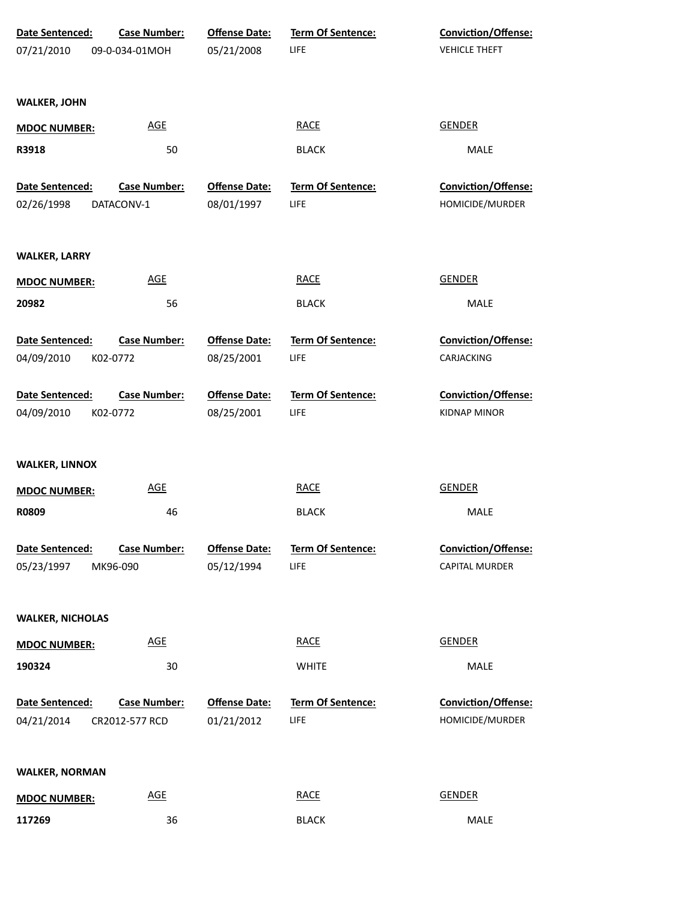| Date Sentenced: | Case Number: | Offense Date: | Term Of Sentence: | Conviction/Offense: |
|---|---|---|---|---|
| 07/21/2010 | 09-0-034-01MOH | 05/21/2008 | LIFE | VEHICLE THEFT |

**WALKER, JOHN**

| MDOC NUMBER: | AGE | RACE | GENDER |
|---|---|---|---|
| R3918 | 50 | BLACK | MALE |

| Date Sentenced: | Case Number: | Offense Date: | Term Of Sentence: | Conviction/Offense: |
|---|---|---|---|---|
| 02/26/1998 | DATACONV-1 | 08/01/1997 | LIFE | HOMICIDE/MURDER |

**WALKER, LARRY**

| MDOC NUMBER: | AGE | RACE | GENDER |
|---|---|---|---|
| 20982 | 56 | BLACK | MALE |

| Date Sentenced: | Case Number: | Offense Date: | Term Of Sentence: | Conviction/Offense: |
|---|---|---|---|---|
| 04/09/2010 | K02-0772 | 08/25/2001 | LIFE | CARJACKING |

| Date Sentenced: | Case Number: | Offense Date: | Term Of Sentence: | Conviction/Offense: |
|---|---|---|---|---|
| 04/09/2010 | K02-0772 | 08/25/2001 | LIFE | KIDNAP MINOR |

**WALKER, LINNOX**

| MDOC NUMBER: | AGE | RACE | GENDER |
|---|---|---|---|
| R0809 | 46 | BLACK | MALE |

| Date Sentenced: | Case Number: | Offense Date: | Term Of Sentence: | Conviction/Offense: |
|---|---|---|---|---|
| 05/23/1997 | MK96-090 | 05/12/1994 | LIFE | CAPITAL MURDER |

**WALKER, NICHOLAS**

| MDOC NUMBER: | AGE | RACE | GENDER |
|---|---|---|---|
| 190324 | 30 | WHITE | MALE |

| Date Sentenced: | Case Number: | Offense Date: | Term Of Sentence: | Conviction/Offense: |
|---|---|---|---|---|
| 04/21/2014 | CR2012-577 RCD | 01/21/2012 | LIFE | HOMICIDE/MURDER |

**WALKER, NORMAN**

| MDOC NUMBER: | AGE | RACE | GENDER |
|---|---|---|---|
| 117269 | 36 | BLACK | MALE |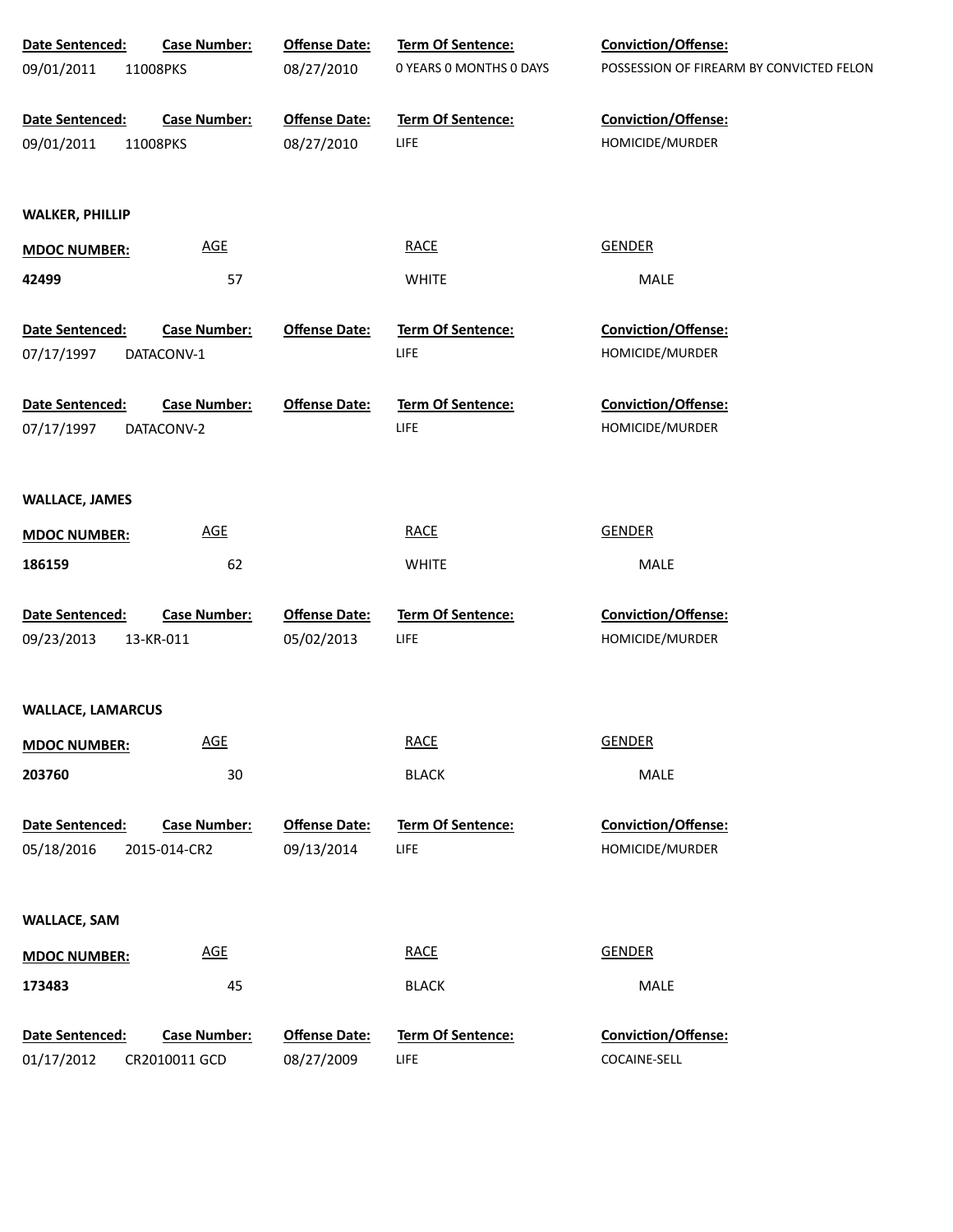| Date Sentenced: | Case Number: | Offense Date: | Term Of Sentence: | Conviction/Offense: |
|---|---|---|---|---|
| 09/01/2011 | 11008PKS | 08/27/2010 | 0 YEARS 0 MONTHS 0 DAYS | POSSESSION OF FIREARM BY CONVICTED FELON |

| Date Sentenced: | Case Number: | Offense Date: | Term Of Sentence: | Conviction/Offense: |
|---|---|---|---|---|
| 09/01/2011 | 11008PKS | 08/27/2010 | LIFE | HOMICIDE/MURDER |

**WALKER, PHILLIP**

| MDOC NUMBER: | AGE | RACE | GENDER |
|---|---|---|---|
| 42499 | 57 | WHITE | MALE |

| Date Sentenced: | Case Number: | Offense Date: | Term Of Sentence: | Conviction/Offense: |
|---|---|---|---|---|
| 07/17/1997 | DATACONV-1 | | LIFE | HOMICIDE/MURDER |

| Date Sentenced: | Case Number: | Offense Date: | Term Of Sentence: | Conviction/Offense: |
|---|---|---|---|---|
| 07/17/1997 | DATACONV-2 | | LIFE | HOMICIDE/MURDER |

**WALLACE, JAMES**

| MDOC NUMBER: | AGE | RACE | GENDER |
|---|---|---|---|
| 186159 | 62 | WHITE | MALE |

| Date Sentenced: | Case Number: | Offense Date: | Term Of Sentence: | Conviction/Offense: |
|---|---|---|---|---|
| 09/23/2013 | 13-KR-011 | 05/02/2013 | LIFE | HOMICIDE/MURDER |

**WALLACE, LAMARCUS**

| MDOC NUMBER: | AGE | RACE | GENDER |
|---|---|---|---|
| 203760 | 30 | BLACK | MALE |

| Date Sentenced: | Case Number: | Offense Date: | Term Of Sentence: | Conviction/Offense: |
|---|---|---|---|---|
| 05/18/2016 | 2015-014-CR2 | 09/13/2014 | LIFE | HOMICIDE/MURDER |

**WALLACE, SAM**

| MDOC NUMBER: | AGE | RACE | GENDER |
|---|---|---|---|
| 173483 | 45 | BLACK | MALE |

| Date Sentenced: | Case Number: | Offense Date: | Term Of Sentence: | Conviction/Offense: |
|---|---|---|---|---|
| 01/17/2012 | CR2010011 GCD | 08/27/2009 | LIFE | COCAINE-SELL |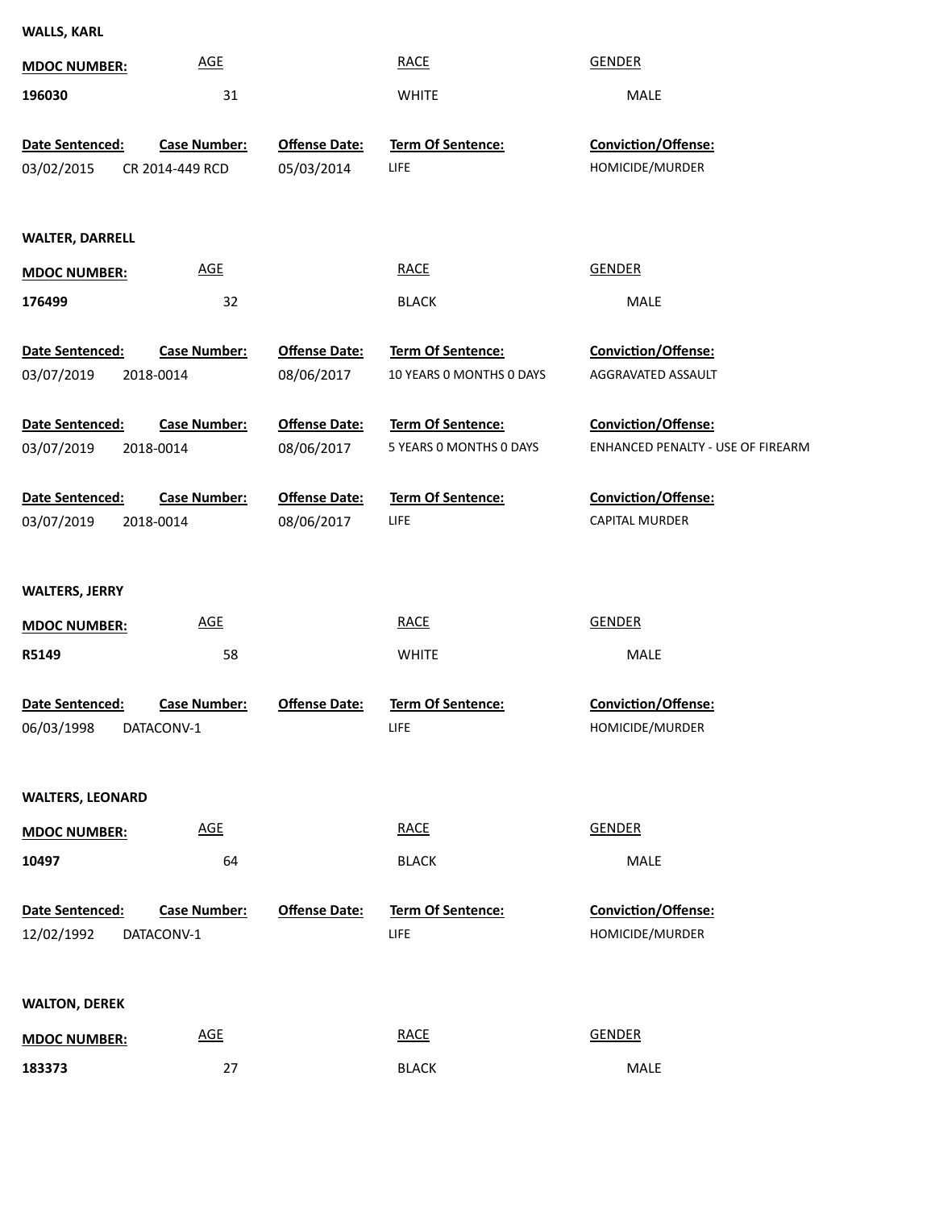**WALLS, KARL**

| MDOC NUMBER: | AGE | RACE | GENDER |
|---|---|---|---|
| 196030 | 31 | WHITE | MALE |

| Date Sentenced: | Case Number: | Offense Date: | Term Of Sentence: | Conviction/Offense: |
|---|---|---|---|---|
| 03/02/2015 | CR 2014-449 RCD | 05/03/2014 | LIFE | HOMICIDE/MURDER |

**WALTER, DARRELL**

| MDOC NUMBER: | AGE | RACE | GENDER |
|---|---|---|---|
| 176499 | 32 | BLACK | MALE |

| Date Sentenced: | Case Number: | Offense Date: | Term Of Sentence: | Conviction/Offense: |
|---|---|---|---|---|
| 03/07/2019 | 2018-0014 | 08/06/2017 | 10 YEARS 0 MONTHS 0 DAYS | AGGRAVATED ASSAULT |
| 03/07/2019 | 2018-0014 | 08/06/2017 | 5 YEARS 0 MONTHS 0 DAYS | ENHANCED PENALTY - USE OF FIREARM |
| 03/07/2019 | 2018-0014 | 08/06/2017 | LIFE | CAPITAL MURDER |

**WALTERS, JERRY**

| MDOC NUMBER: | AGE | RACE | GENDER |
|---|---|---|---|
| R5149 | 58 | WHITE | MALE |

| Date Sentenced: | Case Number: | Offense Date: | Term Of Sentence: | Conviction/Offense: |
|---|---|---|---|---|
| 06/03/1998 | DATACONV-1 | | LIFE | HOMICIDE/MURDER |

**WALTERS, LEONARD**

| MDOC NUMBER: | AGE | RACE | GENDER |
|---|---|---|---|
| 10497 | 64 | BLACK | MALE |

| Date Sentenced: | Case Number: | Offense Date: | Term Of Sentence: | Conviction/Offense: |
|---|---|---|---|---|
| 12/02/1992 | DATACONV-1 | | LIFE | HOMICIDE/MURDER |

**WALTON, DEREK**

| MDOC NUMBER: | AGE | RACE | GENDER |
|---|---|---|---|
| 183373 | 27 | BLACK | MALE |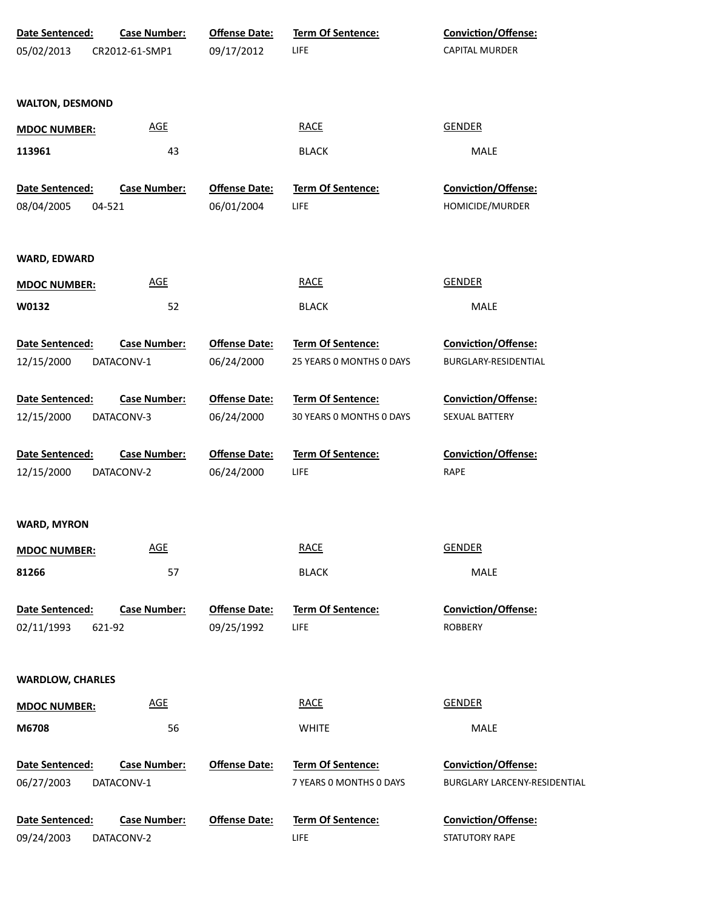| Date Sentenced: | Case Number: | Offense Date: | Term Of Sentence: | Conviction/Offense: |
|---|---|---|---|---|
| 05/02/2013 | CR2012-61-SMP1 | 09/17/2012 | LIFE | CAPITAL MURDER |

**WALTON, DESMOND**

| MDOC NUMBER: | AGE | RACE | GENDER |
|---|---|---|---|
| 113961 | 43 | BLACK | MALE |

| Date Sentenced: | Case Number: | Offense Date: | Term Of Sentence: | Conviction/Offense: |
|---|---|---|---|---|
| 08/04/2005 | 04-521 | 06/01/2004 | LIFE | HOMICIDE/MURDER |

**WARD, EDWARD**

| MDOC NUMBER: | AGE | RACE | GENDER |
|---|---|---|---|
| W0132 | 52 | BLACK | MALE |

| Date Sentenced: | Case Number: | Offense Date: | Term Of Sentence: | Conviction/Offense: |
|---|---|---|---|---|
| 12/15/2000 | DATACONV-1 | 06/24/2000 | 25 YEARS 0 MONTHS 0 DAYS | BURGLARY-RESIDENTIAL |
| 12/15/2000 | DATACONV-3 | 06/24/2000 | 30 YEARS 0 MONTHS 0 DAYS | SEXUAL BATTERY |
| 12/15/2000 | DATACONV-2 | 06/24/2000 | LIFE | RAPE |

**WARD, MYRON**

| MDOC NUMBER: | AGE | RACE | GENDER |
|---|---|---|---|
| 81266 | 57 | BLACK | MALE |

| Date Sentenced: | Case Number: | Offense Date: | Term Of Sentence: | Conviction/Offense: |
|---|---|---|---|---|
| 02/11/1993 | 621-92 | 09/25/1992 | LIFE | ROBBERY |

**WARDLOW, CHARLES**

| MDOC NUMBER: | AGE | RACE | GENDER |
|---|---|---|---|
| M6708 | 56 | WHITE | MALE |

| Date Sentenced: | Case Number: | Offense Date: | Term Of Sentence: | Conviction/Offense: |
|---|---|---|---|---|
| 06/27/2003 | DATACONV-1 | | 7 YEARS 0 MONTHS 0 DAYS | BURGLARY LARCENY-RESIDENTIAL |
| 09/24/2003 | DATACONV-2 | | LIFE | STATUTORY RAPE |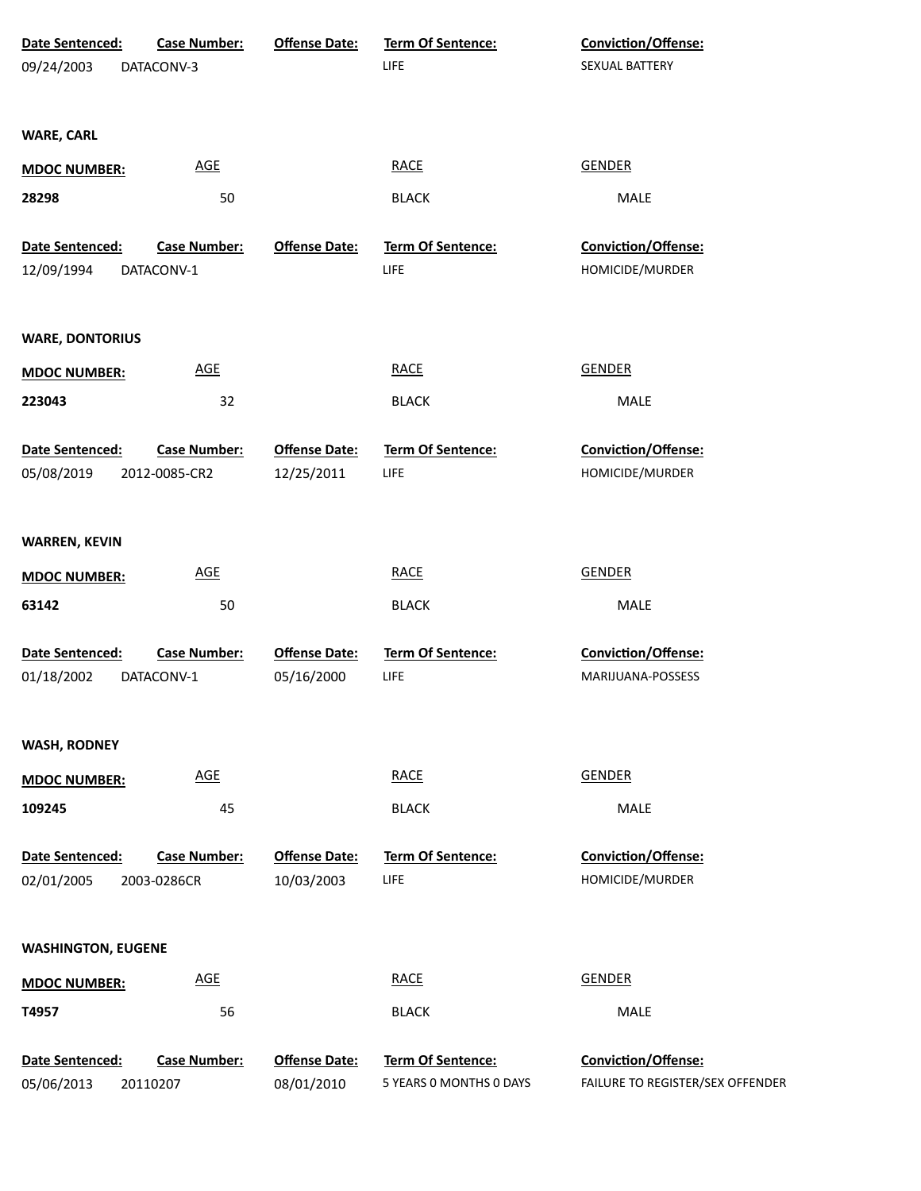| Date Sentenced: | Case Number: | Offense Date: | Term Of Sentence: | Conviction/Offense: |
|---|---|---|---|---|
| 09/24/2003 | DATACONV-3 | | LIFE | SEXUAL BATTERY |

**WARE, CARL**

| MDOC NUMBER: | AGE | RACE | GENDER |
|---|---|---|---|
| 28298 | 50 | BLACK | MALE |

| Date Sentenced: | Case Number: | Offense Date: | Term Of Sentence: | Conviction/Offense: |
|---|---|---|---|---|
| 12/09/1994 | DATACONV-1 | | LIFE | HOMICIDE/MURDER |

**WARE, DONTORIUS**

| MDOC NUMBER: | AGE | RACE | GENDER |
|---|---|---|---|
| 223043 | 32 | BLACK | MALE |

| Date Sentenced: | Case Number: | Offense Date: | Term Of Sentence: | Conviction/Offense: |
|---|---|---|---|---|
| 05/08/2019 | 2012-0085-CR2 | 12/25/2011 | LIFE | HOMICIDE/MURDER |

**WARREN, KEVIN**

| MDOC NUMBER: | AGE | RACE | GENDER |
|---|---|---|---|
| 63142 | 50 | BLACK | MALE |

| Date Sentenced: | Case Number: | Offense Date: | Term Of Sentence: | Conviction/Offense: |
|---|---|---|---|---|
| 01/18/2002 | DATACONV-1 | 05/16/2000 | LIFE | MARIJUANA-POSSESS |

**WASH, RODNEY**

| MDOC NUMBER: | AGE | RACE | GENDER |
|---|---|---|---|
| 109245 | 45 | BLACK | MALE |

| Date Sentenced: | Case Number: | Offense Date: | Term Of Sentence: | Conviction/Offense: |
|---|---|---|---|---|
| 02/01/2005 | 2003-0286CR | 10/03/2003 | LIFE | HOMICIDE/MURDER |

**WASHINGTON, EUGENE**

| MDOC NUMBER: | AGE | RACE | GENDER |
|---|---|---|---|
| T4957 | 56 | BLACK | MALE |

| Date Sentenced: | Case Number: | Offense Date: | Term Of Sentence: | Conviction/Offense: |
|---|---|---|---|---|
| 05/06/2013 | 20110207 | 08/01/2010 | 5 YEARS 0 MONTHS 0 DAYS | FAILURE TO REGISTER/SEX OFFENDER |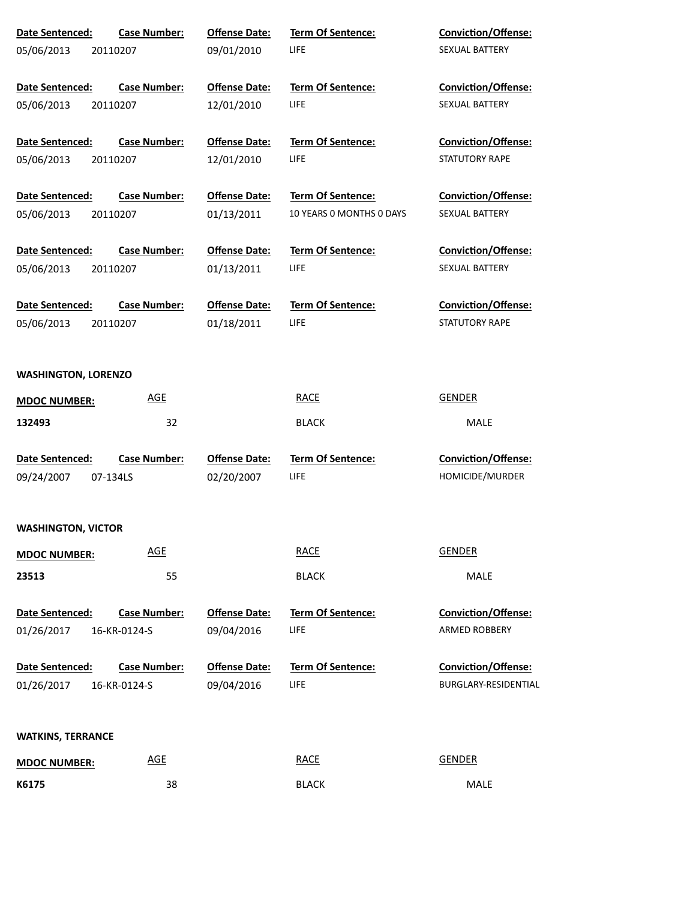| Date Sentenced: | Case Number: | Offense Date: | Term Of Sentence: | Conviction/Offense: |
|---|---|---|---|---|
| 05/06/2013 | 20110207 | 09/01/2010 | LIFE | SEXUAL BATTERY |

| Date Sentenced: | Case Number: | Offense Date: | Term Of Sentence: | Conviction/Offense: |
|---|---|---|---|---|
| 05/06/2013 | 20110207 | 12/01/2010 | LIFE | SEXUAL BATTERY |

| Date Sentenced: | Case Number: | Offense Date: | Term Of Sentence: | Conviction/Offense: |
|---|---|---|---|---|
| 05/06/2013 | 20110207 | 12/01/2010 | LIFE | STATUTORY RAPE |

| Date Sentenced: | Case Number: | Offense Date: | Term Of Sentence: | Conviction/Offense: |
|---|---|---|---|---|
| 05/06/2013 | 20110207 | 01/13/2011 | 10 YEARS 0 MONTHS 0 DAYS | SEXUAL BATTERY |

| Date Sentenced: | Case Number: | Offense Date: | Term Of Sentence: | Conviction/Offense: |
|---|---|---|---|---|
| 05/06/2013 | 20110207 | 01/13/2011 | LIFE | SEXUAL BATTERY |

| Date Sentenced: | Case Number: | Offense Date: | Term Of Sentence: | Conviction/Offense: |
|---|---|---|---|---|
| 05/06/2013 | 20110207 | 01/18/2011 | LIFE | STATUTORY RAPE |

**WASHINGTON, LORENZO**

| MDOC NUMBER: | AGE | RACE | GENDER |
|---|---|---|---|
| 132493 | 32 | BLACK | MALE |

| Date Sentenced: | Case Number: | Offense Date: | Term Of Sentence: | Conviction/Offense: |
|---|---|---|---|---|
| 09/24/2007 | 07-134LS | 02/20/2007 | LIFE | HOMICIDE/MURDER |

**WASHINGTON, VICTOR**

| MDOC NUMBER: | AGE | RACE | GENDER |
|---|---|---|---|
| 23513 | 55 | BLACK | MALE |

| Date Sentenced: | Case Number: | Offense Date: | Term Of Sentence: | Conviction/Offense: |
|---|---|---|---|---|
| 01/26/2017 | 16-KR-0124-S | 09/04/2016 | LIFE | ARMED ROBBERY |

| Date Sentenced: | Case Number: | Offense Date: | Term Of Sentence: | Conviction/Offense: |
|---|---|---|---|---|
| 01/26/2017 | 16-KR-0124-S | 09/04/2016 | LIFE | BURGLARY-RESIDENTIAL |

**WATKINS, TERRANCE**

| MDOC NUMBER: | AGE | RACE | GENDER |
|---|---|---|---|
| K6175 | 38 | BLACK | MALE |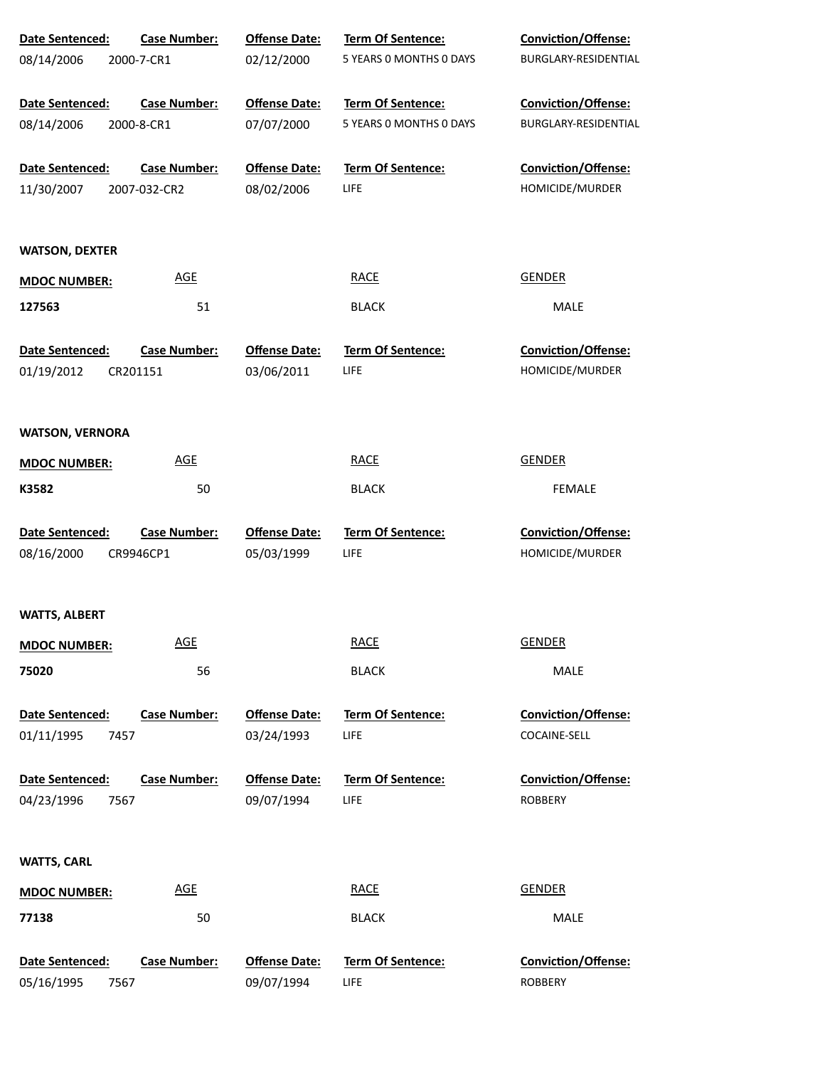| Date Sentenced: | Case Number: | Offense Date: | Term Of Sentence: | Conviction/Offense: |
|---|---|---|---|---|
| 08/14/2006 | 2000-7-CR1 | 02/12/2000 | 5 YEARS 0 MONTHS 0 DAYS | BURGLARY-RESIDENTIAL |

| Date Sentenced: | Case Number: | Offense Date: | Term Of Sentence: | Conviction/Offense: |
|---|---|---|---|---|
| 08/14/2006 | 2000-8-CR1 | 07/07/2000 | 5 YEARS 0 MONTHS 0 DAYS | BURGLARY-RESIDENTIAL |

| Date Sentenced: | Case Number: | Offense Date: | Term Of Sentence: | Conviction/Offense: |
|---|---|---|---|---|
| 11/30/2007 | 2007-032-CR2 | 08/02/2006 | LIFE | HOMICIDE/MURDER |

**WATSON, DEXTER**

| MDOC NUMBER: | AGE | RACE | GENDER |
|---|---|---|---|
| 127563 | 51 | BLACK | MALE |

| Date Sentenced: | Case Number: | Offense Date: | Term Of Sentence: | Conviction/Offense: |
|---|---|---|---|---|
| 01/19/2012 | CR201151 | 03/06/2011 | LIFE | HOMICIDE/MURDER |

**WATSON, VERNORA**

| MDOC NUMBER: | AGE | RACE | GENDER |
|---|---|---|---|
| K3582 | 50 | BLACK | FEMALE |

| Date Sentenced: | Case Number: | Offense Date: | Term Of Sentence: | Conviction/Offense: |
|---|---|---|---|---|
| 08/16/2000 | CR9946CP1 | 05/03/1999 | LIFE | HOMICIDE/MURDER |

**WATTS, ALBERT**

| MDOC NUMBER: | AGE | RACE | GENDER |
|---|---|---|---|
| 75020 | 56 | BLACK | MALE |

| Date Sentenced: | Case Number: | Offense Date: | Term Of Sentence: | Conviction/Offense: |
|---|---|---|---|---|
| 01/11/1995 | 7457 | 03/24/1993 | LIFE | COCAINE-SELL |

| Date Sentenced: | Case Number: | Offense Date: | Term Of Sentence: | Conviction/Offense: |
|---|---|---|---|---|
| 04/23/1996 | 7567 | 09/07/1994 | LIFE | ROBBERY |

**WATTS, CARL**

| MDOC NUMBER: | AGE | RACE | GENDER |
|---|---|---|---|
| 77138 | 50 | BLACK | MALE |

| Date Sentenced: | Case Number: | Offense Date: | Term Of Sentence: | Conviction/Offense: |
|---|---|---|---|---|
| 05/16/1995 | 7567 | 09/07/1994 | LIFE | ROBBERY |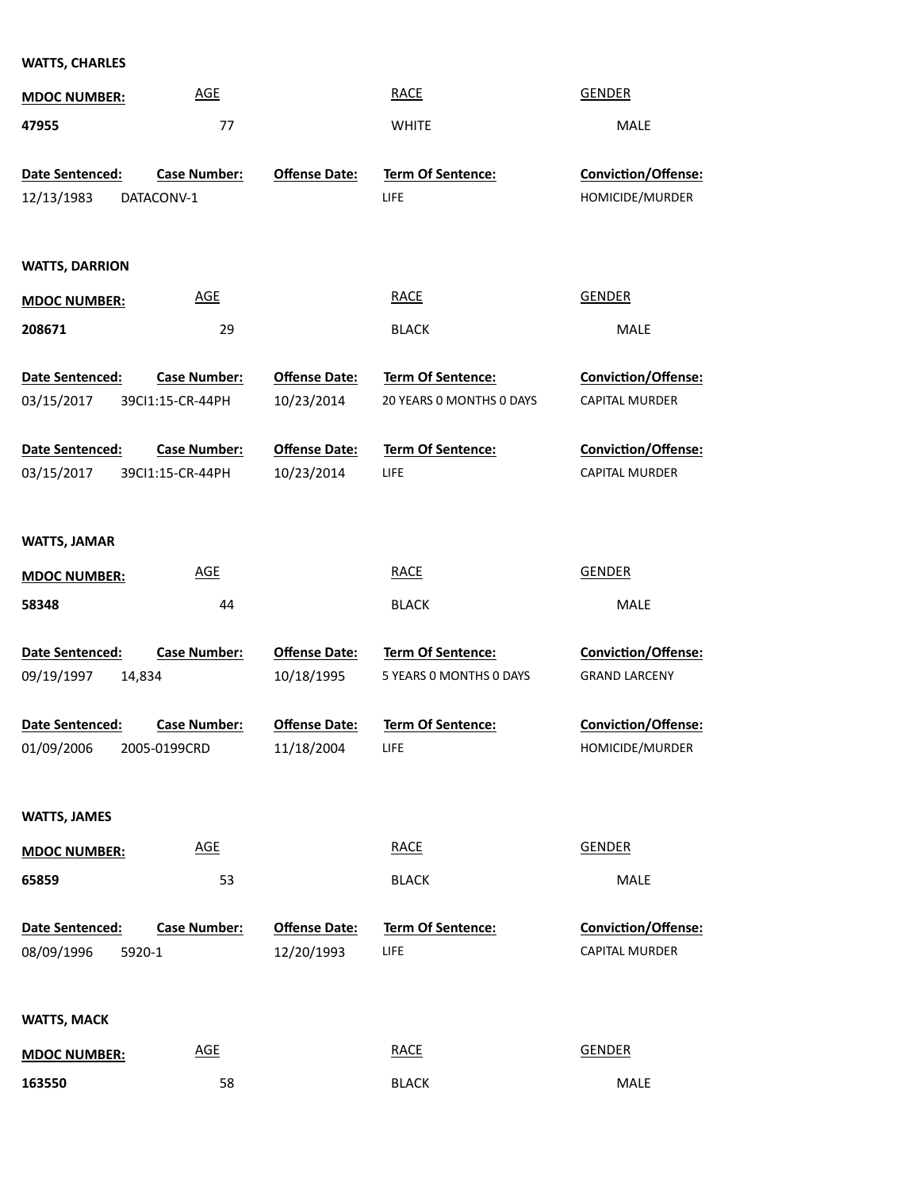**WATTS, CHARLES**

| MDOC NUMBER: | AGE | RACE | GENDER |
|---|---|---|---|
| 47955 | 77 | WHITE | MALE |

| Date Sentenced: | Case Number: | Offense Date: | Term Of Sentence: | Conviction/Offense: |
|---|---|---|---|---|
| 12/13/1983 | DATACONV-1 | | LIFE | HOMICIDE/MURDER |

**WATTS, DARRION**

| MDOC NUMBER: | AGE | RACE | GENDER |
|---|---|---|---|
| 208671 | 29 | BLACK | MALE |

| Date Sentenced: | Case Number: | Offense Date: | Term Of Sentence: | Conviction/Offense: |
|---|---|---|---|---|
| 03/15/2017 | 39CI1:15-CR-44PH | 10/23/2014 | 20 YEARS 0 MONTHS 0 DAYS | CAPITAL MURDER |
| 03/15/2017 | 39CI1:15-CR-44PH | 10/23/2014 | LIFE | CAPITAL MURDER |

**WATTS, JAMAR**

| MDOC NUMBER: | AGE | RACE | GENDER |
|---|---|---|---|
| 58348 | 44 | BLACK | MALE |

| Date Sentenced: | Case Number: | Offense Date: | Term Of Sentence: | Conviction/Offense: |
|---|---|---|---|---|
| 09/19/1997 | 14,834 | 10/18/1995 | 5 YEARS 0 MONTHS 0 DAYS | GRAND LARCENY |
| 01/09/2006 | 2005-0199CRD | 11/18/2004 | LIFE | HOMICIDE/MURDER |

**WATTS, JAMES**

| MDOC NUMBER: | AGE | RACE | GENDER |
|---|---|---|---|
| 65859 | 53 | BLACK | MALE |

| Date Sentenced: | Case Number: | Offense Date: | Term Of Sentence: | Conviction/Offense: |
|---|---|---|---|---|
| 08/09/1996 | 5920-1 | 12/20/1993 | LIFE | CAPITAL MURDER |

**WATTS, MACK**

| MDOC NUMBER: | AGE | RACE | GENDER |
|---|---|---|---|
| 163550 | 58 | BLACK | MALE |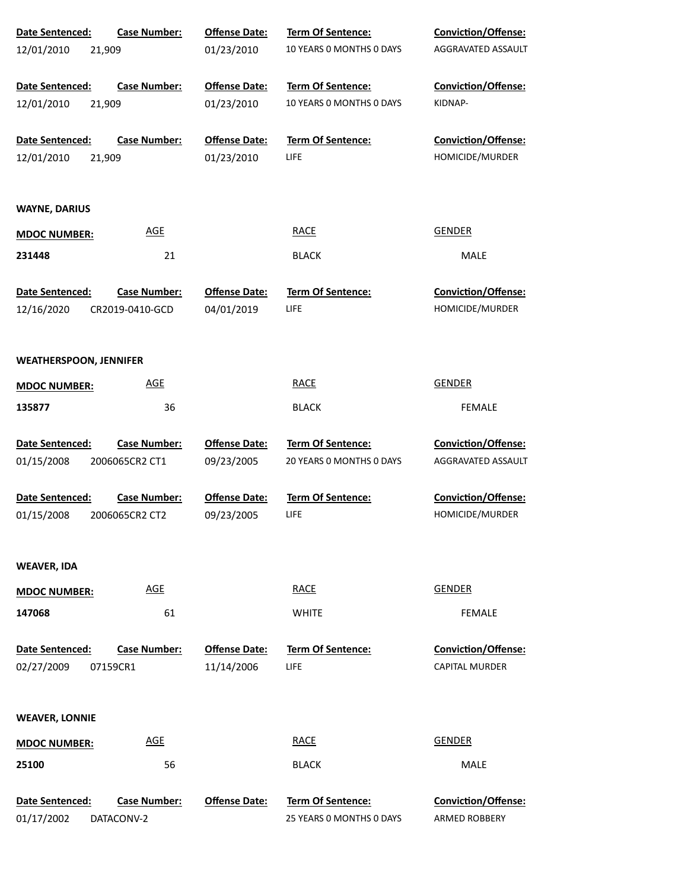| Date Sentenced: | Case Number: | Offense Date: | Term Of Sentence: | Conviction/Offense: |
|---|---|---|---|---|
| 12/01/2010 | 21,909 | 01/23/2010 | 10 YEARS 0 MONTHS 0 DAYS | AGGRAVATED ASSAULT |

| Date Sentenced: | Case Number: | Offense Date: | Term Of Sentence: | Conviction/Offense: |
|---|---|---|---|---|
| 12/01/2010 | 21,909 | 01/23/2010 | 10 YEARS 0 MONTHS 0 DAYS | KIDNAP- |

| Date Sentenced: | Case Number: | Offense Date: | Term Of Sentence: | Conviction/Offense: |
|---|---|---|---|---|
| 12/01/2010 | 21,909 | 01/23/2010 | LIFE | HOMICIDE/MURDER |

**WAYNE, DARIUS**

| MDOC NUMBER: | AGE | RACE | GENDER |
|---|---|---|---|
| 231448 | 21 | BLACK | MALE |

| Date Sentenced: | Case Number: | Offense Date: | Term Of Sentence: | Conviction/Offense: |
|---|---|---|---|---|
| 12/16/2020 | CR2019-0410-GCD | 04/01/2019 | LIFE | HOMICIDE/MURDER |

**WEATHERSPOON, JENNIFER**

| MDOC NUMBER: | AGE | RACE | GENDER |
|---|---|---|---|
| 135877 | 36 | BLACK | FEMALE |

| Date Sentenced: | Case Number: | Offense Date: | Term Of Sentence: | Conviction/Offense: |
|---|---|---|---|---|
| 01/15/2008 | 2006065CR2 CT1 | 09/23/2005 | 20 YEARS 0 MONTHS 0 DAYS | AGGRAVATED ASSAULT |

| Date Sentenced: | Case Number: | Offense Date: | Term Of Sentence: | Conviction/Offense: |
|---|---|---|---|---|
| 01/15/2008 | 2006065CR2 CT2 | 09/23/2005 | LIFE | HOMICIDE/MURDER |

**WEAVER, IDA**

| MDOC NUMBER: | AGE | RACE | GENDER |
|---|---|---|---|
| 147068 | 61 | WHITE | FEMALE |

| Date Sentenced: | Case Number: | Offense Date: | Term Of Sentence: | Conviction/Offense: |
|---|---|---|---|---|
| 02/27/2009 | 07159CR1 | 11/14/2006 | LIFE | CAPITAL MURDER |

**WEAVER, LONNIE**

| MDOC NUMBER: | AGE | RACE | GENDER |
|---|---|---|---|
| 25100 | 56 | BLACK | MALE |

| Date Sentenced: | Case Number: | Offense Date: | Term Of Sentence: | Conviction/Offense: |
|---|---|---|---|---|
| 01/17/2002 | DATACONV-2 | | 25 YEARS 0 MONTHS 0 DAYS | ARMED ROBBERY |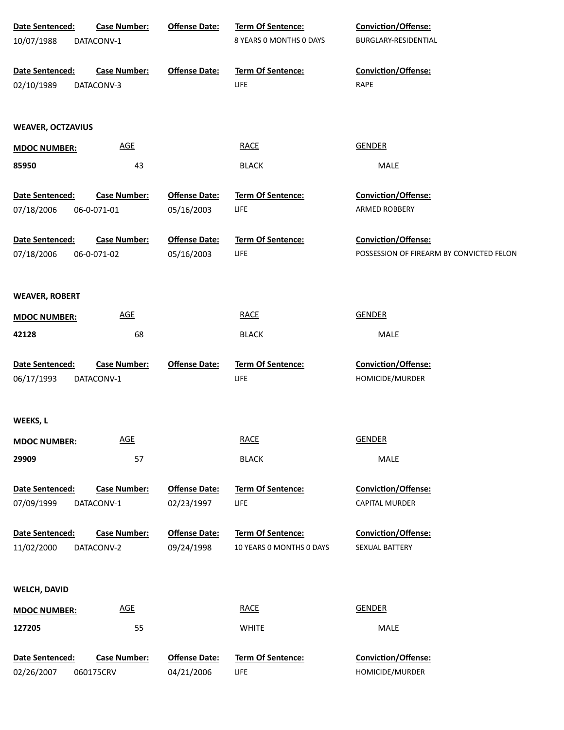| Date Sentenced: | Case Number: | Offense Date: | Term Of Sentence: | Conviction/Offense: |
|---|---|---|---|---|
| 10/07/1988 | DATACONV-1 | | 8 YEARS 0 MONTHS 0 DAYS | BURGLARY-RESIDENTIAL |

| Date Sentenced: | Case Number: | Offense Date: | Term Of Sentence: | Conviction/Offense: |
|---|---|---|---|---|
| 02/10/1989 | DATACONV-3 | | LIFE | RAPE |

**WEAVER, OCTZAVIUS**

| MDOC NUMBER: | AGE | RACE | GENDER |
|---|---|---|---|
| 85950 | 43 | BLACK | MALE |

| Date Sentenced: | Case Number: | Offense Date: | Term Of Sentence: | Conviction/Offense: |
|---|---|---|---|---|
| 07/18/2006 | 06-0-071-01 | 05/16/2003 | LIFE | ARMED ROBBERY |

| Date Sentenced: | Case Number: | Offense Date: | Term Of Sentence: | Conviction/Offense: |
|---|---|---|---|---|
| 07/18/2006 | 06-0-071-02 | 05/16/2003 | LIFE | POSSESSION OF FIREARM BY CONVICTED FELON |

**WEAVER, ROBERT**

| MDOC NUMBER: | AGE | RACE | GENDER |
|---|---|---|---|
| 42128 | 68 | BLACK | MALE |

| Date Sentenced: | Case Number: | Offense Date: | Term Of Sentence: | Conviction/Offense: |
|---|---|---|---|---|
| 06/17/1993 | DATACONV-1 | | LIFE | HOMICIDE/MURDER |

**WEEKS, L**

| MDOC NUMBER: | AGE | RACE | GENDER |
|---|---|---|---|
| 29909 | 57 | BLACK | MALE |

| Date Sentenced: | Case Number: | Offense Date: | Term Of Sentence: | Conviction/Offense: |
|---|---|---|---|---|
| 07/09/1999 | DATACONV-1 | 02/23/1997 | LIFE | CAPITAL MURDER |

| Date Sentenced: | Case Number: | Offense Date: | Term Of Sentence: | Conviction/Offense: |
|---|---|---|---|---|
| 11/02/2000 | DATACONV-2 | 09/24/1998 | 10 YEARS 0 MONTHS 0 DAYS | SEXUAL BATTERY |

**WELCH, DAVID**

| MDOC NUMBER: | AGE | RACE | GENDER |
|---|---|---|---|
| 127205 | 55 | WHITE | MALE |

| Date Sentenced: | Case Number: | Offense Date: | Term Of Sentence: | Conviction/Offense: |
|---|---|---|---|---|
| 02/26/2007 | 060175CRV | 04/21/2006 | LIFE | HOMICIDE/MURDER |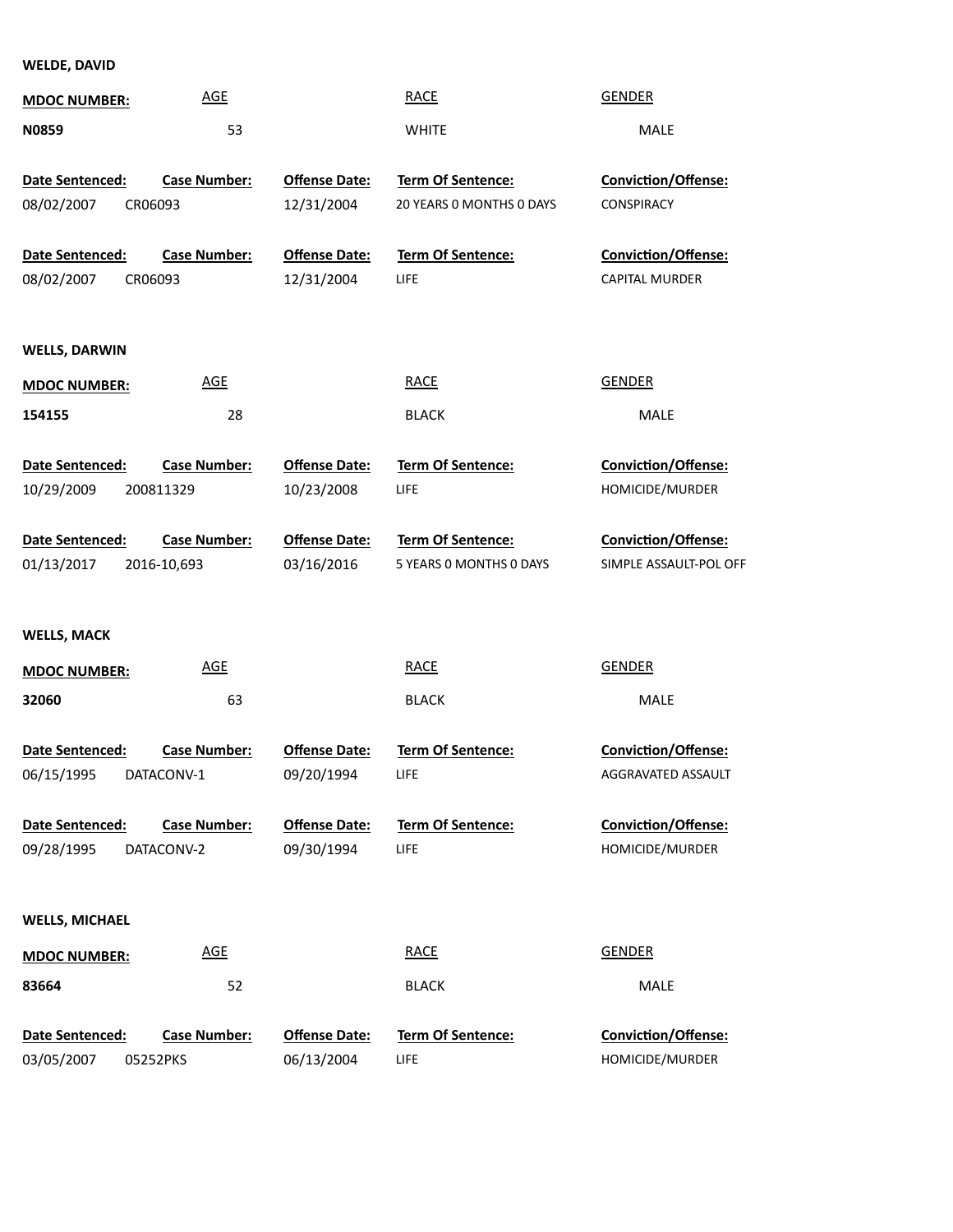**WELDE, DAVID**

| MDOC NUMBER: | AGE | RACE | GENDER |
|---|---|---|---|
| N0859 | 53 | WHITE | MALE |

| Date Sentenced: | Case Number: | Offense Date: | Term Of Sentence: | Conviction/Offense: |
|---|---|---|---|---|
| 08/02/2007 | CR06093 | 12/31/2004 | 20 YEARS 0 MONTHS 0 DAYS | CONSPIRACY |
| 08/02/2007 | CR06093 | 12/31/2004 | LIFE | CAPITAL MURDER |

**WELLS, DARWIN**

| MDOC NUMBER: | AGE | RACE | GENDER |
|---|---|---|---|
| 154155 | 28 | BLACK | MALE |

| Date Sentenced: | Case Number: | Offense Date: | Term Of Sentence: | Conviction/Offense: |
|---|---|---|---|---|
| 10/29/2009 | 200811329 | 10/23/2008 | LIFE | HOMICIDE/MURDER |
| 01/13/2017 | 2016-10,693 | 03/16/2016 | 5 YEARS 0 MONTHS 0 DAYS | SIMPLE ASSAULT-POL OFF |

**WELLS, MACK**

| MDOC NUMBER: | AGE | RACE | GENDER |
|---|---|---|---|
| 32060 | 63 | BLACK | MALE |

| Date Sentenced: | Case Number: | Offense Date: | Term Of Sentence: | Conviction/Offense: |
|---|---|---|---|---|
| 06/15/1995 | DATACONV-1 | 09/20/1994 | LIFE | AGGRAVATED ASSAULT |
| 09/28/1995 | DATACONV-2 | 09/30/1994 | LIFE | HOMICIDE/MURDER |

**WELLS, MICHAEL**

| MDOC NUMBER: | AGE | RACE | GENDER |
|---|---|---|---|
| 83664 | 52 | BLACK | MALE |

| Date Sentenced: | Case Number: | Offense Date: | Term Of Sentence: | Conviction/Offense: |
|---|---|---|---|---|
| 03/05/2007 | 05252PKS | 06/13/2004 | LIFE | HOMICIDE/MURDER |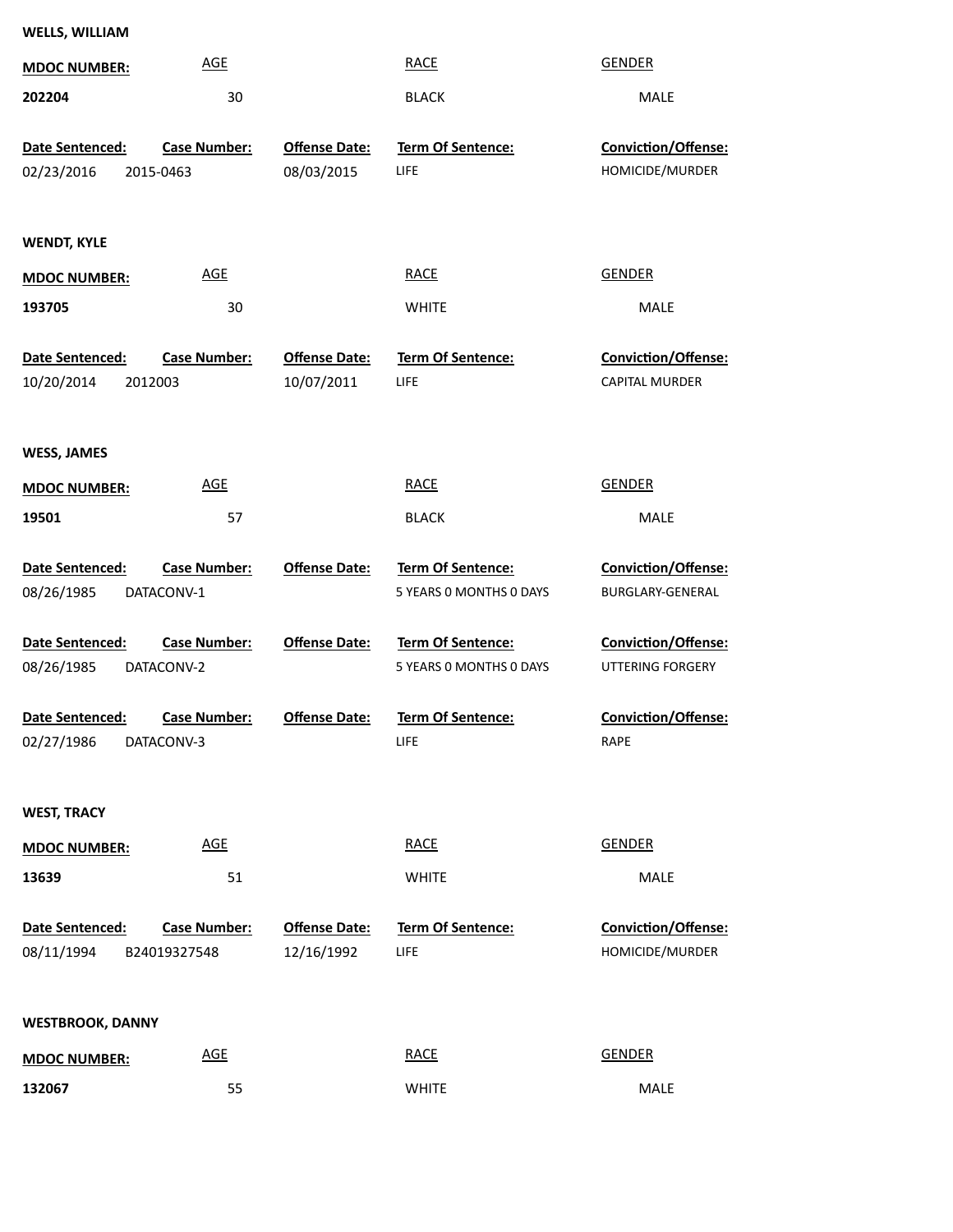**WELLS, WILLIAM**

| MDOC NUMBER: | AGE | RACE | GENDER |
| --- | --- | --- | --- |
| 202204 | 30 | BLACK | MALE |

| Date Sentenced: | Case Number: | Offense Date: | Term Of Sentence: | Conviction/Offense: |
| --- | --- | --- | --- | --- |
| 02/23/2016 | 2015-0463 | 08/03/2015 | LIFE | HOMICIDE/MURDER |

**WENDT, KYLE**

| MDOC NUMBER: | AGE | RACE | GENDER |
| --- | --- | --- | --- |
| 193705 | 30 | WHITE | MALE |

| Date Sentenced: | Case Number: | Offense Date: | Term Of Sentence: | Conviction/Offense: |
| --- | --- | --- | --- | --- |
| 10/20/2014 | 2012003 | 10/07/2011 | LIFE | CAPITAL MURDER |

**WESS, JAMES**

| MDOC NUMBER: | AGE | RACE | GENDER |
| --- | --- | --- | --- |
| 19501 | 57 | BLACK | MALE |

| Date Sentenced: | Case Number: | Offense Date: | Term Of Sentence: | Conviction/Offense: |
| --- | --- | --- | --- | --- |
| 08/26/1985 | DATACONV-1 | | 5 YEARS 0 MONTHS 0 DAYS | BURGLARY-GENERAL |
| 08/26/1985 | DATACONV-2 | | 5 YEARS 0 MONTHS 0 DAYS | UTTERING FORGERY |
| 02/27/1986 | DATACONV-3 | | LIFE | RAPE |

**WEST, TRACY**

| MDOC NUMBER: | AGE | RACE | GENDER |
| --- | --- | --- | --- |
| 13639 | 51 | WHITE | MALE |

| Date Sentenced: | Case Number: | Offense Date: | Term Of Sentence: | Conviction/Offense: |
| --- | --- | --- | --- | --- |
| 08/11/1994 | B24019327548 | 12/16/1992 | LIFE | HOMICIDE/MURDER |

**WESTBROOK, DANNY**

| MDOC NUMBER: | AGE | RACE | GENDER |
| --- | --- | --- | --- |
| 132067 | 55 | WHITE | MALE |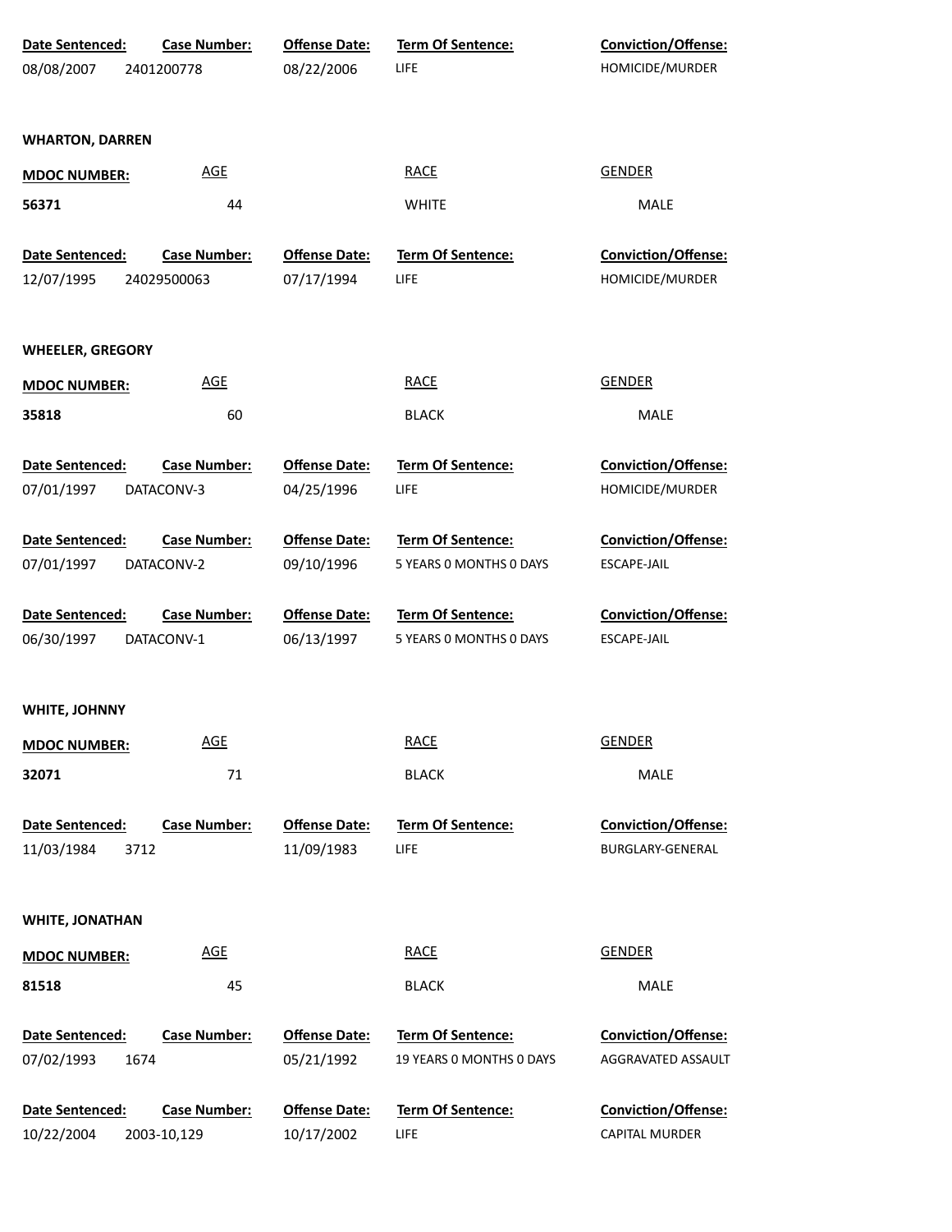| Date Sentenced: | Case Number: | Offense Date: | Term Of Sentence: | Conviction/Offense: |
|---|---|---|---|---|
| 08/08/2007 | 2401200778 | 08/22/2006 | LIFE | HOMICIDE/MURDER |

**WHARTON, DARREN**

| MDOC NUMBER: | AGE | RACE | GENDER |
|---|---|---|---|
| 56371 | 44 | WHITE | MALE |

| Date Sentenced: | Case Number: | Offense Date: | Term Of Sentence: | Conviction/Offense: |
|---|---|---|---|---|
| 12/07/1995 | 24029500063 | 07/17/1994 | LIFE | HOMICIDE/MURDER |

**WHEELER, GREGORY**

| MDOC NUMBER: | AGE | RACE | GENDER |
|---|---|---|---|
| 35818 | 60 | BLACK | MALE |

| Date Sentenced: | Case Number: | Offense Date: | Term Of Sentence: | Conviction/Offense: |
|---|---|---|---|---|
| 07/01/1997 | DATACONV-3 | 04/25/1996 | LIFE | HOMICIDE/MURDER |
| 07/01/1997 | DATACONV-2 | 09/10/1996 | 5 YEARS 0 MONTHS 0 DAYS | ESCAPE-JAIL |
| 06/30/1997 | DATACONV-1 | 06/13/1997 | 5 YEARS 0 MONTHS 0 DAYS | ESCAPE-JAIL |

**WHITE, JOHNNY**

| MDOC NUMBER: | AGE | RACE | GENDER |
|---|---|---|---|
| 32071 | 71 | BLACK | MALE |

| Date Sentenced: | Case Number: | Offense Date: | Term Of Sentence: | Conviction/Offense: |
|---|---|---|---|---|
| 11/03/1984 | 3712 | 11/09/1983 | LIFE | BURGLARY-GENERAL |

**WHITE, JONATHAN**

| MDOC NUMBER: | AGE | RACE | GENDER |
|---|---|---|---|
| 81518 | 45 | BLACK | MALE |

| Date Sentenced: | Case Number: | Offense Date: | Term Of Sentence: | Conviction/Offense: |
|---|---|---|---|---|
| 07/02/1993 | 1674 | 05/21/1992 | 19 YEARS 0 MONTHS 0 DAYS | AGGRAVATED ASSAULT |
| 10/22/2004 | 2003-10,129 | 10/17/2002 | LIFE | CAPITAL MURDER |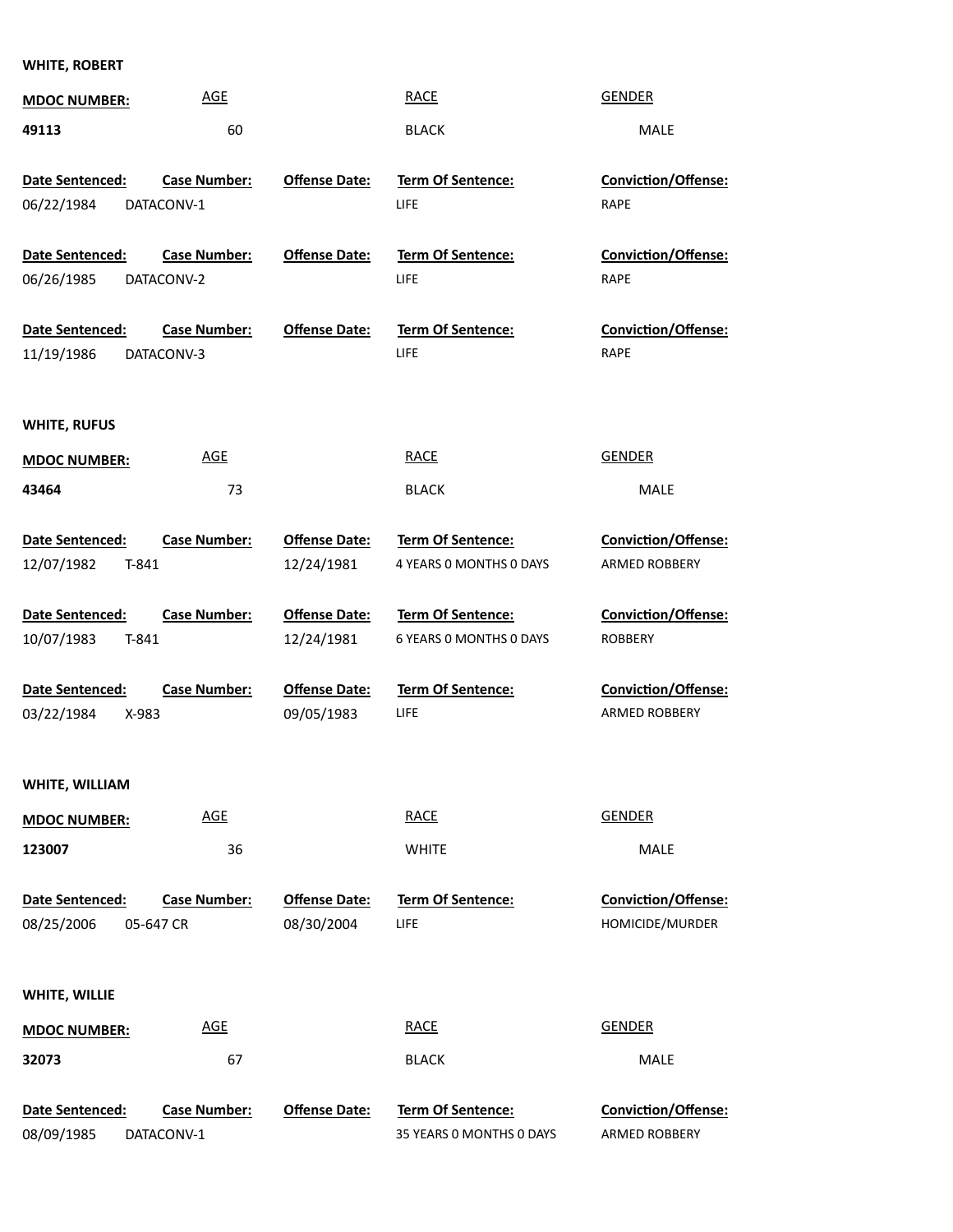**WHITE, ROBERT**

| MDOC NUMBER: | AGE | RACE | GENDER |
|---|---|---|---|
| 49113 | 60 | BLACK | MALE |

| Date Sentenced: | Case Number: | Offense Date: | Term Of Sentence: | Conviction/Offense: |
|---|---|---|---|---|
| 06/22/1984 | DATACONV-1 | | LIFE | RAPE |
| 06/26/1985 | DATACONV-2 | | LIFE | RAPE |
| 11/19/1986 | DATACONV-3 | | LIFE | RAPE |

**WHITE, RUFUS**

| MDOC NUMBER: | AGE | RACE | GENDER |
|---|---|---|---|
| 43464 | 73 | BLACK | MALE |

| Date Sentenced: | Case Number: | Offense Date: | Term Of Sentence: | Conviction/Offense: |
|---|---|---|---|---|
| 12/07/1982 | T-841 | 12/24/1981 | 4 YEARS 0 MONTHS 0 DAYS | ARMED ROBBERY |
| 10/07/1983 | T-841 | 12/24/1981 | 6 YEARS 0 MONTHS 0 DAYS | ROBBERY |
| 03/22/1984 | X-983 | 09/05/1983 | LIFE | ARMED ROBBERY |

**WHITE, WILLIAM**

| MDOC NUMBER: | AGE | RACE | GENDER |
|---|---|---|---|
| 123007 | 36 | WHITE | MALE |

| Date Sentenced: | Case Number: | Offense Date: | Term Of Sentence: | Conviction/Offense: |
|---|---|---|---|---|
| 08/25/2006 | 05-647 CR | 08/30/2004 | LIFE | HOMICIDE/MURDER |

**WHITE, WILLIE**

| MDOC NUMBER: | AGE | RACE | GENDER |
|---|---|---|---|
| 32073 | 67 | BLACK | MALE |

| Date Sentenced: | Case Number: | Offense Date: | Term Of Sentence: | Conviction/Offense: |
|---|---|---|---|---|
| 08/09/1985 | DATACONV-1 | | 35 YEARS 0 MONTHS 0 DAYS | ARMED ROBBERY |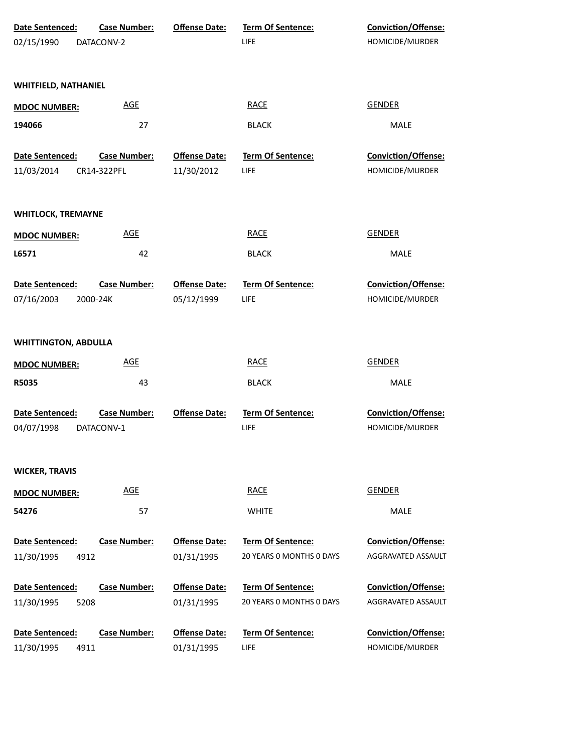| Date Sentenced: | Case Number: | Offense Date: | Term Of Sentence: | Conviction/Offense: |
|---|---|---|---|---|
| 02/15/1990 | DATACONV-2 | | LIFE | HOMICIDE/MURDER |

**WHITFIELD, NATHANIEL**

| MDOC NUMBER: | AGE | RACE | GENDER |
|---|---|---|---|
| 194066 | 27 | BLACK | MALE |

| Date Sentenced: | Case Number: | Offense Date: | Term Of Sentence: | Conviction/Offense: |
|---|---|---|---|---|
| 11/03/2014 | CR14-322PFL | 11/30/2012 | LIFE | HOMICIDE/MURDER |

**WHITLOCK, TREMAYNE**

| MDOC NUMBER: | AGE | RACE | GENDER |
|---|---|---|---|
| L6571 | 42 | BLACK | MALE |

| Date Sentenced: | Case Number: | Offense Date: | Term Of Sentence: | Conviction/Offense: |
|---|---|---|---|---|
| 07/16/2003 | 2000-24K | 05/12/1999 | LIFE | HOMICIDE/MURDER |

**WHITTINGTON, ABDULLA**

| MDOC NUMBER: | AGE | RACE | GENDER |
|---|---|---|---|
| R5035 | 43 | BLACK | MALE |

| Date Sentenced: | Case Number: | Offense Date: | Term Of Sentence: | Conviction/Offense: |
|---|---|---|---|---|
| 04/07/1998 | DATACONV-1 | | LIFE | HOMICIDE/MURDER |

**WICKER, TRAVIS**

| MDOC NUMBER: | AGE | RACE | GENDER |
|---|---|---|---|
| 54276 | 57 | WHITE | MALE |

| Date Sentenced: | Case Number: | Offense Date: | Term Of Sentence: | Conviction/Offense: |
|---|---|---|---|---|
| 11/30/1995 | 4912 | 01/31/1995 | 20 YEARS 0 MONTHS 0 DAYS | AGGRAVATED ASSAULT |
| 11/30/1995 | 5208 | 01/31/1995 | 20 YEARS 0 MONTHS 0 DAYS | AGGRAVATED ASSAULT |
| 11/30/1995 | 4911 | 01/31/1995 | LIFE | HOMICIDE/MURDER |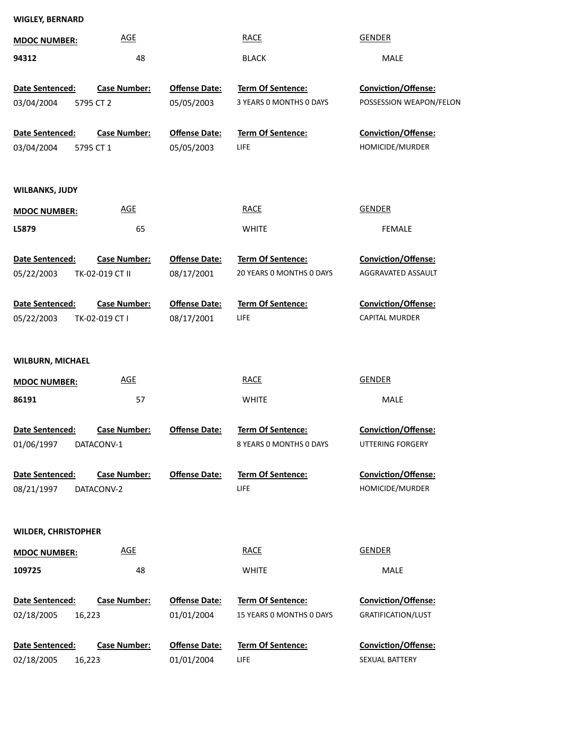**WIGLEY, BERNARD**

| MDOC NUMBER: | AGE | RACE | GENDER |
|---|---|---|---|
| 94312 | 48 | BLACK | MALE |

| Date Sentenced: | Case Number: | Offense Date: | Term Of Sentence: | Conviction/Offense: |
|---|---|---|---|---|
| 03/04/2004 | 5795 CT 2 | 05/05/2003 | 3 YEARS 0 MONTHS 0 DAYS | POSSESSION WEAPON/FELON |
| 03/04/2004 | 5795 CT 1 | 05/05/2003 | LIFE | HOMICIDE/MURDER |

**WILBANKS, JUDY**

| MDOC NUMBER: | AGE | RACE | GENDER |
|---|---|---|---|
| L5879 | 65 | WHITE | FEMALE |

| Date Sentenced: | Case Number: | Offense Date: | Term Of Sentence: | Conviction/Offense: |
|---|---|---|---|---|
| 05/22/2003 | TK-02-019 CT II | 08/17/2001 | 20 YEARS 0 MONTHS 0 DAYS | AGGRAVATED ASSAULT |
| 05/22/2003 | TK-02-019 CT I | 08/17/2001 | LIFE | CAPITAL MURDER |

**WILBURN, MICHAEL**

| MDOC NUMBER: | AGE | RACE | GENDER |
|---|---|---|---|
| 86191 | 57 | WHITE | MALE |

| Date Sentenced: | Case Number: | Offense Date: | Term Of Sentence: | Conviction/Offense: |
|---|---|---|---|---|
| 01/06/1997 | DATACONV-1 | | 8 YEARS 0 MONTHS 0 DAYS | UTTERING FORGERY |
| 08/21/1997 | DATACONV-2 | | LIFE | HOMICIDE/MURDER |

**WILDER, CHRISTOPHER**

| MDOC NUMBER: | AGE | RACE | GENDER |
|---|---|---|---|
| 109725 | 48 | WHITE | MALE |

| Date Sentenced: | Case Number: | Offense Date: | Term Of Sentence: | Conviction/Offense: |
|---|---|---|---|---|
| 02/18/2005 | 16,223 | 01/01/2004 | 15 YEARS 0 MONTHS 0 DAYS | GRATIFICATION/LUST |
| 02/18/2005 | 16,223 | 01/01/2004 | LIFE | SEXUAL BATTERY |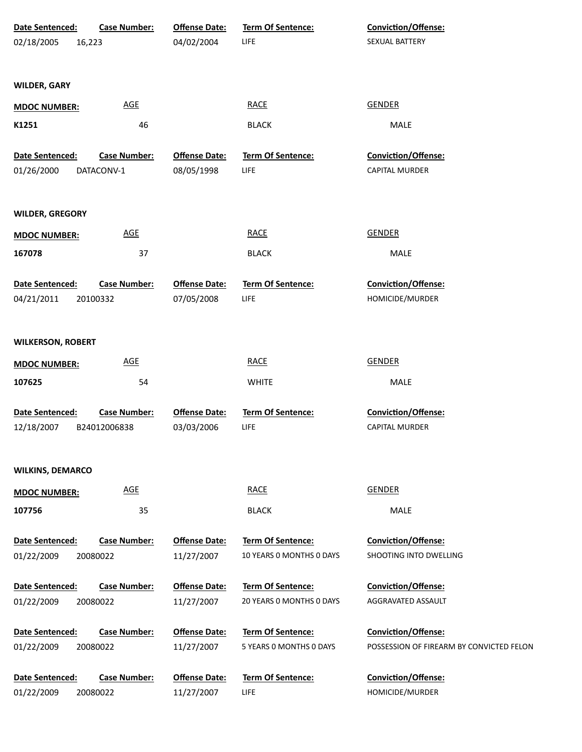| Date Sentenced: | Case Number: | Offense Date: | Term Of Sentence: | Conviction/Offense: |
|---|---|---|---|---|
| 02/18/2005 | 16,223 | 04/02/2004 | LIFE | SEXUAL BATTERY |

**WILDER, GARY**

| MDOC NUMBER: | AGE | RACE | GENDER |
|---|---|---|---|
| K1251 | 46 | BLACK | MALE |

| Date Sentenced: | Case Number: | Offense Date: | Term Of Sentence: | Conviction/Offense: |
|---|---|---|---|---|
| 01/26/2000 | DATACONV-1 | 08/05/1998 | LIFE | CAPITAL MURDER |

**WILDER, GREGORY**

| MDOC NUMBER: | AGE | RACE | GENDER |
|---|---|---|---|
| 167078 | 37 | BLACK | MALE |

| Date Sentenced: | Case Number: | Offense Date: | Term Of Sentence: | Conviction/Offense: |
|---|---|---|---|---|
| 04/21/2011 | 20100332 | 07/05/2008 | LIFE | HOMICIDE/MURDER |

**WILKERSON, ROBERT**

| MDOC NUMBER: | AGE | RACE | GENDER |
|---|---|---|---|
| 107625 | 54 | WHITE | MALE |

| Date Sentenced: | Case Number: | Offense Date: | Term Of Sentence: | Conviction/Offense: |
|---|---|---|---|---|
| 12/18/2007 | B24012006838 | 03/03/2006 | LIFE | CAPITAL MURDER |

**WILKINS, DEMARCO**

| MDOC NUMBER: | AGE | RACE | GENDER |
|---|---|---|---|
| 107756 | 35 | BLACK | MALE |

| Date Sentenced: | Case Number: | Offense Date: | Term Of Sentence: | Conviction/Offense: |
|---|---|---|---|---|
| 01/22/2009 | 20080022 | 11/27/2007 | 10 YEARS 0 MONTHS 0 DAYS | SHOOTING INTO DWELLING |
| 01/22/2009 | 20080022 | 11/27/2007 | 20 YEARS 0 MONTHS 0 DAYS | AGGRAVATED ASSAULT |
| 01/22/2009 | 20080022 | 11/27/2007 | 5 YEARS 0 MONTHS 0 DAYS | POSSESSION OF FIREARM BY CONVICTED FELON |
| 01/22/2009 | 20080022 | 11/27/2007 | LIFE | HOMICIDE/MURDER |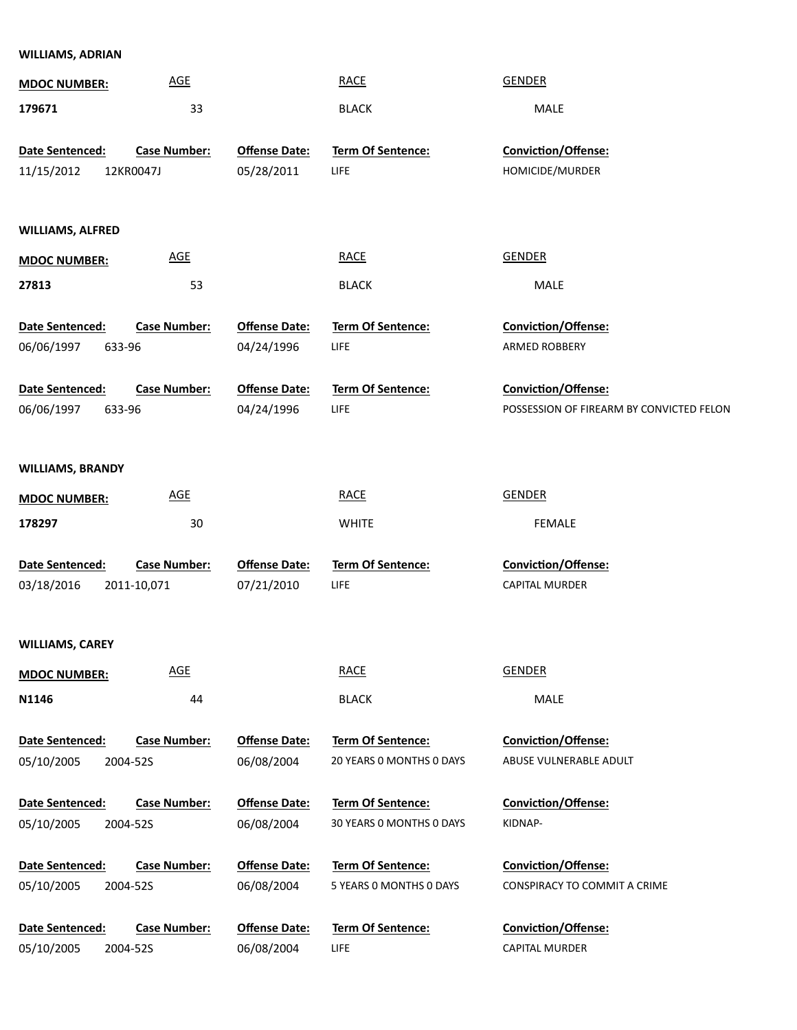**WILLIAMS, ADRIAN**

| MDOC NUMBER: | AGE | RACE | GENDER |
|---|---|---|---|
| 179671 | 33 | BLACK | MALE |

| Date Sentenced: | Case Number: | Offense Date: | Term Of Sentence: | Conviction/Offense: |
|---|---|---|---|---|
| 11/15/2012 | 12KR0047J | 05/28/2011 | LIFE | HOMICIDE/MURDER |

**WILLIAMS, ALFRED**

| MDOC NUMBER: | AGE | RACE | GENDER |
|---|---|---|---|
| 27813 | 53 | BLACK | MALE |

| Date Sentenced: | Case Number: | Offense Date: | Term Of Sentence: | Conviction/Offense: |
|---|---|---|---|---|
| 06/06/1997 | 633-96 | 04/24/1996 | LIFE | ARMED ROBBERY |
| 06/06/1997 | 633-96 | 04/24/1996 | LIFE | POSSESSION OF FIREARM BY CONVICTED FELON |

**WILLIAMS, BRANDY**

| MDOC NUMBER: | AGE | RACE | GENDER |
|---|---|---|---|
| 178297 | 30 | WHITE | FEMALE |

| Date Sentenced: | Case Number: | Offense Date: | Term Of Sentence: | Conviction/Offense: |
|---|---|---|---|---|
| 03/18/2016 | 2011-10,071 | 07/21/2010 | LIFE | CAPITAL MURDER |

**WILLIAMS, CAREY**

| MDOC NUMBER: | AGE | RACE | GENDER |
|---|---|---|---|
| N1146 | 44 | BLACK | MALE |

| Date Sentenced: | Case Number: | Offense Date: | Term Of Sentence: | Conviction/Offense: |
|---|---|---|---|---|
| 05/10/2005 | 2004-52S | 06/08/2004 | 20 YEARS 0 MONTHS 0 DAYS | ABUSE VULNERABLE ADULT |
| 05/10/2005 | 2004-52S | 06/08/2004 | 30 YEARS 0 MONTHS 0 DAYS | KIDNAP- |
| 05/10/2005 | 2004-52S | 06/08/2004 | 5 YEARS 0 MONTHS 0 DAYS | CONSPIRACY TO COMMIT A CRIME |
| 05/10/2005 | 2004-52S | 06/08/2004 | LIFE | CAPITAL MURDER |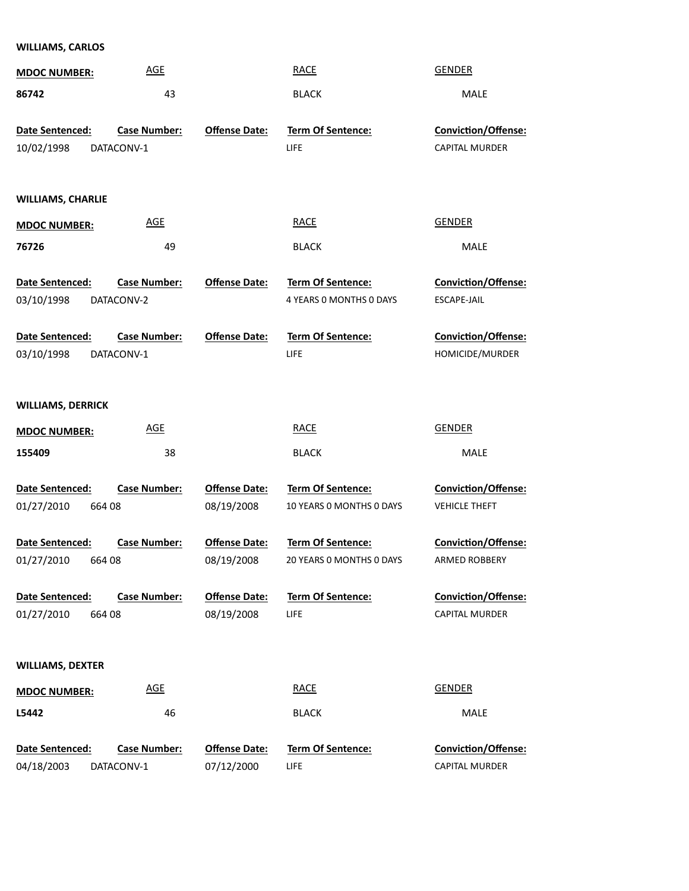**WILLIAMS, CARLOS**

| **MDOC NUMBER:** | AGE | RACE | GENDER |
|---|---|---|---|
| **86742** | 43 | BLACK | MALE |

| **Date Sentenced:** | **Case Number:** | **Offense Date:** | **Term Of Sentence:** | **Conviction/Offense:** |
|---|---|---|---|---|
| 10/02/1998 | DATACONV-1 | | LIFE | CAPITAL MURDER |

**WILLIAMS, CHARLIE**

| **MDOC NUMBER:** | AGE | RACE | GENDER |
|---|---|---|---|
| **76726** | 49 | BLACK | MALE |

| **Date Sentenced:** | **Case Number:** | **Offense Date:** | **Term Of Sentence:** | **Conviction/Offense:** |
|---|---|---|---|---|
| 03/10/1998 | DATACONV-2 | | 4 YEARS 0 MONTHS 0 DAYS | ESCAPE-JAIL |
| 03/10/1998 | DATACONV-1 | | LIFE | HOMICIDE/MURDER |

**WILLIAMS, DERRICK**

| **MDOC NUMBER:** | AGE | RACE | GENDER |
|---|---|---|---|
| **155409** | 38 | BLACK | MALE |

| **Date Sentenced:** | **Case Number:** | **Offense Date:** | **Term Of Sentence:** | **Conviction/Offense:** |
|---|---|---|---|---|
| 01/27/2010 | 664 08 | 08/19/2008 | 10 YEARS 0 MONTHS 0 DAYS | VEHICLE THEFT |
| 01/27/2010 | 664 08 | 08/19/2008 | 20 YEARS 0 MONTHS 0 DAYS | ARMED ROBBERY |
| 01/27/2010 | 664 08 | 08/19/2008 | LIFE | CAPITAL MURDER |

**WILLIAMS, DEXTER**

| **MDOC NUMBER:** | AGE | RACE | GENDER |
|---|---|---|---|
| **L5442** | 46 | BLACK | MALE |

| **Date Sentenced:** | **Case Number:** | **Offense Date:** | **Term Of Sentence:** | **Conviction/Offense:** |
|---|---|---|---|---|
| 04/18/2003 | DATACONV-1 | 07/12/2000 | LIFE | CAPITAL MURDER |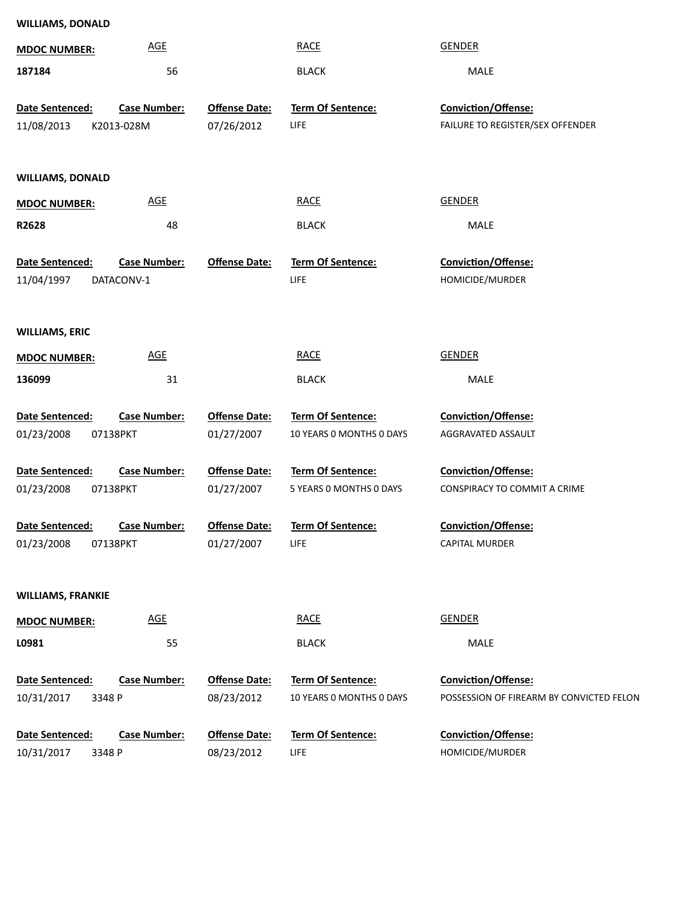**WILLIAMS, DONALD**

| MDOC NUMBER: | AGE | RACE | GENDER |
|---|---|---|---|
| 187184 | 56 | BLACK | MALE |

| Date Sentenced: | Case Number: | Offense Date: | Term Of Sentence: | Conviction/Offense: |
|---|---|---|---|---|
| 11/08/2013 | K2013-028M | 07/26/2012 | LIFE | FAILURE TO REGISTER/SEX OFFENDER |

**WILLIAMS, DONALD**

| MDOC NUMBER: | AGE | RACE | GENDER |
|---|---|---|---|
| R2628 | 48 | BLACK | MALE |

| Date Sentenced: | Case Number: | Offense Date: | Term Of Sentence: | Conviction/Offense: |
|---|---|---|---|---|
| 11/04/1997 | DATACONV-1 | | LIFE | HOMICIDE/MURDER |

**WILLIAMS, ERIC**

| MDOC NUMBER: | AGE | RACE | GENDER |
|---|---|---|---|
| 136099 | 31 | BLACK | MALE |

| Date Sentenced: | Case Number: | Offense Date: | Term Of Sentence: | Conviction/Offense: |
|---|---|---|---|---|
| 01/23/2008 | 07138PKT | 01/27/2007 | 10 YEARS 0 MONTHS 0 DAYS | AGGRAVATED ASSAULT |
| 01/23/2008 | 07138PKT | 01/27/2007 | 5 YEARS 0 MONTHS 0 DAYS | CONSPIRACY TO COMMIT A CRIME |
| 01/23/2008 | 07138PKT | 01/27/2007 | LIFE | CAPITAL MURDER |

**WILLIAMS, FRANKIE**

| MDOC NUMBER: | AGE | RACE | GENDER |
|---|---|---|---|
| L0981 | 55 | BLACK | MALE |

| Date Sentenced: | Case Number: | Offense Date: | Term Of Sentence: | Conviction/Offense: |
|---|---|---|---|---|
| 10/31/2017 | 3348 P | 08/23/2012 | 10 YEARS 0 MONTHS 0 DAYS | POSSESSION OF FIREARM BY CONVICTED FELON |
| 10/31/2017 | 3348 P | 08/23/2012 | LIFE | HOMICIDE/MURDER |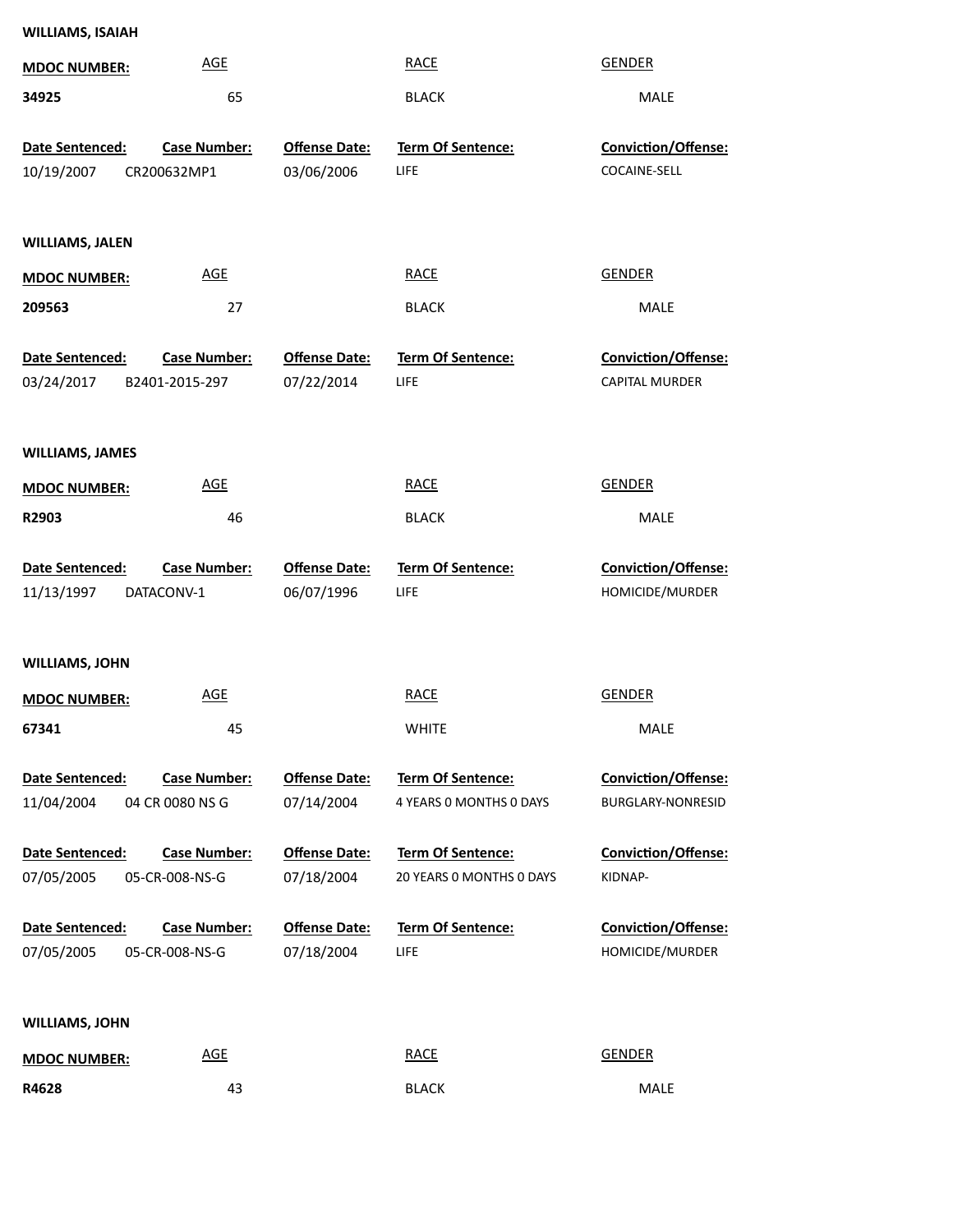**WILLIAMS, ISAIAH**

| **MDOC NUMBER:** | AGE | RACE | GENDER |
|---|---|---|---|
| **34925** | 65 | BLACK | MALE |

| **Date Sentenced:** | **Case Number:** | **Offense Date:** | **Term Of Sentence:** | **Conviction/Offense:** |
|---|---|---|---|---|
| 10/19/2007 | CR200632MP1 | 03/06/2006 | LIFE | COCAINE-SELL |

**WILLIAMS, JALEN**

| **MDOC NUMBER:** | AGE | RACE | GENDER |
|---|---|---|---|
| **209563** | 27 | BLACK | MALE |

| **Date Sentenced:** | **Case Number:** | **Offense Date:** | **Term Of Sentence:** | **Conviction/Offense:** |
|---|---|---|---|---|
| 03/24/2017 | B2401-2015-297 | 07/22/2014 | LIFE | CAPITAL MURDER |

**WILLIAMS, JAMES**

| **MDOC NUMBER:** | AGE | RACE | GENDER |
|---|---|---|---|
| **R2903** | 46 | BLACK | MALE |

| **Date Sentenced:** | **Case Number:** | **Offense Date:** | **Term Of Sentence:** | **Conviction/Offense:** |
|---|---|---|---|---|
| 11/13/1997 | DATACONV-1 | 06/07/1996 | LIFE | HOMICIDE/MURDER |

**WILLIAMS, JOHN**

| **MDOC NUMBER:** | AGE | RACE | GENDER |
|---|---|---|---|
| **67341** | 45 | WHITE | MALE |

| **Date Sentenced:** | **Case Number:** | **Offense Date:** | **Term Of Sentence:** | **Conviction/Offense:** |
|---|---|---|---|---|
| 11/04/2004 | 04 CR 0080 NS G | 07/14/2004 | 4 YEARS 0 MONTHS 0 DAYS | BURGLARY-NONRESID |
| 07/05/2005 | 05-CR-008-NS-G | 07/18/2004 | 20 YEARS 0 MONTHS 0 DAYS | KIDNAP- |
| 07/05/2005 | 05-CR-008-NS-G | 07/18/2004 | LIFE | HOMICIDE/MURDER |

**WILLIAMS, JOHN**

| **MDOC NUMBER:** | AGE | RACE | GENDER |
|---|---|---|---|
| **R4628** | 43 | BLACK | MALE |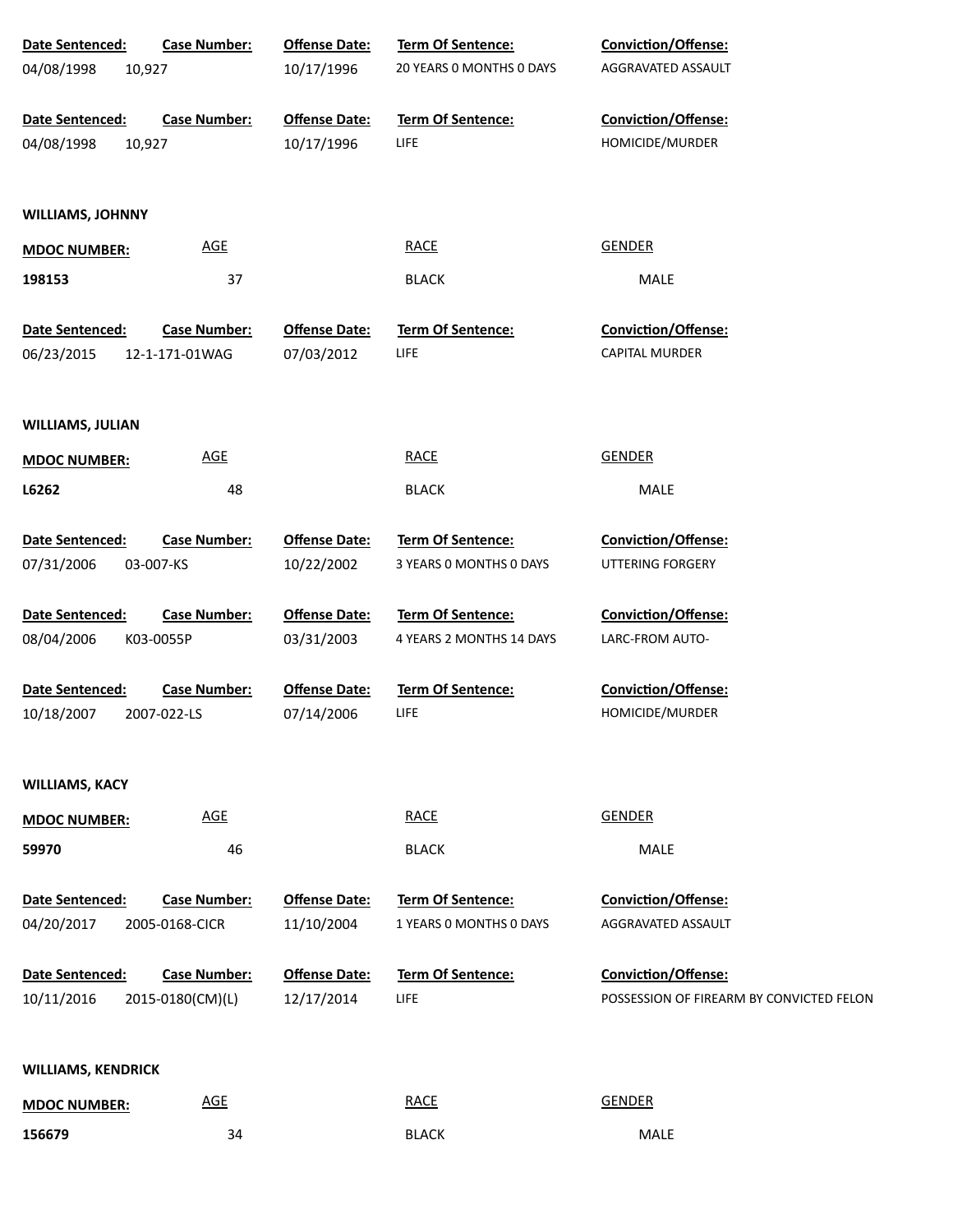| Date Sentenced: | Case Number: | Offense Date: | Term Of Sentence: | Conviction/Offense: |
|---|---|---|---|---|
| 04/08/1998 | 10,927 | 10/17/1996 | 20 YEARS 0 MONTHS 0 DAYS | AGGRAVATED ASSAULT |

| Date Sentenced: | Case Number: | Offense Date: | Term Of Sentence: | Conviction/Offense: |
|---|---|---|---|---|
| 04/08/1998 | 10,927 | 10/17/1996 | LIFE | HOMICIDE/MURDER |

**WILLIAMS, JOHNNY**

| MDOC NUMBER: | AGE | RACE | GENDER |
|---|---|---|---|
| 198153 | 37 | BLACK | MALE |

| Date Sentenced: | Case Number: | Offense Date: | Term Of Sentence: | Conviction/Offense: |
|---|---|---|---|---|
| 06/23/2015 | 12-1-171-01WAG | 07/03/2012 | LIFE | CAPITAL MURDER |

**WILLIAMS, JULIAN**

| MDOC NUMBER: | AGE | RACE | GENDER |
|---|---|---|---|
| L6262 | 48 | BLACK | MALE |

| Date Sentenced: | Case Number: | Offense Date: | Term Of Sentence: | Conviction/Offense: |
|---|---|---|---|---|
| 07/31/2006 | 03-007-KS | 10/22/2002 | 3 YEARS 0 MONTHS 0 DAYS | UTTERING FORGERY |

| Date Sentenced: | Case Number: | Offense Date: | Term Of Sentence: | Conviction/Offense: |
|---|---|---|---|---|
| 08/04/2006 | K03-0055P | 03/31/2003 | 4 YEARS 2 MONTHS 14 DAYS | LARC-FROM AUTO- |

| Date Sentenced: | Case Number: | Offense Date: | Term Of Sentence: | Conviction/Offense: |
|---|---|---|---|---|
| 10/18/2007 | 2007-022-LS | 07/14/2006 | LIFE | HOMICIDE/MURDER |

**WILLIAMS, KACY**

| MDOC NUMBER: | AGE | RACE | GENDER |
|---|---|---|---|
| 59970 | 46 | BLACK | MALE |

| Date Sentenced: | Case Number: | Offense Date: | Term Of Sentence: | Conviction/Offense: |
|---|---|---|---|---|
| 04/20/2017 | 2005-0168-CICR | 11/10/2004 | 1 YEARS 0 MONTHS 0 DAYS | AGGRAVATED ASSAULT |

| Date Sentenced: | Case Number: | Offense Date: | Term Of Sentence: | Conviction/Offense: |
|---|---|---|---|---|
| 10/11/2016 | 2015-0180(CM)(L) | 12/17/2014 | LIFE | POSSESSION OF FIREARM BY CONVICTED FELON |

**WILLIAMS, KENDRICK**

| MDOC NUMBER: | AGE | RACE | GENDER |
|---|---|---|---|
| 156679 | 34 | BLACK | MALE |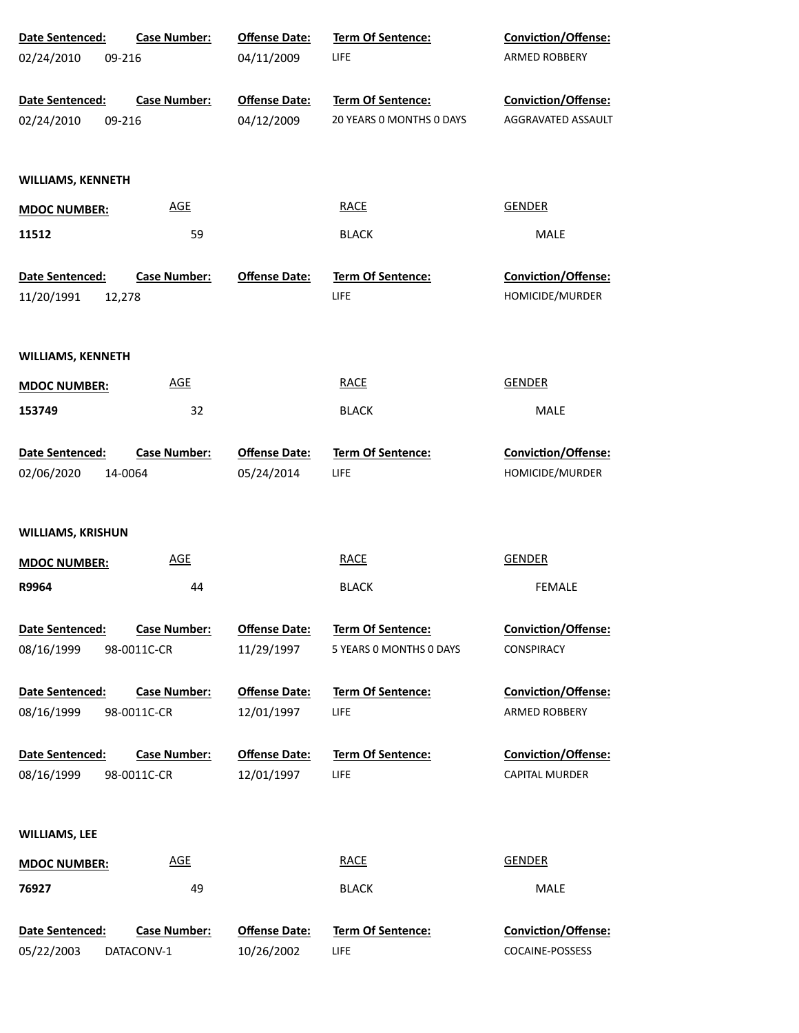| Date Sentenced: | Case Number: | Offense Date: | Term Of Sentence: | Conviction/Offense: |
|---|---|---|---|---|
| 02/24/2010 | 09-216 | 04/11/2009 | LIFE | ARMED ROBBERY |

| Date Sentenced: | Case Number: | Offense Date: | Term Of Sentence: | Conviction/Offense: |
|---|---|---|---|---|
| 02/24/2010 | 09-216 | 04/12/2009 | 20 YEARS 0 MONTHS 0 DAYS | AGGRAVATED ASSAULT |

**WILLIAMS, KENNETH**

| MDOC NUMBER: | AGE | RACE | GENDER |
|---|---|---|---|
| 11512 | 59 | BLACK | MALE |

| Date Sentenced: | Case Number: | Offense Date: | Term Of Sentence: | Conviction/Offense: |
|---|---|---|---|---|
| 11/20/1991 | 12,278 | | LIFE | HOMICIDE/MURDER |

**WILLIAMS, KENNETH**

| MDOC NUMBER: | AGE | RACE | GENDER |
|---|---|---|---|
| 153749 | 32 | BLACK | MALE |

| Date Sentenced: | Case Number: | Offense Date: | Term Of Sentence: | Conviction/Offense: |
|---|---|---|---|---|
| 02/06/2020 | 14-0064 | 05/24/2014 | LIFE | HOMICIDE/MURDER |

**WILLIAMS, KRISHUN**

| MDOC NUMBER: | AGE | RACE | GENDER |
|---|---|---|---|
| R9964 | 44 | BLACK | FEMALE |

| Date Sentenced: | Case Number: | Offense Date: | Term Of Sentence: | Conviction/Offense: |
|---|---|---|---|---|
| 08/16/1999 | 98-0011C-CR | 11/29/1997 | 5 YEARS 0 MONTHS 0 DAYS | CONSPIRACY |

| Date Sentenced: | Case Number: | Offense Date: | Term Of Sentence: | Conviction/Offense: |
|---|---|---|---|---|
| 08/16/1999 | 98-0011C-CR | 12/01/1997 | LIFE | ARMED ROBBERY |

| Date Sentenced: | Case Number: | Offense Date: | Term Of Sentence: | Conviction/Offense: |
|---|---|---|---|---|
| 08/16/1999 | 98-0011C-CR | 12/01/1997 | LIFE | CAPITAL MURDER |

**WILLIAMS, LEE**

| MDOC NUMBER: | AGE | RACE | GENDER |
|---|---|---|---|
| 76927 | 49 | BLACK | MALE |

| Date Sentenced: | Case Number: | Offense Date: | Term Of Sentence: | Conviction/Offense: |
|---|---|---|---|---|
| 05/22/2003 | DATACONV-1 | 10/26/2002 | LIFE | COCAINE-POSSESS |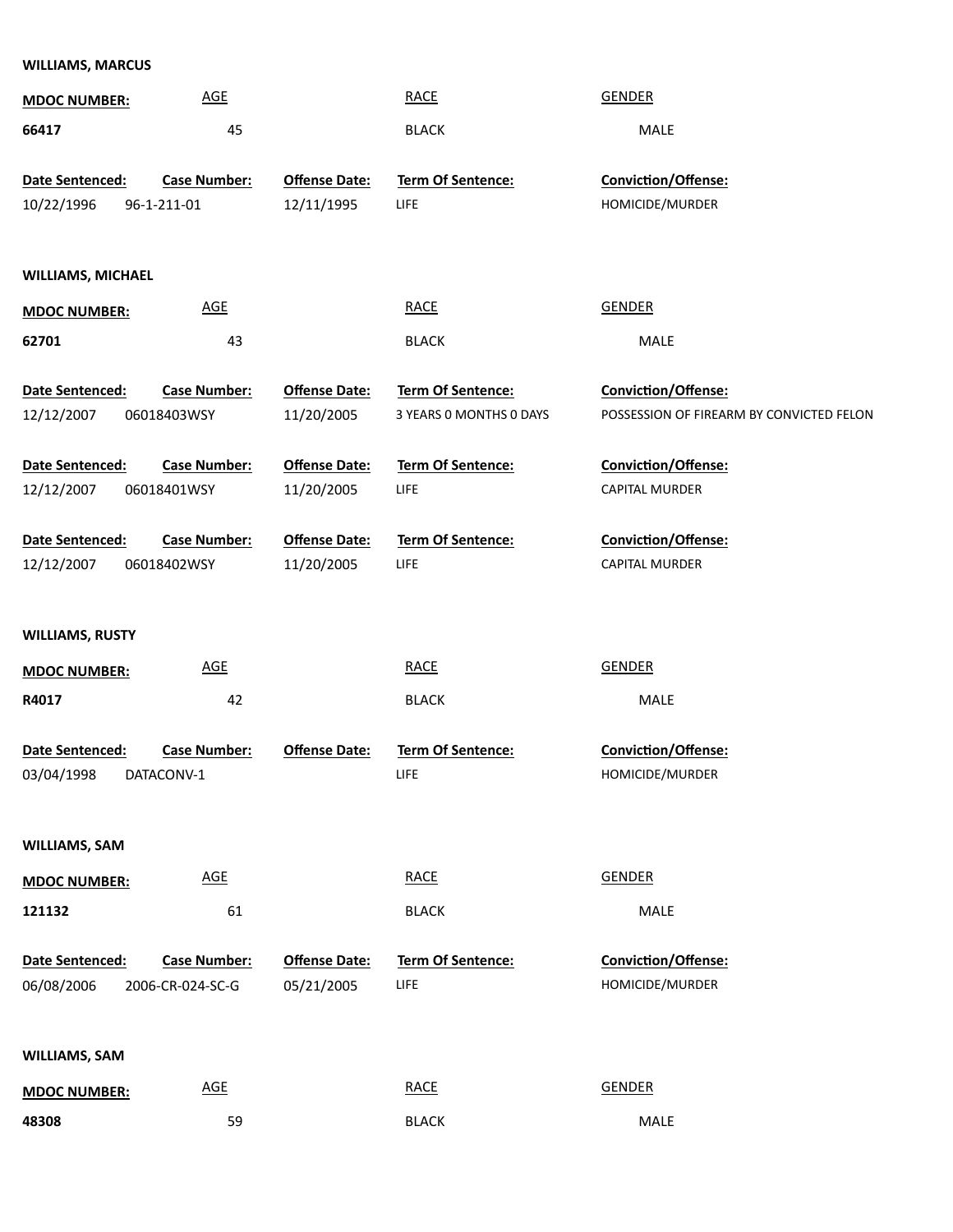**WILLIAMS, MARCUS**

| MDOC NUMBER: | AGE | RACE | GENDER |
|---|---|---|---|
| 66417 | 45 | BLACK | MALE |

| Date Sentenced: | Case Number: | Offense Date: | Term Of Sentence: | Conviction/Offense: |
|---|---|---|---|---|
| 10/22/1996 | 96-1-211-01 | 12/11/1995 | LIFE | HOMICIDE/MURDER |

**WILLIAMS, MICHAEL**

| MDOC NUMBER: | AGE | RACE | GENDER |
|---|---|---|---|
| 62701 | 43 | BLACK | MALE |

| Date Sentenced: | Case Number: | Offense Date: | Term Of Sentence: | Conviction/Offense: |
|---|---|---|---|---|
| 12/12/2007 | 06018403WSY | 11/20/2005 | 3 YEARS 0 MONTHS 0 DAYS | POSSESSION OF FIREARM BY CONVICTED FELON |
| 12/12/2007 | 06018401WSY | 11/20/2005 | LIFE | CAPITAL MURDER |
| 12/12/2007 | 06018402WSY | 11/20/2005 | LIFE | CAPITAL MURDER |

**WILLIAMS, RUSTY**

| MDOC NUMBER: | AGE | RACE | GENDER |
|---|---|---|---|
| R4017 | 42 | BLACK | MALE |

| Date Sentenced: | Case Number: | Offense Date: | Term Of Sentence: | Conviction/Offense: |
|---|---|---|---|---|
| 03/04/1998 | DATACONV-1 | | LIFE | HOMICIDE/MURDER |

**WILLIAMS, SAM**

| MDOC NUMBER: | AGE | RACE | GENDER |
|---|---|---|---|
| 121132 | 61 | BLACK | MALE |

| Date Sentenced: | Case Number: | Offense Date: | Term Of Sentence: | Conviction/Offense: |
|---|---|---|---|---|
| 06/08/2006 | 2006-CR-024-SC-G | 05/21/2005 | LIFE | HOMICIDE/MURDER |

**WILLIAMS, SAM**

| MDOC NUMBER: | AGE | RACE | GENDER |
|---|---|---|---|
| 48308 | 59 | BLACK | MALE |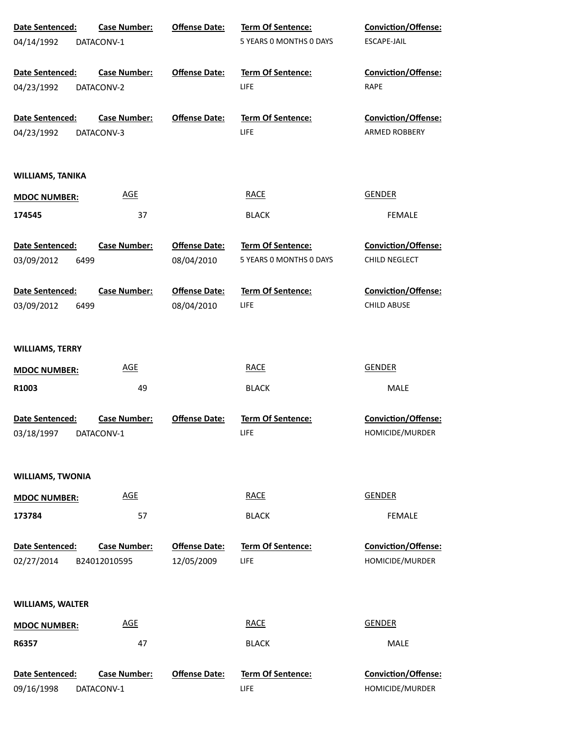| Date Sentenced: | Case Number: | Offense Date: | Term Of Sentence: | Conviction/Offense: |
|---|---|---|---|---|
| 04/14/1992 | DATACONV-1 | | 5 YEARS 0 MONTHS 0 DAYS | ESCAPE-JAIL |

| Date Sentenced: | Case Number: | Offense Date: | Term Of Sentence: | Conviction/Offense: |
|---|---|---|---|---|
| 04/23/1992 | DATACONV-2 | | LIFE | RAPE |

| Date Sentenced: | Case Number: | Offense Date: | Term Of Sentence: | Conviction/Offense: |
|---|---|---|---|---|
| 04/23/1992 | DATACONV-3 | | LIFE | ARMED ROBBERY |

**WILLIAMS, TANIKA**

| MDOC NUMBER: | AGE | RACE | GENDER |
|---|---|---|---|
| 174545 | 37 | BLACK | FEMALE |

| Date Sentenced: | Case Number: | Offense Date: | Term Of Sentence: | Conviction/Offense: |
|---|---|---|---|---|
| 03/09/2012 | 6499 | 08/04/2010 | 5 YEARS 0 MONTHS 0 DAYS | CHILD NEGLECT |

| Date Sentenced: | Case Number: | Offense Date: | Term Of Sentence: | Conviction/Offense: |
|---|---|---|---|---|
| 03/09/2012 | 6499 | 08/04/2010 | LIFE | CHILD ABUSE |

**WILLIAMS, TERRY**

| MDOC NUMBER: | AGE | RACE | GENDER |
|---|---|---|---|
| R1003 | 49 | BLACK | MALE |

| Date Sentenced: | Case Number: | Offense Date: | Term Of Sentence: | Conviction/Offense: |
|---|---|---|---|---|
| 03/18/1997 | DATACONV-1 | | LIFE | HOMICIDE/MURDER |

**WILLIAMS, TWONIA**

| MDOC NUMBER: | AGE | RACE | GENDER |
|---|---|---|---|
| 173784 | 57 | BLACK | FEMALE |

| Date Sentenced: | Case Number: | Offense Date: | Term Of Sentence: | Conviction/Offense: |
|---|---|---|---|---|
| 02/27/2014 | B24012010595 | 12/05/2009 | LIFE | HOMICIDE/MURDER |

**WILLIAMS, WALTER**

| MDOC NUMBER: | AGE | RACE | GENDER |
|---|---|---|---|
| R6357 | 47 | BLACK | MALE |

| Date Sentenced: | Case Number: | Offense Date: | Term Of Sentence: | Conviction/Offense: |
|---|---|---|---|---|
| 09/16/1998 | DATACONV-1 | | LIFE | HOMICIDE/MURDER |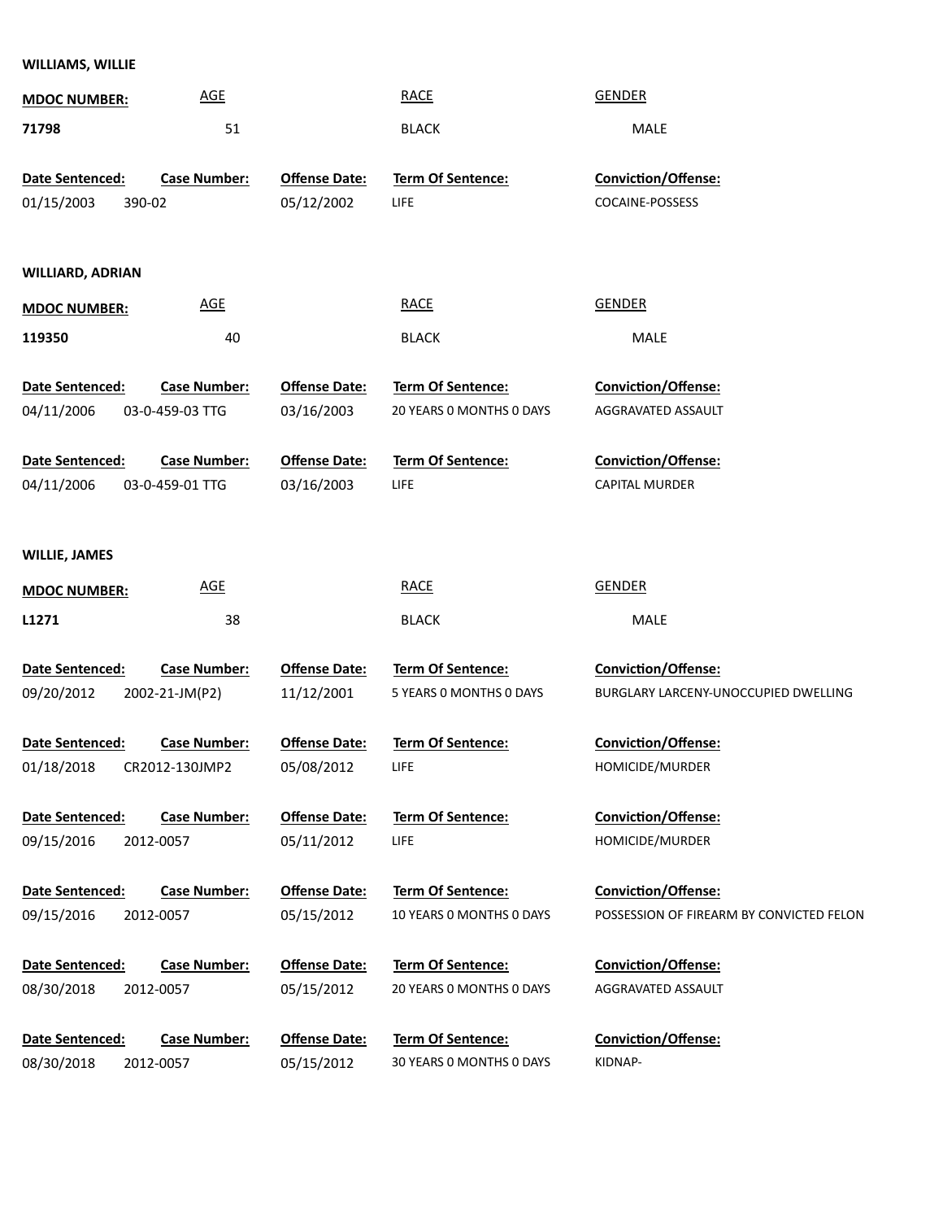**WILLIAMS, WILLIE**

| MDOC NUMBER: | AGE | RACE | GENDER |
|---|---|---|---|
| 71798 | 51 | BLACK | MALE |

| Date Sentenced: | Case Number: | Offense Date: | Term Of Sentence: | Conviction/Offense: |
|---|---|---|---|---|
| 01/15/2003 | 390-02 | 05/12/2002 | LIFE | COCAINE-POSSESS |

**WILLIARD, ADRIAN**

| MDOC NUMBER: | AGE | RACE | GENDER |
|---|---|---|---|
| 119350 | 40 | BLACK | MALE |

| Date Sentenced: | Case Number: | Offense Date: | Term Of Sentence: | Conviction/Offense: |
|---|---|---|---|---|
| 04/11/2006 | 03-0-459-03 TTG | 03/16/2003 | 20 YEARS 0 MONTHS 0 DAYS | AGGRAVATED ASSAULT |
| 04/11/2006 | 03-0-459-01 TTG | 03/16/2003 | LIFE | CAPITAL MURDER |

**WILLIE, JAMES**

| MDOC NUMBER: | AGE | RACE | GENDER |
|---|---|---|---|
| L1271 | 38 | BLACK | MALE |

| Date Sentenced: | Case Number: | Offense Date: | Term Of Sentence: | Conviction/Offense: |
|---|---|---|---|---|
| 09/20/2012 | 2002-21-JM(P2) | 11/12/2001 | 5 YEARS 0 MONTHS 0 DAYS | BURGLARY LARCENY-UNOCCUPIED DWELLING |
| 01/18/2018 | CR2012-130JMP2 | 05/08/2012 | LIFE | HOMICIDE/MURDER |
| 09/15/2016 | 2012-0057 | 05/11/2012 | LIFE | HOMICIDE/MURDER |
| 09/15/2016 | 2012-0057 | 05/15/2012 | 10 YEARS 0 MONTHS 0 DAYS | POSSESSION OF FIREARM BY CONVICTED FELON |
| 08/30/2018 | 2012-0057 | 05/15/2012 | 20 YEARS 0 MONTHS 0 DAYS | AGGRAVATED ASSAULT |
| 08/30/2018 | 2012-0057 | 05/15/2012 | 30 YEARS 0 MONTHS 0 DAYS | KIDNAP- |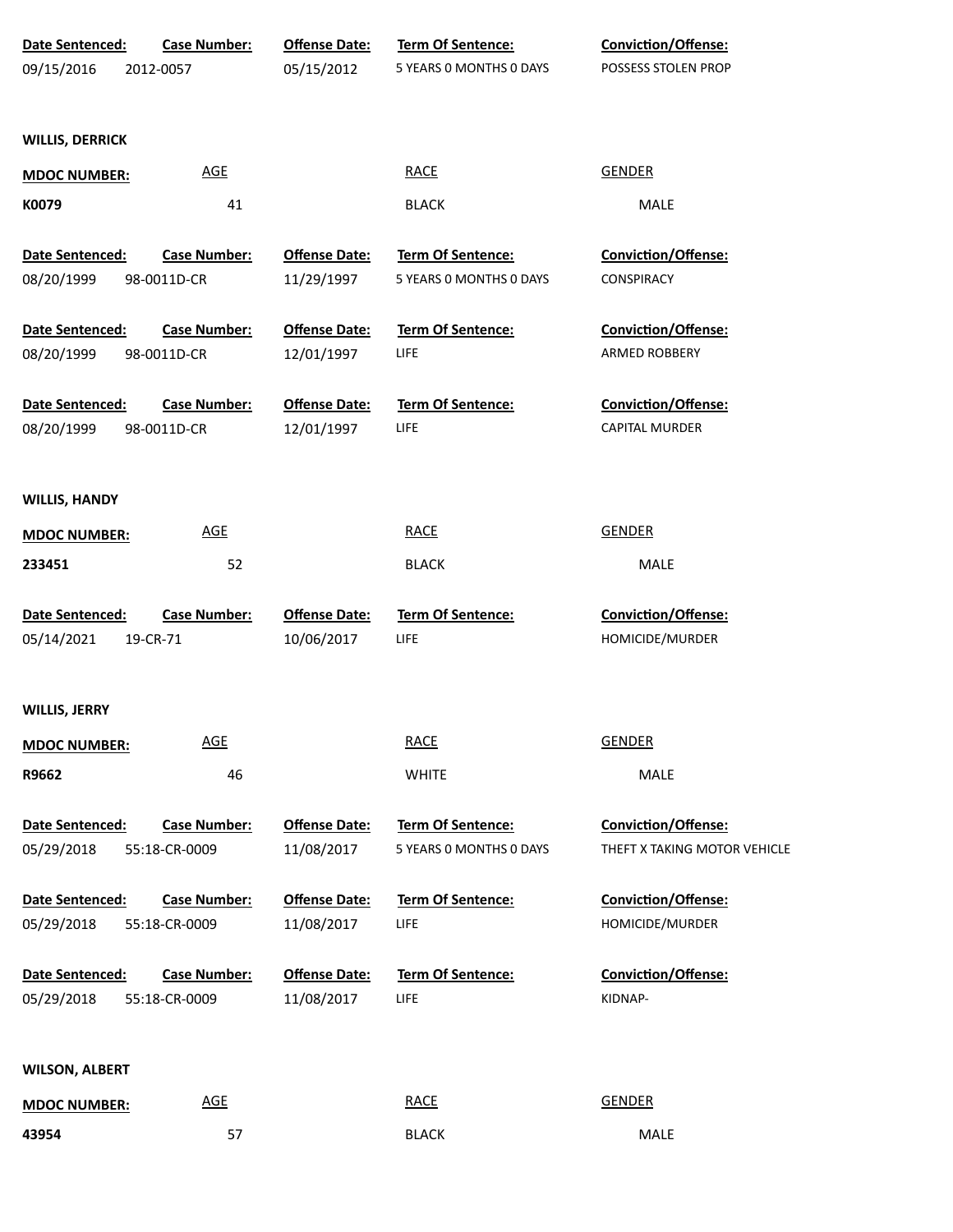| Date Sentenced: | Case Number: | Offense Date: | Term Of Sentence: | Conviction/Offense: |
|---|---|---|---|---|
| 09/15/2016 | 2012-0057 | 05/15/2012 | 5 YEARS 0 MONTHS 0 DAYS | POSSESS STOLEN PROP |

**WILLIS, DERRICK**

| MDOC NUMBER: | AGE | RACE | GENDER |
|---|---|---|---|
| K0079 | 41 | BLACK | MALE |

| Date Sentenced: | Case Number: | Offense Date: | Term Of Sentence: | Conviction/Offense: |
|---|---|---|---|---|
| 08/20/1999 | 98-0011D-CR | 11/29/1997 | 5 YEARS 0 MONTHS 0 DAYS | CONSPIRACY |
| 08/20/1999 | 98-0011D-CR | 12/01/1997 | LIFE | ARMED ROBBERY |
| 08/20/1999 | 98-0011D-CR | 12/01/1997 | LIFE | CAPITAL MURDER |

**WILLIS, HANDY**

| MDOC NUMBER: | AGE | RACE | GENDER |
|---|---|---|---|
| 233451 | 52 | BLACK | MALE |

| Date Sentenced: | Case Number: | Offense Date: | Term Of Sentence: | Conviction/Offense: |
|---|---|---|---|---|
| 05/14/2021 | 19-CR-71 | 10/06/2017 | LIFE | HOMICIDE/MURDER |

**WILLIS, JERRY**

| MDOC NUMBER: | AGE | RACE | GENDER |
|---|---|---|---|
| R9662 | 46 | WHITE | MALE |

| Date Sentenced: | Case Number: | Offense Date: | Term Of Sentence: | Conviction/Offense: |
|---|---|---|---|---|
| 05/29/2018 | 55:18-CR-0009 | 11/08/2017 | 5 YEARS 0 MONTHS 0 DAYS | THEFT X TAKING MOTOR VEHICLE |
| 05/29/2018 | 55:18-CR-0009 | 11/08/2017 | LIFE | HOMICIDE/MURDER |
| 05/29/2018 | 55:18-CR-0009 | 11/08/2017 | LIFE | KIDNAP- |

**WILSON, ALBERT**

| MDOC NUMBER: | AGE | RACE | GENDER |
|---|---|---|---|
| 43954 | 57 | BLACK | MALE |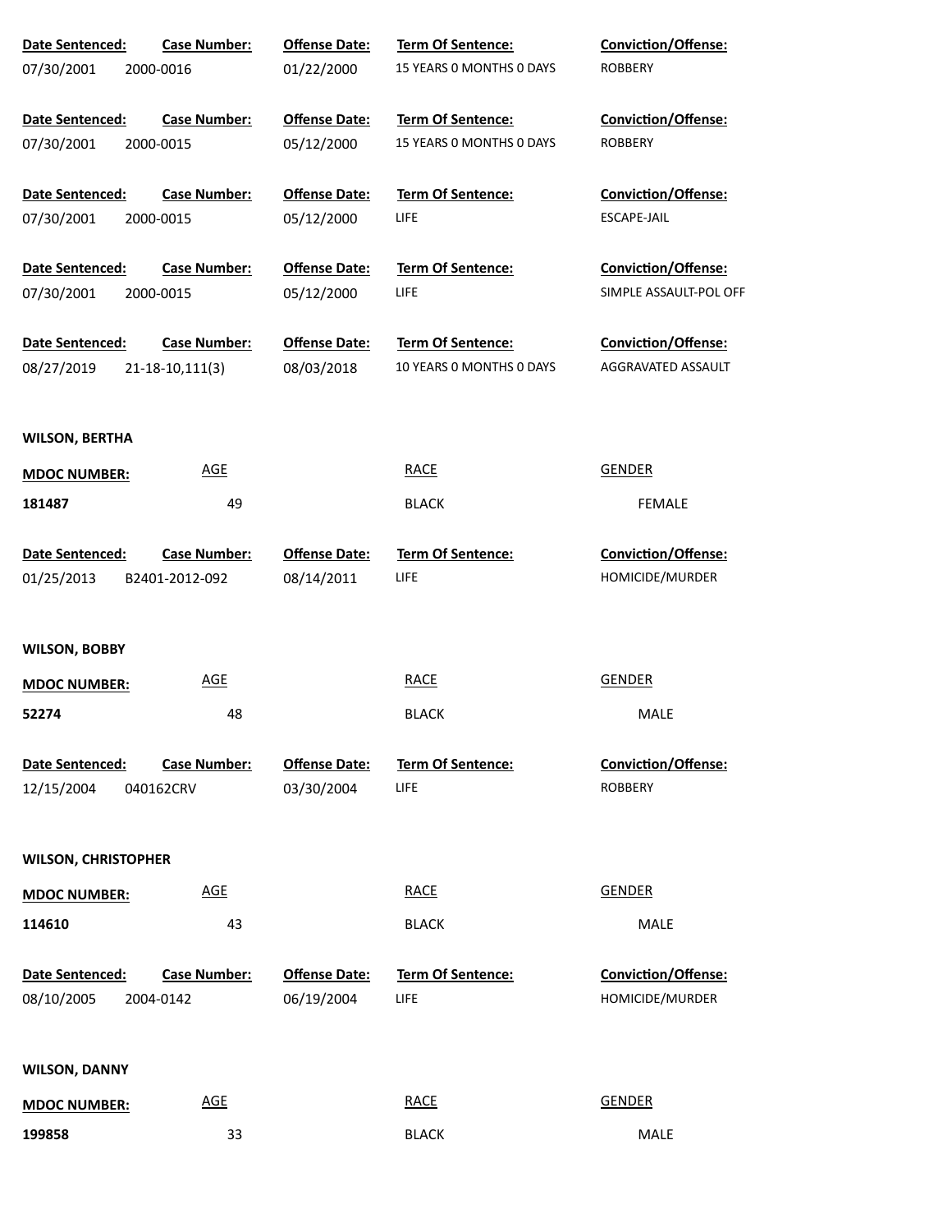| Date Sentenced: | Case Number: | Offense Date: | Term Of Sentence: | Conviction/Offense: |
|---|---|---|---|---|
| 07/30/2001 | 2000-0016 | 01/22/2000 | 15 YEARS 0 MONTHS 0 DAYS | ROBBERY |

| Date Sentenced: | Case Number: | Offense Date: | Term Of Sentence: | Conviction/Offense: |
|---|---|---|---|---|
| 07/30/2001 | 2000-0015 | 05/12/2000 | 15 YEARS 0 MONTHS 0 DAYS | ROBBERY |

| Date Sentenced: | Case Number: | Offense Date: | Term Of Sentence: | Conviction/Offense: |
|---|---|---|---|---|
| 07/30/2001 | 2000-0015 | 05/12/2000 | LIFE | ESCAPE-JAIL |

| Date Sentenced: | Case Number: | Offense Date: | Term Of Sentence: | Conviction/Offense: |
|---|---|---|---|---|
| 07/30/2001 | 2000-0015 | 05/12/2000 | LIFE | SIMPLE ASSAULT-POL OFF |

| Date Sentenced: | Case Number: | Offense Date: | Term Of Sentence: | Conviction/Offense: |
|---|---|---|---|---|
| 08/27/2019 | 21-18-10,111(3) | 08/03/2018 | 10 YEARS 0 MONTHS 0 DAYS | AGGRAVATED ASSAULT |

**WILSON, BERTHA**

| MDOC NUMBER: | AGE | RACE | GENDER |
|---|---|---|---|
| 181487 | 49 | BLACK | FEMALE |

| Date Sentenced: | Case Number: | Offense Date: | Term Of Sentence: | Conviction/Offense: |
|---|---|---|---|---|
| 01/25/2013 | B2401-2012-092 | 08/14/2011 | LIFE | HOMICIDE/MURDER |

**WILSON, BOBBY**

| MDOC NUMBER: | AGE | RACE | GENDER |
|---|---|---|---|
| 52274 | 48 | BLACK | MALE |

| Date Sentenced: | Case Number: | Offense Date: | Term Of Sentence: | Conviction/Offense: |
|---|---|---|---|---|
| 12/15/2004 | 040162CRV | 03/30/2004 | LIFE | ROBBERY |

**WILSON, CHRISTOPHER**

| MDOC NUMBER: | AGE | RACE | GENDER |
|---|---|---|---|
| 114610 | 43 | BLACK | MALE |

| Date Sentenced: | Case Number: | Offense Date: | Term Of Sentence: | Conviction/Offense: |
|---|---|---|---|---|
| 08/10/2005 | 2004-0142 | 06/19/2004 | LIFE | HOMICIDE/MURDER |

**WILSON, DANNY**

| MDOC NUMBER: | AGE | RACE | GENDER |
|---|---|---|---|
| 199858 | 33 | BLACK | MALE |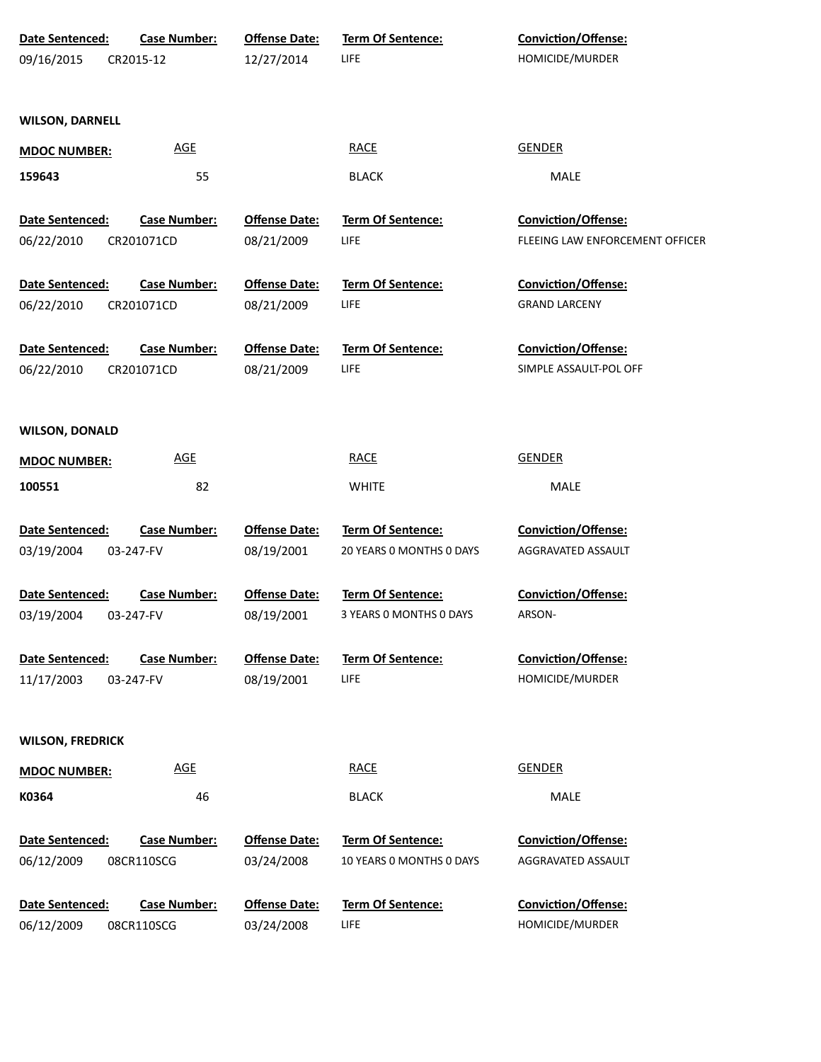| Date Sentenced: | Case Number: | Offense Date: | Term Of Sentence: | Conviction/Offense: |
|---|---|---|---|---|
| 09/16/2015 | CR2015-12 | 12/27/2014 | LIFE | HOMICIDE/MURDER |

**WILSON, DARNELL**

| MDOC NUMBER: | AGE | RACE | GENDER |
|---|---|---|---|
| 159643 | 55 | BLACK | MALE |

| Date Sentenced: | Case Number: | Offense Date: | Term Of Sentence: | Conviction/Offense: |
|---|---|---|---|---|
| 06/22/2010 | CR201071CD | 08/21/2009 | LIFE | FLEEING LAW ENFORCEMENT OFFICER |
| 06/22/2010 | CR201071CD | 08/21/2009 | LIFE | GRAND LARCENY |
| 06/22/2010 | CR201071CD | 08/21/2009 | LIFE | SIMPLE ASSAULT-POL OFF |

**WILSON, DONALD**

| MDOC NUMBER: | AGE | RACE | GENDER |
|---|---|---|---|
| 100551 | 82 | WHITE | MALE |

| Date Sentenced: | Case Number: | Offense Date: | Term Of Sentence: | Conviction/Offense: |
|---|---|---|---|---|
| 03/19/2004 | 03-247-FV | 08/19/2001 | 20 YEARS 0 MONTHS 0 DAYS | AGGRAVATED ASSAULT |
| 03/19/2004 | 03-247-FV | 08/19/2001 | 3 YEARS 0 MONTHS 0 DAYS | ARSON- |
| 11/17/2003 | 03-247-FV | 08/19/2001 | LIFE | HOMICIDE/MURDER |

**WILSON, FREDRICK**

| MDOC NUMBER: | AGE | RACE | GENDER |
|---|---|---|---|
| K0364 | 46 | BLACK | MALE |

| Date Sentenced: | Case Number: | Offense Date: | Term Of Sentence: | Conviction/Offense: |
|---|---|---|---|---|
| 06/12/2009 | 08CR110SCG | 03/24/2008 | 10 YEARS 0 MONTHS 0 DAYS | AGGRAVATED ASSAULT |
| 06/12/2009 | 08CR110SCG | 03/24/2008 | LIFE | HOMICIDE/MURDER |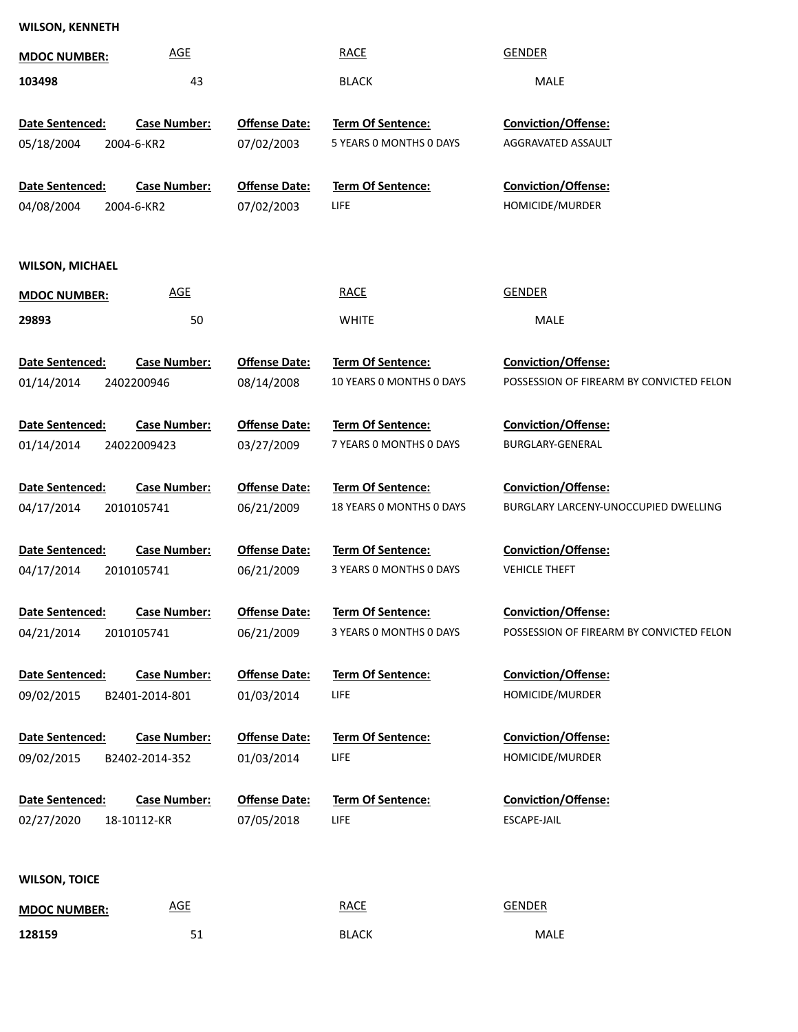**WILSON, KENNETH**

| MDOC NUMBER: | AGE | RACE | GENDER |
|---|---|---|---|
| 103498 | 43 | BLACK | MALE |

| Date Sentenced: | Case Number: | Offense Date: | Term Of Sentence: | Conviction/Offense: |
|---|---|---|---|---|
| 05/18/2004 | 2004-6-KR2 | 07/02/2003 | 5 YEARS 0 MONTHS 0 DAYS | AGGRAVATED ASSAULT |
| 04/08/2004 | 2004-6-KR2 | 07/02/2003 | LIFE | HOMICIDE/MURDER |

**WILSON, MICHAEL**

| MDOC NUMBER: | AGE | RACE | GENDER |
|---|---|---|---|
| 29893 | 50 | WHITE | MALE |

| Date Sentenced: | Case Number: | Offense Date: | Term Of Sentence: | Conviction/Offense: |
|---|---|---|---|---|
| 01/14/2014 | 2402200946 | 08/14/2008 | 10 YEARS 0 MONTHS 0 DAYS | POSSESSION OF FIREARM BY CONVICTED FELON |
| 01/14/2014 | 24022009423 | 03/27/2009 | 7 YEARS 0 MONTHS 0 DAYS | BURGLARY-GENERAL |
| 04/17/2014 | 2010105741 | 06/21/2009 | 18 YEARS 0 MONTHS 0 DAYS | BURGLARY LARCENY-UNOCCUPIED DWELLING |
| 04/17/2014 | 2010105741 | 06/21/2009 | 3 YEARS 0 MONTHS 0 DAYS | VEHICLE THEFT |
| 04/21/2014 | 2010105741 | 06/21/2009 | 3 YEARS 0 MONTHS 0 DAYS | POSSESSION OF FIREARM BY CONVICTED FELON |
| 09/02/2015 | B2401-2014-801 | 01/03/2014 | LIFE | HOMICIDE/MURDER |
| 09/02/2015 | B2402-2014-352 | 01/03/2014 | LIFE | HOMICIDE/MURDER |
| 02/27/2020 | 18-10112-KR | 07/05/2018 | LIFE | ESCAPE-JAIL |

**WILSON, TOICE**

| MDOC NUMBER: | AGE | RACE | GENDER |
|---|---|---|---|
| 128159 | 51 | BLACK | MALE |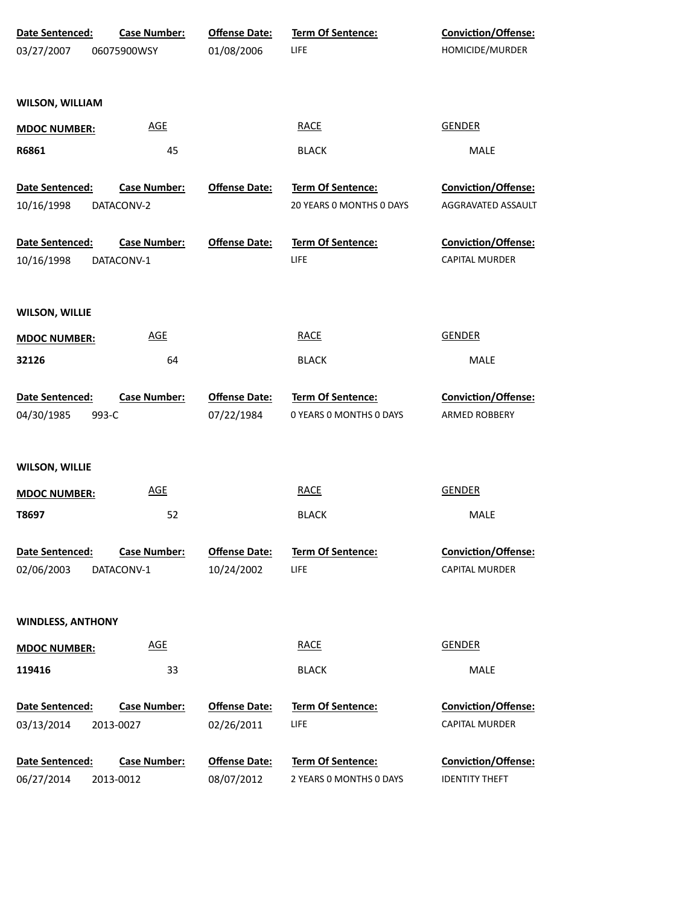| Date Sentenced: | Case Number: | Offense Date: | Term Of Sentence: | Conviction/Offense: |
|---|---|---|---|---|
| 03/27/2007 | 06075900WSY | 01/08/2006 | LIFE | HOMICIDE/MURDER |

**WILSON, WILLIAM**

| MDOC NUMBER: | AGE | RACE | GENDER |
|---|---|---|---|
| R6861 | 45 | BLACK | MALE |

| Date Sentenced: | Case Number: | Offense Date: | Term Of Sentence: | Conviction/Offense: |
|---|---|---|---|---|
| 10/16/1998 | DATACONV-2 | | 20 YEARS 0 MONTHS 0 DAYS | AGGRAVATED ASSAULT |
| 10/16/1998 | DATACONV-1 | | LIFE | CAPITAL MURDER |

**WILSON, WILLIE**

| MDOC NUMBER: | AGE | RACE | GENDER |
|---|---|---|---|
| 32126 | 64 | BLACK | MALE |

| Date Sentenced: | Case Number: | Offense Date: | Term Of Sentence: | Conviction/Offense: |
|---|---|---|---|---|
| 04/30/1985 | 993-C | 07/22/1984 | 0 YEARS 0 MONTHS 0 DAYS | ARMED ROBBERY |

**WILSON, WILLIE**

| MDOC NUMBER: | AGE | RACE | GENDER |
|---|---|---|---|
| T8697 | 52 | BLACK | MALE |

| Date Sentenced: | Case Number: | Offense Date: | Term Of Sentence: | Conviction/Offense: |
|---|---|---|---|---|
| 02/06/2003 | DATACONV-1 | 10/24/2002 | LIFE | CAPITAL MURDER |

**WINDLESS, ANTHONY**

| MDOC NUMBER: | AGE | RACE | GENDER |
|---|---|---|---|
| 119416 | 33 | BLACK | MALE |

| Date Sentenced: | Case Number: | Offense Date: | Term Of Sentence: | Conviction/Offense: |
|---|---|---|---|---|
| 03/13/2014 | 2013-0027 | 02/26/2011 | LIFE | CAPITAL MURDER |
| 06/27/2014 | 2013-0012 | 08/07/2012 | 2 YEARS 0 MONTHS 0 DAYS | IDENTITY THEFT |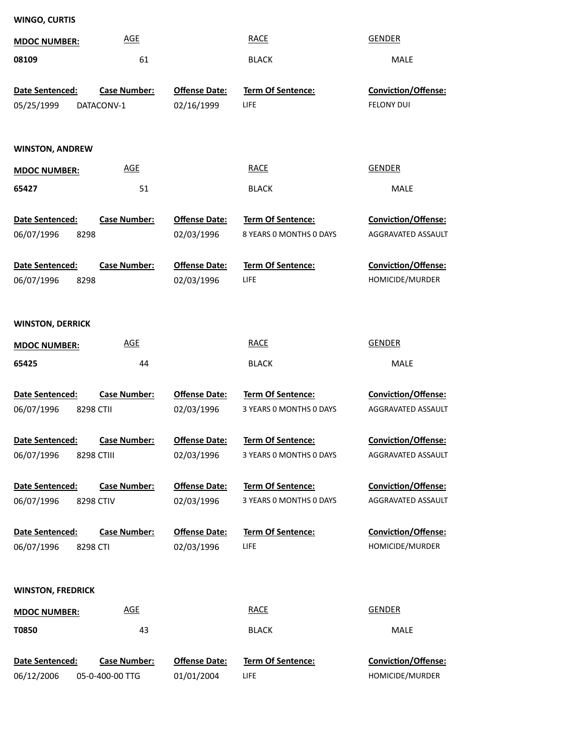**WINGO, CURTIS**

| MDOC NUMBER: | AGE | RACE | GENDER |
|---|---|---|---|
| 08109 | 61 | BLACK | MALE |

| Date Sentenced: | Case Number: | Offense Date: | Term Of Sentence: | Conviction/Offense: |
|---|---|---|---|---|
| 05/25/1999 | DATACONV-1 | 02/16/1999 | LIFE | FELONY DUI |

**WINSTON, ANDREW**

| MDOC NUMBER: | AGE | RACE | GENDER |
|---|---|---|---|
| 65427 | 51 | BLACK | MALE |

| Date Sentenced: | Case Number: | Offense Date: | Term Of Sentence: | Conviction/Offense: |
|---|---|---|---|---|
| 06/07/1996 | 8298 | 02/03/1996 | 8 YEARS 0 MONTHS 0 DAYS | AGGRAVATED ASSAULT |
| 06/07/1996 | 8298 | 02/03/1996 | LIFE | HOMICIDE/MURDER |

**WINSTON, DERRICK**

| MDOC NUMBER: | AGE | RACE | GENDER |
|---|---|---|---|
| 65425 | 44 | BLACK | MALE |

| Date Sentenced: | Case Number: | Offense Date: | Term Of Sentence: | Conviction/Offense: |
|---|---|---|---|---|
| 06/07/1996 | 8298 CTII | 02/03/1996 | 3 YEARS 0 MONTHS 0 DAYS | AGGRAVATED ASSAULT |
| 06/07/1996 | 8298 CTIII | 02/03/1996 | 3 YEARS 0 MONTHS 0 DAYS | AGGRAVATED ASSAULT |
| 06/07/1996 | 8298 CTIV | 02/03/1996 | 3 YEARS 0 MONTHS 0 DAYS | AGGRAVATED ASSAULT |
| 06/07/1996 | 8298 CTI | 02/03/1996 | LIFE | HOMICIDE/MURDER |

**WINSTON, FREDRICK**

| MDOC NUMBER: | AGE | RACE | GENDER |
|---|---|---|---|
| T0850 | 43 | BLACK | MALE |

| Date Sentenced: | Case Number: | Offense Date: | Term Of Sentence: | Conviction/Offense: |
|---|---|---|---|---|
| 06/12/2006 | 05-0-400-00 TTG | 01/01/2004 | LIFE | HOMICIDE/MURDER |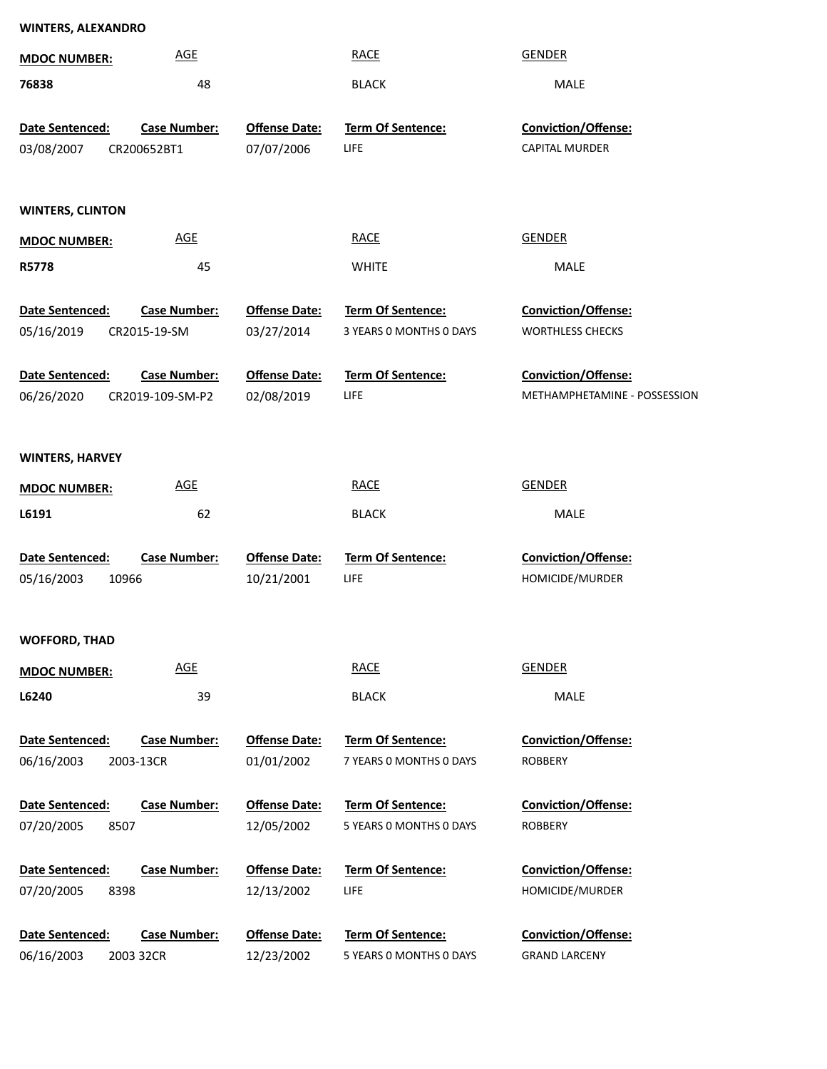**WINTERS, ALEXANDRO**

| MDOC NUMBER: | AGE | RACE | GENDER |
|---|---|---|---|
| 76838 | 48 | BLACK | MALE |

| Date Sentenced: | Case Number: | Offense Date: | Term Of Sentence: | Conviction/Offense: |
|---|---|---|---|---|
| 03/08/2007 | CR200652BT1 | 07/07/2006 | LIFE | CAPITAL MURDER |

**WINTERS, CLINTON**

| MDOC NUMBER: | AGE | RACE | GENDER |
|---|---|---|---|
| R5778 | 45 | WHITE | MALE |

| Date Sentenced: | Case Number: | Offense Date: | Term Of Sentence: | Conviction/Offense: |
|---|---|---|---|---|
| 05/16/2019 | CR2015-19-SM | 03/27/2014 | 3 YEARS 0 MONTHS 0 DAYS | WORTHLESS CHECKS |
| 06/26/2020 | CR2019-109-SM-P2 | 02/08/2019 | LIFE | METHAMPHETAMINE - POSSESSION |

**WINTERS, HARVEY**

| MDOC NUMBER: | AGE | RACE | GENDER |
|---|---|---|---|
| L6191 | 62 | BLACK | MALE |

| Date Sentenced: | Case Number: | Offense Date: | Term Of Sentence: | Conviction/Offense: |
|---|---|---|---|---|
| 05/16/2003 | 10966 | 10/21/2001 | LIFE | HOMICIDE/MURDER |

**WOFFORD, THAD**

| MDOC NUMBER: | AGE | RACE | GENDER |
|---|---|---|---|
| L6240 | 39 | BLACK | MALE |

| Date Sentenced: | Case Number: | Offense Date: | Term Of Sentence: | Conviction/Offense: |
|---|---|---|---|---|
| 06/16/2003 | 2003-13CR | 01/01/2002 | 7 YEARS 0 MONTHS 0 DAYS | ROBBERY |
| 07/20/2005 | 8507 | 12/05/2002 | 5 YEARS 0 MONTHS 0 DAYS | ROBBERY |
| 07/20/2005 | 8398 | 12/13/2002 | LIFE | HOMICIDE/MURDER |
| 06/16/2003 | 2003 32CR | 12/23/2002 | 5 YEARS 0 MONTHS 0 DAYS | GRAND LARCENY |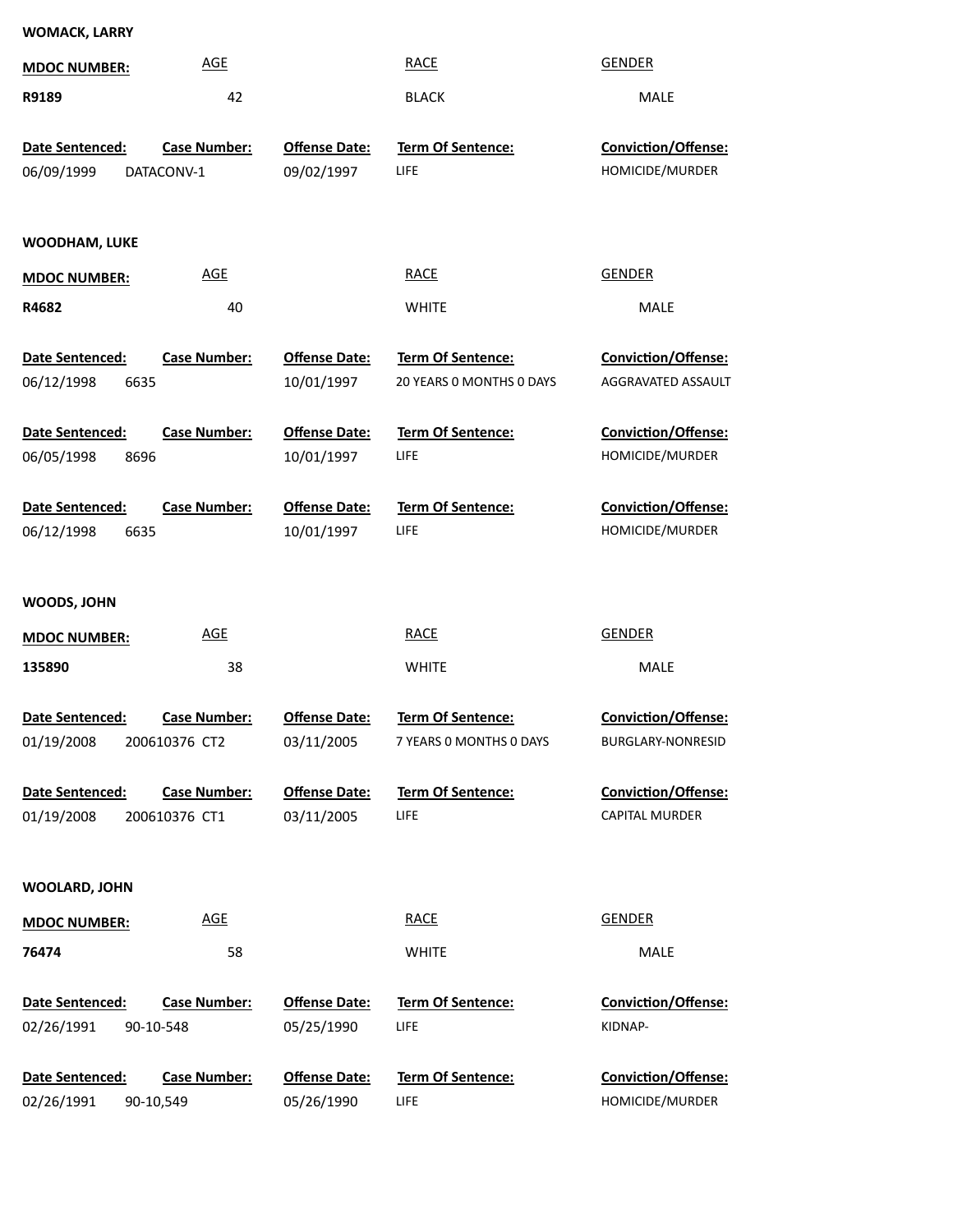**WOMACK, LARRY**

| MDOC NUMBER: | AGE | RACE | GENDER |
|---|---|---|---|
| R9189 | 42 | BLACK | MALE |

| Date Sentenced: | Case Number: | Offense Date: | Term Of Sentence: | Conviction/Offense: |
|---|---|---|---|---|
| 06/09/1999 | DATACONV-1 | 09/02/1997 | LIFE | HOMICIDE/MURDER |

**WOODHAM, LUKE**

| MDOC NUMBER: | AGE | RACE | GENDER |
|---|---|---|---|
| R4682 | 40 | WHITE | MALE |

| Date Sentenced: | Case Number: | Offense Date: | Term Of Sentence: | Conviction/Offense: |
|---|---|---|---|---|
| 06/12/1998 | 6635 | 10/01/1997 | 20 YEARS 0 MONTHS 0 DAYS | AGGRAVATED ASSAULT |
| 06/05/1998 | 8696 | 10/01/1997 | LIFE | HOMICIDE/MURDER |
| 06/12/1998 | 6635 | 10/01/1997 | LIFE | HOMICIDE/MURDER |

**WOODS, JOHN**

| MDOC NUMBER: | AGE | RACE | GENDER |
|---|---|---|---|
| 135890 | 38 | WHITE | MALE |

| Date Sentenced: | Case Number: | Offense Date: | Term Of Sentence: | Conviction/Offense: |
|---|---|---|---|---|
| 01/19/2008 | 200610376 CT2 | 03/11/2005 | 7 YEARS 0 MONTHS 0 DAYS | BURGLARY-NONRESID |
| 01/19/2008 | 200610376 CT1 | 03/11/2005 | LIFE | CAPITAL MURDER |

**WOOLARD, JOHN**

| MDOC NUMBER: | AGE | RACE | GENDER |
|---|---|---|---|
| 76474 | 58 | WHITE | MALE |

| Date Sentenced: | Case Number: | Offense Date: | Term Of Sentence: | Conviction/Offense: |
|---|---|---|---|---|
| 02/26/1991 | 90-10-548 | 05/25/1990 | LIFE | KIDNAP- |
| 02/26/1991 | 90-10,549 | 05/26/1990 | LIFE | HOMICIDE/MURDER |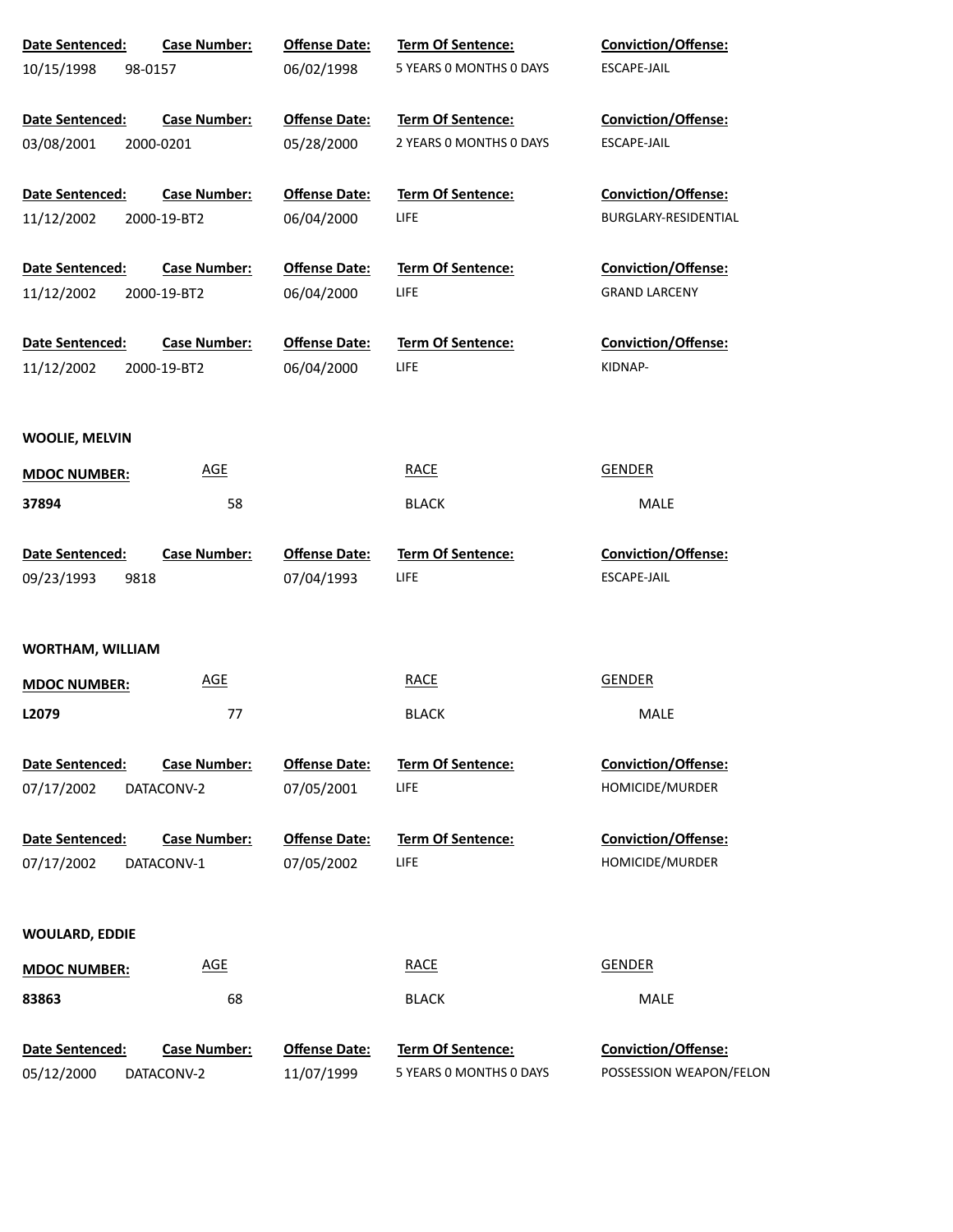| Date Sentenced: | Case Number: | Offense Date: | Term Of Sentence: | Conviction/Offense: |
|---|---|---|---|---|
| 10/15/1998 | 98-0157 | 06/02/1998 | 5 YEARS 0 MONTHS 0 DAYS | ESCAPE-JAIL |

| Date Sentenced: | Case Number: | Offense Date: | Term Of Sentence: | Conviction/Offense: |
|---|---|---|---|---|
| 03/08/2001 | 2000-0201 | 05/28/2000 | 2 YEARS 0 MONTHS 0 DAYS | ESCAPE-JAIL |

| Date Sentenced: | Case Number: | Offense Date: | Term Of Sentence: | Conviction/Offense: |
|---|---|---|---|---|
| 11/12/2002 | 2000-19-BT2 | 06/04/2000 | LIFE | BURGLARY-RESIDENTIAL |

| Date Sentenced: | Case Number: | Offense Date: | Term Of Sentence: | Conviction/Offense: |
|---|---|---|---|---|
| 11/12/2002 | 2000-19-BT2 | 06/04/2000 | LIFE | GRAND LARCENY |

| Date Sentenced: | Case Number: | Offense Date: | Term Of Sentence: | Conviction/Offense: |
|---|---|---|---|---|
| 11/12/2002 | 2000-19-BT2 | 06/04/2000 | LIFE | KIDNAP- |

**WOOLIE, MELVIN**

| MDOC NUMBER: | AGE | RACE | GENDER |
|---|---|---|---|
| 37894 | 58 | BLACK | MALE |

| Date Sentenced: | Case Number: | Offense Date: | Term Of Sentence: | Conviction/Offense: |
|---|---|---|---|---|
| 09/23/1993 | 9818 | 07/04/1993 | LIFE | ESCAPE-JAIL |

**WORTHAM, WILLIAM**

| MDOC NUMBER: | AGE | RACE | GENDER |
|---|---|---|---|
| L2079 | 77 | BLACK | MALE |

| Date Sentenced: | Case Number: | Offense Date: | Term Of Sentence: | Conviction/Offense: |
|---|---|---|---|---|
| 07/17/2002 | DATACONV-2 | 07/05/2001 | LIFE | HOMICIDE/MURDER |

| Date Sentenced: | Case Number: | Offense Date: | Term Of Sentence: | Conviction/Offense: |
|---|---|---|---|---|
| 07/17/2002 | DATACONV-1 | 07/05/2002 | LIFE | HOMICIDE/MURDER |

**WOULARD, EDDIE**

| MDOC NUMBER: | AGE | RACE | GENDER |
|---|---|---|---|
| 83863 | 68 | BLACK | MALE |

| Date Sentenced: | Case Number: | Offense Date: | Term Of Sentence: | Conviction/Offense: |
|---|---|---|---|---|
| 05/12/2000 | DATACONV-2 | 11/07/1999 | 5 YEARS 0 MONTHS 0 DAYS | POSSESSION WEAPON/FELON |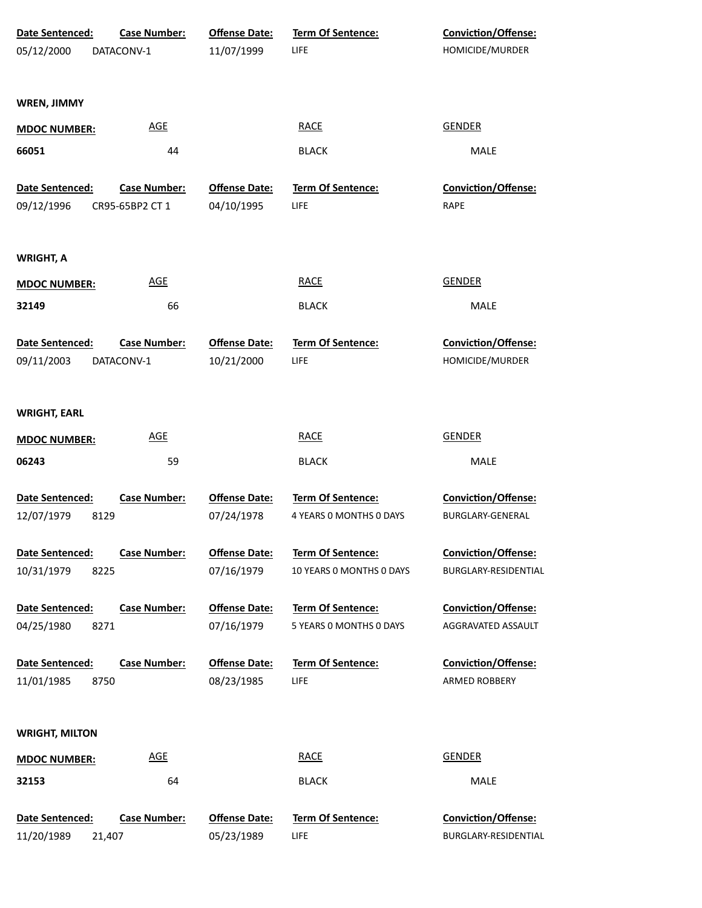| Date Sentenced: | Case Number: | Offense Date: | Term Of Sentence: | Conviction/Offense: |
|---|---|---|---|---|
| 05/12/2000 | DATACONV-1 | 11/07/1999 | LIFE | HOMICIDE/MURDER |

**WREN, JIMMY**

| MDOC NUMBER: | AGE | RACE | GENDER |
|---|---|---|---|
| 66051 | 44 | BLACK | MALE |

| Date Sentenced: | Case Number: | Offense Date: | Term Of Sentence: | Conviction/Offense: |
|---|---|---|---|---|
| 09/12/1996 | CR95-65BP2 CT 1 | 04/10/1995 | LIFE | RAPE |

**WRIGHT, A**

| MDOC NUMBER: | AGE | RACE | GENDER |
|---|---|---|---|
| 32149 | 66 | BLACK | MALE |

| Date Sentenced: | Case Number: | Offense Date: | Term Of Sentence: | Conviction/Offense: |
|---|---|---|---|---|
| 09/11/2003 | DATACONV-1 | 10/21/2000 | LIFE | HOMICIDE/MURDER |

**WRIGHT, EARL**

| MDOC NUMBER: | AGE | RACE | GENDER |
|---|---|---|---|
| 06243 | 59 | BLACK | MALE |

| Date Sentenced: | Case Number: | Offense Date: | Term Of Sentence: | Conviction/Offense: |
|---|---|---|---|---|
| 12/07/1979 | 8129 | 07/24/1978 | 4 YEARS 0 MONTHS 0 DAYS | BURGLARY-GENERAL |
| 10/31/1979 | 8225 | 07/16/1979 | 10 YEARS 0 MONTHS 0 DAYS | BURGLARY-RESIDENTIAL |
| 04/25/1980 | 8271 | 07/16/1979 | 5 YEARS 0 MONTHS 0 DAYS | AGGRAVATED ASSAULT |
| 11/01/1985 | 8750 | 08/23/1985 | LIFE | ARMED ROBBERY |

**WRIGHT, MILTON**

| MDOC NUMBER: | AGE | RACE | GENDER |
|---|---|---|---|
| 32153 | 64 | BLACK | MALE |

| Date Sentenced: | Case Number: | Offense Date: | Term Of Sentence: | Conviction/Offense: |
|---|---|---|---|---|
| 11/20/1989 | 21,407 | 05/23/1989 | LIFE | BURGLARY-RESIDENTIAL |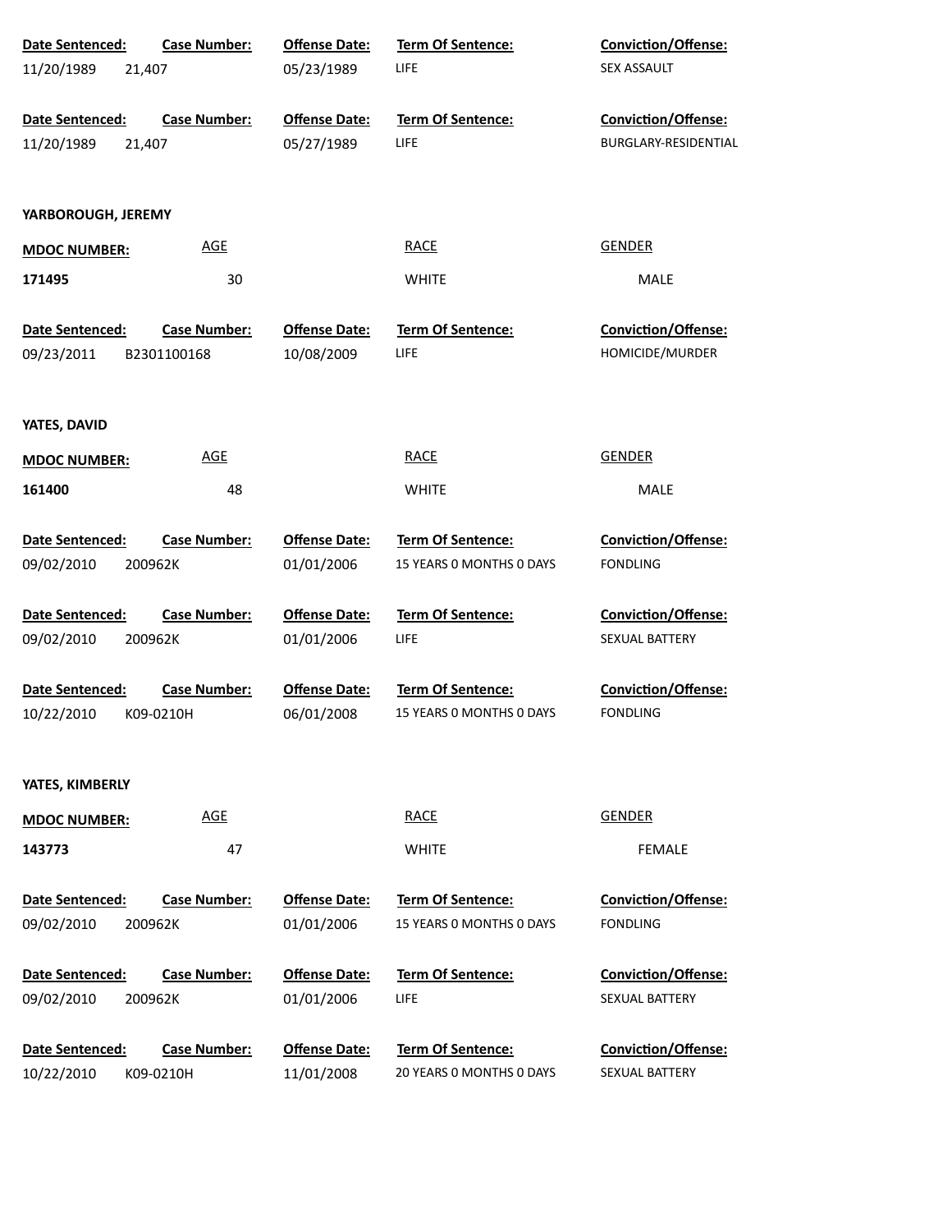| Date Sentenced: | Case Number: | Offense Date: | Term Of Sentence: | Conviction/Offense: |
|---|---|---|---|---|
| 11/20/1989 | 21,407 | 05/23/1989 | LIFE | SEX ASSAULT |

| Date Sentenced: | Case Number: | Offense Date: | Term Of Sentence: | Conviction/Offense: |
|---|---|---|---|---|
| 11/20/1989 | 21,407 | 05/27/1989 | LIFE | BURGLARY-RESIDENTIAL |

**YARBOROUGH, JEREMY**

| MDOC NUMBER: | AGE | RACE | GENDER |
|---|---|---|---|
| 171495 | 30 | WHITE | MALE |

| Date Sentenced: | Case Number: | Offense Date: | Term Of Sentence: | Conviction/Offense: |
|---|---|---|---|---|
| 09/23/2011 | B2301100168 | 10/08/2009 | LIFE | HOMICIDE/MURDER |

**YATES, DAVID**

| MDOC NUMBER: | AGE | RACE | GENDER |
|---|---|---|---|
| 161400 | 48 | WHITE | MALE |

| Date Sentenced: | Case Number: | Offense Date: | Term Of Sentence: | Conviction/Offense: |
|---|---|---|---|---|
| 09/02/2010 | 200962K | 01/01/2006 | 15 YEARS 0 MONTHS 0 DAYS | FONDLING |

| Date Sentenced: | Case Number: | Offense Date: | Term Of Sentence: | Conviction/Offense: |
|---|---|---|---|---|
| 09/02/2010 | 200962K | 01/01/2006 | LIFE | SEXUAL BATTERY |

| Date Sentenced: | Case Number: | Offense Date: | Term Of Sentence: | Conviction/Offense: |
|---|---|---|---|---|
| 10/22/2010 | K09-0210H | 06/01/2008 | 15 YEARS 0 MONTHS 0 DAYS | FONDLING |

**YATES, KIMBERLY**

| MDOC NUMBER: | AGE | RACE | GENDER |
|---|---|---|---|
| 143773 | 47 | WHITE | FEMALE |

| Date Sentenced: | Case Number: | Offense Date: | Term Of Sentence: | Conviction/Offense: |
|---|---|---|---|---|
| 09/02/2010 | 200962K | 01/01/2006 | 15 YEARS 0 MONTHS 0 DAYS | FONDLING |

| Date Sentenced: | Case Number: | Offense Date: | Term Of Sentence: | Conviction/Offense: |
|---|---|---|---|---|
| 09/02/2010 | 200962K | 01/01/2006 | LIFE | SEXUAL BATTERY |

| Date Sentenced: | Case Number: | Offense Date: | Term Of Sentence: | Conviction/Offense: |
|---|---|---|---|---|
| 10/22/2010 | K09-0210H | 11/01/2008 | 20 YEARS 0 MONTHS 0 DAYS | SEXUAL BATTERY |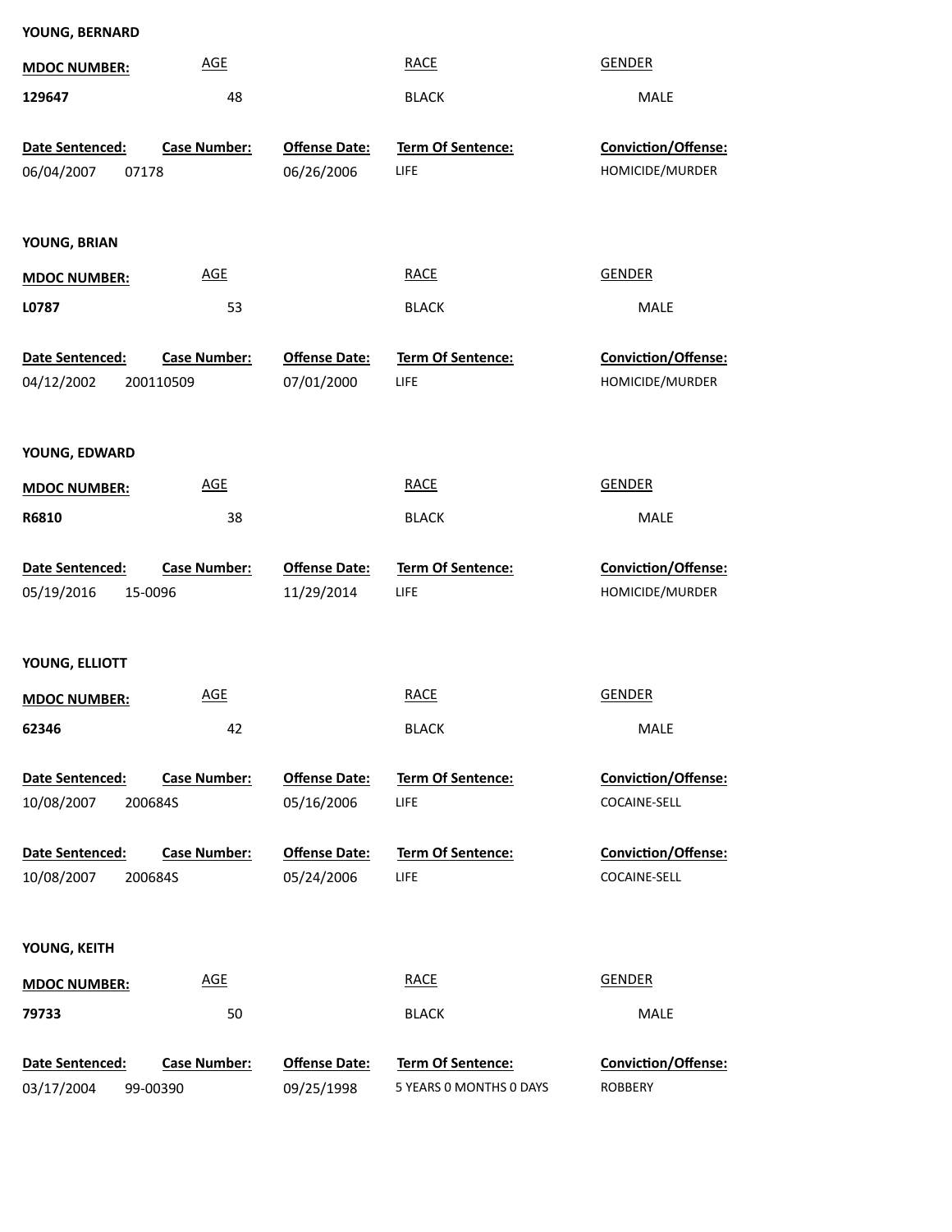**YOUNG, BERNARD**

| MDOC NUMBER: | AGE | RACE | GENDER |
|---|---|---|---|
| 129647 | 48 | BLACK | MALE |

| Date Sentenced: | Case Number: | Offense Date: | Term Of Sentence: | Conviction/Offense: |
|---|---|---|---|---|
| 06/04/2007 | 07178 | 06/26/2006 | LIFE | HOMICIDE/MURDER |

**YOUNG, BRIAN**

| MDOC NUMBER: | AGE | RACE | GENDER |
|---|---|---|---|
| L0787 | 53 | BLACK | MALE |

| Date Sentenced: | Case Number: | Offense Date: | Term Of Sentence: | Conviction/Offense: |
|---|---|---|---|---|
| 04/12/2002 | 200110509 | 07/01/2000 | LIFE | HOMICIDE/MURDER |

**YOUNG, EDWARD**

| MDOC NUMBER: | AGE | RACE | GENDER |
|---|---|---|---|
| R6810 | 38 | BLACK | MALE |

| Date Sentenced: | Case Number: | Offense Date: | Term Of Sentence: | Conviction/Offense: |
|---|---|---|---|---|
| 05/19/2016 | 15-0096 | 11/29/2014 | LIFE | HOMICIDE/MURDER |

**YOUNG, ELLIOTT**

| MDOC NUMBER: | AGE | RACE | GENDER |
|---|---|---|---|
| 62346 | 42 | BLACK | MALE |

| Date Sentenced: | Case Number: | Offense Date: | Term Of Sentence: | Conviction/Offense: |
|---|---|---|---|---|
| 10/08/2007 | 200684S | 05/16/2006 | LIFE | COCAINE-SELL |
| 10/08/2007 | 200684S | 05/24/2006 | LIFE | COCAINE-SELL |

**YOUNG, KEITH**

| MDOC NUMBER: | AGE | RACE | GENDER |
|---|---|---|---|
| 79733 | 50 | BLACK | MALE |

| Date Sentenced: | Case Number: | Offense Date: | Term Of Sentence: | Conviction/Offense: |
|---|---|---|---|---|
| 03/17/2004 | 99-00390 | 09/25/1998 | 5 YEARS 0 MONTHS 0 DAYS | ROBBERY |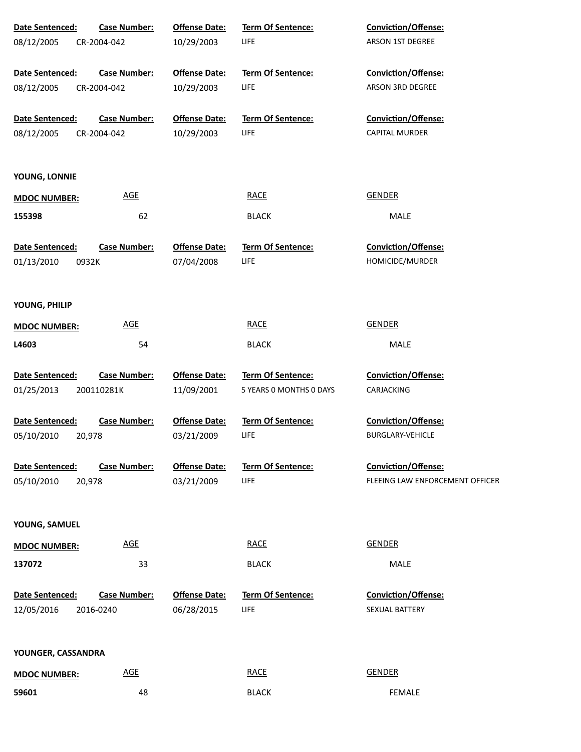| Date Sentenced: | Case Number: | Offense Date: | Term Of Sentence: | Conviction/Offense: |
|---|---|---|---|---|
| 08/12/2005 | CR-2004-042 | 10/29/2003 | LIFE | ARSON 1ST DEGREE |

| Date Sentenced: | Case Number: | Offense Date: | Term Of Sentence: | Conviction/Offense: |
|---|---|---|---|---|
| 08/12/2005 | CR-2004-042 | 10/29/2003 | LIFE | ARSON 3RD DEGREE |

| Date Sentenced: | Case Number: | Offense Date: | Term Of Sentence: | Conviction/Offense: |
|---|---|---|---|---|
| 08/12/2005 | CR-2004-042 | 10/29/2003 | LIFE | CAPITAL MURDER |

**YOUNG, LONNIE**

| MDOC NUMBER: | AGE | RACE | GENDER |
|---|---|---|---|
| **155398** | 62 | BLACK | MALE |

| Date Sentenced: | Case Number: | Offense Date: | Term Of Sentence: | Conviction/Offense: |
|---|---|---|---|---|
| 01/13/2010 | 0932K | 07/04/2008 | LIFE | HOMICIDE/MURDER |

**YOUNG, PHILIP**

| MDOC NUMBER: | AGE | RACE | GENDER |
|---|---|---|---|
| **L4603** | 54 | BLACK | MALE |

| Date Sentenced: | Case Number: | Offense Date: | Term Of Sentence: | Conviction/Offense: |
|---|---|---|---|---|
| 01/25/2013 | 200110281K | 11/09/2001 | 5 YEARS 0 MONTHS 0 DAYS | CARJACKING |

| Date Sentenced: | Case Number: | Offense Date: | Term Of Sentence: | Conviction/Offense: |
|---|---|---|---|---|
| 05/10/2010 | 20,978 | 03/21/2009 | LIFE | BURGLARY-VEHICLE |

| Date Sentenced: | Case Number: | Offense Date: | Term Of Sentence: | Conviction/Offense: |
|---|---|---|---|---|
| 05/10/2010 | 20,978 | 03/21/2009 | LIFE | FLEEING LAW ENFORCEMENT OFFICER |

**YOUNG, SAMUEL**

| MDOC NUMBER: | AGE | RACE | GENDER |
|---|---|---|---|
| **137072** | 33 | BLACK | MALE |

| Date Sentenced: | Case Number: | Offense Date: | Term Of Sentence: | Conviction/Offense: |
|---|---|---|---|---|
| 12/05/2016 | 2016-0240 | 06/28/2015 | LIFE | SEXUAL BATTERY |

**YOUNGER, CASSANDRA**

| MDOC NUMBER: | AGE | RACE | GENDER |
|---|---|---|---|
| **59601** | 48 | BLACK | FEMALE |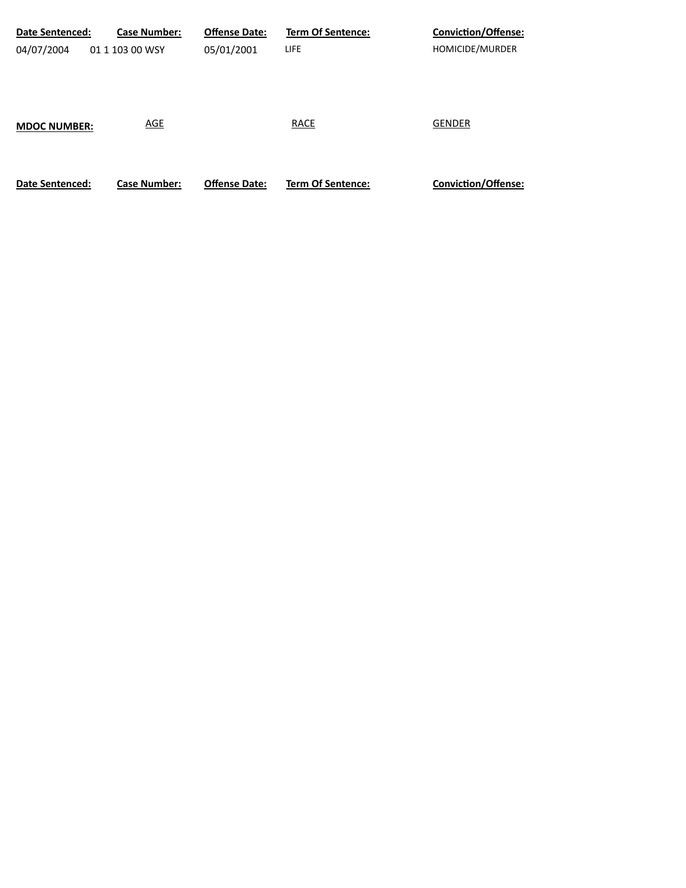| Date Sentenced: | Case Number: | Offense Date: | Term Of Sentence: | Conviction/Offense: |
| --- | --- | --- | --- | --- |
| 04/07/2004 | 01 1 103 00 WSY | 05/01/2001 | LIFE | HOMICIDE/MURDER |

| MDOC NUMBER: | AGE | RACE | GENDER |
| --- | --- | --- | --- |

| Date Sentenced: | Case Number: | Offense Date: | Term Of Sentence: | Conviction/Offense: |
| --- | --- | --- | --- | --- |